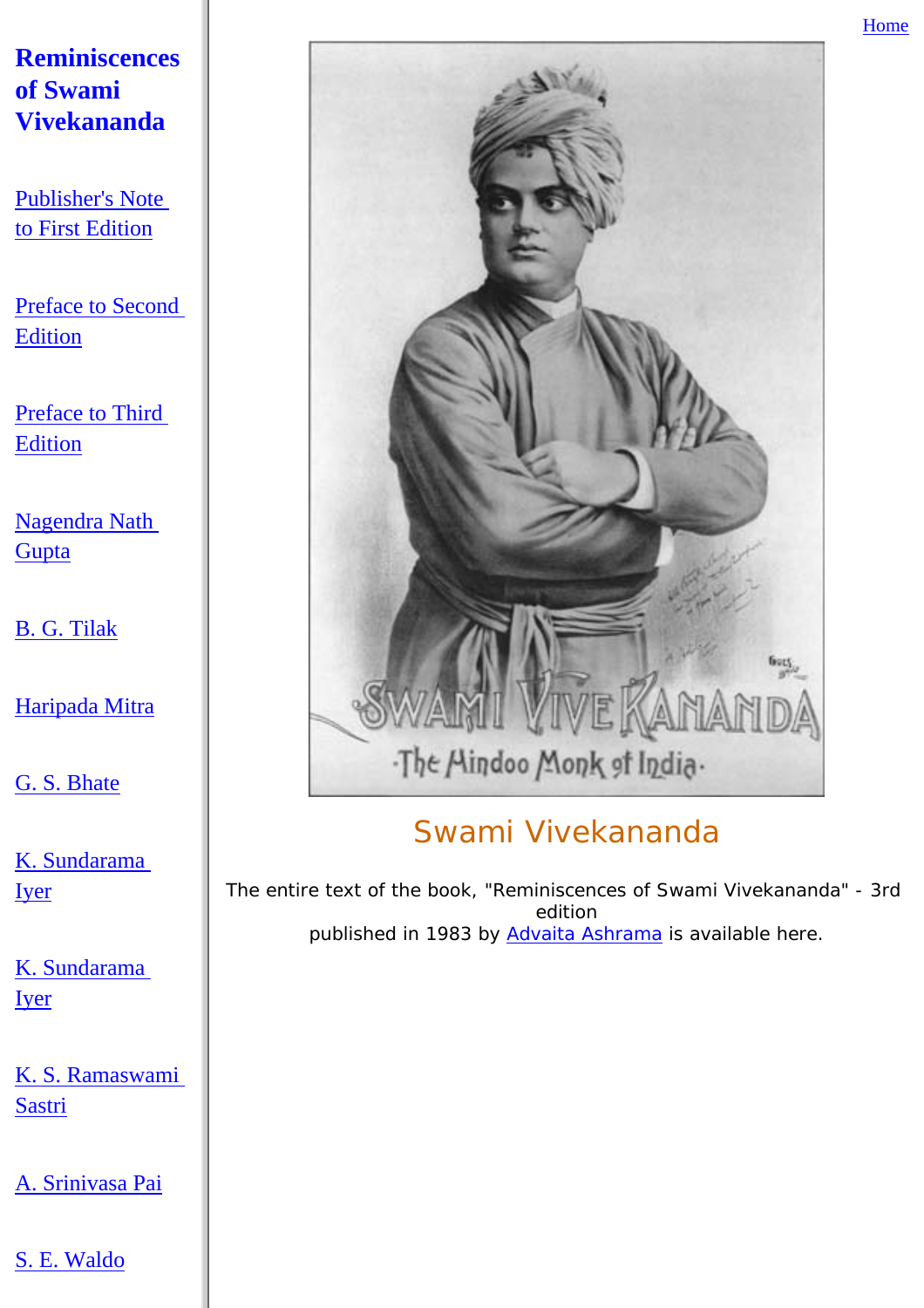# Reminiscences of Swami Vivekananda

Publisher's Note to First Edition

Preface to Second Edition

Preface to Third Edition

Nagendra Nath Gupta

B. G. Tilak

Haripada Mitra

G. S. Bhate

K. Sundarama Iyer

K. Sundarama Iyer

K. S. Ramaswami Sastri

A. Srinivasa Pai

S. E. Waldo

Home

SWAMI VIVEKANANDA
The Hindoo Monk of India

## Swami Vivekananda

The entire text of the book, "Reminiscences of Swami Vivekananda" - 3rd edition published in 1983 by Advaita Ashrama is available here.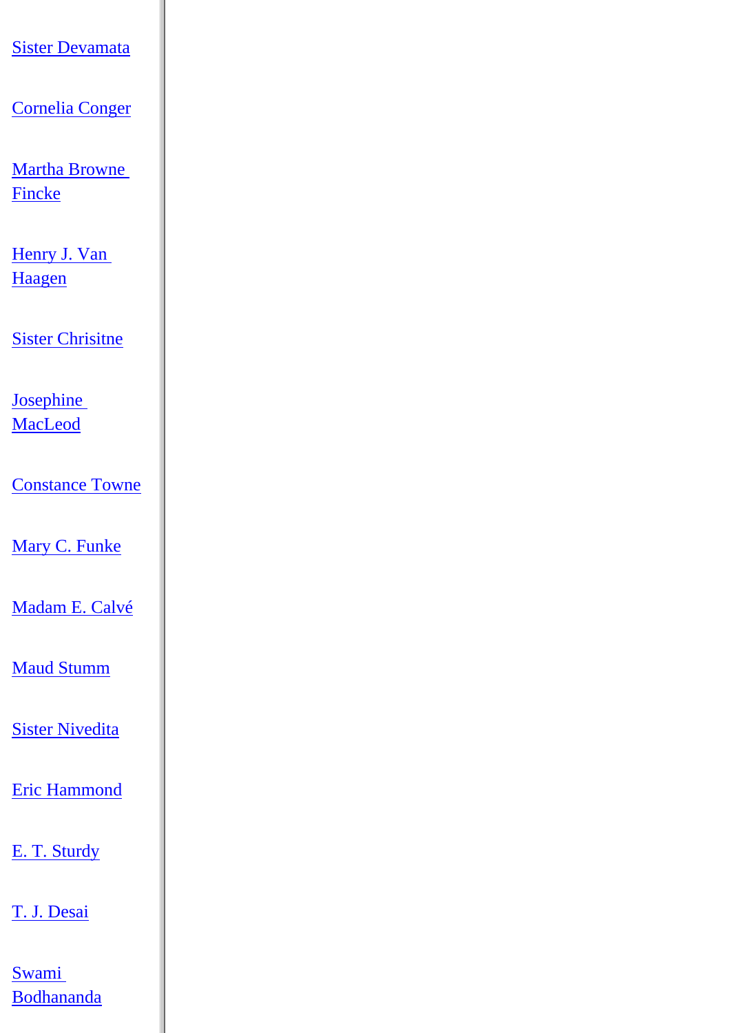Sister Devamata

Cornelia Conger

Martha Browne Fincke

Henry J. Van Haagen

Sister Chrisitne

Josephine MacLeod

Constance Towne

Mary C. Funke

Madam E. Calvé

Maud Stumm

Sister Nivedita

Eric Hammond

E. T. Sturdy

T. J. Desai

Swami Bodhananda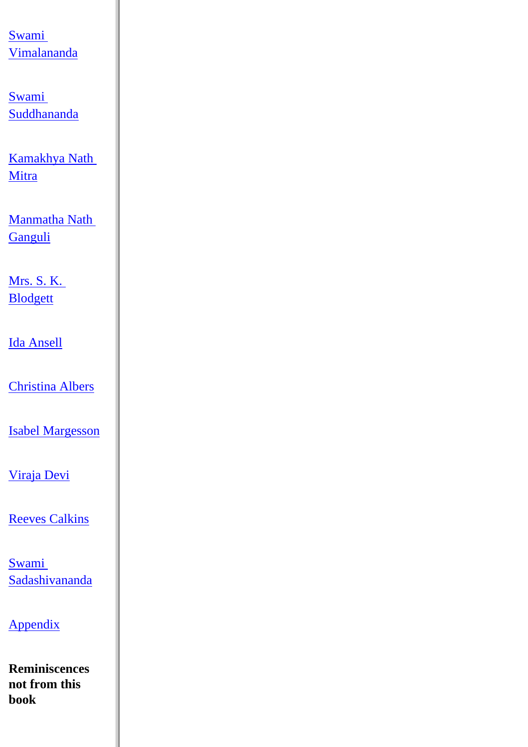Swami Vimalananda

Swami Suddhananda

Kamakhya Nath Mitra

Manmatha Nath Ganguli

Mrs. S. K. Blodgett

Ida Ansell

Christina Albers

Isabel Margesson

Viraja Devi

Reeves Calkins

Swami Sadashivananda

Appendix

**Reminiscences not from this book**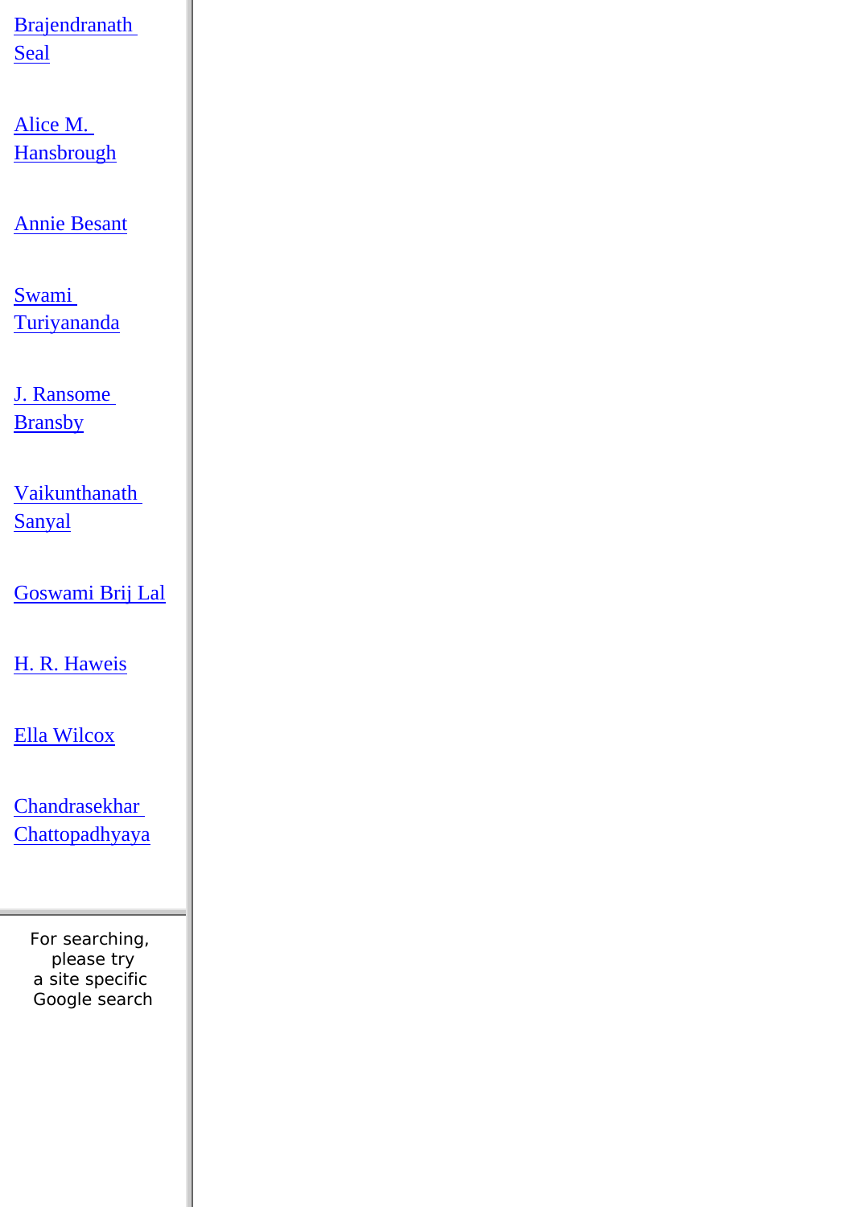Brajendranath Seal

Alice M. Hansbrough

Annie Besant

Swami Turiyananda

J. Ransome Bransby

Vaikunthanath Sanyal

Goswami Brij Lal

H. R. Haweis

Ella Wilcox

Chandrasekhar Chattopadhyaya

For searching, please try a site specific Google search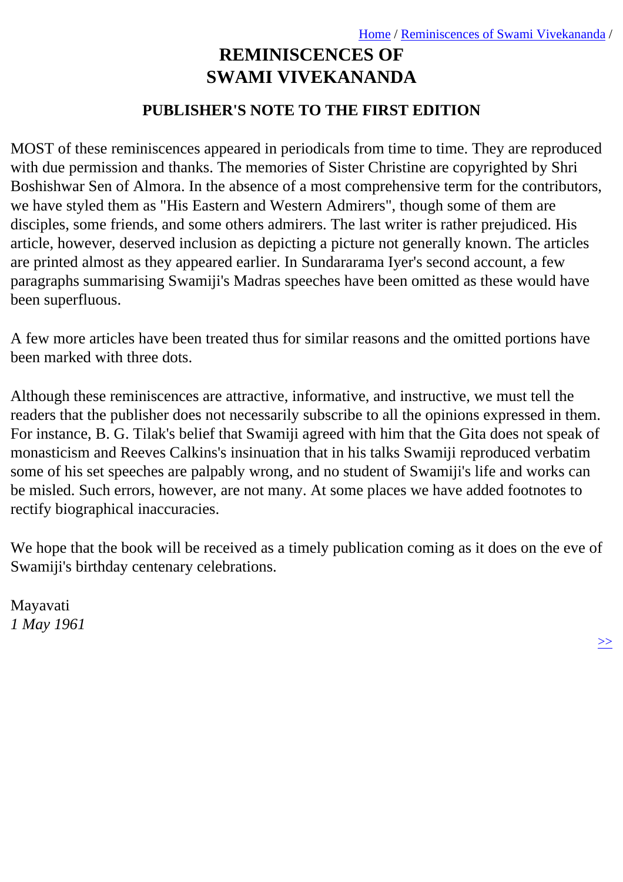# REMINISCENCES OF SWAMI VIVEKANANDA

## PUBLISHER'S NOTE TO THE FIRST EDITION

MOST of these reminiscences appeared in periodicals from time to time. They are reproduced with due permission and thanks. The memories of Sister Christine are copyrighted by Shri Boshishwar Sen of Almora. In the absence of a most comprehensive term for the contributors, we have styled them as "His Eastern and Western Admirers", though some of them are disciples, some friends, and some others admirers. The last writer is rather prejudiced. His article, however, deserved inclusion as depicting a picture not generally known. The articles are printed almost as they appeared earlier. In Sundararama Iyer's second account, a few paragraphs summarising Swamiji's Madras speeches have been omitted as these would have been superfluous.

A few more articles have been treated thus for similar reasons and the omitted portions have been marked with three dots.

Although these reminiscences are attractive, informative, and instructive, we must tell the readers that the publisher does not necessarily subscribe to all the opinions expressed in them. For instance, B. G. Tilak's belief that Swamiji agreed with him that the Gita does not speak of monasticism and Reeves Calkins's insinuation that in his talks Swamiji reproduced verbatim some of his set speeches are palpably wrong, and no student of Swamiji's life and works can be misled. Such errors, however, are not many. At some places we have added footnotes to rectify biographical inaccuracies.

We hope that the book will be received as a timely publication coming as it does on the eve of Swamiji's birthday centenary celebrations.

Mayavati
*1 May 1961*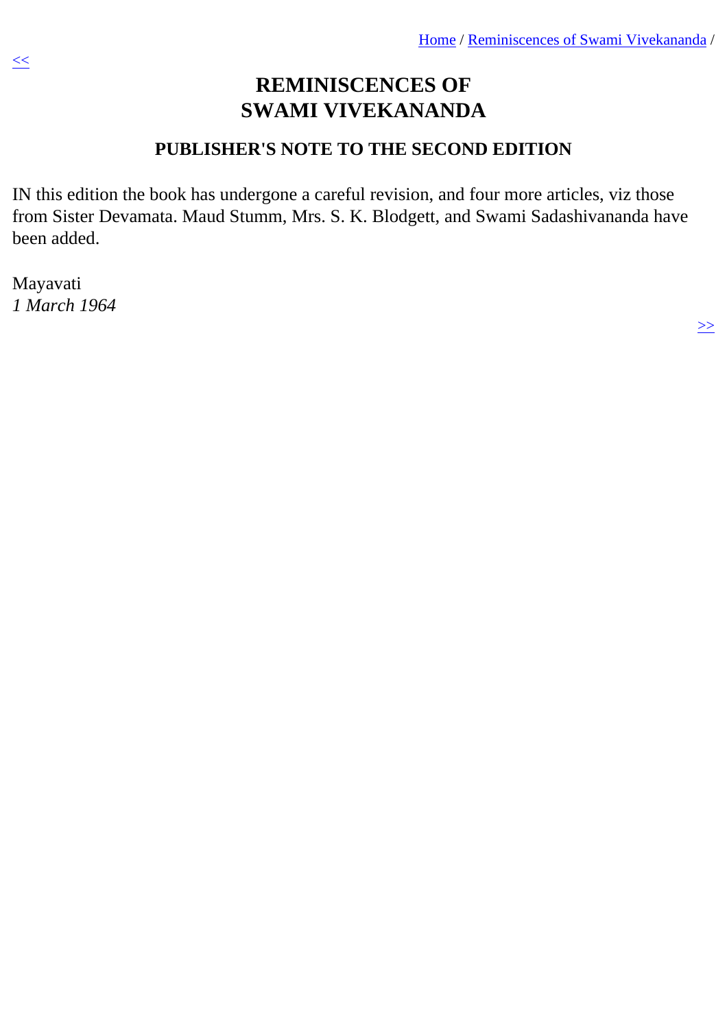# REMINISCENCES OF SWAMI VIVEKANANDA

## PUBLISHER'S NOTE TO THE SECOND EDITION

IN this edition the book has undergone a careful revision, and four more articles, viz those from Sister Devamata. Maud Stumm, Mrs. S. K. Blodgett, and Swami Sadashivananda have been added.

Mayavati
*1 March 1964*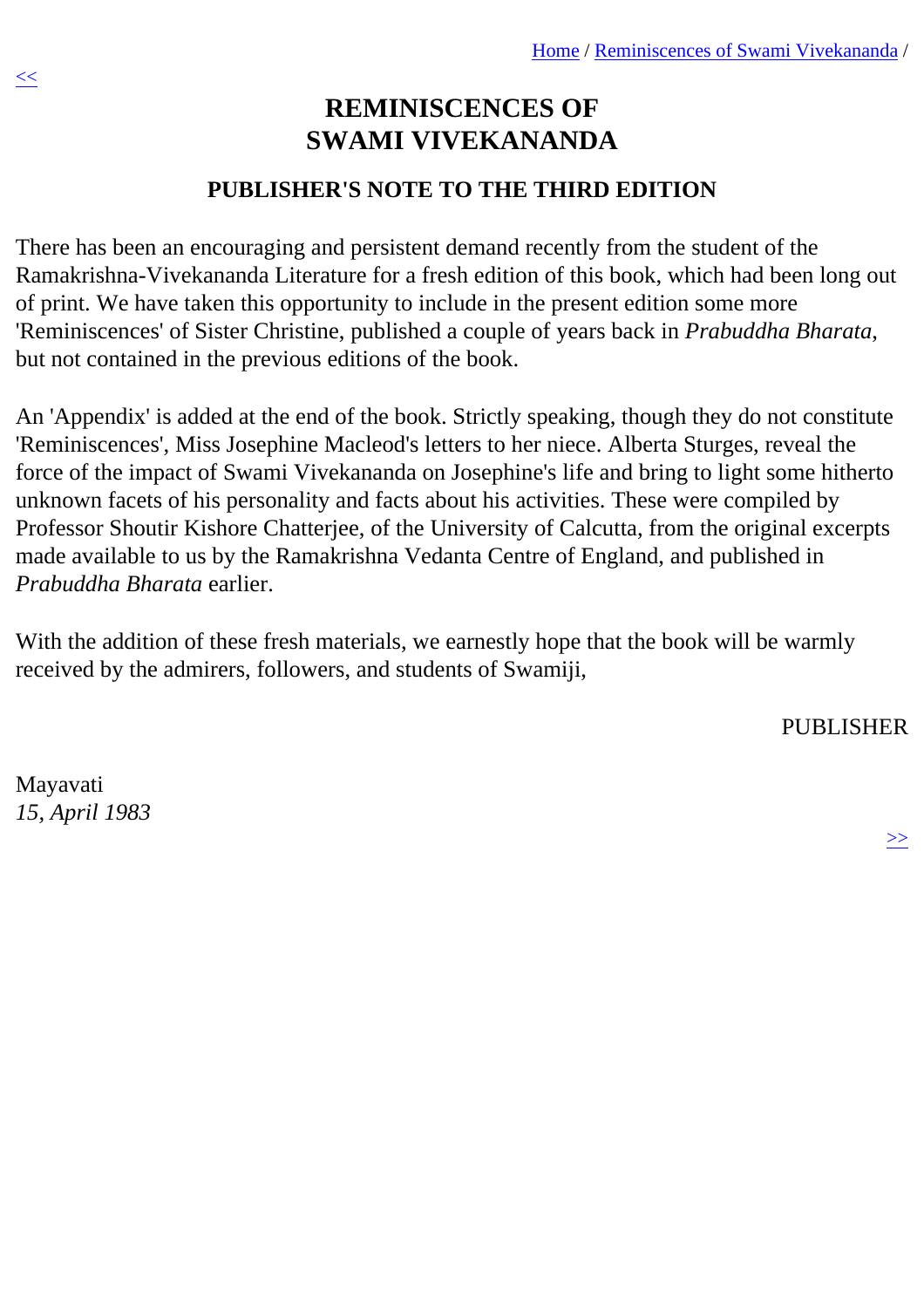# REMINISCENCES OF SWAMI VIVEKANANDA

## PUBLISHER'S NOTE TO THE THIRD EDITION

There has been an encouraging and persistent demand recently from the student of the Ramakrishna-Vivekananda Literature for a fresh edition of this book, which had been long out of print. We have taken this opportunity to include in the present edition some more 'Reminiscences' of Sister Christine, published a couple of years back in *Prabuddha Bharata*, but not contained in the previous editions of the book.

An 'Appendix' is added at the end of the book. Strictly speaking, though they do not constitute 'Reminiscences', Miss Josephine Macleod's letters to her niece. Alberta Sturges, reveal the force of the impact of Swami Vivekananda on Josephine's life and bring to light some hitherto unknown facets of his personality and facts about his activities. These were compiled by Professor Shoutir Kishore Chatterjee, of the University of Calcutta, from the original excerpts made available to us by the Ramakrishna Vedanta Centre of England, and published in *Prabuddha Bharata* earlier.

With the addition of these fresh materials, we earnestly hope that the book will be warmly received by the admirers, followers, and students of Swamiji,

PUBLISHER

Mayavati
*15, April 1983*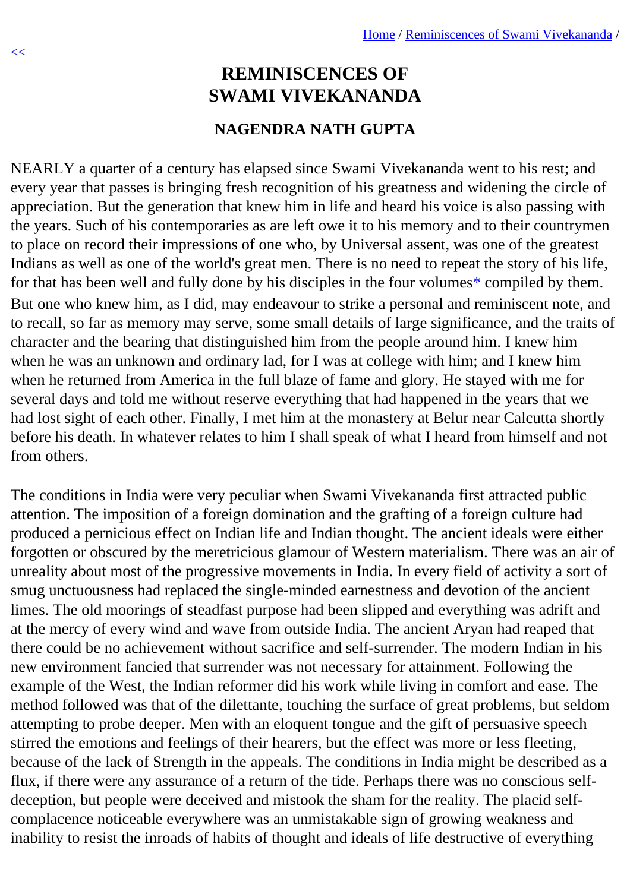# REMINISCENCES OF SWAMI VIVEKANANDA

## NAGENDRA NATH GUPTA

NEARLY a quarter of a century has elapsed since Swami Vivekananda went to his rest; and every year that passes is bringing fresh recognition of his greatness and widening the circle of appreciation. But the generation that knew him in life and heard his voice is also passing with the years. Such of his contemporaries as are left owe it to his memory and to their countrymen to place on record their impressions of one who, by Universal assent, was one of the greatest Indians as well as one of the world's great men. There is no need to repeat the story of his life, for that has been well and fully done by his disciples in the four volumes* compiled by them. But one who knew him, as I did, may endeavour to strike a personal and reminiscent note, and to recall, so far as memory may serve, some small details of large significance, and the traits of character and the bearing that distinguished him from the people around him. I knew him when he was an unknown and ordinary lad, for I was at college with him; and I knew him when he returned from America in the full blaze of fame and glory. He stayed with me for several days and told me without reserve everything that had happened in the years that we had lost sight of each other. Finally, I met him at the monastery at Belur near Calcutta shortly before his death. In whatever relates to him I shall speak of what I heard from himself and not from others.

The conditions in India were very peculiar when Swami Vivekananda first attracted public attention. The imposition of a foreign domination and the grafting of a foreign culture had produced a pernicious effect on Indian life and Indian thought. The ancient ideals were either forgotten or obscured by the meretricious glamour of Western materialism. There was an air of unreality about most of the progressive movements in India. In every field of activity a sort of smug unctuousness had replaced the single-minded earnestness and devotion of the ancient limes. The old moorings of steadfast purpose had been slipped and everything was adrift and at the mercy of every wind and wave from outside India. The ancient Aryan had reaped that there could be no achievement without sacrifice and self-surrender. The modern Indian in his new environment fancied that surrender was not necessary for attainment. Following the example of the West, the Indian reformer did his work while living in comfort and ease. The method followed was that of the dilettante, touching the surface of great problems, but seldom attempting to probe deeper. Men with an eloquent tongue and the gift of persuasive speech stirred the emotions and feelings of their hearers, but the effect was more or less fleeting, because of the lack of Strength in the appeals. The conditions in India might be described as a flux, if there were any assurance of a return of the tide. Perhaps there was no conscious self-deception, but people were deceived and mistook the sham for the reality. The placid self-complacence noticeable everywhere was an unmistakable sign of growing weakness and inability to resist the inroads of habits of thought and ideals of life destructive of everything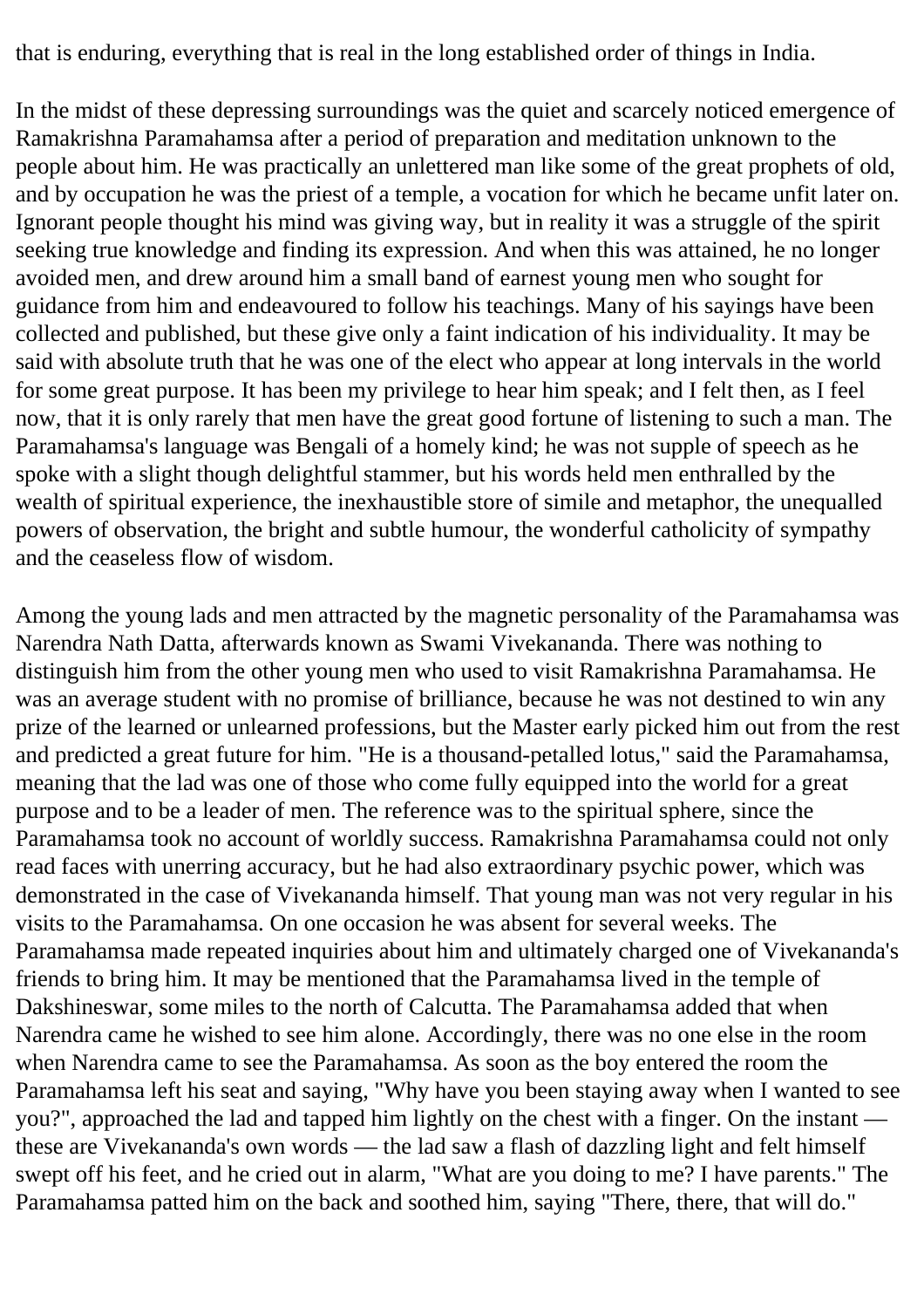that is enduring, everything that is real in the long established order of things in India.

In the midst of these depressing surroundings was the quiet and scarcely noticed emergence of Ramakrishna Paramahamsa after a period of preparation and meditation unknown to the people about him. He was practically an unlettered man like some of the great prophets of old, and by occupation he was the priest of a temple, a vocation for which he became unfit later on. Ignorant people thought his mind was giving way, but in reality it was a struggle of the spirit seeking true knowledge and finding its expression. And when this was attained, he no longer avoided men, and drew around him a small band of earnest young men who sought for guidance from him and endeavoured to follow his teachings. Many of his sayings have been collected and published, but these give only a faint indication of his individuality. It may be said with absolute truth that he was one of the elect who appear at long intervals in the world for some great purpose. It has been my privilege to hear him speak; and I felt then, as I feel now, that it is only rarely that men have the great good fortune of listening to such a man. The Paramahamsa's language was Bengali of a homely kind; he was not supple of speech as he spoke with a slight though delightful stammer, but his words held men enthralled by the wealth of spiritual experience, the inexhaustible store of simile and metaphor, the unequalled powers of observation, the bright and subtle humour, the wonderful catholicity of sympathy and the ceaseless flow of wisdom.

Among the young lads and men attracted by the magnetic personality of the Paramahamsa was Narendra Nath Datta, afterwards known as Swami Vivekananda. There was nothing to distinguish him from the other young men who used to visit Ramakrishna Paramahamsa. He was an average student with no promise of brilliance, because he was not destined to win any prize of the learned or unlearned professions, but the Master early picked him out from the rest and predicted a great future for him. "He is a thousand-petalled lotus," said the Paramahamsa, meaning that the lad was one of those who come fully equipped into the world for a great purpose and to be a leader of men. The reference was to the spiritual sphere, since the Paramahamsa took no account of worldly success. Ramakrishna Paramahamsa could not only read faces with unerring accuracy, but he had also extraordinary psychic power, which was demonstrated in the case of Vivekananda himself. That young man was not very regular in his visits to the Paramahamsa. On one occasion he was absent for several weeks. The Paramahamsa made repeated inquiries about him and ultimately charged one of Vivekananda's friends to bring him. It may be mentioned that the Paramahamsa lived in the temple of Dakshineswar, some miles to the north of Calcutta. The Paramahamsa added that when Narendra came he wished to see him alone. Accordingly, there was no one else in the room when Narendra came to see the Paramahamsa. As soon as the boy entered the room the Paramahamsa left his seat and saying, "Why have you been staying away when I wanted to see you?", approached the lad and tapped him lightly on the chest with a finger. On the instant — these are Vivekananda's own words — the lad saw a flash of dazzling light and felt himself swept off his feet, and he cried out in alarm, "What are you doing to me? I have parents." The Paramahamsa patted him on the back and soothed him, saying "There, there, that will do."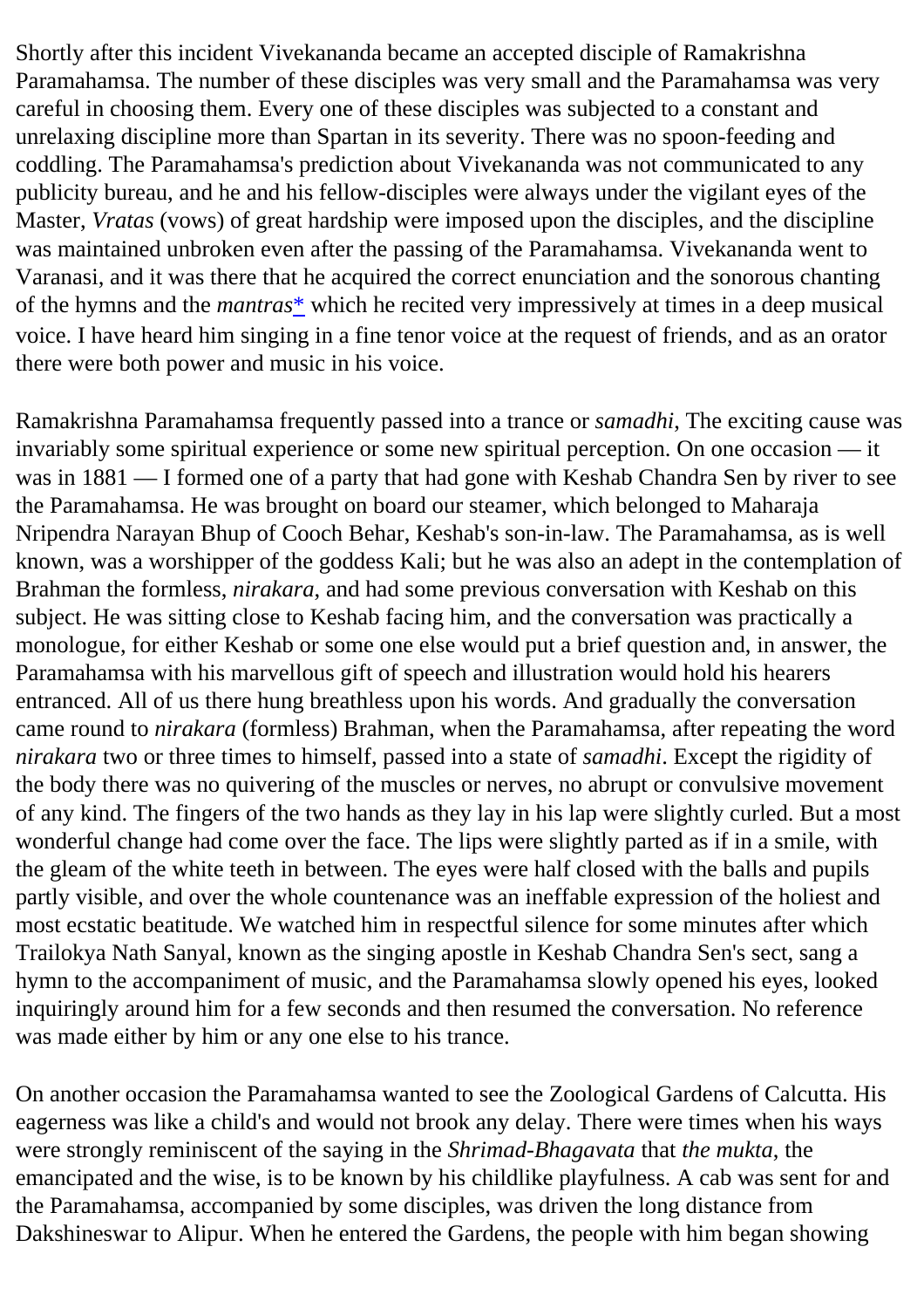Shortly after this incident Vivekananda became an accepted disciple of Ramakrishna Paramahamsa. The number of these disciples was very small and the Paramahamsa was very careful in choosing them. Every one of these disciples was subjected to a constant and unrelaxing discipline more than Spartan in its severity. There was no spoon-feeding and coddling. The Paramahamsa's prediction about Vivekananda was not communicated to any publicity bureau, and he and his fellow-disciples were always under the vigilant eyes of the Master, *Vratas* (vows) of great hardship were imposed upon the disciples, and the discipline was maintained unbroken even after the passing of the Paramahamsa. Vivekananda went to Varanasi, and it was there that he acquired the correct enunciation and the sonorous chanting of the hymns and the *mantras** which he recited very impressively at times in a deep musical voice. I have heard him singing in a fine tenor voice at the request of friends, and as an orator there were both power and music in his voice.

Ramakrishna Paramahamsa frequently passed into a trance or *samadhi*, The exciting cause was invariably some spiritual experience or some new spiritual perception. On one occasion — it was in 1881 — I formed one of a party that had gone with Keshab Chandra Sen by river to see the Paramahamsa. He was brought on board our steamer, which belonged to Maharaja Nripendra Narayan Bhup of Cooch Behar, Keshab's son-in-law. The Paramahamsa, as is well known, was a worshipper of the goddess Kali; but he was also an adept in the contemplation of Brahman the formless, *nirakara*, and had some previous conversation with Keshab on this subject. He was sitting close to Keshab facing him, and the conversation was practically a monologue, for either Keshab or some one else would put a brief question and, in answer, the Paramahamsa with his marvellous gift of speech and illustration would hold his hearers entranced. All of us there hung breathless upon his words. And gradually the conversation came round to *nirakara* (formless) Brahman, when the Paramahamsa, after repeating the word *nirakara* two or three times to himself, passed into a state of *samadhi*. Except the rigidity of the body there was no quivering of the muscles or nerves, no abrupt or convulsive movement of any kind. The fingers of the two hands as they lay in his lap were slightly curled. But a most wonderful change had come over the face. The lips were slightly parted as if in a smile, with the gleam of the white teeth in between. The eyes were half closed with the balls and pupils partly visible, and over the whole countenance was an ineffable expression of the holiest and most ecstatic beatitude. We watched him in respectful silence for some minutes after which Trailokya Nath Sanyal, known as the singing apostle in Keshab Chandra Sen's sect, sang a hymn to the accompaniment of music, and the Paramahamsa slowly opened his eyes, looked inquiringly around him for a few seconds and then resumed the conversation. No reference was made either by him or any one else to his trance.

On another occasion the Paramahamsa wanted to see the Zoological Gardens of Calcutta. His eagerness was like a child's and would not brook any delay. There were times when his ways were strongly reminiscent of the saying in the *Shrimad-Bhagavata* that *the mukta*, the emancipated and the wise, is to be known by his childlike playfulness. A cab was sent for and the Paramahamsa, accompanied by some disciples, was driven the long distance from Dakshineswar to Alipur. When he entered the Gardens, the people with him began showing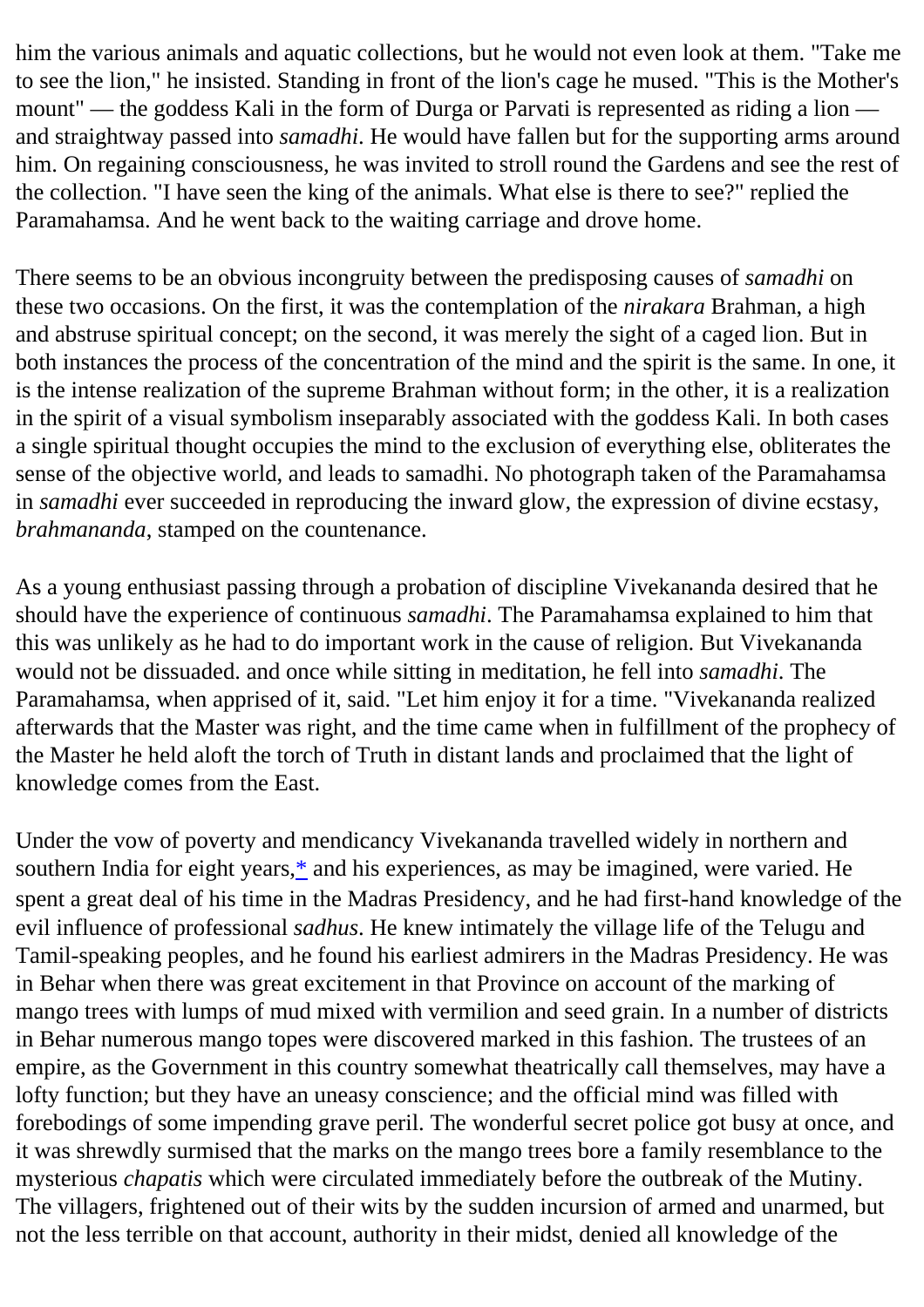him the various animals and aquatic collections, but he would not even look at them. "Take me to see the lion," he insisted. Standing in front of the lion's cage he mused. "This is the Mother's mount" — the goddess Kali in the form of Durga or Parvati is represented as riding a lion — and straightway passed into *samadhi*. He would have fallen but for the supporting arms around him. On regaining consciousness, he was invited to stroll round the Gardens and see the rest of the collection. "I have seen the king of the animals. What else is there to see?" replied the Paramahamsa. And he went back to the waiting carriage and drove home.

There seems to be an obvious incongruity between the predisposing causes of *samadhi* on these two occasions. On the first, it was the contemplation of the *nirakara* Brahman, a high and abstruse spiritual concept; on the second, it was merely the sight of a caged lion. But in both instances the process of the concentration of the mind and the spirit is the same. In one, it is the intense realization of the supreme Brahman without form; in the other, it is a realization in the spirit of a visual symbolism inseparably associated with the goddess Kali. In both cases a single spiritual thought occupies the mind to the exclusion of everything else, obliterates the sense of the objective world, and leads to samadhi. No photograph taken of the Paramahamsa in *samadhi* ever succeeded in reproducing the inward glow, the expression of divine ecstasy, *brahmananda*, stamped on the countenance.

As a young enthusiast passing through a probation of discipline Vivekananda desired that he should have the experience of continuous *samadhi*. The Paramahamsa explained to him that this was unlikely as he had to do important work in the cause of religion. But Vivekananda would not be dissuaded. and once while sitting in meditation, he fell into *samadhi*. The Paramahamsa, when apprised of it, said. "Let him enjoy it for a time. "Vivekananda realized afterwards that the Master was right, and the time came when in fulfillment of the prophecy of the Master he held aloft the torch of Truth in distant lands and proclaimed that the light of knowledge comes from the East.

Under the vow of poverty and mendicancy Vivekananda travelled widely in northern and southern India for eight years,* and his experiences, as may be imagined, were varied. He spent a great deal of his time in the Madras Presidency, and he had first-hand knowledge of the evil influence of professional *sadhus*. He knew intimately the village life of the Telugu and Tamil-speaking peoples, and he found his earliest admirers in the Madras Presidency. He was in Behar when there was great excitement in that Province on account of the marking of mango trees with lumps of mud mixed with vermilion and seed grain. In a number of districts in Behar numerous mango topes were discovered marked in this fashion. The trustees of an empire, as the Government in this country somewhat theatrically call themselves, may have a lofty function; but they have an uneasy conscience; and the official mind was filled with forebodings of some impending grave peril. The wonderful secret police got busy at once, and it was shrewdly surmised that the marks on the mango trees bore a family resemblance to the mysterious *chapatis* which were circulated immediately before the outbreak of the Mutiny. The villagers, frightened out of their wits by the sudden incursion of armed and unarmed, but not the less terrible on that account, authority in their midst, denied all knowledge of the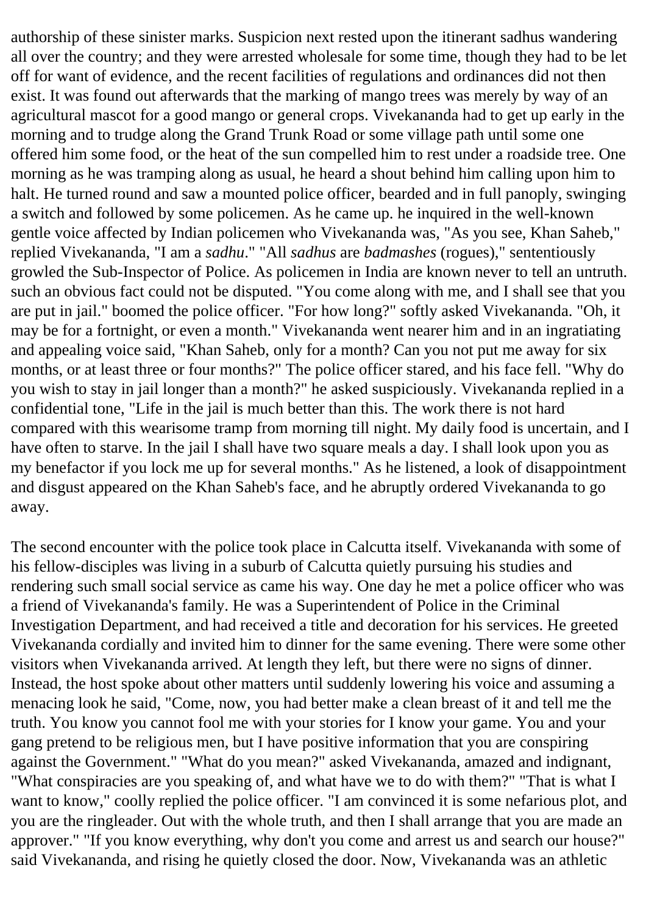authorship of these sinister marks. Suspicion next rested upon the itinerant sadhus wandering all over the country; and they were arrested wholesale for some time, though they had to be let off for want of evidence, and the recent facilities of regulations and ordinances did not then exist. It was found out afterwards that the marking of mango trees was merely by way of an agricultural mascot for a good mango or general crops. Vivekananda had to get up early in the morning and to trudge along the Grand Trunk Road or some village path until some one offered him some food, or the heat of the sun compelled him to rest under a roadside tree. One morning as he was tramping along as usual, he heard a shout behind him calling upon him to halt. He turned round and saw a mounted police officer, bearded and in full panoply, swinging a switch and followed by some policemen. As he came up. he inquired in the well-known gentle voice affected by Indian policemen who Vivekananda was, "As you see, Khan Saheb," replied Vivekananda, "I am a *sadhu*." "All *sadhus* are *badmashes* (rogues)," sententiously growled the Sub-Inspector of Police. As policemen in India are known never to tell an untruth. such an obvious fact could not be disputed. "You come along with me, and I shall see that you are put in jail." boomed the police officer. "For how long?" softly asked Vivekananda. "Oh, it may be for a fortnight, or even a month." Vivekananda went nearer him and in an ingratiating and appealing voice said, "Khan Saheb, only for a month? Can you not put me away for six months, or at least three or four months?" The police officer stared, and his face fell. "Why do you wish to stay in jail longer than a month?" he asked suspiciously. Vivekananda replied in a confidential tone, "Life in the jail is much better than this. The work there is not hard compared with this wearisome tramp from morning till night. My daily food is uncertain, and I have often to starve. In the jail I shall have two square meals a day. I shall look upon you as my benefactor if you lock me up for several months." As he listened, a look of disappointment and disgust appeared on the Khan Saheb's face, and he abruptly ordered Vivekananda to go away.

The second encounter with the police took place in Calcutta itself. Vivekananda with some of his fellow-disciples was living in a suburb of Calcutta quietly pursuing his studies and rendering such small social service as came his way. One day he met a police officer who was a friend of Vivekananda's family. He was a Superintendent of Police in the Criminal Investigation Department, and had received a title and decoration for his services. He greeted Vivekananda cordially and invited him to dinner for the same evening. There were some other visitors when Vivekananda arrived. At length they left, but there were no signs of dinner. Instead, the host spoke about other matters until suddenly lowering his voice and assuming a menacing look he said, "Come, now, you had better make a clean breast of it and tell me the truth. You know you cannot fool me with your stories for I know your game. You and your gang pretend to be religious men, but I have positive information that you are conspiring against the Government." "What do you mean?" asked Vivekananda, amazed and indignant, "What conspiracies are you speaking of, and what have we to do with them?" "That is what I want to know," coolly replied the police officer. "I am convinced it is some nefarious plot, and you are the ringleader. Out with the whole truth, and then I shall arrange that you are made an approver." "If you know everything, why don't you come and arrest us and search our house?" said Vivekananda, and rising he quietly closed the door. Now, Vivekananda was an athletic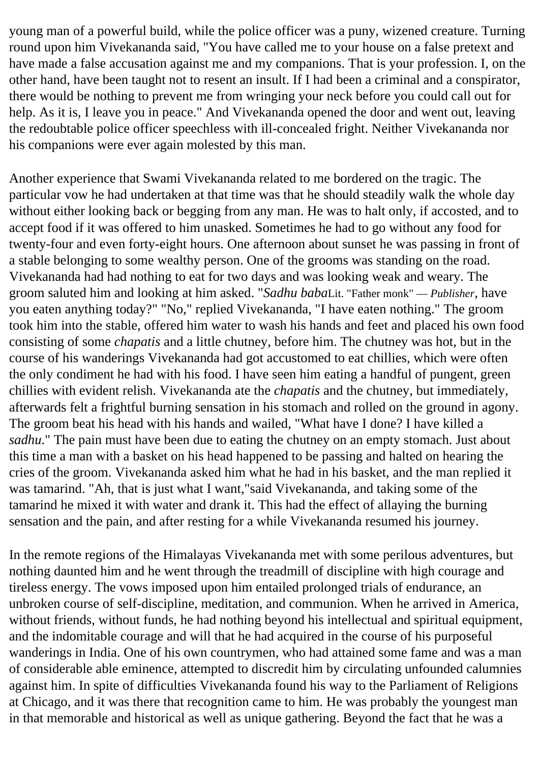young man of a powerful build, while the police officer was a puny, wizened creature. Turning round upon him Vivekananda said, "You have called me to your house on a false pretext and have made a false accusation against me and my companions. That is your profession. I, on the other hand, have been taught not to resent an insult. If I had been a criminal and a conspirator, there would be nothing to prevent me from wringing your neck before you could call out for help. As it is, I leave you in peace." And Vivekananda opened the door and went out, leaving the redoubtable police officer speechless with ill-concealed fright. Neither Vivekananda nor his companions were ever again molested by this man.

Another experience that Swami Vivekananda related to me bordered on the tragic. The particular vow he had undertaken at that time was that he should steadily walk the whole day without either looking back or begging from any man. He was to halt only, if accosted, and to accept food if it was offered to him unasked. Sometimes he had to go without any food for twenty-four and even forty-eight hours. One afternoon about sunset he was passing in front of a stable belonging to some wealthy person. One of the grooms was standing on the road. Vivekananda had had nothing to eat for two days and was looking weak and weary. The groom saluted him and looking at him asked. "*Sadhu baba*Lit. "Father monk" — *Publisher*, have you eaten anything today?" "No," replied Vivekananda, "I have eaten nothing." The groom took him into the stable, offered him water to wash his hands and feet and placed his own food consisting of some *chapatis* and a little chutney, before him. The chutney was hot, but in the course of his wanderings Vivekananda had got accustomed to eat chillies, which were often the only condiment he had with his food. I have seen him eating a handful of pungent, green chillies with evident relish. Vivekananda ate the *chapatis* and the chutney, but immediately, afterwards felt a frightful burning sensation in his stomach and rolled on the ground in agony. The groom beat his head with his hands and wailed, "What have I done? I have killed a *sadhu*." The pain must have been due to eating the chutney on an empty stomach. Just about this time a man with a basket on his head happened to be passing and halted on hearing the cries of the groom. Vivekananda asked him what he had in his basket, and the man replied it was tamarind. "Ah, that is just what I want,"said Vivekananda, and taking some of the tamarind he mixed it with water and drank it. This had the effect of allaying the burning sensation and the pain, and after resting for a while Vivekananda resumed his journey.

In the remote regions of the Himalayas Vivekananda met with some perilous adventures, but nothing daunted him and he went through the treadmill of discipline with high courage and tireless energy. The vows imposed upon him entailed prolonged trials of endurance, an unbroken course of self-discipline, meditation, and communion. When he arrived in America, without friends, without funds, he had nothing beyond his intellectual and spiritual equipment, and the indomitable courage and will that he had acquired in the course of his purposeful wanderings in India. One of his own countrymen, who had attained some fame and was a man of considerable able eminence, attempted to discredit him by circulating unfounded calumnies against him. In spite of difficulties Vivekananda found his way to the Parliament of Religions at Chicago, and it was there that recognition came to him. He was probably the youngest man in that memorable and historical as well as unique gathering. Beyond the fact that he was a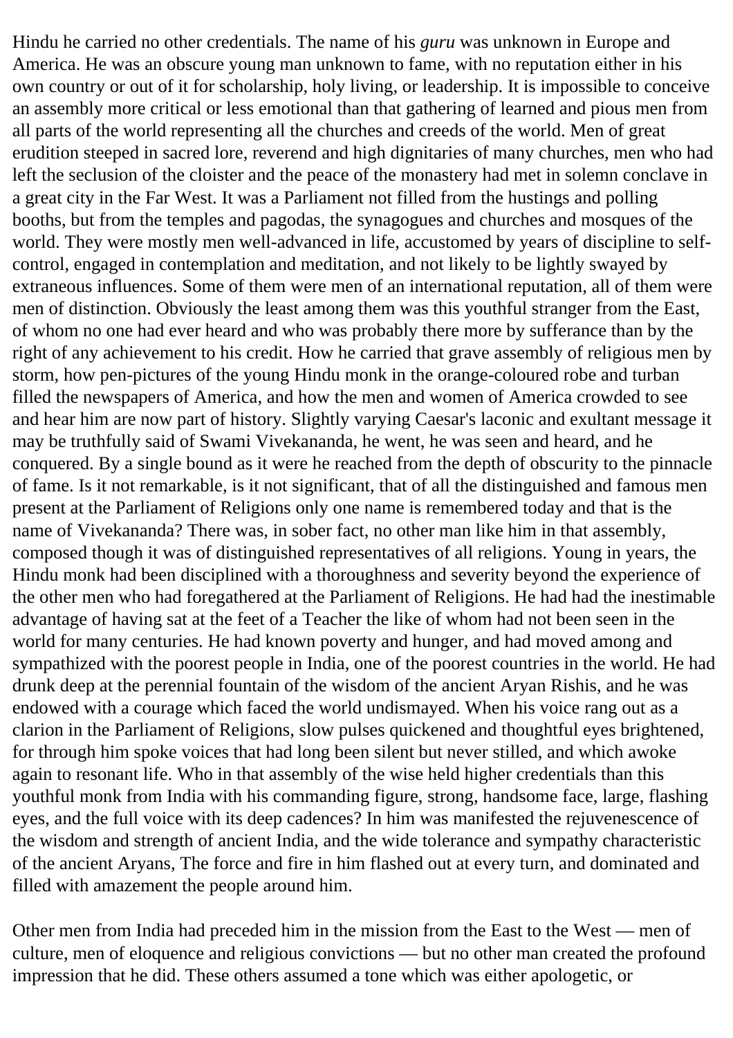Hindu he carried no other credentials. The name of his *guru* was unknown in Europe and America. He was an obscure young man unknown to fame, with no reputation either in his own country or out of it for scholarship, holy living, or leadership. It is impossible to conceive an assembly more critical or less emotional than that gathering of learned and pious men from all parts of the world representing all the churches and creeds of the world. Men of great erudition steeped in sacred lore, reverend and high dignitaries of many churches, men who had left the seclusion of the cloister and the peace of the monastery had met in solemn conclave in a great city in the Far West. It was a Parliament not filled from the hustings and polling booths, but from the temples and pagodas, the synagogues and churches and mosques of the world. They were mostly men well-advanced in life, accustomed by years of discipline to self-control, engaged in contemplation and meditation, and not likely to be lightly swayed by extraneous influences. Some of them were men of an international reputation, all of them were men of distinction. Obviously the least among them was this youthful stranger from the East, of whom no one had ever heard and who was probably there more by sufferance than by the right of any achievement to his credit. How he carried that grave assembly of religious men by storm, how pen-pictures of the young Hindu monk in the orange-coloured robe and turban filled the newspapers of America, and how the men and women of America crowded to see and hear him are now part of history. Slightly varying Caesar's laconic and exultant message it may be truthfully said of Swami Vivekananda, he went, he was seen and heard, and he conquered. By a single bound as it were he reached from the depth of obscurity to the pinnacle of fame. Is it not remarkable, is it not significant, that of all the distinguished and famous men present at the Parliament of Religions only one name is remembered today and that is the name of Vivekananda? There was, in sober fact, no other man like him in that assembly, composed though it was of distinguished representatives of all religions. Young in years, the Hindu monk had been disciplined with a thoroughness and severity beyond the experience of the other men who had foregathered at the Parliament of Religions. He had had the inestimable advantage of having sat at the feet of a Teacher the like of whom had not been seen in the world for many centuries. He had known poverty and hunger, and had moved among and sympathized with the poorest people in India, one of the poorest countries in the world. He had drunk deep at the perennial fountain of the wisdom of the ancient Aryan Rishis, and he was endowed with a courage which faced the world undismayed. When his voice rang out as a clarion in the Parliament of Religions, slow pulses quickened and thoughtful eyes brightened, for through him spoke voices that had long been silent but never stilled, and which awoke again to resonant life. Who in that assembly of the wise held higher credentials than this youthful monk from India with his commanding figure, strong, handsome face, large, flashing eyes, and the full voice with its deep cadences? In him was manifested the rejuvenescence of the wisdom and strength of ancient India, and the wide tolerance and sympathy characteristic of the ancient Aryans, The force and fire in him flashed out at every turn, and dominated and filled with amazement the people around him.

Other men from India had preceded him in the mission from the East to the West — men of culture, men of eloquence and religious convictions — but no other man created the profound impression that he did. These others assumed a tone which was either apologetic, or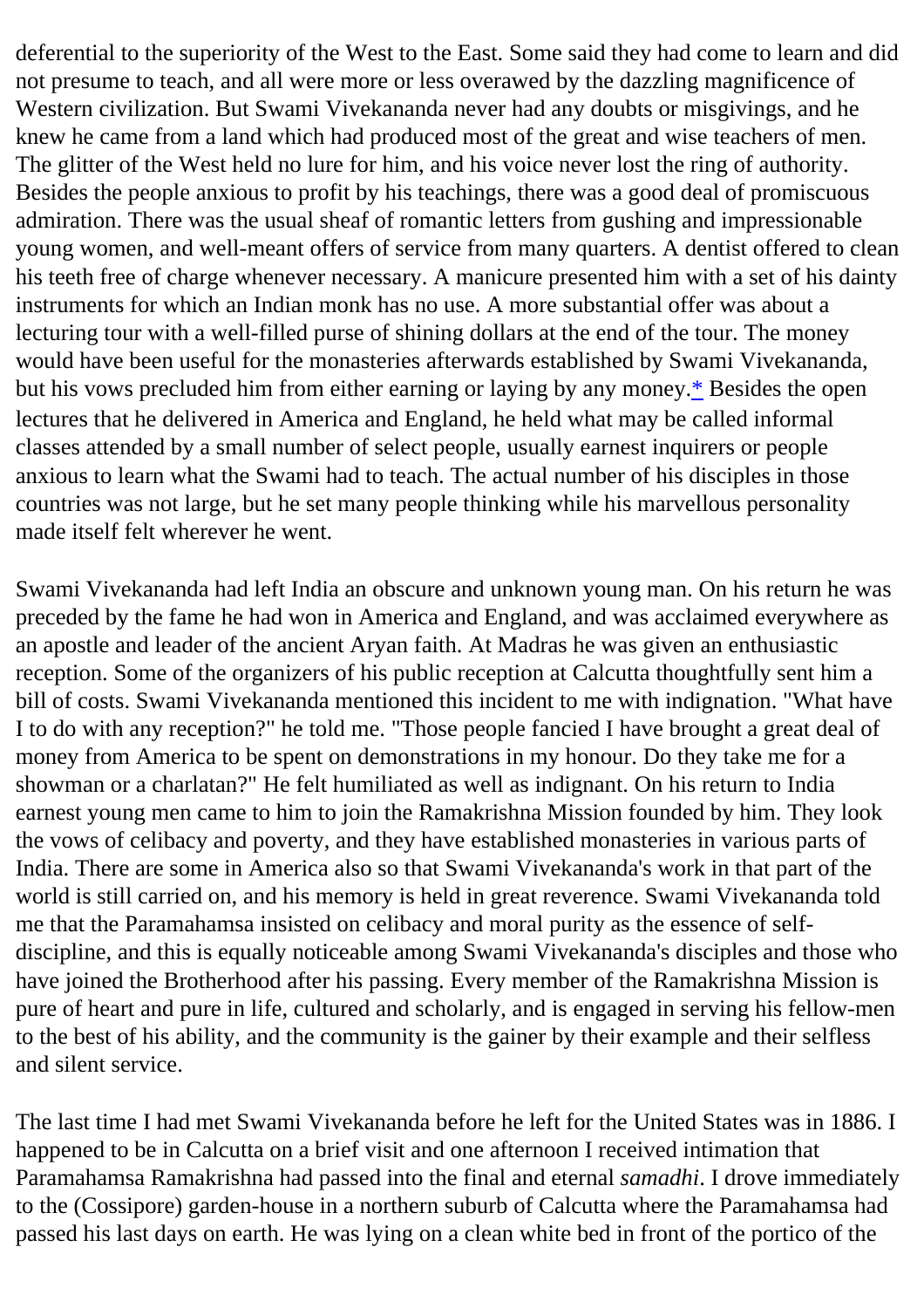deferential to the superiority of the West to the East. Some said they had come to learn and did not presume to teach, and all were more or less overawed by the dazzling magnificence of Western civilization. But Swami Vivekananda never had any doubts or misgivings, and he knew he came from a land which had produced most of the great and wise teachers of men. The glitter of the West held no lure for him, and his voice never lost the ring of authority. Besides the people anxious to profit by his teachings, there was a good deal of promiscuous admiration. There was the usual sheaf of romantic letters from gushing and impressionable young women, and well-meant offers of service from many quarters. A dentist offered to clean his teeth free of charge whenever necessary. A manicure presented him with a set of his dainty instruments for which an Indian monk has no use. A more substantial offer was about a lecturing tour with a well-filled purse of shining dollars at the end of the tour. The money would have been useful for the monasteries afterwards established by Swami Vivekananda, but his vows precluded him from either earning or laying by any money.* Besides the open lectures that he delivered in America and England, he held what may be called informal classes attended by a small number of select people, usually earnest inquirers or people anxious to learn what the Swami had to teach. The actual number of his disciples in those countries was not large, but he set many people thinking while his marvellous personality made itself felt wherever he went.

Swami Vivekananda had left India an obscure and unknown young man. On his return he was preceded by the fame he had won in America and England, and was acclaimed everywhere as an apostle and leader of the ancient Aryan faith. At Madras he was given an enthusiastic reception. Some of the organizers of his public reception at Calcutta thoughtfully sent him a bill of costs. Swami Vivekananda mentioned this incident to me with indignation. "What have I to do with any reception?" he told me. "Those people fancied I have brought a great deal of money from America to be spent on demonstrations in my honour. Do they take me for a showman or a charlatan?" He felt humiliated as well as indignant. On his return to India earnest young men came to him to join the Ramakrishna Mission founded by him. They look the vows of celibacy and poverty, and they have established monasteries in various parts of India. There are some in America also so that Swami Vivekananda's work in that part of the world is still carried on, and his memory is held in great reverence. Swami Vivekananda told me that the Paramahamsa insisted on celibacy and moral purity as the essence of self-discipline, and this is equally noticeable among Swami Vivekananda's disciples and those who have joined the Brotherhood after his passing. Every member of the Ramakrishna Mission is pure of heart and pure in life, cultured and scholarly, and is engaged in serving his fellow-men to the best of his ability, and the community is the gainer by their example and their selfless and silent service.

The last time I had met Swami Vivekananda before he left for the United States was in 1886. I happened to be in Calcutta on a brief visit and one afternoon I received intimation that Paramahamsa Ramakrishna had passed into the final and eternal *samadhi*. I drove immediately to the (Cossipore) garden-house in a northern suburb of Calcutta where the Paramahamsa had passed his last days on earth. He was lying on a clean white bed in front of the portico of the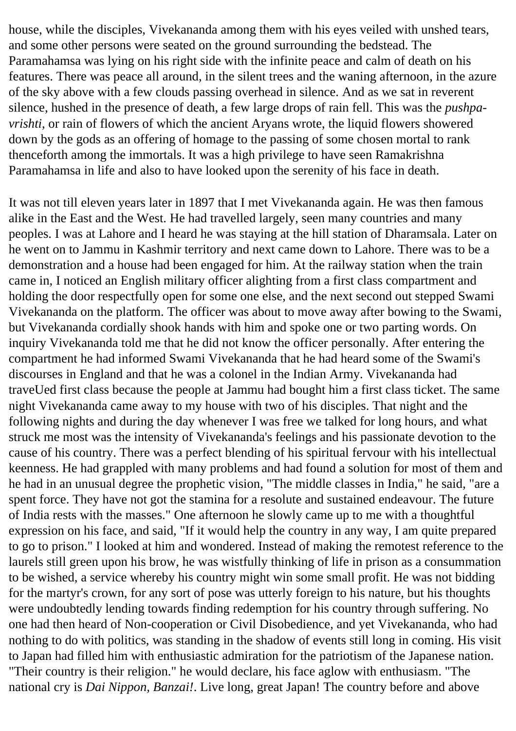house, while the disciples, Vivekananda among them with his eyes veiled with unshed tears, and some other persons were seated on the ground surrounding the bedstead. The Paramahamsa was lying on his right side with the infinite peace and calm of death on his features. There was peace all around, in the silent trees and the waning afternoon, in the azure of the sky above with a few clouds passing overhead in silence. And as we sat in reverent silence, hushed in the presence of death, a few large drops of rain fell. This was the *pushpa-vrishti*, or rain of flowers of which the ancient Aryans wrote, the liquid flowers showered down by the gods as an offering of homage to the passing of some chosen mortal to rank thenceforth among the immortals. It was a high privilege to have seen Ramakrishna Paramahamsa in life and also to have looked upon the serenity of his face in death.

It was not till eleven years later in 1897 that I met Vivekananda again. He was then famous alike in the East and the West. He had travelled largely, seen many countries and many peoples. I was at Lahore and I heard he was staying at the hill station of Dharamsala. Later on he went on to Jammu in Kashmir territory and next came down to Lahore. There was to be a demonstration and a house had been engaged for him. At the railway station when the train came in, I noticed an English military officer alighting from a first class compartment and holding the door respectfully open for some one else, and the next second out stepped Swami Vivekananda on the platform. The officer was about to move away after bowing to the Swami, but Vivekananda cordially shook hands with him and spoke one or two parting words. On inquiry Vivekananda told me that he did not know the officer personally. After entering the compartment he had informed Swami Vivekananda that he had heard some of the Swami's discourses in England and that he was a colonel in the Indian Army. Vivekananda had traveUed first class because the people at Jammu had bought him a first class ticket. The same night Vivekananda came away to my house with two of his disciples. That night and the following nights and during the day whenever I was free we talked for long hours, and what struck me most was the intensity of Vivekananda's feelings and his passionate devotion to the cause of his country. There was a perfect blending of his spiritual fervour with his intellectual keenness. He had grappled with many problems and had found a solution for most of them and he had in an unusual degree the prophetic vision, "The middle classes in India," he said, "are a spent force. They have not got the stamina for a resolute and sustained endeavour. The future of India rests with the masses." One afternoon he slowly came up to me with a thoughtful expression on his face, and said, "If it would help the country in any way, I am quite prepared to go to prison." I looked at him and wondered. Instead of making the remotest reference to the laurels still green upon his brow, he was wistfully thinking of life in prison as a consummation to be wished, a service whereby his country might win some small profit. He was not bidding for the martyr's crown, for any sort of pose was utterly foreign to his nature, but his thoughts were undoubtedly lending towards finding redemption for his country through suffering. No one had then heard of Non-cooperation or Civil Disobedience, and yet Vivekananda, who had nothing to do with politics, was standing in the shadow of events still long in coming. His visit to Japan had filled him with enthusiastic admiration for the patriotism of the Japanese nation. "Their country is their religion." he would declare, his face aglow with enthusiasm. "The national cry is *Dai Nippon, Banzai!*. Live long, great Japan! The country before and above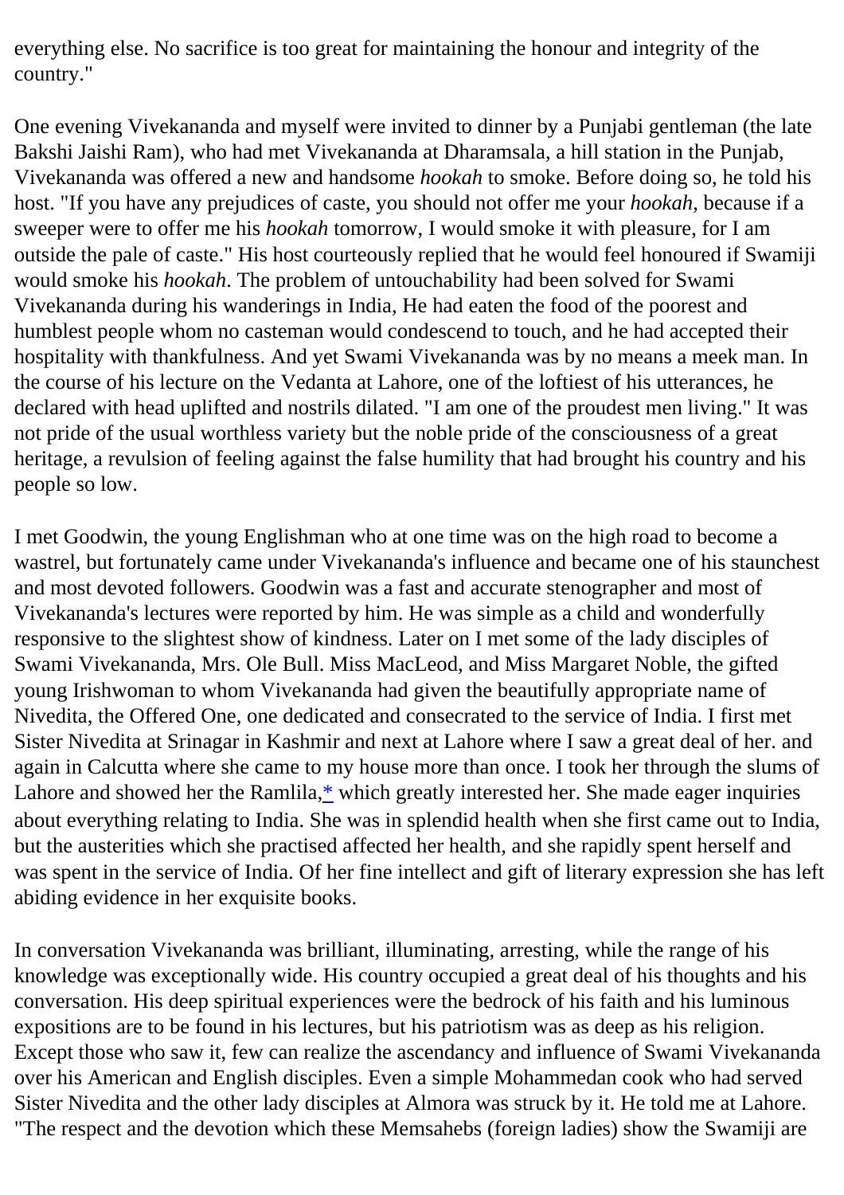everything else. No sacrifice is too great for maintaining the honour and integrity of the country."

One evening Vivekananda and myself were invited to dinner by a Punjabi gentleman (the late Bakshi Jaishi Ram), who had met Vivekananda at Dharamsala, a hill station in the Punjab, Vivekananda was offered a new and handsome *hookah* to smoke. Before doing so, he told his host. "If you have any prejudices of caste, you should not offer me your *hookah*, because if a sweeper were to offer me his *hookah* tomorrow, I would smoke it with pleasure, for I am outside the pale of caste." His host courteously replied that he would feel honoured if Swamiji would smoke his *hookah*. The problem of untouchability had been solved for Swami Vivekananda during his wanderings in India, He had eaten the food of the poorest and humblest people whom no casteman would condescend to touch, and he had accepted their hospitality with thankfulness. And yet Swami Vivekananda was by no means a meek man. In the course of his lecture on the Vedanta at Lahore, one of the loftiest of his utterances, he declared with head uplifted and nostrils dilated. "I am one of the proudest men living." It was not pride of the usual worthless variety but the noble pride of the consciousness of a great heritage, a revulsion of feeling against the false humility that had brought his country and his people so low.

I met Goodwin, the young Englishman who at one time was on the high road to become a wastrel, but fortunately came under Vivekananda's influence and became one of his staunchest and most devoted followers. Goodwin was a fast and accurate stenographer and most of Vivekananda's lectures were reported by him. He was simple as a child and wonderfully responsive to the slightest show of kindness. Later on I met some of the lady disciples of Swami Vivekananda, Mrs. Ole Bull. Miss MacLeod, and Miss Margaret Noble, the gifted young Irishwoman to whom Vivekananda had given the beautifully appropriate name of Nivedita, the Offered One, one dedicated and consecrated to the service of India. I first met Sister Nivedita at Srinagar in Kashmir and next at Lahore where I saw a great deal of her. and again in Calcutta where she came to my house more than once. I took her through the slums of Lahore and showed her the Ramlila,* which greatly interested her. She made eager inquiries about everything relating to India. She was in splendid health when she first came out to India, but the austerities which she practised affected her health, and she rapidly spent herself and was spent in the service of India. Of her fine intellect and gift of literary expression she has left abiding evidence in her exquisite books.

In conversation Vivekananda was brilliant, illuminating, arresting, while the range of his knowledge was exceptionally wide. His country occupied a great deal of his thoughts and his conversation. His deep spiritual experiences were the bedrock of his faith and his luminous expositions are to be found in his lectures, but his patriotism was as deep as his religion. Except those who saw it, few can realize the ascendancy and influence of Swami Vivekananda over his American and English disciples. Even a simple Mohammedan cook who had served Sister Nivedita and the other lady disciples at Almora was struck by it. He told me at Lahore. "The respect and the devotion which these Memsahebs (foreign ladies) show the Swamiji are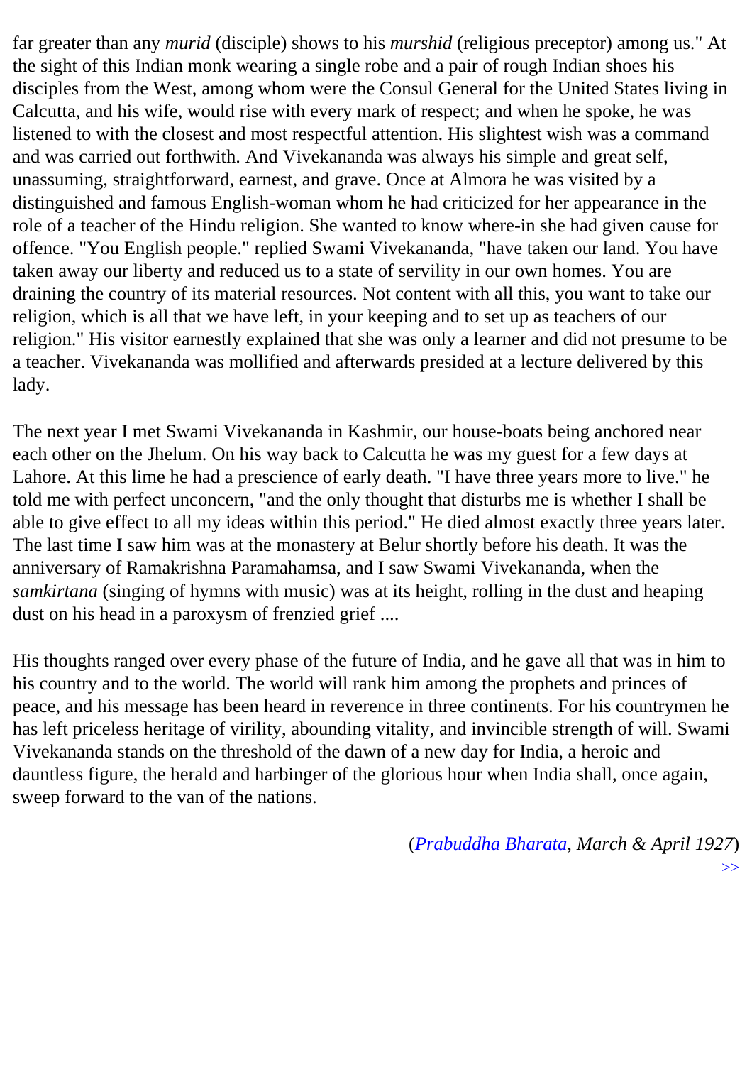far greater than any *murid* (disciple) shows to his *murshid* (religious preceptor) among us." At the sight of this Indian monk wearing a single robe and a pair of rough Indian shoes his disciples from the West, among whom were the Consul General for the United States living in Calcutta, and his wife, would rise with every mark of respect; and when he spoke, he was listened to with the closest and most respectful attention. His slightest wish was a command and was carried out forthwith. And Vivekananda was always his simple and great self, unassuming, straightforward, earnest, and grave. Once at Almora he was visited by a distinguished and famous English-woman whom he had criticized for her appearance in the role of a teacher of the Hindu religion. She wanted to know where-in she had given cause for offence. "You English people." replied Swami Vivekananda, "have taken our land. You have taken away our liberty and reduced us to a state of servility in our own homes. You are draining the country of its material resources. Not content with all this, you want to take our religion, which is all that we have left, in your keeping and to set up as teachers of our religion." His visitor earnestly explained that she was only a learner and did not presume to be a teacher. Vivekananda was mollified and afterwards presided at a lecture delivered by this lady.

The next year I met Swami Vivekananda in Kashmir, our house-boats being anchored near each other on the Jhelum. On his way back to Calcutta he was my guest for a few days at Lahore. At this lime he had a prescience of early death. "I have three years more to live." he told me with perfect unconcern, "and the only thought that disturbs me is whether I shall be able to give effect to all my ideas within this period." He died almost exactly three years later. The last time I saw him was at the monastery at Belur shortly before his death. It was the anniversary of Ramakrishna Paramahamsa, and I saw Swami Vivekananda, when the *samkirtana* (singing of hymns with music) was at its height, rolling in the dust and heaping dust on his head in a paroxysm of frenzied grief ....

His thoughts ranged over every phase of the future of India, and he gave all that was in him to his country and to the world. The world will rank him among the prophets and princes of peace, and his message has been heard in reverence in three continents. For his countrymen he has left priceless heritage of virility, abounding vitality, and invincible strength of will. Swami Vivekananda stands on the threshold of the dawn of a new day for India, a heroic and dauntless figure, the herald and harbinger of the glorious hour when India shall, once again, sweep forward to the van of the nations.

(*Prabuddha Bharata, March & April 1927*)

>>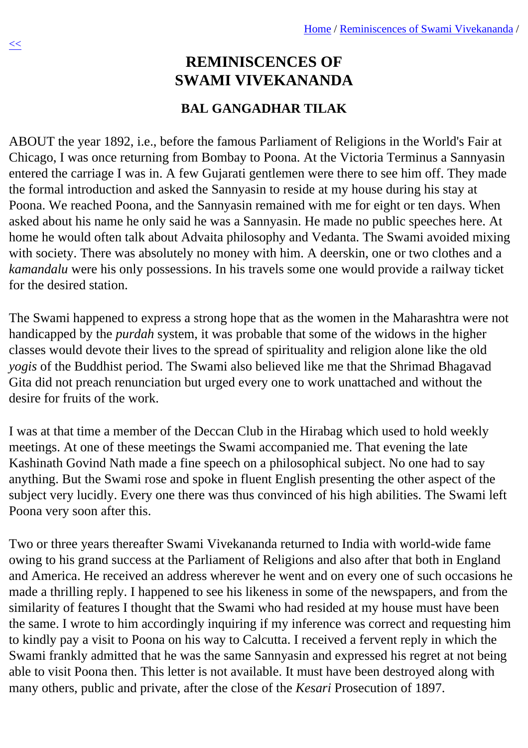# REMINISCENCES OF SWAMI VIVEKANANDA

## BAL GANGADHAR TILAK

ABOUT the year 1892, i.e., before the famous Parliament of Religions in the World's Fair at Chicago, I was once returning from Bombay to Poona. At the Victoria Terminus a Sannyasin entered the carriage I was in. A few Gujarati gentlemen were there to see him off. They made the formal introduction and asked the Sannyasin to reside at my house during his stay at Poona. We reached Poona, and the Sannyasin remained with me for eight or ten days. When asked about his name he only said he was a Sannyasin. He made no public speeches here. At home he would often talk about Advaita philosophy and Vedanta. The Swami avoided mixing with society. There was absolutely no money with him. A deerskin, one or two clothes and a *kamandalu* were his only possessions. In his travels some one would provide a railway ticket for the desired station.

The Swami happened to express a strong hope that as the women in the Maharashtra were not handicapped by the *purdah* system, it was probable that some of the widows in the higher classes would devote their lives to the spread of spirituality and religion alone like the old *yogis* of the Buddhist period. The Swami also believed like me that the Shrimad Bhagavad Gita did not preach renunciation but urged every one to work unattached and without the desire for fruits of the work.

I was at that time a member of the Deccan Club in the Hirabag which used to hold weekly meetings. At one of these meetings the Swami accompanied me. That evening the late Kashinath Govind Nath made a fine speech on a philosophical subject. No one had to say anything. But the Swami rose and spoke in fluent English presenting the other aspect of the subject very lucidly. Every one there was thus convinced of his high abilities. The Swami left Poona very soon after this.

Two or three years thereafter Swami Vivekananda returned to India with world-wide fame owing to his grand success at the Parliament of Religions and also after that both in England and America. He received an address wherever he went and on every one of such occasions he made a thrilling reply. I happened to see his likeness in some of the newspapers, and from the similarity of features I thought that the Swami who had resided at my house must have been the same. I wrote to him accordingly inquiring if my inference was correct and requesting him to kindly pay a visit to Poona on his way to Calcutta. I received a fervent reply in which the Swami frankly admitted that he was the same Sannyasin and expressed his regret at not being able to visit Poona then. This letter is not available. It must have been destroyed along with many others, public and private, after the close of the *Kesari* Prosecution of 1897.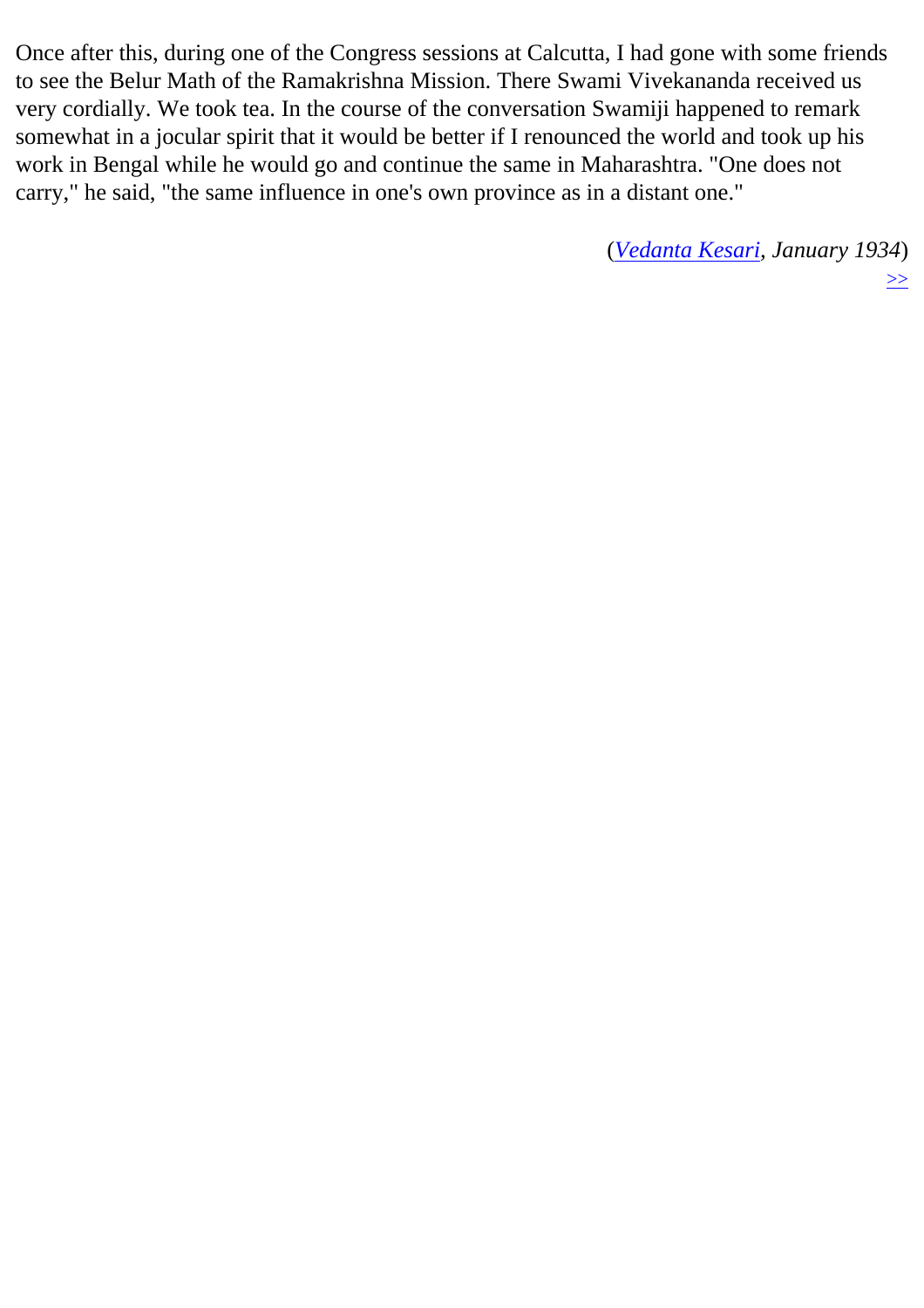Once after this, during one of the Congress sessions at Calcutta, I had gone with some friends to see the Belur Math of the Ramakrishna Mission. There Swami Vivekananda received us very cordially. We took tea. In the course of the conversation Swamiji happened to remark somewhat in a jocular spirit that it would be better if I renounced the world and took up his work in Bengal while he would go and continue the same in Maharashtra. "One does not carry," he said, "the same influence in one's own province as in a distant one."

(*Vedanta Kesari, January 1934*)

>>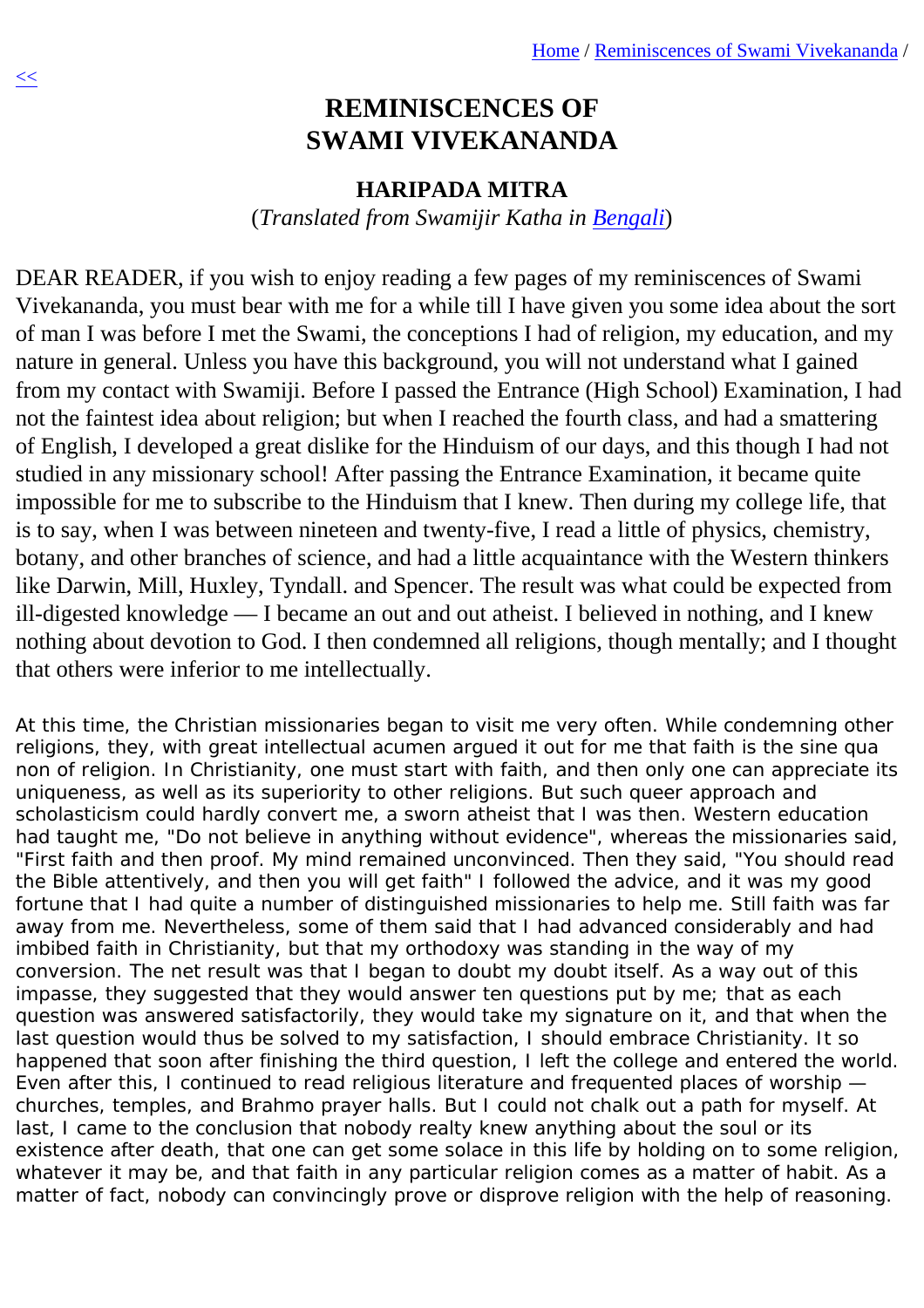# REMINISCENCES OF SWAMI VIVEKANANDA

### HARIPADA MITRA

(*Translated from Swamijir Katha in Bengali*)

DEAR READER, if you wish to enjoy reading a few pages of my reminiscences of Swami Vivekananda, you must bear with me for a while till I have given you some idea about the sort of man I was before I met the Swami, the conceptions I had of religion, my education, and my nature in general. Unless you have this background, you will not understand what I gained from my contact with Swamiji. Before I passed the Entrance (High School) Examination, I had not the faintest idea about religion; but when I reached the fourth class, and had a smattering of English, I developed a great dislike for the Hinduism of our days, and this though I had not studied in any missionary school! After passing the Entrance Examination, it became quite impossible for me to subscribe to the Hinduism that I knew. Then during my college life, that is to say, when I was between nineteen and twenty-five, I read a little of physics, chemistry, botany, and other branches of science, and had a little acquaintance with the Western thinkers like Darwin, Mill, Huxley, Tyndall. and Spencer. The result was what could be expected from ill-digested knowledge — I became an out and out atheist. I believed in nothing, and I knew nothing about devotion to God. I then condemned all religions, though mentally; and I thought that others were inferior to me intellectually.

At this time, the Christian missionaries began to visit me very often. While condemning other religions, they, with great intellectual acumen argued it out for me that faith is the sine qua non of religion. In Christianity, one must start with faith, and then only one can appreciate its uniqueness, as well as its superiority to other religions. But such queer approach and scholasticism could hardly convert me, a sworn atheist that I was then. Western education had taught me, "Do not believe in anything without evidence", whereas the missionaries said, "First faith and then proof. My mind remained unconvinced. Then they said, "You should read the Bible attentively, and then you will get faith" I followed the advice, and it was my good fortune that I had quite a number of distinguished missionaries to help me. Still faith was far away from me. Nevertheless, some of them said that I had advanced considerably and had imbibed faith in Christianity, but that my orthodoxy was standing in the way of my conversion. The net result was that I began to doubt my doubt itself. As a way out of this impasse, they suggested that they would answer ten questions put by me; that as each question was answered satisfactorily, they would take my signature on it, and that when the last question would thus be solved to my satisfaction, I should embrace Christianity. It so happened that soon after finishing the third question, I left the college and entered the world. Even after this, I continued to read religious literature and frequented places of worship — churches, temples, and Brahmo prayer halls. But I could not chalk out a path for myself. At last, I came to the conclusion that nobody realty knew anything about the soul or its existence after death, that one can get some solace in this life by holding on to some religion, whatever it may be, and that faith in any particular religion comes as a matter of habit. As a matter of fact, nobody can convincingly prove or disprove religion with the help of reasoning.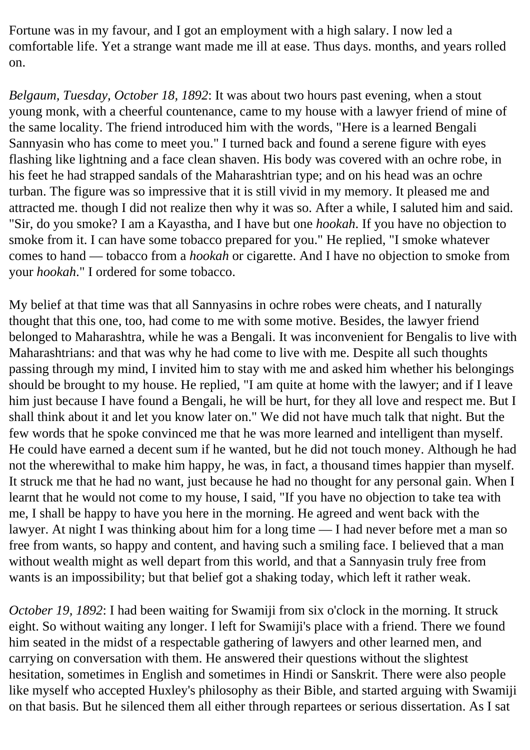Fortune was in my favour, and I got an employment with a high salary. I now led a comfortable life. Yet a strange want made me ill at ease. Thus days. months, and years rolled on.

*Belgaum, Tuesday, October 18, 1892*: It was about two hours past evening, when a stout young monk, with a cheerful countenance, came to my house with a lawyer friend of mine of the same locality. The friend introduced him with the words, "Here is a learned Bengali Sannyasin who has come to meet you." I turned back and found a serene figure with eyes flashing like lightning and a face clean shaven. His body was covered with an ochre robe, in his feet he had strapped sandals of the Maharashtrian type; and on his head was an ochre turban. The figure was so impressive that it is still vivid in my memory. It pleased me and attracted me. though I did not realize then why it was so. After a while, I saluted him and said. "Sir, do you smoke? I am a Kayastha, and I have but one *hookah*. If you have no objection to smoke from it. I can have some tobacco prepared for you." He replied, "I smoke whatever comes to hand — tobacco from a *hookah* or cigarette. And I have no objection to smoke from your *hookah*." I ordered for some tobacco.

My belief at that time was that all Sannyasins in ochre robes were cheats, and I naturally thought that this one, too, had come to me with some motive. Besides, the lawyer friend belonged to Maharashtra, while he was a Bengali. It was inconvenient for Bengalis to live with Maharashtrians: and that was why he had come to live with me. Despite all such thoughts passing through my mind, I invited him to stay with me and asked him whether his belongings should be brought to my house. He replied, "I am quite at home with the lawyer; and if I leave him just because I have found a Bengali, he will be hurt, for they all love and respect me. But I shall think about it and let you know later on." We did not have much talk that night. But the few words that he spoke convinced me that he was more learned and intelligent than myself. He could have earned a decent sum if he wanted, but he did not touch money. Although he had not the wherewithal to make him happy, he was, in fact, a thousand times happier than myself. It struck me that he had no want, just because he had no thought for any personal gain. When I learnt that he would not come to my house, I said, "If you have no objection to take tea with me, I shall be happy to have you here in the morning. He agreed and went back with the lawyer. At night I was thinking about him for a long time — I had never before met a man so free from wants, so happy and content, and having such a smiling face. I believed that a man without wealth might as well depart from this world, and that a Sannyasin truly free from wants is an impossibility; but that belief got a shaking today, which left it rather weak.

*October 19, 1892*: I had been waiting for Swamiji from six o'clock in the morning. It struck eight. So without waiting any longer. I left for Swamiji's place with a friend. There we found him seated in the midst of a respectable gathering of lawyers and other learned men, and carrying on conversation with them. He answered their questions without the slightest hesitation, sometimes in English and sometimes in Hindi or Sanskrit. There were also people like myself who accepted Huxley's philosophy as their Bible, and started arguing with Swamiji on that basis. But he silenced them all either through repartees or serious dissertation. As I sat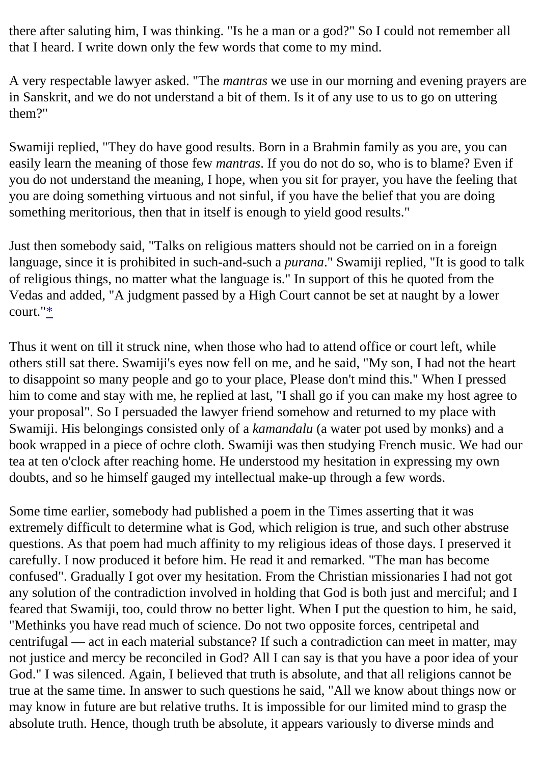there after saluting him, I was thinking. "Is he a man or a god?" So I could not remember all that I heard. I write down only the few words that come to my mind.

A very respectable lawyer asked. "The *mantras* we use in our morning and evening prayers are in Sanskrit, and we do not understand a bit of them. Is it of any use to us to go on uttering them?"

Swamiji replied, "They do have good results. Born in a Brahmin family as you are, you can easily learn the meaning of those few *mantras*. If you do not do so, who is to blame? Even if you do not understand the meaning, I hope, when you sit for prayer, you have the feeling that you are doing something virtuous and not sinful, if you have the belief that you are doing something meritorious, then that in itself is enough to yield good results."

Just then somebody said, "Talks on religious matters should not be carried on in a foreign language, since it is prohibited in such-and-such a *purana*." Swamiji replied, "It is good to talk of religious things, no matter what the language is." In support of this he quoted from the Vedas and added, "A judgment passed by a High Court cannot be set at naught by a lower court."*

Thus it went on till it struck nine, when those who had to attend office or court left, while others still sat there. Swamiji's eyes now fell on me, and he said, "My son, I had not the heart to disappoint so many people and go to your place, Please don't mind this." When I pressed him to come and stay with me, he replied at last, "I shall go if you can make my host agree to your proposal". So I persuaded the lawyer friend somehow and returned to my place with Swamiji. His belongings consisted only of a *kamandalu* (a water pot used by monks) and a book wrapped in a piece of ochre cloth. Swamiji was then studying French music. We had our tea at ten o'clock after reaching home. He understood my hesitation in expressing my own doubts, and so he himself gauged my intellectual make-up through a few words.

Some time earlier, somebody had published a poem in the Times asserting that it was extremely difficult to determine what is God, which religion is true, and such other abstruse questions. As that poem had much affinity to my religious ideas of those days. I preserved it carefully. I now produced it before him. He read it and remarked. "The man has become confused". Gradually I got over my hesitation. From the Christian missionaries I had not got any solution of the contradiction involved in holding that God is both just and merciful; and I feared that Swamiji, too, could throw no better light. When I put the question to him, he said, "Methinks you have read much of science. Do not two opposite forces, centripetal and centrifugal — act in each material substance? If such a contradiction can meet in matter, may not justice and mercy be reconciled in God? All I can say is that you have a poor idea of your God." I was silenced. Again, I believed that truth is absolute, and that all religions cannot be true at the same time. In answer to such questions he said, "All we know about things now or may know in future are but relative truths. It is impossible for our limited mind to grasp the absolute truth. Hence, though truth be absolute, it appears variously to diverse minds and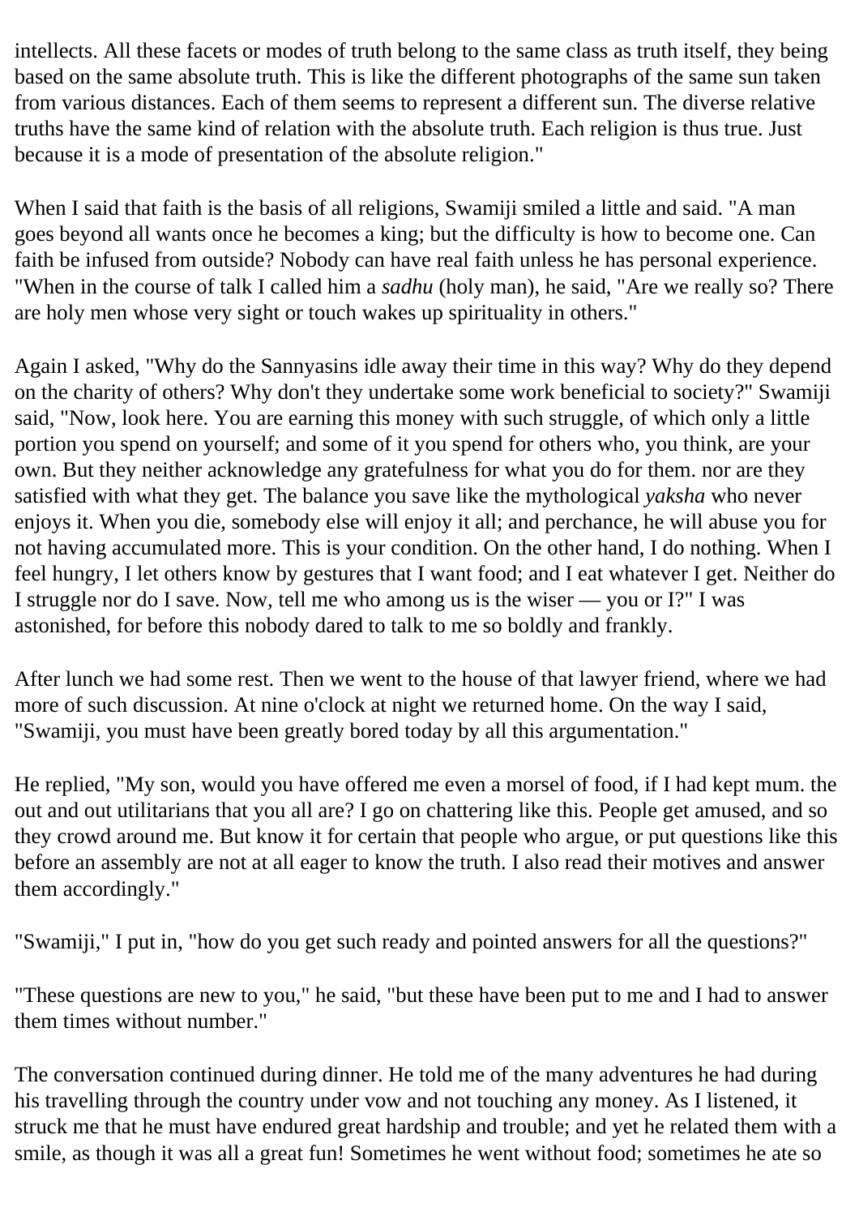intellects. All these facets or modes of truth belong to the same class as truth itself, they being based on the same absolute truth. This is like the different photographs of the same sun taken from various distances. Each of them seems to represent a different sun. The diverse relative truths have the same kind of relation with the absolute truth. Each religion is thus true. Just because it is a mode of presentation of the absolute religion."

When I said that faith is the basis of all religions, Swamiji smiled a little and said. "A man goes beyond all wants once he becomes a king; but the difficulty is how to become one. Can faith be infused from outside? Nobody can have real faith unless he has personal experience. "When in the course of talk I called him a *sadhu* (holy man), he said, "Are we really so? There are holy men whose very sight or touch wakes up spirituality in others."

Again I asked, "Why do the Sannyasins idle away their time in this way? Why do they depend on the charity of others? Why don't they undertake some work beneficial to society?" Swamiji said, "Now, look here. You are earning this money with such struggle, of which only a little portion you spend on yourself; and some of it you spend for others who, you think, are your own. But they neither acknowledge any gratefulness for what you do for them. nor are they satisfied with what they get. The balance you save like the mythological *yaksha* who never enjoys it. When you die, somebody else will enjoy it all; and perchance, he will abuse you for not having accumulated more. This is your condition. On the other hand, I do nothing. When I feel hungry, I let others know by gestures that I want food; and I eat whatever I get. Neither do I struggle nor do I save. Now, tell me who among us is the wiser — you or I?" I was astonished, for before this nobody dared to talk to me so boldly and frankly.

After lunch we had some rest. Then we went to the house of that lawyer friend, where we had more of such discussion. At nine o'clock at night we returned home. On the way I said, "Swamiji, you must have been greatly bored today by all this argumentation."

He replied, "My son, would you have offered me even a morsel of food, if I had kept mum. the out and out utilitarians that you all are? I go on chattering like this. People get amused, and so they crowd around me. But know it for certain that people who argue, or put questions like this before an assembly are not at all eager to know the truth. I also read their motives and answer them accordingly."

"Swamiji," I put in, "how do you get such ready and pointed answers for all the questions?"

"These questions are new to you," he said, "but these have been put to me and I had to answer them times without number."

The conversation continued during dinner. He told me of the many adventures he had during his travelling through the country under vow and not touching any money. As I listened, it struck me that he must have endured great hardship and trouble; and yet he related them with a smile, as though it was all a great fun! Sometimes he went without food; sometimes he ate so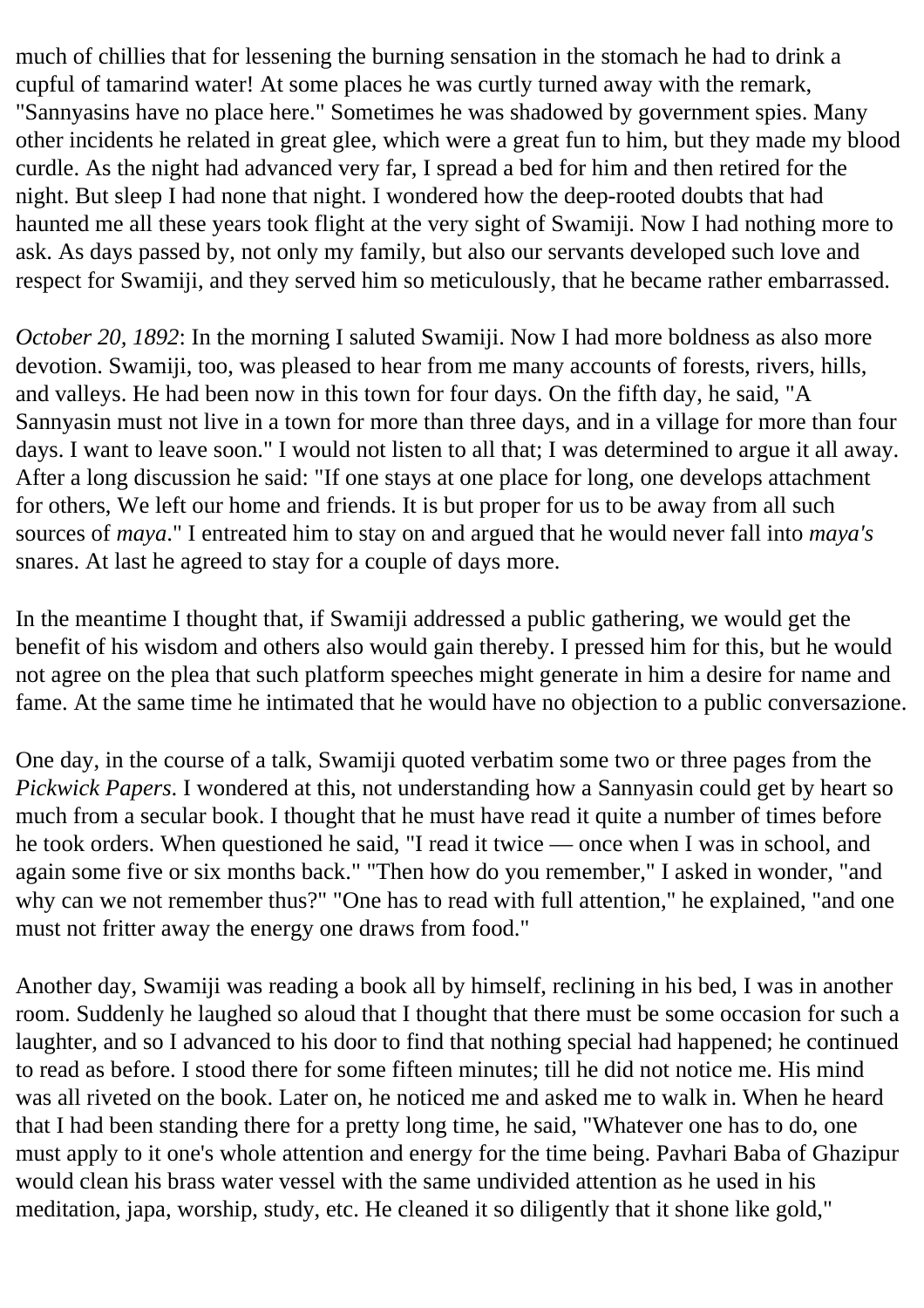much of chillies that for lessening the burning sensation in the stomach he had to drink a cupful of tamarind water! At some places he was curtly turned away with the remark, "Sannyasins have no place here." Sometimes he was shadowed by government spies. Many other incidents he related in great glee, which were a great fun to him, but they made my blood curdle. As the night had advanced very far, I spread a bed for him and then retired for the night. But sleep I had none that night. I wondered how the deep-rooted doubts that had haunted me all these years took flight at the very sight of Swamiji. Now I had nothing more to ask. As days passed by, not only my family, but also our servants developed such love and respect for Swamiji, and they served him so meticulously, that he became rather embarrassed.

*October 20, 1892*: In the morning I saluted Swamiji. Now I had more boldness as also more devotion. Swamiji, too, was pleased to hear from me many accounts of forests, rivers, hills, and valleys. He had been now in this town for four days. On the fifth day, he said, "A Sannyasin must not live in a town for more than three days, and in a village for more than four days. I want to leave soon." I would not listen to all that; I was determined to argue it all away. After a long discussion he said: "If one stays at one place for long, one develops attachment for others, We left our home and friends. It is but proper for us to be away from all such sources of *maya*." I entreated him to stay on and argued that he would never fall into *maya's* snares. At last he agreed to stay for a couple of days more.

In the meantime I thought that, if Swamiji addressed a public gathering, we would get the benefit of his wisdom and others also would gain thereby. I pressed him for this, but he would not agree on the plea that such platform speeches might generate in him a desire for name and fame. At the same time he intimated that he would have no objection to a public conversazione.

One day, in the course of a talk, Swamiji quoted verbatim some two or three pages from the *Pickwick Papers*. I wondered at this, not understanding how a Sannyasin could get by heart so much from a secular book. I thought that he must have read it quite a number of times before he took orders. When questioned he said, "I read it twice — once when I was in school, and again some five or six months back." "Then how do you remember," I asked in wonder, "and why can we not remember thus?" "One has to read with full attention," he explained, "and one must not fritter away the energy one draws from food."

Another day, Swamiji was reading a book all by himself, reclining in his bed, I was in another room. Suddenly he laughed so aloud that I thought that there must be some occasion for such a laughter, and so I advanced to his door to find that nothing special had happened; he continued to read as before. I stood there for some fifteen minutes; till he did not notice me. His mind was all riveted on the book. Later on, he noticed me and asked me to walk in. When he heard that I had been standing there for a pretty long time, he said, "Whatever one has to do, one must apply to it one's whole attention and energy for the time being. Pavhari Baba of Ghazipur would clean his brass water vessel with the same undivided attention as he used in his meditation, japa, worship, study, etc. He cleaned it so diligently that it shone like gold,"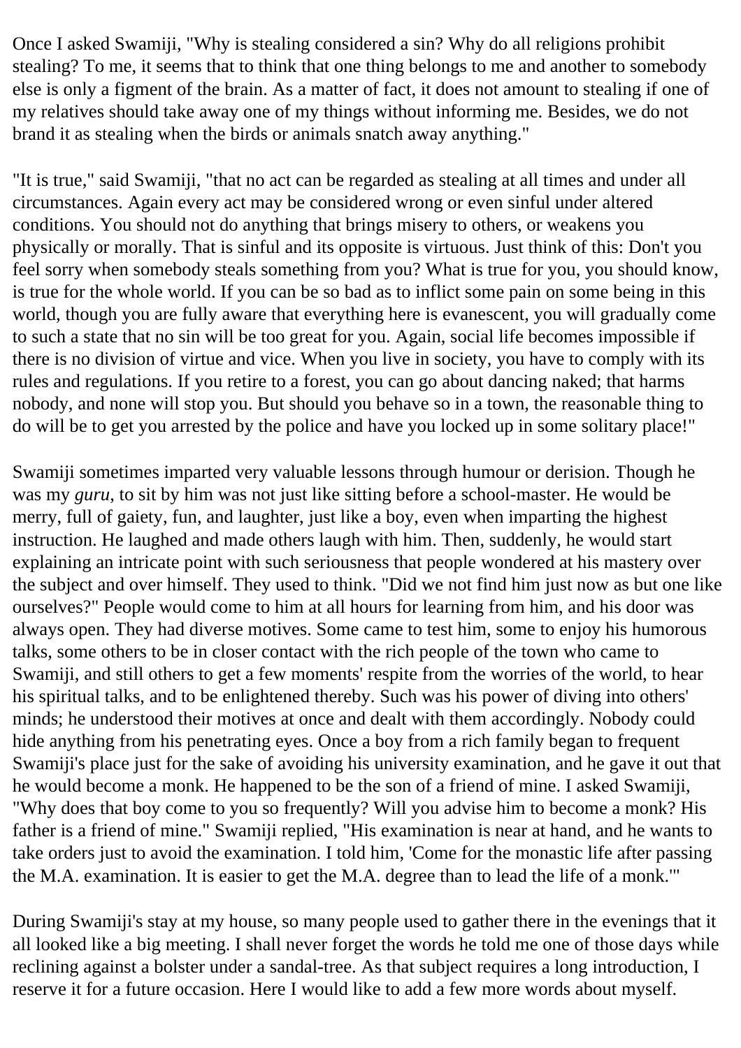Once I asked Swamiji, "Why is stealing considered a sin? Why do all religions prohibit stealing? To me, it seems that to think that one thing belongs to me and another to somebody else is only a figment of the brain. As a matter of fact, it does not amount to stealing if one of my relatives should take away one of my things without informing me. Besides, we do not brand it as stealing when the birds or animals snatch away anything."

"It is true," said Swamiji, "that no act can be regarded as stealing at all times and under all circumstances. Again every act may be considered wrong or even sinful under altered conditions. You should not do anything that brings misery to others, or weakens you physically or morally. That is sinful and its opposite is virtuous. Just think of this: Don't you feel sorry when somebody steals something from you? What is true for you, you should know, is true for the whole world. If you can be so bad as to inflict some pain on some being in this world, though you are fully aware that everything here is evanescent, you will gradually come to such a state that no sin will be too great for you. Again, social life becomes impossible if there is no division of virtue and vice. When you live in society, you have to comply with its rules and regulations. If you retire to a forest, you can go about dancing naked; that harms nobody, and none will stop you. But should you behave so in a town, the reasonable thing to do will be to get you arrested by the police and have you locked up in some solitary place!"

Swamiji sometimes imparted very valuable lessons through humour or derision. Though he was my *guru*, to sit by him was not just like sitting before a school-master. He would be merry, full of gaiety, fun, and laughter, just like a boy, even when imparting the highest instruction. He laughed and made others laugh with him. Then, suddenly, he would start explaining an intricate point with such seriousness that people wondered at his mastery over the subject and over himself. They used to think. "Did we not find him just now as but one like ourselves?" People would come to him at all hours for learning from him, and his door was always open. They had diverse motives. Some came to test him, some to enjoy his humorous talks, some others to be in closer contact with the rich people of the town who came to Swamiji, and still others to get a few moments' respite from the worries of the world, to hear his spiritual talks, and to be enlightened thereby. Such was his power of diving into others' minds; he understood their motives at once and dealt with them accordingly. Nobody could hide anything from his penetrating eyes. Once a boy from a rich family began to frequent Swamiji's place just for the sake of avoiding his university examination, and he gave it out that he would become a monk. He happened to be the son of a friend of mine. I asked Swamiji, "Why does that boy come to you so frequently? Will you advise him to become a monk? His father is a friend of mine." Swamiji replied, "His examination is near at hand, and he wants to take orders just to avoid the examination. I told him, 'Come for the monastic life after passing the M.A. examination. It is easier to get the M.A. degree than to lead the life of a monk.'"

During Swamiji's stay at my house, so many people used to gather there in the evenings that it all looked like a big meeting. I shall never forget the words he told me one of those days while reclining against a bolster under a sandal-tree. As that subject requires a long introduction, I reserve it for a future occasion. Here I would like to add a few more words about myself.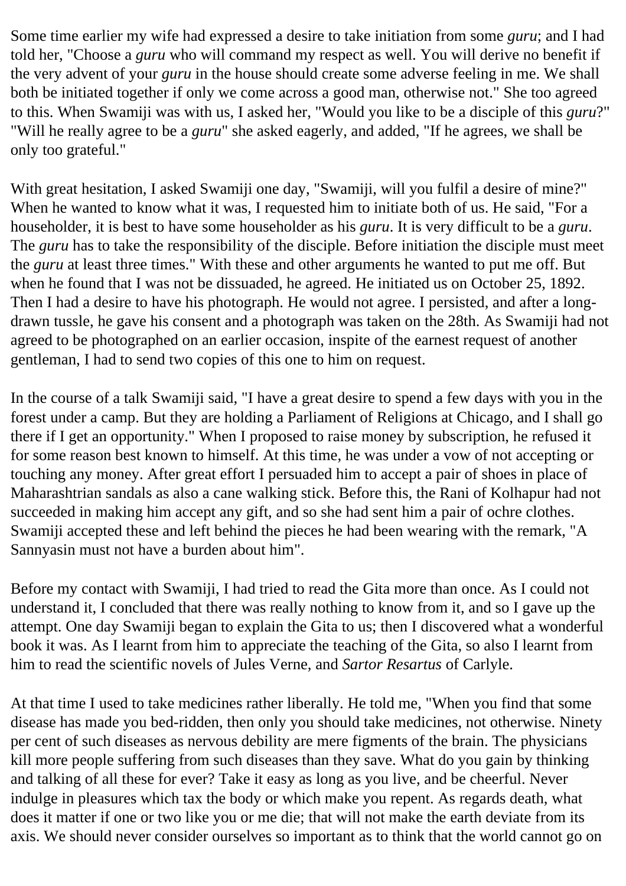Some time earlier my wife had expressed a desire to take initiation from some *guru*; and I had told her, "Choose a *guru* who will command my respect as well. You will derive no benefit if the very advent of your *guru* in the house should create some adverse feeling in me. We shall both be initiated together if only we come across a good man, otherwise not." She too agreed to this. When Swamiji was with us, I asked her, "Would you like to be a disciple of this *guru*?" "Will he really agree to be a *guru*" she asked eagerly, and added, "If he agrees, we shall be only too grateful."

With great hesitation, I asked Swamiji one day, "Swamiji, will you fulfil a desire of mine?" When he wanted to know what it was, I requested him to initiate both of us. He said, "For a householder, it is best to have some householder as his *guru*. It is very difficult to be a *guru*. The *guru* has to take the responsibility of the disciple. Before initiation the disciple must meet the *guru* at least three times." With these and other arguments he wanted to put me off. But when he found that I was not be dissuaded, he agreed. He initiated us on October 25, 1892. Then I had a desire to have his photograph. He would not agree. I persisted, and after a long-drawn tussle, he gave his consent and a photograph was taken on the 28th. As Swamiji had not agreed to be photographed on an earlier occasion, inspite of the earnest request of another gentleman, I had to send two copies of this one to him on request.

In the course of a talk Swamiji said, "I have a great desire to spend a few days with you in the forest under a camp. But they are holding a Parliament of Religions at Chicago, and I shall go there if I get an opportunity." When I proposed to raise money by subscription, he refused it for some reason best known to himself. At this time, he was under a vow of not accepting or touching any money. After great effort I persuaded him to accept a pair of shoes in place of Maharashtrian sandals as also a cane walking stick. Before this, the Rani of Kolhapur had not succeeded in making him accept any gift, and so she had sent him a pair of ochre clothes. Swamiji accepted these and left behind the pieces he had been wearing with the remark, "A Sannyasin must not have a burden about him".

Before my contact with Swamiji, I had tried to read the Gita more than once. As I could not understand it, I concluded that there was really nothing to know from it, and so I gave up the attempt. One day Swamiji began to explain the Gita to us; then I discovered what a wonderful book it was. As I learnt from him to appreciate the teaching of the Gita, so also I learnt from him to read the scientific novels of Jules Verne, and *Sartor Resartus* of Carlyle.

At that time I used to take medicines rather liberally. He told me, "When you find that some disease has made you bed-ridden, then only you should take medicines, not otherwise. Ninety per cent of such diseases as nervous debility are mere figments of the brain. The physicians kill more people suffering from such diseases than they save. What do you gain by thinking and talking of all these for ever? Take it easy as long as you live, and be cheerful. Never indulge in pleasures which tax the body or which make you repent. As regards death, what does it matter if one or two like you or me die; that will not make the earth deviate from its axis. We should never consider ourselves so important as to think that the world cannot go on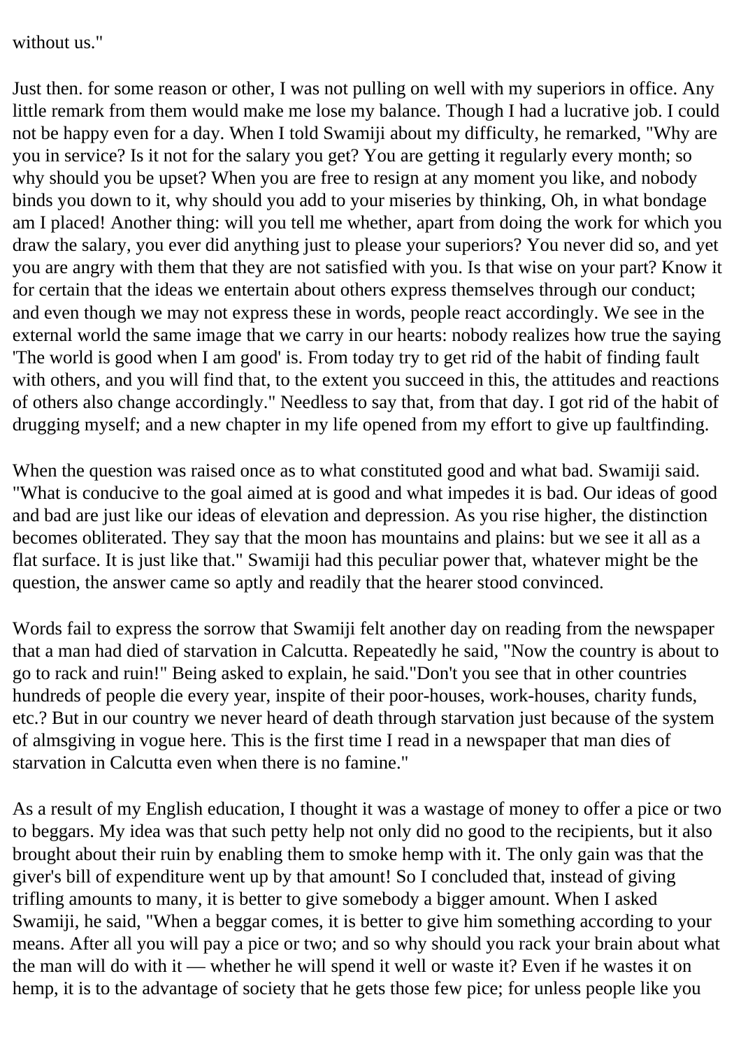without us."

Just then. for some reason or other, I was not pulling on well with my superiors in office. Any little remark from them would make me lose my balance. Though I had a lucrative job. I could not be happy even for a day. When I told Swamiji about my difficulty, he remarked, "Why are you in service? Is it not for the salary you get? You are getting it regularly every month; so why should you be upset? When you are free to resign at any moment you like, and nobody binds you down to it, why should you add to your miseries by thinking, Oh, in what bondage am I placed! Another thing: will you tell me whether, apart from doing the work for which you draw the salary, you ever did anything just to please your superiors? You never did so, and yet you are angry with them that they are not satisfied with you. Is that wise on your part? Know it for certain that the ideas we entertain about others express themselves through our conduct; and even though we may not express these in words, people react accordingly. We see in the external world the same image that we carry in our hearts: nobody realizes how true the saying 'The world is good when I am good' is. From today try to get rid of the habit of finding fault with others, and you will find that, to the extent you succeed in this, the attitudes and reactions of others also change accordingly." Needless to say that, from that day. I got rid of the habit of drugging myself; and a new chapter in my life opened from my effort to give up faultfinding.

When the question was raised once as to what constituted good and what bad. Swamiji said. "What is conducive to the goal aimed at is good and what impedes it is bad. Our ideas of good and bad are just like our ideas of elevation and depression. As you rise higher, the distinction becomes obliterated. They say that the moon has mountains and plains: but we see it all as a flat surface. It is just like that." Swamiji had this peculiar power that, whatever might be the question, the answer came so aptly and readily that the hearer stood convinced.

Words fail to express the sorrow that Swamiji felt another day on reading from the newspaper that a man had died of starvation in Calcutta. Repeatedly he said, "Now the country is about to go to rack and ruin!" Being asked to explain, he said."Don't you see that in other countries hundreds of people die every year, inspite of their poor-houses, work-houses, charity funds, etc.? But in our country we never heard of death through starvation just because of the system of almsgiving in vogue here. This is the first time I read in a newspaper that man dies of starvation in Calcutta even when there is no famine."

As a result of my English education, I thought it was a wastage of money to offer a pice or two to beggars. My idea was that such petty help not only did no good to the recipients, but it also brought about their ruin by enabling them to smoke hemp with it. The only gain was that the giver's bill of expenditure went up by that amount! So I concluded that, instead of giving trifling amounts to many, it is better to give somebody a bigger amount. When I asked Swamiji, he said, "When a beggar comes, it is better to give him something according to your means. After all you will pay a pice or two; and so why should you rack your brain about what the man will do with it — whether he will spend it well or waste it? Even if he wastes it on hemp, it is to the advantage of society that he gets those few pice; for unless people like you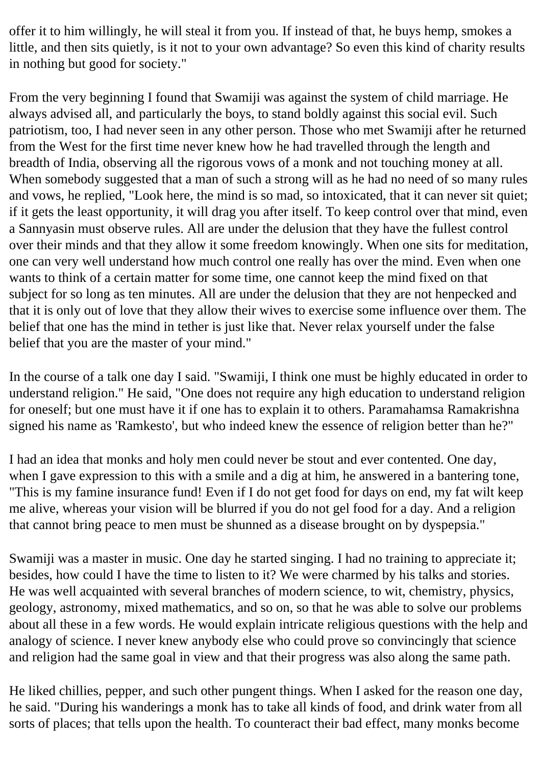offer it to him willingly, he will steal it from you. If instead of that, he buys hemp, smokes a little, and then sits quietly, is it not to your own advantage? So even this kind of charity results in nothing but good for society."

From the very beginning I found that Swamiji was against the system of child marriage. He always advised all, and particularly the boys, to stand boldly against this social evil. Such patriotism, too, I had never seen in any other person. Those who met Swamiji after he returned from the West for the first time never knew how he had travelled through the length and breadth of India, observing all the rigorous vows of a monk and not touching money at all. When somebody suggested that a man of such a strong will as he had no need of so many rules and vows, he replied, "Look here, the mind is so mad, so intoxicated, that it can never sit quiet; if it gets the least opportunity, it will drag you after itself. To keep control over that mind, even a Sannyasin must observe rules. All are under the delusion that they have the fullest control over their minds and that they allow it some freedom knowingly. When one sits for meditation, one can very well understand how much control one really has over the mind. Even when one wants to think of a certain matter for some time, one cannot keep the mind fixed on that subject for so long as ten minutes. All are under the delusion that they are not henpecked and that it is only out of love that they allow their wives to exercise some influence over them. The belief that one has the mind in tether is just like that. Never relax yourself under the false belief that you are the master of your mind."

In the course of a talk one day I said. "Swamiji, I think one must be highly educated in order to understand religion." He said, "One does not require any high education to understand religion for oneself; but one must have it if one has to explain it to others. Paramahamsa Ramakrishna signed his name as 'Ramkesto', but who indeed knew the essence of religion better than he?"

I had an idea that monks and holy men could never be stout and ever contented. One day, when I gave expression to this with a smile and a dig at him, he answered in a bantering tone, "This is my famine insurance fund! Even if I do not get food for days on end, my fat wilt keep me alive, whereas your vision will be blurred if you do not gel food for a day. And a religion that cannot bring peace to men must be shunned as a disease brought on by dyspepsia."

Swamiji was a master in music. One day he started singing. I had no training to appreciate it; besides, how could I have the time to listen to it? We were charmed by his talks and stories. He was well acquainted with several branches of modern science, to wit, chemistry, physics, geology, astronomy, mixed mathematics, and so on, so that he was able to solve our problems about all these in a few words. He would explain intricate religious questions with the help and analogy of science. I never knew anybody else who could prove so convincingly that science and religion had the same goal in view and that their progress was also along the same path.

He liked chillies, pepper, and such other pungent things. When I asked for the reason one day, he said. "During his wanderings a monk has to take all kinds of food, and drink water from all sorts of places; that tells upon the health. To counteract their bad effect, many monks become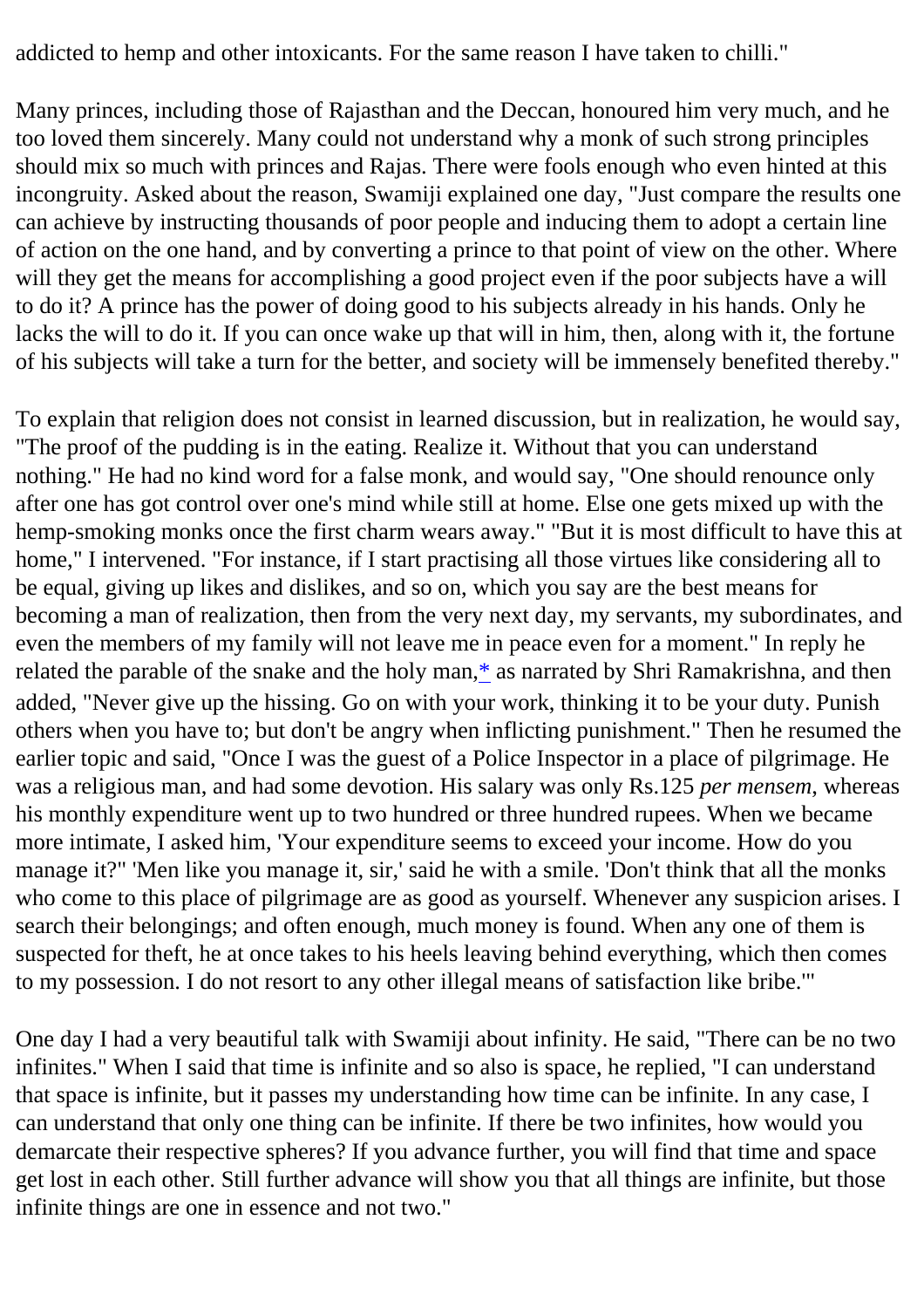addicted to hemp and other intoxicants. For the same reason I have taken to chilli."

Many princes, including those of Rajasthan and the Deccan, honoured him very much, and he too loved them sincerely. Many could not understand why a monk of such strong principles should mix so much with princes and Rajas. There were fools enough who even hinted at this incongruity. Asked about the reason, Swamiji explained one day, "Just compare the results one can achieve by instructing thousands of poor people and inducing them to adopt a certain line of action on the one hand, and by converting a prince to that point of view on the other. Where will they get the means for accomplishing a good project even if the poor subjects have a will to do it? A prince has the power of doing good to his subjects already in his hands. Only he lacks the will to do it. If you can once wake up that will in him, then, along with it, the fortune of his subjects will take a turn for the better, and society will be immensely benefited thereby."

To explain that religion does not consist in learned discussion, but in realization, he would say, "The proof of the pudding is in the eating. Realize it. Without that you can understand nothing." He had no kind word for a false monk, and would say, "One should renounce only after one has got control over one's mind while still at home. Else one gets mixed up with the hemp-smoking monks once the first charm wears away." "But it is most difficult to have this at home," I intervened. "For instance, if I start practising all those virtues like considering all to be equal, giving up likes and dislikes, and so on, which you say are the best means for becoming a man of realization, then from the very next day, my servants, my subordinates, and even the members of my family will not leave me in peace even for a moment." In reply he related the parable of the snake and the holy man,* as narrated by Shri Ramakrishna, and then added, "Never give up the hissing. Go on with your work, thinking it to be your duty. Punish others when you have to; but don't be angry when inflicting punishment." Then he resumed the earlier topic and said, "Once I was the guest of a Police Inspector in a place of pilgrimage. He was a religious man, and had some devotion. His salary was only Rs.125 *per mensem*, whereas his monthly expenditure went up to two hundred or three hundred rupees. When we became more intimate, I asked him, 'Your expenditure seems to exceed your income. How do you manage it?" 'Men like you manage it, sir,' said he with a smile. 'Don't think that all the monks who come to this place of pilgrimage are as good as yourself. Whenever any suspicion arises. I search their belongings; and often enough, much money is found. When any one of them is suspected for theft, he at once takes to his heels leaving behind everything, which then comes to my possession. I do not resort to any other illegal means of satisfaction like bribe.'"

One day I had a very beautiful talk with Swamiji about infinity. He said, "There can be no two infinites." When I said that time is infinite and so also is space, he replied, "I can understand that space is infinite, but it passes my understanding how time can be infinite. In any case, I can understand that only one thing can be infinite. If there be two infinites, how would you demarcate their respective spheres? If you advance further, you will find that time and space get lost in each other. Still further advance will show you that all things are infinite, but those infinite things are one in essence and not two."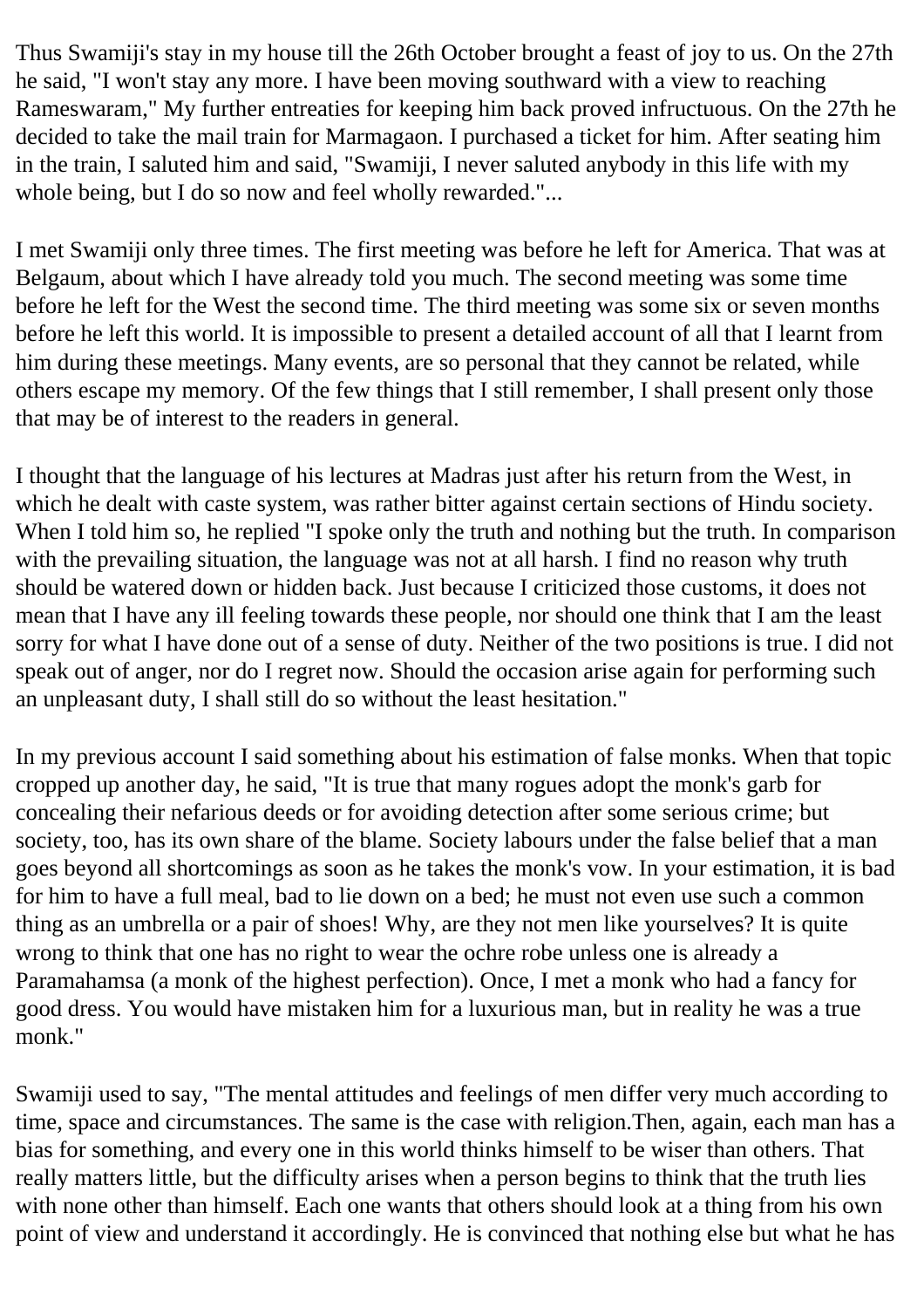Thus Swamiji's stay in my house till the 26th October brought a feast of joy to us. On the 27th he said, "I won't stay any more. I have been moving southward with a view to reaching Rameswaram," My further entreaties for keeping him back proved infructuous. On the 27th he decided to take the mail train for Marmagaon. I purchased a ticket for him. After seating him in the train, I saluted him and said, "Swamiji, I never saluted anybody in this life with my whole being, but I do so now and feel wholly rewarded."...

I met Swamiji only three times. The first meeting was before he left for America. That was at Belgaum, about which I have already told you much. The second meeting was some time before he left for the West the second time. The third meeting was some six or seven months before he left this world. It is impossible to present a detailed account of all that I learnt from him during these meetings. Many events, are so personal that they cannot be related, while others escape my memory. Of the few things that I still remember, I shall present only those that may be of interest to the readers in general.

I thought that the language of his lectures at Madras just after his return from the West, in which he dealt with caste system, was rather bitter against certain sections of Hindu society. When I told him so, he replied "I spoke only the truth and nothing but the truth. In comparison with the prevailing situation, the language was not at all harsh. I find no reason why truth should be watered down or hidden back. Just because I criticized those customs, it does not mean that I have any ill feeling towards these people, nor should one think that I am the least sorry for what I have done out of a sense of duty. Neither of the two positions is true. I did not speak out of anger, nor do I regret now. Should the occasion arise again for performing such an unpleasant duty, I shall still do so without the least hesitation."

In my previous account I said something about his estimation of false monks. When that topic cropped up another day, he said, "It is true that many rogues adopt the monk's garb for concealing their nefarious deeds or for avoiding detection after some serious crime; but society, too, has its own share of the blame. Society labours under the false belief that a man goes beyond all shortcomings as soon as he takes the monk's vow. In your estimation, it is bad for him to have a full meal, bad to lie down on a bed; he must not even use such a common thing as an umbrella or a pair of shoes! Why, are they not men like yourselves? It is quite wrong to think that one has no right to wear the ochre robe unless one is already a Paramahamsa (a monk of the highest perfection). Once, I met a monk who had a fancy for good dress. You would have mistaken him for a luxurious man, but in reality he was a true monk."

Swamiji used to say, "The mental attitudes and feelings of men differ very much according to time, space and circumstances. The same is the case with religion.Then, again, each man has a bias for something, and every one in this world thinks himself to be wiser than others. That really matters little, but the difficulty arises when a person begins to think that the truth lies with none other than himself. Each one wants that others should look at a thing from his own point of view and understand it accordingly. He is convinced that nothing else but what he has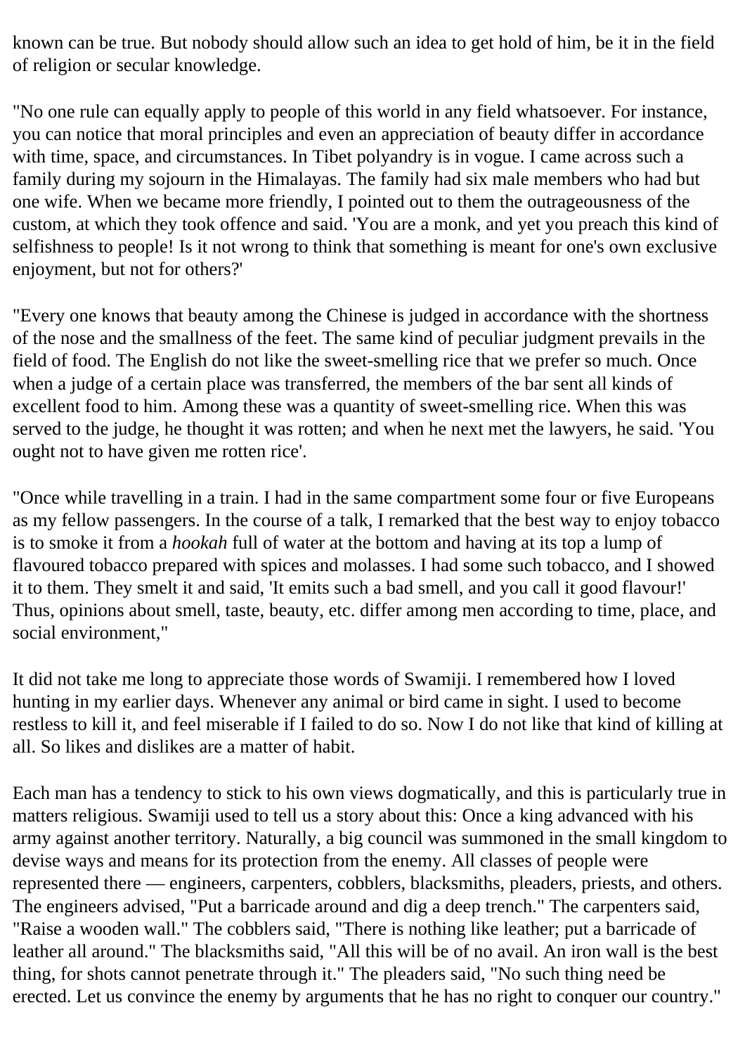known can be true. But nobody should allow such an idea to get hold of him, be it in the field of religion or secular knowledge.

"No one rule can equally apply to people of this world in any field whatsoever. For instance, you can notice that moral principles and even an appreciation of beauty differ in accordance with time, space, and circumstances. In Tibet polyandry is in vogue. I came across such a family during my sojourn in the Himalayas. The family had six male members who had but one wife. When we became more friendly, I pointed out to them the outrageousness of the custom, at which they took offence and said. 'You are a monk, and yet you preach this kind of selfishness to people! Is it not wrong to think that something is meant for one's own exclusive enjoyment, but not for others?'

"Every one knows that beauty among the Chinese is judged in accordance with the shortness of the nose and the smallness of the feet. The same kind of peculiar judgment prevails in the field of food. The English do not like the sweet-smelling rice that we prefer so much. Once when a judge of a certain place was transferred, the members of the bar sent all kinds of excellent food to him. Among these was a quantity of sweet-smelling rice. When this was served to the judge, he thought it was rotten; and when he next met the lawyers, he said. 'You ought not to have given me rotten rice'.

"Once while travelling in a train. I had in the same compartment some four or five Europeans as my fellow passengers. In the course of a talk, I remarked that the best way to enjoy tobacco is to smoke it from a *hookah* full of water at the bottom and having at its top a lump of flavoured tobacco prepared with spices and molasses. I had some such tobacco, and I showed it to them. They smelt it and said, 'It emits such a bad smell, and you call it good flavour!' Thus, opinions about smell, taste, beauty, etc. differ among men according to time, place, and social environment,"

It did not take me long to appreciate those words of Swamiji. I remembered how I loved hunting in my earlier days. Whenever any animal or bird came in sight. I used to become restless to kill it, and feel miserable if I failed to do so. Now I do not like that kind of killing at all. So likes and dislikes are a matter of habit.

Each man has a tendency to stick to his own views dogmatically, and this is particularly true in matters religious. Swamiji used to tell us a story about this: Once a king advanced with his army against another territory. Naturally, a big council was summoned in the small kingdom to devise ways and means for its protection from the enemy. All classes of people were represented there — engineers, carpenters, cobblers, blacksmiths, pleaders, priests, and others. The engineers advised, "Put a barricade around and dig a deep trench." The carpenters said, "Raise a wooden wall." The cobblers said, "There is nothing like leather; put a barricade of leather all around." The blacksmiths said, "All this will be of no avail. An iron wall is the best thing, for shots cannot penetrate through it." The pleaders said, "No such thing need be erected. Let us convince the enemy by arguments that he has no right to conquer our country."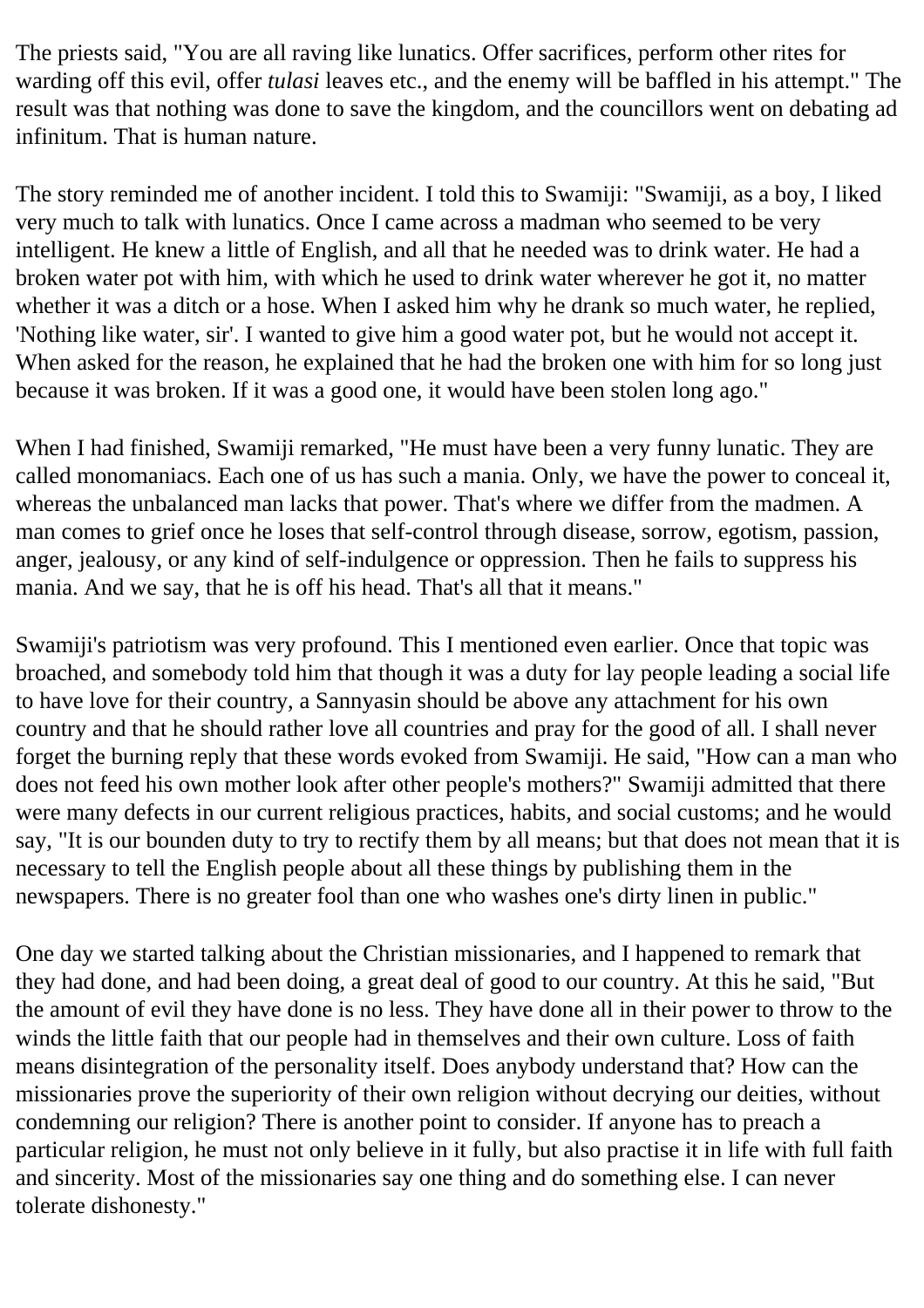The priests said, "You are all raving like lunatics. Offer sacrifices, perform other rites for warding off this evil, offer *tulasi* leaves etc., and the enemy will be baffled in his attempt." The result was that nothing was done to save the kingdom, and the councillors went on debating ad infinitum. That is human nature.

The story reminded me of another incident. I told this to Swamiji: "Swamiji, as a boy, I liked very much to talk with lunatics. Once I came across a madman who seemed to be very intelligent. He knew a little of English, and all that he needed was to drink water. He had a broken water pot with him, with which he used to drink water wherever he got it, no matter whether it was a ditch or a hose. When I asked him why he drank so much water, he replied, 'Nothing like water, sir'. I wanted to give him a good water pot, but he would not accept it. When asked for the reason, he explained that he had the broken one with him for so long just because it was broken. If it was a good one, it would have been stolen long ago."

When I had finished, Swamiji remarked, "He must have been a very funny lunatic. They are called monomaniacs. Each one of us has such a mania. Only, we have the power to conceal it, whereas the unbalanced man lacks that power. That's where we differ from the madmen. A man comes to grief once he loses that self-control through disease, sorrow, egotism, passion, anger, jealousy, or any kind of self-indulgence or oppression. Then he fails to suppress his mania. And we say, that he is off his head. That's all that it means."

Swamiji's patriotism was very profound. This I mentioned even earlier. Once that topic was broached, and somebody told him that though it was a duty for lay people leading a social life to have love for their country, a Sannyasin should be above any attachment for his own country and that he should rather love all countries and pray for the good of all. I shall never forget the burning reply that these words evoked from Swamiji. He said, "How can a man who does not feed his own mother look after other people's mothers?" Swamiji admitted that there were many defects in our current religious practices, habits, and social customs; and he would say, "It is our bounden duty to try to rectify them by all means; but that does not mean that it is necessary to tell the English people about all these things by publishing them in the newspapers. There is no greater fool than one who washes one's dirty linen in public."

One day we started talking about the Christian missionaries, and I happened to remark that they had done, and had been doing, a great deal of good to our country. At this he said, "But the amount of evil they have done is no less. They have done all in their power to throw to the winds the little faith that our people had in themselves and their own culture. Loss of faith means disintegration of the personality itself. Does anybody understand that? How can the missionaries prove the superiority of their own religion without decrying our deities, without condemning our religion? There is another point to consider. If anyone has to preach a particular religion, he must not only believe in it fully, but also practise it in life with full faith and sincerity. Most of the missionaries say one thing and do something else. I can never tolerate dishonesty."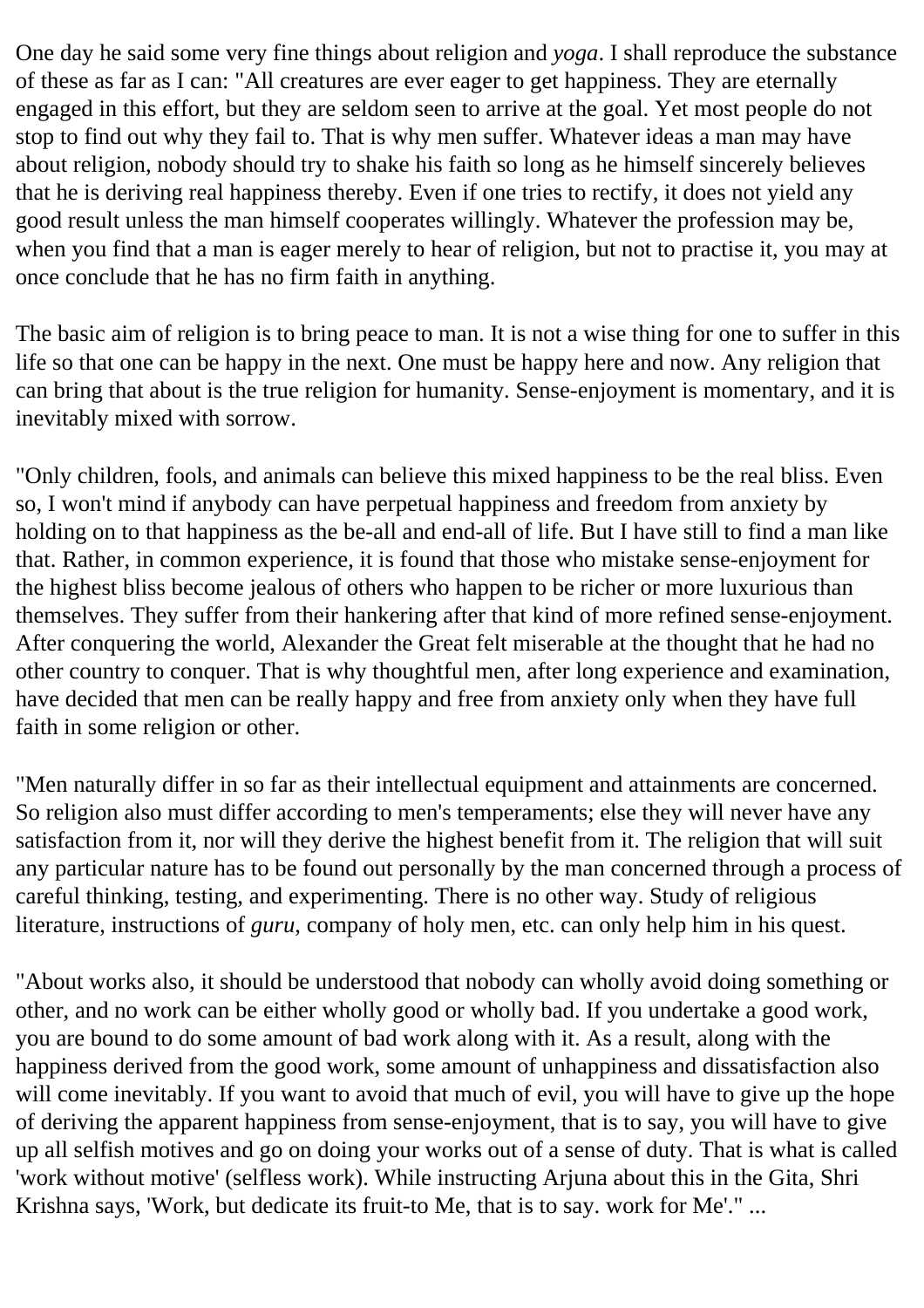One day he said some very fine things about religion and *yoga*. I shall reproduce the substance of these as far as I can: "All creatures are ever eager to get happiness. They are eternally engaged in this effort, but they are seldom seen to arrive at the goal. Yet most people do not stop to find out why they fail to. That is why men suffer. Whatever ideas a man may have about religion, nobody should try to shake his faith so long as he himself sincerely believes that he is deriving real happiness thereby. Even if one tries to rectify, it does not yield any good result unless the man himself cooperates willingly. Whatever the profession may be, when you find that a man is eager merely to hear of religion, but not to practise it, you may at once conclude that he has no firm faith in anything.

The basic aim of religion is to bring peace to man. It is not a wise thing for one to suffer in this life so that one can be happy in the next. One must be happy here and now. Any religion that can bring that about is the true religion for humanity. Sense-enjoyment is momentary, and it is inevitably mixed with sorrow.

"Only children, fools, and animals can believe this mixed happiness to be the real bliss. Even so, I won't mind if anybody can have perpetual happiness and freedom from anxiety by holding on to that happiness as the be-all and end-all of life. But I have still to find a man like that. Rather, in common experience, it is found that those who mistake sense-enjoyment for the highest bliss become jealous of others who happen to be richer or more luxurious than themselves. They suffer from their hankering after that kind of more refined sense-enjoyment. After conquering the world, Alexander the Great felt miserable at the thought that he had no other country to conquer. That is why thoughtful men, after long experience and examination, have decided that men can be really happy and free from anxiety only when they have full faith in some religion or other.

"Men naturally differ in so far as their intellectual equipment and attainments are concerned. So religion also must differ according to men's temperaments; else they will never have any satisfaction from it, nor will they derive the highest benefit from it. The religion that will suit any particular nature has to be found out personally by the man concerned through a process of careful thinking, testing, and experimenting. There is no other way. Study of religious literature, instructions of *guru*, company of holy men, etc. can only help him in his quest.

"About works also, it should be understood that nobody can wholly avoid doing something or other, and no work can be either wholly good or wholly bad. If you undertake a good work, you are bound to do some amount of bad work along with it. As a result, along with the happiness derived from the good work, some amount of unhappiness and dissatisfaction also will come inevitably. If you want to avoid that much of evil, you will have to give up the hope of deriving the apparent happiness from sense-enjoyment, that is to say, you will have to give up all selfish motives and go on doing your works out of a sense of duty. That is what is called 'work without motive' (selfless work). While instructing Arjuna about this in the Gita, Shri Krishna says, 'Work, but dedicate its fruit-to Me, that is to say. work for Me'." ...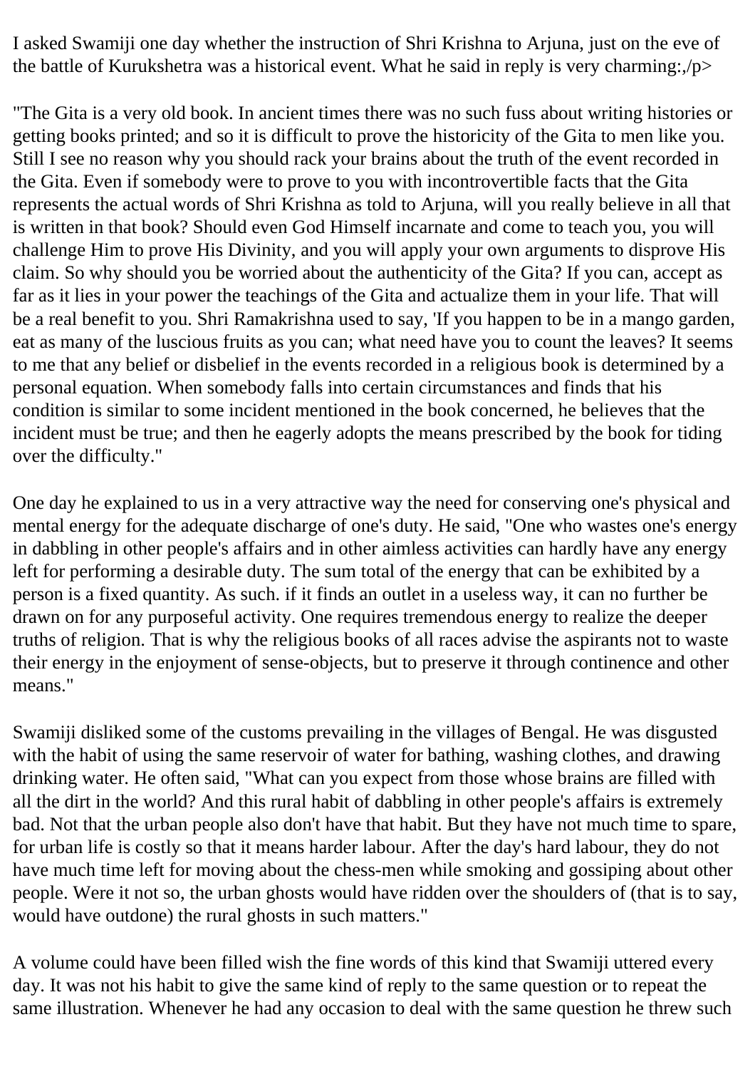I asked Swamiji one day whether the instruction of Shri Krishna to Arjuna, just on the eve of the battle of Kurukshetra was a historical event. What he said in reply is very charming:,/p>

"The Gita is a very old book. In ancient times there was no such fuss about writing histories or getting books printed; and so it is difficult to prove the historicity of the Gita to men like you. Still I see no reason why you should rack your brains about the truth of the event recorded in the Gita. Even if somebody were to prove to you with incontrovertible facts that the Gita represents the actual words of Shri Krishna as told to Arjuna, will you really believe in all that is written in that book? Should even God Himself incarnate and come to teach you, you will challenge Him to prove His Divinity, and you will apply your own arguments to disprove His claim. So why should you be worried about the authenticity of the Gita? If you can, accept as far as it lies in your power the teachings of the Gita and actualize them in your life. That will be a real benefit to you. Shri Ramakrishna used to say, 'If you happen to be in a mango garden, eat as many of the luscious fruits as you can; what need have you to count the leaves? It seems to me that any belief or disbelief in the events recorded in a religious book is determined by a personal equation. When somebody falls into certain circumstances and finds that his condition is similar to some incident mentioned in the book concerned, he believes that the incident must be true; and then he eagerly adopts the means prescribed by the book for tiding over the difficulty."

One day he explained to us in a very attractive way the need for conserving one's physical and mental energy for the adequate discharge of one's duty. He said, "One who wastes one's energy in dabbling in other people's affairs and in other aimless activities can hardly have any energy left for performing a desirable duty. The sum total of the energy that can be exhibited by a person is a fixed quantity. As such. if it finds an outlet in a useless way, it can no further be drawn on for any purposeful activity. One requires tremendous energy to realize the deeper truths of religion. That is why the religious books of all races advise the aspirants not to waste their energy in the enjoyment of sense-objects, but to preserve it through continence and other means."

Swamiji disliked some of the customs prevailing in the villages of Bengal. He was disgusted with the habit of using the same reservoir of water for bathing, washing clothes, and drawing drinking water. He often said, "What can you expect from those whose brains are filled with all the dirt in the world? And this rural habit of dabbling in other people's affairs is extremely bad. Not that the urban people also don't have that habit. But they have not much time to spare, for urban life is costly so that it means harder labour. After the day's hard labour, they do not have much time left for moving about the chess-men while smoking and gossiping about other people. Were it not so, the urban ghosts would have ridden over the shoulders of (that is to say, would have outdone) the rural ghosts in such matters."

A volume could have been filled wish the fine words of this kind that Swamiji uttered every day. It was not his habit to give the same kind of reply to the same question or to repeat the same illustration. Whenever he had any occasion to deal with the same question he threw such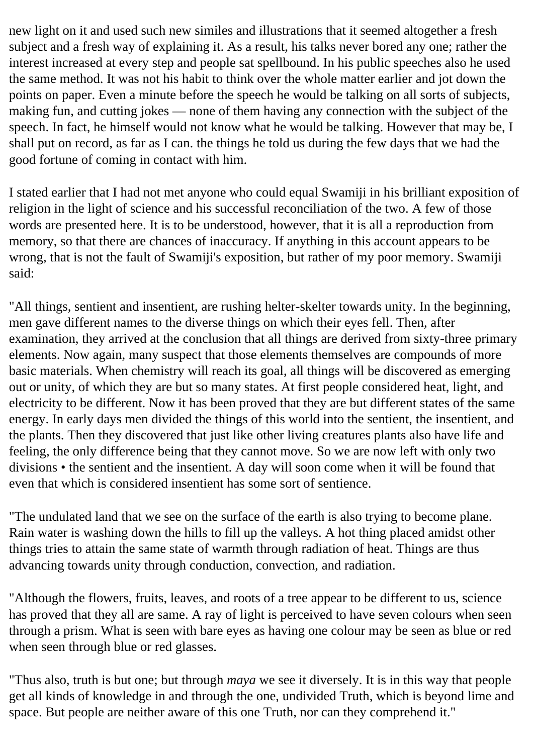new light on it and used such new similes and illustrations that it seemed altogether a fresh subject and a fresh way of explaining it. As a result, his talks never bored any one; rather the interest increased at every step and people sat spellbound. In his public speeches also he used the same method. It was not his habit to think over the whole matter earlier and jot down the points on paper. Even a minute before the speech he would be talking on all sorts of subjects, making fun, and cutting jokes — none of them having any connection with the subject of the speech. In fact, he himself would not know what he would be talking. However that may be, I shall put on record, as far as I can. the things he told us during the few days that we had the good fortune of coming in contact with him.

I stated earlier that I had not met anyone who could equal Swamiji in his brilliant exposition of religion in the light of science and his successful reconciliation of the two. A few of those words are presented here. It is to be understood, however, that it is all a reproduction from memory, so that there are chances of inaccuracy. If anything in this account appears to be wrong, that is not the fault of Swamiji's exposition, but rather of my poor memory. Swamiji said:

"All things, sentient and insentient, are rushing helter-skelter towards unity. In the beginning, men gave different names to the diverse things on which their eyes fell. Then, after examination, they arrived at the conclusion that all things are derived from sixty-three primary elements. Now again, many suspect that those elements themselves are compounds of more basic materials. When chemistry will reach its goal, all things will be discovered as emerging out or unity, of which they are but so many states. At first people considered heat, light, and electricity to be different. Now it has been proved that they are but different states of the same energy. In early days men divided the things of this world into the sentient, the insentient, and the plants. Then they discovered that just like other living creatures plants also have life and feeling, the only difference being that they cannot move. So we are now left with only two divisions • the sentient and the insentient. A day will soon come when it will be found that even that which is considered insentient has some sort of sentience.

"The undulated land that we see on the surface of the earth is also trying to become plane. Rain water is washing down the hills to fill up the valleys. A hot thing placed amidst other things tries to attain the same state of warmth through radiation of heat. Things are thus advancing towards unity through conduction, convection, and radiation.

"Although the flowers, fruits, leaves, and roots of a tree appear to be different to us, science has proved that they all are same. A ray of light is perceived to have seven colours when seen through a prism. What is seen with bare eyes as having one colour may be seen as blue or red when seen through blue or red glasses.

"Thus also, truth is but one; but through *maya* we see it diversely. It is in this way that people get all kinds of knowledge in and through the one, undivided Truth, which is beyond lime and space. But people are neither aware of this one Truth, nor can they comprehend it."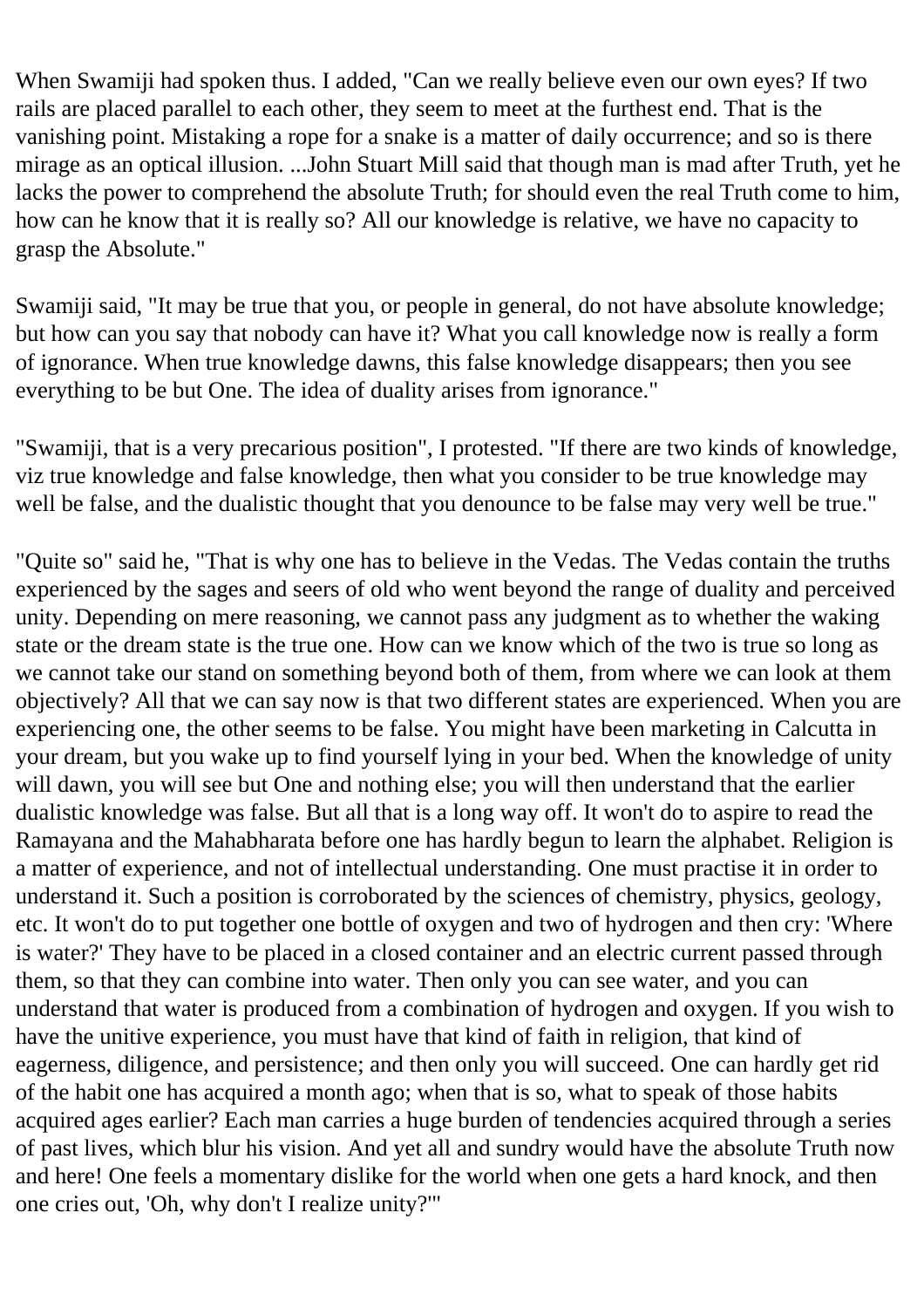When Swamiji had spoken thus. I added, "Can we really believe even our own eyes? If two rails are placed parallel to each other, they seem to meet at the furthest end. That is the vanishing point. Mistaking a rope for a snake is a matter of daily occurrence; and so is there mirage as an optical illusion. ...John Stuart Mill said that though man is mad after Truth, yet he lacks the power to comprehend the absolute Truth; for should even the real Truth come to him, how can he know that it is really so? All our knowledge is relative, we have no capacity to grasp the Absolute."

Swamiji said, "It may be true that you, or people in general, do not have absolute knowledge; but how can you say that nobody can have it? What you call knowledge now is really a form of ignorance. When true knowledge dawns, this false knowledge disappears; then you see everything to be but One. The idea of duality arises from ignorance."

"Swamiji, that is a very precarious position", I protested. "If there are two kinds of knowledge, viz true knowledge and false knowledge, then what you consider to be true knowledge may well be false, and the dualistic thought that you denounce to be false may very well be true."

"Quite so" said he, "That is why one has to believe in the Vedas. The Vedas contain the truths experienced by the sages and seers of old who went beyond the range of duality and perceived unity. Depending on mere reasoning, we cannot pass any judgment as to whether the waking state or the dream state is the true one. How can we know which of the two is true so long as we cannot take our stand on something beyond both of them, from where we can look at them objectively? All that we can say now is that two different states are experienced. When you are experiencing one, the other seems to be false. You might have been marketing in Calcutta in your dream, but you wake up to find yourself lying in your bed. When the knowledge of unity will dawn, you will see but One and nothing else; you will then understand that the earlier dualistic knowledge was false. But all that is a long way off. It won't do to aspire to read the Ramayana and the Mahabharata before one has hardly begun to learn the alphabet. Religion is a matter of experience, and not of intellectual understanding. One must practise it in order to understand it. Such a position is corroborated by the sciences of chemistry, physics, geology, etc. It won't do to put together one bottle of oxygen and two of hydrogen and then cry: 'Where is water?' They have to be placed in a closed container and an electric current passed through them, so that they can combine into water. Then only you can see water, and you can understand that water is produced from a combination of hydrogen and oxygen. If you wish to have the unitive experience, you must have that kind of faith in religion, that kind of eagerness, diligence, and persistence; and then only you will succeed. One can hardly get rid of the habit one has acquired a month ago; when that is so, what to speak of those habits acquired ages earlier? Each man carries a huge burden of tendencies acquired through a series of past lives, which blur his vision. And yet all and sundry would have the absolute Truth now and here! One feels a momentary dislike for the world when one gets a hard knock, and then one cries out, 'Oh, why don't I realize unity?'"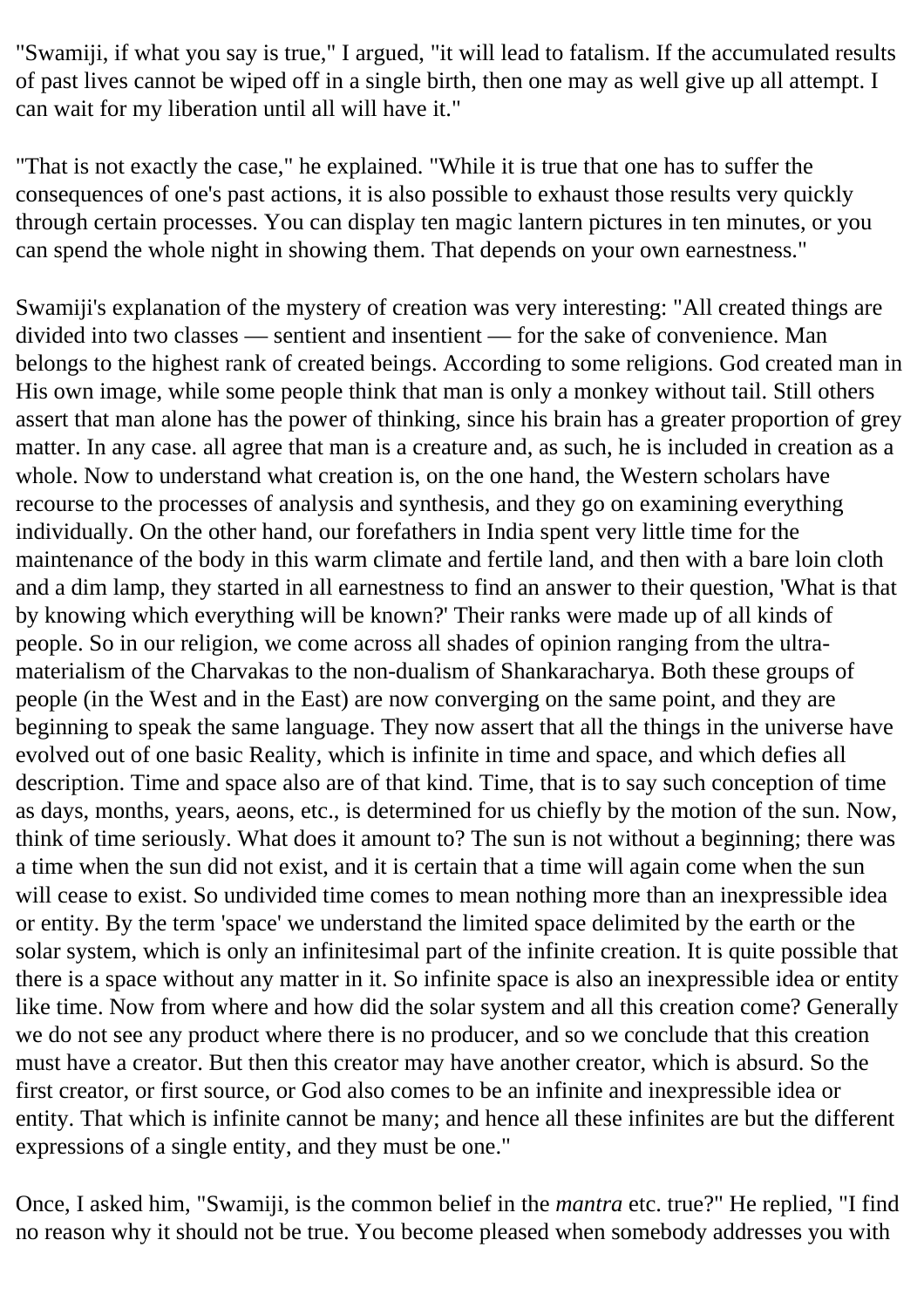"Swamiji, if what you say is true," I argued, "it will lead to fatalism. If the accumulated results of past lives cannot be wiped off in a single birth, then one may as well give up all attempt. I can wait for my liberation until all will have it."

"That is not exactly the case," he explained. "While it is true that one has to suffer the consequences of one's past actions, it is also possible to exhaust those results very quickly through certain processes. You can display ten magic lantern pictures in ten minutes, or you can spend the whole night in showing them. That depends on your own earnestness."

Swamiji's explanation of the mystery of creation was very interesting: "All created things are divided into two classes — sentient and insentient — for the sake of convenience. Man belongs to the highest rank of created beings. According to some religions. God created man in His own image, while some people think that man is only a monkey without tail. Still others assert that man alone has the power of thinking, since his brain has a greater proportion of grey matter. In any case. all agree that man is a creature and, as such, he is included in creation as a whole. Now to understand what creation is, on the one hand, the Western scholars have recourse to the processes of analysis and synthesis, and they go on examining everything individually. On the other hand, our forefathers in India spent very little time for the maintenance of the body in this warm climate and fertile land, and then with a bare loin cloth and a dim lamp, they started in all earnestness to find an answer to their question, 'What is that by knowing which everything will be known?' Their ranks were made up of all kinds of people. So in our religion, we come across all shades of opinion ranging from the ultra-materialism of the Charvakas to the non-dualism of Shankaracharya. Both these groups of people (in the West and in the East) are now converging on the same point, and they are beginning to speak the same language. They now assert that all the things in the universe have evolved out of one basic Reality, which is infinite in time and space, and which defies all description. Time and space also are of that kind. Time, that is to say such conception of time as days, months, years, aeons, etc., is determined for us chiefly by the motion of the sun. Now, think of time seriously. What does it amount to? The sun is not without a beginning; there was a time when the sun did not exist, and it is certain that a time will again come when the sun will cease to exist. So undivided time comes to mean nothing more than an inexpressible idea or entity. By the term 'space' we understand the limited space delimited by the earth or the solar system, which is only an infinitesimal part of the infinite creation. It is quite possible that there is a space without any matter in it. So infinite space is also an inexpressible idea or entity like time. Now from where and how did the solar system and all this creation come? Generally we do not see any product where there is no producer, and so we conclude that this creation must have a creator. But then this creator may have another creator, which is absurd. So the first creator, or first source, or God also comes to be an infinite and inexpressible idea or entity. That which is infinite cannot be many; and hence all these infinites are but the different expressions of a single entity, and they must be one."

Once, I asked him, "Swamiji, is the common belief in the *mantra* etc. true?" He replied, "I find no reason why it should not be true. You become pleased when somebody addresses you with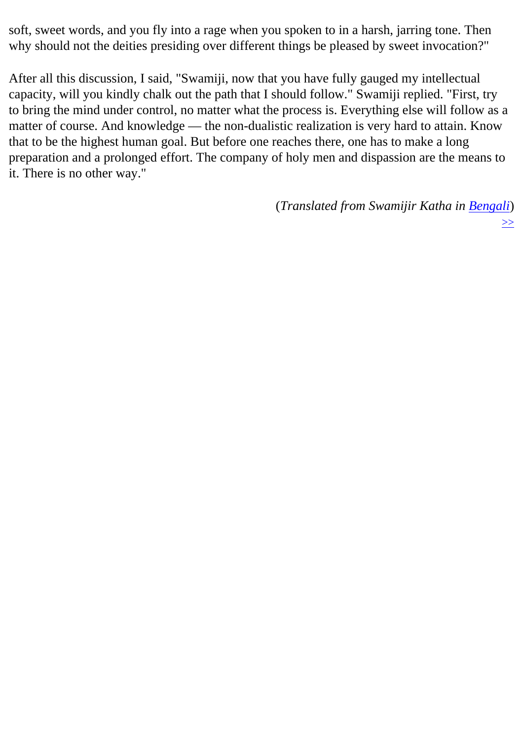soft, sweet words, and you fly into a rage when you spoken to in a harsh, jarring tone. Then why should not the deities presiding over different things be pleased by sweet invocation?"

After all this discussion, I said, "Swamiji, now that you have fully gauged my intellectual capacity, will you kindly chalk out the path that I should follow." Swamiji replied. "First, try to bring the mind under control, no matter what the process is. Everything else will follow as a matter of course. And knowledge — the non-dualistic realization is very hard to attain. Know that to be the highest human goal. But before one reaches there, one has to make a long preparation and a prolonged effort. The company of holy men and dispassion are the means to it. There is no other way."

(*Translated from Swamijir Katha in Bengali*)

>>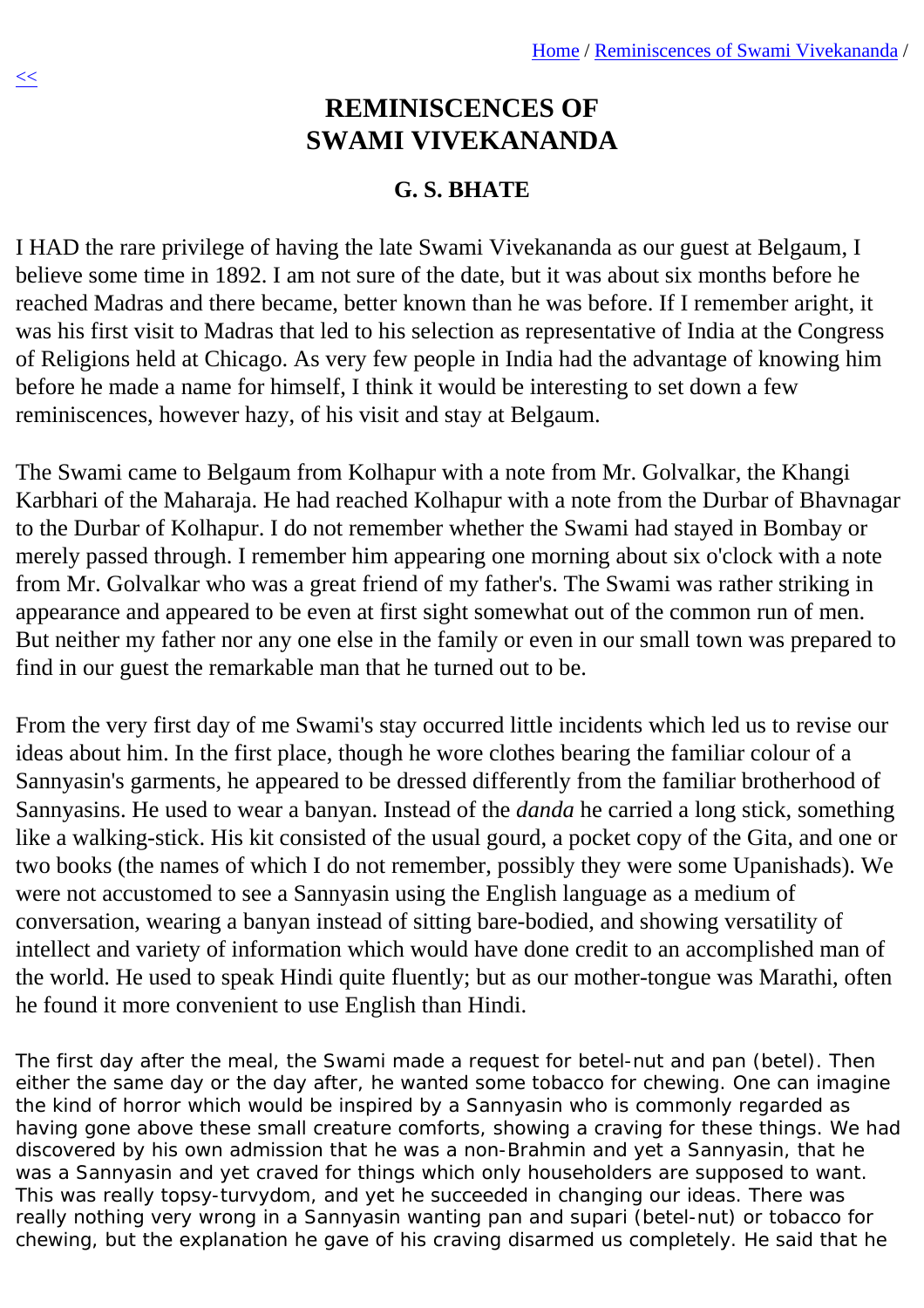# REMINISCENCES OF SWAMI VIVEKANANDA

### G. S. BHATE

I HAD the rare privilege of having the late Swami Vivekananda as our guest at Belgaum, I believe some time in 1892. I am not sure of the date, but it was about six months before he reached Madras and there became, better known than he was before. If I remember aright, it was his first visit to Madras that led to his selection as representative of India at the Congress of Religions held at Chicago. As very few people in India had the advantage of knowing him before he made a name for himself, I think it would be interesting to set down a few reminiscences, however hazy, of his visit and stay at Belgaum.

The Swami came to Belgaum from Kolhapur with a note from Mr. Golvalkar, the Khangi Karbhari of the Maharaja. He had reached Kolhapur with a note from the Durbar of Bhavnagar to the Durbar of Kolhapur. I do not remember whether the Swami had stayed in Bombay or merely passed through. I remember him appearing one morning about six o'clock with a note from Mr. Golvalkar who was a great friend of my father's. The Swami was rather striking in appearance and appeared to be even at first sight somewhat out of the common run of men. But neither my father nor any one else in the family or even in our small town was prepared to find in our guest the remarkable man that he turned out to be.

From the very first day of me Swami's stay occurred little incidents which led us to revise our ideas about him. In the first place, though he wore clothes bearing the familiar colour of a Sannyasin's garments, he appeared to be dressed differently from the familiar brotherhood of Sannyasins. He used to wear a banyan. Instead of the *danda* he carried a long stick, something like a walking-stick. His kit consisted of the usual gourd, a pocket copy of the Gita, and one or two books (the names of which I do not remember, possibly they were some Upanishads). We were not accustomed to see a Sannyasin using the English language as a medium of conversation, wearing a banyan instead of sitting bare-bodied, and showing versatility of intellect and variety of information which would have done credit to an accomplished man of the world. He used to speak Hindi quite fluently; but as our mother-tongue was Marathi, often he found it more convenient to use English than Hindi.

The first day after the meal, the Swami made a request for betel-nut and pan (betel). Then either the same day or the day after, he wanted some tobacco for chewing. One can imagine the kind of horror which would be inspired by a Sannyasin who is commonly regarded as having gone above these small creature comforts, showing a craving for these things. We had discovered by his own admission that he was a non-Brahmin and yet a Sannyasin, that he was a Sannyasin and yet craved for things which only householders are supposed to want. This was really topsy-turvydom, and yet he succeeded in changing our ideas. There was really nothing very wrong in a Sannyasin wanting pan and supari (betel-nut) or tobacco for chewing, but the explanation he gave of his craving disarmed us completely. He said that he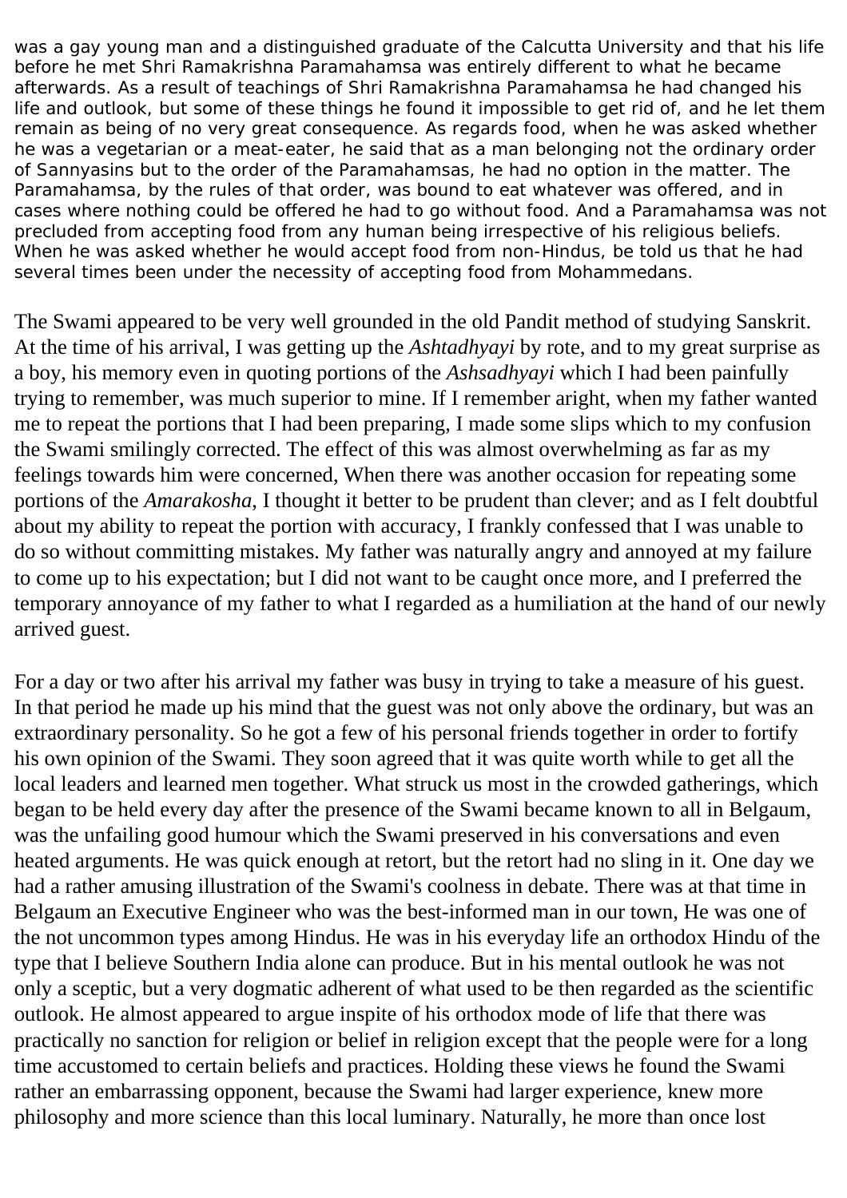was a gay young man and a distinguished graduate of the Calcutta University and that his life before he met Shri Ramakrishna Paramahamsa was entirely different to what he became afterwards. As a result of teachings of Shri Ramakrishna Paramahamsa he had changed his life and outlook, but some of these things he found it impossible to get rid of, and he let them remain as being of no very great consequence. As regards food, when he was asked whether he was a vegetarian or a meat-eater, he said that as a man belonging not the ordinary order of Sannyasins but to the order of the Paramahamsas, he had no option in the matter. The Paramahamsa, by the rules of that order, was bound to eat whatever was offered, and in cases where nothing could be offered he had to go without food. And a Paramahamsa was not precluded from accepting food from any human being irrespective of his religious beliefs. When he was asked whether he would accept food from non-Hindus, be told us that he had several times been under the necessity of accepting food from Mohammedans.

The Swami appeared to be very well grounded in the old Pandit method of studying Sanskrit. At the time of his arrival, I was getting up the *Ashtadhyayi* by rote, and to my great surprise as a boy, his memory even in quoting portions of the *Ashsadhyayi* which I had been painfully trying to remember, was much superior to mine. If I remember aright, when my father wanted me to repeat the portions that I had been preparing, I made some slips which to my confusion the Swami smilingly corrected. The effect of this was almost overwhelming as far as my feelings towards him were concerned, When there was another occasion for repeating some portions of the *Amarakosha,* I thought it better to be prudent than clever; and as I felt doubtful about my ability to repeat the portion with accuracy, I frankly confessed that I was unable to do so without committing mistakes. My father was naturally angry and annoyed at my failure to come up to his expectation; but I did not want to be caught once more, and I preferred the temporary annoyance of my father to what I regarded as a humiliation at the hand of our newly arrived guest.

For a day or two after his arrival my father was busy in trying to take a measure of his guest. In that period he made up his mind that the guest was not only above the ordinary, but was an extraordinary personality. So he got a few of his personal friends together in order to fortify his own opinion of the Swami. They soon agreed that it was quite worth while to get all the local leaders and learned men together. What struck us most in the crowded gatherings, which began to be held every day after the presence of the Swami became known to all in Belgaum, was the unfailing good humour which the Swami preserved in his conversations and even heated arguments. He was quick enough at retort, but the retort had no sling in it. One day we had a rather amusing illustration of the Swami's coolness in debate. There was at that time in Belgaum an Executive Engineer who was the best-informed man in our town, He was one of the not uncommon types among Hindus. He was in his everyday life an orthodox Hindu of the type that I believe Southern India alone can produce. But in his mental outlook he was not only a sceptic, but a very dogmatic adherent of what used to be then regarded as the scientific outlook. He almost appeared to argue inspite of his orthodox mode of life that there was practically no sanction for religion or belief in religion except that the people were for a long time accustomed to certain beliefs and practices. Holding these views he found the Swami rather an embarrassing opponent, because the Swami had larger experience, knew more philosophy and more science than this local luminary. Naturally, he more than once lost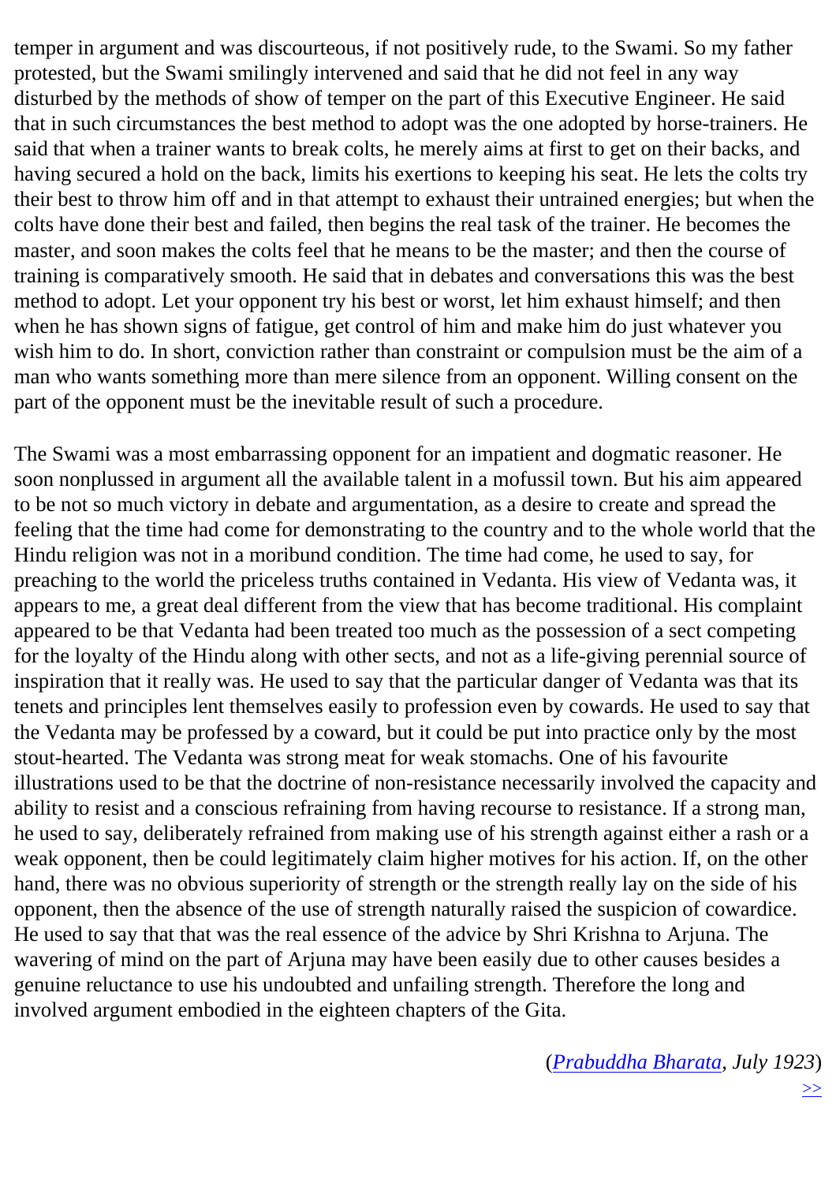temper in argument and was discourteous, if not positively rude, to the Swami. So my father protested, but the Swami smilingly intervened and said that he did not feel in any way disturbed by the methods of show of temper on the part of this Executive Engineer. He said that in such circumstances the best method to adopt was the one adopted by horse-trainers. He said that when a trainer wants to break colts, he merely aims at first to get on their backs, and having secured a hold on the back, limits his exertions to keeping his seat. He lets the colts try their best to throw him off and in that attempt to exhaust their untrained energies; but when the colts have done their best and failed, then begins the real task of the trainer. He becomes the master, and soon makes the colts feel that he means to be the master; and then the course of training is comparatively smooth. He said that in debates and conversations this was the best method to adopt. Let your opponent try his best or worst, let him exhaust himself; and then when he has shown signs of fatigue, get control of him and make him do just whatever you wish him to do. In short, conviction rather than constraint or compulsion must be the aim of a man who wants something more than mere silence from an opponent. Willing consent on the part of the opponent must be the inevitable result of such a procedure.

The Swami was a most embarrassing opponent for an impatient and dogmatic reasoner. He soon nonplussed in argument all the available talent in a mofussil town. But his aim appeared to be not so much victory in debate and argumentation, as a desire to create and spread the feeling that the time had come for demonstrating to the country and to the whole world that the Hindu religion was not in a moribund condition. The time had come, he used to say, for preaching to the world the priceless truths contained in Vedanta. His view of Vedanta was, it appears to me, a great deal different from the view that has become traditional. His complaint appeared to be that Vedanta had been treated too much as the possession of a sect competing for the loyalty of the Hindu along with other sects, and not as a life-giving perennial source of inspiration that it really was. He used to say that the particular danger of Vedanta was that its tenets and principles lent themselves easily to profession even by cowards. He used to say that the Vedanta may be professed by a coward, but it could be put into practice only by the most stout-hearted. The Vedanta was strong meat for weak stomachs. One of his favourite illustrations used to be that the doctrine of non-resistance necessarily involved the capacity and ability to resist and a conscious refraining from having recourse to resistance. If a strong man, he used to say, deliberately refrained from making use of his strength against either a rash or a weak opponent, then be could legitimately claim higher motives for his action. If, on the other hand, there was no obvious superiority of strength or the strength really lay on the side of his opponent, then the absence of the use of strength naturally raised the suspicion of cowardice. He used to say that that was the real essence of the advice by Shri Krishna to Arjuna. The wavering of mind on the part of Arjuna may have been easily due to other causes besides a genuine reluctance to use his undoubted and unfailing strength. Therefore the long and involved argument embodied in the eighteen chapters of the Gita.

(*Prabuddha Bharata, July 1923*)

>>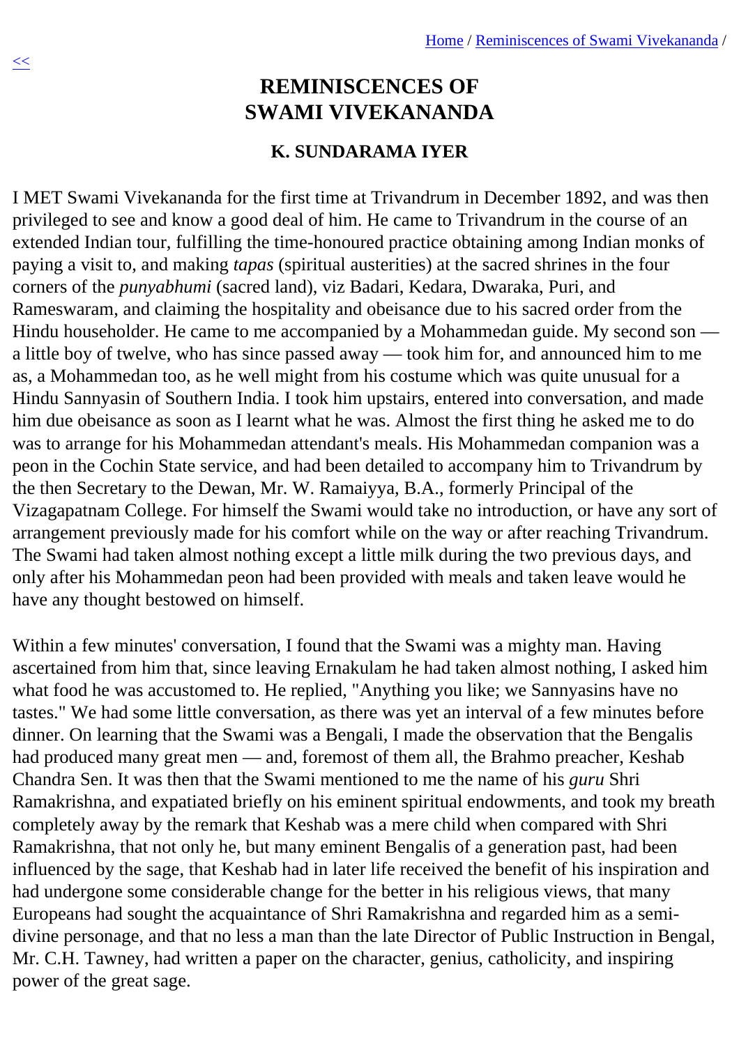# REMINISCENCES OF SWAMI VIVEKANANDA

### K. SUNDARAMA IYER

I MET Swami Vivekananda for the first time at Trivandrum in December 1892, and was then privileged to see and know a good deal of him. He came to Trivandrum in the course of an extended Indian tour, fulfilling the time-honoured practice obtaining among Indian monks of paying a visit to, and making *tapas* (spiritual austerities) at the sacred shrines in the four corners of the *punyabhumi* (sacred land), viz Badari, Kedara, Dwaraka, Puri, and Rameswaram, and claiming the hospitality and obeisance due to his sacred order from the Hindu householder. He came to me accompanied by a Mohammedan guide. My second son — a little boy of twelve, who has since passed away — took him for, and announced him to me as, a Mohammedan too, as he well might from his costume which was quite unusual for a Hindu Sannyasin of Southern India. I took him upstairs, entered into conversation, and made him due obeisance as soon as I learnt what he was. Almost the first thing he asked me to do was to arrange for his Mohammedan attendant's meals. His Mohammedan companion was a peon in the Cochin State service, and had been detailed to accompany him to Trivandrum by the then Secretary to the Dewan, Mr. W. Ramaiyya, B.A., formerly Principal of the Vizagapatnam College. For himself the Swami would take no introduction, or have any sort of arrangement previously made for his comfort while on the way or after reaching Trivandrum. The Swami had taken almost nothing except a little milk during the two previous days, and only after his Mohammedan peon had been provided with meals and taken leave would he have any thought bestowed on himself.

Within a few minutes' conversation, I found that the Swami was a mighty man. Having ascertained from him that, since leaving Ernakulam he had taken almost nothing, I asked him what food he was accustomed to. He replied, "Anything you like; we Sannyasins have no tastes." We had some little conversation, as there was yet an interval of a few minutes before dinner. On learning that the Swami was a Bengali, I made the observation that the Bengalis had produced many great men — and, foremost of them all, the Brahmo preacher, Keshab Chandra Sen. It was then that the Swami mentioned to me the name of his *guru* Shri Ramakrishna, and expatiated briefly on his eminent spiritual endowments, and took my breath completely away by the remark that Keshab was a mere child when compared with Shri Ramakrishna, that not only he, but many eminent Bengalis of a generation past, had been influenced by the sage, that Keshab had in later life received the benefit of his inspiration and had undergone some considerable change for the better in his religious views, that many Europeans had sought the acquaintance of Shri Ramakrishna and regarded him as a semi-divine personage, and that no less a man than the late Director of Public Instruction in Bengal, Mr. C.H. Tawney, had written a paper on the character, genius, catholicity, and inspiring power of the great sage.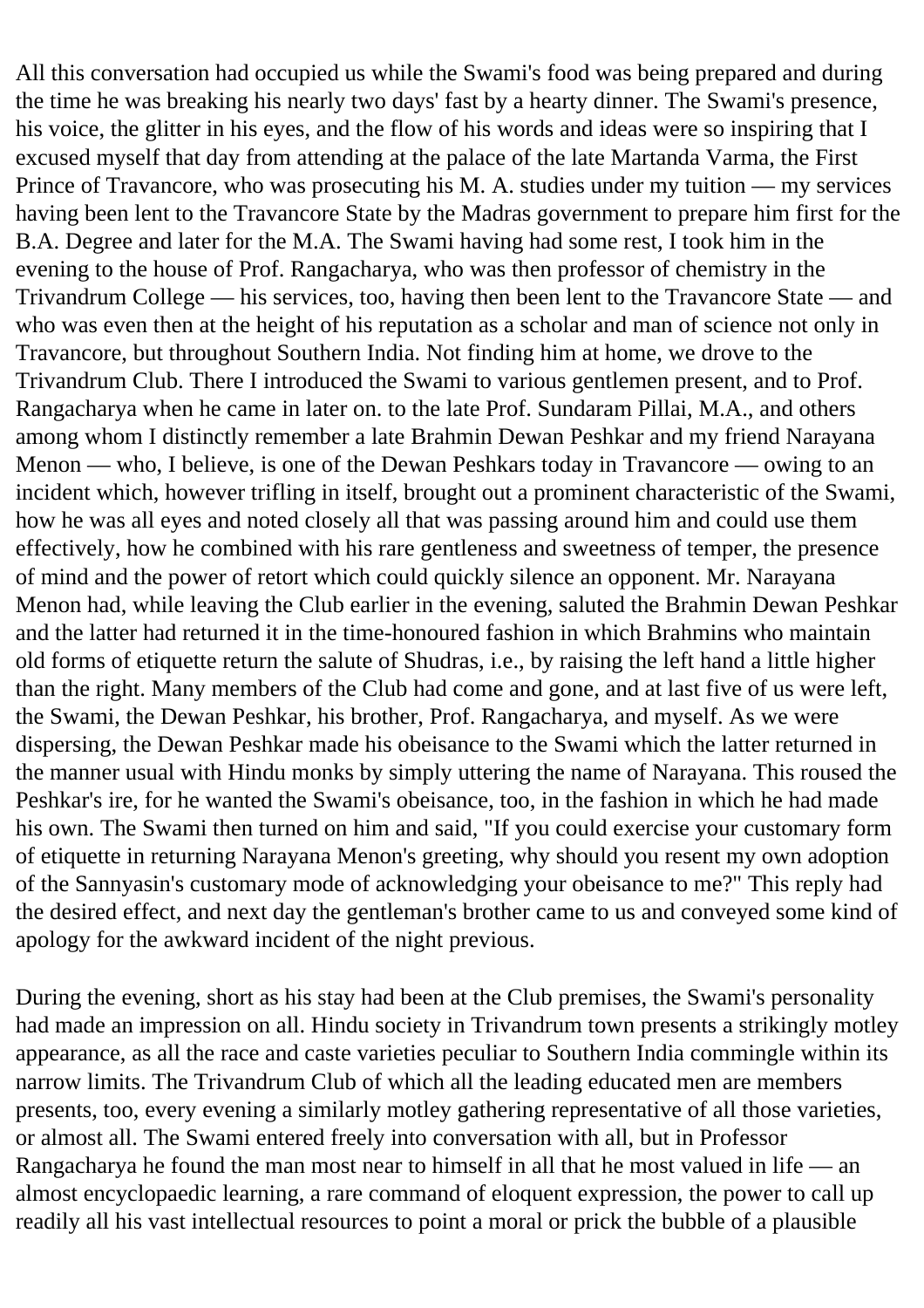All this conversation had occupied us while the Swami's food was being prepared and during the time he was breaking his nearly two days' fast by a hearty dinner. The Swami's presence, his voice, the glitter in his eyes, and the flow of his words and ideas were so inspiring that I excused myself that day from attending at the palace of the late Martanda Varma, the First Prince of Travancore, who was prosecuting his M. A. studies under my tuition — my services having been lent to the Travancore State by the Madras government to prepare him first for the B.A. Degree and later for the M.A. The Swami having had some rest, I took him in the evening to the house of Prof. Rangacharya, who was then professor of chemistry in the Trivandrum College — his services, too, having then been lent to the Travancore State — and who was even then at the height of his reputation as a scholar and man of science not only in Travancore, but throughout Southern India. Not finding him at home, we drove to the Trivandrum Club. There I introduced the Swami to various gentlemen present, and to Prof. Rangacharya when he came in later on. to the late Prof. Sundaram Pillai, M.A., and others among whom I distinctly remember a late Brahmin Dewan Peshkar and my friend Narayana Menon — who, I believe, is one of the Dewan Peshkars today in Travancore — owing to an incident which, however trifling in itself, brought out a prominent characteristic of the Swami, how he was all eyes and noted closely all that was passing around him and could use them effectively, how he combined with his rare gentleness and sweetness of temper, the presence of mind and the power of retort which could quickly silence an opponent. Mr. Narayana Menon had, while leaving the Club earlier in the evening, saluted the Brahmin Dewan Peshkar and the latter had returned it in the time-honoured fashion in which Brahmins who maintain old forms of etiquette return the salute of Shudras, i.e., by raising the left hand a little higher than the right. Many members of the Club had come and gone, and at last five of us were left, the Swami, the Dewan Peshkar, his brother, Prof. Rangacharya, and myself. As we were dispersing, the Dewan Peshkar made his obeisance to the Swami which the latter returned in the manner usual with Hindu monks by simply uttering the name of Narayana. This roused the Peshkar's ire, for he wanted the Swami's obeisance, too, in the fashion in which he had made his own. The Swami then turned on him and said, "If you could exercise your customary form of etiquette in returning Narayana Menon's greeting, why should you resent my own adoption of the Sannyasin's customary mode of acknowledging your obeisance to me?" This reply had the desired effect, and next day the gentleman's brother came to us and conveyed some kind of apology for the awkward incident of the night previous.

During the evening, short as his stay had been at the Club premises, the Swami's personality had made an impression on all. Hindu society in Trivandrum town presents a strikingly motley appearance, as all the race and caste varieties peculiar to Southern India commingle within its narrow limits. The Trivandrum Club of which all the leading educated men are members presents, too, every evening a similarly motley gathering representative of all those varieties, or almost all. The Swami entered freely into conversation with all, but in Professor Rangacharya he found the man most near to himself in all that he most valued in life — an almost encyclopaedic learning, a rare command of eloquent expression, the power to call up readily all his vast intellectual resources to point a moral or prick the bubble of a plausible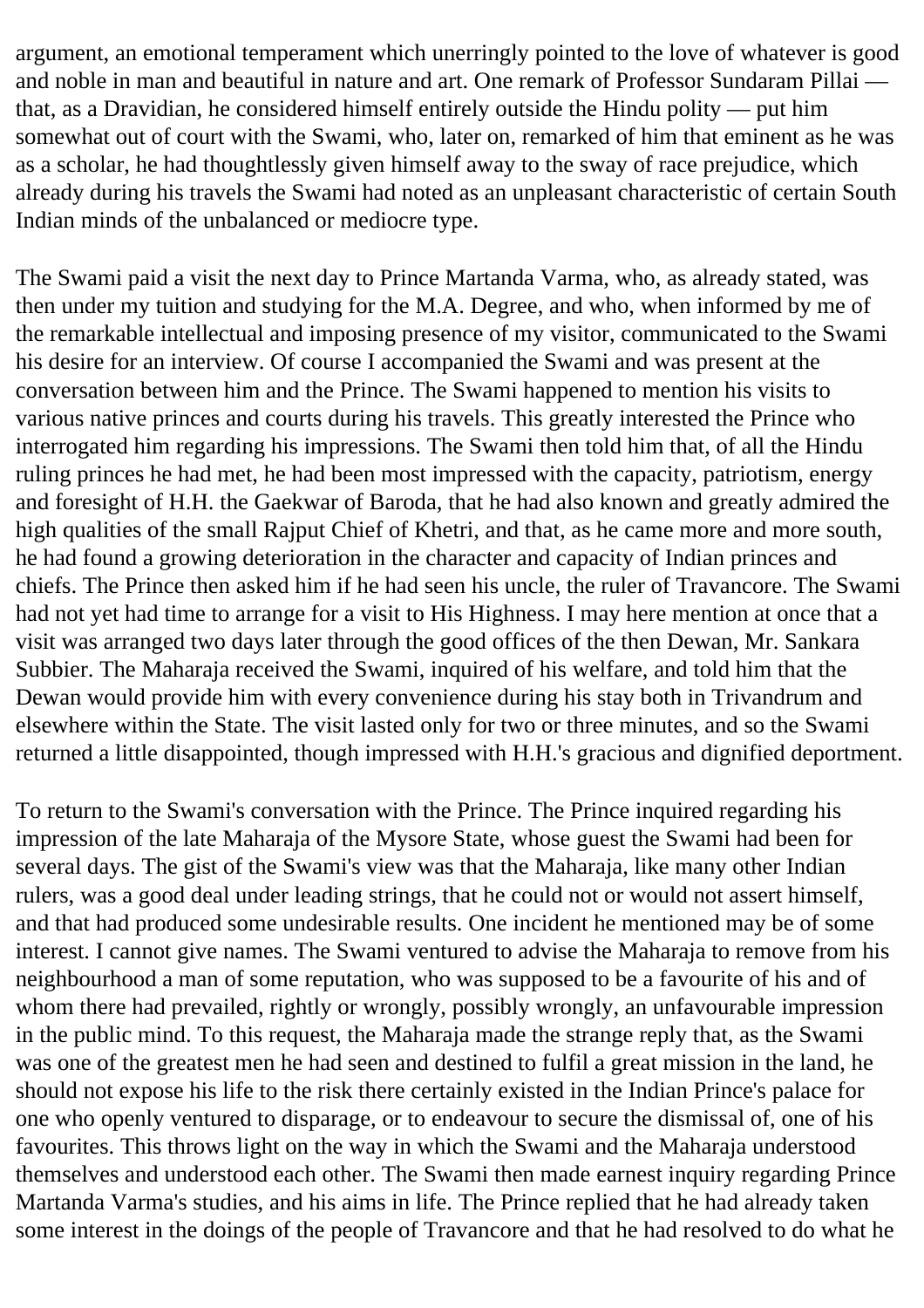argument, an emotional temperament which unerringly pointed to the love of whatever is good and noble in man and beautiful in nature and art. One remark of Professor Sundaram Pillai — that, as a Dravidian, he considered himself entirely outside the Hindu polity — put him somewhat out of court with the Swami, who, later on, remarked of him that eminent as he was as a scholar, he had thoughtlessly given himself away to the sway of race prejudice, which already during his travels the Swami had noted as an unpleasant characteristic of certain South Indian minds of the unbalanced or mediocre type.

The Swami paid a visit the next day to Prince Martanda Varma, who, as already stated, was then under my tuition and studying for the M.A. Degree, and who, when informed by me of the remarkable intellectual and imposing presence of my visitor, communicated to the Swami his desire for an interview. Of course I accompanied the Swami and was present at the conversation between him and the Prince. The Swami happened to mention his visits to various native princes and courts during his travels. This greatly interested the Prince who interrogated him regarding his impressions. The Swami then told him that, of all the Hindu ruling princes he had met, he had been most impressed with the capacity, patriotism, energy and foresight of H.H. the Gaekwar of Baroda, that he had also known and greatly admired the high qualities of the small Rajput Chief of Khetri, and that, as he came more and more south, he had found a growing deterioration in the character and capacity of Indian princes and chiefs. The Prince then asked him if he had seen his uncle, the ruler of Travancore. The Swami had not yet had time to arrange for a visit to His Highness. I may here mention at once that a visit was arranged two days later through the good offices of the then Dewan, Mr. Sankara Subbier. The Maharaja received the Swami, inquired of his welfare, and told him that the Dewan would provide him with every convenience during his stay both in Trivandrum and elsewhere within the State. The visit lasted only for two or three minutes, and so the Swami returned a little disappointed, though impressed with H.H.'s gracious and dignified deportment.

To return to the Swami's conversation with the Prince. The Prince inquired regarding his impression of the late Maharaja of the Mysore State, whose guest the Swami had been for several days. The gist of the Swami's view was that the Maharaja, like many other Indian rulers, was a good deal under leading strings, that he could not or would not assert himself, and that had produced some undesirable results. One incident he mentioned may be of some interest. I cannot give names. The Swami ventured to advise the Maharaja to remove from his neighbourhood a man of some reputation, who was supposed to be a favourite of his and of whom there had prevailed, rightly or wrongly, possibly wrongly, an unfavourable impression in the public mind. To this request, the Maharaja made the strange reply that, as the Swami was one of the greatest men he had seen and destined to fulfil a great mission in the land, he should not expose his life to the risk there certainly existed in the Indian Prince's palace for one who openly ventured to disparage, or to endeavour to secure the dismissal of, one of his favourites. This throws light on the way in which the Swami and the Maharaja understood themselves and understood each other. The Swami then made earnest inquiry regarding Prince Martanda Varma's studies, and his aims in life. The Prince replied that he had already taken some interest in the doings of the people of Travancore and that he had resolved to do what he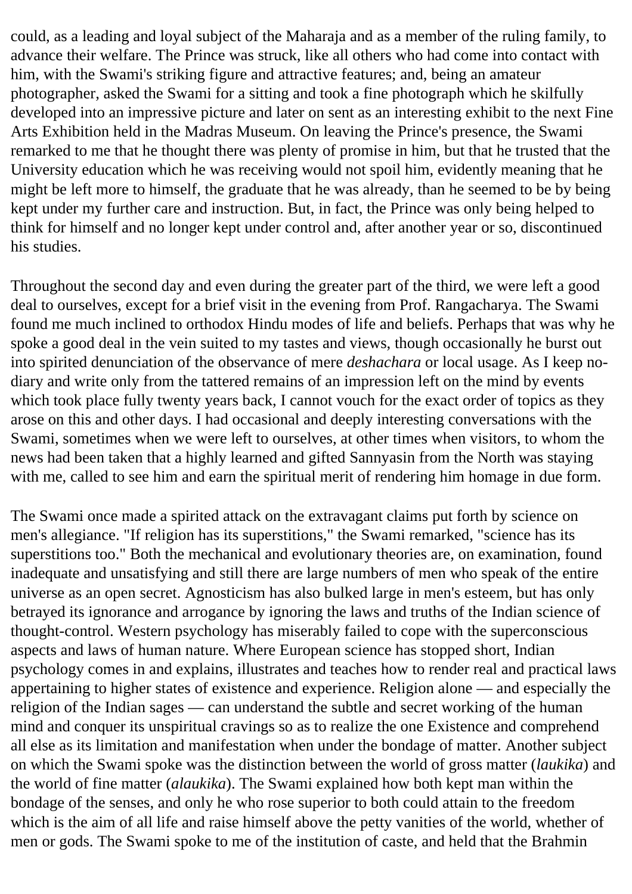could, as a leading and loyal subject of the Maharaja and as a member of the ruling family, to advance their welfare. The Prince was struck, like all others who had come into contact with him, with the Swami's striking figure and attractive features; and, being an amateur photographer, asked the Swami for a sitting and took a fine photograph which he skilfully developed into an impressive picture and later on sent as an interesting exhibit to the next Fine Arts Exhibition held in the Madras Museum. On leaving the Prince's presence, the Swami remarked to me that he thought there was plenty of promise in him, but that he trusted that the University education which he was receiving would not spoil him, evidently meaning that he might be left more to himself, the graduate that he was already, than he seemed to be by being kept under my further care and instruction. But, in fact, the Prince was only being helped to think for himself and no longer kept under control and, after another year or so, discontinued his studies.

Throughout the second day and even during the greater part of the third, we were left a good deal to ourselves, except for a brief visit in the evening from Prof. Rangacharya. The Swami found me much inclined to orthodox Hindu modes of life and beliefs. Perhaps that was why he spoke a good deal in the vein suited to my tastes and views, though occasionally he burst out into spirited denunciation of the observance of mere *deshachara* or local usage. As I keep no-diary and write only from the tattered remains of an impression left on the mind by events which took place fully twenty years back, I cannot vouch for the exact order of topics as they arose on this and other days. I had occasional and deeply interesting conversations with the Swami, sometimes when we were left to ourselves, at other times when visitors, to whom the news had been taken that a highly learned and gifted Sannyasin from the North was staying with me, called to see him and earn the spiritual merit of rendering him homage in due form.

The Swami once made a spirited attack on the extravagant claims put forth by science on men's allegiance. "If religion has its superstitions," the Swami remarked, "science has its superstitions too." Both the mechanical and evolutionary theories are, on examination, found inadequate and unsatisfying and still there are large numbers of men who speak of the entire universe as an open secret. Agnosticism has also bulked large in men's esteem, but has only betrayed its ignorance and arrogance by ignoring the laws and truths of the Indian science of thought-control. Western psychology has miserably failed to cope with the superconscious aspects and laws of human nature. Where European science has stopped short, Indian psychology comes in and explains, illustrates and teaches how to render real and practical laws appertaining to higher states of existence and experience. Religion alone — and especially the religion of the Indian sages — can understand the subtle and secret working of the human mind and conquer its unspiritual cravings so as to realize the one Existence and comprehend all else as its limitation and manifestation when under the bondage of matter. Another subject on which the Swami spoke was the distinction between the world of gross matter (*laukika*) and the world of fine matter (*alaukika*). The Swami explained how both kept man within the bondage of the senses, and only he who rose superior to both could attain to the freedom which is the aim of all life and raise himself above the petty vanities of the world, whether of men or gods. The Swami spoke to me of the institution of caste, and held that the Brahmin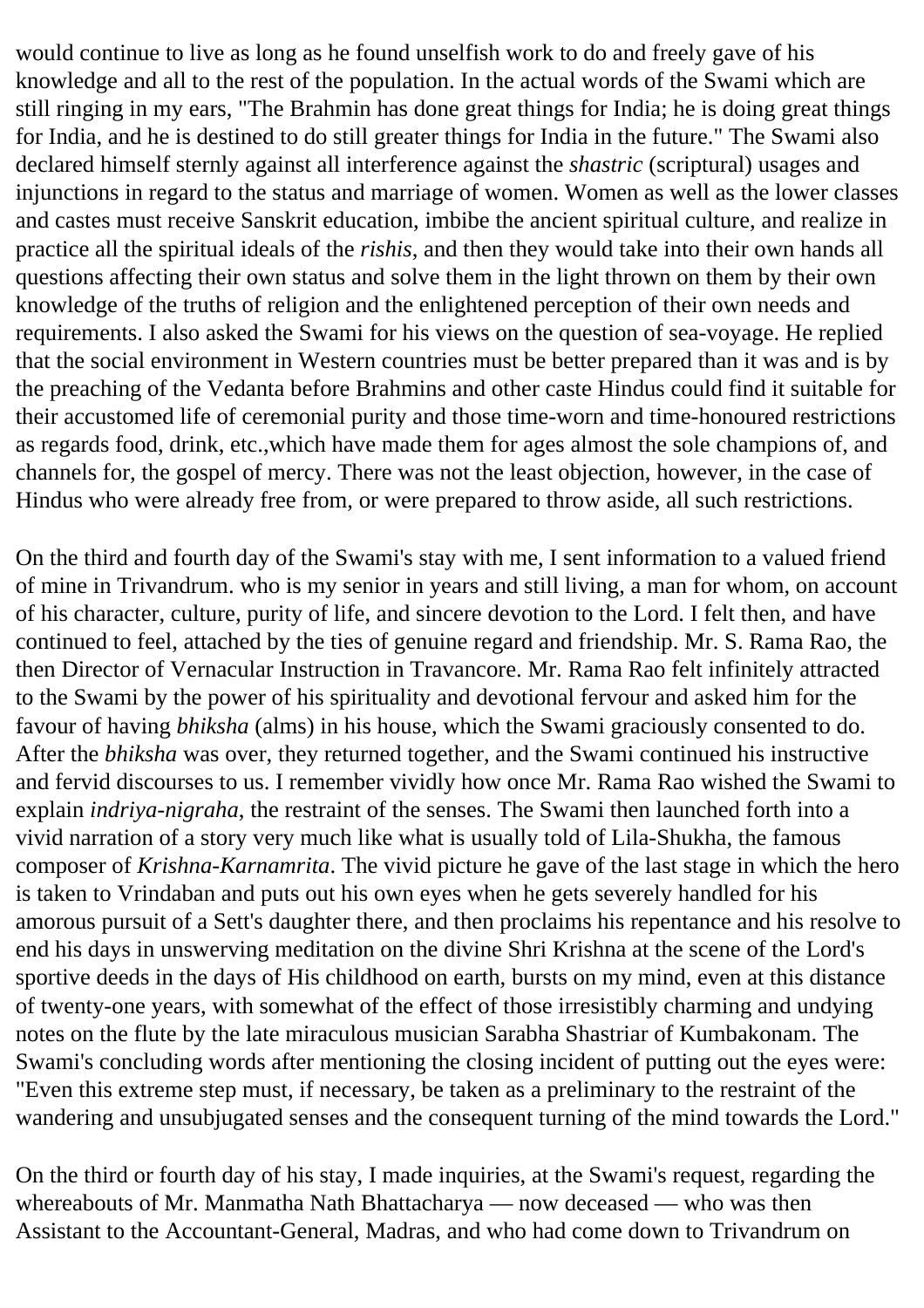would continue to live as long as he found unselfish work to do and freely gave of his knowledge and all to the rest of the population. In the actual words of the Swami which are still ringing in my ears, "The Brahmin has done great things for India; he is doing great things for India, and he is destined to do still greater things for India in the future." The Swami also declared himself sternly against all interference against the *shastric* (scriptural) usages and injunctions in regard to the status and marriage of women. Women as well as the lower classes and castes must receive Sanskrit education, imbibe the ancient spiritual culture, and realize in practice all the spiritual ideals of the *rishis*, and then they would take into their own hands all questions affecting their own status and solve them in the light thrown on them by their own knowledge of the truths of religion and the enlightened perception of their own needs and requirements. I also asked the Swami for his views on the question of sea-voyage. He replied that the social environment in Western countries must be better prepared than it was and is by the preaching of the Vedanta before Brahmins and other caste Hindus could find it suitable for their accustomed life of ceremonial purity and those time-worn and time-honoured restrictions as regards food, drink, etc.,which have made them for ages almost the sole champions of, and channels for, the gospel of mercy. There was not the least objection, however, in the case of Hindus who were already free from, or were prepared to throw aside, all such restrictions.

On the third and fourth day of the Swami's stay with me, I sent information to a valued friend of mine in Trivandrum. who is my senior in years and still living, a man for whom, on account of his character, culture, purity of life, and sincere devotion to the Lord. I felt then, and have continued to feel, attached by the ties of genuine regard and friendship. Mr. S. Rama Rao, the then Director of Vernacular Instruction in Travancore. Mr. Rama Rao felt infinitely attracted to the Swami by the power of his spirituality and devotional fervour and asked him for the favour of having *bhiksha* (alms) in his house, which the Swami graciously consented to do. After the *bhiksha* was over, they returned together, and the Swami continued his instructive and fervid discourses to us. I remember vividly how once Mr. Rama Rao wished the Swami to explain *indriya-nigraha*, the restraint of the senses. The Swami then launched forth into a vivid narration of a story very much like what is usually told of Lila-Shukha, the famous composer of *Krishna-Karnamrita*. The vivid picture he gave of the last stage in which the hero is taken to Vrindaban and puts out his own eyes when he gets severely handled for his amorous pursuit of a Sett's daughter there, and then proclaims his repentance and his resolve to end his days in unswerving meditation on the divine Shri Krishna at the scene of the Lord's sportive deeds in the days of His childhood on earth, bursts on my mind, even at this distance of twenty-one years, with somewhat of the effect of those irresistibly charming and undying notes on the flute by the late miraculous musician Sarabha Shastriar of Kumbakonam. The Swami's concluding words after mentioning the closing incident of putting out the eyes were: "Even this extreme step must, if necessary, be taken as a preliminary to the restraint of the wandering and unsubjugated senses and the consequent turning of the mind towards the Lord."

On the third or fourth day of his stay, I made inquiries, at the Swami's request, regarding the whereabouts of Mr. Manmatha Nath Bhattacharya — now deceased — who was then Assistant to the Accountant-General, Madras, and who had come down to Trivandrum on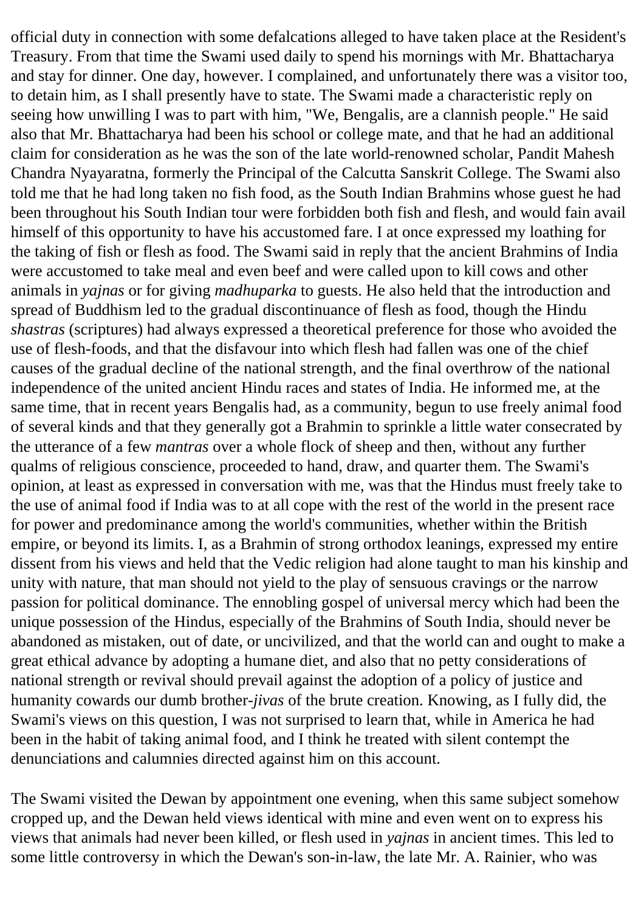official duty in connection with some defalcations alleged to have taken place at the Resident's Treasury. From that time the Swami used daily to spend his mornings with Mr. Bhattacharya and stay for dinner. One day, however. I complained, and unfortunately there was a visitor too, to detain him, as I shall presently have to state. The Swami made a characteristic reply on seeing how unwilling I was to part with him, "We, Bengalis, are a clannish people." He said also that Mr. Bhattacharya had been his school or college mate, and that he had an additional claim for consideration as he was the son of the late world-renowned scholar, Pandit Mahesh Chandra Nyayaratna, formerly the Principal of the Calcutta Sanskrit College. The Swami also told me that he had long taken no fish food, as the South Indian Brahmins whose guest he had been throughout his South Indian tour were forbidden both fish and flesh, and would fain avail himself of this opportunity to have his accustomed fare. I at once expressed my loathing for the taking of fish or flesh as food. The Swami said in reply that the ancient Brahmins of India were accustomed to take meal and even beef and were called upon to kill cows and other animals in *yajnas* or for giving *madhuparka* to guests. He also held that the introduction and spread of Buddhism led to the gradual discontinuance of flesh as food, though the Hindu *shastras* (scriptures) had always expressed a theoretical preference for those who avoided the use of flesh-foods, and that the disfavour into which flesh had fallen was one of the chief causes of the gradual decline of the national strength, and the final overthrow of the national independence of the united ancient Hindu races and states of India. He informed me, at the same time, that in recent years Bengalis had, as a community, begun to use freely animal food of several kinds and that they generally got a Brahmin to sprinkle a little water consecrated by the utterance of a few *mantras* over a whole flock of sheep and then, without any further qualms of religious conscience, proceeded to hand, draw, and quarter them. The Swami's opinion, at least as expressed in conversation with me, was that the Hindus must freely take to the use of animal food if India was to at all cope with the rest of the world in the present race for power and predominance among the world's communities, whether within the British empire, or beyond its limits. I, as a Brahmin of strong orthodox leanings, expressed my entire dissent from his views and held that the Vedic religion had alone taught to man his kinship and unity with nature, that man should not yield to the play of sensuous cravings or the narrow passion for political dominance. The ennobling gospel of universal mercy which had been the unique possession of the Hindus, especially of the Brahmins of South India, should never be abandoned as mistaken, out of date, or uncivilized, and that the world can and ought to make a great ethical advance by adopting a humane diet, and also that no petty considerations of national strength or revival should prevail against the adoption of a policy of justice and humanity cowards our dumb brother-*jivas* of the brute creation. Knowing, as I fully did, the Swami's views on this question, I was not surprised to learn that, while in America he had been in the habit of taking animal food, and I think he treated with silent contempt the denunciations and calumnies directed against him on this account.

The Swami visited the Dewan by appointment one evening, when this same subject somehow cropped up, and the Dewan held views identical with mine and even went on to express his views that animals had never been killed, or flesh used in *yajnas* in ancient times. This led to some little controversy in which the Dewan's son-in-law, the late Mr. A. Rainier, who was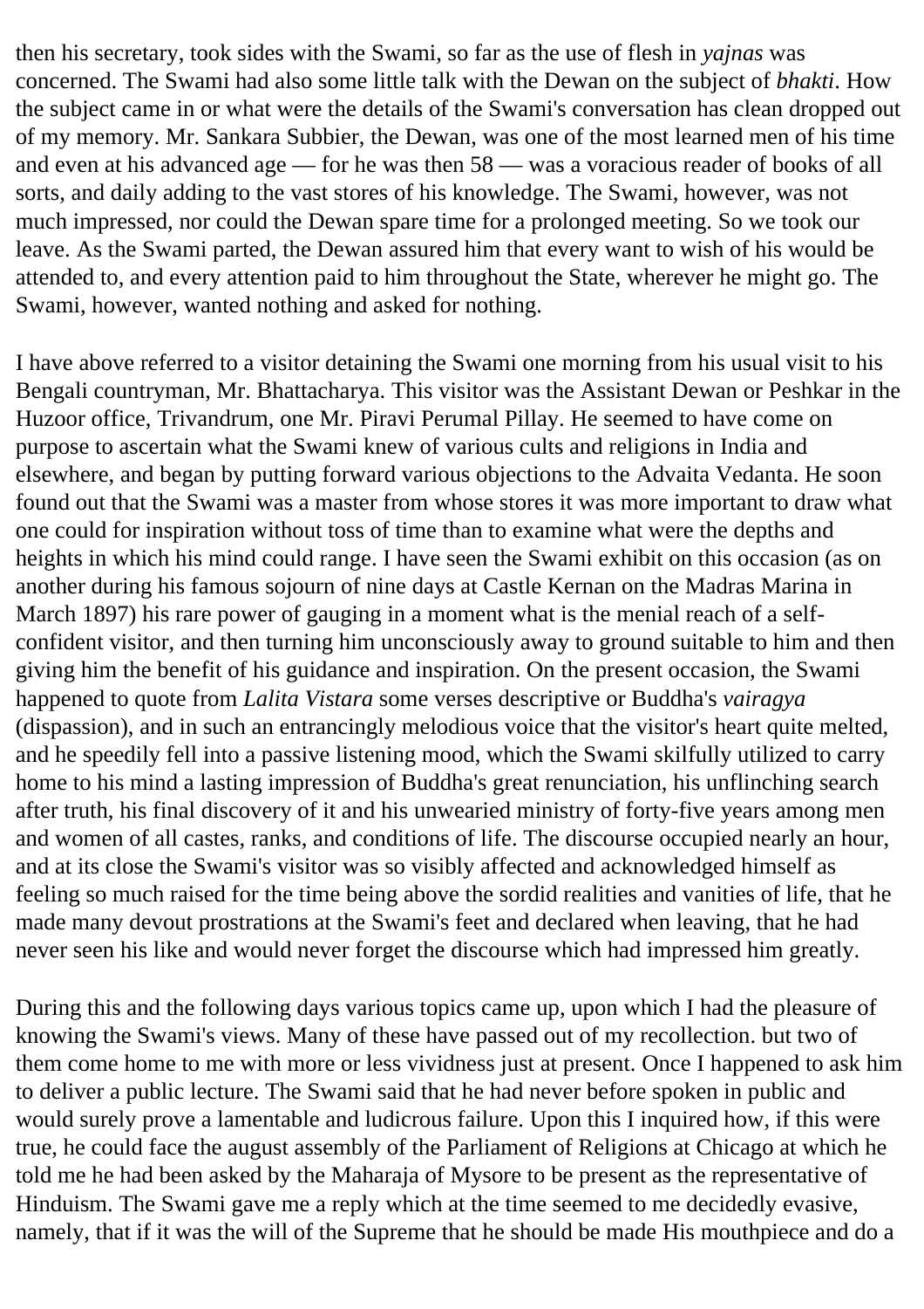then his secretary, took sides with the Swami, so far as the use of flesh in *yajnas* was concerned. The Swami had also some little talk with the Dewan on the subject of *bhakti*. How the subject came in or what were the details of the Swami's conversation has clean dropped out of my memory. Mr. Sankara Subbier, the Dewan, was one of the most learned men of his time and even at his advanced age — for he was then 58 — was a voracious reader of books of all sorts, and daily adding to the vast stores of his knowledge. The Swami, however, was not much impressed, nor could the Dewan spare time for a prolonged meeting. So we took our leave. As the Swami parted, the Dewan assured him that every want to wish of his would be attended to, and every attention paid to him throughout the State, wherever he might go. The Swami, however, wanted nothing and asked for nothing.

I have above referred to a visitor detaining the Swami one morning from his usual visit to his Bengali countryman, Mr. Bhattacharya. This visitor was the Assistant Dewan or Peshkar in the Huzoor office, Trivandrum, one Mr. Piravi Perumal Pillay. He seemed to have come on purpose to ascertain what the Swami knew of various cults and religions in India and elsewhere, and began by putting forward various objections to the Advaita Vedanta. He soon found out that the Swami was a master from whose stores it was more important to draw what one could for inspiration without toss of time than to examine what were the depths and heights in which his mind could range. I have seen the Swami exhibit on this occasion (as on another during his famous sojourn of nine days at Castle Kernan on the Madras Marina in March 1897) his rare power of gauging in a moment what is the menial reach of a self-confident visitor, and then turning him unconsciously away to ground suitable to him and then giving him the benefit of his guidance and inspiration. On the present occasion, the Swami happened to quote from *Lalita Vistara* some verses descriptive or Buddha's *vairagya* (dispassion), and in such an entrancingly melodious voice that the visitor's heart quite melted, and he speedily fell into a passive listening mood, which the Swami skilfully utilized to carry home to his mind a lasting impression of Buddha's great renunciation, his unflinching search after truth, his final discovery of it and his unwearied ministry of forty-five years among men and women of all castes, ranks, and conditions of life. The discourse occupied nearly an hour, and at its close the Swami's visitor was so visibly affected and acknowledged himself as feeling so much raised for the time being above the sordid realities and vanities of life, that he made many devout prostrations at the Swami's feet and declared when leaving, that he had never seen his like and would never forget the discourse which had impressed him greatly.

During this and the following days various topics came up, upon which I had the pleasure of knowing the Swami's views. Many of these have passed out of my recollection. but two of them come home to me with more or less vividness just at present. Once I happened to ask him to deliver a public lecture. The Swami said that he had never before spoken in public and would surely prove a lamentable and ludicrous failure. Upon this I inquired how, if this were true, he could face the august assembly of the Parliament of Religions at Chicago at which he told me he had been asked by the Maharaja of Mysore to be present as the representative of Hinduism. The Swami gave me a reply which at the time seemed to me decidedly evasive, namely, that if it was the will of the Supreme that he should be made His mouthpiece and do a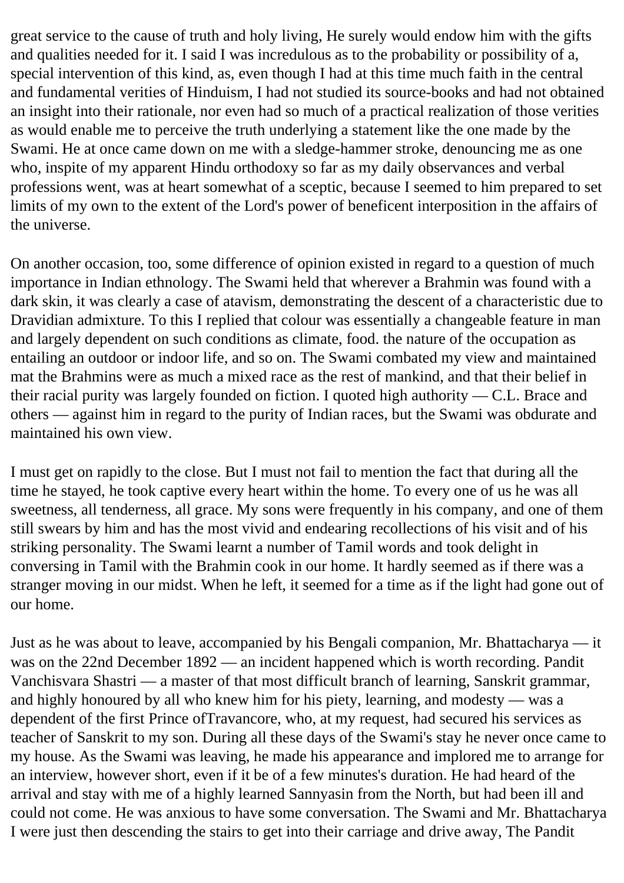great service to the cause of truth and holy living, He surely would endow him with the gifts and qualities needed for it. I said I was incredulous as to the probability or possibility of a, special intervention of this kind, as, even though I had at this time much faith in the central and fundamental verities of Hinduism, I had not studied its source-books and had not obtained an insight into their rationale, nor even had so much of a practical realization of those verities as would enable me to perceive the truth underlying a statement like the one made by the Swami. He at once came down on me with a sledge-hammer stroke, denouncing me as one who, inspite of my apparent Hindu orthodoxy so far as my daily observances and verbal professions went, was at heart somewhat of a sceptic, because I seemed to him prepared to set limits of my own to the extent of the Lord's power of beneficent interposition in the affairs of the universe.

On another occasion, too, some difference of opinion existed in regard to a question of much importance in Indian ethnology. The Swami held that wherever a Brahmin was found with a dark skin, it was clearly a case of atavism, demonstrating the descent of a characteristic due to Dravidian admixture. To this I replied that colour was essentially a changeable feature in man and largely dependent on such conditions as climate, food. the nature of the occupation as entailing an outdoor or indoor life, and so on. The Swami combated my view and maintained mat the Brahmins were as much a mixed race as the rest of mankind, and that their belief in their racial purity was largely founded on fiction. I quoted high authority — C.L. Brace and others — against him in regard to the purity of Indian races, but the Swami was obdurate and maintained his own view.

I must get on rapidly to the close. But I must not fail to mention the fact that during all the time he stayed, he took captive every heart within the home. To every one of us he was all sweetness, all tenderness, all grace. My sons were frequently in his company, and one of them still swears by him and has the most vivid and endearing recollections of his visit and of his striking personality. The Swami learnt a number of Tamil words and took delight in conversing in Tamil with the Brahmin cook in our home. It hardly seemed as if there was a stranger moving in our midst. When he left, it seemed for a time as if the light had gone out of our home.

Just as he was about to leave, accompanied by his Bengali companion, Mr. Bhattacharya — it was on the 22nd December 1892 — an incident happened which is worth recording. Pandit Vanchisvara Shastri — a master of that most difficult branch of learning, Sanskrit grammar, and highly honoured by all who knew him for his piety, learning, and modesty — was a dependent of the first Prince ofTravancore, who, at my request, had secured his services as teacher of Sanskrit to my son. During all these days of the Swami's stay he never once came to my house. As the Swami was leaving, he made his appearance and implored me to arrange for an interview, however short, even if it be of a few minutes's duration. He had heard of the arrival and stay with me of a highly learned Sannyasin from the North, but had been ill and could not come. He was anxious to have some conversation. The Swami and Mr. Bhattacharya I were just then descending the stairs to get into their carriage and drive away, The Pandit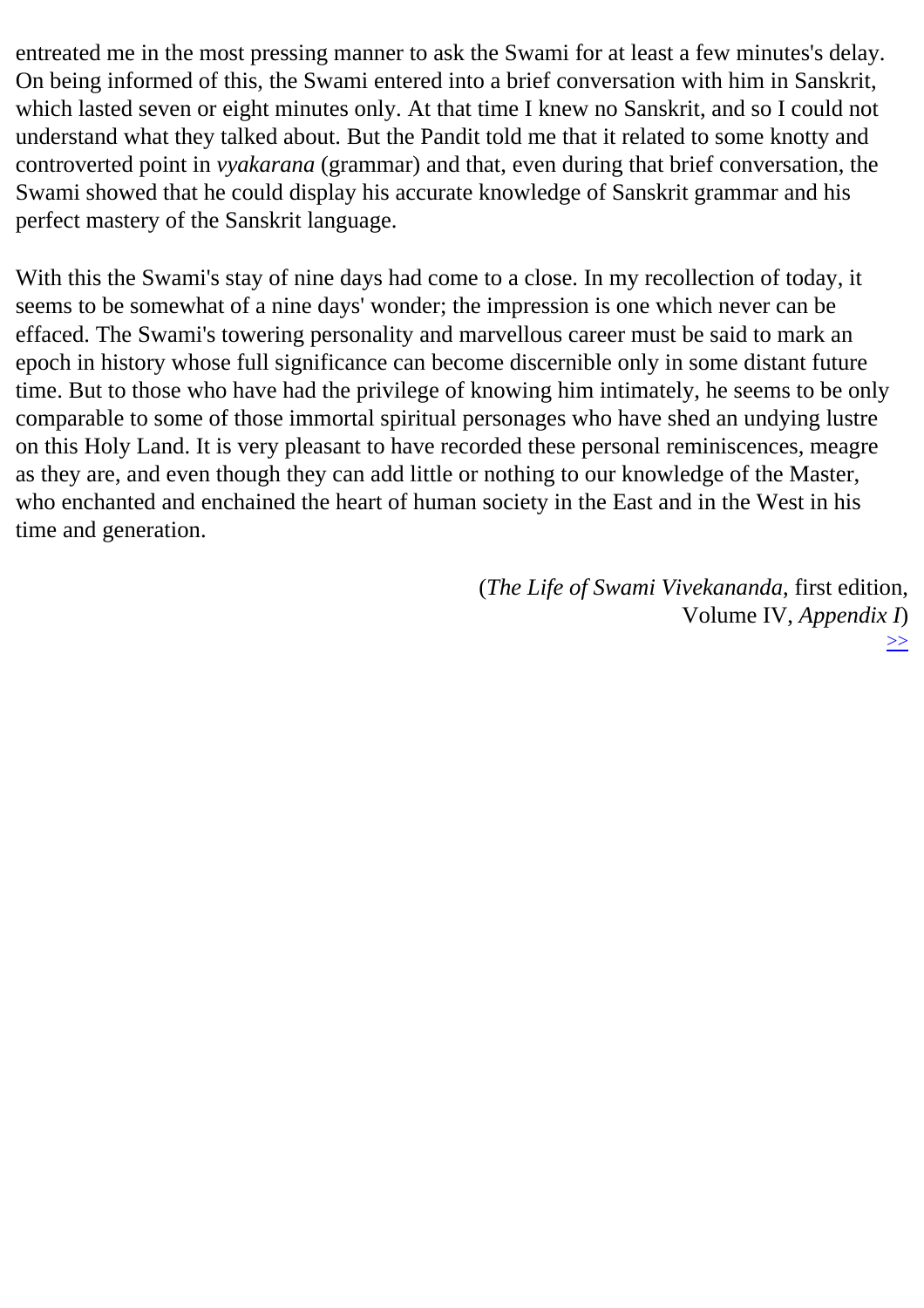entreated me in the most pressing manner to ask the Swami for at least a few minutes's delay. On being informed of this, the Swami entered into a brief conversation with him in Sanskrit, which lasted seven or eight minutes only. At that time I knew no Sanskrit, and so I could not understand what they talked about. But the Pandit told me that it related to some knotty and controverted point in *vyakarana* (grammar) and that, even during that brief conversation, the Swami showed that he could display his accurate knowledge of Sanskrit grammar and his perfect mastery of the Sanskrit language.

With this the Swami's stay of nine days had come to a close. In my recollection of today, it seems to be somewhat of a nine days' wonder; the impression is one which never can be effaced. The Swami's towering personality and marvellous career must be said to mark an epoch in history whose full significance can become discernible only in some distant future time. But to those who have had the privilege of knowing him intimately, he seems to be only comparable to some of those immortal spiritual personages who have shed an undying lustre on this Holy Land. It is very pleasant to have recorded these personal reminiscences, meagre as they are, and even though they can add little or nothing to our knowledge of the Master, who enchanted and enchained the heart of human society in the East and in the West in his time and generation.

(*The Life of Swami Vivekananda*, first edition, Volume IV, *Appendix I*)

>>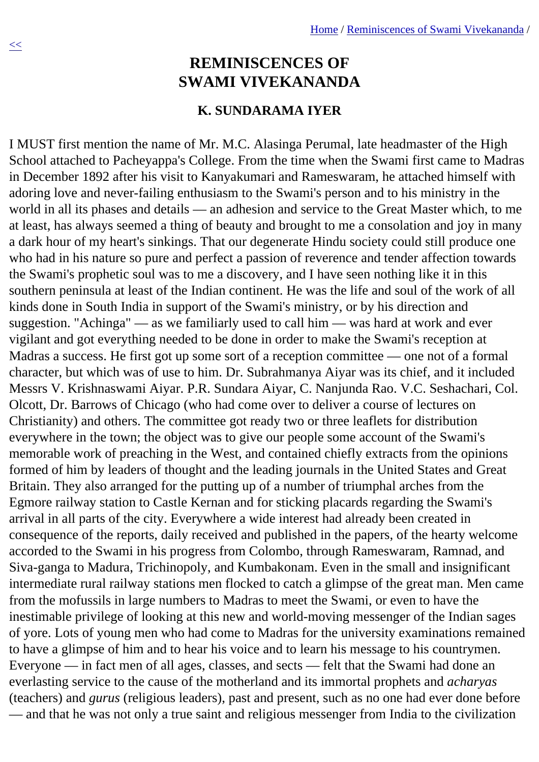# REMINISCENCES OF SWAMI VIVEKANANDA

### K. SUNDARAMA IYER

I MUST first mention the name of Mr. M.C. Alasinga Perumal, late headmaster of the High School attached to Pacheyappa's College. From the time when the Swami first came to Madras in December 1892 after his visit to Kanyakumari and Rameswaram, he attached himself with adoring love and never-failing enthusiasm to the Swami's person and to his ministry in the world in all its phases and details — an adhesion and service to the Great Master which, to me at least, has always seemed a thing of beauty and brought to me a consolation and joy in many a dark hour of my heart's sinkings. That our degenerate Hindu society could still produce one who had in his nature so pure and perfect a passion of reverence and tender affection towards the Swami's prophetic soul was to me a discovery, and I have seen nothing like it in this southern peninsula at least of the Indian continent. He was the life and soul of the work of all kinds done in South India in support of the Swami's ministry, or by his direction and suggestion. "Achinga" — as we familiarly used to call him — was hard at work and ever vigilant and got everything needed to be done in order to make the Swami's reception at Madras a success. He first got up some sort of a reception committee — one not of a formal character, but which was of use to him. Dr. Subrahmanya Aiyar was its chief, and it included Messrs V. Krishnaswami Aiyar. P.R. Sundara Aiyar, C. Nanjunda Rao. V.C. Seshachari, Col. Olcott, Dr. Barrows of Chicago (who had come over to deliver a course of lectures on Christianity) and others. The committee got ready two or three leaflets for distribution everywhere in the town; the object was to give our people some account of the Swami's memorable work of preaching in the West, and contained chiefly extracts from the opinions formed of him by leaders of thought and the leading journals in the United States and Great Britain. They also arranged for the putting up of a number of triumphal arches from the Egmore railway station to Castle Kernan and for sticking placards regarding the Swami's arrival in all parts of the city. Everywhere a wide interest had already been created in consequence of the reports, daily received and published in the papers, of the hearty welcome accorded to the Swami in his progress from Colombo, through Rameswaram, Ramnad, and Siva-ganga to Madura, Trichinopoly, and Kumbakonam. Even in the small and insignificant intermediate rural railway stations men flocked to catch a glimpse of the great man. Men came from the mofussils in large numbers to Madras to meet the Swami, or even to have the inestimable privilege of looking at this new and world-moving messenger of the Indian sages of yore. Lots of young men who had come to Madras for the university examinations remained to have a glimpse of him and to hear his voice and to learn his message to his countrymen. Everyone — in fact men of all ages, classes, and sects — felt that the Swami had done an everlasting service to the cause of the motherland and its immortal prophets and *acharyas* (teachers) and *gurus* (religious leaders), past and present, such as no one had ever done before — and that he was not only a true saint and religious messenger from India to the civilization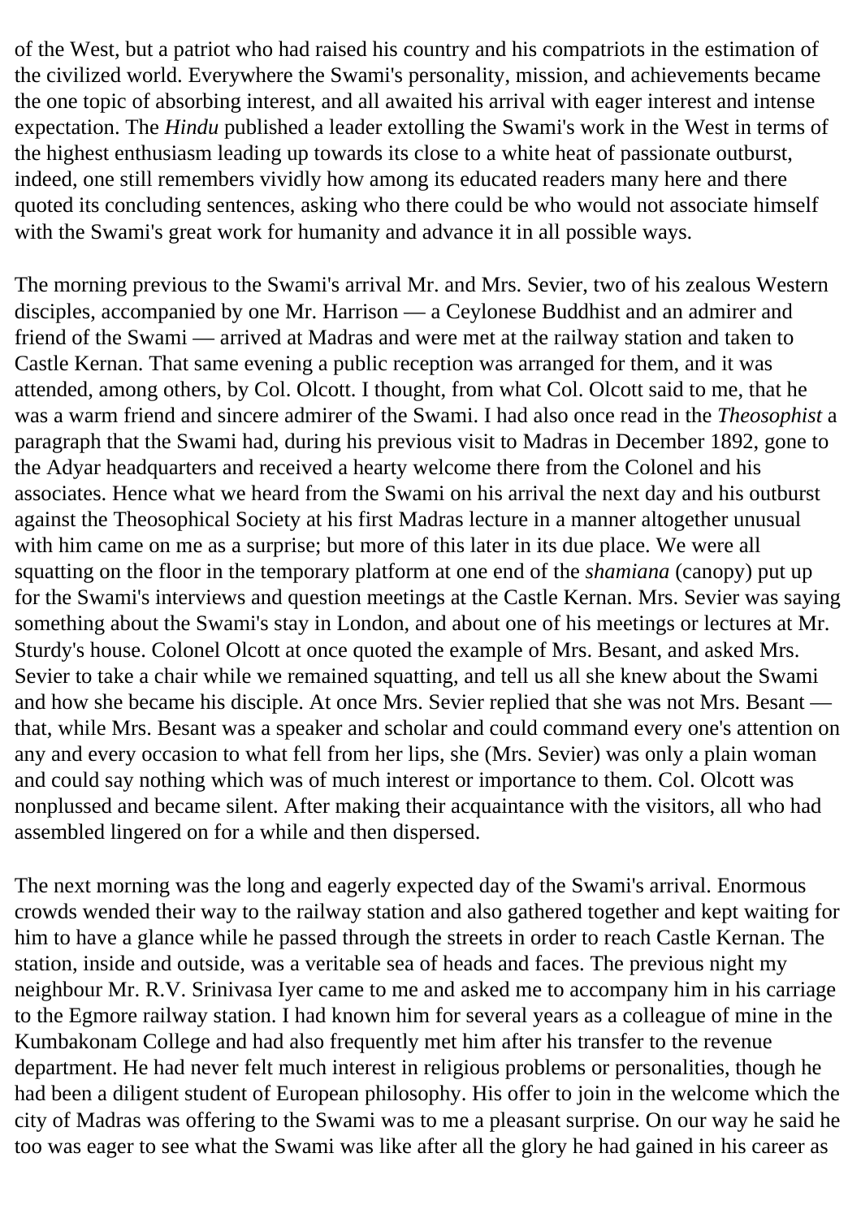of the West, but a patriot who had raised his country and his compatriots in the estimation of the civilized world. Everywhere the Swami's personality, mission, and achievements became the one topic of absorbing interest, and all awaited his arrival with eager interest and intense expectation. The *Hindu* published a leader extolling the Swami's work in the West in terms of the highest enthusiasm leading up towards its close to a white heat of passionate outburst, indeed, one still remembers vividly how among its educated readers many here and there quoted its concluding sentences, asking who there could be who would not associate himself with the Swami's great work for humanity and advance it in all possible ways.

The morning previous to the Swami's arrival Mr. and Mrs. Sevier, two of his zealous Western disciples, accompanied by one Mr. Harrison — a Ceylonese Buddhist and an admirer and friend of the Swami — arrived at Madras and were met at the railway station and taken to Castle Kernan. That same evening a public reception was arranged for them, and it was attended, among others, by Col. Olcott. I thought, from what Col. Olcott said to me, that he was a warm friend and sincere admirer of the Swami. I had also once read in the *Theosophist* a paragraph that the Swami had, during his previous visit to Madras in December 1892, gone to the Adyar headquarters and received a hearty welcome there from the Colonel and his associates. Hence what we heard from the Swami on his arrival the next day and his outburst against the Theosophical Society at his first Madras lecture in a manner altogether unusual with him came on me as a surprise; but more of this later in its due place. We were all squatting on the floor in the temporary platform at one end of the *shamiana* (canopy) put up for the Swami's interviews and question meetings at the Castle Kernan. Mrs. Sevier was saying something about the Swami's stay in London, and about one of his meetings or lectures at Mr. Sturdy's house. Colonel Olcott at once quoted the example of Mrs. Besant, and asked Mrs. Sevier to take a chair while we remained squatting, and tell us all she knew about the Swami and how she became his disciple. At once Mrs. Sevier replied that she was not Mrs. Besant — that, while Mrs. Besant was a speaker and scholar and could command every one's attention on any and every occasion to what fell from her lips, she (Mrs. Sevier) was only a plain woman and could say nothing which was of much interest or importance to them. Col. Olcott was nonplussed and became silent. After making their acquaintance with the visitors, all who had assembled lingered on for a while and then dispersed.

The next morning was the long and eagerly expected day of the Swami's arrival. Enormous crowds wended their way to the railway station and also gathered together and kept waiting for him to have a glance while he passed through the streets in order to reach Castle Kernan. The station, inside and outside, was a veritable sea of heads and faces. The previous night my neighbour Mr. R.V. Srinivasa Iyer came to me and asked me to accompany him in his carriage to the Egmore railway station. I had known him for several years as a colleague of mine in the Kumbakonam College and had also frequently met him after his transfer to the revenue department. He had never felt much interest in religious problems or personalities, though he had been a diligent student of European philosophy. His offer to join in the welcome which the city of Madras was offering to the Swami was to me a pleasant surprise. On our way he said he too was eager to see what the Swami was like after all the glory he had gained in his career as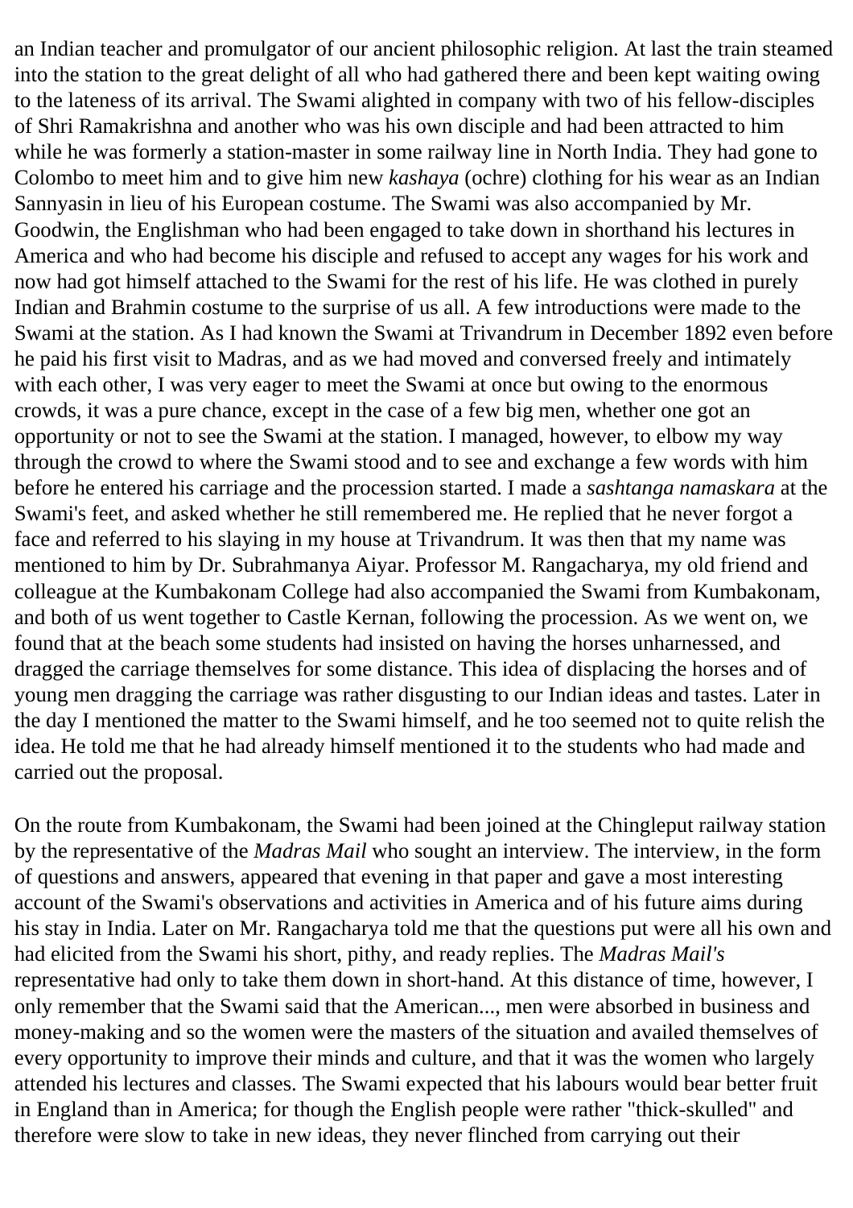an Indian teacher and promulgator of our ancient philosophic religion. At last the train steamed into the station to the great delight of all who had gathered there and been kept waiting owing to the lateness of its arrival. The Swami alighted in company with two of his fellow-disciples of Shri Ramakrishna and another who was his own disciple and had been attracted to him while he was formerly a station-master in some railway line in North India. They had gone to Colombo to meet him and to give him new *kashaya* (ochre) clothing for his wear as an Indian Sannyasin in lieu of his European costume. The Swami was also accompanied by Mr. Goodwin, the Englishman who had been engaged to take down in shorthand his lectures in America and who had become his disciple and refused to accept any wages for his work and now had got himself attached to the Swami for the rest of his life. He was clothed in purely Indian and Brahmin costume to the surprise of us all. A few introductions were made to the Swami at the station. As I had known the Swami at Trivandrum in December 1892 even before he paid his first visit to Madras, and as we had moved and conversed freely and intimately with each other, I was very eager to meet the Swami at once but owing to the enormous crowds, it was a pure chance, except in the case of a few big men, whether one got an opportunity or not to see the Swami at the station. I managed, however, to elbow my way through the crowd to where the Swami stood and to see and exchange a few words with him before he entered his carriage and the procession started. I made a *sashtanga namaskara* at the Swami's feet, and asked whether he still remembered me. He replied that he never forgot a face and referred to his slaying in my house at Trivandrum. It was then that my name was mentioned to him by Dr. Subrahmanya Aiyar. Professor M. Rangacharya, my old friend and colleague at the Kumbakonam College had also accompanied the Swami from Kumbakonam, and both of us went together to Castle Kernan, following the procession. As we went on, we found that at the beach some students had insisted on having the horses unharnessed, and dragged the carriage themselves for some distance. This idea of displacing the horses and of young men dragging the carriage was rather disgusting to our Indian ideas and tastes. Later in the day I mentioned the matter to the Swami himself, and he too seemed not to quite relish the idea. He told me that he had already himself mentioned it to the students who had made and carried out the proposal.

On the route from Kumbakonam, the Swami had been joined at the Chingleput railway station by the representative of the *Madras Mail* who sought an interview. The interview, in the form of questions and answers, appeared that evening in that paper and gave a most interesting account of the Swami's observations and activities in America and of his future aims during his stay in India. Later on Mr. Rangacharya told me that the questions put were all his own and had elicited from the Swami his short, pithy, and ready replies. The *Madras Mail's* representative had only to take them down in short-hand. At this distance of time, however, I only remember that the Swami said that the American..., men were absorbed in business and money-making and so the women were the masters of the situation and availed themselves of every opportunity to improve their minds and culture, and that it was the women who largely attended his lectures and classes. The Swami expected that his labours would bear better fruit in England than in America; for though the English people were rather "thick-skulled" and therefore were slow to take in new ideas, they never flinched from carrying out their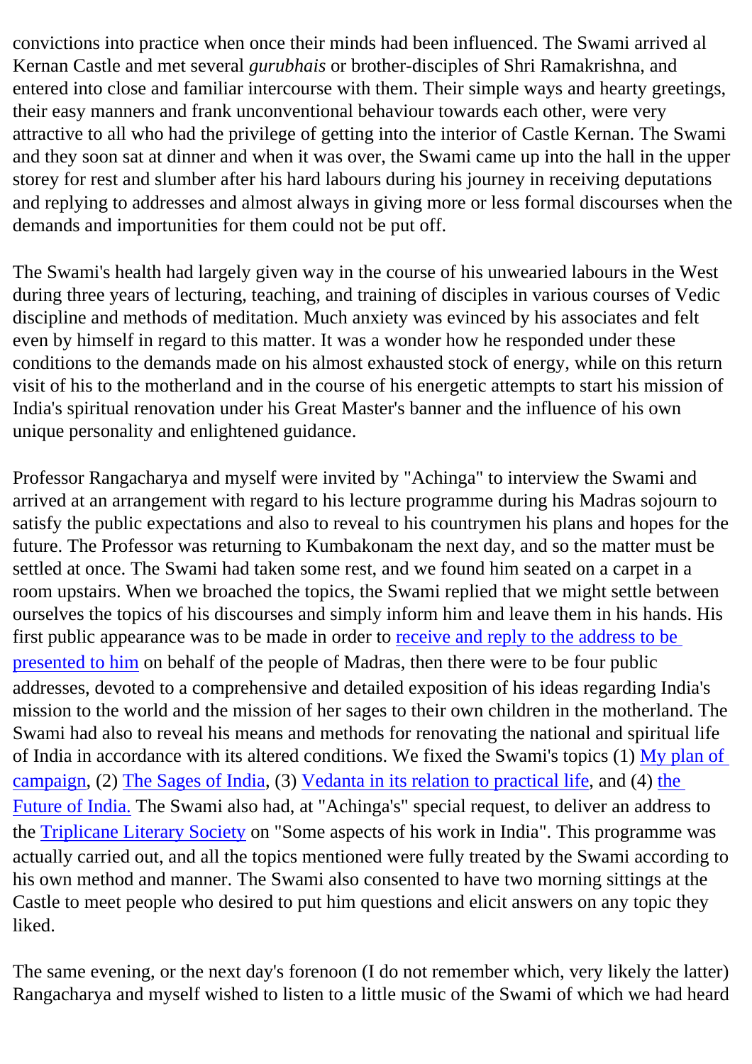convictions into practice when once their minds had been influenced. The Swami arrived al Kernan Castle and met several *gurubhais* or brother-disciples of Shri Ramakrishna, and entered into close and familiar intercourse with them. Their simple ways and hearty greetings, their easy manners and frank unconventional behaviour towards each other, were very attractive to all who had the privilege of getting into the interior of Castle Kernan. The Swami and they soon sat at dinner and when it was over, the Swami came up into the hall in the upper storey for rest and slumber after his hard labours during his journey in receiving deputations and replying to addresses and almost always in giving more or less formal discourses when the demands and importunities for them could not be put off.

The Swami's health had largely given way in the course of his unwearied labours in the West during three years of lecturing, teaching, and training of disciples in various courses of Vedic discipline and methods of meditation. Much anxiety was evinced by his associates and felt even by himself in regard to this matter. It was a wonder how he responded under these conditions to the demands made on his almost exhausted stock of energy, while on this return visit of his to the motherland and in the course of his energetic attempts to start his mission of India's spiritual renovation under his Great Master's banner and the influence of his own unique personality and enlightened guidance.

Professor Rangacharya and myself were invited by "Achinga" to interview the Swami and arrived at an arrangement with regard to his lecture programme during his Madras sojourn to satisfy the public expectations and also to reveal to his countrymen his plans and hopes for the future. The Professor was returning to Kumbakonam the next day, and so the matter must be settled at once. The Swami had taken some rest, and we found him seated on a carpet in a room upstairs. When we broached the topics, the Swami replied that we might settle between ourselves the topics of his discourses and simply inform him and leave them in his hands. His first public appearance was to be made in order to receive and reply to the address to be presented to him on behalf of the people of Madras, then there were to be four public addresses, devoted to a comprehensive and detailed exposition of his ideas regarding India's mission to the world and the mission of her sages to their own children in the motherland. The Swami had also to reveal his means and methods for renovating the national and spiritual life of India in accordance with its altered conditions. We fixed the Swami's topics (1) My plan of campaign, (2) The Sages of India, (3) Vedanta in its relation to practical life, and (4) the Future of India. The Swami also had, at "Achinga's" special request, to deliver an address to the Triplicane Literary Society on "Some aspects of his work in India". This programme was actually carried out, and all the topics mentioned were fully treated by the Swami according to his own method and manner. The Swami also consented to have two morning sittings at the Castle to meet people who desired to put him questions and elicit answers on any topic they liked.

The same evening, or the next day's forenoon (I do not remember which, very likely the latter) Rangacharya and myself wished to listen to a little music of the Swami of which we had heard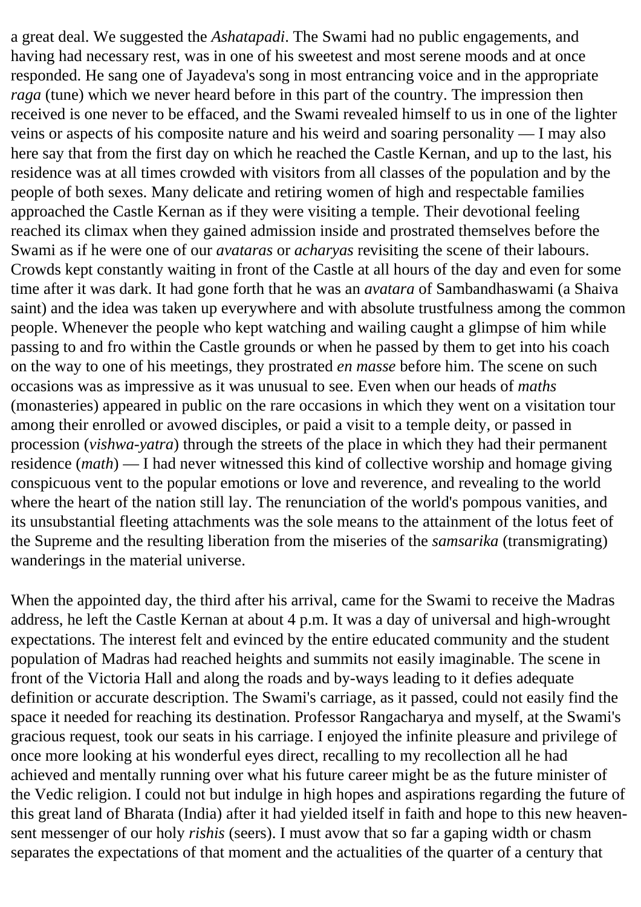a great deal. We suggested the *Ashatapadi*. The Swami had no public engagements, and having had necessary rest, was in one of his sweetest and most serene moods and at once responded. He sang one of Jayadeva's song in most entrancing voice and in the appropriate *raga* (tune) which we never heard before in this part of the country. The impression then received is one never to be effaced, and the Swami revealed himself to us in one of the lighter veins or aspects of his composite nature and his weird and soaring personality — I may also here say that from the first day on which he reached the Castle Kernan, and up to the last, his residence was at all times crowded with visitors from all classes of the population and by the people of both sexes. Many delicate and retiring women of high and respectable families approached the Castle Kernan as if they were visiting a temple. Their devotional feeling reached its climax when they gained admission inside and prostrated themselves before the Swami as if he were one of our *avataras* or *acharyas* revisiting the scene of their labours. Crowds kept constantly waiting in front of the Castle at all hours of the day and even for some time after it was dark. It had gone forth that he was an *avatara* of Sambandhaswami (a Shaiva saint) and the idea was taken up everywhere and with absolute trustfulness among the common people. Whenever the people who kept watching and wailing caught a glimpse of him while passing to and fro within the Castle grounds or when he passed by them to get into his coach on the way to one of his meetings, they prostrated *en masse* before him. The scene on such occasions was as impressive as it was unusual to see. Even when our heads of *maths* (monasteries) appeared in public on the rare occasions in which they went on a visitation tour among their enrolled or avowed disciples, or paid a visit to a temple deity, or passed in procession (*vishwa-yatra*) through the streets of the place in which they had their permanent residence (*math*) — I had never witnessed this kind of collective worship and homage giving conspicuous vent to the popular emotions or love and reverence, and revealing to the world where the heart of the nation still lay. The renunciation of the world's pompous vanities, and its unsubstantial fleeting attachments was the sole means to the attainment of the lotus feet of the Supreme and the resulting liberation from the miseries of the *samsarika* (transmigrating) wanderings in the material universe.

When the appointed day, the third after his arrival, came for the Swami to receive the Madras address, he left the Castle Kernan at about 4 p.m. It was a day of universal and high-wrought expectations. The interest felt and evinced by the entire educated community and the student population of Madras had reached heights and summits not easily imaginable. The scene in front of the Victoria Hall and along the roads and by-ways leading to it defies adequate definition or accurate description. The Swami's carriage, as it passed, could not easily find the space it needed for reaching its destination. Professor Rangacharya and myself, at the Swami's gracious request, took our seats in his carriage. I enjoyed the infinite pleasure and privilege of once more looking at his wonderful eyes direct, recalling to my recollection all he had achieved and mentally running over what his future career might be as the future minister of the Vedic religion. I could not but indulge in high hopes and aspirations regarding the future of this great land of Bharata (India) after it had yielded itself in faith and hope to this new heaven-sent messenger of our holy *rishis* (seers). I must avow that so far a gaping width or chasm separates the expectations of that moment and the actualities of the quarter of a century that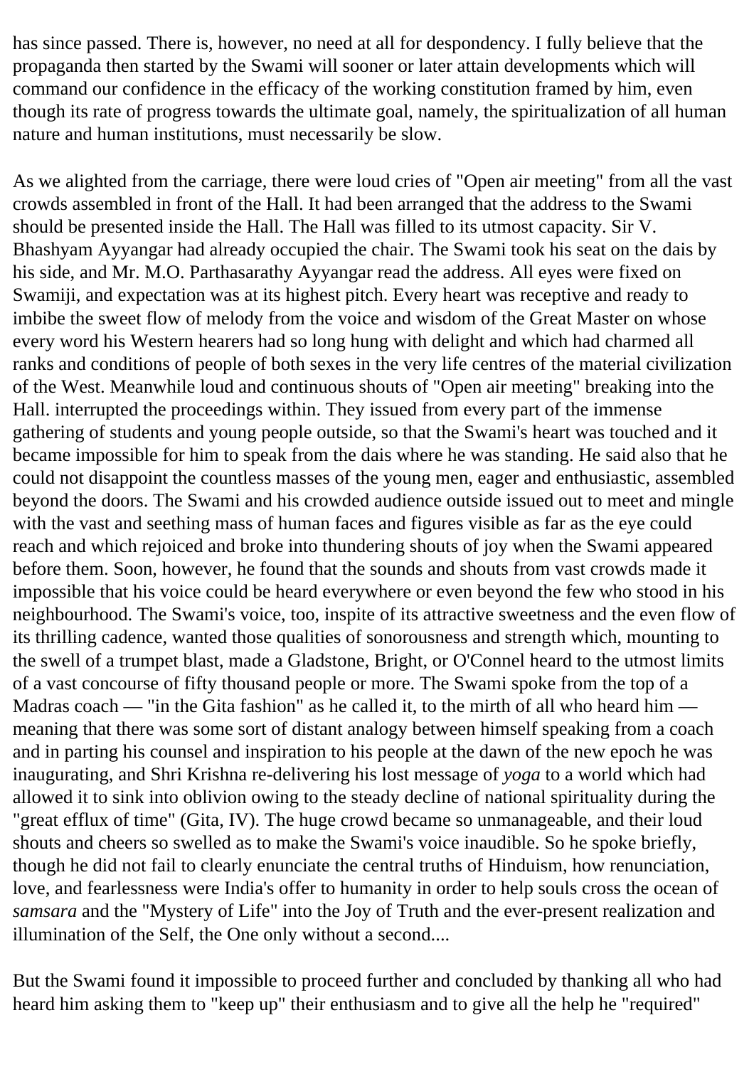has since passed. There is, however, no need at all for despondency. I fully believe that the propaganda then started by the Swami will sooner or later attain developments which will command our confidence in the efficacy of the working constitution framed by him, even though its rate of progress towards the ultimate goal, namely, the spiritualization of all human nature and human institutions, must necessarily be slow.

As we alighted from the carriage, there were loud cries of "Open air meeting" from all the vast crowds assembled in front of the Hall. It had been arranged that the address to the Swami should be presented inside the Hall. The Hall was filled to its utmost capacity. Sir V. Bhashyam Ayyangar had already occupied the chair. The Swami took his seat on the dais by his side, and Mr. M.O. Parthasarathy Ayyangar read the address. All eyes were fixed on Swamiji, and expectation was at its highest pitch. Every heart was receptive and ready to imbibe the sweet flow of melody from the voice and wisdom of the Great Master on whose every word his Western hearers had so long hung with delight and which had charmed all ranks and conditions of people of both sexes in the very life centres of the material civilization of the West. Meanwhile loud and continuous shouts of "Open air meeting" breaking into the Hall. interrupted the proceedings within. They issued from every part of the immense gathering of students and young people outside, so that the Swami's heart was touched and it became impossible for him to speak from the dais where he was standing. He said also that he could not disappoint the countless masses of the young men, eager and enthusiastic, assembled beyond the doors. The Swami and his crowded audience outside issued out to meet and mingle with the vast and seething mass of human faces and figures visible as far as the eye could reach and which rejoiced and broke into thundering shouts of joy when the Swami appeared before them. Soon, however, he found that the sounds and shouts from vast crowds made it impossible that his voice could be heard everywhere or even beyond the few who stood in his neighbourhood. The Swami's voice, too, inspite of its attractive sweetness and the even flow of its thrilling cadence, wanted those qualities of sonorousness and strength which, mounting to the swell of a trumpet blast, made a Gladstone, Bright, or O'Connel heard to the utmost limits of a vast concourse of fifty thousand people or more. The Swami spoke from the top of a Madras coach — "in the Gita fashion" as he called it, to the mirth of all who heard him — meaning that there was some sort of distant analogy between himself speaking from a coach and in parting his counsel and inspiration to his people at the dawn of the new epoch he was inaugurating, and Shri Krishna re-delivering his lost message of *yoga* to a world which had allowed it to sink into oblivion owing to the steady decline of national spirituality during the "great efflux of time" (Gita, IV). The huge crowd became so unmanageable, and their loud shouts and cheers so swelled as to make the Swami's voice inaudible. So he spoke briefly, though he did not fail to clearly enunciate the central truths of Hinduism, how renunciation, love, and fearlessness were India's offer to humanity in order to help souls cross the ocean of *samsara* and the "Mystery of Life" into the Joy of Truth and the ever-present realization and illumination of the Self, the One only without a second....

But the Swami found it impossible to proceed further and concluded by thanking all who had heard him asking them to "keep up" their enthusiasm and to give all the help he "required"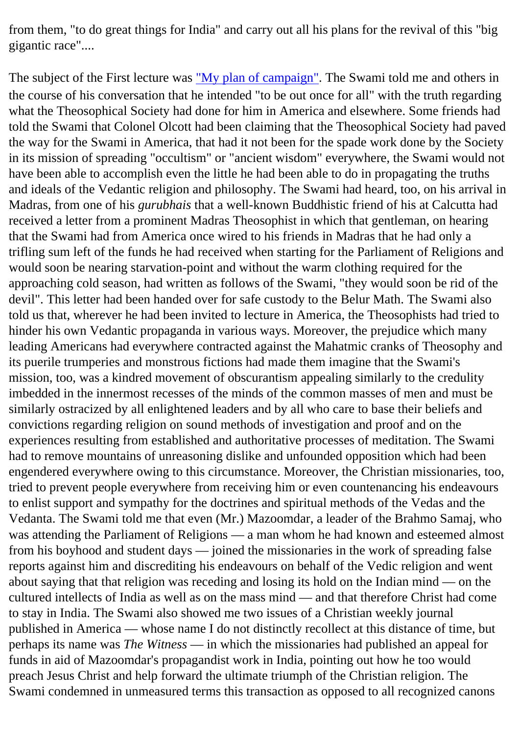from them, "to do great things for India" and carry out all his plans for the revival of this "big gigantic race"....

The subject of the First lecture was "My plan of campaign". The Swami told me and others in the course of his conversation that he intended "to be out once for all" with the truth regarding what the Theosophical Society had done for him in America and elsewhere. Some friends had told the Swami that Colonel Olcott had been claiming that the Theosophical Society had paved the way for the Swami in America, that had it not been for the spade work done by the Society in its mission of spreading "occultism" or "ancient wisdom" everywhere, the Swami would not have been able to accomplish even the little he had been able to do in propagating the truths and ideals of the Vedantic religion and philosophy. The Swami had heard, too, on his arrival in Madras, from one of his *gurubhais* that a well-known Buddhistic friend of his at Calcutta had received a letter from a prominent Madras Theosophist in which that gentleman, on hearing that the Swami had from America once wired to his friends in Madras that he had only a trifling sum left of the funds he had received when starting for the Parliament of Religions and would soon be nearing starvation-point and without the warm clothing required for the approaching cold season, had written as follows of the Swami, "they would soon be rid of the devil". This letter had been handed over for safe custody to the Belur Math. The Swami also told us that, wherever he had been invited to lecture in America, the Theosophists had tried to hinder his own Vedantic propaganda in various ways. Moreover, the prejudice which many leading Americans had everywhere contracted against the Mahatmic cranks of Theosophy and its puerile trumperies and monstrous fictions had made them imagine that the Swami's mission, too, was a kindred movement of obscurantism appealing similarly to the credulity imbedded in the innermost recesses of the minds of the common masses of men and must be similarly ostracized by all enlightened leaders and by all who care to base their beliefs and convictions regarding religion on sound methods of investigation and proof and on the experiences resulting from established and authoritative processes of meditation. The Swami had to remove mountains of unreasoning dislike and unfounded opposition which had been engendered everywhere owing to this circumstance. Moreover, the Christian missionaries, too, tried to prevent people everywhere from receiving him or even countenancing his endeavours to enlist support and sympathy for the doctrines and spiritual methods of the Vedas and the Vedanta. The Swami told me that even (Mr.) Mazoomdar, a leader of the Brahmo Samaj, who was attending the Parliament of Religions — a man whom he had known and esteemed almost from his boyhood and student days — joined the missionaries in the work of spreading false reports against him and discrediting his endeavours on behalf of the Vedic religion and went about saying that that religion was receding and losing its hold on the Indian mind — on the cultured intellects of India as well as on the mass mind — and that therefore Christ had come to stay in India. The Swami also showed me two issues of a Christian weekly journal published in America — whose name I do not distinctly recollect at this distance of time, but perhaps its name was *The Witness* — in which the missionaries had published an appeal for funds in aid of Mazoomdar's propagandist work in India, pointing out how he too would preach Jesus Christ and help forward the ultimate triumph of the Christian religion. The Swami condemned in unmeasured terms this transaction as opposed to all recognized canons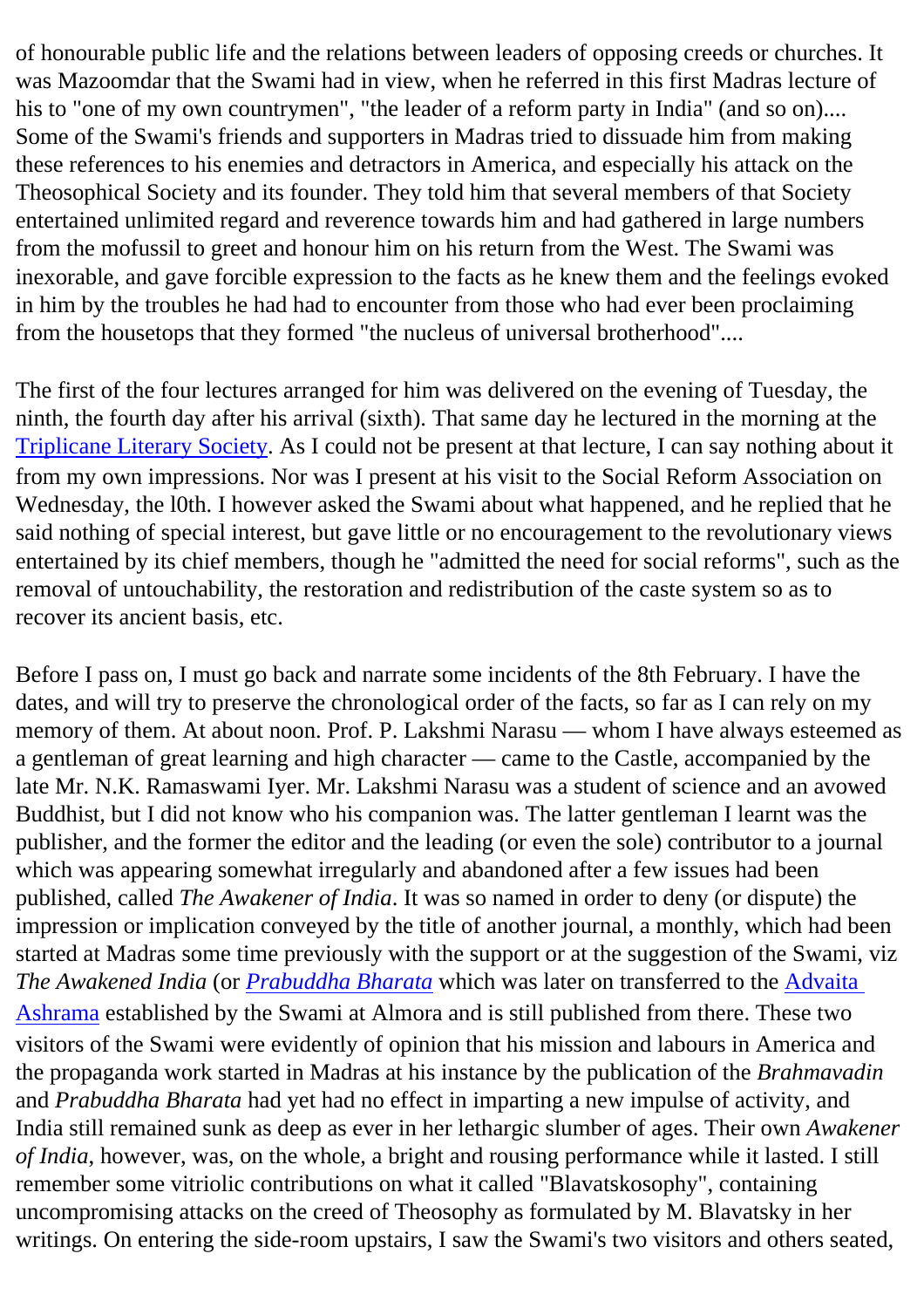of honourable public life and the relations between leaders of opposing creeds or churches. It was Mazoomdar that the Swami had in view, when he referred in this first Madras lecture of his to "one of my own countrymen", "the leader of a reform party in India" (and so on).... Some of the Swami's friends and supporters in Madras tried to dissuade him from making these references to his enemies and detractors in America, and especially his attack on the Theosophical Society and its founder. They told him that several members of that Society entertained unlimited regard and reverence towards him and had gathered in large numbers from the mofussil to greet and honour him on his return from the West. The Swami was inexorable, and gave forcible expression to the facts as he knew them and the feelings evoked in him by the troubles he had had to encounter from those who had ever been proclaiming from the housetops that they formed "the nucleus of universal brotherhood"....

The first of the four lectures arranged for him was delivered on the evening of Tuesday, the ninth, the fourth day after his arrival (sixth). That same day he lectured in the morning at the Triplicane Literary Society. As I could not be present at that lecture, I can say nothing about it from my own impressions. Nor was I present at his visit to the Social Reform Association on Wednesday, the l0th. I however asked the Swami about what happened, and he replied that he said nothing of special interest, but gave little or no encouragement to the revolutionary views entertained by its chief members, though he "admitted the need for social reforms", such as the removal of untouchability, the restoration and redistribution of the caste system so as to recover its ancient basis, etc.

Before I pass on, I must go back and narrate some incidents of the 8th February. I have the dates, and will try to preserve the chronological order of the facts, so far as I can rely on my memory of them. At about noon. Prof. P. Lakshmi Narasu — whom I have always esteemed as a gentleman of great learning and high character — came to the Castle, accompanied by the late Mr. N.K. Ramaswami Iyer. Mr. Lakshmi Narasu was a student of science and an avowed Buddhist, but I did not know who his companion was. The latter gentleman I learnt was the publisher, and the former the editor and the leading (or even the sole) contributor to a journal which was appearing somewhat irregularly and abandoned after a few issues had been published, called *The Awakener of India*. It was so named in order to deny (or dispute) the impression or implication conveyed by the title of another journal, a monthly, which had been started at Madras some time previously with the support or at the suggestion of the Swami, viz *The Awakened India* (or *Prabuddha Bharata* which was later on transferred to the Advaita Ashrama established by the Swami at Almora and is still published from there. These two visitors of the Swami were evidently of opinion that his mission and labours in America and the propaganda work started in Madras at his instance by the publication of the *Brahmavadin* and *Prabuddha Bharata* had yet had no effect in imparting a new impulse of activity, and India still remained sunk as deep as ever in her lethargic slumber of ages. Their own *Awakener of India*, however, was, on the whole, a bright and rousing performance while it lasted. I still remember some vitriolic contributions on what it called "Blavatskosophy", containing uncompromising attacks on the creed of Theosophy as formulated by M. Blavatsky in her writings. On entering the side-room upstairs, I saw the Swami's two visitors and others seated,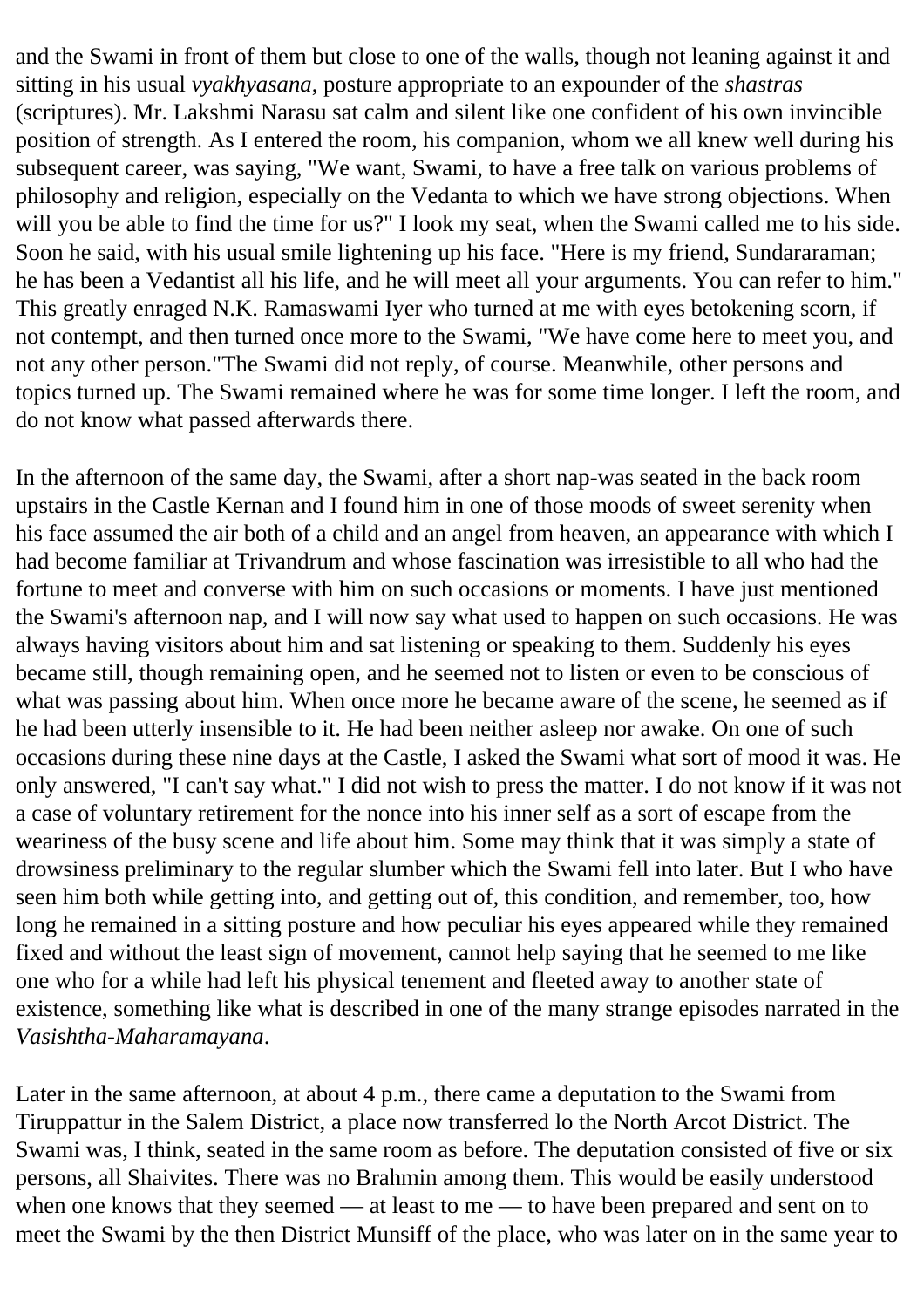and the Swami in front of them but close to one of the walls, though not leaning against it and sitting in his usual *vyakhyasana*, posture appropriate to an expounder of the *shastras* (scriptures). Mr. Lakshmi Narasu sat calm and silent like one confident of his own invincible position of strength. As I entered the room, his companion, whom we all knew well during his subsequent career, was saying, "We want, Swami, to have a free talk on various problems of philosophy and religion, especially on the Vedanta to which we have strong objections. When will you be able to find the time for us?" I look my seat, when the Swami called me to his side. Soon he said, with his usual smile lightening up his face. "Here is my friend, Sundararaman; he has been a Vedantist all his life, and he will meet all your arguments. You can refer to him." This greatly enraged N.K. Ramaswami Iyer who turned at me with eyes betokening scorn, if not contempt, and then turned once more to the Swami, "We have come here to meet you, and not any other person."The Swami did not reply, of course. Meanwhile, other persons and topics turned up. The Swami remained where he was for some time longer. I left the room, and do not know what passed afterwards there.

In the afternoon of the same day, the Swami, after a short nap-was seated in the back room upstairs in the Castle Kernan and I found him in one of those moods of sweet serenity when his face assumed the air both of a child and an angel from heaven, an appearance with which I had become familiar at Trivandrum and whose fascination was irresistible to all who had the fortune to meet and converse with him on such occasions or moments. I have just mentioned the Swami's afternoon nap, and I will now say what used to happen on such occasions. He was always having visitors about him and sat listening or speaking to them. Suddenly his eyes became still, though remaining open, and he seemed not to listen or even to be conscious of what was passing about him. When once more he became aware of the scene, he seemed as if he had been utterly insensible to it. He had been neither asleep nor awake. On one of such occasions during these nine days at the Castle, I asked the Swami what sort of mood it was. He only answered, "I can't say what." I did not wish to press the matter. I do not know if it was not a case of voluntary retirement for the nonce into his inner self as a sort of escape from the weariness of the busy scene and life about him. Some may think that it was simply a state of drowsiness preliminary to the regular slumber which the Swami fell into later. But I who have seen him both while getting into, and getting out of, this condition, and remember, too, how long he remained in a sitting posture and how peculiar his eyes appeared while they remained fixed and without the least sign of movement, cannot help saying that he seemed to me like one who for a while had left his physical tenement and fleeted away to another state of existence, something like what is described in one of the many strange episodes narrated in the *Vasishtha-Maharamayana*.

Later in the same afternoon, at about 4 p.m., there came a deputation to the Swami from Tiruppattur in the Salem District, a place now transferred lo the North Arcot District. The Swami was, I think, seated in the same room as before. The deputation consisted of five or six persons, all Shaivites. There was no Brahmin among them. This would be easily understood when one knows that they seemed — at least to me — to have been prepared and sent on to meet the Swami by the then District Munsiff of the place, who was later on in the same year to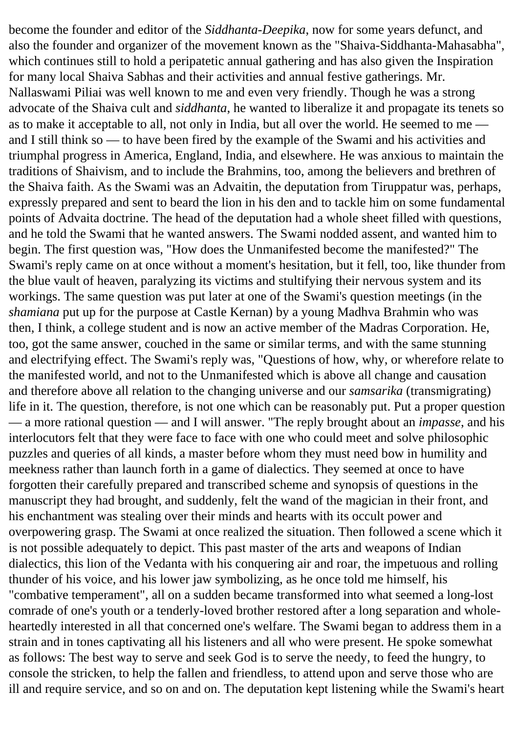become the founder and editor of the *Siddhanta-Deepika*, now for some years defunct, and also the founder and organizer of the movement known as the "Shaiva-Siddhanta-Mahasabha", which continues still to hold a peripatetic annual gathering and has also given the Inspiration for many local Shaiva Sabhas and their activities and annual festive gatherings. Mr. Nallaswami Piliai was well known to me and even very friendly. Though he was a strong advocate of the Shaiva cult and *siddhanta*, he wanted to liberalize it and propagate its tenets so as to make it acceptable to all, not only in India, but all over the world. He seemed to me — and I still think so — to have been fired by the example of the Swami and his activities and triumphal progress in America, England, India, and elsewhere. He was anxious to maintain the traditions of Shaivism, and to include the Brahmins, too, among the believers and brethren of the Shaiva faith. As the Swami was an Advaitin, the deputation from Tiruppatur was, perhaps, expressly prepared and sent to beard the lion in his den and to tackle him on some fundamental points of Advaita doctrine. The head of the deputation had a whole sheet filled with questions, and he told the Swami that he wanted answers. The Swami nodded assent, and wanted him to begin. The first question was, "How does the Unmanifested become the manifested?" The Swami's reply came on at once without a moment's hesitation, but it fell, too, like thunder from the blue vault of heaven, paralyzing its victims and stultifying their nervous system and its workings. The same question was put later at one of the Swami's question meetings (in the *shamiana* put up for the purpose at Castle Kernan) by a young Madhva Brahmin who was then, I think, a college student and is now an active member of the Madras Corporation. He, too, got the same answer, couched in the same or similar terms, and with the same stunning and electrifying effect. The Swami's reply was, "Questions of how, why, or wherefore relate to the manifested world, and not to the Unmanifested which is above all change and causation and therefore above all relation to the changing universe and our *samsarika* (transmigrating) life in it. The question, therefore, is not one which can be reasonably put. Put a proper question — a more rational question — and I will answer. "The reply brought about an *impasse*, and his interlocutors felt that they were face to face with one who could meet and solve philosophic puzzles and queries of all kinds, a master before whom they must need bow in humility and meekness rather than launch forth in a game of dialectics. They seemed at once to have forgotten their carefully prepared and transcribed scheme and synopsis of questions in the manuscript they had brought, and suddenly, felt the wand of the magician in their front, and his enchantment was stealing over their minds and hearts with its occult power and overpowering grasp. The Swami at once realized the situation. Then followed a scene which it is not possible adequately to depict. This past master of the arts and weapons of Indian dialectics, this lion of the Vedanta with his conquering air and roar, the impetuous and rolling thunder of his voice, and his lower jaw symbolizing, as he once told me himself, his "combative temperament", all on a sudden became transformed into what seemed a long-lost comrade of one's youth or a tenderly-loved brother restored after a long separation and whole-heartedly interested in all that concerned one's welfare. The Swami began to address them in a strain and in tones captivating all his listeners and all who were present. He spoke somewhat as follows: The best way to serve and seek God is to serve the needy, to feed the hungry, to console the stricken, to help the fallen and friendless, to attend upon and serve those who are ill and require service, and so on and on. The deputation kept listening while the Swami's heart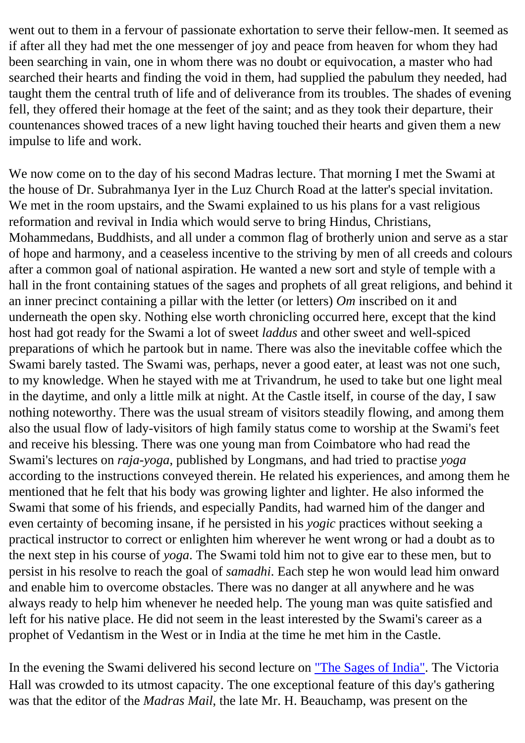went out to them in a fervour of passionate exhortation to serve their fellow-men. It seemed as if after all they had met the one messenger of joy and peace from heaven for whom they had been searching in vain, one in whom there was no doubt or equivocation, a master who had searched their hearts and finding the void in them, had supplied the pabulum they needed, had taught them the central truth of life and of deliverance from its troubles. The shades of evening fell, they offered their homage at the feet of the saint; and as they took their departure, their countenances showed traces of a new light having touched their hearts and given them a new impulse to life and work.

We now come on to the day of his second Madras lecture. That morning I met the Swami at the house of Dr. Subrahmanya Iyer in the Luz Church Road at the latter's special invitation. We met in the room upstairs, and the Swami explained to us his plans for a vast religious reformation and revival in India which would serve to bring Hindus, Christians, Mohammedans, Buddhists, and all under a common flag of brotherly union and serve as a star of hope and harmony, and a ceaseless incentive to the striving by men of all creeds and colours after a common goal of national aspiration. He wanted a new sort and style of temple with a hall in the front containing statues of the sages and prophets of all great religions, and behind it an inner precinct containing a pillar with the letter (or letters) *Om* inscribed on it and underneath the open sky. Nothing else worth chronicling occurred here, except that the kind host had got ready for the Swami a lot of sweet *laddus* and other sweet and well-spiced preparations of which he partook but in name. There was also the inevitable coffee which the Swami barely tasted. The Swami was, perhaps, never a good eater, at least was not one such, to my knowledge. When he stayed with me at Trivandrum, he used to take but one light meal in the daytime, and only a little milk at night. At the Castle itself, in course of the day, I saw nothing noteworthy. There was the usual stream of visitors steadily flowing, and among them also the usual flow of lady-visitors of high family status come to worship at the Swami's feet and receive his blessing. There was one young man from Coimbatore who had read the Swami's lectures on *raja-yoga*, published by Longmans, and had tried to practise *yoga* according to the instructions conveyed therein. He related his experiences, and among them he mentioned that he felt that his body was growing lighter and lighter. He also informed the Swami that some of his friends, and especially Pandits, had warned him of the danger and even certainty of becoming insane, if he persisted in his *yogic* practices without seeking a practical instructor to correct or enlighten him wherever he went wrong or had a doubt as to the next step in his course of *yoga*. The Swami told him not to give ear to these men, but to persist in his resolve to reach the goal of *samadhi*. Each step he won would lead him onward and enable him to overcome obstacles. There was no danger at all anywhere and he was always ready to help him whenever he needed help. The young man was quite satisfied and left for his native place. He did not seem in the least interested by the Swami's career as a prophet of Vedantism in the West or in India at the time he met him in the Castle.

In the evening the Swami delivered his second lecture on "The Sages of India". The Victoria Hall was crowded to its utmost capacity. The one exceptional feature of this day's gathering was that the editor of the *Madras Mail*, the late Mr. H. Beauchamp, was present on the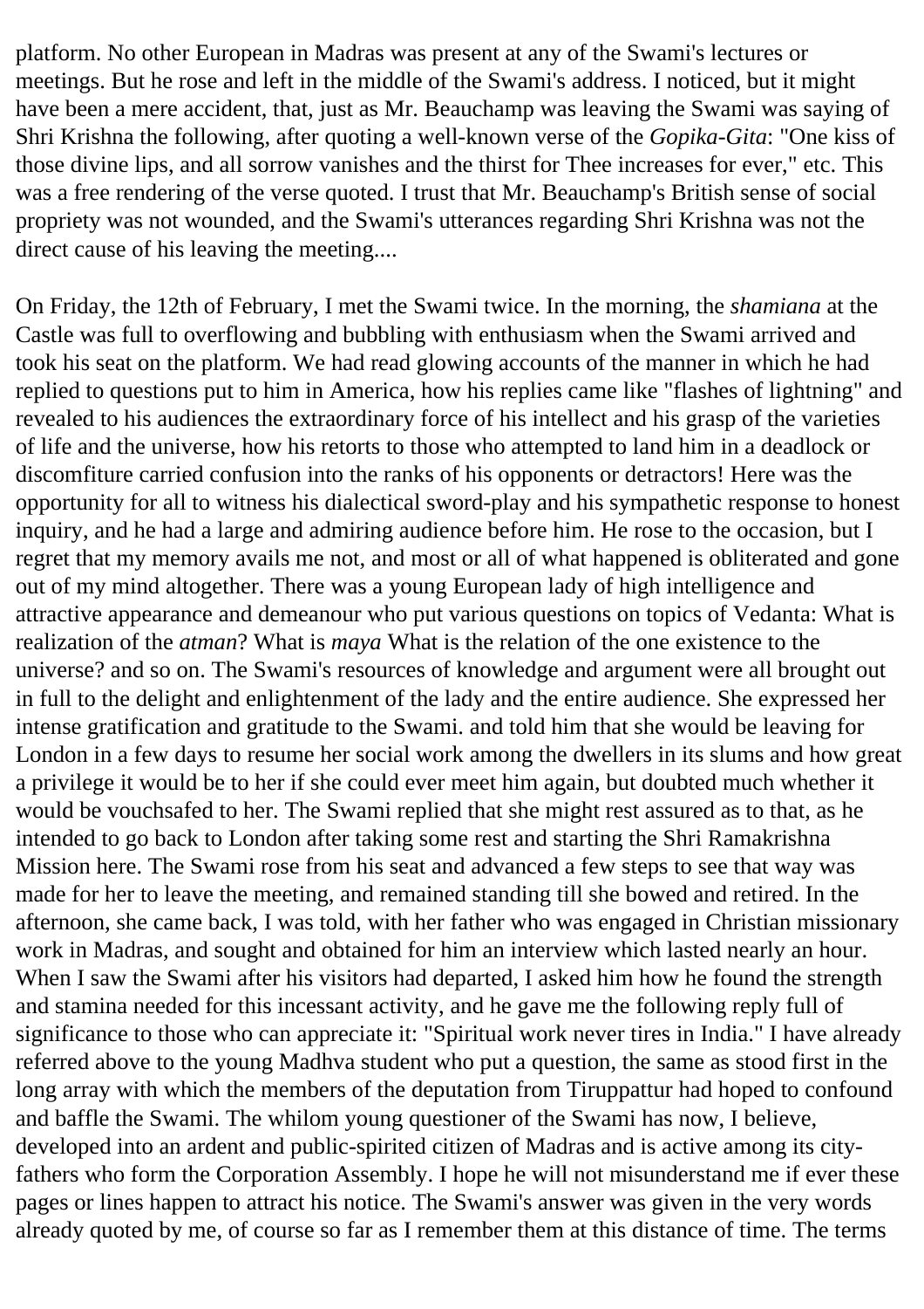platform. No other European in Madras was present at any of the Swami's lectures or meetings. But he rose and left in the middle of the Swami's address. I noticed, but it might have been a mere accident, that, just as Mr. Beauchamp was leaving the Swami was saying of Shri Krishna the following, after quoting a well-known verse of the *Gopika-Gita*: "One kiss of those divine lips, and all sorrow vanishes and the thirst for Thee increases for ever," etc. This was a free rendering of the verse quoted. I trust that Mr. Beauchamp's British sense of social propriety was not wounded, and the Swami's utterances regarding Shri Krishna was not the direct cause of his leaving the meeting....

On Friday, the 12th of February, I met the Swami twice. In the morning, the *shamiana* at the Castle was full to overflowing and bubbling with enthusiasm when the Swami arrived and took his seat on the platform. We had read glowing accounts of the manner in which he had replied to questions put to him in America, how his replies came like "flashes of lightning" and revealed to his audiences the extraordinary force of his intellect and his grasp of the varieties of life and the universe, how his retorts to those who attempted to land him in a deadlock or discomfiture carried confusion into the ranks of his opponents or detractors! Here was the opportunity for all to witness his dialectical sword-play and his sympathetic response to honest inquiry, and he had a large and admiring audience before him. He rose to the occasion, but I regret that my memory avails me not, and most or all of what happened is obliterated and gone out of my mind altogether. There was a young European lady of high intelligence and attractive appearance and demeanour who put various questions on topics of Vedanta: What is realization of the *atman*? What is *maya* What is the relation of the one existence to the universe? and so on. The Swami's resources of knowledge and argument were all brought out in full to the delight and enlightenment of the lady and the entire audience. She expressed her intense gratification and gratitude to the Swami. and told him that she would be leaving for London in a few days to resume her social work among the dwellers in its slums and how great a privilege it would be to her if she could ever meet him again, but doubted much whether it would be vouchsafed to her. The Swami replied that she might rest assured as to that, as he intended to go back to London after taking some rest and starting the Shri Ramakrishna Mission here. The Swami rose from his seat and advanced a few steps to see that way was made for her to leave the meeting, and remained standing till she bowed and retired. In the afternoon, she came back, I was told, with her father who was engaged in Christian missionary work in Madras, and sought and obtained for him an interview which lasted nearly an hour. When I saw the Swami after his visitors had departed, I asked him how he found the strength and stamina needed for this incessant activity, and he gave me the following reply full of significance to those who can appreciate it: "Spiritual work never tires in India." I have already referred above to the young Madhva student who put a question, the same as stood first in the long array with which the members of the deputation from Tiruppattur had hoped to confound and baffle the Swami. The whilom young questioner of the Swami has now, I believe, developed into an ardent and public-spirited citizen of Madras and is active among its city-fathers who form the Corporation Assembly. I hope he will not misunderstand me if ever these pages or lines happen to attract his notice. The Swami's answer was given in the very words already quoted by me, of course so far as I remember them at this distance of time. The terms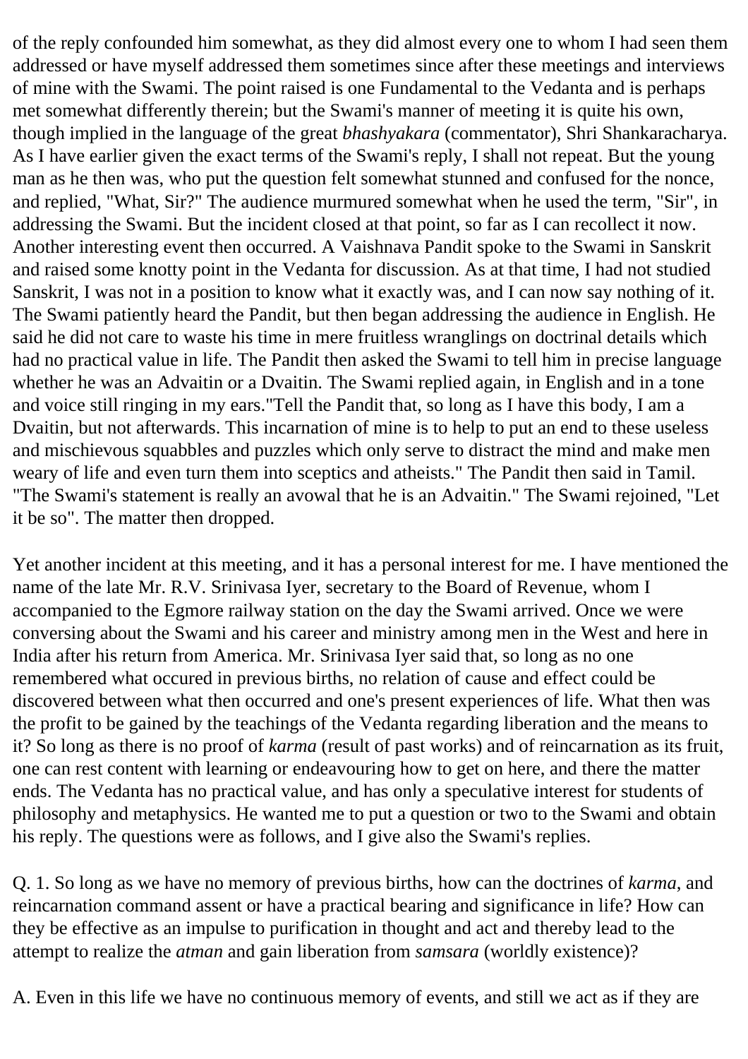of the reply confounded him somewhat, as they did almost every one to whom I had seen them addressed or have myself addressed them sometimes since after these meetings and interviews of mine with the Swami. The point raised is one Fundamental to the Vedanta and is perhaps met somewhat differently therein; but the Swami's manner of meeting it is quite his own, though implied in the language of the great *bhashyakara* (commentator), Shri Shankaracharya. As I have earlier given the exact terms of the Swami's reply, I shall not repeat. But the young man as he then was, who put the question felt somewhat stunned and confused for the nonce, and replied, "What, Sir?" The audience murmured somewhat when he used the term, "Sir", in addressing the Swami. But the incident closed at that point, so far as I can recollect it now. Another interesting event then occurred. A Vaishnava Pandit spoke to the Swami in Sanskrit and raised some knotty point in the Vedanta for discussion. As at that time, I had not studied Sanskrit, I was not in a position to know what it exactly was, and I can now say nothing of it. The Swami patiently heard the Pandit, but then began addressing the audience in English. He said he did not care to waste his time in mere fruitless wranglings on doctrinal details which had no practical value in life. The Pandit then asked the Swami to tell him in precise language whether he was an Advaitin or a Dvaitin. The Swami replied again, in English and in a tone and voice still ringing in my ears."Tell the Pandit that, so long as I have this body, I am a Dvaitin, but not afterwards. This incarnation of mine is to help to put an end to these useless and mischievous squabbles and puzzles which only serve to distract the mind and make men weary of life and even turn them into sceptics and atheists." The Pandit then said in Tamil. "The Swami's statement is really an avowal that he is an Advaitin." The Swami rejoined, "Let it be so". The matter then dropped.

Yet another incident at this meeting, and it has a personal interest for me. I have mentioned the name of the late Mr. R.V. Srinivasa Iyer, secretary to the Board of Revenue, whom I accompanied to the Egmore railway station on the day the Swami arrived. Once we were conversing about the Swami and his career and ministry among men in the West and here in India after his return from America. Mr. Srinivasa Iyer said that, so long as no one remembered what occured in previous births, no relation of cause and effect could be discovered between what then occurred and one's present experiences of life. What then was the profit to be gained by the teachings of the Vedanta regarding liberation and the means to it? So long as there is no proof of *karma* (result of past works) and of reincarnation as its fruit, one can rest content with learning or endeavouring how to get on here, and there the matter ends. The Vedanta has no practical value, and has only a speculative interest for students of philosophy and metaphysics. He wanted me to put a question or two to the Swami and obtain his reply. The questions were as follows, and I give also the Swami's replies.

Q. 1. So long as we have no memory of previous births, how can the doctrines of *karma*, and reincarnation command assent or have a practical bearing and significance in life? How can they be effective as an impulse to purification in thought and act and thereby lead to the attempt to realize the *atman* and gain liberation from *samsara* (worldly existence)?

A. Even in this life we have no continuous memory of events, and still we act as if they are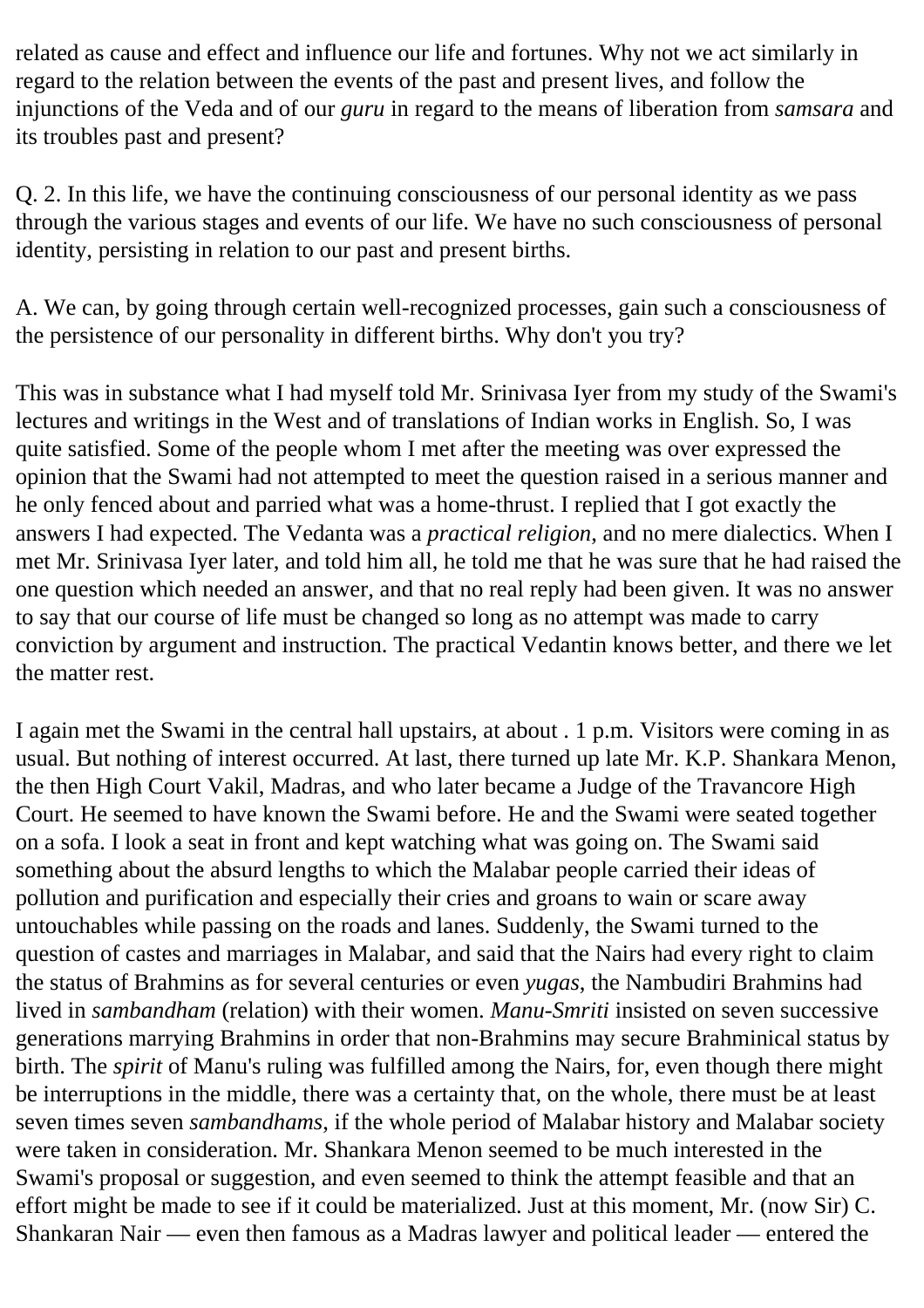related as cause and effect and influence our life and fortunes. Why not we act similarly in regard to the relation between the events of the past and present lives, and follow the injunctions of the Veda and of our *guru* in regard to the means of liberation from *samsara* and its troubles past and present?

Q. 2. In this life, we have the continuing consciousness of our personal identity as we pass through the various stages and events of our life. We have no such consciousness of personal identity, persisting in relation to our past and present births.

A. We can, by going through certain well-recognized processes, gain such a consciousness of the persistence of our personality in different births. Why don't you try?

This was in substance what I had myself told Mr. Srinivasa Iyer from my study of the Swami's lectures and writings in the West and of translations of Indian works in English. So, I was quite satisfied. Some of the people whom I met after the meeting was over expressed the opinion that the Swami had not attempted to meet the question raised in a serious manner and he only fenced about and parried what was a home-thrust. I replied that I got exactly the answers I had expected. The Vedanta was a *practical religion,* and no mere dialectics. When I met Mr. Srinivasa Iyer later, and told him all, he told me that he was sure that he had raised the one question which needed an answer, and that no real reply had been given. It was no answer to say that our course of life must be changed so long as no attempt was made to carry conviction by argument and instruction. The practical Vedantin knows better, and there we let the matter rest.

I again met the Swami in the central hall upstairs, at about . 1 p.m. Visitors were coming in as usual. But nothing of interest occurred. At last, there turned up late Mr. K.P. Shankara Menon, the then High Court Vakil, Madras, and who later became a Judge of the Travancore High Court. He seemed to have known the Swami before. He and the Swami were seated together on a sofa. I look a seat in front and kept watching what was going on. The Swami said something about the absurd lengths to which the Malabar people carried their ideas of pollution and purification and especially their cries and groans to wain or scare away untouchables while passing on the roads and lanes. Suddenly, the Swami turned to the question of castes and marriages in Malabar, and said that the Nairs had every right to claim the status of Brahmins as for several centuries or even *yugas*, the Nambudiri Brahmins had lived in *sambandham* (relation) with their women. *Manu-Smriti* insisted on seven successive generations marrying Brahmins in order that non-Brahmins may secure Brahminical status by birth. The *spirit* of Manu's ruling was fulfilled among the Nairs, for, even though there might be interruptions in the middle, there was a certainty that, on the whole, there must be at least seven times seven *sambandhams*, if the whole period of Malabar history and Malabar society were taken in consideration. Mr. Shankara Menon seemed to be much interested in the Swami's proposal or suggestion, and even seemed to think the attempt feasible and that an effort might be made to see if it could be materialized. Just at this moment, Mr. (now Sir) C. Shankaran Nair — even then famous as a Madras lawyer and political leader — entered the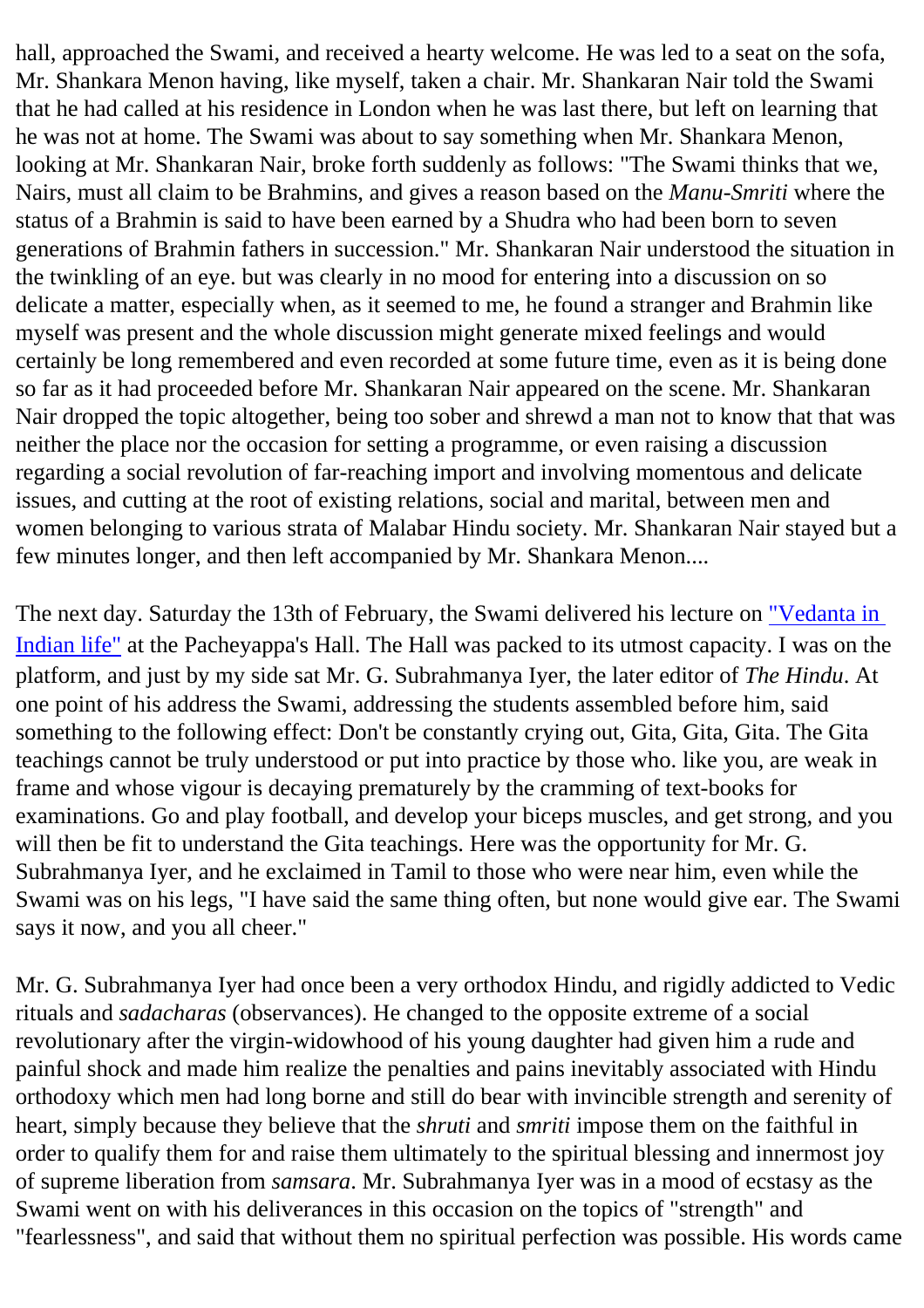hall, approached the Swami, and received a hearty welcome. He was led to a seat on the sofa, Mr. Shankara Menon having, like myself, taken a chair. Mr. Shankaran Nair told the Swami that he had called at his residence in London when he was last there, but left on learning that he was not at home. The Swami was about to say something when Mr. Shankara Menon, looking at Mr. Shankaran Nair, broke forth suddenly as follows: "The Swami thinks that we, Nairs, must all claim to be Brahmins, and gives a reason based on the *Manu-Smriti* where the status of a Brahmin is said to have been earned by a Shudra who had been born to seven generations of Brahmin fathers in succession." Mr. Shankaran Nair understood the situation in the twinkling of an eye. but was clearly in no mood for entering into a discussion on so delicate a matter, especially when, as it seemed to me, he found a stranger and Brahmin like myself was present and the whole discussion might generate mixed feelings and would certainly be long remembered and even recorded at some future time, even as it is being done so far as it had proceeded before Mr. Shankaran Nair appeared on the scene. Mr. Shankaran Nair dropped the topic altogether, being too sober and shrewd a man not to know that that was neither the place nor the occasion for setting a programme, or even raising a discussion regarding a social revolution of far-reaching import and involving momentous and delicate issues, and cutting at the root of existing relations, social and marital, between men and women belonging to various strata of Malabar Hindu society. Mr. Shankaran Nair stayed but a few minutes longer, and then left accompanied by Mr. Shankara Menon....

The next day. Saturday the 13th of February, the Swami delivered his lecture on "Vedanta in Indian life" at the Pacheyappa's Hall. The Hall was packed to its utmost capacity. I was on the platform, and just by my side sat Mr. G. Subrahmanya Iyer, the later editor of *The Hindu*. At one point of his address the Swami, addressing the students assembled before him, said something to the following effect: Don't be constantly crying out, Gita, Gita, Gita. The Gita teachings cannot be truly understood or put into practice by those who. like you, are weak in frame and whose vigour is decaying prematurely by the cramming of text-books for examinations. Go and play football, and develop your biceps muscles, and get strong, and you will then be fit to understand the Gita teachings. Here was the opportunity for Mr. G. Subrahmanya Iyer, and he exclaimed in Tamil to those who were near him, even while the Swami was on his legs, "I have said the same thing often, but none would give ear. The Swami says it now, and you all cheer."

Mr. G. Subrahmanya Iyer had once been a very orthodox Hindu, and rigidly addicted to Vedic rituals and *sadacharas* (observances). He changed to the opposite extreme of a social revolutionary after the virgin-widowhood of his young daughter had given him a rude and painful shock and made him realize the penalties and pains inevitably associated with Hindu orthodoxy which men had long borne and still do bear with invincible strength and serenity of heart, simply because they believe that the *shruti* and *smriti* impose them on the faithful in order to qualify them for and raise them ultimately to the spiritual blessing and innermost joy of supreme liberation from *samsara*. Mr. Subrahmanya Iyer was in a mood of ecstasy as the Swami went on with his deliverances in this occasion on the topics of "strength" and "fearlessness", and said that without them no spiritual perfection was possible. His words came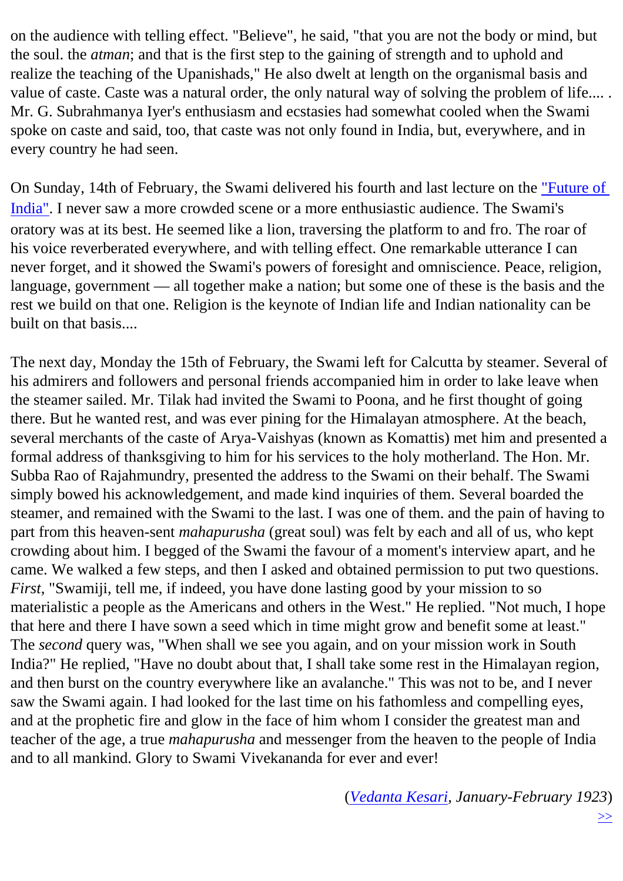on the audience with telling effect. "Believe", he said, "that you are not the body or mind, but the soul. the *atman*; and that is the first step to the gaining of strength and to uphold and realize the teaching of the Upanishads," He also dwelt at length on the organismal basis and value of caste. Caste was a natural order, the only natural way of solving the problem of life.... . Mr. G. Subrahmanya Iyer's enthusiasm and ecstasies had somewhat cooled when the Swami spoke on caste and said, too, that caste was not only found in India, but, everywhere, and in every country he had seen.

On Sunday, 14th of February, the Swami delivered his fourth and last lecture on the "Future of India". I never saw a more crowded scene or a more enthusiastic audience. The Swami's oratory was at its best. He seemed like a lion, traversing the platform to and fro. The roar of his voice reverberated everywhere, and with telling effect. One remarkable utterance I can never forget, and it showed the Swami's powers of foresight and omniscience. Peace, religion, language, government — all together make a nation; but some one of these is the basis and the rest we build on that one. Religion is the keynote of Indian life and Indian nationality can be built on that basis....

The next day, Monday the 15th of February, the Swami left for Calcutta by steamer. Several of his admirers and followers and personal friends accompanied him in order to lake leave when the steamer sailed. Mr. Tilak had invited the Swami to Poona, and he first thought of going there. But he wanted rest, and was ever pining for the Himalayan atmosphere. At the beach, several merchants of the caste of Arya-Vaishyas (known as Komattis) met him and presented a formal address of thanksgiving to him for his services to the holy motherland. The Hon. Mr. Subba Rao of Rajahmundry, presented the address to the Swami on their behalf. The Swami simply bowed his acknowledgement, and made kind inquiries of them. Several boarded the steamer, and remained with the Swami to the last. I was one of them. and the pain of having to part from this heaven-sent *mahapurusha* (great soul) was felt by each and all of us, who kept crowding about him. I begged of the Swami the favour of a moment's interview apart, and he came. We walked a few steps, and then I asked and obtained permission to put two questions. *First*, "Swamiji, tell me, if indeed, you have done lasting good by your mission to so materialistic a people as the Americans and others in the West." He replied. "Not much, I hope that here and there I have sown a seed which in time might grow and benefit some at least." The *second* query was, "When shall we see you again, and on your mission work in South India?" He replied, "Have no doubt about that, I shall take some rest in the Himalayan region, and then burst on the country everywhere like an avalanche." This was not to be, and I never saw the Swami again. I had looked for the last time on his fathomless and compelling eyes, and at the prophetic fire and glow in the face of him whom I consider the greatest man and teacher of the age, a true *mahapurusha* and messenger from the heaven to the people of India and to all mankind. Glory to Swami Vivekananda for ever and ever!

(*Vedanta Kesari, January-February 1923*)

>>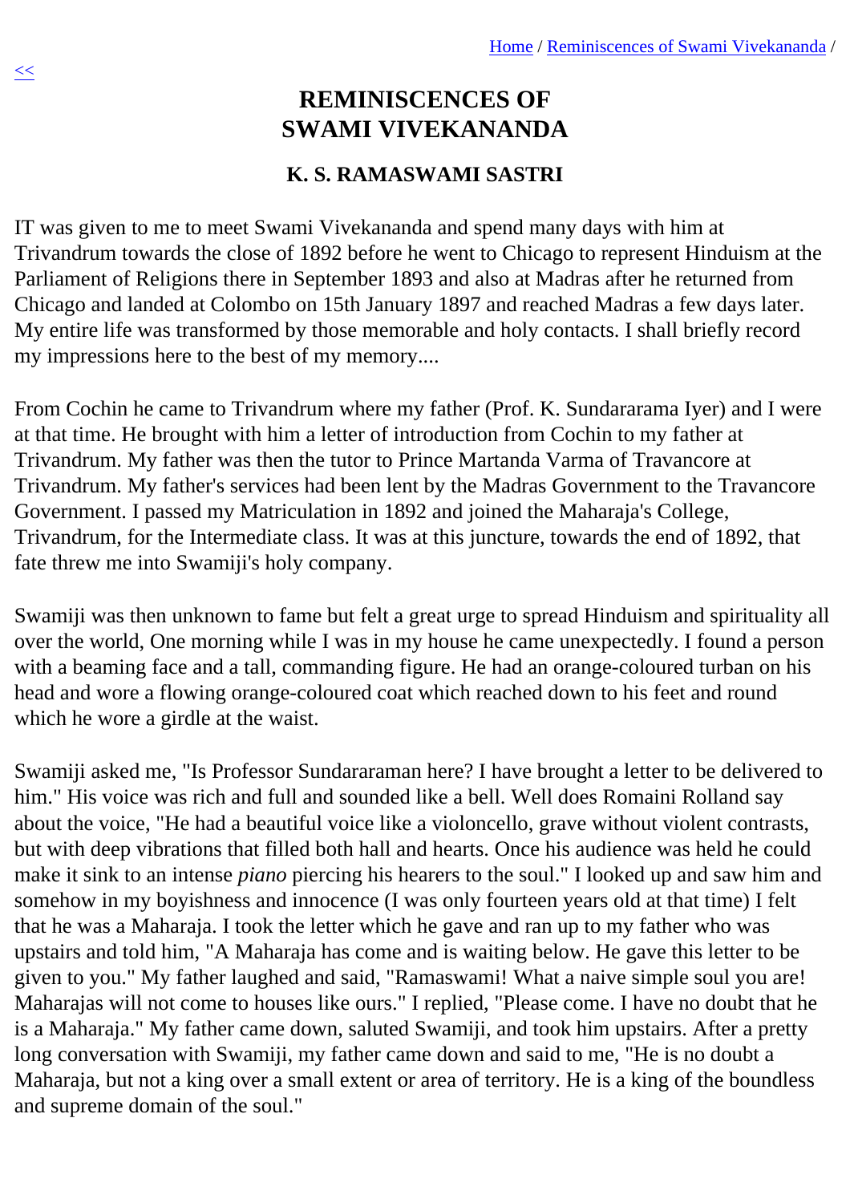# REMINISCENCES OF SWAMI VIVEKANANDA

### K. S. RAMASWAMI SASTRI

IT was given to me to meet Swami Vivekananda and spend many days with him at Trivandrum towards the close of 1892 before he went to Chicago to represent Hinduism at the Parliament of Religions there in September 1893 and also at Madras after he returned from Chicago and landed at Colombo on 15th January 1897 and reached Madras a few days later. My entire life was transformed by those memorable and holy contacts. I shall briefly record my impressions here to the best of my memory....

From Cochin he came to Trivandrum where my father (Prof. K. Sundararama Iyer) and I were at that time. He brought with him a letter of introduction from Cochin to my father at Trivandrum. My father was then the tutor to Prince Martanda Varma of Travancore at Trivandrum. My father's services had been lent by the Madras Government to the Travancore Government. I passed my Matriculation in 1892 and joined the Maharaja's College, Trivandrum, for the Intermediate class. It was at this juncture, towards the end of 1892, that fate threw me into Swamiji's holy company.

Swamiji was then unknown to fame but felt a great urge to spread Hinduism and spirituality all over the world, One morning while I was in my house he came unexpectedly. I found a person with a beaming face and a tall, commanding figure. He had an orange-coloured turban on his head and wore a flowing orange-coloured coat which reached down to his feet and round which he wore a girdle at the waist.

Swamiji asked me, "Is Professor Sundararaman here? I have brought a letter to be delivered to him." His voice was rich and full and sounded like a bell. Well does Romaini Rolland say about the voice, "He had a beautiful voice like a violoncello, grave without violent contrasts, but with deep vibrations that filled both hall and hearts. Once his audience was held he could make it sink to an intense *piano* piercing his hearers to the soul." I looked up and saw him and somehow in my boyishness and innocence (I was only fourteen years old at that time) I felt that he was a Maharaja. I took the letter which he gave and ran up to my father who was upstairs and told him, "A Maharaja has come and is waiting below. He gave this letter to be given to you." My father laughed and said, "Ramaswami! What a naive simple soul you are! Maharajas will not come to houses like ours." I replied, "Please come. I have no doubt that he is a Maharaja." My father came down, saluted Swamiji, and took him upstairs. After a pretty long conversation with Swamiji, my father came down and said to me, "He is no doubt a Maharaja, but not a king over a small extent or area of territory. He is a king of the boundless and supreme domain of the soul."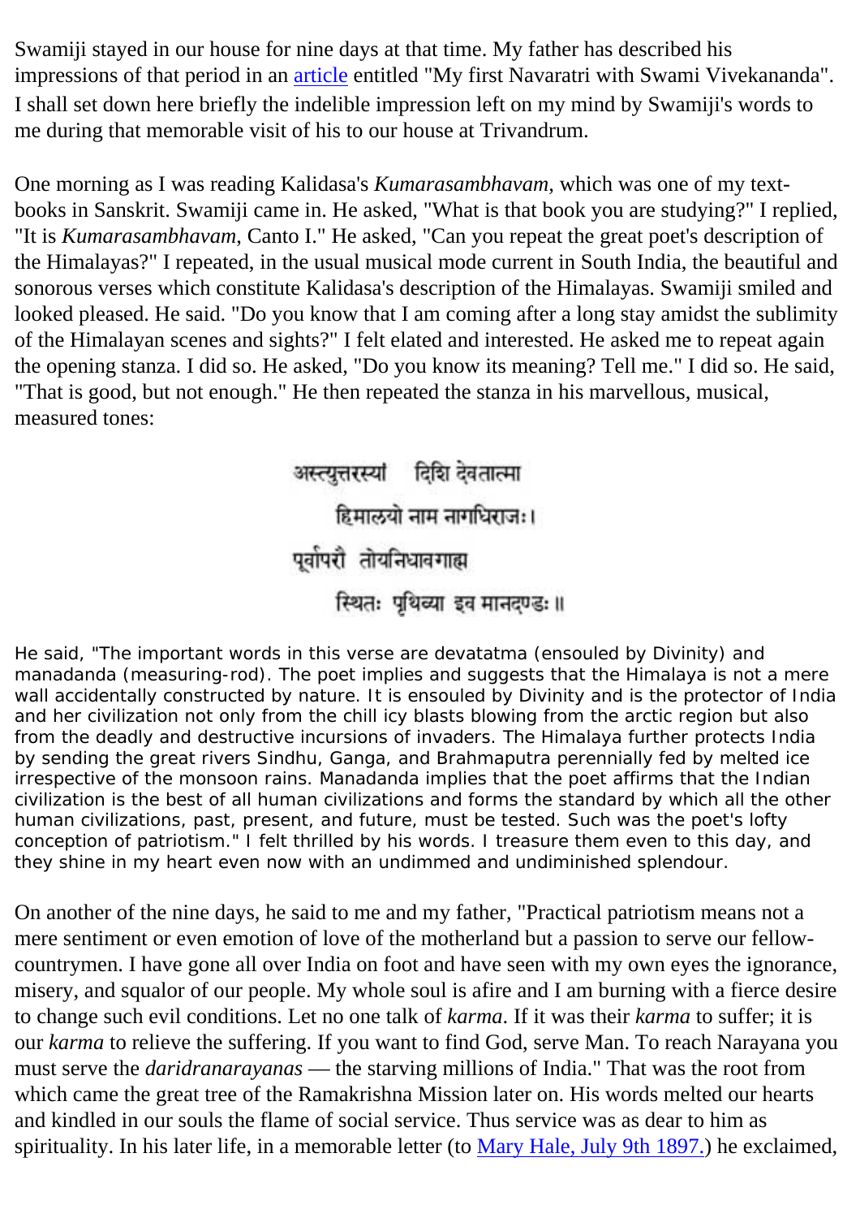Swamiji stayed in our house for nine days at that time. My father has described his impressions of that period in an article entitled "My first Navaratri with Swami Vivekananda". I shall set down here briefly the indelible impression left on my mind by Swamiji's words to me during that memorable visit of his to our house at Trivandrum.

One morning as I was reading Kalidasa's *Kumarasambhavam*, which was one of my text-books in Sanskrit. Swamiji came in. He asked, "What is that book you are studying?" I replied, "It is *Kumarasambhavam*, Canto I." He asked, "Can you repeat the great poet's description of the Himalayas?" I repeated, in the usual musical mode current in South India, the beautiful and sonorous verses which constitute Kalidasa's description of the Himalayas. Swamiji smiled and looked pleased. He said. "Do you know that I am coming after a long stay amidst the sublimity of the Himalayan scenes and sights?" I felt elated and interested. He asked me to repeat again the opening stanza. I did so. He asked, "Do you know its meaning? Tell me." I did so. He said, "That is good, but not enough." He then repeated the stanza in his marvellous, musical, measured tones:

अस्त्युत्तरस्यां दिशि देवतात्मा
हिमालयो नाम नगाधिराजः।
पूर्वापरौ तोयनिधावगाह्य
स्थितः पृथिव्या इव मानदण्डः॥

He said, "The important words in this verse are devatatma (ensouled by Divinity) and manadanda (measuring-rod). The poet implies and suggests that the Himalaya is not a mere wall accidentally constructed by nature. It is ensouled by Divinity and is the protector of India and her civilization not only from the chill icy blasts blowing from the arctic region but also from the deadly and destructive incursions of invaders. The Himalaya further protects India by sending the great rivers Sindhu, Ganga, and Brahmaputra perennially fed by melted ice irrespective of the monsoon rains. Manadanda implies that the poet affirms that the Indian civilization is the best of all human civilizations and forms the standard by which all the other human civilizations, past, present, and future, must be tested. Such was the poet's lofty conception of patriotism." I felt thrilled by his words. I treasure them even to this day, and they shine in my heart even now with an undimmed and undiminished splendour.

On another of the nine days, he said to me and my father, "Practical patriotism means not a mere sentiment or even emotion of love of the motherland but a passion to serve our fellow-countrymen. I have gone all over India on foot and have seen with my own eyes the ignorance, misery, and squalor of our people. My whole soul is afire and I am burning with a fierce desire to change such evil conditions. Let no one talk of *karma*. If it was their *karma* to suffer; it is our *karma* to relieve the suffering. If you want to find God, serve Man. To reach Narayana you must serve the *daridranarayanas* — the starving millions of India." That was the root from which came the great tree of the Ramakrishna Mission later on. His words melted our hearts and kindled in our souls the flame of social service. Thus service was as dear to him as spirituality. In his later life, in a memorable letter (to Mary Hale, July 9th 1897.) he exclaimed,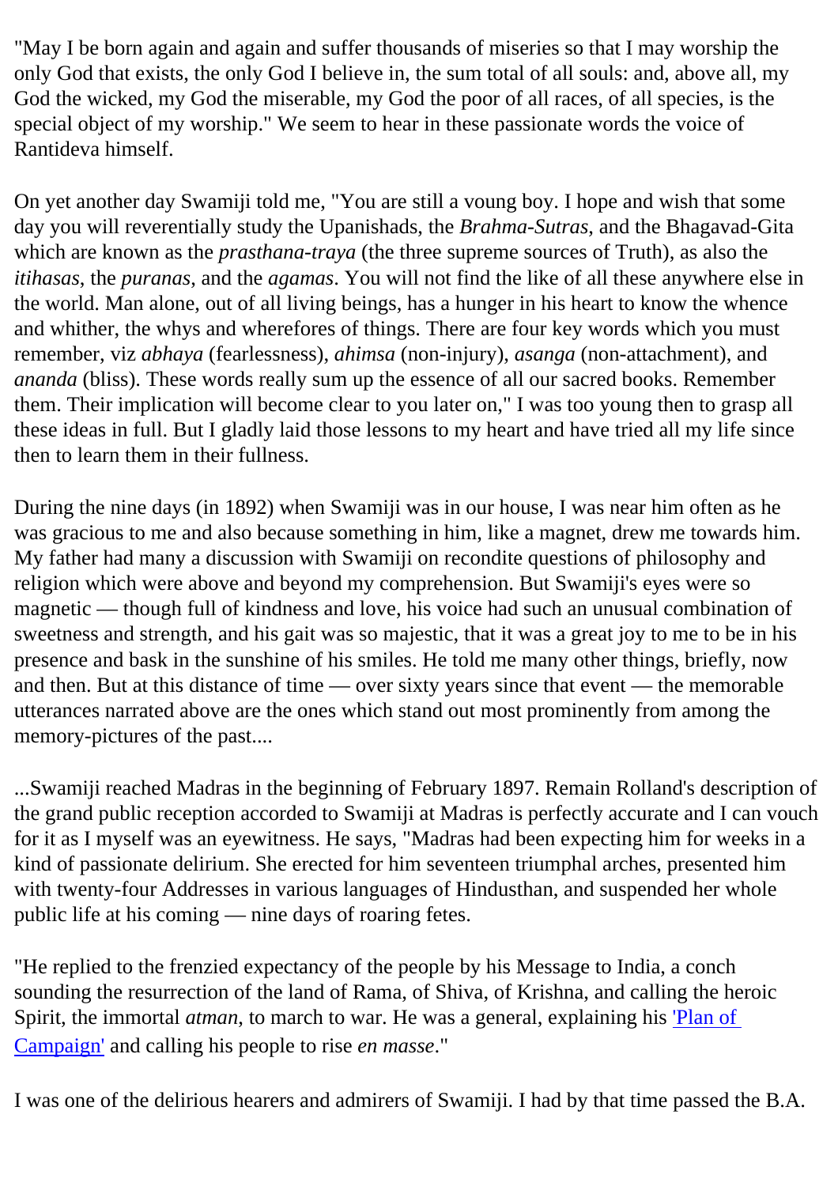"May I be born again and again and suffer thousands of miseries so that I may worship the only God that exists, the only God I believe in, the sum total of all souls: and, above all, my God the wicked, my God the miserable, my God the poor of all races, of all species, is the special object of my worship." We seem to hear in these passionate words the voice of Rantideva himself.

On yet another day Swamiji told me, "You are still a voung boy. I hope and wish that some day you will reverentially study the Upanishads, the *Brahma-Sutras*, and the Bhagavad-Gita which are known as the *prasthana-traya* (the three supreme sources of Truth), as also the *itihasas*, the *puranas*, and the *agamas*. You will not find the like of all these anywhere else in the world. Man alone, out of all living beings, has a hunger in his heart to know the whence and whither, the whys and wherefores of things. There are four key words which you must remember, viz *abhaya* (fearlessness), *ahimsa* (non-injury), *asanga* (non-attachment), and *ananda* (bliss). These words really sum up the essence of all our sacred books. Remember them. Their implication will become clear to you later on," I was too young then to grasp all these ideas in full. But I gladly laid those lessons to my heart and have tried all my life since then to learn them in their fullness.

During the nine days (in 1892) when Swamiji was in our house, I was near him often as he was gracious to me and also because something in him, like a magnet, drew me towards him. My father had many a discussion with Swamiji on recondite questions of philosophy and religion which were above and beyond my comprehension. But Swamiji's eyes were so magnetic — though full of kindness and love, his voice had such an unusual combination of sweetness and strength, and his gait was so majestic, that it was a great joy to me to be in his presence and bask in the sunshine of his smiles. He told me many other things, briefly, now and then. But at this distance of time — over sixty years since that event — the memorable utterances narrated above are the ones which stand out most prominently from among the memory-pictures of the past....

...Swamiji reached Madras in the beginning of February 1897. Remain Rolland's description of the grand public reception accorded to Swamiji at Madras is perfectly accurate and I can vouch for it as I myself was an eyewitness. He says, "Madras had been expecting him for weeks in a kind of passionate delirium. She erected for him seventeen triumphal arches, presented him with twenty-four Addresses in various languages of Hindusthan, and suspended her whole public life at his coming — nine days of roaring fetes.

"He replied to the frenzied expectancy of the people by his Message to India, a conch sounding the resurrection of the land of Rama, of Shiva, of Krishna, and calling the heroic Spirit, the immortal *atman*, to march to war. He was a general, explaining his 'Plan of Campaign' and calling his people to rise *en masse*."

I was one of the delirious hearers and admirers of Swamiji. I had by that time passed the B.A.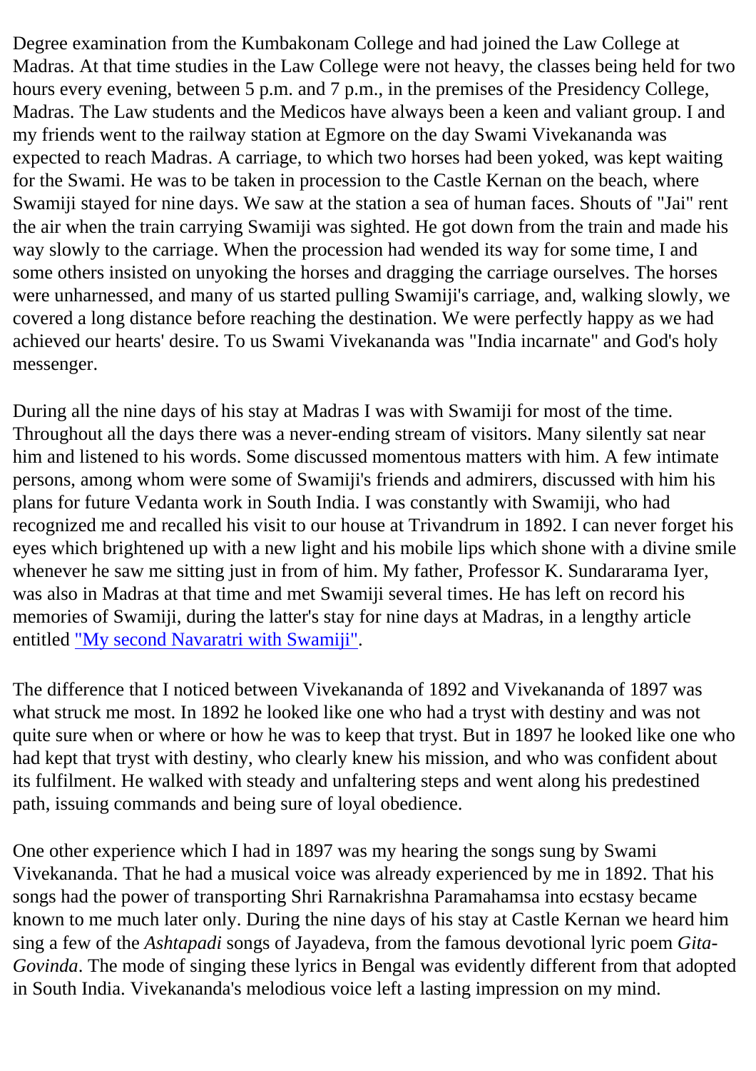Degree examination from the Kumbakonam College and had joined the Law College at Madras. At that time studies in the Law College were not heavy, the classes being held for two hours every evening, between 5 p.m. and 7 p.m., in the premises of the Presidency College, Madras. The Law students and the Medicos have always been a keen and valiant group. I and my friends went to the railway station at Egmore on the day Swami Vivekananda was expected to reach Madras. A carriage, to which two horses had been yoked, was kept waiting for the Swami. He was to be taken in procession to the Castle Kernan on the beach, where Swamiji stayed for nine days. We saw at the station a sea of human faces. Shouts of "Jai" rent the air when the train carrying Swamiji was sighted. He got down from the train and made his way slowly to the carriage. When the procession had wended its way for some time, I and some others insisted on unyoking the horses and dragging the carriage ourselves. The horses were unharnessed, and many of us started pulling Swamiji's carriage, and, walking slowly, we covered a long distance before reaching the destination. We were perfectly happy as we had achieved our hearts' desire. To us Swami Vivekananda was "India incarnate" and God's holy messenger.

During all the nine days of his stay at Madras I was with Swamiji for most of the time. Throughout all the days there was a never-ending stream of visitors. Many silently sat near him and listened to his words. Some discussed momentous matters with him. A few intimate persons, among whom were some of Swamiji's friends and admirers, discussed with him his plans for future Vedanta work in South India. I was constantly with Swamiji, who had recognized me and recalled his visit to our house at Trivandrum in 1892. I can never forget his eyes which brightened up with a new light and his mobile lips which shone with a divine smile whenever he saw me sitting just in from of him. My father, Professor K. Sundararama Iyer, was also in Madras at that time and met Swamiji several times. He has left on record his memories of Swamiji, during the latter's stay for nine days at Madras, in a lengthy article entitled "My second Navaratri with Swamiji".

The difference that I noticed between Vivekananda of 1892 and Vivekananda of 1897 was what struck me most. In 1892 he looked like one who had a tryst with destiny and was not quite sure when or where or how he was to keep that tryst. But in 1897 he looked like one who had kept that tryst with destiny, who clearly knew his mission, and who was confident about its fulfilment. He walked with steady and unfaltering steps and went along his predestined path, issuing commands and being sure of loyal obedience.

One other experience which I had in 1897 was my hearing the songs sung by Swami Vivekananda. That he had a musical voice was already experienced by me in 1892. That his songs had the power of transporting Shri Rarnakrishna Paramahamsa into ecstasy became known to me much later only. During the nine days of his stay at Castle Kernan we heard him sing a few of the *Ashtapadi* songs of Jayadeva, from the famous devotional lyric poem *Gita-Govinda*. The mode of singing these lyrics in Bengal was evidently different from that adopted in South India. Vivekananda's melodious voice left a lasting impression on my mind.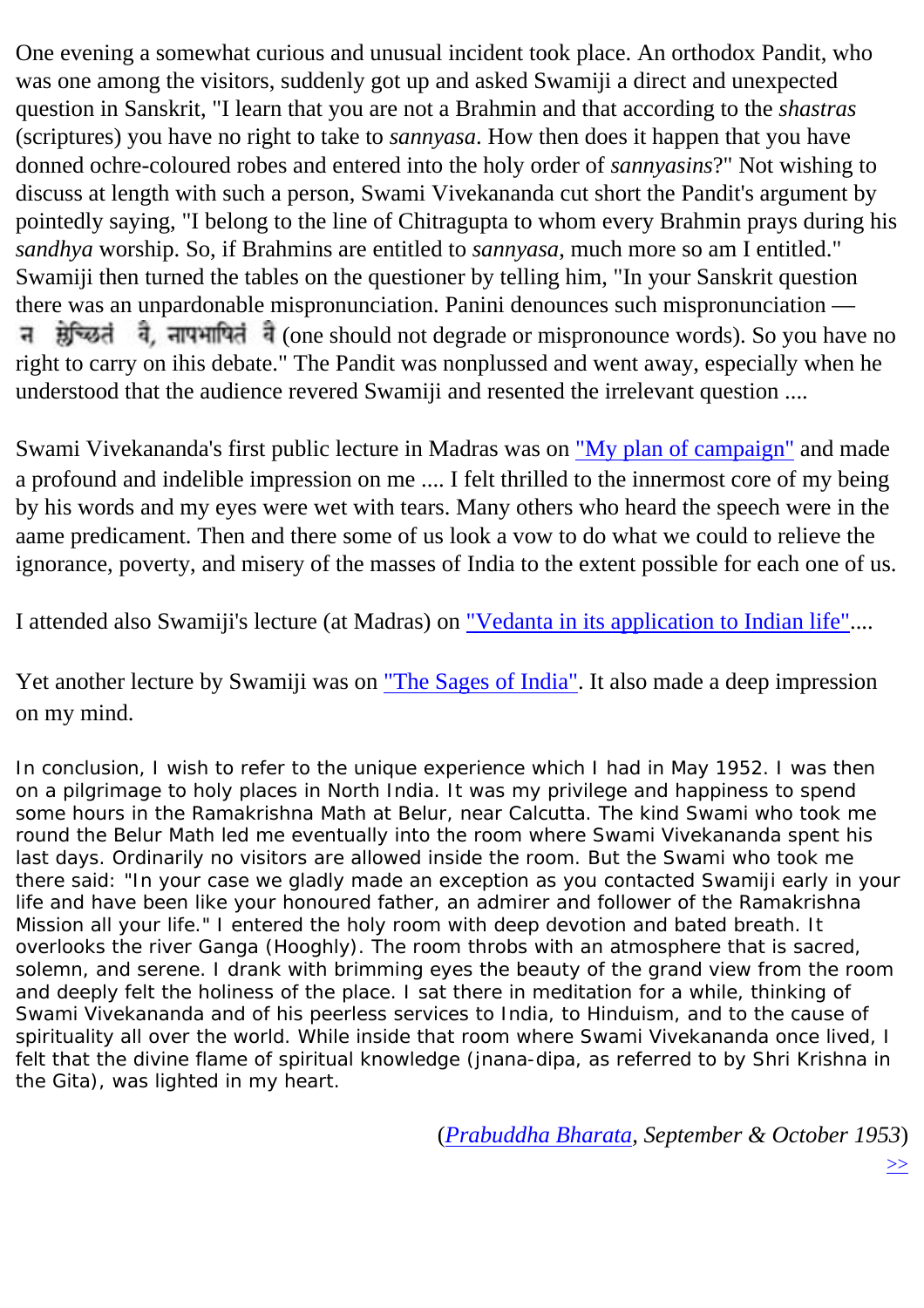One evening a somewhat curious and unusual incident took place. An orthodox Pandit, who was one among the visitors, suddenly got up and asked Swamiji a direct and unexpected question in Sanskrit, "I learn that you are not a Brahmin and that according to the *shastras* (scriptures) you have no right to take to *sannyasa*. How then does it happen that you have donned ochre-coloured robes and entered into the holy order of *sannyasins*?" Not wishing to discuss at length with such a person, Swami Vivekananda cut short the Pandit's argument by pointedly saying, "I belong to the line of Chitragupta to whom every Brahmin prays during his *sandhya* worship. So, if Brahmins are entitled to *sannyasa*, much more so am I entitled." Swamiji then turned the tables on the questioner by telling him, "In your Sanskrit question there was an unpardonable mispronunciation. Panini denounces such mispronunciation — न म्लेच्छितं वै, नापभाषितं वै (one should not degrade or mispronounce words). So you have no right to carry on ihis debate." The Pandit was nonplussed and went away, especially when he understood that the audience revered Swamiji and resented the irrelevant question ....

Swami Vivekananda's first public lecture in Madras was on "My plan of campaign" and made a profound and indelible impression on me .... I felt thrilled to the innermost core of my being by his words and my eyes were wet with tears. Many others who heard the speech were in the aame predicament. Then and there some of us look a vow to do what we could to relieve the ignorance, poverty, and misery of the masses of India to the extent possible for each one of us.

I attended also Swamiji's lecture (at Madras) on "Vedanta in its application to Indian life"....

Yet another lecture by Swamiji was on "The Sages of India". It also made a deep impression on my mind.

In conclusion, I wish to refer to the unique experience which I had in May 1952. I was then on a pilgrimage to holy places in North India. It was my privilege and happiness to spend some hours in the Ramakrishna Math at Belur, near Calcutta. The kind Swami who took me round the Belur Math led me eventually into the room where Swami Vivekananda spent his last days. Ordinarily no visitors are allowed inside the room. But the Swami who took me there said: "In your case we gladly made an exception as you contacted Swamiji early in your life and have been like your honoured father, an admirer and follower of the Ramakrishna Mission all your life." I entered the holy room with deep devotion and bated breath. It overlooks the river Ganga (Hooghly). The room throbs with an atmosphere that is sacred, solemn, and serene. I drank with brimming eyes the beauty of the grand view from the room and deeply felt the holiness of the place. I sat there in meditation for a while, thinking of Swami Vivekananda and of his peerless services to India, to Hinduism, and to the cause of spirituality all over the world. While inside that room where Swami Vivekananda once lived, I felt that the divine flame of spiritual knowledge (jnana-dipa, as referred to by Shri Krishna in the Gita), was lighted in my heart.

(*Prabuddha Bharata, September & October 1953*)

>>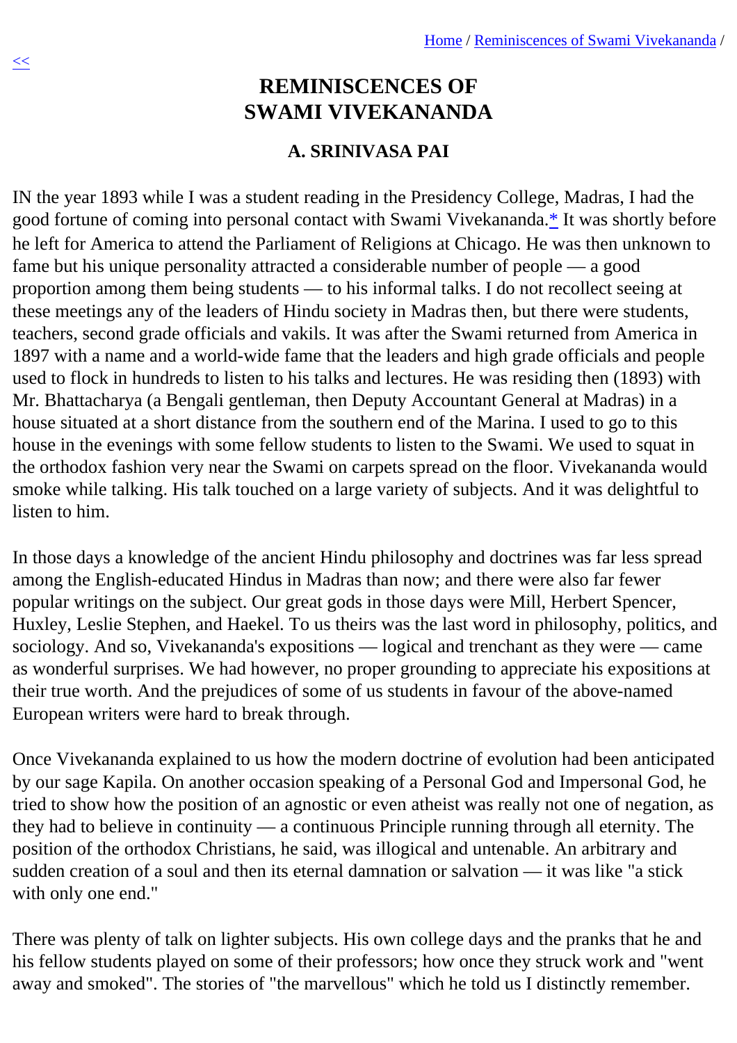# REMINISCENCES OF SWAMI VIVEKANANDA

### A. SRINIVASA PAI

IN the year 1893 while I was a student reading in the Presidency College, Madras, I had the good fortune of coming into personal contact with Swami Vivekananda.* It was shortly before he left for America to attend the Parliament of Religions at Chicago. He was then unknown to fame but his unique personality attracted a considerable number of people — a good proportion among them being students — to his informal talks. I do not recollect seeing at these meetings any of the leaders of Hindu society in Madras then, but there were students, teachers, second grade officials and vakils. It was after the Swami returned from America in 1897 with a name and a world-wide fame that the leaders and high grade officials and people used to flock in hundreds to listen to his talks and lectures. He was residing then (1893) with Mr. Bhattacharya (a Bengali gentleman, then Deputy Accountant General at Madras) in a house situated at a short distance from the southern end of the Marina. I used to go to this house in the evenings with some fellow students to listen to the Swami. We used to squat in the orthodox fashion very near the Swami on carpets spread on the floor. Vivekananda would smoke while talking. His talk touched on a large variety of subjects. And it was delightful to listen to him.

In those days a knowledge of the ancient Hindu philosophy and doctrines was far less spread among the English-educated Hindus in Madras than now; and there were also far fewer popular writings on the subject. Our great gods in those days were Mill, Herbert Spencer, Huxley, Leslie Stephen, and Haekel. To us theirs was the last word in philosophy, politics, and sociology. And so, Vivekananda's expositions — logical and trenchant as they were — came as wonderful surprises. We had however, no proper grounding to appreciate his expositions at their true worth. And the prejudices of some of us students in favour of the above-named European writers were hard to break through.

Once Vivekananda explained to us how the modern doctrine of evolution had been anticipated by our sage Kapila. On another occasion speaking of a Personal God and Impersonal God, he tried to show how the position of an agnostic or even atheist was really not one of negation, as they had to believe in continuity — a continuous Principle running through all eternity. The position of the orthodox Christians, he said, was illogical and untenable. An arbitrary and sudden creation of a soul and then its eternal damnation or salvation — it was like "a stick with only one end."

There was plenty of talk on lighter subjects. His own college days and the pranks that he and his fellow students played on some of their professors; how once they struck work and "went away and smoked". The stories of "the marvellous" which he told us I distinctly remember.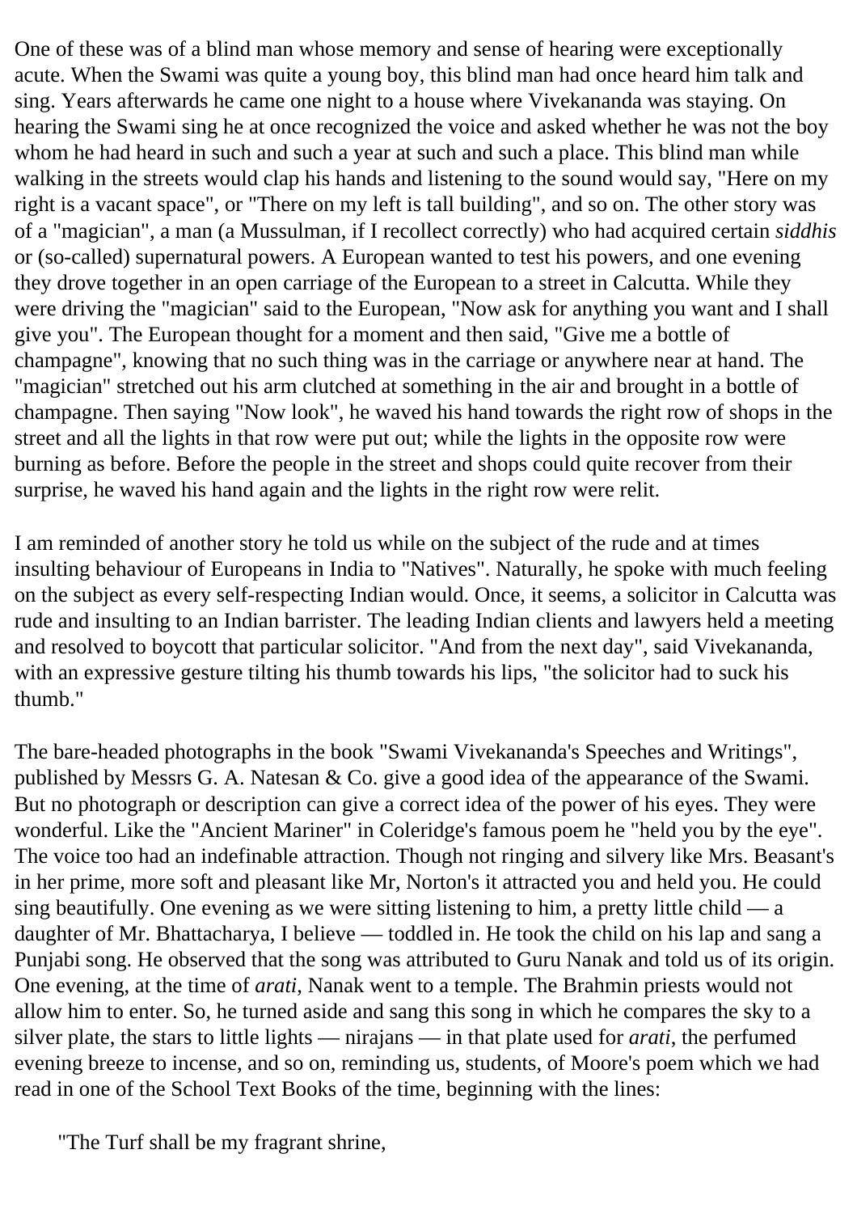One of these was of a blind man whose memory and sense of hearing were exceptionally acute. When the Swami was quite a young boy, this blind man had once heard him talk and sing. Years afterwards he came one night to a house where Vivekananda was staying. On hearing the Swami sing he at once recognized the voice and asked whether he was not the boy whom he had heard in such and such a year at such and such a place. This blind man while walking in the streets would clap his hands and listening to the sound would say, "Here on my right is a vacant space", or "There on my left is tall building", and so on. The other story was of a "magician", a man (a Mussulman, if I recollect correctly) who had acquired certain *siddhis* or (so-called) supernatural powers. A European wanted to test his powers, and one evening they drove together in an open carriage of the European to a street in Calcutta. While they were driving the "magician" said to the European, "Now ask for anything you want and I shall give you". The European thought for a moment and then said, "Give me a bottle of champagne", knowing that no such thing was in the carriage or anywhere near at hand. The "magician" stretched out his arm clutched at something in the air and brought in a bottle of champagne. Then saying "Now look", he waved his hand towards the right row of shops in the street and all the lights in that row were put out; while the lights in the opposite row were burning as before. Before the people in the street and shops could quite recover from their surprise, he waved his hand again and the lights in the right row were relit.

I am reminded of another story he told us while on the subject of the rude and at times insulting behaviour of Europeans in India to "Natives". Naturally, he spoke with much feeling on the subject as every self-respecting Indian would. Once, it seems, a solicitor in Calcutta was rude and insulting to an Indian barrister. The leading Indian clients and lawyers held a meeting and resolved to boycott that particular solicitor. "And from the next day", said Vivekananda, with an expressive gesture tilting his thumb towards his lips, "the solicitor had to suck his thumb."

The bare-headed photographs in the book "Swami Vivekananda's Speeches and Writings", published by Messrs G. A. Natesan & Co. give a good idea of the appearance of the Swami. But no photograph or description can give a correct idea of the power of his eyes. They were wonderful. Like the "Ancient Mariner" in Coleridge's famous poem he "held you by the eye". The voice too had an indefinable attraction. Though not ringing and silvery like Mrs. Beasant's in her prime, more soft and pleasant like Mr, Norton's it attracted you and held you. He could sing beautifully. One evening as we were sitting listening to him, a pretty little child — a daughter of Mr. Bhattacharya, I believe — toddled in. He took the child on his lap and sang a Punjabi song. He observed that the song was attributed to Guru Nanak and told us of its origin. One evening, at the time of *arati*, Nanak went to a temple. The Brahmin priests would not allow him to enter. So, he turned aside and sang this song in which he compares the sky to a silver plate, the stars to little lights — nirajans — in that plate used for *arati*, the perfumed evening breeze to incense, and so on, reminding us, students, of Moore's poem which we had read in one of the School Text Books of the time, beginning with the lines:

> "The Turf shall be my fragrant shrine,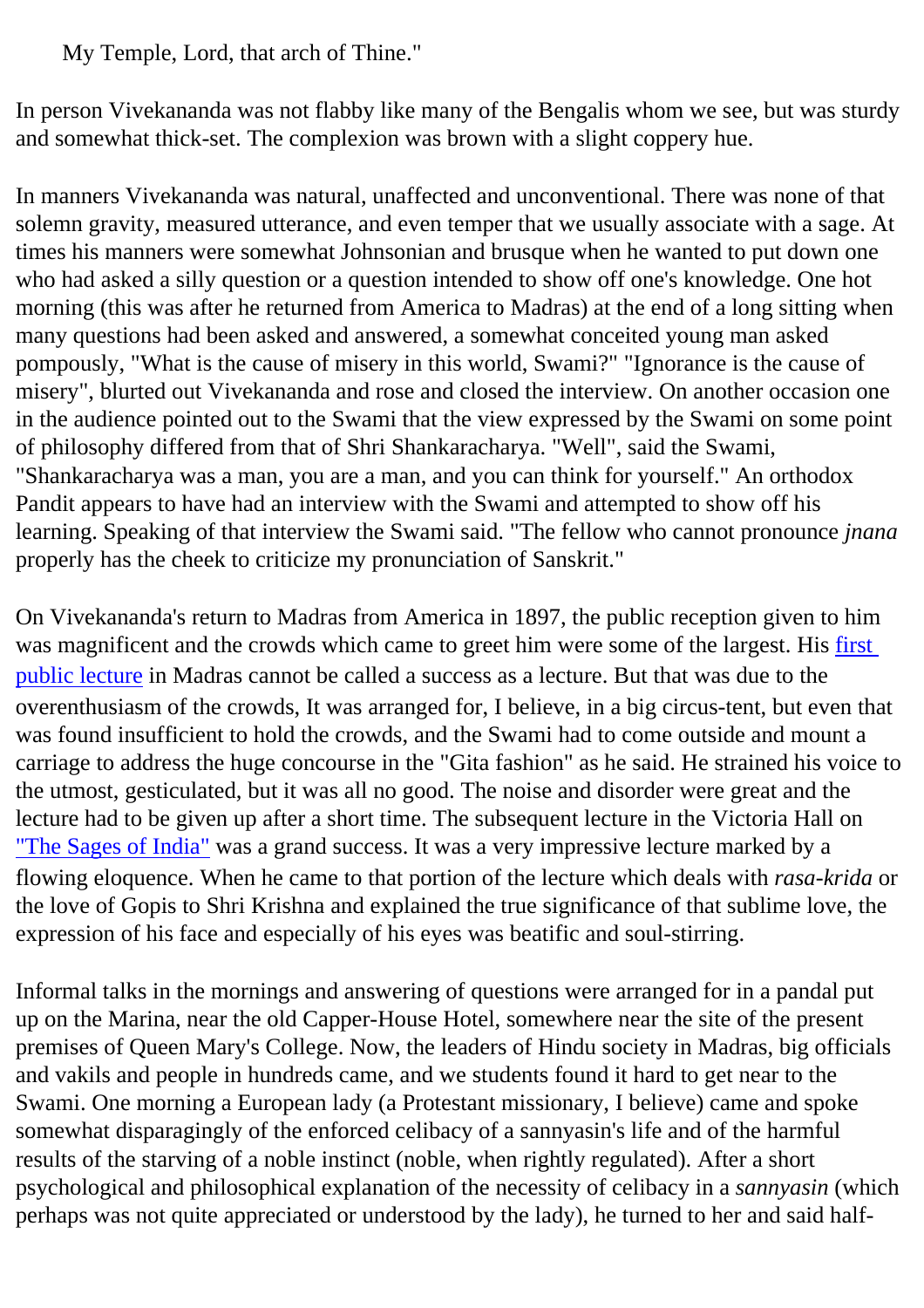My Temple, Lord, that arch of Thine."

In person Vivekananda was not flabby like many of the Bengalis whom we see, but was sturdy and somewhat thick-set. The complexion was brown with a slight coppery hue.

In manners Vivekananda was natural, unaffected and unconventional. There was none of that solemn gravity, measured utterance, and even temper that we usually associate with a sage. At times his manners were somewhat Johnsonian and brusque when he wanted to put down one who had asked a silly question or a question intended to show off one's knowledge. One hot morning (this was after he returned from America to Madras) at the end of a long sitting when many questions had been asked and answered, a somewhat conceited young man asked pompously, "What is the cause of misery in this world, Swami?" "Ignorance is the cause of misery", blurted out Vivekananda and rose and closed the interview. On another occasion one in the audience pointed out to the Swami that the view expressed by the Swami on some point of philosophy differed from that of Shri Shankaracharya. "Well", said the Swami, "Shankaracharya was a man, you are a man, and you can think for yourself." An orthodox Pandit appears to have had an interview with the Swami and attempted to show off his learning. Speaking of that interview the Swami said. "The fellow who cannot pronounce *jnana* properly has the cheek to criticize my pronunciation of Sanskrit."

On Vivekananda's return to Madras from America in 1897, the public reception given to him was magnificent and the crowds which came to greet him were some of the largest. His first public lecture in Madras cannot be called a success as a lecture. But that was due to the overenthusiasm of the crowds, It was arranged for, I believe, in a big circus-tent, but even that was found insufficient to hold the crowds, and the Swami had to come outside and mount a carriage to address the huge concourse in the "Gita fashion" as he said. He strained his voice to the utmost, gesticulated, but it was all no good. The noise and disorder were great and the lecture had to be given up after a short time. The subsequent lecture in the Victoria Hall on "The Sages of India" was a grand success. It was a very impressive lecture marked by a flowing eloquence. When he came to that portion of the lecture which deals with *rasa-krida* or the love of Gopis to Shri Krishna and explained the true significance of that sublime love, the expression of his face and especially of his eyes was beatific and soul-stirring.

Informal talks in the mornings and answering of questions were arranged for in a pandal put up on the Marina, near the old Capper-House Hotel, somewhere near the site of the present premises of Queen Mary's College. Now, the leaders of Hindu society in Madras, big officials and vakils and people in hundreds came, and we students found it hard to get near to the Swami. One morning a European lady (a Protestant missionary, I believe) came and spoke somewhat disparagingly of the enforced celibacy of a sannyasin's life and of the harmful results of the starving of a noble instinct (noble, when rightly regulated). After a short psychological and philosophical explanation of the necessity of celibacy in a *sannyasin* (which perhaps was not quite appreciated or understood by the lady), he turned to her and said half-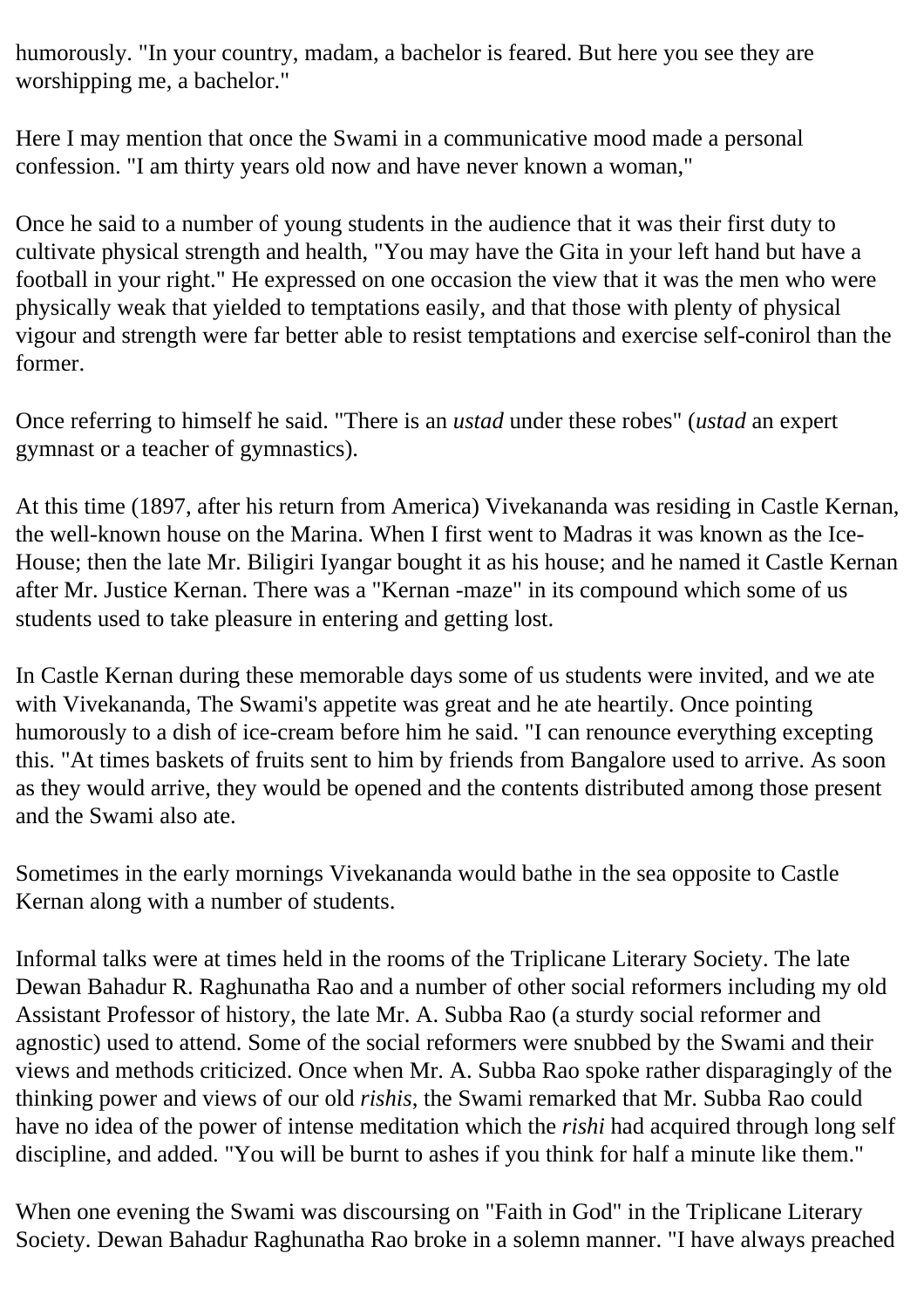humorously. "In your country, madam, a bachelor is feared. But here you see they are worshipping me, a bachelor."

Here I may mention that once the Swami in a communicative mood made a personal confession. "I am thirty years old now and have never known a woman,"

Once he said to a number of young students in the audience that it was their first duty to cultivate physical strength and health, "You may have the Gita in your left hand but have a football in your right." He expressed on one occasion the view that it was the men who were physically weak that yielded to temptations easily, and that those with plenty of physical vigour and strength were far better able to resist temptations and exercise self-conirol than the former.

Once referring to himself he said. "There is an *ustad* under these robes" (*ustad* an expert gymnast or a teacher of gymnastics).

At this time (1897, after his return from America) Vivekananda was residing in Castle Kernan, the well-known house on the Marina. When I first went to Madras it was known as the Ice-House; then the late Mr. Biligiri Iyangar bought it as his house; and he named it Castle Kernan after Mr. Justice Kernan. There was a "Kernan -maze" in its compound which some of us students used to take pleasure in entering and getting lost.

In Castle Kernan during these memorable days some of us students were invited, and we ate with Vivekananda, The Swami's appetite was great and he ate heartily. Once pointing humorously to a dish of ice-cream before him he said. "I can renounce everything excepting this. "At times baskets of fruits sent to him by friends from Bangalore used to arrive. As soon as they would arrive, they would be opened and the contents distributed among those present and the Swami also ate.

Sometimes in the early mornings Vivekananda would bathe in the sea opposite to Castle Kernan along with a number of students.

Informal talks were at times held in the rooms of the Triplicane Literary Society. The late Dewan Bahadur R. Raghunatha Rao and a number of other social reformers including my old Assistant Professor of history, the late Mr. A. Subba Rao (a sturdy social reformer and agnostic) used to attend. Some of the social reformers were snubbed by the Swami and their views and methods criticized. Once when Mr. A. Subba Rao spoke rather disparagingly of the thinking power and views of our old *rishis*, the Swami remarked that Mr. Subba Rao could have no idea of the power of intense meditation which the *rishi* had acquired through long self discipline, and added. "You will be burnt to ashes if you think for half a minute like them."

When one evening the Swami was discoursing on "Faith in God" in the Triplicane Literary Society. Dewan Bahadur Raghunatha Rao broke in a solemn manner. "I have always preached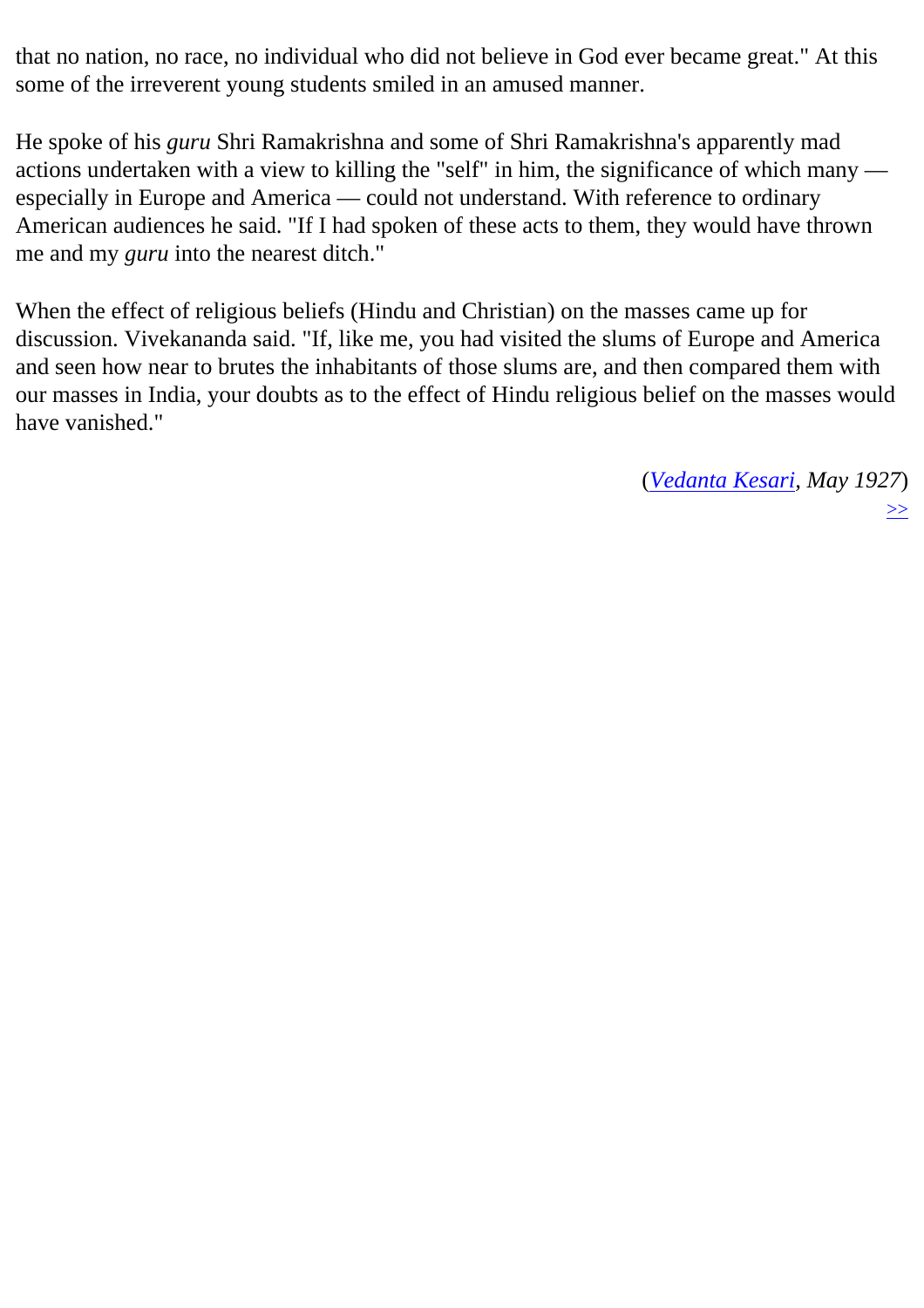that no nation, no race, no individual who did not believe in God ever became great." At this some of the irreverent young students smiled in an amused manner.

He spoke of his *guru* Shri Ramakrishna and some of Shri Ramakrishna's apparently mad actions undertaken with a view to killing the "self" in him, the significance of which many — especially in Europe and America — could not understand. With reference to ordinary American audiences he said. "If I had spoken of these acts to them, they would have thrown me and my *guru* into the nearest ditch."

When the effect of religious beliefs (Hindu and Christian) on the masses came up for discussion. Vivekananda said. "If, like me, you had visited the slums of Europe and America and seen how near to brutes the inhabitants of those slums are, and then compared them with our masses in India, your doubts as to the effect of Hindu religious belief on the masses would have vanished."

(*Vedanta Kesari*, *May 1927*)

>>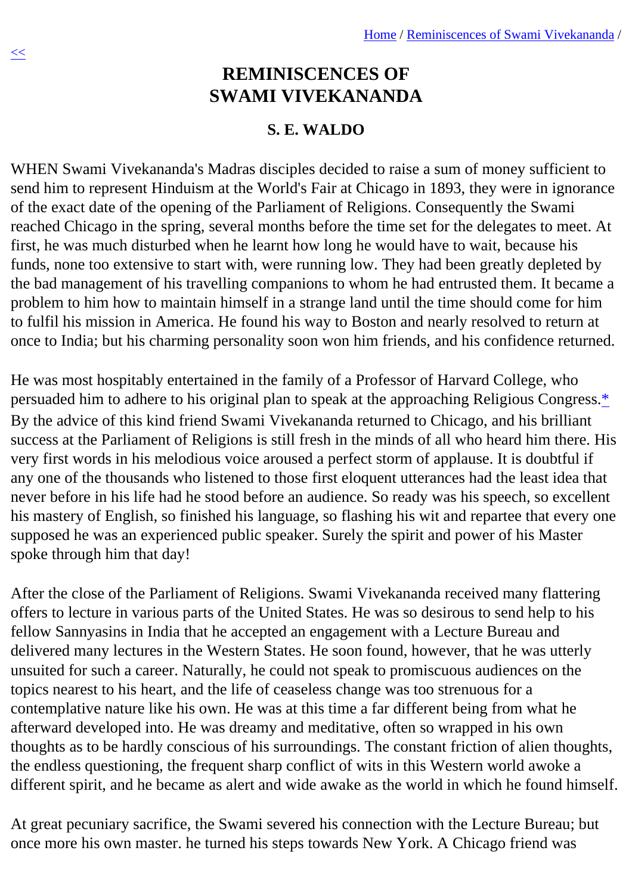# REMINISCENCES OF SWAMI VIVEKANANDA

### S. E. WALDO

WHEN Swami Vivekananda's Madras disciples decided to raise a sum of money sufficient to send him to represent Hinduism at the World's Fair at Chicago in 1893, they were in ignorance of the exact date of the opening of the Parliament of Religions. Consequently the Swami reached Chicago in the spring, several months before the time set for the delegates to meet. At first, he was much disturbed when he learnt how long he would have to wait, because his funds, none too extensive to start with, were running low. They had been greatly depleted by the bad management of his travelling companions to whom he had entrusted them. It became a problem to him how to maintain himself in a strange land until the time should come for him to fulfil his mission in America. He found his way to Boston and nearly resolved to return at once to India; but his charming personality soon won him friends, and his confidence returned.

He was most hospitably entertained in the family of a Professor of Harvard College, who persuaded him to adhere to his original plan to speak at the approaching Religious Congress.* By the advice of this kind friend Swami Vivekananda returned to Chicago, and his brilliant success at the Parliament of Religions is still fresh in the minds of all who heard him there. His very first words in his melodious voice aroused a perfect storm of applause. It is doubtful if any one of the thousands who listened to those first eloquent utterances had the least idea that never before in his life had he stood before an audience. So ready was his speech, so excellent his mastery of English, so finished his language, so flashing his wit and repartee that every one supposed he was an experienced public speaker. Surely the spirit and power of his Master spoke through him that day!

After the close of the Parliament of Religions. Swami Vivekananda received many flattering offers to lecture in various parts of the United States. He was so desirous to send help to his fellow Sannyasins in India that he accepted an engagement with a Lecture Bureau and delivered many lectures in the Western States. He soon found, however, that he was utterly unsuited for such a career. Naturally, he could not speak to promiscuous audiences on the topics nearest to his heart, and the life of ceaseless change was too strenuous for a contemplative nature like his own. He was at this time a far different being from what he afterward developed into. He was dreamy and meditative, often so wrapped in his own thoughts as to be hardly conscious of his surroundings. The constant friction of alien thoughts, the endless questioning, the frequent sharp conflict of wits in this Western world awoke a different spirit, and he became as alert and wide awake as the world in which he found himself.

At great pecuniary sacrifice, the Swami severed his connection with the Lecture Bureau; but once more his own master. he turned his steps towards New York. A Chicago friend was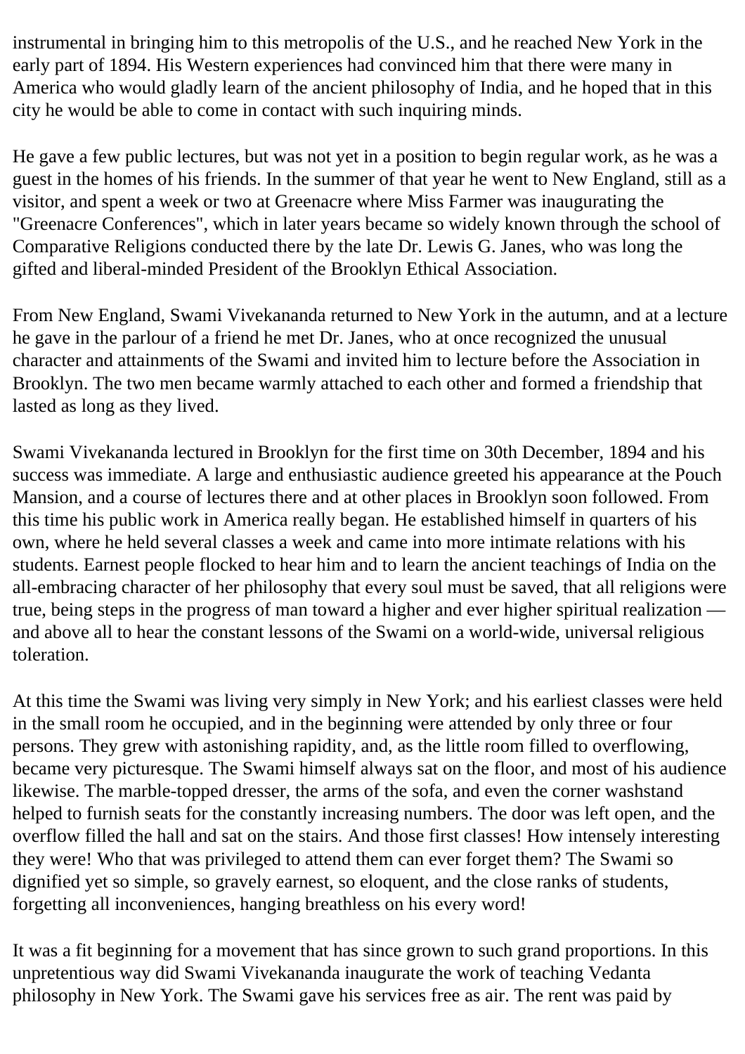instrumental in bringing him to this metropolis of the U.S., and he reached New York in the early part of 1894. His Western experiences had convinced him that there were many in America who would gladly learn of the ancient philosophy of India, and he hoped that in this city he would be able to come in contact with such inquiring minds.

He gave a few public lectures, but was not yet in a position to begin regular work, as he was a guest in the homes of his friends. In the summer of that year he went to New England, still as a visitor, and spent a week or two at Greenacre where Miss Farmer was inaugurating the "Greenacre Conferences", which in later years became so widely known through the school of Comparative Religions conducted there by the late Dr. Lewis G. Janes, who was long the gifted and liberal-minded President of the Brooklyn Ethical Association.

From New England, Swami Vivekananda returned to New York in the autumn, and at a lecture he gave in the parlour of a friend he met Dr. Janes, who at once recognized the unusual character and attainments of the Swami and invited him to lecture before the Association in Brooklyn. The two men became warmly attached to each other and formed a friendship that lasted as long as they lived.

Swami Vivekananda lectured in Brooklyn for the first time on 30th December, 1894 and his success was immediate. A large and enthusiastic audience greeted his appearance at the Pouch Mansion, and a course of lectures there and at other places in Brooklyn soon followed. From this time his public work in America really began. He established himself in quarters of his own, where he held several classes a week and came into more intimate relations with his students. Earnest people flocked to hear him and to learn the ancient teachings of India on the all-embracing character of her philosophy that every soul must be saved, that all religions were true, being steps in the progress of man toward a higher and ever higher spiritual realization — and above all to hear the constant lessons of the Swami on a world-wide, universal religious toleration.

At this time the Swami was living very simply in New York; and his earliest classes were held in the small room he occupied, and in the beginning were attended by only three or four persons. They grew with astonishing rapidity, and, as the little room filled to overflowing, became very picturesque. The Swami himself always sat on the floor, and most of his audience likewise. The marble-topped dresser, the arms of the sofa, and even the corner washstand helped to furnish seats for the constantly increasing numbers. The door was left open, and the overflow filled the hall and sat on the stairs. And those first classes! How intensely interesting they were! Who that was privileged to attend them can ever forget them? The Swami so dignified yet so simple, so gravely earnest, so eloquent, and the close ranks of students, forgetting all inconveniences, hanging breathless on his every word!

It was a fit beginning for a movement that has since grown to such grand proportions. In this unpretentious way did Swami Vivekananda inaugurate the work of teaching Vedanta philosophy in New York. The Swami gave his services free as air. The rent was paid by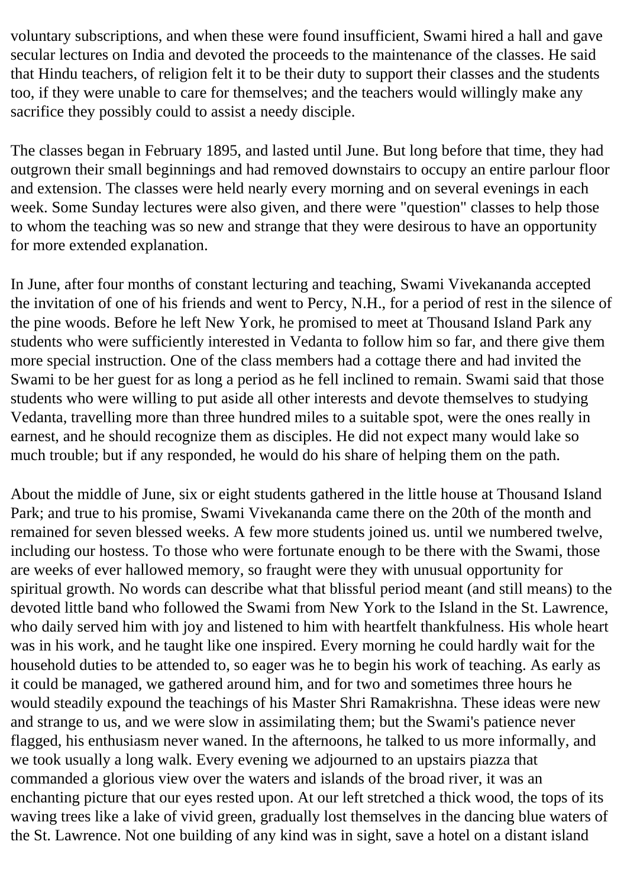voluntary subscriptions, and when these were found insufficient, Swami hired a hall and gave secular lectures on India and devoted the proceeds to the maintenance of the classes. He said that Hindu teachers, of religion felt it to be their duty to support their classes and the students too, if they were unable to care for themselves; and the teachers would willingly make any sacrifice they possibly could to assist a needy disciple.

The classes began in February 1895, and lasted until June. But long before that time, they had outgrown their small beginnings and had removed downstairs to occupy an entire parlour floor and extension. The classes were held nearly every morning and on several evenings in each week. Some Sunday lectures were also given, and there were "question" classes to help those to whom the teaching was so new and strange that they were desirous to have an opportunity for more extended explanation.

In June, after four months of constant lecturing and teaching, Swami Vivekananda accepted the invitation of one of his friends and went to Percy, N.H., for a period of rest in the silence of the pine woods. Before he left New York, he promised to meet at Thousand Island Park any students who were sufficiently interested in Vedanta to follow him so far, and there give them more special instruction. One of the class members had a cottage there and had invited the Swami to be her guest for as long a period as he fell inclined to remain. Swami said that those students who were willing to put aside all other interests and devote themselves to studying Vedanta, travelling more than three hundred miles to a suitable spot, were the ones really in earnest, and he should recognize them as disciples. He did not expect many would lake so much trouble; but if any responded, he would do his share of helping them on the path.

About the middle of June, six or eight students gathered in the little house at Thousand Island Park; and true to his promise, Swami Vivekananda came there on the 20th of the month and remained for seven blessed weeks. A few more students joined us. until we numbered twelve, including our hostess. To those who were fortunate enough to be there with the Swami, those are weeks of ever hallowed memory, so fraught were they with unusual opportunity for spiritual growth. No words can describe what that blissful period meant (and still means) to the devoted little band who followed the Swami from New York to the Island in the St. Lawrence, who daily served him with joy and listened to him with heartfelt thankfulness. His whole heart was in his work, and he taught like one inspired. Every morning he could hardly wait for the household duties to be attended to, so eager was he to begin his work of teaching. As early as it could be managed, we gathered around him, and for two and sometimes three hours he would steadily expound the teachings of his Master Shri Ramakrishna. These ideas were new and strange to us, and we were slow in assimilating them; but the Swami's patience never flagged, his enthusiasm never waned. In the afternoons, he talked to us more informally, and we took usually a long walk. Every evening we adjourned to an upstairs piazza that commanded a glorious view over the waters and islands of the broad river, it was an enchanting picture that our eyes rested upon. At our left stretched a thick wood, the tops of its waving trees like a lake of vivid green, gradually lost themselves in the dancing blue waters of the St. Lawrence. Not one building of any kind was in sight, save a hotel on a distant island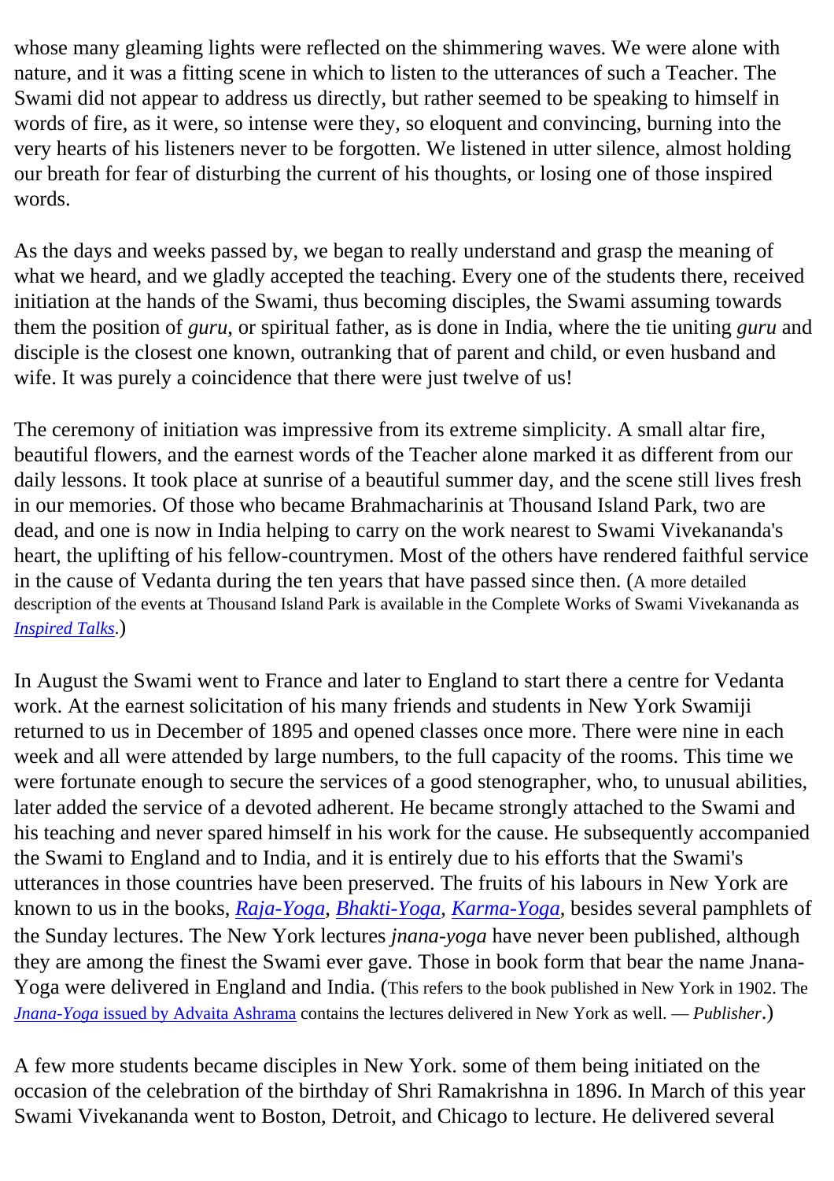whose many gleaming lights were reflected on the shimmering waves. We were alone with nature, and it was a fitting scene in which to listen to the utterances of such a Teacher. The Swami did not appear to address us directly, but rather seemed to be speaking to himself in words of fire, as it were, so intense were they, so eloquent and convincing, burning into the very hearts of his listeners never to be forgotten. We listened in utter silence, almost holding our breath for fear of disturbing the current of his thoughts, or losing one of those inspired words.

As the days and weeks passed by, we began to really understand and grasp the meaning of what we heard, and we gladly accepted the teaching. Every one of the students there, received initiation at the hands of the Swami, thus becoming disciples, the Swami assuming towards them the position of *guru*, or spiritual father, as is done in India, where the tie uniting *guru* and disciple is the closest one known, outranking that of parent and child, or even husband and wife. It was purely a coincidence that there were just twelve of us!

The ceremony of initiation was impressive from its extreme simplicity. A small altar fire, beautiful flowers, and the earnest words of the Teacher alone marked it as different from our daily lessons. It took place at sunrise of a beautiful summer day, and the scene still lives fresh in our memories. Of those who became Brahmacharinis at Thousand Island Park, two are dead, and one is now in India helping to carry on the work nearest to Swami Vivekananda's heart, the uplifting of his fellow-countrymen. Most of the others have rendered faithful service in the cause of Vedanta during the ten years that have passed since then. (A more detailed description of the events at Thousand Island Park is available in the Complete Works of Swami Vivekananda as *Inspired Talks*.)

In August the Swami went to France and later to England to start there a centre for Vedanta work. At the earnest solicitation of his many friends and students in New York Swamiji returned to us in December of 1895 and opened classes once more. There were nine in each week and all were attended by large numbers, to the full capacity of the rooms. This time we were fortunate enough to secure the services of a good stenographer, who, to unusual abilities, later added the service of a devoted adherent. He became strongly attached to the Swami and his teaching and never spared himself in his work for the cause. He subsequently accompanied the Swami to England and to India, and it is entirely due to his efforts that the Swami's utterances in those countries have been preserved. The fruits of his labours in New York are known to us in the books, *Raja-Yoga*, *Bhakti-Yoga*, *Karma-Yoga*, besides several pamphlets of the Sunday lectures. The New York lectures *jnana-yoga* have never been published, although they are among the finest the Swami ever gave. Those in book form that bear the name Jnana-Yoga were delivered in England and India. (This refers to the book published in New York in 1902. The *Jnana-Yoga* issued by Advaita Ashrama contains the lectures delivered in New York as well. — *Publisher*.)

A few more students became disciples in New York. some of them being initiated on the occasion of the celebration of the birthday of Shri Ramakrishna in 1896. In March of this year Swami Vivekananda went to Boston, Detroit, and Chicago to lecture. He delivered several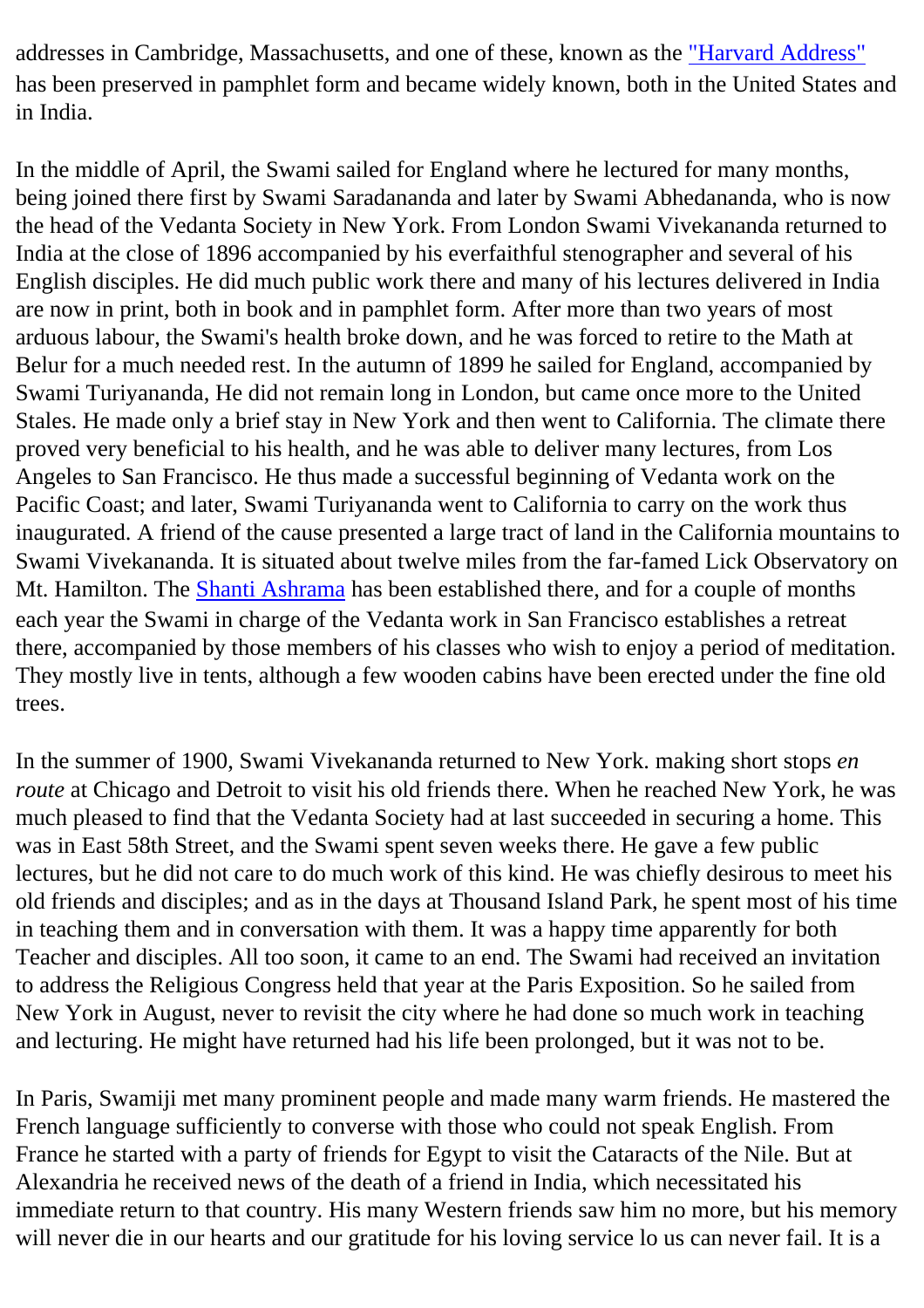addresses in Cambridge, Massachusetts, and one of these, known as the "Harvard Address" has been preserved in pamphlet form and became widely known, both in the United States and in India.

In the middle of April, the Swami sailed for England where he lectured for many months, being joined there first by Swami Saradananda and later by Swami Abhedananda, who is now the head of the Vedanta Society in New York. From London Swami Vivekananda returned to India at the close of 1896 accompanied by his everfaithful stenographer and several of his English disciples. He did much public work there and many of his lectures delivered in India are now in print, both in book and in pamphlet form. After more than two years of most arduous labour, the Swami's health broke down, and he was forced to retire to the Math at Belur for a much needed rest. In the autumn of 1899 he sailed for England, accompanied by Swami Turiyananda, He did not remain long in London, but came once more to the United Stales. He made only a brief stay in New York and then went to California. The climate there proved very beneficial to his health, and he was able to deliver many lectures, from Los Angeles to San Francisco. He thus made a successful beginning of Vedanta work on the Pacific Coast; and later, Swami Turiyananda went to California to carry on the work thus inaugurated. A friend of the cause presented a large tract of land in the California mountains to Swami Vivekananda. It is situated about twelve miles from the far-famed Lick Observatory on Mt. Hamilton. The Shanti Ashrama has been established there, and for a couple of months each year the Swami in charge of the Vedanta work in San Francisco establishes a retreat there, accompanied by those members of his classes who wish to enjoy a period of meditation. They mostly live in tents, although a few wooden cabins have been erected under the fine old trees.

In the summer of 1900, Swami Vivekananda returned to New York. making short stops *en route* at Chicago and Detroit to visit his old friends there. When he reached New York, he was much pleased to find that the Vedanta Society had at last succeeded in securing a home. This was in East 58th Street, and the Swami spent seven weeks there. He gave a few public lectures, but he did not care to do much work of this kind. He was chiefly desirous to meet his old friends and disciples; and as in the days at Thousand Island Park, he spent most of his time in teaching them and in conversation with them. It was a happy time apparently for both Teacher and disciples. All too soon, it came to an end. The Swami had received an invitation to address the Religious Congress held that year at the Paris Exposition. So he sailed from New York in August, never to revisit the city where he had done so much work in teaching and lecturing. He might have returned had his life been prolonged, but it was not to be.

In Paris, Swamiji met many prominent people and made many warm friends. He mastered the French language sufficiently to converse with those who could not speak English. From France he started with a party of friends for Egypt to visit the Cataracts of the Nile. But at Alexandria he received news of the death of a friend in India, which necessitated his immediate return to that country. His many Western friends saw him no more, but his memory will never die in our hearts and our gratitude for his loving service lo us can never fail. It is a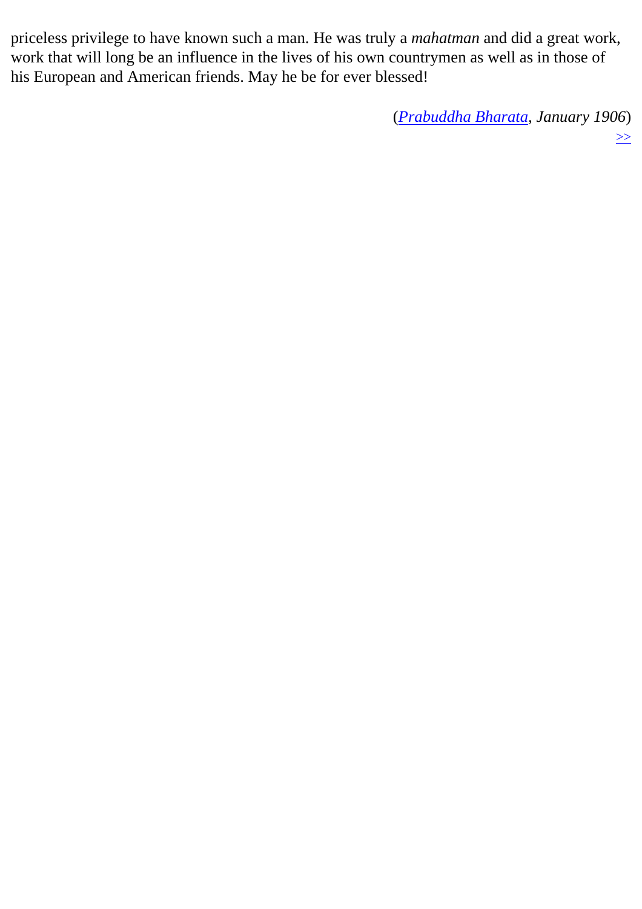priceless privilege to have known such a man. He was truly a *mahatman* and did a great work, work that will long be an influence in the lives of his own countrymen as well as in those of his European and American friends. May he be for ever blessed!

(*Prabuddha Bharata, January 1906*)

>>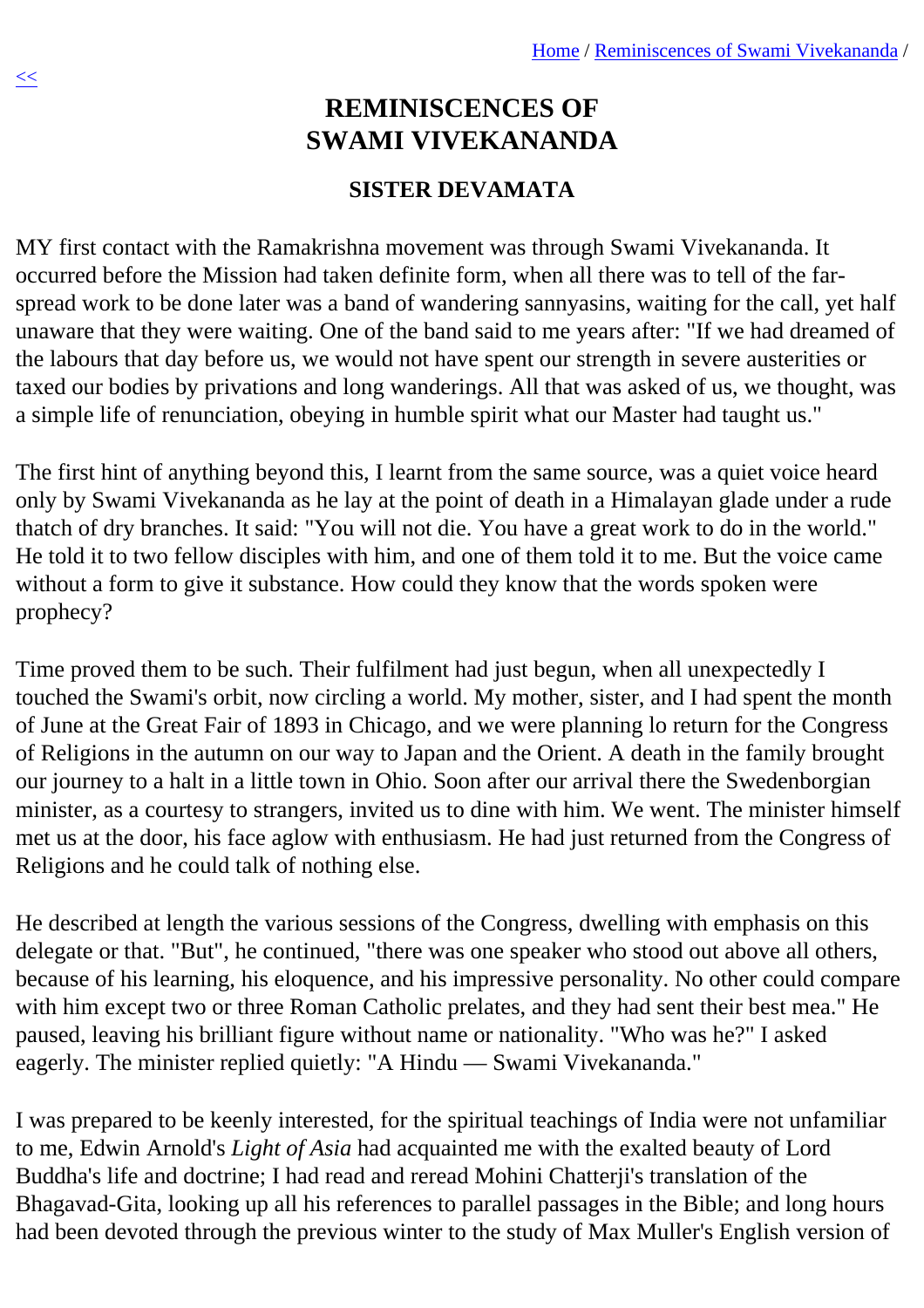# REMINISCENCES OF SWAMI VIVEKANANDA

## SISTER DEVAMATA

MY first contact with the Ramakrishna movement was through Swami Vivekananda. It occurred before the Mission had taken definite form, when all there was to tell of the far-spread work to be done later was a band of wandering sannyasins, waiting for the call, yet half unaware that they were waiting. One of the band said to me years after: "If we had dreamed of the labours that day before us, we would not have spent our strength in severe austerities or taxed our bodies by privations and long wanderings. All that was asked of us, we thought, was a simple life of renunciation, obeying in humble spirit what our Master had taught us."

The first hint of anything beyond this, I learnt from the same source, was a quiet voice heard only by Swami Vivekananda as he lay at the point of death in a Himalayan glade under a rude thatch of dry branches. It said: "You will not die. You have a great work to do in the world." He told it to two fellow disciples with him, and one of them told it to me. But the voice came without a form to give it substance. How could they know that the words spoken were prophecy?

Time proved them to be such. Their fulfilment had just begun, when all unexpectedly I touched the Swami's orbit, now circling a world. My mother, sister, and I had spent the month of June at the Great Fair of 1893 in Chicago, and we were planning lo return for the Congress of Religions in the autumn on our way to Japan and the Orient. A death in the family brought our journey to a halt in a little town in Ohio. Soon after our arrival there the Swedenborgian minister, as a courtesy to strangers, invited us to dine with him. We went. The minister himself met us at the door, his face aglow with enthusiasm. He had just returned from the Congress of Religions and he could talk of nothing else.

He described at length the various sessions of the Congress, dwelling with emphasis on this delegate or that. "But", he continued, "there was one speaker who stood out above all others, because of his learning, his eloquence, and his impressive personality. No other could compare with him except two or three Roman Catholic prelates, and they had sent their best mea." He paused, leaving his brilliant figure without name or nationality. "Who was he?" I asked eagerly. The minister replied quietly: "A Hindu — Swami Vivekananda."

I was prepared to be keenly interested, for the spiritual teachings of India were not unfamiliar to me, Edwin Arnold's *Light of Asia* had acquainted me with the exalted beauty of Lord Buddha's life and doctrine; I had read and reread Mohini Chatterji's translation of the Bhagavad-Gita, looking up all his references to parallel passages in the Bible; and long hours had been devoted through the previous winter to the study of Max Muller's English version of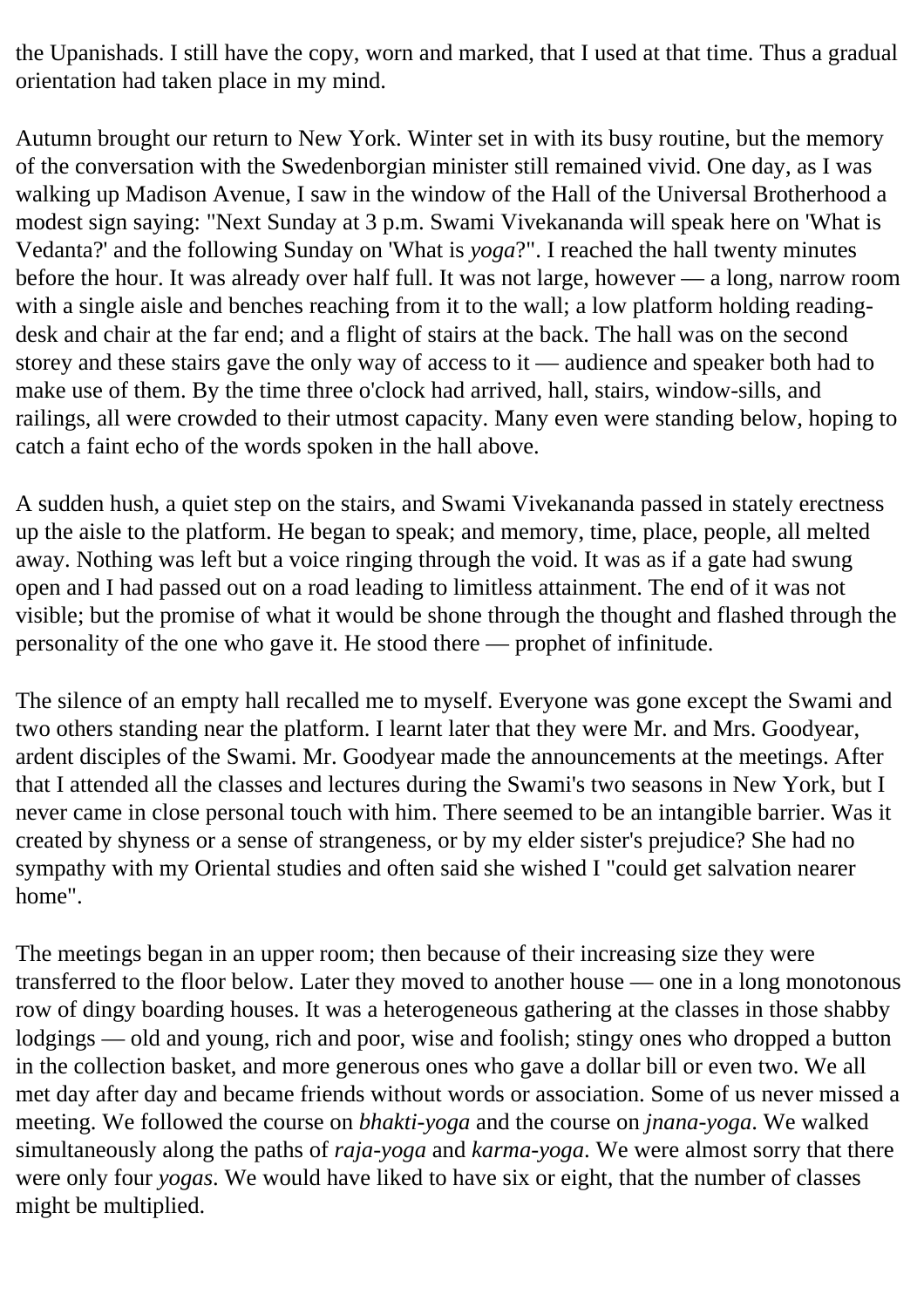the Upanishads. I still have the copy, worn and marked, that I used at that time. Thus a gradual orientation had taken place in my mind.

Autumn brought our return to New York. Winter set in with its busy routine, but the memory of the conversation with the Swedenborgian minister still remained vivid. One day, as I was walking up Madison Avenue, I saw in the window of the Hall of the Universal Brotherhood a modest sign saying: "Next Sunday at 3 p.m. Swami Vivekananda will speak here on 'What is Vedanta?' and the following Sunday on 'What is *yoga*?". I reached the hall twenty minutes before the hour. It was already over half full. It was not large, however — a long, narrow room with a single aisle and benches reaching from it to the wall; a low platform holding reading-desk and chair at the far end; and a flight of stairs at the back. The hall was on the second storey and these stairs gave the only way of access to it — audience and speaker both had to make use of them. By the time three o'clock had arrived, hall, stairs, window-sills, and railings, all were crowded to their utmost capacity. Many even were standing below, hoping to catch a faint echo of the words spoken in the hall above.

A sudden hush, a quiet step on the stairs, and Swami Vivekananda passed in stately erectness up the aisle to the platform. He began to speak; and memory, time, place, people, all melted away. Nothing was left but a voice ringing through the void. It was as if a gate had swung open and I had passed out on a road leading to limitless attainment. The end of it was not visible; but the promise of what it would be shone through the thought and flashed through the personality of the one who gave it. He stood there — prophet of infinitude.

The silence of an empty hall recalled me to myself. Everyone was gone except the Swami and two others standing near the platform. I learnt later that they were Mr. and Mrs. Goodyear, ardent disciples of the Swami. Mr. Goodyear made the announcements at the meetings. After that I attended all the classes and lectures during the Swami's two seasons in New York, but I never came in close personal touch with him. There seemed to be an intangible barrier. Was it created by shyness or a sense of strangeness, or by my elder sister's prejudice? She had no sympathy with my Oriental studies and often said she wished I "could get salvation nearer home".

The meetings began in an upper room; then because of their increasing size they were transferred to the floor below. Later they moved to another house — one in a long monotonous row of dingy boarding houses. It was a heterogeneous gathering at the classes in those shabby lodgings — old and young, rich and poor, wise and foolish; stingy ones who dropped a button in the collection basket, and more generous ones who gave a dollar bill or even two. We all met day after day and became friends without words or association. Some of us never missed a meeting. We followed the course on *bhakti-yoga* and the course on *jnana-yoga*. We walked simultaneously along the paths of *raja-yoga* and *karma-yoga*. We were almost sorry that there were only four *yogas*. We would have liked to have six or eight, that the number of classes might be multiplied.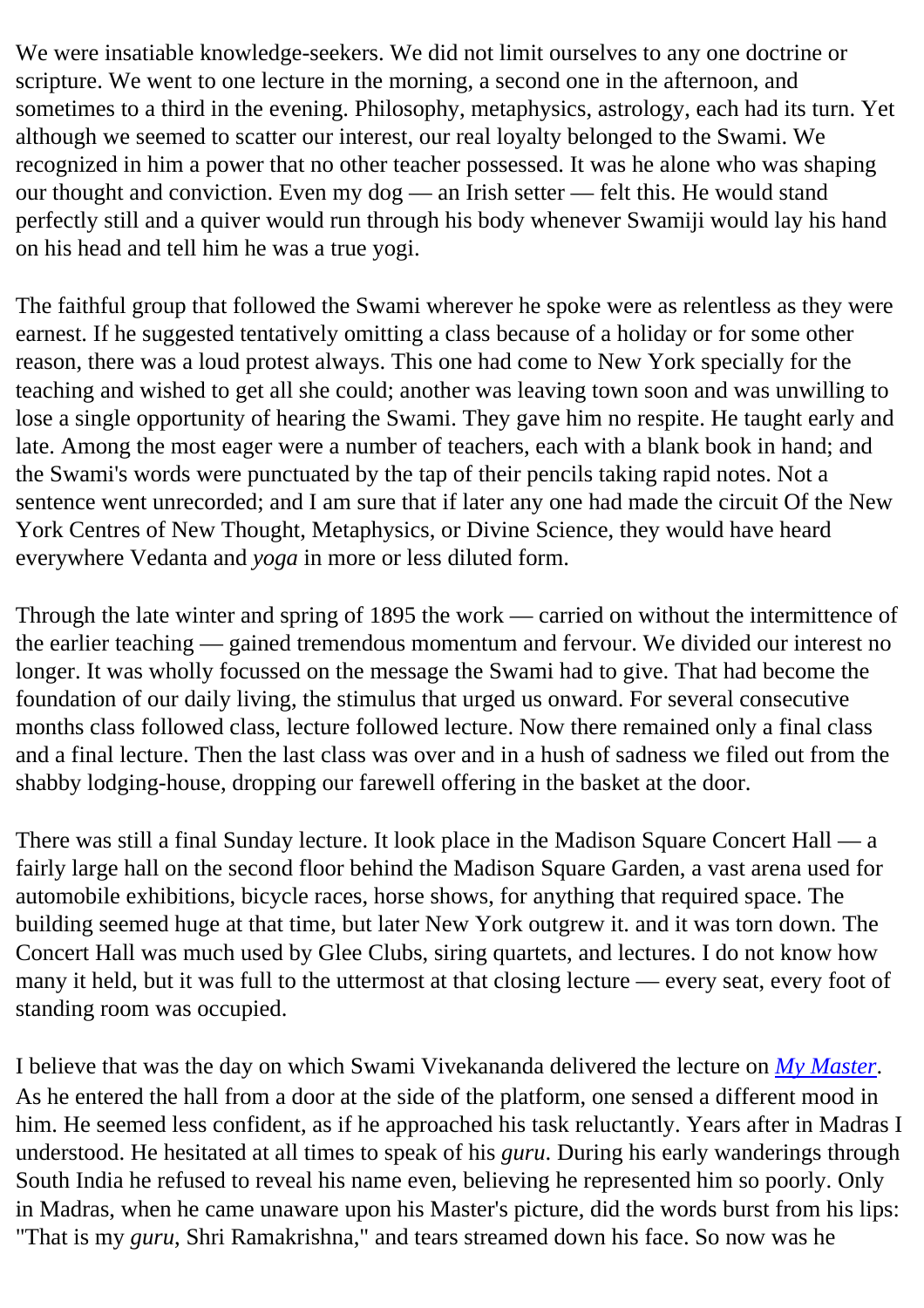We were insatiable knowledge-seekers. We did not limit ourselves to any one doctrine or scripture. We went to one lecture in the morning, a second one in the afternoon, and sometimes to a third in the evening. Philosophy, metaphysics, astrology, each had its turn. Yet although we seemed to scatter our interest, our real loyalty belonged to the Swami. We recognized in him a power that no other teacher possessed. It was he alone who was shaping our thought and conviction. Even my dog — an Irish setter — felt this. He would stand perfectly still and a quiver would run through his body whenever Swamiji would lay his hand on his head and tell him he was a true yogi.

The faithful group that followed the Swami wherever he spoke were as relentless as they were earnest. If he suggested tentatively omitting a class because of a holiday or for some other reason, there was a loud protest always. This one had come to New York specially for the teaching and wished to get all she could; another was leaving town soon and was unwilling to lose a single opportunity of hearing the Swami. They gave him no respite. He taught early and late. Among the most eager were a number of teachers, each with a blank book in hand; and the Swami's words were punctuated by the tap of their pencils taking rapid notes. Not a sentence went unrecorded; and I am sure that if later any one had made the circuit Of the New York Centres of New Thought, Metaphysics, or Divine Science, they would have heard everywhere Vedanta and *yoga* in more or less diluted form.

Through the late winter and spring of 1895 the work — carried on without the intermittence of the earlier teaching — gained tremendous momentum and fervour. We divided our interest no longer. It was wholly focussed on the message the Swami had to give. That had become the foundation of our daily living, the stimulus that urged us onward. For several consecutive months class followed class, lecture followed lecture. Now there remained only a final class and a final lecture. Then the last class was over and in a hush of sadness we filed out from the shabby lodging-house, dropping our farewell offering in the basket at the door.

There was still a final Sunday lecture. It look place in the Madison Square Concert Hall — a fairly large hall on the second floor behind the Madison Square Garden, a vast arena used for automobile exhibitions, bicycle races, horse shows, for anything that required space. The building seemed huge at that time, but later New York outgrew it. and it was torn down. The Concert Hall was much used by Glee Clubs, siring quartets, and lectures. I do not know how many it held, but it was full to the uttermost at that closing lecture — every seat, every foot of standing room was occupied.

I believe that was the day on which Swami Vivekananda delivered the lecture on *My Master*. As he entered the hall from a door at the side of the platform, one sensed a different mood in him. He seemed less confident, as if he approached his task reluctantly. Years after in Madras I understood. He hesitated at all times to speak of his *guru*. During his early wanderings through South India he refused to reveal his name even, believing he represented him so poorly. Only in Madras, when he came unaware upon his Master's picture, did the words burst from his lips: "That is my *guru*, Shri Ramakrishna," and tears streamed down his face. So now was he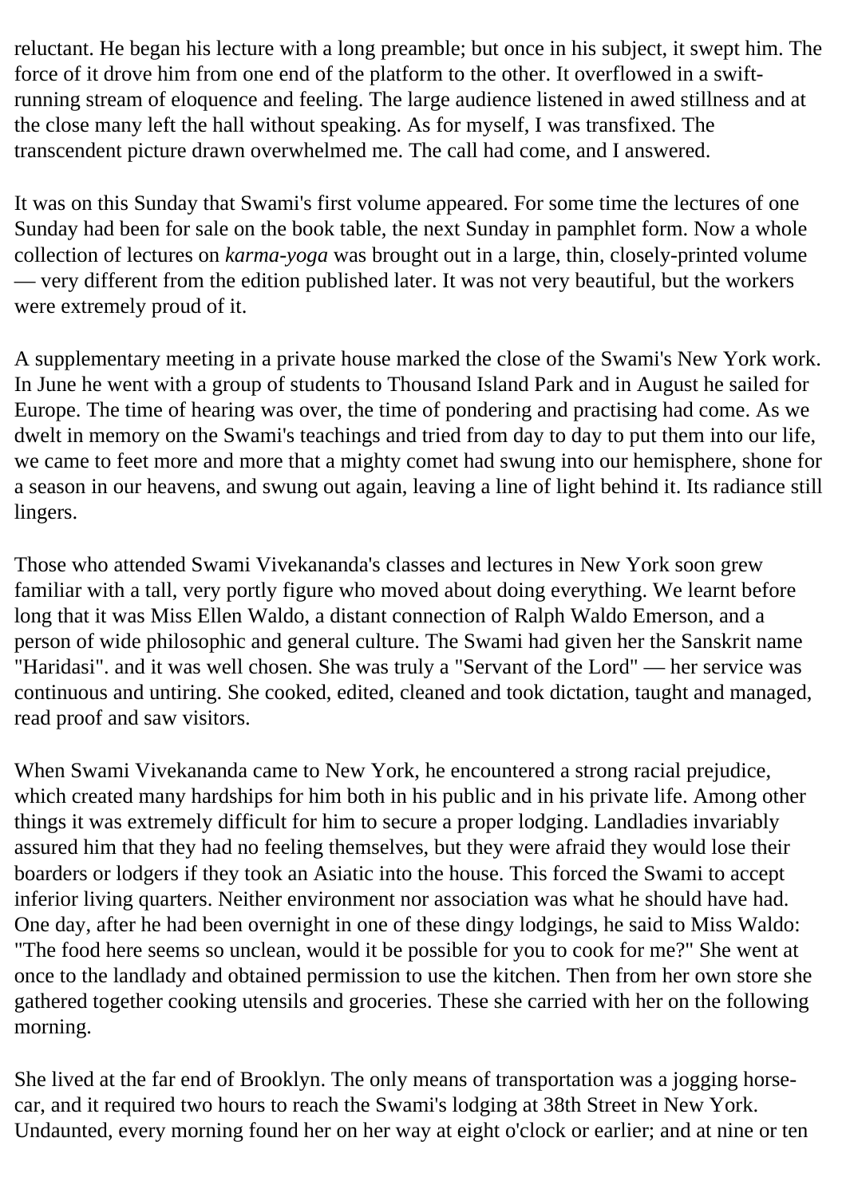reluctant. He began his lecture with a long preamble; but once in his subject, it swept him. The force of it drove him from one end of the platform to the other. It overflowed in a swift-running stream of eloquence and feeling. The large audience listened in awed stillness and at the close many left the hall without speaking. As for myself, I was transfixed. The transcendent picture drawn overwhelmed me. The call had come, and I answered.

It was on this Sunday that Swami's first volume appeared. For some time the lectures of one Sunday had been for sale on the book table, the next Sunday in pamphlet form. Now a whole collection of lectures on *karma-yoga* was brought out in a large, thin, closely-printed volume — very different from the edition published later. It was not very beautiful, but the workers were extremely proud of it.

A supplementary meeting in a private house marked the close of the Swami's New York work. In June he went with a group of students to Thousand Island Park and in August he sailed for Europe. The time of hearing was over, the time of pondering and practising had come. As we dwelt in memory on the Swami's teachings and tried from day to day to put them into our life, we came to feet more and more that a mighty comet had swung into our hemisphere, shone for a season in our heavens, and swung out again, leaving a line of light behind it. Its radiance still lingers.

Those who attended Swami Vivekananda's classes and lectures in New York soon grew familiar with a tall, very portly figure who moved about doing everything. We learnt before long that it was Miss Ellen Waldo, a distant connection of Ralph Waldo Emerson, and a person of wide philosophic and general culture. The Swami had given her the Sanskrit name "Haridasi". and it was well chosen. She was truly a "Servant of the Lord" — her service was continuous and untiring. She cooked, edited, cleaned and took dictation, taught and managed, read proof and saw visitors.

When Swami Vivekananda came to New York, he encountered a strong racial prejudice, which created many hardships for him both in his public and in his private life. Among other things it was extremely difficult for him to secure a proper lodging. Landladies invariably assured him that they had no feeling themselves, but they were afraid they would lose their boarders or lodgers if they took an Asiatic into the house. This forced the Swami to accept inferior living quarters. Neither environment nor association was what he should have had. One day, after he had been overnight in one of these dingy lodgings, he said to Miss Waldo: "The food here seems so unclean, would it be possible for you to cook for me?" She went at once to the landlady and obtained permission to use the kitchen. Then from her own store she gathered together cooking utensils and groceries. These she carried with her on the following morning.

She lived at the far end of Brooklyn. The only means of transportation was a jogging horse-car, and it required two hours to reach the Swami's lodging at 38th Street in New York. Undaunted, every morning found her on her way at eight o'clock or earlier; and at nine or ten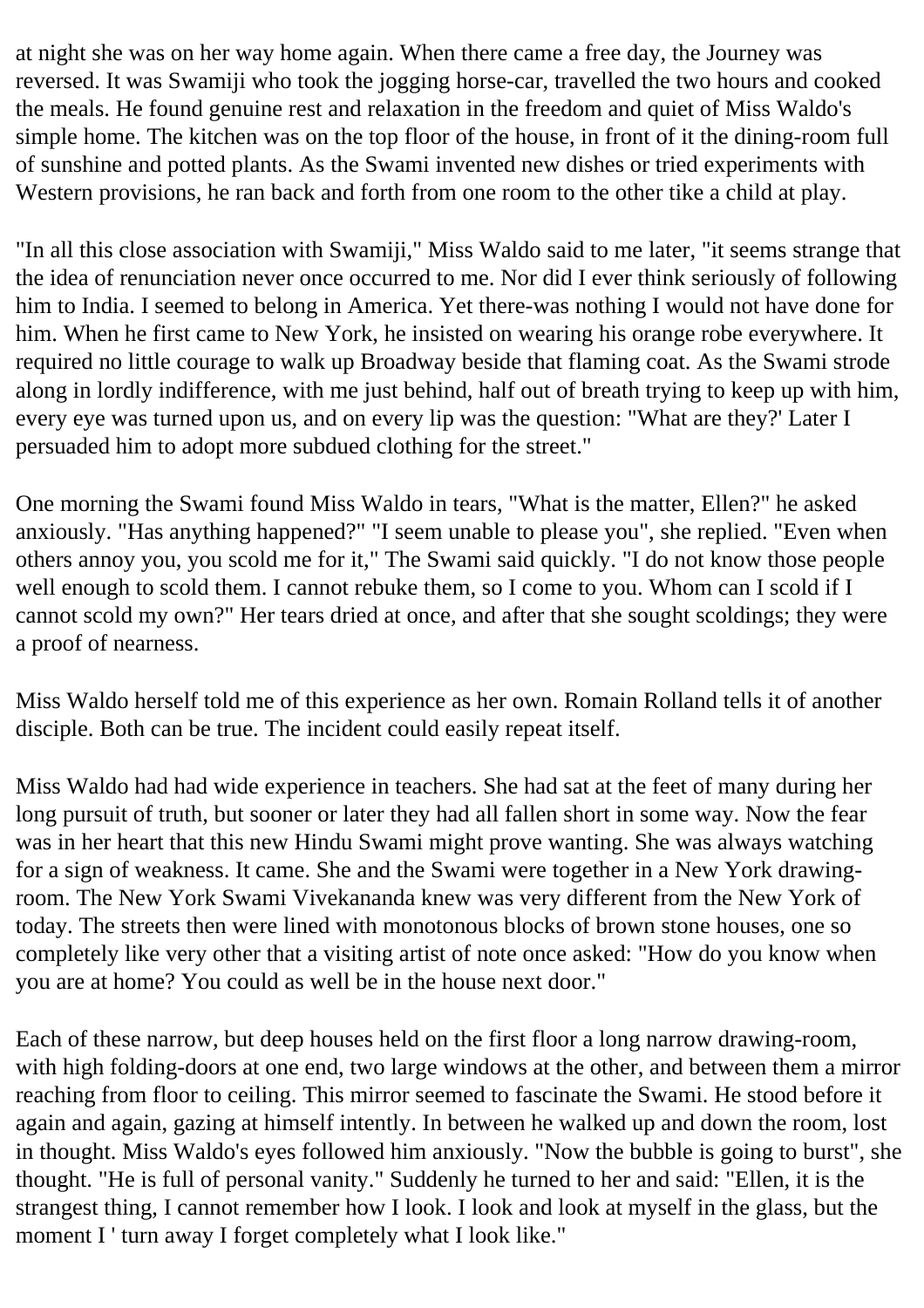at night she was on her way home again. When there came a free day, the Journey was reversed. It was Swamiji who took the jogging horse-car, travelled the two hours and cooked the meals. He found genuine rest and relaxation in the freedom and quiet of Miss Waldo's simple home. The kitchen was on the top floor of the house, in front of it the dining-room full of sunshine and potted plants. As the Swami invented new dishes or tried experiments with Western provisions, he ran back and forth from one room to the other tike a child at play.

"In all this close association with Swamiji," Miss Waldo said to me later, "it seems strange that the idea of renunciation never once occurred to me. Nor did I ever think seriously of following him to India. I seemed to belong in America. Yet there-was nothing I would not have done for him. When he first came to New York, he insisted on wearing his orange robe everywhere. It required no little courage to walk up Broadway beside that flaming coat. As the Swami strode along in lordly indifference, with me just behind, half out of breath trying to keep up with him, every eye was turned upon us, and on every lip was the question: "What are they?' Later I persuaded him to adopt more subdued clothing for the street."

One morning the Swami found Miss Waldo in tears, "What is the matter, Ellen?" he asked anxiously. "Has anything happened?" "I seem unable to please you", she replied. "Even when others annoy you, you scold me for it," The Swami said quickly. "I do not know those people well enough to scold them. I cannot rebuke them, so I come to you. Whom can I scold if I cannot scold my own?" Her tears dried at once, and after that she sought scoldings; they were a proof of nearness.

Miss Waldo herself told me of this experience as her own. Romain Rolland tells it of another disciple. Both can be true. The incident could easily repeat itself.

Miss Waldo had had wide experience in teachers. She had sat at the feet of many during her long pursuit of truth, but sooner or later they had all fallen short in some way. Now the fear was in her heart that this new Hindu Swami might prove wanting. She was always watching for a sign of weakness. It came. She and the Swami were together in a New York drawing-room. The New York Swami Vivekananda knew was very different from the New York of today. The streets then were lined with monotonous blocks of brown stone houses, one so completely like very other that a visiting artist of note once asked: "How do you know when you are at home? You could as well be in the house next door."

Each of these narrow, but deep houses held on the first floor a long narrow drawing-room, with high folding-doors at one end, two large windows at the other, and between them a mirror reaching from floor to ceiling. This mirror seemed to fascinate the Swami. He stood before it again and again, gazing at himself intently. In between he walked up and down the room, lost in thought. Miss Waldo's eyes followed him anxiously. "Now the bubble is going to burst", she thought. "He is full of personal vanity." Suddenly he turned to her and said: "Ellen, it is the strangest thing, I cannot remember how I look. I look and look at myself in the glass, but the moment I ' turn away I forget completely what I look like."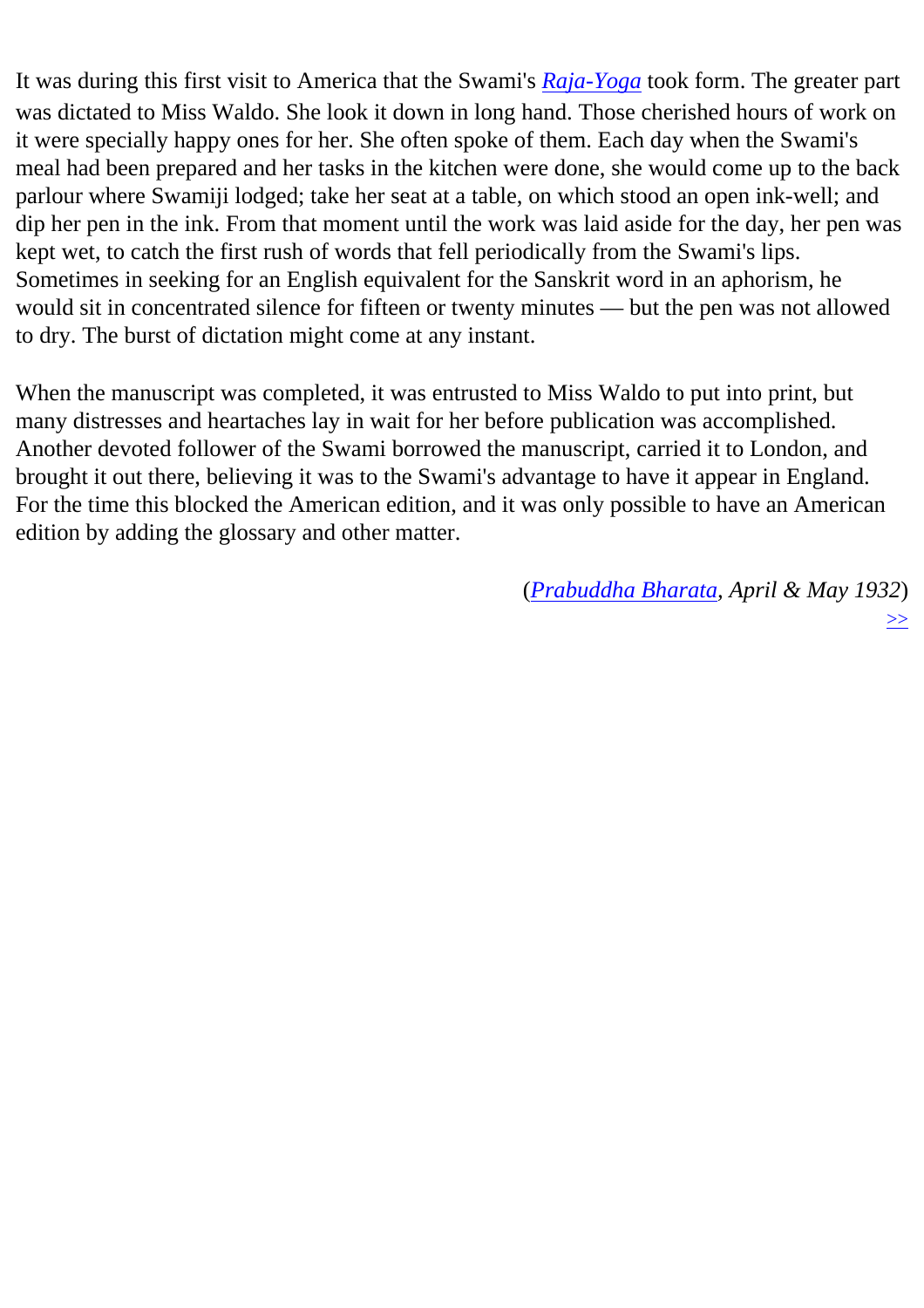It was during this first visit to America that the Swami's *Raja-Yoga* took form. The greater part was dictated to Miss Waldo. She look it down in long hand. Those cherished hours of work on it were specially happy ones for her. She often spoke of them. Each day when the Swami's meal had been prepared and her tasks in the kitchen were done, she would come up to the back parlour where Swamiji lodged; take her seat at a table, on which stood an open ink-well; and dip her pen in the ink. From that moment until the work was laid aside for the day, her pen was kept wet, to catch the first rush of words that fell periodically from the Swami's lips. Sometimes in seeking for an English equivalent for the Sanskrit word in an aphorism, he would sit in concentrated silence for fifteen or twenty minutes — but the pen was not allowed to dry. The burst of dictation might come at any instant.

When the manuscript was completed, it was entrusted to Miss Waldo to put into print, but many distresses and heartaches lay in wait for her before publication was accomplished. Another devoted follower of the Swami borrowed the manuscript, carried it to London, and brought it out there, believing it was to the Swami's advantage to have it appear in England. For the time this blocked the American edition, and it was only possible to have an American edition by adding the glossary and other matter.

(*Prabuddha Bharata*, *April & May 1932*)

>>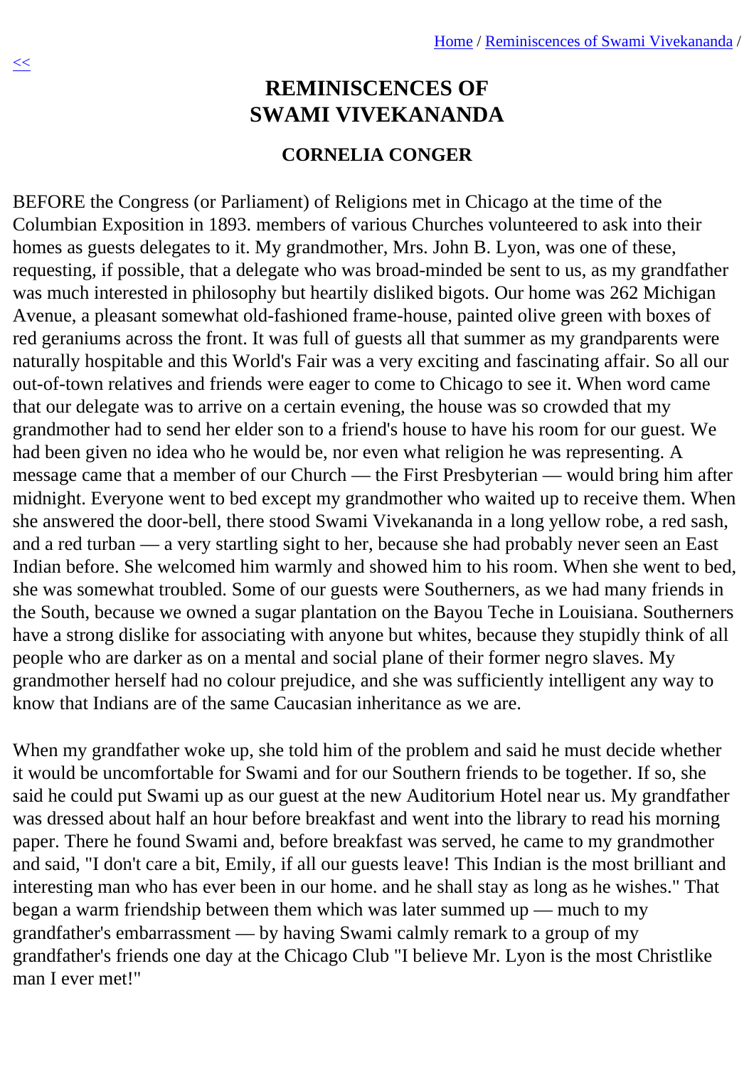# REMINISCENCES OF SWAMI VIVEKANANDA

## CORNELIA CONGER

BEFORE the Congress (or Parliament) of Religions met in Chicago at the time of the Columbian Exposition in 1893. members of various Churches volunteered to ask into their homes as guests delegates to it. My grandmother, Mrs. John B. Lyon, was one of these, requesting, if possible, that a delegate who was broad-minded be sent to us, as my grandfather was much interested in philosophy but heartily disliked bigots. Our home was 262 Michigan Avenue, a pleasant somewhat old-fashioned frame-house, painted olive green with boxes of red geraniums across the front. It was full of guests all that summer as my grandparents were naturally hospitable and this World's Fair was a very exciting and fascinating affair. So all our out-of-town relatives and friends were eager to come to Chicago to see it. When word came that our delegate was to arrive on a certain evening, the house was so crowded that my grandmother had to send her elder son to a friend's house to have his room for our guest. We had been given no idea who he would be, nor even what religion he was representing. A message came that a member of our Church — the First Presbyterian — would bring him after midnight. Everyone went to bed except my grandmother who waited up to receive them. When she answered the door-bell, there stood Swami Vivekananda in a long yellow robe, a red sash, and a red turban — a very startling sight to her, because she had probably never seen an East Indian before. She welcomed him warmly and showed him to his room. When she went to bed, she was somewhat troubled. Some of our guests were Southerners, as we had many friends in the South, because we owned a sugar plantation on the Bayou Teche in Louisiana. Southerners have a strong dislike for associating with anyone but whites, because they stupidly think of all people who are darker as on a mental and social plane of their former negro slaves. My grandmother herself had no colour prejudice, and she was sufficiently intelligent any way to know that Indians are of the same Caucasian inheritance as we are.

When my grandfather woke up, she told him of the problem and said he must decide whether it would be uncomfortable for Swami and for our Southern friends to be together. If so, she said he could put Swami up as our guest at the new Auditorium Hotel near us. My grandfather was dressed about half an hour before breakfast and went into the library to read his morning paper. There he found Swami and, before breakfast was served, he came to my grandmother and said, "I don't care a bit, Emily, if all our guests leave! This Indian is the most brilliant and interesting man who has ever been in our home. and he shall stay as long as he wishes." That began a warm friendship between them which was later summed up — much to my grandfather's embarrassment — by having Swami calmly remark to a group of my grandfather's friends one day at the Chicago Club "I believe Mr. Lyon is the most Christlike man I ever met!"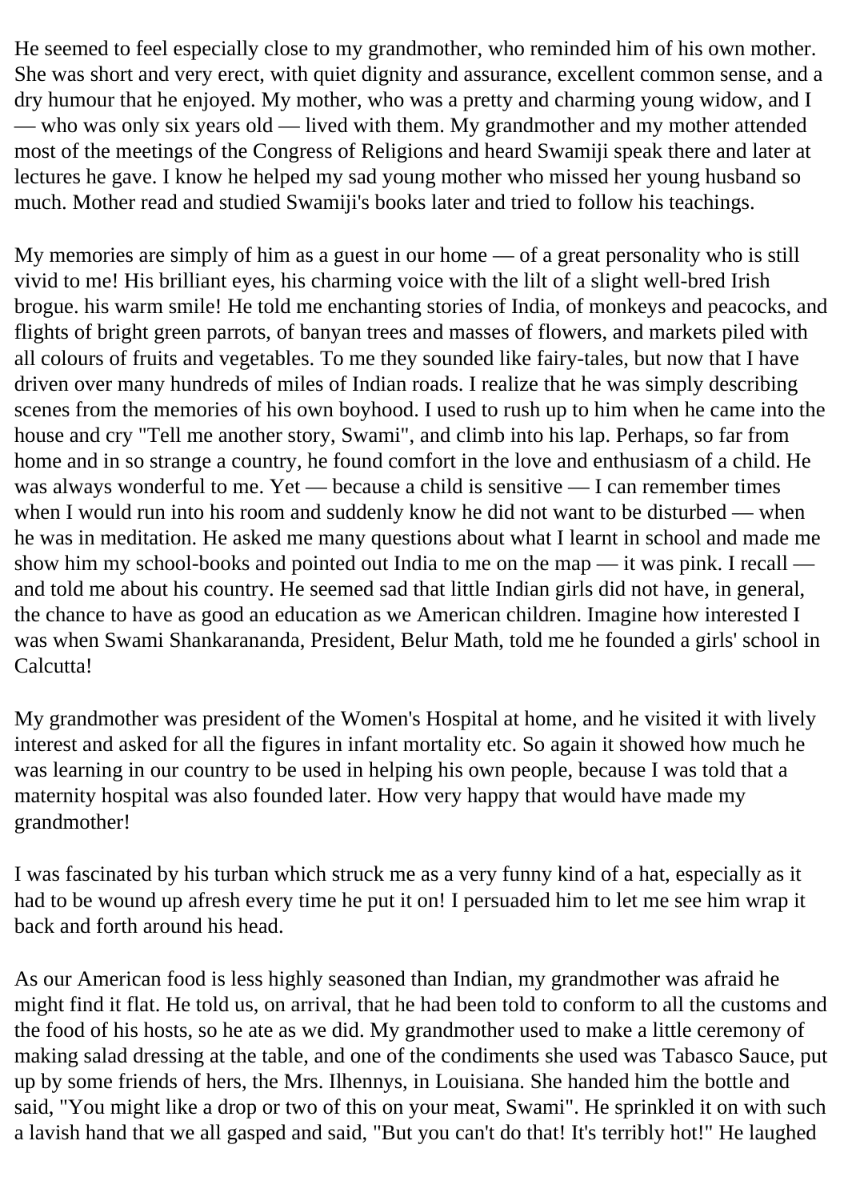He seemed to feel especially close to my grandmother, who reminded him of his own mother. She was short and very erect, with quiet dignity and assurance, excellent common sense, and a dry humour that he enjoyed. My mother, who was a pretty and charming young widow, and I — who was only six years old — lived with them. My grandmother and my mother attended most of the meetings of the Congress of Religions and heard Swamiji speak there and later at lectures he gave. I know he helped my sad young mother who missed her young husband so much. Mother read and studied Swamiji's books later and tried to follow his teachings.

My memories are simply of him as a guest in our home — of a great personality who is still vivid to me! His brilliant eyes, his charming voice with the lilt of a slight well-bred Irish brogue. his warm smile! He told me enchanting stories of India, of monkeys and peacocks, and flights of bright green parrots, of banyan trees and masses of flowers, and markets piled with all colours of fruits and vegetables. To me they sounded like fairy-tales, but now that I have driven over many hundreds of miles of Indian roads. I realize that he was simply describing scenes from the memories of his own boyhood. I used to rush up to him when he came into the house and cry "Tell me another story, Swami", and climb into his lap. Perhaps, so far from home and in so strange a country, he found comfort in the love and enthusiasm of a child. He was always wonderful to me. Yet — because a child is sensitive — I can remember times when I would run into his room and suddenly know he did not want to be disturbed — when he was in meditation. He asked me many questions about what I learnt in school and made me show him my school-books and pointed out India to me on the map — it was pink. I recall — and told me about his country. He seemed sad that little Indian girls did not have, in general, the chance to have as good an education as we American children. Imagine how interested I was when Swami Shankarananda, President, Belur Math, told me he founded a girls' school in Calcutta!

My grandmother was president of the Women's Hospital at home, and he visited it with lively interest and asked for all the figures in infant mortality etc. So again it showed how much he was learning in our country to be used in helping his own people, because I was told that a maternity hospital was also founded later. How very happy that would have made my grandmother!

I was fascinated by his turban which struck me as a very funny kind of a hat, especially as it had to be wound up afresh every time he put it on! I persuaded him to let me see him wrap it back and forth around his head.

As our American food is less highly seasoned than Indian, my grandmother was afraid he might find it flat. He told us, on arrival, that he had been told to conform to all the customs and the food of his hosts, so he ate as we did. My grandmother used to make a little ceremony of making salad dressing at the table, and one of the condiments she used was Tabasco Sauce, put up by some friends of hers, the Mrs. Ilhennys, in Louisiana. She handed him the bottle and said, "You might like a drop or two of this on your meat, Swami". He sprinkled it on with such a lavish hand that we all gasped and said, "But you can't do that! It's terribly hot!" He laughed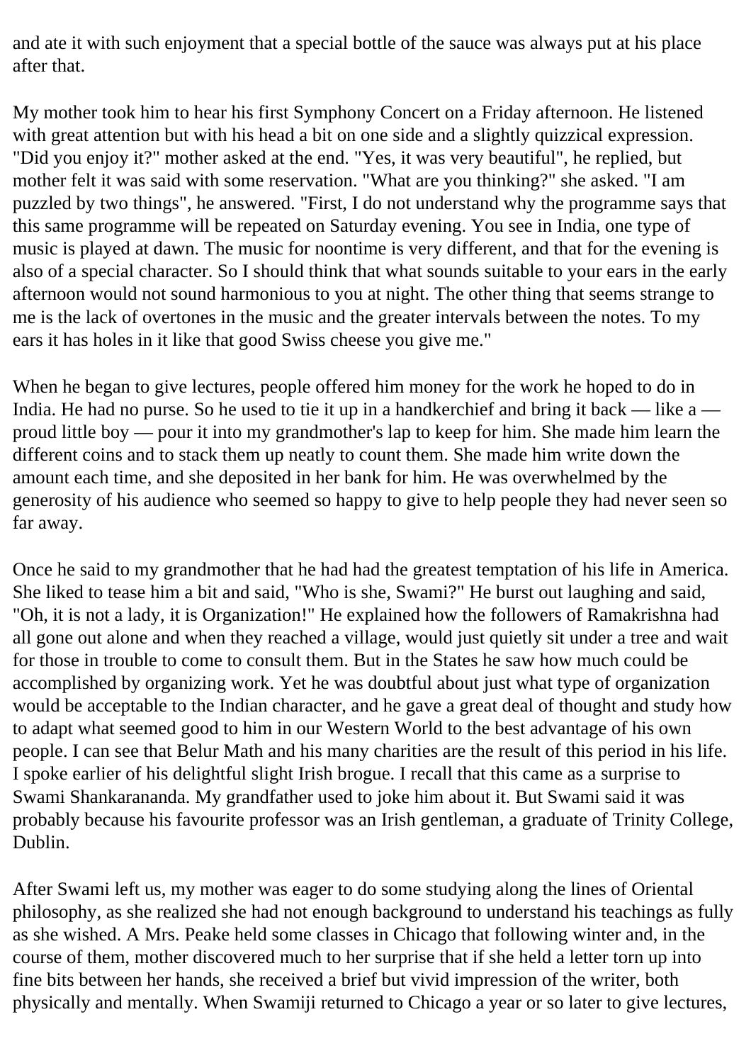and ate it with such enjoyment that a special bottle of the sauce was always put at his place after that.

My mother took him to hear his first Symphony Concert on a Friday afternoon. He listened with great attention but with his head a bit on one side and a slightly quizzical expression. "Did you enjoy it?" mother asked at the end. "Yes, it was very beautiful", he replied, but mother felt it was said with some reservation. "What are you thinking?" she asked. "I am puzzled by two things", he answered. "First, I do not understand why the programme says that this same programme will be repeated on Saturday evening. You see in India, one type of music is played at dawn. The music for noontime is very different, and that for the evening is also of a special character. So I should think that what sounds suitable to your ears in the early afternoon would not sound harmonious to you at night. The other thing that seems strange to me is the lack of overtones in the music and the greater intervals between the notes. To my ears it has holes in it like that good Swiss cheese you give me."

When he began to give lectures, people offered him money for the work he hoped to do in India. He had no purse. So he used to tie it up in a handkerchief and bring it back — like a — proud little boy — pour it into my grandmother's lap to keep for him. She made him learn the different coins and to stack them up neatly to count them. She made him write down the amount each time, and she deposited in her bank for him. He was overwhelmed by the generosity of his audience who seemed so happy to give to help people they had never seen so far away.

Once he said to my grandmother that he had had the greatest temptation of his life in America. She liked to tease him a bit and said, "Who is she, Swami?" He burst out laughing and said, "Oh, it is not a lady, it is Organization!" He explained how the followers of Ramakrishna had all gone out alone and when they reached a village, would just quietly sit under a tree and wait for those in trouble to come to consult them. But in the States he saw how much could be accomplished by organizing work. Yet he was doubtful about just what type of organization would be acceptable to the Indian character, and he gave a great deal of thought and study how to adapt what seemed good to him in our Western World to the best advantage of his own people. I can see that Belur Math and his many charities are the result of this period in his life. I spoke earlier of his delightful slight Irish brogue. I recall that this came as a surprise to Swami Shankarananda. My grandfather used to joke him about it. But Swami said it was probably because his favourite professor was an Irish gentleman, a graduate of Trinity College, Dublin.

After Swami left us, my mother was eager to do some studying along the lines of Oriental philosophy, as she realized she had not enough background to understand his teachings as fully as she wished. A Mrs. Peake held some classes in Chicago that following winter and, in the course of them, mother discovered much to her surprise that if she held a letter torn up into fine bits between her hands, she received a brief but vivid impression of the writer, both physically and mentally. When Swamiji returned to Chicago a year or so later to give lectures,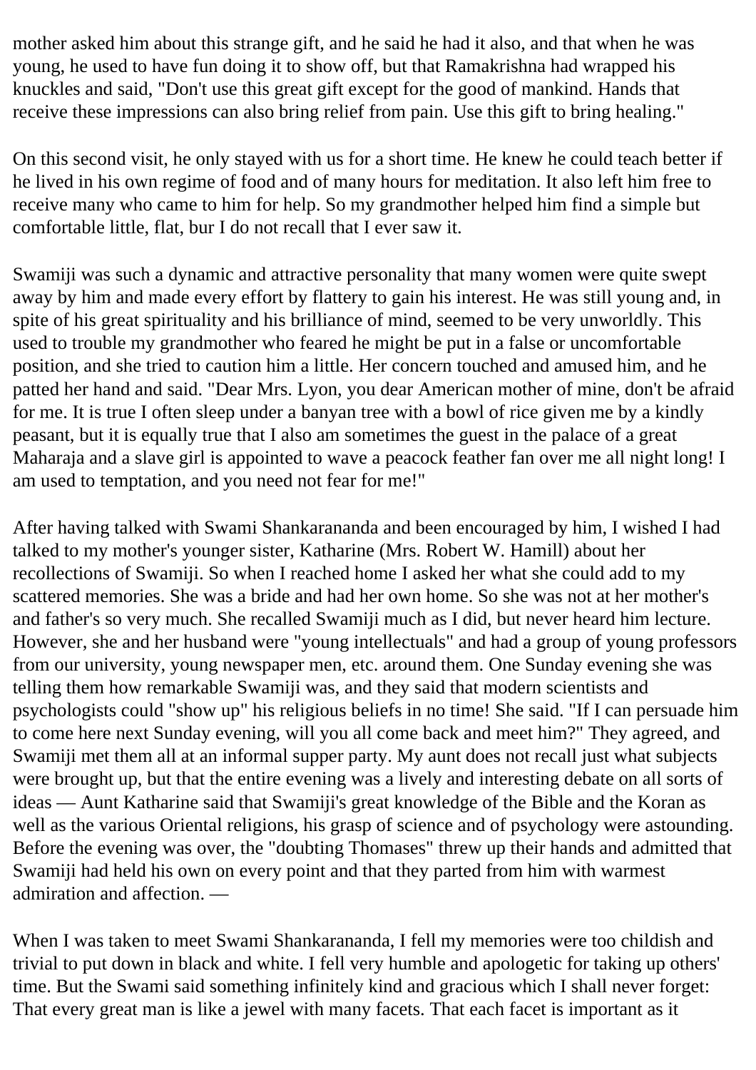mother asked him about this strange gift, and he said he had it also, and that when he was young, he used to have fun doing it to show off, but that Ramakrishna had wrapped his knuckles and said, "Don't use this great gift except for the good of mankind. Hands that receive these impressions can also bring relief from pain. Use this gift to bring healing."

On this second visit, he only stayed with us for a short time. He knew he could teach better if he lived in his own regime of food and of many hours for meditation. It also left him free to receive many who came to him for help. So my grandmother helped him find a simple but comfortable little, flat, bur I do not recall that I ever saw it.

Swamiji was such a dynamic and attractive personality that many women were quite swept away by him and made every effort by flattery to gain his interest. He was still young and, in spite of his great spirituality and his brilliance of mind, seemed to be very unworldly. This used to trouble my grandmother who feared he might be put in a false or uncomfortable position, and she tried to caution him a little. Her concern touched and amused him, and he patted her hand and said. "Dear Mrs. Lyon, you dear American mother of mine, don't be afraid for me. It is true I often sleep under a banyan tree with a bowl of rice given me by a kindly peasant, but it is equally true that I also am sometimes the guest in the palace of a great Maharaja and a slave girl is appointed to wave a peacock feather fan over me all night long! I am used to temptation, and you need not fear for me!"

After having talked with Swami Shankarananda and been encouraged by him, I wished I had talked to my mother's younger sister, Katharine (Mrs. Robert W. Hamill) about her recollections of Swamiji. So when I reached home I asked her what she could add to my scattered memories. She was a bride and had her own home. So she was not at her mother's and father's so very much. She recalled Swamiji much as I did, but never heard him lecture. However, she and her husband were "young intellectuals" and had a group of young professors from our university, young newspaper men, etc. around them. One Sunday evening she was telling them how remarkable Swamiji was, and they said that modern scientists and psychologists could "show up" his religious beliefs in no time! She said. "If I can persuade him to come here next Sunday evening, will you all come back and meet him?" They agreed, and Swamiji met them all at an informal supper party. My aunt does not recall just what subjects were brought up, but that the entire evening was a lively and interesting debate on all sorts of ideas — Aunt Katharine said that Swamiji's great knowledge of the Bible and the Koran as well as the various Oriental religions, his grasp of science and of psychology were astounding. Before the evening was over, the "doubting Thomases" threw up their hands and admitted that Swamiji had held his own on every point and that they parted from him with warmest admiration and affection. —

When I was taken to meet Swami Shankarananda, I fell my memories were too childish and trivial to put down in black and white. I fell very humble and apologetic for taking up others' time. But the Swami said something infinitely kind and gracious which I shall never forget: That every great man is like a jewel with many facets. That each facet is important as it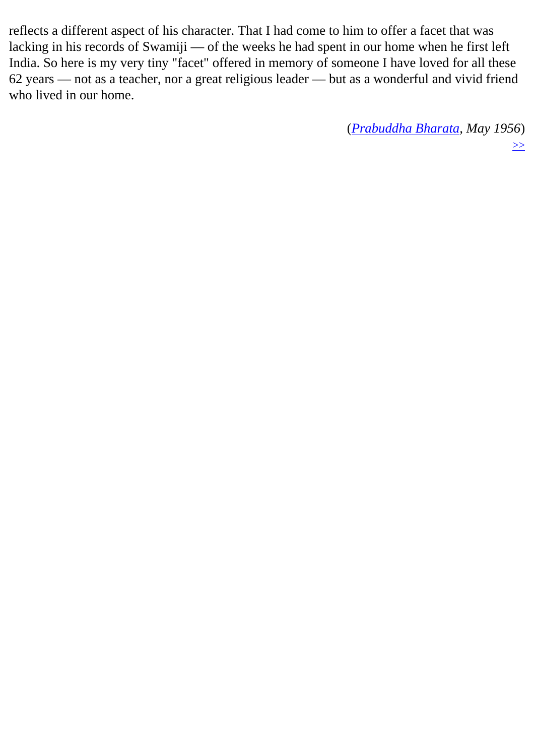reflects a different aspect of his character. That I had come to him to offer a facet that was lacking in his records of Swamiji — of the weeks he had spent in our home when he first left India. So here is my very tiny "facet" offered in memory of someone I have loved for all these 62 years — not as a teacher, nor a great religious leader — but as a wonderful and vivid friend who lived in our home.

(*Prabuddha Bharata*, *May 1956*)

>>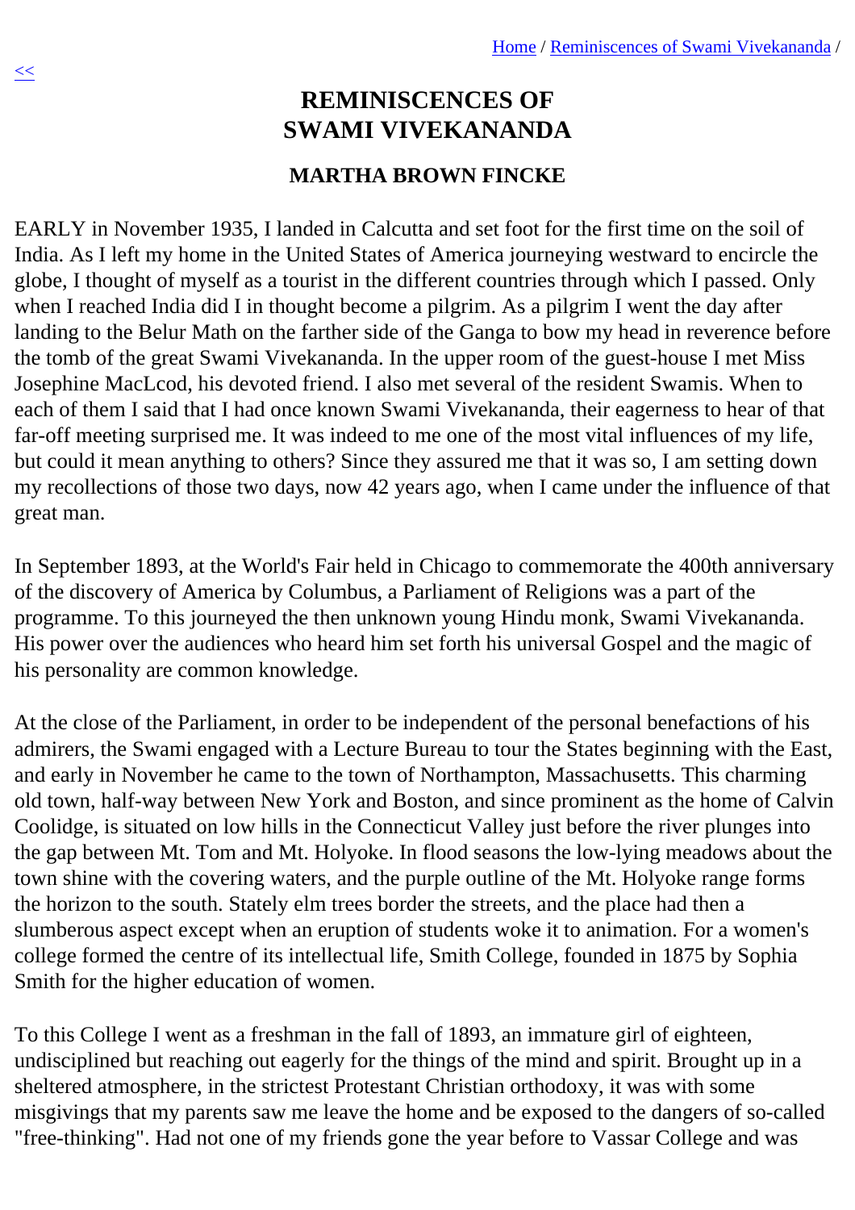# REMINISCENCES OF SWAMI VIVEKANANDA

## MARTHA BROWN FINCKE

EARLY in November 1935, I landed in Calcutta and set foot for the first time on the soil of India. As I left my home in the United States of America journeying westward to encircle the globe, I thought of myself as a tourist in the different countries through which I passed. Only when I reached India did I in thought become a pilgrim. As a pilgrim I went the day after landing to the Belur Math on the farther side of the Ganga to bow my head in reverence before the tomb of the great Swami Vivekananda. In the upper room of the guest-house I met Miss Josephine MacLcod, his devoted friend. I also met several of the resident Swamis. When to each of them I said that I had once known Swami Vivekananda, their eagerness to hear of that far-off meeting surprised me. It was indeed to me one of the most vital influences of my life, but could it mean anything to others? Since they assured me that it was so, I am setting down my recollections of those two days, now 42 years ago, when I came under the influence of that great man.

In September 1893, at the World's Fair held in Chicago to commemorate the 400th anniversary of the discovery of America by Columbus, a Parliament of Religions was a part of the programme. To this journeyed the then unknown young Hindu monk, Swami Vivekananda. His power over the audiences who heard him set forth his universal Gospel and the magic of his personality are common knowledge.

At the close of the Parliament, in order to be independent of the personal benefactions of his admirers, the Swami engaged with a Lecture Bureau to tour the States beginning with the East, and early in November he came to the town of Northampton, Massachusetts. This charming old town, half-way between New York and Boston, and since prominent as the home of Calvin Coolidge, is situated on low hills in the Connecticut Valley just before the river plunges into the gap between Mt. Tom and Mt. Holyoke. In flood seasons the low-lying meadows about the town shine with the covering waters, and the purple outline of the Mt. Holyoke range forms the horizon to the south. Stately elm trees border the streets, and the place had then a slumberous aspect except when an eruption of students woke it to animation. For a women's college formed the centre of its intellectual life, Smith College, founded in 1875 by Sophia Smith for the higher education of women.

To this College I went as a freshman in the fall of 1893, an immature girl of eighteen, undisciplined but reaching out eagerly for the things of the mind and spirit. Brought up in a sheltered atmosphere, in the strictest Protestant Christian orthodoxy, it was with some misgivings that my parents saw me leave the home and be exposed to the dangers of so-called "free-thinking". Had not one of my friends gone the year before to Vassar College and was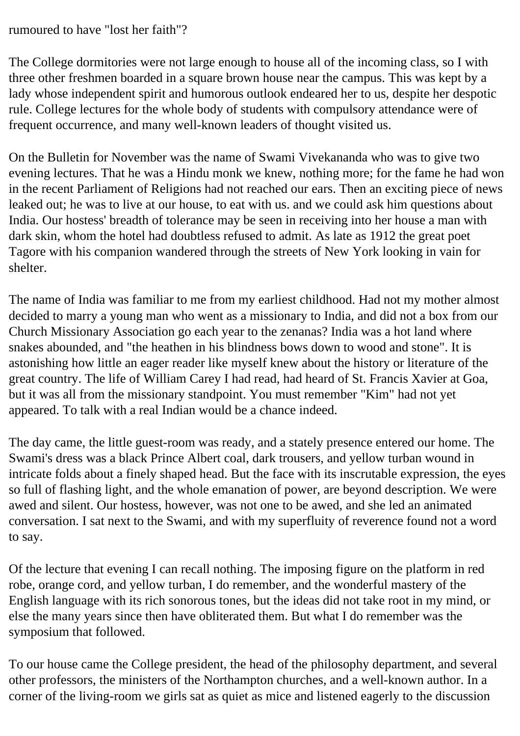rumoured to have "lost her faith"?

The College dormitories were not large enough to house all of the incoming class, so I with three other freshmen boarded in a square brown house near the campus. This was kept by a lady whose independent spirit and humorous outlook endeared her to us, despite her despotic rule. College lectures for the whole body of students with compulsory attendance were of frequent occurrence, and many well-known leaders of thought visited us.

On the Bulletin for November was the name of Swami Vivekananda who was to give two evening lectures. That he was a Hindu monk we knew, nothing more; for the fame he had won in the recent Parliament of Religions had not reached our ears. Then an exciting piece of news leaked out; he was to live at our house, to eat with us. and we could ask him questions about India. Our hostess' breadth of tolerance may be seen in receiving into her house a man with dark skin, whom the hotel had doubtless refused to admit. As late as 1912 the great poet Tagore with his companion wandered through the streets of New York looking in vain for shelter.

The name of India was familiar to me from my earliest childhood. Had not my mother almost decided to marry a young man who went as a missionary to India, and did not a box from our Church Missionary Association go each year to the zenanas? India was a hot land where snakes abounded, and "the heathen in his blindness bows down to wood and stone". It is astonishing how little an eager reader like myself knew about the history or literature of the great country. The life of William Carey I had read, had heard of St. Francis Xavier at Goa, but it was all from the missionary standpoint. You must remember "Kim" had not yet appeared. To talk with a real Indian would be a chance indeed.

The day came, the little guest-room was ready, and a stately presence entered our home. The Swami's dress was a black Prince Albert coal, dark trousers, and yellow turban wound in intricate folds about a finely shaped head. But the face with its inscrutable expression, the eyes so full of flashing light, and the whole emanation of power, are beyond description. We were awed and silent. Our hostess, however, was not one to be awed, and she led an animated conversation. I sat next to the Swami, and with my superfluity of reverence found not a word to say.

Of the lecture that evening I can recall nothing. The imposing figure on the platform in red robe, orange cord, and yellow turban, I do remember, and the wonderful mastery of the English language with its rich sonorous tones, but the ideas did not take root in my mind, or else the many years since then have obliterated them. But what I do remember was the symposium that followed.

To our house came the College president, the head of the philosophy department, and several other professors, the ministers of the Northampton churches, and a well-known author. In a corner of the living-room we girls sat as quiet as mice and listened eagerly to the discussion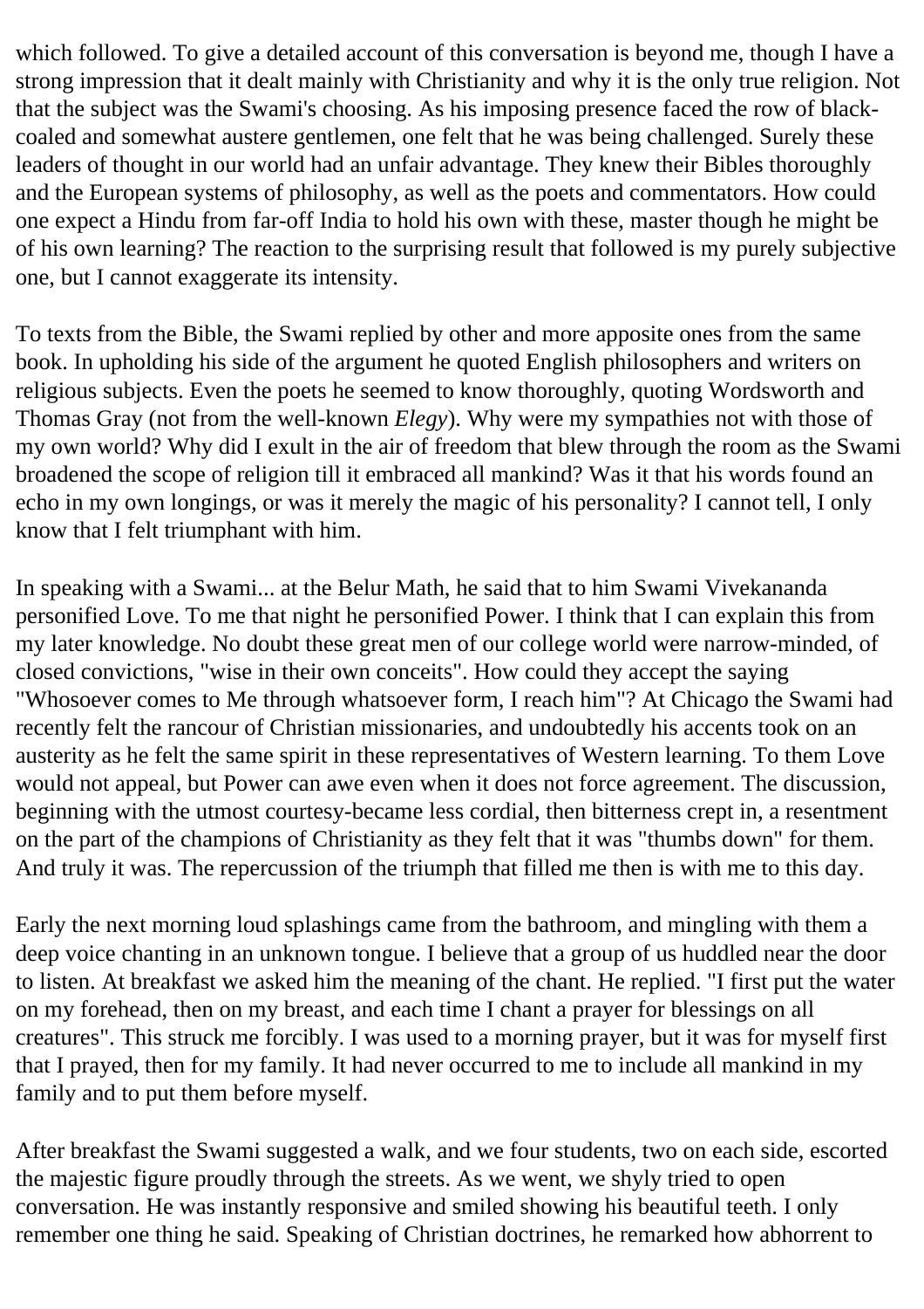which followed. To give a detailed account of this conversation is beyond me, though I have a strong impression that it dealt mainly with Christianity and why it is the only true religion. Not that the subject was the Swami's choosing. As his imposing presence faced the row of black-coaled and somewhat austere gentlemen, one felt that he was being challenged. Surely these leaders of thought in our world had an unfair advantage. They knew their Bibles thoroughly and the European systems of philosophy, as well as the poets and commentators. How could one expect a Hindu from far-off India to hold his own with these, master though he might be of his own learning? The reaction to the surprising result that followed is my purely subjective one, but I cannot exaggerate its intensity.

To texts from the Bible, the Swami replied by other and more apposite ones from the same book. In upholding his side of the argument he quoted English philosophers and writers on religious subjects. Even the poets he seemed to know thoroughly, quoting Wordsworth and Thomas Gray (not from the well-known *Elegy*). Why were my sympathies not with those of my own world? Why did I exult in the air of freedom that blew through the room as the Swami broadened the scope of religion till it embraced all mankind? Was it that his words found an echo in my own longings, or was it merely the magic of his personality? I cannot tell, I only know that I felt triumphant with him.

In speaking with a Swami... at the Belur Math, he said that to him Swami Vivekananda personified Love. To me that night he personified Power. I think that I can explain this from my later knowledge. No doubt these great men of our college world were narrow-minded, of closed convictions, "wise in their own conceits". How could they accept the saying "Whosoever comes to Me through whatsoever form, I reach him"? At Chicago the Swami had recently felt the rancour of Christian missionaries, and undoubtedly his accents took on an austerity as he felt the same spirit in these representatives of Western learning. To them Love would not appeal, but Power can awe even when it does not force agreement. The discussion, beginning with the utmost courtesy-became less cordial, then bitterness crept in, a resentment on the part of the champions of Christianity as they felt that it was "thumbs down" for them. And truly it was. The repercussion of the triumph that filled me then is with me to this day.

Early the next morning loud splashings came from the bathroom, and mingling with them a deep voice chanting in an unknown tongue. I believe that a group of us huddled near the door to listen. At breakfast we asked him the meaning of the chant. He replied. "I first put the water on my forehead, then on my breast, and each time I chant a prayer for blessings on all creatures". This struck me forcibly. I was used to a morning prayer, but it was for myself first that I prayed, then for my family. It had never occurred to me to include all mankind in my family and to put them before myself.

After breakfast the Swami suggested a walk, and we four students, two on each side, escorted the majestic figure proudly through the streets. As we went, we shyly tried to open conversation. He was instantly responsive and smiled showing his beautiful teeth. I only remember one thing he said. Speaking of Christian doctrines, he remarked how abhorrent to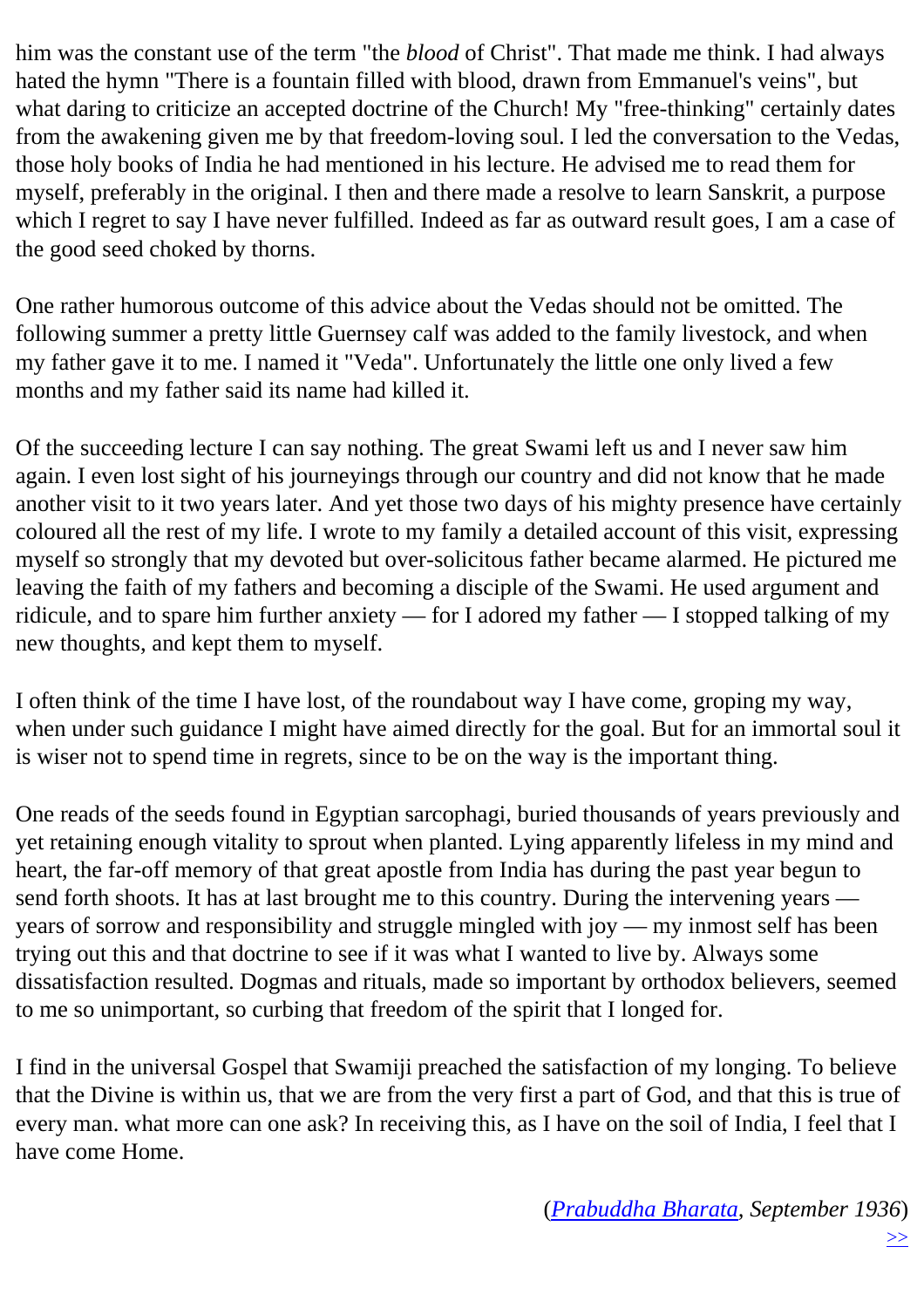him was the constant use of the term "the *blood* of Christ". That made me think. I had always hated the hymn "There is a fountain filled with blood, drawn from Emmanuel's veins", but what daring to criticize an accepted doctrine of the Church! My "free-thinking" certainly dates from the awakening given me by that freedom-loving soul. I led the conversation to the Vedas, those holy books of India he had mentioned in his lecture. He advised me to read them for myself, preferably in the original. I then and there made a resolve to learn Sanskrit, a purpose which I regret to say I have never fulfilled. Indeed as far as outward result goes, I am a case of the good seed choked by thorns.

One rather humorous outcome of this advice about the Vedas should not be omitted. The following summer a pretty little Guernsey calf was added to the family livestock, and when my father gave it to me. I named it "Veda". Unfortunately the little one only lived a few months and my father said its name had killed it.

Of the succeeding lecture I can say nothing. The great Swami left us and I never saw him again. I even lost sight of his journeyings through our country and did not know that he made another visit to it two years later. And yet those two days of his mighty presence have certainly coloured all the rest of my life. I wrote to my family a detailed account of this visit, expressing myself so strongly that my devoted but over-solicitous father became alarmed. He pictured me leaving the faith of my fathers and becoming a disciple of the Swami. He used argument and ridicule, and to spare him further anxiety — for I adored my father — I stopped talking of my new thoughts, and kept them to myself.

I often think of the time I have lost, of the roundabout way I have come, groping my way, when under such guidance I might have aimed directly for the goal. But for an immortal soul it is wiser not to spend time in regrets, since to be on the way is the important thing.

One reads of the seeds found in Egyptian sarcophagi, buried thousands of years previously and yet retaining enough vitality to sprout when planted. Lying apparently lifeless in my mind and heart, the far-off memory of that great apostle from India has during the past year begun to send forth shoots. It has at last brought me to this country. During the intervening years — years of sorrow and responsibility and struggle mingled with joy — my inmost self has been trying out this and that doctrine to see if it was what I wanted to live by. Always some dissatisfaction resulted. Dogmas and rituals, made so important by orthodox believers, seemed to me so unimportant, so curbing that freedom of the spirit that I longed for.

I find in the universal Gospel that Swamiji preached the satisfaction of my longing. To believe that the Divine is within us, that we are from the very first a part of God, and that this is true of every man. what more can one ask? In receiving this, as I have on the soil of India, I feel that I have come Home.

(*Prabuddha Bharata, September 1936*)

>>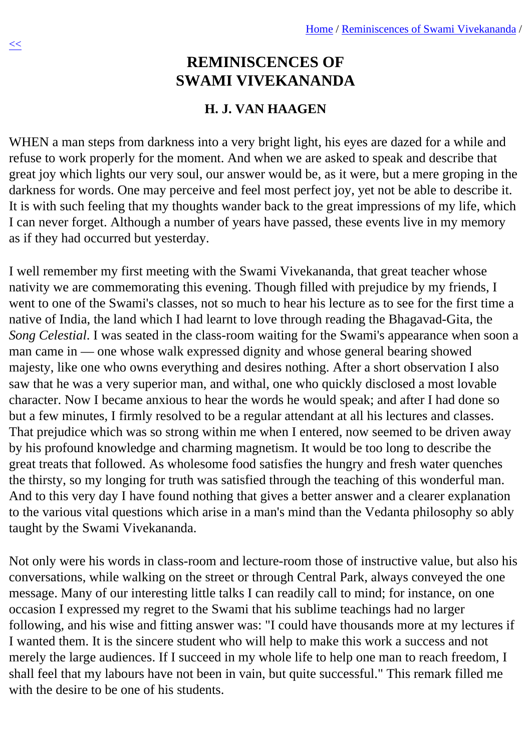# REMINISCENCES OF SWAMI VIVEKANANDA

## H. J. VAN HAAGEN

WHEN a man steps from darkness into a very bright light, his eyes are dazed for a while and refuse to work properly for the moment. And when we are asked to speak and describe that great joy which lights our very soul, our answer would be, as it were, but a mere groping in the darkness for words. One may perceive and feel most perfect joy, yet not be able to describe it. It is with such feeling that my thoughts wander back to the great impressions of my life, which I can never forget. Although a number of years have passed, these events live in my memory as if they had occurred but yesterday.

I well remember my first meeting with the Swami Vivekananda, that great teacher whose nativity we are commemorating this evening. Though filled with prejudice by my friends, I went to one of the Swami's classes, not so much to hear his lecture as to see for the first time a native of India, the land which I had learnt to love through reading the Bhagavad-Gita, the *Song Celestial*. I was seated in the class-room waiting for the Swami's appearance when soon a man came in — one whose walk expressed dignity and whose general bearing showed majesty, like one who owns everything and desires nothing. After a short observation I also saw that he was a very superior man, and withal, one who quickly disclosed a most lovable character. Now I became anxious to hear the words he would speak; and after I had done so but a few minutes, I firmly resolved to be a regular attendant at all his lectures and classes. That prejudice which was so strong within me when I entered, now seemed to be driven away by his profound knowledge and charming magnetism. It would be too long to describe the great treats that followed. As wholesome food satisfies the hungry and fresh water quenches the thirsty, so my longing for truth was satisfied through the teaching of this wonderful man. And to this very day I have found nothing that gives a better answer and a clearer explanation to the various vital questions which arise in a man's mind than the Vedanta philosophy so ably taught by the Swami Vivekananda.

Not only were his words in class-room and lecture-room those of instructive value, but also his conversations, while walking on the street or through Central Park, always conveyed the one message. Many of our interesting little talks I can readily call to mind; for instance, on one occasion I expressed my regret to the Swami that his sublime teachings had no larger following, and his wise and fitting answer was: "I could have thousands more at my lectures if I wanted them. It is the sincere student who will help to make this work a success and not merely the large audiences. If I succeed in my whole life to help one man to reach freedom, I shall feel that my labours have not been in vain, but quite successful." This remark filled me with the desire to be one of his students.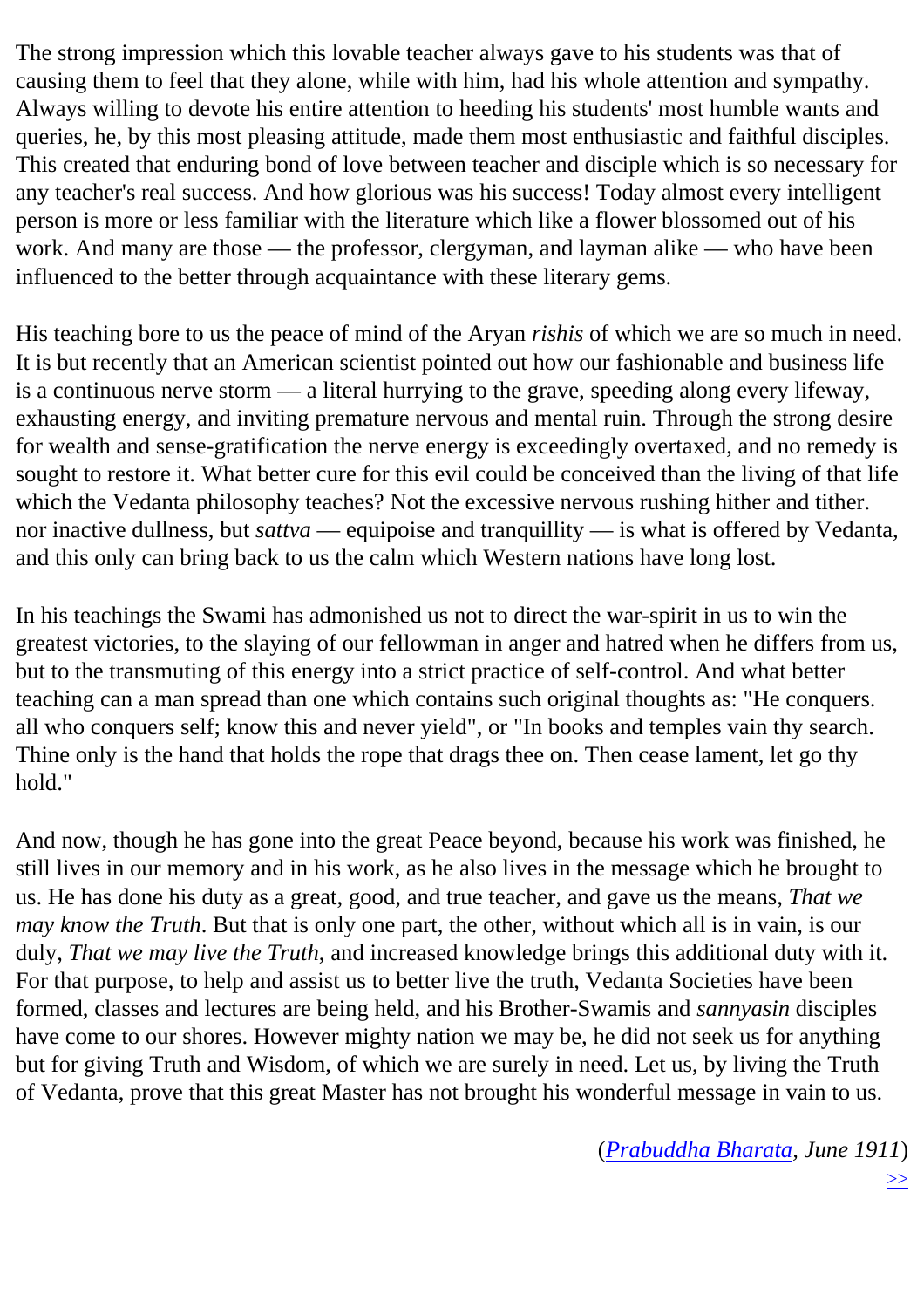The strong impression which this lovable teacher always gave to his students was that of causing them to feel that they alone, while with him, had his whole attention and sympathy. Always willing to devote his entire attention to heeding his students' most humble wants and queries, he, by this most pleasing attitude, made them most enthusiastic and faithful disciples. This created that enduring bond of love between teacher and disciple which is so necessary for any teacher's real success. And how glorious was his success! Today almost every intelligent person is more or less familiar with the literature which like a flower blossomed out of his work. And many are those — the professor, clergyman, and layman alike — who have been influenced to the better through acquaintance with these literary gems.

His teaching bore to us the peace of mind of the Aryan *rishis* of which we are so much in need. It is but recently that an American scientist pointed out how our fashionable and business life is a continuous nerve storm — a literal hurrying to the grave, speeding along every lifeway, exhausting energy, and inviting premature nervous and mental ruin. Through the strong desire for wealth and sense-gratification the nerve energy is exceedingly overtaxed, and no remedy is sought to restore it. What better cure for this evil could be conceived than the living of that life which the Vedanta philosophy teaches? Not the excessive nervous rushing hither and tither. nor inactive dullness, but *sattva* — equipoise and tranquillity — is what is offered by Vedanta, and this only can bring back to us the calm which Western nations have long lost.

In his teachings the Swami has admonished us not to direct the war-spirit in us to win the greatest victories, to the slaying of our fellowman in anger and hatred when he differs from us, but to the transmuting of this energy into a strict practice of self-control. And what better teaching can a man spread than one which contains such original thoughts as: "He conquers. all who conquers self; know this and never yield", or "In books and temples vain thy search. Thine only is the hand that holds the rope that drags thee on. Then cease lament, let go thy hold."

And now, though he has gone into the great Peace beyond, because his work was finished, he still lives in our memory and in his work, as he also lives in the message which he brought to us. He has done his duty as a great, good, and true teacher, and gave us the means, *That we may know the Truth*. But that is only one part, the other, without which all is in vain, is our duly, *That we may live the Truth*, and increased knowledge brings this additional duty with it. For that purpose, to help and assist us to better live the truth, Vedanta Societies have been formed, classes and lectures are being held, and his Brother-Swamis and *sannyasin* disciples have come to our shores. However mighty nation we may be, he did not seek us for anything but for giving Truth and Wisdom, of which we are surely in need. Let us, by living the Truth of Vedanta, prove that this great Master has not brought his wonderful message in vain to us.

(*Prabuddha Bharata*, *June 1911*)

>>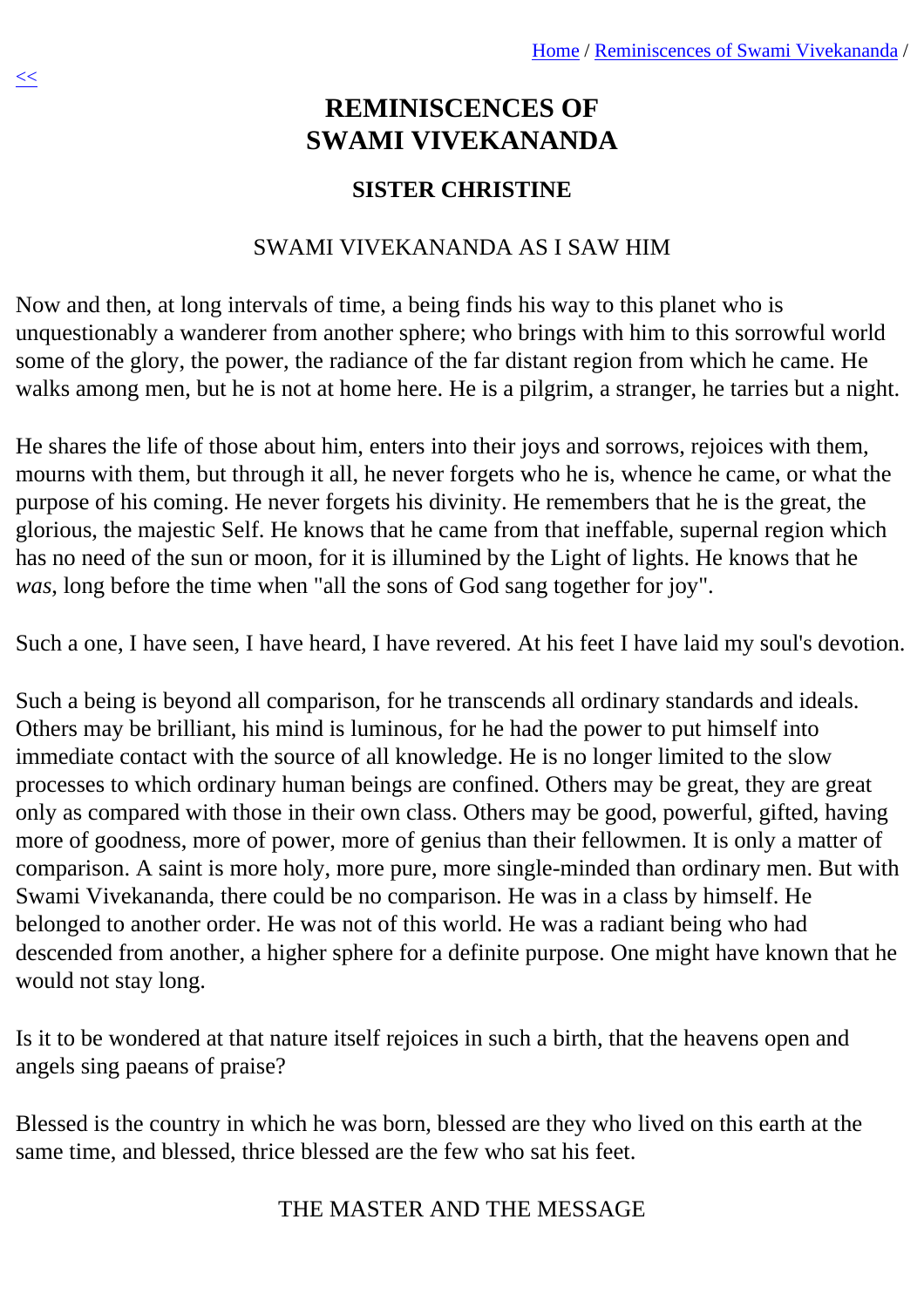# REMINISCENCES OF SWAMI VIVEKANANDA

## SISTER CHRISTINE

### SWAMI VIVEKANANDA AS I SAW HIM

Now and then, at long intervals of time, a being finds his way to this planet who is unquestionably a wanderer from another sphere; who brings with him to this sorrowful world some of the glory, the power, the radiance of the far distant region from which he came. He walks among men, but he is not at home here. He is a pilgrim, a stranger, he tarries but a night.

He shares the life of those about him, enters into their joys and sorrows, rejoices with them, mourns with them, but through it all, he never forgets who he is, whence he came, or what the purpose of his coming. He never forgets his divinity. He remembers that he is the great, the glorious, the majestic Self. He knows that he came from that ineffable, supernal region which has no need of the sun or moon, for it is illumined by the Light of lights. He knows that he *was*, long before the time when "all the sons of God sang together for joy".

Such a one, I have seen, I have heard, I have revered. At his feet I have laid my soul's devotion.

Such a being is beyond all comparison, for he transcends all ordinary standards and ideals. Others may be brilliant, his mind is luminous, for he had the power to put himself into immediate contact with the source of all knowledge. He is no longer limited to the slow processes to which ordinary human beings are confined. Others may be great, they are great only as compared with those in their own class. Others may be good, powerful, gifted, having more of goodness, more of power, more of genius than their fellowmen. It is only a matter of comparison. A saint is more holy, more pure, more single-minded than ordinary men. But with Swami Vivekananda, there could be no comparison. He was in a class by himself. He belonged to another order. He was not of this world. He was a radiant being who had descended from another, a higher sphere for a definite purpose. One might have known that he would not stay long.

Is it to be wondered at that nature itself rejoices in such a birth, that the heavens open and angels sing paeans of praise?

Blessed is the country in which he was born, blessed are they who lived on this earth at the same time, and blessed, thrice blessed are the few who sat his feet.

### THE MASTER AND THE MESSAGE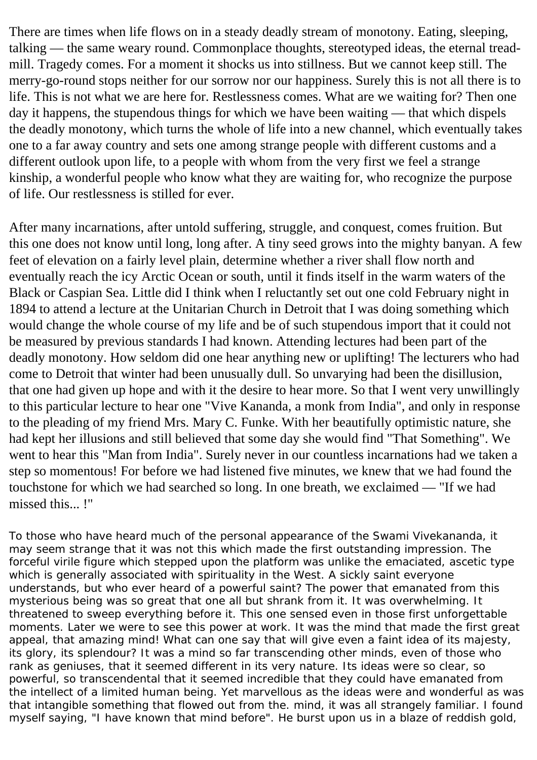There are times when life flows on in a steady deadly stream of monotony. Eating, sleeping, talking — the same weary round. Commonplace thoughts, stereotyped ideas, the eternal tread-mill. Tragedy comes. For a moment it shocks us into stillness. But we cannot keep still. The merry-go-round stops neither for our sorrow nor our happiness. Surely this is not all there is to life. This is not what we are here for. Restlessness comes. What are we waiting for? Then one day it happens, the stupendous things for which we have been waiting — that which dispels the deadly monotony, which turns the whole of life into a new channel, which eventually takes one to a far away country and sets one among strange people with different customs and a different outlook upon life, to a people with whom from the very first we feel a strange kinship, a wonderful people who know what they are waiting for, who recognize the purpose of life. Our restlessness is stilled for ever.

After many incarnations, after untold suffering, struggle, and conquest, comes fruition. But this one does not know until long, long after. A tiny seed grows into the mighty banyan. A few feet of elevation on a fairly level plain, determine whether a river shall flow north and eventually reach the icy Arctic Ocean or south, until it finds itself in the warm waters of the Black or Caspian Sea. Little did I think when I reluctantly set out one cold February night in 1894 to attend a lecture at the Unitarian Church in Detroit that I was doing something which would change the whole course of my life and be of such stupendous import that it could not be measured by previous standards I had known. Attending lectures had been part of the deadly monotony. How seldom did one hear anything new or uplifting! The lecturers who had come to Detroit that winter had been unusually dull. So unvarying had been the disillusion, that one had given up hope and with it the desire to hear more. So that I went very unwillingly to this particular lecture to hear one "Vive Kananda, a monk from India", and only in response to the pleading of my friend Mrs. Mary C. Funke. With her beautifully optimistic nature, she had kept her illusions and still believed that some day she would find "That Something". We went to hear this "Man from India". Surely never in our countless incarnations had we taken a step so momentous! For before we had listened five minutes, we knew that we had found the touchstone for which we had searched so long. In one breath, we exclaimed — "If we had missed this... !"

To those who have heard much of the personal appearance of the Swami Vivekananda, it may seem strange that it was not this which made the first outstanding impression. The forceful virile figure which stepped upon the platform was unlike the emaciated, ascetic type which is generally associated with spirituality in the West. A sickly saint everyone understands, but who ever heard of a powerful saint? The power that emanated from this mysterious being was so great that one all but shrank from it. It was overwhelming. It threatened to sweep everything before it. This one sensed even in those first unforgettable moments. Later we were to see this power at work. It was the mind that made the first great appeal, that amazing mind! What can one say that will give even a faint idea of its majesty, its glory, its splendour? It was a mind so far transcending other minds, even of those who rank as geniuses, that it seemed different in its very nature. Its ideas were so clear, so powerful, so transcendental that it seemed incredible that they could have emanated from the intellect of a limited human being. Yet marvellous as the ideas were and wonderful as was that intangible something that flowed out from the. mind, it was all strangely familiar. I found myself saying, "I have known that mind before". He burst upon us in a blaze of reddish gold,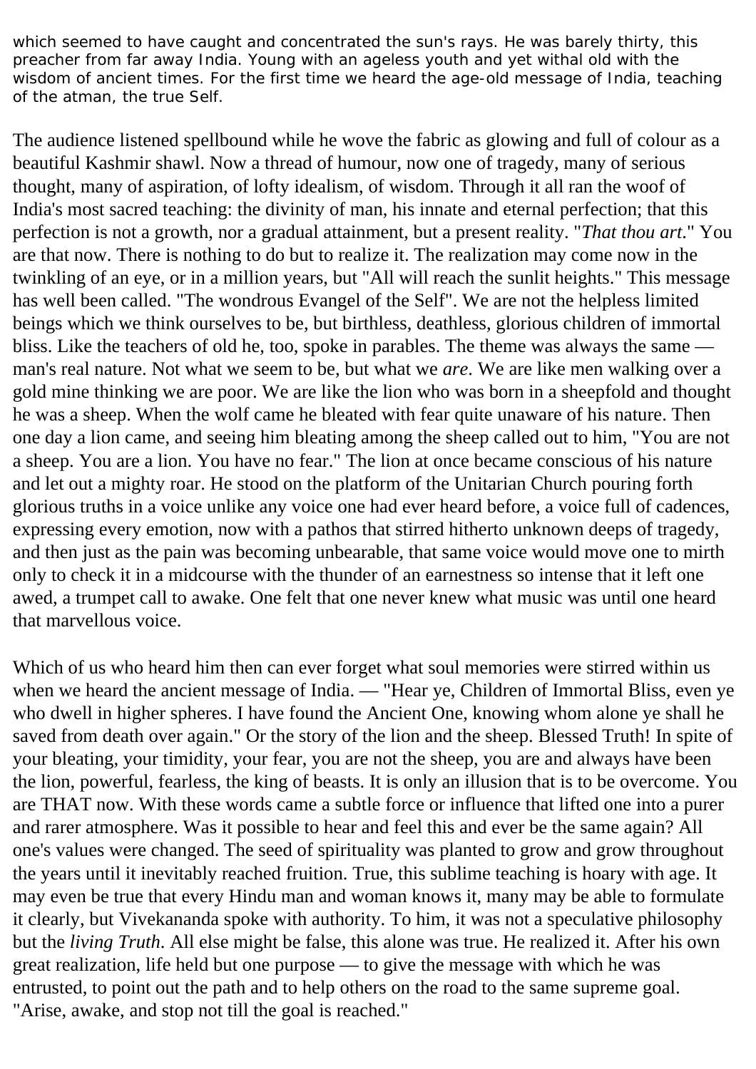which seemed to have caught and concentrated the sun's rays. He was barely thirty, this preacher from far away India. Young with an ageless youth and yet withal old with the wisdom of ancient times. For the first time we heard the age-old message of India, teaching of the atman, the true Self.

The audience listened spellbound while he wove the fabric as glowing and full of colour as a beautiful Kashmir shawl. Now a thread of humour, now one of tragedy, many of serious thought, many of aspiration, of lofty idealism, of wisdom. Through it all ran the woof of India's most sacred teaching: the divinity of man, his innate and eternal perfection; that this perfection is not a growth, nor a gradual attainment, but a present reality. "*That thou art.*" You are that now. There is nothing to do but to realize it. The realization may come now in the twinkling of an eye, or in a million years, but "All will reach the sunlit heights." This message has well been called. "The wondrous Evangel of the Self". We are not the helpless limited beings which we think ourselves to be, but birthless, deathless, glorious children of immortal bliss. Like the teachers of old he, too, spoke in parables. The theme was always the same — man's real nature. Not what we seem to be, but what we *are*. We are like men walking over a gold mine thinking we are poor. We are like the lion who was born in a sheepfold and thought he was a sheep. When the wolf came he bleated with fear quite unaware of his nature. Then one day a lion came, and seeing him bleating among the sheep called out to him, "You are not a sheep. You are a lion. You have no fear." The lion at once became conscious of his nature and let out a mighty roar. He stood on the platform of the Unitarian Church pouring forth glorious truths in a voice unlike any voice one had ever heard before, a voice full of cadences, expressing every emotion, now with a pathos that stirred hitherto unknown deeps of tragedy, and then just as the pain was becoming unbearable, that same voice would move one to mirth only to check it in a midcourse with the thunder of an earnestness so intense that it left one awed, a trumpet call to awake. One felt that one never knew what music was until one heard that marvellous voice.

Which of us who heard him then can ever forget what soul memories were stirred within us when we heard the ancient message of India. — "Hear ye, Children of Immortal Bliss, even ye who dwell in higher spheres. I have found the Ancient One, knowing whom alone ye shall he saved from death over again." Or the story of the lion and the sheep. Blessed Truth! In spite of your bleating, your timidity, your fear, you are not the sheep, you are and always have been the lion, powerful, fearless, the king of beasts. It is only an illusion that is to be overcome. You are THAT now. With these words came a subtle force or influence that lifted one into a purer and rarer atmosphere. Was it possible to hear and feel this and ever be the same again? All one's values were changed. The seed of spirituality was planted to grow and grow throughout the years until it inevitably reached fruition. True, this sublime teaching is hoary with age. It may even be true that every Hindu man and woman knows it, many may be able to formulate it clearly, but Vivekananda spoke with authority. To him, it was not a speculative philosophy but the *living Truth*. All else might be false, this alone was true. He realized it. After his own great realization, life held but one purpose — to give the message with which he was entrusted, to point out the path and to help others on the road to the same supreme goal. "Arise, awake, and stop not till the goal is reached."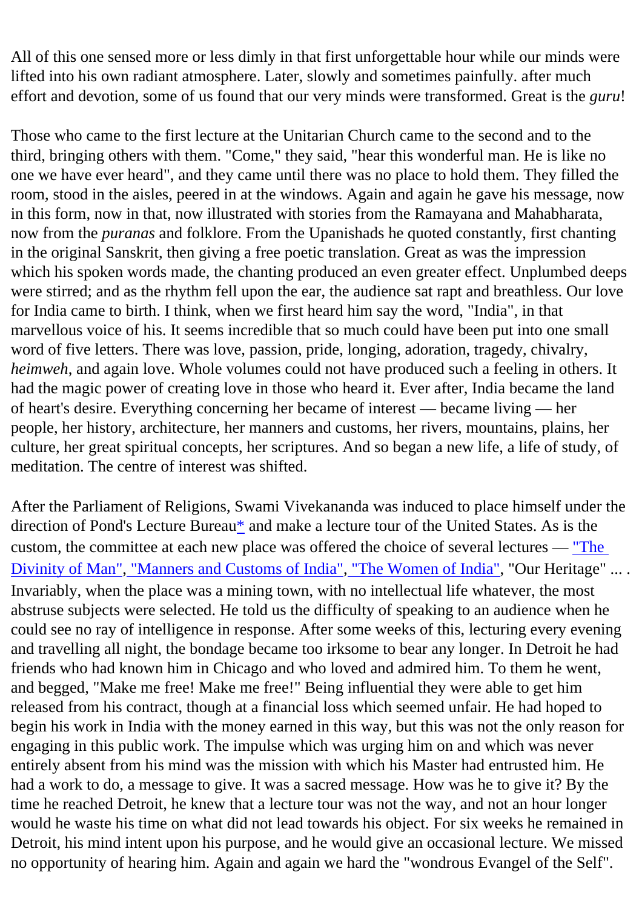All of this one sensed more or less dimly in that first unforgettable hour while our minds were lifted into his own radiant atmosphere. Later, slowly and sometimes painfully. after much effort and devotion, some of us found that our very minds were transformed. Great is the *guru*!

Those who came to the first lecture at the Unitarian Church came to the second and to the third, bringing others with them. "Come," they said, "hear this wonderful man. He is like no one we have ever heard", and they came until there was no place to hold them. They filled the room, stood in the aisles, peered in at the windows. Again and again he gave his message, now in this form, now in that, now illustrated with stories from the Ramayana and Mahabharata, now from the *puranas* and folklore. From the Upanishads he quoted constantly, first chanting in the original Sanskrit, then giving a free poetic translation. Great as was the impression which his spoken words made, the chanting produced an even greater effect. Unplumbed deeps were stirred; and as the rhythm fell upon the ear, the audience sat rapt and breathless. Our love for India came to birth. I think, when we first heard him say the word, "India", in that marvellous voice of his. It seems incredible that so much could have been put into one small word of five letters. There was love, passion, pride, longing, adoration, tragedy, chivalry, *heimweh*, and again love. Whole volumes could not have produced such a feeling in others. It had the magic power of creating love in those who heard it. Ever after, India became the land of heart's desire. Everything concerning her became of interest — became living — her people, her history, architecture, her manners and customs, her rivers, mountains, plains, her culture, her great spiritual concepts, her scriptures. And so began a new life, a life of study, of meditation. The centre of interest was shifted.

After the Parliament of Religions, Swami Vivekananda was induced to place himself under the direction of Pond's Lecture Bureau* and make a lecture tour of the United States. As is the custom, the committee at each new place was offered the choice of several lectures — "The Divinity of Man", "Manners and Customs of India", "The Women of India", "Our Heritage" ... . Invariably, when the place was a mining town, with no intellectual life whatever, the most abstruse subjects were selected. He told us the difficulty of speaking to an audience when he could see no ray of intelligence in response. After some weeks of this, lecturing every evening and travelling all night, the bondage became too irksome to bear any longer. In Detroit he had friends who had known him in Chicago and who loved and admired him. To them he went, and begged, "Make me free! Make me free!" Being influential they were able to get him released from his contract, though at a financial loss which seemed unfair. He had hoped to begin his work in India with the money earned in this way, but this was not the only reason for engaging in this public work. The impulse which was urging him on and which was never entirely absent from his mind was the mission with which his Master had entrusted him. He had a work to do, a message to give. It was a sacred message. How was he to give it? By the time he reached Detroit, he knew that a lecture tour was not the way, and not an hour longer would he waste his time on what did not lead towards his object. For six weeks he remained in Detroit, his mind intent upon his purpose, and he would give an occasional lecture. We missed no opportunity of hearing him. Again and again we hard the "wondrous Evangel of the Self".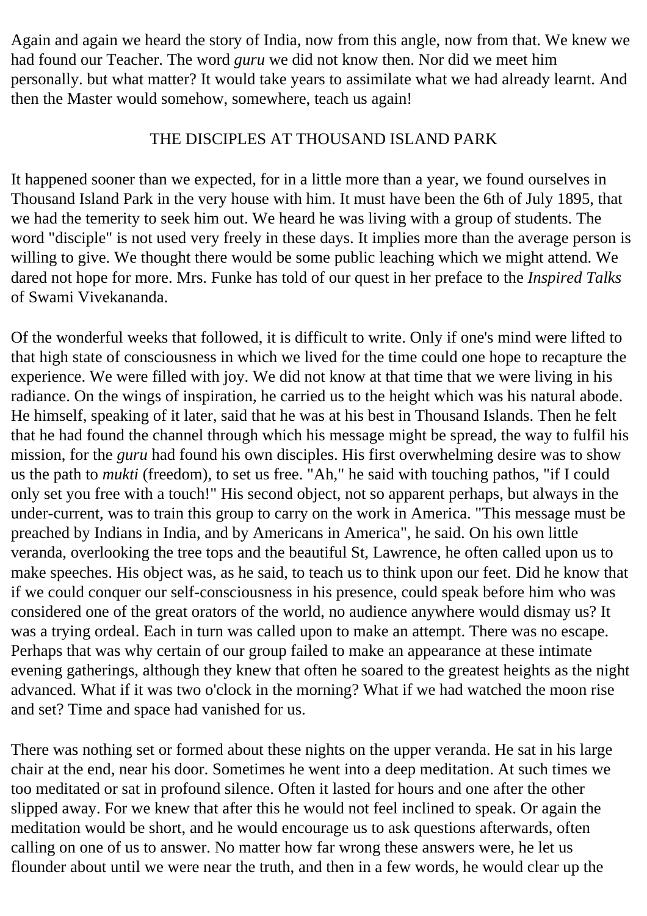Again and again we heard the story of India, now from this angle, now from that. We knew we had found our Teacher. The word *guru* we did not know then. Nor did we meet him personally. but what matter? It would take years to assimilate what we had already learnt. And then the Master would somehow, somewhere, teach us again!

## THE DISCIPLES AT THOUSAND ISLAND PARK

It happened sooner than we expected, for in a little more than a year, we found ourselves in Thousand Island Park in the very house with him. It must have been the 6th of July 1895, that we had the temerity to seek him out. We heard he was living with a group of students. The word "disciple" is not used very freely in these days. It implies more than the average person is willing to give. We thought there would be some public leaching which we might attend. We dared not hope for more. Mrs. Funke has told of our quest in her preface to the *Inspired Talks* of Swami Vivekananda.

Of the wonderful weeks that followed, it is difficult to write. Only if one's mind were lifted to that high state of consciousness in which we lived for the time could one hope to recapture the experience. We were filled with joy. We did not know at that time that we were living in his radiance. On the wings of inspiration, he carried us to the height which was his natural abode. He himself, speaking of it later, said that he was at his best in Thousand Islands. Then he felt that he had found the channel through which his message might be spread, the way to fulfil his mission, for the *guru* had found his own disciples. His first overwhelming desire was to show us the path to *mukti* (freedom), to set us free. "Ah," he said with touching pathos, "if I could only set you free with a touch!" His second object, not so apparent perhaps, but always in the under-current, was to train this group to carry on the work in America. "This message must be preached by Indians in India, and by Americans in America", he said. On his own little veranda, overlooking the tree tops and the beautiful St, Lawrence, he often called upon us to make speeches. His object was, as he said, to teach us to think upon our feet. Did he know that if we could conquer our self-consciousness in his presence, could speak before him who was considered one of the great orators of the world, no audience anywhere would dismay us? It was a trying ordeal. Each in turn was called upon to make an attempt. There was no escape. Perhaps that was why certain of our group failed to make an appearance at these intimate evening gatherings, although they knew that often he soared to the greatest heights as the night advanced. What if it was two o'clock in the morning? What if we had watched the moon rise and set? Time and space had vanished for us.

There was nothing set or formed about these nights on the upper veranda. He sat in his large chair at the end, near his door. Sometimes he went into a deep meditation. At such times we too meditated or sat in profound silence. Often it lasted for hours and one after the other slipped away. For we knew that after this he would not feel inclined to speak. Or again the meditation would be short, and he would encourage us to ask questions afterwards, often calling on one of us to answer. No matter how far wrong these answers were, he let us flounder about until we were near the truth, and then in a few words, he would clear up the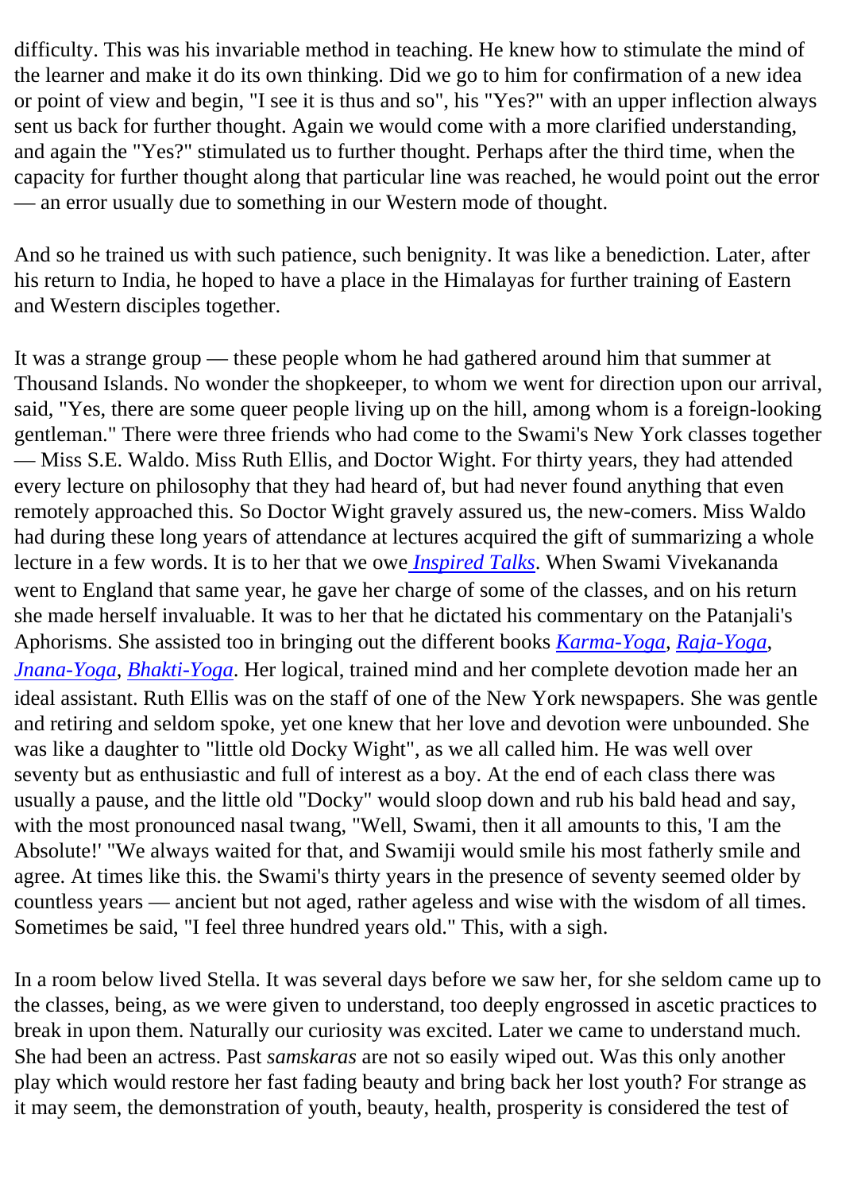difficulty. This was his invariable method in teaching. He knew how to stimulate the mind of the learner and make it do its own thinking. Did we go to him for confirmation of a new idea or point of view and begin, "I see it is thus and so", his "Yes?" with an upper inflection always sent us back for further thought. Again we would come with a more clarified understanding, and again the "Yes?" stimulated us to further thought. Perhaps after the third time, when the capacity for further thought along that particular line was reached, he would point out the error — an error usually due to something in our Western mode of thought.

And so he trained us with such patience, such benignity. It was like a benediction. Later, after his return to India, he hoped to have a place in the Himalayas for further training of Eastern and Western disciples together.

It was a strange group — these people whom he had gathered around him that summer at Thousand Islands. No wonder the shopkeeper, to whom we went for direction upon our arrival, said, "Yes, there are some queer people living up on the hill, among whom is a foreign-looking gentleman." There were three friends who had come to the Swami's New York classes together — Miss S.E. Waldo. Miss Ruth Ellis, and Doctor Wight. For thirty years, they had attended every lecture on philosophy that they had heard of, but had never found anything that even remotely approached this. So Doctor Wight gravely assured us, the new-comers. Miss Waldo had during these long years of attendance at lectures acquired the gift of summarizing a whole lecture in a few words. It is to her that we owe *Inspired Talks*. When Swami Vivekananda went to England that same year, he gave her charge of some of the classes, and on his return she made herself invaluable. It was to her that he dictated his commentary on the Patanjali's Aphorisms. She assisted too in bringing out the different books *Karma-Yoga*, *Raja-Yoga*, *Jnana-Yoga*, *Bhakti-Yoga*. Her logical, trained mind and her complete devotion made her an ideal assistant. Ruth Ellis was on the staff of one of the New York newspapers. She was gentle and retiring and seldom spoke, yet one knew that her love and devotion were unbounded. She was like a daughter to "little old Docky Wight", as we all called him. He was well over seventy but as enthusiastic and full of interest as a boy. At the end of each class there was usually a pause, and the little old "Docky" would sloop down and rub his bald head and say, with the most pronounced nasal twang, "Well, Swami, then it all amounts to this, 'I am the Absolute!' "We always waited for that, and Swamiji would smile his most fatherly smile and agree. At times like this. the Swami's thirty years in the presence of seventy seemed older by countless years — ancient but not aged, rather ageless and wise with the wisdom of all times. Sometimes be said, "I feel three hundred years old." This, with a sigh.

In a room below lived Stella. It was several days before we saw her, for she seldom came up to the classes, being, as we were given to understand, too deeply engrossed in ascetic practices to break in upon them. Naturally our curiosity was excited. Later we came to understand much. She had been an actress. Past *samskaras* are not so easily wiped out. Was this only another play which would restore her fast fading beauty and bring back her lost youth? For strange as it may seem, the demonstration of youth, beauty, health, prosperity is considered the test of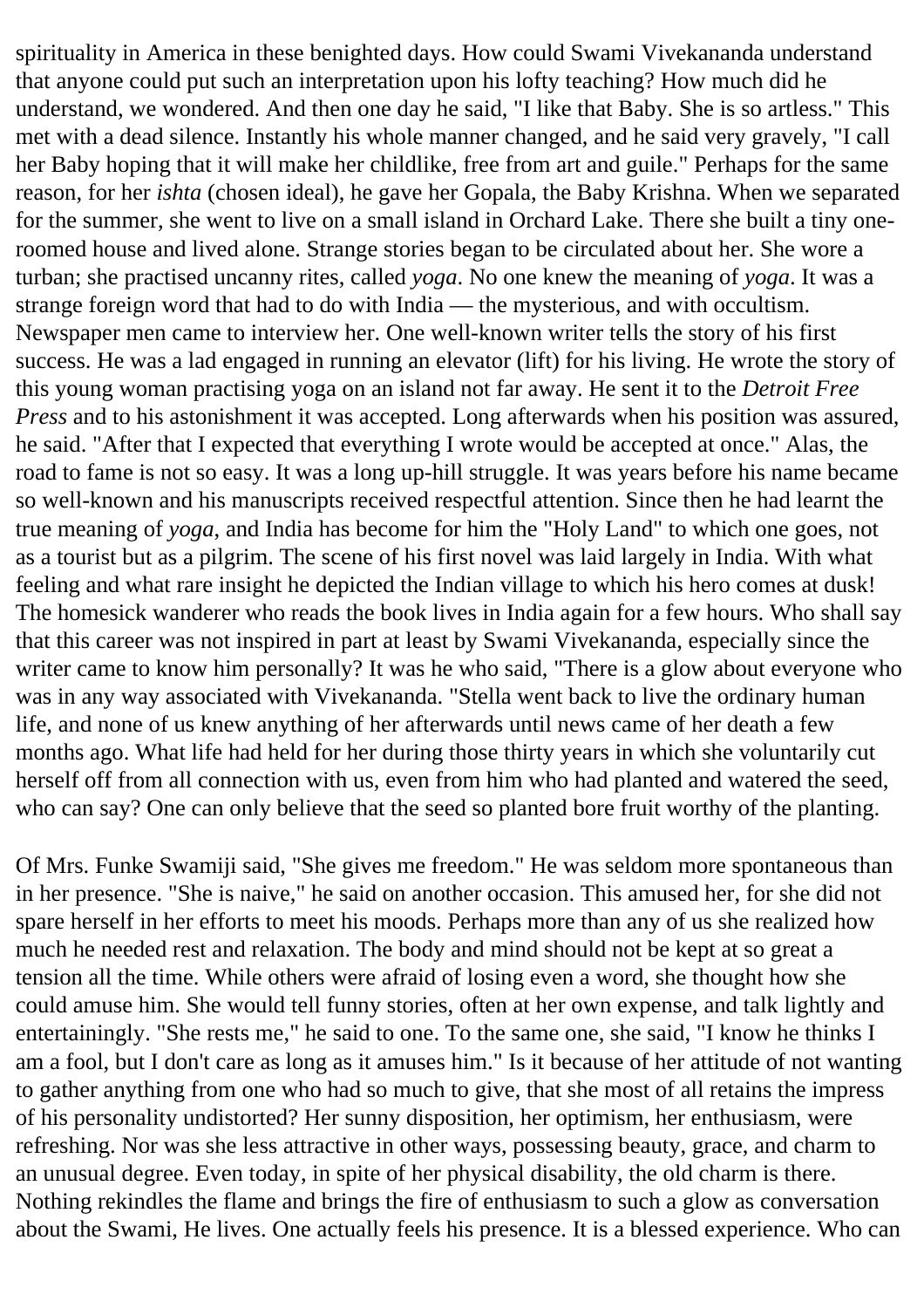spirituality in America in these benighted days. How could Swami Vivekananda understand that anyone could put such an interpretation upon his lofty teaching? How much did he understand, we wondered. And then one day he said, "I like that Baby. She is so artless." This met with a dead silence. Instantly his whole manner changed, and he said very gravely, "I call her Baby hoping that it will make her childlike, free from art and guile." Perhaps for the same reason, for her *ishta* (chosen ideal), he gave her Gopala, the Baby Krishna. When we separated for the summer, she went to live on a small island in Orchard Lake. There she built a tiny one-roomed house and lived alone. Strange stories began to be circulated about her. She wore a turban; she practised uncanny rites, called *yoga*. No one knew the meaning of *yoga*. It was a strange foreign word that had to do with India — the mysterious, and with occultism. Newspaper men came to interview her. One well-known writer tells the story of his first success. He was a lad engaged in running an elevator (lift) for his living. He wrote the story of this young woman practising yoga on an island not far away. He sent it to the *Detroit Free Press* and to his astonishment it was accepted. Long afterwards when his position was assured, he said. "After that I expected that everything I wrote would be accepted at once." Alas, the road to fame is not so easy. It was a long up-hill struggle. It was years before his name became so well-known and his manuscripts received respectful attention. Since then he had learnt the true meaning of *yoga*, and India has become for him the "Holy Land" to which one goes, not as a tourist but as a pilgrim. The scene of his first novel was laid largely in India. With what feeling and what rare insight he depicted the Indian village to which his hero comes at dusk! The homesick wanderer who reads the book lives in India again for a few hours. Who shall say that this career was not inspired in part at least by Swami Vivekananda, especially since the writer came to know him personally? It was he who said, "There is a glow about everyone who was in any way associated with Vivekananda. "Stella went back to live the ordinary human life, and none of us knew anything of her afterwards until news came of her death a few months ago. What life had held for her during those thirty years in which she voluntarily cut herself off from all connection with us, even from him who had planted and watered the seed, who can say? One can only believe that the seed so planted bore fruit worthy of the planting.

Of Mrs. Funke Swamiji said, "She gives me freedom." He was seldom more spontaneous than in her presence. "She is naive," he said on another occasion. This amused her, for she did not spare herself in her efforts to meet his moods. Perhaps more than any of us she realized how much he needed rest and relaxation. The body and mind should not be kept at so great a tension all the time. While others were afraid of losing even a word, she thought how she could amuse him. She would tell funny stories, often at her own expense, and talk lightly and entertainingly. "She rests me," he said to one. To the same one, she said, "I know he thinks I am a fool, but I don't care as long as it amuses him." Is it because of her attitude of not wanting to gather anything from one who had so much to give, that she most of all retains the impress of his personality undistorted? Her sunny disposition, her optimism, her enthusiasm, were refreshing. Nor was she less attractive in other ways, possessing beauty, grace, and charm to an unusual degree. Even today, in spite of her physical disability, the old charm is there. Nothing rekindles the flame and brings the fire of enthusiasm to such a glow as conversation about the Swami, He lives. One actually feels his presence. It is a blessed experience. Who can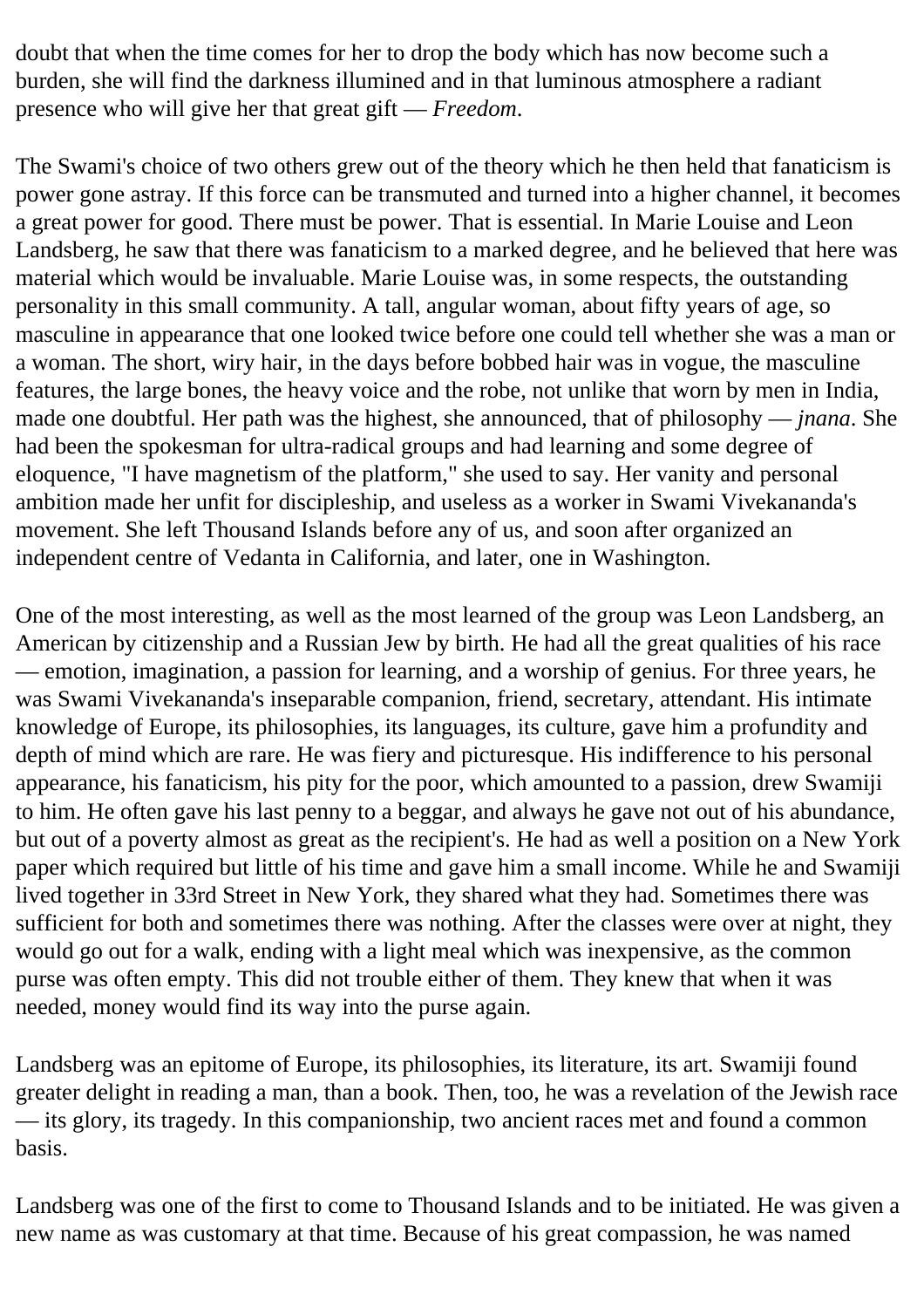doubt that when the time comes for her to drop the body which has now become such a burden, she will find the darkness illumined and in that luminous atmosphere a radiant presence who will give her that great gift — *Freedom*.

The Swami's choice of two others grew out of the theory which he then held that fanaticism is power gone astray. If this force can be transmuted and turned into a higher channel, it becomes a great power for good. There must be power. That is essential. In Marie Louise and Leon Landsberg, he saw that there was fanaticism to a marked degree, and he believed that here was material which would be invaluable. Marie Louise was, in some respects, the outstanding personality in this small community. A tall, angular woman, about fifty years of age, so masculine in appearance that one looked twice before one could tell whether she was a man or a woman. The short, wiry hair, in the days before bobbed hair was in vogue, the masculine features, the large bones, the heavy voice and the robe, not unlike that worn by men in India, made one doubtful. Her path was the highest, she announced, that of philosophy — *jnana*. She had been the spokesman for ultra-radical groups and had learning and some degree of eloquence, "I have magnetism of the platform," she used to say. Her vanity and personal ambition made her unfit for discipleship, and useless as a worker in Swami Vivekananda's movement. She left Thousand Islands before any of us, and soon after organized an independent centre of Vedanta in California, and later, one in Washington.

One of the most interesting, as well as the most learned of the group was Leon Landsberg, an American by citizenship and a Russian Jew by birth. He had all the great qualities of his race — emotion, imagination, a passion for learning, and a worship of genius. For three years, he was Swami Vivekananda's inseparable companion, friend, secretary, attendant. His intimate knowledge of Europe, its philosophies, its languages, its culture, gave him a profundity and depth of mind which are rare. He was fiery and picturesque. His indifference to his personal appearance, his fanaticism, his pity for the poor, which amounted to a passion, drew Swamiji to him. He often gave his last penny to a beggar, and always he gave not out of his abundance, but out of a poverty almost as great as the recipient's. He had as well a position on a New York paper which required but little of his time and gave him a small income. While he and Swamiji lived together in 33rd Street in New York, they shared what they had. Sometimes there was sufficient for both and sometimes there was nothing. After the classes were over at night, they would go out for a walk, ending with a light meal which was inexpensive, as the common purse was often empty. This did not trouble either of them. They knew that when it was needed, money would find its way into the purse again.

Landsberg was an epitome of Europe, its philosophies, its literature, its art. Swamiji found greater delight in reading a man, than a book. Then, too, he was a revelation of the Jewish race — its glory, its tragedy. In this companionship, two ancient races met and found a common basis.

Landsberg was one of the first to come to Thousand Islands and to be initiated. He was given a new name as was customary at that time. Because of his great compassion, he was named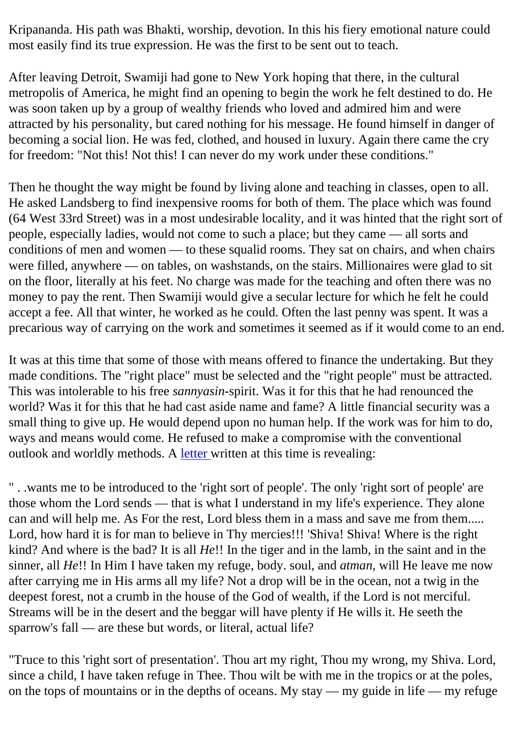Kripananda. His path was Bhakti, worship, devotion. In this his fiery emotional nature could most easily find its true expression. He was the first to be sent out to teach.

After leaving Detroit, Swamiji had gone to New York hoping that there, in the cultural metropolis of America, he might find an opening to begin the work he felt destined to do. He was soon taken up by a group of wealthy friends who loved and admired him and were attracted by his personality, but cared nothing for his message. He found himself in danger of becoming a social lion. He was fed, clothed, and housed in luxury. Again there came the cry for freedom: "Not this! Not this! I can never do my work under these conditions."

Then he thought the way might be found by living alone and teaching in classes, open to all. He asked Landsberg to find inexpensive rooms for both of them. The place which was found (64 West 33rd Street) was in a most undesirable locality, and it was hinted that the right sort of people, especially ladies, would not come to such a place; but they came — all sorts and conditions of men and women — to these squalid rooms. They sat on chairs, and when chairs were filled, anywhere — on tables, on washstands, on the stairs. Millionaires were glad to sit on the floor, literally at his feet. No charge was made for the teaching and often there was no money to pay the rent. Then Swamiji would give a secular lecture for which he felt he could accept a fee. All that winter, he worked as he could. Often the last penny was spent. It was a precarious way of carrying on the work and sometimes it seemed as if it would come to an end.

It was at this time that some of those with means offered to finance the undertaking. But they made conditions. The "right place" must be selected and the "right people" must be attracted. This was intolerable to his free *sannyasin*-spirit. Was it for this that he had renounced the world? Was it for this that he had cast aside name and fame? A little financial security was a small thing to give up. He would depend upon no human help. If the work was for him to do, ways and means would come. He refused to make a compromise with the conventional outlook and worldly methods. A letter written at this time is revealing:

" . .wants me to be introduced to the 'right sort of people'. The only 'right sort of people' are those whom the Lord sends — that is what I understand in my life's experience. They alone can and will help me. As For the rest, Lord bless them in a mass and save me from them..... Lord, how hard it is for man to believe in Thy mercies!!! 'Shiva! Shiva! Where is the right kind? And where is the bad? It is all *He*!! In the tiger and in the lamb, in the saint and in the sinner, all *He*!! In Him I have taken my refuge, body. soul, and *atman*, will He leave me now after carrying me in His arms all my life? Not a drop will be in the ocean, not a twig in the deepest forest, not a crumb in the house of the God of wealth, if the Lord is not merciful. Streams will be in the desert and the beggar will have plenty if He wills it. He seeth the sparrow's fall — are these but words, or literal, actual life?

"Truce to this 'right sort of presentation'. Thou art my right, Thou my wrong, my Shiva. Lord, since a child, I have taken refuge in Thee. Thou wilt be with me in the tropics or at the poles, on the tops of mountains or in the depths of oceans. My stay — my guide in life — my refuge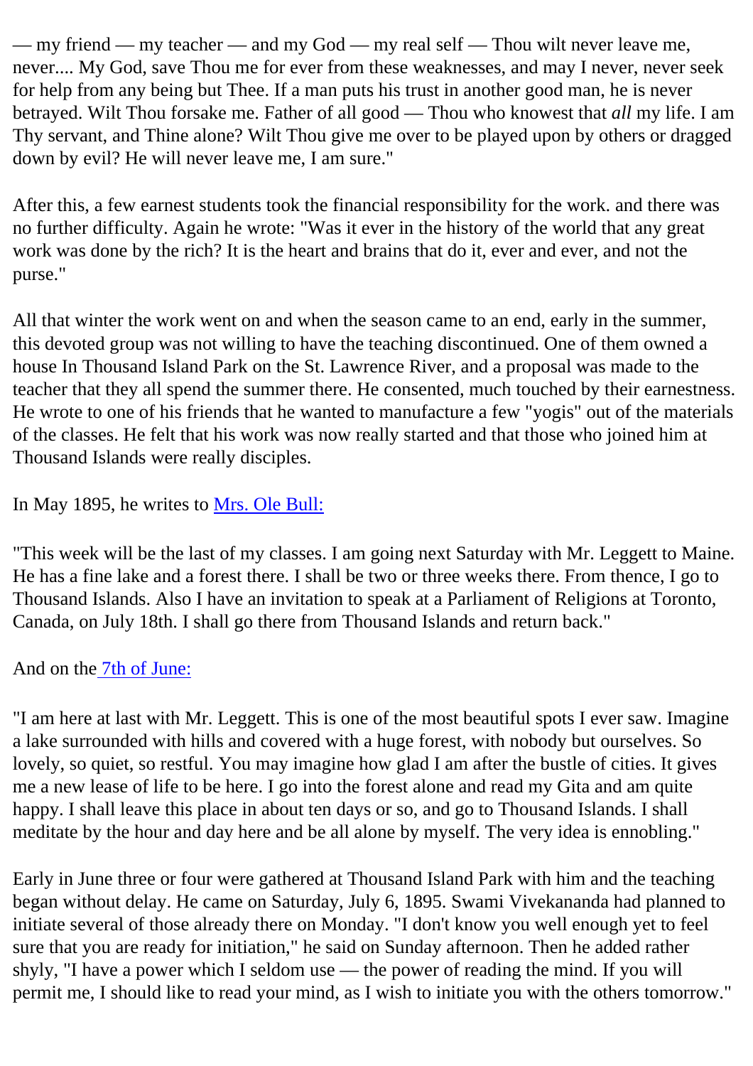— my friend — my teacher — and my God — my real self — Thou wilt never leave me, never.... My God, save Thou me for ever from these weaknesses, and may I never, never seek for help from any being but Thee. If a man puts his trust in another good man, he is never betrayed. Wilt Thou forsake me. Father of all good — Thou who knowest that *all* my life. I am Thy servant, and Thine alone? Wilt Thou give me over to be played upon by others or dragged down by evil? He will never leave me, I am sure."

After this, a few earnest students took the financial responsibility for the work. and there was no further difficulty. Again he wrote: "Was it ever in the history of the world that any great work was done by the rich? It is the heart and brains that do it, ever and ever, and not the purse."

All that winter the work went on and when the season came to an end, early in the summer, this devoted group was not willing to have the teaching discontinued. One of them owned a house In Thousand Island Park on the St. Lawrence River, and a proposal was made to the teacher that they all spend the summer there. He consented, much touched by their earnestness. He wrote to one of his friends that he wanted to manufacture a few "yogis" out of the materials of the classes. He felt that his work was now really started and that those who joined him at Thousand Islands were really disciples.

In May 1895, he writes to Mrs. Ole Bull:

"This week will be the last of my classes. I am going next Saturday with Mr. Leggett to Maine. He has a fine lake and a forest there. I shall be two or three weeks there. From thence, I go to Thousand Islands. Also I have an invitation to speak at a Parliament of Religions at Toronto, Canada, on July 18th. I shall go there from Thousand Islands and return back."

And on the 7th of June:

"I am here at last with Mr. Leggett. This is one of the most beautiful spots I ever saw. Imagine a lake surrounded with hills and covered with a huge forest, with nobody but ourselves. So lovely, so quiet, so restful. You may imagine how glad I am after the bustle of cities. It gives me a new lease of life to be here. I go into the forest alone and read my Gita and am quite happy. I shall leave this place in about ten days or so, and go to Thousand Islands. I shall meditate by the hour and day here and be all alone by myself. The very idea is ennobling."

Early in June three or four were gathered at Thousand Island Park with him and the teaching began without delay. He came on Saturday, July 6, 1895. Swami Vivekananda had planned to initiate several of those already there on Monday. "I don't know you well enough yet to feel sure that you are ready for initiation," he said on Sunday afternoon. Then he added rather shyly, "I have a power which I seldom use — the power of reading the mind. If you will permit me, I should like to read your mind, as I wish to initiate you with the others tomorrow."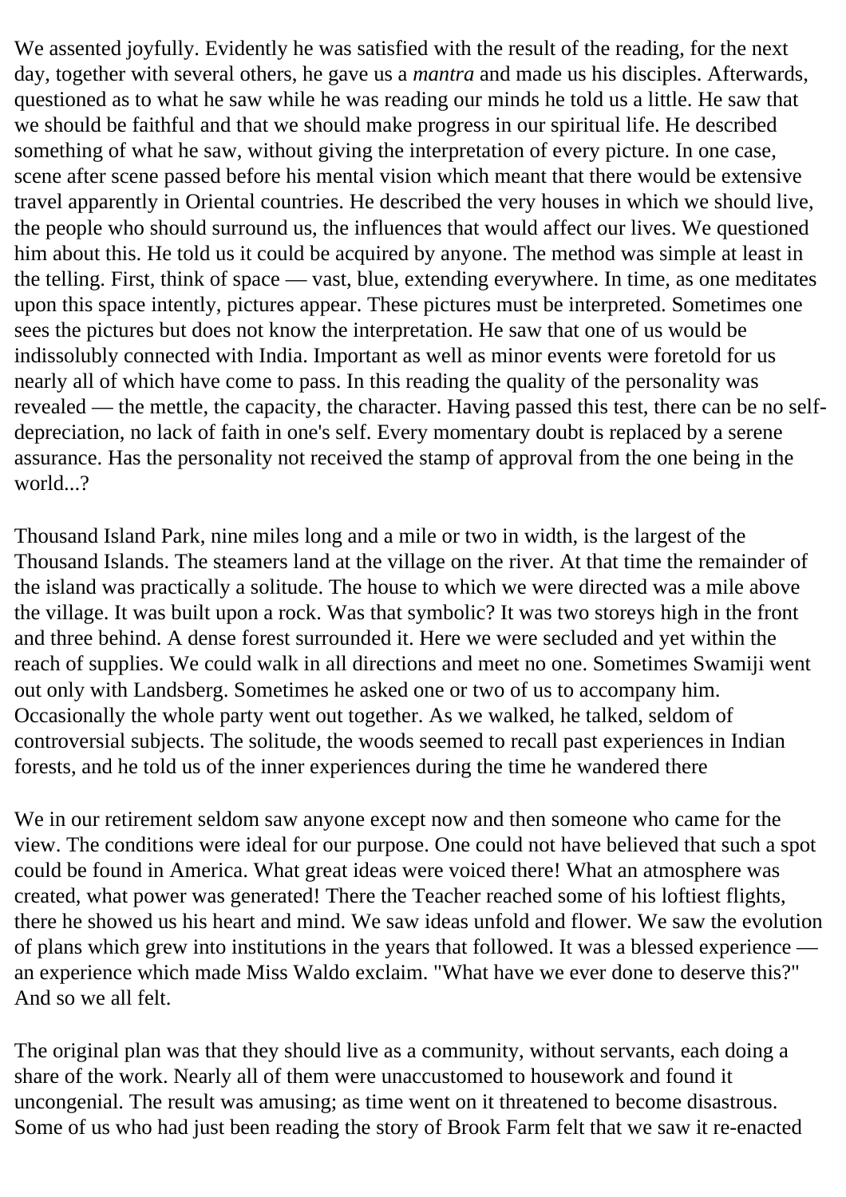We assented joyfully. Evidently he was satisfied with the result of the reading, for the next day, together with several others, he gave us a *mantra* and made us his disciples. Afterwards, questioned as to what he saw while he was reading our minds he told us a little. He saw that we should be faithful and that we should make progress in our spiritual life. He described something of what he saw, without giving the interpretation of every picture. In one case, scene after scene passed before his mental vision which meant that there would be extensive travel apparently in Oriental countries. He described the very houses in which we should live, the people who should surround us, the influences that would affect our lives. We questioned him about this. He told us it could be acquired by anyone. The method was simple at least in the telling. First, think of space — vast, blue, extending everywhere. In time, as one meditates upon this space intently, pictures appear. These pictures must be interpreted. Sometimes one sees the pictures but does not know the interpretation. He saw that one of us would be indissolubly connected with India. Important as well as minor events were foretold for us nearly all of which have come to pass. In this reading the quality of the personality was revealed — the mettle, the capacity, the character. Having passed this test, there can be no self-depreciation, no lack of faith in one's self. Every momentary doubt is replaced by a serene assurance. Has the personality not received the stamp of approval from the one being in the world...?

Thousand Island Park, nine miles long and a mile or two in width, is the largest of the Thousand Islands. The steamers land at the village on the river. At that time the remainder of the island was practically a solitude. The house to which we were directed was a mile above the village. It was built upon a rock. Was that symbolic? It was two storeys high in the front and three behind. A dense forest surrounded it. Here we were secluded and yet within the reach of supplies. We could walk in all directions and meet no one. Sometimes Swamiji went out only with Landsberg. Sometimes he asked one or two of us to accompany him. Occasionally the whole party went out together. As we walked, he talked, seldom of controversial subjects. The solitude, the woods seemed to recall past experiences in Indian forests, and he told us of the inner experiences during the time he wandered there

We in our retirement seldom saw anyone except now and then someone who came for the view. The conditions were ideal for our purpose. One could not have believed that such a spot could be found in America. What great ideas were voiced there! What an atmosphere was created, what power was generated! There the Teacher reached some of his loftiest flights, there he showed us his heart and mind. We saw ideas unfold and flower. We saw the evolution of plans which grew into institutions in the years that followed. It was a blessed experience — an experience which made Miss Waldo exclaim. "What have we ever done to deserve this?" And so we all felt.

The original plan was that they should live as a community, without servants, each doing a share of the work. Nearly all of them were unaccustomed to housework and found it uncongenial. The result was amusing; as time went on it threatened to become disastrous. Some of us who had just been reading the story of Brook Farm felt that we saw it re-enacted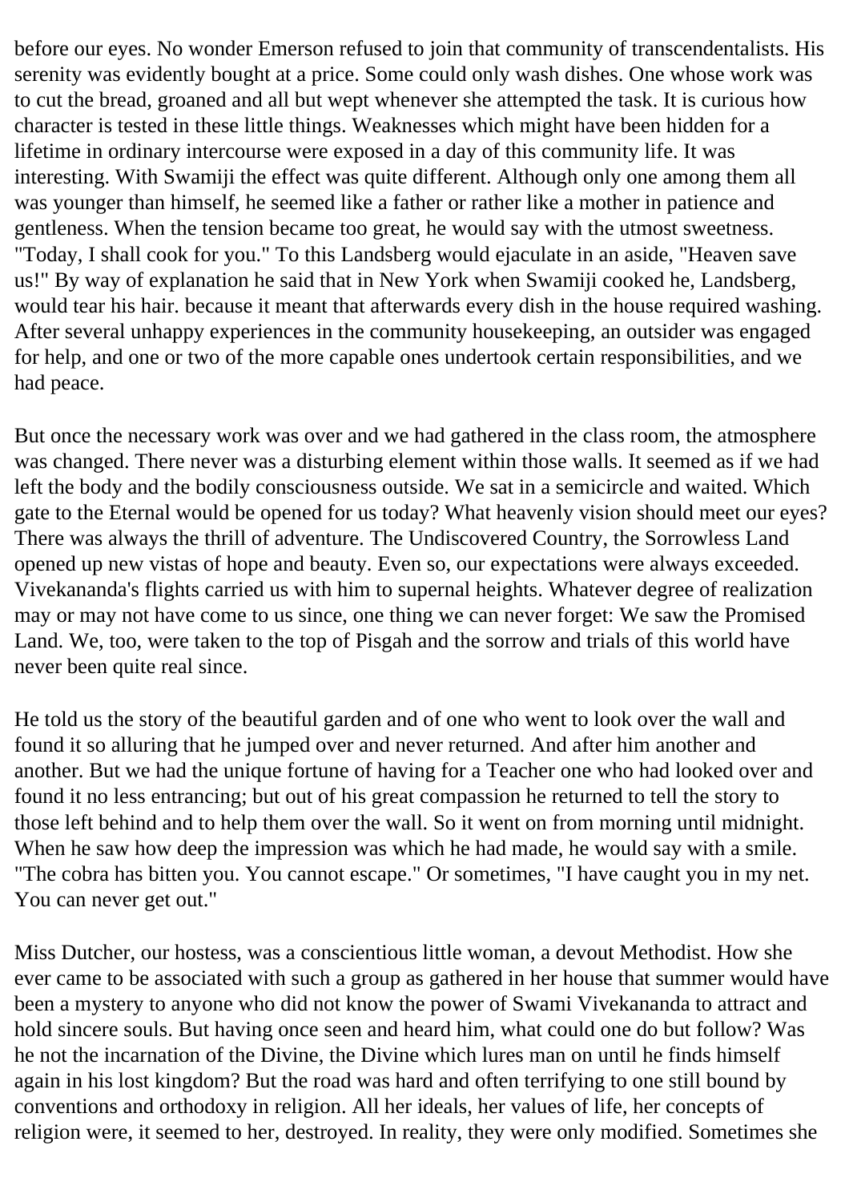before our eyes. No wonder Emerson refused to join that community of transcendentalists. His serenity was evidently bought at a price. Some could only wash dishes. One whose work was to cut the bread, groaned and all but wept whenever she attempted the task. It is curious how character is tested in these little things. Weaknesses which might have been hidden for a lifetime in ordinary intercourse were exposed in a day of this community life. It was interesting. With Swamiji the effect was quite different. Although only one among them all was younger than himself, he seemed like a father or rather like a mother in patience and gentleness. When the tension became too great, he would say with the utmost sweetness. "Today, I shall cook for you." To this Landsberg would ejaculate in an aside, "Heaven save us!" By way of explanation he said that in New York when Swamiji cooked he, Landsberg, would tear his hair. because it meant that afterwards every dish in the house required washing. After several unhappy experiences in the community housekeeping, an outsider was engaged for help, and one or two of the more capable ones undertook certain responsibilities, and we had peace.

But once the necessary work was over and we had gathered in the class room, the atmosphere was changed. There never was a disturbing element within those walls. It seemed as if we had left the body and the bodily consciousness outside. We sat in a semicircle and waited. Which gate to the Eternal would be opened for us today? What heavenly vision should meet our eyes? There was always the thrill of adventure. The Undiscovered Country, the Sorrowless Land opened up new vistas of hope and beauty. Even so, our expectations were always exceeded. Vivekananda's flights carried us with him to supernal heights. Whatever degree of realization may or may not have come to us since, one thing we can never forget: We saw the Promised Land. We, too, were taken to the top of Pisgah and the sorrow and trials of this world have never been quite real since.

He told us the story of the beautiful garden and of one who went to look over the wall and found it so alluring that he jumped over and never returned. And after him another and another. But we had the unique fortune of having for a Teacher one who had looked over and found it no less entrancing; but out of his great compassion he returned to tell the story to those left behind and to help them over the wall. So it went on from morning until midnight. When he saw how deep the impression was which he had made, he would say with a smile. "The cobra has bitten you. You cannot escape." Or sometimes, "I have caught you in my net. You can never get out."

Miss Dutcher, our hostess, was a conscientious little woman, a devout Methodist. How she ever came to be associated with such a group as gathered in her house that summer would have been a mystery to anyone who did not know the power of Swami Vivekananda to attract and hold sincere souls. But having once seen and heard him, what could one do but follow? Was he not the incarnation of the Divine, the Divine which lures man on until he finds himself again in his lost kingdom? But the road was hard and often terrifying to one still bound by conventions and orthodoxy in religion. All her ideals, her values of life, her concepts of religion were, it seemed to her, destroyed. In reality, they were only modified. Sometimes she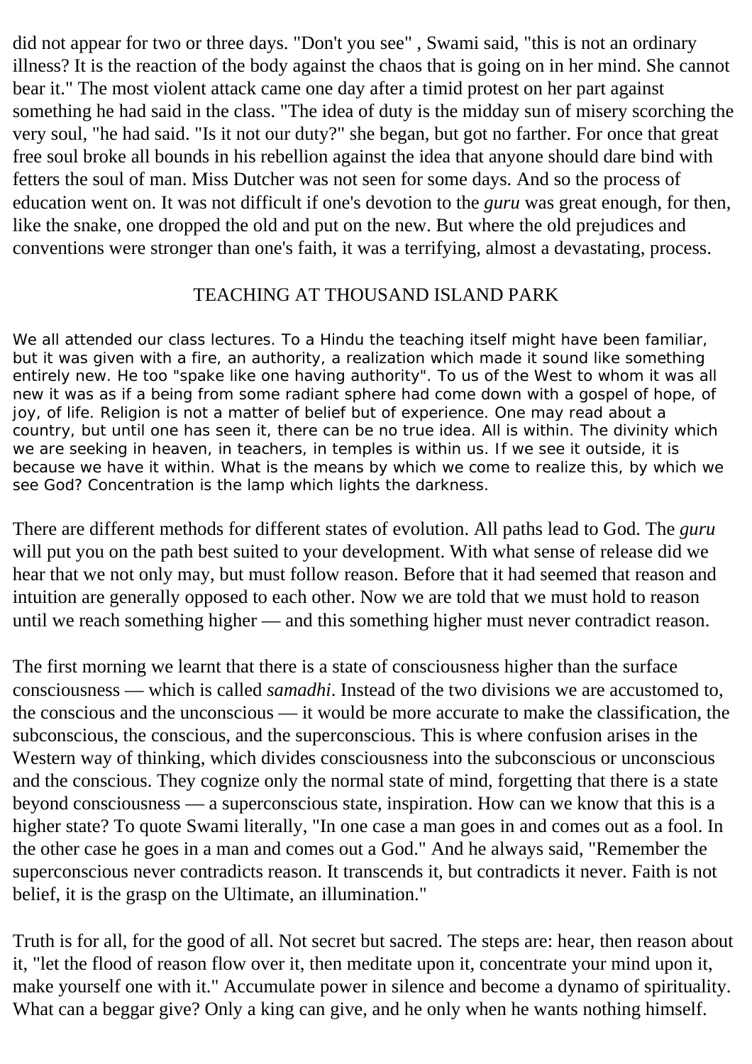did not appear for two or three days. "Don't you see" , Swami said, "this is not an ordinary illness? It is the reaction of the body against the chaos that is going on in her mind. She cannot bear it." The most violent attack came one day after a timid protest on her part against something he had said in the class. "The idea of duty is the midday sun of misery scorching the very soul, "he had said. "Is it not our duty?" she began, but got no farther. For once that great free soul broke all bounds in his rebellion against the idea that anyone should dare bind with fetters the soul of man. Miss Dutcher was not seen for some days. And so the process of education went on. It was not difficult if one's devotion to the *guru* was great enough, for then, like the snake, one dropped the old and put on the new. But where the old prejudices and conventions were stronger than one's faith, it was a terrifying, almost a devastating, process.

## TEACHING AT THOUSAND ISLAND PARK

We all attended our class lectures. To a Hindu the teaching itself might have been familiar, but it was given with a fire, an authority, a realization which made it sound like something entirely new. He too "spake like one having authority". To us of the West to whom it was all new it was as if a being from some radiant sphere had come down with a gospel of hope, of joy, of life. Religion is not a matter of belief but of experience. One may read about a country, but until one has seen it, there can be no true idea. All is within. The divinity which we are seeking in heaven, in teachers, in temples is within us. If we see it outside, it is because we have it within. What is the means by which we come to realize this, by which we see God? Concentration is the lamp which lights the darkness.

There are different methods for different states of evolution. All paths lead to God. The *guru* will put you on the path best suited to your development. With what sense of release did we hear that we not only may, but must follow reason. Before that it had seemed that reason and intuition are generally opposed to each other. Now we are told that we must hold to reason until we reach something higher — and this something higher must never contradict reason.

The first morning we learnt that there is a state of consciousness higher than the surface consciousness — which is called *samadhi*. Instead of the two divisions we are accustomed to, the conscious and the unconscious — it would be more accurate to make the classification, the subconscious, the conscious, and the superconscious. This is where confusion arises in the Western way of thinking, which divides consciousness into the subconscious or unconscious and the conscious. They cognize only the normal state of mind, forgetting that there is a state beyond consciousness — a superconscious state, inspiration. How can we know that this is a higher state? To quote Swami literally, "In one case a man goes in and comes out as a fool. In the other case he goes in a man and comes out a God." And he always said, "Remember the superconscious never contradicts reason. It transcends it, but contradicts it never. Faith is not belief, it is the grasp on the Ultimate, an illumination."

Truth is for all, for the good of all. Not secret but sacred. The steps are: hear, then reason about it, "let the flood of reason flow over it, then meditate upon it, concentrate your mind upon it, make yourself one with it." Accumulate power in silence and become a dynamo of spirituality. What can a beggar give? Only a king can give, and he only when he wants nothing himself.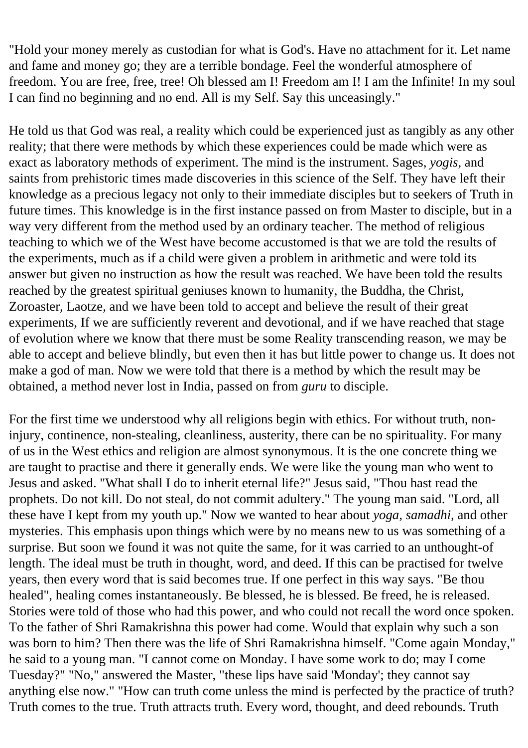"Hold your money merely as custodian for what is God's. Have no attachment for it. Let name and fame and money go; they are a terrible bondage. Feel the wonderful atmosphere of freedom. You are free, free, tree! Oh blessed am I! Freedom am I! I am the Infinite! In my soul I can find no beginning and no end. All is my Self. Say this unceasingly."

He told us that God was real, a reality which could be experienced just as tangibly as any other reality; that there were methods by which these experiences could be made which were as exact as laboratory methods of experiment. The mind is the instrument. Sages, *yogis*, and saints from prehistoric times made discoveries in this science of the Self. They have left their knowledge as a precious legacy not only to their immediate disciples but to seekers of Truth in future times. This knowledge is in the first instance passed on from Master to disciple, but in a way very different from the method used by an ordinary teacher. The method of religious teaching to which we of the West have become accustomed is that we are told the results of the experiments, much as if a child were given a problem in arithmetic and were told its answer but given no instruction as how the result was reached. We have been told the results reached by the greatest spiritual geniuses known to humanity, the Buddha, the Christ, Zoroaster, Laotze, and we have been told to accept and believe the result of their great experiments, If we are sufficiently reverent and devotional, and if we have reached that stage of evolution where we know that there must be some Reality transcending reason, we may be able to accept and believe blindly, but even then it has but little power to change us. It does not make a god of man. Now we were told that there is a method by which the result may be obtained, a method never lost in India, passed on from *guru* to disciple.

For the first time we understood why all religions begin with ethics. For without truth, non-injury, continence, non-stealing, cleanliness, austerity, there can be no spirituality. For many of us in the West ethics and religion are almost synonymous. It is the one concrete thing we are taught to practise and there it generally ends. We were like the young man who went to Jesus and asked. "What shall I do to inherit eternal life?" Jesus said, "Thou hast read the prophets. Do not kill. Do not steal, do not commit adultery." The young man said. "Lord, all these have I kept from my youth up." Now we wanted to hear about *yoga, samadhi*, and other mysteries. This emphasis upon things which were by no means new to us was something of a surprise. But soon we found it was not quite the same, for it was carried to an unthought-of length. The ideal must be truth in thought, word, and deed. If this can be practised for twelve years, then every word that is said becomes true. If one perfect in this way says. "Be thou healed", healing comes instantaneously. Be blessed, he is blessed. Be freed, he is released. Stories were told of those who had this power, and who could not recall the word once spoken. To the father of Shri Ramakrishna this power had come. Would that explain why such a son was born to him? Then there was the life of Shri Ramakrishna himself. "Come again Monday," he said to a young man. "I cannot come on Monday. I have some work to do; may I come Tuesday?" "No," answered the Master, "these lips have said 'Monday'; they cannot say anything else now." "How can truth come unless the mind is perfected by the practice of truth? Truth comes to the true. Truth attracts truth. Every word, thought, and deed rebounds. Truth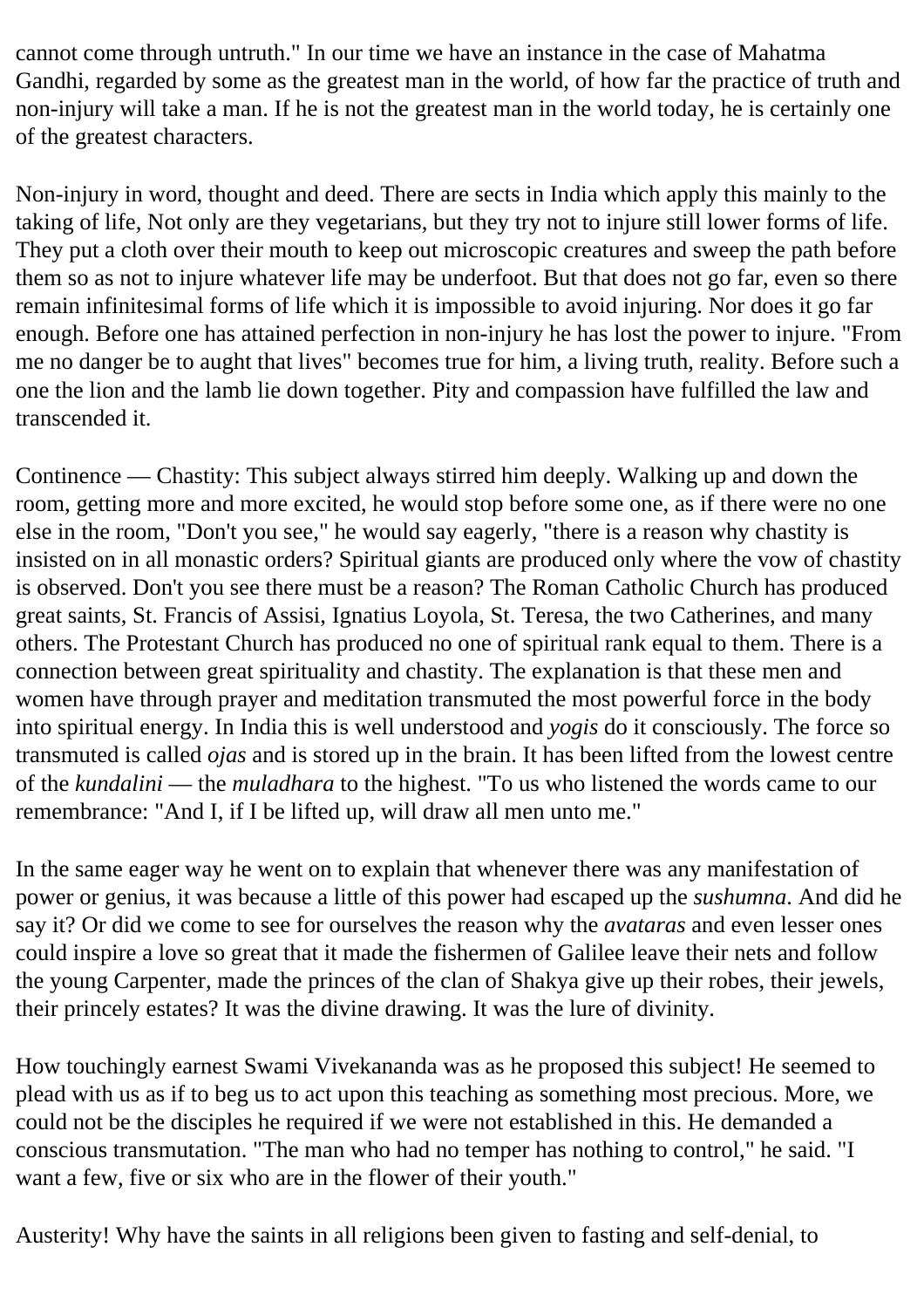cannot come through untruth." In our time we have an instance in the case of Mahatma Gandhi, regarded by some as the greatest man in the world, of how far the practice of truth and non-injury will take a man. If he is not the greatest man in the world today, he is certainly one of the greatest characters.

Non-injury in word, thought and deed. There are sects in India which apply this mainly to the taking of life, Not only are they vegetarians, but they try not to injure still lower forms of life. They put a cloth over their mouth to keep out microscopic creatures and sweep the path before them so as not to injure whatever life may be underfoot. But that does not go far, even so there remain infinitesimal forms of life which it is impossible to avoid injuring. Nor does it go far enough. Before one has attained perfection in non-injury he has lost the power to injure. "From me no danger be to aught that lives" becomes true for him, a living truth, reality. Before such a one the lion and the lamb lie down together. Pity and compassion have fulfilled the law and transcended it.

Continence — Chastity: This subject always stirred him deeply. Walking up and down the room, getting more and more excited, he would stop before some one, as if there were no one else in the room, "Don't you see," he would say eagerly, "there is a reason why chastity is insisted on in all monastic orders? Spiritual giants are produced only where the vow of chastity is observed. Don't you see there must be a reason? The Roman Catholic Church has produced great saints, St. Francis of Assisi, Ignatius Loyola, St. Teresa, the two Catherines, and many others. The Protestant Church has produced no one of spiritual rank equal to them. There is a connection between great spirituality and chastity. The explanation is that these men and women have through prayer and meditation transmuted the most powerful force in the body into spiritual energy. In India this is well understood and *yogis* do it consciously. The force so transmuted is called *ojas* and is stored up in the brain. It has been lifted from the lowest centre of the *kundalini* — the *muladhara* to the highest. "To us who listened the words came to our remembrance: "And I, if I be lifted up, will draw all men unto me."

In the same eager way he went on to explain that whenever there was any manifestation of power or genius, it was because a little of this power had escaped up the *sushumna*. And did he say it? Or did we come to see for ourselves the reason why the *avataras* and even lesser ones could inspire a love so great that it made the fishermen of Galilee leave their nets and follow the young Carpenter, made the princes of the clan of Shakya give up their robes, their jewels, their princely estates? It was the divine drawing. It was the lure of divinity.

How touchingly earnest Swami Vivekananda was as he proposed this subject! He seemed to plead with us as if to beg us to act upon this teaching as something most precious. More, we could not be the disciples he required if we were not established in this. He demanded a conscious transmutation. "The man who had no temper has nothing to control," he said. "I want a few, five or six who are in the flower of their youth."

Austerity! Why have the saints in all religions been given to fasting and self-denial, to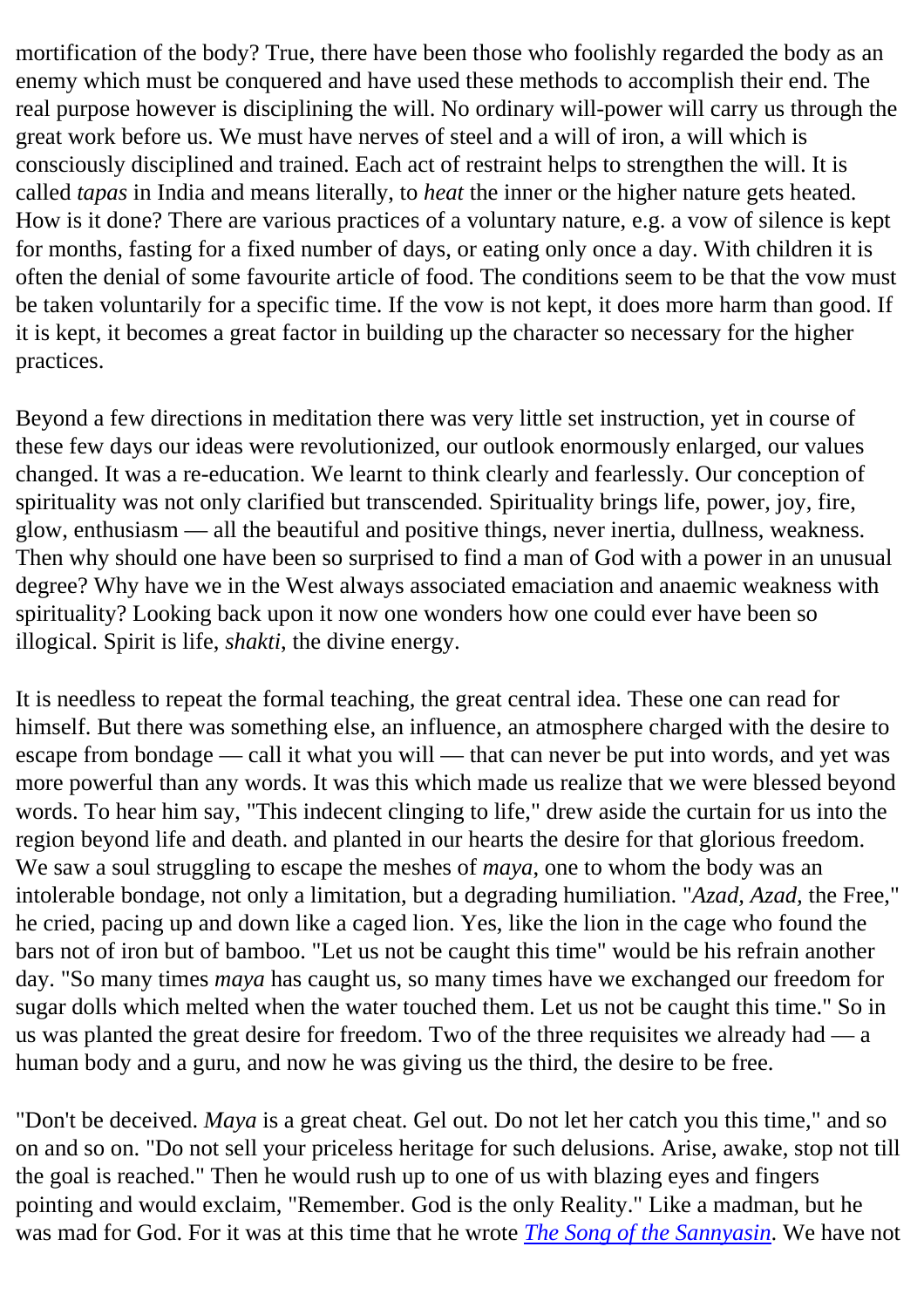mortification of the body? True, there have been those who foolishly regarded the body as an enemy which must be conquered and have used these methods to accomplish their end. The real purpose however is disciplining the will. No ordinary will-power will carry us through the great work before us. We must have nerves of steel and a will of iron, a will which is consciously disciplined and trained. Each act of restraint helps to strengthen the will. It is called *tapas* in India and means literally, to *heat* the inner or the higher nature gets heated. How is it done? There are various practices of a voluntary nature, e.g. a vow of silence is kept for months, fasting for a fixed number of days, or eating only once a day. With children it is often the denial of some favourite article of food. The conditions seem to be that the vow must be taken voluntarily for a specific time. If the vow is not kept, it does more harm than good. If it is kept, it becomes a great factor in building up the character so necessary for the higher practices.

Beyond a few directions in meditation there was very little set instruction, yet in course of these few days our ideas were revolutionized, our outlook enormously enlarged, our values changed. It was a re-education. We learnt to think clearly and fearlessly. Our conception of spirituality was not only clarified but transcended. Spirituality brings life, power, joy, fire, glow, enthusiasm — all the beautiful and positive things, never inertia, dullness, weakness. Then why should one have been so surprised to find a man of God with a power in an unusual degree? Why have we in the West always associated emaciation and anaemic weakness with spirituality? Looking back upon it now one wonders how one could ever have been so illogical. Spirit is life, *shakti*, the divine energy.

It is needless to repeat the formal teaching, the great central idea. These one can read for himself. But there was something else, an influence, an atmosphere charged with the desire to escape from bondage — call it what you will — that can never be put into words, and yet was more powerful than any words. It was this which made us realize that we were blessed beyond words. To hear him say, "This indecent clinging to life," drew aside the curtain for us into the region beyond life and death. and planted in our hearts the desire for that glorious freedom. We saw a soul struggling to escape the meshes of *maya*, one to whom the body was an intolerable bondage, not only a limitation, but a degrading humiliation. "*Azad, Azad*, the Free," he cried, pacing up and down like a caged lion. Yes, like the lion in the cage who found the bars not of iron but of bamboo. "Let us not be caught this time" would be his refrain another day. "So many times *maya* has caught us, so many times have we exchanged our freedom for sugar dolls which melted when the water touched them. Let us not be caught this time." So in us was planted the great desire for freedom. Two of the three requisites we already had — a human body and a guru, and now he was giving us the third, the desire to be free.

"Don't be deceived. *Maya* is a great cheat. Gel out. Do not let her catch you this time," and so on and so on. "Do not sell your priceless heritage for such delusions. Arise, awake, stop not till the goal is reached." Then he would rush up to one of us with blazing eyes and fingers pointing and would exclaim, "Remember. God is the only Reality." Like a madman, but he was mad for God. For it was at this time that he wrote *The Song of the Sannyasin*. We have not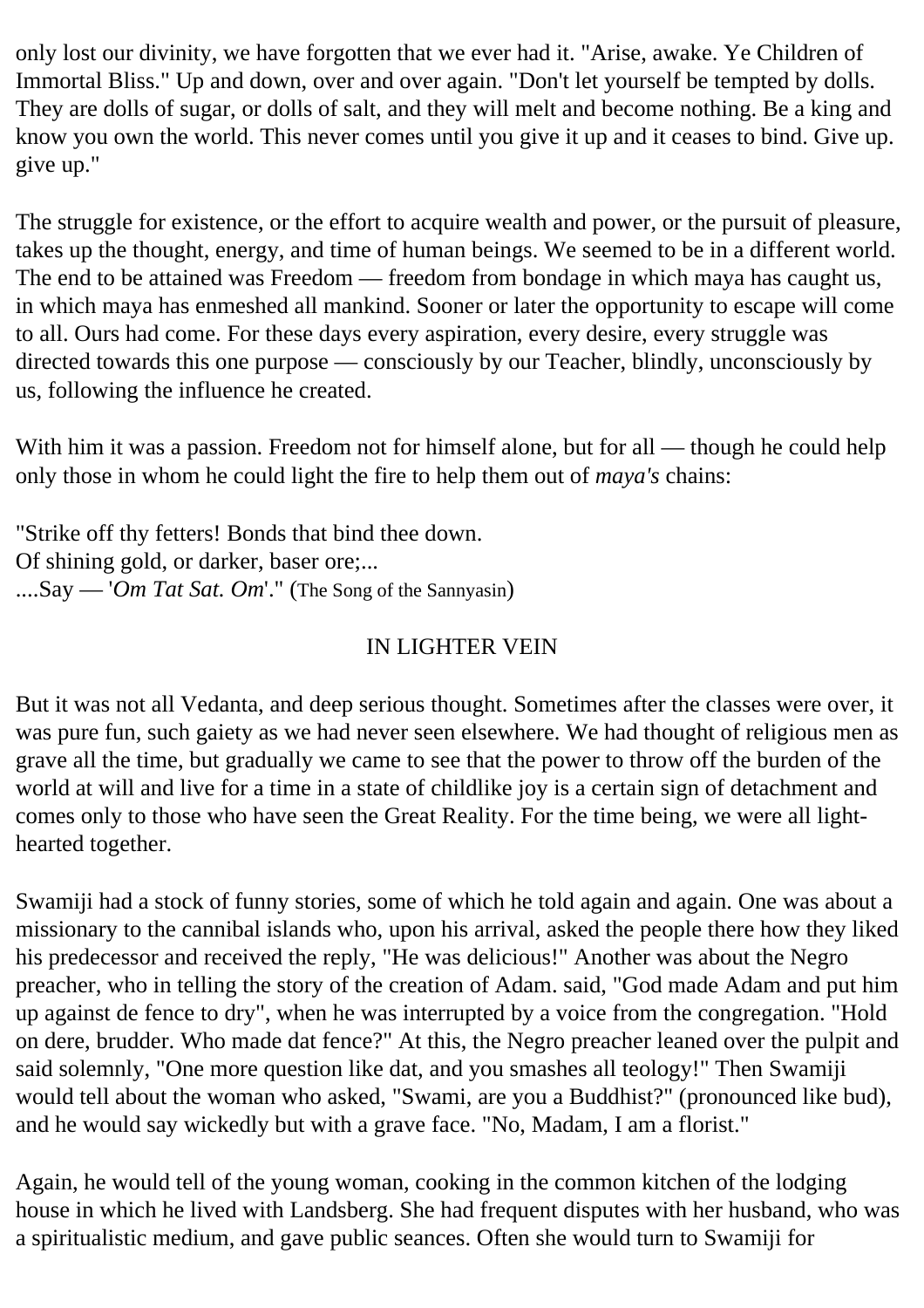only lost our divinity, we have forgotten that we ever had it. "Arise, awake. Ye Children of Immortal Bliss." Up and down, over and over again. "Don't let yourself be tempted by dolls. They are dolls of sugar, or dolls of salt, and they will melt and become nothing. Be a king and know you own the world. This never comes until you give it up and it ceases to bind. Give up. give up."

The struggle for existence, or the effort to acquire wealth and power, or the pursuit of pleasure, takes up the thought, energy, and time of human beings. We seemed to be in a different world. The end to be attained was Freedom — freedom from bondage in which maya has caught us, in which maya has enmeshed all mankind. Sooner or later the opportunity to escape will come to all. Ours had come. For these days every aspiration, every desire, every struggle was directed towards this one purpose — consciously by our Teacher, blindly, unconsciously by us, following the influence he created.

With him it was a passion. Freedom not for himself alone, but for all — though he could help only those in whom he could light the fire to help them out of *maya's* chains:

"Strike off thy fetters! Bonds that bind thee down.
Of shining gold, or darker, baser ore;...
....Say — '*Om Tat Sat. Om*'." (The Song of the Sannyasin)

## IN LIGHTER VEIN

But it was not all Vedanta, and deep serious thought. Sometimes after the classes were over, it was pure fun, such gaiety as we had never seen elsewhere. We had thought of religious men as grave all the time, but gradually we came to see that the power to throw off the burden of the world at will and live for a time in a state of childlike joy is a certain sign of detachment and comes only to those who have seen the Great Reality. For the time being, we were all light-hearted together.

Swamiji had a stock of funny stories, some of which he told again and again. One was about a missionary to the cannibal islands who, upon his arrival, asked the people there how they liked his predecessor and received the reply, "He was delicious!" Another was about the Negro preacher, who in telling the story of the creation of Adam. said, "God made Adam and put him up against de fence to dry", when he was interrupted by a voice from the congregation. "Hold on dere, brudder. Who made dat fence?" At this, the Negro preacher leaned over the pulpit and said solemnly, "One more question like dat, and you smashes all teology!" Then Swamiji would tell about the woman who asked, "Swami, are you a Buddhist?" (pronounced like bud), and he would say wickedly but with a grave face. "No, Madam, I am a florist."

Again, he would tell of the young woman, cooking in the common kitchen of the lodging house in which he lived with Landsberg. She had frequent disputes with her husband, who was a spiritualistic medium, and gave public seances. Often she would turn to Swamiji for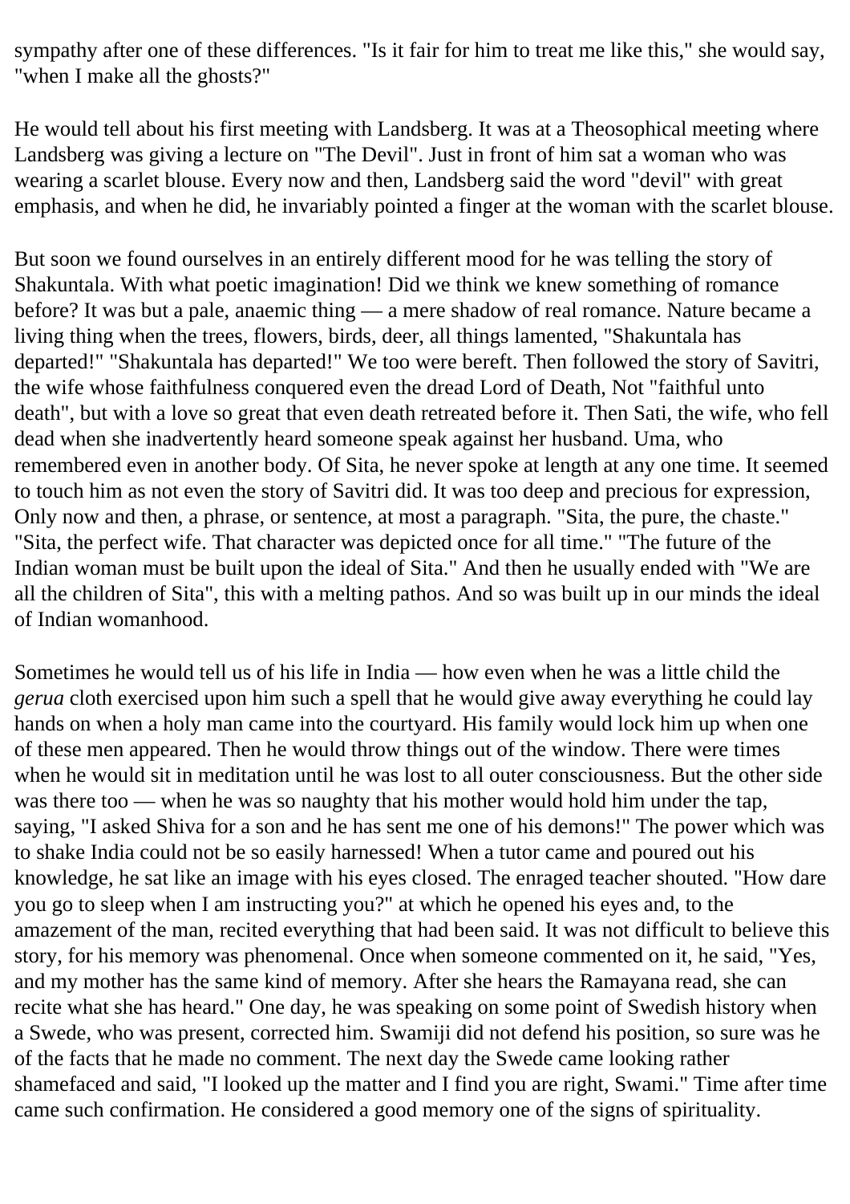sympathy after one of these differences. "Is it fair for him to treat me like this," she would say, "when I make all the ghosts?"

He would tell about his first meeting with Landsberg. It was at a Theosophical meeting where Landsberg was giving a lecture on "The Devil". Just in front of him sat a woman who was wearing a scarlet blouse. Every now and then, Landsberg said the word "devil" with great emphasis, and when he did, he invariably pointed a finger at the woman with the scarlet blouse.

But soon we found ourselves in an entirely different mood for he was telling the story of Shakuntala. With what poetic imagination! Did we think we knew something of romance before? It was but a pale, anaemic thing — a mere shadow of real romance. Nature became a living thing when the trees, flowers, birds, deer, all things lamented, "Shakuntala has departed!" "Shakuntala has departed!" We too were bereft. Then followed the story of Savitri, the wife whose faithfulness conquered even the dread Lord of Death, Not "faithful unto death", but with a love so great that even death retreated before it. Then Sati, the wife, who fell dead when she inadvertently heard someone speak against her husband. Uma, who remembered even in another body. Of Sita, he never spoke at length at any one time. It seemed to touch him as not even the story of Savitri did. It was too deep and precious for expression, Only now and then, a phrase, or sentence, at most a paragraph. "Sita, the pure, the chaste." "Sita, the perfect wife. That character was depicted once for all time." "The future of the Indian woman must be built upon the ideal of Sita." And then he usually ended with "We are all the children of Sita", this with a melting pathos. And so was built up in our minds the ideal of Indian womanhood.

Sometimes he would tell us of his life in India — how even when he was a little child the *gerua* cloth exercised upon him such a spell that he would give away everything he could lay hands on when a holy man came into the courtyard. His family would lock him up when one of these men appeared. Then he would throw things out of the window. There were times when he would sit in meditation until he was lost to all outer consciousness. But the other side was there too — when he was so naughty that his mother would hold him under the tap, saying, "I asked Shiva for a son and he has sent me one of his demons!" The power which was to shake India could not be so easily harnessed! When a tutor came and poured out his knowledge, he sat like an image with his eyes closed. The enraged teacher shouted. "How dare you go to sleep when I am instructing you?" at which he opened his eyes and, to the amazement of the man, recited everything that had been said. It was not difficult to believe this story, for his memory was phenomenal. Once when someone commented on it, he said, "Yes, and my mother has the same kind of memory. After she hears the Ramayana read, she can recite what she has heard." One day, he was speaking on some point of Swedish history when a Swede, who was present, corrected him. Swamiji did not defend his position, so sure was he of the facts that he made no comment. The next day the Swede came looking rather shamefaced and said, "I looked up the matter and I find you are right, Swami." Time after time came such confirmation. He considered a good memory one of the signs of spirituality.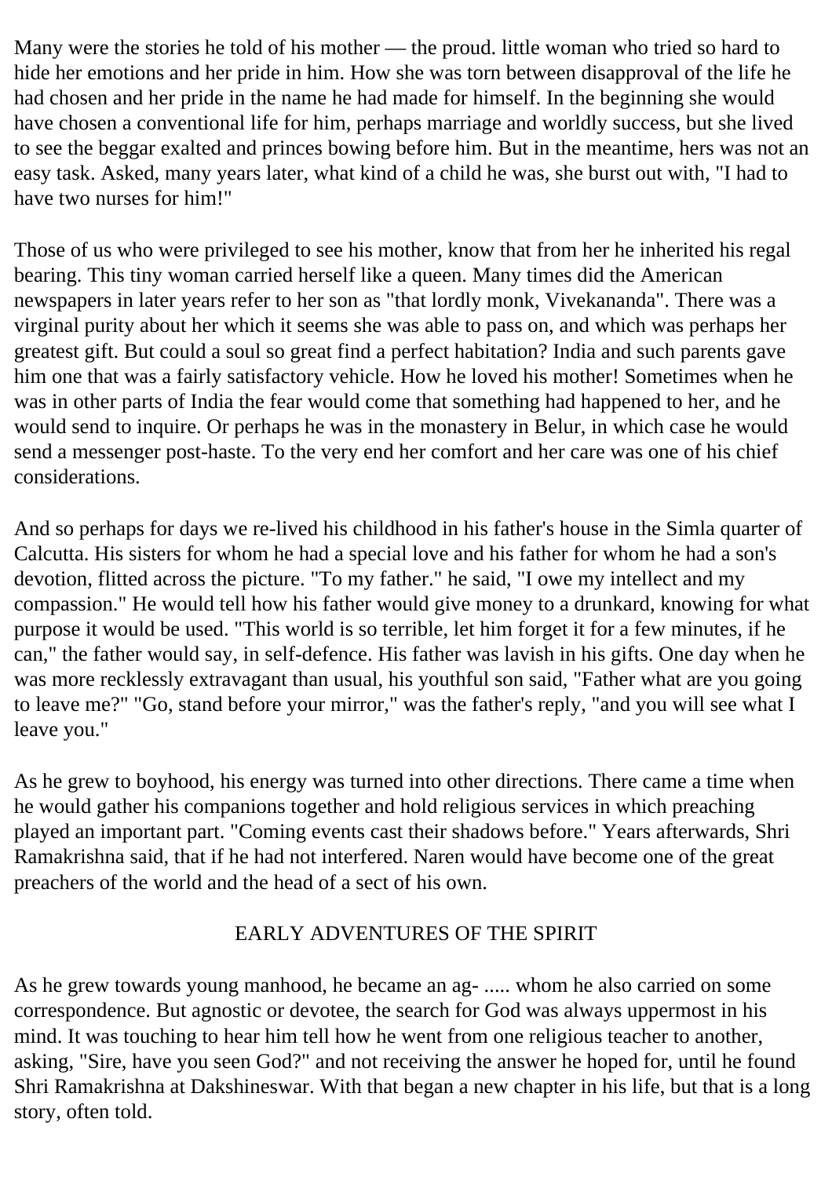Many were the stories he told of his mother — the proud. little woman who tried so hard to hide her emotions and her pride in him. How she was torn between disapproval of the life he had chosen and her pride in the name he had made for himself. In the beginning she would have chosen a conventional life for him, perhaps marriage and worldly success, but she lived to see the beggar exalted and princes bowing before him. But in the meantime, hers was not an easy task. Asked, many years later, what kind of a child he was, she burst out with, "I had to have two nurses for him!"

Those of us who were privileged to see his mother, know that from her he inherited his regal bearing. This tiny woman carried herself like a queen. Many times did the American newspapers in later years refer to her son as "that lordly monk, Vivekananda". There was a virginal purity about her which it seems she was able to pass on, and which was perhaps her greatest gift. But could a soul so great find a perfect habitation? India and such parents gave him one that was a fairly satisfactory vehicle. How he loved his mother! Sometimes when he was in other parts of India the fear would come that something had happened to her, and he would send to inquire. Or perhaps he was in the monastery in Belur, in which case he would send a messenger post-haste. To the very end her comfort and her care was one of his chief considerations.

And so perhaps for days we re-lived his childhood in his father's house in the Simla quarter of Calcutta. His sisters for whom he had a special love and his father for whom he had a son's devotion, flitted across the picture. "To my father." he said, "I owe my intellect and my compassion." He would tell how his father would give money to a drunkard, knowing for what purpose it would be used. "This world is so terrible, let him forget it for a few minutes, if he can," the father would say, in self-defence. His father was lavish in his gifts. One day when he was more recklessly extravagant than usual, his youthful son said, "Father what are you going to leave me?" "Go, stand before your mirror," was the father's reply, "and you will see what I leave you."

As he grew to boyhood, his energy was turned into other directions. There came a time when he would gather his companions together and hold religious services in which preaching played an important part. "Coming events cast their shadows before." Years afterwards, Shri Ramakrishna said, that if he had not interfered. Naren would have become one of the great preachers of the world and the head of a sect of his own.

## EARLY ADVENTURES OF THE SPIRIT

As he grew towards young manhood, he became an ag- ..... whom he also carried on some correspondence. But agnostic or devotee, the search for God was always uppermost in his mind. It was touching to hear him tell how he went from one religious teacher to another, asking, "Sire, have you seen God?" and not receiving the answer he hoped for, until he found Shri Ramakrishna at Dakshineswar. With that began a new chapter in his life, but that is a long story, often told.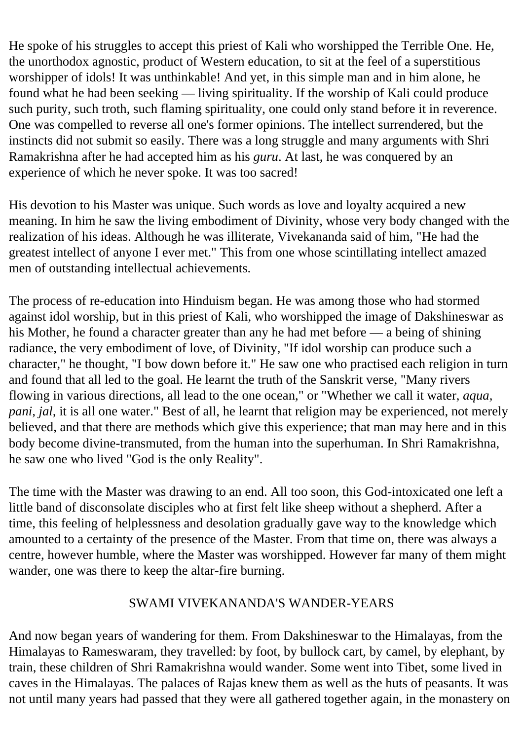He spoke of his struggles to accept this priest of Kali who worshipped the Terrible One. He, the unorthodox agnostic, product of Western education, to sit at the feel of a superstitious worshipper of idols! It was unthinkable! And yet, in this simple man and in him alone, he found what he had been seeking — living spirituality. If the worship of Kali could produce such purity, such troth, such flaming spirituality, one could only stand before it in reverence. One was compelled to reverse all one's former opinions. The intellect surrendered, but the instincts did not submit so easily. There was a long struggle and many arguments with Shri Ramakrishna after he had accepted him as his *guru*. At last, he was conquered by an experience of which he never spoke. It was too sacred!

His devotion to his Master was unique. Such words as love and loyalty acquired a new meaning. In him he saw the living embodiment of Divinity, whose very body changed with the realization of his ideas. Although he was illiterate, Vivekananda said of him, "He had the greatest intellect of anyone I ever met." This from one whose scintillating intellect amazed men of outstanding intellectual achievements.

The process of re-education into Hinduism began. He was among those who had stormed against idol worship, but in this priest of Kali, who worshipped the image of Dakshineswar as his Mother, he found a character greater than any he had met before — a being of shining radiance, the very embodiment of love, of Divinity, "If idol worship can produce such a character," he thought, "I bow down before it." He saw one who practised each religion in turn and found that all led to the goal. He learnt the truth of the Sanskrit verse, "Many rivers flowing in various directions, all lead to the one ocean," or "Whether we call it water, *aqua*, *pani*, *jal*, it is all one water." Best of all, he learnt that religion may be experienced, not merely believed, and that there are methods which give this experience; that man may here and in this body become divine-transmuted, from the human into the superhuman. In Shri Ramakrishna, he saw one who lived "God is the only Reality".

The time with the Master was drawing to an end. All too soon, this God-intoxicated one left a little band of disconsolate disciples who at first felt like sheep without a shepherd. After a time, this feeling of helplessness and desolation gradually gave way to the knowledge which amounted to a certainty of the presence of the Master. From that time on, there was always a centre, however humble, where the Master was worshipped. However far many of them might wander, one was there to keep the altar-fire burning.

## SWAMI VIVEKANANDA'S WANDER-YEARS

And now began years of wandering for them. From Dakshineswar to the Himalayas, from the Himalayas to Rameswaram, they travelled: by foot, by bullock cart, by camel, by elephant, by train, these children of Shri Ramakrishna would wander. Some went into Tibet, some lived in caves in the Himalayas. The palaces of Rajas knew them as well as the huts of peasants. It was not until many years had passed that they were all gathered together again, in the monastery on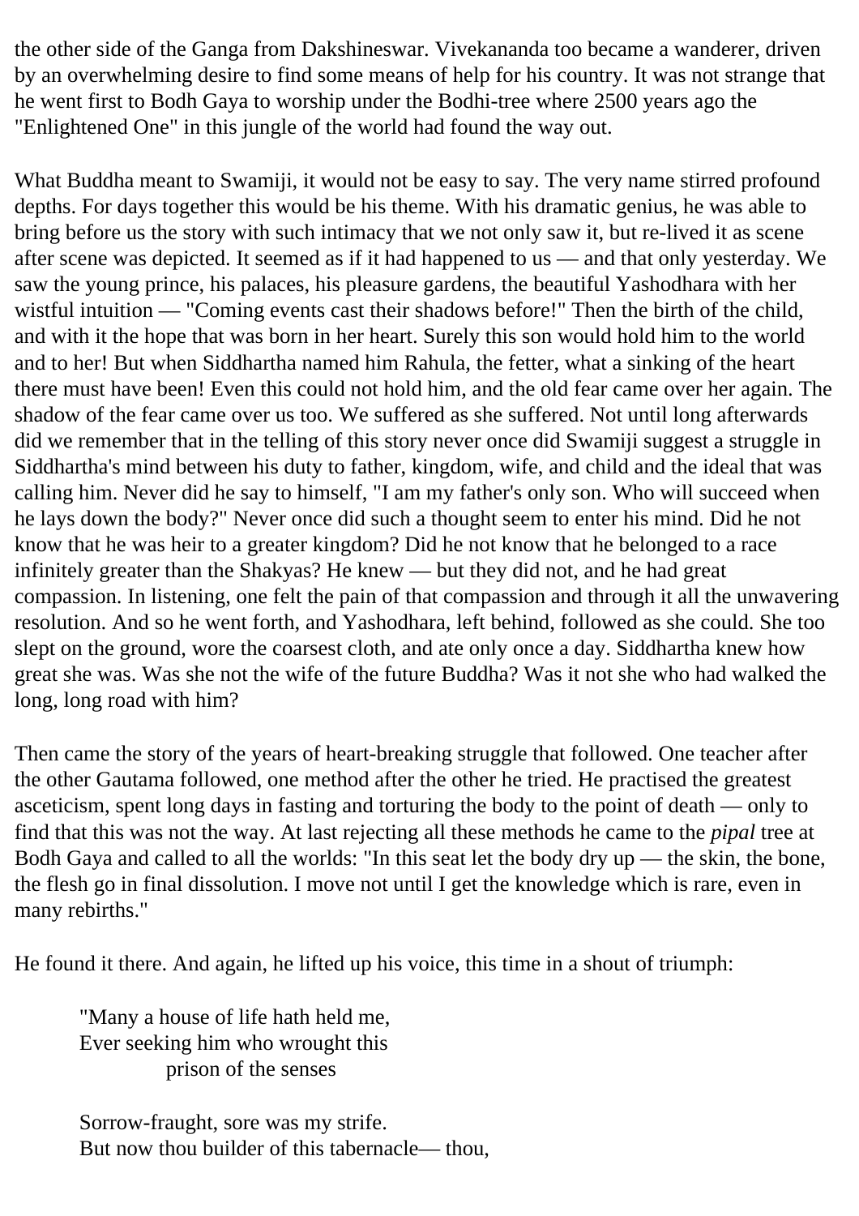the other side of the Ganga from Dakshineswar. Vivekananda too became a wanderer, driven by an overwhelming desire to find some means of help for his country. It was not strange that he went first to Bodh Gaya to worship under the Bodhi-tree where 2500 years ago the "Enlightened One" in this jungle of the world had found the way out.

What Buddha meant to Swamiji, it would not be easy to say. The very name stirred profound depths. For days together this would be his theme. With his dramatic genius, he was able to bring before us the story with such intimacy that we not only saw it, but re-lived it as scene after scene was depicted. It seemed as if it had happened to us — and that only yesterday. We saw the young prince, his palaces, his pleasure gardens, the beautiful Yashodhara with her wistful intuition — "Coming events cast their shadows before!" Then the birth of the child, and with it the hope that was born in her heart. Surely this son would hold him to the world and to her! But when Siddhartha named him Rahula, the fetter, what a sinking of the heart there must have been! Even this could not hold him, and the old fear came over her again. The shadow of the fear came over us too. We suffered as she suffered. Not until long afterwards did we remember that in the telling of this story never once did Swamiji suggest a struggle in Siddhartha's mind between his duty to father, kingdom, wife, and child and the ideal that was calling him. Never did he say to himself, "I am my father's only son. Who will succeed when he lays down the body?" Never once did such a thought seem to enter his mind. Did he not know that he was heir to a greater kingdom? Did he not know that he belonged to a race infinitely greater than the Shakyas? He knew — but they did not, and he had great compassion. In listening, one felt the pain of that compassion and through it all the unwavering resolution. And so he went forth, and Yashodhara, left behind, followed as she could. She too slept on the ground, wore the coarsest cloth, and ate only once a day. Siddhartha knew how great she was. Was she not the wife of the future Buddha? Was it not she who had walked the long, long road with him?

Then came the story of the years of heart-breaking struggle that followed. One teacher after the other Gautama followed, one method after the other he tried. He practised the greatest asceticism, spent long days in fasting and torturing the body to the point of death — only to find that this was not the way. At last rejecting all these methods he came to the *pipal* tree at Bodh Gaya and called to all the worlds: "In this seat let the body dry up — the skin, the bone, the flesh go in final dissolution. I move not until I get the knowledge which is rare, even in many rebirths."

He found it there. And again, he lifted up his voice, this time in a shout of triumph:

> "Many a house of life hath held me,
> Ever seeking him who wrought this
> prison of the senses
>
> Sorrow-fraught, sore was my strife.
> But now thou builder of this tabernacle— thou,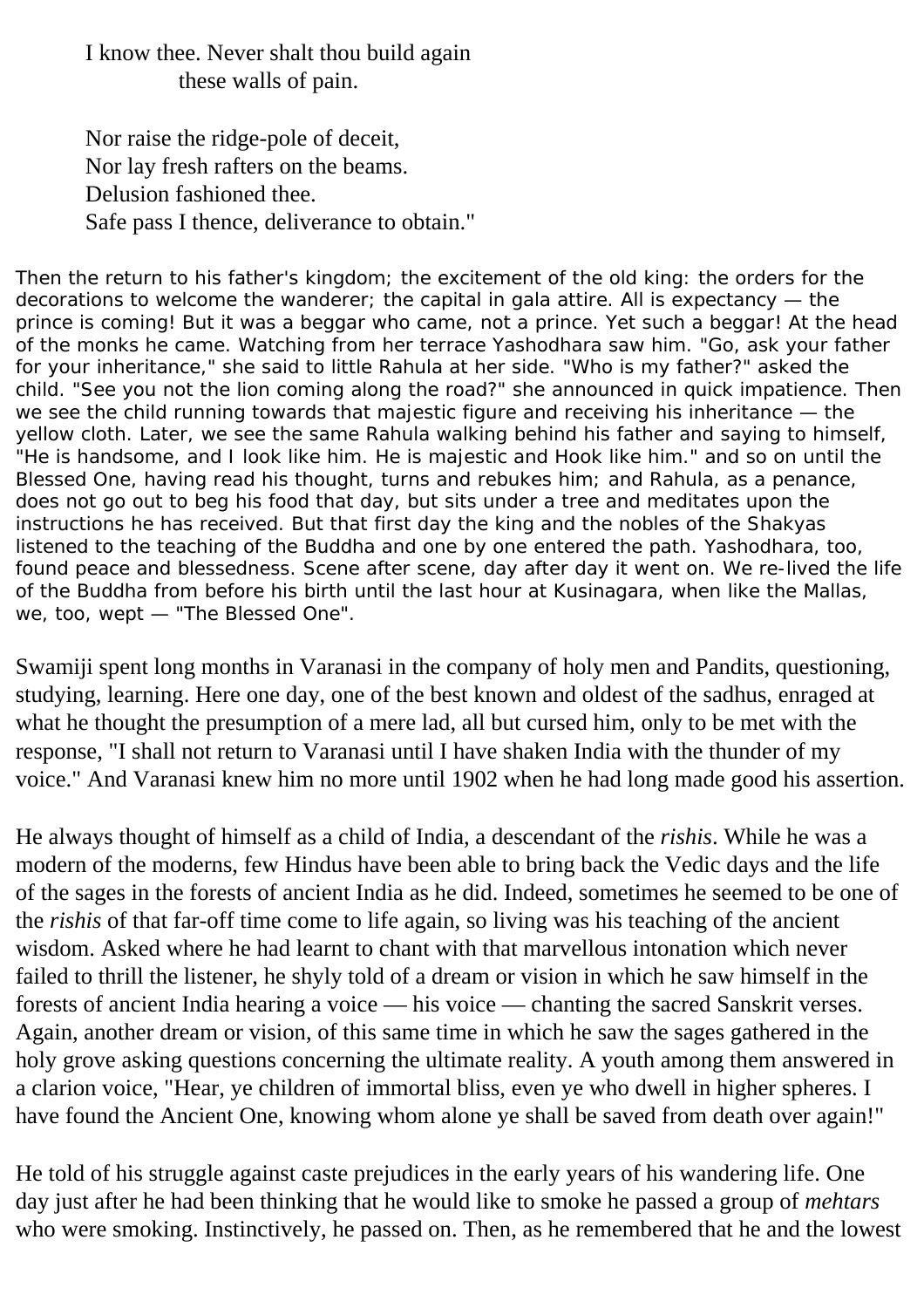I know thee. Never shalt thou build again
these walls of pain.

Nor raise the ridge-pole of deceit,
Nor lay fresh rafters on the beams.
Delusion fashioned thee.
Safe pass I thence, deliverance to obtain."

Then the return to his father's kingdom; the excitement of the old king: the orders for the decorations to welcome the wanderer; the capital in gala attire. All is expectancy — the prince is coming! But it was a beggar who came, not a prince. Yet such a beggar! At the head of the monks he came. Watching from her terrace Yashodhara saw him. "Go, ask your father for your inheritance," she said to little Rahula at her side. "Who is my father?" asked the child. "See you not the lion coming along the road?" she announced in quick impatience. Then we see the child running towards that majestic figure and receiving his inheritance — the yellow cloth. Later, we see the same Rahula walking behind his father and saying to himself, "He is handsome, and I look like him. He is majestic and Hook like him." and so on until the Blessed One, having read his thought, turns and rebukes him; and Rahula, as a penance, does not go out to beg his food that day, but sits under a tree and meditates upon the instructions he has received. But that first day the king and the nobles of the Shakyas listened to the teaching of the Buddha and one by one entered the path. Yashodhara, too, found peace and blessedness. Scene after scene, day after day it went on. We re-lived the life of the Buddha from before his birth until the last hour at Kusinagara, when like the Mallas, we, too, wept — "The Blessed One".

Swamiji spent long months in Varanasi in the company of holy men and Pandits, questioning, studying, learning. Here one day, one of the best known and oldest of the sadhus, enraged at what he thought the presumption of a mere lad, all but cursed him, only to be met with the response, "I shall not return to Varanasi until I have shaken India with the thunder of my voice." And Varanasi knew him no more until 1902 when he had long made good his assertion.

He always thought of himself as a child of India, a descendant of the *rishis*. While he was a modern of the moderns, few Hindus have been able to bring back the Vedic days and the life of the sages in the forests of ancient India as he did. Indeed, sometimes he seemed to be one of the *rishis* of that far-off time come to life again, so living was his teaching of the ancient wisdom. Asked where he had learnt to chant with that marvellous intonation which never failed to thrill the listener, he shyly told of a dream or vision in which he saw himself in the forests of ancient India hearing a voice — his voice — chanting the sacred Sanskrit verses. Again, another dream or vision, of this same time in which he saw the sages gathered in the holy grove asking questions concerning the ultimate reality. A youth among them answered in a clarion voice, "Hear, ye children of immortal bliss, even ye who dwell in higher spheres. I have found the Ancient One, knowing whom alone ye shall be saved from death over again!"

He told of his struggle against caste prejudices in the early years of his wandering life. One day just after he had been thinking that he would like to smoke he passed a group of *mehtars* who were smoking. Instinctively, he passed on. Then, as he remembered that he and the lowest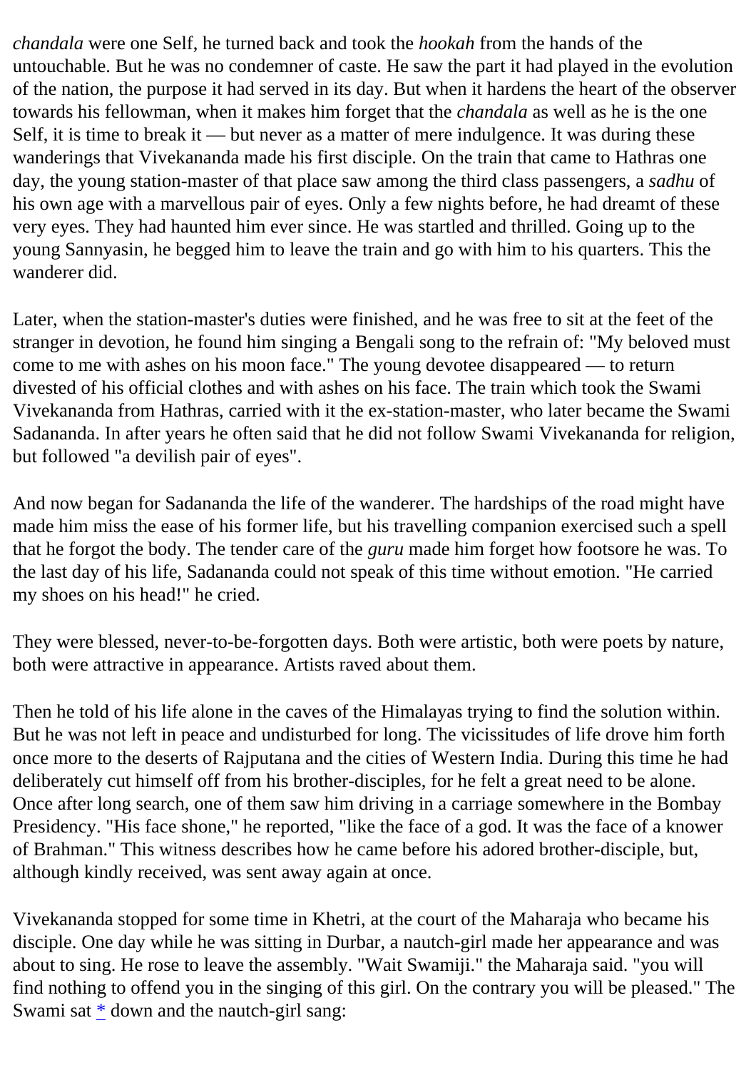*chandala* were one Self, he turned back and took the *hookah* from the hands of the untouchable. But he was no condemner of caste. He saw the part it had played in the evolution of the nation, the purpose it had served in its day. But when it hardens the heart of the observer towards his fellowman, when it makes him forget that the *chandala* as well as he is the one Self, it is time to break it — but never as a matter of mere indulgence. It was during these wanderings that Vivekananda made his first disciple. On the train that came to Hathras one day, the young station-master of that place saw among the third class passengers, a *sadhu* of his own age with a marvellous pair of eyes. Only a few nights before, he had dreamt of these very eyes. They had haunted him ever since. He was startled and thrilled. Going up to the young Sannyasin, he begged him to leave the train and go with him to his quarters. This the wanderer did.

Later, when the station-master's duties were finished, and he was free to sit at the feet of the stranger in devotion, he found him singing a Bengali song to the refrain of: "My beloved must come to me with ashes on his moon face." The young devotee disappeared — to return divested of his official clothes and with ashes on his face. The train which took the Swami Vivekananda from Hathras, carried with it the ex-station-master, who later became the Swami Sadananda. In after years he often said that he did not follow Swami Vivekananda for religion, but followed "a devilish pair of eyes".

And now began for Sadananda the life of the wanderer. The hardships of the road might have made him miss the ease of his former life, but his travelling companion exercised such a spell that he forgot the body. The tender care of the *guru* made him forget how footsore he was. To the last day of his life, Sadananda could not speak of this time without emotion. "He carried my shoes on his head!" he cried.

They were blessed, never-to-be-forgotten days. Both were artistic, both were poets by nature, both were attractive in appearance. Artists raved about them.

Then he told of his life alone in the caves of the Himalayas trying to find the solution within. But he was not left in peace and undisturbed for long. The vicissitudes of life drove him forth once more to the deserts of Rajputana and the cities of Western India. During this time he had deliberately cut himself off from his brother-disciples, for he felt a great need to be alone. Once after long search, one of them saw him driving in a carriage somewhere in the Bombay Presidency. "His face shone," he reported, "like the face of a god. It was the face of a knower of Brahman." This witness describes how he came before his adored brother-disciple, but, although kindly received, was sent away again at once.

Vivekananda stopped for some time in Khetri, at the court of the Maharaja who became his disciple. One day while he was sitting in Durbar, a nautch-girl made her appearance and was about to sing. He rose to leave the assembly. "Wait Swamiji." the Maharaja said. "you will find nothing to offend you in the singing of this girl. On the contrary you will be pleased." The Swami sat * down and the nautch-girl sang: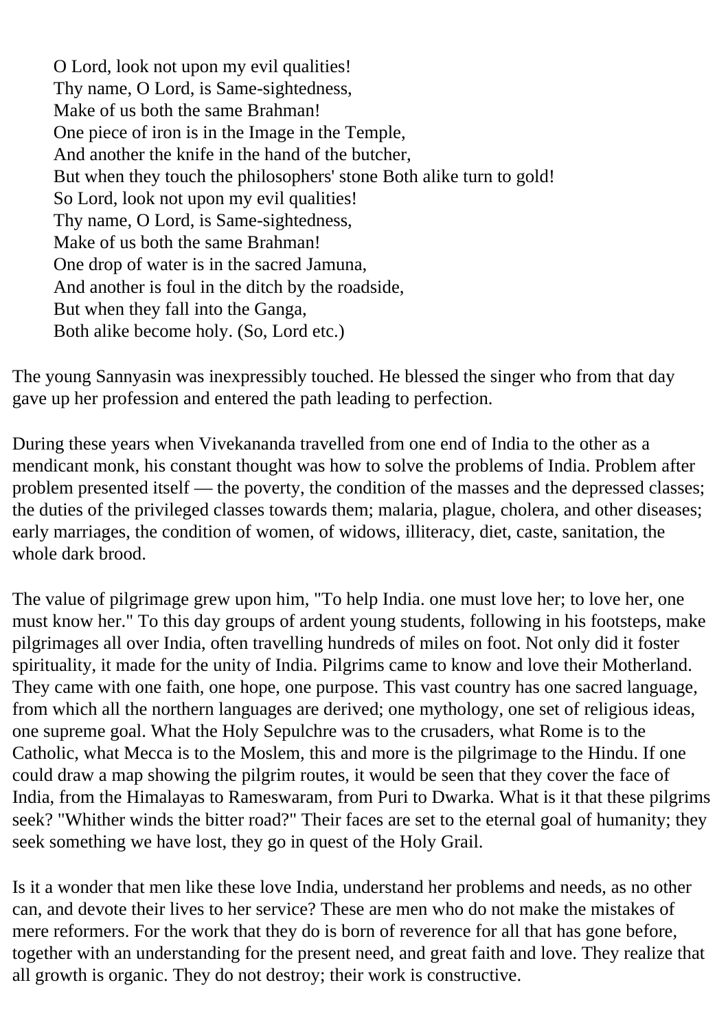O Lord, look not upon my evil qualities!  
Thy name, O Lord, is Same-sightedness,  
Make of us both the same Brahman!  
One piece of iron is in the Image in the Temple,  
And another the knife in the hand of the butcher,  
But when they touch the philosophers' stone Both alike turn to gold!  
So Lord, look not upon my evil qualities!  
Thy name, O Lord, is Same-sightedness,  
Make of us both the same Brahman!  
One drop of water is in the sacred Jamuna,  
And another is foul in the ditch by the roadside,  
But when they fall into the Ganga,  
Both alike become holy. (So, Lord etc.)

The young Sannyasin was inexpressibly touched. He blessed the singer who from that day gave up her profession and entered the path leading to perfection.

During these years when Vivekananda travelled from one end of India to the other as a mendicant monk, his constant thought was how to solve the problems of India. Problem after problem presented itself — the poverty, the condition of the masses and the depressed classes; the duties of the privileged classes towards them; malaria, plague, cholera, and other diseases; early marriages, the condition of women, of widows, illiteracy, diet, caste, sanitation, the whole dark brood.

The value of pilgrimage grew upon him, "To help India. one must love her; to love her, one must know her." To this day groups of ardent young students, following in his footsteps, make pilgrimages all over India, often travelling hundreds of miles on foot. Not only did it foster spirituality, it made for the unity of India. Pilgrims came to know and love their Motherland. They came with one faith, one hope, one purpose. This vast country has one sacred language, from which all the northern languages are derived; one mythology, one set of religious ideas, one supreme goal. What the Holy Sepulchre was to the crusaders, what Rome is to the Catholic, what Mecca is to the Moslem, this and more is the pilgrimage to the Hindu. If one could draw a map showing the pilgrim routes, it would be seen that they cover the face of India, from the Himalayas to Rameswaram, from Puri to Dwarka. What is it that these pilgrims seek? "Whither winds the bitter road?" Their faces are set to the eternal goal of humanity; they seek something we have lost, they go in quest of the Holy Grail.

Is it a wonder that men like these love India, understand her problems and needs, as no other can, and devote their lives to her service? These are men who do not make the mistakes of mere reformers. For the work that they do is born of reverence for all that has gone before, together with an understanding for the present need, and great faith and love. They realize that all growth is organic. They do not destroy; their work is constructive.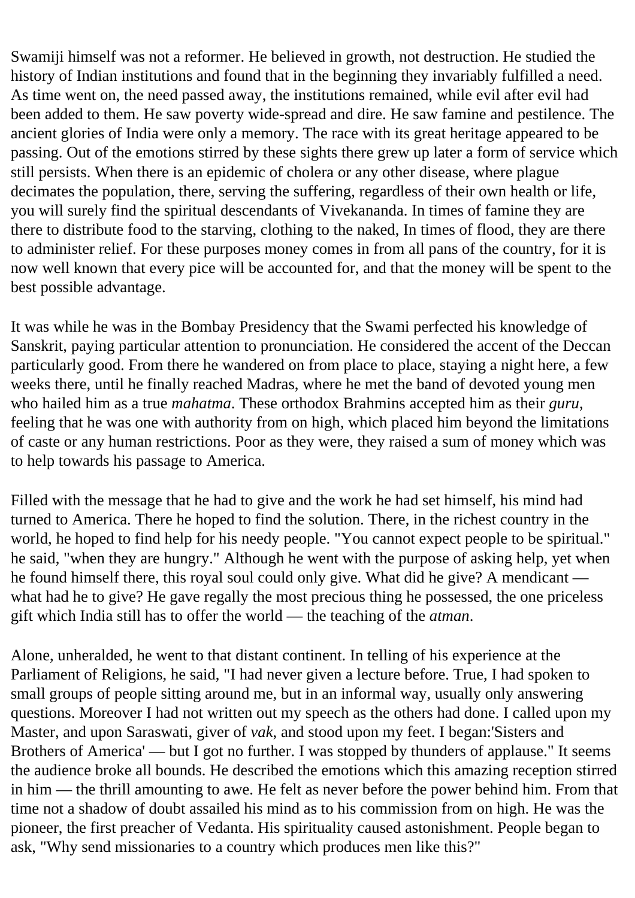Swamiji himself was not a reformer. He believed in growth, not destruction. He studied the history of Indian institutions and found that in the beginning they invariably fulfilled a need. As time went on, the need passed away, the institutions remained, while evil after evil had been added to them. He saw poverty wide-spread and dire. He saw famine and pestilence. The ancient glories of India were only a memory. The race with its great heritage appeared to be passing. Out of the emotions stirred by these sights there grew up later a form of service which still persists. When there is an epidemic of cholera or any other disease, where plague decimates the population, there, serving the suffering, regardless of their own health or life, you will surely find the spiritual descendants of Vivekananda. In times of famine they are there to distribute food to the starving, clothing to the naked, In times of flood, they are there to administer relief. For these purposes money comes in from all pans of the country, for it is now well known that every pice will be accounted for, and that the money will be spent to the best possible advantage.

It was while he was in the Bombay Presidency that the Swami perfected his knowledge of Sanskrit, paying particular attention to pronunciation. He considered the accent of the Deccan particularly good. From there he wandered on from place to place, staying a night here, a few weeks there, until he finally reached Madras, where he met the band of devoted young men who hailed him as a true *mahatma*. These orthodox Brahmins accepted him as their *guru*, feeling that he was one with authority from on high, which placed him beyond the limitations of caste or any human restrictions. Poor as they were, they raised a sum of money which was to help towards his passage to America.

Filled with the message that he had to give and the work he had set himself, his mind had turned to America. There he hoped to find the solution. There, in the richest country in the world, he hoped to find help for his needy people. "You cannot expect people to be spiritual." he said, "when they are hungry." Although he went with the purpose of asking help, yet when he found himself there, this royal soul could only give. What did he give? A mendicant — what had he to give? He gave regally the most precious thing he possessed, the one priceless gift which India still has to offer the world — the teaching of the *atman*.

Alone, unheralded, he went to that distant continent. In telling of his experience at the Parliament of Religions, he said, "I had never given a lecture before. True, I had spoken to small groups of people sitting around me, but in an informal way, usually only answering questions. Moreover I had not written out my speech as the others had done. I called upon my Master, and upon Saraswati, giver of *vak*, and stood upon my feet. I began:'Sisters and Brothers of America' — but I got no further. I was stopped by thunders of applause." It seems the audience broke all bounds. He described the emotions which this amazing reception stirred in him — the thrill amounting to awe. He felt as never before the power behind him. From that time not a shadow of doubt assailed his mind as to his commission from on high. He was the pioneer, the first preacher of Vedanta. His spirituality caused astonishment. People began to ask, "Why send missionaries to a country which produces men like this?"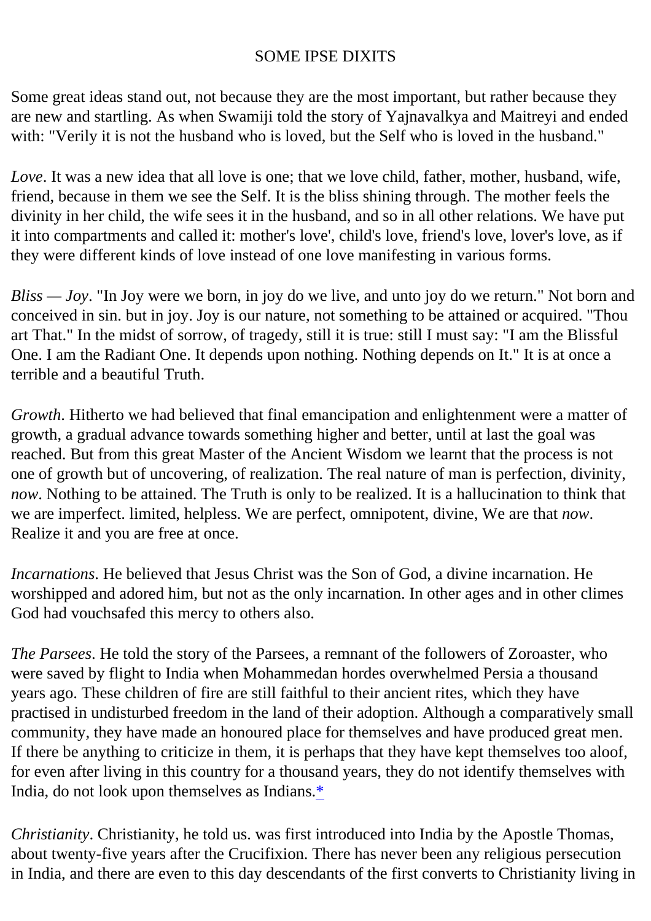## SOME IPSE DIXITS

Some great ideas stand out, not because they are the most important, but rather because they are new and startling. As when Swamiji told the story of Yajnavalkya and Maitreyi and ended with: "Verily it is not the husband who is loved, but the Self who is loved in the husband."

*Love*. It was a new idea that all love is one; that we love child, father, mother, husband, wife, friend, because in them we see the Self. It is the bliss shining through. The mother feels the divinity in her child, the wife sees it in the husband, and so in all other relations. We have put it into compartments and called it: mother's love', child's love, friend's love, lover's love, as if they were different kinds of love instead of one love manifesting in various forms.

*Bliss — Joy*. "In Joy were we born, in joy do we live, and unto joy do we return." Not born and conceived in sin. but in joy. Joy is our nature, not something to be attained or acquired. "Thou art That." In the midst of sorrow, of tragedy, still it is true: still I must say: "I am the Blissful One. I am the Radiant One. It depends upon nothing. Nothing depends on It." It is at once a terrible and a beautiful Truth.

*Growth*. Hitherto we had believed that final emancipation and enlightenment were a matter of growth, a gradual advance towards something higher and better, until at last the goal was reached. But from this great Master of the Ancient Wisdom we learnt that the process is not one of growth but of uncovering, of realization. The real nature of man is perfection, divinity, *now*. Nothing to be attained. The Truth is only to be realized. It is a hallucination to think that we are imperfect. limited, helpless. We are perfect, omnipotent, divine, We are that *now*. Realize it and you are free at once.

*Incarnations*. He believed that Jesus Christ was the Son of God, a divine incarnation. He worshipped and adored him, but not as the only incarnation. In other ages and in other climes God had vouchsafed this mercy to others also.

*The Parsees*. He told the story of the Parsees, a remnant of the followers of Zoroaster, who were saved by flight to India when Mohammedan hordes overwhelmed Persia a thousand years ago. These children of fire are still faithful to their ancient rites, which they have practised in undisturbed freedom in the land of their adoption. Although a comparatively small community, they have made an honoured place for themselves and have produced great men. If there be anything to criticize in them, it is perhaps that they have kept themselves too aloof, for even after living in this country for a thousand years, they do not identify themselves with India, do not look upon themselves as Indians.*

*Christianity*. Christianity, he told us. was first introduced into India by the Apostle Thomas, about twenty-five years after the Crucifixion. There has never been any religious persecution in India, and there are even to this day descendants of the first converts to Christianity living in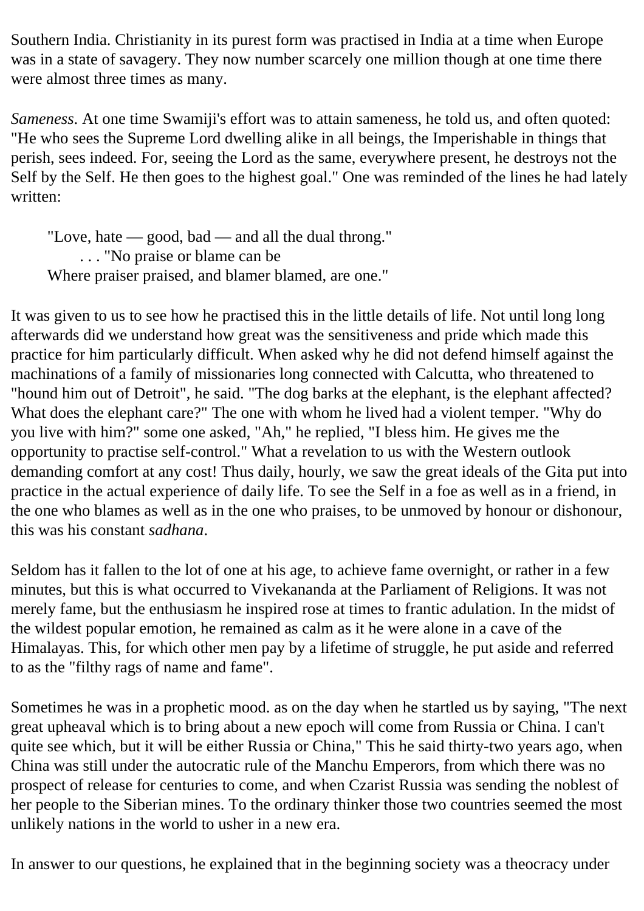Southern India. Christianity in its purest form was practised in India at a time when Europe was in a state of savagery. They now number scarcely one million though at one time there were almost three times as many.

*Sameness*. At one time Swamiji's effort was to attain sameness, he told us, and often quoted: "He who sees the Supreme Lord dwelling alike in all beings, the Imperishable in things that perish, sees indeed. For, seeing the Lord as the same, everywhere present, he destroys not the Self by the Self. He then goes to the highest goal." One was reminded of the lines he had lately written:

> "Love, hate — good, bad — and all the dual throng."
> . . . "No praise or blame can be
> Where praiser praised, and blamer blamed, are one."

It was given to us to see how he practised this in the little details of life. Not until long long afterwards did we understand how great was the sensitiveness and pride which made this practice for him particularly difficult. When asked why he did not defend himself against the machinations of a family of missionaries long connected with Calcutta, who threatened to "hound him out of Detroit", he said. "The dog barks at the elephant, is the elephant affected? What does the elephant care?" The one with whom he lived had a violent temper. "Why do you live with him?" some one asked, "Ah," he replied, "I bless him. He gives me the opportunity to practise self-control." What a revelation to us with the Western outlook demanding comfort at any cost! Thus daily, hourly, we saw the great ideals of the Gita put into practice in the actual experience of daily life. To see the Self in a foe as well as in a friend, in the one who blames as well as in the one who praises, to be unmoved by honour or dishonour, this was his constant *sadhana*.

Seldom has it fallen to the lot of one at his age, to achieve fame overnight, or rather in a few minutes, but this is what occurred to Vivekananda at the Parliament of Religions. It was not merely fame, but the enthusiasm he inspired rose at times to frantic adulation. In the midst of the wildest popular emotion, he remained as calm as it he were alone in a cave of the Himalayas. This, for which other men pay by a lifetime of struggle, he put aside and referred to as the "filthy rags of name and fame".

Sometimes he was in a prophetic mood. as on the day when he startled us by saying, "The next great upheaval which is to bring about a new epoch will come from Russia or China. I can't quite see which, but it will be either Russia or China," This he said thirty-two years ago, when China was still under the autocratic rule of the Manchu Emperors, from which there was no prospect of release for centuries to come, and when Czarist Russia was sending the noblest of her people to the Siberian mines. To the ordinary thinker those two countries seemed the most unlikely nations in the world to usher in a new era.

In answer to our questions, he explained that in the beginning society was a theocracy under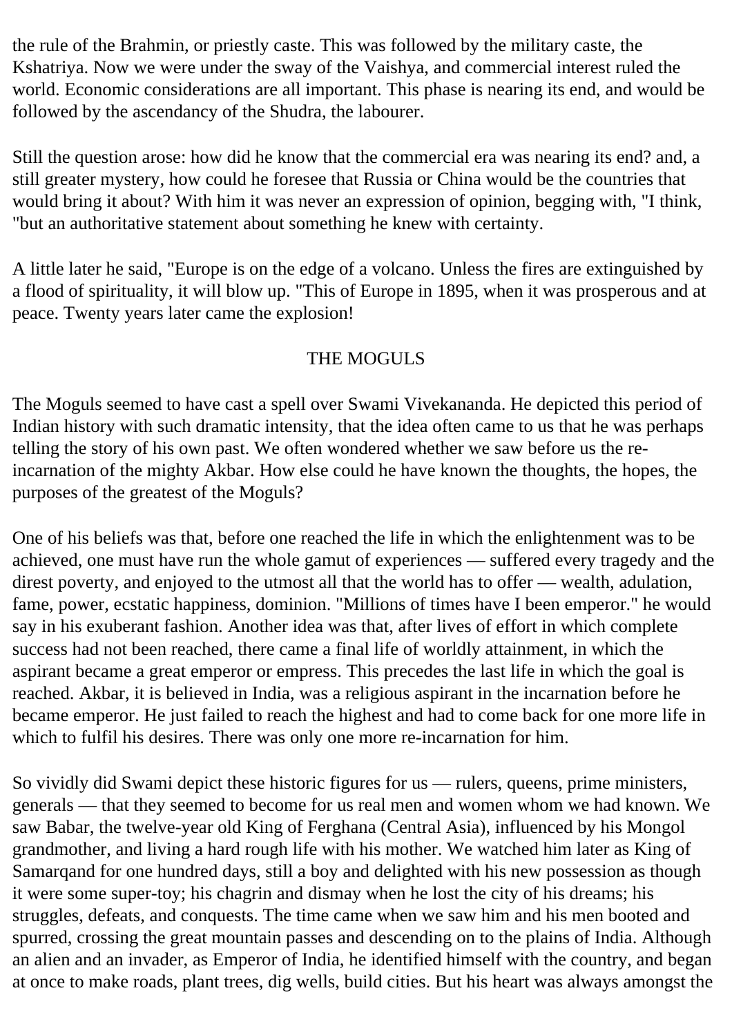the rule of the Brahmin, or priestly caste. This was followed by the military caste, the Kshatriya. Now we were under the sway of the Vaishya, and commercial interest ruled the world. Economic considerations are all important. This phase is nearing its end, and would be followed by the ascendancy of the Shudra, the labourer.

Still the question arose: how did he know that the commercial era was nearing its end? and, a still greater mystery, how could he foresee that Russia or China would be the countries that would bring it about? With him it was never an expression of opinion, begging with, "I think, "but an authoritative statement about something he knew with certainty.

A little later he said, "Europe is on the edge of a volcano. Unless the fires are extinguished by a flood of spirituality, it will blow up. "This of Europe in 1895, when it was prosperous and at peace. Twenty years later came the explosion!

## THE MOGULS

The Moguls seemed to have cast a spell over Swami Vivekananda. He depicted this period of Indian history with such dramatic intensity, that the idea often came to us that he was perhaps telling the story of his own past. We often wondered whether we saw before us the re-incarnation of the mighty Akbar. How else could he have known the thoughts, the hopes, the purposes of the greatest of the Moguls?

One of his beliefs was that, before one reached the life in which the enlightenment was to be achieved, one must have run the whole gamut of experiences — suffered every tragedy and the direst poverty, and enjoyed to the utmost all that the world has to offer — wealth, adulation, fame, power, ecstatic happiness, dominion. "Millions of times have I been emperor." he would say in his exuberant fashion. Another idea was that, after lives of effort in which complete success had not been reached, there came a final life of worldly attainment, in which the aspirant became a great emperor or empress. This precedes the last life in which the goal is reached. Akbar, it is believed in India, was a religious aspirant in the incarnation before he became emperor. He just failed to reach the highest and had to come back for one more life in which to fulfil his desires. There was only one more re-incarnation for him.

So vividly did Swami depict these historic figures for us — rulers, queens, prime ministers, generals — that they seemed to become for us real men and women whom we had known. We saw Babar, the twelve-year old King of Ferghana (Central Asia), influenced by his Mongol grandmother, and living a hard rough life with his mother. We watched him later as King of Samarqand for one hundred days, still a boy and delighted with his new possession as though it were some super-toy; his chagrin and dismay when he lost the city of his dreams; his struggles, defeats, and conquests. The time came when we saw him and his men booted and spurred, crossing the great mountain passes and descending on to the plains of India. Although an alien and an invader, as Emperor of India, he identified himself with the country, and began at once to make roads, plant trees, dig wells, build cities. But his heart was always amongst the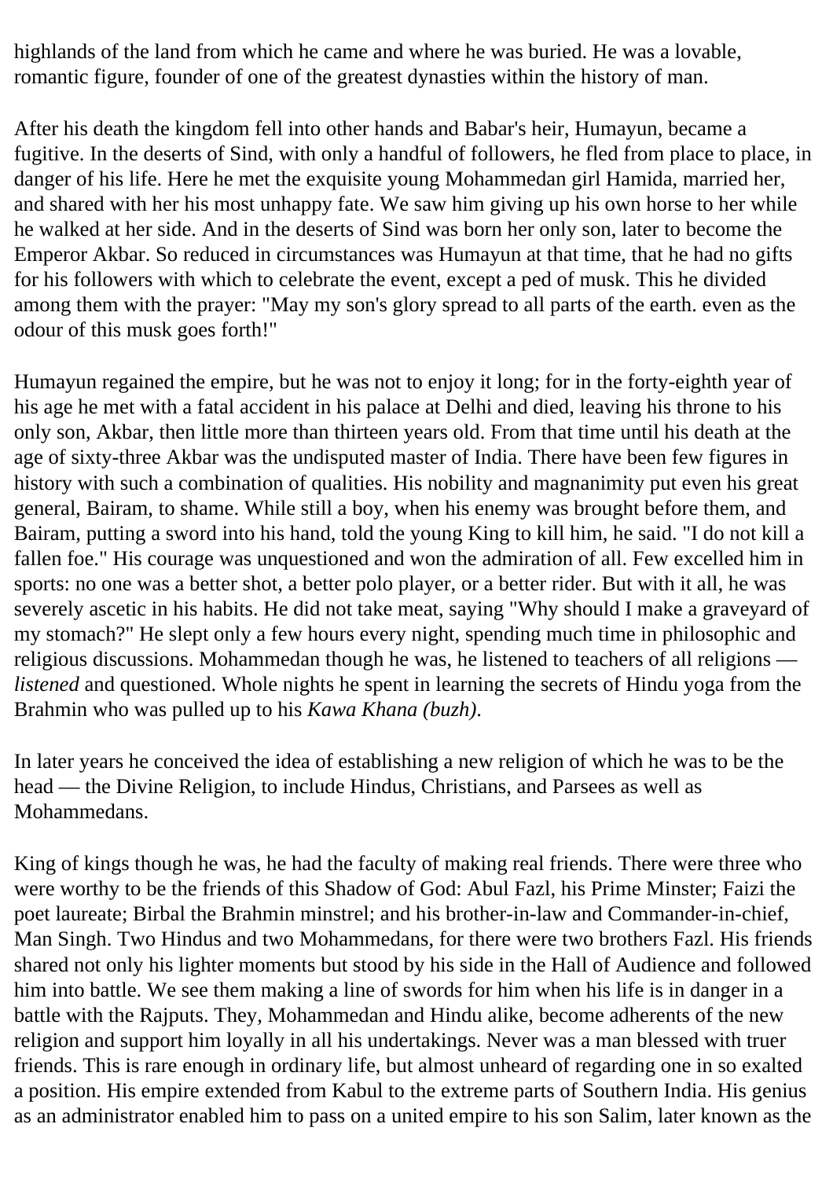highlands of the land from which he came and where he was buried. He was a lovable, romantic figure, founder of one of the greatest dynasties within the history of man.

After his death the kingdom fell into other hands and Babar's heir, Humayun, became a fugitive. In the deserts of Sind, with only a handful of followers, he fled from place to place, in danger of his life. Here he met the exquisite young Mohammedan girl Hamida, married her, and shared with her his most unhappy fate. We saw him giving up his own horse to her while he walked at her side. And in the deserts of Sind was born her only son, later to become the Emperor Akbar. So reduced in circumstances was Humayun at that time, that he had no gifts for his followers with which to celebrate the event, except a ped of musk. This he divided among them with the prayer: "May my son's glory spread to all parts of the earth. even as the odour of this musk goes forth!"

Humayun regained the empire, but he was not to enjoy it long; for in the forty-eighth year of his age he met with a fatal accident in his palace at Delhi and died, leaving his throne to his only son, Akbar, then little more than thirteen years old. From that time until his death at the age of sixty-three Akbar was the undisputed master of India. There have been few figures in history with such a combination of qualities. His nobility and magnanimity put even his great general, Bairam, to shame. While still a boy, when his enemy was brought before them, and Bairam, putting a sword into his hand, told the young King to kill him, he said. "I do not kill a fallen foe." His courage was unquestioned and won the admiration of all. Few excelled him in sports: no one was a better shot, a better polo player, or a better rider. But with it all, he was severely ascetic in his habits. He did not take meat, saying "Why should I make a graveyard of my stomach?" He slept only a few hours every night, spending much time in philosophic and religious discussions. Mohammedan though he was, he listened to teachers of all religions — *listened* and questioned. Whole nights he spent in learning the secrets of Hindu yoga from the Brahmin who was pulled up to his *Kawa Khana (buzh)*.

In later years he conceived the idea of establishing a new religion of which he was to be the head — the Divine Religion, to include Hindus, Christians, and Parsees as well as Mohammedans.

King of kings though he was, he had the faculty of making real friends. There were three who were worthy to be the friends of this Shadow of God: Abul Fazl, his Prime Minster; Faizi the poet laureate; Birbal the Brahmin minstrel; and his brother-in-law and Commander-in-chief, Man Singh. Two Hindus and two Mohammedans, for there were two brothers Fazl. His friends shared not only his lighter moments but stood by his side in the Hall of Audience and followed him into battle. We see them making a line of swords for him when his life is in danger in a battle with the Rajputs. They, Mohammedan and Hindu alike, become adherents of the new religion and support him loyally in all his undertakings. Never was a man blessed with truer friends. This is rare enough in ordinary life, but almost unheard of regarding one in so exalted a position. His empire extended from Kabul to the extreme parts of Southern India. His genius as an administrator enabled him to pass on a united empire to his son Salim, later known as the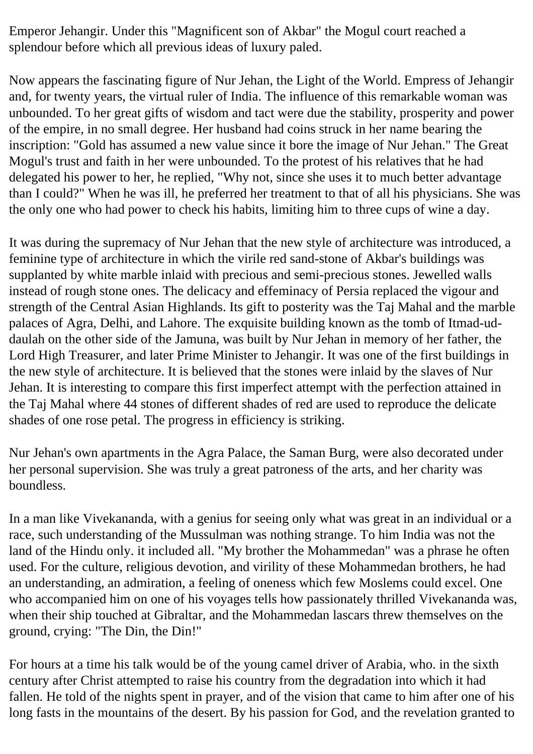Emperor Jehangir. Under this "Magnificent son of Akbar" the Mogul court reached a splendour before which all previous ideas of luxury paled.

Now appears the fascinating figure of Nur Jehan, the Light of the World. Empress of Jehangir and, for twenty years, the virtual ruler of India. The influence of this remarkable woman was unbounded. To her great gifts of wisdom and tact were due the stability, prosperity and power of the empire, in no small degree. Her husband had coins struck in her name bearing the inscription: "Gold has assumed a new value since it bore the image of Nur Jehan." The Great Mogul's trust and faith in her were unbounded. To the protest of his relatives that he had delegated his power to her, he replied, "Why not, since she uses it to much better advantage than I could?" When he was ill, he preferred her treatment to that of all his physicians. She was the only one who had power to check his habits, limiting him to three cups of wine a day.

It was during the supremacy of Nur Jehan that the new style of architecture was introduced, a feminine type of architecture in which the virile red sand-stone of Akbar's buildings was supplanted by white marble inlaid with precious and semi-precious stones. Jewelled walls instead of rough stone ones. The delicacy and effeminacy of Persia replaced the vigour and strength of the Central Asian Highlands. Its gift to posterity was the Taj Mahal and the marble palaces of Agra, Delhi, and Lahore. The exquisite building known as the tomb of Itmad-ud-daulah on the other side of the Jamuna, was built by Nur Jehan in memory of her father, the Lord High Treasurer, and later Prime Minister to Jehangir. It was one of the first buildings in the new style of architecture. It is believed that the stones were inlaid by the slaves of Nur Jehan. It is interesting to compare this first imperfect attempt with the perfection attained in the Taj Mahal where 44 stones of different shades of red are used to reproduce the delicate shades of one rose petal. The progress in efficiency is striking.

Nur Jehan's own apartments in the Agra Palace, the Saman Burg, were also decorated under her personal supervision. She was truly a great patroness of the arts, and her charity was boundless.

In a man like Vivekananda, with a genius for seeing only what was great in an individual or a race, such understanding of the Mussulman was nothing strange. To him India was not the land of the Hindu only. it included all. "My brother the Mohammedan" was a phrase he often used. For the culture, religious devotion, and virility of these Mohammedan brothers, he had an understanding, an admiration, a feeling of oneness which few Moslems could excel. One who accompanied him on one of his voyages tells how passionately thrilled Vivekananda was, when their ship touched at Gibraltar, and the Mohammedan lascars threw themselves on the ground, crying: "The Din, the Din!"

For hours at a time his talk would be of the young camel driver of Arabia, who. in the sixth century after Christ attempted to raise his country from the degradation into which it had fallen. He told of the nights spent in prayer, and of the vision that came to him after one of his long fasts in the mountains of the desert. By his passion for God, and the revelation granted to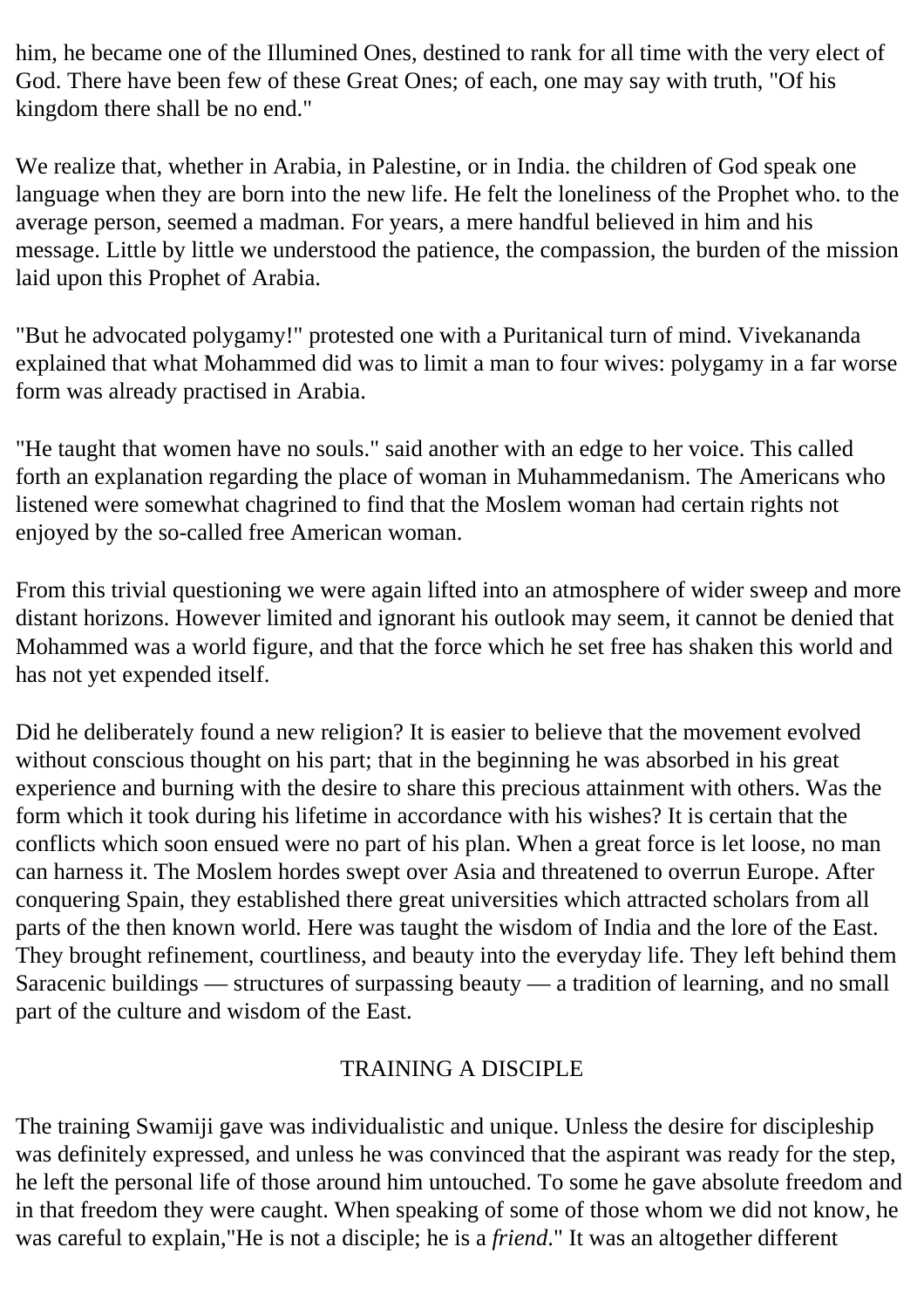him, he became one of the Illumined Ones, destined to rank for all time with the very elect of God. There have been few of these Great Ones; of each, one may say with truth, "Of his kingdom there shall be no end."

We realize that, whether in Arabia, in Palestine, or in India. the children of God speak one language when they are born into the new life. He felt the loneliness of the Prophet who. to the average person, seemed a madman. For years, a mere handful believed in him and his message. Little by little we understood the patience, the compassion, the burden of the mission laid upon this Prophet of Arabia.

"But he advocated polygamy!" protested one with a Puritanical turn of mind. Vivekananda explained that what Mohammed did was to limit a man to four wives: polygamy in a far worse form was already practised in Arabia.

"He taught that women have no souls." said another with an edge to her voice. This called forth an explanation regarding the place of woman in Muhammedanism. The Americans who listened were somewhat chagrined to find that the Moslem woman had certain rights not enjoyed by the so-called free American woman.

From this trivial questioning we were again lifted into an atmosphere of wider sweep and more distant horizons. However limited and ignorant his outlook may seem, it cannot be denied that Mohammed was a world figure, and that the force which he set free has shaken this world and has not yet expended itself.

Did he deliberately found a new religion? It is easier to believe that the movement evolved without conscious thought on his part; that in the beginning he was absorbed in his great experience and burning with the desire to share this precious attainment with others. Was the form which it took during his lifetime in accordance with his wishes? It is certain that the conflicts which soon ensued were no part of his plan. When a great force is let loose, no man can harness it. The Moslem hordes swept over Asia and threatened to overrun Europe. After conquering Spain, they established there great universities which attracted scholars from all parts of the then known world. Here was taught the wisdom of India and the lore of the East. They brought refinement, courtliness, and beauty into the everyday life. They left behind them Saracenic buildings — structures of surpassing beauty — a tradition of learning, and no small part of the culture and wisdom of the East.

## TRAINING A DISCIPLE

The training Swamiji gave was individualistic and unique. Unless the desire for discipleship was definitely expressed, and unless he was convinced that the aspirant was ready for the step, he left the personal life of those around him untouched. To some he gave absolute freedom and in that freedom they were caught. When speaking of some of those whom we did not know, he was careful to explain,"He is not a disciple; he is a *friend*." It was an altogether different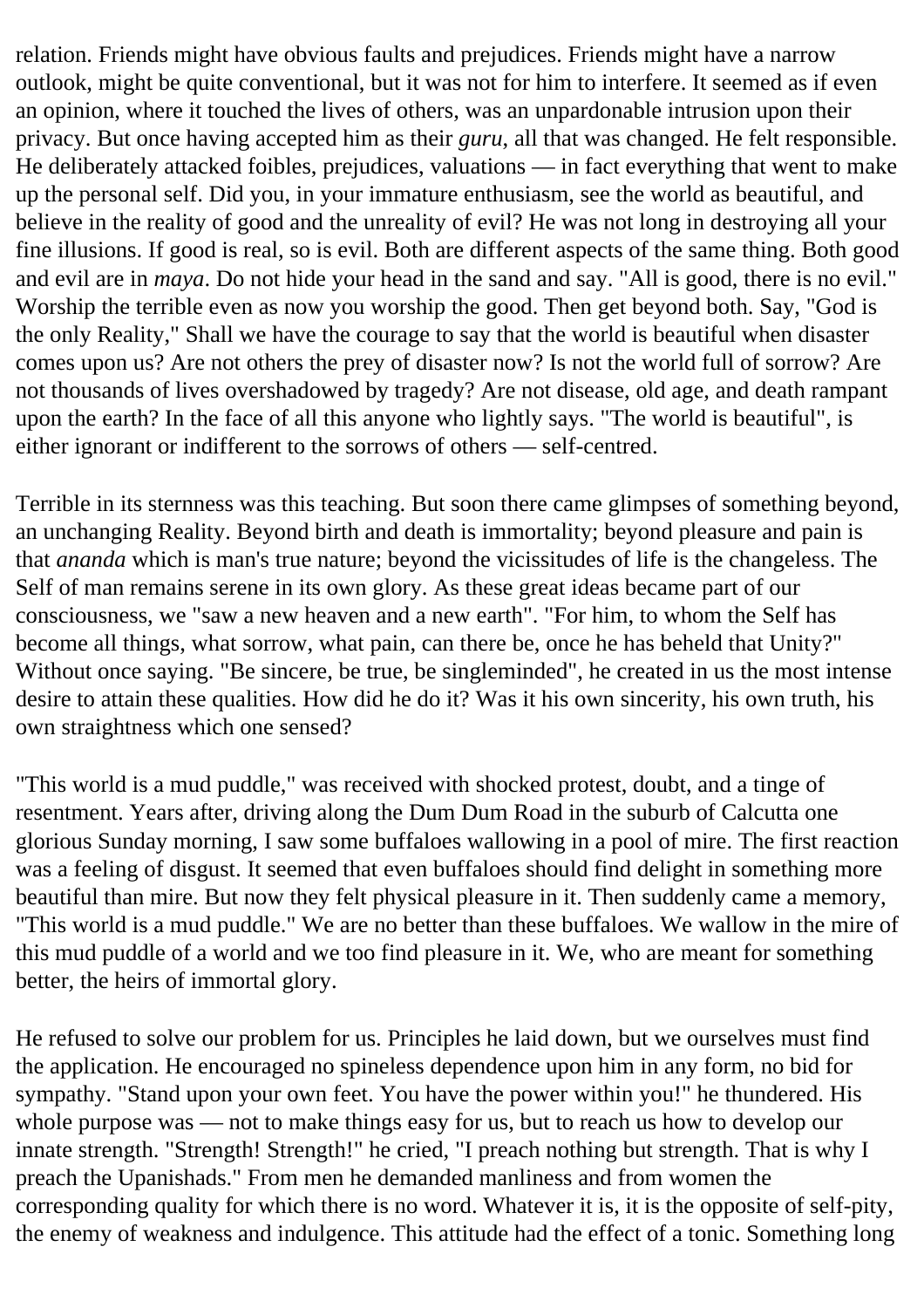relation. Friends might have obvious faults and prejudices. Friends might have a narrow outlook, might be quite conventional, but it was not for him to interfere. It seemed as if even an opinion, where it touched the lives of others, was an unpardonable intrusion upon their privacy. But once having accepted him as their *guru*, all that was changed. He felt responsible. He deliberately attacked foibles, prejudices, valuations — in fact everything that went to make up the personal self. Did you, in your immature enthusiasm, see the world as beautiful, and believe in the reality of good and the unreality of evil? He was not long in destroying all your fine illusions. If good is real, so is evil. Both are different aspects of the same thing. Both good and evil are in *maya*. Do not hide your head in the sand and say. "All is good, there is no evil." Worship the terrible even as now you worship the good. Then get beyond both. Say, "God is the only Reality," Shall we have the courage to say that the world is beautiful when disaster comes upon us? Are not others the prey of disaster now? Is not the world full of sorrow? Are not thousands of lives overshadowed by tragedy? Are not disease, old age, and death rampant upon the earth? In the face of all this anyone who lightly says. "The world is beautiful", is either ignorant or indifferent to the sorrows of others — self-centred.

Terrible in its sternness was this teaching. But soon there came glimpses of something beyond, an unchanging Reality. Beyond birth and death is immortality; beyond pleasure and pain is that *ananda* which is man's true nature; beyond the vicissitudes of life is the changeless. The Self of man remains serene in its own glory. As these great ideas became part of our consciousness, we "saw a new heaven and a new earth". "For him, to whom the Self has become all things, what sorrow, what pain, can there be, once he has beheld that Unity?" Without once saying. "Be sincere, be true, be singleminded", he created in us the most intense desire to attain these qualities. How did he do it? Was it his own sincerity, his own truth, his own straightness which one sensed?

"This world is a mud puddle," was received with shocked protest, doubt, and a tinge of resentment. Years after, driving along the Dum Dum Road in the suburb of Calcutta one glorious Sunday morning, I saw some buffaloes wallowing in a pool of mire. The first reaction was a feeling of disgust. It seemed that even buffaloes should find delight in something more beautiful than mire. But now they felt physical pleasure in it. Then suddenly came a memory, "This world is a mud puddle." We are no better than these buffaloes. We wallow in the mire of this mud puddle of a world and we too find pleasure in it. We, who are meant for something better, the heirs of immortal glory.

He refused to solve our problem for us. Principles he laid down, but we ourselves must find the application. He encouraged no spineless dependence upon him in any form, no bid for sympathy. "Stand upon your own feet. You have the power within you!" he thundered. His whole purpose was — not to make things easy for us, but to reach us how to develop our innate strength. "Strength! Strength!" he cried, "I preach nothing but strength. That is why I preach the Upanishads." From men he demanded manliness and from women the corresponding quality for which there is no word. Whatever it is, it is the opposite of self-pity, the enemy of weakness and indulgence. This attitude had the effect of a tonic. Something long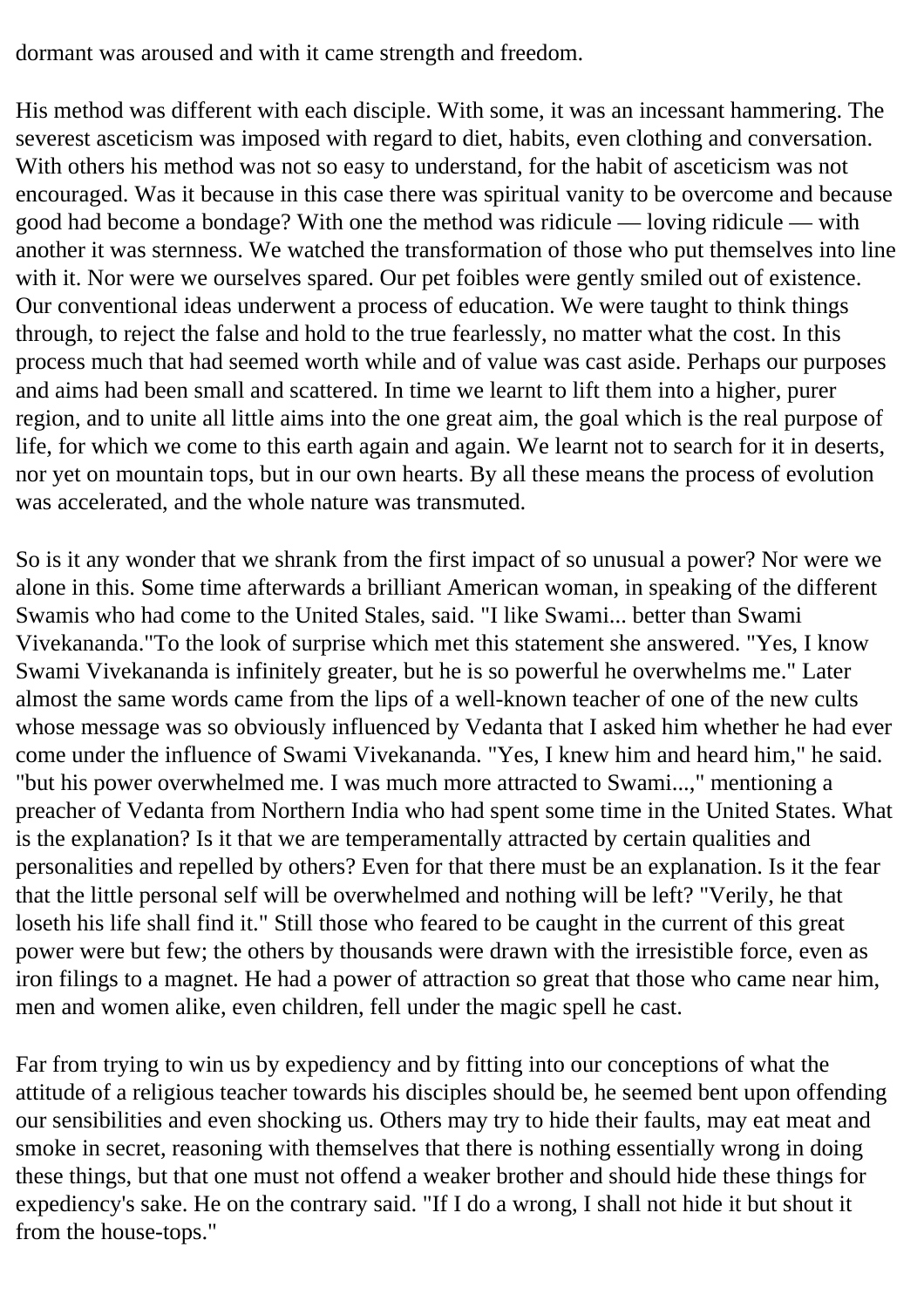dormant was aroused and with it came strength and freedom.

His method was different with each disciple. With some, it was an incessant hammering. The severest asceticism was imposed with regard to diet, habits, even clothing and conversation. With others his method was not so easy to understand, for the habit of asceticism was not encouraged. Was it because in this case there was spiritual vanity to be overcome and because good had become a bondage? With one the method was ridicule — loving ridicule — with another it was sternness. We watched the transformation of those who put themselves into line with it. Nor were we ourselves spared. Our pet foibles were gently smiled out of existence. Our conventional ideas underwent a process of education. We were taught to think things through, to reject the false and hold to the true fearlessly, no matter what the cost. In this process much that had seemed worth while and of value was cast aside. Perhaps our purposes and aims had been small and scattered. In time we learnt to lift them into a higher, purer region, and to unite all little aims into the one great aim, the goal which is the real purpose of life, for which we come to this earth again and again. We learnt not to search for it in deserts, nor yet on mountain tops, but in our own hearts. By all these means the process of evolution was accelerated, and the whole nature was transmuted.

So is it any wonder that we shrank from the first impact of so unusual a power? Nor were we alone in this. Some time afterwards a brilliant American woman, in speaking of the different Swamis who had come to the United Stales, said. "I like Swami... better than Swami Vivekananda."To the look of surprise which met this statement she answered. "Yes, I know Swami Vivekananda is infinitely greater, but he is so powerful he overwhelms me." Later almost the same words came from the lips of a well-known teacher of one of the new cults whose message was so obviously influenced by Vedanta that I asked him whether he had ever come under the influence of Swami Vivekananda. "Yes, I knew him and heard him," he said. "but his power overwhelmed me. I was much more attracted to Swami...," mentioning a preacher of Vedanta from Northern India who had spent some time in the United States. What is the explanation? Is it that we are temperamentally attracted by certain qualities and personalities and repelled by others? Even for that there must be an explanation. Is it the fear that the little personal self will be overwhelmed and nothing will be left? "Verily, he that loseth his life shall find it." Still those who feared to be caught in the current of this great power were but few; the others by thousands were drawn with the irresistible force, even as iron filings to a magnet. He had a power of attraction so great that those who came near him, men and women alike, even children, fell under the magic spell he cast.

Far from trying to win us by expediency and by fitting into our conceptions of what the attitude of a religious teacher towards his disciples should be, he seemed bent upon offending our sensibilities and even shocking us. Others may try to hide their faults, may eat meat and smoke in secret, reasoning with themselves that there is nothing essentially wrong in doing these things, but that one must not offend a weaker brother and should hide these things for expediency's sake. He on the contrary said. "If I do a wrong, I shall not hide it but shout it from the house-tops."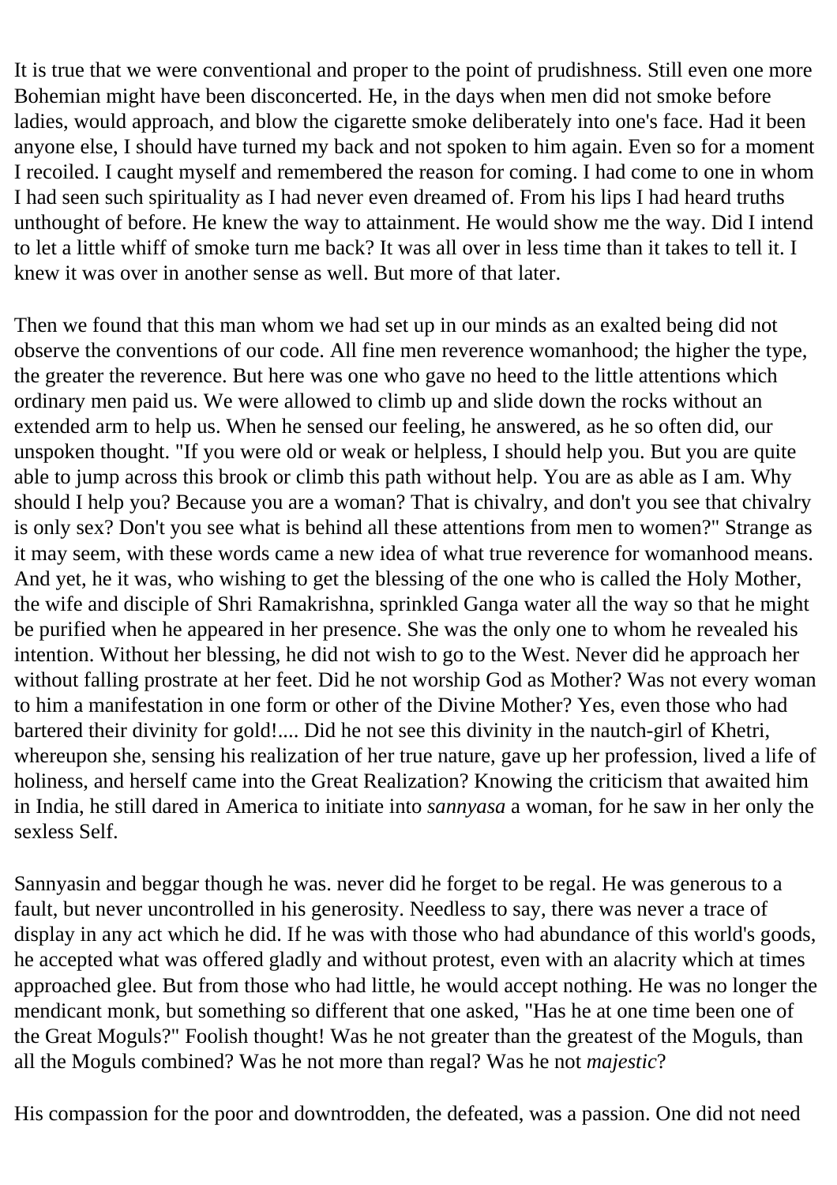It is true that we were conventional and proper to the point of prudishness. Still even one more Bohemian might have been disconcerted. He, in the days when men did not smoke before ladies, would approach, and blow the cigarette smoke deliberately into one's face. Had it been anyone else, I should have turned my back and not spoken to him again. Even so for a moment I recoiled. I caught myself and remembered the reason for coming. I had come to one in whom I had seen such spirituality as I had never even dreamed of. From his lips I had heard truths unthought of before. He knew the way to attainment. He would show me the way. Did I intend to let a little whiff of smoke turn me back? It was all over in less time than it takes to tell it. I knew it was over in another sense as well. But more of that later.

Then we found that this man whom we had set up in our minds as an exalted being did not observe the conventions of our code. All fine men reverence womanhood; the higher the type, the greater the reverence. But here was one who gave no heed to the little attentions which ordinary men paid us. We were allowed to climb up and slide down the rocks without an extended arm to help us. When he sensed our feeling, he answered, as he so often did, our unspoken thought. "If you were old or weak or helpless, I should help you. But you are quite able to jump across this brook or climb this path without help. You are as able as I am. Why should I help you? Because you are a woman? That is chivalry, and don't you see that chivalry is only sex? Don't you see what is behind all these attentions from men to women?" Strange as it may seem, with these words came a new idea of what true reverence for womanhood means. And yet, he it was, who wishing to get the blessing of the one who is called the Holy Mother, the wife and disciple of Shri Ramakrishna, sprinkled Ganga water all the way so that he might be purified when he appeared in her presence. She was the only one to whom he revealed his intention. Without her blessing, he did not wish to go to the West. Never did he approach her without falling prostrate at her feet. Did he not worship God as Mother? Was not every woman to him a manifestation in one form or other of the Divine Mother? Yes, even those who had bartered their divinity for gold!.... Did he not see this divinity in the nautch-girl of Khetri, whereupon she, sensing his realization of her true nature, gave up her profession, lived a life of holiness, and herself came into the Great Realization? Knowing the criticism that awaited him in India, he still dared in America to initiate into *sannyasa* a woman, for he saw in her only the sexless Self.

Sannyasin and beggar though he was. never did he forget to be regal. He was generous to a fault, but never uncontrolled in his generosity. Needless to say, there was never a trace of display in any act which he did. If he was with those who had abundance of this world's goods, he accepted what was offered gladly and without protest, even with an alacrity which at times approached glee. But from those who had little, he would accept nothing. He was no longer the mendicant monk, but something so different that one asked, "Has he at one time been one of the Great Moguls?" Foolish thought! Was he not greater than the greatest of the Moguls, than all the Moguls combined? Was he not more than regal? Was he not *majestic*?

His compassion for the poor and downtrodden, the defeated, was a passion. One did not need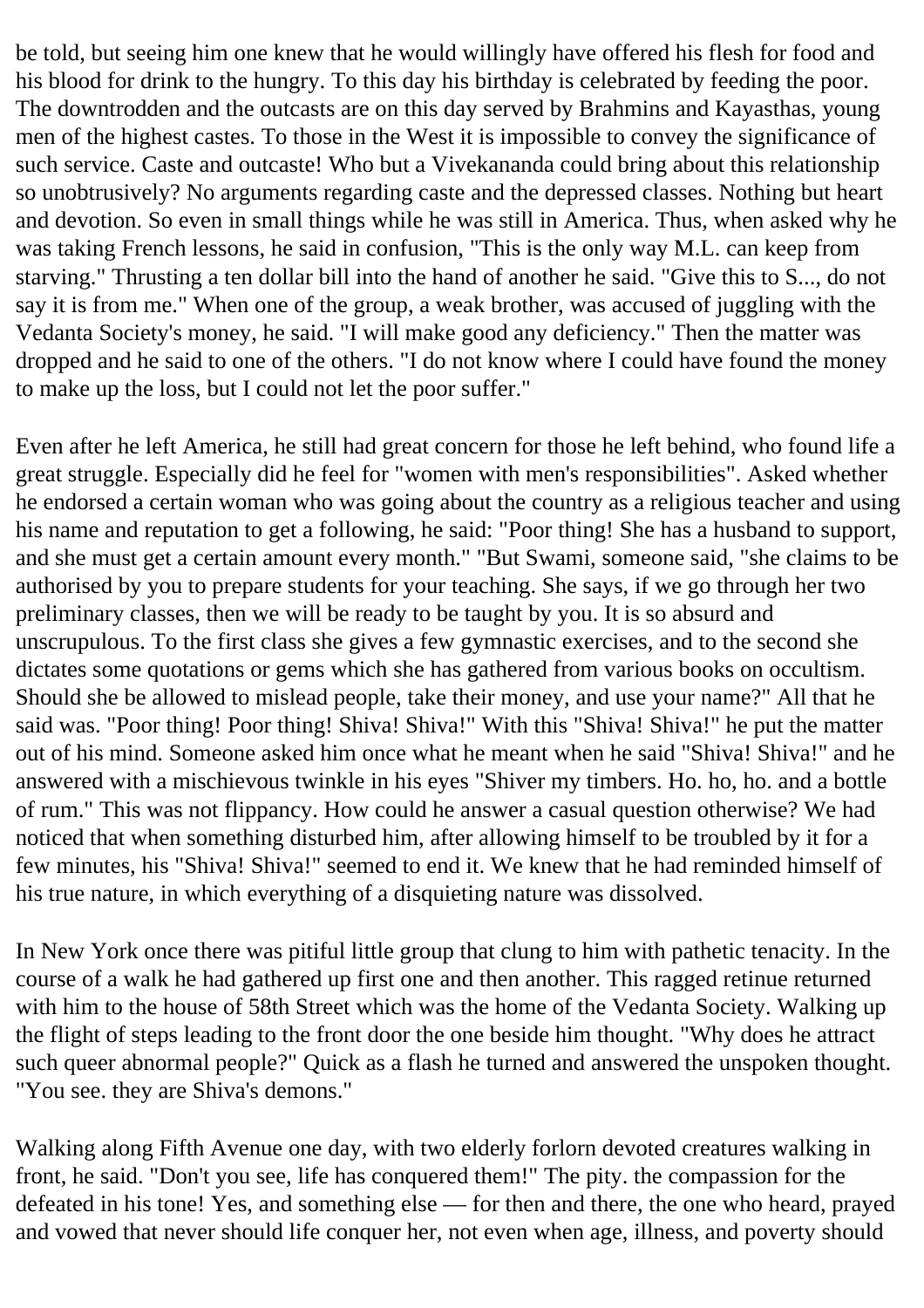be told, but seeing him one knew that he would willingly have offered his flesh for food and his blood for drink to the hungry. To this day his birthday is celebrated by feeding the poor. The downtrodden and the outcasts are on this day served by Brahmins and Kayasthas, young men of the highest castes. To those in the West it is impossible to convey the significance of such service. Caste and outcaste! Who but a Vivekananda could bring about this relationship so unobtrusively? No arguments regarding caste and the depressed classes. Nothing but heart and devotion. So even in small things while he was still in America. Thus, when asked why he was taking French lessons, he said in confusion, "This is the only way M.L. can keep from starving." Thrusting a ten dollar bill into the hand of another he said. "Give this to S..., do not say it is from me." When one of the group, a weak brother, was accused of juggling with the Vedanta Society's money, he said. "I will make good any deficiency." Then the matter was dropped and he said to one of the others. "I do not know where I could have found the money to make up the loss, but I could not let the poor suffer."

Even after he left America, he still had great concern for those he left behind, who found life a great struggle. Especially did he feel for "women with men's responsibilities". Asked whether he endorsed a certain woman who was going about the country as a religious teacher and using his name and reputation to get a following, he said: "Poor thing! She has a husband to support, and she must get a certain amount every month." "But Swami, someone said, "she claims to be authorised by you to prepare students for your teaching. She says, if we go through her two preliminary classes, then we will be ready to be taught by you. It is so absurd and unscrupulous. To the first class she gives a few gymnastic exercises, and to the second she dictates some quotations or gems which she has gathered from various books on occultism. Should she be allowed to mislead people, take their money, and use your name?" All that he said was. "Poor thing! Poor thing! Shiva! Shiva!" With this "Shiva! Shiva!" he put the matter out of his mind. Someone asked him once what he meant when he said "Shiva! Shiva!" and he answered with a mischievous twinkle in his eyes "Shiver my timbers. Ho. ho, ho. and a bottle of rum." This was not flippancy. How could he answer a casual question otherwise? We had noticed that when something disturbed him, after allowing himself to be troubled by it for a few minutes, his "Shiva! Shiva!" seemed to end it. We knew that he had reminded himself of his true nature, in which everything of a disquieting nature was dissolved.

In New York once there was pitiful little group that clung to him with pathetic tenacity. In the course of a walk he had gathered up first one and then another. This ragged retinue returned with him to the house of 58th Street which was the home of the Vedanta Society. Walking up the flight of steps leading to the front door the one beside him thought. "Why does he attract such queer abnormal people?" Quick as a flash he turned and answered the unspoken thought. "You see. they are Shiva's demons."

Walking along Fifth Avenue one day, with two elderly forlorn devoted creatures walking in front, he said. "Don't you see, life has conquered them!" The pity. the compassion for the defeated in his tone! Yes, and something else — for then and there, the one who heard, prayed and vowed that never should life conquer her, not even when age, illness, and poverty should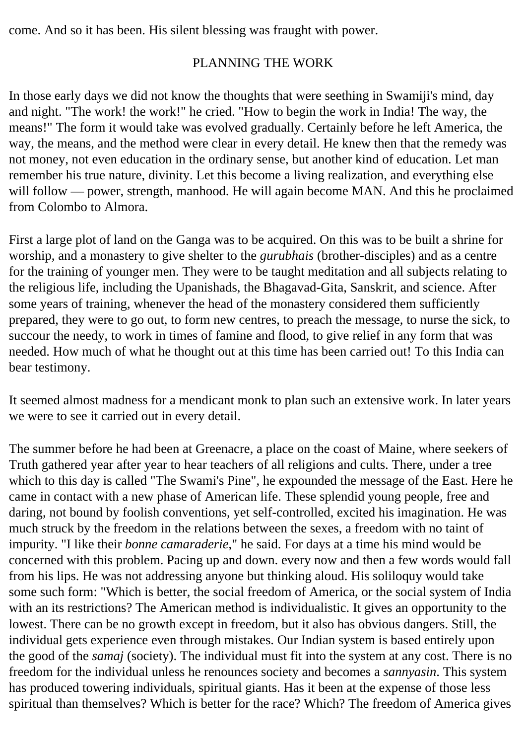come. And so it has been. His silent blessing was fraught with power.

## PLANNING THE WORK

In those early days we did not know the thoughts that were seething in Swamiji's mind, day and night. "The work! the work!" he cried. "How to begin the work in India! The way, the means!" The form it would take was evolved gradually. Certainly before he left America, the way, the means, and the method were clear in every detail. He knew then that the remedy was not money, not even education in the ordinary sense, but another kind of education. Let man remember his true nature, divinity. Let this become a living realization, and everything else will follow — power, strength, manhood. He will again become MAN. And this he proclaimed from Colombo to Almora.

First a large plot of land on the Ganga was to be acquired. On this was to be built a shrine for worship, and a monastery to give shelter to the *gurubhais* (brother-disciples) and as a centre for the training of younger men. They were to be taught meditation and all subjects relating to the religious life, including the Upanishads, the Bhagavad-Gita, Sanskrit, and science. After some years of training, whenever the head of the monastery considered them sufficiently prepared, they were to go out, to form new centres, to preach the message, to nurse the sick, to succour the needy, to work in times of famine and flood, to give relief in any form that was needed. How much of what he thought out at this time has been carried out! To this India can bear testimony.

It seemed almost madness for a mendicant monk to plan such an extensive work. In later years we were to see it carried out in every detail.

The summer before he had been at Greenacre, a place on the coast of Maine, where seekers of Truth gathered year after year to hear teachers of all religions and cults. There, under a tree which to this day is called "The Swami's Pine", he expounded the message of the East. Here he came in contact with a new phase of American life. These splendid young people, free and daring, not bound by foolish conventions, yet self-controlled, excited his imagination. He was much struck by the freedom in the relations between the sexes, a freedom with no taint of impurity. "I like their *bonne camaraderie*," he said. For days at a time his mind would be concerned with this problem. Pacing up and down. every now and then a few words would fall from his lips. He was not addressing anyone but thinking aloud. His soliloquy would take some such form: "Which is better, the social freedom of America, or the social system of India with an its restrictions? The American method is individualistic. It gives an opportunity to the lowest. There can be no growth except in freedom, but it also has obvious dangers. Still, the individual gets experience even through mistakes. Our Indian system is based entirely upon the good of the *samaj* (society). The individual must fit into the system at any cost. There is no freedom for the individual unless he renounces society and becomes a *sannyasin*. This system has produced towering individuals, spiritual giants. Has it been at the expense of those less spiritual than themselves? Which is better for the race? Which? The freedom of America gives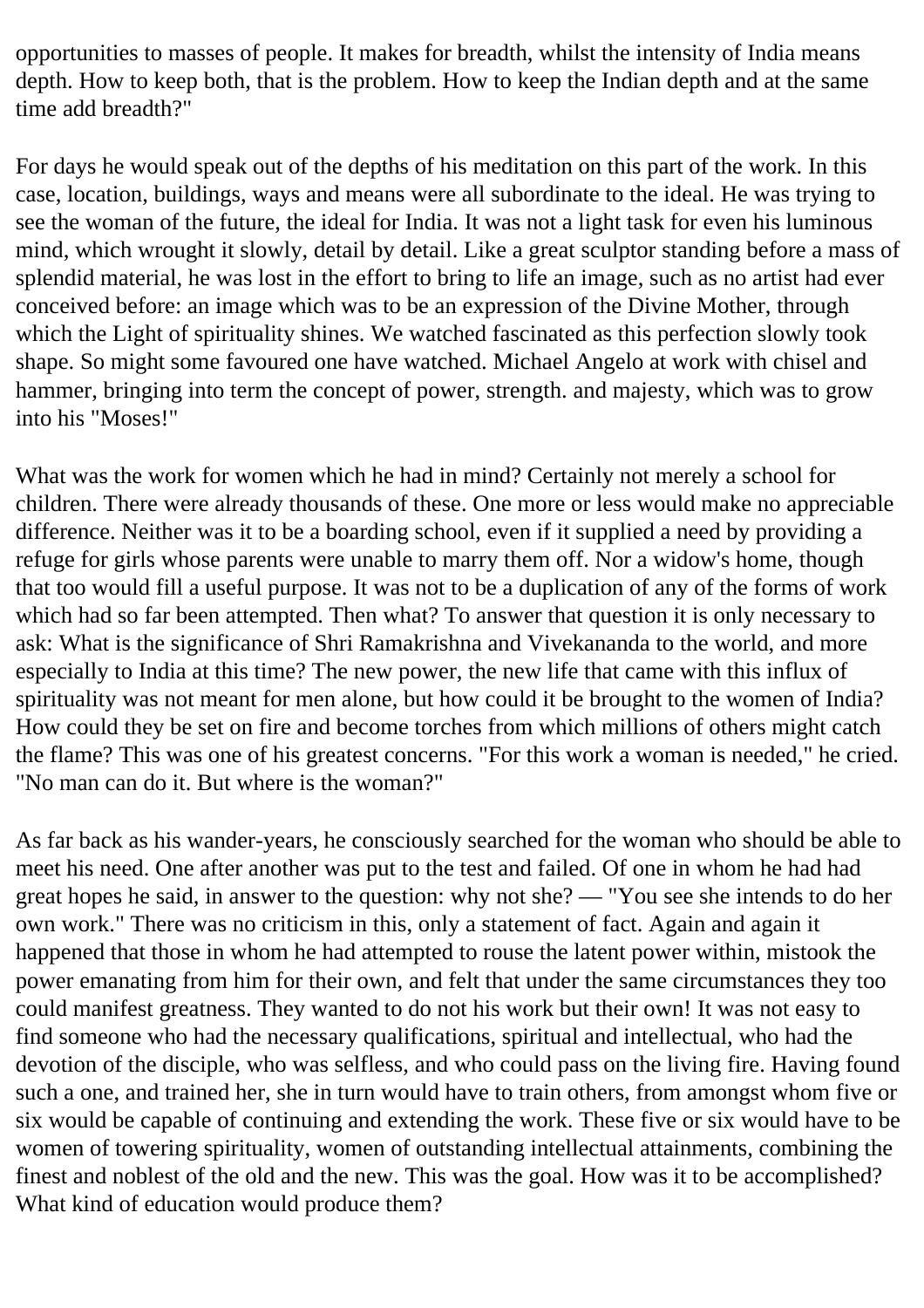opportunities to masses of people. It makes for breadth, whilst the intensity of India means depth. How to keep both, that is the problem. How to keep the Indian depth and at the same time add breadth?"

For days he would speak out of the depths of his meditation on this part of the work. In this case, location, buildings, ways and means were all subordinate to the ideal. He was trying to see the woman of the future, the ideal for India. It was not a light task for even his luminous mind, which wrought it slowly, detail by detail. Like a great sculptor standing before a mass of splendid material, he was lost in the effort to bring to life an image, such as no artist had ever conceived before: an image which was to be an expression of the Divine Mother, through which the Light of spirituality shines. We watched fascinated as this perfection slowly took shape. So might some favoured one have watched. Michael Angelo at work with chisel and hammer, bringing into term the concept of power, strength. and majesty, which was to grow into his "Moses!"

What was the work for women which he had in mind? Certainly not merely a school for children. There were already thousands of these. One more or less would make no appreciable difference. Neither was it to be a boarding school, even if it supplied a need by providing a refuge for girls whose parents were unable to marry them off. Nor a widow's home, though that too would fill a useful purpose. It was not to be a duplication of any of the forms of work which had so far been attempted. Then what? To answer that question it is only necessary to ask: What is the significance of Shri Ramakrishna and Vivekananda to the world, and more especially to India at this time? The new power, the new life that came with this influx of spirituality was not meant for men alone, but how could it be brought to the women of India? How could they be set on fire and become torches from which millions of others might catch the flame? This was one of his greatest concerns. "For this work a woman is needed," he cried. "No man can do it. But where is the woman?"

As far back as his wander-years, he consciously searched for the woman who should be able to meet his need. One after another was put to the test and failed. Of one in whom he had had great hopes he said, in answer to the question: why not she? — "You see she intends to do her own work." There was no criticism in this, only a statement of fact. Again and again it happened that those in whom he had attempted to rouse the latent power within, mistook the power emanating from him for their own, and felt that under the same circumstances they too could manifest greatness. They wanted to do not his work but their own! It was not easy to find someone who had the necessary qualifications, spiritual and intellectual, who had the devotion of the disciple, who was selfless, and who could pass on the living fire. Having found such a one, and trained her, she in turn would have to train others, from amongst whom five or six would be capable of continuing and extending the work. These five or six would have to be women of towering spirituality, women of outstanding intellectual attainments, combining the finest and noblest of the old and the new. This was the goal. How was it to be accomplished? What kind of education would produce them?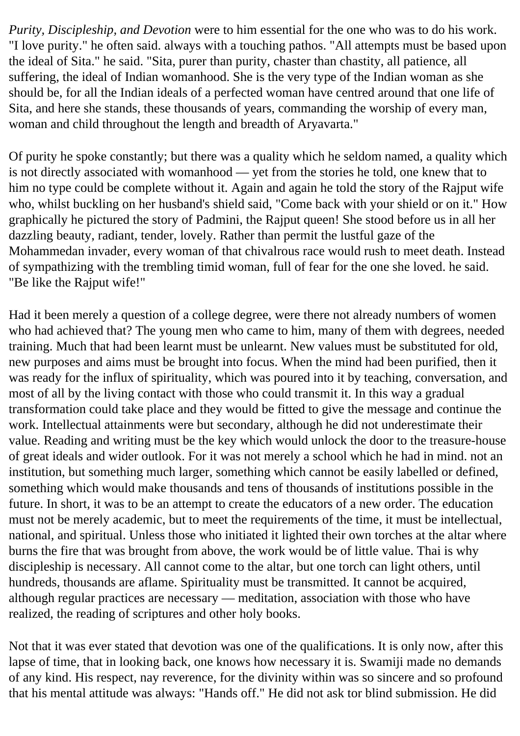*Purity, Discipleship, and Devotion* were to him essential for the one who was to do his work. "I love purity." he often said. always with a touching pathos. "All attempts must be based upon the ideal of Sita." he said. "Sita, purer than purity, chaster than chastity, all patience, all suffering, the ideal of Indian womanhood. She is the very type of the Indian woman as she should be, for all the Indian ideals of a perfected woman have centred around that one life of Sita, and here she stands, these thousands of years, commanding the worship of every man, woman and child throughout the length and breadth of Aryavarta."

Of purity he spoke constantly; but there was a quality which he seldom named, a quality which is not directly associated with womanhood — yet from the stories he told, one knew that to him no type could be complete without it. Again and again he told the story of the Rajput wife who, whilst buckling on her husband's shield said, "Come back with your shield or on it." How graphically he pictured the story of Padmini, the Rajput queen! She stood before us in all her dazzling beauty, radiant, tender, lovely. Rather than permit the lustful gaze of the Mohammedan invader, every woman of that chivalrous race would rush to meet death. Instead of sympathizing with the trembling timid woman, full of fear for the one she loved. he said. "Be like the Rajput wife!"

Had it been merely a question of a college degree, were there not already numbers of women who had achieved that? The young men who came to him, many of them with degrees, needed training. Much that had been learnt must be unlearnt. New values must be substituted for old, new purposes and aims must be brought into focus. When the mind had been purified, then it was ready for the influx of spirituality, which was poured into it by teaching, conversation, and most of all by the living contact with those who could transmit it. In this way a gradual transformation could take place and they would be fitted to give the message and continue the work. Intellectual attainments were but secondary, although he did not underestimate their value. Reading and writing must be the key which would unlock the door to the treasure-house of great ideals and wider outlook. For it was not merely a school which he had in mind. not an institution, but something much larger, something which cannot be easily labelled or defined, something which would make thousands and tens of thousands of institutions possible in the future. In short, it was to be an attempt to create the educators of a new order. The education must not be merely academic, but to meet the requirements of the time, it must be intellectual, national, and spiritual. Unless those who initiated it lighted their own torches at the altar where burns the fire that was brought from above, the work would be of little value. Thai is why discipleship is necessary. All cannot come to the altar, but one torch can light others, until hundreds, thousands are aflame. Spirituality must be transmitted. It cannot be acquired, although regular practices are necessary — meditation, association with those who have realized, the reading of scriptures and other holy books.

Not that it was ever stated that devotion was one of the qualifications. It is only now, after this lapse of time, that in looking back, one knows how necessary it is. Swamiji made no demands of any kind. His respect, nay reverence, for the divinity within was so sincere and so profound that his mental attitude was always: "Hands off." He did not ask tor blind submission. He did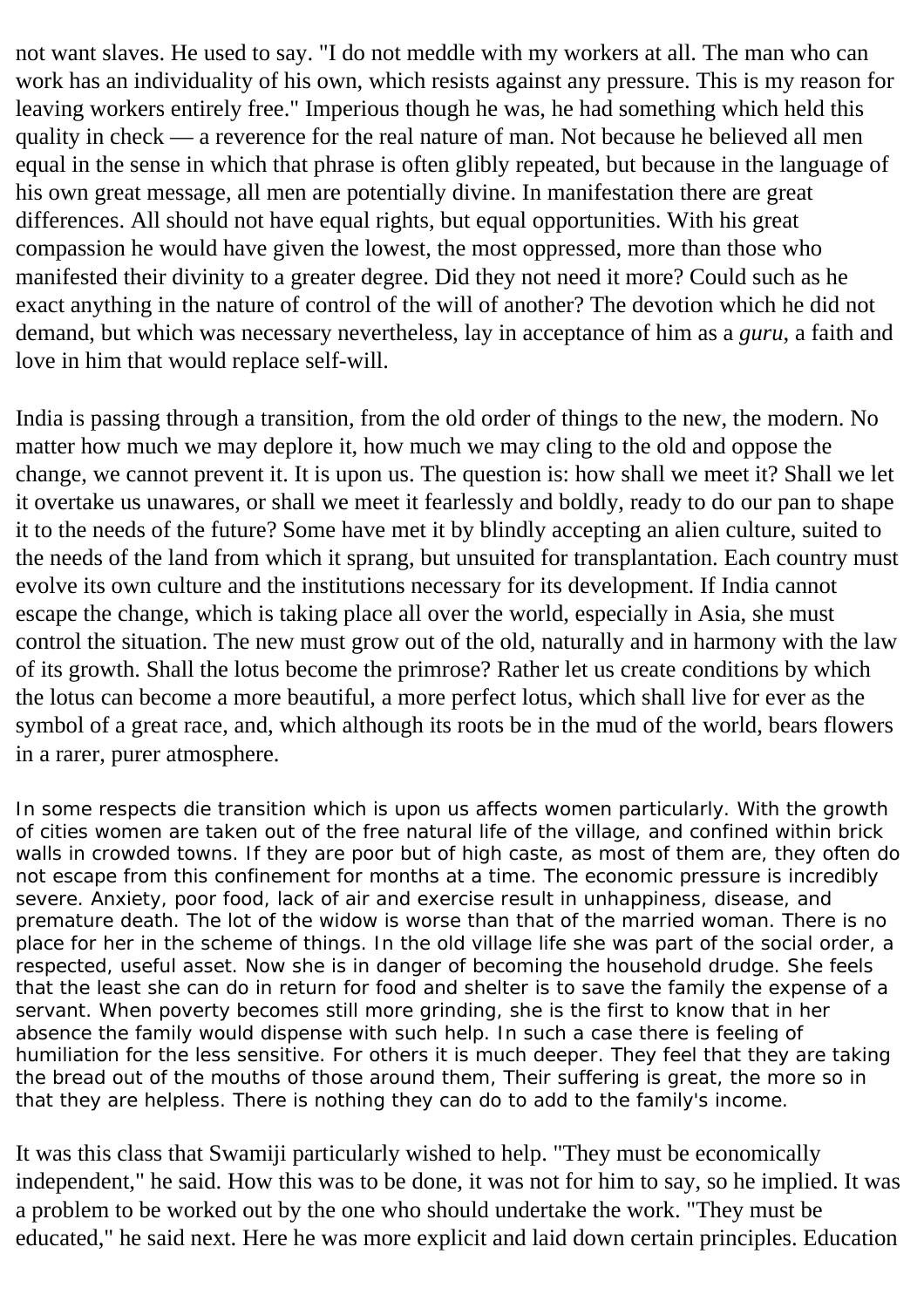not want slaves. He used to say. "I do not meddle with my workers at all. The man who can work has an individuality of his own, which resists against any pressure. This is my reason for leaving workers entirely free." Imperious though he was, he had something which held this quality in check — a reverence for the real nature of man. Not because he believed all men equal in the sense in which that phrase is often glibly repeated, but because in the language of his own great message, all men are potentially divine. In manifestation there are great differences. All should not have equal rights, but equal opportunities. With his great compassion he would have given the lowest, the most oppressed, more than those who manifested their divinity to a greater degree. Did they not need it more? Could such as he exact anything in the nature of control of the will of another? The devotion which he did not demand, but which was necessary nevertheless, lay in acceptance of him as a *guru*, a faith and love in him that would replace self-will.

India is passing through a transition, from the old order of things to the new, the modern. No matter how much we may deplore it, how much we may cling to the old and oppose the change, we cannot prevent it. It is upon us. The question is: how shall we meet it? Shall we let it overtake us unawares, or shall we meet it fearlessly and boldly, ready to do our pan to shape it to the needs of the future? Some have met it by blindly accepting an alien culture, suited to the needs of the land from which it sprang, but unsuited for transplantation. Each country must evolve its own culture and the institutions necessary for its development. If India cannot escape the change, which is taking place all over the world, especially in Asia, she must control the situation. The new must grow out of the old, naturally and in harmony with the law of its growth. Shall the lotus become the primrose? Rather let us create conditions by which the lotus can become a more beautiful, a more perfect lotus, which shall live for ever as the symbol of a great race, and, which although its roots be in the mud of the world, bears flowers in a rarer, purer atmosphere.

In some respects die transition which is upon us affects women particularly. With the growth of cities women are taken out of the free natural life of the village, and confined within brick walls in crowded towns. If they are poor but of high caste, as most of them are, they often do not escape from this confinement for months at a time. The economic pressure is incredibly severe. Anxiety, poor food, lack of air and exercise result in unhappiness, disease, and premature death. The lot of the widow is worse than that of the married woman. There is no place for her in the scheme of things. In the old village life she was part of the social order, a respected, useful asset. Now she is in danger of becoming the household drudge. She feels that the least she can do in return for food and shelter is to save the family the expense of a servant. When poverty becomes still more grinding, she is the first to know that in her absence the family would dispense with such help. In such a case there is feeling of humiliation for the less sensitive. For others it is much deeper. They feel that they are taking the bread out of the mouths of those around them, Their suffering is great, the more so in that they are helpless. There is nothing they can do to add to the family's income.

It was this class that Swamiji particularly wished to help. "They must be economically independent," he said. How this was to be done, it was not for him to say, so he implied. It was a problem to be worked out by the one who should undertake the work. "They must be educated," he said next. Here he was more explicit and laid down certain principles. Education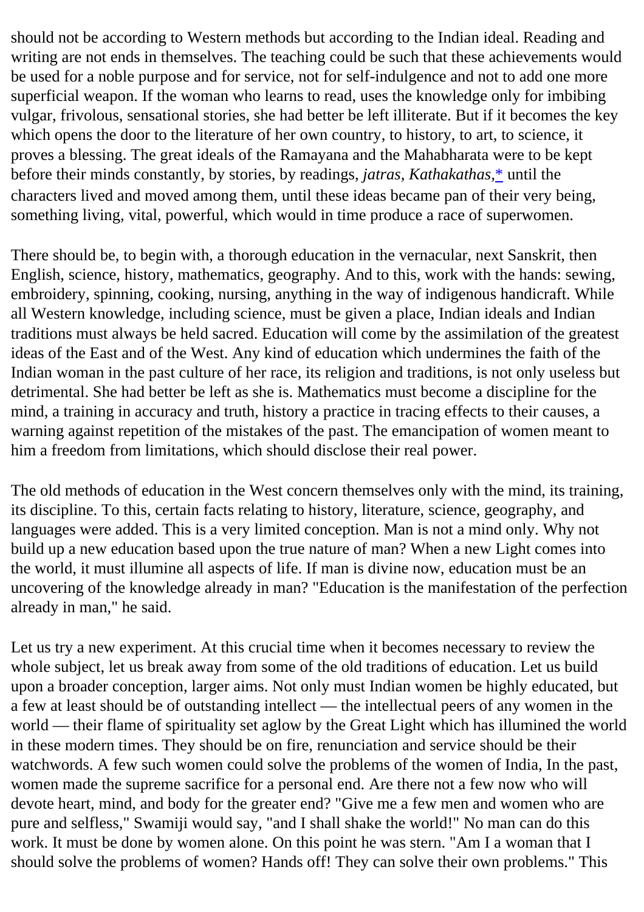should not be according to Western methods but according to the Indian ideal. Reading and writing are not ends in themselves. The teaching could be such that these achievements would be used for a noble purpose and for service, not for self-indulgence and not to add one more superficial weapon. If the woman who learns to read, uses the knowledge only for imbibing vulgar, frivolous, sensational stories, she had better be left illiterate. But if it becomes the key which opens the door to the literature of her own country, to history, to art, to science, it proves a blessing. The great ideals of the Ramayana and the Mahabharata were to be kept before their minds constantly, by stories, by readings, *jatras, Kathakathas*,* until the characters lived and moved among them, until these ideas became pan of their very being, something living, vital, powerful, which would in time produce a race of superwomen.

There should be, to begin with, a thorough education in the vernacular, next Sanskrit, then English, science, history, mathematics, geography. And to this, work with the hands: sewing, embroidery, spinning, cooking, nursing, anything in the way of indigenous handicraft. While all Western knowledge, including science, must be given a place, Indian ideals and Indian traditions must always be held sacred. Education will come by the assimilation of the greatest ideas of the East and of the West. Any kind of education which undermines the faith of the Indian woman in the past culture of her race, its religion and traditions, is not only useless but detrimental. She had better be left as she is. Mathematics must become a discipline for the mind, a training in accuracy and truth, history a practice in tracing effects to their causes, a warning against repetition of the mistakes of the past. The emancipation of women meant to him a freedom from limitations, which should disclose their real power.

The old methods of education in the West concern themselves only with the mind, its training, its discipline. To this, certain facts relating to history, literature, science, geography, and languages were added. This is a very limited conception. Man is not a mind only. Why not build up a new education based upon the true nature of man? When a new Light comes into the world, it must illumine all aspects of life. If man is divine now, education must be an uncovering of the knowledge already in man? "Education is the manifestation of the perfection already in man," he said.

Let us try a new experiment. At this crucial time when it becomes necessary to review the whole subject, let us break away from some of the old traditions of education. Let us build upon a broader conception, larger aims. Not only must Indian women be highly educated, but a few at least should be of outstanding intellect — the intellectual peers of any women in the world — their flame of spirituality set aglow by the Great Light which has illumined the world in these modern times. They should be on fire, renunciation and service should be their watchwords. A few such women could solve the problems of the women of India, In the past, women made the supreme sacrifice for a personal end. Are there not a few now who will devote heart, mind, and body for the greater end? "Give me a few men and women who are pure and selfless," Swamiji would say, "and I shall shake the world!" No man can do this work. It must be done by women alone. On this point he was stern. "Am I a woman that I should solve the problems of women? Hands off! They can solve their own problems." This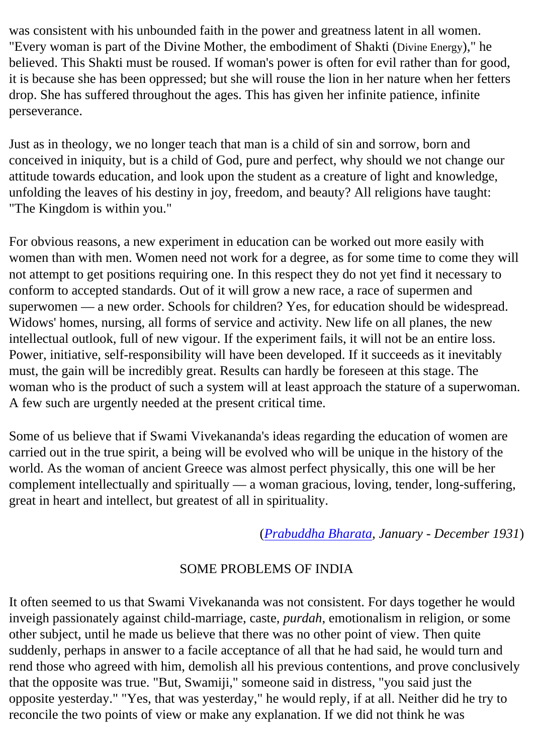was consistent with his unbounded faith in the power and greatness latent in all women. "Every woman is part of the Divine Mother, the embodiment of Shakti (Divine Energy)," he believed. This Shakti must be roused. If woman's power is often for evil rather than for good, it is because she has been oppressed; but she will rouse the lion in her nature when her fetters drop. She has suffered throughout the ages. This has given her infinite patience, infinite perseverance.

Just as in theology, we no longer teach that man is a child of sin and sorrow, born and conceived in iniquity, but is a child of God, pure and perfect, why should we not change our attitude towards education, and look upon the student as a creature of light and knowledge, unfolding the leaves of his destiny in joy, freedom, and beauty? All religions have taught: "The Kingdom is within you."

For obvious reasons, a new experiment in education can be worked out more easily with women than with men. Women need not work for a degree, as for some time to come they will not attempt to get positions requiring one. In this respect they do not yet find it necessary to conform to accepted standards. Out of it will grow a new race, a race of supermen and superwomen — a new order. Schools for children? Yes, for education should be widespread. Widows' homes, nursing, all forms of service and activity. New life on all planes, the new intellectual outlook, full of new vigour. If the experiment fails, it will not be an entire loss. Power, initiative, self-responsibility will have been developed. If it succeeds as it inevitably must, the gain will be incredibly great. Results can hardly be foreseen at this stage. The woman who is the product of such a system will at least approach the stature of a superwoman. A few such are urgently needed at the present critical time.

Some of us believe that if Swami Vivekananda's ideas regarding the education of women are carried out in the true spirit, a being will be evolved who will be unique in the history of the world. As the woman of ancient Greece was almost perfect physically, this one will be her complement intellectually and spiritually — a woman gracious, loving, tender, long-suffering, great in heart and intellect, but greatest of all in spirituality.

(*Prabuddha Bharata, January - December 1931*)

## SOME PROBLEMS OF INDIA

It often seemed to us that Swami Vivekananda was not consistent. For days together he would inveigh passionately against child-marriage, caste, *purdah*, emotionalism in religion, or some other subject, until he made us believe that there was no other point of view. Then quite suddenly, perhaps in answer to a facile acceptance of all that he had said, he would turn and rend those who agreed with him, demolish all his previous contentions, and prove conclusively that the opposite was true. "But, Swamiji," someone said in distress, "you said just the opposite yesterday." "Yes, that was yesterday," he would reply, if at all. Neither did he try to reconcile the two points of view or make any explanation. If we did not think he was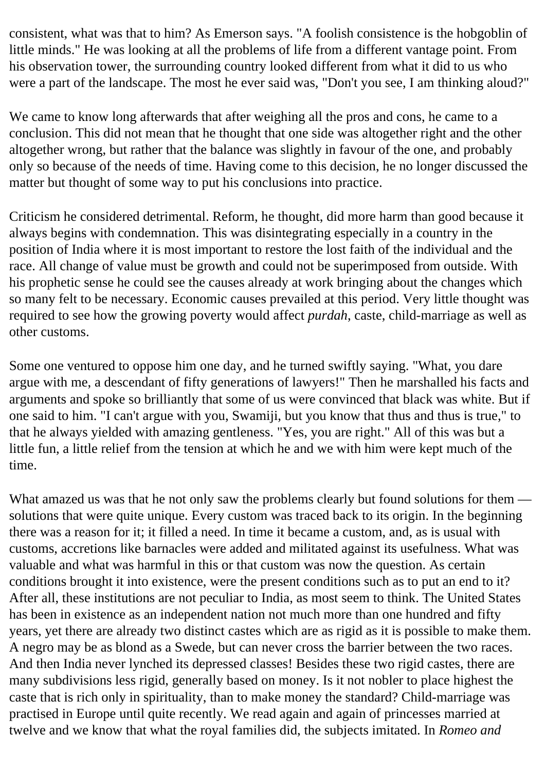consistent, what was that to him? As Emerson says. "A foolish consistence is the hobgoblin of little minds." He was looking at all the problems of life from a different vantage point. From his observation tower, the surrounding country looked different from what it did to us who were a part of the landscape. The most he ever said was, "Don't you see, I am thinking aloud?"

We came to know long afterwards that after weighing all the pros and cons, he came to a conclusion. This did not mean that he thought that one side was altogether right and the other altogether wrong, but rather that the balance was slightly in favour of the one, and probably only so because of the needs of time. Having come to this decision, he no longer discussed the matter but thought of some way to put his conclusions into practice.

Criticism he considered detrimental. Reform, he thought, did more harm than good because it always begins with condemnation. This was disintegrating especially in a country in the position of India where it is most important to restore the lost faith of the individual and the race. All change of value must be growth and could not be superimposed from outside. With his prophetic sense he could see the causes already at work bringing about the changes which so many felt to be necessary. Economic causes prevailed at this period. Very little thought was required to see how the growing poverty would affect *purdah*, caste, child-marriage as well as other customs.

Some one ventured to oppose him one day, and he turned swiftly saying. "What, you dare argue with me, a descendant of fifty generations of lawyers!" Then he marshalled his facts and arguments and spoke so brilliantly that some of us were convinced that black was white. But if one said to him. "I can't argue with you, Swamiji, but you know that thus and thus is true," to that he always yielded with amazing gentleness. "Yes, you are right." All of this was but a little fun, a little relief from the tension at which he and we with him were kept much of the time.

What amazed us was that he not only saw the problems clearly but found solutions for them — solutions that were quite unique. Every custom was traced back to its origin. In the beginning there was a reason for it; it filled a need. In time it became a custom, and, as is usual with customs, accretions like barnacles were added and militated against its usefulness. What was valuable and what was harmful in this or that custom was now the question. As certain conditions brought it into existence, were the present conditions such as to put an end to it? After all, these institutions are not peculiar to India, as most seem to think. The United States has been in existence as an independent nation not much more than one hundred and fifty years, yet there are already two distinct castes which are as rigid as it is possible to make them. A negro may be as blond as a Swede, but can never cross the barrier between the two races. And then India never lynched its depressed classes! Besides these two rigid castes, there are many subdivisions less rigid, generally based on money. Is it not nobler to place highest the caste that is rich only in spirituality, than to make money the standard? Child-marriage was practised in Europe until quite recently. We read again and again of princesses married at twelve and we know that what the royal families did, the subjects imitated. In *Romeo and*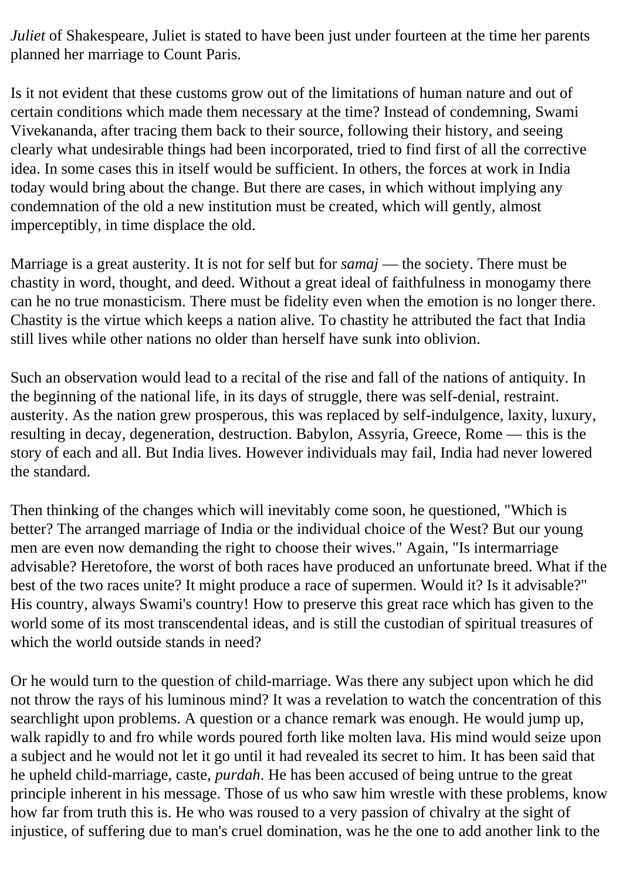*Juliet* of Shakespeare, Juliet is stated to have been just under fourteen at the time her parents planned her marriage to Count Paris.

Is it not evident that these customs grow out of the limitations of human nature and out of certain conditions which made them necessary at the time? Instead of condemning, Swami Vivekananda, after tracing them back to their source, following their history, and seeing clearly what undesirable things had been incorporated, tried to find first of all the corrective idea. In some cases this in itself would be sufficient. In others, the forces at work in India today would bring about the change. But there are cases, in which without implying any condemnation of the old a new institution must be created, which will gently, almost imperceptibly, in time displace the old.

Marriage is a great austerity. It is not for self but for *samaj* — the society. There must be chastity in word, thought, and deed. Without a great ideal of faithfulness in monogamy there can he no true monasticism. There must be fidelity even when the emotion is no longer there. Chastity is the virtue which keeps a nation alive. To chastity he attributed the fact that India still lives while other nations no older than herself have sunk into oblivion.

Such an observation would lead to a recital of the rise and fall of the nations of antiquity. In the beginning of the national life, in its days of struggle, there was self-denial, restraint. austerity. As the nation grew prosperous, this was replaced by self-indulgence, laxity, luxury, resulting in decay, degeneration, destruction. Babylon, Assyria, Greece, Rome — this is the story of each and all. But India lives. However individuals may fail, India had never lowered the standard.

Then thinking of the changes which will inevitably come soon, he questioned, "Which is better? The arranged marriage of India or the individual choice of the West? But our young men are even now demanding the right to choose their wives." Again, "Is intermarriage advisable? Heretofore, the worst of both races have produced an unfortunate breed. What if the best of the two races unite? It might produce a race of supermen. Would it? Is it advisable?" His country, always Swami's country! How to preserve this great race which has given to the world some of its most transcendental ideas, and is still the custodian of spiritual treasures of which the world outside stands in need?

Or he would turn to the question of child-marriage. Was there any subject upon which he did not throw the rays of his luminous mind? It was a revelation to watch the concentration of this searchlight upon problems. A question or a chance remark was enough. He would jump up, walk rapidly to and fro while words poured forth like molten lava. His mind would seize upon a subject and he would not let it go until it had revealed its secret to him. It has been said that he upheld child-marriage, caste, *purdah*. He has been accused of being untrue to the great principle inherent in his message. Those of us who saw him wrestle with these problems, know how far from truth this is. He who was roused to a very passion of chivalry at the sight of injustice, of suffering due to man's cruel domination, was he the one to add another link to the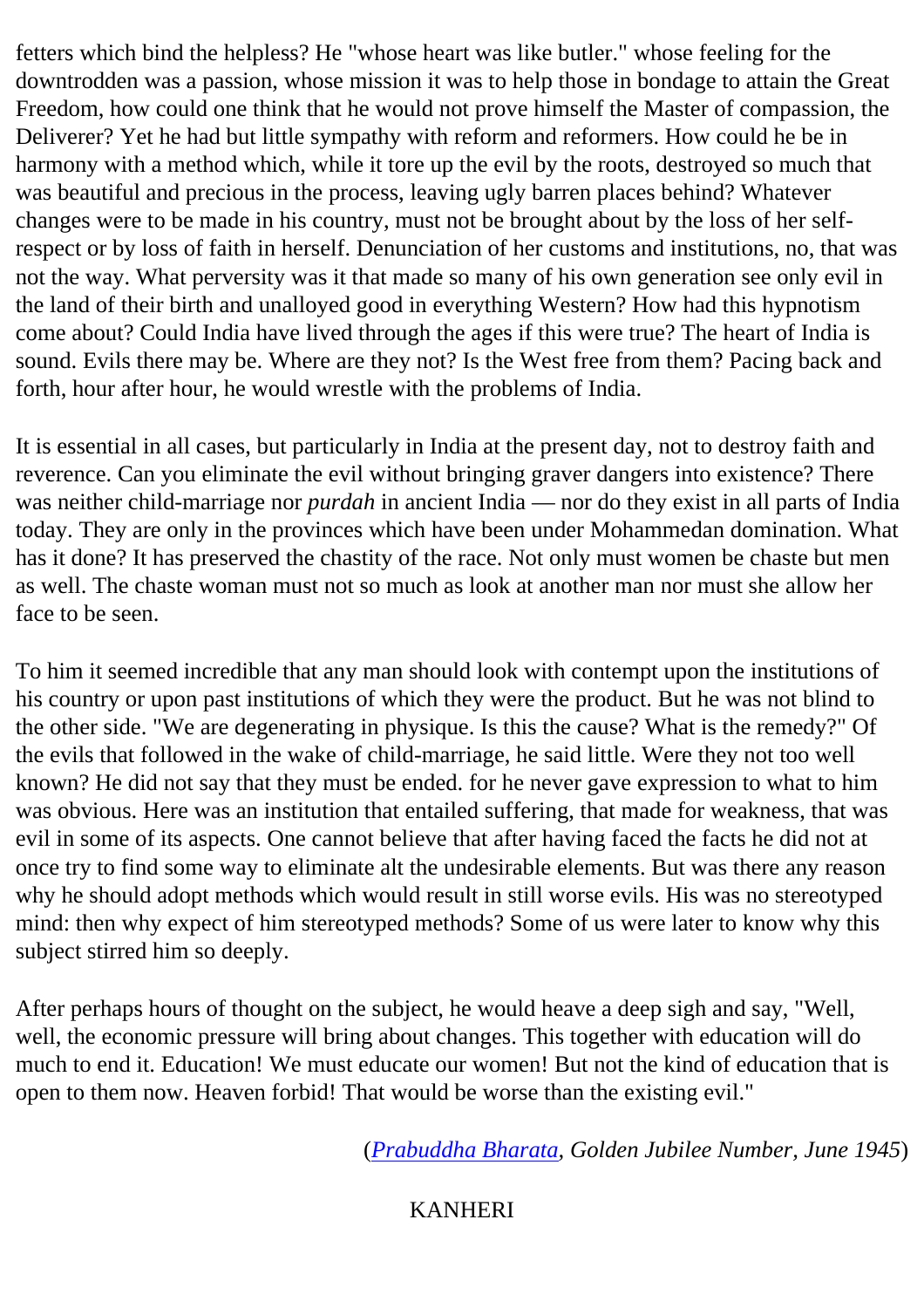fetters which bind the helpless? He "whose heart was like butler." whose feeling for the downtrodden was a passion, whose mission it was to help those in bondage to attain the Great Freedom, how could one think that he would not prove himself the Master of compassion, the Deliverer? Yet he had but little sympathy with reform and reformers. How could he be in harmony with a method which, while it tore up the evil by the roots, destroyed so much that was beautiful and precious in the process, leaving ugly barren places behind? Whatever changes were to be made in his country, must not be brought about by the loss of her self-respect or by loss of faith in herself. Denunciation of her customs and institutions, no, that was not the way. What perversity was it that made so many of his own generation see only evil in the land of their birth and unalloyed good in everything Western? How had this hypnotism come about? Could India have lived through the ages if this were true? The heart of India is sound. Evils there may be. Where are they not? Is the West free from them? Pacing back and forth, hour after hour, he would wrestle with the problems of India.

It is essential in all cases, but particularly in India at the present day, not to destroy faith and reverence. Can you eliminate the evil without bringing graver dangers into existence? There was neither child-marriage nor *purdah* in ancient India — nor do they exist in all parts of India today. They are only in the provinces which have been under Mohammedan domination. What has it done? It has preserved the chastity of the race. Not only must women be chaste but men as well. The chaste woman must not so much as look at another man nor must she allow her face to be seen.

To him it seemed incredible that any man should look with contempt upon the institutions of his country or upon past institutions of which they were the product. But he was not blind to the other side. "We are degenerating in physique. Is this the cause? What is the remedy?" Of the evils that followed in the wake of child-marriage, he said little. Were they not too well known? He did not say that they must be ended. for he never gave expression to what to him was obvious. Here was an institution that entailed suffering, that made for weakness, that was evil in some of its aspects. One cannot believe that after having faced the facts he did not at once try to find some way to eliminate alt the undesirable elements. But was there any reason why he should adopt methods which would result in still worse evils. His was no stereotyped mind: then why expect of him stereotyped methods? Some of us were later to know why this subject stirred him so deeply.

After perhaps hours of thought on the subject, he would heave a deep sigh and say, "Well, well, the economic pressure will bring about changes. This together with education will do much to end it. Education! We must educate our women! But not the kind of education that is open to them now. Heaven forbid! That would be worse than the existing evil."

(*Prabuddha Bharata, Golden Jubilee Number, June 1945*)

KANHERI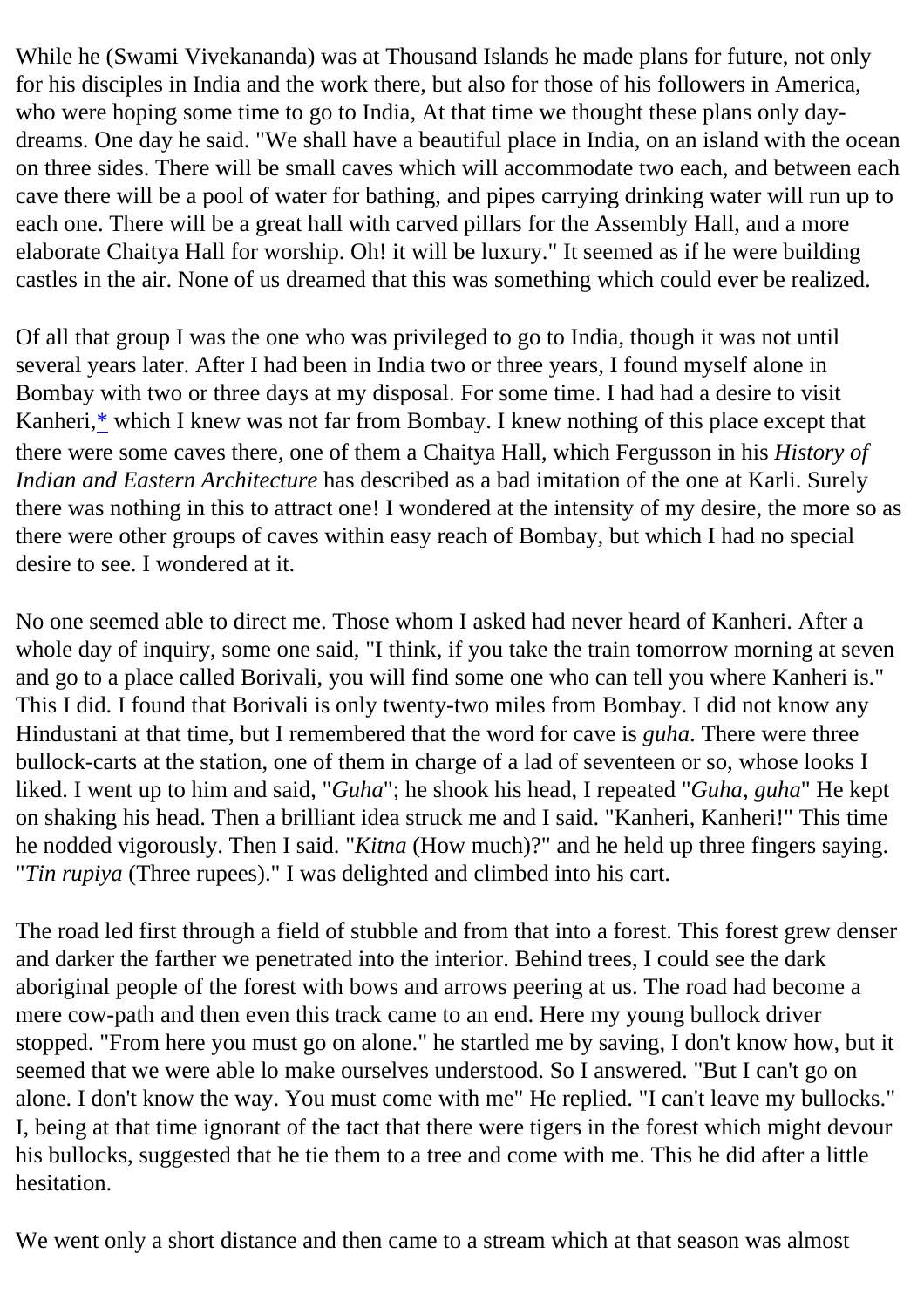While he (Swami Vivekananda) was at Thousand Islands he made plans for future, not only for his disciples in India and the work there, but also for those of his followers in America, who were hoping some time to go to India, At that time we thought these plans only day-dreams. One day he said. "We shall have a beautiful place in India, on an island with the ocean on three sides. There will be small caves which will accommodate two each, and between each cave there will be a pool of water for bathing, and pipes carrying drinking water will run up to each one. There will be a great hall with carved pillars for the Assembly Hall, and a more elaborate Chaitya Hall for worship. Oh! it will be luxury." It seemed as if he were building castles in the air. None of us dreamed that this was something which could ever be realized.

Of all that group I was the one who was privileged to go to India, though it was not until several years later. After I had been in India two or three years, I found myself alone in Bombay with two or three days at my disposal. For some time. I had had a desire to visit Kanheri,* which I knew was not far from Bombay. I knew nothing of this place except that there were some caves there, one of them a Chaitya Hall, which Fergusson in his *History of Indian and Eastern Architecture* has described as a bad imitation of the one at Karli. Surely there was nothing in this to attract one! I wondered at the intensity of my desire, the more so as there were other groups of caves within easy reach of Bombay, but which I had no special desire to see. I wondered at it.

No one seemed able to direct me. Those whom I asked had never heard of Kanheri. After a whole day of inquiry, some one said, "I think, if you take the train tomorrow morning at seven and go to a place called Borivali, you will find some one who can tell you where Kanheri is." This I did. I found that Borivali is only twenty-two miles from Bombay. I did not know any Hindustani at that time, but I remembered that the word for cave is *guha*. There were three bullock-carts at the station, one of them in charge of a lad of seventeen or so, whose looks I liked. I went up to him and said, "*Guha*"; he shook his head, I repeated "*Guha, guha*" He kept on shaking his head. Then a brilliant idea struck me and I said. "Kanheri, Kanheri!" This time he nodded vigorously. Then I said. "*Kitna* (How much)?" and he held up three fingers saying. "*Tin rupiya* (Three rupees)." I was delighted and climbed into his cart.

The road led first through a field of stubble and from that into a forest. This forest grew denser and darker the farther we penetrated into the interior. Behind trees, I could see the dark aboriginal people of the forest with bows and arrows peering at us. The road had become a mere cow-path and then even this track came to an end. Here my young bullock driver stopped. "From here you must go on alone." he startled me by saving, I don't know how, but it seemed that we were able lo make ourselves understood. So I answered. "But I can't go on alone. I don't know the way. You must come with me" He replied. "I can't leave my bullocks." I, being at that time ignorant of the tact that there were tigers in the forest which might devour his bullocks, suggested that he tie them to a tree and come with me. This he did after a little hesitation.

We went only a short distance and then came to a stream which at that season was almost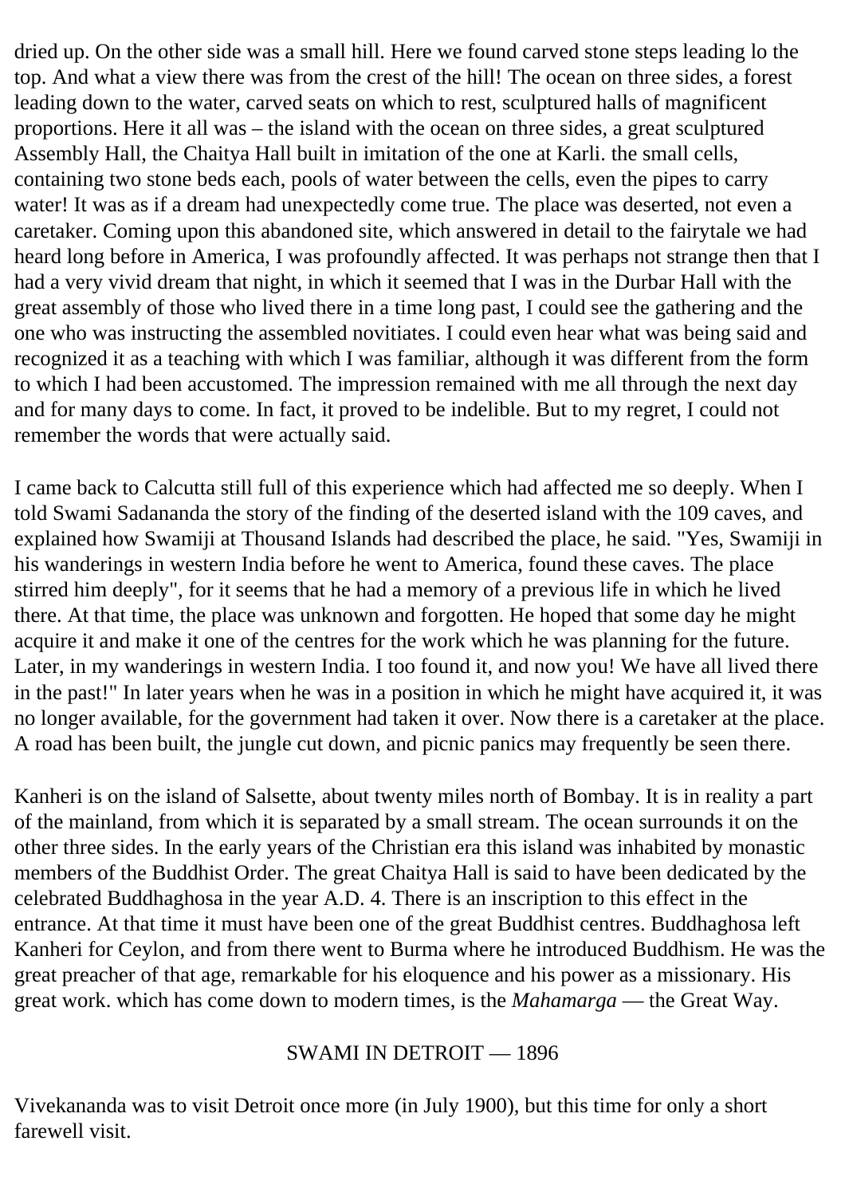dried up. On the other side was a small hill. Here we found carved stone steps leading lo the top. And what a view there was from the crest of the hill! The ocean on three sides, a forest leading down to the water, carved seats on which to rest, sculptured halls of magnificent proportions. Here it all was – the island with the ocean on three sides, a great sculptured Assembly Hall, the Chaitya Hall built in imitation of the one at Karli. the small cells, containing two stone beds each, pools of water between the cells, even the pipes to carry water! It was as if a dream had unexpectedly come true. The place was deserted, not even a caretaker. Coming upon this abandoned site, which answered in detail to the fairytale we had heard long before in America, I was profoundly affected. It was perhaps not strange then that I had a very vivid dream that night, in which it seemed that I was in the Durbar Hall with the great assembly of those who lived there in a time long past, I could see the gathering and the one who was instructing the assembled novitiates. I could even hear what was being said and recognized it as a teaching with which I was familiar, although it was different from the form to which I had been accustomed. The impression remained with me all through the next day and for many days to come. In fact, it proved to be indelible. But to my regret, I could not remember the words that were actually said.

I came back to Calcutta still full of this experience which had affected me so deeply. When I told Swami Sadananda the story of the finding of the deserted island with the 109 caves, and explained how Swamiji at Thousand Islands had described the place, he said. "Yes, Swamiji in his wanderings in western India before he went to America, found these caves. The place stirred him deeply", for it seems that he had a memory of a previous life in which he lived there. At that time, the place was unknown and forgotten. He hoped that some day he might acquire it and make it one of the centres for the work which he was planning for the future. Later, in my wanderings in western India. I too found it, and now you! We have all lived there in the past!" In later years when he was in a position in which he might have acquired it, it was no longer available, for the government had taken it over. Now there is a caretaker at the place. A road has been built, the jungle cut down, and picnic panics may frequently be seen there.

Kanheri is on the island of Salsette, about twenty miles north of Bombay. It is in reality a part of the mainland, from which it is separated by a small stream. The ocean surrounds it on the other three sides. In the early years of the Christian era this island was inhabited by monastic members of the Buddhist Order. The great Chaitya Hall is said to have been dedicated by the celebrated Buddhaghosa in the year A.D. 4. There is an inscription to this effect in the entrance. At that time it must have been one of the great Buddhist centres. Buddhaghosa left Kanheri for Ceylon, and from there went to Burma where he introduced Buddhism. He was the great preacher of that age, remarkable for his eloquence and his power as a missionary. His great work. which has come down to modern times, is the *Mahamarga* — the Great Way.

## SWAMI IN DETROIT — 1896

Vivekananda was to visit Detroit once more (in July 1900), but this time for only a short farewell visit.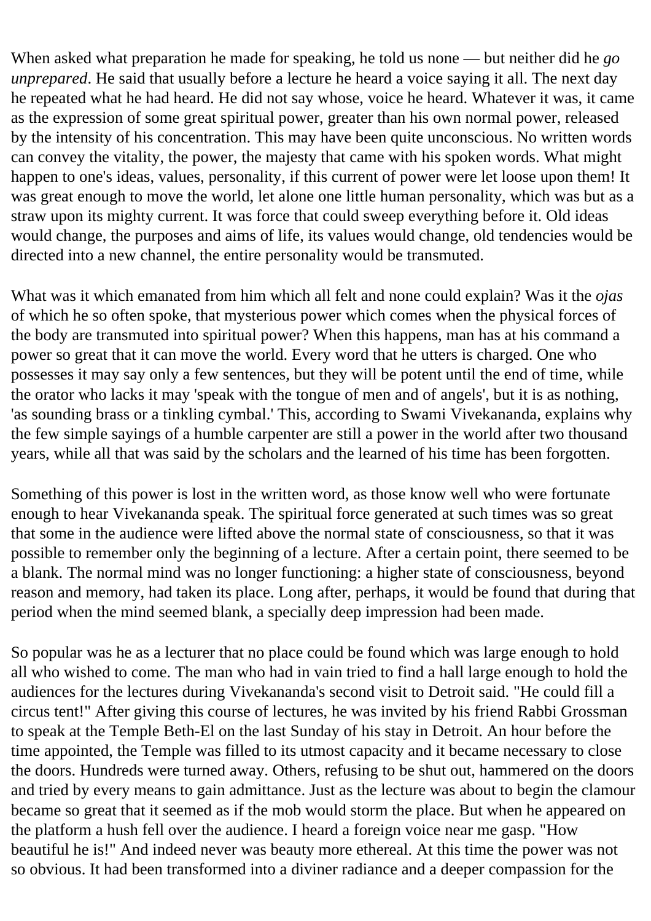When asked what preparation he made for speaking, he told us none — but neither did he *go unprepared*. He said that usually before a lecture he heard a voice saying it all. The next day he repeated what he had heard. He did not say whose, voice he heard. Whatever it was, it came as the expression of some great spiritual power, greater than his own normal power, released by the intensity of his concentration. This may have been quite unconscious. No written words can convey the vitality, the power, the majesty that came with his spoken words. What might happen to one's ideas, values, personality, if this current of power were let loose upon them! It was great enough to move the world, let alone one little human personality, which was but as a straw upon its mighty current. It was force that could sweep everything before it. Old ideas would change, the purposes and aims of life, its values would change, old tendencies would be directed into a new channel, the entire personality would be transmuted.

What was it which emanated from him which all felt and none could explain? Was it the *ojas* of which he so often spoke, that mysterious power which comes when the physical forces of the body are transmuted into spiritual power? When this happens, man has at his command a power so great that it can move the world. Every word that he utters is charged. One who possesses it may say only a few sentences, but they will be potent until the end of time, while the orator who lacks it may 'speak with the tongue of men and of angels', but it is as nothing, 'as sounding brass or a tinkling cymbal.' This, according to Swami Vivekananda, explains why the few simple sayings of a humble carpenter are still a power in the world after two thousand years, while all that was said by the scholars and the learned of his time has been forgotten.

Something of this power is lost in the written word, as those know well who were fortunate enough to hear Vivekananda speak. The spiritual force generated at such times was so great that some in the audience were lifted above the normal state of consciousness, so that it was possible to remember only the beginning of a lecture. After a certain point, there seemed to be a blank. The normal mind was no longer functioning: a higher state of consciousness, beyond reason and memory, had taken its place. Long after, perhaps, it would be found that during that period when the mind seemed blank, a specially deep impression had been made.

So popular was he as a lecturer that no place could be found which was large enough to hold all who wished to come. The man who had in vain tried to find a hall large enough to hold the audiences for the lectures during Vivekananda's second visit to Detroit said. "He could fill a circus tent!" After giving this course of lectures, he was invited by his friend Rabbi Grossman to speak at the Temple Beth-El on the last Sunday of his stay in Detroit. An hour before the time appointed, the Temple was filled to its utmost capacity and it became necessary to close the doors. Hundreds were turned away. Others, refusing to be shut out, hammered on the doors and tried by every means to gain admittance. Just as the lecture was about to begin the clamour became so great that it seemed as if the mob would storm the place. But when he appeared on the platform a hush fell over the audience. I heard a foreign voice near me gasp. "How beautiful he is!" And indeed never was beauty more ethereal. At this time the power was not so obvious. It had been transformed into a diviner radiance and a deeper compassion for the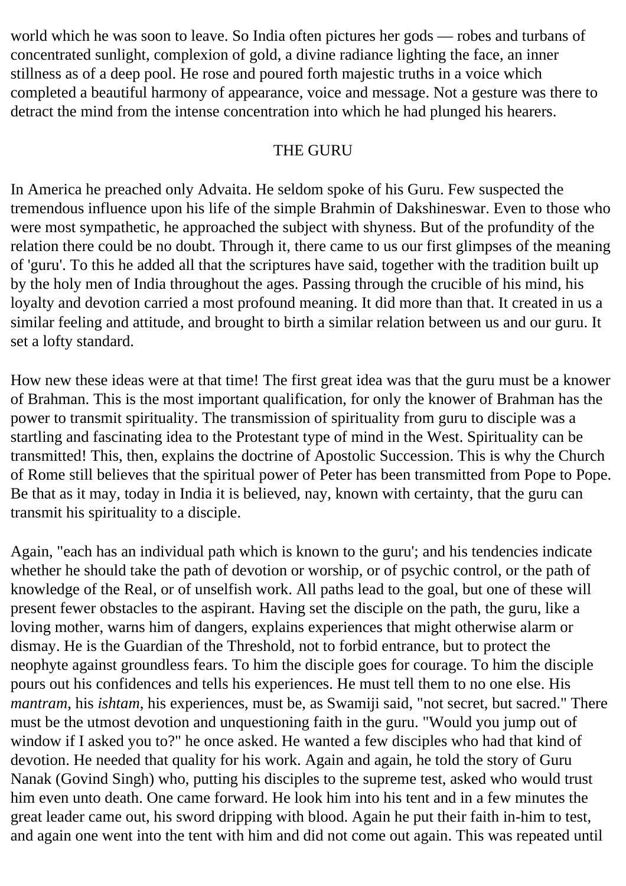world which he was soon to leave. So India often pictures her gods — robes and turbans of concentrated sunlight, complexion of gold, a divine radiance lighting the face, an inner stillness as of a deep pool. He rose and poured forth majestic truths in a voice which completed a beautiful harmony of appearance, voice and message. Not a gesture was there to detract the mind from the intense concentration into which he had plunged his hearers.

## THE GURU

In America he preached only Advaita. He seldom spoke of his Guru. Few suspected the tremendous influence upon his life of the simple Brahmin of Dakshineswar. Even to those who were most sympathetic, he approached the subject with shyness. But of the profundity of the relation there could be no doubt. Through it, there came to us our first glimpses of the meaning of 'guru'. To this he added all that the scriptures have said, together with the tradition built up by the holy men of India throughout the ages. Passing through the crucible of his mind, his loyalty and devotion carried a most profound meaning. It did more than that. It created in us a similar feeling and attitude, and brought to birth a similar relation between us and our guru. It set a lofty standard.

How new these ideas were at that time! The first great idea was that the guru must be a knower of Brahman. This is the most important qualification, for only the knower of Brahman has the power to transmit spirituality. The transmission of spirituality from guru to disciple was a startling and fascinating idea to the Protestant type of mind in the West. Spirituality can be transmitted! This, then, explains the doctrine of Apostolic Succession. This is why the Church of Rome still believes that the spiritual power of Peter has been transmitted from Pope to Pope. Be that as it may, today in India it is believed, nay, known with certainty, that the guru can transmit his spirituality to a disciple.

Again, "each has an individual path which is known to the guru'; and his tendencies indicate whether he should take the path of devotion or worship, or of psychic control, or the path of knowledge of the Real, or of unselfish work. All paths lead to the goal, but one of these will present fewer obstacles to the aspirant. Having set the disciple on the path, the guru, like a loving mother, warns him of dangers, explains experiences that might otherwise alarm or dismay. He is the Guardian of the Threshold, not to forbid entrance, but to protect the neophyte against groundless fears. To him the disciple goes for courage. To him the disciple pours out his confidences and tells his experiences. He must tell them to no one else. His *mantram*, his *ishtam*, his experiences, must be, as Swamiji said, "not secret, but sacred." There must be the utmost devotion and unquestioning faith in the guru. "Would you jump out of window if I asked you to?" he once asked. He wanted a few disciples who had that kind of devotion. He needed that quality for his work. Again and again, he told the story of Guru Nanak (Govind Singh) who, putting his disciples to the supreme test, asked who would trust him even unto death. One came forward. He look him into his tent and in a few minutes the great leader came out, his sword dripping with blood. Again he put their faith in-him to test, and again one went into the tent with him and did not come out again. This was repeated until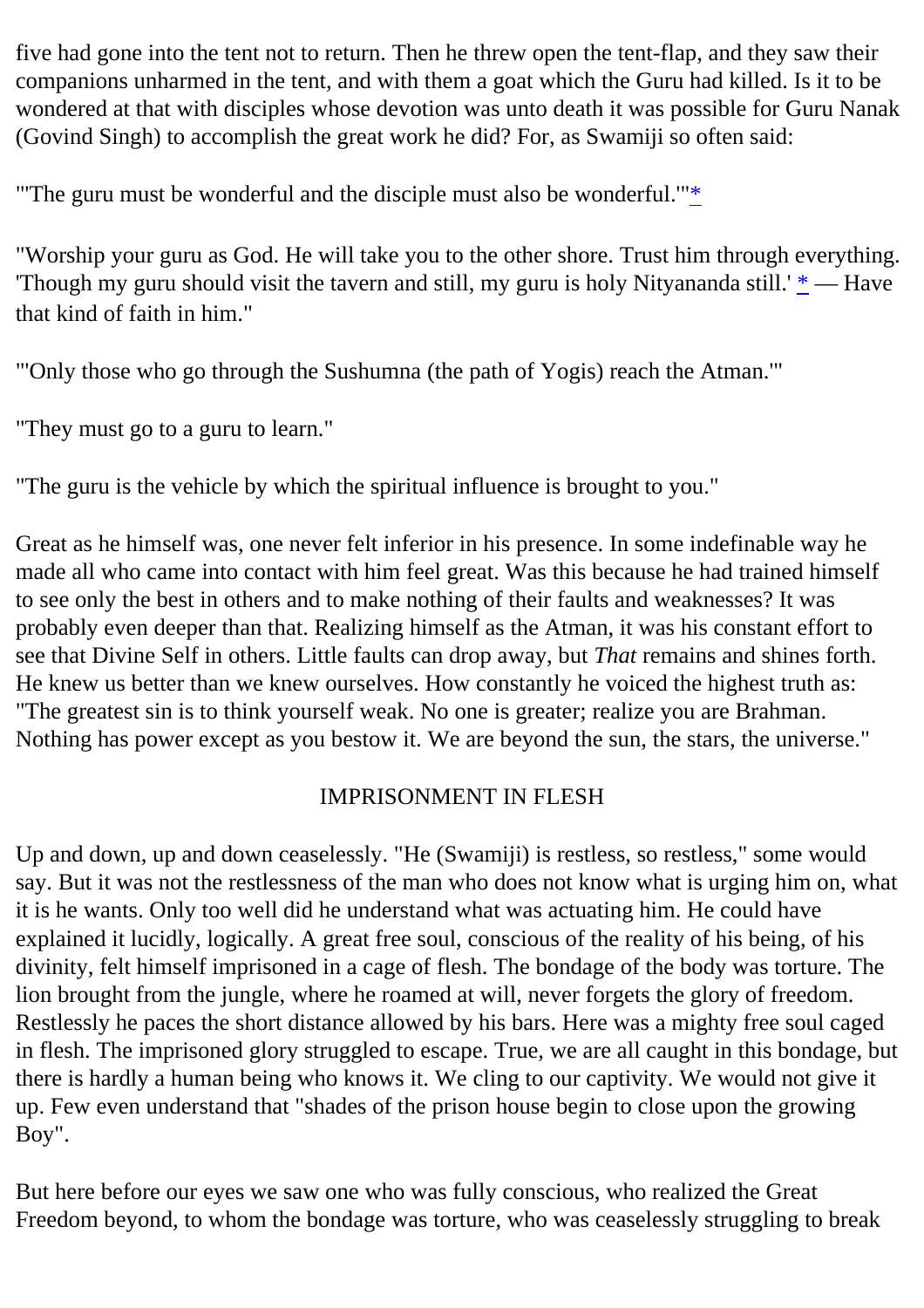five had gone into the tent not to return. Then he threw open the tent-flap, and they saw their companions unharmed in the tent, and with them a goat which the Guru had killed. Is it to be wondered at that with disciples whose devotion was unto death it was possible for Guru Nanak (Govind Singh) to accomplish the great work he did? For, as Swamiji so often said:

"'The guru must be wonderful and the disciple must also be wonderful.'"*

"Worship your guru as God. He will take you to the other shore. Trust him through everything. 'Though my guru should visit the tavern and still, my guru is holy Nityananda still.' * — Have that kind of faith in him."

"'Only those who go through the Sushumna (the path of Yogis) reach the Atman.'"

"They must go to a guru to learn."

"The guru is the vehicle by which the spiritual influence is brought to you."

Great as he himself was, one never felt inferior in his presence. In some indefinable way he made all who came into contact with him feel great. Was this because he had trained himself to see only the best in others and to make nothing of their faults and weaknesses? It was probably even deeper than that. Realizing himself as the Atman, it was his constant effort to see that Divine Self in others. Little faults can drop away, but *That* remains and shines forth. He knew us better than we knew ourselves. How constantly he voiced the highest truth as: "The greatest sin is to think yourself weak. No one is greater; realize you are Brahman. Nothing has power except as you bestow it. We are beyond the sun, the stars, the universe."

## IMPRISONMENT IN FLESH

Up and down, up and down ceaselessly. "He (Swamiji) is restless, so restless," some would say. But it was not the restlessness of the man who does not know what is urging him on, what it is he wants. Only too well did he understand what was actuating him. He could have explained it lucidly, logically. A great free soul, conscious of the reality of his being, of his divinity, felt himself imprisoned in a cage of flesh. The bondage of the body was torture. The lion brought from the jungle, where he roamed at will, never forgets the glory of freedom. Restlessly he paces the short distance allowed by his bars. Here was a mighty free soul caged in flesh. The imprisoned glory struggled to escape. True, we are all caught in this bondage, but there is hardly a human being who knows it. We cling to our captivity. We would not give it up. Few even understand that "shades of the prison house begin to close upon the growing Boy".

But here before our eyes we saw one who was fully conscious, who realized the Great Freedom beyond, to whom the bondage was torture, who was ceaselessly struggling to break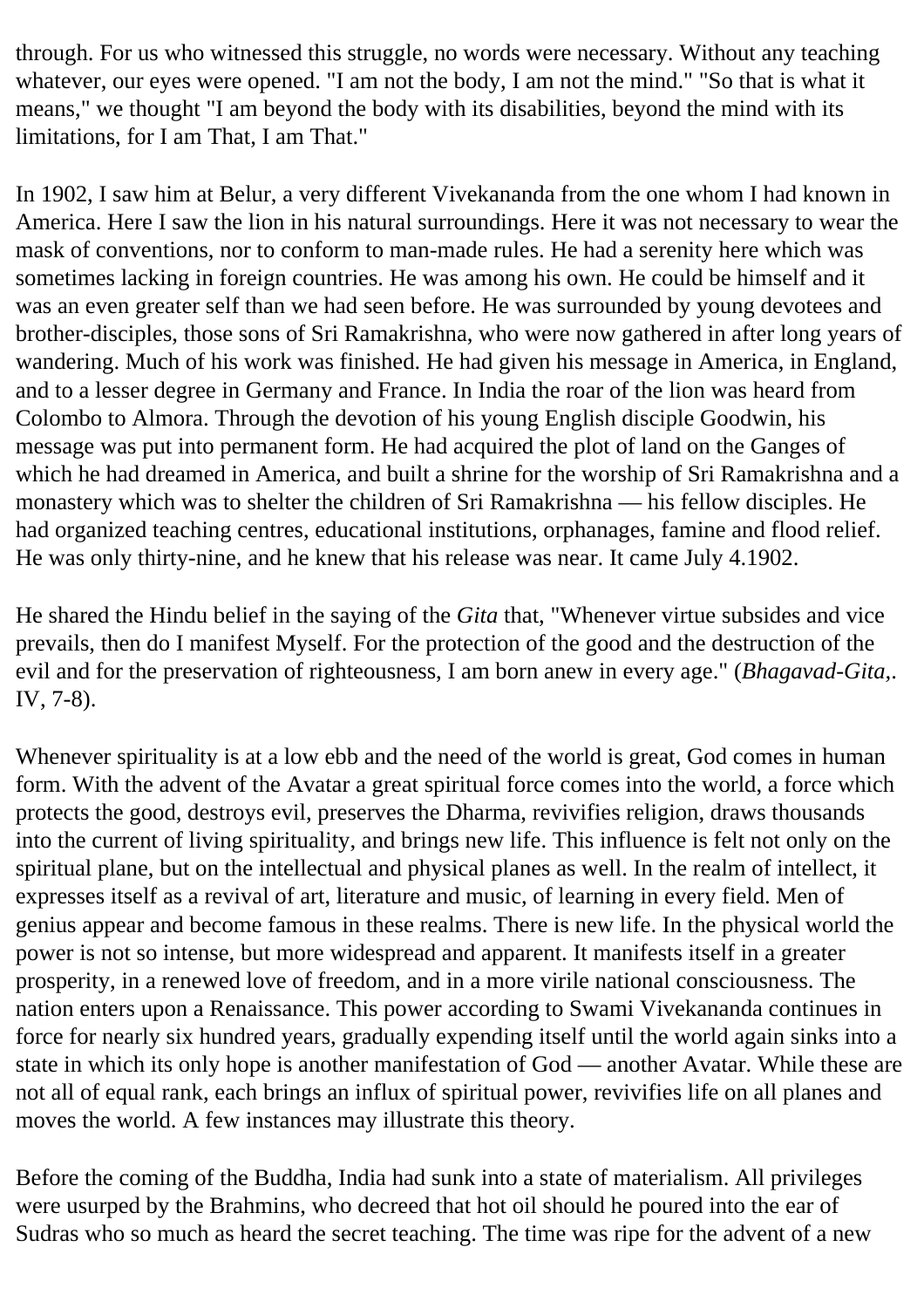through. For us who witnessed this struggle, no words were necessary. Without any teaching whatever, our eyes were opened. "I am not the body, I am not the mind." "So that is what it means," we thought "I am beyond the body with its disabilities, beyond the mind with its limitations, for I am That, I am That."

In 1902, I saw him at Belur, a very different Vivekananda from the one whom I had known in America. Here I saw the lion in his natural surroundings. Here it was not necessary to wear the mask of conventions, nor to conform to man-made rules. He had a serenity here which was sometimes lacking in foreign countries. He was among his own. He could be himself and it was an even greater self than we had seen before. He was surrounded by young devotees and brother-disciples, those sons of Sri Ramakrishna, who were now gathered in after long years of wandering. Much of his work was finished. He had given his message in America, in England, and to a lesser degree in Germany and France. In India the roar of the lion was heard from Colombo to Almora. Through the devotion of his young English disciple Goodwin, his message was put into permanent form. He had acquired the plot of land on the Ganges of which he had dreamed in America, and built a shrine for the worship of Sri Ramakrishna and a monastery which was to shelter the children of Sri Ramakrishna — his fellow disciples. He had organized teaching centres, educational institutions, orphanages, famine and flood relief. He was only thirty-nine, and he knew that his release was near. It came July 4.1902.

He shared the Hindu belief in the saying of the *Gita* that, "Whenever virtue subsides and vice prevails, then do I manifest Myself. For the protection of the good and the destruction of the evil and for the preservation of righteousness, I am born anew in every age." (*Bhagavad-Gita*,. IV, 7-8).

Whenever spirituality is at a low ebb and the need of the world is great, God comes in human form. With the advent of the Avatar a great spiritual force comes into the world, a force which protects the good, destroys evil, preserves the Dharma, revivifies religion, draws thousands into the current of living spirituality, and brings new life. This influence is felt not only on the spiritual plane, but on the intellectual and physical planes as well. In the realm of intellect, it expresses itself as a revival of art, literature and music, of learning in every field. Men of genius appear and become famous in these realms. There is new life. In the physical world the power is not so intense, but more widespread and apparent. It manifests itself in a greater prosperity, in a renewed love of freedom, and in a more virile national consciousness. The nation enters upon a Renaissance. This power according to Swami Vivekananda continues in force for nearly six hundred years, gradually expending itself until the world again sinks into a state in which its only hope is another manifestation of God — another Avatar. While these are not all of equal rank, each brings an influx of spiritual power, revivifies life on all planes and moves the world. A few instances may illustrate this theory.

Before the coming of the Buddha, India had sunk into a state of materialism. All privileges were usurped by the Brahmins, who decreed that hot oil should he poured into the ear of Sudras who so much as heard the secret teaching. The time was ripe for the advent of a new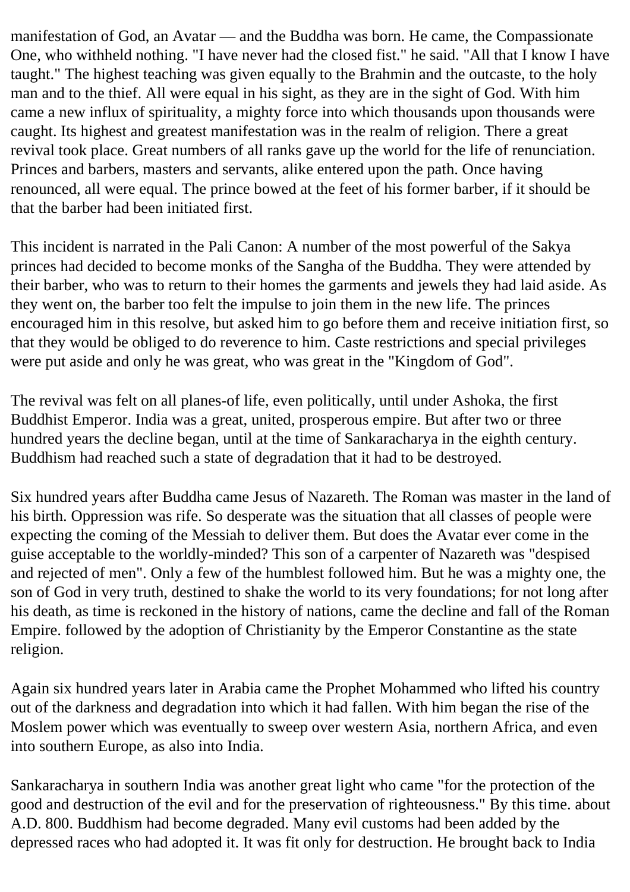manifestation of God, an Avatar — and the Buddha was born. He came, the Compassionate One, who withheld nothing. "I have never had the closed fist." he said. "All that I know I have taught." The highest teaching was given equally to the Brahmin and the outcaste, to the holy man and to the thief. All were equal in his sight, as they are in the sight of God. With him came a new influx of spirituality, a mighty force into which thousands upon thousands were caught. Its highest and greatest manifestation was in the realm of religion. There a great revival took place. Great numbers of all ranks gave up the world for the life of renunciation. Princes and barbers, masters and servants, alike entered upon the path. Once having renounced, all were equal. The prince bowed at the feet of his former barber, if it should be that the barber had been initiated first.

This incident is narrated in the Pali Canon: A number of the most powerful of the Sakya princes had decided to become monks of the Sangha of the Buddha. They were attended by their barber, who was to return to their homes the garments and jewels they had laid aside. As they went on, the barber too felt the impulse to join them in the new life. The princes encouraged him in this resolve, but asked him to go before them and receive initiation first, so that they would be obliged to do reverence to him. Caste restrictions and special privileges were put aside and only he was great, who was great in the "Kingdom of God".

The revival was felt on all planes-of life, even politically, until under Ashoka, the first Buddhist Emperor. India was a great, united, prosperous empire. But after two or three hundred years the decline began, until at the time of Sankaracharya in the eighth century. Buddhism had reached such a state of degradation that it had to be destroyed.

Six hundred years after Buddha came Jesus of Nazareth. The Roman was master in the land of his birth. Oppression was rife. So desperate was the situation that all classes of people were expecting the coming of the Messiah to deliver them. But does the Avatar ever come in the guise acceptable to the worldly-minded? This son of a carpenter of Nazareth was "despised and rejected of men". Only a few of the humblest followed him. But he was a mighty one, the son of God in very truth, destined to shake the world to its very foundations; for not long after his death, as time is reckoned in the history of nations, came the decline and fall of the Roman Empire. followed by the adoption of Christianity by the Emperor Constantine as the state religion.

Again six hundred years later in Arabia came the Prophet Mohammed who lifted his country out of the darkness and degradation into which it had fallen. With him began the rise of the Moslem power which was eventually to sweep over western Asia, northern Africa, and even into southern Europe, as also into India.

Sankaracharya in southern India was another great light who came "for the protection of the good and destruction of the evil and for the preservation of righteousness." By this time. about A.D. 800. Buddhism had become degraded. Many evil customs had been added by the depressed races who had adopted it. It was fit only for destruction. He brought back to India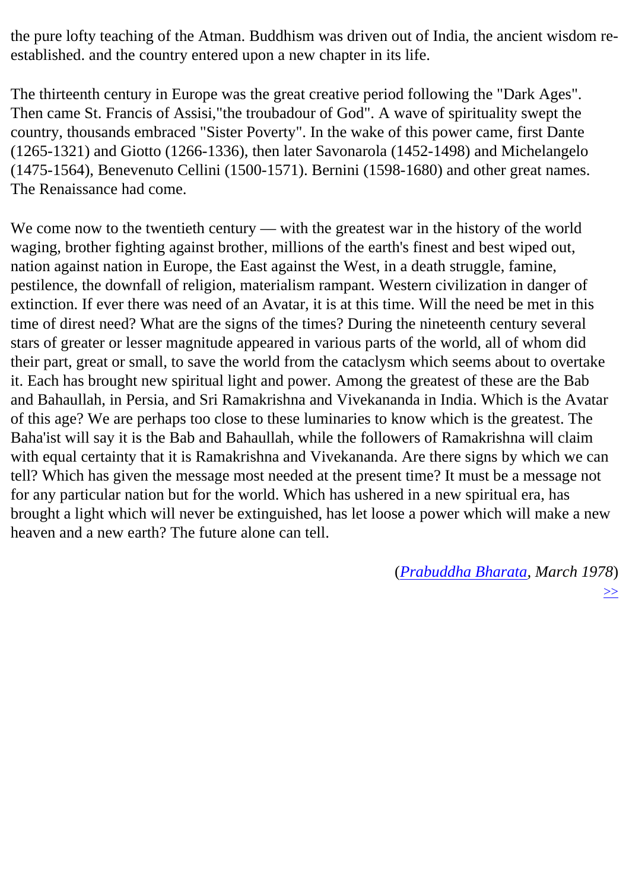the pure lofty teaching of the Atman. Buddhism was driven out of India, the ancient wisdom re-established. and the country entered upon a new chapter in its life.

The thirteenth century in Europe was the great creative period following the "Dark Ages". Then came St. Francis of Assisi,"the troubadour of God". A wave of spirituality swept the country, thousands embraced "Sister Poverty". In the wake of this power came, first Dante (1265-1321) and Giotto (1266-1336), then later Savonarola (1452-1498) and Michelangelo (1475-1564), Benevenuto Cellini (1500-1571). Bernini (1598-1680) and other great names. The Renaissance had come.

We come now to the twentieth century — with the greatest war in the history of the world waging, brother fighting against brother, millions of the earth's finest and best wiped out, nation against nation in Europe, the East against the West, in a death struggle, famine, pestilence, the downfall of religion, materialism rampant. Western civilization in danger of extinction. If ever there was need of an Avatar, it is at this time. Will the need be met in this time of direst need? What are the signs of the times? During the nineteenth century several stars of greater or lesser magnitude appeared in various parts of the world, all of whom did their part, great or small, to save the world from the cataclysm which seems about to overtake it. Each has brought new spiritual light and power. Among the greatest of these are the Bab and Bahaullah, in Persia, and Sri Ramakrishna and Vivekananda in India. Which is the Avatar of this age? We are perhaps too close to these luminaries to know which is the greatest. The Baha'ist will say it is the Bab and Bahaullah, while the followers of Ramakrishna will claim with equal certainty that it is Ramakrishna and Vivekananda. Are there signs by which we can tell? Which has given the message most needed at the present time? It must be a message not for any particular nation but for the world. Which has ushered in a new spiritual era, has brought a light which will never be extinguished, has let loose a power which will make a new heaven and a new earth? The future alone can tell.

(*Prabuddha Bharata, March 1978*)

>>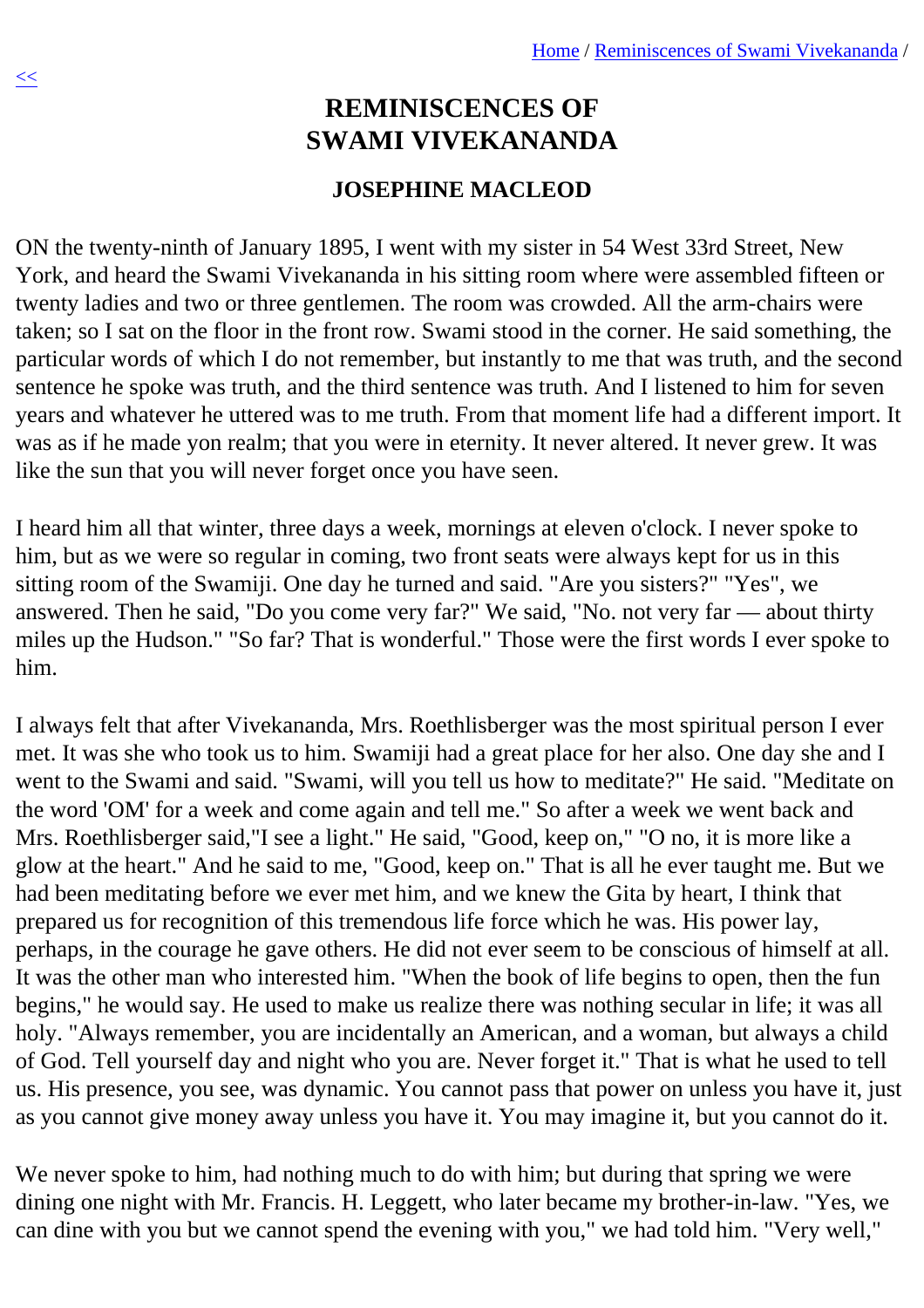# REMINISCENCES OF SWAMI VIVEKANANDA

### JOSEPHINE MACLEOD

ON the twenty-ninth of January 1895, I went with my sister in 54 West 33rd Street, New York, and heard the Swami Vivekananda in his sitting room where were assembled fifteen or twenty ladies and two or three gentlemen. The room was crowded. All the arm-chairs were taken; so I sat on the floor in the front row. Swami stood in the corner. He said something, the particular words of which I do not remember, but instantly to me that was truth, and the second sentence he spoke was truth, and the third sentence was truth. And I listened to him for seven years and whatever he uttered was to me truth. From that moment life had a different import. It was as if he made yon realm; that you were in eternity. It never altered. It never grew. It was like the sun that you will never forget once you have seen.

I heard him all that winter, three days a week, mornings at eleven o'clock. I never spoke to him, but as we were so regular in coming, two front seats were always kept for us in this sitting room of the Swamiji. One day he turned and said. "Are you sisters?" "Yes", we answered. Then he said, "Do you come very far?" We said, "No. not very far — about thirty miles up the Hudson." "So far? That is wonderful." Those were the first words I ever spoke to him.

I always felt that after Vivekananda, Mrs. Roethlisberger was the most spiritual person I ever met. It was she who took us to him. Swamiji had a great place for her also. One day she and I went to the Swami and said. "Swami, will you tell us how to meditate?" He said. "Meditate on the word 'OM' for a week and come again and tell me." So after a week we went back and Mrs. Roethlisberger said,"I see a light." He said, "Good, keep on," "O no, it is more like a glow at the heart." And he said to me, "Good, keep on." That is all he ever taught me. But we had been meditating before we ever met him, and we knew the Gita by heart, I think that prepared us for recognition of this tremendous life force which he was. His power lay, perhaps, in the courage he gave others. He did not ever seem to be conscious of himself at all. It was the other man who interested him. "When the book of life begins to open, then the fun begins," he would say. He used to make us realize there was nothing secular in life; it was all holy. "Always remember, you are incidentally an American, and a woman, but always a child of God. Tell yourself day and night who you are. Never forget it." That is what he used to tell us. His presence, you see, was dynamic. You cannot pass that power on unless you have it, just as you cannot give money away unless you have it. You may imagine it, but you cannot do it.

We never spoke to him, had nothing much to do with him; but during that spring we were dining one night with Mr. Francis. H. Leggett, who later became my brother-in-law. "Yes, we can dine with you but we cannot spend the evening with you," we had told him. "Very well,"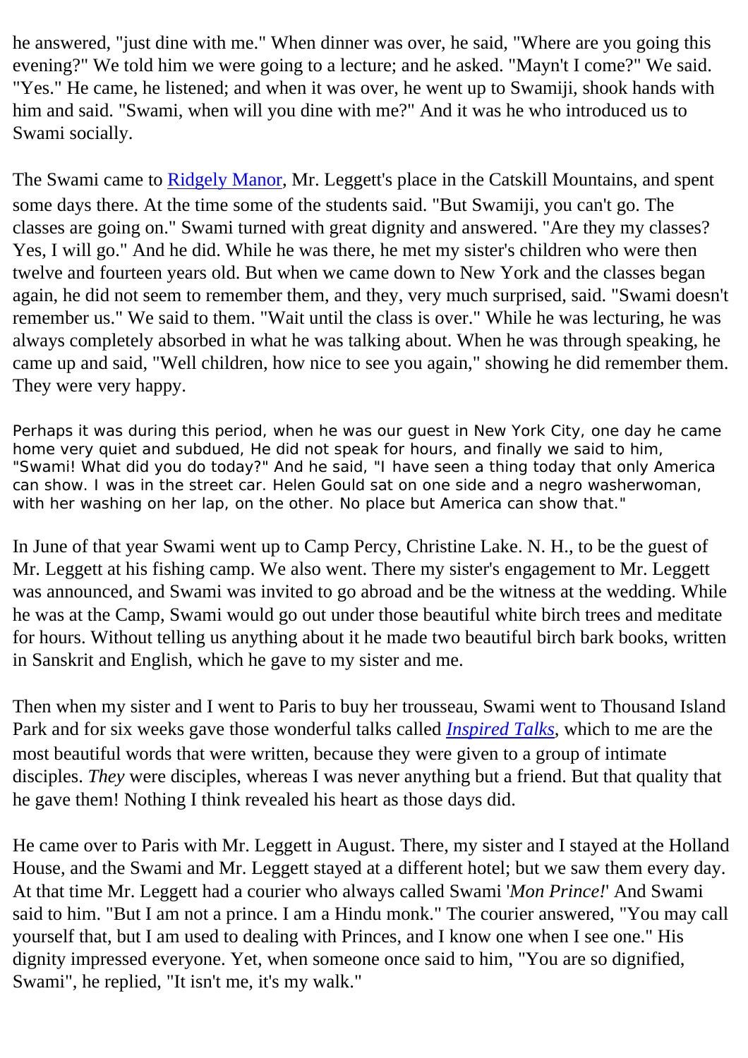he answered, "just dine with me." When dinner was over, he said, "Where are you going this evening?" We told him we were going to a lecture; and he asked. "Mayn't I come?" We said. "Yes." He came, he listened; and when it was over, he went up to Swamiji, shook hands with him and said. "Swami, when will you dine with me?" And it was he who introduced us to Swami socially.

The Swami came to Ridgely Manor, Mr. Leggett's place in the Catskill Mountains, and spent some days there. At the time some of the students said. "But Swamiji, you can't go. The classes are going on." Swami turned with great dignity and answered. "Are they my classes? Yes, I will go." And he did. While he was there, he met my sister's children who were then twelve and fourteen years old. But when we came down to New York and the classes began again, he did not seem to remember them, and they, very much surprised, said. "Swami doesn't remember us." We said to them. "Wait until the class is over." While he was lecturing, he was always completely absorbed in what he was talking about. When he was through speaking, he came up and said, "Well children, how nice to see you again," showing he did remember them. They were very happy.

Perhaps it was during this period, when he was our guest in New York City, one day he came home very quiet and subdued, He did not speak for hours, and finally we said to him, "Swami! What did you do today?" And he said, "I have seen a thing today that only America can show. I was in the street car. Helen Gould sat on one side and a negro washerwoman, with her washing on her lap, on the other. No place but America can show that."

In June of that year Swami went up to Camp Percy, Christine Lake. N. H., to be the guest of Mr. Leggett at his fishing camp. We also went. There my sister's engagement to Mr. Leggett was announced, and Swami was invited to go abroad and be the witness at the wedding. While he was at the Camp, Swami would go out under those beautiful white birch trees and meditate for hours. Without telling us anything about it he made two beautiful birch bark books, written in Sanskrit and English, which he gave to my sister and me.

Then when my sister and I went to Paris to buy her trousseau, Swami went to Thousand Island Park and for six weeks gave those wonderful talks called *Inspired Talks*, which to me are the most beautiful words that were written, because they were given to a group of intimate disciples. *They* were disciples, whereas I was never anything but a friend. But that quality that he gave them! Nothing I think revealed his heart as those days did.

He came over to Paris with Mr. Leggett in August. There, my sister and I stayed at the Holland House, and the Swami and Mr. Leggett stayed at a different hotel; but we saw them every day. At that time Mr. Leggett had a courier who always called Swami '*Mon Prince!*' And Swami said to him. "But I am not a prince. I am a Hindu monk." The courier answered, "You may call yourself that, but I am used to dealing with Princes, and I know one when I see one." His dignity impressed everyone. Yet, when someone once said to him, "You are so dignified, Swami", he replied, "It isn't me, it's my walk."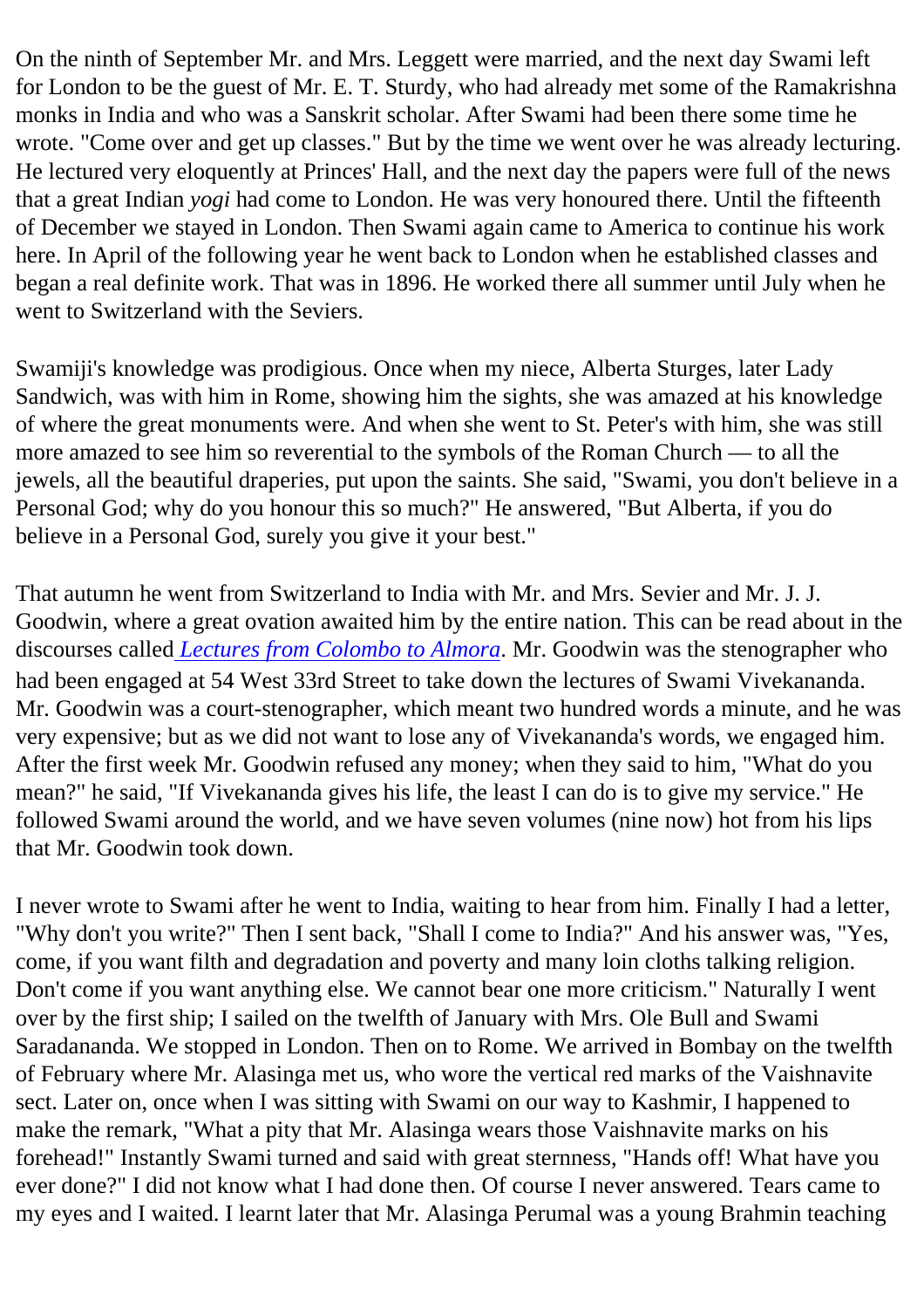On the ninth of September Mr. and Mrs. Leggett were married, and the next day Swami left for London to be the guest of Mr. E. T. Sturdy, who had already met some of the Ramakrishna monks in India and who was a Sanskrit scholar. After Swami had been there some time he wrote. "Come over and get up classes." But by the time we went over he was already lecturing. He lectured very eloquently at Princes' Hall, and the next day the papers were full of the news that a great Indian *yogi* had come to London. He was very honoured there. Until the fifteenth of December we stayed in London. Then Swami again came to America to continue his work here. In April of the following year he went back to London when he established classes and began a real definite work. That was in 1896. He worked there all summer until July when he went to Switzerland with the Seviers.

Swamiji's knowledge was prodigious. Once when my niece, Alberta Sturges, later Lady Sandwich, was with him in Rome, showing him the sights, she was amazed at his knowledge of where the great monuments were. And when she went to St. Peter's with him, she was still more amazed to see him so reverential to the symbols of the Roman Church — to all the jewels, all the beautiful draperies, put upon the saints. She said, "Swami, you don't believe in a Personal God; why do you honour this so much?" He answered, "But Alberta, if you do believe in a Personal God, surely you give it your best."

That autumn he went from Switzerland to India with Mr. and Mrs. Sevier and Mr. J. J. Goodwin, where a great ovation awaited him by the entire nation. This can be read about in the discourses called *Lectures from Colombo to Almora*. Mr. Goodwin was the stenographer who had been engaged at 54 West 33rd Street to take down the lectures of Swami Vivekananda. Mr. Goodwin was a court-stenographer, which meant two hundred words a minute, and he was very expensive; but as we did not want to lose any of Vivekananda's words, we engaged him. After the first week Mr. Goodwin refused any money; when they said to him, "What do you mean?" he said, "If Vivekananda gives his life, the least I can do is to give my service." He followed Swami around the world, and we have seven volumes (nine now) hot from his lips that Mr. Goodwin took down.

I never wrote to Swami after he went to India, waiting to hear from him. Finally I had a letter, "Why don't you write?" Then I sent back, "Shall I come to India?" And his answer was, "Yes, come, if you want filth and degradation and poverty and many loin cloths talking religion. Don't come if you want anything else. We cannot bear one more criticism." Naturally I went over by the first ship; I sailed on the twelfth of January with Mrs. Ole Bull and Swami Saradananda. We stopped in London. Then on to Rome. We arrived in Bombay on the twelfth of February where Mr. Alasinga met us, who wore the vertical red marks of the Vaishnavite sect. Later on, once when I was sitting with Swami on our way to Kashmir, I happened to make the remark, "What a pity that Mr. Alasinga wears those Vaishnavite marks on his forehead!" Instantly Swami turned and said with great sternness, "Hands off! What have you ever done?" I did not know what I had done then. Of course I never answered. Tears came to my eyes and I waited. I learnt later that Mr. Alasinga Perumal was a young Brahmin teaching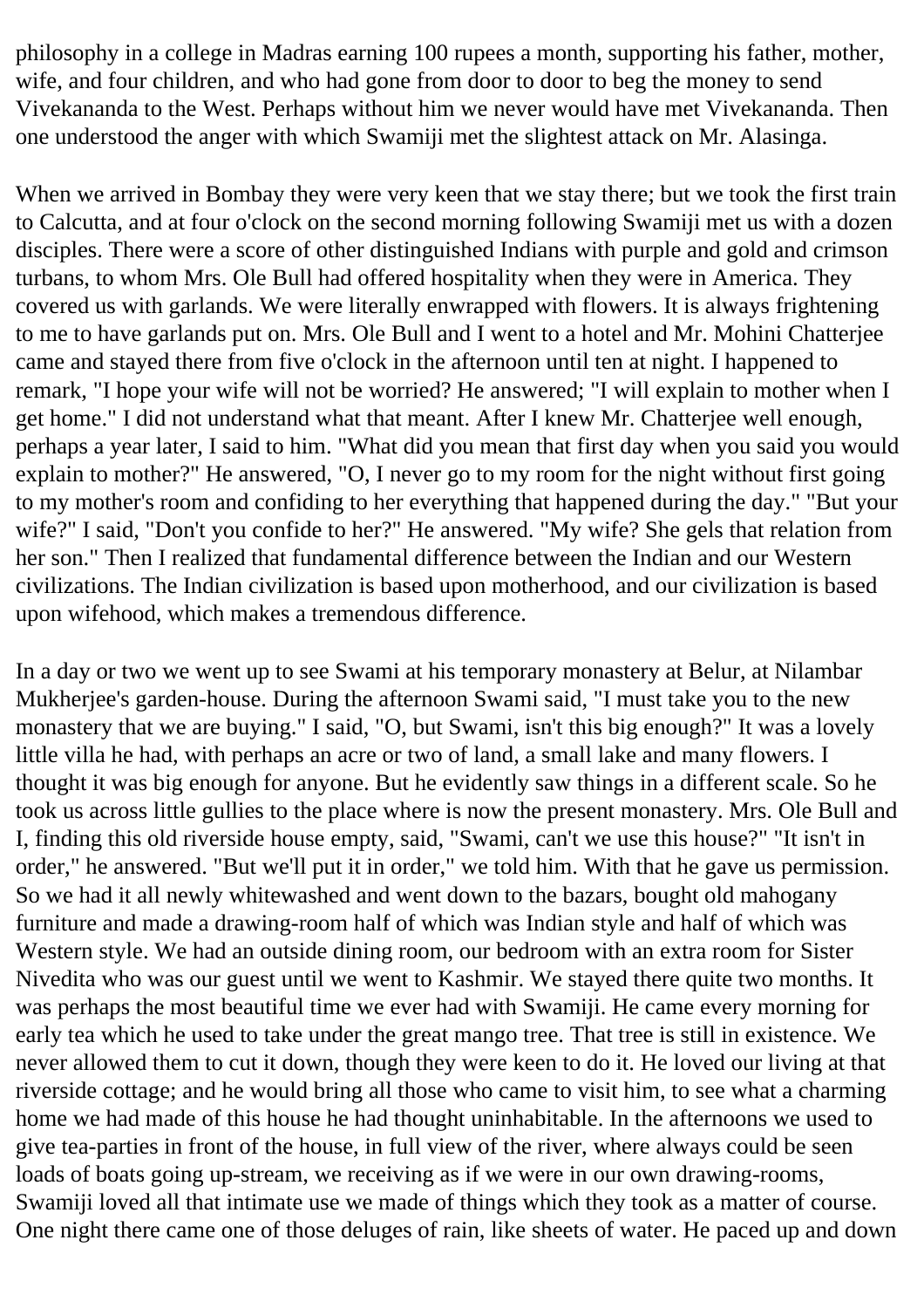philosophy in a college in Madras earning 100 rupees a month, supporting his father, mother, wife, and four children, and who had gone from door to door to beg the money to send Vivekananda to the West. Perhaps without him we never would have met Vivekananda. Then one understood the anger with which Swamiji met the slightest attack on Mr. Alasinga.

When we arrived in Bombay they were very keen that we stay there; but we took the first train to Calcutta, and at four o'clock on the second morning following Swamiji met us with a dozen disciples. There were a score of other distinguished Indians with purple and gold and crimson turbans, to whom Mrs. Ole Bull had offered hospitality when they were in America. They covered us with garlands. We were literally enwrapped with flowers. It is always frightening to me to have garlands put on. Mrs. Ole Bull and I went to a hotel and Mr. Mohini Chatterjee came and stayed there from five o'clock in the afternoon until ten at night. I happened to remark, "I hope your wife will not be worried? He answered; "I will explain to mother when I get home." I did not understand what that meant. After I knew Mr. Chatterjee well enough, perhaps a year later, I said to him. "What did you mean that first day when you said you would explain to mother?" He answered, "O, I never go to my room for the night without first going to my mother's room and confiding to her everything that happened during the day." "But your wife?" I said, "Don't you confide to her?" He answered. "My wife? She gels that relation from her son." Then I realized that fundamental difference between the Indian and our Western civilizations. The Indian civilization is based upon motherhood, and our civilization is based upon wifehood, which makes a tremendous difference.

In a day or two we went up to see Swami at his temporary monastery at Belur, at Nilambar Mukherjee's garden-house. During the afternoon Swami said, "I must take you to the new monastery that we are buying." I said, "O, but Swami, isn't this big enough?" It was a lovely little villa he had, with perhaps an acre or two of land, a small lake and many flowers. I thought it was big enough for anyone. But he evidently saw things in a different scale. So he took us across little gullies to the place where is now the present monastery. Mrs. Ole Bull and I, finding this old riverside house empty, said, "Swami, can't we use this house?" "It isn't in order," he answered. "But we'll put it in order," we told him. With that he gave us permission. So we had it all newly whitewashed and went down to the bazars, bought old mahogany furniture and made a drawing-room half of which was Indian style and half of which was Western style. We had an outside dining room, our bedroom with an extra room for Sister Nivedita who was our guest until we went to Kashmir. We stayed there quite two months. It was perhaps the most beautiful time we ever had with Swamiji. He came every morning for early tea which he used to take under the great mango tree. That tree is still in existence. We never allowed them to cut it down, though they were keen to do it. He loved our living at that riverside cottage; and he would bring all those who came to visit him, to see what a charming home we had made of this house he had thought uninhabitable. In the afternoons we used to give tea-parties in front of the house, in full view of the river, where always could be seen loads of boats going up-stream, we receiving as if we were in our own drawing-rooms, Swamiji loved all that intimate use we made of things which they took as a matter of course. One night there came one of those deluges of rain, like sheets of water. He paced up and down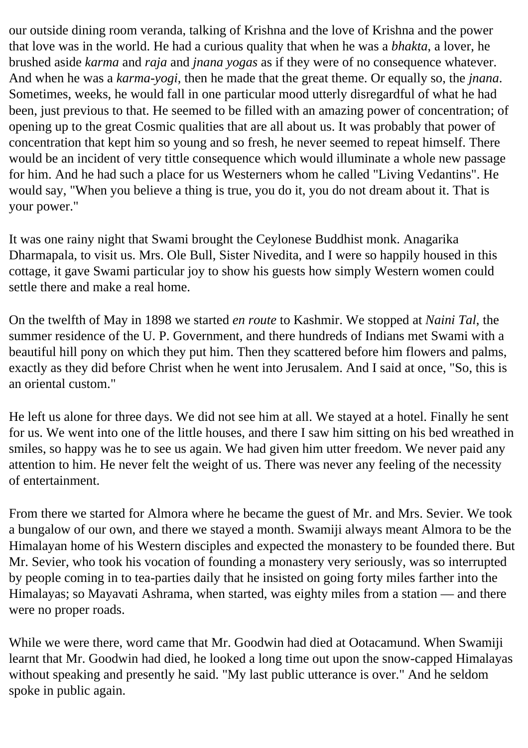our outside dining room veranda, talking of Krishna and the love of Krishna and the power that love was in the world. He had a curious quality that when he was a *bhakta*, a lover, he brushed aside *karma* and *raja* and *jnana yogas* as if they were of no consequence whatever. And when he was a *karma-yogi*, then he made that the great theme. Or equally so, the *jnana*. Sometimes, weeks, he would fall in one particular mood utterly disregardful of what he had been, just previous to that. He seemed to be filled with an amazing power of concentration; of opening up to the great Cosmic qualities that are all about us. It was probably that power of concentration that kept him so young and so fresh, he never seemed to repeat himself. There would be an incident of very tittle consequence which would illuminate a whole new passage for him. And he had such a place for us Westerners whom he called "Living Vedantins". He would say, "When you believe a thing is true, you do it, you do not dream about it. That is your power."

It was one rainy night that Swami brought the Ceylonese Buddhist monk. Anagarika Dharmapala, to visit us. Mrs. Ole Bull, Sister Nivedita, and I were so happily housed in this cottage, it gave Swami particular joy to show his guests how simply Western women could settle there and make a real home.

On the twelfth of May in 1898 we started *en route* to Kashmir. We stopped at *Naini Tal*, the summer residence of the U. P. Government, and there hundreds of Indians met Swami with a beautiful hill pony on which they put him. Then they scattered before him flowers and palms, exactly as they did before Christ when he went into Jerusalem. And I said at once, "So, this is an oriental custom."

He left us alone for three days. We did not see him at all. We stayed at a hotel. Finally he sent for us. We went into one of the little houses, and there I saw him sitting on his bed wreathed in smiles, so happy was he to see us again. We had given him utter freedom. We never paid any attention to him. He never felt the weight of us. There was never any feeling of the necessity of entertainment.

From there we started for Almora where he became the guest of Mr. and Mrs. Sevier. We took a bungalow of our own, and there we stayed a month. Swamiji always meant Almora to be the Himalayan home of his Western disciples and expected the monastery to be founded there. But Mr. Sevier, who took his vocation of founding a monastery very seriously, was so interrupted by people coming in to tea-parties daily that he insisted on going forty miles farther into the Himalayas; so Mayavati Ashrama, when started, was eighty miles from a station — and there were no proper roads.

While we were there, word came that Mr. Goodwin had died at Ootacamund. When Swamiji learnt that Mr. Goodwin had died, he looked a long time out upon the snow-capped Himalayas without speaking and presently he said. "My last public utterance is over." And he seldom spoke in public again.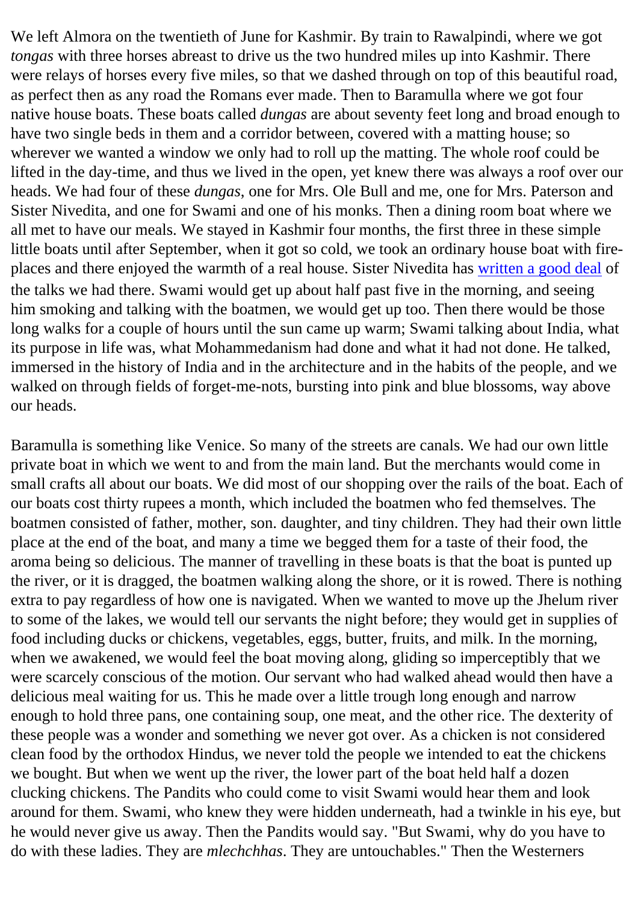We left Almora on the twentieth of June for Kashmir. By train to Rawalpindi, where we got *tongas* with three horses abreast to drive us the two hundred miles up into Kashmir. There were relays of horses every five miles, so that we dashed through on top of this beautiful road, as perfect then as any road the Romans ever made. Then to Baramulla where we got four native house boats. These boats called *dungas* are about seventy feet long and broad enough to have two single beds in them and a corridor between, covered with a matting house; so wherever we wanted a window we only had to roll up the matting. The whole roof could be lifted in the day-time, and thus we lived in the open, yet knew there was always a roof over our heads. We had four of these *dungas*, one for Mrs. Ole Bull and me, one for Mrs. Paterson and Sister Nivedita, and one for Swami and one of his monks. Then a dining room boat where we all met to have our meals. We stayed in Kashmir four months, the first three in these simple little boats until after September, when it got so cold, we took an ordinary house boat with fire-places and there enjoyed the warmth of a real house. Sister Nivedita has written a good deal of the talks we had there. Swami would get up about half past five in the morning, and seeing him smoking and talking with the boatmen, we would get up too. Then there would be those long walks for a couple of hours until the sun came up warm; Swami talking about India, what its purpose in life was, what Mohammedanism had done and what it had not done. He talked, immersed in the history of India and in the architecture and in the habits of the people, and we walked on through fields of forget-me-nots, bursting into pink and blue blossoms, way above our heads.

Baramulla is something like Venice. So many of the streets are canals. We had our own little private boat in which we went to and from the main land. But the merchants would come in small crafts all about our boats. We did most of our shopping over the rails of the boat. Each of our boats cost thirty rupees a month, which included the boatmen who fed themselves. The boatmen consisted of father, mother, son. daughter, and tiny children. They had their own little place at the end of the boat, and many a time we begged them for a taste of their food, the aroma being so delicious. The manner of travelling in these boats is that the boat is punted up the river, or it is dragged, the boatmen walking along the shore, or it is rowed. There is nothing extra to pay regardless of how one is navigated. When we wanted to move up the Jhelum river to some of the lakes, we would tell our servants the night before; they would get in supplies of food including ducks or chickens, vegetables, eggs, butter, fruits, and milk. In the morning, when we awakened, we would feel the boat moving along, gliding so imperceptibly that we were scarcely conscious of the motion. Our servant who had walked ahead would then have a delicious meal waiting for us. This he made over a little trough long enough and narrow enough to hold three pans, one containing soup, one meat, and the other rice. The dexterity of these people was a wonder and something we never got over. As a chicken is not considered clean food by the orthodox Hindus, we never told the people we intended to eat the chickens we bought. But when we went up the river, the lower part of the boat held half a dozen clucking chickens. The Pandits who could come to visit Swami would hear them and look around for them. Swami, who knew they were hidden underneath, had a twinkle in his eye, but he would never give us away. Then the Pandits would say. "But Swami, why do you have to do with these ladies. They are *mlechchhas*. They are untouchables." Then the Westerners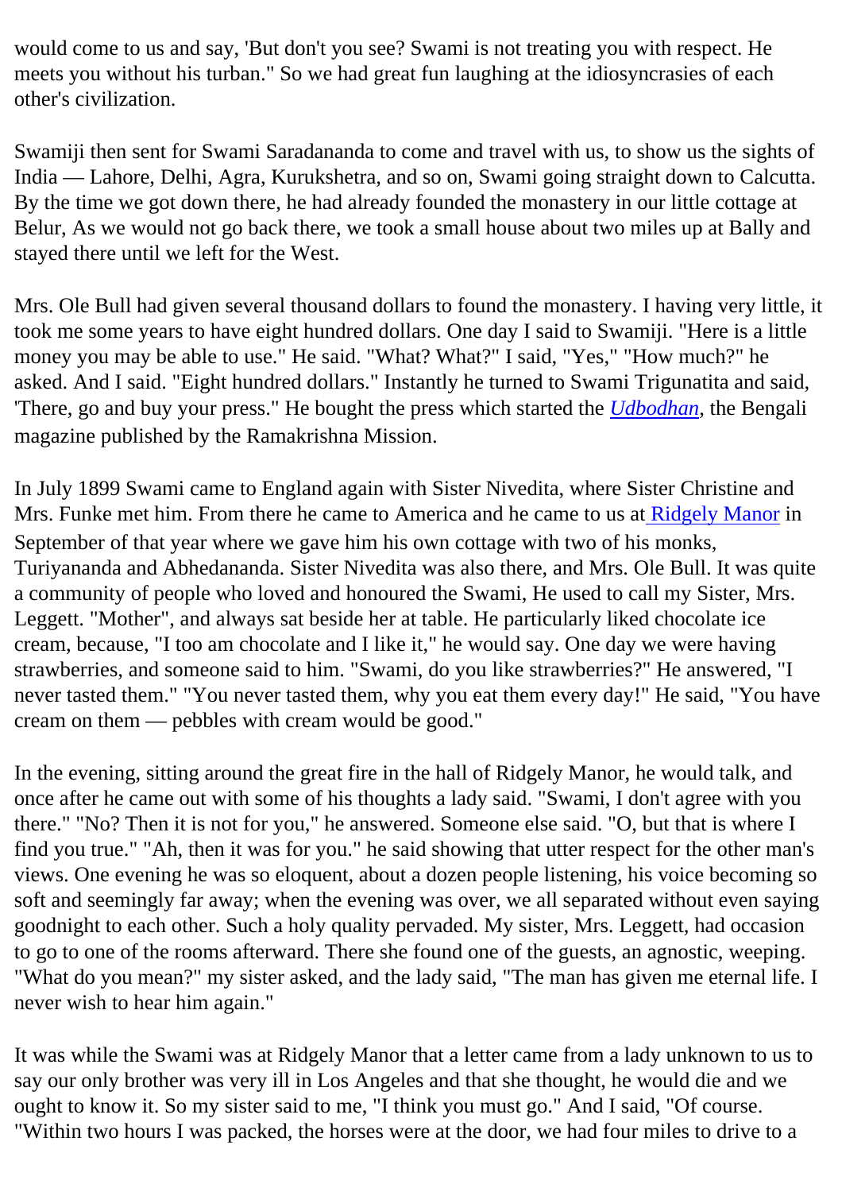would come to us and say, 'But don't you see? Swami is not treating you with respect. He meets you without his turban." So we had great fun laughing at the idiosyncrasies of each other's civilization.

Swamiji then sent for Swami Saradananda to come and travel with us, to show us the sights of India — Lahore, Delhi, Agra, Kurukshetra, and so on, Swami going straight down to Calcutta. By the time we got down there, he had already founded the monastery in our little cottage at Belur, As we would not go back there, we took a small house about two miles up at Bally and stayed there until we left for the West.

Mrs. Ole Bull had given several thousand dollars to found the monastery. I having very little, it took me some years to have eight hundred dollars. One day I said to Swamiji. "Here is a little money you may be able to use." He said. "What? What?" I said, "Yes," "How much?" he asked. And I said. "Eight hundred dollars." Instantly he turned to Swami Trigunatita and said, 'There, go and buy your press." He bought the press which started the *Udbodhan*, the Bengali magazine published by the Ramakrishna Mission.

In July 1899 Swami came to England again with Sister Nivedita, where Sister Christine and Mrs. Funke met him. From there he came to America and he came to us at Ridgely Manor in September of that year where we gave him his own cottage with two of his monks, Turiyananda and Abhedananda. Sister Nivedita was also there, and Mrs. Ole Bull. It was quite a community of people who loved and honoured the Swami, He used to call my Sister, Mrs. Leggett. "Mother", and always sat beside her at table. He particularly liked chocolate ice cream, because, "I too am chocolate and I like it," he would say. One day we were having strawberries, and someone said to him. "Swami, do you like strawberries?" He answered, "I never tasted them." "You never tasted them, why you eat them every day!" He said, "You have cream on them — pebbles with cream would be good."

In the evening, sitting around the great fire in the hall of Ridgely Manor, he would talk, and once after he came out with some of his thoughts a lady said. "Swami, I don't agree with you there." "No? Then it is not for you," he answered. Someone else said. "O, but that is where I find you true." "Ah, then it was for you." he said showing that utter respect for the other man's views. One evening he was so eloquent, about a dozen people listening, his voice becoming so soft and seemingly far away; when the evening was over, we all separated without even saying goodnight to each other. Such a holy quality pervaded. My sister, Mrs. Leggett, had occasion to go to one of the rooms afterward. There she found one of the guests, an agnostic, weeping. "What do you mean?" my sister asked, and the lady said, "The man has given me eternal life. I never wish to hear him again."

It was while the Swami was at Ridgely Manor that a letter came from a lady unknown to us to say our only brother was very ill in Los Angeles and that she thought, he would die and we ought to know it. So my sister said to me, "I think you must go." And I said, "Of course. "Within two hours I was packed, the horses were at the door, we had four miles to drive to a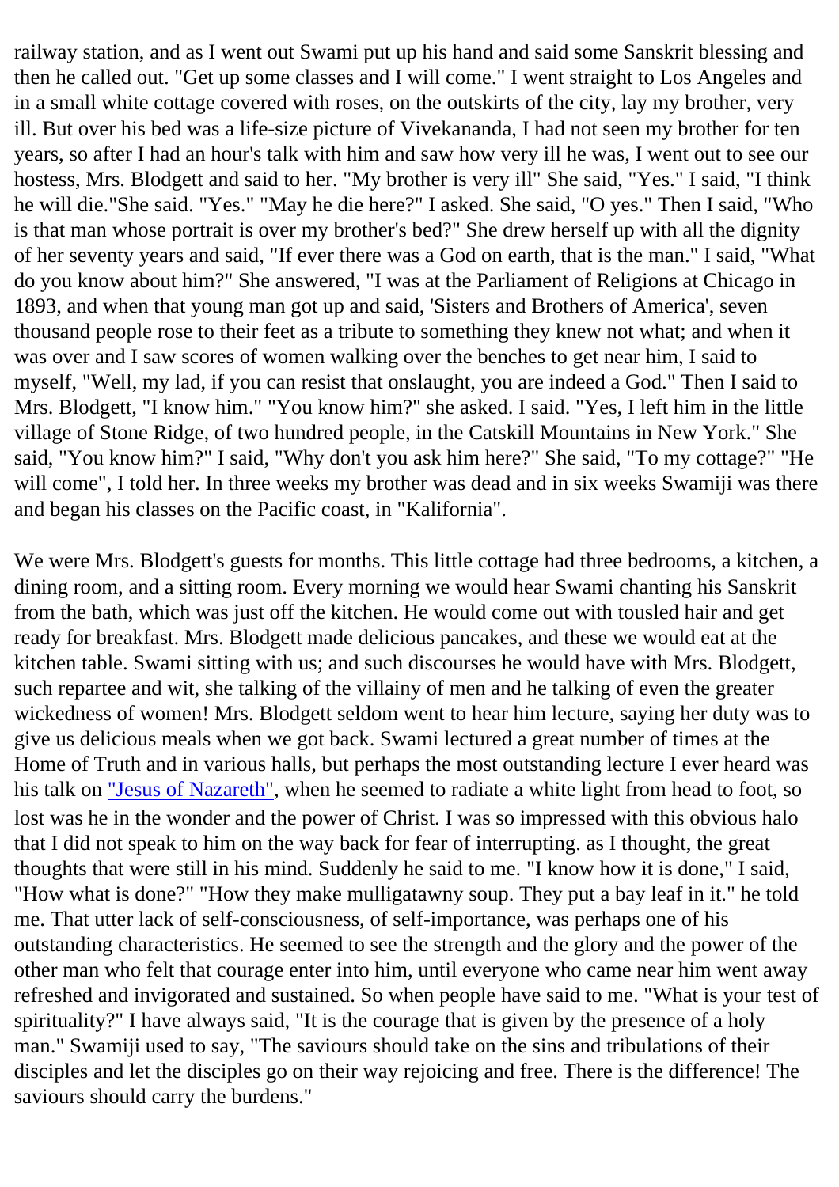railway station, and as I went out Swami put up his hand and said some Sanskrit blessing and then he called out. "Get up some classes and I will come." I went straight to Los Angeles and in a small white cottage covered with roses, on the outskirts of the city, lay my brother, very ill. But over his bed was a life-size picture of Vivekananda, I had not seen my brother for ten years, so after I had an hour's talk with him and saw how very ill he was, I went out to see our hostess, Mrs. Blodgett and said to her. "My brother is very ill" She said, "Yes." I said, "I think he will die."She said. "Yes." "May he die here?" I asked. She said, "O yes." Then I said, "Who is that man whose portrait is over my brother's bed?" She drew herself up with all the dignity of her seventy years and said, "If ever there was a God on earth, that is the man." I said, "What do you know about him?" She answered, "I was at the Parliament of Religions at Chicago in 1893, and when that young man got up and said, 'Sisters and Brothers of America', seven thousand people rose to their feet as a tribute to something they knew not what; and when it was over and I saw scores of women walking over the benches to get near him, I said to myself, "Well, my lad, if you can resist that onslaught, you are indeed a God." Then I said to Mrs. Blodgett, "I know him." "You know him?" she asked. I said. "Yes, I left him in the little village of Stone Ridge, of two hundred people, in the Catskill Mountains in New York." She said, "You know him?" I said, "Why don't you ask him here?" She said, "To my cottage?" "He will come", I told her. In three weeks my brother was dead and in six weeks Swamiji was there and began his classes on the Pacific coast, in "Kalifornia".

We were Mrs. Blodgett's guests for months. This little cottage had three bedrooms, a kitchen, a dining room, and a sitting room. Every morning we would hear Swami chanting his Sanskrit from the bath, which was just off the kitchen. He would come out with tousled hair and get ready for breakfast. Mrs. Blodgett made delicious pancakes, and these we would eat at the kitchen table. Swami sitting with us; and such discourses he would have with Mrs. Blodgett, such repartee and wit, she talking of the villainy of men and he talking of even the greater wickedness of women! Mrs. Blodgett seldom went to hear him lecture, saying her duty was to give us delicious meals when we got back. Swami lectured a great number of times at the Home of Truth and in various halls, but perhaps the most outstanding lecture I ever heard was his talk on "Jesus of Nazareth", when he seemed to radiate a white light from head to foot, so lost was he in the wonder and the power of Christ. I was so impressed with this obvious halo that I did not speak to him on the way back for fear of interrupting. as I thought, the great thoughts that were still in his mind. Suddenly he said to me. "I know how it is done," I said, "How what is done?" "How they make mulligatawny soup. They put a bay leaf in it." he told me. That utter lack of self-consciousness, of self-importance, was perhaps one of his outstanding characteristics. He seemed to see the strength and the glory and the power of the other man who felt that courage enter into him, until everyone who came near him went away refreshed and invigorated and sustained. So when people have said to me. "What is your test of spirituality?" I have always said, "It is the courage that is given by the presence of a holy man." Swamiji used to say, "The saviours should take on the sins and tribulations of their disciples and let the disciples go on their way rejoicing and free. There is the difference! The saviours should carry the burdens."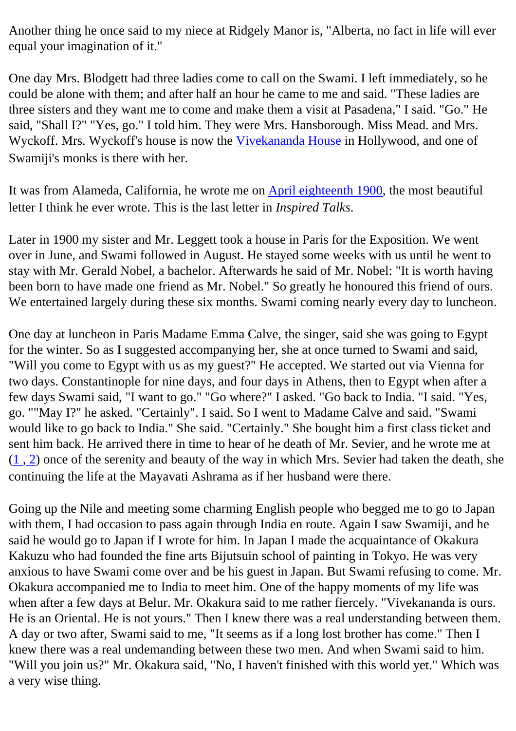Another thing he once said to my niece at Ridgely Manor is, "Alberta, no fact in life will ever equal your imagination of it."

One day Mrs. Blodgett had three ladies come to call on the Swami. I left immediately, so he could be alone with them; and after half an hour he came to me and said. "These ladies are three sisters and they want me to come and make them a visit at Pasadena," I said. "Go." He said, "Shall I?" "Yes, go." I told him. They were Mrs. Hansborough. Miss Mead. and Mrs. Wyckoff. Mrs. Wyckoff's house is now the Vivekananda House in Hollywood, and one of Swamiji's monks is there with her.

It was from Alameda, California, he wrote me on April eighteenth 1900, the most beautiful letter I think he ever wrote. This is the last letter in *Inspired Talks*.

Later in 1900 my sister and Mr. Leggett took a house in Paris for the Exposition. We went over in June, and Swami followed in August. He stayed some weeks with us until he went to stay with Mr. Gerald Nobel, a bachelor. Afterwards he said of Mr. Nobel: "It is worth having been born to have made one friend as Mr. Nobel." So greatly he honoured this friend of ours. We entertained largely during these six months. Swami coming nearly every day to luncheon.

One day at luncheon in Paris Madame Emma Calve, the singer, said she was going to Egypt for the winter. So as I suggested accompanying her, she at once turned to Swami and said, "Will you come to Egypt with us as my guest?" He accepted. We started out via Vienna for two days. Constantinople for nine days, and four days in Athens, then to Egypt when after a few days Swami said, "I want to go." "Go where?" I asked. "Go back to India. "I said. "Yes, go. ""May I?" he asked. "Certainly". I said. So I went to Madame Calve and said. "Swami would like to go back to India." She said. "Certainly." She bought him a first class ticket and sent him back. He arrived there in time to hear of he death of Mr. Sevier, and he wrote me at (1 , 2) once of the serenity and beauty of the way in which Mrs. Sevier had taken the death, she continuing the life at the Mayavati Ashrama as if her husband were there.

Going up the Nile and meeting some charming English people who begged me to go to Japan with them, I had occasion to pass again through India en route. Again I saw Swamiji, and he said he would go to Japan if I wrote for him. In Japan I made the acquaintance of Okakura Kakuzu who had founded the fine arts Bijutsuin school of painting in Tokyo. He was very anxious to have Swami come over and be his guest in Japan. But Swami refusing to come. Mr. Okakura accompanied me to India to meet him. One of the happy moments of my life was when after a few days at Belur. Mr. Okakura said to me rather fiercely. "Vivekananda is ours. He is an Oriental. He is not yours." Then I knew there was a real understanding between them. A day or two after, Swami said to me, "It seems as if a long lost brother has come." Then I knew there was a real undemanding between these two men. And when Swami said to him. "Will you join us?" Mr. Okakura said, "No, I haven't finished with this world yet." Which was a very wise thing.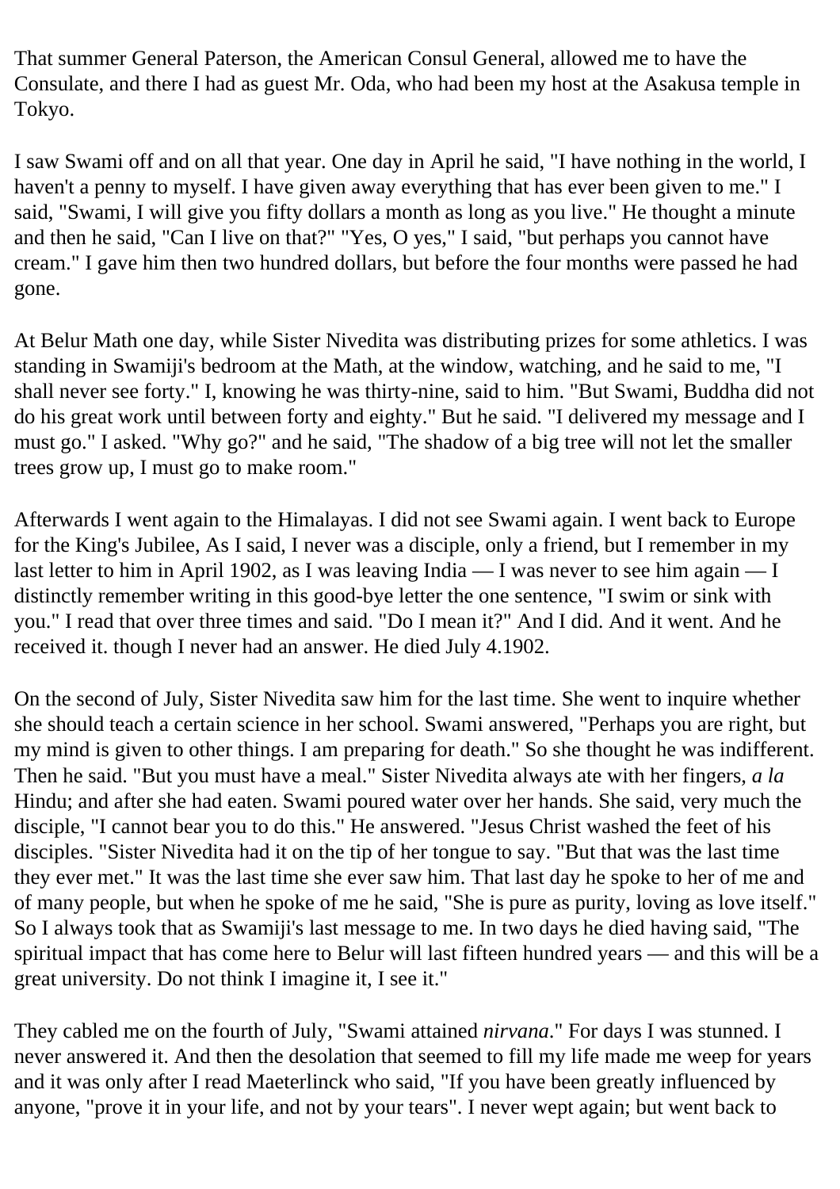That summer General Paterson, the American Consul General, allowed me to have the Consulate, and there I had as guest Mr. Oda, who had been my host at the Asakusa temple in Tokyo.

I saw Swami off and on all that year. One day in April he said, "I have nothing in the world, I haven't a penny to myself. I have given away everything that has ever been given to me." I said, "Swami, I will give you fifty dollars a month as long as you live." He thought a minute and then he said, "Can I live on that?" "Yes, O yes," I said, "but perhaps you cannot have cream." I gave him then two hundred dollars, but before the four months were passed he had gone.

At Belur Math one day, while Sister Nivedita was distributing prizes for some athletics. I was standing in Swamiji's bedroom at the Math, at the window, watching, and he said to me, "I shall never see forty." I, knowing he was thirty-nine, said to him. "But Swami, Buddha did not do his great work until between forty and eighty." But he said. "I delivered my message and I must go." I asked. "Why go?" and he said, "The shadow of a big tree will not let the smaller trees grow up, I must go to make room."

Afterwards I went again to the Himalayas. I did not see Swami again. I went back to Europe for the King's Jubilee, As I said, I never was a disciple, only a friend, but I remember in my last letter to him in April 1902, as I was leaving India — I was never to see him again — I distinctly remember writing in this good-bye letter the one sentence, "I swim or sink with you." I read that over three times and said. "Do I mean it?" And I did. And it went. And he received it. though I never had an answer. He died July 4.1902.

On the second of July, Sister Nivedita saw him for the last time. She went to inquire whether she should teach a certain science in her school. Swami answered, "Perhaps you are right, but my mind is given to other things. I am preparing for death." So she thought he was indifferent. Then he said. "But you must have a meal." Sister Nivedita always ate with her fingers, *a la* Hindu; and after she had eaten. Swami poured water over her hands. She said, very much the disciple, "I cannot bear you to do this." He answered. "Jesus Christ washed the feet of his disciples. "Sister Nivedita had it on the tip of her tongue to say. "But that was the last time they ever met." It was the last time she ever saw him. That last day he spoke to her of me and of many people, but when he spoke of me he said, "She is pure as purity, loving as love itself." So I always took that as Swamiji's last message to me. In two days he died having said, "The spiritual impact that has come here to Belur will last fifteen hundred years — and this will be a great university. Do not think I imagine it, I see it."

They cabled me on the fourth of July, "Swami attained *nirvana*." For days I was stunned. I never answered it. And then the desolation that seemed to fill my life made me weep for years and it was only after I read Maeterlinck who said, "If you have been greatly influenced by anyone, "prove it in your life, and not by your tears". I never wept again; but went back to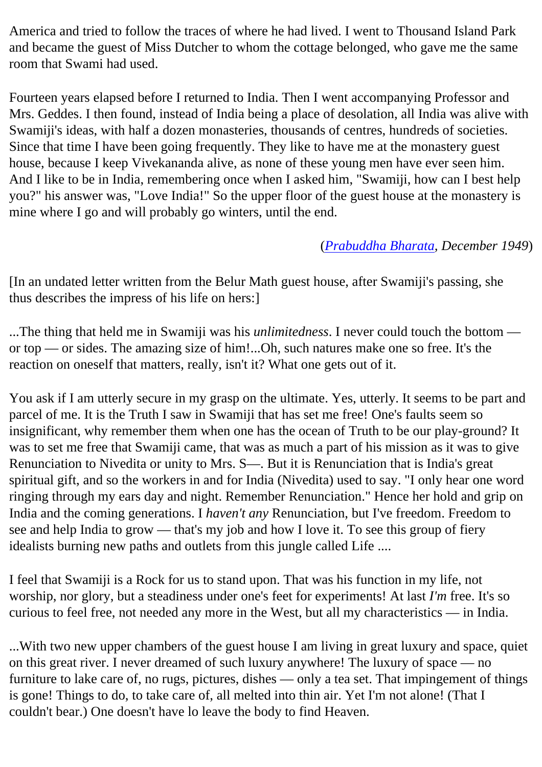America and tried to follow the traces of where he had lived. I went to Thousand Island Park and became the guest of Miss Dutcher to whom the cottage belonged, who gave me the same room that Swami had used.

Fourteen years elapsed before I returned to India. Then I went accompanying Professor and Mrs. Geddes. I then found, instead of India being a place of desolation, all India was alive with Swamiji's ideas, with half a dozen monasteries, thousands of centres, hundreds of societies. Since that time I have been going frequently. They like to have me at the monastery guest house, because I keep Vivekananda alive, as none of these young men have ever seen him. And I like to be in India, remembering once when I asked him, "Swamiji, how can I best help you?" his answer was, "Love India!" So the upper floor of the guest house at the monastery is mine where I go and will probably go winters, until the end.

(*Prabuddha Bharata, December 1949*)

[In an undated letter written from the Belur Math guest house, after Swamiji's passing, she thus describes the impress of his life on hers:]

...The thing that held me in Swamiji was his *unlimitedness*. I never could touch the bottom — or top — or sides. The amazing size of him!...Oh, such natures make one so free. It's the reaction on oneself that matters, really, isn't it? What one gets out of it.

You ask if I am utterly secure in my grasp on the ultimate. Yes, utterly. It seems to be part and parcel of me. It is the Truth I saw in Swamiji that has set me free! One's faults seem so insignificant, why remember them when one has the ocean of Truth to be our play-ground? It was to set me free that Swamiji came, that was as much a part of his mission as it was to give Renunciation to Nivedita or unity to Mrs. S—. But it is Renunciation that is India's great spiritual gift, and so the workers in and for India (Nivedita) used to say. "I only hear one word ringing through my ears day and night. Remember Renunciation." Hence her hold and grip on India and the coming generations. I *haven't any* Renunciation, but I've freedom. Freedom to see and help India to grow — that's my job and how I love it. To see this group of fiery idealists burning new paths and outlets from this jungle called Life ....

I feel that Swamiji is a Rock for us to stand upon. That was his function in my life, not worship, nor glory, but a steadiness under one's feet for experiments! At last *I'm* free. It's so curious to feel free, not needed any more in the West, but all my characteristics — in India.

...With two new upper chambers of the guest house I am living in great luxury and space, quiet on this great river. I never dreamed of such luxury anywhere! The luxury of space — no furniture to lake care of, no rugs, pictures, dishes — only a tea set. That impingement of things is gone! Things to do, to take care of, all melted into thin air. Yet I'm not alone! (That I couldn't bear.) One doesn't have lo leave the body to find Heaven.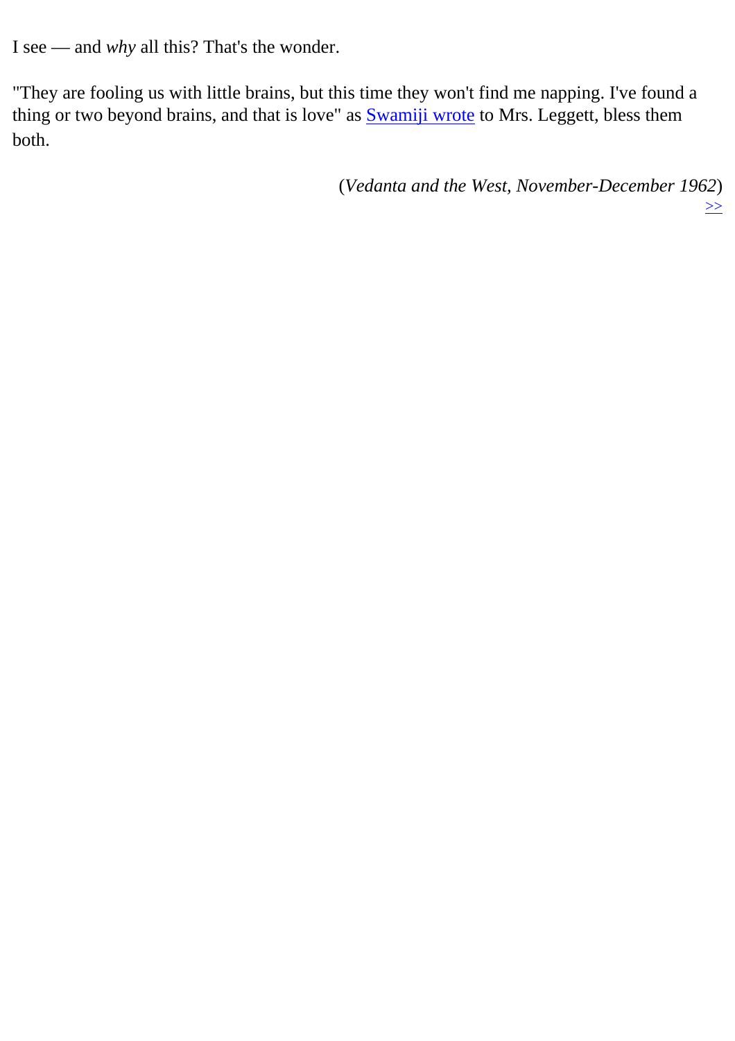I see — and *why* all this? That's the wonder.

"They are fooling us with little brains, but this time they won't find me napping. I've found a thing or two beyond brains, and that is love" as Swamiji wrote to Mrs. Leggett, bless them both.

(*Vedanta and the West, November-December 1962*)

>>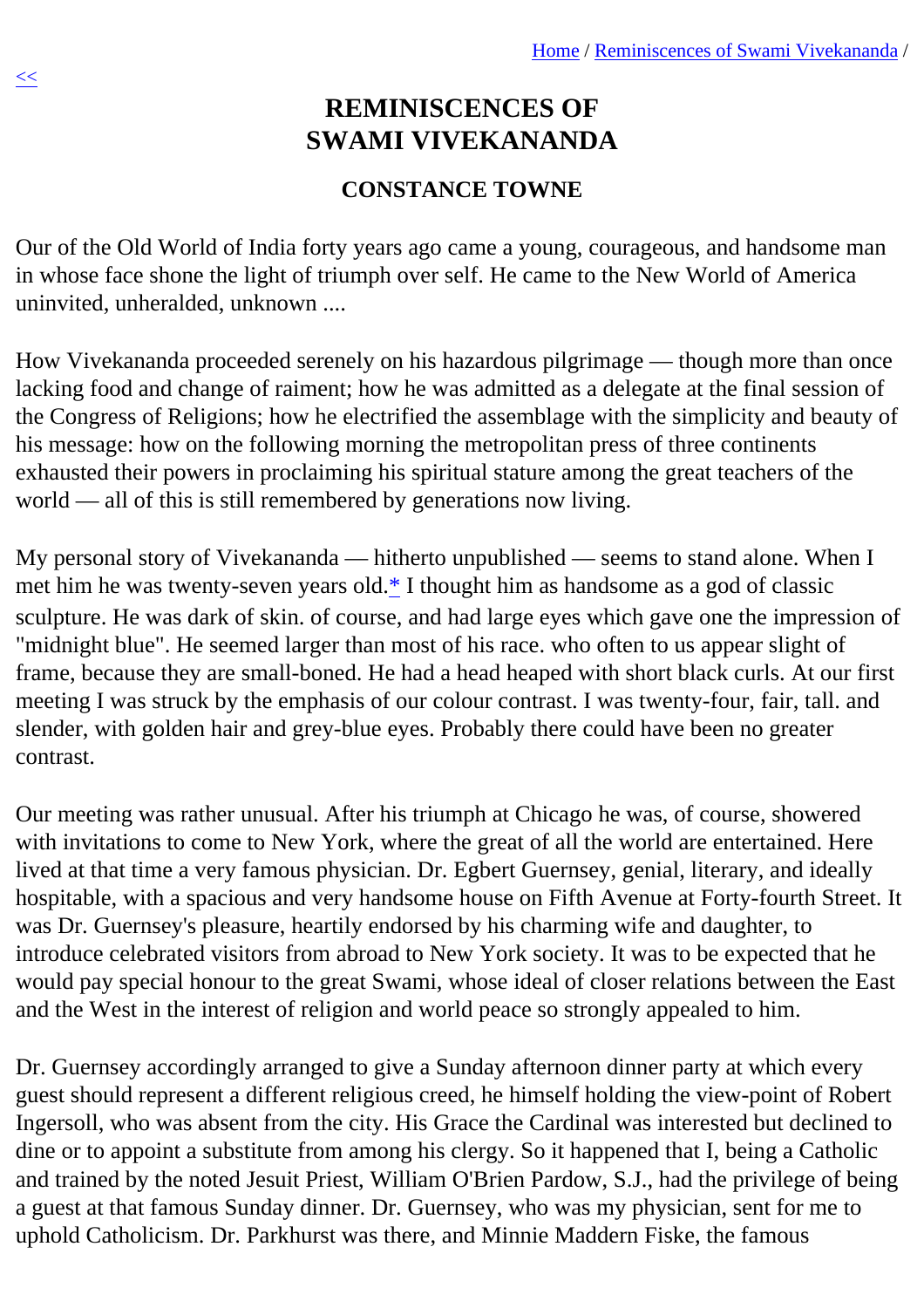# REMINISCENCES OF SWAMI VIVEKANANDA

## CONSTANCE TOWNE

Our of the Old World of India forty years ago came a young, courageous, and handsome man in whose face shone the light of triumph over self. He came to the New World of America uninvited, unheralded, unknown ....

How Vivekananda proceeded serenely on his hazardous pilgrimage — though more than once lacking food and change of raiment; how he was admitted as a delegate at the final session of the Congress of Religions; how he electrified the assemblage with the simplicity and beauty of his message: how on the following morning the metropolitan press of three continents exhausted their powers in proclaiming his spiritual stature among the great teachers of the world — all of this is still remembered by generations now living.

My personal story of Vivekananda — hitherto unpublished — seems to stand alone. When I met him he was twenty-seven years old.* I thought him as handsome as a god of classic sculpture. He was dark of skin. of course, and had large eyes which gave one the impression of "midnight blue". He seemed larger than most of his race. who often to us appear slight of frame, because they are small-boned. He had a head heaped with short black curls. At our first meeting I was struck by the emphasis of our colour contrast. I was twenty-four, fair, tall. and slender, with golden hair and grey-blue eyes. Probably there could have been no greater contrast.

Our meeting was rather unusual. After his triumph at Chicago he was, of course, showered with invitations to come to New York, where the great of all the world are entertained. Here lived at that time a very famous physician. Dr. Egbert Guernsey, genial, literary, and ideally hospitable, with a spacious and very handsome house on Fifth Avenue at Forty-fourth Street. It was Dr. Guernsey's pleasure, heartily endorsed by his charming wife and daughter, to introduce celebrated visitors from abroad to New York society. It was to be expected that he would pay special honour to the great Swami, whose ideal of closer relations between the East and the West in the interest of religion and world peace so strongly appealed to him.

Dr. Guernsey accordingly arranged to give a Sunday afternoon dinner party at which every guest should represent a different religious creed, he himself holding the view-point of Robert Ingersoll, who was absent from the city. His Grace the Cardinal was interested but declined to dine or to appoint a substitute from among his clergy. So it happened that I, being a Catholic and trained by the noted Jesuit Priest, William O'Brien Pardow, S.J., had the privilege of being a guest at that famous Sunday dinner. Dr. Guernsey, who was my physician, sent for me to uphold Catholicism. Dr. Parkhurst was there, and Minnie Maddern Fiske, the famous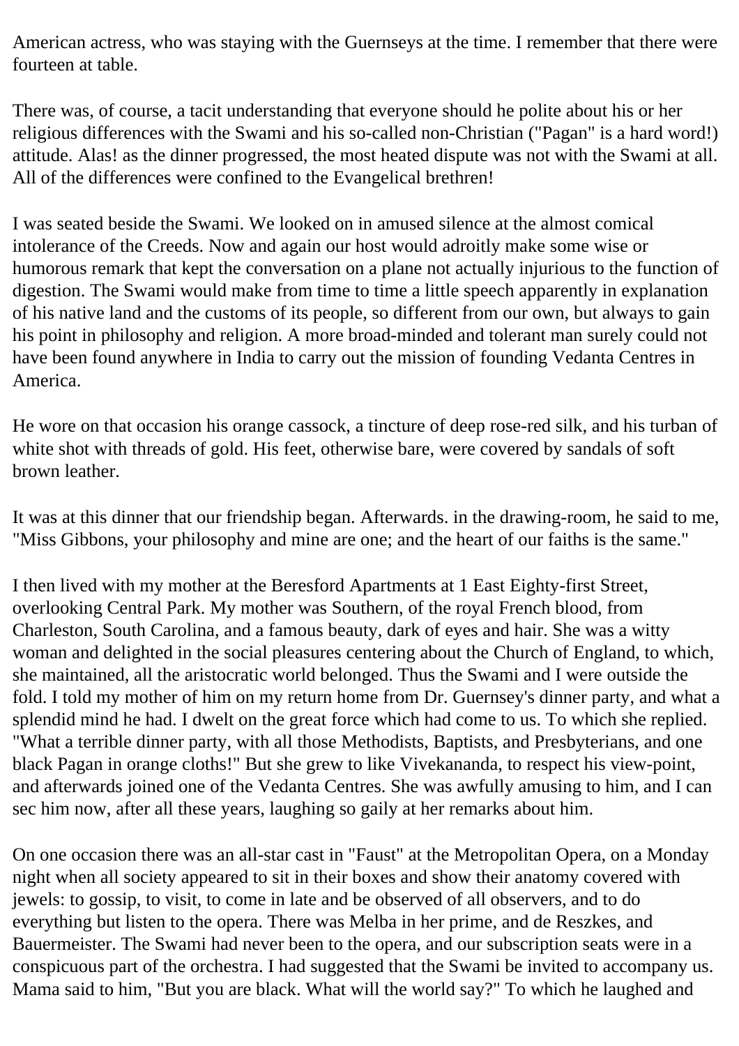American actress, who was staying with the Guernseys at the time. I remember that there were fourteen at table.

There was, of course, a tacit understanding that everyone should he polite about his or her religious differences with the Swami and his so-called non-Christian ("Pagan" is a hard word!) attitude. Alas! as the dinner progressed, the most heated dispute was not with the Swami at all. All of the differences were confined to the Evangelical brethren!

I was seated beside the Swami. We looked on in amused silence at the almost comical intolerance of the Creeds. Now and again our host would adroitly make some wise or humorous remark that kept the conversation on a plane not actually injurious to the function of digestion. The Swami would make from time to time a little speech apparently in explanation of his native land and the customs of its people, so different from our own, but always to gain his point in philosophy and religion. A more broad-minded and tolerant man surely could not have been found anywhere in India to carry out the mission of founding Vedanta Centres in America.

He wore on that occasion his orange cassock, a tincture of deep rose-red silk, and his turban of white shot with threads of gold. His feet, otherwise bare, were covered by sandals of soft brown leather.

It was at this dinner that our friendship began. Afterwards. in the drawing-room, he said to me, "Miss Gibbons, your philosophy and mine are one; and the heart of our faiths is the same."

I then lived with my mother at the Beresford Apartments at 1 East Eighty-first Street, overlooking Central Park. My mother was Southern, of the royal French blood, from Charleston, South Carolina, and a famous beauty, dark of eyes and hair. She was a witty woman and delighted in the social pleasures centering about the Church of England, to which, she maintained, all the aristocratic world belonged. Thus the Swami and I were outside the fold. I told my mother of him on my return home from Dr. Guernsey's dinner party, and what a splendid mind he had. I dwelt on the great force which had come to us. To which she replied. "What a terrible dinner party, with all those Methodists, Baptists, and Presbyterians, and one black Pagan in orange cloths!" But she grew to like Vivekananda, to respect his view-point, and afterwards joined one of the Vedanta Centres. She was awfully amusing to him, and I can sec him now, after all these years, laughing so gaily at her remarks about him.

On one occasion there was an all-star cast in "Faust" at the Metropolitan Opera, on a Monday night when all society appeared to sit in their boxes and show their anatomy covered with jewels: to gossip, to visit, to come in late and be observed of all observers, and to do everything but listen to the opera. There was Melba in her prime, and de Reszkes, and Bauermeister. The Swami had never been to the opera, and our subscription seats were in a conspicuous part of the orchestra. I had suggested that the Swami be invited to accompany us. Mama said to him, "But you are black. What will the world say?" To which he laughed and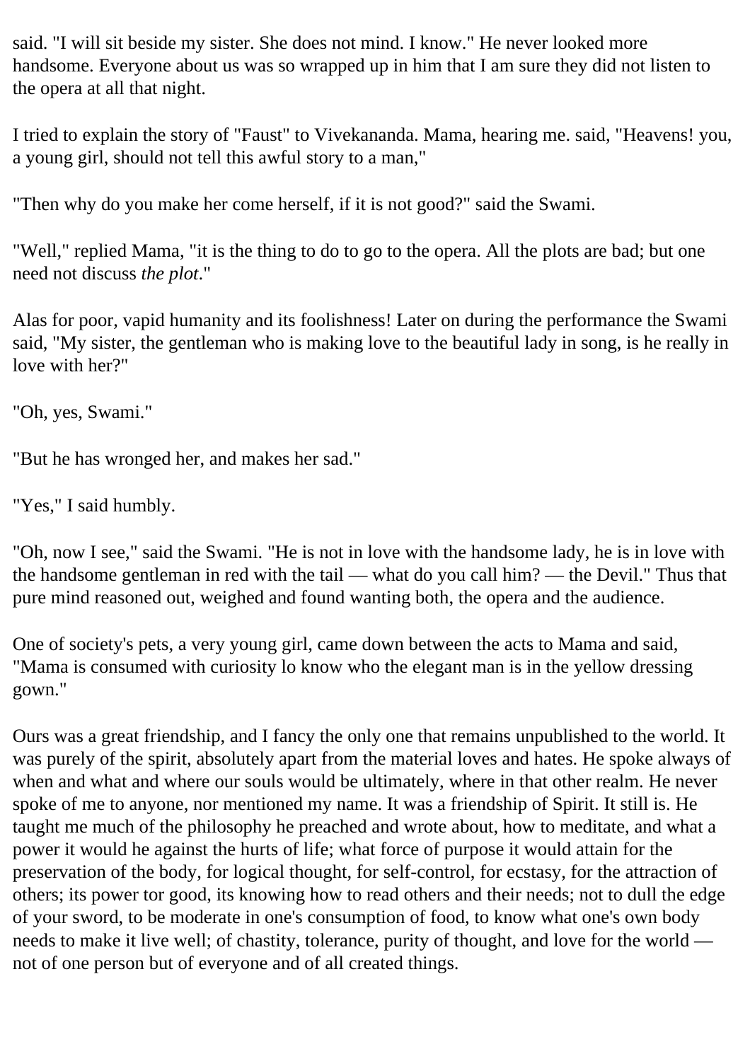said. "I will sit beside my sister. She does not mind. I know." He never looked more handsome. Everyone about us was so wrapped up in him that I am sure they did not listen to the opera at all that night.

I tried to explain the story of "Faust" to Vivekananda. Mama, hearing me. said, "Heavens! you, a young girl, should not tell this awful story to a man,"

"Then why do you make her come herself, if it is not good?" said the Swami.

"Well," replied Mama, "it is the thing to do to go to the opera. All the plots are bad; but one need not discuss *the plot*."

Alas for poor, vapid humanity and its foolishness! Later on during the performance the Swami said, "My sister, the gentleman who is making love to the beautiful lady in song, is he really in love with her?"

"Oh, yes, Swami."

"But he has wronged her, and makes her sad."

"Yes," I said humbly.

"Oh, now I see," said the Swami. "He is not in love with the handsome lady, he is in love with the handsome gentleman in red with the tail — what do you call him? — the Devil." Thus that pure mind reasoned out, weighed and found wanting both, the opera and the audience.

One of society's pets, a very young girl, came down between the acts to Mama and said, "Mama is consumed with curiosity lo know who the elegant man is in the yellow dressing gown."

Ours was a great friendship, and I fancy the only one that remains unpublished to the world. It was purely of the spirit, absolutely apart from the material loves and hates. He spoke always of when and what and where our souls would be ultimately, where in that other realm. He never spoke of me to anyone, nor mentioned my name. It was a friendship of Spirit. It still is. He taught me much of the philosophy he preached and wrote about, how to meditate, and what a power it would he against the hurts of life; what force of purpose it would attain for the preservation of the body, for logical thought, for self-control, for ecstasy, for the attraction of others; its power tor good, its knowing how to read others and their needs; not to dull the edge of your sword, to be moderate in one's consumption of food, to know what one's own body needs to make it live well; of chastity, tolerance, purity of thought, and love for the world — not of one person but of everyone and of all created things.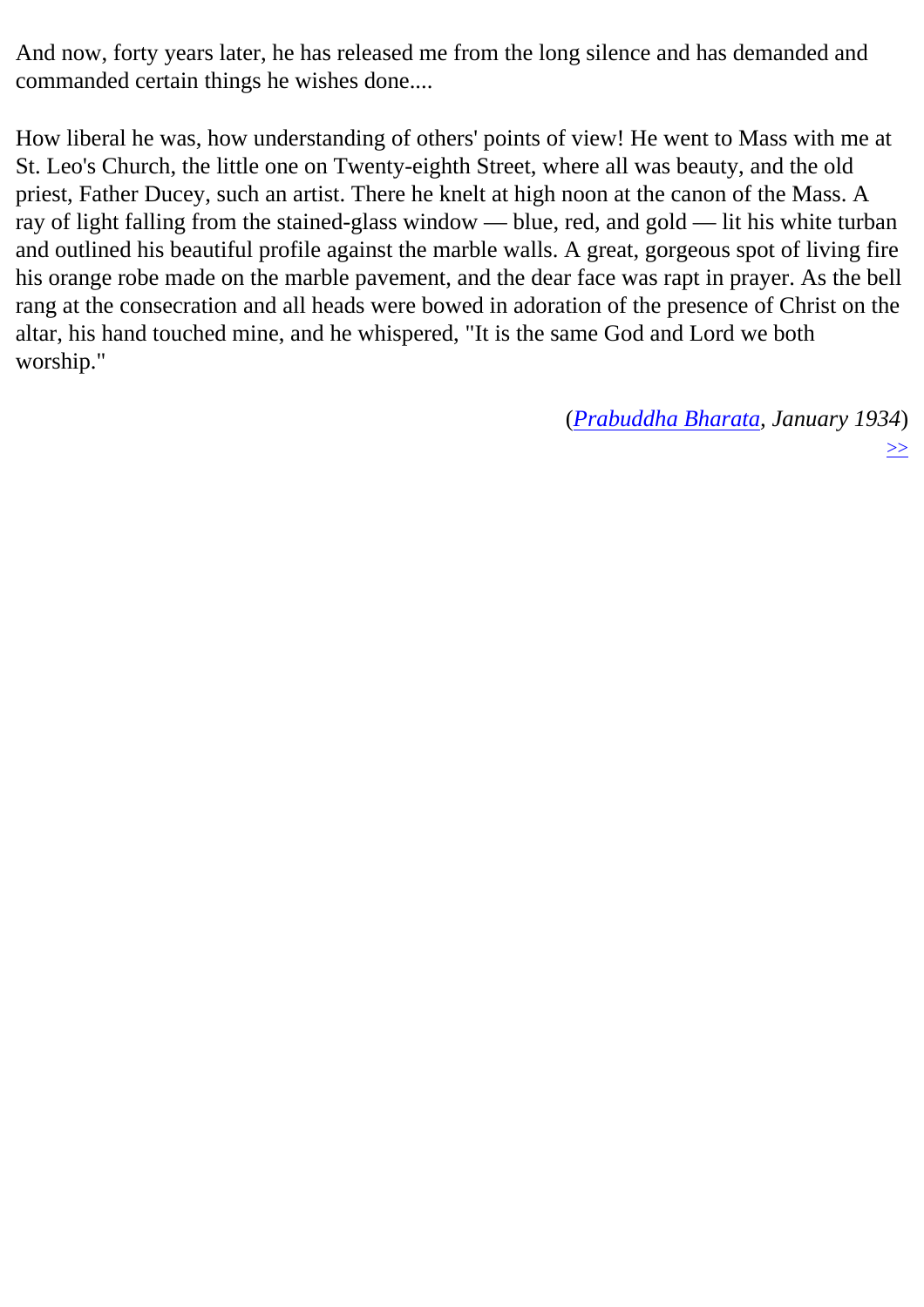And now, forty years later, he has released me from the long silence and has demanded and commanded certain things he wishes done....

How liberal he was, how understanding of others' points of view! He went to Mass with me at St. Leo's Church, the little one on Twenty-eighth Street, where all was beauty, and the old priest, Father Ducey, such an artist. There he knelt at high noon at the canon of the Mass. A ray of light falling from the stained-glass window — blue, red, and gold — lit his white turban and outlined his beautiful profile against the marble walls. A great, gorgeous spot of living fire his orange robe made on the marble pavement, and the dear face was rapt in prayer. As the bell rang at the consecration and all heads were bowed in adoration of the presence of Christ on the altar, his hand touched mine, and he whispered, "It is the same God and Lord we both worship."

(*Prabuddha Bharata, January 1934*)

>>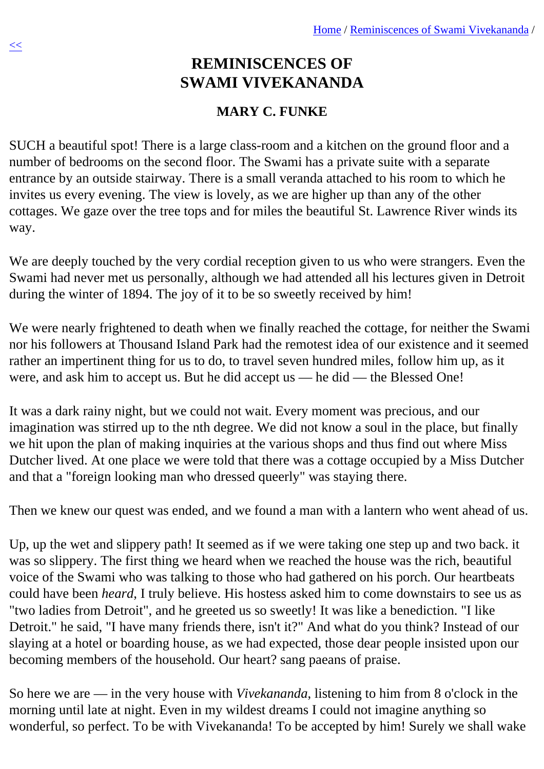# REMINISCENCES OF SWAMI VIVEKANANDA

## MARY C. FUNKE

SUCH a beautiful spot! There is a large class-room and a kitchen on the ground floor and a number of bedrooms on the second floor. The Swami has a private suite with a separate entrance by an outside stairway. There is a small veranda attached to his room to which he invites us every evening. The view is lovely, as we are higher up than any of the other cottages. We gaze over the tree tops and for miles the beautiful St. Lawrence River winds its way.

We are deeply touched by the very cordial reception given to us who were strangers. Even the Swami had never met us personally, although we had attended all his lectures given in Detroit during the winter of 1894. The joy of it to be so sweetly received by him!

We were nearly frightened to death when we finally reached the cottage, for neither the Swami nor his followers at Thousand Island Park had the remotest idea of our existence and it seemed rather an impertinent thing for us to do, to travel seven hundred miles, follow him up, as it were, and ask him to accept us. But he did accept us — he did — the Blessed One!

It was a dark rainy night, but we could not wait. Every moment was precious, and our imagination was stirred up to the nth degree. We did not know a soul in the place, but finally we hit upon the plan of making inquiries at the various shops and thus find out where Miss Dutcher lived. At one place we were told that there was a cottage occupied by a Miss Dutcher and that a "foreign looking man who dressed queerly" was staying there.

Then we knew our quest was ended, and we found a man with a lantern who went ahead of us.

Up, up the wet and slippery path! It seemed as if we were taking one step up and two back. it was so slippery. The first thing we heard when we reached the house was the rich, beautiful voice of the Swami who was talking to those who had gathered on his porch. Our heartbeats could have been *heard*, I truly believe. His hostess asked him to come downstairs to see us as "two ladies from Detroit", and he greeted us so sweetly! It was like a benediction. "I like Detroit." he said, "I have many friends there, isn't it?" And what do you think? Instead of our slaying at a hotel or boarding house, as we had expected, those dear people insisted upon our becoming members of the household. Our heart? sang paeans of praise.

So here we are — in the very house with *Vivekananda*, listening to him from 8 o'clock in the morning until late at night. Even in my wildest dreams I could not imagine anything so wonderful, so perfect. To be with Vivekananda! To be accepted by him! Surely we shall wake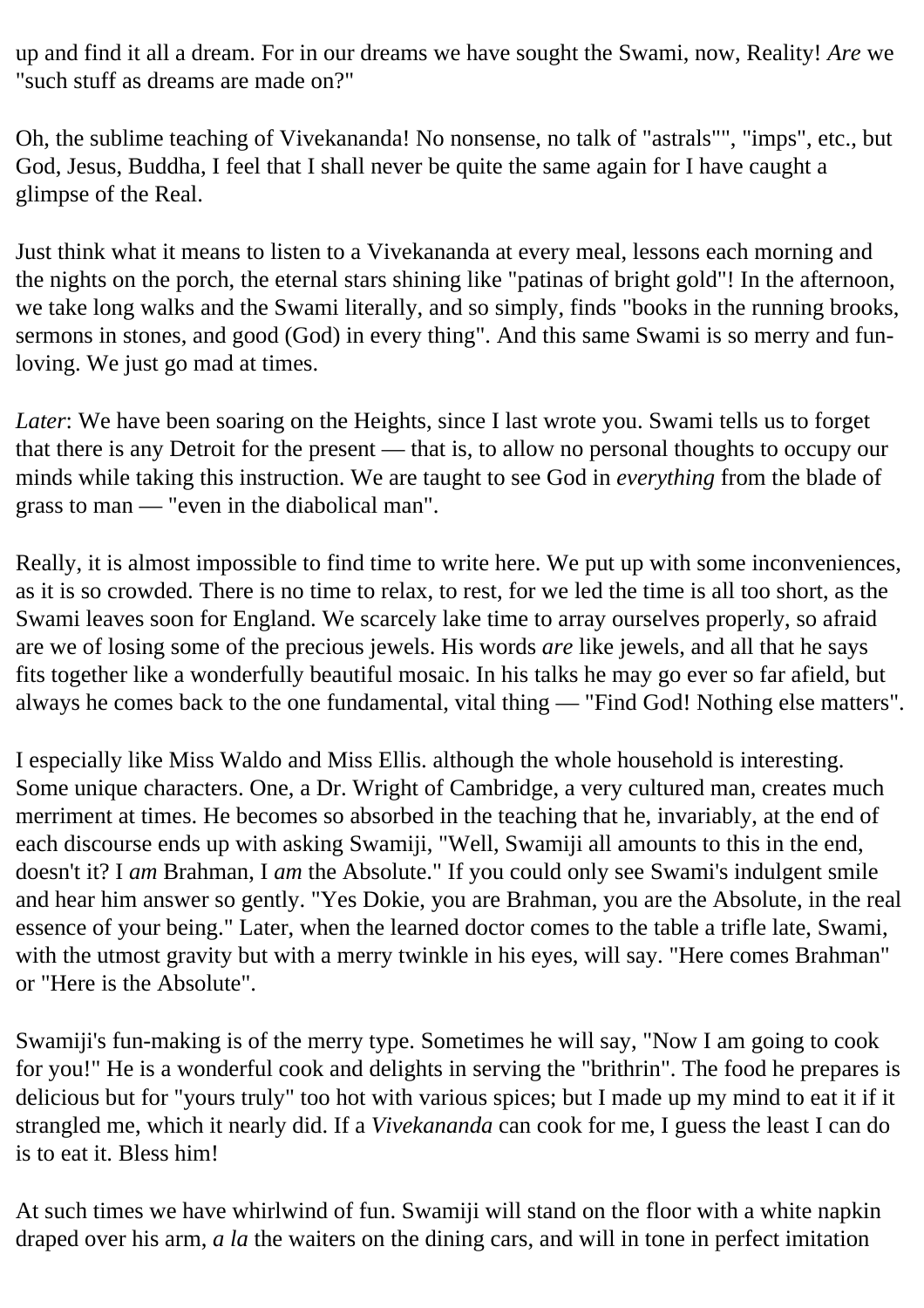up and find it all a dream. For in our dreams we have sought the Swami, now, Reality! *Are* we "such stuff as dreams are made on?"

Oh, the sublime teaching of Vivekananda! No nonsense, no talk of "astrals"", "imps", etc., but God, Jesus, Buddha, I feel that I shall never be quite the same again for I have caught a glimpse of the Real.

Just think what it means to listen to a Vivekananda at every meal, lessons each morning and the nights on the porch, the eternal stars shining like "patinas of bright gold"! In the afternoon, we take long walks and the Swami literally, and so simply, finds "books in the running brooks, sermons in stones, and good (God) in every thing". And this same Swami is so merry and fun-loving. We just go mad at times.

*Later*: We have been soaring on the Heights, since I last wrote you. Swami tells us to forget that there is any Detroit for the present — that is, to allow no personal thoughts to occupy our minds while taking this instruction. We are taught to see God in *everything* from the blade of grass to man — "even in the diabolical man".

Really, it is almost impossible to find time to write here. We put up with some inconveniences, as it is so crowded. There is no time to relax, to rest, for we led the time is all too short, as the Swami leaves soon for England. We scarcely lake time to array ourselves properly, so afraid are we of losing some of the precious jewels. His words *are* like jewels, and all that he says fits together like a wonderfully beautiful mosaic. In his talks he may go ever so far afield, but always he comes back to the one fundamental, vital thing — "Find God! Nothing else matters".

I especially like Miss Waldo and Miss Ellis. although the whole household is interesting. Some unique characters. One, a Dr. Wright of Cambridge, a very cultured man, creates much merriment at times. He becomes so absorbed in the teaching that he, invariably, at the end of each discourse ends up with asking Swamiji, "Well, Swamiji all amounts to this in the end, doesn't it? I *am* Brahman, I *am* the Absolute." If you could only see Swami's indulgent smile and hear him answer so gently. "Yes Dokie, you are Brahman, you are the Absolute, in the real essence of your being." Later, when the learned doctor comes to the table a trifle late, Swami, with the utmost gravity but with a merry twinkle in his eyes, will say. "Here comes Brahman" or "Here is the Absolute".

Swamiji's fun-making is of the merry type. Sometimes he will say, "Now I am going to cook for you!" He is a wonderful cook and delights in serving the "brithrin". The food he prepares is delicious but for "yours truly" too hot with various spices; but I made up my mind to eat it if it strangled me, which it nearly did. If a *Vivekananda* can cook for me, I guess the least I can do is to eat it. Bless him!

At such times we have whirlwind of fun. Swamiji will stand on the floor with a white napkin draped over his arm, *a la* the waiters on the dining cars, and will in tone in perfect imitation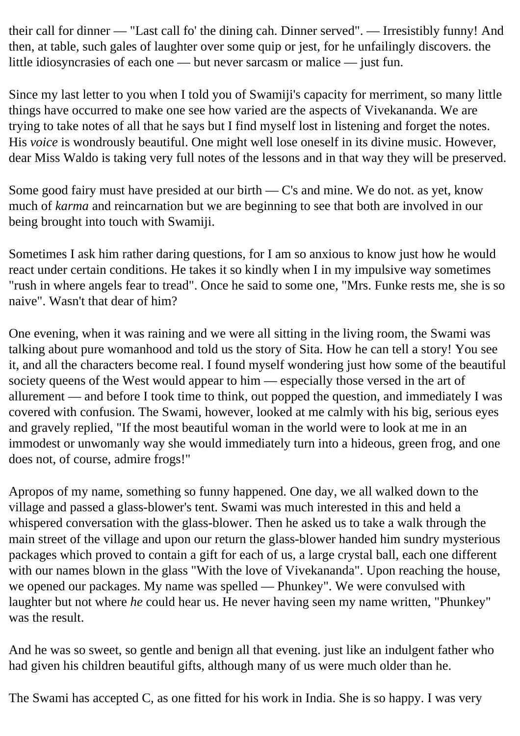their call for dinner — "Last call fo' the dining cah. Dinner served". — Irresistibly funny! And then, at table, such gales of laughter over some quip or jest, for he unfailingly discovers. the little idiosyncrasies of each one — but never sarcasm or malice — just fun.

Since my last letter to you when I told you of Swamiji's capacity for merriment, so many little things have occurred to make one see how varied are the aspects of Vivekananda. We are trying to take notes of all that he says but I find myself lost in listening and forget the notes. His *voice* is wondrously beautiful. One might well lose oneself in its divine music. However, dear Miss Waldo is taking very full notes of the lessons and in that way they will be preserved.

Some good fairy must have presided at our birth — C's and mine. We do not. as yet, know much of *karma* and reincarnation but we are beginning to see that both are involved in our being brought into touch with Swamiji.

Sometimes I ask him rather daring questions, for I am so anxious to know just how he would react under certain conditions. He takes it so kindly when I in my impulsive way sometimes "rush in where angels fear to tread". Once he said to some one, "Mrs. Funke rests me, she is so naive". Wasn't that dear of him?

One evening, when it was raining and we were all sitting in the living room, the Swami was talking about pure womanhood and told us the story of Sita. How he can tell a story! You see it, and all the characters become real. I found myself wondering just how some of the beautiful society queens of the West would appear to him — especially those versed in the art of allurement — and before I took time to think, out popped the question, and immediately I was covered with confusion. The Swami, however, looked at me calmly with his big, serious eyes and gravely replied, "If the most beautiful woman in the world were to look at me in an immodest or unwomanly way she would immediately turn into a hideous, green frog, and one does not, of course, admire frogs!"

Apropos of my name, something so funny happened. One day, we all walked down to the village and passed a glass-blower's tent. Swami was much interested in this and held a whispered conversation with the glass-blower. Then he asked us to take a walk through the main street of the village and upon our return the glass-blower handed him sundry mysterious packages which proved to contain a gift for each of us, a large crystal ball, each one different with our names blown in the glass "With the love of Vivekananda". Upon reaching the house, we opened our packages. My name was spelled — Phunkey". We were convulsed with laughter but not where *he* could hear us. He never having seen my name written, "Phunkey" was the result.

And he was so sweet, so gentle and benign all that evening. just like an indulgent father who had given his children beautiful gifts, although many of us were much older than he.

The Swami has accepted C, as one fitted for his work in India. She is so happy. I was very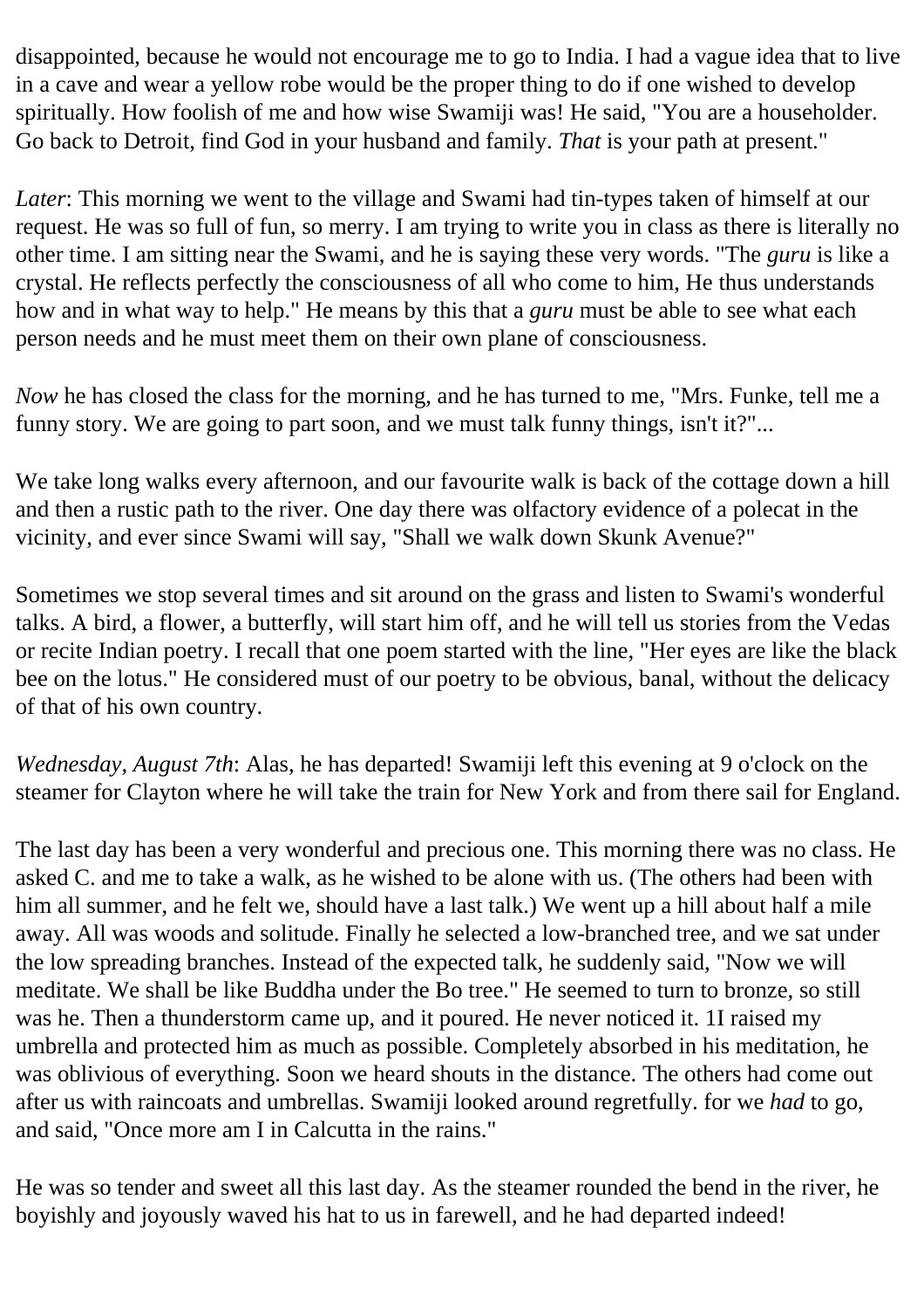disappointed, because he would not encourage me to go to India. I had a vague idea that to live in a cave and wear a yellow robe would be the proper thing to do if one wished to develop spiritually. How foolish of me and how wise Swamiji was! He said, "You are a householder. Go back to Detroit, find God in your husband and family. *That* is your path at present."

*Later*: This morning we went to the village and Swami had tin-types taken of himself at our request. He was so full of fun, so merry. I am trying to write you in class as there is literally no other time. I am sitting near the Swami, and he is saying these very words. "The *guru* is like a crystal. He reflects perfectly the consciousness of all who come to him, He thus understands how and in what way to help." He means by this that a *guru* must be able to see what each person needs and he must meet them on their own plane of consciousness.

*Now* he has closed the class for the morning, and he has turned to me, "Mrs. Funke, tell me a funny story. We are going to part soon, and we must talk funny things, isn't it?"...

We take long walks every afternoon, and our favourite walk is back of the cottage down a hill and then a rustic path to the river. One day there was olfactory evidence of a polecat in the vicinity, and ever since Swami will say, "Shall we walk down Skunk Avenue?"

Sometimes we stop several times and sit around on the grass and listen to Swami's wonderful talks. A bird, a flower, a butterfly, will start him off, and he will tell us stories from the Vedas or recite Indian poetry. I recall that one poem started with the line, "Her eyes are like the black bee on the lotus." He considered must of our poetry to be obvious, banal, without the delicacy of that of his own country.

*Wednesday, August 7th*: Alas, he has departed! Swamiji left this evening at 9 o'clock on the steamer for Clayton where he will take the train for New York and from there sail for England.

The last day has been a very wonderful and precious one. This morning there was no class. He asked C. and me to take a walk, as he wished to be alone with us. (The others had been with him all summer, and he felt we, should have a last talk.) We went up a hill about half a mile away. All was woods and solitude. Finally he selected a low-branched tree, and we sat under the low spreading branches. Instead of the expected talk, he suddenly said, "Now we will meditate. We shall be like Buddha under the Bo tree." He seemed to turn to bronze, so still was he. Then a thunderstorm came up, and it poured. He never noticed it. 1I raised my umbrella and protected him as much as possible. Completely absorbed in his meditation, he was oblivious of everything. Soon we heard shouts in the distance. The others had come out after us with raincoats and umbrellas. Swamiji looked around regretfully. for we *had* to go, and said, "Once more am I in Calcutta in the rains."

He was so tender and sweet all this last day. As the steamer rounded the bend in the river, he boyishly and joyously waved his hat to us in farewell, and he had departed indeed!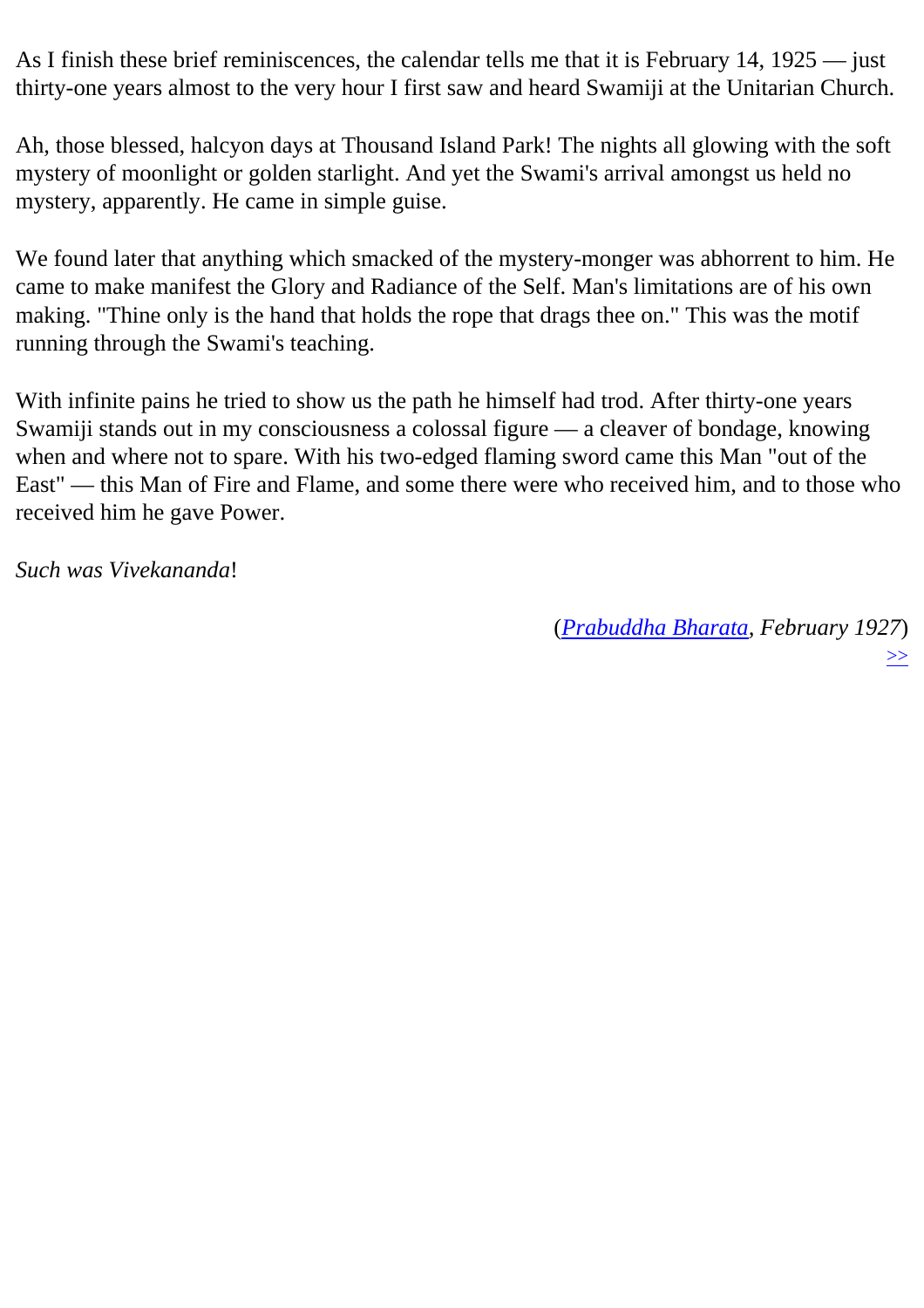As I finish these brief reminiscences, the calendar tells me that it is February 14, 1925 — just thirty-one years almost to the very hour I first saw and heard Swamiji at the Unitarian Church.

Ah, those blessed, halcyon days at Thousand Island Park! The nights all glowing with the soft mystery of moonlight or golden starlight. And yet the Swami's arrival amongst us held no mystery, apparently. He came in simple guise.

We found later that anything which smacked of the mystery-monger was abhorrent to him. He came to make manifest the Glory and Radiance of the Self. Man's limitations are of his own making. "Thine only is the hand that holds the rope that drags thee on." This was the motif running through the Swami's teaching.

With infinite pains he tried to show us the path he himself had trod. After thirty-one years Swamiji stands out in my consciousness a colossal figure — a cleaver of bondage, knowing when and where not to spare. With his two-edged flaming sword came this Man "out of the East" — this Man of Fire and Flame, and some there were who received him, and to those who received him he gave Power.

*Such was Vivekananda*!

(*Prabuddha Bharata, February 1927*)

>>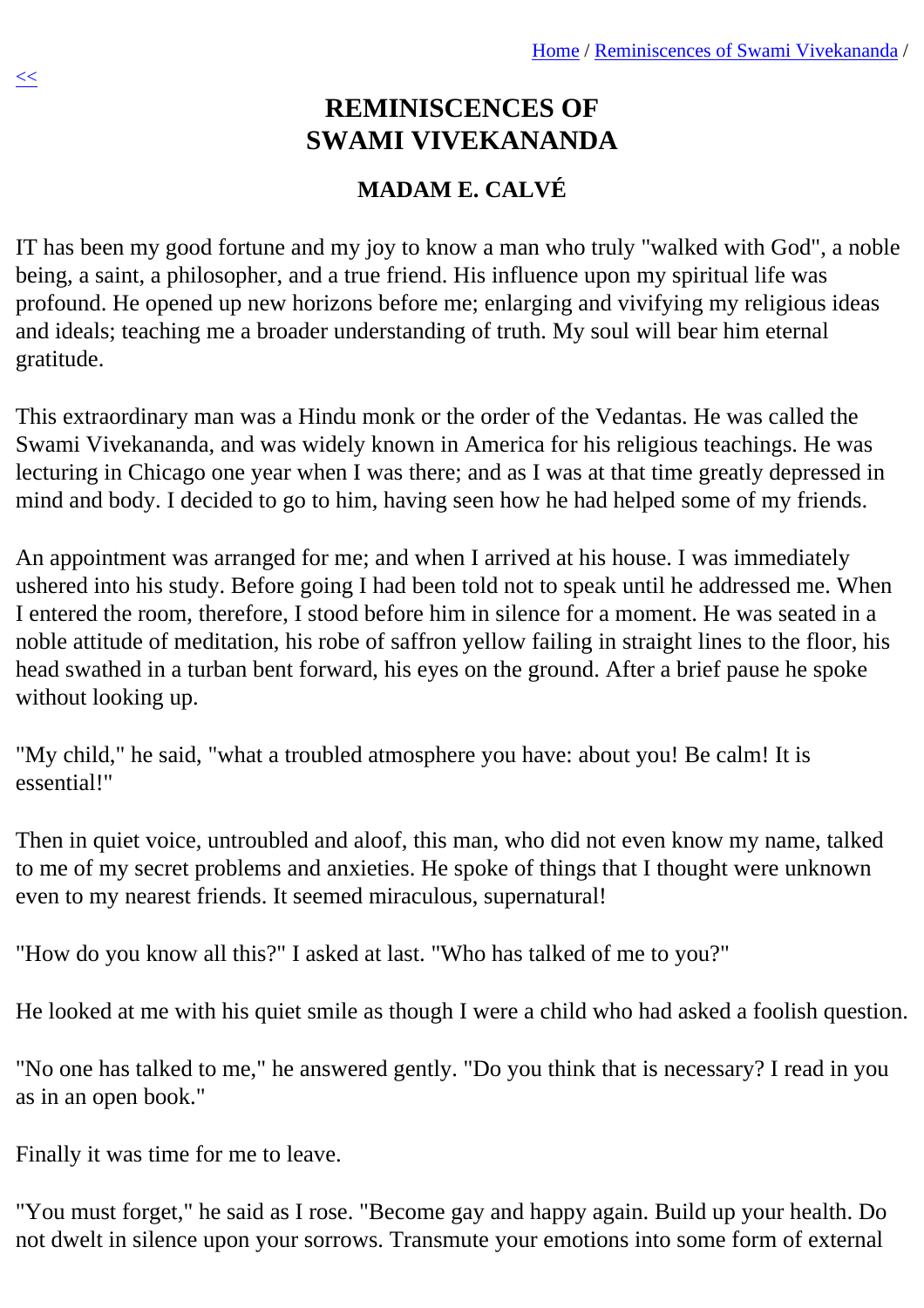# REMINISCENCES OF SWAMI VIVEKANANDA

## MADAM E. CALVÉ

IT has been my good fortune and my joy to know a man who truly "walked with God", a noble being, a saint, a philosopher, and a true friend. His influence upon my spiritual life was profound. He opened up new horizons before me; enlarging and vivifying my religious ideas and ideals; teaching me a broader understanding of truth. My soul will bear him eternal gratitude.

This extraordinary man was a Hindu monk or the order of the Vedantas. He was called the Swami Vivekananda, and was widely known in America for his religious teachings. He was lecturing in Chicago one year when I was there; and as I was at that time greatly depressed in mind and body. I decided to go to him, having seen how he had helped some of my friends.

An appointment was arranged for me; and when I arrived at his house. I was immediately ushered into his study. Before going I had been told not to speak until he addressed me. When I entered the room, therefore, I stood before him in silence for a moment. He was seated in a noble attitude of meditation, his robe of saffron yellow failing in straight lines to the floor, his head swathed in a turban bent forward, his eyes on the ground. After a brief pause he spoke without looking up.

"My child," he said, "what a troubled atmosphere you have: about you! Be calm! It is essential!"

Then in quiet voice, untroubled and aloof, this man, who did not even know my name, talked to me of my secret problems and anxieties. He spoke of things that I thought were unknown even to my nearest friends. It seemed miraculous, supernatural!

"How do you know all this?" I asked at last. "Who has talked of me to you?"

He looked at me with his quiet smile as though I were a child who had asked a foolish question.

"No one has talked to me," he answered gently. "Do you think that is necessary? I read in you as in an open book."

Finally it was time for me to leave.

"You must forget," he said as I rose. "Become gay and happy again. Build up your health. Do not dwelt in silence upon your sorrows. Transmute your emotions into some form of external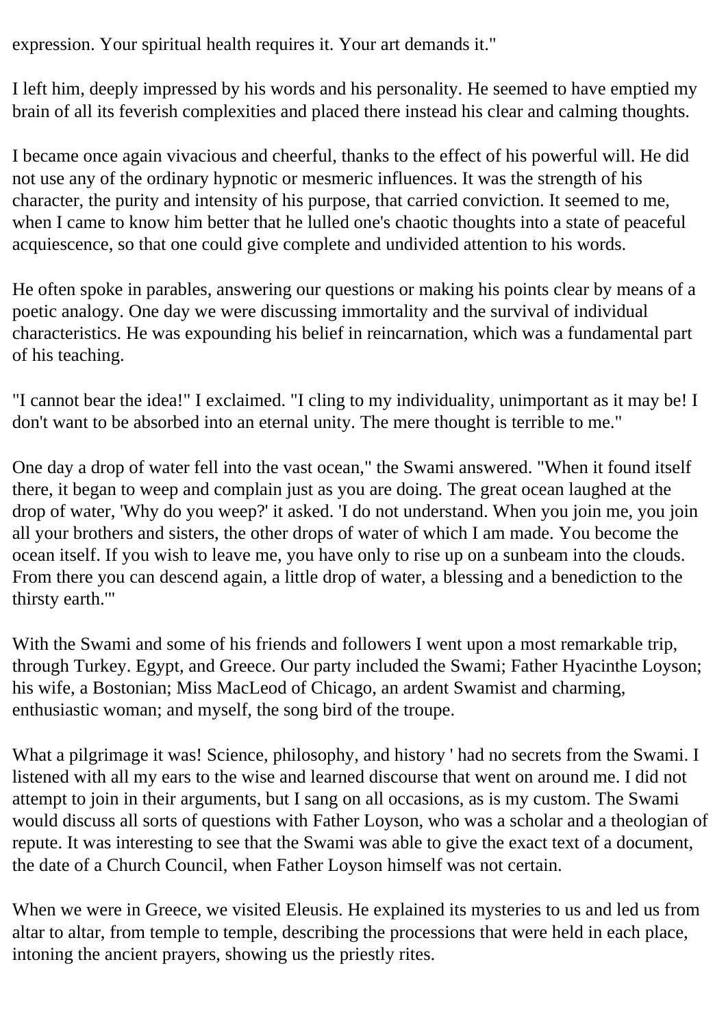expression. Your spiritual health requires it. Your art demands it."

I left him, deeply impressed by his words and his personality. He seemed to have emptied my brain of all its feverish complexities and placed there instead his clear and calming thoughts.

I became once again vivacious and cheerful, thanks to the effect of his powerful will. He did not use any of the ordinary hypnotic or mesmeric influences. It was the strength of his character, the purity and intensity of his purpose, that carried conviction. It seemed to me, when I came to know him better that he lulled one's chaotic thoughts into a state of peaceful acquiescence, so that one could give complete and undivided attention to his words.

He often spoke in parables, answering our questions or making his points clear by means of a poetic analogy. One day we were discussing immortality and the survival of individual characteristics. He was expounding his belief in reincarnation, which was a fundamental part of his teaching.

"I cannot bear the idea!" I exclaimed. "I cling to my individuality, unimportant as it may be! I don't want to be absorbed into an eternal unity. The mere thought is terrible to me."

One day a drop of water fell into the vast ocean," the Swami answered. "When it found itself there, it began to weep and complain just as you are doing. The great ocean laughed at the drop of water, 'Why do you weep?' it asked. 'I do not understand. When you join me, you join all your brothers and sisters, the other drops of water of which I am made. You become the ocean itself. If you wish to leave me, you have only to rise up on a sunbeam into the clouds. From there you can descend again, a little drop of water, a blessing and a benediction to the thirsty earth.'"

With the Swami and some of his friends and followers I went upon a most remarkable trip, through Turkey. Egypt, and Greece. Our party included the Swami; Father Hyacinthe Loyson; his wife, a Bostonian; Miss MacLeod of Chicago, an ardent Swamist and charming, enthusiastic woman; and myself, the song bird of the troupe.

What a pilgrimage it was! Science, philosophy, and history ' had no secrets from the Swami. I listened with all my ears to the wise and learned discourse that went on around me. I did not attempt to join in their arguments, but I sang on all occasions, as is my custom. The Swami would discuss all sorts of questions with Father Loyson, who was a scholar and a theologian of repute. It was interesting to see that the Swami was able to give the exact text of a document, the date of a Church Council, when Father Loyson himself was not certain.

When we were in Greece, we visited Eleusis. He explained its mysteries to us and led us from altar to altar, from temple to temple, describing the processions that were held in each place, intoning the ancient prayers, showing us the priestly rites.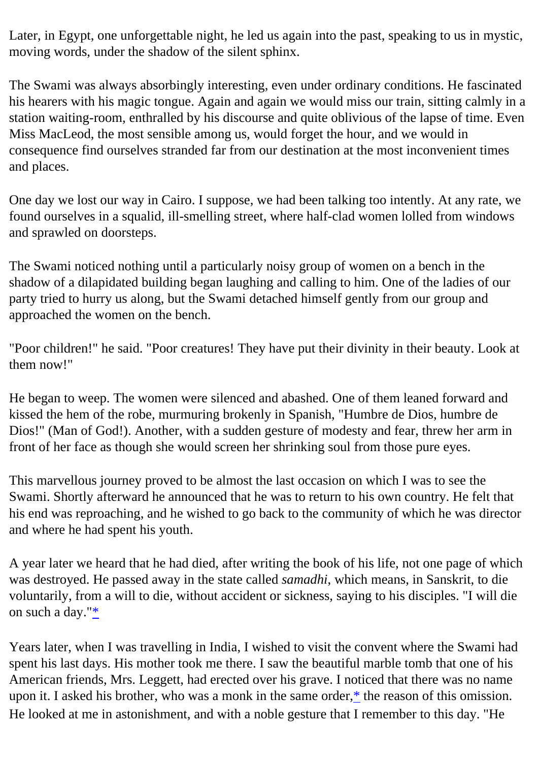Later, in Egypt, one unforgettable night, he led us again into the past, speaking to us in mystic, moving words, under the shadow of the silent sphinx.

The Swami was always absorbingly interesting, even under ordinary conditions. He fascinated his hearers with his magic tongue. Again and again we would miss our train, sitting calmly in a station waiting-room, enthralled by his discourse and quite oblivious of the lapse of time. Even Miss MacLeod, the most sensible among us, would forget the hour, and we would in consequence find ourselves stranded far from our destination at the most inconvenient times and places.

One day we lost our way in Cairo. I suppose, we had been talking too intently. At any rate, we found ourselves in a squalid, ill-smelling street, where half-clad women lolled from windows and sprawled on doorsteps.

The Swami noticed nothing until a particularly noisy group of women on a bench in the shadow of a dilapidated building began laughing and calling to him. One of the ladies of our party tried to hurry us along, but the Swami detached himself gently from our group and approached the women on the bench.

"Poor children!" he said. "Poor creatures! They have put their divinity in their beauty. Look at them now!"

He began to weep. The women were silenced and abashed. One of them leaned forward and kissed the hem of the robe, murmuring brokenly in Spanish, "Humbre de Dios, humbre de Dios!" (Man of God!). Another, with a sudden gesture of modesty and fear, threw her arm in front of her face as though she would screen her shrinking soul from those pure eyes.

This marvellous journey proved to be almost the last occasion on which I was to see the Swami. Shortly afterward he announced that he was to return to his own country. He felt that his end was reproaching, and he wished to go back to the community of which he was director and where he had spent his youth.

A year later we heard that he had died, after writing the book of his life, not one page of which was destroyed. He passed away in the state called *samadhi*, which means, in Sanskrit, to die voluntarily, from a will to die, without accident or sickness, saying to his disciples. "I will die on such a day."*

Years later, when I was travelling in India, I wished to visit the convent where the Swami had spent his last days. His mother took me there. I saw the beautiful marble tomb that one of his American friends, Mrs. Leggett, had erected over his grave. I noticed that there was no name upon it. I asked his brother, who was a monk in the same order,* the reason of this omission. He looked at me in astonishment, and with a noble gesture that I remember to this day. "He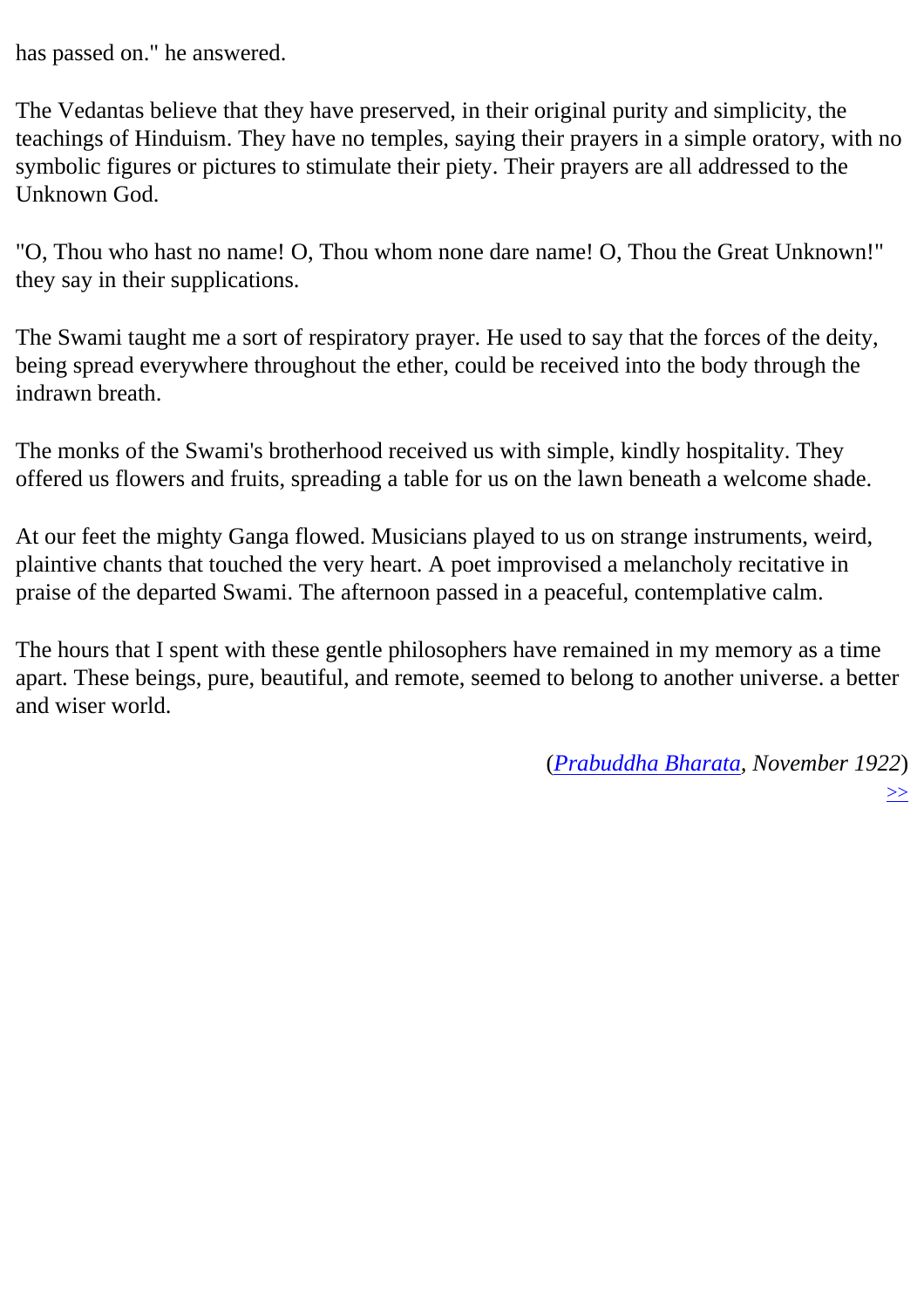has passed on." he answered.

The Vedantas believe that they have preserved, in their original purity and simplicity, the teachings of Hinduism. They have no temples, saying their prayers in a simple oratory, with no symbolic figures or pictures to stimulate their piety. Their prayers are all addressed to the Unknown God.

"O, Thou who hast no name! O, Thou whom none dare name! O, Thou the Great Unknown!" they say in their supplications.

The Swami taught me a sort of respiratory prayer. He used to say that the forces of the deity, being spread everywhere throughout the ether, could be received into the body through the indrawn breath.

The monks of the Swami's brotherhood received us with simple, kindly hospitality. They offered us flowers and fruits, spreading a table for us on the lawn beneath a welcome shade.

At our feet the mighty Ganga flowed. Musicians played to us on strange instruments, weird, plaintive chants that touched the very heart. A poet improvised a melancholy recitative in praise of the departed Swami. The afternoon passed in a peaceful, contemplative calm.

The hours that I spent with these gentle philosophers have remained in my memory as a time apart. These beings, pure, beautiful, and remote, seemed to belong to another universe. a better and wiser world.

(*Prabuddha Bharata*, *November 1922*)

>>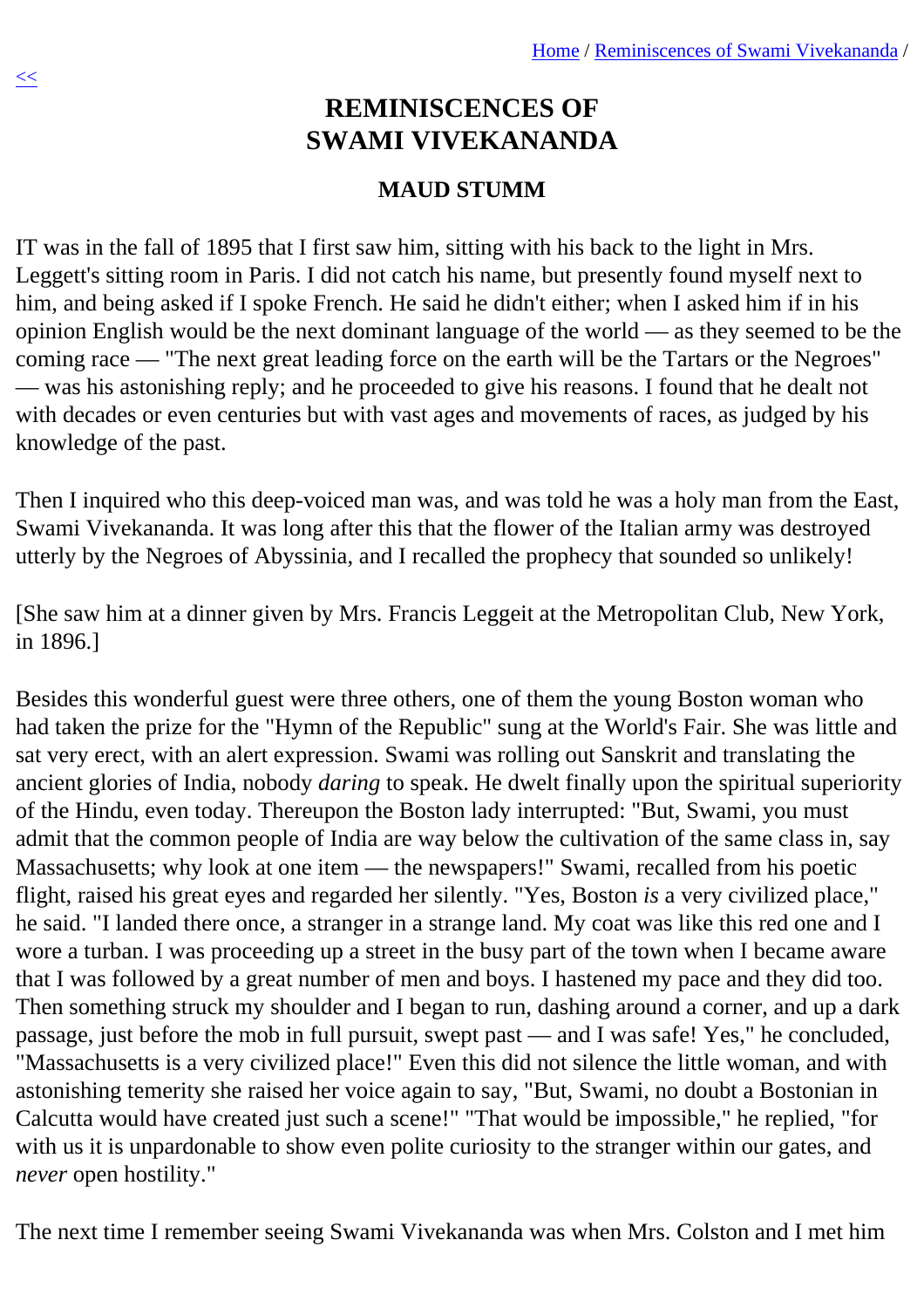# REMINISCENCES OF SWAMI VIVEKANANDA

## MAUD STUMM

IT was in the fall of 1895 that I first saw him, sitting with his back to the light in Mrs. Leggett's sitting room in Paris. I did not catch his name, but presently found myself next to him, and being asked if I spoke French. He said he didn't either; when I asked him if in his opinion English would be the next dominant language of the world — as they seemed to be the coming race — "The next great leading force on the earth will be the Tartars or the Negroes" — was his astonishing reply; and he proceeded to give his reasons. I found that he dealt not with decades or even centuries but with vast ages and movements of races, as judged by his knowledge of the past.

Then I inquired who this deep-voiced man was, and was told he was a holy man from the East, Swami Vivekananda. It was long after this that the flower of the Italian army was destroyed utterly by the Negroes of Abyssinia, and I recalled the prophecy that sounded so unlikely!

[She saw him at a dinner given by Mrs. Francis Leggeit at the Metropolitan Club, New York, in 1896.]

Besides this wonderful guest were three others, one of them the young Boston woman who had taken the prize for the "Hymn of the Republic" sung at the World's Fair. She was little and sat very erect, with an alert expression. Swami was rolling out Sanskrit and translating the ancient glories of India, nobody *daring* to speak. He dwelt finally upon the spiritual superiority of the Hindu, even today. Thereupon the Boston lady interrupted: "But, Swami, you must admit that the common people of India are way below the cultivation of the same class in, say Massachusetts; why look at one item — the newspapers!" Swami, recalled from his poetic flight, raised his great eyes and regarded her silently. "Yes, Boston *is* a very civilized place," he said. "I landed there once, a stranger in a strange land. My coat was like this red one and I wore a turban. I was proceeding up a street in the busy part of the town when I became aware that I was followed by a great number of men and boys. I hastened my pace and they did too. Then something struck my shoulder and I began to run, dashing around a corner, and up a dark passage, just before the mob in full pursuit, swept past — and I was safe! Yes," he concluded, "Massachusetts is a very civilized place!" Even this did not silence the little woman, and with astonishing temerity she raised her voice again to say, "But, Swami, no doubt a Bostonian in Calcutta would have created just such a scene!" "That would be impossible," he replied, "for with us it is unpardonable to show even polite curiosity to the stranger within our gates, and *never* open hostility."

The next time I remember seeing Swami Vivekananda was when Mrs. Colston and I met him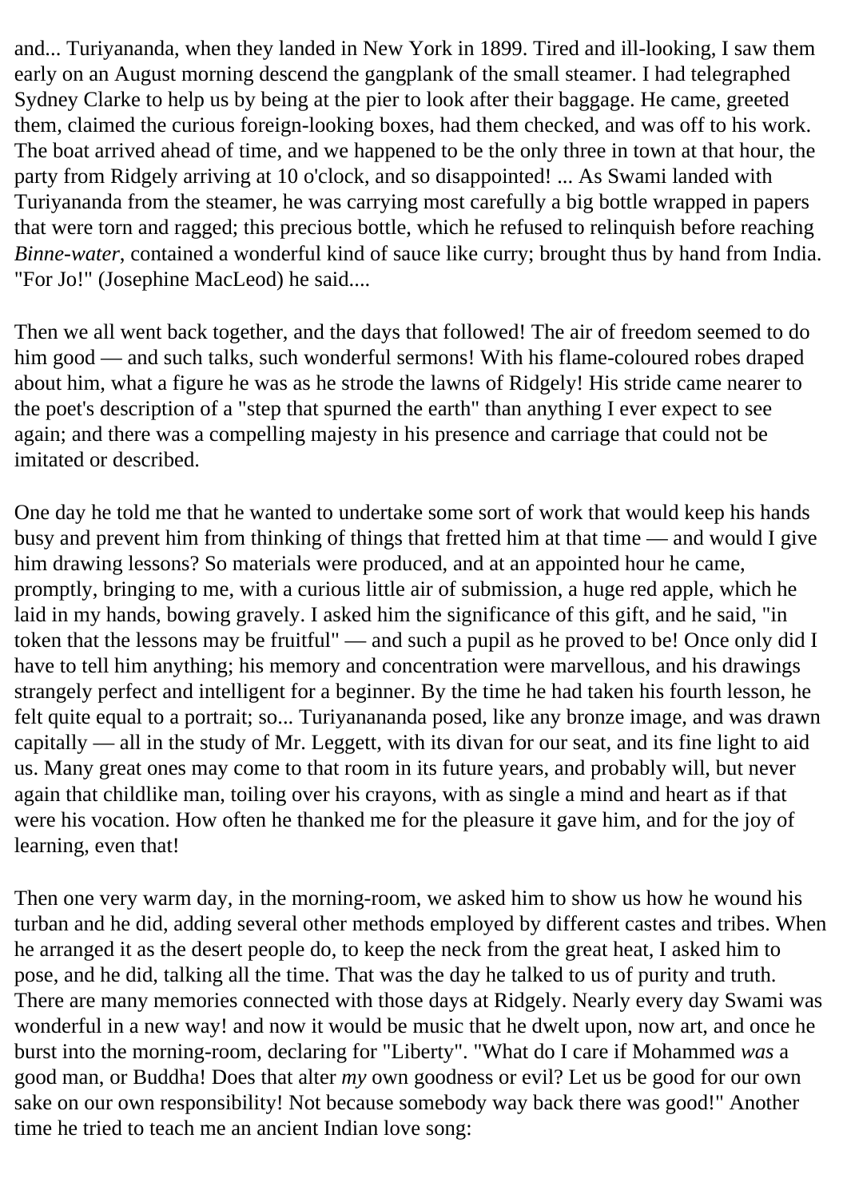and... Turiyananda, when they landed in New York in 1899. Tired and ill-looking, I saw them early on an August morning descend the gangplank of the small steamer. I had telegraphed Sydney Clarke to help us by being at the pier to look after their baggage. He came, greeted them, claimed the curious foreign-looking boxes, had them checked, and was off to his work. The boat arrived ahead of time, and we happened to be the only three in town at that hour, the party from Ridgely arriving at 10 o'clock, and so disappointed! ... As Swami landed with Turiyananda from the steamer, he was carrying most carefully a big bottle wrapped in papers that were torn and ragged; this precious bottle, which he refused to relinquish before reaching *Binne-water*, contained a wonderful kind of sauce like curry; brought thus by hand from India. "For Jo!" (Josephine MacLeod) he said....

Then we all went back together, and the days that followed! The air of freedom seemed to do him good — and such talks, such wonderful sermons! With his flame-coloured robes draped about him, what a figure he was as he strode the lawns of Ridgely! His stride came nearer to the poet's description of a "step that spurned the earth" than anything I ever expect to see again; and there was a compelling majesty in his presence and carriage that could not be imitated or described.

One day he told me that he wanted to undertake some sort of work that would keep his hands busy and prevent him from thinking of things that fretted him at that time — and would I give him drawing lessons? So materials were produced, and at an appointed hour he came, promptly, bringing to me, with a curious little air of submission, a huge red apple, which he laid in my hands, bowing gravely. I asked him the significance of this gift, and he said, "in token that the lessons may be fruitful" — and such a pupil as he proved to be! Once only did I have to tell him anything; his memory and concentration were marvellous, and his drawings strangely perfect and intelligent for a beginner. By the time he had taken his fourth lesson, he felt quite equal to a portrait; so... Turiyanananda posed, like any bronze image, and was drawn capitally — all in the study of Mr. Leggett, with its divan for our seat, and its fine light to aid us. Many great ones may come to that room in its future years, and probably will, but never again that childlike man, toiling over his crayons, with as single a mind and heart as if that were his vocation. How often he thanked me for the pleasure it gave him, and for the joy of learning, even that!

Then one very warm day, in the morning-room, we asked him to show us how he wound his turban and he did, adding several other methods employed by different castes and tribes. When he arranged it as the desert people do, to keep the neck from the great heat, I asked him to pose, and he did, talking all the time. That was the day he talked to us of purity and truth. There are many memories connected with those days at Ridgely. Nearly every day Swami was wonderful in a new way! and now it would be music that he dwelt upon, now art, and once he burst into the morning-room, declaring for "Liberty". "What do I care if Mohammed *was* a good man, or Buddha! Does that alter *my* own goodness or evil? Let us be good for our own sake on our own responsibility! Not because somebody way back there was good!" Another time he tried to teach me an ancient Indian love song: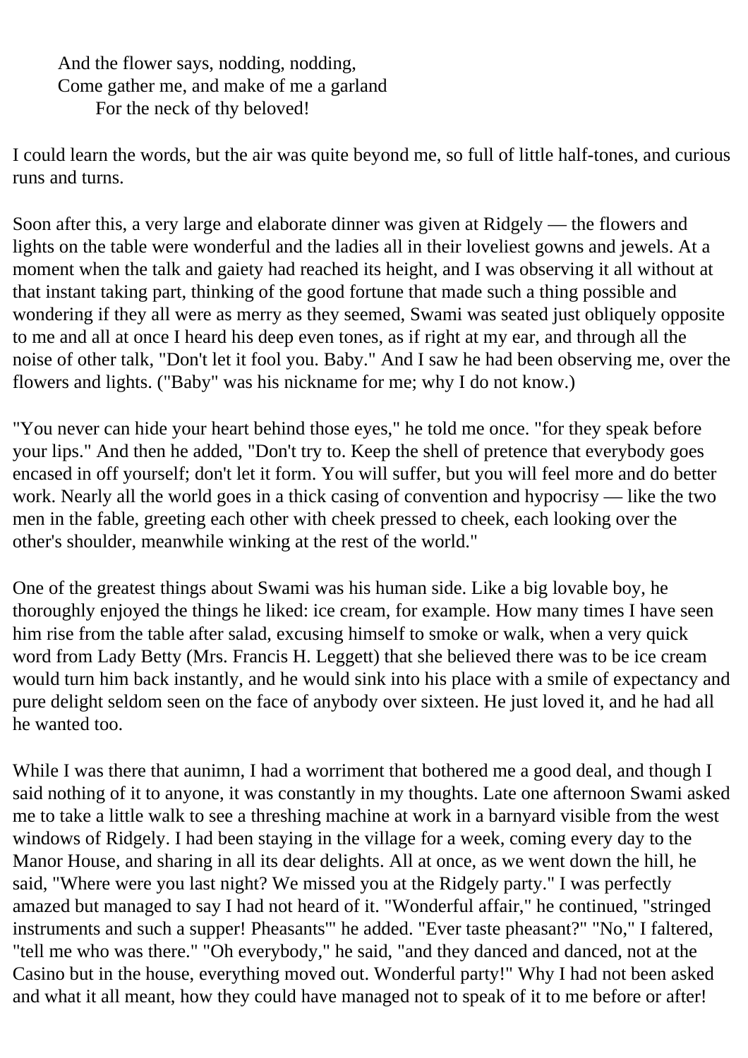And the flower says, nodding, nodding,  
Come gather me, and make of me a garland  
For the neck of thy beloved!

I could learn the words, but the air was quite beyond me, so full of little half-tones, and curious runs and turns.

Soon after this, a very large and elaborate dinner was given at Ridgely — the flowers and lights on the table were wonderful and the ladies all in their loveliest gowns and jewels. At a moment when the talk and gaiety had reached its height, and I was observing it all without at that instant taking part, thinking of the good fortune that made such a thing possible and wondering if they all were as merry as they seemed, Swami was seated just obliquely opposite to me and all at once I heard his deep even tones, as if right at my ear, and through all the noise of other talk, "Don't let it fool you. Baby." And I saw he had been observing me, over the flowers and lights. ("Baby" was his nickname for me; why I do not know.)

"You never can hide your heart behind those eyes," he told me once. "for they speak before your lips." And then he added, "Don't try to. Keep the shell of pretence that everybody goes encased in off yourself; don't let it form. You will suffer, but you will feel more and do better work. Nearly all the world goes in a thick casing of convention and hypocrisy — like the two men in the fable, greeting each other with cheek pressed to cheek, each looking over the other's shoulder, meanwhile winking at the rest of the world."

One of the greatest things about Swami was his human side. Like a big lovable boy, he thoroughly enjoyed the things he liked: ice cream, for example. How many times I have seen him rise from the table after salad, excusing himself to smoke or walk, when a very quick word from Lady Betty (Mrs. Francis H. Leggett) that she believed there was to be ice cream would turn him back instantly, and he would sink into his place with a smile of expectancy and pure delight seldom seen on the face of anybody over sixteen. He just loved it, and he had all he wanted too.

While I was there that aunimn, I had a worriment that bothered me a good deal, and though I said nothing of it to anyone, it was constantly in my thoughts. Late one afternoon Swami asked me to take a little walk to see a threshing machine at work in a barnyard visible from the west windows of Ridgely. I had been staying in the village for a week, coming every day to the Manor House, and sharing in all its dear delights. All at once, as we went down the hill, he said, "Where were you last night? We missed you at the Ridgely party." I was perfectly amazed but managed to say I had not heard of it. "Wonderful affair," he continued, "stringed instruments and such a supper! Pheasants'" he added. "Ever taste pheasant?" "No," I faltered, "tell me who was there." "Oh everybody," he said, "and they danced and danced, not at the Casino but in the house, everything moved out. Wonderful party!" Why I had not been asked and what it all meant, how they could have managed not to speak of it to me before or after!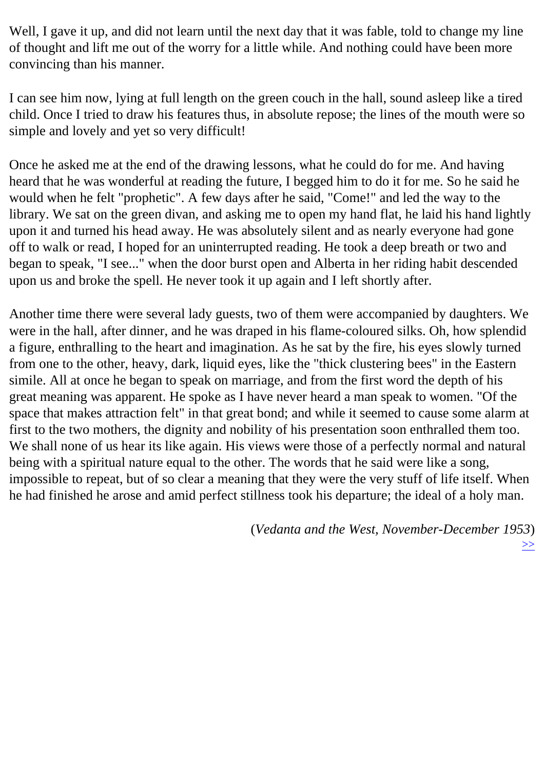Well, I gave it up, and did not learn until the next day that it was fable, told to change my line of thought and lift me out of the worry for a little while. And nothing could have been more convincing than his manner.

I can see him now, lying at full length on the green couch in the hall, sound asleep like a tired child. Once I tried to draw his features thus, in absolute repose; the lines of the mouth were so simple and lovely and yet so very difficult!

Once he asked me at the end of the drawing lessons, what he could do for me. And having heard that he was wonderful at reading the future, I begged him to do it for me. So he said he would when he felt "prophetic". A few days after he said, "Come!" and led the way to the library. We sat on the green divan, and asking me to open my hand flat, he laid his hand lightly upon it and turned his head away. He was absolutely silent and as nearly everyone had gone off to walk or read, I hoped for an uninterrupted reading. He took a deep breath or two and began to speak, "I see..." when the door burst open and Alberta in her riding habit descended upon us and broke the spell. He never took it up again and I left shortly after.

Another time there were several lady guests, two of them were accompanied by daughters. We were in the hall, after dinner, and he was draped in his flame-coloured silks. Oh, how splendid a figure, enthralling to the heart and imagination. As he sat by the fire, his eyes slowly turned from one to the other, heavy, dark, liquid eyes, like the "thick clustering bees" in the Eastern simile. All at once he began to speak on marriage, and from the first word the depth of his great meaning was apparent. He spoke as I have never heard a man speak to women. "Of the space that makes attraction felt" in that great bond; and while it seemed to cause some alarm at first to the two mothers, the dignity and nobility of his presentation soon enthralled them too. We shall none of us hear its like again. His views were those of a perfectly normal and natural being with a spiritual nature equal to the other. The words that he said were like a song, impossible to repeat, but of so clear a meaning that they were the very stuff of life itself. When he had finished he arose and amid perfect stillness took his departure; the ideal of a holy man.

(*Vedanta and the West, November-December 1953*)

>>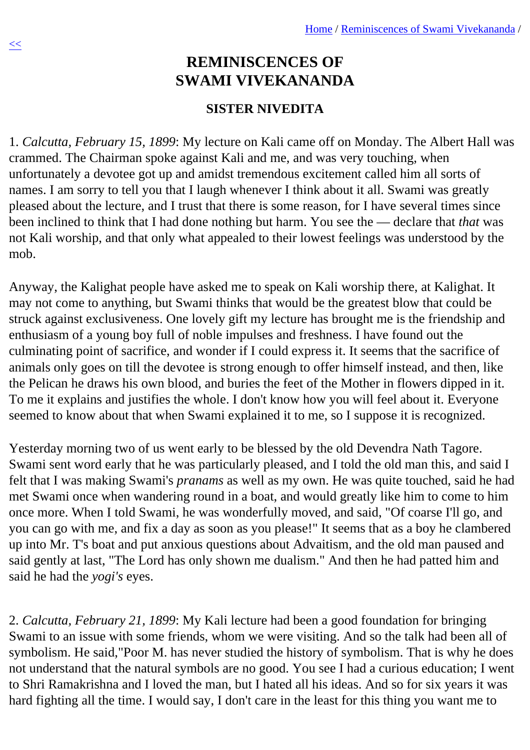# REMINISCENCES OF SWAMI VIVEKANANDA

### SISTER NIVEDITA

1. *Calcutta, February 15, 1899*: My lecture on Kali came off on Monday. The Albert Hall was crammed. The Chairman spoke against Kali and me, and was very touching, when unfortunately a devotee got up and amidst tremendous excitement called him all sorts of names. I am sorry to tell you that I laugh whenever I think about it all. Swami was greatly pleased about the lecture, and I trust that there is some reason, for I have several times since been inclined to think that I had done nothing but harm. You see the — declare that *that* was not Kali worship, and that only what appealed to their lowest feelings was understood by the mob.

Anyway, the Kalighat people have asked me to speak on Kali worship there, at Kalighat. It may not come to anything, but Swami thinks that would be the greatest blow that could be struck against exclusiveness. One lovely gift my lecture has brought me is the friendship and enthusiasm of a young boy full of noble impulses and freshness. I have found out the culminating point of sacrifice, and wonder if I could express it. It seems that the sacrifice of animals only goes on till the devotee is strong enough to offer himself instead, and then, like the Pelican he draws his own blood, and buries the feet of the Mother in flowers dipped in it. To me it explains and justifies the whole. I don't know how you will feel about it. Everyone seemed to know about that when Swami explained it to me, so I suppose it is recognized.

Yesterday morning two of us went early to be blessed by the old Devendra Nath Tagore. Swami sent word early that he was particularly pleased, and I told the old man this, and said I felt that I was making Swami's *pranams* as well as my own. He was quite touched, said he had met Swami once when wandering round in a boat, and would greatly like him to come to him once more. When I told Swami, he was wonderfully moved, and said, "Of coarse I'll go, and you can go with me, and fix a day as soon as you please!" It seems that as a boy he clambered up into Mr. T's boat and put anxious questions about Advaitism, and the old man paused and said gently at last, "The Lord has only shown me dualism." And then he had patted him and said he had the *yogi's* eyes.

2. *Calcutta, February 21, 1899*: My Kali lecture had been a good foundation for bringing Swami to an issue with some friends, whom we were visiting. And so the talk had been all of symbolism. He said,"Poor M. has never studied the history of symbolism. That is why he does not understand that the natural symbols are no good. You see I had a curious education; I went to Shri Ramakrishna and I loved the man, but I hated all his ideas. And so for six years it was hard fighting all the time. I would say, I don't care in the least for this thing you want me to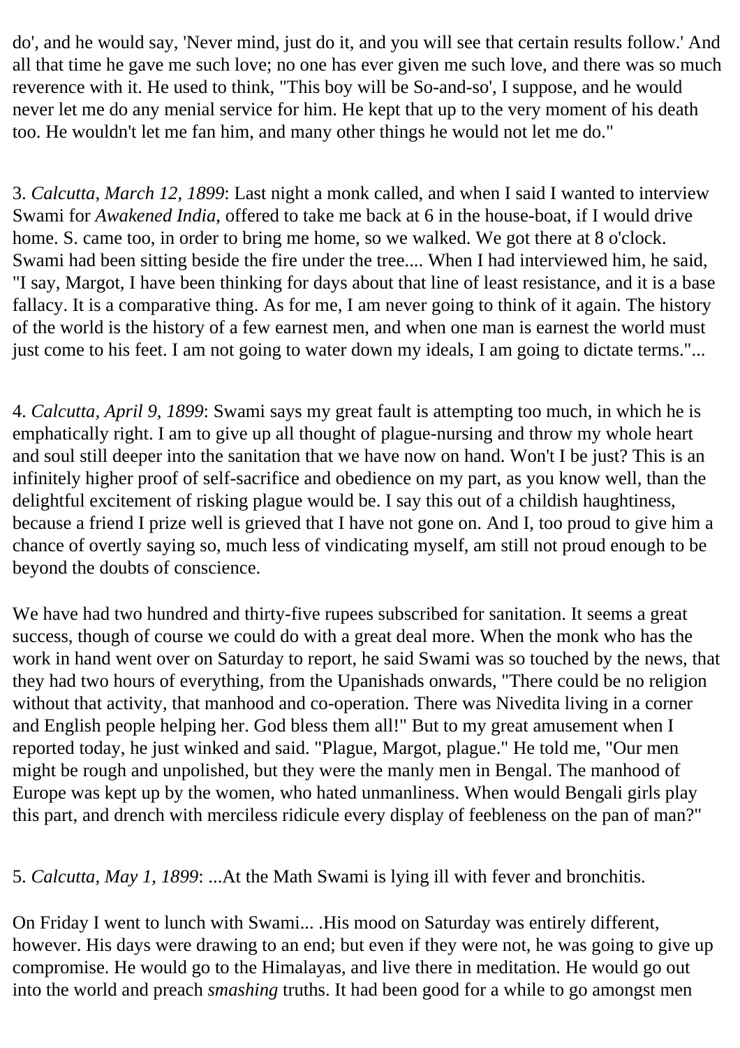do', and he would say, 'Never mind, just do it, and you will see that certain results follow.' And all that time he gave me such love; no one has ever given me such love, and there was so much reverence with it. He used to think, "This boy will be So-and-so', I suppose, and he would never let me do any menial service for him. He kept that up to the very moment of his death too. He wouldn't let me fan him, and many other things he would not let me do."

3. *Calcutta, March 12, 1899*: Last night a monk called, and when I said I wanted to interview Swami for *Awakened India*, offered to take me back at 6 in the house-boat, if I would drive home. S. came too, in order to bring me home, so we walked. We got there at 8 o'clock. Swami had been sitting beside the fire under the tree.... When I had interviewed him, he said, "I say, Margot, I have been thinking for days about that line of least resistance, and it is a base fallacy. It is a comparative thing. As for me, I am never going to think of it again. The history of the world is the history of a few earnest men, and when one man is earnest the world must just come to his feet. I am not going to water down my ideals, I am going to dictate terms."...

4. *Calcutta, April 9, 1899*: Swami says my great fault is attempting too much, in which he is emphatically right. I am to give up all thought of plague-nursing and throw my whole heart and soul still deeper into the sanitation that we have now on hand. Won't I be just? This is an infinitely higher proof of self-sacrifice and obedience on my part, as you know well, than the delightful excitement of risking plague would be. I say this out of a childish haughtiness, because a friend I prize well is grieved that I have not gone on. And I, too proud to give him a chance of overtly saying so, much less of vindicating myself, am still not proud enough to be beyond the doubts of conscience.

We have had two hundred and thirty-five rupees subscribed for sanitation. It seems a great success, though of course we could do with a great deal more. When the monk who has the work in hand went over on Saturday to report, he said Swami was so touched by the news, that they had two hours of everything, from the Upanishads onwards, "There could be no religion without that activity, that manhood and co-operation. There was Nivedita living in a corner and English people helping her. God bless them all!" But to my great amusement when I reported today, he just winked and said. "Plague, Margot, plague." He told me, "Our men might be rough and unpolished, but they were the manly men in Bengal. The manhood of Europe was kept up by the women, who hated unmanliness. When would Bengali girls play this part, and drench with merciless ridicule every display of feebleness on the pan of man?"

5. *Calcutta, May 1, 1899*: ...At the Math Swami is lying ill with fever and bronchitis.

On Friday I went to lunch with Swami... .His mood on Saturday was entirely different, however. His days were drawing to an end; but even if they were not, he was going to give up compromise. He would go to the Himalayas, and live there in meditation. He would go out into the world and preach *smashing* truths. It had been good for a while to go amongst men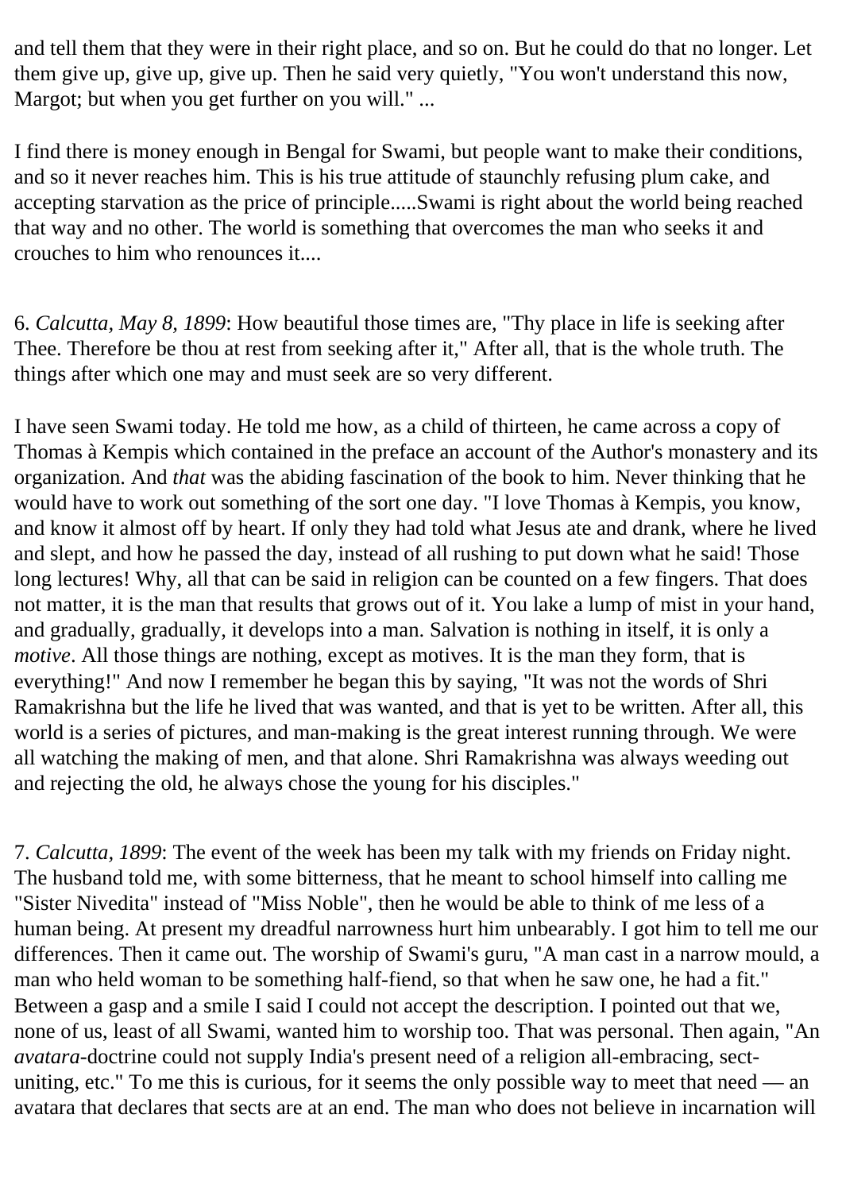and tell them that they were in their right place, and so on. But he could do that no longer. Let them give up, give up, give up. Then he said very quietly, "You won't understand this now, Margot; but when you get further on you will." ...

I find there is money enough in Bengal for Swami, but people want to make their conditions, and so it never reaches him. This is his true attitude of staunchly refusing plum cake, and accepting starvation as the price of principle.....Swami is right about the world being reached that way and no other. The world is something that overcomes the man who seeks it and crouches to him who renounces it....

6. *Calcutta, May 8, 1899*: How beautiful those times are, "Thy place in life is seeking after Thee. Therefore be thou at rest from seeking after it," After all, that is the whole truth. The things after which one may and must seek are so very different.

I have seen Swami today. He told me how, as a child of thirteen, he came across a copy of Thomas à Kempis which contained in the preface an account of the Author's monastery and its organization. And *that* was the abiding fascination of the book to him. Never thinking that he would have to work out something of the sort one day. "I love Thomas à Kempis, you know, and know it almost off by heart. If only they had told what Jesus ate and drank, where he lived and slept, and how he passed the day, instead of all rushing to put down what he said! Those long lectures! Why, all that can be said in religion can be counted on a few fingers. That does not matter, it is the man that results that grows out of it. You lake a lump of mist in your hand, and gradually, gradually, it develops into a man. Salvation is nothing in itself, it is only a *motive*. All those things are nothing, except as motives. It is the man they form, that is everything!" And now I remember he began this by saying, "It was not the words of Shri Ramakrishna but the life he lived that was wanted, and that is yet to be written. After all, this world is a series of pictures, and man-making is the great interest running through. We were all watching the making of men, and that alone. Shri Ramakrishna was always weeding out and rejecting the old, he always chose the young for his disciples."

7. *Calcutta, 1899*: The event of the week has been my talk with my friends on Friday night. The husband told me, with some bitterness, that he meant to school himself into calling me "Sister Nivedita" instead of "Miss Noble", then he would be able to think of me less of a human being. At present my dreadful narrowness hurt him unbearably. I got him to tell me our differences. Then it came out. The worship of Swami's guru, "A man cast in a narrow mould, a man who held woman to be something half-fiend, so that when he saw one, he had a fit." Between a gasp and a smile I said I could not accept the description. I pointed out that we, none of us, least of all Swami, wanted him to worship too. That was personal. Then again, "An *avatara*-doctrine could not supply India's present need of a religion all-embracing, sect-uniting, etc." To me this is curious, for it seems the only possible way to meet that need — an avatara that declares that sects are at an end. The man who does not believe in incarnation will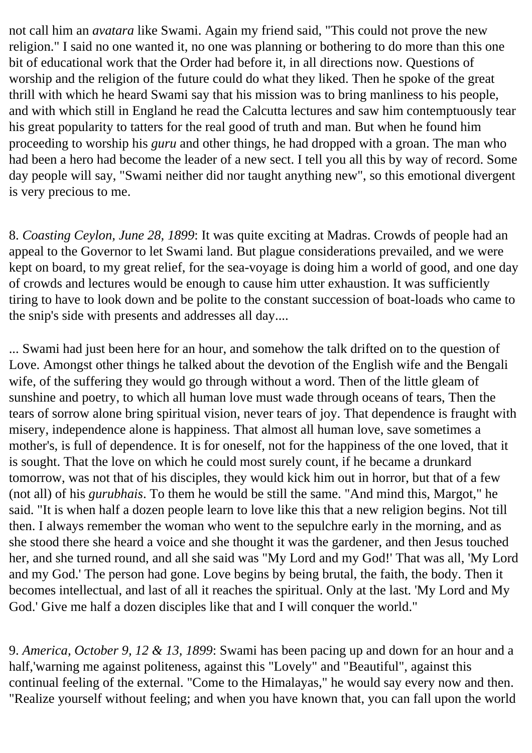not call him an *avatara* like Swami. Again my friend said, "This could not prove the new religion." I said no one wanted it, no one was planning or bothering to do more than this one bit of educational work that the Order had before it, in all directions now. Questions of worship and the religion of the future could do what they liked. Then he spoke of the great thrill with which he heard Swami say that his mission was to bring manliness to his people, and with which still in England he read the Calcutta lectures and saw him contemptuously tear his great popularity to tatters for the real good of truth and man. But when he found him proceeding to worship his *guru* and other things, he had dropped with a groan. The man who had been a hero had become the leader of a new sect. I tell you all this by way of record. Some day people will say, "Swami neither did nor taught anything new", so this emotional divergent is very precious to me.

8. *Coasting Ceylon, June 28, 1899*: It was quite exciting at Madras. Crowds of people had an appeal to the Governor to let Swami land. But plague considerations prevailed, and we were kept on board, to my great relief, for the sea-voyage is doing him a world of good, and one day of crowds and lectures would be enough to cause him utter exhaustion. It was sufficiently tiring to have to look down and be polite to the constant succession of boat-loads who came to the snip's side with presents and addresses all day....

... Swami had just been here for an hour, and somehow the talk drifted on to the question of Love. Amongst other things he talked about the devotion of the English wife and the Bengali wife, of the suffering they would go through without a word. Then of the little gleam of sunshine and poetry, to which all human love must wade through oceans of tears, Then the tears of sorrow alone bring spiritual vision, never tears of joy. That dependence is fraught with misery, independence alone is happiness. That almost all human love, save sometimes a mother's, is full of dependence. It is for oneself, not for the happiness of the one loved, that it is sought. That the love on which he could most surely count, if he became a drunkard tomorrow, was not that of his disciples, they would kick him out in horror, but that of a few (not all) of his *gurubhais*. To them he would be still the same. "And mind this, Margot," he said. "It is when half a dozen people learn to love like this that a new religion begins. Not till then. I always remember the woman who went to the sepulchre early in the morning, and as she stood there she heard a voice and she thought it was the gardener, and then Jesus touched her, and she turned round, and all she said was "My Lord and my God!' That was all, 'My Lord and my God.' The person had gone. Love begins by being brutal, the faith, the body. Then it becomes intellectual, and last of all it reaches the spiritual. Only at the last. 'My Lord and My God.' Give me half a dozen disciples like that and I will conquer the world."

9. *America, October 9, 12 & 13, 1899*: Swami has been pacing up and down for an hour and a half,'warning me against politeness, against this "Lovely" and "Beautiful", against this continual feeling of the external. "Come to the Himalayas," he would say every now and then. "Realize yourself without feeling; and when you have known that, you can fall upon the world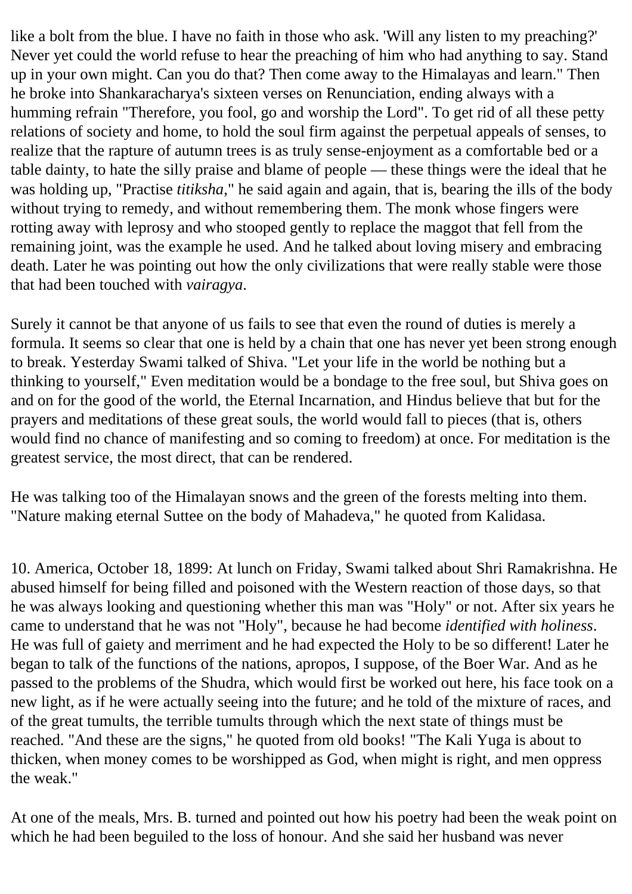like a bolt from the blue. I have no faith in those who ask. 'Will any listen to my preaching?' Never yet could the world refuse to hear the preaching of him who had anything to say. Stand up in your own might. Can you do that? Then come away to the Himalayas and learn." Then he broke into Shankaracharya's sixteen verses on Renunciation, ending always with a humming refrain "Therefore, you fool, go and worship the Lord". To get rid of all these petty relations of society and home, to hold the soul firm against the perpetual appeals of senses, to realize that the rapture of autumn trees is as truly sense-enjoyment as a comfortable bed or a table dainty, to hate the silly praise and blame of people — these things were the ideal that he was holding up, "Practise *titiksha*," he said again and again, that is, bearing the ills of the body without trying to remedy, and without remembering them. The monk whose fingers were rotting away with leprosy and who stooped gently to replace the maggot that fell from the remaining joint, was the example he used. And he talked about loving misery and embracing death. Later he was pointing out how the only civilizations that were really stable were those that had been touched with *vairagya*.

Surely it cannot be that anyone of us fails to see that even the round of duties is merely a formula. It seems so clear that one is held by a chain that one has never yet been strong enough to break. Yesterday Swami talked of Shiva. "Let your life in the world be nothing but a thinking to yourself," Even meditation would be a bondage to the free soul, but Shiva goes on and on for the good of the world, the Eternal Incarnation, and Hindus believe that but for the prayers and meditations of these great souls, the world would fall to pieces (that is, others would find no chance of manifesting and so coming to freedom) at once. For meditation is the greatest service, the most direct, that can be rendered.

He was talking too of the Himalayan snows and the green of the forests melting into them. "Nature making eternal Suttee on the body of Mahadeva," he quoted from Kalidasa.

10. America, October 18, 1899: At lunch on Friday, Swami talked about Shri Ramakrishna. He abused himself for being filled and poisoned with the Western reaction of those days, so that he was always looking and questioning whether this man was "Holy" or not. After six years he came to understand that he was not "Holy", because he had become *identified with holiness*. He was full of gaiety and merriment and he had expected the Holy to be so different! Later he began to talk of the functions of the nations, apropos, I suppose, of the Boer War. And as he passed to the problems of the Shudra, which would first be worked out here, his face took on a new light, as if he were actually seeing into the future; and he told of the mixture of races, and of the great tumults, the terrible tumults through which the next state of things must be reached. "And these are the signs," he quoted from old books! "The Kali Yuga is about to thicken, when money comes to be worshipped as God, when might is right, and men oppress the weak."

At one of the meals, Mrs. B. turned and pointed out how his poetry had been the weak point on which he had been beguiled to the loss of honour. And she said her husband was never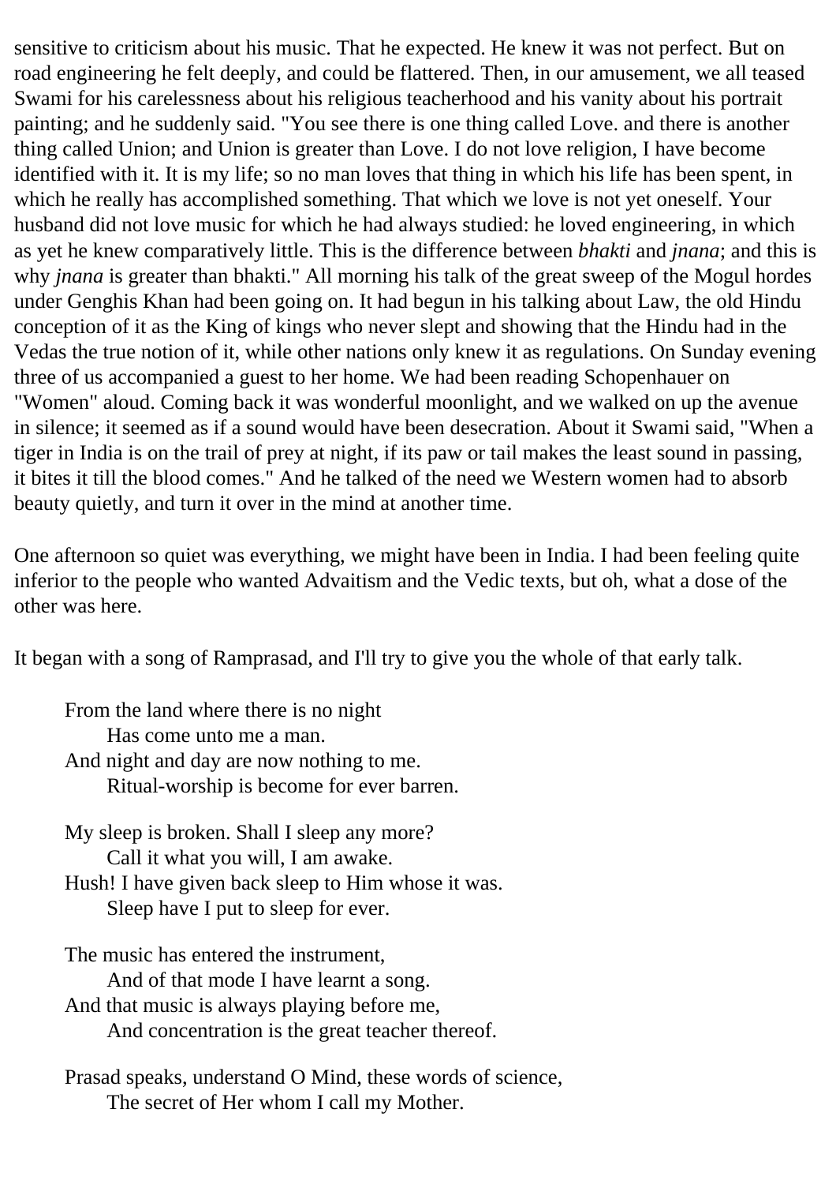sensitive to criticism about his music. That he expected. He knew it was not perfect. But on road engineering he felt deeply, and could be flattered. Then, in our amusement, we all teased Swami for his carelessness about his religious teacherhood and his vanity about his portrait painting; and he suddenly said. "You see there is one thing called Love. and there is another thing called Union; and Union is greater than Love. I do not love religion, I have become identified with it. It is my life; so no man loves that thing in which his life has been spent, in which he really has accomplished something. That which we love is not yet oneself. Your husband did not love music for which he had always studied: he loved engineering, in which as yet he knew comparatively little. This is the difference between *bhakti* and *jnana*; and this is why *jnana* is greater than bhakti." All morning his talk of the great sweep of the Mogul hordes under Genghis Khan had been going on. It had begun in his talking about Law, the old Hindu conception of it as the King of kings who never slept and showing that the Hindu had in the Vedas the true notion of it, while other nations only knew it as regulations. On Sunday evening three of us accompanied a guest to her home. We had been reading Schopenhauer on "Women" aloud. Coming back it was wonderful moonlight, and we walked on up the avenue in silence; it seemed as if a sound would have been desecration. About it Swami said, "When a tiger in India is on the trail of prey at night, if its paw or tail makes the least sound in passing, it bites it till the blood comes." And he talked of the need we Western women had to absorb beauty quietly, and turn it over in the mind at another time.

One afternoon so quiet was everything, we might have been in India. I had been feeling quite inferior to the people who wanted Advaitism and the Vedic texts, but oh, what a dose of the other was here.

It began with a song of Ramprasad, and I'll try to give you the whole of that early talk.

> From the land where there is no night  
> Has come unto me a man.  
> And night and day are now nothing to me.  
> Ritual-worship is become for ever barren.
>
> My sleep is broken. Shall I sleep any more?  
> Call it what you will, I am awake.  
> Hush! I have given back sleep to Him whose it was.  
> Sleep have I put to sleep for ever.
>
> The music has entered the instrument,  
> And of that mode I have learnt a song.  
> And that music is always playing before me,  
> And concentration is the great teacher thereof.
>
> Prasad speaks, understand O Mind, these words of science,  
> The secret of Her whom I call my Mother.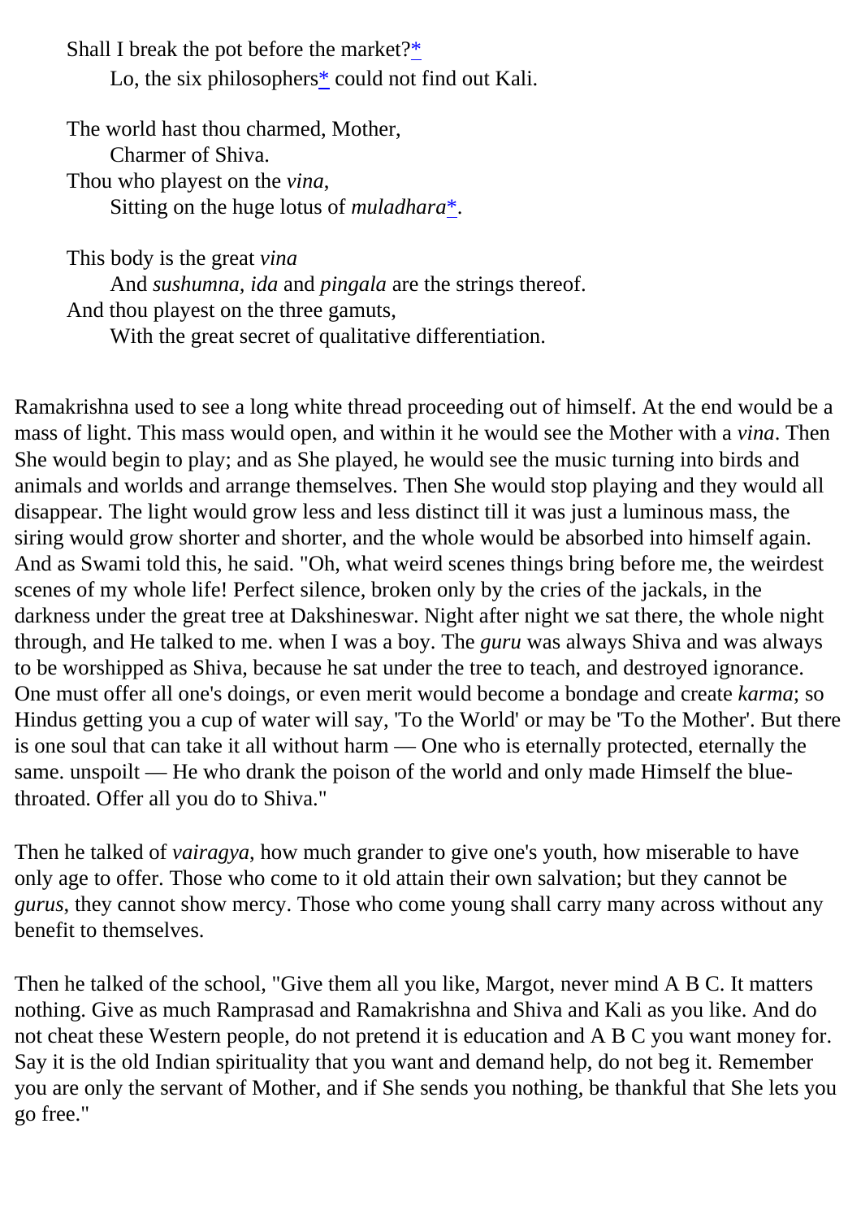Shall I break the pot before the market?*  
  Lo, the six philosophers* could not find out Kali.

The world hast thou charmed, Mother,  
  Charmer of Shiva.  
Thou who playest on the *vina*,  
  Sitting on the huge lotus of *muladhara**.

This body is the great *vina*  
  And *sushumna, ida* and *pingala* are the strings thereof.  
And thou playest on the three gamuts,  
  With the great secret of qualitative differentiation.

Ramakrishna used to see a long white thread proceeding out of himself. At the end would be a mass of light. This mass would open, and within it he would see the Mother with a *vina*. Then She would begin to play; and as She played, he would see the music turning into birds and animals and worlds and arrange themselves. Then She would stop playing and they would all disappear. The light would grow less and less distinct till it was just a luminous mass, the siring would grow shorter and shorter, and the whole would be absorbed into himself again. And as Swami told this, he said. "Oh, what weird scenes things bring before me, the weirdest scenes of my whole life! Perfect silence, broken only by the cries of the jackals, in the darkness under the great tree at Dakshineswar. Night after night we sat there, the whole night through, and He talked to me. when I was a boy. The *guru* was always Shiva and was always to be worshipped as Shiva, because he sat under the tree to teach, and destroyed ignorance. One must offer all one's doings, or even merit would become a bondage and create *karma*; so Hindus getting you a cup of water will say, 'To the World' or may be 'To the Mother'. But there is one soul that can take it all without harm — One who is eternally protected, eternally the same. unspoilt — He who drank the poison of the world and only made Himself the blue-throated. Offer all you do to Shiva."

Then he talked of *vairagya*, how much grander to give one's youth, how miserable to have only age to offer. Those who come to it old attain their own salvation; but they cannot be *gurus*, they cannot show mercy. Those who come young shall carry many across without any benefit to themselves.

Then he talked of the school, "Give them all you like, Margot, never mind A B C. It matters nothing. Give as much Ramprasad and Ramakrishna and Shiva and Kali as you like. And do not cheat these Western people, do not pretend it is education and A B C you want money for. Say it is the old Indian spirituality that you want and demand help, do not beg it. Remember you are only the servant of Mother, and if She sends you nothing, be thankful that She lets you go free."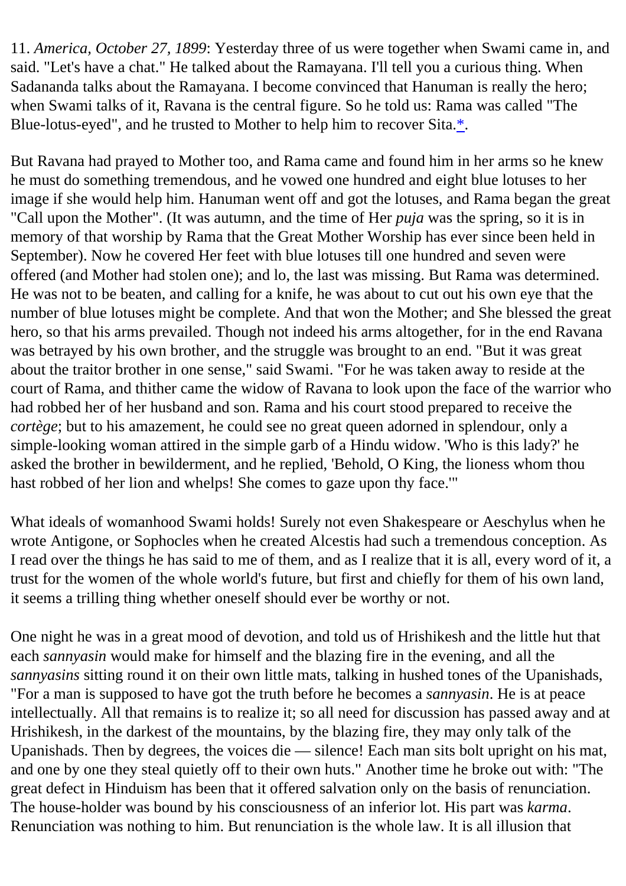11. *America, October 27, 1899*: Yesterday three of us were together when Swami came in, and said. "Let's have a chat." He talked about the Ramayana. I'll tell you a curious thing. When Sadananda talks about the Ramayana. I become convinced that Hanuman is really the hero; when Swami talks of it, Ravana is the central figure. So he told us: Rama was called "The Blue-lotus-eyed", and he trusted to Mother to help him to recover Sita.*.

But Ravana had prayed to Mother too, and Rama came and found him in her arms so he knew he must do something tremendous, and he vowed one hundred and eight blue lotuses to her image if she would help him. Hanuman went off and got the lotuses, and Rama began the great "Call upon the Mother". (It was autumn, and the time of Her *puja* was the spring, so it is in memory of that worship by Rama that the Great Mother Worship has ever since been held in September). Now he covered Her feet with blue lotuses till one hundred and seven were offered (and Mother had stolen one); and lo, the last was missing. But Rama was determined. He was not to be beaten, and calling for a knife, he was about to cut out his own eye that the number of blue lotuses might be complete. And that won the Mother; and She blessed the great hero, so that his arms prevailed. Though not indeed his arms altogether, for in the end Ravana was betrayed by his own brother, and the struggle was brought to an end. "But it was great about the traitor brother in one sense," said Swami. "For he was taken away to reside at the court of Rama, and thither came the widow of Ravana to look upon the face of the warrior who had robbed her of her husband and son. Rama and his court stood prepared to receive the *cortège*; but to his amazement, he could see no great queen adorned in splendour, only a simple-looking woman attired in the simple garb of a Hindu widow. 'Who is this lady?' he asked the brother in bewilderment, and he replied, 'Behold, O King, the lioness whom thou hast robbed of her lion and whelps! She comes to gaze upon thy face.'"

What ideals of womanhood Swami holds! Surely not even Shakespeare or Aeschylus when he wrote Antigone, or Sophocles when he created Alcestis had such a tremendous conception. As I read over the things he has said to me of them, and as I realize that it is all, every word of it, a trust for the women of the whole world's future, but first and chiefly for them of his own land, it seems a trilling thing whether oneself should ever be worthy or not.

One night he was in a great mood of devotion, and told us of Hrishikesh and the little hut that each *sannyasin* would make for himself and the blazing fire in the evening, and all the *sannyasins* sitting round it on their own little mats, talking in hushed tones of the Upanishads, "For a man is supposed to have got the truth before he becomes a *sannyasin*. He is at peace intellectually. All that remains is to realize it; so all need for discussion has passed away and at Hrishikesh, in the darkest of the mountains, by the blazing fire, they may only talk of the Upanishads. Then by degrees, the voices die — silence! Each man sits bolt upright on his mat, and one by one they steal quietly off to their own huts." Another time he broke out with: "The great defect in Hinduism has been that it offered salvation only on the basis of renunciation. The house-holder was bound by his consciousness of an inferior lot. His part was *karma*. Renunciation was nothing to him. But renunciation is the whole law. It is all illusion that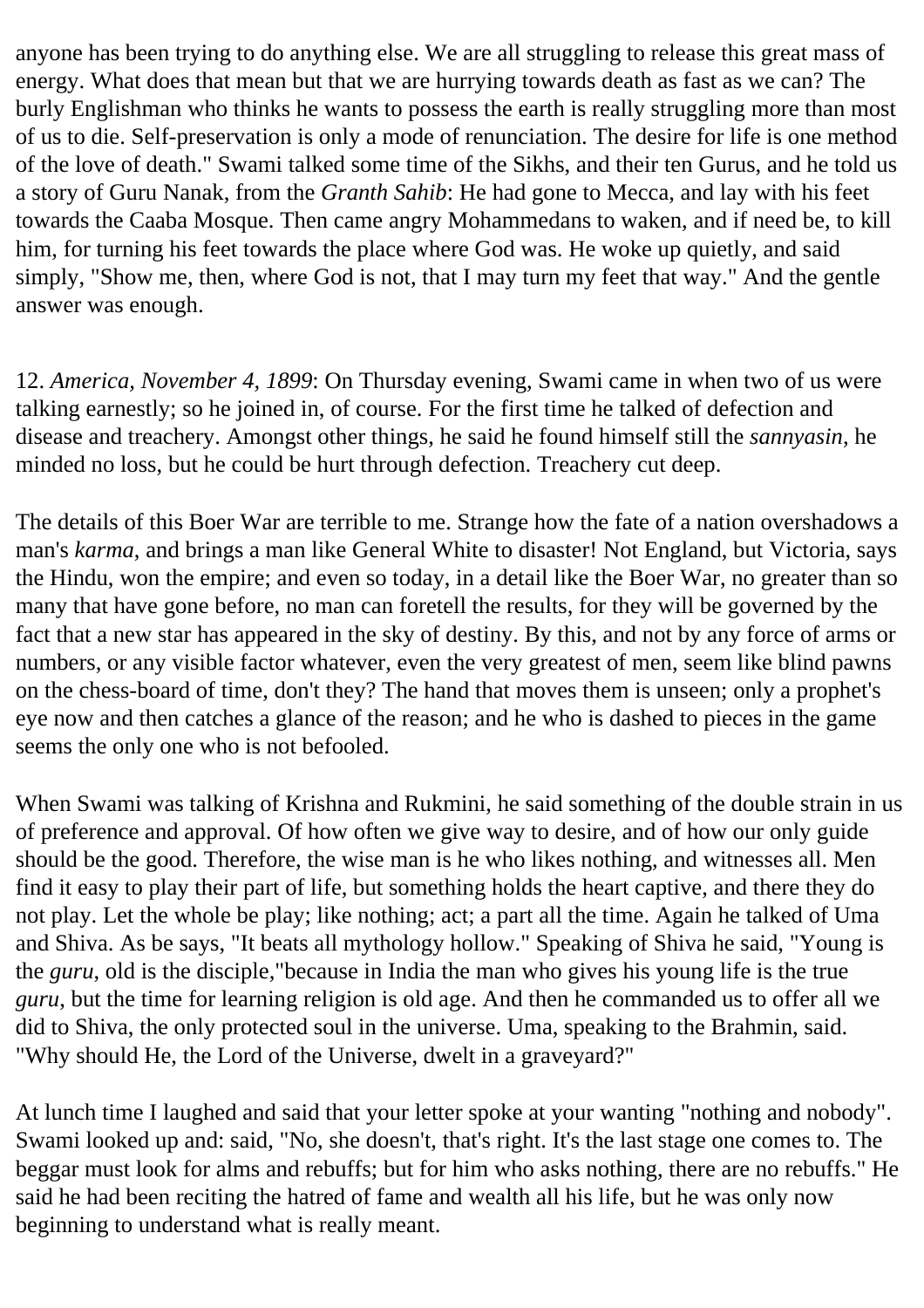anyone has been trying to do anything else. We are all struggling to release this great mass of energy. What does that mean but that we are hurrying towards death as fast as we can? The burly Englishman who thinks he wants to possess the earth is really struggling more than most of us to die. Self-preservation is only a mode of renunciation. The desire for life is one method of the love of death." Swami talked some time of the Sikhs, and their ten Gurus, and he told us a story of Guru Nanak, from the *Granth Sahib*: He had gone to Mecca, and lay with his feet towards the Caaba Mosque. Then came angry Mohammedans to waken, and if need be, to kill him, for turning his feet towards the place where God was. He woke up quietly, and said simply, "Show me, then, where God is not, that I may turn my feet that way." And the gentle answer was enough.

12. *America, November 4, 1899*: On Thursday evening, Swami came in when two of us were talking earnestly; so he joined in, of course. For the first time he talked of defection and disease and treachery. Amongst other things, he said he found himself still the *sannyasin*, he minded no loss, but he could be hurt through defection. Treachery cut deep.

The details of this Boer War are terrible to me. Strange how the fate of a nation overshadows a man's *karma*, and brings a man like General White to disaster! Not England, but Victoria, says the Hindu, won the empire; and even so today, in a detail like the Boer War, no greater than so many that have gone before, no man can foretell the results, for they will be governed by the fact that a new star has appeared in the sky of destiny. By this, and not by any force of arms or numbers, or any visible factor whatever, even the very greatest of men, seem like blind pawns on the chess-board of time, don't they? The hand that moves them is unseen; only a prophet's eye now and then catches a glance of the reason; and he who is dashed to pieces in the game seems the only one who is not befooled.

When Swami was talking of Krishna and Rukmini, he said something of the double strain in us of preference and approval. Of how often we give way to desire, and of how our only guide should be the good. Therefore, the wise man is he who likes nothing, and witnesses all. Men find it easy to play their part of life, but something holds the heart captive, and there they do not play. Let the whole be play; like nothing; act; a part all the time. Again he talked of Uma and Shiva. As be says, "It beats all mythology hollow." Speaking of Shiva he said, "Young is the *guru*, old is the disciple,"because in India the man who gives his young life is the true *guru*, but the time for learning religion is old age. And then he commanded us to offer all we did to Shiva, the only protected soul in the universe. Uma, speaking to the Brahmin, said. "Why should He, the Lord of the Universe, dwelt in a graveyard?"

At lunch time I laughed and said that your letter spoke at your wanting "nothing and nobody". Swami looked up and: said, "No, she doesn't, that's right. It's the last stage one comes to. The beggar must look for alms and rebuffs; but for him who asks nothing, there are no rebuffs." He said he had been reciting the hatred of fame and wealth all his life, but he was only now beginning to understand what is really meant.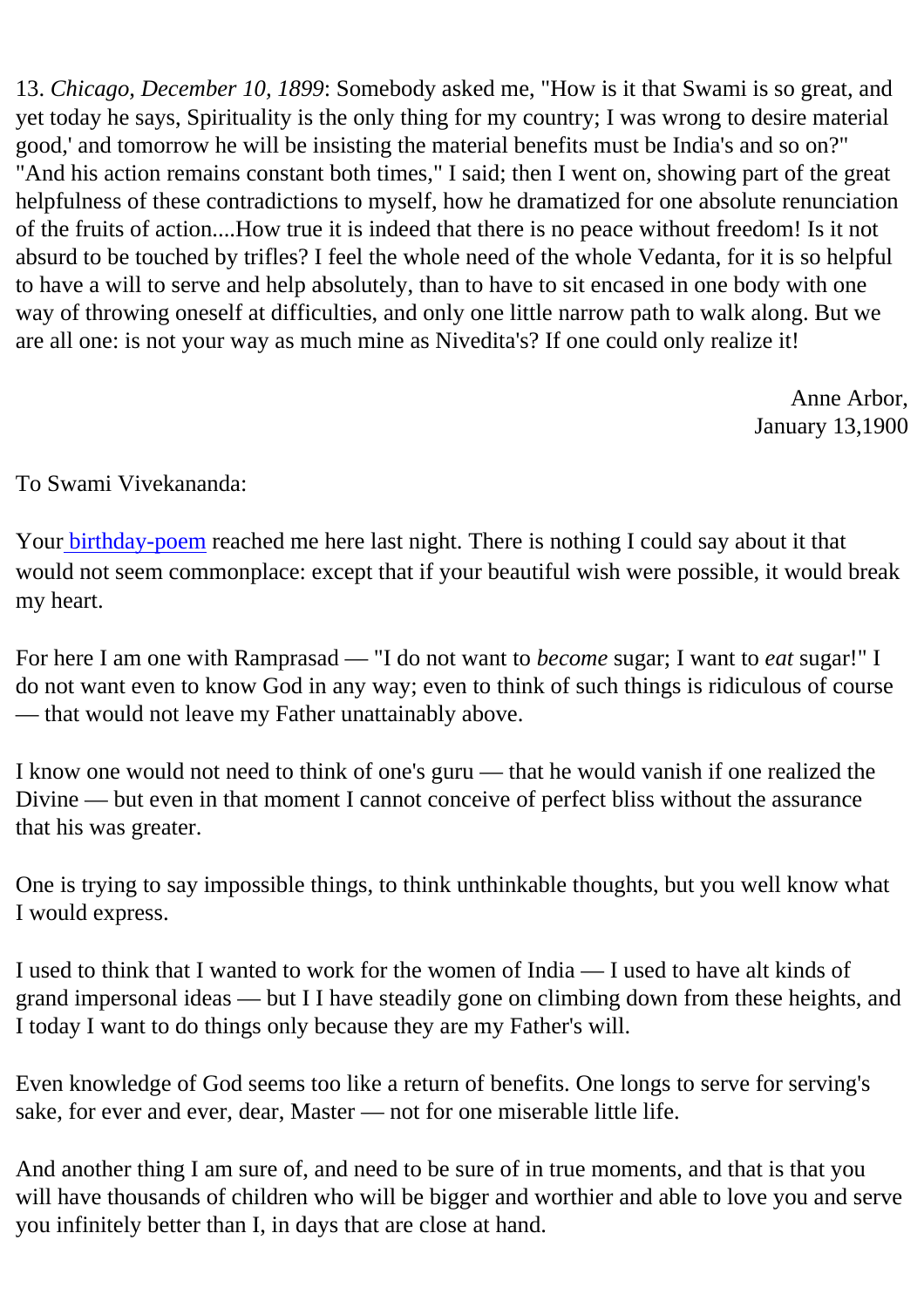13. *Chicago, December 10, 1899*: Somebody asked me, "How is it that Swami is so great, and yet today he says, Spirituality is the only thing for my country; I was wrong to desire material good,' and tomorrow he will be insisting the material benefits must be India's and so on?" "And his action remains constant both times," I said; then I went on, showing part of the great helpfulness of these contradictions to myself, how he dramatized for one absolute renunciation of the fruits of action....How true it is indeed that there is no peace without freedom! Is it not absurd to be touched by trifles? I feel the whole need of the whole Vedanta, for it is so helpful to have a will to serve and help absolutely, than to have to sit encased in one body with one way of throwing oneself at difficulties, and only one little narrow path to walk along. But we are all one: is not your way as much mine as Nivedita's? If one could only realize it!

Anne Arbor,
January 13,1900

To Swami Vivekananda:

Your birthday-poem reached me here last night. There is nothing I could say about it that would not seem commonplace: except that if your beautiful wish were possible, it would break my heart.

For here I am one with Ramprasad — "I do not want to *become* sugar; I want to *eat* sugar!" I do not want even to know God in any way; even to think of such things is ridiculous of course — that would not leave my Father unattainably above.

I know one would not need to think of one's guru — that he would vanish if one realized the Divine — but even in that moment I cannot conceive of perfect bliss without the assurance that his was greater.

One is trying to say impossible things, to think unthinkable thoughts, but you well know what I would express.

I used to think that I wanted to work for the women of India — I used to have alt kinds of grand impersonal ideas — but I I have steadily gone on climbing down from these heights, and I today I want to do things only because they are my Father's will.

Even knowledge of God seems too like a return of benefits. One longs to serve for serving's sake, for ever and ever, dear, Master — not for one miserable little life.

And another thing I am sure of, and need to be sure of in true moments, and that is that you will have thousands of children who will be bigger and worthier and able to love you and serve you infinitely better than I, in days that are close at hand.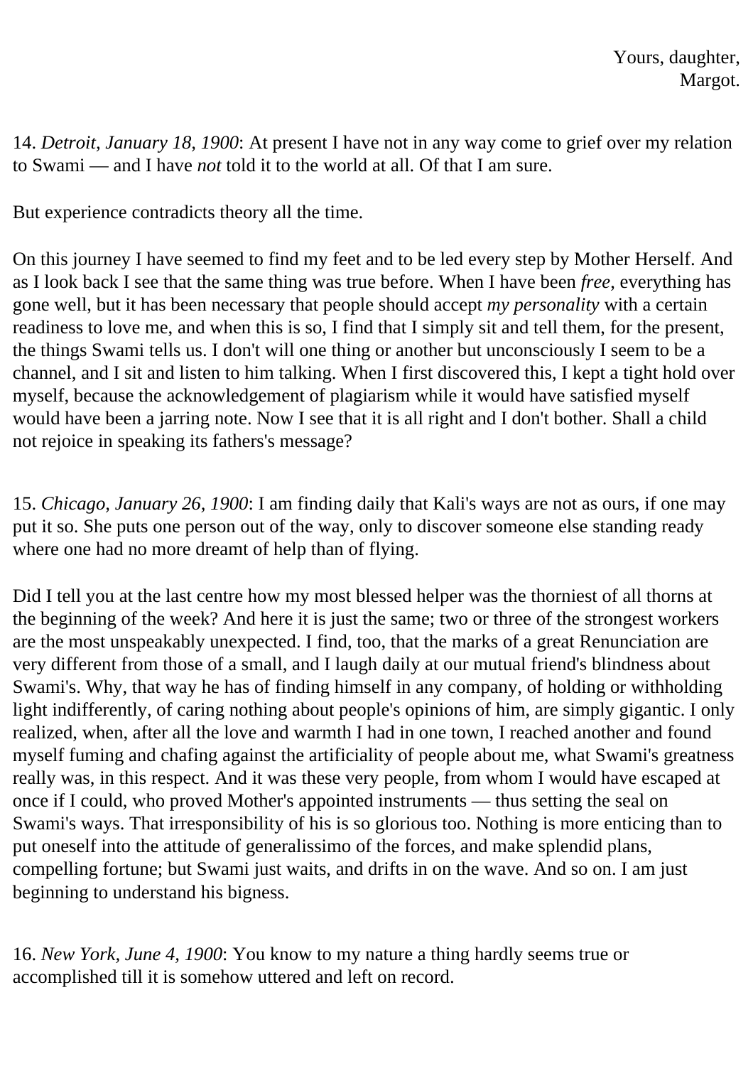Yours, daughter,
Margot.

14. *Detroit, January 18, 1900*: At present I have not in any way come to grief over my relation to Swami — and I have *not* told it to the world at all. Of that I am sure.

But experience contradicts theory all the time.

On this journey I have seemed to find my feet and to be led every step by Mother Herself. And as I look back I see that the same thing was true before. When I have been *free*, everything has gone well, but it has been necessary that people should accept *my personality* with a certain readiness to love me, and when this is so, I find that I simply sit and tell them, for the present, the things Swami tells us. I don't will one thing or another but unconsciously I seem to be a channel, and I sit and listen to him talking. When I first discovered this, I kept a tight hold over myself, because the acknowledgement of plagiarism while it would have satisfied myself would have been a jarring note. Now I see that it is all right and I don't bother. Shall a child not rejoice in speaking its fathers's message?

15. *Chicago, January 26, 1900*: I am finding daily that Kali's ways are not as ours, if one may put it so. She puts one person out of the way, only to discover someone else standing ready where one had no more dreamt of help than of flying.

Did I tell you at the last centre how my most blessed helper was the thorniest of all thorns at the beginning of the week? And here it is just the same; two or three of the strongest workers are the most unspeakably unexpected. I find, too, that the marks of a great Renunciation are very different from those of a small, and I laugh daily at our mutual friend's blindness about Swami's. Why, that way he has of finding himself in any company, of holding or withholding light indifferently, of caring nothing about people's opinions of him, are simply gigantic. I only realized, when, after all the love and warmth I had in one town, I reached another and found myself fuming and chafing against the artificiality of people about me, what Swami's greatness really was, in this respect. And it was these very people, from whom I would have escaped at once if I could, who proved Mother's appointed instruments — thus setting the seal on Swami's ways. That irresponsibility of his is so glorious too. Nothing is more enticing than to put oneself into the attitude of generalissimo of the forces, and make splendid plans, compelling fortune; but Swami just waits, and drifts in on the wave. And so on. I am just beginning to understand his bigness.

16. *New York, June 4, 1900*: You know to my nature a thing hardly seems true or accomplished till it is somehow uttered and left on record.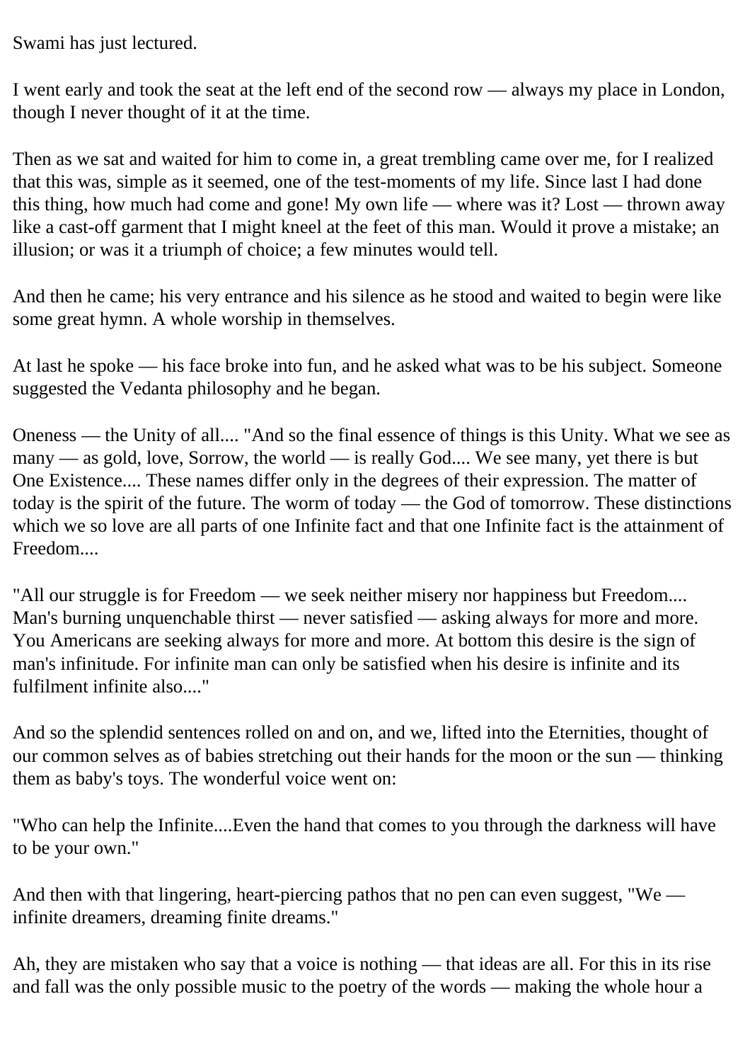Swami has just lectured.

I went early and took the seat at the left end of the second row — always my place in London, though I never thought of it at the time.

Then as we sat and waited for him to come in, a great trembling came over me, for I realized that this was, simple as it seemed, one of the test-moments of my life. Since last I had done this thing, how much had come and gone! My own life — where was it? Lost — thrown away like a cast-off garment that I might kneel at the feet of this man. Would it prove a mistake; an illusion; or was it a triumph of choice; a few minutes would tell.

And then he came; his very entrance and his silence as he stood and waited to begin were like some great hymn. A whole worship in themselves.

At last he spoke — his face broke into fun, and he asked what was to be his subject. Someone suggested the Vedanta philosophy and he began.

Oneness — the Unity of all.... "And so the final essence of things is this Unity. What we see as many — as gold, love, Sorrow, the world — is really God.... We see many, yet there is but One Existence.... These names differ only in the degrees of their expression. The matter of today is the spirit of the future. The worm of today — the God of tomorrow. These distinctions which we so love are all parts of one Infinite fact and that one Infinite fact is the attainment of Freedom....

"All our struggle is for Freedom — we seek neither misery nor happiness but Freedom.... Man's burning unquenchable thirst — never satisfied — asking always for more and more. You Americans are seeking always for more and more. At bottom this desire is the sign of man's infinitude. For infinite man can only be satisfied when his desire is infinite and its fulfilment infinite also...."

And so the splendid sentences rolled on and on, and we, lifted into the Eternities, thought of our common selves as of babies stretching out their hands for the moon or the sun — thinking them as baby's toys. The wonderful voice went on:

"Who can help the Infinite....Even the hand that comes to you through the darkness will have to be your own."

And then with that lingering, heart-piercing pathos that no pen can even suggest, "We — infinite dreamers, dreaming finite dreams."

Ah, they are mistaken who say that a voice is nothing — that ideas are all. For this in its rise and fall was the only possible music to the poetry of the words — making the whole hour a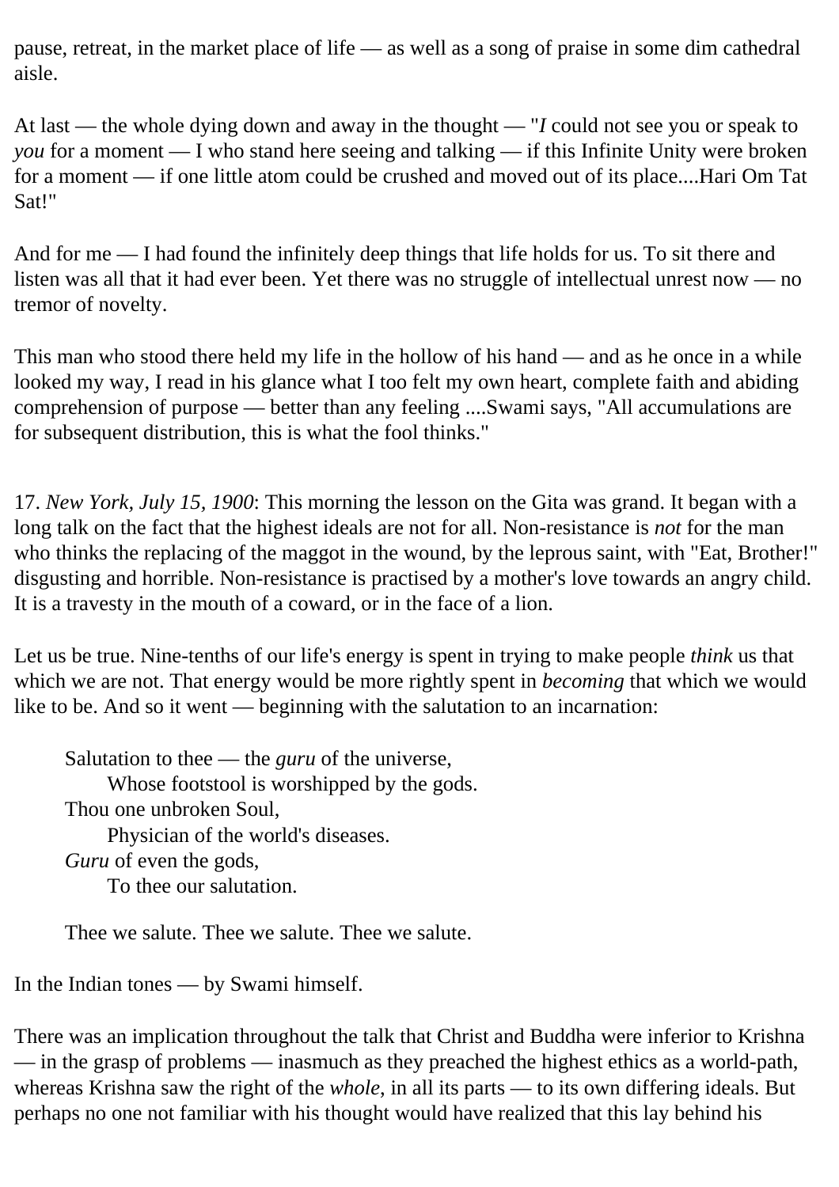pause, retreat, in the market place of life — as well as a song of praise in some dim cathedral aisle.

At last — the whole dying down and away in the thought — "*I* could not see you or speak to *you* for a moment — I who stand here seeing and talking — if this Infinite Unity were broken for a moment — if one little atom could be crushed and moved out of its place....Hari Om Tat Sat!"

And for me — I had found the infinitely deep things that life holds for us. To sit there and listen was all that it had ever been. Yet there was no struggle of intellectual unrest now — no tremor of novelty.

This man who stood there held my life in the hollow of his hand — and as he once in a while looked my way, I read in his glance what I too felt my own heart, complete faith and abiding comprehension of purpose — better than any feeling ....Swami says, "All accumulations are for subsequent distribution, this is what the fool thinks."

17. *New York, July 15, 1900*: This morning the lesson on the Gita was grand. It began with a long talk on the fact that the highest ideals are not for all. Non-resistance is *not* for the man who thinks the replacing of the maggot in the wound, by the leprous saint, with "Eat, Brother!" disgusting and horrible. Non-resistance is practised by a mother's love towards an angry child. It is a travesty in the mouth of a coward, or in the face of a lion.

Let us be true. Nine-tenths of our life's energy is spent in trying to make people *think* us that which we are not. That energy would be more rightly spent in *becoming* that which we would like to be. And so it went — beginning with the salutation to an incarnation:

> Salutation to thee — the *guru* of the universe,
> &nbsp;&nbsp;&nbsp;&nbsp;Whose footstool is worshipped by the gods.
> Thou one unbroken Soul,
> &nbsp;&nbsp;&nbsp;&nbsp;Physician of the world's diseases.
> *Guru* of even the gods,
> &nbsp;&nbsp;&nbsp;&nbsp;To thee our salutation.
>
> Thee we salute. Thee we salute. Thee we salute.

In the Indian tones — by Swami himself.

There was an implication throughout the talk that Christ and Buddha were inferior to Krishna — in the grasp of problems — inasmuch as they preached the highest ethics as a world-path, whereas Krishna saw the right of the *whole*, in all its parts — to its own differing ideals. But perhaps no one not familiar with his thought would have realized that this lay behind his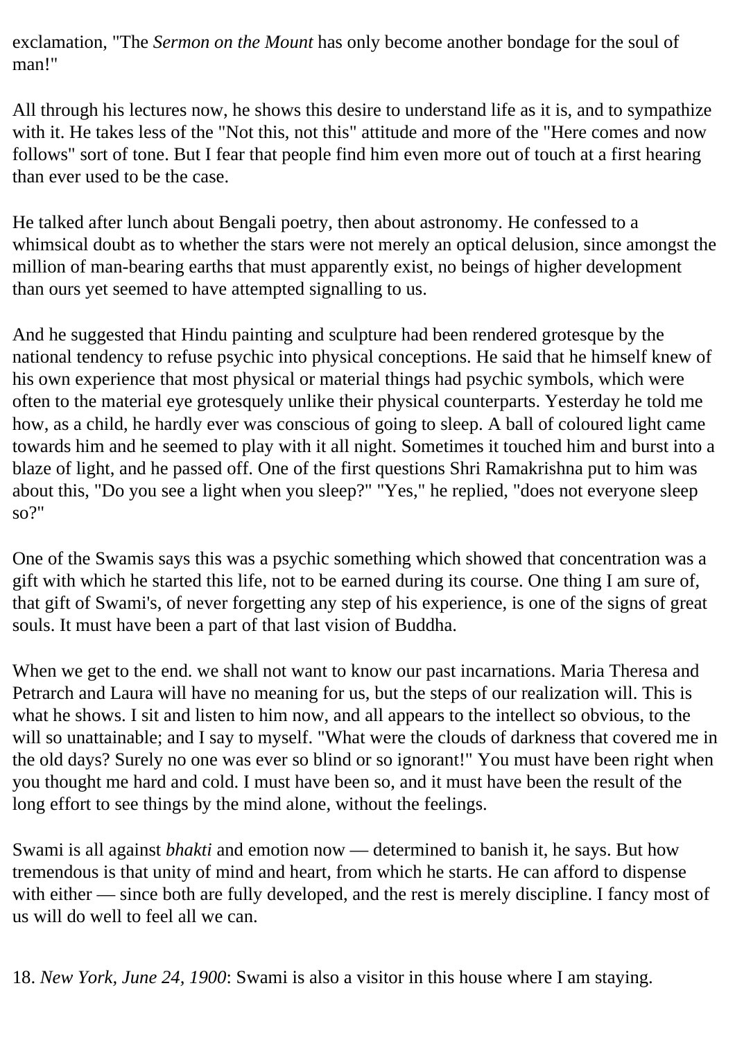exclamation, "The *Sermon on the Mount* has only become another bondage for the soul of man!"

All through his lectures now, he shows this desire to understand life as it is, and to sympathize with it. He takes less of the "Not this, not this" attitude and more of the "Here comes and now follows" sort of tone. But I fear that people find him even more out of touch at a first hearing than ever used to be the case.

He talked after lunch about Bengali poetry, then about astronomy. He confessed to a whimsical doubt as to whether the stars were not merely an optical delusion, since amongst the million of man-bearing earths that must apparently exist, no beings of higher development than ours yet seemed to have attempted signalling to us.

And he suggested that Hindu painting and sculpture had been rendered grotesque by the national tendency to refuse psychic into physical conceptions. He said that he himself knew of his own experience that most physical or material things had psychic symbols, which were often to the material eye grotesquely unlike their physical counterparts. Yesterday he told me how, as a child, he hardly ever was conscious of going to sleep. A ball of coloured light came towards him and he seemed to play with it all night. Sometimes it touched him and burst into a blaze of light, and he passed off. One of the first questions Shri Ramakrishna put to him was about this, "Do you see a light when you sleep?" "Yes," he replied, "does not everyone sleep so?"

One of the Swamis says this was a psychic something which showed that concentration was a gift with which he started this life, not to be earned during its course. One thing I am sure of, that gift of Swami's, of never forgetting any step of his experience, is one of the signs of great souls. It must have been a part of that last vision of Buddha.

When we get to the end. we shall not want to know our past incarnations. Maria Theresa and Petrarch and Laura will have no meaning for us, but the steps of our realization will. This is what he shows. I sit and listen to him now, and all appears to the intellect so obvious, to the will so unattainable; and I say to myself. "What were the clouds of darkness that covered me in the old days? Surely no one was ever so blind or so ignorant!" You must have been right when you thought me hard and cold. I must have been so, and it must have been the result of the long effort to see things by the mind alone, without the feelings.

Swami is all against *bhakti* and emotion now — determined to banish it, he says. But how tremendous is that unity of mind and heart, from which he starts. He can afford to dispense with either — since both are fully developed, and the rest is merely discipline. I fancy most of us will do well to feel all we can.

18. *New York, June 24, 1900*: Swami is also a visitor in this house where I am staying.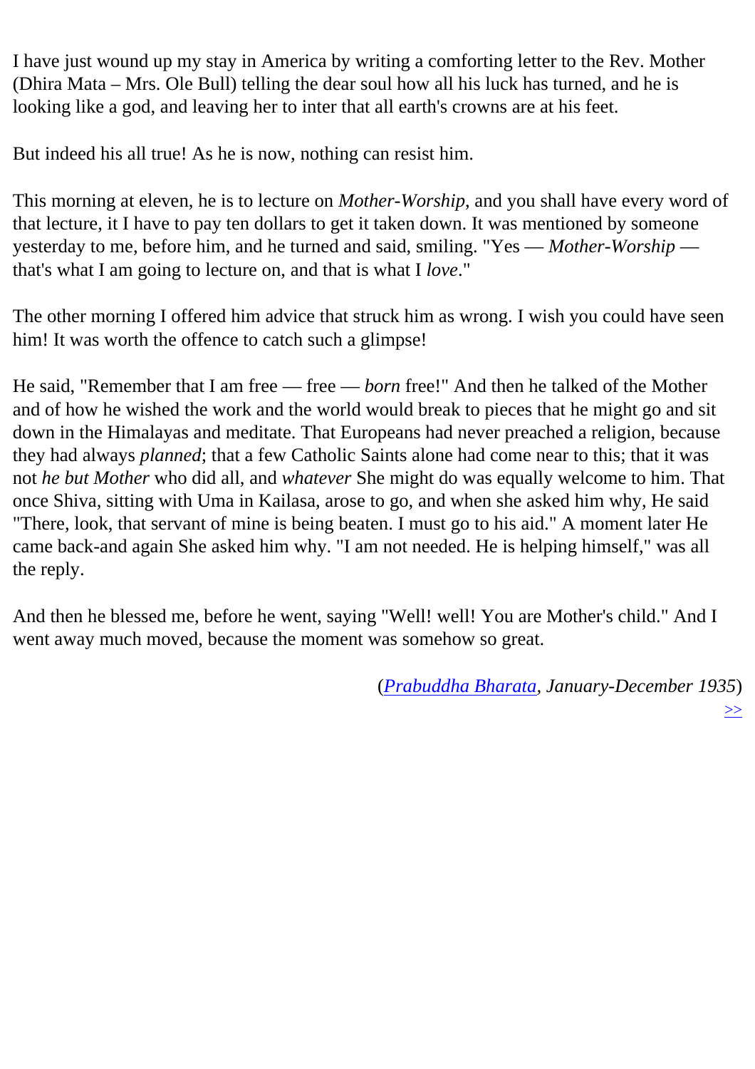I have just wound up my stay in America by writing a comforting letter to the Rev. Mother (Dhira Mata – Mrs. Ole Bull) telling the dear soul how all his luck has turned, and he is looking like a god, and leaving her to inter that all earth's crowns are at his feet.

But indeed his all true! As he is now, nothing can resist him.

This morning at eleven, he is to lecture on *Mother-Worship*, and you shall have every word of that lecture, it I have to pay ten dollars to get it taken down. It was mentioned by someone yesterday to me, before him, and he turned and said, smiling. "Yes — *Mother-Worship* — that's what I am going to lecture on, and that is what I *love*."

The other morning I offered him advice that struck him as wrong. I wish you could have seen him! It was worth the offence to catch such a glimpse!

He said, "Remember that I am free — free — *born* free!" And then he talked of the Mother and of how he wished the work and the world would break to pieces that he might go and sit down in the Himalayas and meditate. That Europeans had never preached a religion, because they had always *planned*; that a few Catholic Saints alone had come near to this; that it was not *he but Mother* who did all, and *whatever* She might do was equally welcome to him. That once Shiva, sitting with Uma in Kailasa, arose to go, and when she asked him why, He said "There, look, that servant of mine is being beaten. I must go to his aid." A moment later He came back-and again She asked him why. "I am not needed. He is helping himself," was all the reply.

And then he blessed me, before he went, saying "Well! well! You are Mother's child." And I went away much moved, because the moment was somehow so great.

(*Prabuddha Bharata, January-December 1935*)

>>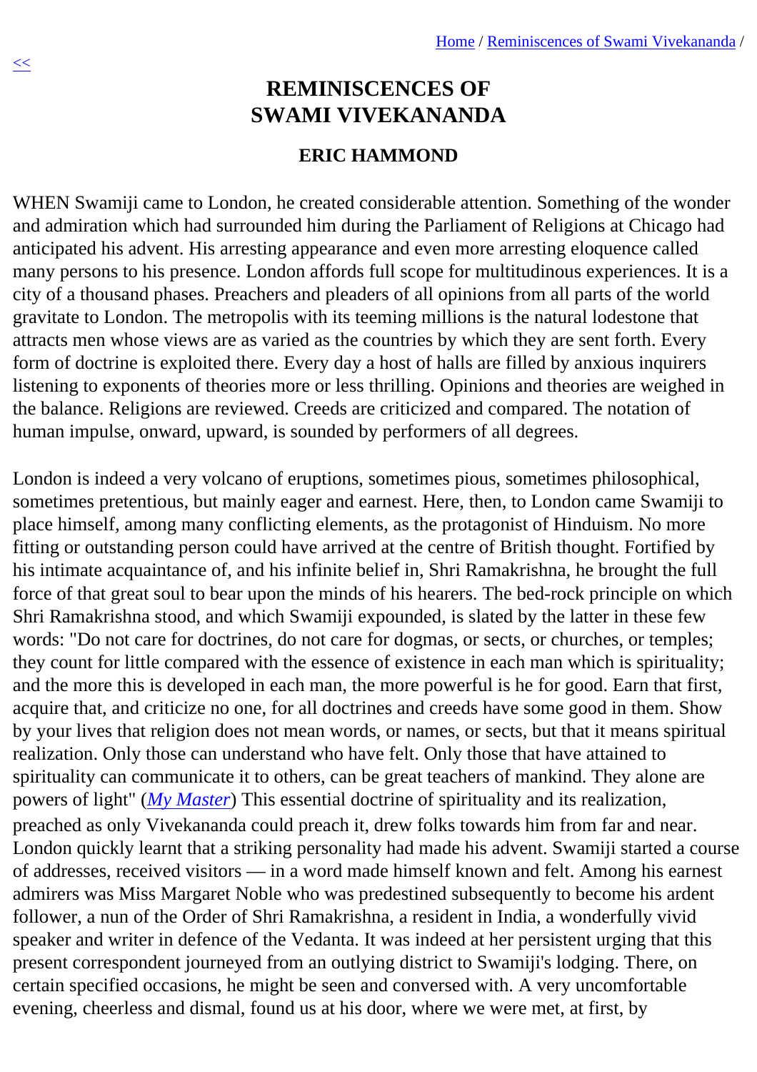# REMINISCENCES OF SWAMI VIVEKANANDA

### ERIC HAMMOND

WHEN Swamiji came to London, he created considerable attention. Something of the wonder and admiration which had surrounded him during the Parliament of Religions at Chicago had anticipated his advent. His arresting appearance and even more arresting eloquence called many persons to his presence. London affords full scope for multitudinous experiences. It is a city of a thousand phases. Preachers and pleaders of all opinions from all parts of the world gravitate to London. The metropolis with its teeming millions is the natural lodestone that attracts men whose views are as varied as the countries by which they are sent forth. Every form of doctrine is exploited there. Every day a host of halls are filled by anxious inquirers listening to exponents of theories more or less thrilling. Opinions and theories are weighed in the balance. Religions are reviewed. Creeds are criticized and compared. The notation of human impulse, onward, upward, is sounded by performers of all degrees.

London is indeed a very volcano of eruptions, sometimes pious, sometimes philosophical, sometimes pretentious, but mainly eager and earnest. Here, then, to London came Swamiji to place himself, among many conflicting elements, as the protagonist of Hinduism. No more fitting or outstanding person could have arrived at the centre of British thought. Fortified by his intimate acquaintance of, and his infinite belief in, Shri Ramakrishna, he brought the full force of that great soul to bear upon the minds of his hearers. The bed-rock principle on which Shri Ramakrishna stood, and which Swamiji expounded, is slated by the latter in these few words: "Do not care for doctrines, do not care for dogmas, or sects, or churches, or temples; they count for little compared with the essence of existence in each man which is spirituality; and the more this is developed in each man, the more powerful is he for good. Earn that first, acquire that, and criticize no one, for all doctrines and creeds have some good in them. Show by your lives that religion does not mean words, or names, or sects, but that it means spiritual realization. Only those can understand who have felt. Only those that have attained to spirituality can communicate it to others, can be great teachers of mankind. They alone are powers of light" (*My Master*) This essential doctrine of spirituality and its realization, preached as only Vivekananda could preach it, drew folks towards him from far and near. London quickly learnt that a striking personality had made his advent. Swamiji started a course of addresses, received visitors — in a word made himself known and felt. Among his earnest admirers was Miss Margaret Noble who was predestined subsequently to become his ardent follower, a nun of the Order of Shri Ramakrishna, a resident in India, a wonderfully vivid speaker and writer in defence of the Vedanta. It was indeed at her persistent urging that this present correspondent journeyed from an outlying district to Swamiji's lodging. There, on certain specified occasions, he might be seen and conversed with. A very uncomfortable evening, cheerless and dismal, found us at his door, where we were met, at first, by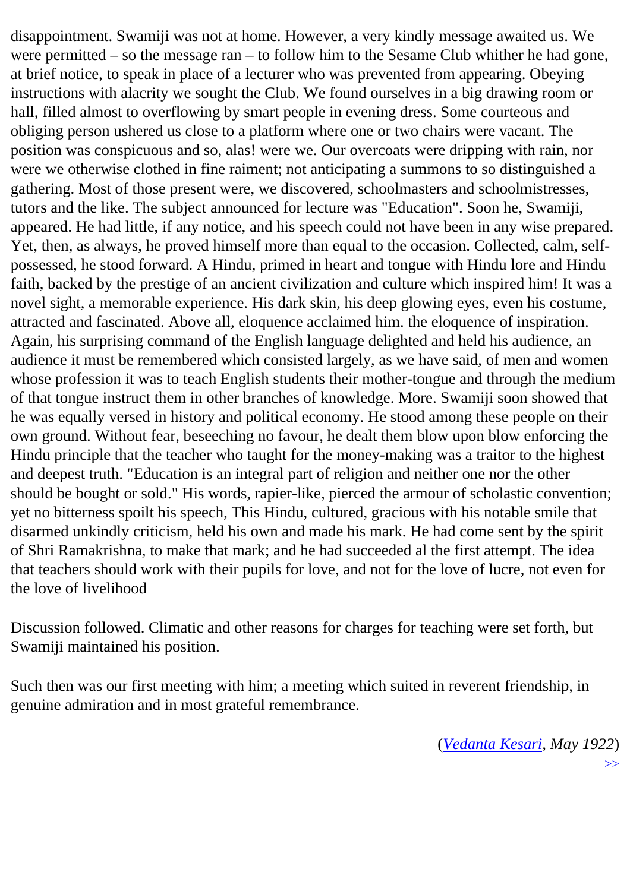disappointment. Swamiji was not at home. However, a very kindly message awaited us. We were permitted – so the message ran – to follow him to the Sesame Club whither he had gone, at brief notice, to speak in place of a lecturer who was prevented from appearing. Obeying instructions with alacrity we sought the Club. We found ourselves in a big drawing room or hall, filled almost to overflowing by smart people in evening dress. Some courteous and obliging person ushered us close to a platform where one or two chairs were vacant. The position was conspicuous and so, alas! were we. Our overcoats were dripping with rain, nor were we otherwise clothed in fine raiment; not anticipating a summons to so distinguished a gathering. Most of those present were, we discovered, schoolmasters and schoolmistresses, tutors and the like. The subject announced for lecture was "Education". Soon he, Swamiji, appeared. He had little, if any notice, and his speech could not have been in any wise prepared. Yet, then, as always, he proved himself more than equal to the occasion. Collected, calm, self-possessed, he stood forward. A Hindu, primed in heart and tongue with Hindu lore and Hindu faith, backed by the prestige of an ancient civilization and culture which inspired him! It was a novel sight, a memorable experience. His dark skin, his deep glowing eyes, even his costume, attracted and fascinated. Above all, eloquence acclaimed him. the eloquence of inspiration. Again, his surprising command of the English language delighted and held his audience, an audience it must be remembered which consisted largely, as we have said, of men and women whose profession it was to teach English students their mother-tongue and through the medium of that tongue instruct them in other branches of knowledge. More. Swamiji soon showed that he was equally versed in history and political economy. He stood among these people on their own ground. Without fear, beseeching no favour, he dealt them blow upon blow enforcing the Hindu principle that the teacher who taught for the money-making was a traitor to the highest and deepest truth. "Education is an integral part of religion and neither one nor the other should be bought or sold." His words, rapier-like, pierced the armour of scholastic convention; yet no bitterness spoilt his speech, This Hindu, cultured, gracious with his notable smile that disarmed unkindly criticism, held his own and made his mark. He had come sent by the spirit of Shri Ramakrishna, to make that mark; and he had succeeded al the first attempt. The idea that teachers should work with their pupils for love, and not for the love of lucre, not even for the love of livelihood

Discussion followed. Climatic and other reasons for charges for teaching were set forth, but Swamiji maintained his position.

Such then was our first meeting with him; a meeting which suited in reverent friendship, in genuine admiration and in most grateful remembrance.

(*Vedanta Kesari*, *May 1922*)

>>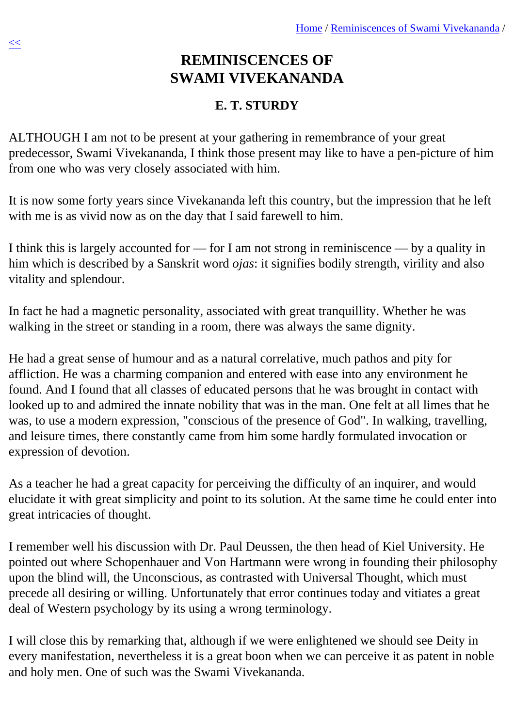# REMINISCENCES OF SWAMI VIVEKANANDA

## E. T. STURDY

ALTHOUGH I am not to be present at your gathering in remembrance of your great predecessor, Swami Vivekananda, I think those present may like to have a pen-picture of him from one who was very closely associated with him.

It is now some forty years since Vivekananda left this country, but the impression that he left with me is as vivid now as on the day that I said farewell to him.

I think this is largely accounted for — for I am not strong in reminiscence — by a quality in him which is described by a Sanskrit word *ojas*: it signifies bodily strength, virility and also vitality and splendour.

In fact he had a magnetic personality, associated with great tranquillity. Whether he was walking in the street or standing in a room, there was always the same dignity.

He had a great sense of humour and as a natural correlative, much pathos and pity for affliction. He was a charming companion and entered with ease into any environment he found. And I found that all classes of educated persons that he was brought in contact with looked up to and admired the innate nobility that was in the man. One felt at all limes that he was, to use a modern expression, "conscious of the presence of God". In walking, travelling, and leisure times, there constantly came from him some hardly formulated invocation or expression of devotion.

As a teacher he had a great capacity for perceiving the difficulty of an inquirer, and would elucidate it with great simplicity and point to its solution. At the same time he could enter into great intricacies of thought.

I remember well his discussion with Dr. Paul Deussen, the then head of Kiel University. He pointed out where Schopenhauer and Von Hartmann were wrong in founding their philosophy upon the blind will, the Unconscious, as contrasted with Universal Thought, which must precede all desiring or willing. Unfortunately that error continues today and vitiates a great deal of Western psychology by its using a wrong terminology.

I will close this by remarking that, although if we were enlightened we should see Deity in every manifestation, nevertheless it is a great boon when we can perceive it as patent in noble and holy men. One of such was the Swami Vivekananda.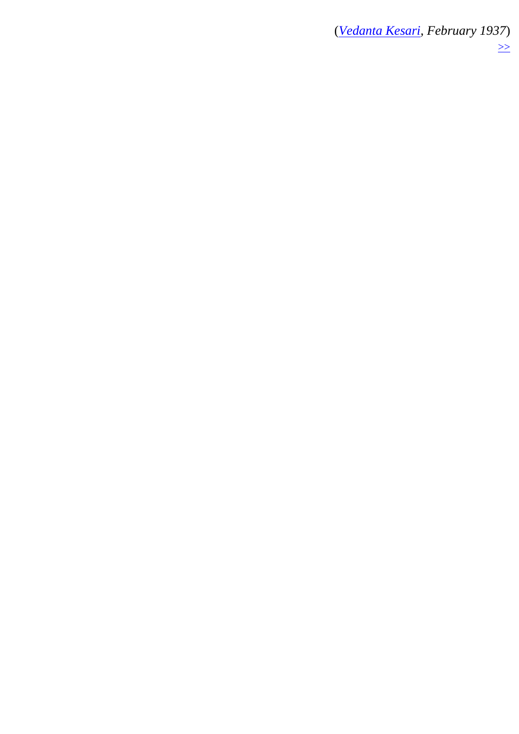(*Vedanta Kesari*, February 1937)

>>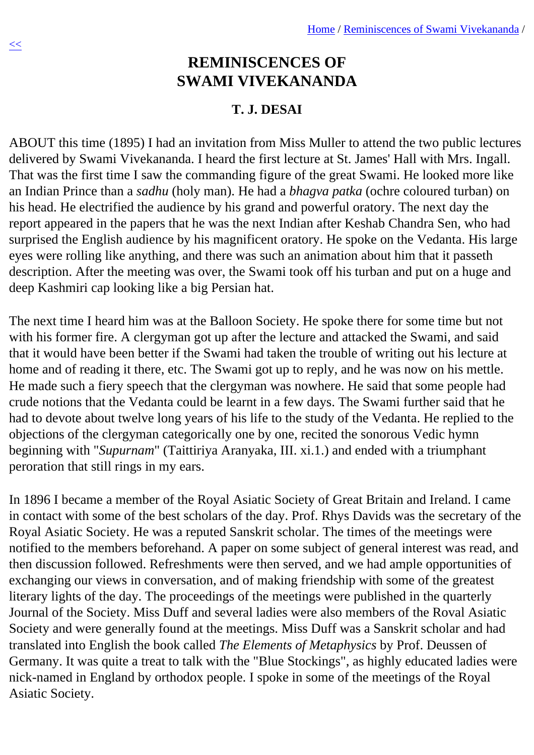# REMINISCENCES OF SWAMI VIVEKANANDA

### T. J. DESAI

ABOUT this time (1895) I had an invitation from Miss Muller to attend the two public lectures delivered by Swami Vivekananda. I heard the first lecture at St. James' Hall with Mrs. Ingall. That was the first time I saw the commanding figure of the great Swami. He looked more like an Indian Prince than a *sadhu* (holy man). He had a *bhagva patka* (ochre coloured turban) on his head. He electrified the audience by his grand and powerful oratory. The next day the report appeared in the papers that he was the next Indian after Keshab Chandra Sen, who had surprised the English audience by his magnificent oratory. He spoke on the Vedanta. His large eyes were rolling like anything, and there was such an animation about him that it passeth description. After the meeting was over, the Swami took off his turban and put on a huge and deep Kashmiri cap looking like a big Persian hat.

The next time I heard him was at the Balloon Society. He spoke there for some time but not with his former fire. A clergyman got up after the lecture and attacked the Swami, and said that it would have been better if the Swami had taken the trouble of writing out his lecture at home and of reading it there, etc. The Swami got up to reply, and he was now on his mettle. He made such a fiery speech that the clergyman was nowhere. He said that some people had crude notions that the Vedanta could be learnt in a few days. The Swami further said that he had to devote about twelve long years of his life to the study of the Vedanta. He replied to the objections of the clergyman categorically one by one, recited the sonorous Vedic hymn beginning with "*Supurnam*" (Taittiriya Aranyaka, III. xi.1.) and ended with a triumphant peroration that still rings in my ears.

In 1896 I became a member of the Royal Asiatic Society of Great Britain and Ireland. I came in contact with some of the best scholars of the day. Prof. Rhys Davids was the secretary of the Royal Asiatic Society. He was a reputed Sanskrit scholar. The times of the meetings were notified to the members beforehand. A paper on some subject of general interest was read, and then discussion followed. Refreshments were then served, and we had ample opportunities of exchanging our views in conversation, and of making friendship with some of the greatest literary lights of the day. The proceedings of the meetings were published in the quarterly Journal of the Society. Miss Duff and several ladies were also members of the Roval Asiatic Society and were generally found at the meetings. Miss Duff was a Sanskrit scholar and had translated into English the book called *The Elements of Metaphysics* by Prof. Deussen of Germany. It was quite a treat to talk with the "Blue Stockings", as highly educated ladies were nick-named in England by orthodox people. I spoke in some of the meetings of the Royal Asiatic Society.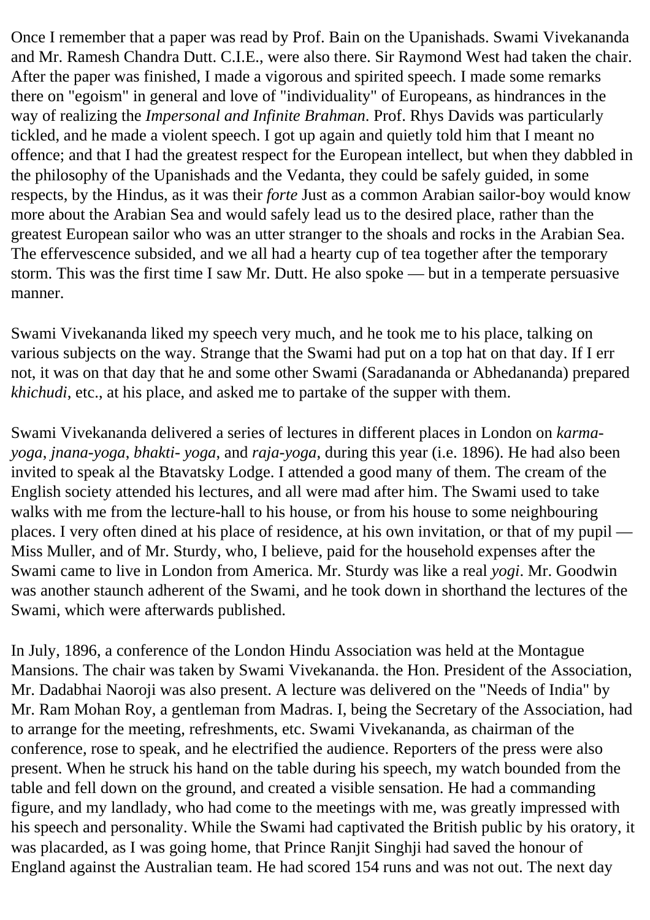Once I remember that a paper was read by Prof. Bain on the Upanishads. Swami Vivekananda and Mr. Ramesh Chandra Dutt. C.I.E., were also there. Sir Raymond West had taken the chair. After the paper was finished, I made a vigorous and spirited speech. I made some remarks there on "egoism" in general and love of "individuality" of Europeans, as hindrances in the way of realizing the *Impersonal and Infinite Brahman*. Prof. Rhys Davids was particularly tickled, and he made a violent speech. I got up again and quietly told him that I meant no offence; and that I had the greatest respect for the European intellect, but when they dabbled in the philosophy of the Upanishads and the Vedanta, they could be safely guided, in some respects, by the Hindus, as it was their *forte* Just as a common Arabian sailor-boy would know more about the Arabian Sea and would safely lead us to the desired place, rather than the greatest European sailor who was an utter stranger to the shoals and rocks in the Arabian Sea. The effervescence subsided, and we all had a hearty cup of tea together after the temporary storm. This was the first time I saw Mr. Dutt. He also spoke — but in a temperate persuasive manner.

Swami Vivekananda liked my speech very much, and he took me to his place, talking on various subjects on the way. Strange that the Swami had put on a top hat on that day. If I err not, it was on that day that he and some other Swami (Saradananda or Abhedananda) prepared *khichudi*, etc., at his place, and asked me to partake of the supper with them.

Swami Vivekananda delivered a series of lectures in different places in London on *karma-yoga*, *jnana-yoga*, *bhakti- yoga*, and *raja-yoga*, during this year (i.e. 1896). He had also been invited to speak al the Btavatsky Lodge. I attended a good many of them. The cream of the English society attended his lectures, and all were mad after him. The Swami used to take walks with me from the lecture-hall to his house, or from his house to some neighbouring places. I very often dined at his place of residence, at his own invitation, or that of my pupil — Miss Muller, and of Mr. Sturdy, who, I believe, paid for the household expenses after the Swami came to live in London from America. Mr. Sturdy was like a real *yogi*. Mr. Goodwin was another staunch adherent of the Swami, and he took down in shorthand the lectures of the Swami, which were afterwards published.

In July, 1896, a conference of the London Hindu Association was held at the Montague Mansions. The chair was taken by Swami Vivekananda. the Hon. President of the Association, Mr. Dadabhai Naoroji was also present. A lecture was delivered on the "Needs of India" by Mr. Ram Mohan Roy, a gentleman from Madras. I, being the Secretary of the Association, had to arrange for the meeting, refreshments, etc. Swami Vivekananda, as chairman of the conference, rose to speak, and he electrified the audience. Reporters of the press were also present. When he struck his hand on the table during his speech, my watch bounded from the table and fell down on the ground, and created a visible sensation. He had a commanding figure, and my landlady, who had come to the meetings with me, was greatly impressed with his speech and personality. While the Swami had captivated the British public by his oratory, it was placarded, as I was going home, that Prince Ranjit Singhji had saved the honour of England against the Australian team. He had scored 154 runs and was not out. The next day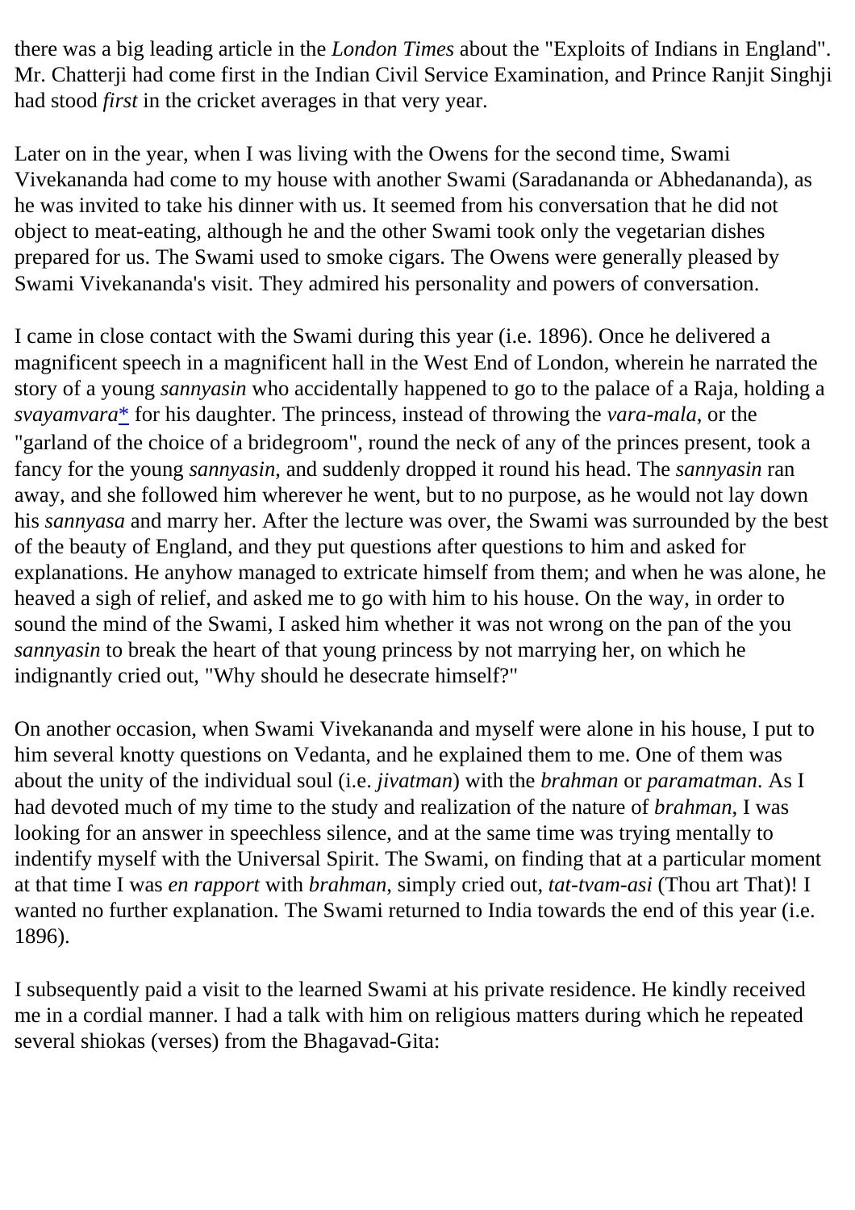there was a big leading article in the *London Times* about the "Exploits of Indians in England". Mr. Chatterji had come first in the Indian Civil Service Examination, and Prince Ranjit Singhji had stood *first* in the cricket averages in that very year.

Later on in the year, when I was living with the Owens for the second time, Swami Vivekananda had come to my house with another Swami (Saradananda or Abhedananda), as he was invited to take his dinner with us. It seemed from his conversation that he did not object to meat-eating, although he and the other Swami took only the vegetarian dishes prepared for us. The Swami used to smoke cigars. The Owens were generally pleased by Swami Vivekananda's visit. They admired his personality and powers of conversation.

I came in close contact with the Swami during this year (i.e. 1896). Once he delivered a magnificent speech in a magnificent hall in the West End of London, wherein he narrated the story of a young *sannyasin* who accidentally happened to go to the palace of a Raja, holding a *svayamvara** for his daughter. The princess, instead of throwing the *vara-mala*, or the "garland of the choice of a bridegroom", round the neck of any of the princes present, took a fancy for the young *sannyasin*, and suddenly dropped it round his head. The *sannyasin* ran away, and she followed him wherever he went, but to no purpose, as he would not lay down his *sannyasa* and marry her. After the lecture was over, the Swami was surrounded by the best of the beauty of England, and they put questions after questions to him and asked for explanations. He anyhow managed to extricate himself from them; and when he was alone, he heaved a sigh of relief, and asked me to go with him to his house. On the way, in order to sound the mind of the Swami, I asked him whether it was not wrong on the pan of the you *sannyasin* to break the heart of that young princess by not marrying her, on which he indignantly cried out, "Why should he desecrate himself?"

On another occasion, when Swami Vivekananda and myself were alone in his house, I put to him several knotty questions on Vedanta, and he explained them to me. One of them was about the unity of the individual soul (i.e. *jivatman*) with the *brahman* or *paramatman*. As I had devoted much of my time to the study and realization of the nature of *brahman*, I was looking for an answer in speechless silence, and at the same time was trying mentally to indentify myself with the Universal Spirit. The Swami, on finding that at a particular moment at that time I was *en rapport* with *brahman*, simply cried out, *tat-tvam-asi* (Thou art That)! I wanted no further explanation. The Swami returned to India towards the end of this year (i.e. 1896).

I subsequently paid a visit to the learned Swami at his private residence. He kindly received me in a cordial manner. I had a talk with him on religious matters during which he repeated several shiokas (verses) from the Bhagavad-Gita: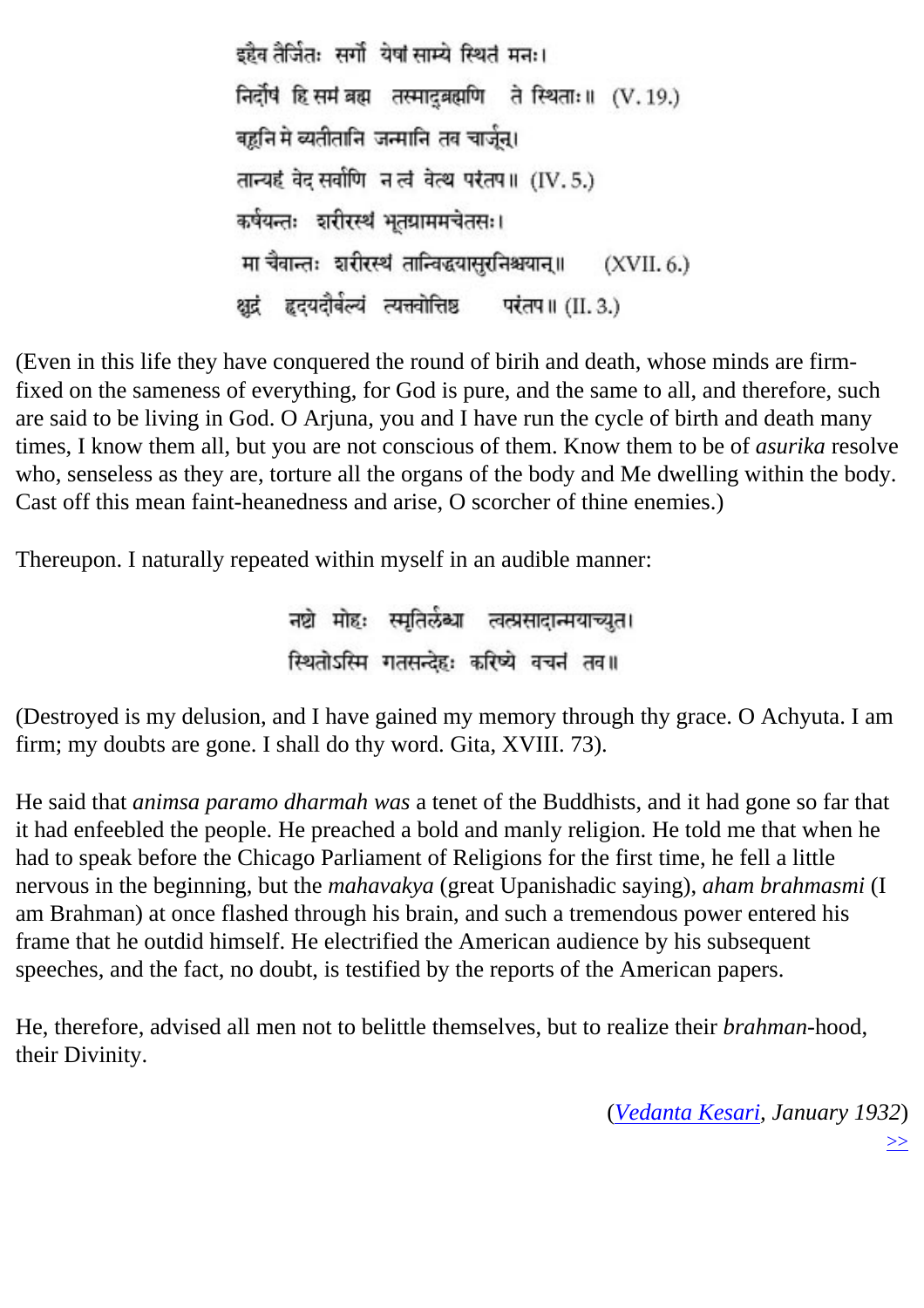इहैव तैर्जितः सर्गो येषां साम्ये स्थितं मनः।
निर्दोषं हि समं ब्रह्म तस्माद्ब्रह्मणि ते स्थिताः॥ (V. 19.)
बहूनि मे व्यतीतानि जन्मानि तव चार्जुन।
तान्यहं वेद सर्वाणि न त्वं वेत्थ परंतप॥ (IV. 5.)
कर्षयन्तः शरीरस्थं भूतग्राममचेतसः।
मां चैवान्तः शरीरस्थं तान्विद्ध्यासुरनिश्चयान्॥ (XVII. 6.)
क्षुद्रं हृदयदौर्बल्यं त्यक्त्वोत्तिष्ठ परंतप॥ (II. 3.)

(Even in this life they have conquered the round of birih and death, whose minds are firm-fixed on the sameness of everything, for God is pure, and the same to all, and therefore, such are said to be living in God. O Arjuna, you and I have run the cycle of birth and death many times, I know them all, but you are not conscious of them. Know them to be of *asurika* resolve who, senseless as they are, torture all the organs of the body and Me dwelling within the body. Cast off this mean faint-heanedness and arise, O scorcher of thine enemies.)

Thereupon. I naturally repeated within myself in an audible manner:

नष्टो मोहः स्मृतिर्लब्धा त्वत्प्रसादान्मयाच्युत।
स्थितोऽस्मि गतसन्देहः करिष्ये वचनं तव॥

(Destroyed is my delusion, and I have gained my memory through thy grace. O Achyuta. I am firm; my doubts are gone. I shall do thy word. Gita, XVIII. 73).

He said that *animsa paramo dharmah was* a tenet of the Buddhists, and it had gone so far that it had enfeebled the people. He preached a bold and manly religion. He told me that when he had to speak before the Chicago Parliament of Religions for the first time, he fell a little nervous in the beginning, but the *mahavakya* (great Upanishadic saying), *aham brahmasmi* (I am Brahman) at once flashed through his brain, and such a tremendous power entered his frame that he outdid himself. He electrified the American audience by his subsequent speeches, and the fact, no doubt, is testified by the reports of the American papers.

He, therefore, advised all men not to belittle themselves, but to realize their *brahman*-hood, their Divinity.

(*Vedanta Kesari, January 1932*)

>>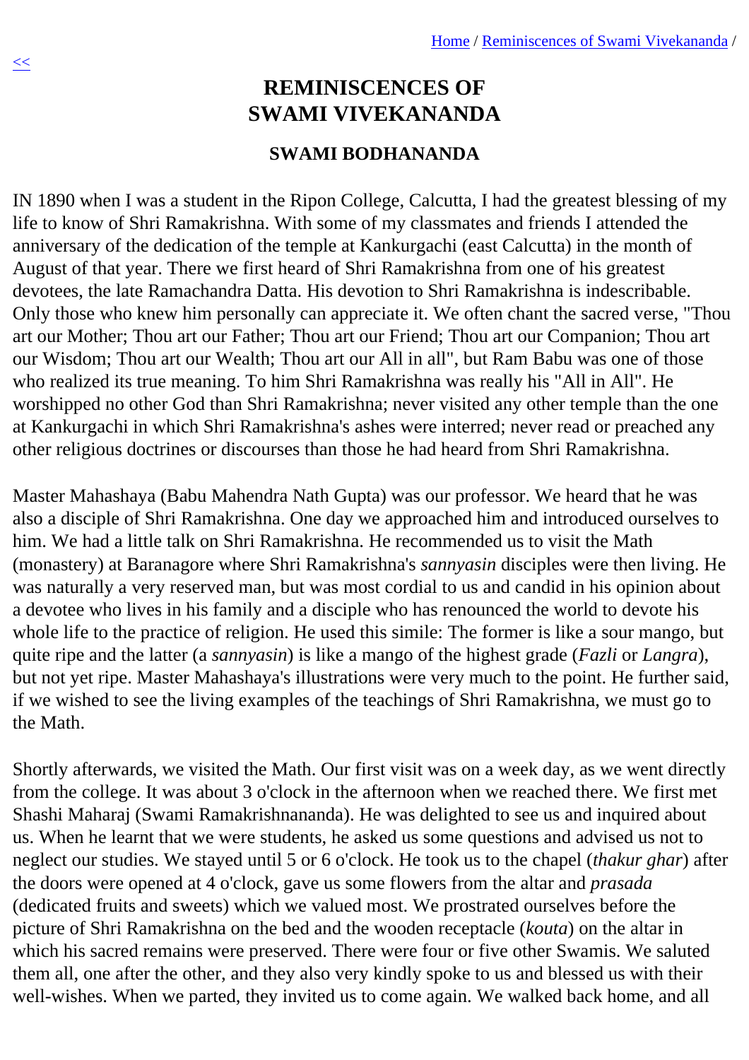# REMINISCENCES OF SWAMI VIVEKANANDA

### SWAMI BODHANANDA

IN 1890 when I was a student in the Ripon College, Calcutta, I had the greatest blessing of my life to know of Shri Ramakrishna. With some of my classmates and friends I attended the anniversary of the dedication of the temple at Kankurgachi (east Calcutta) in the month of August of that year. There we first heard of Shri Ramakrishna from one of his greatest devotees, the late Ramachandra Datta. His devotion to Shri Ramakrishna is indescribable. Only those who knew him personally can appreciate it. We often chant the sacred verse, "Thou art our Mother; Thou art our Father; Thou art our Friend; Thou art our Companion; Thou art our Wisdom; Thou art our Wealth; Thou art our All in all", but Ram Babu was one of those who realized its true meaning. To him Shri Ramakrishna was really his "All in All". He worshipped no other God than Shri Ramakrishna; never visited any other temple than the one at Kankurgachi in which Shri Ramakrishna's ashes were interred; never read or preached any other religious doctrines or discourses than those he had heard from Shri Ramakrishna.

Master Mahashaya (Babu Mahendra Nath Gupta) was our professor. We heard that he was also a disciple of Shri Ramakrishna. One day we approached him and introduced ourselves to him. We had a little talk on Shri Ramakrishna. He recommended us to visit the Math (monastery) at Baranagore where Shri Ramakrishna's *sannyasin* disciples were then living. He was naturally a very reserved man, but was most cordial to us and candid in his opinion about a devotee who lives in his family and a disciple who has renounced the world to devote his whole life to the practice of religion. He used this simile: The former is like a sour mango, but quite ripe and the latter (a *sannyasin*) is like a mango of the highest grade (*Fazli* or *Langra*), but not yet ripe. Master Mahashaya's illustrations were very much to the point. He further said, if we wished to see the living examples of the teachings of Shri Ramakrishna, we must go to the Math.

Shortly afterwards, we visited the Math. Our first visit was on a week day, as we went directly from the college. It was about 3 o'clock in the afternoon when we reached there. We first met Shashi Maharaj (Swami Ramakrishnananda). He was delighted to see us and inquired about us. When he learnt that we were students, he asked us some questions and advised us not to neglect our studies. We stayed until 5 or 6 o'clock. He took us to the chapel (*thakur ghar*) after the doors were opened at 4 o'clock, gave us some flowers from the altar and *prasada* (dedicated fruits and sweets) which we valued most. We prostrated ourselves before the picture of Shri Ramakrishna on the bed and the wooden receptacle (*kouta*) on the altar in which his sacred remains were preserved. There were four or five other Swamis. We saluted them all, one after the other, and they also very kindly spoke to us and blessed us with their well-wishes. When we parted, they invited us to come again. We walked back home, and all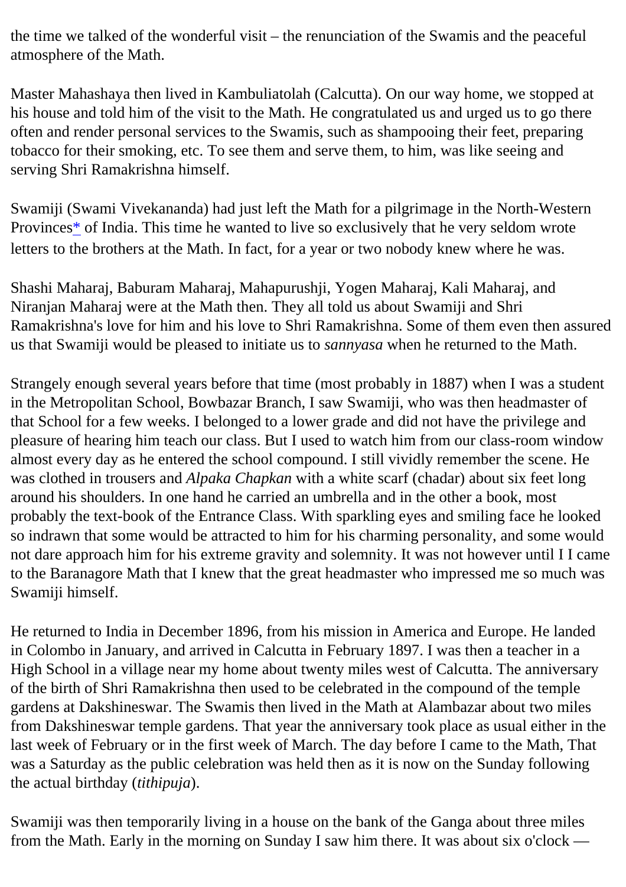the time we talked of the wonderful visit – the renunciation of the Swamis and the peaceful atmosphere of the Math.

Master Mahashaya then lived in Kambuliatolah (Calcutta). On our way home, we stopped at his house and told him of the visit to the Math. He congratulated us and urged us to go there often and render personal services to the Swamis, such as shampooing their feet, preparing tobacco for their smoking, etc. To see them and serve them, to him, was like seeing and serving Shri Ramakrishna himself.

Swamiji (Swami Vivekananda) had just left the Math for a pilgrimage in the North-Western Provinces* of India. This time he wanted to live so exclusively that he very seldom wrote letters to the brothers at the Math. In fact, for a year or two nobody knew where he was.

Shashi Maharaj, Baburam Maharaj, Mahapurushji, Yogen Maharaj, Kali Maharaj, and Niranjan Maharaj were at the Math then. They all told us about Swamiji and Shri Ramakrishna's love for him and his love to Shri Ramakrishna. Some of them even then assured us that Swamiji would be pleased to initiate us to *sannyasa* when he returned to the Math.

Strangely enough several years before that time (most probably in 1887) when I was a student in the Metropolitan School, Bowbazar Branch, I saw Swamiji, who was then headmaster of that School for a few weeks. I belonged to a lower grade and did not have the privilege and pleasure of hearing him teach our class. But I used to watch him from our class-room window almost every day as he entered the school compound. I still vividly remember the scene. He was clothed in trousers and *Alpaka Chapkan* with a white scarf (chadar) about six feet long around his shoulders. In one hand he carried an umbrella and in the other a book, most probably the text-book of the Entrance Class. With sparkling eyes and smiling face he looked so indrawn that some would be attracted to him for his charming personality, and some would not dare approach him for his extreme gravity and solemnity. It was not however until I I came to the Baranagore Math that I knew that the great headmaster who impressed me so much was Swamiji himself.

He returned to India in December 1896, from his mission in America and Europe. He landed in Colombo in January, and arrived in Calcutta in February 1897. I was then a teacher in a High School in a village near my home about twenty miles west of Calcutta. The anniversary of the birth of Shri Ramakrishna then used to be celebrated in the compound of the temple gardens at Dakshineswar. The Swamis then lived in the Math at Alambazar about two miles from Dakshineswar temple gardens. That year the anniversary took place as usual either in the last week of February or in the first week of March. The day before I came to the Math, That was a Saturday as the public celebration was held then as it is now on the Sunday following the actual birthday (*tithipuja*).

Swamiji was then temporarily living in a house on the bank of the Ganga about three miles from the Math. Early in the morning on Sunday I saw him there. It was about six o'clock —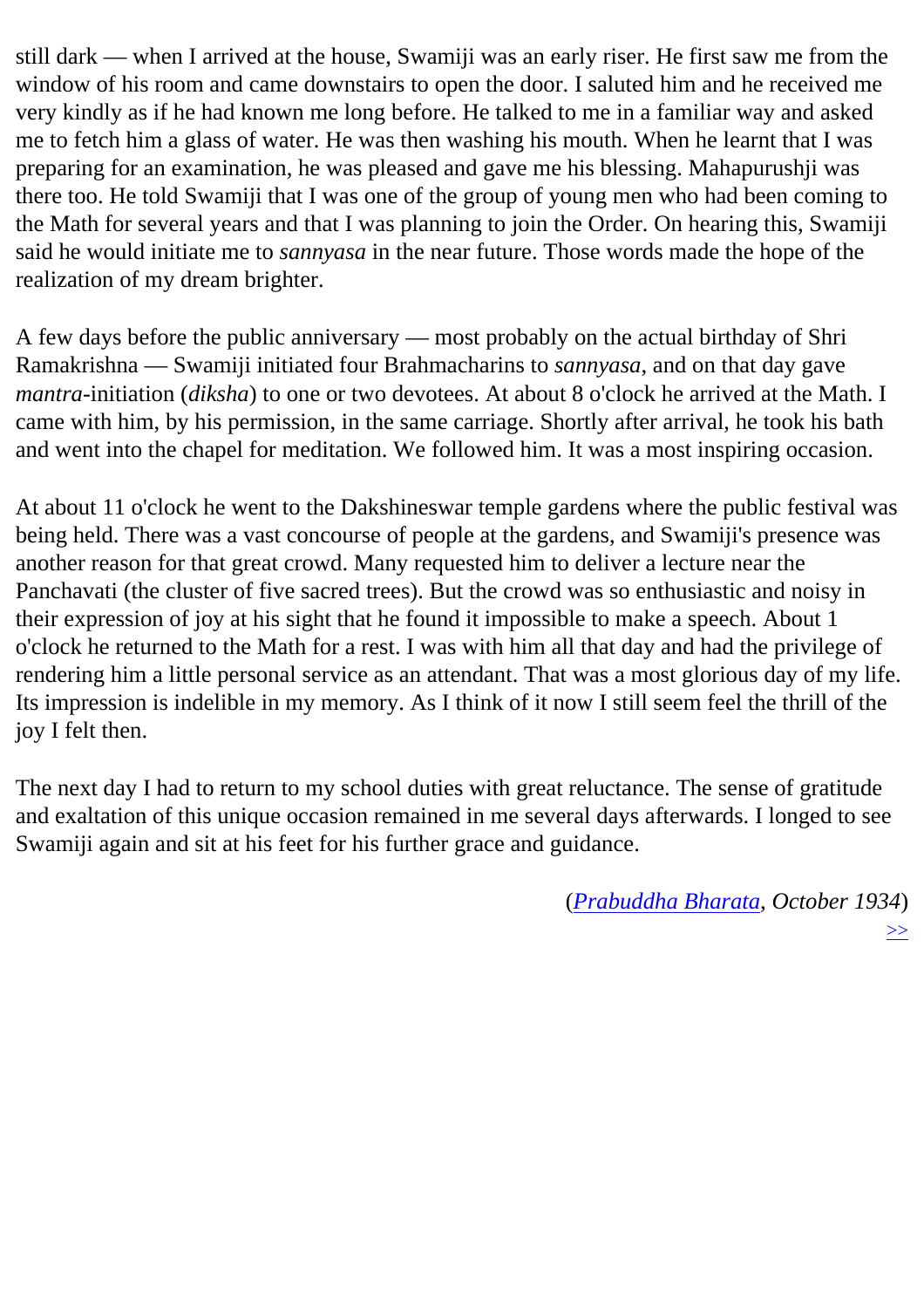still dark — when I arrived at the house, Swamiji was an early riser. He first saw me from the window of his room and came downstairs to open the door. I saluted him and he received me very kindly as if he had known me long before. He talked to me in a familiar way and asked me to fetch him a glass of water. He was then washing his mouth. When he learnt that I was preparing for an examination, he was pleased and gave me his blessing. Mahapurushji was there too. He told Swamiji that I was one of the group of young men who had been coming to the Math for several years and that I was planning to join the Order. On hearing this, Swamiji said he would initiate me to *sannyasa* in the near future. Those words made the hope of the realization of my dream brighter.

A few days before the public anniversary — most probably on the actual birthday of Shri Ramakrishna — Swamiji initiated four Brahmacharins to *sannyasa*, and on that day gave *mantra*-initiation (*diksha*) to one or two devotees. At about 8 o'clock he arrived at the Math. I came with him, by his permission, in the same carriage. Shortly after arrival, he took his bath and went into the chapel for meditation. We followed him. It was a most inspiring occasion.

At about 11 o'clock he went to the Dakshineswar temple gardens where the public festival was being held. There was a vast concourse of people at the gardens, and Swamiji's presence was another reason for that great crowd. Many requested him to deliver a lecture near the Panchavati (the cluster of five sacred trees). But the crowd was so enthusiastic and noisy in their expression of joy at his sight that he found it impossible to make a speech. About 1 o'clock he returned to the Math for a rest. I was with him all that day and had the privilege of rendering him a little personal service as an attendant. That was a most glorious day of my life. Its impression is indelible in my memory. As I think of it now I still seem feel the thrill of the joy I felt then.

The next day I had to return to my school duties with great reluctance. The sense of gratitude and exaltation of this unique occasion remained in me several days afterwards. I longed to see Swamiji again and sit at his feet for his further grace and guidance.

(*Prabuddha Bharata, October 1934*)

>>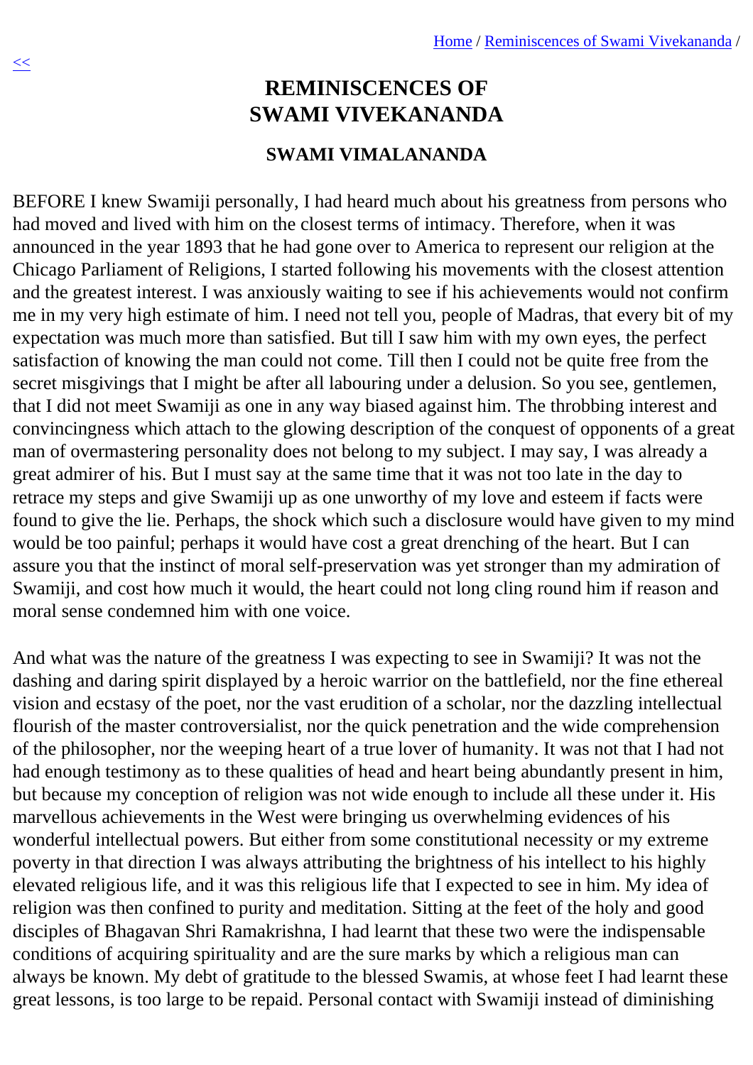# REMINISCENCES OF SWAMI VIVEKANANDA

### SWAMI VIMALANANDA

BEFORE I knew Swamiji personally, I had heard much about his greatness from persons who had moved and lived with him on the closest terms of intimacy. Therefore, when it was announced in the year 1893 that he had gone over to America to represent our religion at the Chicago Parliament of Religions, I started following his movements with the closest attention and the greatest interest. I was anxiously waiting to see if his achievements would not confirm me in my very high estimate of him. I need not tell you, people of Madras, that every bit of my expectation was much more than satisfied. But till I saw him with my own eyes, the perfect satisfaction of knowing the man could not come. Till then I could not be quite free from the secret misgivings that I might be after all labouring under a delusion. So you see, gentlemen, that I did not meet Swamiji as one in any way biased against him. The throbbing interest and convincingness which attach to the glowing description of the conquest of opponents of a great man of overmastering personality does not belong to my subject. I may say, I was already a great admirer of his. But I must say at the same time that it was not too late in the day to retrace my steps and give Swamiji up as one unworthy of my love and esteem if facts were found to give the lie. Perhaps, the shock which such a disclosure would have given to my mind would be too painful; perhaps it would have cost a great drenching of the heart. But I can assure you that the instinct of moral self-preservation was yet stronger than my admiration of Swamiji, and cost how much it would, the heart could not long cling round him if reason and moral sense condemned him with one voice.

And what was the nature of the greatness I was expecting to see in Swamiji? It was not the dashing and daring spirit displayed by a heroic warrior on the battlefield, nor the fine ethereal vision and ecstasy of the poet, nor the vast erudition of a scholar, nor the dazzling intellectual flourish of the master controversialist, nor the quick penetration and the wide comprehension of the philosopher, nor the weeping heart of a true lover of humanity. It was not that I had not had enough testimony as to these qualities of head and heart being abundantly present in him, but because my conception of religion was not wide enough to include all these under it. His marvellous achievements in the West were bringing us overwhelming evidences of his wonderful intellectual powers. But either from some constitutional necessity or my extreme poverty in that direction I was always attributing the brightness of his intellect to his highly elevated religious life, and it was this religious life that I expected to see in him. My idea of religion was then confined to purity and meditation. Sitting at the feet of the holy and good disciples of Bhagavan Shri Ramakrishna, I had learnt that these two were the indispensable conditions of acquiring spirituality and are the sure marks by which a religious man can always be known. My debt of gratitude to the blessed Swamis, at whose feet I had learnt these great lessons, is too large to be repaid. Personal contact with Swamiji instead of diminishing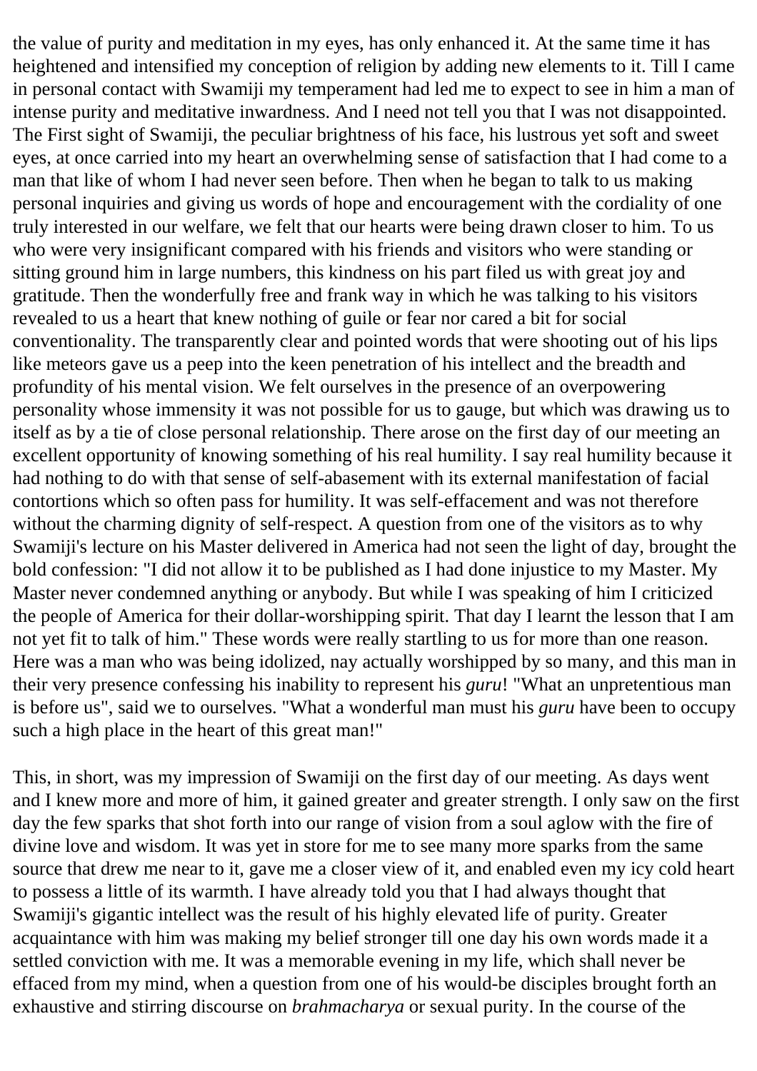the value of purity and meditation in my eyes, has only enhanced it. At the same time it has heightened and intensified my conception of religion by adding new elements to it. Till I came in personal contact with Swamiji my temperament had led me to expect to see in him a man of intense purity and meditative inwardness. And I need not tell you that I was not disappointed. The First sight of Swamiji, the peculiar brightness of his face, his lustrous yet soft and sweet eyes, at once carried into my heart an overwhelming sense of satisfaction that I had come to a man that like of whom I had never seen before. Then when he began to talk to us making personal inquiries and giving us words of hope and encouragement with the cordiality of one truly interested in our welfare, we felt that our hearts were being drawn closer to him. To us who were very insignificant compared with his friends and visitors who were standing or sitting ground him in large numbers, this kindness on his part filed us with great joy and gratitude. Then the wonderfully free and frank way in which he was talking to his visitors revealed to us a heart that knew nothing of guile or fear nor cared a bit for social conventionality. The transparently clear and pointed words that were shooting out of his lips like meteors gave us a peep into the keen penetration of his intellect and the breadth and profundity of his mental vision. We felt ourselves in the presence of an overpowering personality whose immensity it was not possible for us to gauge, but which was drawing us to itself as by a tie of close personal relationship. There arose on the first day of our meeting an excellent opportunity of knowing something of his real humility. I say real humility because it had nothing to do with that sense of self-abasement with its external manifestation of facial contortions which so often pass for humility. It was self-effacement and was not therefore without the charming dignity of self-respect. A question from one of the visitors as to why Swamiji's lecture on his Master delivered in America had not seen the light of day, brought the bold confession: "I did not allow it to be published as I had done injustice to my Master. My Master never condemned anything or anybody. But while I was speaking of him I criticized the people of America for their dollar-worshipping spirit. That day I learnt the lesson that I am not yet fit to talk of him." These words were really startling to us for more than one reason. Here was a man who was being idolized, nay actually worshipped by so many, and this man in their very presence confessing his inability to represent his *guru*! "What an unpretentious man is before us", said we to ourselves. "What a wonderful man must his *guru* have been to occupy such a high place in the heart of this great man!"

This, in short, was my impression of Swamiji on the first day of our meeting. As days went and I knew more and more of him, it gained greater and greater strength. I only saw on the first day the few sparks that shot forth into our range of vision from a soul aglow with the fire of divine love and wisdom. It was yet in store for me to see many more sparks from the same source that drew me near to it, gave me a closer view of it, and enabled even my icy cold heart to possess a little of its warmth. I have already told you that I had always thought that Swamiji's gigantic intellect was the result of his highly elevated life of purity. Greater acquaintance with him was making my belief stronger till one day his own words made it a settled conviction with me. It was a memorable evening in my life, which shall never be effaced from my mind, when a question from one of his would-be disciples brought forth an exhaustive and stirring discourse on *brahmacharya* or sexual purity. In the course of the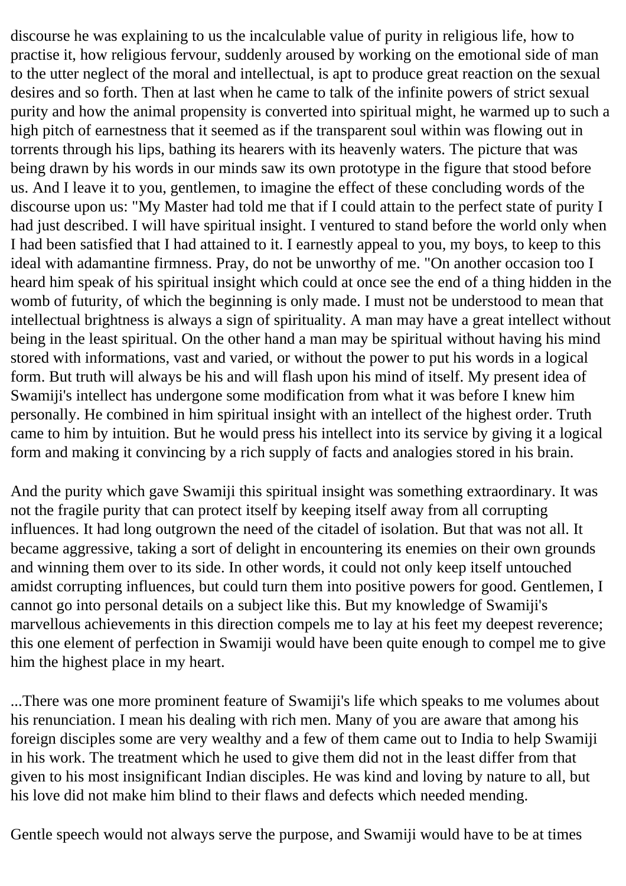discourse he was explaining to us the incalculable value of purity in religious life, how to practise it, how religious fervour, suddenly aroused by working on the emotional side of man to the utter neglect of the moral and intellectual, is apt to produce great reaction on the sexual desires and so forth. Then at last when he came to talk of the infinite powers of strict sexual purity and how the animal propensity is converted into spiritual might, he warmed up to such a high pitch of earnestness that it seemed as if the transparent soul within was flowing out in torrents through his lips, bathing its hearers with its heavenly waters. The picture that was being drawn by his words in our minds saw its own prototype in the figure that stood before us. And I leave it to you, gentlemen, to imagine the effect of these concluding words of the discourse upon us: "My Master had told me that if I could attain to the perfect state of purity I had just described. I will have spiritual insight. I ventured to stand before the world only when I had been satisfied that I had attained to it. I earnestly appeal to you, my boys, to keep to this ideal with adamantine firmness. Pray, do not be unworthy of me. "On another occasion too I heard him speak of his spiritual insight which could at once see the end of a thing hidden in the womb of futurity, of which the beginning is only made. I must not be understood to mean that intellectual brightness is always a sign of spirituality. A man may have a great intellect without being in the least spiritual. On the other hand a man may be spiritual without having his mind stored with informations, vast and varied, or without the power to put his words in a logical form. But truth will always be his and will flash upon his mind of itself. My present idea of Swamiji's intellect has undergone some modification from what it was before I knew him personally. He combined in him spiritual insight with an intellect of the highest order. Truth came to him by intuition. But he would press his intellect into its service by giving it a logical form and making it convincing by a rich supply of facts and analogies stored in his brain.

And the purity which gave Swamiji this spiritual insight was something extraordinary. It was not the fragile purity that can protect itself by keeping itself away from all corrupting influences. It had long outgrown the need of the citadel of isolation. But that was not all. It became aggressive, taking a sort of delight in encountering its enemies on their own grounds and winning them over to its side. In other words, it could not only keep itself untouched amidst corrupting influences, but could turn them into positive powers for good. Gentlemen, I cannot go into personal details on a subject like this. But my knowledge of Swamiji's marvellous achievements in this direction compels me to lay at his feet my deepest reverence; this one element of perfection in Swamiji would have been quite enough to compel me to give him the highest place in my heart.

...There was one more prominent feature of Swamiji's life which speaks to me volumes about his renunciation. I mean his dealing with rich men. Many of you are aware that among his foreign disciples some are very wealthy and a few of them came out to India to help Swamiji in his work. The treatment which he used to give them did not in the least differ from that given to his most insignificant Indian disciples. He was kind and loving by nature to all, but his love did not make him blind to their flaws and defects which needed mending.

Gentle speech would not always serve the purpose, and Swamiji would have to be at times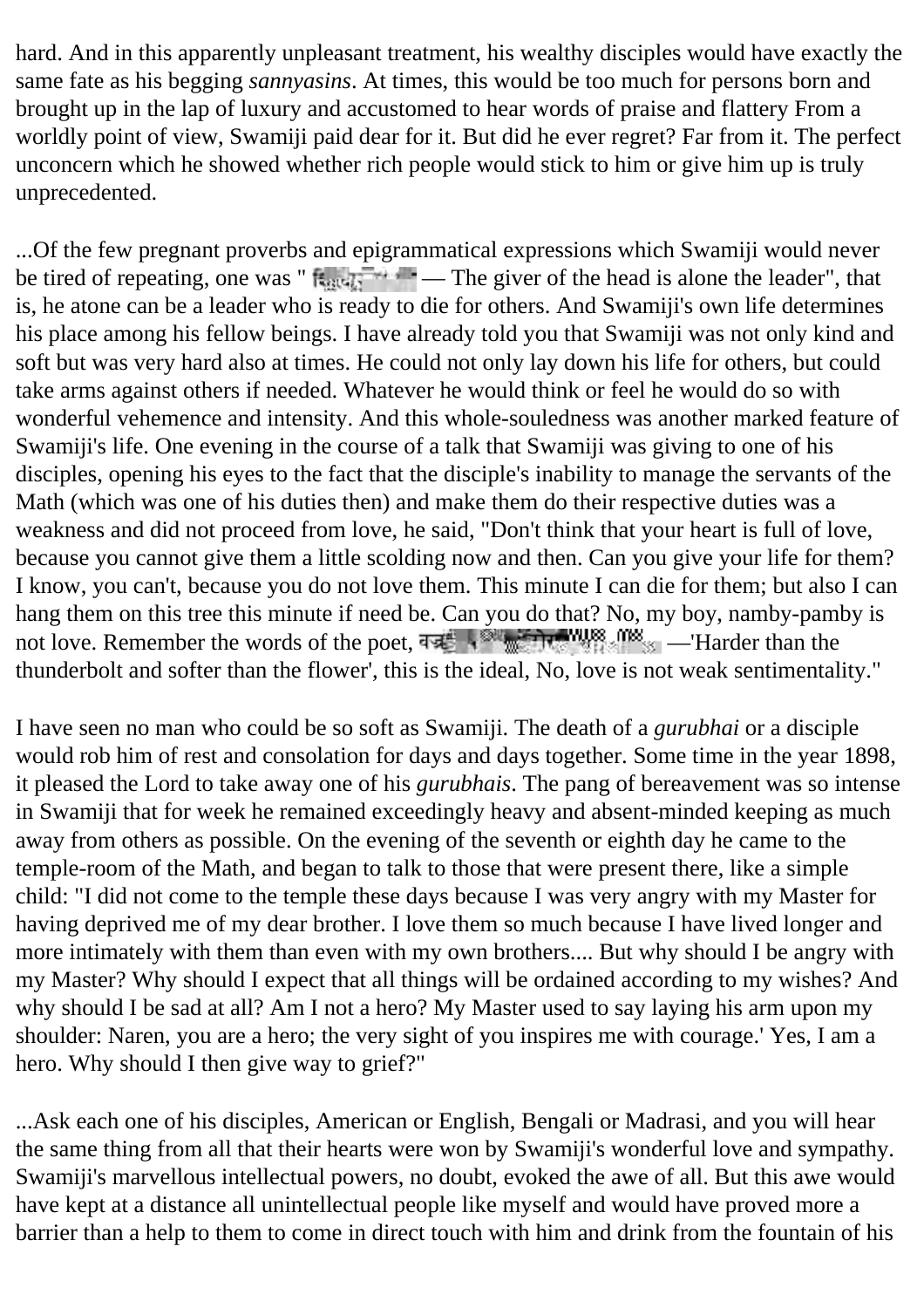hard. And in this apparently unpleasant treatment, his wealthy disciples would have exactly the same fate as his begging *sannyasins*. At times, this would be too much for persons born and brought up in the lap of luxury and accustomed to hear words of praise and flattery From a worldly point of view, Swamiji paid dear for it. But did he ever regret? Far from it. The perfect unconcern which he showed whether rich people would stick to him or give him up is truly unprecedented.

...Of the few pregnant proverbs and epigrammatical expressions which Swamiji would never be tired of repeating, one was " शिरदार तो सरदार — The giver of the head is alone the leader", that is, he atone can be a leader who is ready to die for others. And Swamiji's own life determines his place among his fellow beings. I have already told you that Swamiji was not only kind and soft but was very hard also at times. He could not only lay down his life for others, but could take arms against others if needed. Whatever he would think or feel he would do so with wonderful vehemence and intensity. And this whole-souledness was another marked feature of Swamiji's life. One evening in the course of a talk that Swamiji was giving to one of his disciples, opening his eyes to the fact that the disciple's inability to manage the servants of the Math (which was one of his duties then) and make them do their respective duties was a weakness and did not proceed from love, he said, "Don't think that your heart is full of love, because you cannot give them a little scolding now and then. Can you give your life for them? I know, you can't, because you do not love them. This minute I can die for them; but also I can hang them on this tree this minute if need be. Can you do that? No, my boy, namby-pamby is not love. Remember the words of the poet, वज्रादपि कठोराणि मृदूनि कुसुमादपि —'Harder than the thunderbolt and softer than the flower', this is the ideal, No, love is not weak sentimentality."

I have seen no man who could be so soft as Swamiji. The death of a *gurubhai* or a disciple would rob him of rest and consolation for days and days together. Some time in the year 1898, it pleased the Lord to take away one of his *gurubhais*. The pang of bereavement was so intense in Swamiji that for week he remained exceedingly heavy and absent-minded keeping as much away from others as possible. On the evening of the seventh or eighth day he came to the temple-room of the Math, and began to talk to those that were present there, like a simple child: "I did not come to the temple these days because I was very angry with my Master for having deprived me of my dear brother. I love them so much because I have lived longer and more intimately with them than even with my own brothers.... But why should I be angry with my Master? Why should I expect that all things will be ordained according to my wishes? And why should I be sad at all? Am I not a hero? My Master used to say laying his arm upon my shoulder: Naren, you are a hero; the very sight of you inspires me with courage.' Yes, I am a hero. Why should I then give way to grief?"

...Ask each one of his disciples, American or English, Bengali or Madrasi, and you will hear the same thing from all that their hearts were won by Swamiji's wonderful love and sympathy. Swamiji's marvellous intellectual powers, no doubt, evoked the awe of all. But this awe would have kept at a distance all unintellectual people like myself and would have proved more a barrier than a help to them to come in direct touch with him and drink from the fountain of his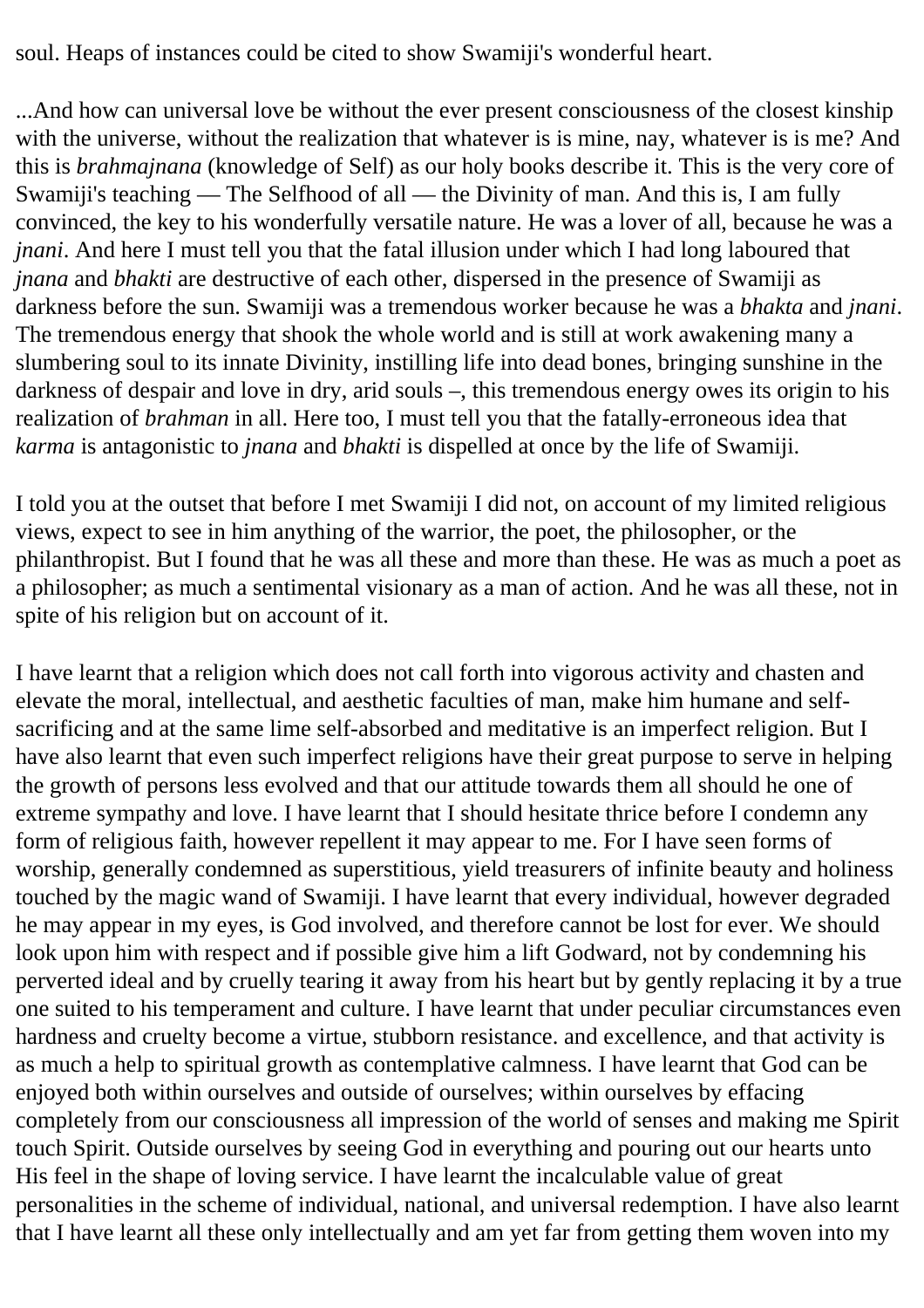soul. Heaps of instances could be cited to show Swamiji's wonderful heart.

...And how can universal love be without the ever present consciousness of the closest kinship with the universe, without the realization that whatever is is mine, nay, whatever is is me? And this is *brahmajnana* (knowledge of Self) as our holy books describe it. This is the very core of Swamiji's teaching — The Selfhood of all — the Divinity of man. And this is, I am fully convinced, the key to his wonderfully versatile nature. He was a lover of all, because he was a *jnani*. And here I must tell you that the fatal illusion under which I had long laboured that *jnana* and *bhakti* are destructive of each other, dispersed in the presence of Swamiji as darkness before the sun. Swamiji was a tremendous worker because he was a *bhakta* and *jnani*. The tremendous energy that shook the whole world and is still at work awakening many a slumbering soul to its innate Divinity, instilling life into dead bones, bringing sunshine in the darkness of despair and love in dry, arid souls –, this tremendous energy owes its origin to his realization of *brahman* in all. Here too, I must tell you that the fatally-erroneous idea that *karma* is antagonistic to *jnana* and *bhakti* is dispelled at once by the life of Swamiji.

I told you at the outset that before I met Swamiji I did not, on account of my limited religious views, expect to see in him anything of the warrior, the poet, the philosopher, or the philanthropist. But I found that he was all these and more than these. He was as much a poet as a philosopher; as much a sentimental visionary as a man of action. And he was all these, not in spite of his religion but on account of it.

I have learnt that a religion which does not call forth into vigorous activity and chasten and elevate the moral, intellectual, and aesthetic faculties of man, make him humane and self-sacrificing and at the same lime self-absorbed and meditative is an imperfect religion. But I have also learnt that even such imperfect religions have their great purpose to serve in helping the growth of persons less evolved and that our attitude towards them all should he one of extreme sympathy and love. I have learnt that I should hesitate thrice before I condemn any form of religious faith, however repellent it may appear to me. For I have seen forms of worship, generally condemned as superstitious, yield treasurers of infinite beauty and holiness touched by the magic wand of Swamiji. I have learnt that every individual, however degraded he may appear in my eyes, is God involved, and therefore cannot be lost for ever. We should look upon him with respect and if possible give him a lift Godward, not by condemning his perverted ideal and by cruelly tearing it away from his heart but by gently replacing it by a true one suited to his temperament and culture. I have learnt that under peculiar circumstances even hardness and cruelty become a virtue, stubborn resistance. and excellence, and that activity is as much a help to spiritual growth as contemplative calmness. I have learnt that God can be enjoyed both within ourselves and outside of ourselves; within ourselves by effacing completely from our consciousness all impression of the world of senses and making me Spirit touch Spirit. Outside ourselves by seeing God in everything and pouring out our hearts unto His feel in the shape of loving service. I have learnt the incalculable value of great personalities in the scheme of individual, national, and universal redemption. I have also learnt that I have learnt all these only intellectually and am yet far from getting them woven into my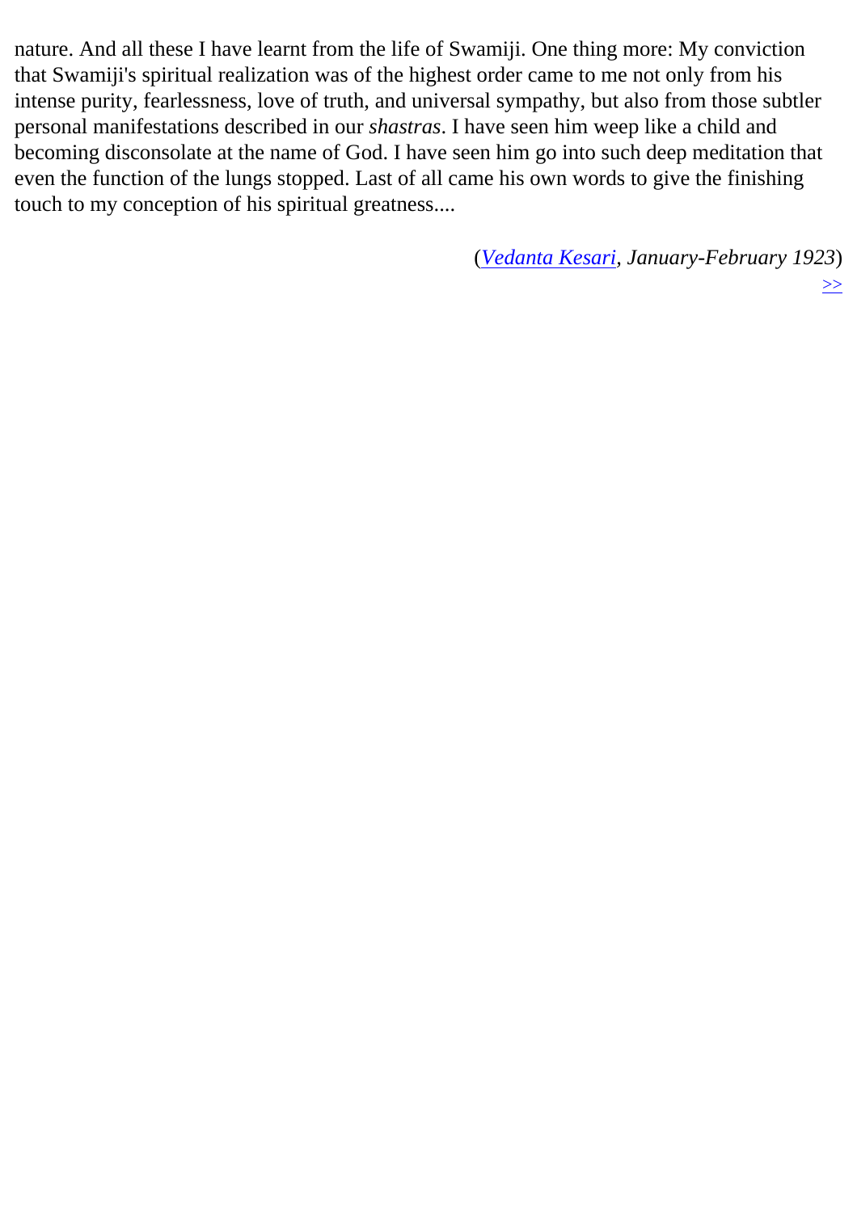nature. And all these I have learnt from the life of Swamiji. One thing more: My conviction that Swamiji's spiritual realization was of the highest order came to me not only from his intense purity, fearlessness, love of truth, and universal sympathy, but also from those subtler personal manifestations described in our *shastras*. I have seen him weep like a child and becoming disconsolate at the name of God. I have seen him go into such deep meditation that even the function of the lungs stopped. Last of all came his own words to give the finishing touch to my conception of his spiritual greatness....

(*Vedanta Kesari, January-February 1923*)

>>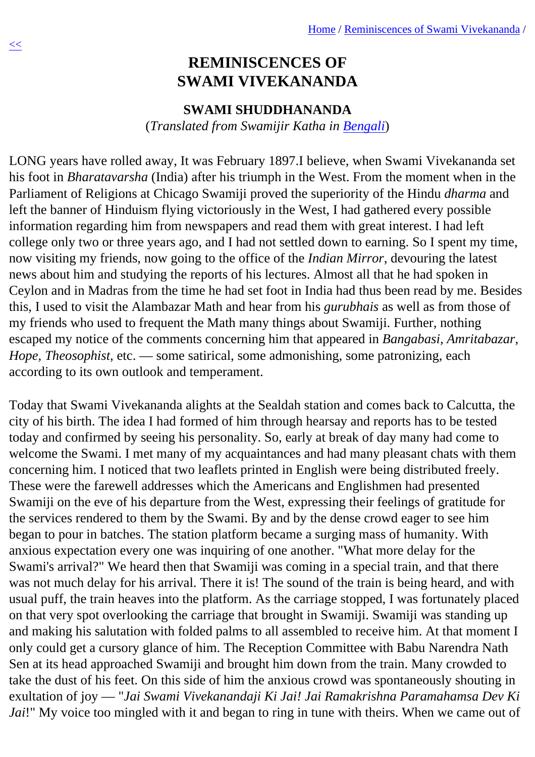# REMINISCENCES OF SWAMI VIVEKANANDA

### SWAMI SHUDDHANANDA

(*Translated from Swamijir Katha in Bengali*)

LONG years have rolled away, It was February 1897.I believe, when Swami Vivekananda set his foot in *Bharatavarsha* (India) after his triumph in the West. From the moment when in the Parliament of Religions at Chicago Swamiji proved the superiority of the Hindu *dharma* and left the banner of Hinduism flying victoriously in the West, I had gathered every possible information regarding him from newspapers and read them with great interest. I had left college only two or three years ago, and I had not settled down to earning. So I spent my time, now visiting my friends, now going to the office of the *Indian Mirror*, devouring the latest news about him and studying the reports of his lectures. Almost all that he had spoken in Ceylon and in Madras from the time he had set foot in India had thus been read by me. Besides this, I used to visit the Alambazar Math and hear from his *gurubhais* as well as from those of my friends who used to frequent the Math many things about Swamiji. Further, nothing escaped my notice of the comments concerning him that appeared in *Bangabasi*, *Amritabazar*, *Hope*, *Theosophist*, etc. — some satirical, some admonishing, some patronizing, each according to its own outlook and temperament.

Today that Swami Vivekananda alights at the Sealdah station and comes back to Calcutta, the city of his birth. The idea I had formed of him through hearsay and reports has to be tested today and confirmed by seeing his personality. So, early at break of day many had come to welcome the Swami. I met many of my acquaintances and had many pleasant chats with them concerning him. I noticed that two leaflets printed in English were being distributed freely. These were the farewell addresses which the Americans and Englishmen had presented Swamiji on the eve of his departure from the West, expressing their feelings of gratitude for the services rendered to them by the Swami. By and by the dense crowd eager to see him began to pour in batches. The station platform became a surging mass of humanity. With anxious expectation every one was inquiring of one another. "What more delay for the Swami's arrival?" We heard then that Swamiji was coming in a special train, and that there was not much delay for his arrival. There it is! The sound of the train is being heard, and with usual puff, the train heaves into the platform. As the carriage stopped, I was fortunately placed on that very spot overlooking the carriage that brought in Swamiji. Swamiji was standing up and making his salutation with folded palms to all assembled to receive him. At that moment I only could get a cursory glance of him. The Reception Committee with Babu Narendra Nath Sen at its head approached Swamiji and brought him down from the train. Many crowded to take the dust of his feet. On this side of him the anxious crowd was spontaneously shouting in exultation of joy — "*Jai Swami Vivekanandaji Ki Jai! Jai Ramakrishna Paramahamsa Dev Ki Jai*!" My voice too mingled with it and began to ring in tune with theirs. When we came out of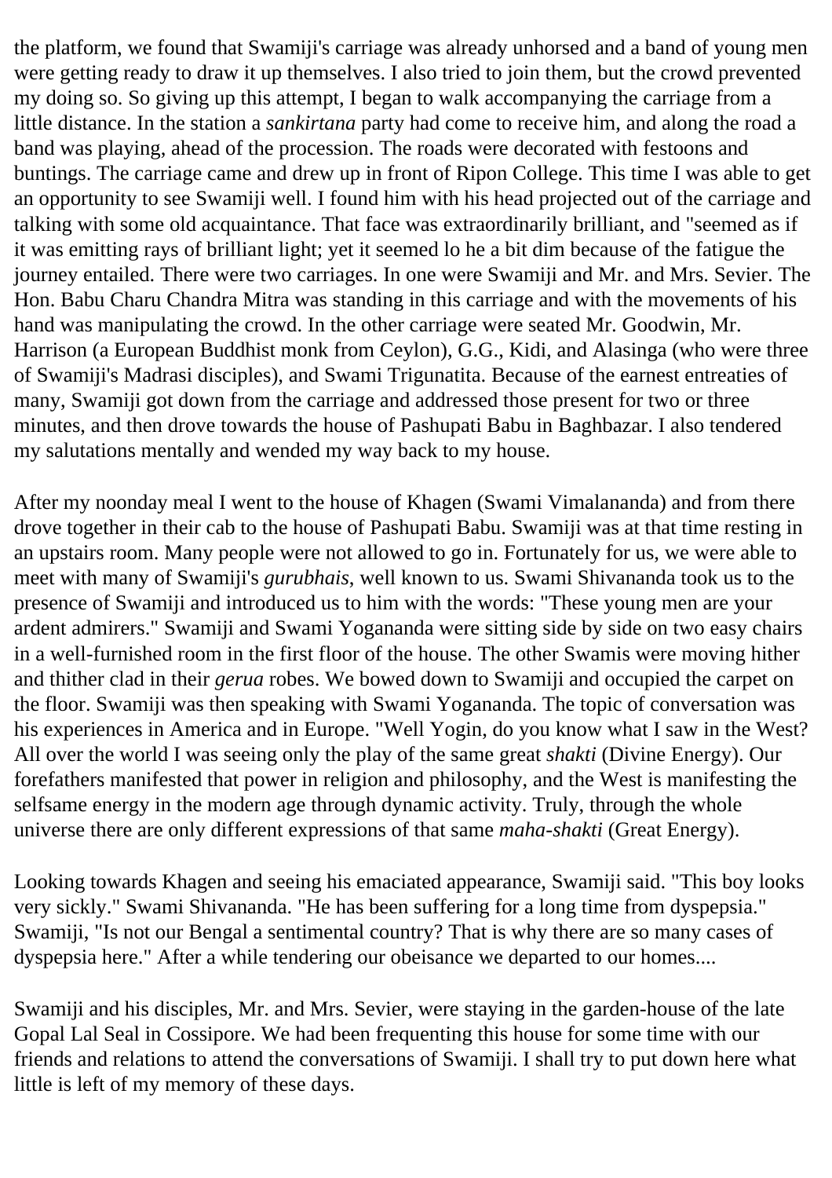the platform, we found that Swamiji's carriage was already unhorsed and a band of young men were getting ready to draw it up themselves. I also tried to join them, but the crowd prevented my doing so. So giving up this attempt, I began to walk accompanying the carriage from a little distance. In the station a *sankirtana* party had come to receive him, and along the road a band was playing, ahead of the procession. The roads were decorated with festoons and buntings. The carriage came and drew up in front of Ripon College. This time I was able to get an opportunity to see Swamiji well. I found him with his head projected out of the carriage and talking with some old acquaintance. That face was extraordinarily brilliant, and "seemed as if it was emitting rays of brilliant light; yet it seemed lo he a bit dim because of the fatigue the journey entailed. There were two carriages. In one were Swamiji and Mr. and Mrs. Sevier. The Hon. Babu Charu Chandra Mitra was standing in this carriage and with the movements of his hand was manipulating the crowd. In the other carriage were seated Mr. Goodwin, Mr. Harrison (a European Buddhist monk from Ceylon), G.G., Kidi, and Alasinga (who were three of Swamiji's Madrasi disciples), and Swami Trigunatita. Because of the earnest entreaties of many, Swamiji got down from the carriage and addressed those present for two or three minutes, and then drove towards the house of Pashupati Babu in Baghbazar. I also tendered my salutations mentally and wended my way back to my house.

After my noonday meal I went to the house of Khagen (Swami Vimalananda) and from there drove together in their cab to the house of Pashupati Babu. Swamiji was at that time resting in an upstairs room. Many people were not allowed to go in. Fortunately for us, we were able to meet with many of Swamiji's *gurubhais*, well known to us. Swami Shivananda took us to the presence of Swamiji and introduced us to him with the words: "These young men are your ardent admirers." Swamiji and Swami Yogananda were sitting side by side on two easy chairs in a well-furnished room in the first floor of the house. The other Swamis were moving hither and thither clad in their *gerua* robes. We bowed down to Swamiji and occupied the carpet on the floor. Swamiji was then speaking with Swami Yogananda. The topic of conversation was his experiences in America and in Europe. "Well Yogin, do you know what I saw in the West? All over the world I was seeing only the play of the same great *shakti* (Divine Energy). Our forefathers manifested that power in religion and philosophy, and the West is manifesting the selfsame energy in the modern age through dynamic activity. Truly, through the whole universe there are only different expressions of that same *maha-shakti* (Great Energy).

Looking towards Khagen and seeing his emaciated appearance, Swamiji said. "This boy looks very sickly." Swami Shivananda. "He has been suffering for a long time from dyspepsia." Swamiji, "Is not our Bengal a sentimental country? That is why there are so many cases of dyspepsia here." After a while tendering our obeisance we departed to our homes....

Swamiji and his disciples, Mr. and Mrs. Sevier, were staying in the garden-house of the late Gopal Lal Seal in Cossipore. We had been frequenting this house for some time with our friends and relations to attend the conversations of Swamiji. I shall try to put down here what little is left of my memory of these days.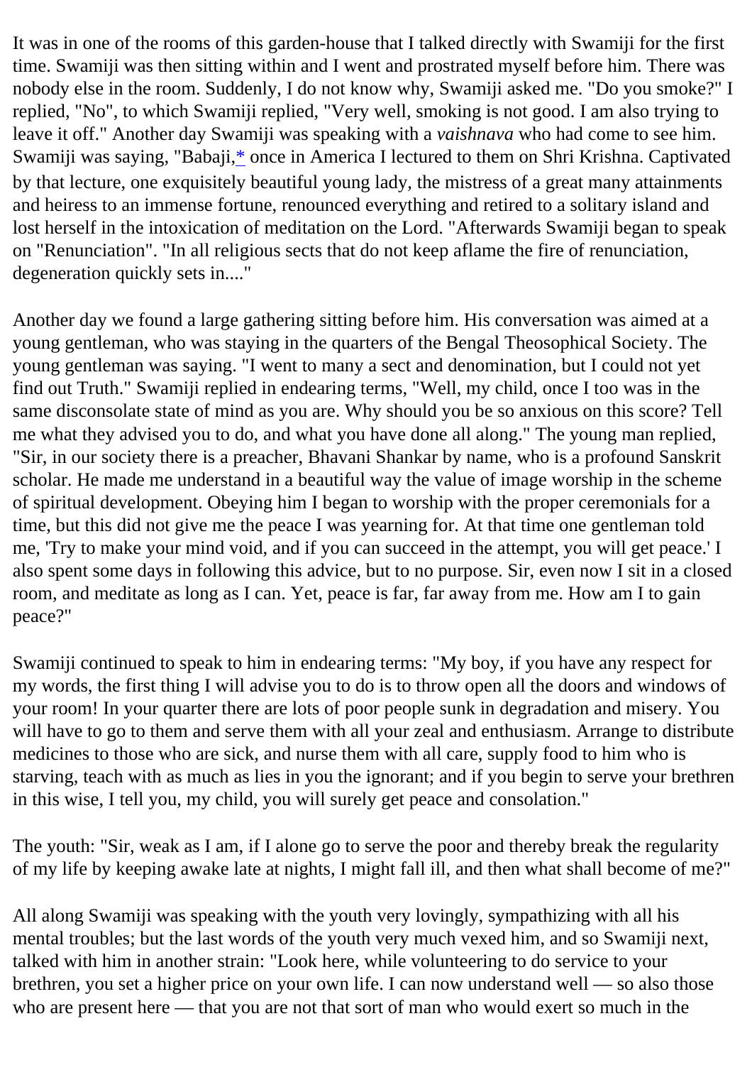It was in one of the rooms of this garden-house that I talked directly with Swamiji for the first time. Swamiji was then sitting within and I went and prostrated myself before him. There was nobody else in the room. Suddenly, I do not know why, Swamiji asked me. "Do you smoke?" I replied, "No", to which Swamiji replied, "Very well, smoking is not good. I am also trying to leave it off." Another day Swamiji was speaking with a *vaishnava* who had come to see him. Swamiji was saying, "Babaji,* once in America I lectured to them on Shri Krishna. Captivated by that lecture, one exquisitely beautiful young lady, the mistress of a great many attainments and heiress to an immense fortune, renounced everything and retired to a solitary island and lost herself in the intoxication of meditation on the Lord. "Afterwards Swamiji began to speak on "Renunciation". "In all religious sects that do not keep aflame the fire of renunciation, degeneration quickly sets in...."

Another day we found a large gathering sitting before him. His conversation was aimed at a young gentleman, who was staying in the quarters of the Bengal Theosophical Society. The young gentleman was saying. "I went to many a sect and denomination, but I could not yet find out Truth." Swamiji replied in endearing terms, "Well, my child, once I too was in the same disconsolate state of mind as you are. Why should you be so anxious on this score? Tell me what they advised you to do, and what you have done all along." The young man replied, "Sir, in our society there is a preacher, Bhavani Shankar by name, who is a profound Sanskrit scholar. He made me understand in a beautiful way the value of image worship in the scheme of spiritual development. Obeying him I began to worship with the proper ceremonials for a time, but this did not give me the peace I was yearning for. At that time one gentleman told me, 'Try to make your mind void, and if you can succeed in the attempt, you will get peace.' I also spent some days in following this advice, but to no purpose. Sir, even now I sit in a closed room, and meditate as long as I can. Yet, peace is far, far away from me. How am I to gain peace?"

Swamiji continued to speak to him in endearing terms: "My boy, if you have any respect for my words, the first thing I will advise you to do is to throw open all the doors and windows of your room! In your quarter there are lots of poor people sunk in degradation and misery. You will have to go to them and serve them with all your zeal and enthusiasm. Arrange to distribute medicines to those who are sick, and nurse them with all care, supply food to him who is starving, teach with as much as lies in you the ignorant; and if you begin to serve your brethren in this wise, I tell you, my child, you will surely get peace and consolation."

The youth: "Sir, weak as I am, if I alone go to serve the poor and thereby break the regularity of my life by keeping awake late at nights, I might fall ill, and then what shall become of me?"

All along Swamiji was speaking with the youth very lovingly, sympathizing with all his mental troubles; but the last words of the youth very much vexed him, and so Swamiji next, talked with him in another strain: "Look here, while volunteering to do service to your brethren, you set a higher price on your own life. I can now understand well — so also those who are present here — that you are not that sort of man who would exert so much in the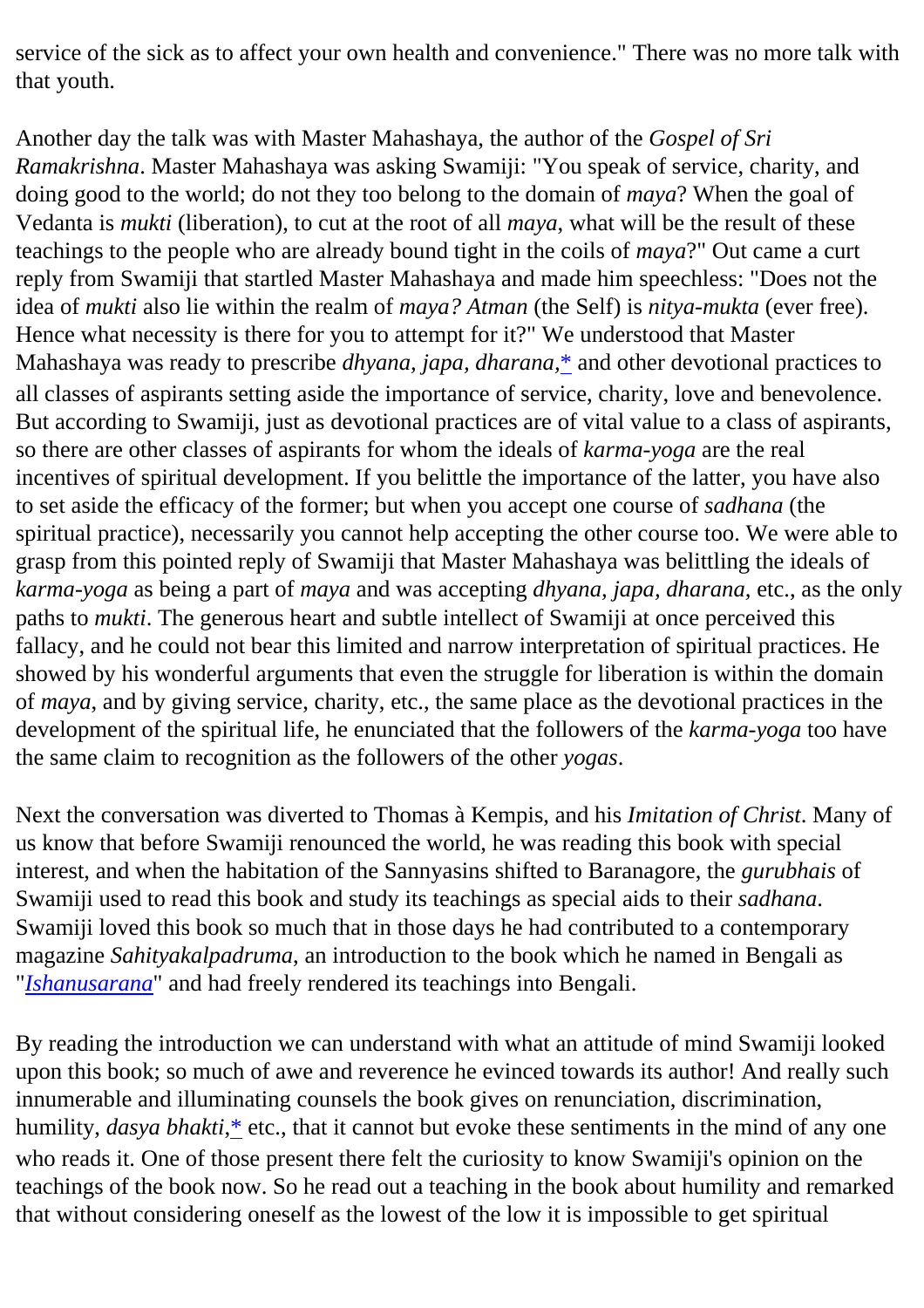service of the sick as to affect your own health and convenience." There was no more talk with that youth.

Another day the talk was with Master Mahashaya, the author of the *Gospel of Sri Ramakrishna*. Master Mahashaya was asking Swamiji: "You speak of service, charity, and doing good to the world; do not they too belong to the domain of *maya*? When the goal of Vedanta is *mukti* (liberation), to cut at the root of all *maya*, what will be the result of these teachings to the people who are already bound tight in the coils of *maya*?" Out came a curt reply from Swamiji that startled Master Mahashaya and made him speechless: "Does not the idea of *mukti* also lie within the realm of *maya? Atman* (the Self) is *nitya-mukta* (ever free). Hence what necessity is there for you to attempt for it?" We understood that Master Mahashaya was ready to prescribe *dhyana, japa, dharana,** and other devotional practices to all classes of aspirants setting aside the importance of service, charity, love and benevolence. But according to Swamiji, just as devotional practices are of vital value to a class of aspirants, so there are other classes of aspirants for whom the ideals of *karma-yoga* are the real incentives of spiritual development. If you belittle the importance of the latter, you have also to set aside the efficacy of the former; but when you accept one course of *sadhana* (the spiritual practice), necessarily you cannot help accepting the other course too. We were able to grasp from this pointed reply of Swamiji that Master Mahashaya was belittling the ideals of *karma-yoga* as being a part of *maya* and was accepting *dhyana, japa, dharana,* etc., as the only paths to *mukti*. The generous heart and subtle intellect of Swamiji at once perceived this fallacy, and he could not bear this limited and narrow interpretation of spiritual practices. He showed by his wonderful arguments that even the struggle for liberation is within the domain of *maya,* and by giving service, charity, etc., the same place as the devotional practices in the development of the spiritual life, he enunciated that the followers of the *karma-yoga* too have the same claim to recognition as the followers of the other *yogas*.

Next the conversation was diverted to Thomas à Kempis, and his *Imitation of Christ*. Many of us know that before Swamiji renounced the world, he was reading this book with special interest, and when the habitation of the Sannyasins shifted to Baranagore, the *gurubhais* of Swamiji used to read this book and study its teachings as special aids to their *sadhana*. Swamiji loved this book so much that in those days he had contributed to a contemporary magazine *Sahityakalpadruma*, an introduction to the book which he named in Bengali as "*Ishanusarana*" and had freely rendered its teachings into Bengali.

By reading the introduction we can understand with what an attitude of mind Swamiji looked upon this book; so much of awe and reverence he evinced towards its author! And really such innumerable and illuminating counsels the book gives on renunciation, discrimination, humility, *dasya bhakti,** etc., that it cannot but evoke these sentiments in the mind of any one who reads it. One of those present there felt the curiosity to know Swamiji's opinion on the teachings of the book now. So he read out a teaching in the book about humility and remarked that without considering oneself as the lowest of the low it is impossible to get spiritual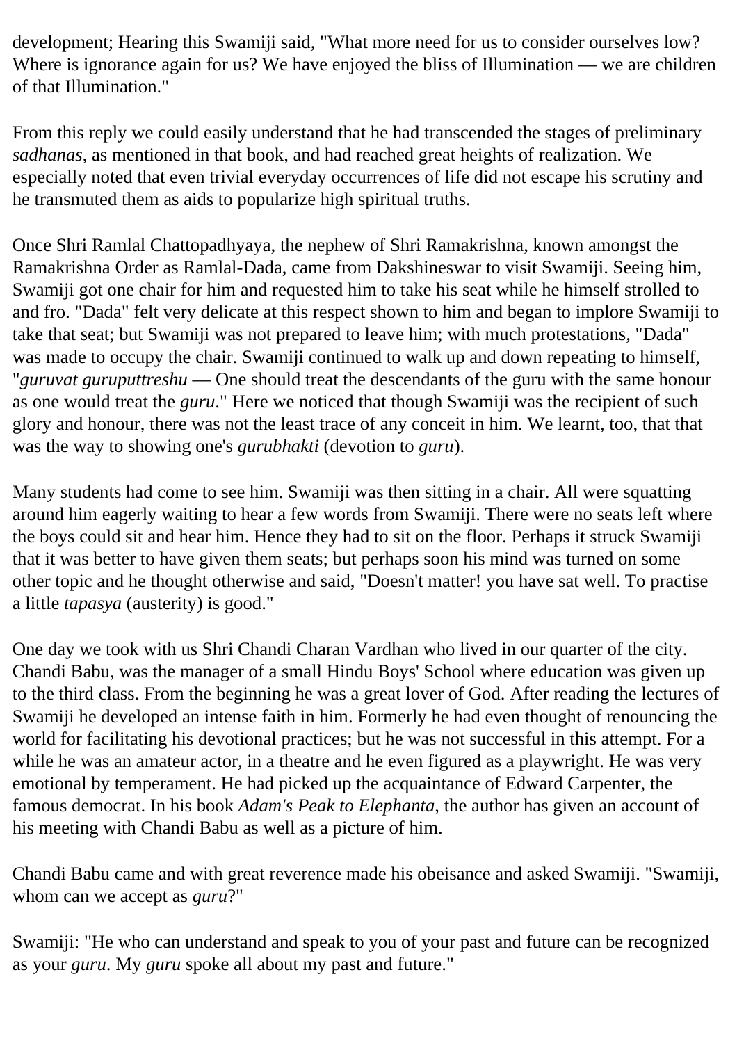development; Hearing this Swamiji said, "What more need for us to consider ourselves low? Where is ignorance again for us? We have enjoyed the bliss of Illumination — we are children of that Illumination."

From this reply we could easily understand that he had transcended the stages of preliminary *sadhanas*, as mentioned in that book, and had reached great heights of realization. We especially noted that even trivial everyday occurrences of life did not escape his scrutiny and he transmuted them as aids to popularize high spiritual truths.

Once Shri Ramlal Chattopadhyaya, the nephew of Shri Ramakrishna, known amongst the Ramakrishna Order as Ramlal-Dada, came from Dakshineswar to visit Swamiji. Seeing him, Swamiji got one chair for him and requested him to take his seat while he himself strolled to and fro. "Dada" felt very delicate at this respect shown to him and began to implore Swamiji to take that seat; but Swamiji was not prepared to leave him; with much protestations, "Dada" was made to occupy the chair. Swamiji continued to walk up and down repeating to himself, "*guruvat guruputtreshu* — One should treat the descendants of the guru with the same honour as one would treat the *guru*." Here we noticed that though Swamiji was the recipient of such glory and honour, there was not the least trace of any conceit in him. We learnt, too, that that was the way to showing one's *gurubhakti* (devotion to *guru*).

Many students had come to see him. Swamiji was then sitting in a chair. All were squatting around him eagerly waiting to hear a few words from Swamiji. There were no seats left where the boys could sit and hear him. Hence they had to sit on the floor. Perhaps it struck Swamiji that it was better to have given them seats; but perhaps soon his mind was turned on some other topic and he thought otherwise and said, "Doesn't matter! you have sat well. To practise a little *tapasya* (austerity) is good."

One day we took with us Shri Chandi Charan Vardhan who lived in our quarter of the city. Chandi Babu, was the manager of a small Hindu Boys' School where education was given up to the third class. From the beginning he was a great lover of God. After reading the lectures of Swamiji he developed an intense faith in him. Formerly he had even thought of renouncing the world for facilitating his devotional practices; but he was not successful in this attempt. For a while he was an amateur actor, in a theatre and he even figured as a playwright. He was very emotional by temperament. He had picked up the acquaintance of Edward Carpenter, the famous democrat. In his book *Adam's Peak to Elephanta*, the author has given an account of his meeting with Chandi Babu as well as a picture of him.

Chandi Babu came and with great reverence made his obeisance and asked Swamiji. "Swamiji, whom can we accept as *guru*?"

Swamiji: "He who can understand and speak to you of your past and future can be recognized as your *guru*. My *guru* spoke all about my past and future."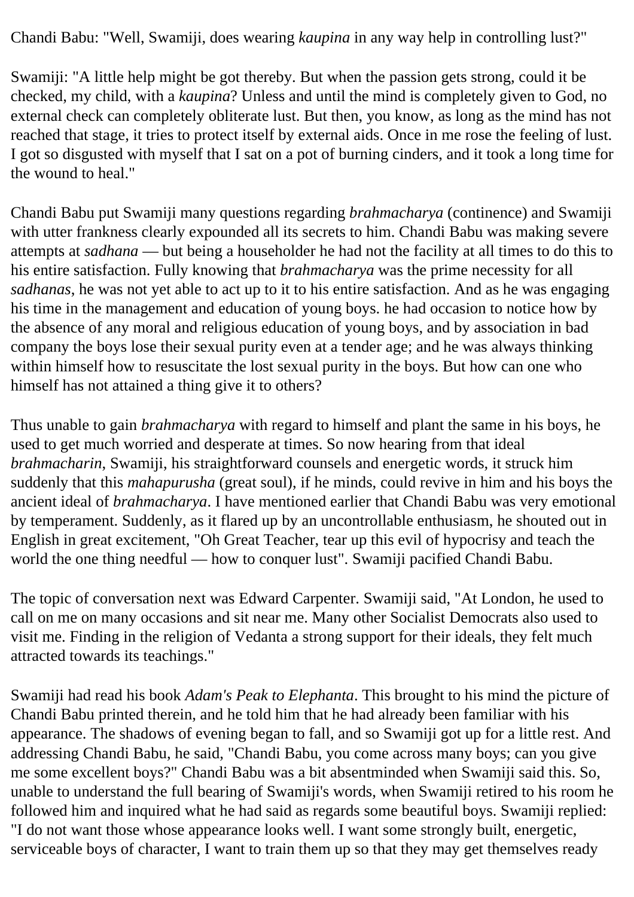Chandi Babu: "Well, Swamiji, does wearing *kaupina* in any way help in controlling lust?"

Swamiji: "A little help might be got thereby. But when the passion gets strong, could it be checked, my child, with a *kaupina*? Unless and until the mind is completely given to God, no external check can completely obliterate lust. But then, you know, as long as the mind has not reached that stage, it tries to protect itself by external aids. Once in me rose the feeling of lust. I got so disgusted with myself that I sat on a pot of burning cinders, and it took a long time for the wound to heal."

Chandi Babu put Swamiji many questions regarding *brahmacharya* (continence) and Swamiji with utter frankness clearly expounded all its secrets to him. Chandi Babu was making severe attempts at *sadhana* — but being a householder he had not the facility at all times to do this to his entire satisfaction. Fully knowing that *brahmacharya* was the prime necessity for all *sadhanas*, he was not yet able to act up to it to his entire satisfaction. And as he was engaging his time in the management and education of young boys. he had occasion to notice how by the absence of any moral and religious education of young boys, and by association in bad company the boys lose their sexual purity even at a tender age; and he was always thinking within himself how to resuscitate the lost sexual purity in the boys. But how can one who himself has not attained a thing give it to others?

Thus unable to gain *brahmacharya* with regard to himself and plant the same in his boys, he used to get much worried and desperate at times. So now hearing from that ideal *brahmacharin*, Swamiji, his straightforward counsels and energetic words, it struck him suddenly that this *mahapurusha* (great soul), if he minds, could revive in him and his boys the ancient ideal of *brahmacharya*. I have mentioned earlier that Chandi Babu was very emotional by temperament. Suddenly, as it flared up by an uncontrollable enthusiasm, he shouted out in English in great excitement, "Oh Great Teacher, tear up this evil of hypocrisy and teach the world the one thing needful — how to conquer lust". Swamiji pacified Chandi Babu.

The topic of conversation next was Edward Carpenter. Swamiji said, "At London, he used to call on me on many occasions and sit near me. Many other Socialist Democrats also used to visit me. Finding in the religion of Vedanta a strong support for their ideals, they felt much attracted towards its teachings."

Swamiji had read his book *Adam's Peak to Elephanta*. This brought to his mind the picture of Chandi Babu printed therein, and he told him that he had already been familiar with his appearance. The shadows of evening began to fall, and so Swamiji got up for a little rest. And addressing Chandi Babu, he said, "Chandi Babu, you come across many boys; can you give me some excellent boys?" Chandi Babu was a bit absentminded when Swamiji said this. So, unable to understand the full bearing of Swamiji's words, when Swamiji retired to his room he followed him and inquired what he had said as regards some beautiful boys. Swamiji replied: "I do not want those whose appearance looks well. I want some strongly built, energetic, serviceable boys of character, I want to train them up so that they may get themselves ready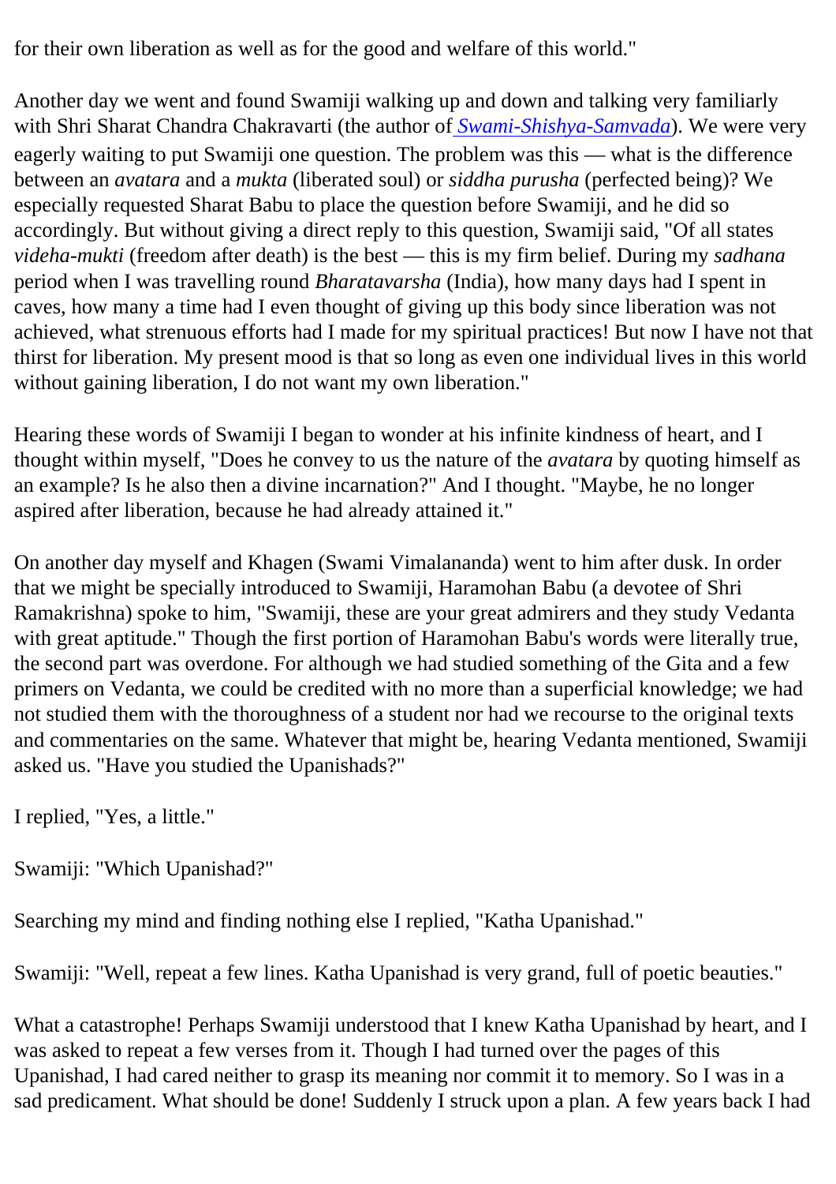for their own liberation as well as for the good and welfare of this world."

Another day we went and found Swamiji walking up and down and talking very familiarly with Shri Sharat Chandra Chakravarti (the author of *Swami-Shishya-Samvada*). We were very eagerly waiting to put Swamiji one question. The problem was this — what is the difference between an *avatara* and a *mukta* (liberated soul) or *siddha purusha* (perfected being)? We especially requested Sharat Babu to place the question before Swamiji, and he did so accordingly. But without giving a direct reply to this question, Swamiji said, "Of all states *videha-mukti* (freedom after death) is the best — this is my firm belief. During my *sadhana* period when I was travelling round *Bharatavarsha* (India), how many days had I spent in caves, how many a time had I even thought of giving up this body since liberation was not achieved, what strenuous efforts had I made for my spiritual practices! But now I have not that thirst for liberation. My present mood is that so long as even one individual lives in this world without gaining liberation, I do not want my own liberation."

Hearing these words of Swamiji I began to wonder at his infinite kindness of heart, and I thought within myself, "Does he convey to us the nature of the *avatara* by quoting himself as an example? Is he also then a divine incarnation?" And I thought. "Maybe, he no longer aspired after liberation, because he had already attained it."

On another day myself and Khagen (Swami Vimalananda) went to him after dusk. In order that we might be specially introduced to Swamiji, Haramohan Babu (a devotee of Shri Ramakrishna) spoke to him, "Swamiji, these are your great admirers and they study Vedanta with great aptitude." Though the first portion of Haramohan Babu's words were literally true, the second part was overdone. For although we had studied something of the Gita and a few primers on Vedanta, we could be credited with no more than a superficial knowledge; we had not studied them with the thoroughness of a student nor had we recourse to the original texts and commentaries on the same. Whatever that might be, hearing Vedanta mentioned, Swamiji asked us. "Have you studied the Upanishads?"

I replied, "Yes, a little."

Swamiji: "Which Upanishad?"

Searching my mind and finding nothing else I replied, "Katha Upanishad."

Swamiji: "Well, repeat a few lines. Katha Upanishad is very grand, full of poetic beauties."

What a catastrophe! Perhaps Swamiji understood that I knew Katha Upanishad by heart, and I was asked to repeat a few verses from it. Though I had turned over the pages of this Upanishad, I had cared neither to grasp its meaning nor commit it to memory. So I was in a sad predicament. What should be done! Suddenly I struck upon a plan. A few years back I had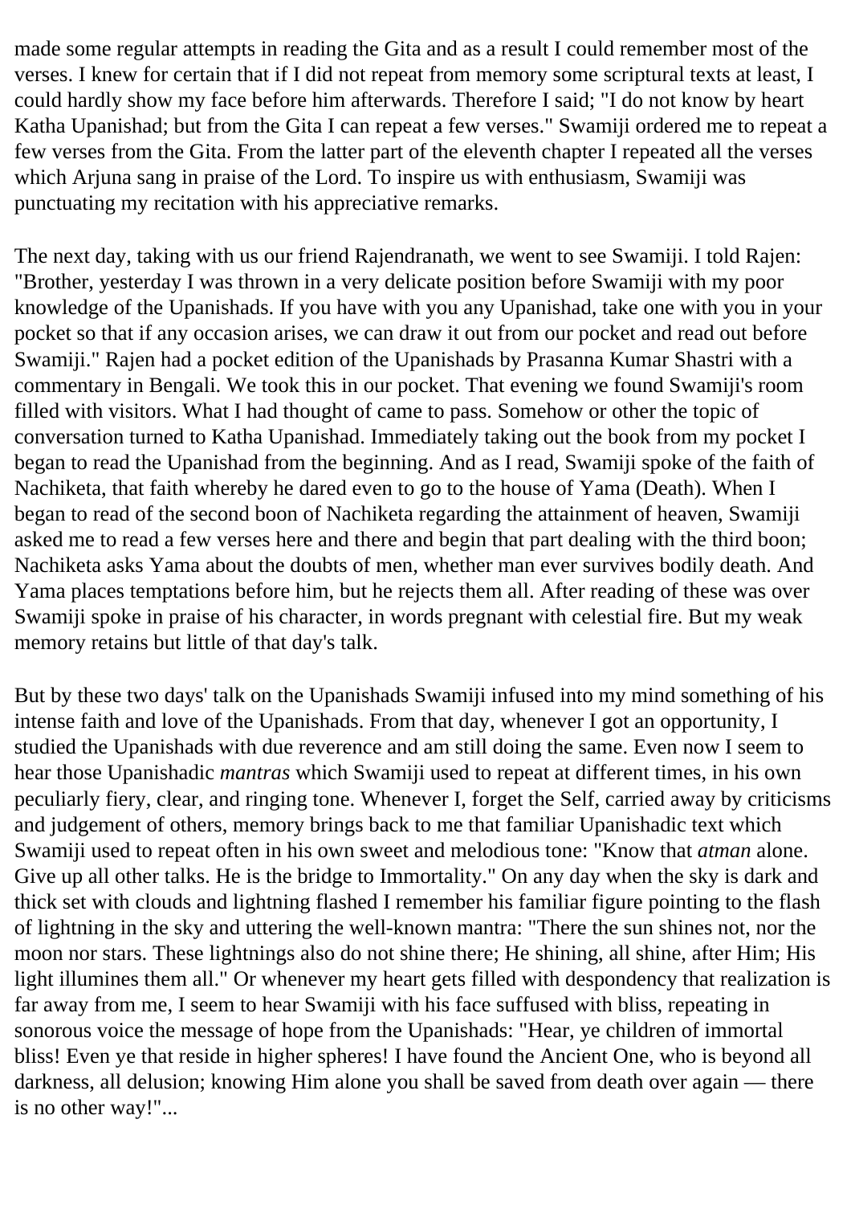made some regular attempts in reading the Gita and as a result I could remember most of the verses. I knew for certain that if I did not repeat from memory some scriptural texts at least, I could hardly show my face before him afterwards. Therefore I said; "I do not know by heart Katha Upanishad; but from the Gita I can repeat a few verses." Swamiji ordered me to repeat a few verses from the Gita. From the latter part of the eleventh chapter I repeated all the verses which Arjuna sang in praise of the Lord. To inspire us with enthusiasm, Swamiji was punctuating my recitation with his appreciative remarks.

The next day, taking with us our friend Rajendranath, we went to see Swamiji. I told Rajen: "Brother, yesterday I was thrown in a very delicate position before Swamiji with my poor knowledge of the Upanishads. If you have with you any Upanishad, take one with you in your pocket so that if any occasion arises, we can draw it out from our pocket and read out before Swamiji." Rajen had a pocket edition of the Upanishads by Prasanna Kumar Shastri with a commentary in Bengali. We took this in our pocket. That evening we found Swamiji's room filled with visitors. What I had thought of came to pass. Somehow or other the topic of conversation turned to Katha Upanishad. Immediately taking out the book from my pocket I began to read the Upanishad from the beginning. And as I read, Swamiji spoke of the faith of Nachiketa, that faith whereby he dared even to go to the house of Yama (Death). When I began to read of the second boon of Nachiketa regarding the attainment of heaven, Swamiji asked me to read a few verses here and there and begin that part dealing with the third boon; Nachiketa asks Yama about the doubts of men, whether man ever survives bodily death. And Yama places temptations before him, but he rejects them all. After reading of these was over Swamiji spoke in praise of his character, in words pregnant with celestial fire. But my weak memory retains but little of that day's talk.

But by these two days' talk on the Upanishads Swamiji infused into my mind something of his intense faith and love of the Upanishads. From that day, whenever I got an opportunity, I studied the Upanishads with due reverence and am still doing the same. Even now I seem to hear those Upanishadic *mantras* which Swamiji used to repeat at different times, in his own peculiarly fiery, clear, and ringing tone. Whenever I, forget the Self, carried away by criticisms and judgement of others, memory brings back to me that familiar Upanishadic text which Swamiji used to repeat often in his own sweet and melodious tone: "Know that *atman* alone. Give up all other talks. He is the bridge to Immortality." On any day when the sky is dark and thick set with clouds and lightning flashed I remember his familiar figure pointing to the flash of lightning in the sky and uttering the well-known mantra: "There the sun shines not, nor the moon nor stars. These lightnings also do not shine there; He shining, all shine, after Him; His light illumines them all." Or whenever my heart gets filled with despondency that realization is far away from me, I seem to hear Swamiji with his face suffused with bliss, repeating in sonorous voice the message of hope from the Upanishads: "Hear, ye children of immortal bliss! Even ye that reside in higher spheres! I have found the Ancient One, who is beyond all darkness, all delusion; knowing Him alone you shall be saved from death over again — there is no other way!"...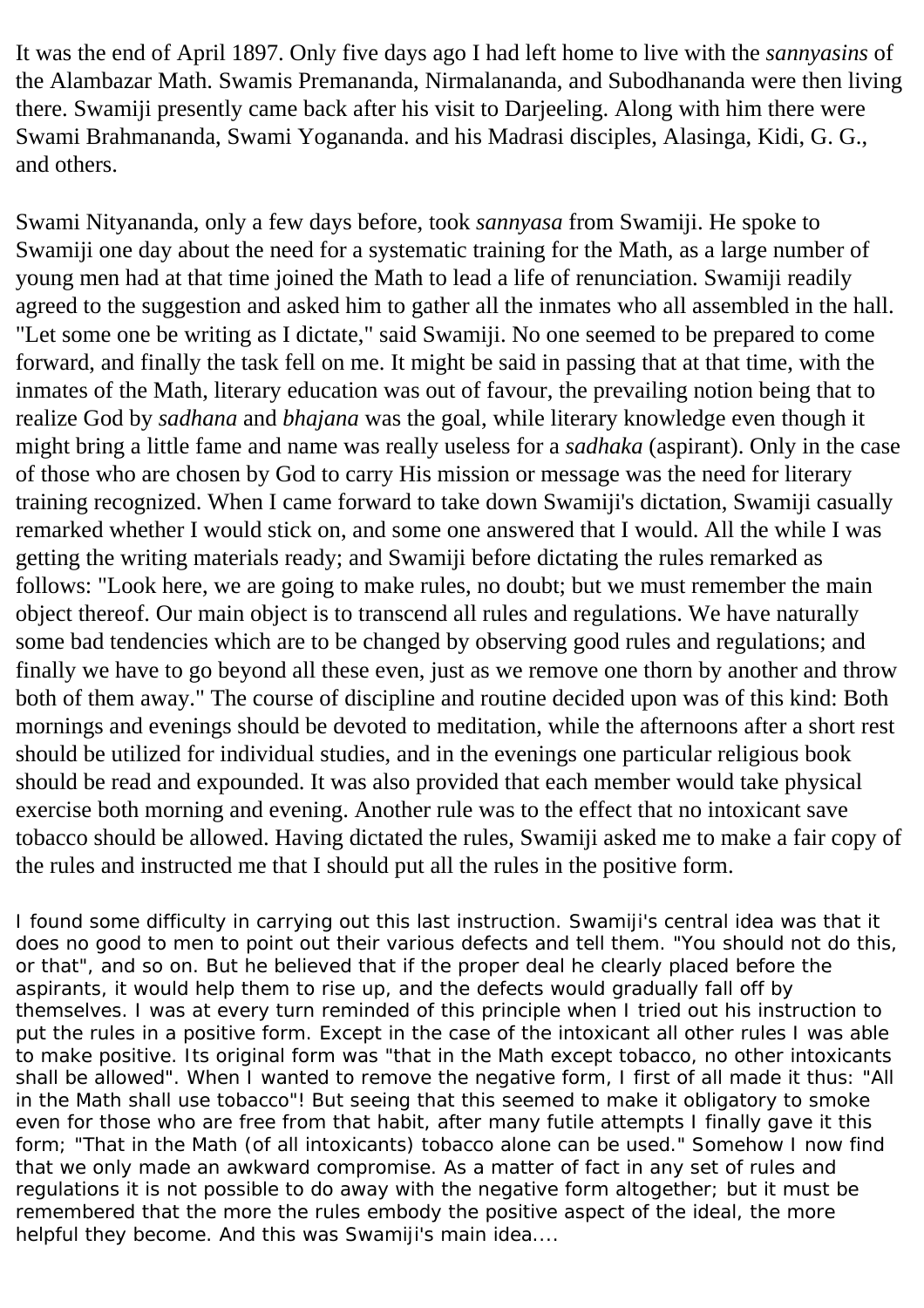It was the end of April 1897. Only five days ago I had left home to live with the *sannyasins* of the Alambazar Math. Swamis Premananda, Nirmalananda, and Subodhananda were then living there. Swamiji presently came back after his visit to Darjeeling. Along with him there were Swami Brahmananda, Swami Yogananda. and his Madrasi disciples, Alasinga, Kidi, G. G., and others.

Swami Nityananda, only a few days before, took *sannyasa* from Swamiji. He spoke to Swamiji one day about the need for a systematic training for the Math, as a large number of young men had at that time joined the Math to lead a life of renunciation. Swamiji readily agreed to the suggestion and asked him to gather all the inmates who all assembled in the hall. "Let some one be writing as I dictate," said Swamiji. No one seemed to be prepared to come forward, and finally the task fell on me. It might be said in passing that at that time, with the inmates of the Math, literary education was out of favour, the prevailing notion being that to realize God by *sadhana* and *bhajana* was the goal, while literary knowledge even though it might bring a little fame and name was really useless for a *sadhaka* (aspirant). Only in the case of those who are chosen by God to carry His mission or message was the need for literary training recognized. When I came forward to take down Swamiji's dictation, Swamiji casually remarked whether I would stick on, and some one answered that I would. All the while I was getting the writing materials ready; and Swamiji before dictating the rules remarked as follows: "Look here, we are going to make rules, no doubt; but we must remember the main object thereof. Our main object is to transcend all rules and regulations. We have naturally some bad tendencies which are to be changed by observing good rules and regulations; and finally we have to go beyond all these even, just as we remove one thorn by another and throw both of them away." The course of discipline and routine decided upon was of this kind: Both mornings and evenings should be devoted to meditation, while the afternoons after a short rest should be utilized for individual studies, and in the evenings one particular religious book should be read and expounded. It was also provided that each member would take physical exercise both morning and evening. Another rule was to the effect that no intoxicant save tobacco should be allowed. Having dictated the rules, Swamiji asked me to make a fair copy of the rules and instructed me that I should put all the rules in the positive form.

I found some difficulty in carrying out this last instruction. Swamiji's central idea was that it does no good to men to point out their various defects and tell them. "You should not do this, or that", and so on. But he believed that if the proper deal he clearly placed before the aspirants, it would help them to rise up, and the defects would gradually fall off by themselves. I was at every turn reminded of this principle when I tried out his instruction to put the rules in a positive form. Except in the case of the intoxicant all other rules I was able to make positive. Its original form was "that in the Math except tobacco, no other intoxicants shall be allowed". When I wanted to remove the negative form, I first of all made it thus: "All in the Math shall use tobacco"! But seeing that this seemed to make it obligatory to smoke even for those who are free from that habit, after many futile attempts I finally gave it this form; "That in the Math (of all intoxicants) tobacco alone can be used." Somehow I now find that we only made an awkward compromise. As a matter of fact in any set of rules and regulations it is not possible to do away with the negative form altogether; but it must be remembered that the more the rules embody the positive aspect of the ideal, the more helpful they become. And this was Swamiji's main idea....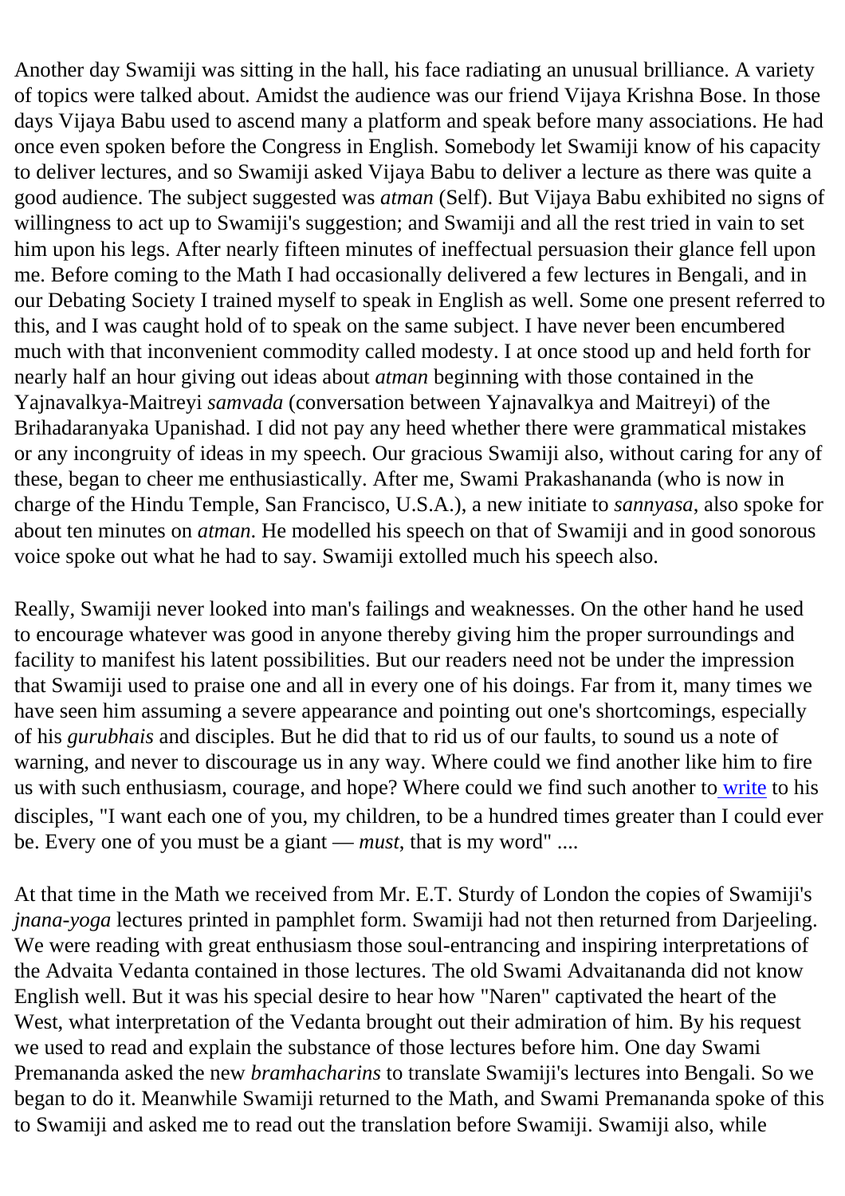Another day Swamiji was sitting in the hall, his face radiating an unusual brilliance. A variety of topics were talked about. Amidst the audience was our friend Vijaya Krishna Bose. In those days Vijaya Babu used to ascend many a platform and speak before many associations. He had once even spoken before the Congress in English. Somebody let Swamiji know of his capacity to deliver lectures, and so Swamiji asked Vijaya Babu to deliver a lecture as there was quite a good audience. The subject suggested was *atman* (Self). But Vijaya Babu exhibited no signs of willingness to act up to Swamiji's suggestion; and Swamiji and all the rest tried in vain to set him upon his legs. After nearly fifteen minutes of ineffectual persuasion their glance fell upon me. Before coming to the Math I had occasionally delivered a few lectures in Bengali, and in our Debating Society I trained myself to speak in English as well. Some one present referred to this, and I was caught hold of to speak on the same subject. I have never been encumbered much with that inconvenient commodity called modesty. I at once stood up and held forth for nearly half an hour giving out ideas about *atman* beginning with those contained in the Yajnavalkya-Maitreyi *samvada* (conversation between Yajnavalkya and Maitreyi) of the Brihadaranyaka Upanishad. I did not pay any heed whether there were grammatical mistakes or any incongruity of ideas in my speech. Our gracious Swamiji also, without caring for any of these, began to cheer me enthusiastically. After me, Swami Prakashananda (who is now in charge of the Hindu Temple, San Francisco, U.S.A.), a new initiate to *sannyasa*, also spoke for about ten minutes on *atman*. He modelled his speech on that of Swamiji and in good sonorous voice spoke out what he had to say. Swamiji extolled much his speech also.

Really, Swamiji never looked into man's failings and weaknesses. On the other hand he used to encourage whatever was good in anyone thereby giving him the proper surroundings and facility to manifest his latent possibilities. But our readers need not be under the impression that Swamiji used to praise one and all in every one of his doings. Far from it, many times we have seen him assuming a severe appearance and pointing out one's shortcomings, especially of his *gurubhais* and disciples. But he did that to rid us of our faults, to sound us a note of warning, and never to discourage us in any way. Where could we find another like him to fire us with such enthusiasm, courage, and hope? Where could we find such another to write to his disciples, "I want each one of you, my children, to be a hundred times greater than I could ever be. Every one of you must be a giant — *must*, that is my word" ....

At that time in the Math we received from Mr. E.T. Sturdy of London the copies of Swamiji's *jnana-yoga* lectures printed in pamphlet form. Swamiji had not then returned from Darjeeling. We were reading with great enthusiasm those soul-entrancing and inspiring interpretations of the Advaita Vedanta contained in those lectures. The old Swami Advaitananda did not know English well. But it was his special desire to hear how "Naren" captivated the heart of the West, what interpretation of the Vedanta brought out their admiration of him. By his request we used to read and explain the substance of those lectures before him. One day Swami Premananda asked the new *bramhacharins* to translate Swamiji's lectures into Bengali. So we began to do it. Meanwhile Swamiji returned to the Math, and Swami Premananda spoke of this to Swamiji and asked me to read out the translation before Swamiji. Swamiji also, while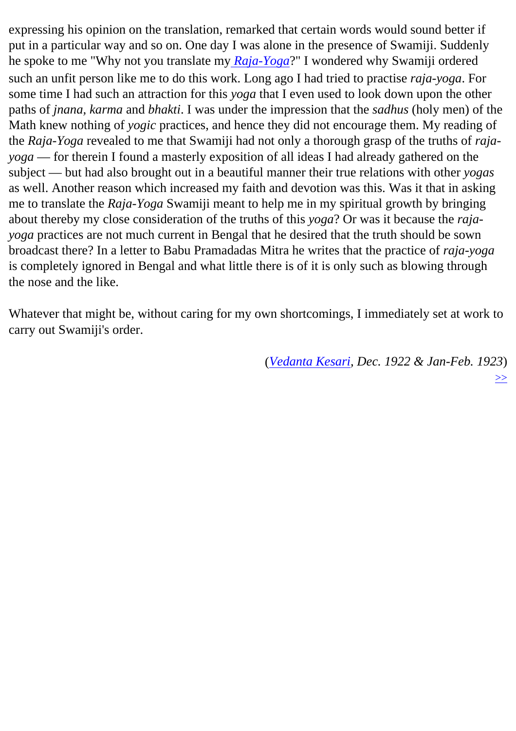expressing his opinion on the translation, remarked that certain words would sound better if put in a particular way and so on. One day I was alone in the presence of Swamiji. Suddenly he spoke to me "Why not you translate my *Raja-Yoga*?" I wondered why Swamiji ordered such an unfit person like me to do this work. Long ago I had tried to practise *raja-yoga*. For some time I had such an attraction for this *yoga* that I even used to look down upon the other paths of *jnana*, *karma* and *bhakti*. I was under the impression that the *sadhus* (holy men) of the Math knew nothing of *yogic* practices, and hence they did not encourage them. My reading of the *Raja-Yoga* revealed to me that Swamiji had not only a thorough grasp of the truths of *raja-yoga* — for therein I found a masterly exposition of all ideas I had already gathered on the subject — but had also brought out in a beautiful manner their true relations with other *yogas* as well. Another reason which increased my faith and devotion was this. Was it that in asking me to translate the *Raja-Yoga* Swamiji meant to help me in my spiritual growth by bringing about thereby my close consideration of the truths of this *yoga*? Or was it because the *raja-yoga* practices are not much current in Bengal that he desired that the truth should be sown broadcast there? In a letter to Babu Pramadadas Mitra he writes that the practice of *raja-yoga* is completely ignored in Bengal and what little there is of it is only such as blowing through the nose and the like.

Whatever that might be, without caring for my own shortcomings, I immediately set at work to carry out Swamiji's order.

(*Vedanta Kesari, Dec. 1922 & Jan-Feb. 1923*)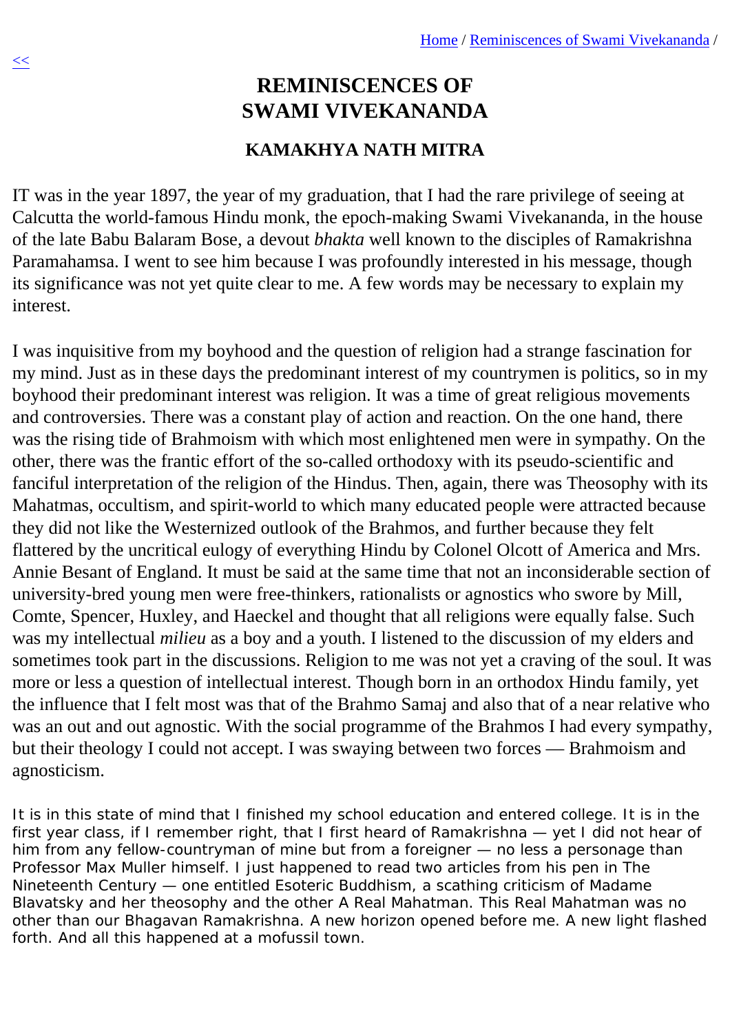# REMINISCENCES OF SWAMI VIVEKANANDA

## KAMAKHYA NATH MITRA

IT was in the year 1897, the year of my graduation, that I had the rare privilege of seeing at Calcutta the world-famous Hindu monk, the epoch-making Swami Vivekananda, in the house of the late Babu Balaram Bose, a devout *bhakta* well known to the disciples of Ramakrishna Paramahamsa. I went to see him because I was profoundly interested in his message, though its significance was not yet quite clear to me. A few words may be necessary to explain my interest.

I was inquisitive from my boyhood and the question of religion had a strange fascination for my mind. Just as in these days the predominant interest of my countrymen is politics, so in my boyhood their predominant interest was religion. It was a time of great religious movements and controversies. There was a constant play of action and reaction. On the one hand, there was the rising tide of Brahmoism with which most enlightened men were in sympathy. On the other, there was the frantic effort of the so-called orthodoxy with its pseudo-scientific and fanciful interpretation of the religion of the Hindus. Then, again, there was Theosophy with its Mahatmas, occultism, and spirit-world to which many educated people were attracted because they did not like the Westernized outlook of the Brahmos, and further because they felt flattered by the uncritical eulogy of everything Hindu by Colonel Olcott of America and Mrs. Annie Besant of England. It must be said at the same time that not an inconsiderable section of university-bred young men were free-thinkers, rationalists or agnostics who swore by Mill, Comte, Spencer, Huxley, and Haeckel and thought that all religions were equally false. Such was my intellectual *milieu* as a boy and a youth. I listened to the discussion of my elders and sometimes took part in the discussions. Religion to me was not yet a craving of the soul. It was more or less a question of intellectual interest. Though born in an orthodox Hindu family, yet the influence that I felt most was that of the Brahmo Samaj and also that of a near relative who was an out and out agnostic. With the social programme of the Brahmos I had every sympathy, but their theology I could not accept. I was swaying between two forces — Brahmoism and agnosticism.

It is in this state of mind that I finished my school education and entered college. It is in the first year class, if I remember right, that I first heard of Ramakrishna — yet I did not hear of him from any fellow-countryman of mine but from a foreigner — no less a personage than Professor Max Muller himself. I just happened to read two articles from his pen in The Nineteenth Century — one entitled Esoteric Buddhism, a scathing criticism of Madame Blavatsky and her theosophy and the other A Real Mahatman. This Real Mahatman was no other than our Bhagavan Ramakrishna. A new horizon opened before me. A new light flashed forth. And all this happened at a mofussil town.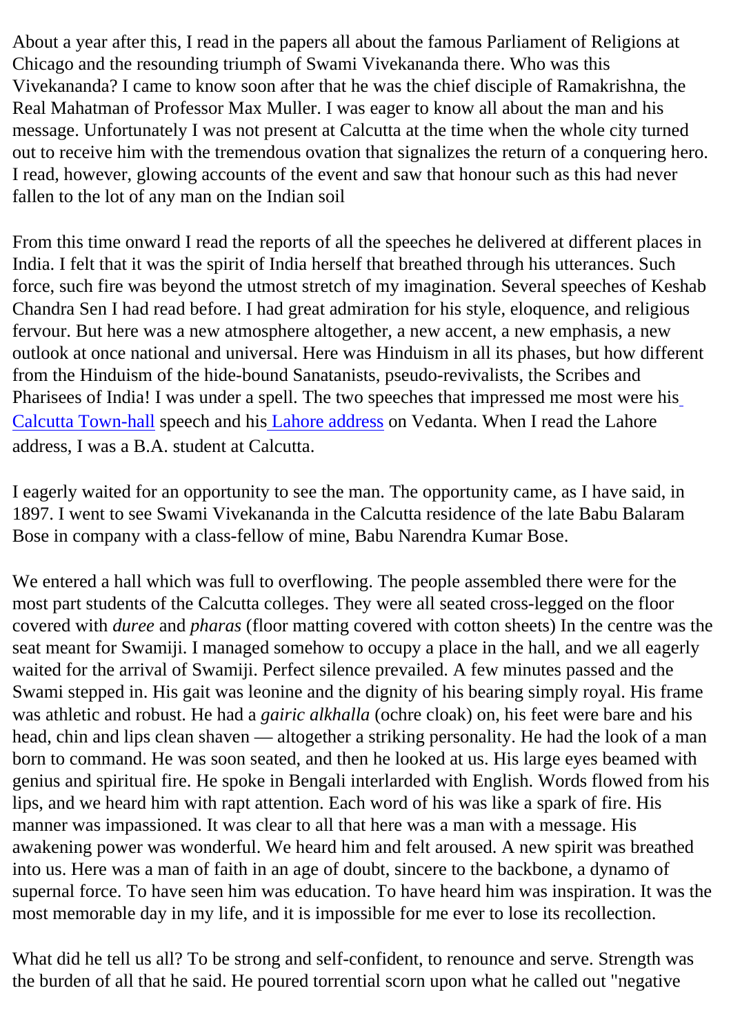About a year after this, I read in the papers all about the famous Parliament of Religions at Chicago and the resounding triumph of Swami Vivekananda there. Who was this Vivekananda? I came to know soon after that he was the chief disciple of Ramakrishna, the Real Mahatman of Professor Max Muller. I was eager to know all about the man and his message. Unfortunately I was not present at Calcutta at the time when the whole city turned out to receive him with the tremendous ovation that signalizes the return of a conquering hero. I read, however, glowing accounts of the event and saw that honour such as this had never fallen to the lot of any man on the Indian soil

From this time onward I read the reports of all the speeches he delivered at different places in India. I felt that it was the spirit of India herself that breathed through his utterances. Such force, such fire was beyond the utmost stretch of my imagination. Several speeches of Keshab Chandra Sen I had read before. I had great admiration for his style, eloquence, and religious fervour. But here was a new atmosphere altogether, a new accent, a new emphasis, a new outlook at once national and universal. Here was Hinduism in all its phases, but how different from the Hinduism of the hide-bound Sanatanists, pseudo-revivalists, the Scribes and Pharisees of India! I was under a spell. The two speeches that impressed me most were his Calcutta Town-hall speech and his Lahore address on Vedanta. When I read the Lahore address, I was a B.A. student at Calcutta.

I eagerly waited for an opportunity to see the man. The opportunity came, as I have said, in 1897. I went to see Swami Vivekananda in the Calcutta residence of the late Babu Balaram Bose in company with a class-fellow of mine, Babu Narendra Kumar Bose.

We entered a hall which was full to overflowing. The people assembled there were for the most part students of the Calcutta colleges. They were all seated cross-legged on the floor covered with *duree* and *pharas* (floor matting covered with cotton sheets) In the centre was the seat meant for Swamiji. I managed somehow to occupy a place in the hall, and we all eagerly waited for the arrival of Swamiji. Perfect silence prevailed. A few minutes passed and the Swami stepped in. His gait was leonine and the dignity of his bearing simply royal. His frame was athletic and robust. He had a *gairic alkhalla* (ochre cloak) on, his feet were bare and his head, chin and lips clean shaven — altogether a striking personality. He had the look of a man born to command. He was soon seated, and then he looked at us. His large eyes beamed with genius and spiritual fire. He spoke in Bengali interlarded with English. Words flowed from his lips, and we heard him with rapt attention. Each word of his was like a spark of fire. His manner was impassioned. It was clear to all that here was a man with a message. His awakening power was wonderful. We heard him and felt aroused. A new spirit was breathed into us. Here was a man of faith in an age of doubt, sincere to the backbone, a dynamo of supernal force. To have seen him was education. To have heard him was inspiration. It was the most memorable day in my life, and it is impossible for me ever to lose its recollection.

What did he tell us all? To be strong and self-confident, to renounce and serve. Strength was the burden of all that he said. He poured torrential scorn upon what he called out "negative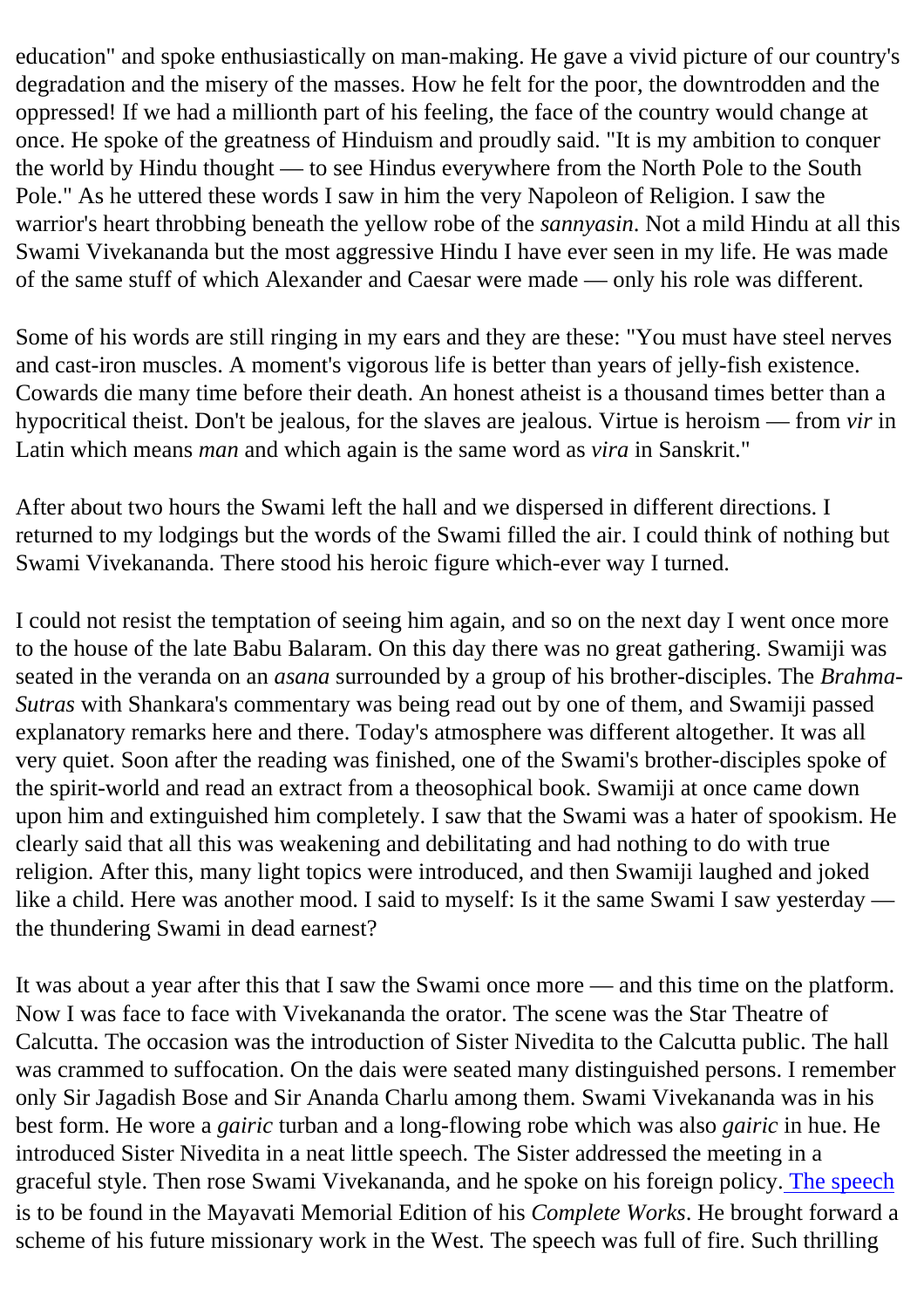education" and spoke enthusiastically on man-making. He gave a vivid picture of our country's degradation and the misery of the masses. How he felt for the poor, the downtrodden and the oppressed! If we had a millionth part of his feeling, the face of the country would change at once. He spoke of the greatness of Hinduism and proudly said. "It is my ambition to conquer the world by Hindu thought — to see Hindus everywhere from the North Pole to the South Pole." As he uttered these words I saw in him the very Napoleon of Religion. I saw the warrior's heart throbbing beneath the yellow robe of the *sannyasin*. Not a mild Hindu at all this Swami Vivekananda but the most aggressive Hindu I have ever seen in my life. He was made of the same stuff of which Alexander and Caesar were made — only his role was different.

Some of his words are still ringing in my ears and they are these: "You must have steel nerves and cast-iron muscles. A moment's vigorous life is better than years of jelly-fish existence. Cowards die many time before their death. An honest atheist is a thousand times better than a hypocritical theist. Don't be jealous, for the slaves are jealous. Virtue is heroism — from *vir* in Latin which means *man* and which again is the same word as *vira* in Sanskrit."

After about two hours the Swami left the hall and we dispersed in different directions. I returned to my lodgings but the words of the Swami filled the air. I could think of nothing but Swami Vivekananda. There stood his heroic figure which-ever way I turned.

I could not resist the temptation of seeing him again, and so on the next day I went once more to the house of the late Babu Balaram. On this day there was no great gathering. Swamiji was seated in the veranda on an *asana* surrounded by a group of his brother-disciples. The *Brahma-Sutras* with Shankara's commentary was being read out by one of them, and Swamiji passed explanatory remarks here and there. Today's atmosphere was different altogether. It was all very quiet. Soon after the reading was finished, one of the Swami's brother-disciples spoke of the spirit-world and read an extract from a theosophical book. Swamiji at once came down upon him and extinguished him completely. I saw that the Swami was a hater of spookism. He clearly said that all this was weakening and debilitating and had nothing to do with true religion. After this, many light topics were introduced, and then Swamiji laughed and joked like a child. Here was another mood. I said to myself: Is it the same Swami I saw yesterday — the thundering Swami in dead earnest?

It was about a year after this that I saw the Swami once more — and this time on the platform. Now I was face to face with Vivekananda the orator. The scene was the Star Theatre of Calcutta. The occasion was the introduction of Sister Nivedita to the Calcutta public. The hall was crammed to suffocation. On the dais were seated many distinguished persons. I remember only Sir Jagadish Bose and Sir Ananda Charlu among them. Swami Vivekananda was in his best form. He wore a *gairic* turban and a long-flowing robe which was also *gairic* in hue. He introduced Sister Nivedita in a neat little speech. The Sister addressed the meeting in a graceful style. Then rose Swami Vivekananda, and he spoke on his foreign policy. The speech is to be found in the Mayavati Memorial Edition of his *Complete Works*. He brought forward a scheme of his future missionary work in the West. The speech was full of fire. Such thrilling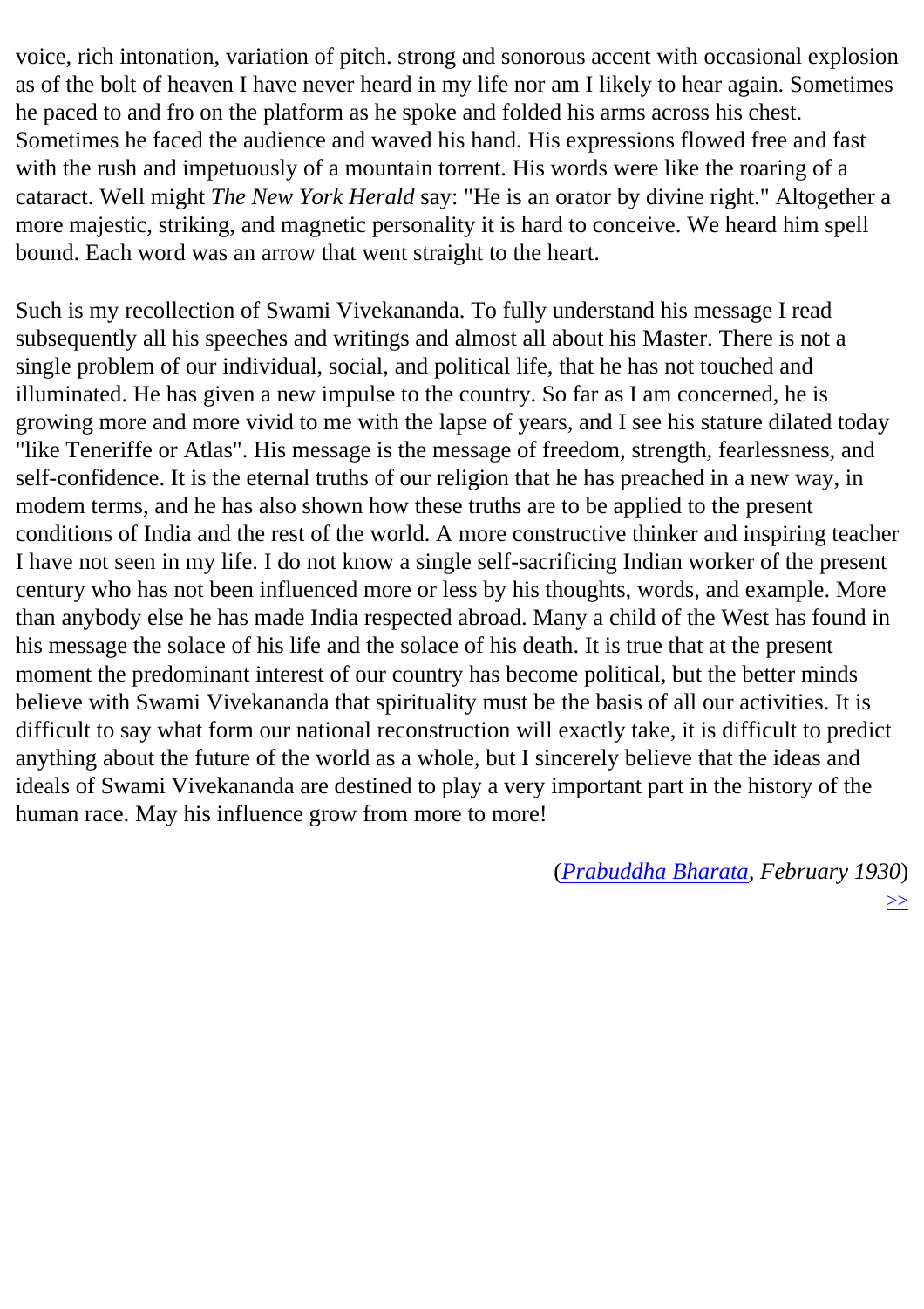voice, rich intonation, variation of pitch. strong and sonorous accent with occasional explosion as of the bolt of heaven I have never heard in my life nor am I likely to hear again. Sometimes he paced to and fro on the platform as he spoke and folded his arms across his chest. Sometimes he faced the audience and waved his hand. His expressions flowed free and fast with the rush and impetuously of a mountain torrent. His words were like the roaring of a cataract. Well might *The New York Herald* say: "He is an orator by divine right." Altogether a more majestic, striking, and magnetic personality it is hard to conceive. We heard him spell bound. Each word was an arrow that went straight to the heart.

Such is my recollection of Swami Vivekananda. To fully understand his message I read subsequently all his speeches and writings and almost all about his Master. There is not a single problem of our individual, social, and political life, that he has not touched and illuminated. He has given a new impulse to the country. So far as I am concerned, he is growing more and more vivid to me with the lapse of years, and I see his stature dilated today "like Teneriffe or Atlas". His message is the message of freedom, strength, fearlessness, and self-confidence. It is the eternal truths of our religion that he has preached in a new way, in modem terms, and he has also shown how these truths are to be applied to the present conditions of India and the rest of the world. A more constructive thinker and inspiring teacher I have not seen in my life. I do not know a single self-sacrificing Indian worker of the present century who has not been influenced more or less by his thoughts, words, and example. More than anybody else he has made India respected abroad. Many a child of the West has found in his message the solace of his life and the solace of his death. It is true that at the present moment the predominant interest of our country has become political, but the better minds believe with Swami Vivekananda that spirituality must be the basis of all our activities. It is difficult to say what form our national reconstruction will exactly take, it is difficult to predict anything about the future of the world as a whole, but I sincerely believe that the ideas and ideals of Swami Vivekananda are destined to play a very important part in the history of the human race. May his influence grow from more to more!

(*Prabuddha Bharata, February 1930*)

>>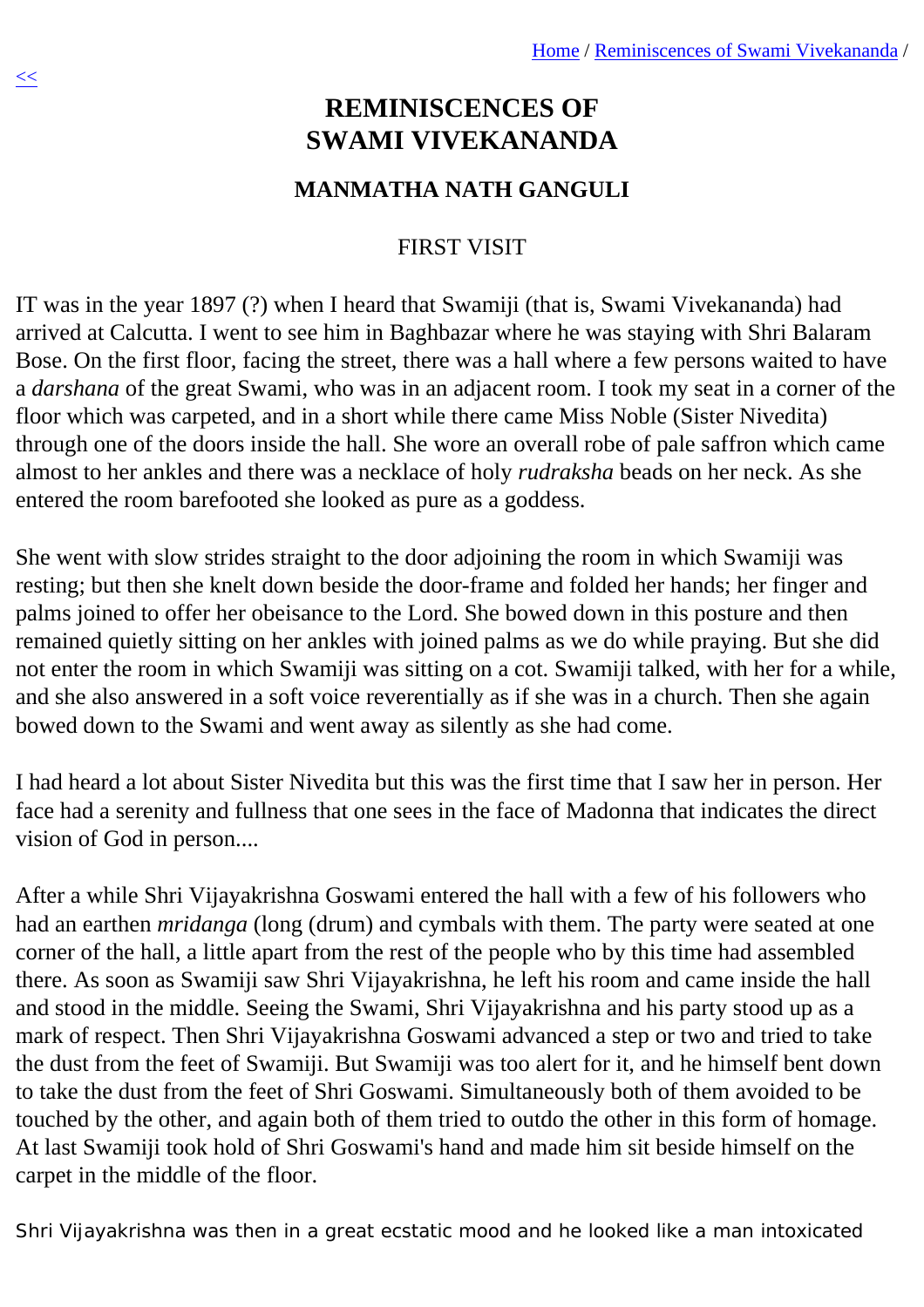# REMINISCENCES OF SWAMI VIVEKANANDA

## MANMATHA NATH GANGULI

### FIRST VISIT

IT was in the year 1897 (?) when I heard that Swamiji (that is, Swami Vivekananda) had arrived at Calcutta. I went to see him in Baghbazar where he was staying with Shri Balaram Bose. On the first floor, facing the street, there was a hall where a few persons waited to have a *darshana* of the great Swami, who was in an adjacent room. I took my seat in a corner of the floor which was carpeted, and in a short while there came Miss Noble (Sister Nivedita) through one of the doors inside the hall. She wore an overall robe of pale saffron which came almost to her ankles and there was a necklace of holy *rudraksha* beads on her neck. As she entered the room barefooted she looked as pure as a goddess.

She went with slow strides straight to the door adjoining the room in which Swamiji was resting; but then she knelt down beside the door-frame and folded her hands; her finger and palms joined to offer her obeisance to the Lord. She bowed down in this posture and then remained quietly sitting on her ankles with joined palms as we do while praying. But she did not enter the room in which Swamiji was sitting on a cot. Swamiji talked, with her for a while, and she also answered in a soft voice reverentially as if she was in a church. Then she again bowed down to the Swami and went away as silently as she had come.

I had heard a lot about Sister Nivedita but this was the first time that I saw her in person. Her face had a serenity and fullness that one sees in the face of Madonna that indicates the direct vision of God in person....

After a while Shri Vijayakrishna Goswami entered the hall with a few of his followers who had an earthen *mridanga* (long (drum) and cymbals with them. The party were seated at one corner of the hall, a little apart from the rest of the people who by this time had assembled there. As soon as Swamiji saw Shri Vijayakrishna, he left his room and came inside the hall and stood in the middle. Seeing the Swami, Shri Vijayakrishna and his party stood up as a mark of respect. Then Shri Vijayakrishna Goswami advanced a step or two and tried to take the dust from the feet of Swamiji. But Swamiji was too alert for it, and he himself bent down to take the dust from the feet of Shri Goswami. Simultaneously both of them avoided to be touched by the other, and again both of them tried to outdo the other in this form of homage. At last Swamiji took hold of Shri Goswami's hand and made him sit beside himself on the carpet in the middle of the floor.

Shri Vijayakrishna was then in a great ecstatic mood and he looked like a man intoxicated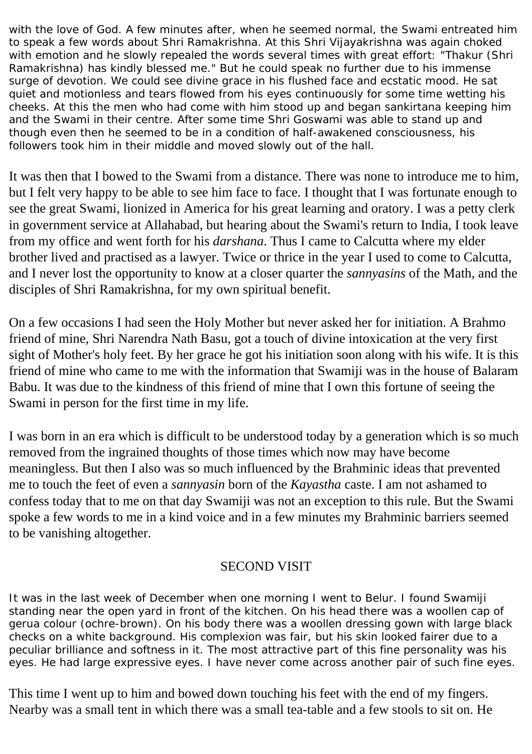with the love of God. A few minutes after, when he seemed normal, the Swami entreated him to speak a few words about Shri Ramakrishna. At this Shri Vijayakrishna was again choked with emotion and he slowly repealed the words several times with great effort: "Thakur (Shri Ramakrishna) has kindly blessed me." But he could speak no further due to his immense surge of devotion. We could see divine grace in his flushed face and ecstatic mood. He sat quiet and motionless and tears flowed from his eyes continuously for some time wetting his cheeks. At this the men who had come with him stood up and began sankirtana keeping him and the Swami in their centre. After some time Shri Goswami was able to stand up and though even then he seemed to be in a condition of half-awakened consciousness, his followers took him in their middle and moved slowly out of the hall.

It was then that I bowed to the Swami from a distance. There was none to introduce me to him, but I felt very happy to be able to see him face to face. I thought that I was fortunate enough to see the great Swami, lionized in America for his great learning and oratory. I was a petty clerk in government service at Allahabad, but hearing about the Swami's return to India, I took leave from my office and went forth for his *darshana*. Thus I came to Calcutta where my elder brother lived and practised as a lawyer. Twice or thrice in the year I used to come to Calcutta, and I never lost the opportunity to know at a closer quarter the *sannyasins* of the Math, and the disciples of Shri Ramakrishna, for my own spiritual benefit.

On a few occasions I had seen the Holy Mother but never asked her for initiation. A Brahmo friend of mine, Shri Narendra Nath Basu, got a touch of divine intoxication at the very first sight of Mother's holy feet. By her grace he got his initiation soon along with his wife. It is this friend of mine who came to me with the information that Swamiji was in the house of Balaram Babu. It was due to the kindness of this friend of mine that I own this fortune of seeing the Swami in person for the first time in my life.

I was born in an era which is difficult to be understood today by a generation which is so much removed from the ingrained thoughts of those times which now may have become meaningless. But then I also was so much influenced by the Brahminic ideas that prevented me to touch the feet of even a *sannyasin* born of the *Kayastha* caste. I am not ashamed to confess today that to me on that day Swamiji was not an exception to this rule. But the Swami spoke a few words to me in a kind voice and in a few minutes my Brahminic barriers seemed to be vanishing altogether.

## SECOND VISIT

It was in the last week of December when one morning I went to Belur. I found Swamiji standing near the open yard in front of the kitchen. On his head there was a woollen cap of gerua colour (ochre-brown). On his body there was a woollen dressing gown with large black checks on a white background. His complexion was fair, but his skin looked fairer due to a peculiar brilliance and softness in it. The most attractive part of this fine personality was his eyes. He had large expressive eyes. I have never come across another pair of such fine eyes.

This time I went up to him and bowed down touching his feet with the end of my fingers. Nearby was a small tent in which there was a small tea-table and a few stools to sit on. He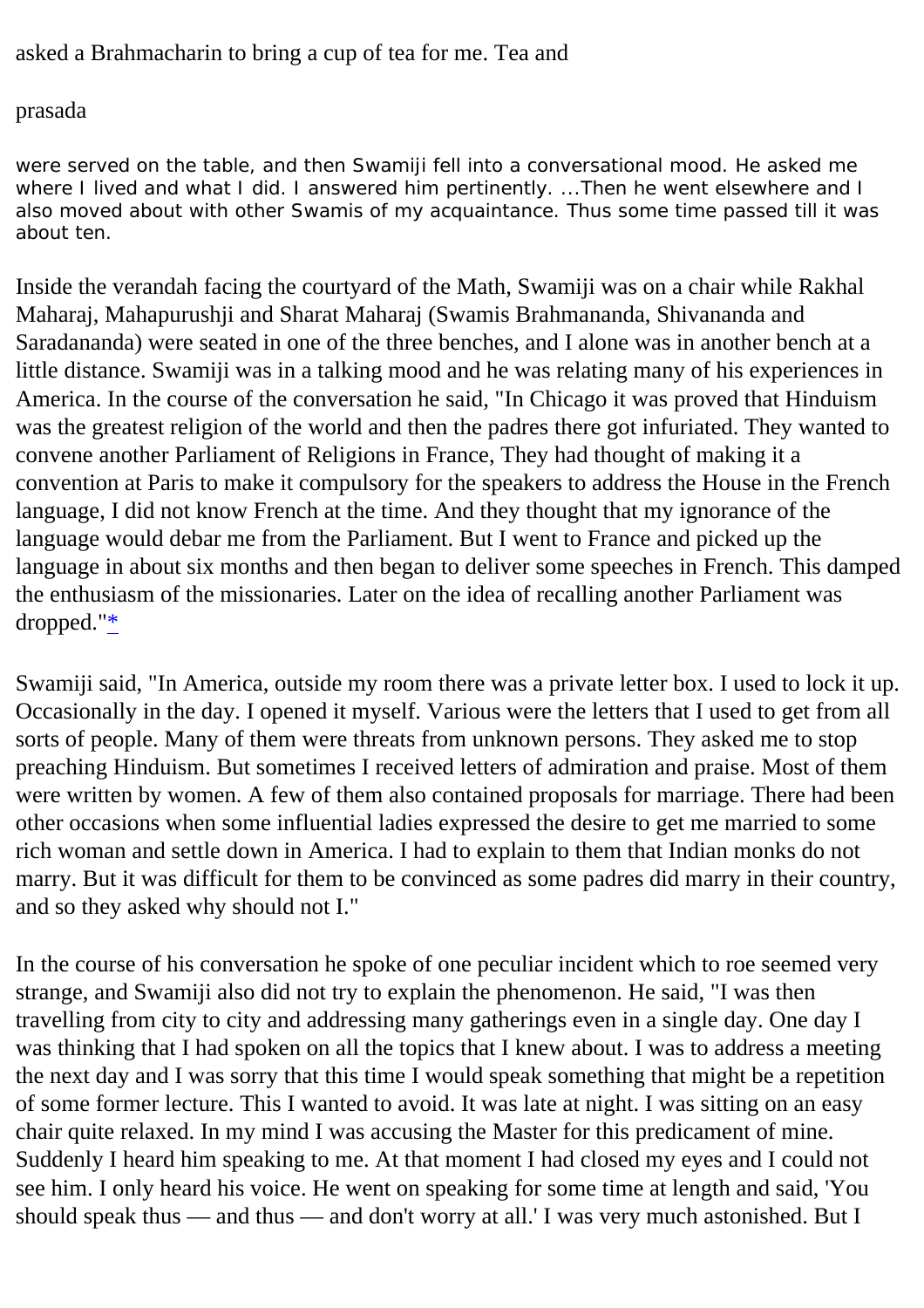asked a Brahmacharin to bring a cup of tea for me. Tea and

prasada

were served on the table, and then Swamiji fell into a conversational mood. He asked me where I lived and what I did. I answered him pertinently. ...Then he went elsewhere and I also moved about with other Swamis of my acquaintance. Thus some time passed till it was about ten.

Inside the verandah facing the courtyard of the Math, Swamiji was on a chair while Rakhal Maharaj, Mahapurushji and Sharat Maharaj (Swamis Brahmananda, Shivananda and Saradananda) were seated in one of the three benches, and I alone was in another bench at a little distance. Swamiji was in a talking mood and he was relating many of his experiences in America. In the course of the conversation he said, "In Chicago it was proved that Hinduism was the greatest religion of the world and then the padres there got infuriated. They wanted to convene another Parliament of Religions in France, They had thought of making it a convention at Paris to make it compulsory for the speakers to address the House in the French language, I did not know French at the time. And they thought that my ignorance of the language would debar me from the Parliament. But I went to France and picked up the language in about six months and then began to deliver some speeches in French. This damped the enthusiasm of the missionaries. Later on the idea of recalling another Parliament was dropped."*

Swamiji said, "In America, outside my room there was a private letter box. I used to lock it up. Occasionally in the day. I opened it myself. Various were the letters that I used to get from all sorts of people. Many of them were threats from unknown persons. They asked me to stop preaching Hinduism. But sometimes I received letters of admiration and praise. Most of them were written by women. A few of them also contained proposals for marriage. There had been other occasions when some influential ladies expressed the desire to get me married to some rich woman and settle down in America. I had to explain to them that Indian monks do not marry. But it was difficult for them to be convinced as some padres did marry in their country, and so they asked why should not I."

In the course of his conversation he spoke of one peculiar incident which to roe seemed very strange, and Swamiji also did not try to explain the phenomenon. He said, "I was then travelling from city to city and addressing many gatherings even in a single day. One day I was thinking that I had spoken on all the topics that I knew about. I was to address a meeting the next day and I was sorry that this time I would speak something that might be a repetition of some former lecture. This I wanted to avoid. It was late at night. I was sitting on an easy chair quite relaxed. In my mind I was accusing the Master for this predicament of mine. Suddenly I heard him speaking to me. At that moment I had closed my eyes and I could not see him. I only heard his voice. He went on speaking for some time at length and said, 'You should speak thus — and thus — and don't worry at all.' I was very much astonished. But I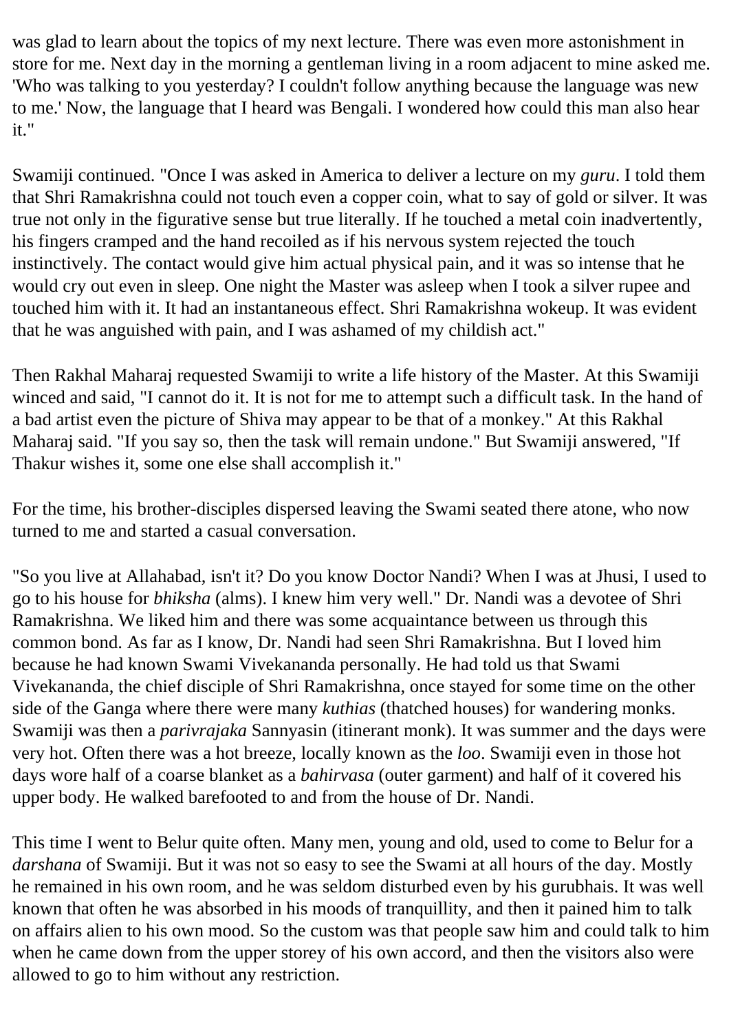was glad to learn about the topics of my next lecture. There was even more astonishment in store for me. Next day in the morning a gentleman living in a room adjacent to mine asked me. 'Who was talking to you yesterday? I couldn't follow anything because the language was new to me.' Now, the language that I heard was Bengali. I wondered how could this man also hear it."

Swamiji continued. "Once I was asked in America to deliver a lecture on my *guru*. I told them that Shri Ramakrishna could not touch even a copper coin, what to say of gold or silver. It was true not only in the figurative sense but true literally. If he touched a metal coin inadvertently, his fingers cramped and the hand recoiled as if his nervous system rejected the touch instinctively. The contact would give him actual physical pain, and it was so intense that he would cry out even in sleep. One night the Master was asleep when I took a silver rupee and touched him with it. It had an instantaneous effect. Shri Ramakrishna wokeup. It was evident that he was anguished with pain, and I was ashamed of my childish act."

Then Rakhal Maharaj requested Swamiji to write a life history of the Master. At this Swamiji winced and said, "I cannot do it. It is not for me to attempt such a difficult task. In the hand of a bad artist even the picture of Shiva may appear to be that of a monkey." At this Rakhal Maharaj said. "If you say so, then the task will remain undone." But Swamiji answered, "If Thakur wishes it, some one else shall accomplish it."

For the time, his brother-disciples dispersed leaving the Swami seated there atone, who now turned to me and started a casual conversation.

"So you live at Allahabad, isn't it? Do you know Doctor Nandi? When I was at Jhusi, I used to go to his house for *bhiksha* (alms). I knew him very well." Dr. Nandi was a devotee of Shri Ramakrishna. We liked him and there was some acquaintance between us through this common bond. As far as I know, Dr. Nandi had seen Shri Ramakrishna. But I loved him because he had known Swami Vivekananda personally. He had told us that Swami Vivekananda, the chief disciple of Shri Ramakrishna, once stayed for some time on the other side of the Ganga where there were many *kuthias* (thatched houses) for wandering monks. Swamiji was then a *parivrajaka* Sannyasin (itinerant monk). It was summer and the days were very hot. Often there was a hot breeze, locally known as the *loo*. Swamiji even in those hot days wore half of a coarse blanket as a *bahirvasa* (outer garment) and half of it covered his upper body. He walked barefooted to and from the house of Dr. Nandi.

This time I went to Belur quite often. Many men, young and old, used to come to Belur for a *darshana* of Swamiji. But it was not so easy to see the Swami at all hours of the day. Mostly he remained in his own room, and he was seldom disturbed even by his gurubhais. It was well known that often he was absorbed in his moods of tranquillity, and then it pained him to talk on affairs alien to his own mood. So the custom was that people saw him and could talk to him when he came down from the upper storey of his own accord, and then the visitors also were allowed to go to him without any restriction.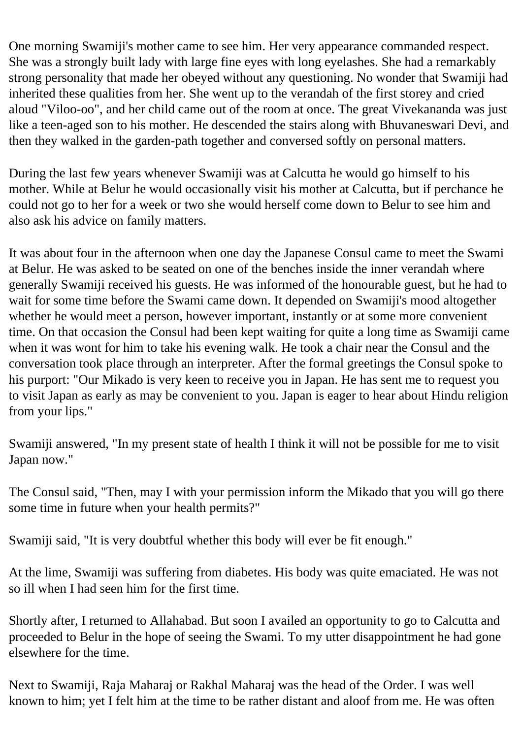One morning Swamiji's mother came to see him. Her very appearance commanded respect. She was a strongly built lady with large fine eyes with long eyelashes. She had a remarkably strong personality that made her obeyed without any questioning. No wonder that Swamiji had inherited these qualities from her. She went up to the verandah of the first storey and cried aloud "Viloo-oo", and her child came out of the room at once. The great Vivekananda was just like a teen-aged son to his mother. He descended the stairs along with Bhuvaneswari Devi, and then they walked in the garden-path together and conversed softly on personal matters.

During the last few years whenever Swamiji was at Calcutta he would go himself to his mother. While at Belur he would occasionally visit his mother at Calcutta, but if perchance he could not go to her for a week or two she would herself come down to Belur to see him and also ask his advice on family matters.

It was about four in the afternoon when one day the Japanese Consul came to meet the Swami at Belur. He was asked to be seated on one of the benches inside the inner verandah where generally Swamiji received his guests. He was informed of the honourable guest, but he had to wait for some time before the Swami came down. It depended on Swamiji's mood altogether whether he would meet a person, however important, instantly or at some more convenient time. On that occasion the Consul had been kept waiting for quite a long time as Swamiji came when it was wont for him to take his evening walk. He took a chair near the Consul and the conversation took place through an interpreter. After the formal greetings the Consul spoke to his purport: "Our Mikado is very keen to receive you in Japan. He has sent me to request you to visit Japan as early as may be convenient to you. Japan is eager to hear about Hindu religion from your lips."

Swamiji answered, "In my present state of health I think it will not be possible for me to visit Japan now."

The Consul said, "Then, may I with your permission inform the Mikado that you will go there some time in future when your health permits?"

Swamiji said, "It is very doubtful whether this body will ever be fit enough."

At the lime, Swamiji was suffering from diabetes. His body was quite emaciated. He was not so ill when I had seen him for the first time.

Shortly after, I returned to Allahabad. But soon I availed an opportunity to go to Calcutta and proceeded to Belur in the hope of seeing the Swami. To my utter disappointment he had gone elsewhere for the time.

Next to Swamiji, Raja Maharaj or Rakhal Maharaj was the head of the Order. I was well known to him; yet I felt him at the time to be rather distant and aloof from me. He was often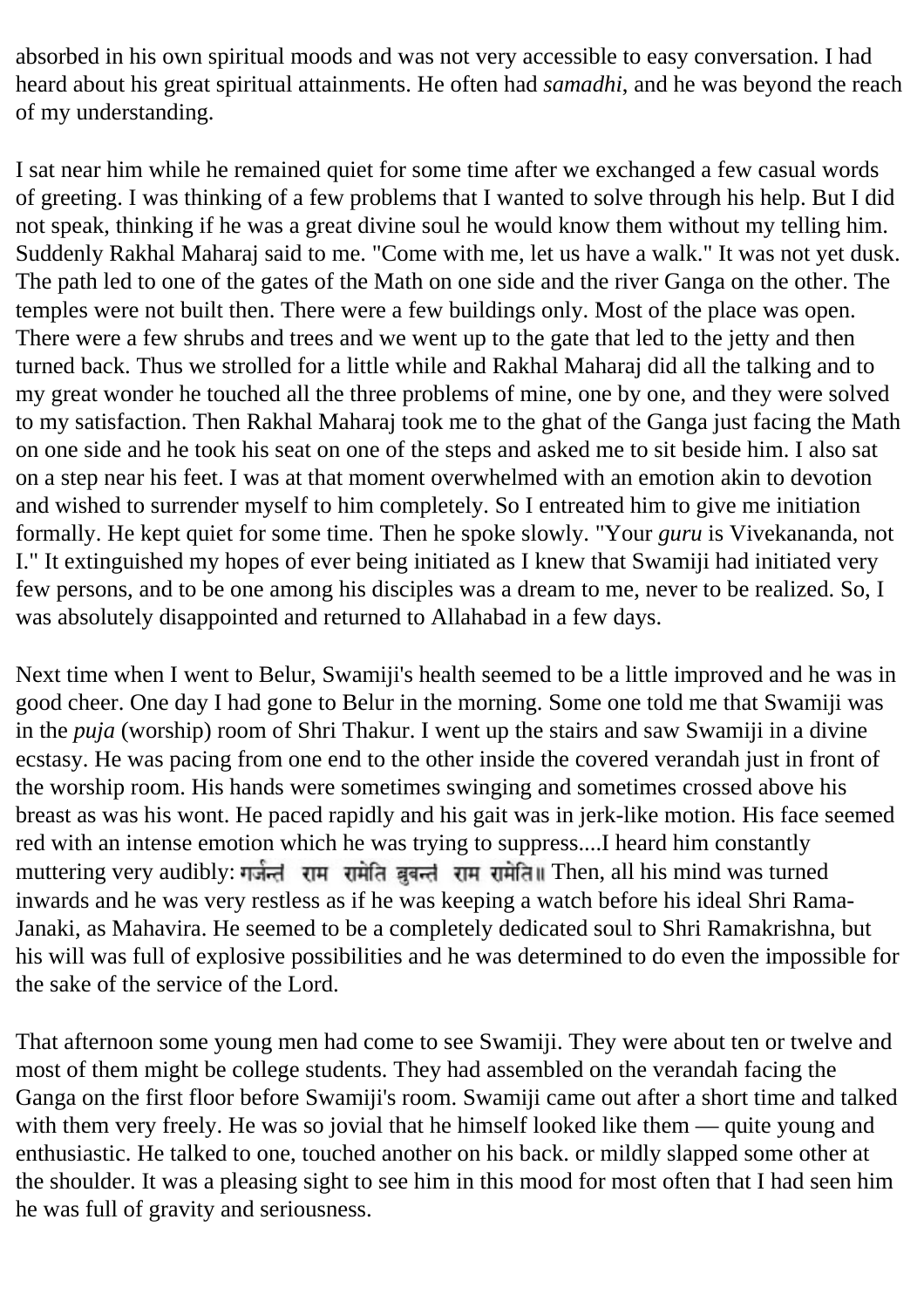absorbed in his own spiritual moods and was not very accessible to easy conversation. I had heard about his great spiritual attainments. He often had *samadhi*, and he was beyond the reach of my understanding.

I sat near him while he remained quiet for some time after we exchanged a few casual words of greeting. I was thinking of a few problems that I wanted to solve through his help. But I did not speak, thinking if he was a great divine soul he would know them without my telling him. Suddenly Rakhal Maharaj said to me. "Come with me, let us have a walk." It was not yet dusk. The path led to one of the gates of the Math on one side and the river Ganga on the other. The temples were not built then. There were a few buildings only. Most of the place was open. There were a few shrubs and trees and we went up to the gate that led to the jetty and then turned back. Thus we strolled for a little while and Rakhal Maharaj did all the talking and to my great wonder he touched all the three problems of mine, one by one, and they were solved to my satisfaction. Then Rakhal Maharaj took me to the ghat of the Ganga just facing the Math on one side and he took his seat on one of the steps and asked me to sit beside him. I also sat on a step near his feet. I was at that moment overwhelmed with an emotion akin to devotion and wished to surrender myself to him completely. So I entreated him to give me initiation formally. He kept quiet for some time. Then he spoke slowly. "Your *guru* is Vivekananda, not I." It extinguished my hopes of ever being initiated as I knew that Swamiji had initiated very few persons, and to be one among his disciples was a dream to me, never to be realized. So, I was absolutely disappointed and returned to Allahabad in a few days.

Next time when I went to Belur, Swamiji's health seemed to be a little improved and he was in good cheer. One day I had gone to Belur in the morning. Some one told me that Swamiji was in the *puja* (worship) room of Shri Thakur. I went up the stairs and saw Swamiji in a divine ecstasy. He was pacing from one end to the other inside the covered verandah just in front of the worship room. His hands were sometimes swinging and sometimes crossed above his breast as was his wont. He paced rapidly and his gait was in jerk-like motion. His face seemed red with an intense emotion which he was trying to suppress....I heard him constantly muttering very audibly: गर्जन्तं राम रामेति ब्रुवन्तं राम रामेति॥ Then, all his mind was turned inwards and he was very restless as if he was keeping a watch before his ideal Shri Rama-Janaki, as Mahavira. He seemed to be a completely dedicated soul to Shri Ramakrishna, but his will was full of explosive possibilities and he was determined to do even the impossible for the sake of the service of the Lord.

That afternoon some young men had come to see Swamiji. They were about ten or twelve and most of them might be college students. They had assembled on the verandah facing the Ganga on the first floor before Swamiji's room. Swamiji came out after a short time and talked with them very freely. He was so jovial that he himself looked like them — quite young and enthusiastic. He talked to one, touched another on his back. or mildly slapped some other at the shoulder. It was a pleasing sight to see him in this mood for most often that I had seen him he was full of gravity and seriousness.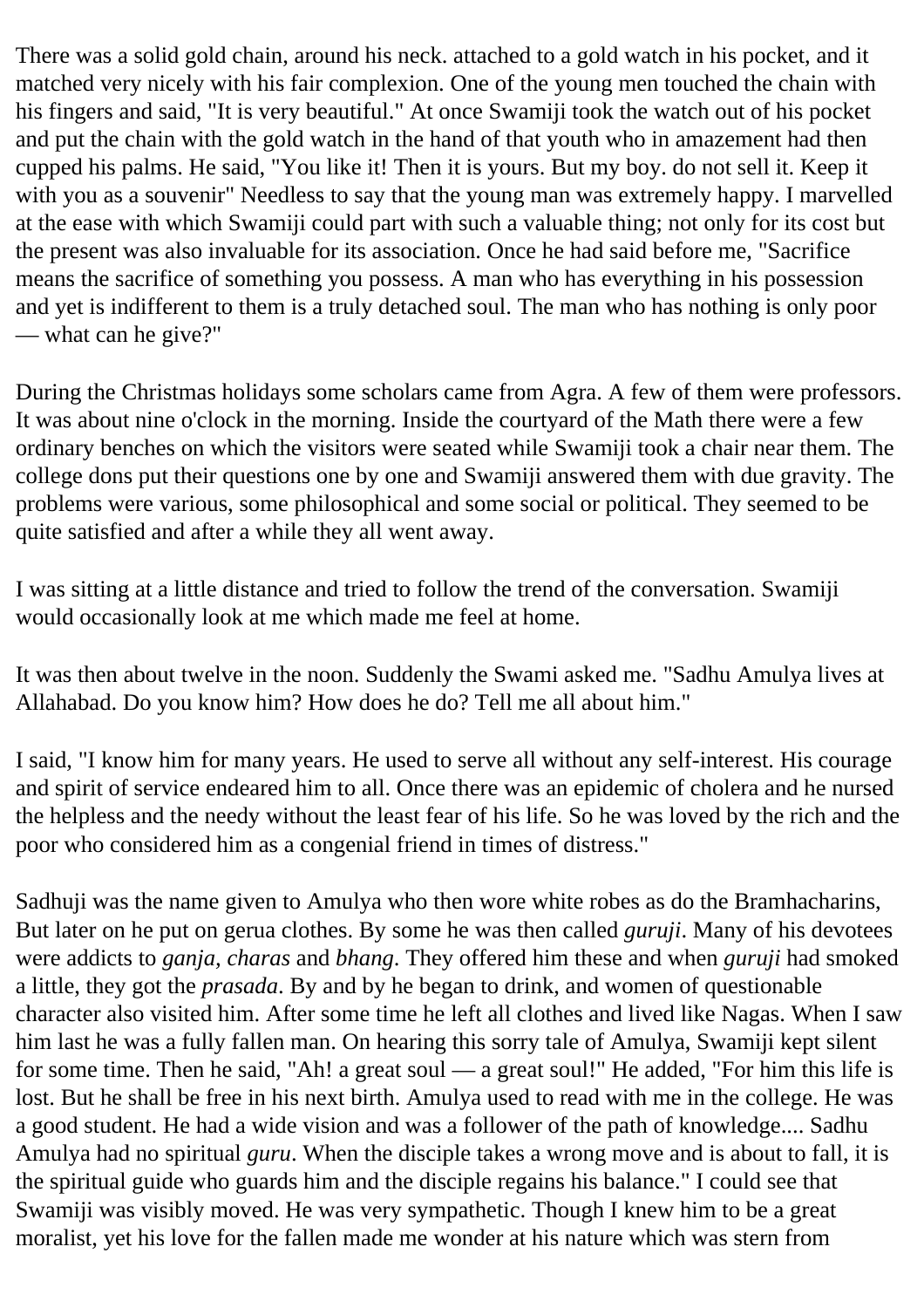There was a solid gold chain, around his neck. attached to a gold watch in his pocket, and it matched very nicely with his fair complexion. One of the young men touched the chain with his fingers and said, "It is very beautiful." At once Swamiji took the watch out of his pocket and put the chain with the gold watch in the hand of that youth who in amazement had then cupped his palms. He said, "You like it! Then it is yours. But my boy. do not sell it. Keep it with you as a souvenir" Needless to say that the young man was extremely happy. I marvelled at the ease with which Swamiji could part with such a valuable thing; not only for its cost but the present was also invaluable for its association. Once he had said before me, "Sacrifice means the sacrifice of something you possess. A man who has everything in his possession and yet is indifferent to them is a truly detached soul. The man who has nothing is only poor — what can he give?"

During the Christmas holidays some scholars came from Agra. A few of them were professors. It was about nine o'clock in the morning. Inside the courtyard of the Math there were a few ordinary benches on which the visitors were seated while Swamiji took a chair near them. The college dons put their questions one by one and Swamiji answered them with due gravity. The problems were various, some philosophical and some social or political. They seemed to be quite satisfied and after a while they all went away.

I was sitting at a little distance and tried to follow the trend of the conversation. Swamiji would occasionally look at me which made me feel at home.

It was then about twelve in the noon. Suddenly the Swami asked me. "Sadhu Amulya lives at Allahabad. Do you know him? How does he do? Tell me all about him."

I said, "I know him for many years. He used to serve all without any self-interest. His courage and spirit of service endeared him to all. Once there was an epidemic of cholera and he nursed the helpless and the needy without the least fear of his life. So he was loved by the rich and the poor who considered him as a congenial friend in times of distress."

Sadhuji was the name given to Amulya who then wore white robes as do the Bramhacharins, But later on he put on gerua clothes. By some he was then called *guruji*. Many of his devotees were addicts to *ganja, charas* and *bhang*. They offered him these and when *guruji* had smoked a little, they got the *prasada*. By and by he began to drink, and women of questionable character also visited him. After some time he left all clothes and lived like Nagas. When I saw him last he was a fully fallen man. On hearing this sorry tale of Amulya, Swamiji kept silent for some time. Then he said, "Ah! a great soul — a great soul!" He added, "For him this life is lost. But he shall be free in his next birth. Amulya used to read with me in the college. He was a good student. He had a wide vision and was a follower of the path of knowledge.... Sadhu Amulya had no spiritual *guru*. When the disciple takes a wrong move and is about to fall, it is the spiritual guide who guards him and the disciple regains his balance." I could see that Swamiji was visibly moved. He was very sympathetic. Though I knew him to be a great moralist, yet his love for the fallen made me wonder at his nature which was stern from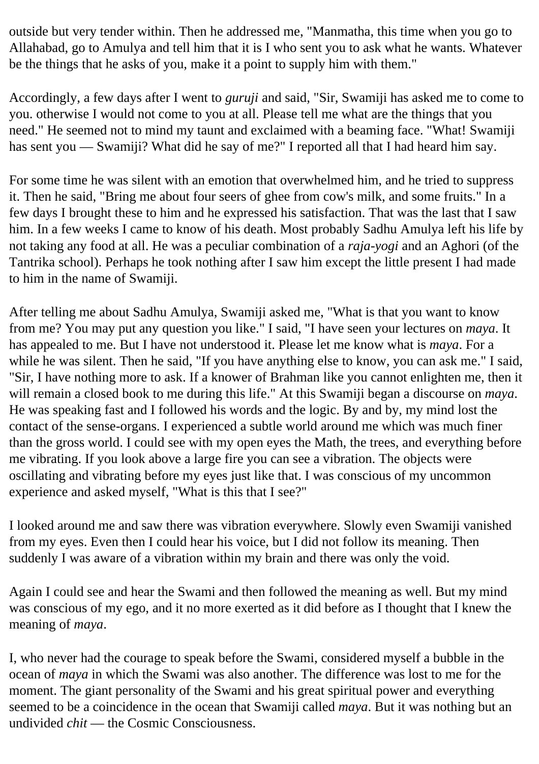outside but very tender within. Then he addressed me, "Manmatha, this time when you go to Allahabad, go to Amulya and tell him that it is I who sent you to ask what he wants. Whatever be the things that he asks of you, make it a point to supply him with them."

Accordingly, a few days after I went to *guruji* and said, "Sir, Swamiji has asked me to come to you. otherwise I would not come to you at all. Please tell me what are the things that you need." He seemed not to mind my taunt and exclaimed with a beaming face. "What! Swamiji has sent you — Swamiji? What did he say of me?" I reported all that I had heard him say.

For some time he was silent with an emotion that overwhelmed him, and he tried to suppress it. Then he said, "Bring me about four seers of ghee from cow's milk, and some fruits." In a few days I brought these to him and he expressed his satisfaction. That was the last that I saw him. In a few weeks I came to know of his death. Most probably Sadhu Amulya left his life by not taking any food at all. He was a peculiar combination of a *raja-yogi* and an Aghori (of the Tantrika school). Perhaps he took nothing after I saw him except the little present I had made to him in the name of Swamiji.

After telling me about Sadhu Amulya, Swamiji asked me, "What is that you want to know from me? You may put any question you like." I said, "I have seen your lectures on *maya*. It has appealed to me. But I have not understood it. Please let me know what is *maya*. For a while he was silent. Then he said, "If you have anything else to know, you can ask me." I said, "Sir, I have nothing more to ask. If a knower of Brahman like you cannot enlighten me, then it will remain a closed book to me during this life." At this Swamiji began a discourse on *maya*. He was speaking fast and I followed his words and the logic. By and by, my mind lost the contact of the sense-organs. I experienced a subtle world around me which was much finer than the gross world. I could see with my open eyes the Math, the trees, and everything before me vibrating. If you look above a large fire you can see a vibration. The objects were oscillating and vibrating before my eyes just like that. I was conscious of my uncommon experience and asked myself, "What is this that I see?"

I looked around me and saw there was vibration everywhere. Slowly even Swamiji vanished from my eyes. Even then I could hear his voice, but I did not follow its meaning. Then suddenly I was aware of a vibration within my brain and there was only the void.

Again I could see and hear the Swami and then followed the meaning as well. But my mind was conscious of my ego, and it no more exerted as it did before as I thought that I knew the meaning of *maya*.

I, who never had the courage to speak before the Swami, considered myself a bubble in the ocean of *maya* in which the Swami was also another. The difference was lost to me for the moment. The giant personality of the Swami and his great spiritual power and everything seemed to be a coincidence in the ocean that Swamiji called *maya*. But it was nothing but an undivided *chit* — the Cosmic Consciousness.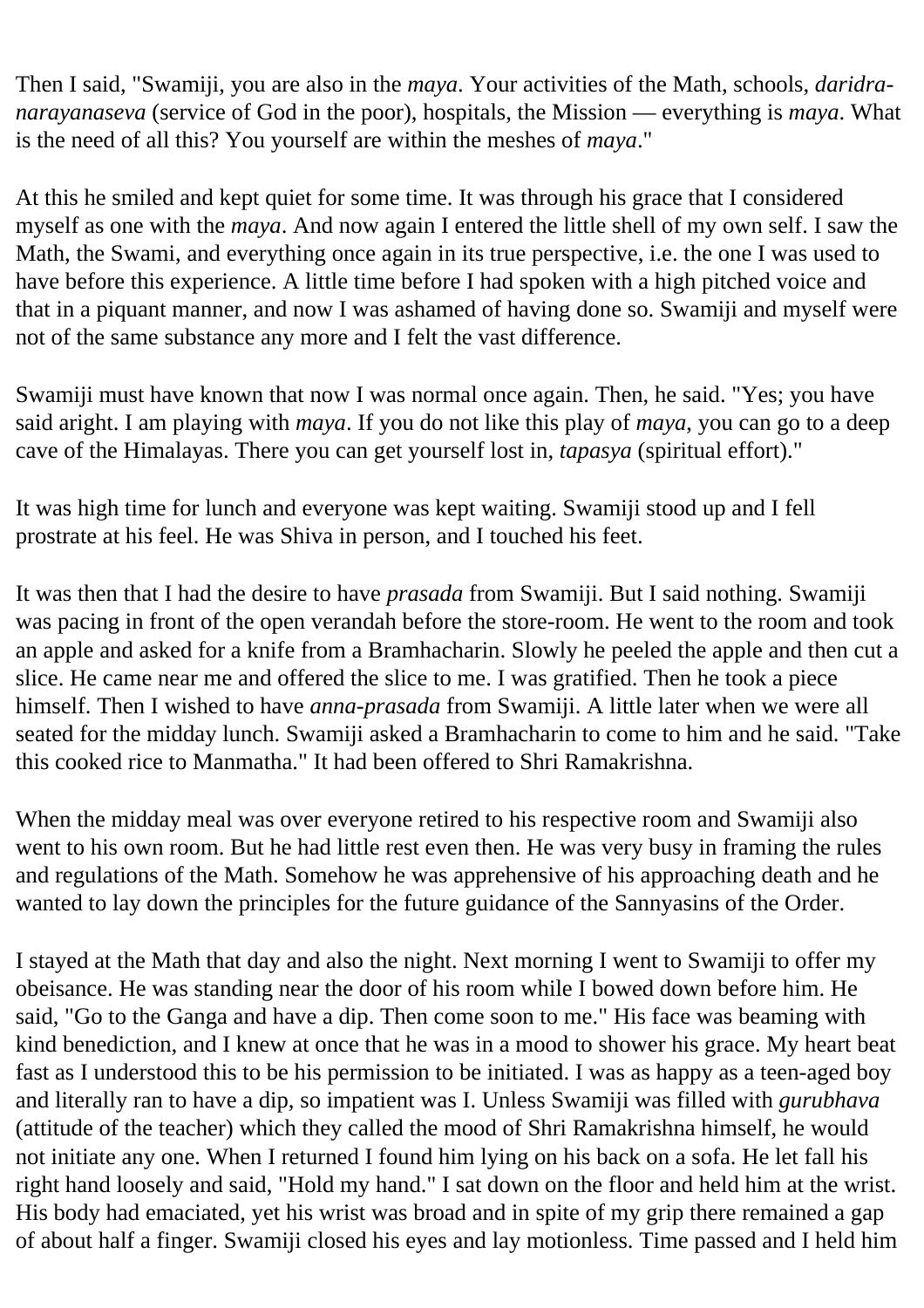Then I said, "Swamiji, you are also in the *maya*. Your activities of the Math, schools, *daridra-narayanaseva* (service of God in the poor), hospitals, the Mission — everything is *maya*. What is the need of all this? You yourself are within the meshes of *maya*."

At this he smiled and kept quiet for some time. It was through his grace that I considered myself as one with the *maya*. And now again I entered the little shell of my own self. I saw the Math, the Swami, and everything once again in its true perspective, i.e. the one I was used to have before this experience. A little time before I had spoken with a high pitched voice and that in a piquant manner, and now I was ashamed of having done so. Swamiji and myself were not of the same substance any more and I felt the vast difference.

Swamiji must have known that now I was normal once again. Then, he said. "Yes; you have said aright. I am playing with *maya*. If you do not like this play of *maya*, you can go to a deep cave of the Himalayas. There you can get yourself lost in, *tapasya* (spiritual effort)."

It was high time for lunch and everyone was kept waiting. Swamiji stood up and I fell prostrate at his feel. He was Shiva in person, and I touched his feet.

It was then that I had the desire to have *prasada* from Swamiji. But I said nothing. Swamiji was pacing in front of the open verandah before the store-room. He went to the room and took an apple and asked for a knife from a Bramhacharin. Slowly he peeled the apple and then cut a slice. He came near me and offered the slice to me. I was gratified. Then he took a piece himself. Then I wished to have *anna-prasada* from Swamiji. A little later when we were all seated for the midday lunch. Swamiji asked a Bramhacharin to come to him and he said. "Take this cooked rice to Manmatha." It had been offered to Shri Ramakrishna.

When the midday meal was over everyone retired to his respective room and Swamiji also went to his own room. But he had little rest even then. He was very busy in framing the rules and regulations of the Math. Somehow he was apprehensive of his approaching death and he wanted to lay down the principles for the future guidance of the Sannyasins of the Order.

I stayed at the Math that day and also the night. Next morning I went to Swamiji to offer my obeisance. He was standing near the door of his room while I bowed down before him. He said, "Go to the Ganga and have a dip. Then come soon to me." His face was beaming with kind benediction, and I knew at once that he was in a mood to shower his grace. My heart beat fast as I understood this to be his permission to be initiated. I was as happy as a teen-aged boy and literally ran to have a dip, so impatient was I. Unless Swamiji was filled with *gurubhava* (attitude of the teacher) which they called the mood of Shri Ramakrishna himself, he would not initiate any one. When I returned I found him lying on his back on a sofa. He let fall his right hand loosely and said, "Hold my hand." I sat down on the floor and held him at the wrist. His body had emaciated, yet his wrist was broad and in spite of my grip there remained a gap of about half a finger. Swamiji closed his eyes and lay motionless. Time passed and I held him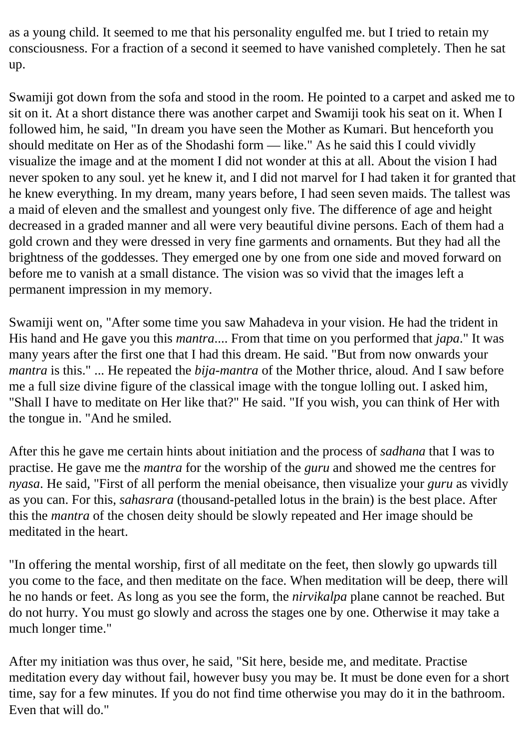as a young child. It seemed to me that his personality engulfed me. but I tried to retain my consciousness. For a fraction of a second it seemed to have vanished completely. Then he sat up.

Swamiji got down from the sofa and stood in the room. He pointed to a carpet and asked me to sit on it. At a short distance there was another carpet and Swamiji took his seat on it. When I followed him, he said, "In dream you have seen the Mother as Kumari. But henceforth you should meditate on Her as of the Shodashi form — like." As he said this I could vividly visualize the image and at the moment I did not wonder at this at all. About the vision I had never spoken to any soul. yet he knew it, and I did not marvel for I had taken it for granted that he knew everything. In my dream, many years before, I had seen seven maids. The tallest was a maid of eleven and the smallest and youngest only five. The difference of age and height decreased in a graded manner and all were very beautiful divine persons. Each of them had a gold crown and they were dressed in very fine garments and ornaments. But they had all the brightness of the goddesses. They emerged one by one from one side and moved forward on before me to vanish at a small distance. The vision was so vivid that the images left a permanent impression in my memory.

Swamiji went on, "After some time you saw Mahadeva in your vision. He had the trident in His hand and He gave you this *mantra*.... From that time on you performed that *japa*." It was many years after the first one that I had this dream. He said. "But from now onwards your *mantra* is this." ... He repeated the *bija-mantra* of the Mother thrice, aloud. And I saw before me a full size divine figure of the classical image with the tongue lolling out. I asked him, "Shall I have to meditate on Her like that?" He said. "If you wish, you can think of Her with the tongue in. "And he smiled.

After this he gave me certain hints about initiation and the process of *sadhana* that I was to practise. He gave me the *mantra* for the worship of the *guru* and showed me the centres for *nyasa*. He said, "First of all perform the menial obeisance, then visualize your *guru* as vividly as you can. For this, *sahasrara* (thousand-petalled lotus in the brain) is the best place. After this the *mantra* of the chosen deity should be slowly repeated and Her image should be meditated in the heart.

"In offering the mental worship, first of all meditate on the feet, then slowly go upwards till you come to the face, and then meditate on the face. When meditation will be deep, there will he no hands or feet. As long as you see the form, the *nirvikalpa* plane cannot be reached. But do not hurry. You must go slowly and across the stages one by one. Otherwise it may take a much longer time."

After my initiation was thus over, he said, "Sit here, beside me, and meditate. Practise meditation every day without fail, however busy you may be. It must be done even for a short time, say for a few minutes. If you do not find time otherwise you may do it in the bathroom. Even that will do."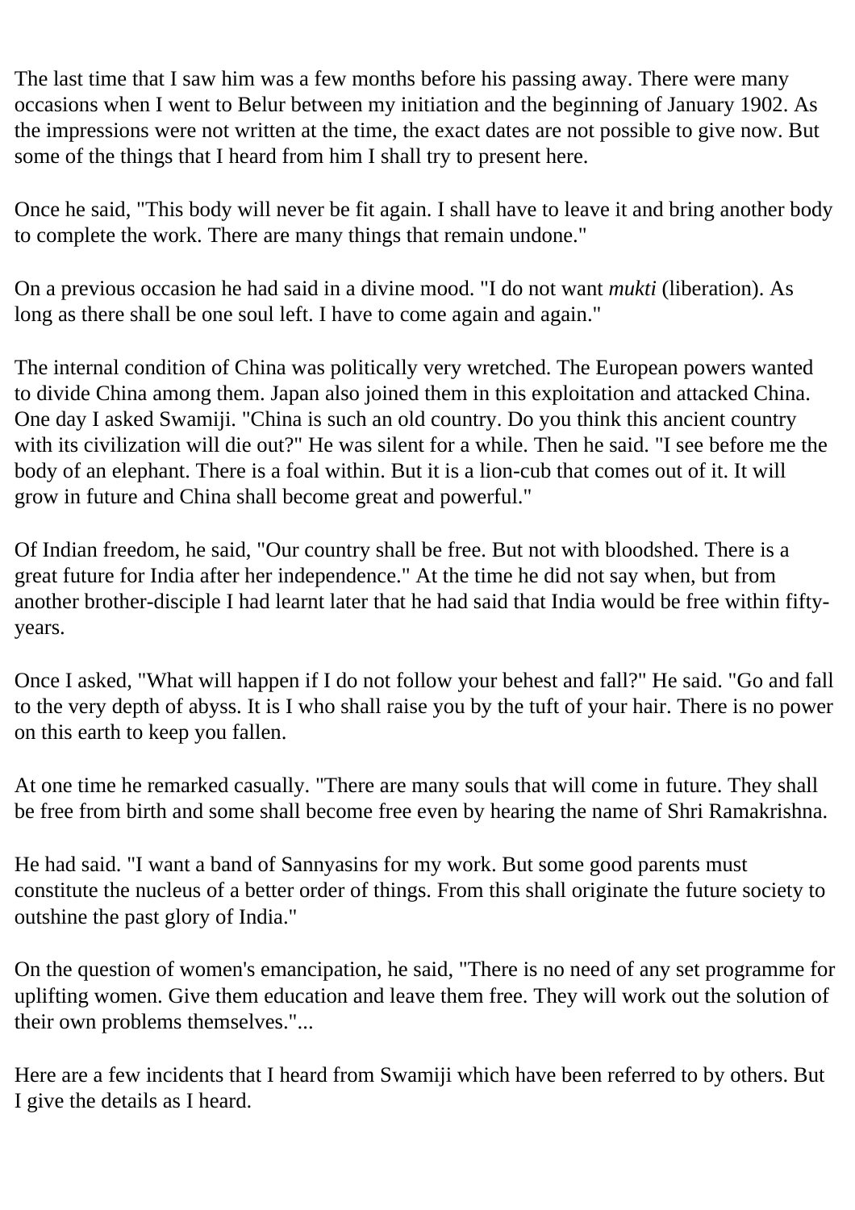The last time that I saw him was a few months before his passing away. There were many occasions when I went to Belur between my initiation and the beginning of January 1902. As the impressions were not written at the time, the exact dates are not possible to give now. But some of the things that I heard from him I shall try to present here.

Once he said, "This body will never be fit again. I shall have to leave it and bring another body to complete the work. There are many things that remain undone."

On a previous occasion he had said in a divine mood. "I do not want *mukti* (liberation). As long as there shall be one soul left. I have to come again and again."

The internal condition of China was politically very wretched. The European powers wanted to divide China among them. Japan also joined them in this exploitation and attacked China. One day I asked Swamiji. "China is such an old country. Do you think this ancient country with its civilization will die out?" He was silent for a while. Then he said. "I see before me the body of an elephant. There is a foal within. But it is a lion-cub that comes out of it. It will grow in future and China shall become great and powerful."

Of Indian freedom, he said, "Our country shall be free. But not with bloodshed. There is a great future for India after her independence." At the time he did not say when, but from another brother-disciple I had learnt later that he had said that India would be free within fifty-years.

Once I asked, "What will happen if I do not follow your behest and fall?" He said. "Go and fall to the very depth of abyss. It is I who shall raise you by the tuft of your hair. There is no power on this earth to keep you fallen.

At one time he remarked casually. "There are many souls that will come in future. They shall be free from birth and some shall become free even by hearing the name of Shri Ramakrishna.

He had said. "I want a band of Sannyasins for my work. But some good parents must constitute the nucleus of a better order of things. From this shall originate the future society to outshine the past glory of India."

On the question of women's emancipation, he said, "There is no need of any set programme for uplifting women. Give them education and leave them free. They will work out the solution of their own problems themselves."...

Here are a few incidents that I heard from Swamiji which have been referred to by others. But I give the details as I heard.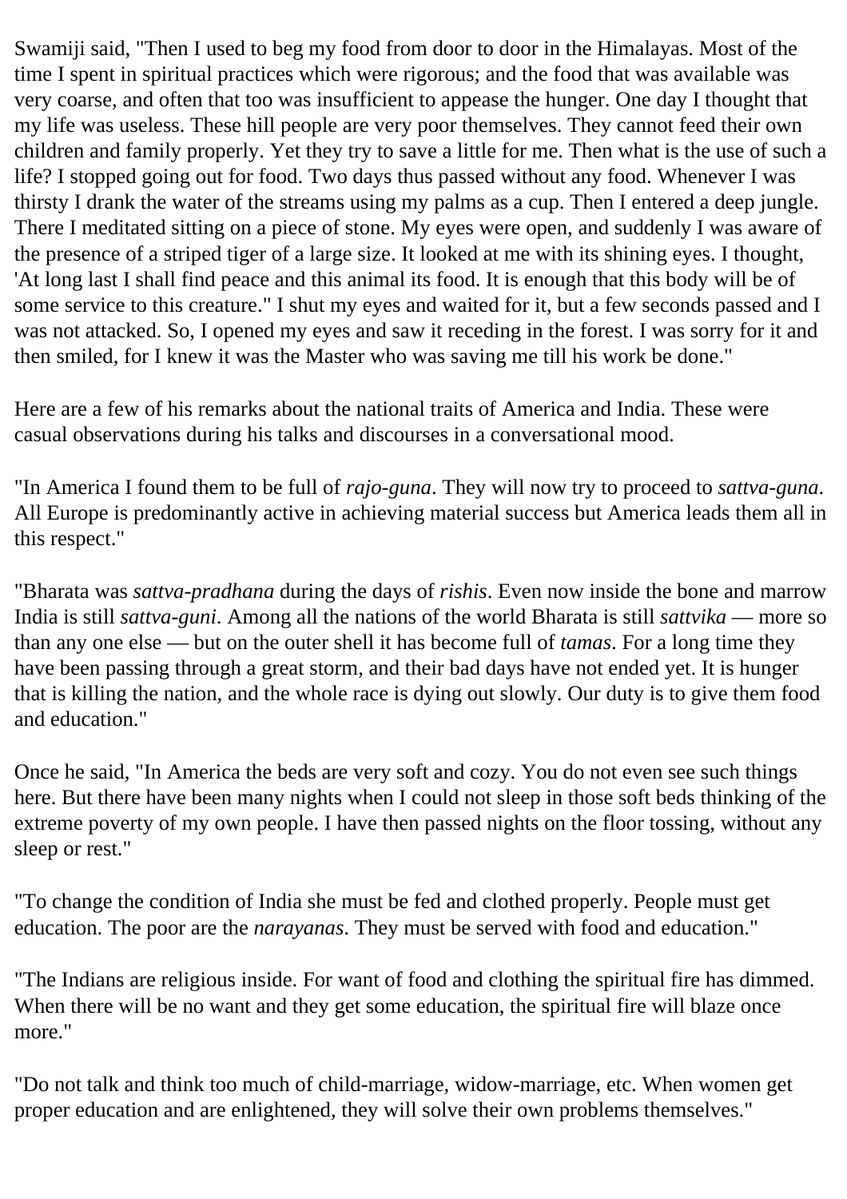Swamiji said, "Then I used to beg my food from door to door in the Himalayas. Most of the time I spent in spiritual practices which were rigorous; and the food that was available was very coarse, and often that too was insufficient to appease the hunger. One day I thought that my life was useless. These hill people are very poor themselves. They cannot feed their own children and family properly. Yet they try to save a little for me. Then what is the use of such a life? I stopped going out for food. Two days thus passed without any food. Whenever I was thirsty I drank the water of the streams using my palms as a cup. Then I entered a deep jungle. There I meditated sitting on a piece of stone. My eyes were open, and suddenly I was aware of the presence of a striped tiger of a large size. It looked at me with its shining eyes. I thought, 'At long last I shall find peace and this animal its food. It is enough that this body will be of some service to this creature." I shut my eyes and waited for it, but a few seconds passed and I was not attacked. So, I opened my eyes and saw it receding in the forest. I was sorry for it and then smiled, for I knew it was the Master who was saving me till his work be done."

Here are a few of his remarks about the national traits of America and India. These were casual observations during his talks and discourses in a conversational mood.

"In America I found them to be full of *rajo-guna*. They will now try to proceed to *sattva-guna*. All Europe is predominantly active in achieving material success but America leads them all in this respect."

"Bharata was *sattva-pradhana* during the days of *rishis*. Even now inside the bone and marrow India is still *sattva-guni*. Among all the nations of the world Bharata is still *sattvika* — more so than any one else — but on the outer shell it has become full of *tamas*. For a long time they have been passing through a great storm, and their bad days have not ended yet. It is hunger that is killing the nation, and the whole race is dying out slowly. Our duty is to give them food and education."

Once he said, "In America the beds are very soft and cozy. You do not even see such things here. But there have been many nights when I could not sleep in those soft beds thinking of the extreme poverty of my own people. I have then passed nights on the floor tossing, without any sleep or rest."

"To change the condition of India she must be fed and clothed properly. People must get education. The poor are the *narayanas*. They must be served with food and education."

"The Indians are religious inside. For want of food and clothing the spiritual fire has dimmed. When there will be no want and they get some education, the spiritual fire will blaze once more."

"Do not talk and think too much of child-marriage, widow-marriage, etc. When women get proper education and are enlightened, they will solve their own problems themselves."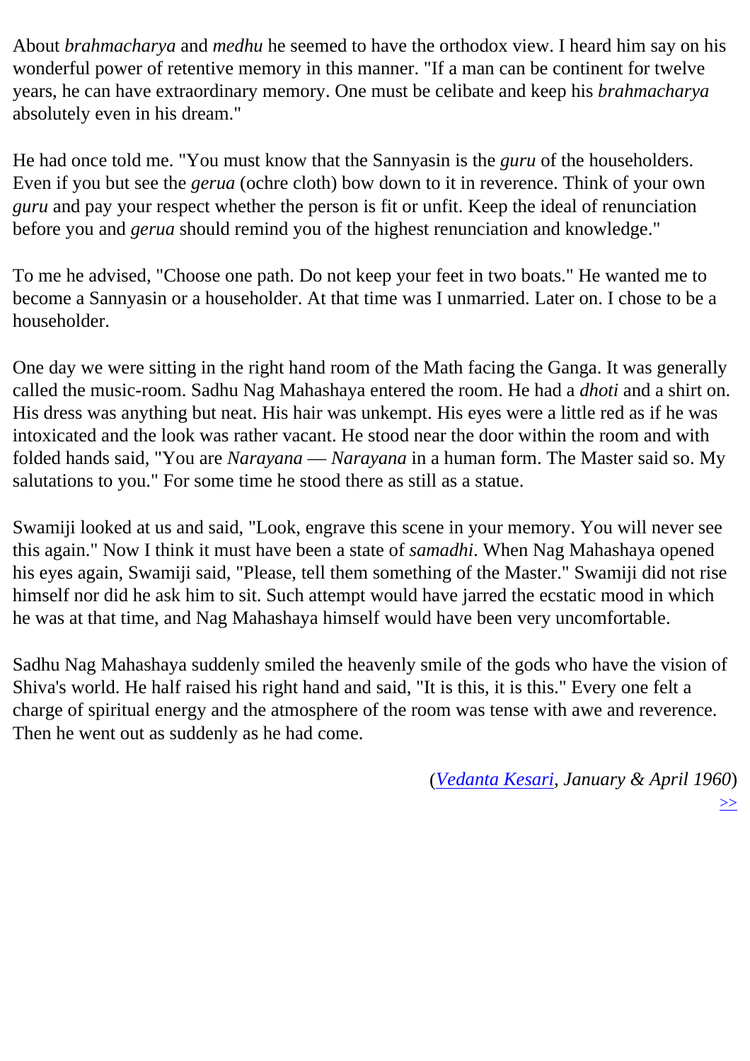About *brahmacharya* and *medhu* he seemed to have the orthodox view. I heard him say on his wonderful power of retentive memory in this manner. "If a man can be continent for twelve years, he can have extraordinary memory. One must be celibate and keep his *brahmacharya* absolutely even in his dream."

He had once told me. "You must know that the Sannyasin is the *guru* of the householders. Even if you but see the *gerua* (ochre cloth) bow down to it in reverence. Think of your own *guru* and pay your respect whether the person is fit or unfit. Keep the ideal of renunciation before you and *gerua* should remind you of the highest renunciation and knowledge."

To me he advised, "Choose one path. Do not keep your feet in two boats." He wanted me to become a Sannyasin or a householder. At that time was I unmarried. Later on. I chose to be a householder.

One day we were sitting in the right hand room of the Math facing the Ganga. It was generally called the music-room. Sadhu Nag Mahashaya entered the room. He had a *dhoti* and a shirt on. His dress was anything but neat. His hair was unkempt. His eyes were a little red as if he was intoxicated and the look was rather vacant. He stood near the door within the room and with folded hands said, "You are *Narayana* — *Narayana* in a human form. The Master said so. My salutations to you." For some time he stood there as still as a statue.

Swamiji looked at us and said, "Look, engrave this scene in your memory. You will never see this again." Now I think it must have been a state of *samadhi*. When Nag Mahashaya opened his eyes again, Swamiji said, "Please, tell them something of the Master." Swamiji did not rise himself nor did he ask him to sit. Such attempt would have jarred the ecstatic mood in which he was at that time, and Nag Mahashaya himself would have been very uncomfortable.

Sadhu Nag Mahashaya suddenly smiled the heavenly smile of the gods who have the vision of Shiva's world. He half raised his right hand and said, "It is this, it is this." Every one felt a charge of spiritual energy and the atmosphere of the room was tense with awe and reverence. Then he went out as suddenly as he had come.

(*Vedanta Kesari, January & April 1960*)

>>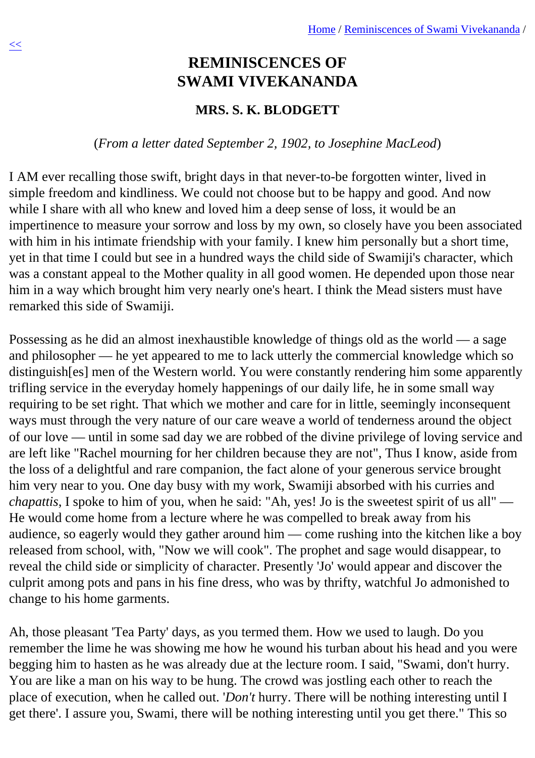# REMINISCENCES OF SWAMI VIVEKANANDA

### MRS. S. K. BLODGETT

(*From a letter dated September 2, 1902, to Josephine MacLeod*)

I AM ever recalling those swift, bright days in that never-to-be forgotten winter, lived in simple freedom and kindliness. We could not choose but to be happy and good. And now while I share with all who knew and loved him a deep sense of loss, it would be an impertinence to measure your sorrow and loss by my own, so closely have you been associated with him in his intimate friendship with your family. I knew him personally but a short time, yet in that time I could but see in a hundred ways the child side of Swamiji's character, which was a constant appeal to the Mother quality in all good women. He depended upon those near him in a way which brought him very nearly one's heart. I think the Mead sisters must have remarked this side of Swamiji.

Possessing as he did an almost inexhaustible knowledge of things old as the world — a sage and philosopher — he yet appeared to me to lack utterly the commercial knowledge which so distinguish[es] men of the Western world. You were constantly rendering him some apparently trifling service in the everyday homely happenings of our daily life, he in some small way requiring to be set right. That which we mother and care for in little, seemingly inconsequent ways must through the very nature of our care weave a world of tenderness around the object of our love — until in some sad day we are robbed of the divine privilege of loving service and are left like "Rachel mourning for her children because they are not", Thus I know, aside from the loss of a delightful and rare companion, the fact alone of your generous service brought him very near to you. One day busy with my work, Swamiji absorbed with his curries and *chapattis*, I spoke to him of you, when he said: "Ah, yes! Jo is the sweetest spirit of us all" — He would come home from a lecture where he was compelled to break away from his audience, so eagerly would they gather around him — come rushing into the kitchen like a boy released from school, with, "Now we will cook". The prophet and sage would disappear, to reveal the child side or simplicity of character. Presently 'Jo' would appear and discover the culprit among pots and pans in his fine dress, who was by thrifty, watchful Jo admonished to change to his home garments.

Ah, those pleasant 'Tea Party' days, as you termed them. How we used to laugh. Do you remember the lime he was showing me how he wound his turban about his head and you were begging him to hasten as he was already due at the lecture room. I said, "Swami, don't hurry. You are like a man on his way to be hung. The crowd was jostling each other to reach the place of execution, when he called out. '*Don't* hurry. There will be nothing interesting until I get there'. I assure you, Swami, there will be nothing interesting until you get there." This so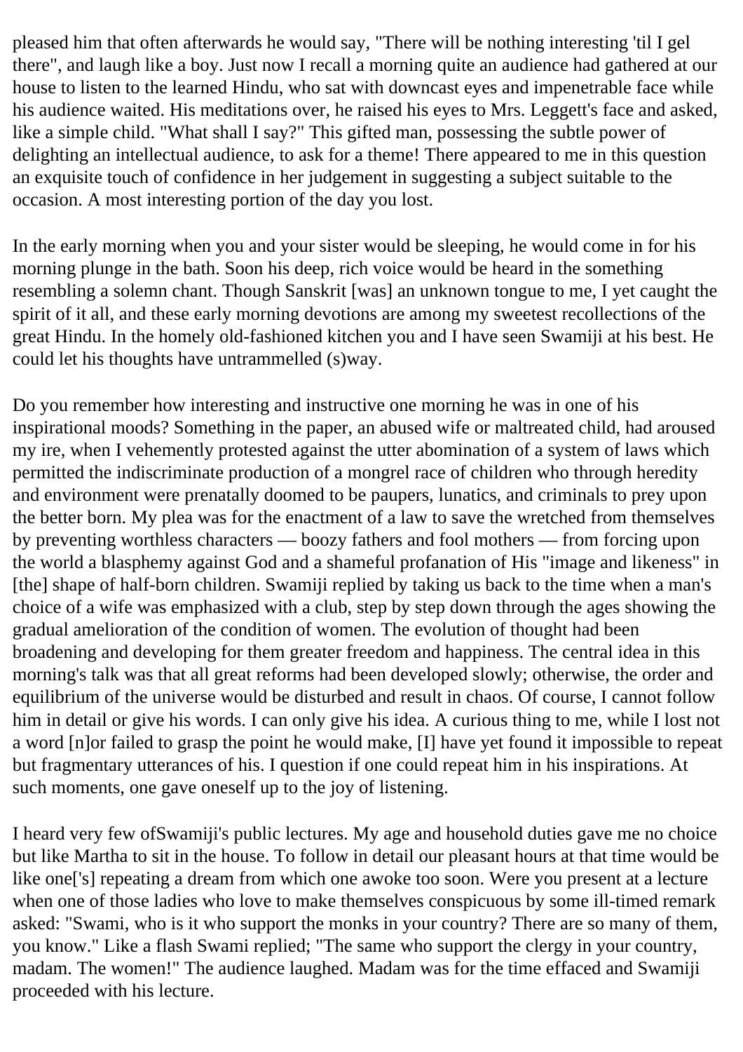pleased him that often afterwards he would say, "There will be nothing interesting 'til I gel there", and laugh like a boy. Just now I recall a morning quite an audience had gathered at our house to listen to the learned Hindu, who sat with downcast eyes and impenetrable face while his audience waited. His meditations over, he raised his eyes to Mrs. Leggett's face and asked, like a simple child. "What shall I say?" This gifted man, possessing the subtle power of delighting an intellectual audience, to ask for a theme! There appeared to me in this question an exquisite touch of confidence in her judgement in suggesting a subject suitable to the occasion. A most interesting portion of the day you lost.

In the early morning when you and your sister would be sleeping, he would come in for his morning plunge in the bath. Soon his deep, rich voice would be heard in the something resembling a solemn chant. Though Sanskrit [was] an unknown tongue to me, I yet caught the spirit of it all, and these early morning devotions are among my sweetest recollections of the great Hindu. In the homely old-fashioned kitchen you and I have seen Swamiji at his best. He could let his thoughts have untrammelled (s)way.

Do you remember how interesting and instructive one morning he was in one of his inspirational moods? Something in the paper, an abused wife or maltreated child, had aroused my ire, when I vehemently protested against the utter abomination of a system of laws which permitted the indiscriminate production of a mongrel race of children who through heredity and environment were prenatally doomed to be paupers, lunatics, and criminals to prey upon the better born. My plea was for the enactment of a law to save the wretched from themselves by preventing worthless characters — boozy fathers and fool mothers — from forcing upon the world a blasphemy against God and a shameful profanation of His "image and likeness" in [the] shape of half-born children. Swamiji replied by taking us back to the time when a man's choice of a wife was emphasized with a club, step by step down through the ages showing the gradual amelioration of the condition of women. The evolution of thought had been broadening and developing for them greater freedom and happiness. The central idea in this morning's talk was that all great reforms had been developed slowly; otherwise, the order and equilibrium of the universe would be disturbed and result in chaos. Of course, I cannot follow him in detail or give his words. I can only give his idea. A curious thing to me, while I lost not a word [n]or failed to grasp the point he would make, [I] have yet found it impossible to repeat but fragmentary utterances of his. I question if one could repeat him in his inspirations. At such moments, one gave oneself up to the joy of listening.

I heard very few ofSwamiji's public lectures. My age and household duties gave me no choice but like Martha to sit in the house. To follow in detail our pleasant hours at that time would be like one['s] repeating a dream from which one awoke too soon. Were you present at a lecture when one of those ladies who love to make themselves conspicuous by some ill-timed remark asked: "Swami, who is it who support the monks in your country? There are so many of them, you know." Like a flash Swami replied; "The same who support the clergy in your country, madam. The women!" The audience laughed. Madam was for the time effaced and Swamiji proceeded with his lecture.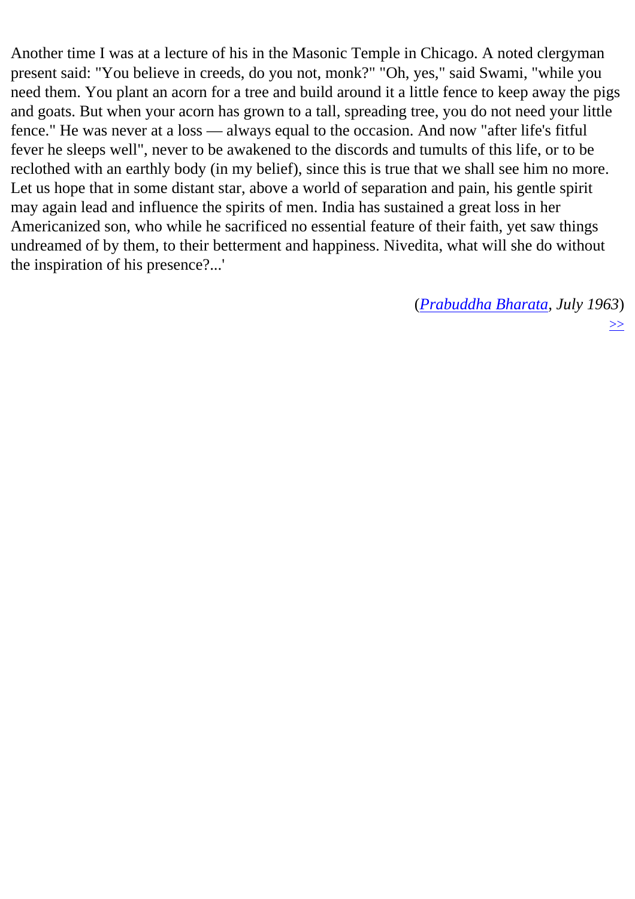Another time I was at a lecture of his in the Masonic Temple in Chicago. A noted clergyman present said: "You believe in creeds, do you not, monk?" "Oh, yes," said Swami, "while you need them. You plant an acorn for a tree and build around it a little fence to keep away the pigs and goats. But when your acorn has grown to a tall, spreading tree, you do not need your little fence." He was never at a loss — always equal to the occasion. And now "after life's fitful fever he sleeps well", never to be awakened to the discords and tumults of this life, or to be reclothed with an earthly body (in my belief), since this is true that we shall see him no more. Let us hope that in some distant star, above a world of separation and pain, his gentle spirit may again lead and influence the spirits of men. India has sustained a great loss in her Americanized son, who while he sacrificed no essential feature of their faith, yet saw things undreamed of by them, to their betterment and happiness. Nivedita, what will she do without the inspiration of his presence?...'

(*Prabuddha Bharata, July 1963*)

>>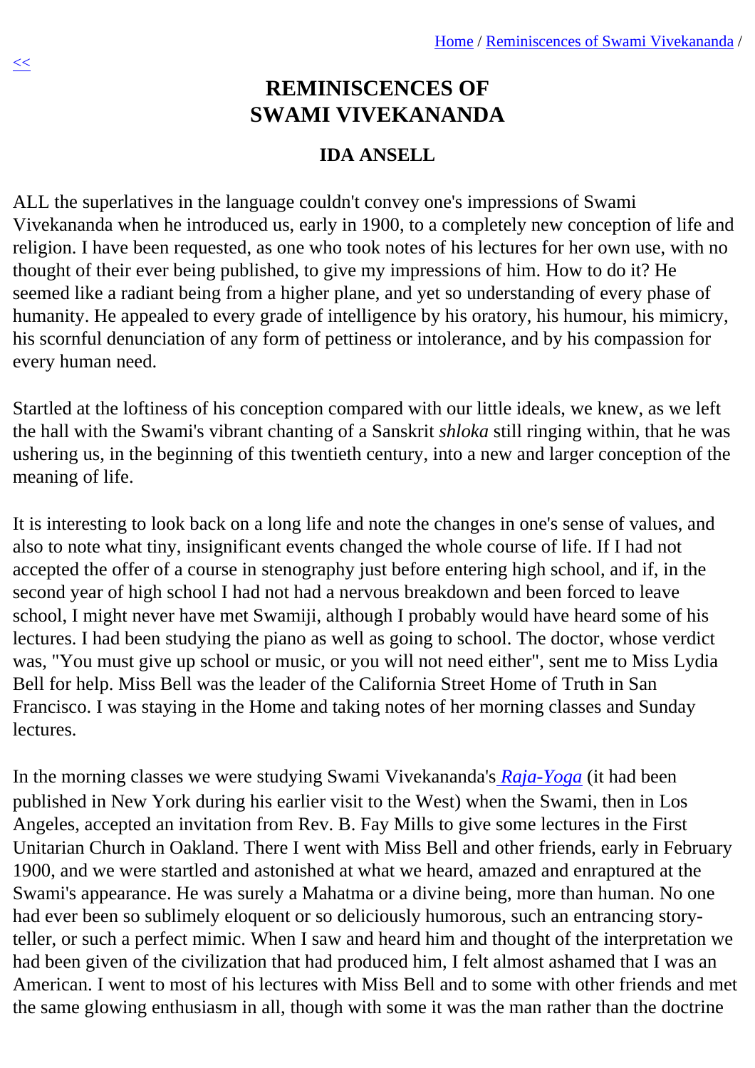# REMINISCENCES OF SWAMI VIVEKANANDA

### IDA ANSELL

ALL the superlatives in the language couldn't convey one's impressions of Swami Vivekananda when he introduced us, early in 1900, to a completely new conception of life and religion. I have been requested, as one who took notes of his lectures for her own use, with no thought of their ever being published, to give my impressions of him. How to do it? He seemed like a radiant being from a higher plane, and yet so understanding of every phase of humanity. He appealed to every grade of intelligence by his oratory, his humour, his mimicry, his scornful denunciation of any form of pettiness or intolerance, and by his compassion for every human need.

Startled at the loftiness of his conception compared with our little ideals, we knew, as we left the hall with the Swami's vibrant chanting of a Sanskrit *shloka* still ringing within, that he was ushering us, in the beginning of this twentieth century, into a new and larger conception of the meaning of life.

It is interesting to look back on a long life and note the changes in one's sense of values, and also to note what tiny, insignificant events changed the whole course of life. If I had not accepted the offer of a course in stenography just before entering high school, and if, in the second year of high school I had not had a nervous breakdown and been forced to leave school, I might never have met Swamiji, although I probably would have heard some of his lectures. I had been studying the piano as well as going to school. The doctor, whose verdict was, "You must give up school or music, or you will not need either", sent me to Miss Lydia Bell for help. Miss Bell was the leader of the California Street Home of Truth in San Francisco. I was staying in the Home and taking notes of her morning classes and Sunday lectures.

In the morning classes we were studying Swami Vivekananda's *Raja-Yoga* (it had been published in New York during his earlier visit to the West) when the Swami, then in Los Angeles, accepted an invitation from Rev. B. Fay Mills to give some lectures in the First Unitarian Church in Oakland. There I went with Miss Bell and other friends, early in February 1900, and we were startled and astonished at what we heard, amazed and enraptured at the Swami's appearance. He was surely a Mahatma or a divine being, more than human. No one had ever been so sublimely eloquent or so deliciously humorous, such an entrancing story-teller, or such a perfect mimic. When I saw and heard him and thought of the interpretation we had been given of the civilization that had produced him, I felt almost ashamed that I was an American. I went to most of his lectures with Miss Bell and to some with other friends and met the same glowing enthusiasm in all, though with some it was the man rather than the doctrine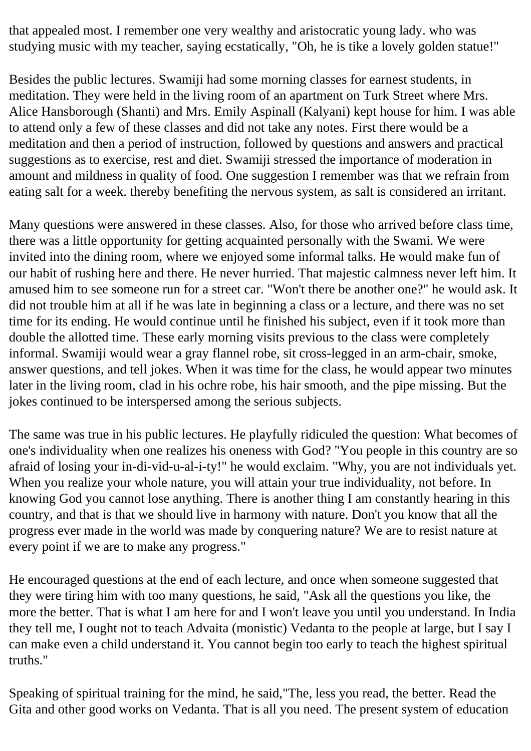that appealed most. I remember one very wealthy and aristocratic young lady. who was studying music with my teacher, saying ecstatically, "Oh, he is tike a lovely golden statue!"

Besides the public lectures. Swamiji had some morning classes for earnest students, in meditation. They were held in the living room of an apartment on Turk Street where Mrs. Alice Hansborough (Shanti) and Mrs. Emily Aspinall (Kalyani) kept house for him. I was able to attend only a few of these classes and did not take any notes. First there would be a meditation and then a period of instruction, followed by questions and answers and practical suggestions as to exercise, rest and diet. Swamiji stressed the importance of moderation in amount and mildness in quality of food. One suggestion I remember was that we refrain from eating salt for a week. thereby benefiting the nervous system, as salt is considered an irritant.

Many questions were answered in these classes. Also, for those who arrived before class time, there was a little opportunity for getting acquainted personally with the Swami. We were invited into the dining room, where we enjoyed some informal talks. He would make fun of our habit of rushing here and there. He never hurried. That majestic calmness never left him. It amused him to see someone run for a street car. "Won't there be another one?" he would ask. It did not trouble him at all if he was late in beginning a class or a lecture, and there was no set time for its ending. He would continue until he finished his subject, even if it took more than double the allotted time. These early morning visits previous to the class were completely informal. Swamiji would wear a gray flannel robe, sit cross-legged in an arm-chair, smoke, answer questions, and tell jokes. When it was time for the class, he would appear two minutes later in the living room, clad in his ochre robe, his hair smooth, and the pipe missing. But the jokes continued to be interspersed among the serious subjects.

The same was true in his public lectures. He playfully ridiculed the question: What becomes of one's individuality when one realizes his oneness with God? "You people in this country are so afraid of losing your in-di-vid-u-al-i-ty!" he would exclaim. "Why, you are not individuals yet. When you realize your whole nature, you will attain your true individuality, not before. In knowing God you cannot lose anything. There is another thing I am constantly hearing in this country, and that is that we should live in harmony with nature. Don't you know that all the progress ever made in the world was made by conquering nature? We are to resist nature at every point if we are to make any progress."

He encouraged questions at the end of each lecture, and once when someone suggested that they were tiring him with too many questions, he said, "Ask all the questions you like, the more the better. That is what I am here for and I won't leave you until you understand. In India they tell me, I ought not to teach Advaita (monistic) Vedanta to the people at large, but I say I can make even a child understand it. You cannot begin too early to teach the highest spiritual truths."

Speaking of spiritual training for the mind, he said,"The, less you read, the better. Read the Gita and other good works on Vedanta. That is all you need. The present system of education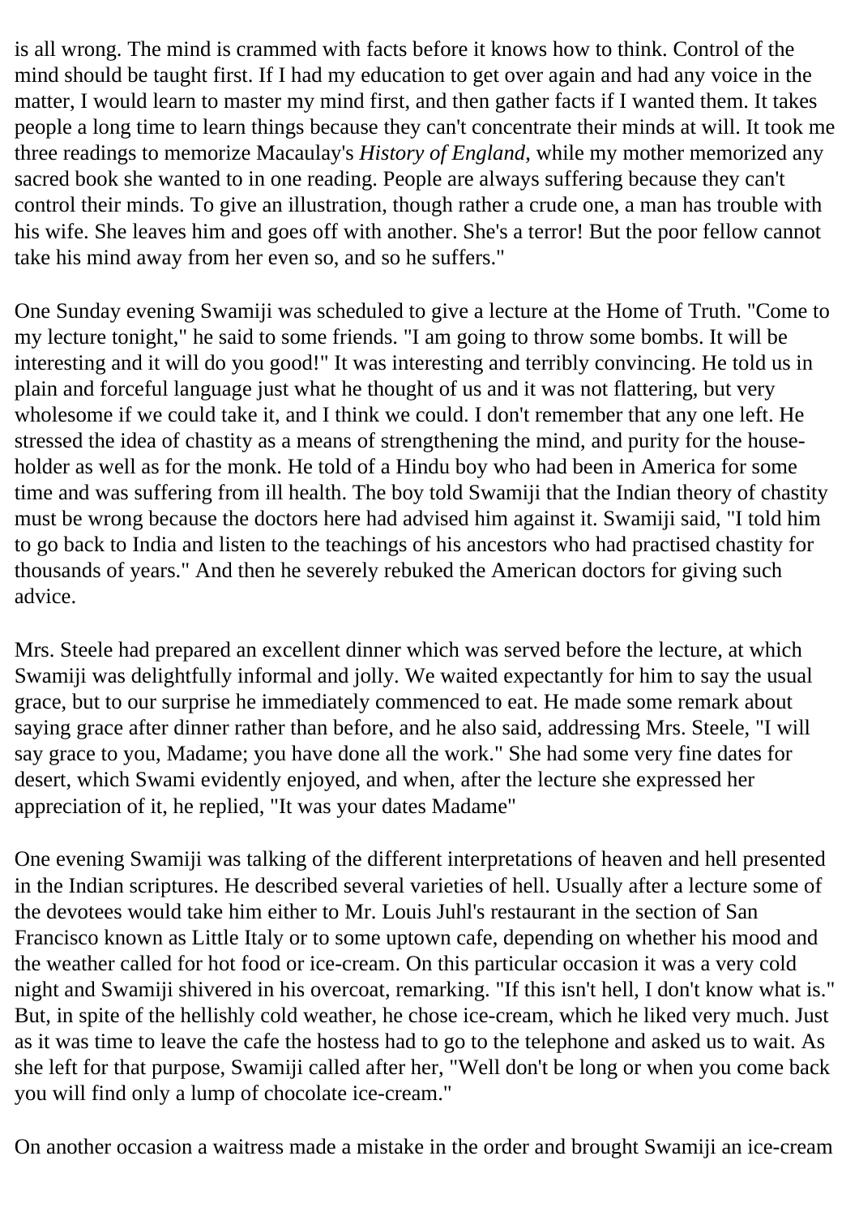is all wrong. The mind is crammed with facts before it knows how to think. Control of the mind should be taught first. If I had my education to get over again and had any voice in the matter, I would learn to master my mind first, and then gather facts if I wanted them. It takes people a long time to learn things because they can't concentrate their minds at will. It took me three readings to memorize Macaulay's *History of England*, while my mother memorized any sacred book she wanted to in one reading. People are always suffering because they can't control their minds. To give an illustration, though rather a crude one, a man has trouble with his wife. She leaves him and goes off with another. She's a terror! But the poor fellow cannot take his mind away from her even so, and so he suffers."

One Sunday evening Swamiji was scheduled to give a lecture at the Home of Truth. "Come to my lecture tonight," he said to some friends. "I am going to throw some bombs. It will be interesting and it will do you good!" It was interesting and terribly convincing. He told us in plain and forceful language just what he thought of us and it was not flattering, but very wholesome if we could take it, and I think we could. I don't remember that any one left. He stressed the idea of chastity as a means of strengthening the mind, and purity for the householder as well as for the monk. He told of a Hindu boy who had been in America for some time and was suffering from ill health. The boy told Swamiji that the Indian theory of chastity must be wrong because the doctors here had advised him against it. Swamiji said, "I told him to go back to India and listen to the teachings of his ancestors who had practised chastity for thousands of years." And then he severely rebuked the American doctors for giving such advice.

Mrs. Steele had prepared an excellent dinner which was served before the lecture, at which Swamiji was delightfully informal and jolly. We waited expectantly for him to say the usual grace, but to our surprise he immediately commenced to eat. He made some remark about saying grace after dinner rather than before, and he also said, addressing Mrs. Steele, "I will say grace to you, Madame; you have done all the work." She had some very fine dates for desert, which Swami evidently enjoyed, and when, after the lecture she expressed her appreciation of it, he replied, "It was your dates Madame"

One evening Swamiji was talking of the different interpretations of heaven and hell presented in the Indian scriptures. He described several varieties of hell. Usually after a lecture some of the devotees would take him either to Mr. Louis Juhl's restaurant in the section of San Francisco known as Little Italy or to some uptown cafe, depending on whether his mood and the weather called for hot food or ice-cream. On this particular occasion it was a very cold night and Swamiji shivered in his overcoat, remarking. "If this isn't hell, I don't know what is." But, in spite of the hellishly cold weather, he chose ice-cream, which he liked very much. Just as it was time to leave the cafe the hostess had to go to the telephone and asked us to wait. As she left for that purpose, Swamiji called after her, "Well don't be long or when you come back you will find only a lump of chocolate ice-cream."

On another occasion a waitress made a mistake in the order and brought Swamiji an ice-cream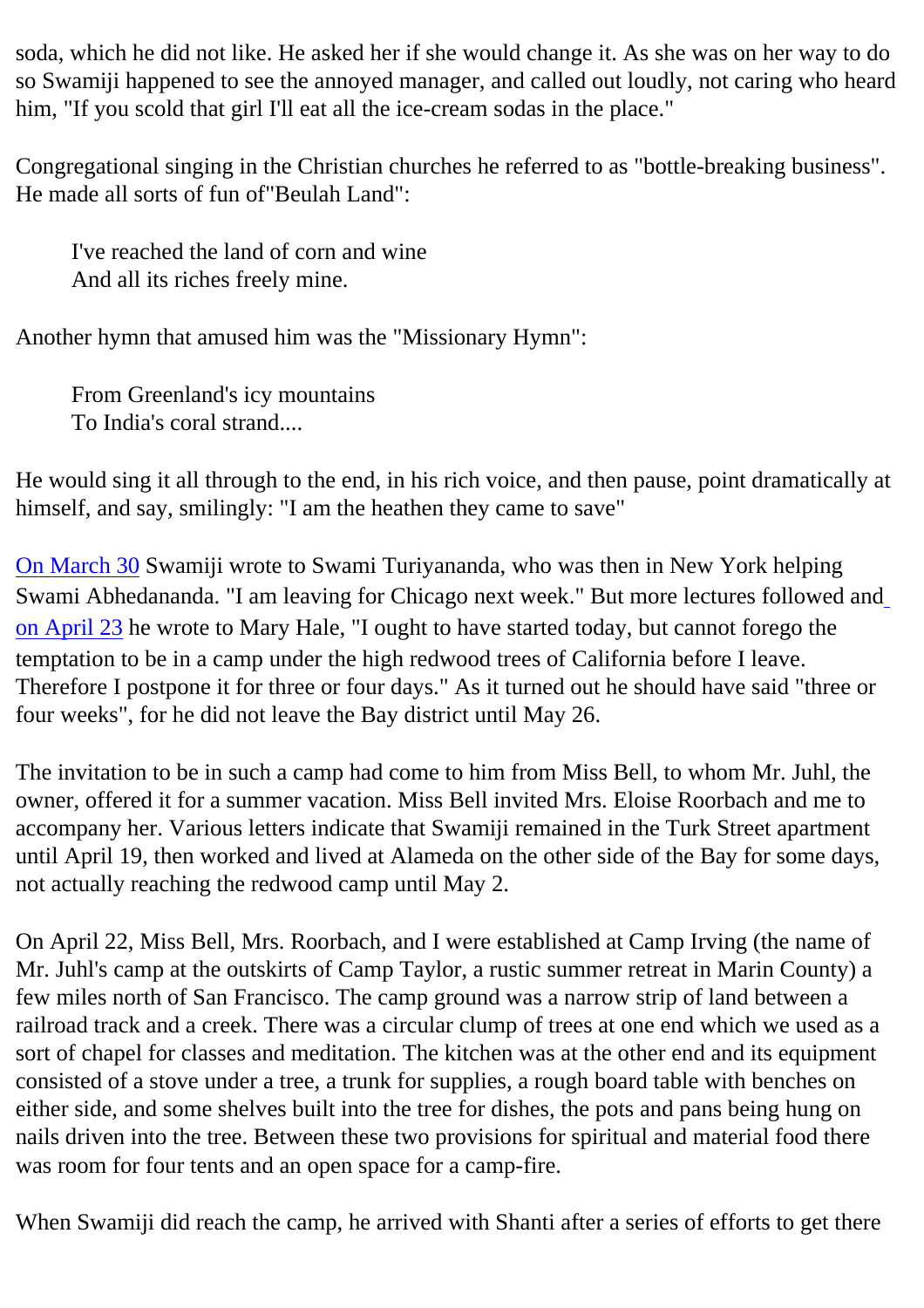soda, which he did not like. He asked her if she would change it. As she was on her way to do so Swamiji happened to see the annoyed manager, and called out loudly, not caring who heard him, "If you scold that girl I'll eat all the ice-cream sodas in the place."

Congregational singing in the Christian churches he referred to as "bottle-breaking business". He made all sorts of fun of"Beulah Land":

> I've reached the land of corn and wine
> And all its riches freely mine.

Another hymn that amused him was the "Missionary Hymn":

> From Greenland's icy mountains
> To India's coral strand....

He would sing it all through to the end, in his rich voice, and then pause, point dramatically at himself, and say, smilingly: "I am the heathen they came to save"

On March 30 Swamiji wrote to Swami Turiyananda, who was then in New York helping Swami Abhedananda. "I am leaving for Chicago next week." But more lectures followed and on April 23 he wrote to Mary Hale, "I ought to have started today, but cannot forego the temptation to be in a camp under the high redwood trees of California before I leave. Therefore I postpone it for three or four days." As it turned out he should have said "three or four weeks", for he did not leave the Bay district until May 26.

The invitation to be in such a camp had come to him from Miss Bell, to whom Mr. Juhl, the owner, offered it for a summer vacation. Miss Bell invited Mrs. Eloise Roorbach and me to accompany her. Various letters indicate that Swamiji remained in the Turk Street apartment until April 19, then worked and lived at Alameda on the other side of the Bay for some days, not actually reaching the redwood camp until May 2.

On April 22, Miss Bell, Mrs. Roorbach, and I were established at Camp Irving (the name of Mr. Juhl's camp at the outskirts of Camp Taylor, a rustic summer retreat in Marin County) a few miles north of San Francisco. The camp ground was a narrow strip of land between a railroad track and a creek. There was a circular clump of trees at one end which we used as a sort of chapel for classes and meditation. The kitchen was at the other end and its equipment consisted of a stove under a tree, a trunk for supplies, a rough board table with benches on either side, and some shelves built into the tree for dishes, the pots and pans being hung on nails driven into the tree. Between these two provisions for spiritual and material food there was room for four tents and an open space for a camp-fire.

When Swamiji did reach the camp, he arrived with Shanti after a series of efforts to get there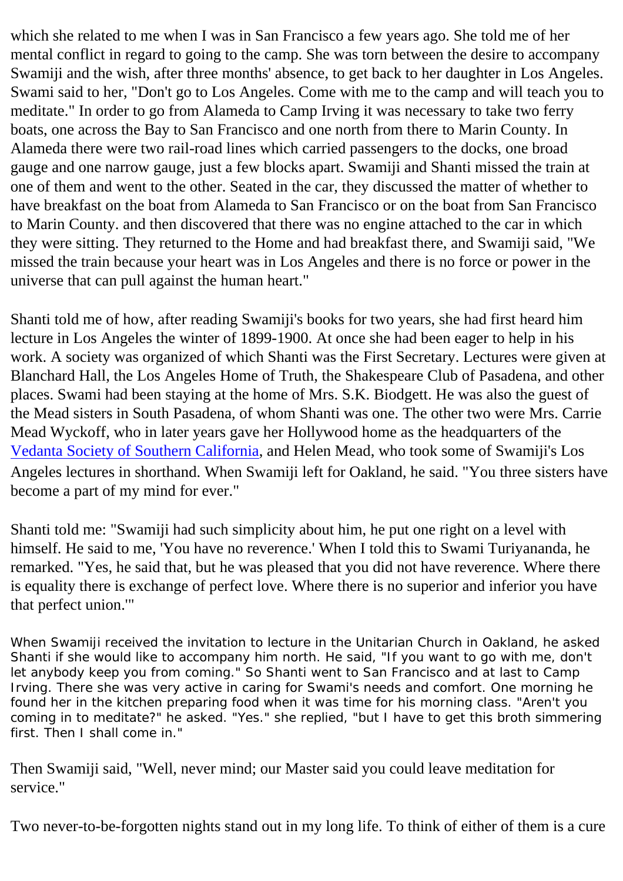which she related to me when I was in San Francisco a few years ago. She told me of her mental conflict in regard to going to the camp. She was torn between the desire to accompany Swamiji and the wish, after three months' absence, to get back to her daughter in Los Angeles. Swami said to her, "Don't go to Los Angeles. Come with me to the camp and will teach you to meditate." In order to go from Alameda to Camp Irving it was necessary to take two ferry boats, one across the Bay to San Francisco and one north from there to Marin County. In Alameda there were two rail-road lines which carried passengers to the docks, one broad gauge and one narrow gauge, just a few blocks apart. Swamiji and Shanti missed the train at one of them and went to the other. Seated in the car, they discussed the matter of whether to have breakfast on the boat from Alameda to San Francisco or on the boat from San Francisco to Marin County. and then discovered that there was no engine attached to the car in which they were sitting. They returned to the Home and had breakfast there, and Swamiji said, "We missed the train because your heart was in Los Angeles and there is no force or power in the universe that can pull against the human heart."

Shanti told me of how, after reading Swamiji's books for two years, she had first heard him lecture in Los Angeles the winter of 1899-1900. At once she had been eager to help in his work. A society was organized of which Shanti was the First Secretary. Lectures were given at Blanchard Hall, the Los Angeles Home of Truth, the Shakespeare Club of Pasadena, and other places. Swami had been staying at the home of Mrs. S.K. Biodgett. He was also the guest of the Mead sisters in South Pasadena, of whom Shanti was one. The other two were Mrs. Carrie Mead Wyckoff, who in later years gave her Hollywood home as the headquarters of the Vedanta Society of Southern California, and Helen Mead, who took some of Swamiji's Los Angeles lectures in shorthand. When Swamiji left for Oakland, he said. "You three sisters have become a part of my mind for ever."

Shanti told me: "Swamiji had such simplicity about him, he put one right on a level with himself. He said to me, 'You have no reverence.' When I told this to Swami Turiyananda, he remarked. "Yes, he said that, but he was pleased that you did not have reverence. Where there is equality there is exchange of perfect love. Where there is no superior and inferior you have that perfect union.'"

When Swamiji received the invitation to lecture in the Unitarian Church in Oakland, he asked Shanti if she would like to accompany him north. He said, "If you want to go with me, don't let anybody keep you from coming." So Shanti went to San Francisco and at last to Camp Irving. There she was very active in caring for Swami's needs and comfort. One morning he found her in the kitchen preparing food when it was time for his morning class. "Aren't you coming in to meditate?" he asked. "Yes." she replied, "but I have to get this broth simmering first. Then I shall come in."

Then Swamiji said, "Well, never mind; our Master said you could leave meditation for service."

Two never-to-be-forgotten nights stand out in my long life. To think of either of them is a cure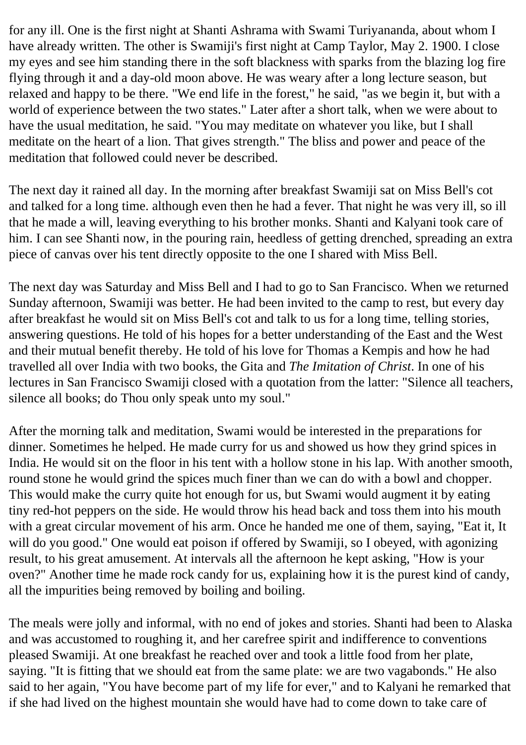for any ill. One is the first night at Shanti Ashrama with Swami Turiyananda, about whom I have already written. The other is Swamiji's first night at Camp Taylor, May 2. 1900. I close my eyes and see him standing there in the soft blackness with sparks from the blazing log fire flying through it and a day-old moon above. He was weary after a long lecture season, but relaxed and happy to be there. "We end life in the forest," he said, "as we begin it, but with a world of experience between the two states." Later after a short talk, when we were about to have the usual meditation, he said. "You may meditate on whatever you like, but I shall meditate on the heart of a lion. That gives strength." The bliss and power and peace of the meditation that followed could never be described.

The next day it rained all day. In the morning after breakfast Swamiji sat on Miss Bell's cot and talked for a long time. although even then he had a fever. That night he was very ill, so ill that he made a will, leaving everything to his brother monks. Shanti and Kalyani took care of him. I can see Shanti now, in the pouring rain, heedless of getting drenched, spreading an extra piece of canvas over his tent directly opposite to the one I shared with Miss Bell.

The next day was Saturday and Miss Bell and I had to go to San Francisco. When we returned Sunday afternoon, Swamiji was better. He had been invited to the camp to rest, but every day after breakfast he would sit on Miss Bell's cot and talk to us for a long time, telling stories, answering questions. He told of his hopes for a better understanding of the East and the West and their mutual benefit thereby. He told of his love for Thomas a Kempis and how he had travelled all over India with two books, the Gita and *The Imitation of Christ*. In one of his lectures in San Francisco Swamiji closed with a quotation from the latter: "Silence all teachers, silence all books; do Thou only speak unto my soul."

After the morning talk and meditation, Swami would be interested in the preparations for dinner. Sometimes he helped. He made curry for us and showed us how they grind spices in India. He would sit on the floor in his tent with a hollow stone in his lap. With another smooth, round stone he would grind the spices much finer than we can do with a bowl and chopper. This would make the curry quite hot enough for us, but Swami would augment it by eating tiny red-hot peppers on the side. He would throw his head back and toss them into his mouth with a great circular movement of his arm. Once he handed me one of them, saying, "Eat it, It will do you good." One would eat poison if offered by Swamiji, so I obeyed, with agonizing result, to his great amusement. At intervals all the afternoon he kept asking, "How is your oven?" Another time he made rock candy for us, explaining how it is the purest kind of candy, all the impurities being removed by boiling and boiling.

The meals were jolly and informal, with no end of jokes and stories. Shanti had been to Alaska and was accustomed to roughing it, and her carefree spirit and indifference to conventions pleased Swamiji. At one breakfast he reached over and took a little food from her plate, saying. "It is fitting that we should eat from the same plate: we are two vagabonds." He also said to her again, "You have become part of my life for ever," and to Kalyani he remarked that if she had lived on the highest mountain she would have had to come down to take care of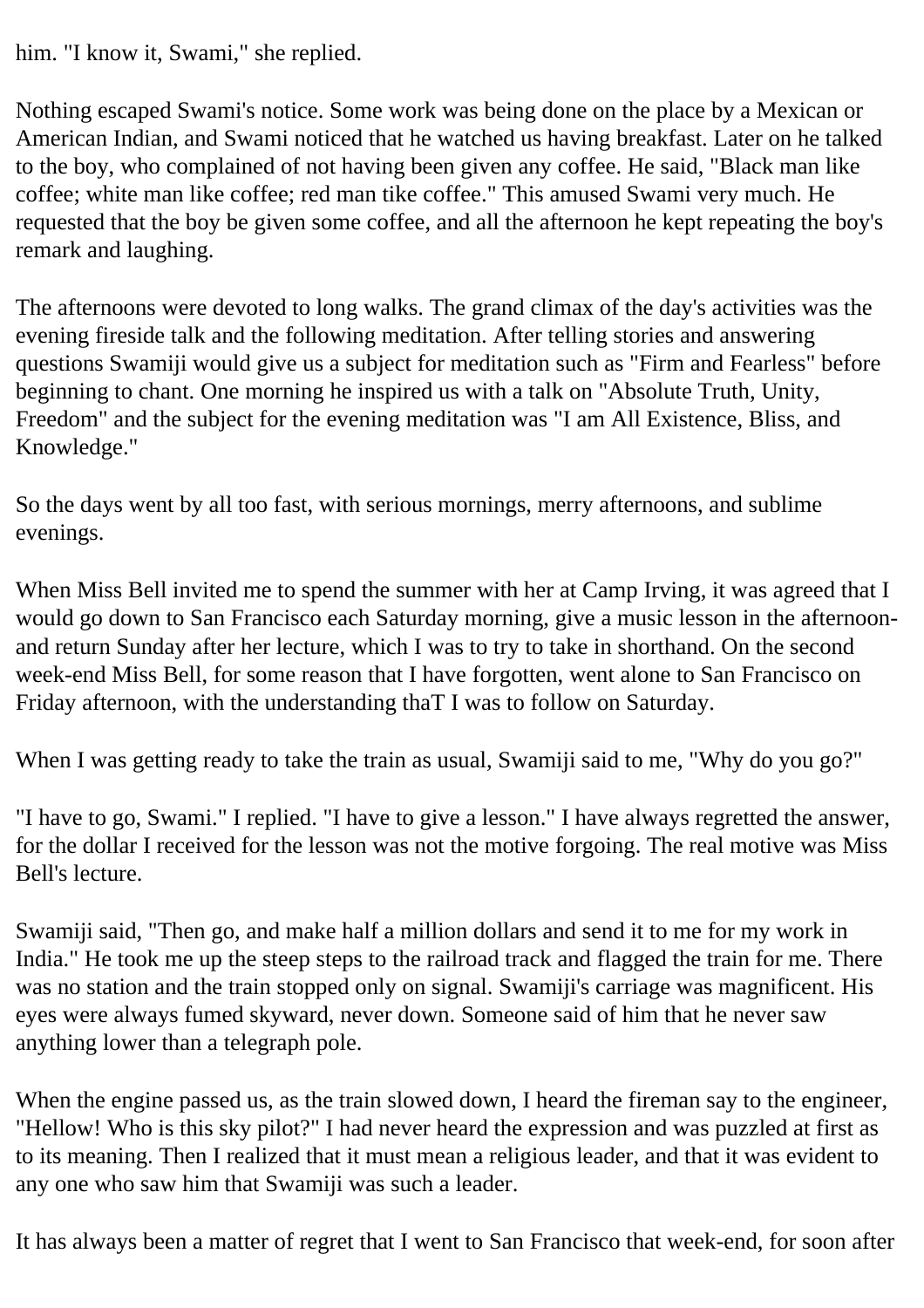him. "I know it, Swami," she replied.

Nothing escaped Swami's notice. Some work was being done on the place by a Mexican or American Indian, and Swami noticed that he watched us having breakfast. Later on he talked to the boy, who complained of not having been given any coffee. He said, "Black man like coffee; white man like coffee; red man tike coffee." This amused Swami very much. He requested that the boy be given some coffee, and all the afternoon he kept repeating the boy's remark and laughing.

The afternoons were devoted to long walks. The grand climax of the day's activities was the evening fireside talk and the following meditation. After telling stories and answering questions Swamiji would give us a subject for meditation such as "Firm and Fearless" before beginning to chant. One morning he inspired us with a talk on "Absolute Truth, Unity, Freedom" and the subject for the evening meditation was "I am All Existence, Bliss, and Knowledge."

So the days went by all too fast, with serious mornings, merry afternoons, and sublime evenings.

When Miss Bell invited me to spend the summer with her at Camp Irving, it was agreed that I would go down to San Francisco each Saturday morning, give a music lesson in the afternoon- and return Sunday after her lecture, which I was to try to take in shorthand. On the second week-end Miss Bell, for some reason that I have forgotten, went alone to San Francisco on Friday afternoon, with the understanding thaT I was to follow on Saturday.

When I was getting ready to take the train as usual, Swamiji said to me, "Why do you go?"

"I have to go, Swami." I replied. "I have to give a lesson." I have always regretted the answer, for the dollar I received for the lesson was not the motive forgoing. The real motive was Miss Bell's lecture.

Swamiji said, "Then go, and make half a million dollars and send it to me for my work in India." He took me up the steep steps to the railroad track and flagged the train for me. There was no station and the train stopped only on signal. Swamiji's carriage was magnificent. His eyes were always fumed skyward, never down. Someone said of him that he never saw anything lower than a telegraph pole.

When the engine passed us, as the train slowed down, I heard the fireman say to the engineer, "Hellow! Who is this sky pilot?" I had never heard the expression and was puzzled at first as to its meaning. Then I realized that it must mean a religious leader, and that it was evident to any one who saw him that Swamiji was such a leader.

It has always been a matter of regret that I went to San Francisco that week-end, for soon after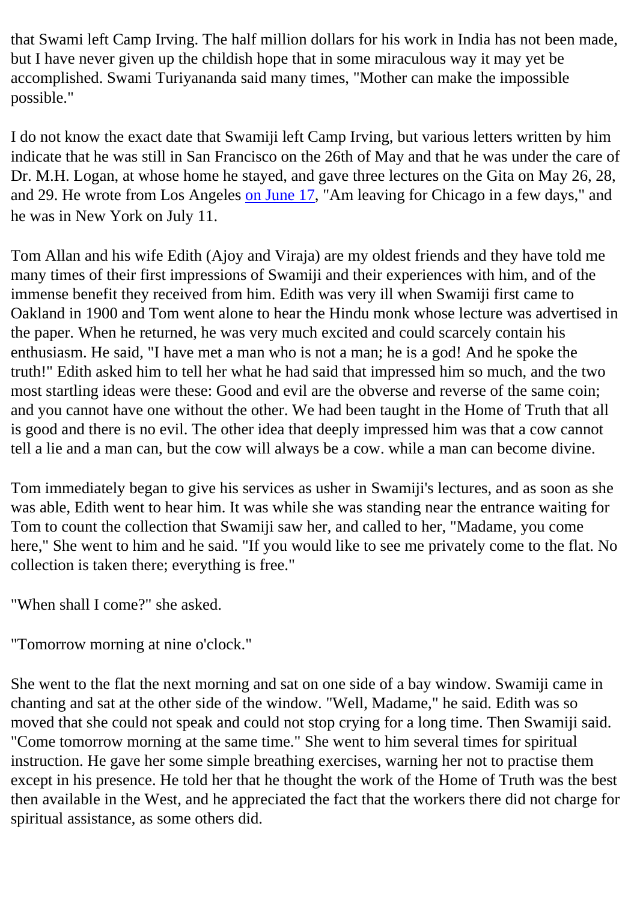that Swami left Camp Irving. The half million dollars for his work in India has not been made, but I have never given up the childish hope that in some miraculous way it may yet be accomplished. Swami Turiyananda said many times, "Mother can make the impossible possible."

I do not know the exact date that Swamiji left Camp Irving, but various letters written by him indicate that he was still in San Francisco on the 26th of May and that he was under the care of Dr. M.H. Logan, at whose home he stayed, and gave three lectures on the Gita on May 26, 28, and 29. He wrote from Los Angeles on June 17, "Am leaving for Chicago in a few days," and he was in New York on July 11.

Tom Allan and his wife Edith (Ajoy and Viraja) are my oldest friends and they have told me many times of their first impressions of Swamiji and their experiences with him, and of the immense benefit they received from him. Edith was very ill when Swamiji first came to Oakland in 1900 and Tom went alone to hear the Hindu monk whose lecture was advertised in the paper. When he returned, he was very much excited and could scarcely contain his enthusiasm. He said, "I have met a man who is not a man; he is a god! And he spoke the truth!" Edith asked him to tell her what he had said that impressed him so much, and the two most startling ideas were these: Good and evil are the obverse and reverse of the same coin; and you cannot have one without the other. We had been taught in the Home of Truth that all is good and there is no evil. The other idea that deeply impressed him was that a cow cannot tell a lie and a man can, but the cow will always be a cow. while a man can become divine.

Tom immediately began to give his services as usher in Swamiji's lectures, and as soon as she was able, Edith went to hear him. It was while she was standing near the entrance waiting for Tom to count the collection that Swamiji saw her, and called to her, "Madame, you come here," She went to him and he said. "If you would like to see me privately come to the flat. No collection is taken there; everything is free."

"When shall I come?" she asked.

"Tomorrow morning at nine o'clock."

She went to the flat the next morning and sat on one side of a bay window. Swamiji came in chanting and sat at the other side of the window. "Well, Madame," he said. Edith was so moved that she could not speak and could not stop crying for a long time. Then Swamiji said. "Come tomorrow morning at the same time." She went to him several times for spiritual instruction. He gave her some simple breathing exercises, warning her not to practise them except in his presence. He told her that he thought the work of the Home of Truth was the best then available in the West, and he appreciated the fact that the workers there did not charge for spiritual assistance, as some others did.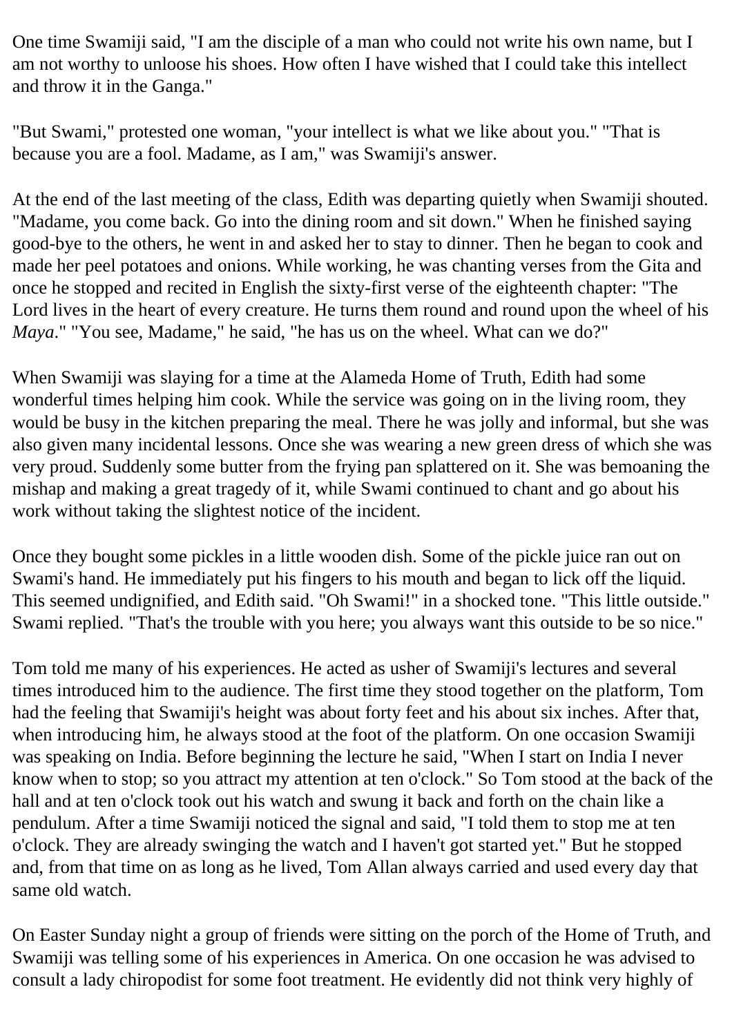One time Swamiji said, "I am the disciple of a man who could not write his own name, but I am not worthy to unloose his shoes. How often I have wished that I could take this intellect and throw it in the Ganga."

"But Swami," protested one woman, "your intellect is what we like about you." "That is because you are a fool. Madame, as I am," was Swamiji's answer.

At the end of the last meeting of the class, Edith was departing quietly when Swamiji shouted. "Madame, you come back. Go into the dining room and sit down." When he finished saying good-bye to the others, he went in and asked her to stay to dinner. Then he began to cook and made her peel potatoes and onions. While working, he was chanting verses from the Gita and once he stopped and recited in English the sixty-first verse of the eighteenth chapter: "The Lord lives in the heart of every creature. He turns them round and round upon the wheel of his *Maya*." "You see, Madame," he said, "he has us on the wheel. What can we do?"

When Swamiji was slaying for a time at the Alameda Home of Truth, Edith had some wonderful times helping him cook. While the service was going on in the living room, they would be busy in the kitchen preparing the meal. There he was jolly and informal, but she was also given many incidental lessons. Once she was wearing a new green dress of which she was very proud. Suddenly some butter from the frying pan splattered on it. She was bemoaning the mishap and making a great tragedy of it, while Swami continued to chant and go about his work without taking the slightest notice of the incident.

Once they bought some pickles in a little wooden dish. Some of the pickle juice ran out on Swami's hand. He immediately put his fingers to his mouth and began to lick off the liquid. This seemed undignified, and Edith said. "Oh Swami!" in a shocked tone. "This little outside." Swami replied. "That's the trouble with you here; you always want this outside to be so nice."

Tom told me many of his experiences. He acted as usher of Swamiji's lectures and several times introduced him to the audience. The first time they stood together on the platform, Tom had the feeling that Swamiji's height was about forty feet and his about six inches. After that, when introducing him, he always stood at the foot of the platform. On one occasion Swamiji was speaking on India. Before beginning the lecture he said, "When I start on India I never know when to stop; so you attract my attention at ten o'clock." So Tom stood at the back of the hall and at ten o'clock took out his watch and swung it back and forth on the chain like a pendulum. After a time Swamiji noticed the signal and said, "I told them to stop me at ten o'clock. They are already swinging the watch and I haven't got started yet." But he stopped and, from that time on as long as he lived, Tom Allan always carried and used every day that same old watch.

On Easter Sunday night a group of friends were sitting on the porch of the Home of Truth, and Swamiji was telling some of his experiences in America. On one occasion he was advised to consult a lady chiropodist for some foot treatment. He evidently did not think very highly of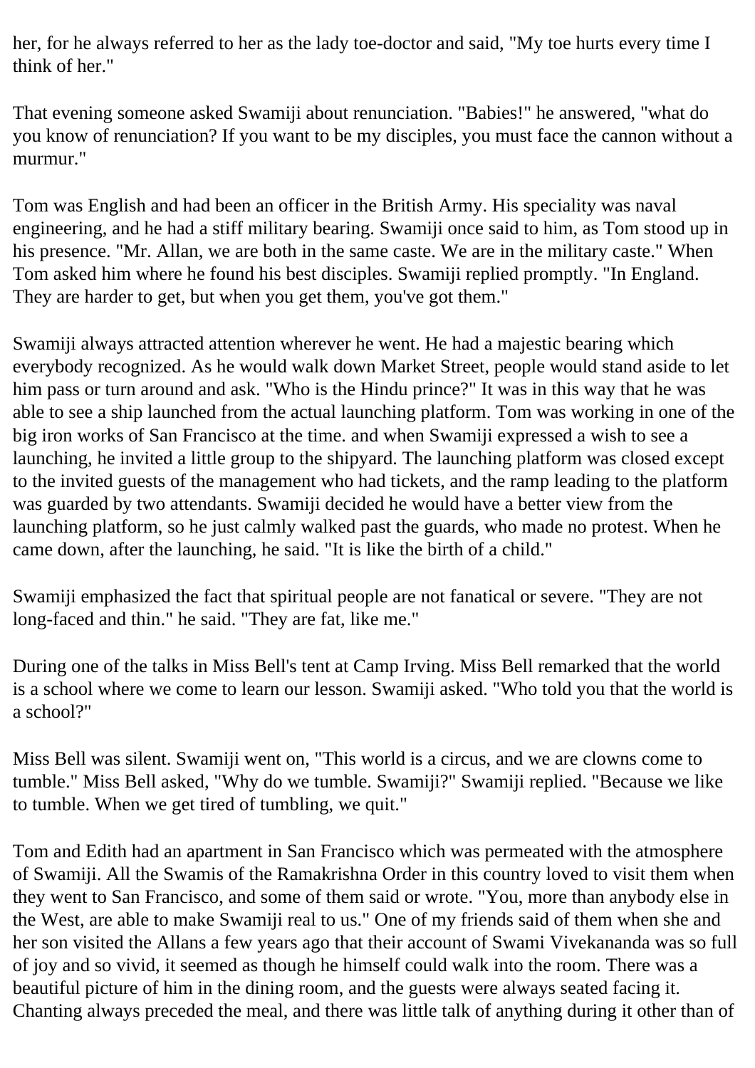her, for he always referred to her as the lady toe-doctor and said, "My toe hurts every time I think of her."

That evening someone asked Swamiji about renunciation. "Babies!" he answered, "what do you know of renunciation? If you want to be my disciples, you must face the cannon without a murmur."

Tom was English and had been an officer in the British Army. His speciality was naval engineering, and he had a stiff military bearing. Swamiji once said to him, as Tom stood up in his presence. "Mr. Allan, we are both in the same caste. We are in the military caste." When Tom asked him where he found his best disciples. Swamiji replied promptly. "In England. They are harder to get, but when you get them, you've got them."

Swamiji always attracted attention wherever he went. He had a majestic bearing which everybody recognized. As he would walk down Market Street, people would stand aside to let him pass or turn around and ask. "Who is the Hindu prince?" It was in this way that he was able to see a ship launched from the actual launching platform. Tom was working in one of the big iron works of San Francisco at the time. and when Swamiji expressed a wish to see a launching, he invited a little group to the shipyard. The launching platform was closed except to the invited guests of the management who had tickets, and the ramp leading to the platform was guarded by two attendants. Swamiji decided he would have a better view from the launching platform, so he just calmly walked past the guards, who made no protest. When he came down, after the launching, he said. "It is like the birth of a child."

Swamiji emphasized the fact that spiritual people are not fanatical or severe. "They are not long-faced and thin." he said. "They are fat, like me."

During one of the talks in Miss Bell's tent at Camp Irving. Miss Bell remarked that the world is a school where we come to learn our lesson. Swamiji asked. "Who told you that the world is a school?"

Miss Bell was silent. Swamiji went on, "This world is a circus, and we are clowns come to tumble." Miss Bell asked, "Why do we tumble. Swamiji?" Swamiji replied. "Because we like to tumble. When we get tired of tumbling, we quit."

Tom and Edith had an apartment in San Francisco which was permeated with the atmosphere of Swamiji. All the Swamis of the Ramakrishna Order in this country loved to visit them when they went to San Francisco, and some of them said or wrote. "You, more than anybody else in the West, are able to make Swamiji real to us." One of my friends said of them when she and her son visited the Allans a few years ago that their account of Swami Vivekananda was so full of joy and so vivid, it seemed as though he himself could walk into the room. There was a beautiful picture of him in the dining room, and the guests were always seated facing it. Chanting always preceded the meal, and there was little talk of anything during it other than of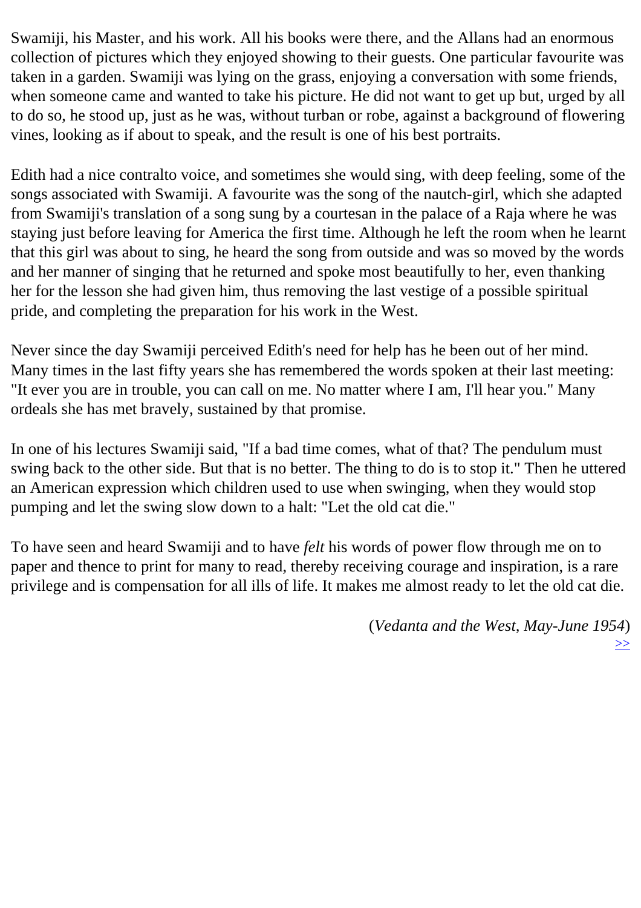Swamiji, his Master, and his work. All his books were there, and the Allans had an enormous collection of pictures which they enjoyed showing to their guests. One particular favourite was taken in a garden. Swamiji was lying on the grass, enjoying a conversation with some friends, when someone came and wanted to take his picture. He did not want to get up but, urged by all to do so, he stood up, just as he was, without turban or robe, against a background of flowering vines, looking as if about to speak, and the result is one of his best portraits.

Edith had a nice contralto voice, and sometimes she would sing, with deep feeling, some of the songs associated with Swamiji. A favourite was the song of the nautch-girl, which she adapted from Swamiji's translation of a song sung by a courtesan in the palace of a Raja where he was staying just before leaving for America the first time. Although he left the room when he learnt that this girl was about to sing, he heard the song from outside and was so moved by the words and her manner of singing that he returned and spoke most beautifully to her, even thanking her for the lesson she had given him, thus removing the last vestige of a possible spiritual pride, and completing the preparation for his work in the West.

Never since the day Swamiji perceived Edith's need for help has he been out of her mind. Many times in the last fifty years she has remembered the words spoken at their last meeting: "It ever you are in trouble, you can call on me. No matter where I am, I'll hear you." Many ordeals she has met bravely, sustained by that promise.

In one of his lectures Swamiji said, "If a bad time comes, what of that? The pendulum must swing back to the other side. But that is no better. The thing to do is to stop it." Then he uttered an American expression which children used to use when swinging, when they would stop pumping and let the swing slow down to a halt: "Let the old cat die."

To have seen and heard Swamiji and to have *felt* his words of power flow through me on to paper and thence to print for many to read, thereby receiving courage and inspiration, is a rare privilege and is compensation for all ills of life. It makes me almost ready to let the old cat die.

(*Vedanta and the West, May-June 1954*)

>>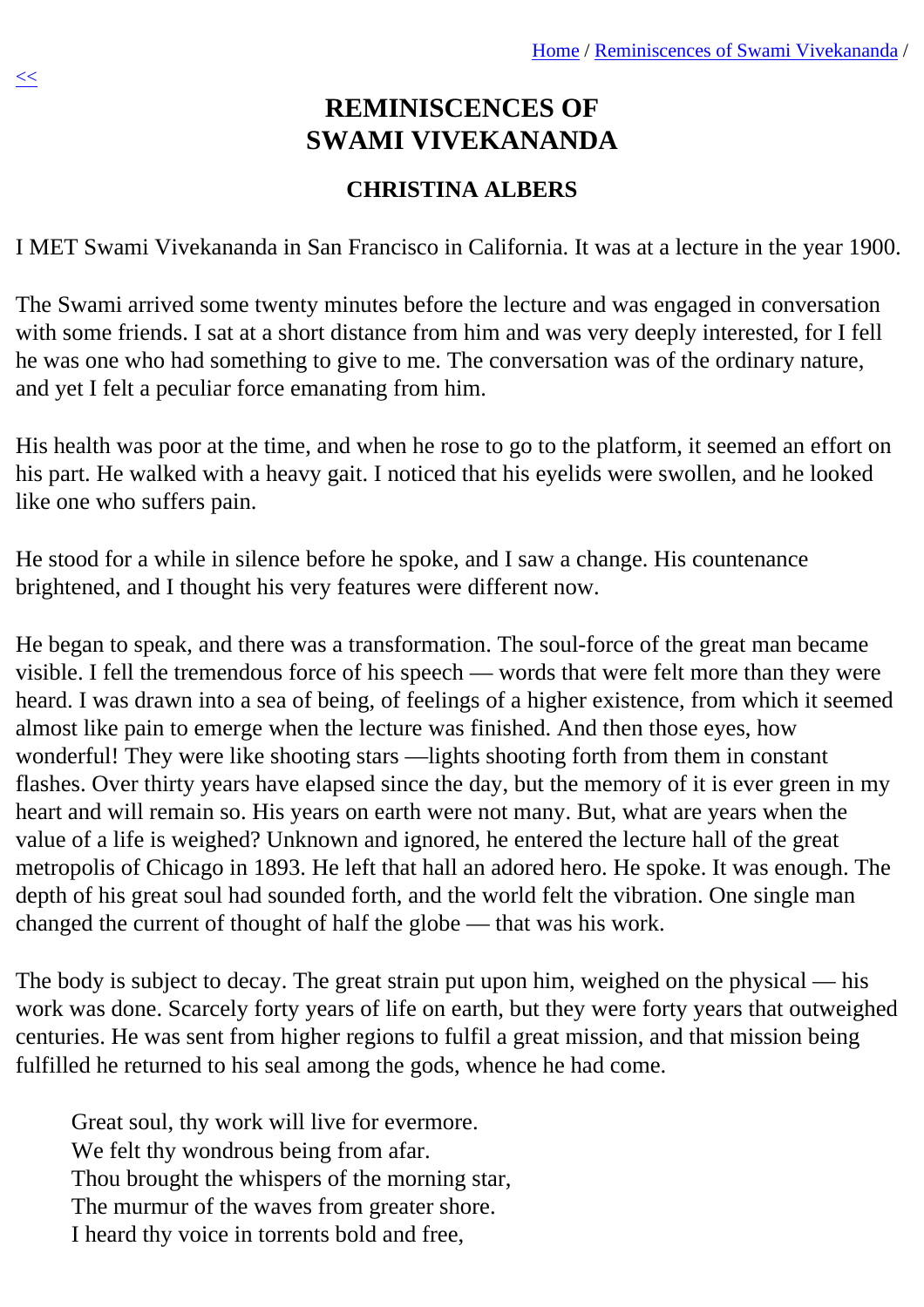# REMINISCENCES OF SWAMI VIVEKANANDA

## CHRISTINA ALBERS

I MET Swami Vivekananda in San Francisco in California. It was at a lecture in the year 1900.

The Swami arrived some twenty minutes before the lecture and was engaged in conversation with some friends. I sat at a short distance from him and was very deeply interested, for I fell he was one who had something to give to me. The conversation was of the ordinary nature, and yet I felt a peculiar force emanating from him.

His health was poor at the time, and when he rose to go to the platform, it seemed an effort on his part. He walked with a heavy gait. I noticed that his eyelids were swollen, and he looked like one who suffers pain.

He stood for a while in silence before he spoke, and I saw a change. His countenance brightened, and I thought his very features were different now.

He began to speak, and there was a transformation. The soul-force of the great man became visible. I fell the tremendous force of his speech — words that were felt more than they were heard. I was drawn into a sea of being, of feelings of a higher existence, from which it seemed almost like pain to emerge when the lecture was finished. And then those eyes, how wonderful! They were like shooting stars —lights shooting forth from them in constant flashes. Over thirty years have elapsed since the day, but the memory of it is ever green in my heart and will remain so. His years on earth were not many. But, what are years when the value of a life is weighed? Unknown and ignored, he entered the lecture hall of the great metropolis of Chicago in 1893. He left that hall an adored hero. He spoke. It was enough. The depth of his great soul had sounded forth, and the world felt the vibration. One single man changed the current of thought of half the globe — that was his work.

The body is subject to decay. The great strain put upon him, weighed on the physical — his work was done. Scarcely forty years of life on earth, but they were forty years that outweighed centuries. He was sent from higher regions to fulfil a great mission, and that mission being fulfilled he returned to his seal among the gods, whence he had come.

> Great soul, thy work will live for evermore.
> We felt thy wondrous being from afar.
> Thou brought the whispers of the morning star,
> The murmur of the waves from greater shore.
> I heard thy voice in torrents bold and free,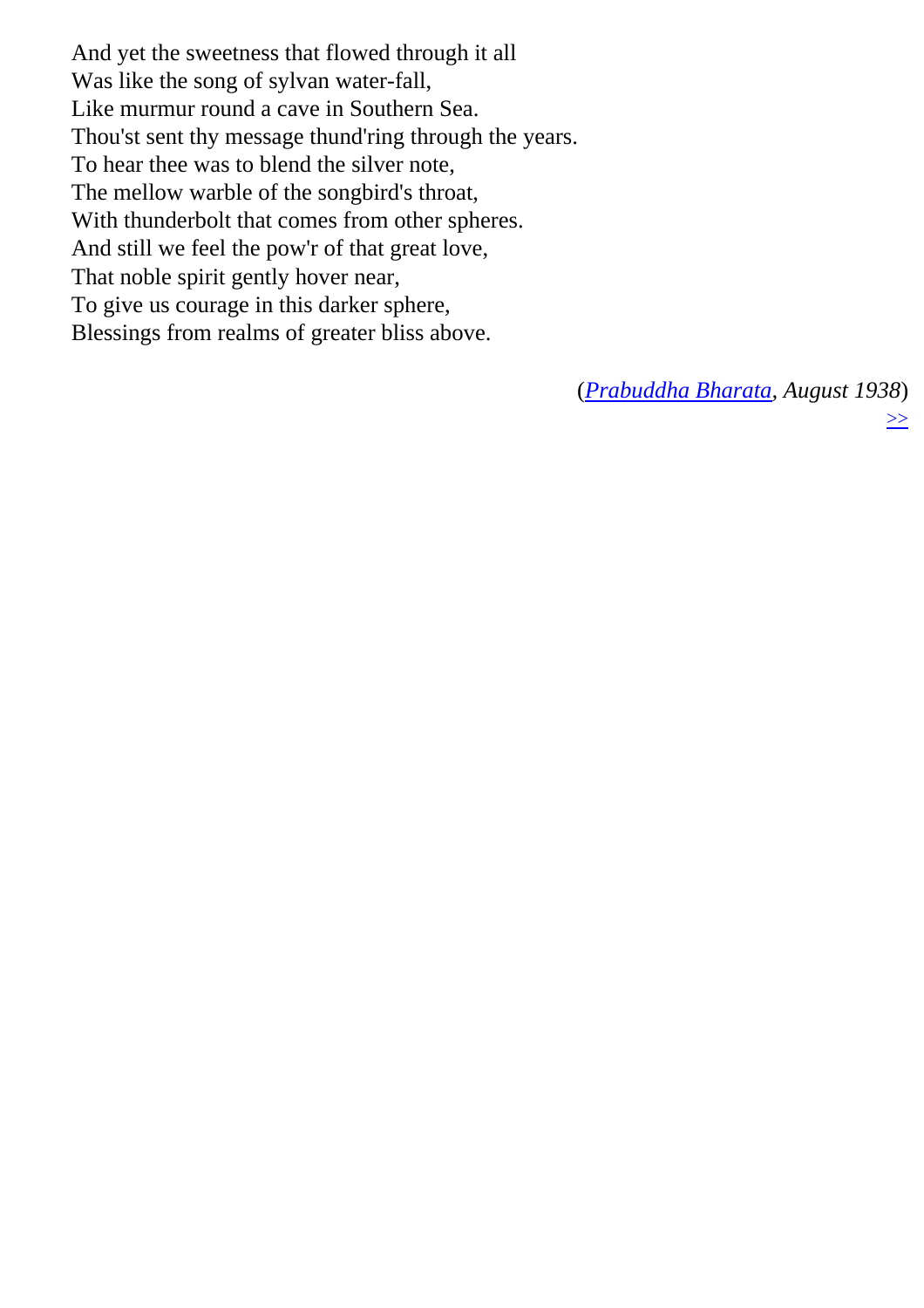And yet the sweetness that flowed through it all  
Was like the song of sylvan water-fall,  
Like murmur round a cave in Southern Sea.  
Thou'st sent thy message thund'ring through the years.  
To hear thee was to blend the silver note,  
The mellow warble of the songbird's throat,  
With thunderbolt that comes from other spheres.  
And still we feel the pow'r of that great love,  
That noble spirit gently hover near,  
To give us courage in this darker sphere,  
Blessings from realms of greater bliss above.

(*Prabuddha Bharata, August 1938*)
>>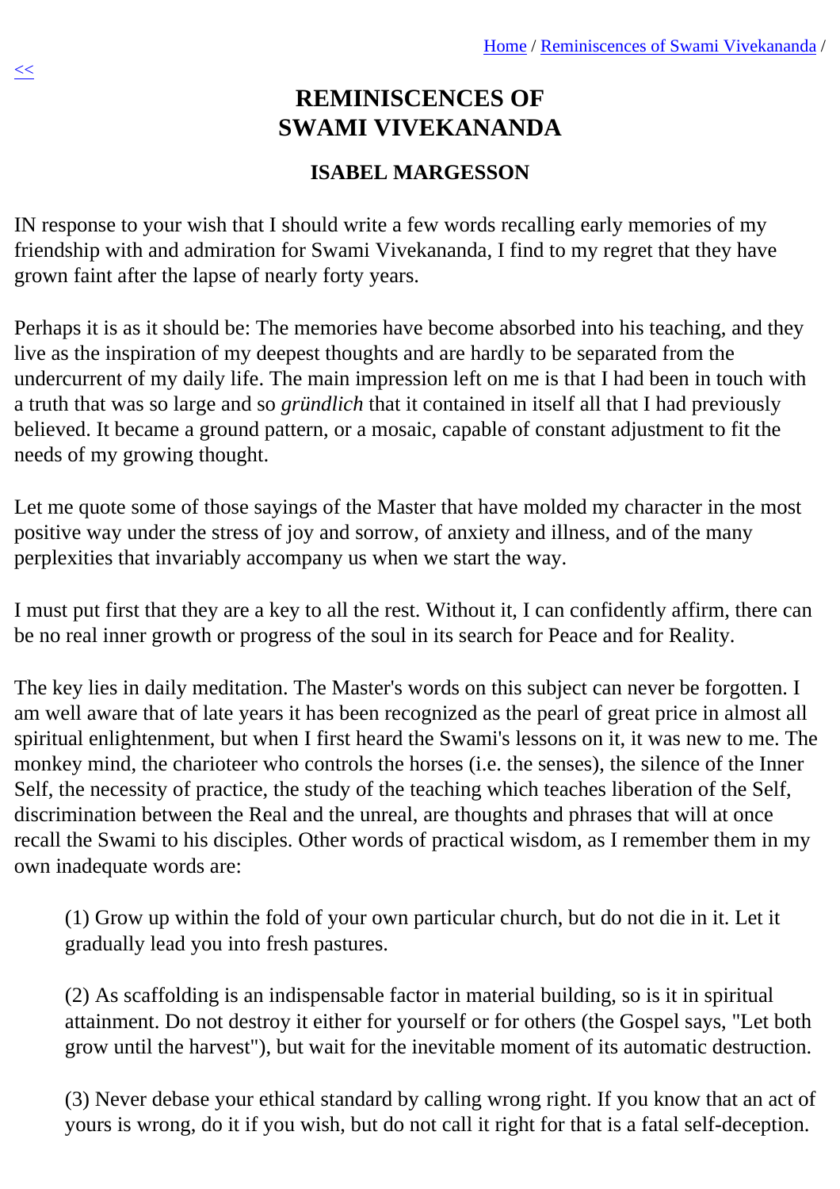# REMINISCENCES OF SWAMI VIVEKANANDA

## ISABEL MARGESSON

IN response to your wish that I should write a few words recalling early memories of my friendship with and admiration for Swami Vivekananda, I find to my regret that they have grown faint after the lapse of nearly forty years.

Perhaps it is as it should be: The memories have become absorbed into his teaching, and they live as the inspiration of my deepest thoughts and are hardly to be separated from the undercurrent of my daily life. The main impression left on me is that I had been in touch with a truth that was so large and so *gründlich* that it contained in itself all that I had previously believed. It became a ground pattern, or a mosaic, capable of constant adjustment to fit the needs of my growing thought.

Let me quote some of those sayings of the Master that have molded my character in the most positive way under the stress of joy and sorrow, of anxiety and illness, and of the many perplexities that invariably accompany us when we start the way.

I must put first that they are a key to all the rest. Without it, I can confidently affirm, there can be no real inner growth or progress of the soul in its search for Peace and for Reality.

The key lies in daily meditation. The Master's words on this subject can never be forgotten. I am well aware that of late years it has been recognized as the pearl of great price in almost all spiritual enlightenment, but when I first heard the Swami's lessons on it, it was new to me. The monkey mind, the charioteer who controls the horses (i.e. the senses), the silence of the Inner Self, the necessity of practice, the study of the teaching which teaches liberation of the Self, discrimination between the Real and the unreal, are thoughts and phrases that will at once recall the Swami to his disciples. Other words of practical wisdom, as I remember them in my own inadequate words are:

> (1) Grow up within the fold of your own particular church, but do not die in it. Let it gradually lead you into fresh pastures.
>
> (2) As scaffolding is an indispensable factor in material building, so is it in spiritual attainment. Do not destroy it either for yourself or for others (the Gospel says, "Let both grow until the harvest"), but wait for the inevitable moment of its automatic destruction.
>
> (3) Never debase your ethical standard by calling wrong right. If you know that an act of yours is wrong, do it if you wish, but do not call it right for that is a fatal self-deception.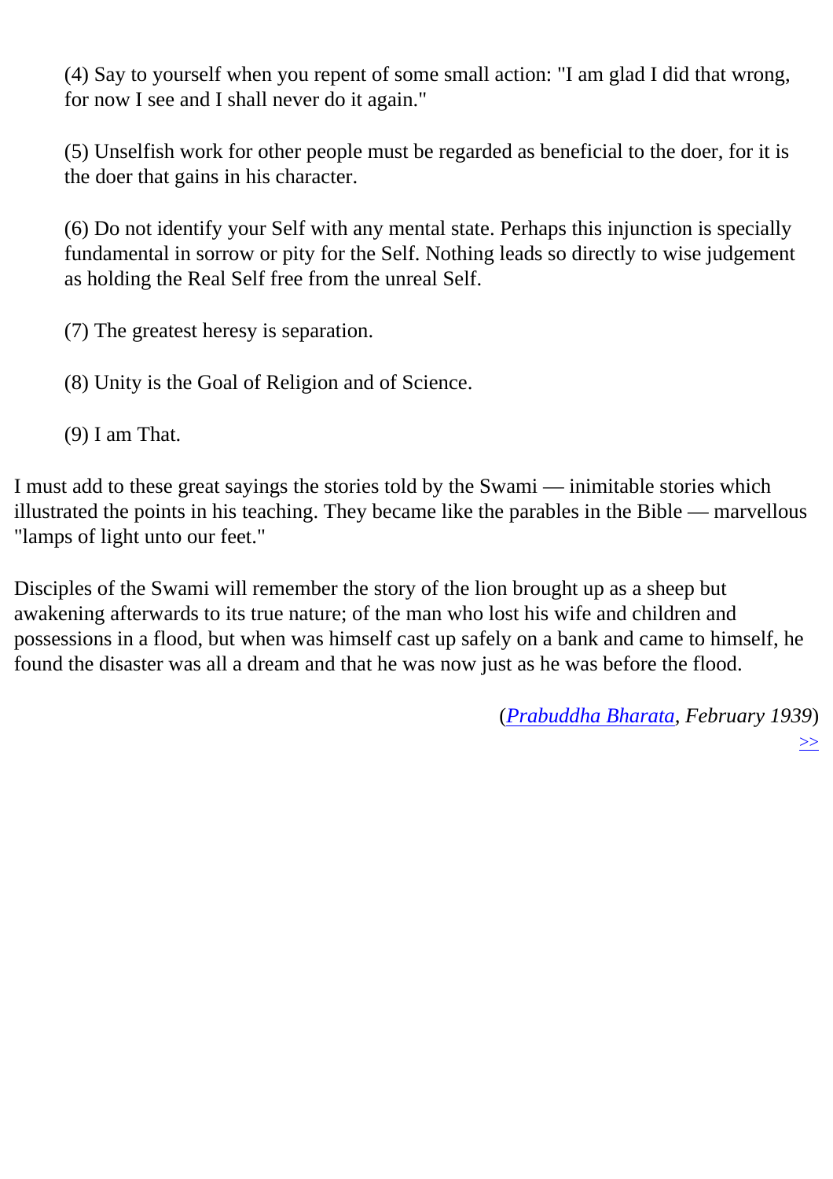(4) Say to yourself when you repent of some small action: "I am glad I did that wrong, for now I see and I shall never do it again."

(5) Unselfish work for other people must be regarded as beneficial to the doer, for it is the doer that gains in his character.

(6) Do not identify your Self with any mental state. Perhaps this injunction is specially fundamental in sorrow or pity for the Self. Nothing leads so directly to wise judgement as holding the Real Self free from the unreal Self.

(7) The greatest heresy is separation.

(8) Unity is the Goal of Religion and of Science.

(9) I am That.

I must add to these great sayings the stories told by the Swami — inimitable stories which illustrated the points in his teaching. They became like the parables in the Bible — marvellous "lamps of light unto our feet."

Disciples of the Swami will remember the story of the lion brought up as a sheep but awakening afterwards to its true nature; of the man who lost his wife and children and possessions in a flood, but when was himself cast up safely on a bank and came to himself, he found the disaster was all a dream and that he was now just as he was before the flood.

(*Prabuddha Bharata, February 1939*)

>>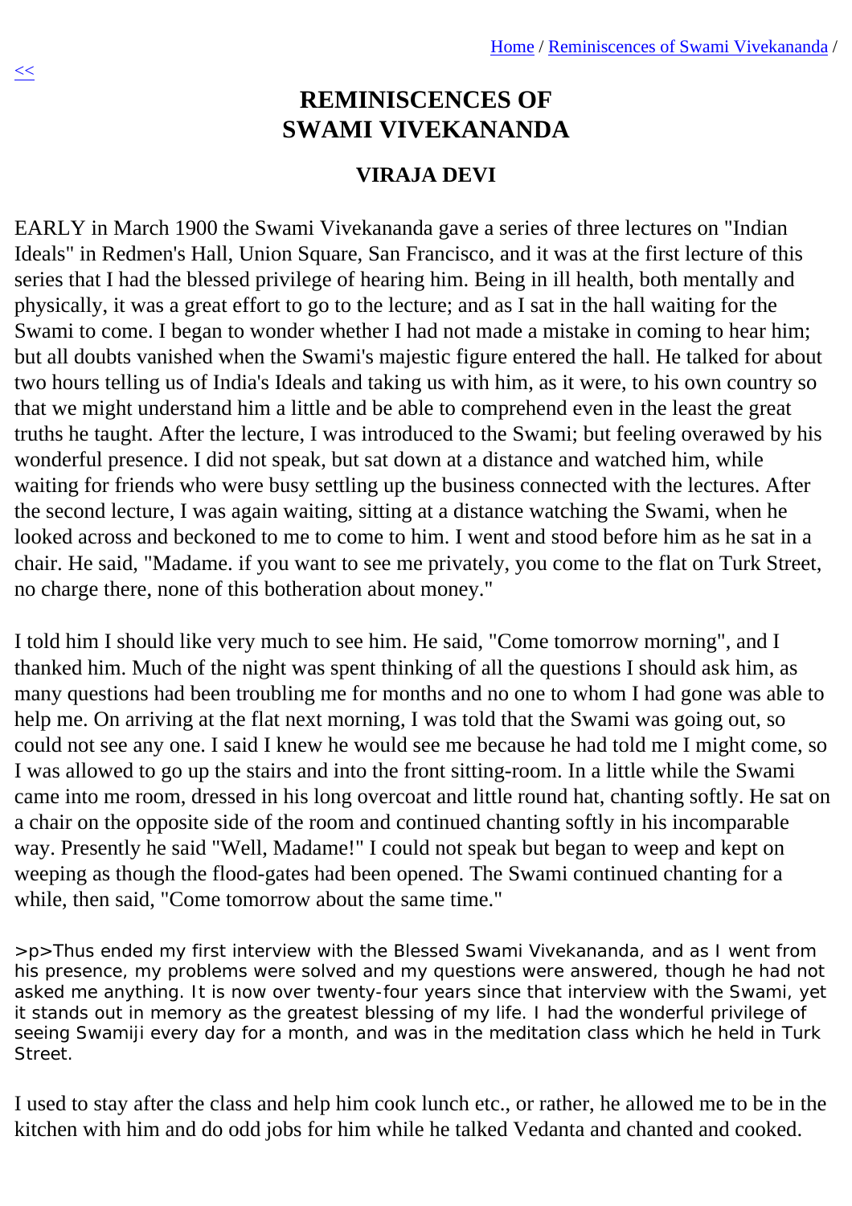# REMINISCENCES OF SWAMI VIVEKANANDA

## VIRAJA DEVI

EARLY in March 1900 the Swami Vivekananda gave a series of three lectures on "Indian Ideals" in Redmen's Hall, Union Square, San Francisco, and it was at the first lecture of this series that I had the blessed privilege of hearing him. Being in ill health, both mentally and physically, it was a great effort to go to the lecture; and as I sat in the hall waiting for the Swami to come. I began to wonder whether I had not made a mistake in coming to hear him; but all doubts vanished when the Swami's majestic figure entered the hall. He talked for about two hours telling us of India's Ideals and taking us with him, as it were, to his own country so that we might understand him a little and be able to comprehend even in the least the great truths he taught. After the lecture, I was introduced to the Swami; but feeling overawed by his wonderful presence. I did not speak, but sat down at a distance and watched him, while waiting for friends who were busy settling up the business connected with the lectures. After the second lecture, I was again waiting, sitting at a distance watching the Swami, when he looked across and beckoned to me to come to him. I went and stood before him as he sat in a chair. He said, "Madame. if you want to see me privately, you come to the flat on Turk Street, no charge there, none of this botheration about money."

I told him I should like very much to see him. He said, "Come tomorrow morning", and I thanked him. Much of the night was spent thinking of all the questions I should ask him, as many questions had been troubling me for months and no one to whom I had gone was able to help me. On arriving at the flat next morning, I was told that the Swami was going out, so could not see any one. I said I knew he would see me because he had told me I might come, so I was allowed to go up the stairs and into the front sitting-room. In a little while the Swami came into me room, dressed in his long overcoat and little round hat, chanting softly. He sat on a chair on the opposite side of the room and continued chanting softly in his incomparable way. Presently he said "Well, Madame!" I could not speak but began to weep and kept on weeping as though the flood-gates had been opened. The Swami continued chanting for a while, then said, "Come tomorrow about the same time."

>p>Thus ended my first interview with the Blessed Swami Vivekananda, and as I went from his presence, my problems were solved and my questions were answered, though he had not asked me anything. It is now over twenty-four years since that interview with the Swami, yet it stands out in memory as the greatest blessing of my life. I had the wonderful privilege of seeing Swamiji every day for a month, and was in the meditation class which he held in Turk Street.

I used to stay after the class and help him cook lunch etc., or rather, he allowed me to be in the kitchen with him and do odd jobs for him while he talked Vedanta and chanted and cooked.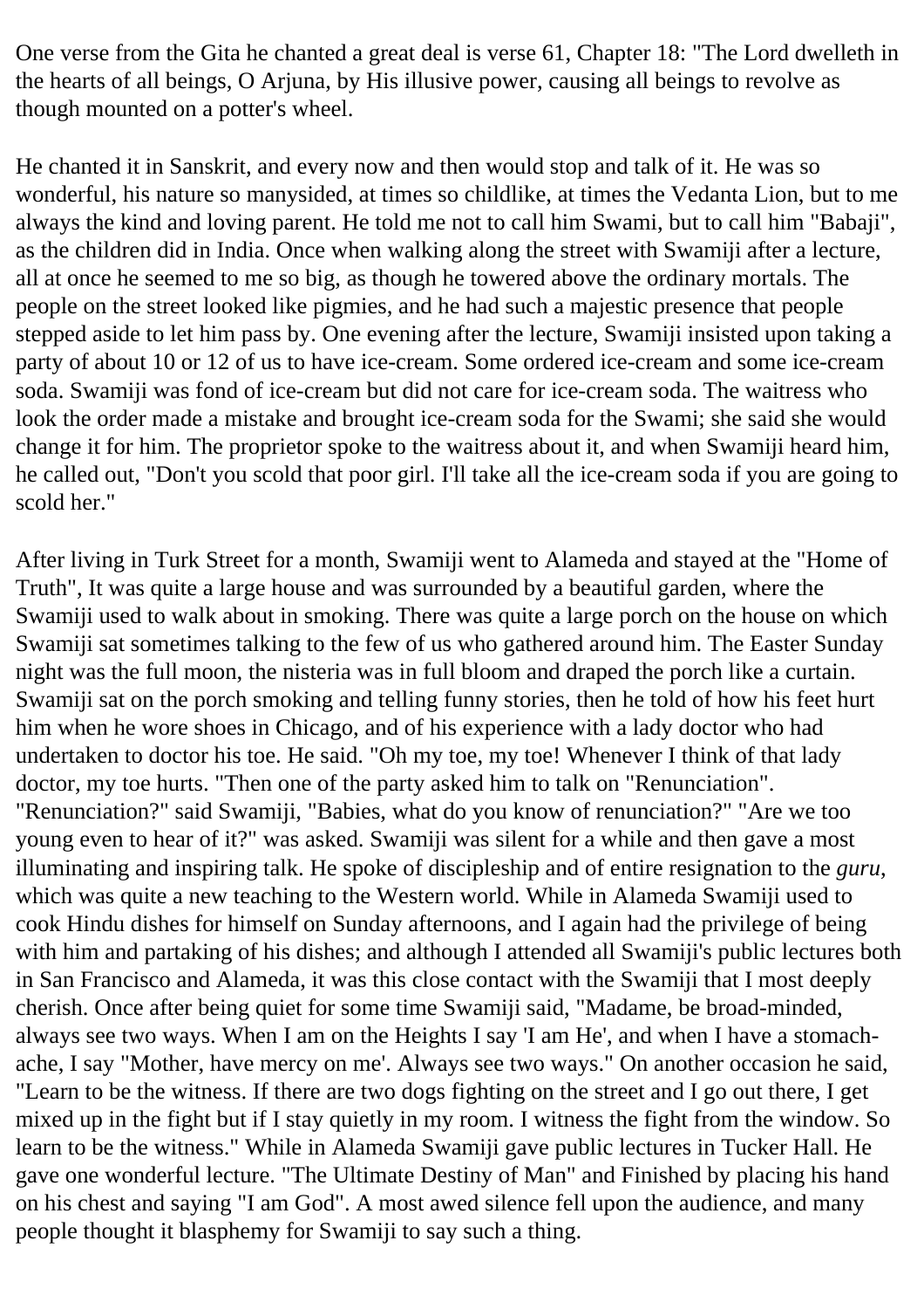One verse from the Gita he chanted a great deal is verse 61, Chapter 18: "The Lord dwelleth in the hearts of all beings, O Arjuna, by His illusive power, causing all beings to revolve as though mounted on a potter's wheel.

He chanted it in Sanskrit, and every now and then would stop and talk of it. He was so wonderful, his nature so manysided, at times so childlike, at times the Vedanta Lion, but to me always the kind and loving parent. He told me not to call him Swami, but to call him "Babaji", as the children did in India. Once when walking along the street with Swamiji after a lecture, all at once he seemed to me so big, as though he towered above the ordinary mortals. The people on the street looked like pigmies, and he had such a majestic presence that people stepped aside to let him pass by. One evening after the lecture, Swamiji insisted upon taking a party of about 10 or 12 of us to have ice-cream. Some ordered ice-cream and some ice-cream soda. Swamiji was fond of ice-cream but did not care for ice-cream soda. The waitress who look the order made a mistake and brought ice-cream soda for the Swami; she said she would change it for him. The proprietor spoke to the waitress about it, and when Swamiji heard him, he called out, "Don't you scold that poor girl. I'll take all the ice-cream soda if you are going to scold her."

After living in Turk Street for a month, Swamiji went to Alameda and stayed at the "Home of Truth", It was quite a large house and was surrounded by a beautiful garden, where the Swamiji used to walk about in smoking. There was quite a large porch on the house on which Swamiji sat sometimes talking to the few of us who gathered around him. The Easter Sunday night was the full moon, the nisteria was in full bloom and draped the porch like a curtain. Swamiji sat on the porch smoking and telling funny stories, then he told of how his feet hurt him when he wore shoes in Chicago, and of his experience with a lady doctor who had undertaken to doctor his toe. He said. "Oh my toe, my toe! Whenever I think of that lady doctor, my toe hurts. "Then one of the party asked him to talk on "Renunciation". "Renunciation?" said Swamiji, "Babies, what do you know of renunciation?" "Are we too young even to hear of it?" was asked. Swamiji was silent for a while and then gave a most illuminating and inspiring talk. He spoke of discipleship and of entire resignation to the *guru*, which was quite a new teaching to the Western world. While in Alameda Swamiji used to cook Hindu dishes for himself on Sunday afternoons, and I again had the privilege of being with him and partaking of his dishes; and although I attended all Swamiji's public lectures both in San Francisco and Alameda, it was this close contact with the Swamiji that I most deeply cherish. Once after being quiet for some time Swamiji said, "Madame, be broad-minded, always see two ways. When I am on the Heights I say 'I am He', and when I have a stomach-ache, I say "Mother, have mercy on me'. Always see two ways." On another occasion he said, "Learn to be the witness. If there are two dogs fighting on the street and I go out there, I get mixed up in the fight but if I stay quietly in my room. I witness the fight from the window. So learn to be the witness." While in Alameda Swamiji gave public lectures in Tucker Hall. He gave one wonderful lecture. "The Ultimate Destiny of Man" and Finished by placing his hand on his chest and saying "I am God". A most awed silence fell upon the audience, and many people thought it blasphemy for Swamiji to say such a thing.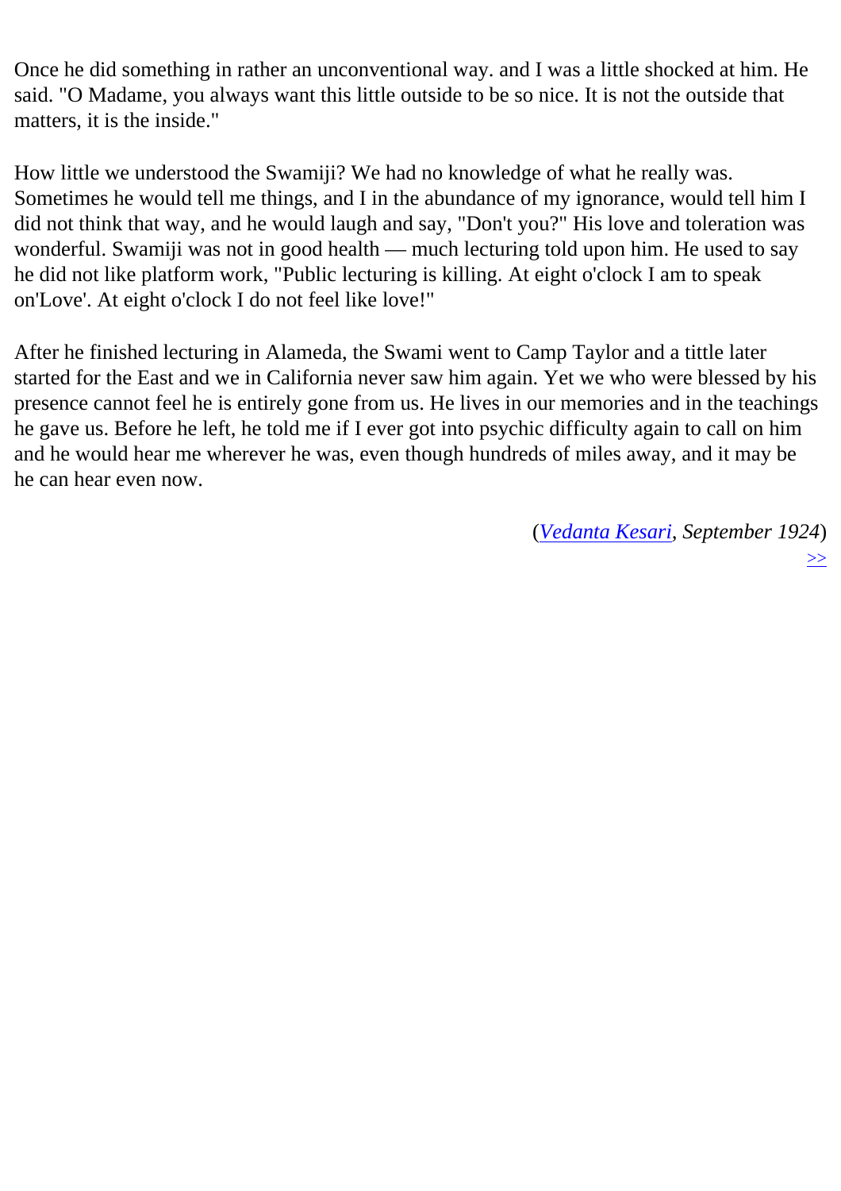Once he did something in rather an unconventional way. and I was a little shocked at him. He said. "O Madame, you always want this little outside to be so nice. It is not the outside that matters, it is the inside."

How little we understood the Swamiji? We had no knowledge of what he really was. Sometimes he would tell me things, and I in the abundance of my ignorance, would tell him I did not think that way, and he would laugh and say, "Don't you?" His love and toleration was wonderful. Swamiji was not in good health — much lecturing told upon him. He used to say he did not like platform work, "Public lecturing is killing. At eight o'clock I am to speak on'Love'. At eight o'clock I do not feel like love!"

After he finished lecturing in Alameda, the Swami went to Camp Taylor and a tittle later started for the East and we in California never saw him again. Yet we who were blessed by his presence cannot feel he is entirely gone from us. He lives in our memories and in the teachings he gave us. Before he left, he told me if I ever got into psychic difficulty again to call on him and he would hear me wherever he was, even though hundreds of miles away, and it may be he can hear even now.

(*Vedanta Kesari, September 1924*)

>>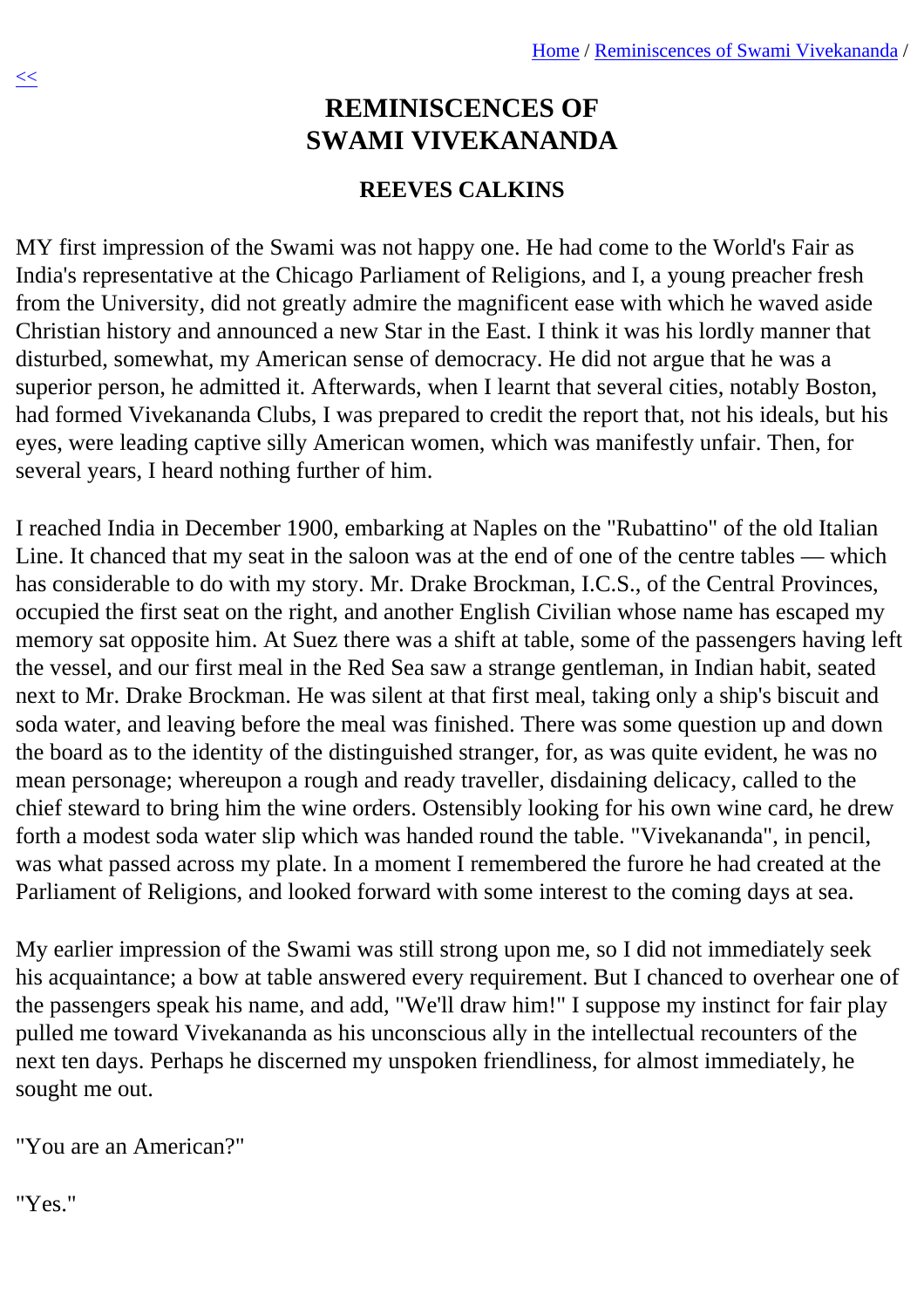# REMINISCENCES OF SWAMI VIVEKANANDA

## REEVES CALKINS

MY first impression of the Swami was not happy one. He had come to the World's Fair as India's representative at the Chicago Parliament of Religions, and I, a young preacher fresh from the University, did not greatly admire the magnificent ease with which he waved aside Christian history and announced a new Star in the East. I think it was his lordly manner that disturbed, somewhat, my American sense of democracy. He did not argue that he was a superior person, he admitted it. Afterwards, when I learnt that several cities, notably Boston, had formed Vivekananda Clubs, I was prepared to credit the report that, not his ideals, but his eyes, were leading captive silly American women, which was manifestly unfair. Then, for several years, I heard nothing further of him.

I reached India in December 1900, embarking at Naples on the "Rubattino" of the old Italian Line. It chanced that my seat in the saloon was at the end of one of the centre tables — which has considerable to do with my story. Mr. Drake Brockman, I.C.S., of the Central Provinces, occupied the first seat on the right, and another English Civilian whose name has escaped my memory sat opposite him. At Suez there was a shift at table, some of the passengers having left the vessel, and our first meal in the Red Sea saw a strange gentleman, in Indian habit, seated next to Mr. Drake Brockman. He was silent at that first meal, taking only a ship's biscuit and soda water, and leaving before the meal was finished. There was some question up and down the board as to the identity of the distinguished stranger, for, as was quite evident, he was no mean personage; whereupon a rough and ready traveller, disdaining delicacy, called to the chief steward to bring him the wine orders. Ostensibly looking for his own wine card, he drew forth a modest soda water slip which was handed round the table. "Vivekananda", in pencil, was what passed across my plate. In a moment I remembered the furore he had created at the Parliament of Religions, and looked forward with some interest to the coming days at sea.

My earlier impression of the Swami was still strong upon me, so I did not immediately seek his acquaintance; a bow at table answered every requirement. But I chanced to overhear one of the passengers speak his name, and add, "We'll draw him!" I suppose my instinct for fair play pulled me toward Vivekananda as his unconscious ally in the intellectual recounters of the next ten days. Perhaps he discerned my unspoken friendliness, for almost immediately, he sought me out.

"You are an American?"

"Yes."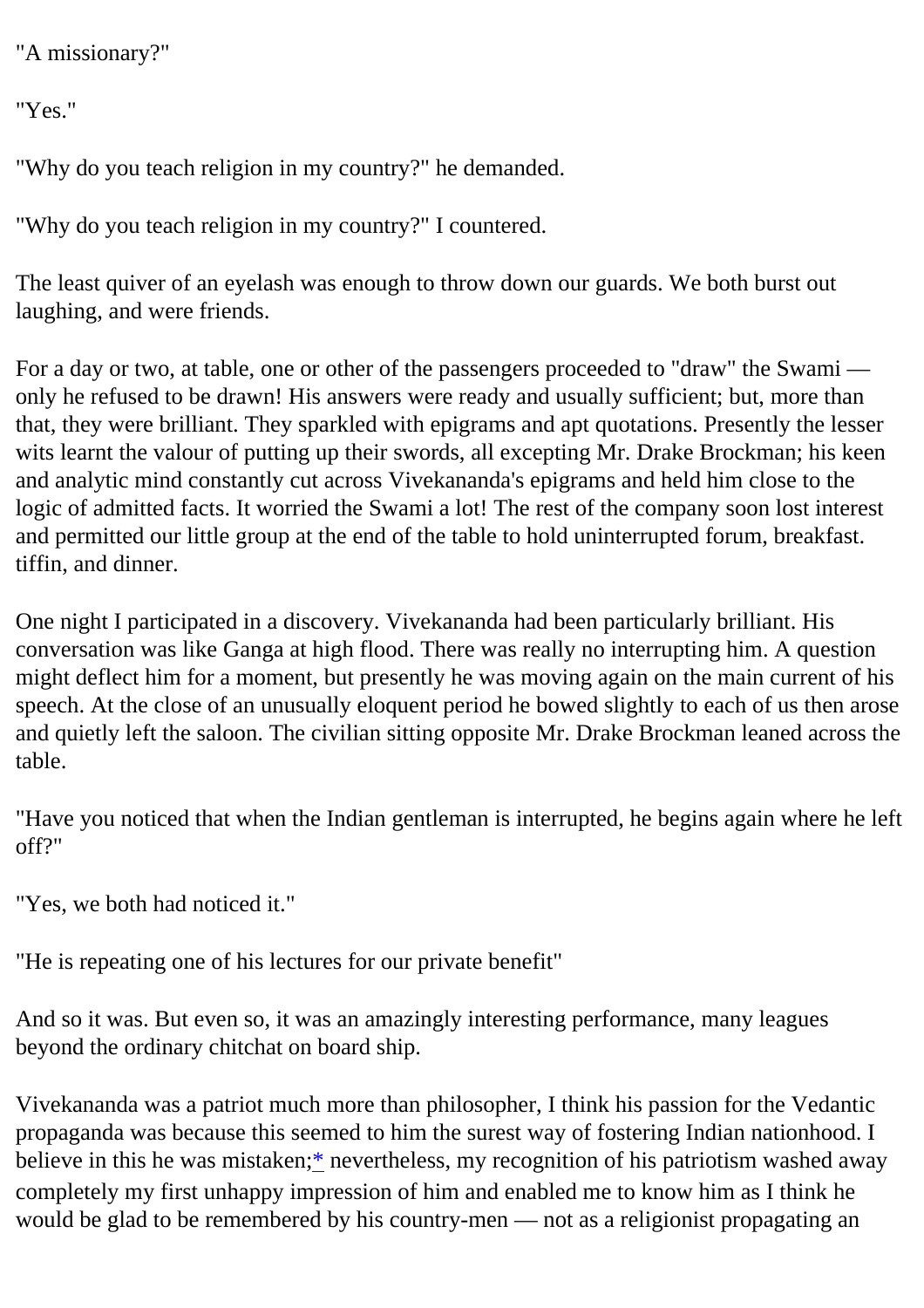"A missionary?"

"Yes."

"Why do you teach religion in my country?" he demanded.

"Why do you teach religion in my country?" I countered.

The least quiver of an eyelash was enough to throw down our guards. We both burst out laughing, and were friends.

For a day or two, at table, one or other of the passengers proceeded to "draw" the Swami — only he refused to be drawn! His answers were ready and usually sufficient; but, more than that, they were brilliant. They sparkled with epigrams and apt quotations. Presently the lesser wits learnt the valour of putting up their swords, all excepting Mr. Drake Brockman; his keen and analytic mind constantly cut across Vivekananda's epigrams and held him close to the logic of admitted facts. It worried the Swami a lot! The rest of the company soon lost interest and permitted our little group at the end of the table to hold uninterrupted forum, breakfast. tiffin, and dinner.

One night I participated in a discovery. Vivekananda had been particularly brilliant. His conversation was like Ganga at high flood. There was really no interrupting him. A question might deflect him for a moment, but presently he was moving again on the main current of his speech. At the close of an unusually eloquent period he bowed slightly to each of us then arose and quietly left the saloon. The civilian sitting opposite Mr. Drake Brockman leaned across the table.

"Have you noticed that when the Indian gentleman is interrupted, he begins again where he left off?"

"Yes, we both had noticed it."

"He is repeating one of his lectures for our private benefit"

And so it was. But even so, it was an amazingly interesting performance, many leagues beyond the ordinary chitchat on board ship.

Vivekananda was a patriot much more than philosopher, I think his passion for the Vedantic propaganda was because this seemed to him the surest way of fostering Indian nationhood. I believe in this he was mistaken;* nevertheless, my recognition of his patriotism washed away completely my first unhappy impression of him and enabled me to know him as I think he would be glad to be remembered by his country-men — not as a religionist propagating an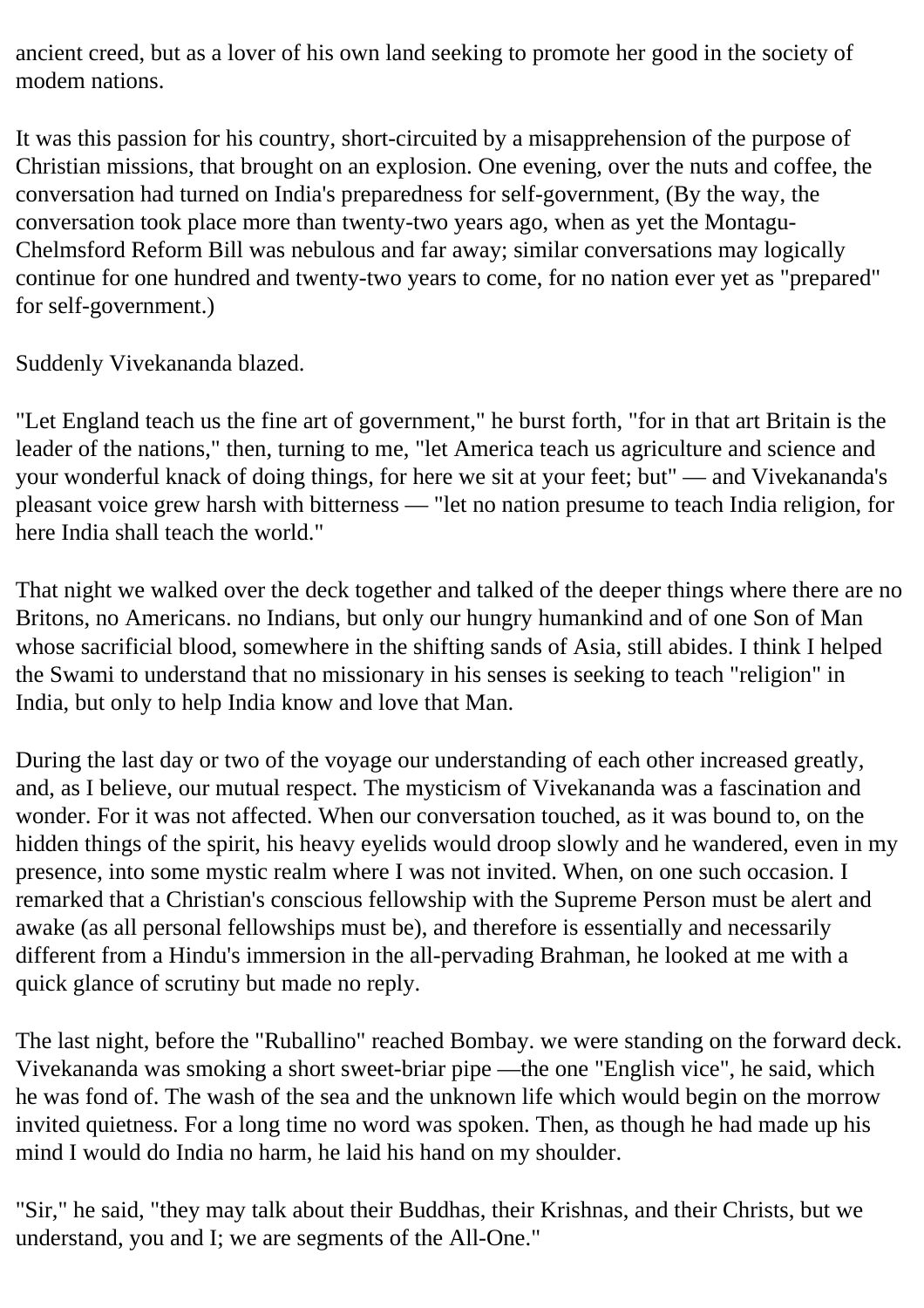ancient creed, but as a lover of his own land seeking to promote her good in the society of modem nations.

It was this passion for his country, short-circuited by a misapprehension of the purpose of Christian missions, that brought on an explosion. One evening, over the nuts and coffee, the conversation had turned on India's preparedness for self-government, (By the way, the conversation took place more than twenty-two years ago, when as yet the Montagu-Chelmsford Reform Bill was nebulous and far away; similar conversations may logically continue for one hundred and twenty-two years to come, for no nation ever yet as "prepared" for self-government.)

Suddenly Vivekananda blazed.

"Let England teach us the fine art of government," he burst forth, "for in that art Britain is the leader of the nations," then, turning to me, "let America teach us agriculture and science and your wonderful knack of doing things, for here we sit at your feet; but" — and Vivekananda's pleasant voice grew harsh with bitterness — "let no nation presume to teach India religion, for here India shall teach the world."

That night we walked over the deck together and talked of the deeper things where there are no Britons, no Americans. no Indians, but only our hungry humankind and of one Son of Man whose sacrificial blood, somewhere in the shifting sands of Asia, still abides. I think I helped the Swami to understand that no missionary in his senses is seeking to teach "religion" in India, but only to help India know and love that Man.

During the last day or two of the voyage our understanding of each other increased greatly, and, as I believe, our mutual respect. The mysticism of Vivekananda was a fascination and wonder. For it was not affected. When our conversation touched, as it was bound to, on the hidden things of the spirit, his heavy eyelids would droop slowly and he wandered, even in my presence, into some mystic realm where I was not invited. When, on one such occasion. I remarked that a Christian's conscious fellowship with the Supreme Person must be alert and awake (as all personal fellowships must be), and therefore is essentially and necessarily different from a Hindu's immersion in the all-pervading Brahman, he looked at me with a quick glance of scrutiny but made no reply.

The last night, before the "Ruballino" reached Bombay. we were standing on the forward deck. Vivekananda was smoking a short sweet-briar pipe —the one "English vice", he said, which he was fond of. The wash of the sea and the unknown life which would begin on the morrow invited quietness. For a long time no word was spoken. Then, as though he had made up his mind I would do India no harm, he laid his hand on my shoulder.

"Sir," he said, "they may talk about their Buddhas, their Krishnas, and their Christs, but we understand, you and I; we are segments of the All-One."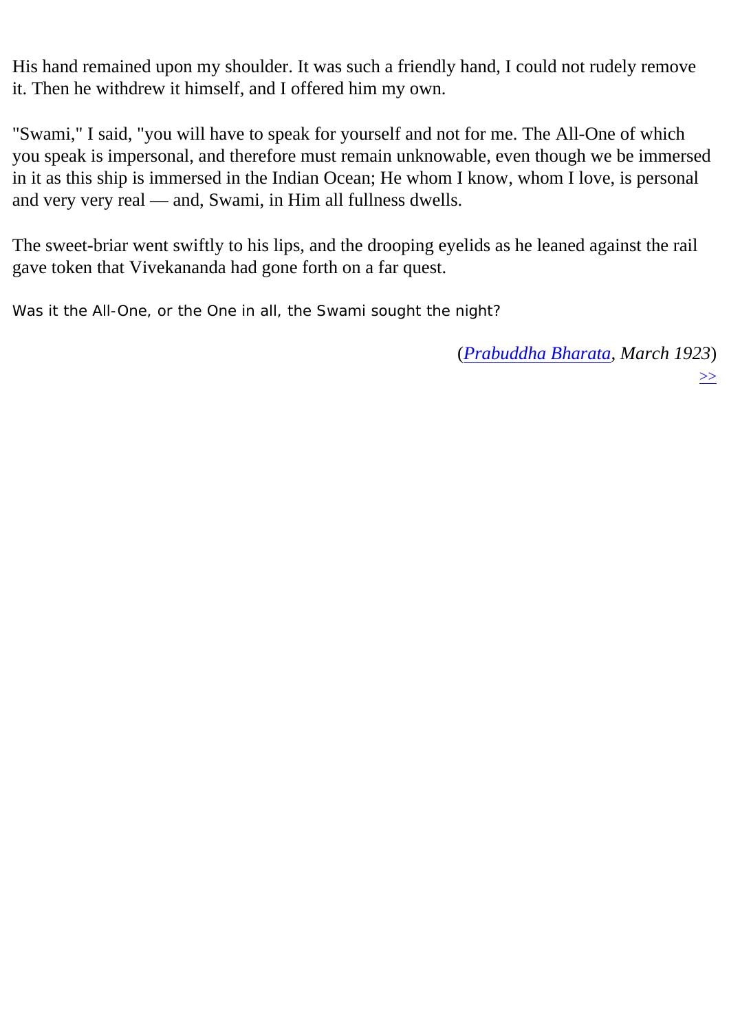His hand remained upon my shoulder. It was such a friendly hand, I could not rudely remove it. Then he withdrew it himself, and I offered him my own.

"Swami," I said, "you will have to speak for yourself and not for me. The All-One of which you speak is impersonal, and therefore must remain unknowable, even though we be immersed in it as this ship is immersed in the Indian Ocean; He whom I know, whom I love, is personal and very very real — and, Swami, in Him all fullness dwells.

The sweet-briar went swiftly to his lips, and the drooping eyelids as he leaned against the rail gave token that Vivekananda had gone forth on a far quest.

Was it the All-One, or the One in all, the Swami sought the night?

(*Prabuddha Bharata, March 1923*)

>>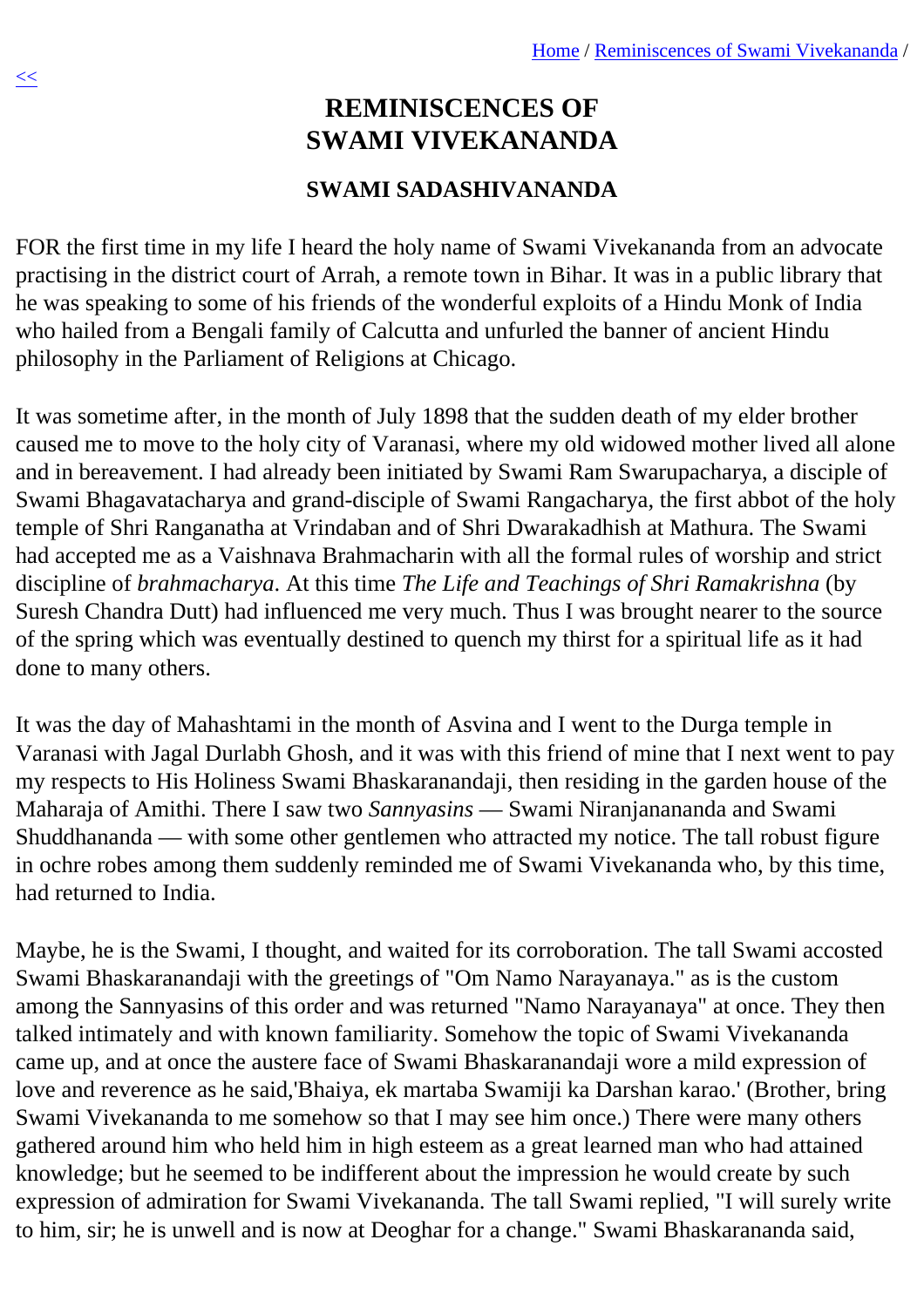# REMINISCENCES OF SWAMI VIVEKANANDA

## SWAMI SADASHIVANANDA

FOR the first time in my life I heard the holy name of Swami Vivekananda from an advocate practising in the district court of Arrah, a remote town in Bihar. It was in a public library that he was speaking to some of his friends of the wonderful exploits of a Hindu Monk of India who hailed from a Bengali family of Calcutta and unfurled the banner of ancient Hindu philosophy in the Parliament of Religions at Chicago.

It was sometime after, in the month of July 1898 that the sudden death of my elder brother caused me to move to the holy city of Varanasi, where my old widowed mother lived all alone and in bereavement. I had already been initiated by Swami Ram Swarupacharya, a disciple of Swami Bhagavatacharya and grand-disciple of Swami Rangacharya, the first abbot of the holy temple of Shri Ranganatha at Vrindaban and of Shri Dwarakadhish at Mathura. The Swami had accepted me as a Vaishnava Brahmacharin with all the formal rules of worship and strict discipline of *brahmacharya*. At this time *The Life and Teachings of Shri Ramakrishna* (by Suresh Chandra Dutt) had influenced me very much. Thus I was brought nearer to the source of the spring which was eventually destined to quench my thirst for a spiritual life as it had done to many others.

It was the day of Mahashtami in the month of Asvina and I went to the Durga temple in Varanasi with Jagal Durlabh Ghosh, and it was with this friend of mine that I next went to pay my respects to His Holiness Swami Bhaskaranandaji, then residing in the garden house of the Maharaja of Amithi. There I saw two *Sannyasins* — Swami Niranjanananda and Swami Shuddhananda — with some other gentlemen who attracted my notice. The tall robust figure in ochre robes among them suddenly reminded me of Swami Vivekananda who, by this time, had returned to India.

Maybe, he is the Swami, I thought, and waited for its corroboration. The tall Swami accosted Swami Bhaskaranandaji with the greetings of "Om Namo Narayanaya." as is the custom among the Sannyasins of this order and was returned "Namo Narayanaya" at once. They then talked intimately and with known familiarity. Somehow the topic of Swami Vivekananda came up, and at once the austere face of Swami Bhaskaranandaji wore a mild expression of love and reverence as he said,'Bhaiya, ek martaba Swamiji ka Darshan karao.' (Brother, bring Swami Vivekananda to me somehow so that I may see him once.) There were many others gathered around him who held him in high esteem as a great learned man who had attained knowledge; but he seemed to be indifferent about the impression he would create by such expression of admiration for Swami Vivekananda. The tall Swami replied, "I will surely write to him, sir; he is unwell and is now at Deoghar for a change." Swami Bhaskarananda said,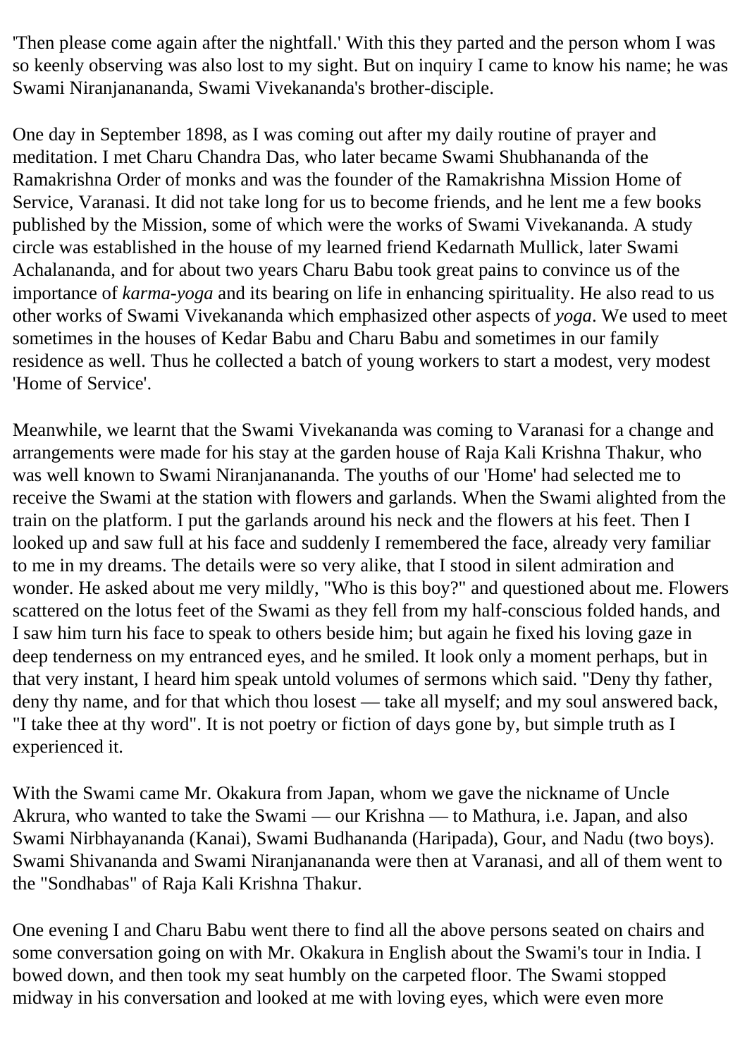'Then please come again after the nightfall.' With this they parted and the person whom I was so keenly observing was also lost to my sight. But on inquiry I came to know his name; he was Swami Niranjanananda, Swami Vivekananda's brother-disciple.

One day in September 1898, as I was coming out after my daily routine of prayer and meditation. I met Charu Chandra Das, who later became Swami Shubhananda of the Ramakrishna Order of monks and was the founder of the Ramakrishna Mission Home of Service, Varanasi. It did not take long for us to become friends, and he lent me a few books published by the Mission, some of which were the works of Swami Vivekananda. A study circle was established in the house of my learned friend Kedarnath Mullick, later Swami Achalananda, and for about two years Charu Babu took great pains to convince us of the importance of *karma-yoga* and its bearing on life in enhancing spirituality. He also read to us other works of Swami Vivekananda which emphasized other aspects of *yoga*. We used to meet sometimes in the houses of Kedar Babu and Charu Babu and sometimes in our family residence as well. Thus he collected a batch of young workers to start a modest, very modest 'Home of Service'.

Meanwhile, we learnt that the Swami Vivekananda was coming to Varanasi for a change and arrangements were made for his stay at the garden house of Raja Kali Krishna Thakur, who was well known to Swami Niranjanananda. The youths of our 'Home' had selected me to receive the Swami at the station with flowers and garlands. When the Swami alighted from the train on the platform. I put the garlands around his neck and the flowers at his feet. Then I looked up and saw full at his face and suddenly I remembered the face, already very familiar to me in my dreams. The details were so very alike, that I stood in silent admiration and wonder. He asked about me very mildly, "Who is this boy?" and questioned about me. Flowers scattered on the lotus feet of the Swami as they fell from my half-conscious folded hands, and I saw him turn his face to speak to others beside him; but again he fixed his loving gaze in deep tenderness on my entranced eyes, and he smiled. It look only a moment perhaps, but in that very instant, I heard him speak untold volumes of sermons which said. "Deny thy father, deny thy name, and for that which thou losest — take all myself; and my soul answered back, "I take thee at thy word". It is not poetry or fiction of days gone by, but simple truth as I experienced it.

With the Swami came Mr. Okakura from Japan, whom we gave the nickname of Uncle Akrura, who wanted to take the Swami — our Krishna — to Mathura, i.e. Japan, and also Swami Nirbhayananda (Kanai), Swami Budhananda (Haripada), Gour, and Nadu (two boys). Swami Shivananda and Swami Niranjanananda were then at Varanasi, and all of them went to the "Sondhabas" of Raja Kali Krishna Thakur.

One evening I and Charu Babu went there to find all the above persons seated on chairs and some conversation going on with Mr. Okakura in English about the Swami's tour in India. I bowed down, and then took my seat humbly on the carpeted floor. The Swami stopped midway in his conversation and looked at me with loving eyes, which were even more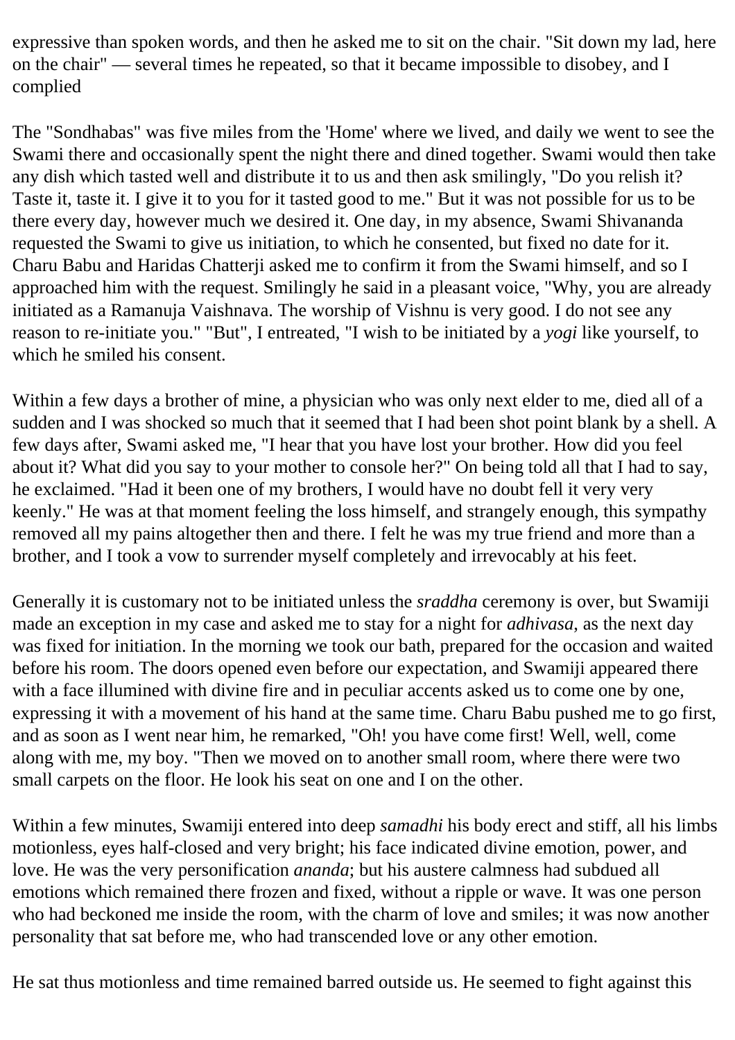expressive than spoken words, and then he asked me to sit on the chair. "Sit down my lad, here on the chair" — several times he repeated, so that it became impossible to disobey, and I complied

The "Sondhabas" was five miles from the 'Home' where we lived, and daily we went to see the Swami there and occasionally spent the night there and dined together. Swami would then take any dish which tasted well and distribute it to us and then ask smilingly, "Do you relish it? Taste it, taste it. I give it to you for it tasted good to me." But it was not possible for us to be there every day, however much we desired it. One day, in my absence, Swami Shivananda requested the Swami to give us initiation, to which he consented, but fixed no date for it. Charu Babu and Haridas Chatterji asked me to confirm it from the Swami himself, and so I approached him with the request. Smilingly he said in a pleasant voice, "Why, you are already initiated as a Ramanuja Vaishnava. The worship of Vishnu is very good. I do not see any reason to re-initiate you." "But", I entreated, "I wish to be initiated by a *yogi* like yourself, to which he smiled his consent.

Within a few days a brother of mine, a physician who was only next elder to me, died all of a sudden and I was shocked so much that it seemed that I had been shot point blank by a shell. A few days after, Swami asked me, "I hear that you have lost your brother. How did you feel about it? What did you say to your mother to console her?" On being told all that I had to say, he exclaimed. "Had it been one of my brothers, I would have no doubt fell it very very keenly." He was at that moment feeling the loss himself, and strangely enough, this sympathy removed all my pains altogether then and there. I felt he was my true friend and more than a brother, and I took a vow to surrender myself completely and irrevocably at his feet.

Generally it is customary not to be initiated unless the *sraddha* ceremony is over, but Swamiji made an exception in my case and asked me to stay for a night for *adhivasa*, as the next day was fixed for initiation. In the morning we took our bath, prepared for the occasion and waited before his room. The doors opened even before our expectation, and Swamiji appeared there with a face illumined with divine fire and in peculiar accents asked us to come one by one, expressing it with a movement of his hand at the same time. Charu Babu pushed me to go first, and as soon as I went near him, he remarked, "Oh! you have come first! Well, well, come along with me, my boy. "Then we moved on to another small room, where there were two small carpets on the floor. He look his seat on one and I on the other.

Within a few minutes, Swamiji entered into deep *samadhi* his body erect and stiff, all his limbs motionless, eyes half-closed and very bright; his face indicated divine emotion, power, and love. He was the very personification *ananda*; but his austere calmness had subdued all emotions which remained there frozen and fixed, without a ripple or wave. It was one person who had beckoned me inside the room, with the charm of love and smiles; it was now another personality that sat before me, who had transcended love or any other emotion.

He sat thus motionless and time remained barred outside us. He seemed to fight against this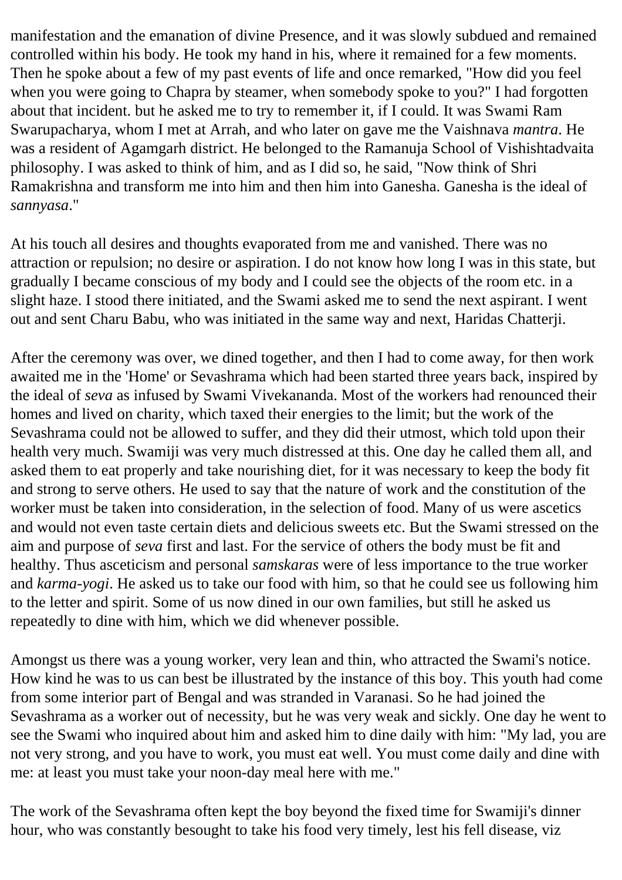manifestation and the emanation of divine Presence, and it was slowly subdued and remained controlled within his body. He took my hand in his, where it remained for a few moments. Then he spoke about a few of my past events of life and once remarked, "How did you feel when you were going to Chapra by steamer, when somebody spoke to you?" I had forgotten about that incident. but he asked me to try to remember it, if I could. It was Swami Ram Swarupacharya, whom I met at Arrah, and who later on gave me the Vaishnava *mantra*. He was a resident of Agamgarh district. He belonged to the Ramanuja School of Vishishtadvaita philosophy. I was asked to think of him, and as I did so, he said, "Now think of Shri Ramakrishna and transform me into him and then him into Ganesha. Ganesha is the ideal of *sannyasa*."

At his touch all desires and thoughts evaporated from me and vanished. There was no attraction or repulsion; no desire or aspiration. I do not know how long I was in this state, but gradually I became conscious of my body and I could see the objects of the room etc. in a slight haze. I stood there initiated, and the Swami asked me to send the next aspirant. I went out and sent Charu Babu, who was initiated in the same way and next, Haridas Chatterji.

After the ceremony was over, we dined together, and then I had to come away, for then work awaited me in the 'Home' or Sevashrama which had been started three years back, inspired by the ideal of *seva* as infused by Swami Vivekananda. Most of the workers had renounced their homes and lived on charity, which taxed their energies to the limit; but the work of the Sevashrama could not be allowed to suffer, and they did their utmost, which told upon their health very much. Swamiji was very much distressed at this. One day he called them all, and asked them to eat properly and take nourishing diet, for it was necessary to keep the body fit and strong to serve others. He used to say that the nature of work and the constitution of the worker must be taken into consideration, in the selection of food. Many of us were ascetics and would not even taste certain diets and delicious sweets etc. But the Swami stressed on the aim and purpose of *seva* first and last. For the service of others the body must be fit and healthy. Thus asceticism and personal *samskaras* were of less importance to the true worker and *karma-yogi*. He asked us to take our food with him, so that he could see us following him to the letter and spirit. Some of us now dined in our own families, but still he asked us repeatedly to dine with him, which we did whenever possible.

Amongst us there was a young worker, very lean and thin, who attracted the Swami's notice. How kind he was to us can best be illustrated by the instance of this boy. This youth had come from some interior part of Bengal and was stranded in Varanasi. So he had joined the Sevashrama as a worker out of necessity, but he was very weak and sickly. One day he went to see the Swami who inquired about him and asked him to dine daily with him: "My lad, you are not very strong, and you have to work, you must eat well. You must come daily and dine with me: at least you must take your noon-day meal here with me."

The work of the Sevashrama often kept the boy beyond the fixed time for Swamiji's dinner hour, who was constantly besought to take his food very timely, lest his fell disease, viz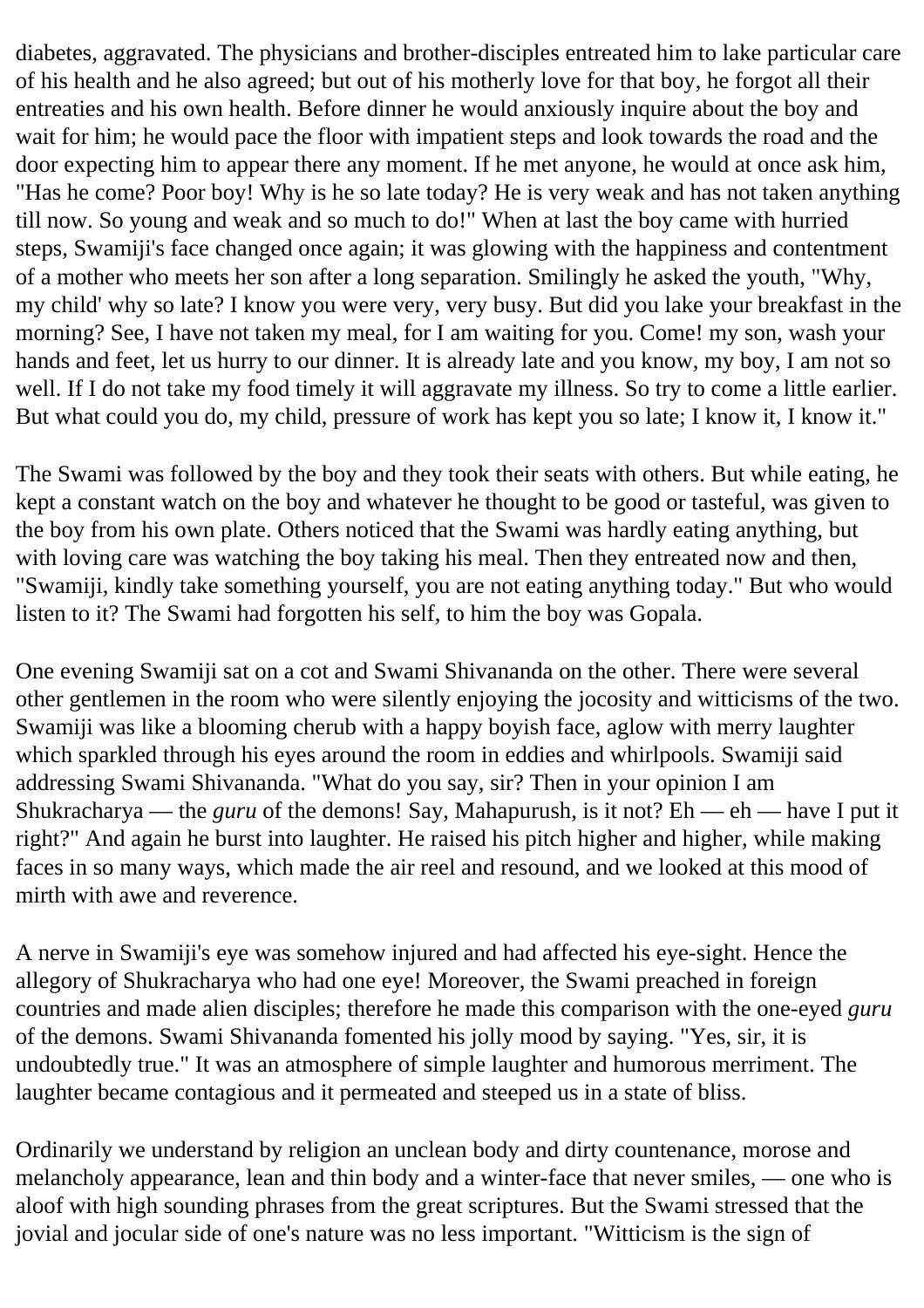diabetes, aggravated. The physicians and brother-disciples entreated him to lake particular care of his health and he also agreed; but out of his motherly love for that boy, he forgot all their entreaties and his own health. Before dinner he would anxiously inquire about the boy and wait for him; he would pace the floor with impatient steps and look towards the road and the door expecting him to appear there any moment. If he met anyone, he would at once ask him, "Has he come? Poor boy! Why is he so late today? He is very weak and has not taken anything till now. So young and weak and so much to do!" When at last the boy came with hurried steps, Swamiji's face changed once again; it was glowing with the happiness and contentment of a mother who meets her son after a long separation. Smilingly he asked the youth, "Why, my child' why so late? I know you were very, very busy. But did you lake your breakfast in the morning? See, I have not taken my meal, for I am waiting for you. Come! my son, wash your hands and feet, let us hurry to our dinner. It is already late and you know, my boy, I am not so well. If I do not take my food timely it will aggravate my illness. So try to come a little earlier. But what could you do, my child, pressure of work has kept you so late; I know it, I know it."

The Swami was followed by the boy and they took their seats with others. But while eating, he kept a constant watch on the boy and whatever he thought to be good or tasteful, was given to the boy from his own plate. Others noticed that the Swami was hardly eating anything, but with loving care was watching the boy taking his meal. Then they entreated now and then, "Swamiji, kindly take something yourself, you are not eating anything today." But who would listen to it? The Swami had forgotten his self, to him the boy was Gopala.

One evening Swamiji sat on a cot and Swami Shivananda on the other. There were several other gentlemen in the room who were silently enjoying the jocosity and witticisms of the two. Swamiji was like a blooming cherub with a happy boyish face, aglow with merry laughter which sparkled through his eyes around the room in eddies and whirlpools. Swamiji said addressing Swami Shivananda. "What do you say, sir? Then in your opinion I am Shukracharya — the *guru* of the demons! Say, Mahapurush, is it not? Eh — eh — have I put it right?" And again he burst into laughter. He raised his pitch higher and higher, while making faces in so many ways, which made the air reel and resound, and we looked at this mood of mirth with awe and reverence.

A nerve in Swamiji's eye was somehow injured and had affected his eye-sight. Hence the allegory of Shukracharya who had one eye! Moreover, the Swami preached in foreign countries and made alien disciples; therefore he made this comparison with the one-eyed *guru* of the demons. Swami Shivananda fomented his jolly mood by saying. "Yes, sir, it is undoubtedly true." It was an atmosphere of simple laughter and humorous merriment. The laughter became contagious and it permeated and steeped us in a state of bliss.

Ordinarily we understand by religion an unclean body and dirty countenance, morose and melancholy appearance, lean and thin body and a winter-face that never smiles, — one who is aloof with high sounding phrases from the great scriptures. But the Swami stressed that the jovial and jocular side of one's nature was no less important. "Witticism is the sign of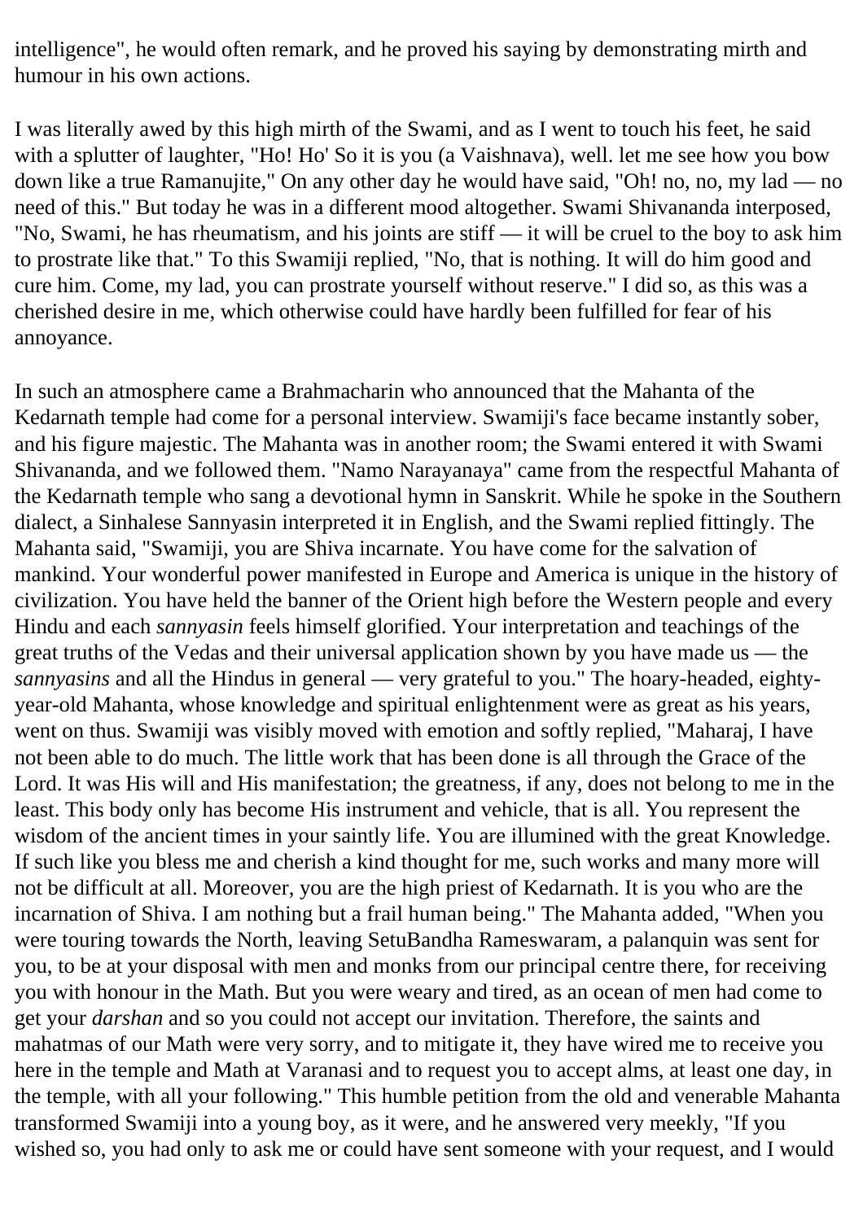intelligence", he would often remark, and he proved his saying by demonstrating mirth and humour in his own actions.

I was literally awed by this high mirth of the Swami, and as I went to touch his feet, he said with a splutter of laughter, "Ho! Ho' So it is you (a Vaishnava), well. let me see how you bow down like a true Ramanujite," On any other day he would have said, "Oh! no, no, my lad — no need of this." But today he was in a different mood altogether. Swami Shivananda interposed, "No, Swami, he has rheumatism, and his joints are stiff — it will be cruel to the boy to ask him to prostrate like that." To this Swamiji replied, "No, that is nothing. It will do him good and cure him. Come, my lad, you can prostrate yourself without reserve." I did so, as this was a cherished desire in me, which otherwise could have hardly been fulfilled for fear of his annoyance.

In such an atmosphere came a Brahmacharin who announced that the Mahanta of the Kedarnath temple had come for a personal interview. Swamiji's face became instantly sober, and his figure majestic. The Mahanta was in another room; the Swami entered it with Swami Shivananda, and we followed them. "Namo Narayanaya" came from the respectful Mahanta of the Kedarnath temple who sang a devotional hymn in Sanskrit. While he spoke in the Southern dialect, a Sinhalese Sannyasin interpreted it in English, and the Swami replied fittingly. The Mahanta said, "Swamiji, you are Shiva incarnate. You have come for the salvation of mankind. Your wonderful power manifested in Europe and America is unique in the history of civilization. You have held the banner of the Orient high before the Western people and every Hindu and each *sannyasin* feels himself glorified. Your interpretation and teachings of the great truths of the Vedas and their universal application shown by you have made us — the *sannyasins* and all the Hindus in general — very grateful to you." The hoary-headed, eighty-year-old Mahanta, whose knowledge and spiritual enlightenment were as great as his years, went on thus. Swamiji was visibly moved with emotion and softly replied, "Maharaj, I have not been able to do much. The little work that has been done is all through the Grace of the Lord. It was His will and His manifestation; the greatness, if any, does not belong to me in the least. This body only has become His instrument and vehicle, that is all. You represent the wisdom of the ancient times in your saintly life. You are illumined with the great Knowledge. If such like you bless me and cherish a kind thought for me, such works and many more will not be difficult at all. Moreover, you are the high priest of Kedarnath. It is you who are the incarnation of Shiva. I am nothing but a frail human being." The Mahanta added, "When you were touring towards the North, leaving SetuBandha Rameswaram, a palanquin was sent for you, to be at your disposal with men and monks from our principal centre there, for receiving you with honour in the Math. But you were weary and tired, as an ocean of men had come to get your *darshan* and so you could not accept our invitation. Therefore, the saints and mahatmas of our Math were very sorry, and to mitigate it, they have wired me to receive you here in the temple and Math at Varanasi and to request you to accept alms, at least one day, in the temple, with all your following." This humble petition from the old and venerable Mahanta transformed Swamiji into a young boy, as it were, and he answered very meekly, "If you wished so, you had only to ask me or could have sent someone with your request, and I would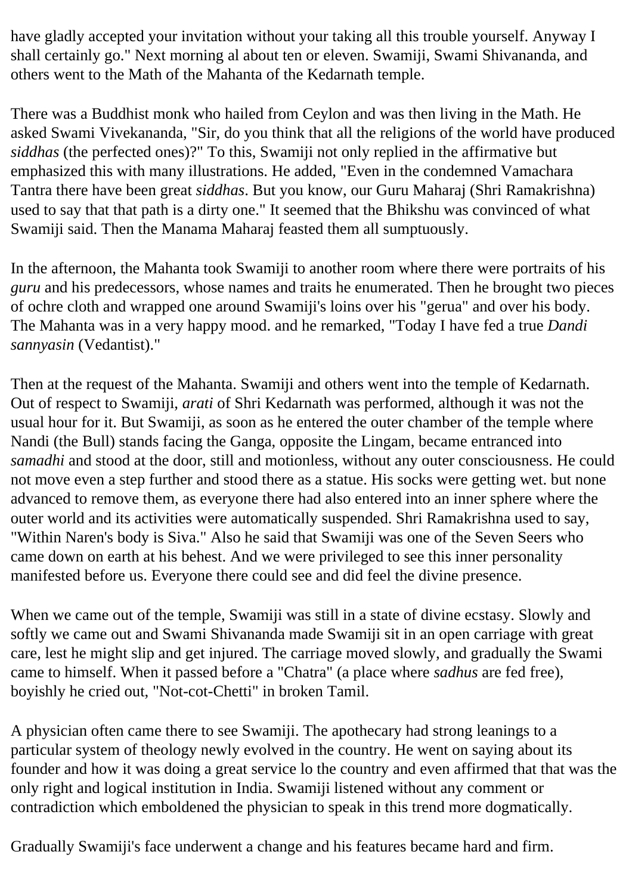have gladly accepted your invitation without your taking all this trouble yourself. Anyway I shall certainly go." Next morning al about ten or eleven. Swamiji, Swami Shivananda, and others went to the Math of the Mahanta of the Kedarnath temple.

There was a Buddhist monk who hailed from Ceylon and was then living in the Math. He asked Swami Vivekananda, "Sir, do you think that all the religions of the world have produced *siddhas* (the perfected ones)?" To this, Swamiji not only replied in the affirmative but emphasized this with many illustrations. He added, "Even in the condemned Vamachara Tantra there have been great *siddhas*. But you know, our Guru Maharaj (Shri Ramakrishna) used to say that that path is a dirty one." It seemed that the Bhikshu was convinced of what Swamiji said. Then the Manama Maharaj feasted them all sumptuously.

In the afternoon, the Mahanta took Swamiji to another room where there were portraits of his *guru* and his predecessors, whose names and traits he enumerated. Then he brought two pieces of ochre cloth and wrapped one around Swamiji's loins over his "gerua" and over his body. The Mahanta was in a very happy mood. and he remarked, "Today I have fed a true *Dandi sannyasin* (Vedantist)."

Then at the request of the Mahanta. Swamiji and others went into the temple of Kedarnath. Out of respect to Swamiji, *arati* of Shri Kedarnath was performed, although it was not the usual hour for it. But Swamiji, as soon as he entered the outer chamber of the temple where Nandi (the Bull) stands facing the Ganga, opposite the Lingam, became entranced into *samadhi* and stood at the door, still and motionless, without any outer consciousness. He could not move even a step further and stood there as a statue. His socks were getting wet. but none advanced to remove them, as everyone there had also entered into an inner sphere where the outer world and its activities were automatically suspended. Shri Ramakrishna used to say, "Within Naren's body is Siva." Also he said that Swamiji was one of the Seven Seers who came down on earth at his behest. And we were privileged to see this inner personality manifested before us. Everyone there could see and did feel the divine presence.

When we came out of the temple, Swamiji was still in a state of divine ecstasy. Slowly and softly we came out and Swami Shivananda made Swamiji sit in an open carriage with great care, lest he might slip and get injured. The carriage moved slowly, and gradually the Swami came to himself. When it passed before a "Chatra" (a place where *sadhus* are fed free), boyishly he cried out, "Not-cot-Chetti" in broken Tamil.

A physician often came there to see Swamiji. The apothecary had strong leanings to a particular system of theology newly evolved in the country. He went on saying about its founder and how it was doing a great service lo the country and even affirmed that that was the only right and logical institution in India. Swamiji listened without any comment or contradiction which emboldened the physician to speak in this trend more dogmatically.

Gradually Swamiji's face underwent a change and his features became hard and firm.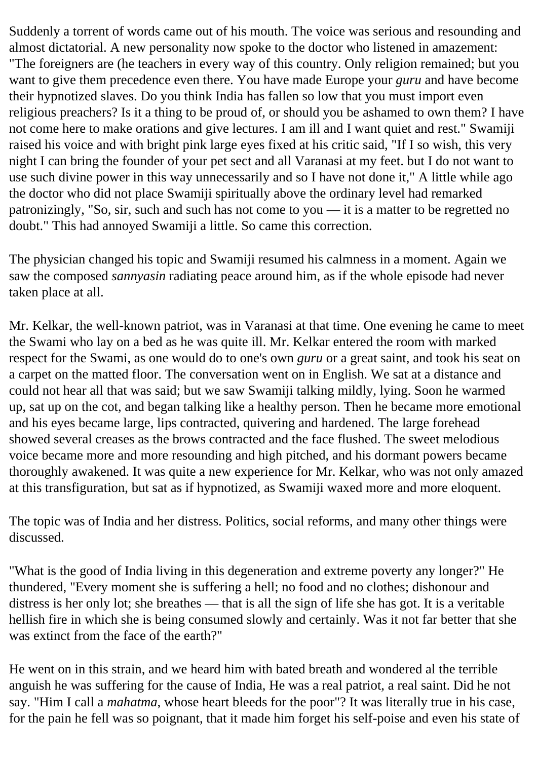Suddenly a torrent of words came out of his mouth. The voice was serious and resounding and almost dictatorial. A new personality now spoke to the doctor who listened in amazement: "The foreigners are (he teachers in every way of this country. Only religion remained; but you want to give them precedence even there. You have made Europe your *guru* and have become their hypnotized slaves. Do you think India has fallen so low that you must import even religious preachers? Is it a thing to be proud of, or should you be ashamed to own them? I have not come here to make orations and give lectures. I am ill and I want quiet and rest." Swamiji raised his voice and with bright pink large eyes fixed at his critic said, "If I so wish, this very night I can bring the founder of your pet sect and all Varanasi at my feet. but I do not want to use such divine power in this way unnecessarily and so I have not done it," A little while ago the doctor who did not place Swamiji spiritually above the ordinary level had remarked patronizingly, "So, sir, such and such has not come to you — it is a matter to be regretted no doubt." This had annoyed Swamiji a little. So came this correction.

The physician changed his topic and Swamiji resumed his calmness in a moment. Again we saw the composed *sannyasin* radiating peace around him, as if the whole episode had never taken place at all.

Mr. Kelkar, the well-known patriot, was in Varanasi at that time. One evening he came to meet the Swami who lay on a bed as he was quite ill. Mr. Kelkar entered the room with marked respect for the Swami, as one would do to one's own *guru* or a great saint, and took his seat on a carpet on the matted floor. The conversation went on in English. We sat at a distance and could not hear all that was said; but we saw Swamiji talking mildly, lying. Soon he warmed up, sat up on the cot, and began talking like a healthy person. Then he became more emotional and his eyes became large, lips contracted, quivering and hardened. The large forehead showed several creases as the brows contracted and the face flushed. The sweet melodious voice became more and more resounding and high pitched, and his dormant powers became thoroughly awakened. It was quite a new experience for Mr. Kelkar, who was not only amazed at this transfiguration, but sat as if hypnotized, as Swamiji waxed more and more eloquent.

The topic was of India and her distress. Politics, social reforms, and many other things were discussed.

"What is the good of India living in this degeneration and extreme poverty any longer?" He thundered, "Every moment she is suffering a hell; no food and no clothes; dishonour and distress is her only lot; she breathes — that is all the sign of life she has got. It is a veritable hellish fire in which she is being consumed slowly and certainly. Was it not far better that she was extinct from the face of the earth?"

He went on in this strain, and we heard him with bated breath and wondered al the terrible anguish he was suffering for the cause of India, He was a real patriot, a real saint. Did he not say. "Him I call a *mahatma*, whose heart bleeds for the poor"? It was literally true in his case, for the pain he fell was so poignant, that it made him forget his self-poise and even his state of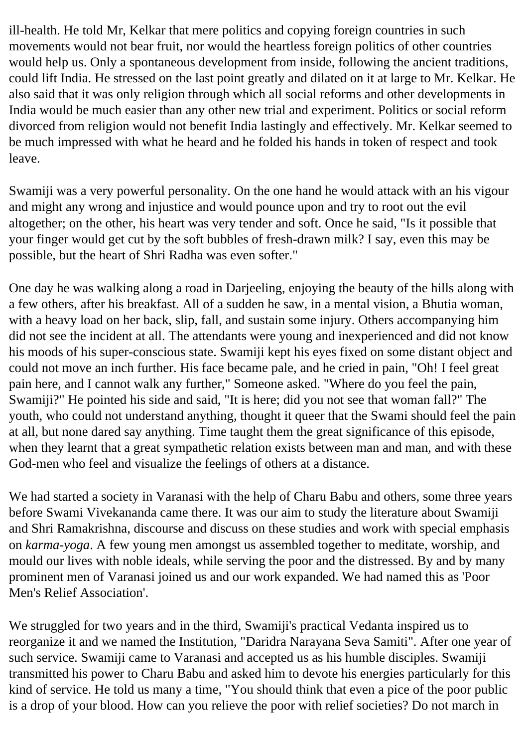ill-health. He told Mr, Kelkar that mere politics and copying foreign countries in such movements would not bear fruit, nor would the heartless foreign politics of other countries would help us. Only a spontaneous development from inside, following the ancient traditions, could lift India. He stressed on the last point greatly and dilated on it at large to Mr. Kelkar. He also said that it was only religion through which all social reforms and other developments in India would be much easier than any other new trial and experiment. Politics or social reform divorced from religion would not benefit India lastingly and effectively. Mr. Kelkar seemed to be much impressed with what he heard and he folded his hands in token of respect and took leave.

Swamiji was a very powerful personality. On the one hand he would attack with an his vigour and might any wrong and injustice and would pounce upon and try to root out the evil altogether; on the other, his heart was very tender and soft. Once he said, "Is it possible that your finger would get cut by the soft bubbles of fresh-drawn milk? I say, even this may be possible, but the heart of Shri Radha was even softer."

One day he was walking along a road in Darjeeling, enjoying the beauty of the hills along with a few others, after his breakfast. All of a sudden he saw, in a mental vision, a Bhutia woman, with a heavy load on her back, slip, fall, and sustain some injury. Others accompanying him did not see the incident at all. The attendants were young and inexperienced and did not know his moods of his super-conscious state. Swamiji kept his eyes fixed on some distant object and could not move an inch further. His face became pale, and he cried in pain, "Oh! I feel great pain here, and I cannot walk any further," Someone asked. "Where do you feel the pain, Swamiji?" He pointed his side and said, "It is here; did you not see that woman fall?" The youth, who could not understand anything, thought it queer that the Swami should feel the pain at all, but none dared say anything. Time taught them the great significance of this episode, when they learnt that a great sympathetic relation exists between man and man, and with these God-men who feel and visualize the feelings of others at a distance.

We had started a society in Varanasi with the help of Charu Babu and others, some three years before Swami Vivekananda came there. It was our aim to study the literature about Swamiji and Shri Ramakrishna, discourse and discuss on these studies and work with special emphasis on *karma-yoga*. A few young men amongst us assembled together to meditate, worship, and mould our lives with noble ideals, while serving the poor and the distressed. By and by many prominent men of Varanasi joined us and our work expanded. We had named this as 'Poor Men's Relief Association'.

We struggled for two years and in the third, Swamiji's practical Vedanta inspired us to reorganize it and we named the Institution, "Daridra Narayana Seva Samiti". After one year of such service. Swamiji came to Varanasi and accepted us as his humble disciples. Swamiji transmitted his power to Charu Babu and asked him to devote his energies particularly for this kind of service. He told us many a time, "You should think that even a pice of the poor public is a drop of your blood. How can you relieve the poor with relief societies? Do not march in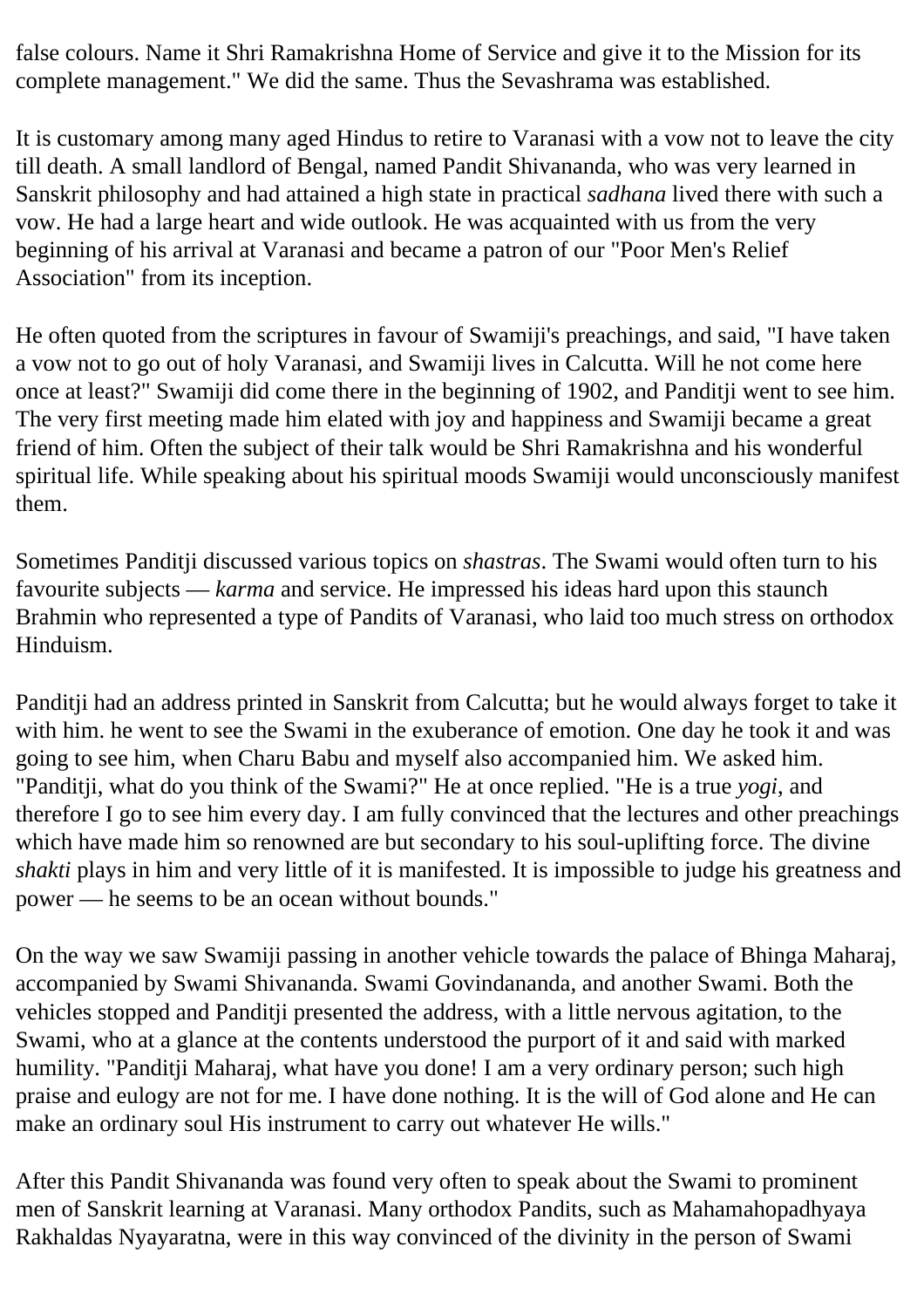false colours. Name it Shri Ramakrishna Home of Service and give it to the Mission for its complete management." We did the same. Thus the Sevashrama was established.

It is customary among many aged Hindus to retire to Varanasi with a vow not to leave the city till death. A small landlord of Bengal, named Pandit Shivananda, who was very learned in Sanskrit philosophy and had attained a high state in practical *sadhana* lived there with such a vow. He had a large heart and wide outlook. He was acquainted with us from the very beginning of his arrival at Varanasi and became a patron of our "Poor Men's Relief Association" from its inception.

He often quoted from the scriptures in favour of Swamiji's preachings, and said, "I have taken a vow not to go out of holy Varanasi, and Swamiji lives in Calcutta. Will he not come here once at least?" Swamiji did come there in the beginning of 1902, and Panditji went to see him. The very first meeting made him elated with joy and happiness and Swamiji became a great friend of him. Often the subject of their talk would be Shri Ramakrishna and his wonderful spiritual life. While speaking about his spiritual moods Swamiji would unconsciously manifest them.

Sometimes Panditji discussed various topics on *shastras*. The Swami would often turn to his favourite subjects — *karma* and service. He impressed his ideas hard upon this staunch Brahmin who represented a type of Pandits of Varanasi, who laid too much stress on orthodox Hinduism.

Panditji had an address printed in Sanskrit from Calcutta; but he would always forget to take it with him. he went to see the Swami in the exuberance of emotion. One day he took it and was going to see him, when Charu Babu and myself also accompanied him. We asked him. "Panditji, what do you think of the Swami?" He at once replied. "He is a true *yogi*, and therefore I go to see him every day. I am fully convinced that the lectures and other preachings which have made him so renowned are but secondary to his soul-uplifting force. The divine *shakti* plays in him and very little of it is manifested. It is impossible to judge his greatness and power — he seems to be an ocean without bounds."

On the way we saw Swamiji passing in another vehicle towards the palace of Bhinga Maharaj, accompanied by Swami Shivananda. Swami Govindananda, and another Swami. Both the vehicles stopped and Panditji presented the address, with a little nervous agitation, to the Swami, who at a glance at the contents understood the purport of it and said with marked humility. "Panditji Maharaj, what have you done! I am a very ordinary person; such high praise and eulogy are not for me. I have done nothing. It is the will of God alone and He can make an ordinary soul His instrument to carry out whatever He wills."

After this Pandit Shivananda was found very often to speak about the Swami to prominent men of Sanskrit learning at Varanasi. Many orthodox Pandits, such as Mahamahopadhyaya Rakhaldas Nyayaratna, were in this way convinced of the divinity in the person of Swami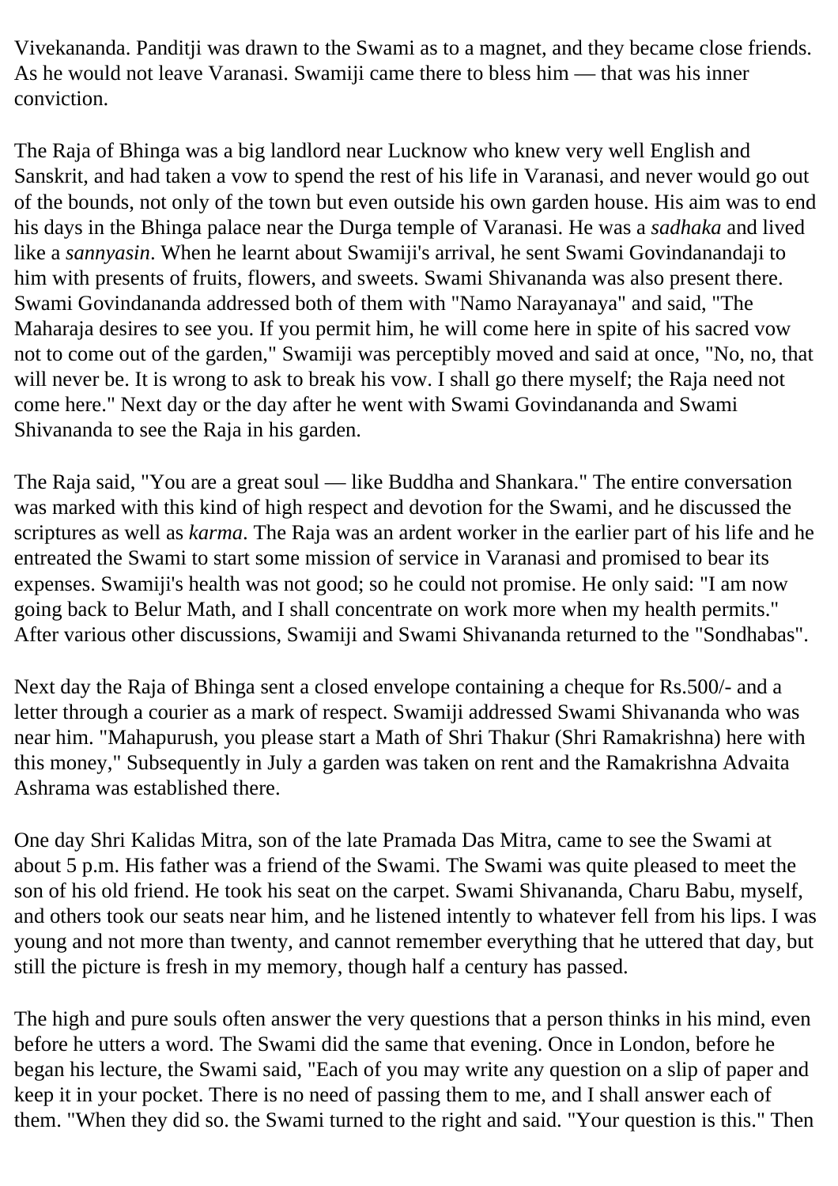Vivekananda. Panditji was drawn to the Swami as to a magnet, and they became close friends. As he would not leave Varanasi. Swamiji came there to bless him — that was his inner conviction.

The Raja of Bhinga was a big landlord near Lucknow who knew very well English and Sanskrit, and had taken a vow to spend the rest of his life in Varanasi, and never would go out of the bounds, not only of the town but even outside his own garden house. His aim was to end his days in the Bhinga palace near the Durga temple of Varanasi. He was a *sadhaka* and lived like a *sannyasin*. When he learnt about Swamiji's arrival, he sent Swami Govindanandaji to him with presents of fruits, flowers, and sweets. Swami Shivananda was also present there. Swami Govindananda addressed both of them with "Namo Narayanaya" and said, "The Maharaja desires to see you. If you permit him, he will come here in spite of his sacred vow not to come out of the garden," Swamiji was perceptibly moved and said at once, "No, no, that will never be. It is wrong to ask to break his vow. I shall go there myself; the Raja need not come here." Next day or the day after he went with Swami Govindananda and Swami Shivananda to see the Raja in his garden.

The Raja said, "You are a great soul — like Buddha and Shankara." The entire conversation was marked with this kind of high respect and devotion for the Swami, and he discussed the scriptures as well as *karma*. The Raja was an ardent worker in the earlier part of his life and he entreated the Swami to start some mission of service in Varanasi and promised to bear its expenses. Swamiji's health was not good; so he could not promise. He only said: "I am now going back to Belur Math, and I shall concentrate on work more when my health permits." After various other discussions, Swamiji and Swami Shivananda returned to the "Sondhabas".

Next day the Raja of Bhinga sent a closed envelope containing a cheque for Rs.500/- and a letter through a courier as a mark of respect. Swamiji addressed Swami Shivananda who was near him. "Mahapurush, you please start a Math of Shri Thakur (Shri Ramakrishna) here with this money," Subsequently in July a garden was taken on rent and the Ramakrishna Advaita Ashrama was established there.

One day Shri Kalidas Mitra, son of the late Pramada Das Mitra, came to see the Swami at about 5 p.m. His father was a friend of the Swami. The Swami was quite pleased to meet the son of his old friend. He took his seat on the carpet. Swami Shivananda, Charu Babu, myself, and others took our seats near him, and he listened intently to whatever fell from his lips. I was young and not more than twenty, and cannot remember everything that he uttered that day, but still the picture is fresh in my memory, though half a century has passed.

The high and pure souls often answer the very questions that a person thinks in his mind, even before he utters a word. The Swami did the same that evening. Once in London, before he began his lecture, the Swami said, "Each of you may write any question on a slip of paper and keep it in your pocket. There is no need of passing them to me, and I shall answer each of them. "When they did so. the Swami turned to the right and said. "Your question is this." Then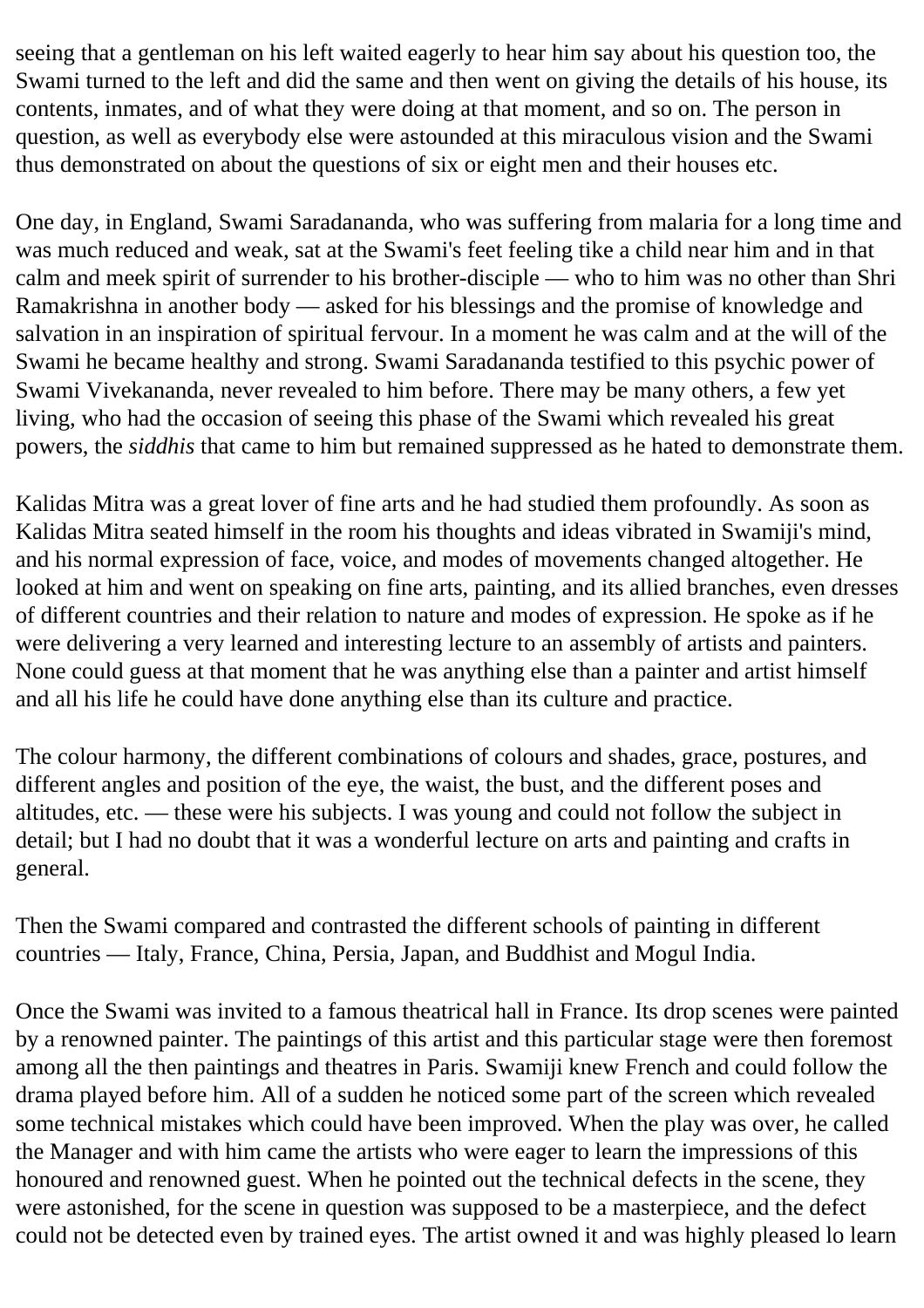seeing that a gentleman on his left waited eagerly to hear him say about his question too, the Swami turned to the left and did the same and then went on giving the details of his house, its contents, inmates, and of what they were doing at that moment, and so on. The person in question, as well as everybody else were astounded at this miraculous vision and the Swami thus demonstrated on about the questions of six or eight men and their houses etc.

One day, in England, Swami Saradananda, who was suffering from malaria for a long time and was much reduced and weak, sat at the Swami's feet feeling tike a child near him and in that calm and meek spirit of surrender to his brother-disciple — who to him was no other than Shri Ramakrishna in another body — asked for his blessings and the promise of knowledge and salvation in an inspiration of spiritual fervour. In a moment he was calm and at the will of the Swami he became healthy and strong. Swami Saradananda testified to this psychic power of Swami Vivekananda, never revealed to him before. There may be many others, a few yet living, who had the occasion of seeing this phase of the Swami which revealed his great powers, the *siddhis* that came to him but remained suppressed as he hated to demonstrate them.

Kalidas Mitra was a great lover of fine arts and he had studied them profoundly. As soon as Kalidas Mitra seated himself in the room his thoughts and ideas vibrated in Swamiji's mind, and his normal expression of face, voice, and modes of movements changed altogether. He looked at him and went on speaking on fine arts, painting, and its allied branches, even dresses of different countries and their relation to nature and modes of expression. He spoke as if he were delivering a very learned and interesting lecture to an assembly of artists and painters. None could guess at that moment that he was anything else than a painter and artist himself and all his life he could have done anything else than its culture and practice.

The colour harmony, the different combinations of colours and shades, grace, postures, and different angles and position of the eye, the waist, the bust, and the different poses and altitudes, etc. — these were his subjects. I was young and could not follow the subject in detail; but I had no doubt that it was a wonderful lecture on arts and painting and crafts in general.

Then the Swami compared and contrasted the different schools of painting in different countries — Italy, France, China, Persia, Japan, and Buddhist and Mogul India.

Once the Swami was invited to a famous theatrical hall in France. Its drop scenes were painted by a renowned painter. The paintings of this artist and this particular stage were then foremost among all the then paintings and theatres in Paris. Swamiji knew French and could follow the drama played before him. All of a sudden he noticed some part of the screen which revealed some technical mistakes which could have been improved. When the play was over, he called the Manager and with him came the artists who were eager to learn the impressions of this honoured and renowned guest. When he pointed out the technical defects in the scene, they were astonished, for the scene in question was supposed to be a masterpiece, and the defect could not be detected even by trained eyes. The artist owned it and was highly pleased lo learn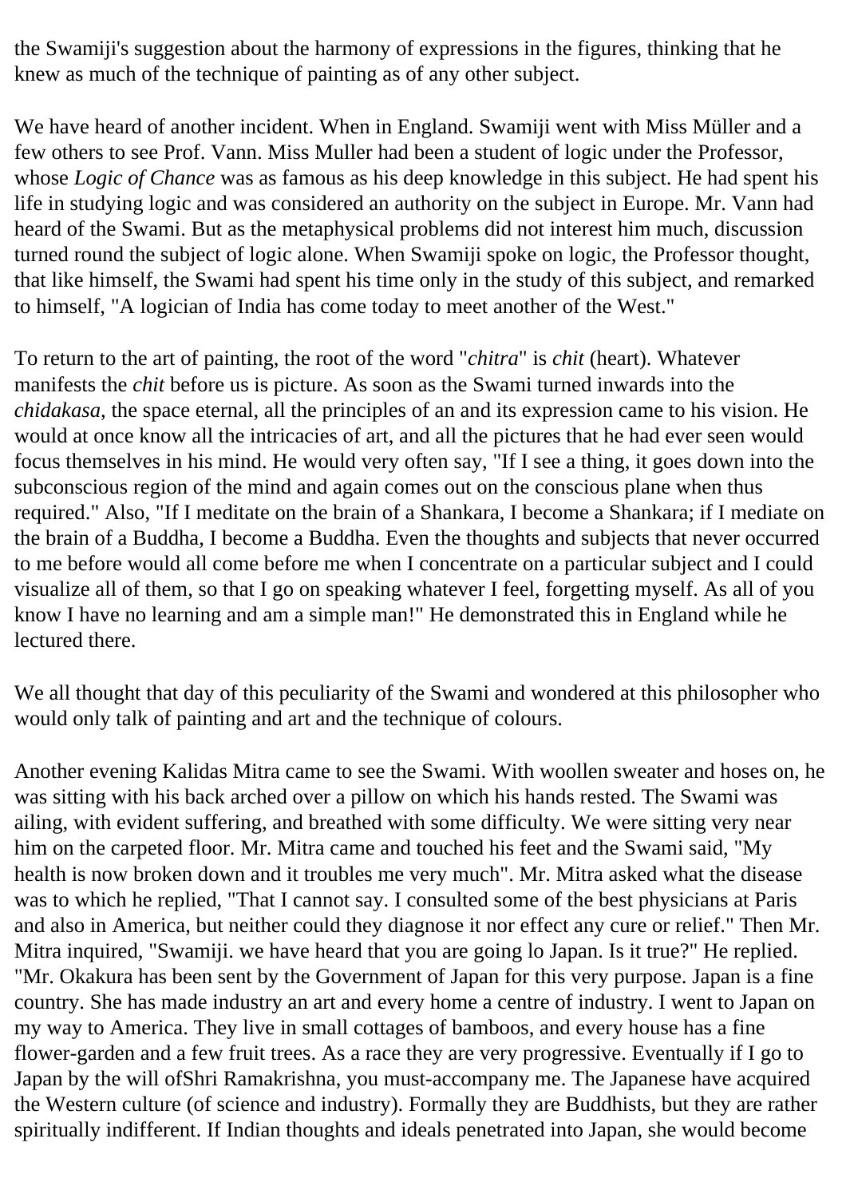the Swamiji's suggestion about the harmony of expressions in the figures, thinking that he knew as much of the technique of painting as of any other subject.

We have heard of another incident. When in England. Swamiji went with Miss Müller and a few others to see Prof. Vann. Miss Muller had been a student of logic under the Professor, whose *Logic of Chance* was as famous as his deep knowledge in this subject. He had spent his life in studying logic and was considered an authority on the subject in Europe. Mr. Vann had heard of the Swami. But as the metaphysical problems did not interest him much, discussion turned round the subject of logic alone. When Swamiji spoke on logic, the Professor thought, that like himself, the Swami had spent his time only in the study of this subject, and remarked to himself, "A logician of India has come today to meet another of the West."

To return to the art of painting, the root of the word "*chitra*" is *chit* (heart). Whatever manifests the *chit* before us is picture. As soon as the Swami turned inwards into the *chidakasa*, the space eternal, all the principles of an and its expression came to his vision. He would at once know all the intricacies of art, and all the pictures that he had ever seen would focus themselves in his mind. He would very often say, "If I see a thing, it goes down into the subconscious region of the mind and again comes out on the conscious plane when thus required." Also, "If I meditate on the brain of a Shankara, I become a Shankara; if I mediate on the brain of a Buddha, I become a Buddha. Even the thoughts and subjects that never occurred to me before would all come before me when I concentrate on a particular subject and I could visualize all of them, so that I go on speaking whatever I feel, forgetting myself. As all of you know I have no learning and am a simple man!" He demonstrated this in England while he lectured there.

We all thought that day of this peculiarity of the Swami and wondered at this philosopher who would only talk of painting and art and the technique of colours.

Another evening Kalidas Mitra came to see the Swami. With woollen sweater and hoses on, he was sitting with his back arched over a pillow on which his hands rested. The Swami was ailing, with evident suffering, and breathed with some difficulty. We were sitting very near him on the carpeted floor. Mr. Mitra came and touched his feet and the Swami said, "My health is now broken down and it troubles me very much". Mr. Mitra asked what the disease was to which he replied, "That I cannot say. I consulted some of the best physicians at Paris and also in America, but neither could they diagnose it nor effect any cure or relief." Then Mr. Mitra inquired, "Swamiji. we have heard that you are going lo Japan. Is it true?" He replied. "Mr. Okakura has been sent by the Government of Japan for this very purpose. Japan is a fine country. She has made industry an art and every home a centre of industry. I went to Japan on my way to America. They live in small cottages of bamboos, and every house has a fine flower-garden and a few fruit trees. As a race they are very progressive. Eventually if I go to Japan by the will ofShri Ramakrishna, you must-accompany me. The Japanese have acquired the Western culture (of science and industry). Formally they are Buddhists, but they are rather spiritually indifferent. If Indian thoughts and ideals penetrated into Japan, she would become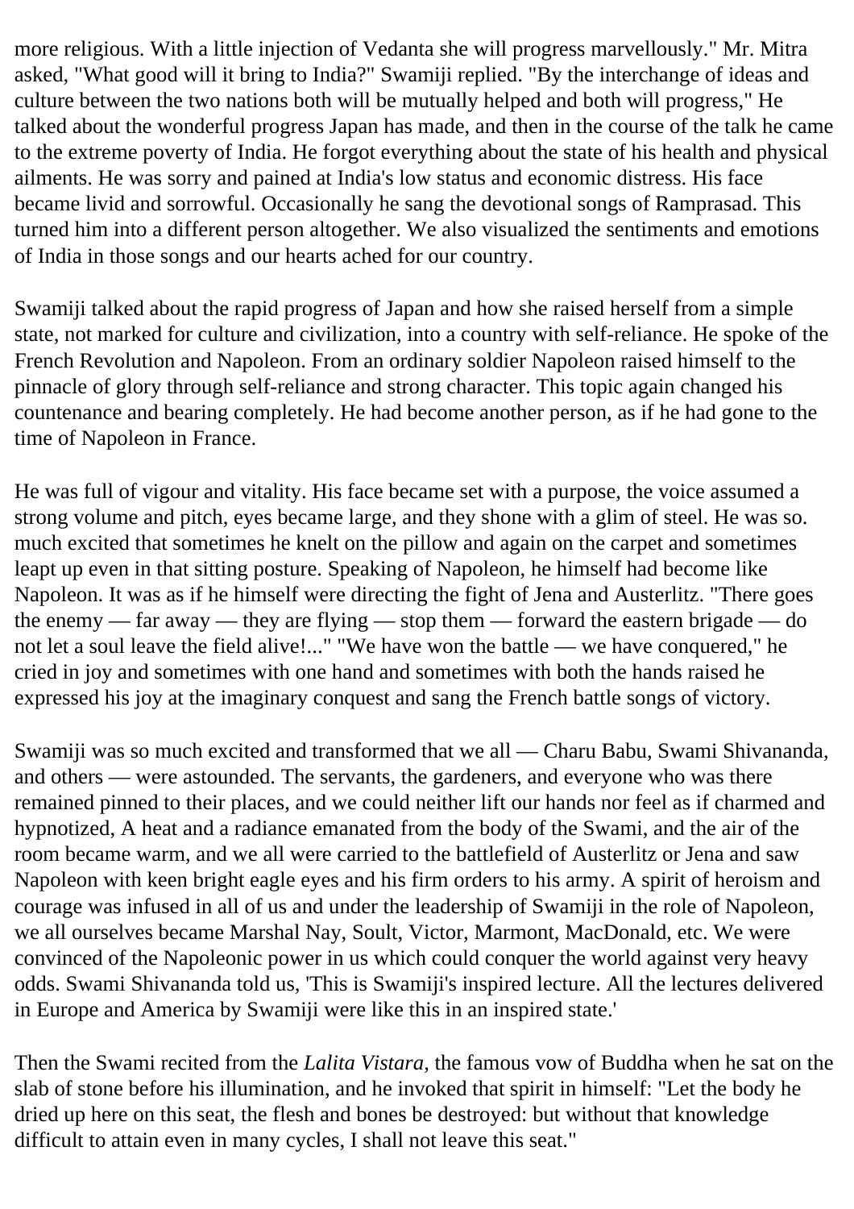more religious. With a little injection of Vedanta she will progress marvellously." Mr. Mitra asked, "What good will it bring to India?" Swamiji replied. "By the interchange of ideas and culture between the two nations both will be mutually helped and both will progress," He talked about the wonderful progress Japan has made, and then in the course of the talk he came to the extreme poverty of India. He forgot everything about the state of his health and physical ailments. He was sorry and pained at India's low status and economic distress. His face became livid and sorrowful. Occasionally he sang the devotional songs of Ramprasad. This turned him into a different person altogether. We also visualized the sentiments and emotions of India in those songs and our hearts ached for our country.

Swamiji talked about the rapid progress of Japan and how she raised herself from a simple state, not marked for culture and civilization, into a country with self-reliance. He spoke of the French Revolution and Napoleon. From an ordinary soldier Napoleon raised himself to the pinnacle of glory through self-reliance and strong character. This topic again changed his countenance and bearing completely. He had become another person, as if he had gone to the time of Napoleon in France.

He was full of vigour and vitality. His face became set with a purpose, the voice assumed a strong volume and pitch, eyes became large, and they shone with a glim of steel. He was so. much excited that sometimes he knelt on the pillow and again on the carpet and sometimes leapt up even in that sitting posture. Speaking of Napoleon, he himself had become like Napoleon. It was as if he himself were directing the fight of Jena and Austerlitz. "There goes the enemy — far away — they are flying — stop them — forward the eastern brigade — do not let a soul leave the field alive!..." "We have won the battle — we have conquered," he cried in joy and sometimes with one hand and sometimes with both the hands raised he expressed his joy at the imaginary conquest and sang the French battle songs of victory.

Swamiji was so much excited and transformed that we all — Charu Babu, Swami Shivananda, and others — were astounded. The servants, the gardeners, and everyone who was there remained pinned to their places, and we could neither lift our hands nor feel as if charmed and hypnotized, A heat and a radiance emanated from the body of the Swami, and the air of the room became warm, and we all were carried to the battlefield of Austerlitz or Jena and saw Napoleon with keen bright eagle eyes and his firm orders to his army. A spirit of heroism and courage was infused in all of us and under the leadership of Swamiji in the role of Napoleon, we all ourselves became Marshal Nay, Soult, Victor, Marmont, MacDonald, etc. We were convinced of the Napoleonic power in us which could conquer the world against very heavy odds. Swami Shivananda told us, 'This is Swamiji's inspired lecture. All the lectures delivered in Europe and America by Swamiji were like this in an inspired state.'

Then the Swami recited from the *Lalita Vistara*, the famous vow of Buddha when he sat on the slab of stone before his illumination, and he invoked that spirit in himself: "Let the body he dried up here on this seat, the flesh and bones be destroyed: but without that knowledge difficult to attain even in many cycles, I shall not leave this seat."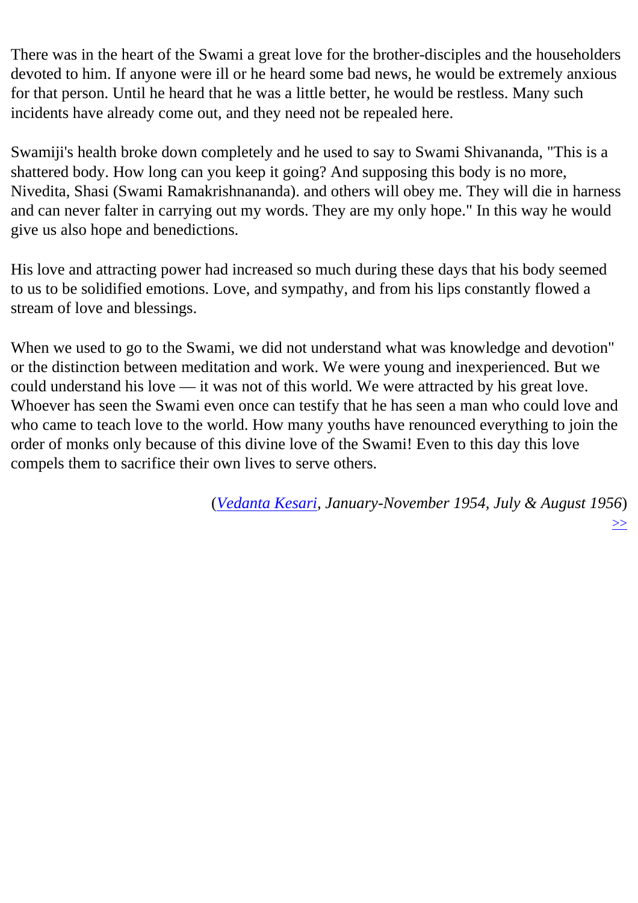There was in the heart of the Swami a great love for the brother-disciples and the householders devoted to him. If anyone were ill or he heard some bad news, he would be extremely anxious for that person. Until he heard that he was a little better, he would be restless. Many such incidents have already come out, and they need not be repealed here.

Swamiji's health broke down completely and he used to say to Swami Shivananda, "This is a shattered body. How long can you keep it going? And supposing this body is no more, Nivedita, Shasi (Swami Ramakrishnananda). and others will obey me. They will die in harness and can never falter in carrying out my words. They are my only hope." In this way he would give us also hope and benedictions.

His love and attracting power had increased so much during these days that his body seemed to us to be solidified emotions. Love, and sympathy, and from his lips constantly flowed a stream of love and blessings.

When we used to go to the Swami, we did not understand what was knowledge and devotion" or the distinction between meditation and work. We were young and inexperienced. But we could understand his love — it was not of this world. We were attracted by his great love. Whoever has seen the Swami even once can testify that he has seen a man who could love and who came to teach love to the world. How many youths have renounced everything to join the order of monks only because of this divine love of the Swami! Even to this day this love compels them to sacrifice their own lives to serve others.

(*Vedanta Kesari, January-November 1954, July & August 1956*)

>>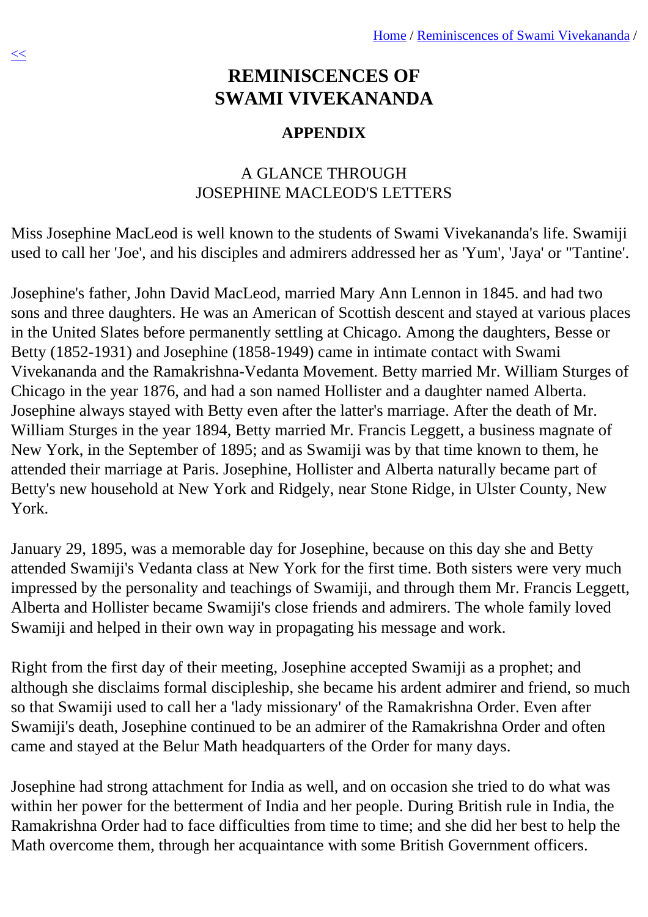# REMINISCENCES OF SWAMI VIVEKANANDA

## APPENDIX

### A GLANCE THROUGH JOSEPHINE MACLEOD'S LETTERS

Miss Josephine MacLeod is well known to the students of Swami Vivekananda's life. Swamiji used to call her 'Joe', and his disciples and admirers addressed her as 'Yum', 'Jaya' or "Tantine'.

Josephine's father, John David MacLeod, married Mary Ann Lennon in 1845. and had two sons and three daughters. He was an American of Scottish descent and stayed at various places in the United Slates before permanently settling at Chicago. Among the daughters, Besse or Betty (1852-1931) and Josephine (1858-1949) came in intimate contact with Swami Vivekananda and the Ramakrishna-Vedanta Movement. Betty married Mr. William Sturges of Chicago in the year 1876, and had a son named Hollister and a daughter named Alberta. Josephine always stayed with Betty even after the latter's marriage. After the death of Mr. William Sturges in the year 1894, Betty married Mr. Francis Leggett, a business magnate of New York, in the September of 1895; and as Swamiji was by that time known to them, he attended their marriage at Paris. Josephine, Hollister and Alberta naturally became part of Betty's new household at New York and Ridgely, near Stone Ridge, in Ulster County, New York.

January 29, 1895, was a memorable day for Josephine, because on this day she and Betty attended Swamiji's Vedanta class at New York for the first time. Both sisters were very much impressed by the personality and teachings of Swamiji, and through them Mr. Francis Leggett, Alberta and Hollister became Swamiji's close friends and admirers. The whole family loved Swamiji and helped in their own way in propagating his message and work.

Right from the first day of their meeting, Josephine accepted Swamiji as a prophet; and although she disclaims formal discipleship, she became his ardent admirer and friend, so much so that Swamiji used to call her a 'lady missionary' of the Ramakrishna Order. Even after Swamiji's death, Josephine continued to be an admirer of the Ramakrishna Order and often came and stayed at the Belur Math headquarters of the Order for many days.

Josephine had strong attachment for India as well, and on occasion she tried to do what was within her power for the betterment of India and her people. During British rule in India, the Ramakrishna Order had to face difficulties from time to time; and she did her best to help the Math overcome them, through her acquaintance with some British Government officers.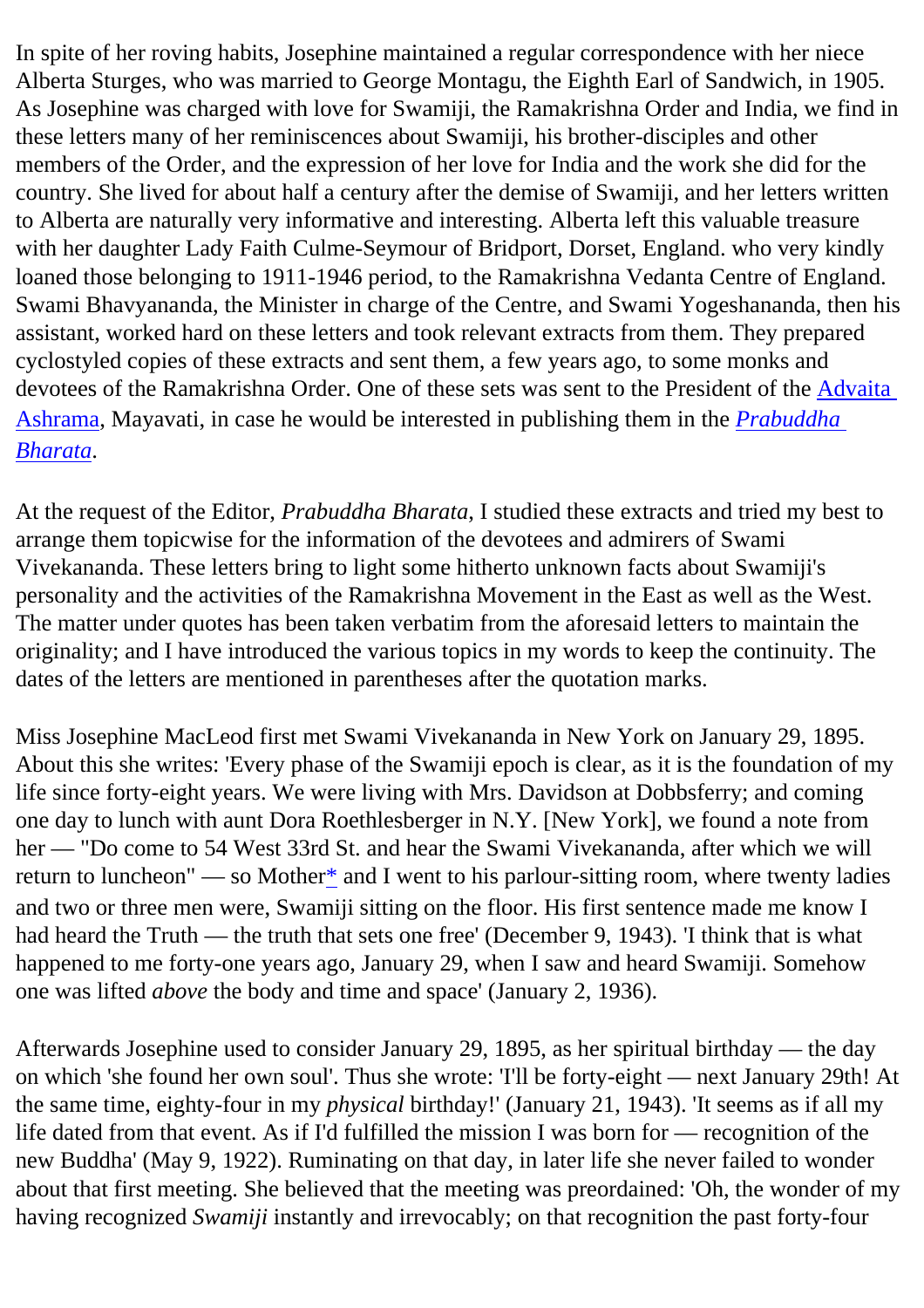In spite of her roving habits, Josephine maintained a regular correspondence with her niece Alberta Sturges, who was married to George Montagu, the Eighth Earl of Sandwich, in 1905. As Josephine was charged with love for Swamiji, the Ramakrishna Order and India, we find in these letters many of her reminiscences about Swamiji, his brother-disciples and other members of the Order, and the expression of her love for India and the work she did for the country. She lived for about half a century after the demise of Swamiji, and her letters written to Alberta are naturally very informative and interesting. Alberta left this valuable treasure with her daughter Lady Faith Culme-Seymour of Bridport, Dorset, England. who very kindly loaned those belonging to 1911-1946 period, to the Ramakrishna Vedanta Centre of England. Swami Bhavyananda, the Minister in charge of the Centre, and Swami Yogeshananda, then his assistant, worked hard on these letters and took relevant extracts from them. They prepared cyclostyled copies of these extracts and sent them, a few years ago, to some monks and devotees of the Ramakrishna Order. One of these sets was sent to the President of the Advaita Ashrama, Mayavati, in case he would be interested in publishing them in the *Prabuddha Bharata*.

At the request of the Editor, *Prabuddha Bharata*, I studied these extracts and tried my best to arrange them topicwise for the information of the devotees and admirers of Swami Vivekananda. These letters bring to light some hitherto unknown facts about Swamiji's personality and the activities of the Ramakrishna Movement in the East as well as the West. The matter under quotes has been taken verbatim from the aforesaid letters to maintain the originality; and I have introduced the various topics in my words to keep the continuity. The dates of the letters are mentioned in parentheses after the quotation marks.

Miss Josephine MacLeod first met Swami Vivekananda in New York on January 29, 1895. About this she writes: 'Every phase of the Swamiji epoch is clear, as it is the foundation of my life since forty-eight years. We were living with Mrs. Davidson at Dobbsferry; and coming one day to lunch with aunt Dora Roethlesberger in N.Y. [New York], we found a note from her — "Do come to 54 West 33rd St. and hear the Swami Vivekananda, after which we will return to luncheon" — so Mother* and I went to his parlour-sitting room, where twenty ladies and two or three men were, Swamiji sitting on the floor. His first sentence made me know I had heard the Truth — the truth that sets one free' (December 9, 1943). 'I think that is what happened to me forty-one years ago, January 29, when I saw and heard Swamiji. Somehow one was lifted *above* the body and time and space' (January 2, 1936).

Afterwards Josephine used to consider January 29, 1895, as her spiritual birthday — the day on which 'she found her own soul'. Thus she wrote: 'I'll be forty-eight — next January 29th! At the same time, eighty-four in my *physical* birthday!' (January 21, 1943). 'It seems as if all my life dated from that event. As if I'd fulfilled the mission I was born for — recognition of the new Buddha' (May 9, 1922). Ruminating on that day, in later life she never failed to wonder about that first meeting. She believed that the meeting was preordained: 'Oh, the wonder of my having recognized *Swamiji* instantly and irrevocably; on that recognition the past forty-four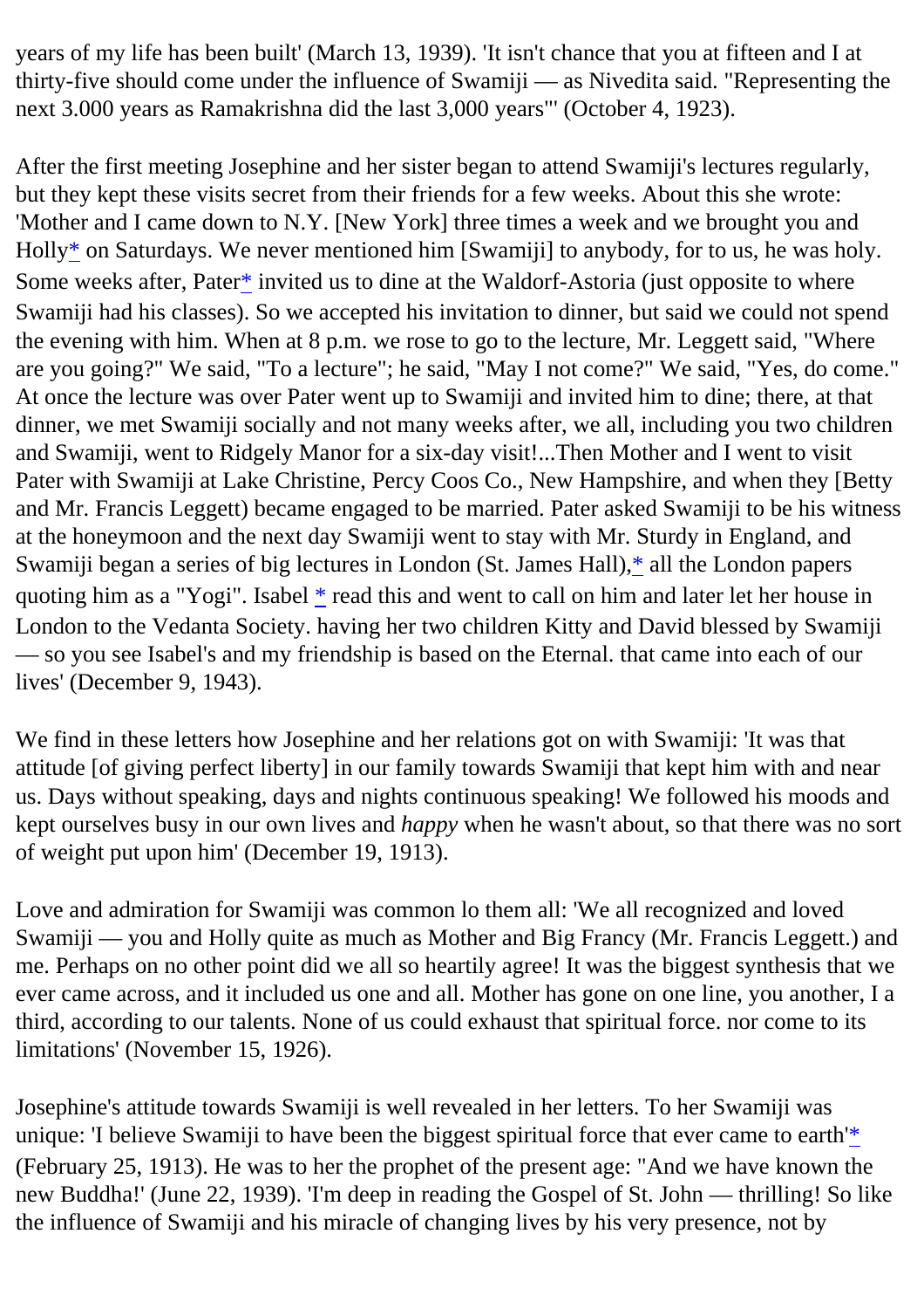years of my life has been built' (March 13, 1939). 'It isn't chance that you at fifteen and I at thirty-five should come under the influence of Swamiji — as Nivedita said. "Representing the next 3.000 years as Ramakrishna did the last 3,000 years"' (October 4, 1923).

After the first meeting Josephine and her sister began to attend Swamiji's lectures regularly, but they kept these visits secret from their friends for a few weeks. About this she wrote: 'Mother and I came down to N.Y. [New York] three times a week and we brought you and Holly* on Saturdays. We never mentioned him [Swamiji] to anybody, for to us, he was holy. Some weeks after, Pater* invited us to dine at the Waldorf-Astoria (just opposite to where Swamiji had his classes). So we accepted his invitation to dinner, but said we could not spend the evening with him. When at 8 p.m. we rose to go to the lecture, Mr. Leggett said, "Where are you going?" We said, "To a lecture"; he said, "May I not come?" We said, "Yes, do come." At once the lecture was over Pater went up to Swamiji and invited him to dine; there, at that dinner, we met Swamiji socially and not many weeks after, we all, including you two children and Swamiji, went to Ridgely Manor for a six-day visit!...Then Mother and I went to visit Pater with Swamiji at Lake Christine, Percy Coos Co., New Hampshire, and when they [Betty and Mr. Francis Leggett) became engaged to be married. Pater asked Swamiji to be his witness at the honeymoon and the next day Swamiji went to stay with Mr. Sturdy in England, and Swamiji began a series of big lectures in London (St. James Hall),* all the London papers quoting him as a "Yogi". Isabel * read this and went to call on him and later let her house in London to the Vedanta Society. having her two children Kitty and David blessed by Swamiji — so you see Isabel's and my friendship is based on the Eternal. that came into each of our lives' (December 9, 1943).

We find in these letters how Josephine and her relations got on with Swamiji: 'It was that attitude [of giving perfect liberty] in our family towards Swamiji that kept him with and near us. Days without speaking, days and nights continuous speaking! We followed his moods and kept ourselves busy in our own lives and *happy* when he wasn't about, so that there was no sort of weight put upon him' (December 19, 1913).

Love and admiration for Swamiji was common lo them all: 'We all recognized and loved Swamiji — you and Holly quite as much as Mother and Big Francy (Mr. Francis Leggett.) and me. Perhaps on no other point did we all so heartily agree! It was the biggest synthesis that we ever came across, and it included us one and all. Mother has gone on one line, you another, I a third, according to our talents. None of us could exhaust that spiritual force. nor come to its limitations' (November 15, 1926).

Josephine's attitude towards Swamiji is well revealed in her letters. To her Swamiji was unique: 'I believe Swamiji to have been the biggest spiritual force that ever came to earth'* (February 25, 1913). He was to her the prophet of the present age: "And we have known the new Buddha!' (June 22, 1939). 'I'm deep in reading the Gospel of St. John — thrilling! So like the influence of Swamiji and his miracle of changing lives by his very presence, not by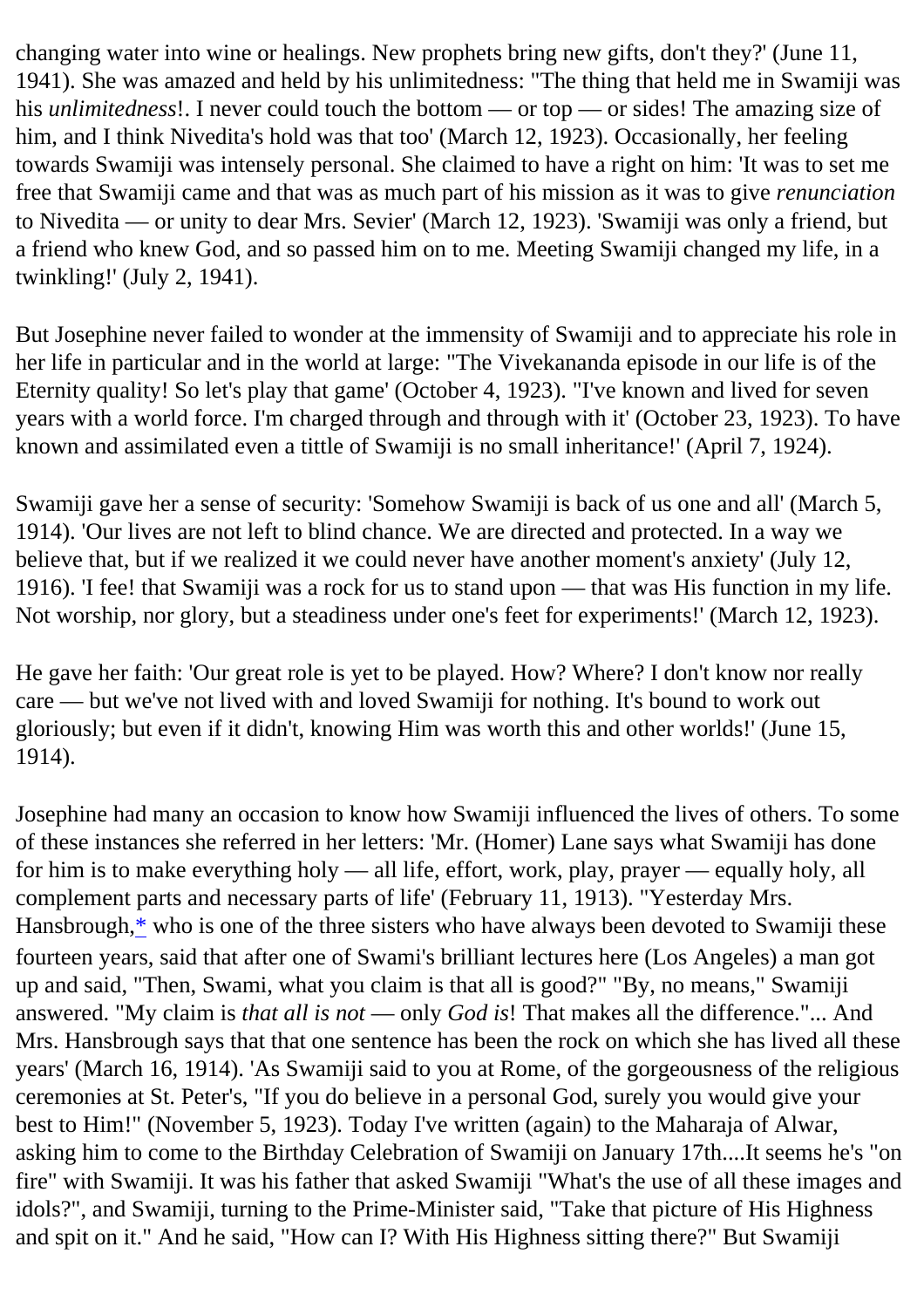changing water into wine or healings. New prophets bring new gifts, don't they?' (June 11, 1941). She was amazed and held by his unlimitedness: "The thing that held me in Swamiji was his *unlimitedness*!. I never could touch the bottom — or top — or sides! The amazing size of him, and I think Nivedita's hold was that too' (March 12, 1923). Occasionally, her feeling towards Swamiji was intensely personal. She claimed to have a right on him: 'It was to set me free that Swamiji came and that was as much part of his mission as it was to give *renunciation* to Nivedita — or unity to dear Mrs. Sevier' (March 12, 1923). 'Swamiji was only a friend, but a friend who knew God, and so passed him on to me. Meeting Swamiji changed my life, in a twinkling!' (July 2, 1941).

But Josephine never failed to wonder at the immensity of Swamiji and to appreciate his role in her life in particular and in the world at large: "The Vivekananda episode in our life is of the Eternity quality! So let's play that game' (October 4, 1923). "I've known and lived for seven years with a world force. I'm charged through and through with it' (October 23, 1923). To have known and assimilated even a tittle of Swamiji is no small inheritance!' (April 7, 1924).

Swamiji gave her a sense of security: 'Somehow Swamiji is back of us one and all' (March 5, 1914). 'Our lives are not left to blind chance. We are directed and protected. In a way we believe that, but if we realized it we could never have another moment's anxiety' (July 12, 1916). 'I fee! that Swamiji was a rock for us to stand upon — that was His function in my life. Not worship, nor glory, but a steadiness under one's feet for experiments!' (March 12, 1923).

He gave her faith: 'Our great role is yet to be played. How? Where? I don't know nor really care — but we've not lived with and loved Swamiji for nothing. It's bound to work out gloriously; but even if it didn't, knowing Him was worth this and other worlds!' (June 15, 1914).

Josephine had many an occasion to know how Swamiji influenced the lives of others. To some of these instances she referred in her letters: 'Mr. (Homer) Lane says what Swamiji has done for him is to make everything holy — all life, effort, work, play, prayer — equally holy, all complement parts and necessary parts of life' (February 11, 1913). "Yesterday Mrs. Hansbrough,* who is one of the three sisters who have always been devoted to Swamiji these fourteen years, said that after one of Swami's brilliant lectures here (Los Angeles) a man got up and said, "Then, Swami, what you claim is that all is good?" "By, no means," Swamiji answered. "My claim is *that all is not* — only *God is*! That makes all the difference."... And Mrs. Hansbrough says that that one sentence has been the rock on which she has lived all these years' (March 16, 1914). 'As Swamiji said to you at Rome, of the gorgeousness of the religious ceremonies at St. Peter's, "If you do believe in a personal God, surely you would give your best to Him!" (November 5, 1923). Today I've written (again) to the Maharaja of Alwar, asking him to come to the Birthday Celebration of Swamiji on January 17th....It seems he's "on fire" with Swamiji. It was his father that asked Swamiji "What's the use of all these images and idols?", and Swamiji, turning to the Prime-Minister said, "Take that picture of His Highness and spit on it." And he said, "How can I? With His Highness sitting there?" But Swamiji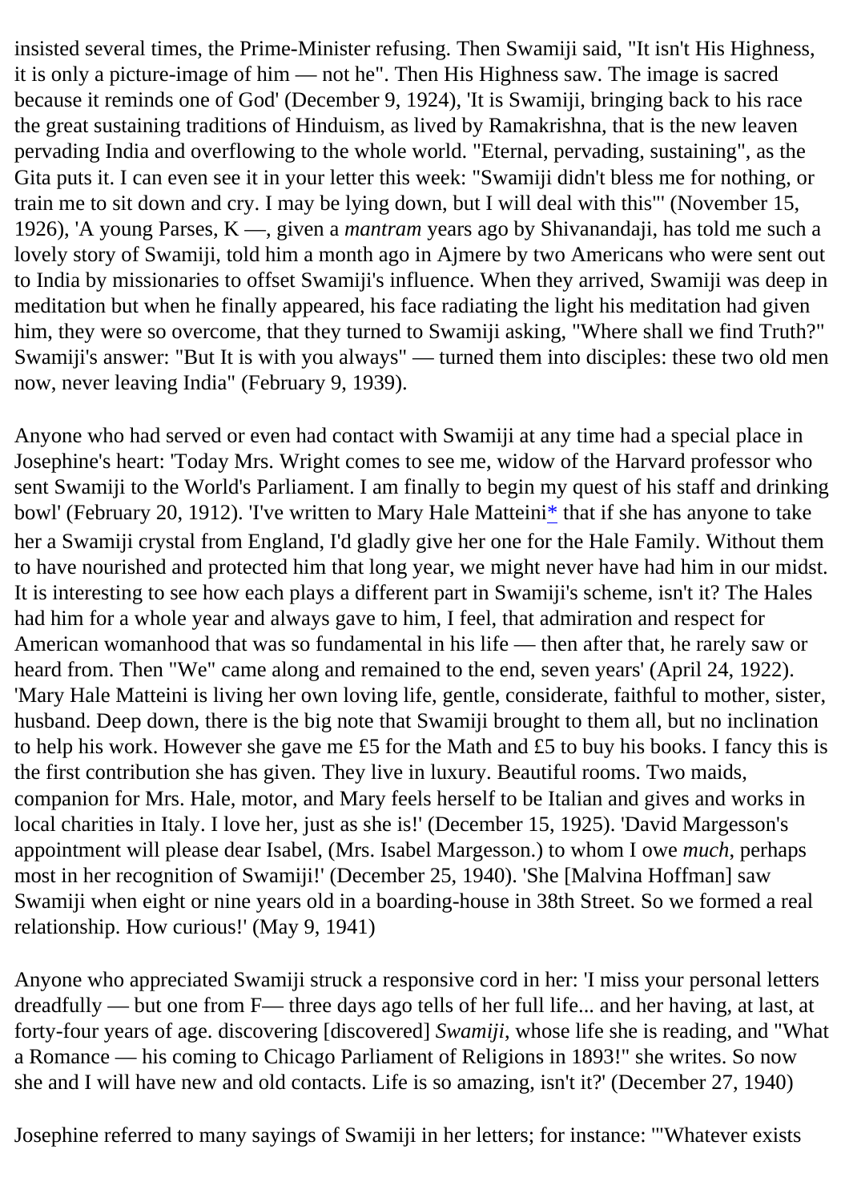insisted several times, the Prime-Minister refusing. Then Swamiji said, "It isn't His Highness, it is only a picture-image of him — not he". Then His Highness saw. The image is sacred because it reminds one of God' (December 9, 1924), 'It is Swamiji, bringing back to his race the great sustaining traditions of Hinduism, as lived by Ramakrishna, that is the new leaven pervading India and overflowing to the whole world. "Eternal, pervading, sustaining", as the Gita puts it. I can even see it in your letter this week: "Swamiji didn't bless me for nothing, or train me to sit down and cry. I may be lying down, but I will deal with this"' (November 15, 1926), 'A young Parses, K —, given a *mantram* years ago by Shivanandaji, has told me such a lovely story of Swamiji, told him a month ago in Ajmere by two Americans who were sent out to India by missionaries to offset Swamiji's influence. When they arrived, Swamiji was deep in meditation but when he finally appeared, his face radiating the light his meditation had given him, they were so overcome, that they turned to Swamiji asking, "Where shall we find Truth?" Swamiji's answer: "But It is with you always" — turned them into disciples: these two old men now, never leaving India" (February 9, 1939).

Anyone who had served or even had contact with Swamiji at any time had a special place in Josephine's heart: 'Today Mrs. Wright comes to see me, widow of the Harvard professor who sent Swamiji to the World's Parliament. I am finally to begin my quest of his staff and drinking bowl' (February 20, 1912). 'I've written to Mary Hale Matteini* that if she has anyone to take her a Swamiji crystal from England, I'd gladly give her one for the Hale Family. Without them to have nourished and protected him that long year, we might never have had him in our midst. It is interesting to see how each plays a different part in Swamiji's scheme, isn't it? The Hales had him for a whole year and always gave to him, I feel, that admiration and respect for American womanhood that was so fundamental in his life — then after that, he rarely saw or heard from. Then "We" came along and remained to the end, seven years' (April 24, 1922). 'Mary Hale Matteini is living her own loving life, gentle, considerate, faithful to mother, sister, husband. Deep down, there is the big note that Swamiji brought to them all, but no inclination to help his work. However she gave me £5 for the Math and £5 to buy his books. I fancy this is the first contribution she has given. They live in luxury. Beautiful rooms. Two maids, companion for Mrs. Hale, motor, and Mary feels herself to be Italian and gives and works in local charities in Italy. I love her, just as she is!' (December 15, 1925). 'David Margesson's appointment will please dear Isabel, (Mrs. Isabel Margesson.) to whom I owe *much*, perhaps most in her recognition of Swamiji!' (December 25, 1940). 'She [Malvina Hoffman] saw Swamiji when eight or nine years old in a boarding-house in 38th Street. So we formed a real relationship. How curious!' (May 9, 1941)

Anyone who appreciated Swamiji struck a responsive cord in her: 'I miss your personal letters dreadfully — but one from F— three days ago tells of her full life... and her having, at last, at forty-four years of age. discovering [discovered] *Swamiji*, whose life she is reading, and "What a Romance — his coming to Chicago Parliament of Religions in 1893!" she writes. So now she and I will have new and old contacts. Life is so amazing, isn't it?' (December 27, 1940)

Josephine referred to many sayings of Swamiji in her letters; for instance: '"Whatever exists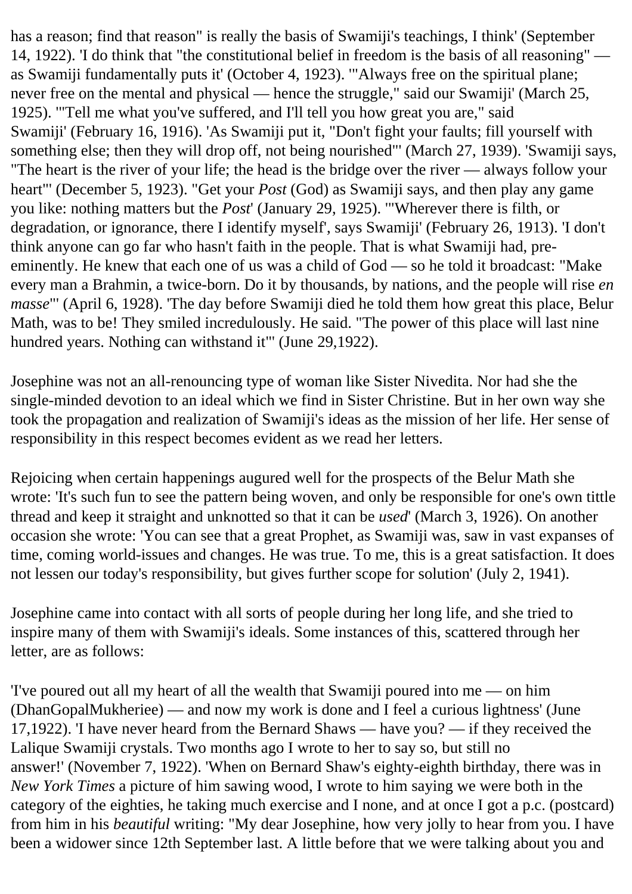has a reason; find that reason" is really the basis of Swamiji's teachings, I think' (September 14, 1922). 'I do think that "the constitutional belief in freedom is the basis of all reasoning" — as Swamiji fundamentally puts it' (October 4, 1923). '"Always free on the spiritual plane; never free on the mental and physical — hence the struggle," said our Swamiji' (March 25, 1925). '"Tell me what you've suffered, and I'll tell you how great you are," said Swamiji' (February 16, 1916). 'As Swamiji put it, "Don't fight your faults; fill yourself with something else; then they will drop off, not being nourished"' (March 27, 1939). 'Swamiji says, "The heart is the river of your life; the head is the bridge over the river — always follow your heart"' (December 5, 1923). "Get your *Post* (God) as Swamiji says, and then play any game you like: nothing matters but the *Post*' (January 29, 1925). '"Wherever there is filth, or degradation, or ignorance, there I identify myself', says Swamiji' (February 26, 1913). 'I don't think anyone can go far who hasn't faith in the people. That is what Swamiji had, pre-eminently. He knew that each one of us was a child of God — so he told it broadcast: "Make every man a Brahmin, a twice-born. Do it by thousands, by nations, and the people will rise *en masse*"' (April 6, 1928). 'The day before Swamiji died he told them how great this place, Belur Math, was to be! They smiled incredulously. He said. "The power of this place will last nine hundred years. Nothing can withstand it"' (June 29,1922).

Josephine was not an all-renouncing type of woman like Sister Nivedita. Nor had she the single-minded devotion to an ideal which we find in Sister Christine. But in her own way she took the propagation and realization of Swamiji's ideas as the mission of her life. Her sense of responsibility in this respect becomes evident as we read her letters.

Rejoicing when certain happenings augured well for the prospects of the Belur Math she wrote: 'It's such fun to see the pattern being woven, and only be responsible for one's own tittle thread and keep it straight and unknotted so that it can be *used*' (March 3, 1926). On another occasion she wrote: 'You can see that a great Prophet, as Swamiji was, saw in vast expanses of time, coming world-issues and changes. He was true. To me, this is a great satisfaction. It does not lessen our today's responsibility, but gives further scope for solution' (July 2, 1941).

Josephine came into contact with all sorts of people during her long life, and she tried to inspire many of them with Swamiji's ideals. Some instances of this, scattered through her letter, are as follows:

'I've poured out all my heart of all the wealth that Swamiji poured into me — on him (DhanGopalMukheriee) — and now my work is done and I feel a curious lightness' (June 17,1922). 'I have never heard from the Bernard Shaws — have you? — if they received the Lalique Swamiji crystals. Two months ago I wrote to her to say so, but still no answer!' (November 7, 1922). 'When on Bernard Shaw's eighty-eighth birthday, there was in *New York Times* a picture of him sawing wood, I wrote to him saying we were both in the category of the eighties, he taking much exercise and I none, and at once I got a p.c. (postcard) from him in his *beautiful* writing: "My dear Josephine, how very jolly to hear from you. I have been a widower since 12th September last. A little before that we were talking about you and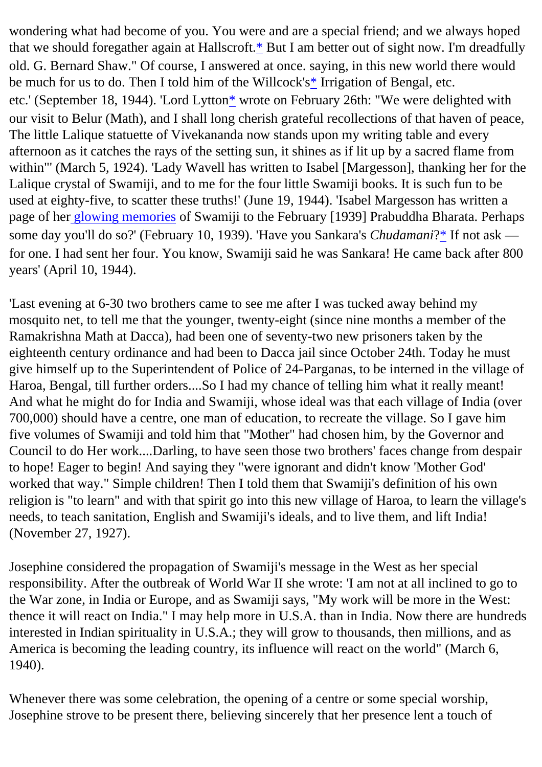wondering what had become of you. You were and are a special friend; and we always hoped that we should foregather again at Hallscroft.* But I am better out of sight now. I'm dreadfully old. G. Bernard Shaw." Of course, I answered at once. saying, in this new world there would be much for us to do. Then I told him of the Willcock's* Irrigation of Bengal, etc. etc.' (September 18, 1944). 'Lord Lytton* wrote on February 26th: "We were delighted with our visit to Belur (Math), and I shall long cherish grateful recollections of that haven of peace, The little Lalique statuette of Vivekananda now stands upon my writing table and every afternoon as it catches the rays of the setting sun, it shines as if lit up by a sacred flame from within"' (March 5, 1924). 'Lady Wavell has written to Isabel [Margesson], thanking her for the Lalique crystal of Swamiji, and to me for the four little Swamiji books. It is such fun to be used at eighty-five, to scatter these truths!' (June 19, 1944). 'Isabel Margesson has written a page of her glowing memories of Swamiji to the February [1939] Prabuddha Bharata. Perhaps some day you'll do so?' (February 10, 1939). 'Have you Sankara's *Chudamani*?* If not ask — for one. I had sent her four. You know, Swamiji said he was Sankara! He came back after 800 years' (April 10, 1944).

'Last evening at 6-30 two brothers came to see me after I was tucked away behind my mosquito net, to tell me that the younger, twenty-eight (since nine months a member of the Ramakrishna Math at Dacca), had been one of seventy-two new prisoners taken by the eighteenth century ordinance and had been to Dacca jail since October 24th. Today he must give himself up to the Superintendent of Police of 24-Parganas, to be interned in the village of Haroa, Bengal, till further orders....So I had my chance of telling him what it really meant! And what he might do for India and Swamiji, whose ideal was that each village of India (over 700,000) should have a centre, one man of education, to recreate the village. So I gave him five volumes of Swamiji and told him that "Mother" had chosen him, by the Governor and Council to do Her work....Darling, to have seen those two brothers' faces change from despair to hope! Eager to begin! And saying they "were ignorant and didn't know 'Mother God' worked that way." Simple children! Then I told them that Swamiji's definition of his own religion is "to learn" and with that spirit go into this new village of Haroa, to learn the village's needs, to teach sanitation, English and Swamiji's ideals, and to live them, and lift India! (November 27, 1927).

Josephine considered the propagation of Swamiji's message in the West as her special responsibility. After the outbreak of World War II she wrote: 'I am not at all inclined to go to the War zone, in India or Europe, and as Swamiji says, "My work will be more in the West: thence it will react on India." I may help more in U.S.A. than in India. Now there are hundreds interested in Indian spirituality in U.S.A.; they will grow to thousands, then millions, and as America is becoming the leading country, its influence will react on the world" (March 6, 1940).

Whenever there was some celebration, the opening of a centre or some special worship, Josephine strove to be present there, believing sincerely that her presence lent a touch of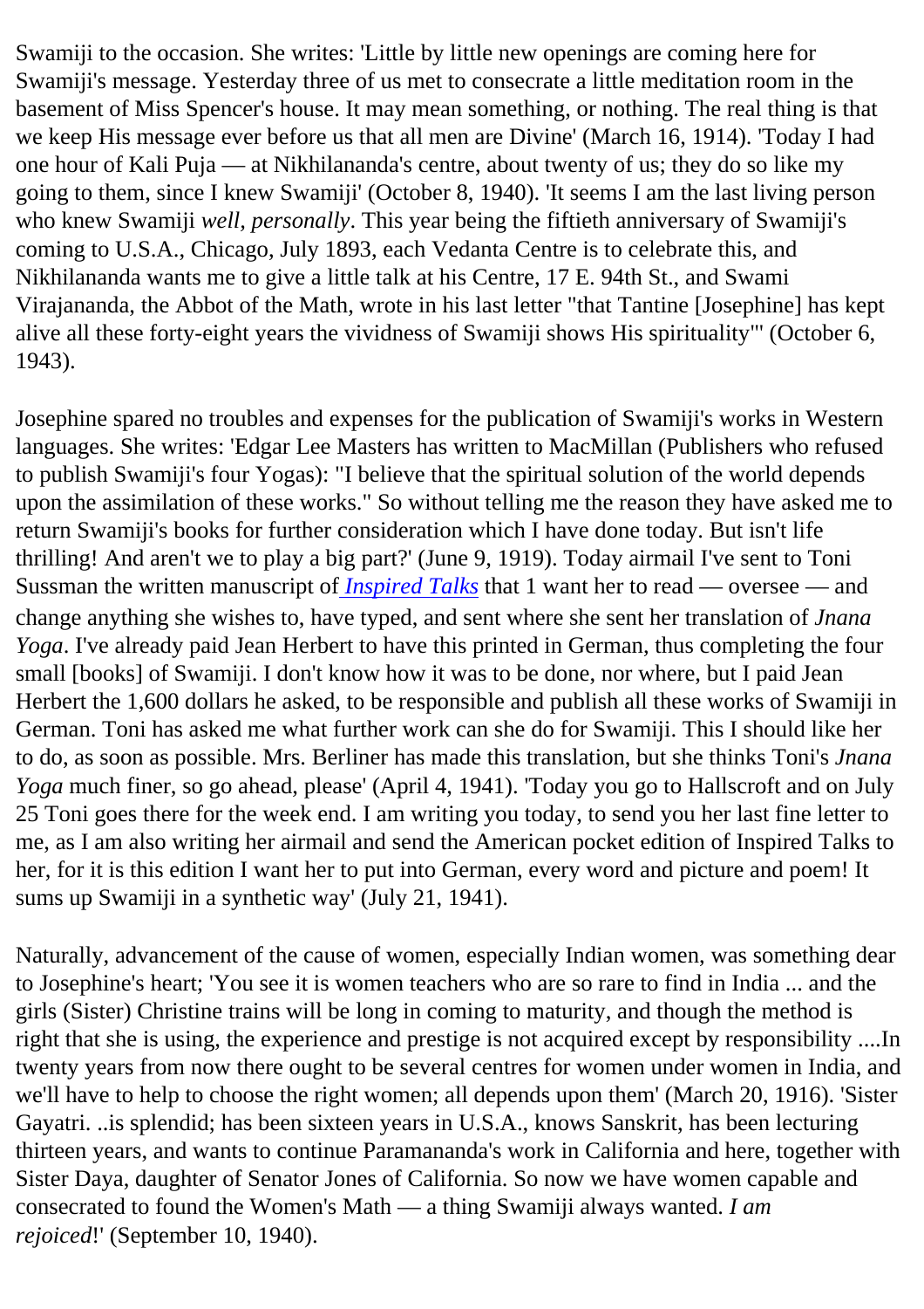Swamiji to the occasion. She writes: 'Little by little new openings are coming here for Swamiji's message. Yesterday three of us met to consecrate a little meditation room in the basement of Miss Spencer's house. It may mean something, or nothing. The real thing is that we keep His message ever before us that all men are Divine' (March 16, 1914). 'Today I had one hour of Kali Puja — at Nikhilananda's centre, about twenty of us; they do so like my going to them, since I knew Swamiji' (October 8, 1940). 'It seems I am the last living person who knew Swamiji *well, personally*. This year being the fiftieth anniversary of Swamiji's coming to U.S.A., Chicago, July 1893, each Vedanta Centre is to celebrate this, and Nikhilananda wants me to give a little talk at his Centre, 17 E. 94th St., and Swami Virajananda, the Abbot of the Math, wrote in his last letter "that Tantine [Josephine] has kept alive all these forty-eight years the vividness of Swamiji shows His spirituality"' (October 6, 1943).

Josephine spared no troubles and expenses for the publication of Swamiji's works in Western languages. She writes: 'Edgar Lee Masters has written to MacMillan (Publishers who refused to publish Swamiji's four Yogas): "I believe that the spiritual solution of the world depends upon the assimilation of these works." So without telling me the reason they have asked me to return Swamiji's books for further consideration which I have done today. But isn't life thrilling! And aren't we to play a big part?' (June 9, 1919). Today airmail I've sent to Toni Sussman the written manuscript of *Inspired Talks* that 1 want her to read — oversee — and change anything she wishes to, have typed, and sent where she sent her translation of *Jnana Yoga*. I've already paid Jean Herbert to have this printed in German, thus completing the four small [books] of Swamiji. I don't know how it was to be done, nor where, but I paid Jean Herbert the 1,600 dollars he asked, to be responsible and publish all these works of Swamiji in German. Toni has asked me what further work can she do for Swamiji. This I should like her to do, as soon as possible. Mrs. Berliner has made this translation, but she thinks Toni's *Jnana Yoga* much finer, so go ahead, please' (April 4, 1941). 'Today you go to Hallscroft and on July 25 Toni goes there for the week end. I am writing you today, to send you her last fine letter to me, as I am also writing her airmail and send the American pocket edition of Inspired Talks to her, for it is this edition I want her to put into German, every word and picture and poem! It sums up Swamiji in a synthetic way' (July 21, 1941).

Naturally, advancement of the cause of women, especially Indian women, was something dear to Josephine's heart; 'You see it is women teachers who are so rare to find in India ... and the girls (Sister) Christine trains will be long in coming to maturity, and though the method is right that she is using, the experience and prestige is not acquired except by responsibility ....In twenty years from now there ought to be several centres for women under women in India, and we'll have to help to choose the right women; all depends upon them' (March 20, 1916). 'Sister Gayatri. ..is splendid; has been sixteen years in U.S.A., knows Sanskrit, has been lecturing thirteen years, and wants to continue Paramananda's work in California and here, together with Sister Daya, daughter of Senator Jones of California. So now we have women capable and consecrated to found the Women's Math — a thing Swamiji always wanted. *I am rejoiced*!' (September 10, 1940).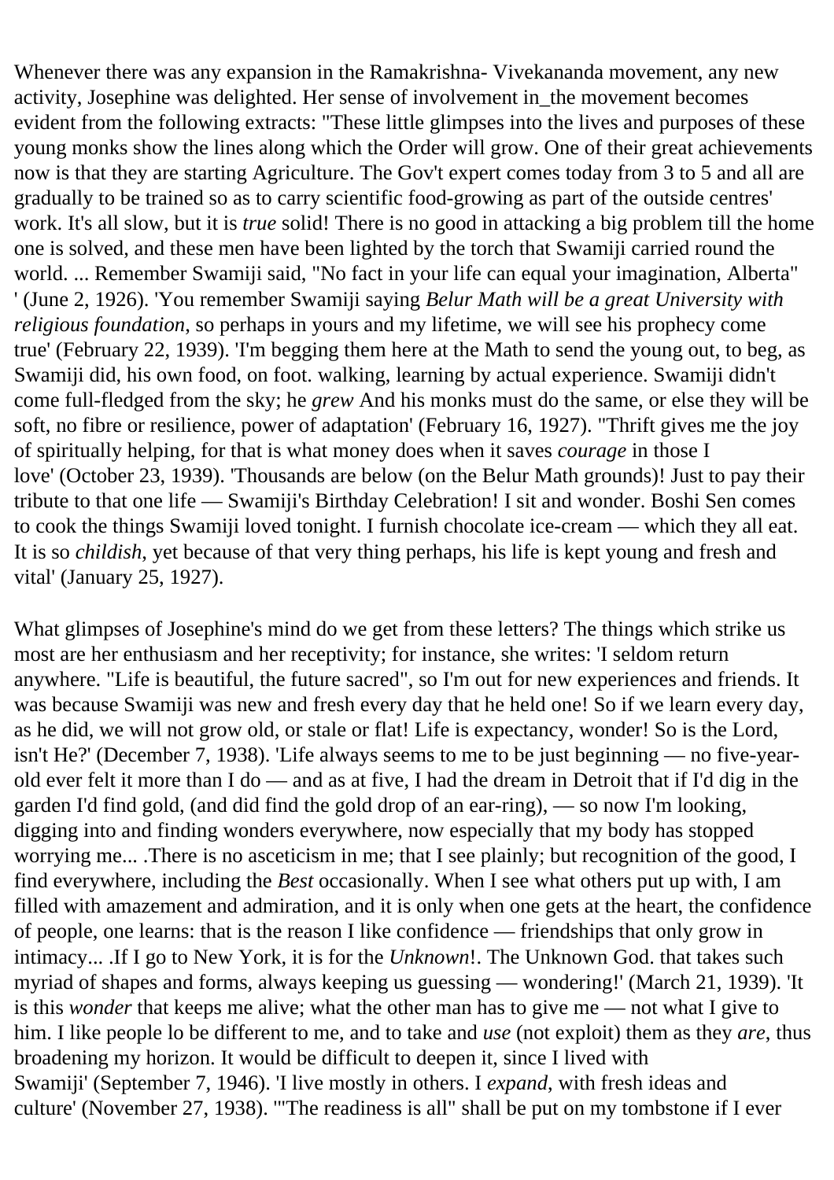Whenever there was any expansion in the Ramakrishna- Vivekananda movement, any new activity, Josephine was delighted. Her sense of involvement in_the movement becomes evident from the following extracts: "These little glimpses into the lives and purposes of these young monks show the lines along which the Order will grow. One of their great achievements now is that they are starting Agriculture. The Gov't expert comes today from 3 to 5 and all are gradually to be trained so as to carry scientific food-growing as part of the outside centres' work. It's all slow, but it is *true* solid! There is no good in attacking a big problem till the home one is solved, and these men have been lighted by the torch that Swamiji carried round the world. ... Remember Swamiji said, "No fact in your life can equal your imagination, Alberta" ' (June 2, 1926). 'You remember Swamiji saying *Belur Math will be a great University with religious foundation*, so perhaps in yours and my lifetime, we will see his prophecy come true' (February 22, 1939). 'I'm begging them here at the Math to send the young out, to beg, as Swamiji did, his own food, on foot. walking, learning by actual experience. Swamiji didn't come full-fledged from the sky; he *grew* And his monks must do the same, or else they will be soft, no fibre or resilience, power of adaptation' (February 16, 1927). "Thrift gives me the joy of spiritually helping, for that is what money does when it saves *courage* in those I love' (October 23, 1939). 'Thousands are below (on the Belur Math grounds)! Just to pay their tribute to that one life — Swamiji's Birthday Celebration! I sit and wonder. Boshi Sen comes to cook the things Swamiji loved tonight. I furnish chocolate ice-cream — which they all eat. It is so *childish*, yet because of that very thing perhaps, his life is kept young and fresh and vital' (January 25, 1927).

What glimpses of Josephine's mind do we get from these letters? The things which strike us most are her enthusiasm and her receptivity; for instance, she writes: 'I seldom return anywhere. "Life is beautiful, the future sacred", so I'm out for new experiences and friends. It was because Swamiji was new and fresh every day that he held one! So if we learn every day, as he did, we will not grow old, or stale or flat! Life is expectancy, wonder! So is the Lord, isn't He?' (December 7, 1938). 'Life always seems to me to be just beginning — no five-year-old ever felt it more than I do — and as at five, I had the dream in Detroit that if I'd dig in the garden I'd find gold, (and did find the gold drop of an ear-ring), — so now I'm looking, digging into and finding wonders everywhere, now especially that my body has stopped worrying me... .There is no asceticism in me; that I see plainly; but recognition of the good, I find everywhere, including the *Best* occasionally. When I see what others put up with, I am filled with amazement and admiration, and it is only when one gets at the heart, the confidence of people, one learns: that is the reason I like confidence — friendships that only grow in intimacy... .If I go to New York, it is for the *Unknown*!. The Unknown God. that takes such myriad of shapes and forms, always keeping us guessing — wondering!' (March 21, 1939). 'It is this *wonder* that keeps me alive; what the other man has to give me — not what I give to him. I like people lo be different to me, and to take and *use* (not exploit) them as they *are*, thus broadening my horizon. It would be difficult to deepen it, since I lived with Swamiji' (September 7, 1946). 'I live mostly in others. I *expand*, with fresh ideas and culture' (November 27, 1938). '"The readiness is all" shall be put on my tombstone if I ever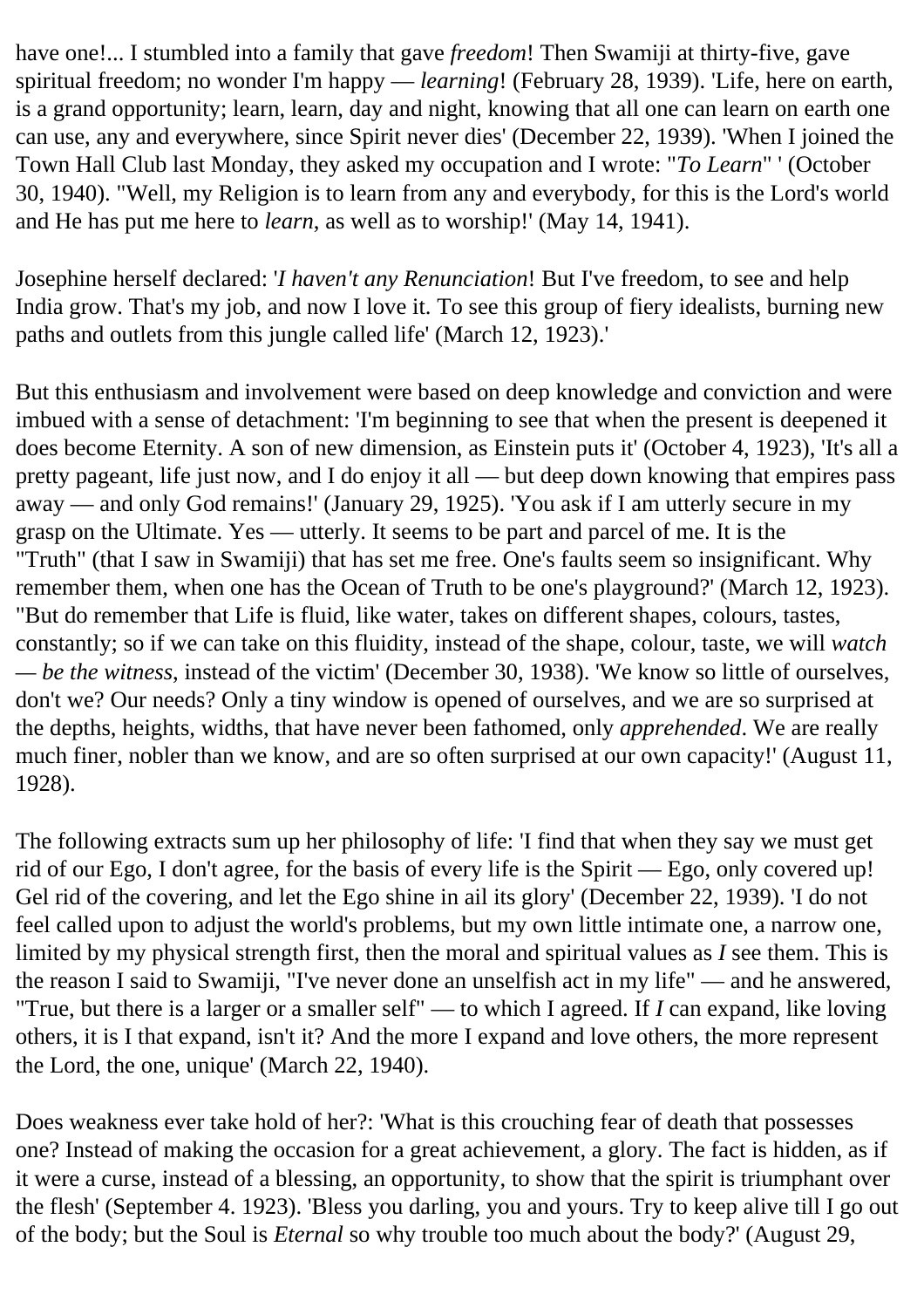have one!... I stumbled into a family that gave *freedom*! Then Swamiji at thirty-five, gave spiritual freedom; no wonder I'm happy — *learning*! (February 28, 1939). 'Life, here on earth, is a grand opportunity; learn, learn, day and night, knowing that all one can learn on earth one can use, any and everywhere, since Spirit never dies' (December 22, 1939). 'When I joined the Town Hall Club last Monday, they asked my occupation and I wrote: "*To Learn*" ' (October 30, 1940). "Well, my Religion is to learn from any and everybody, for this is the Lord's world and He has put me here to *learn*, as well as to worship!' (May 14, 1941).

Josephine herself declared: '*I haven't any Renunciation*! But I've freedom, to see and help India grow. That's my job, and now I love it. To see this group of fiery idealists, burning new paths and outlets from this jungle called life' (March 12, 1923).'

But this enthusiasm and involvement were based on deep knowledge and conviction and were imbued with a sense of detachment: 'I'm beginning to see that when the present is deepened it does become Eternity. A son of new dimension, as Einstein puts it' (October 4, 1923), 'It's all a pretty pageant, life just now, and I do enjoy it all — but deep down knowing that empires pass away — and only God remains!' (January 29, 1925). 'You ask if I am utterly secure in my grasp on the Ultimate. Yes — utterly. It seems to be part and parcel of me. It is the "Truth" (that I saw in Swamiji) that has set me free. One's faults seem so insignificant. Why remember them, when one has the Ocean of Truth to be one's playground?' (March 12, 1923). "But do remember that Life is fluid, like water, takes on different shapes, colours, tastes, constantly; so if we can take on this fluidity, instead of the shape, colour, taste, we will *watch — be the witness*, instead of the victim' (December 30, 1938). 'We know so little of ourselves, don't we? Our needs? Only a tiny window is opened of ourselves, and we are so surprised at the depths, heights, widths, that have never been fathomed, only *apprehended*. We are really much finer, nobler than we know, and are so often surprised at our own capacity!' (August 11, 1928).

The following extracts sum up her philosophy of life: 'I find that when they say we must get rid of our Ego, I don't agree, for the basis of every life is the Spirit — Ego, only covered up! Gel rid of the covering, and let the Ego shine in ail its glory' (December 22, 1939). 'I do not feel called upon to adjust the world's problems, but my own little intimate one, a narrow one, limited by my physical strength first, then the moral and spiritual values as *I* see them. This is the reason I said to Swamiji, "I've never done an unselfish act in my life" — and he answered, "True, but there is a larger or a smaller self" — to which I agreed. If *I* can expand, like loving others, it is I that expand, isn't it? And the more I expand and love others, the more represent the Lord, the one, unique' (March 22, 1940).

Does weakness ever take hold of her?: 'What is this crouching fear of death that possesses one? Instead of making the occasion for a great achievement, a glory. The fact is hidden, as if it were a curse, instead of a blessing, an opportunity, to show that the spirit is triumphant over the flesh' (September 4. 1923). 'Bless you darling, you and yours. Try to keep alive till I go out of the body; but the Soul is *Eternal* so why trouble too much about the body?' (August 29,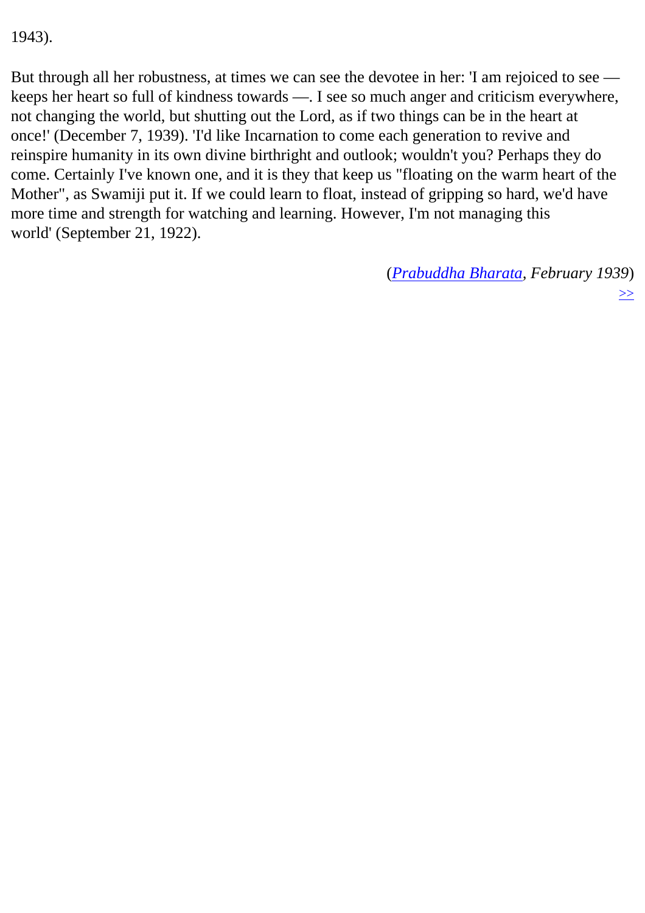1943).

But through all her robustness, at times we can see the devotee in her: 'I am rejoiced to see — keeps her heart so full of kindness towards —. I see so much anger and criticism everywhere, not changing the world, but shutting out the Lord, as if two things can be in the heart at once!' (December 7, 1939). 'I'd like Incarnation to come each generation to revive and reinspire humanity in its own divine birthright and outlook; wouldn't you? Perhaps they do come. Certainly I've known one, and it is they that keep us "floating on the warm heart of the Mother", as Swamiji put it. If we could learn to float, instead of gripping so hard, we'd have more time and strength for watching and learning. However, I'm not managing this world' (September 21, 1922).

(*Prabuddha Bharata, February 1939*)

>>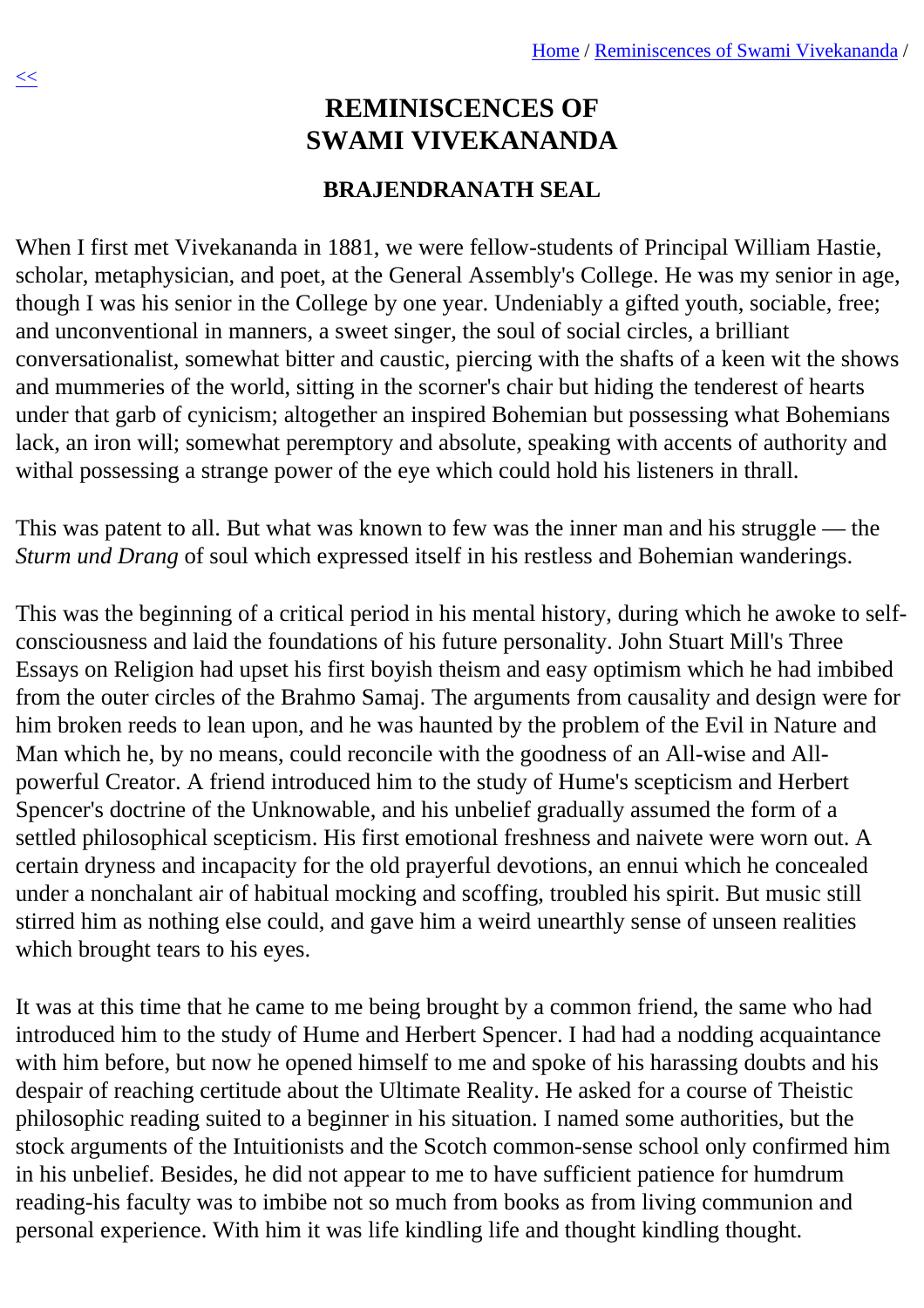# REMINISCENCES OF SWAMI VIVEKANANDA

## BRAJENDRANATH SEAL

When I first met Vivekananda in 1881, we were fellow-students of Principal William Hastie, scholar, metaphysician, and poet, at the General Assembly's College. He was my senior in age, though I was his senior in the College by one year. Undeniably a gifted youth, sociable, free; and unconventional in manners, a sweet singer, the soul of social circles, a brilliant conversationalist, somewhat bitter and caustic, piercing with the shafts of a keen wit the shows and mummeries of the world, sitting in the scorner's chair but hiding the tenderest of hearts under that garb of cynicism; altogether an inspired Bohemian but possessing what Bohemians lack, an iron will; somewhat peremptory and absolute, speaking with accents of authority and withal possessing a strange power of the eye which could hold his listeners in thrall.

This was patent to all. But what was known to few was the inner man and his struggle — the *Sturm und Drang* of soul which expressed itself in his restless and Bohemian wanderings.

This was the beginning of a critical period in his mental history, during which he awoke to self-consciousness and laid the foundations of his future personality. John Stuart Mill's Three Essays on Religion had upset his first boyish theism and easy optimism which he had imbibed from the outer circles of the Brahmo Samaj. The arguments from causality and design were for him broken reeds to lean upon, and he was haunted by the problem of the Evil in Nature and Man which he, by no means, could reconcile with the goodness of an All-wise and All-powerful Creator. A friend introduced him to the study of Hume's scepticism and Herbert Spencer's doctrine of the Unknowable, and his unbelief gradually assumed the form of a settled philosophical scepticism. His first emotional freshness and naivete were worn out. A certain dryness and incapacity for the old prayerful devotions, an ennui which he concealed under a nonchalant air of habitual mocking and scoffing, troubled his spirit. But music still stirred him as nothing else could, and gave him a weird unearthly sense of unseen realities which brought tears to his eyes.

It was at this time that he came to me being brought by a common friend, the same who had introduced him to the study of Hume and Herbert Spencer. I had had a nodding acquaintance with him before, but now he opened himself to me and spoke of his harassing doubts and his despair of reaching certitude about the Ultimate Reality. He asked for a course of Theistic philosophic reading suited to a beginner in his situation. I named some authorities, but the stock arguments of the Intuitionists and the Scotch common-sense school only confirmed him in his unbelief. Besides, he did not appear to me to have sufficient patience for humdrum reading-his faculty was to imbibe not so much from books as from living communion and personal experience. With him it was life kindling life and thought kindling thought.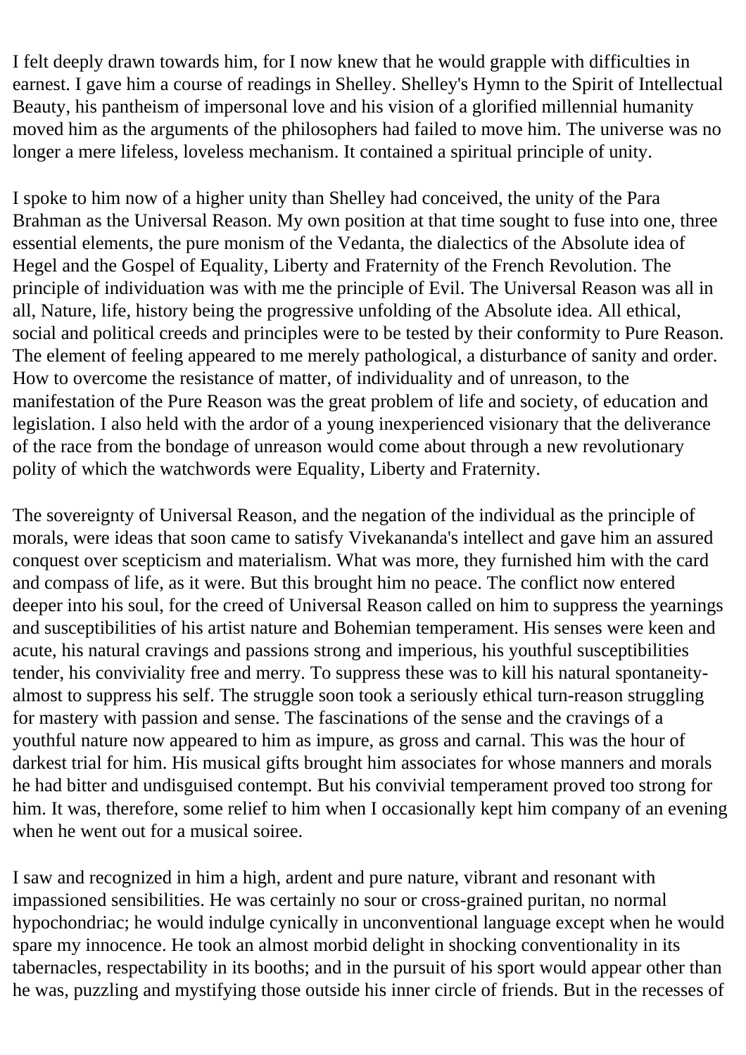I felt deeply drawn towards him, for I now knew that he would grapple with difficulties in earnest. I gave him a course of readings in Shelley. Shelley's Hymn to the Spirit of Intellectual Beauty, his pantheism of impersonal love and his vision of a glorified millennial humanity moved him as the arguments of the philosophers had failed to move him. The universe was no longer a mere lifeless, loveless mechanism. It contained a spiritual principle of unity.

I spoke to him now of a higher unity than Shelley had conceived, the unity of the Para Brahman as the Universal Reason. My own position at that time sought to fuse into one, three essential elements, the pure monism of the Vedanta, the dialectics of the Absolute idea of Hegel and the Gospel of Equality, Liberty and Fraternity of the French Revolution. The principle of individuation was with me the principle of Evil. The Universal Reason was all in all, Nature, life, history being the progressive unfolding of the Absolute idea. All ethical, social and political creeds and principles were to be tested by their conformity to Pure Reason. The element of feeling appeared to me merely pathological, a disturbance of sanity and order. How to overcome the resistance of matter, of individuality and of unreason, to the manifestation of the Pure Reason was the great problem of life and society, of education and legislation. I also held with the ardor of a young inexperienced visionary that the deliverance of the race from the bondage of unreason would come about through a new revolutionary polity of which the watchwords were Equality, Liberty and Fraternity.

The sovereignty of Universal Reason, and the negation of the individual as the principle of morals, were ideas that soon came to satisfy Vivekananda's intellect and gave him an assured conquest over scepticism and materialism. What was more, they furnished him with the card and compass of life, as it were. But this brought him no peace. The conflict now entered deeper into his soul, for the creed of Universal Reason called on him to suppress the yearnings and susceptibilities of his artist nature and Bohemian temperament. His senses were keen and acute, his natural cravings and passions strong and imperious, his youthful susceptibilities tender, his conviviality free and merry. To suppress these was to kill his natural spontaneity-almost to suppress his self. The struggle soon took a seriously ethical turn-reason struggling for mastery with passion and sense. The fascinations of the sense and the cravings of a youthful nature now appeared to him as impure, as gross and carnal. This was the hour of darkest trial for him. His musical gifts brought him associates for whose manners and morals he had bitter and undisguised contempt. But his convivial temperament proved too strong for him. It was, therefore, some relief to him when I occasionally kept him company of an evening when he went out for a musical soiree.

I saw and recognized in him a high, ardent and pure nature, vibrant and resonant with impassioned sensibilities. He was certainly no sour or cross-grained puritan, no normal hypochondriac; he would indulge cynically in unconventional language except when he would spare my innocence. He took an almost morbid delight in shocking conventionality in its tabernacles, respectability in its booths; and in the pursuit of his sport would appear other than he was, puzzling and mystifying those outside his inner circle of friends. But in the recesses of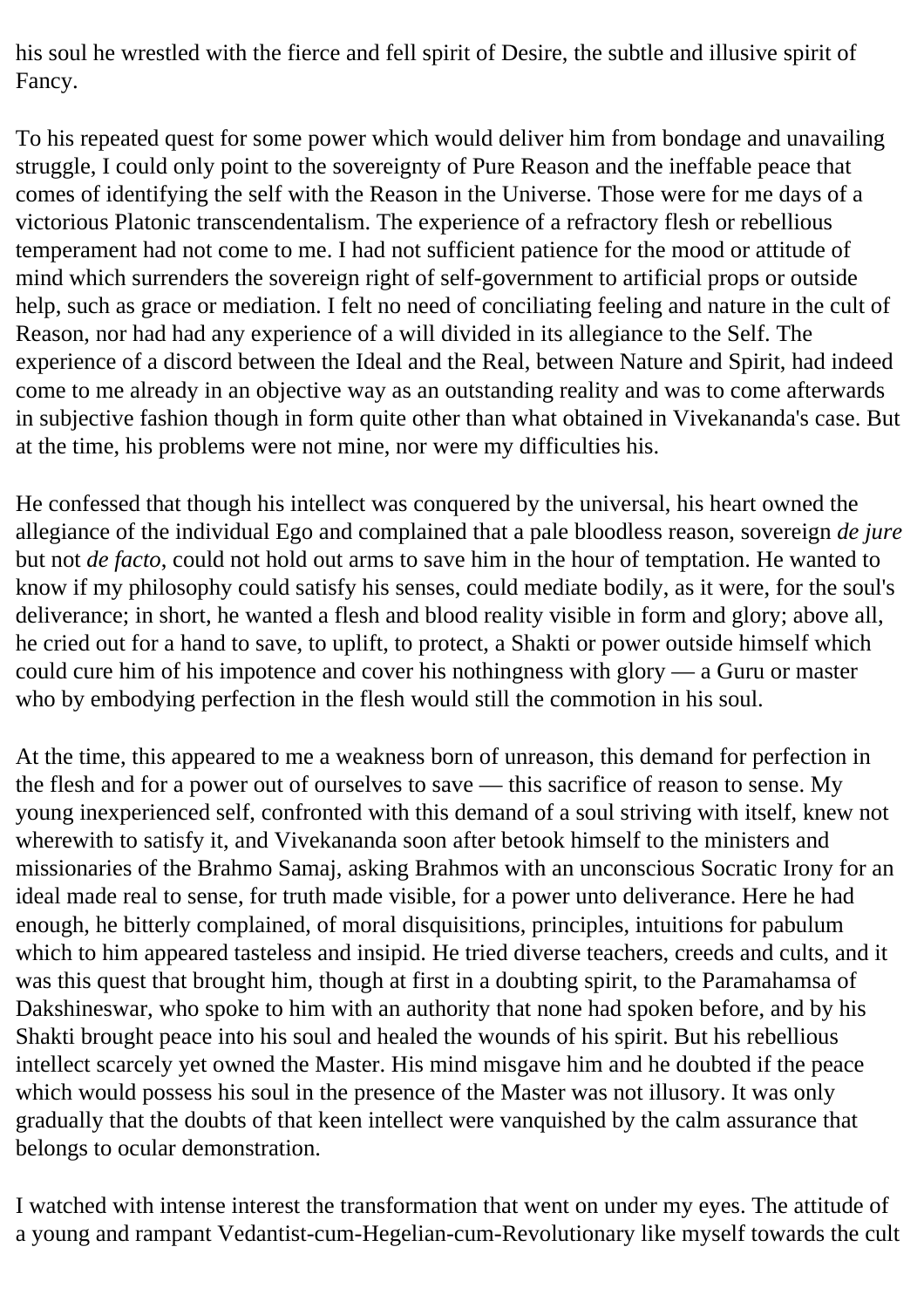his soul he wrestled with the fierce and fell spirit of Desire, the subtle and illusive spirit of Fancy.

To his repeated quest for some power which would deliver him from bondage and unavailing struggle, I could only point to the sovereignty of Pure Reason and the ineffable peace that comes of identifying the self with the Reason in the Universe. Those were for me days of a victorious Platonic transcendentalism. The experience of a refractory flesh or rebellious temperament had not come to me. I had not sufficient patience for the mood or attitude of mind which surrenders the sovereign right of self-government to artificial props or outside help, such as grace or mediation. I felt no need of conciliating feeling and nature in the cult of Reason, nor had had any experience of a will divided in its allegiance to the Self. The experience of a discord between the Ideal and the Real, between Nature and Spirit, had indeed come to me already in an objective way as an outstanding reality and was to come afterwards in subjective fashion though in form quite other than what obtained in Vivekananda's case. But at the time, his problems were not mine, nor were my difficulties his.

He confessed that though his intellect was conquered by the universal, his heart owned the allegiance of the individual Ego and complained that a pale bloodless reason, sovereign *de jure* but not *de facto*, could not hold out arms to save him in the hour of temptation. He wanted to know if my philosophy could satisfy his senses, could mediate bodily, as it were, for the soul's deliverance; in short, he wanted a flesh and blood reality visible in form and glory; above all, he cried out for a hand to save, to uplift, to protect, a Shakti or power outside himself which could cure him of his impotence and cover his nothingness with glory — a Guru or master who by embodying perfection in the flesh would still the commotion in his soul.

At the time, this appeared to me a weakness born of unreason, this demand for perfection in the flesh and for a power out of ourselves to save — this sacrifice of reason to sense. My young inexperienced self, confronted with this demand of a soul striving with itself, knew not wherewith to satisfy it, and Vivekananda soon after betook himself to the ministers and missionaries of the Brahmo Samaj, asking Brahmos with an unconscious Socratic Irony for an ideal made real to sense, for truth made visible, for a power unto deliverance. Here he had enough, he bitterly complained, of moral disquisitions, principles, intuitions for pabulum which to him appeared tasteless and insipid. He tried diverse teachers, creeds and cults, and it was this quest that brought him, though at first in a doubting spirit, to the Paramahamsa of Dakshineswar, who spoke to him with an authority that none had spoken before, and by his Shakti brought peace into his soul and healed the wounds of his spirit. But his rebellious intellect scarcely yet owned the Master. His mind misgave him and he doubted if the peace which would possess his soul in the presence of the Master was not illusory. It was only gradually that the doubts of that keen intellect were vanquished by the calm assurance that belongs to ocular demonstration.

I watched with intense interest the transformation that went on under my eyes. The attitude of a young and rampant Vedantist-cum-Hegelian-cum-Revolutionary like myself towards the cult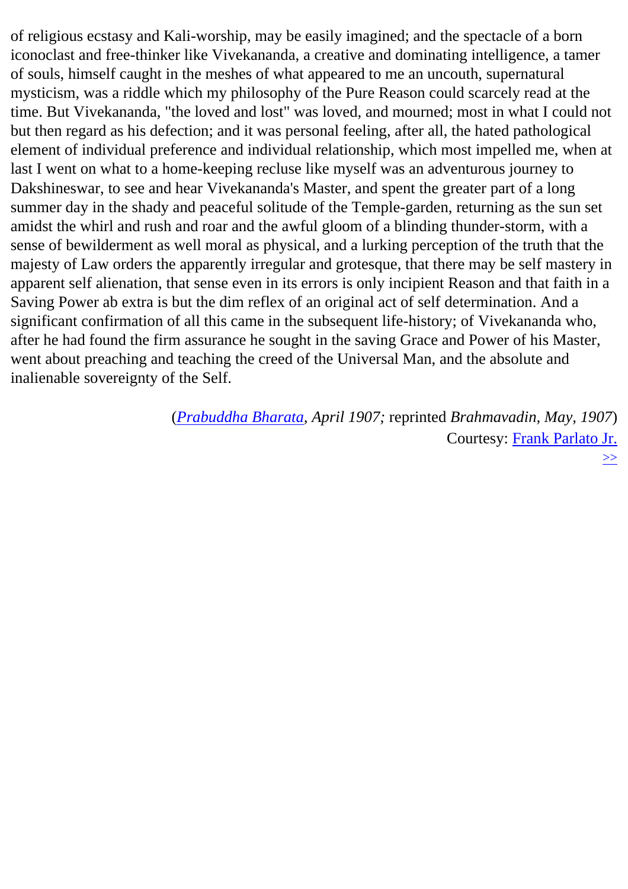of religious ecstasy and Kali-worship, may be easily imagined; and the spectacle of a born iconoclast and free-thinker like Vivekananda, a creative and dominating intelligence, a tamer of souls, himself caught in the meshes of what appeared to me an uncouth, supernatural mysticism, was a riddle which my philosophy of the Pure Reason could scarcely read at the time. But Vivekananda, "the loved and lost" was loved, and mourned; most in what I could not but then regard as his defection; and it was personal feeling, after all, the hated pathological element of individual preference and individual relationship, which most impelled me, when at last I went on what to a home-keeping recluse like myself was an adventurous journey to Dakshineswar, to see and hear Vivekananda's Master, and spent the greater part of a long summer day in the shady and peaceful solitude of the Temple-garden, returning as the sun set amidst the whirl and rush and roar and the awful gloom of a blinding thunder-storm, with a sense of bewilderment as well moral as physical, and a lurking perception of the truth that the majesty of Law orders the apparently irregular and grotesque, that there may be self mastery in apparent self alienation, that sense even in its errors is only incipient Reason and that faith in a Saving Power ab extra is but the dim reflex of an original act of self determination. And a significant confirmation of all this came in the subsequent life-history; of Vivekananda who, after he had found the firm assurance he sought in the saving Grace and Power of his Master, went about preaching and teaching the creed of the Universal Man, and the absolute and inalienable sovereignty of the Self.

(*Prabuddha Bharata, April 1907;* reprinted *Brahmavadin, May, 1907*)
Courtesy: Frank Parlato Jr.
>>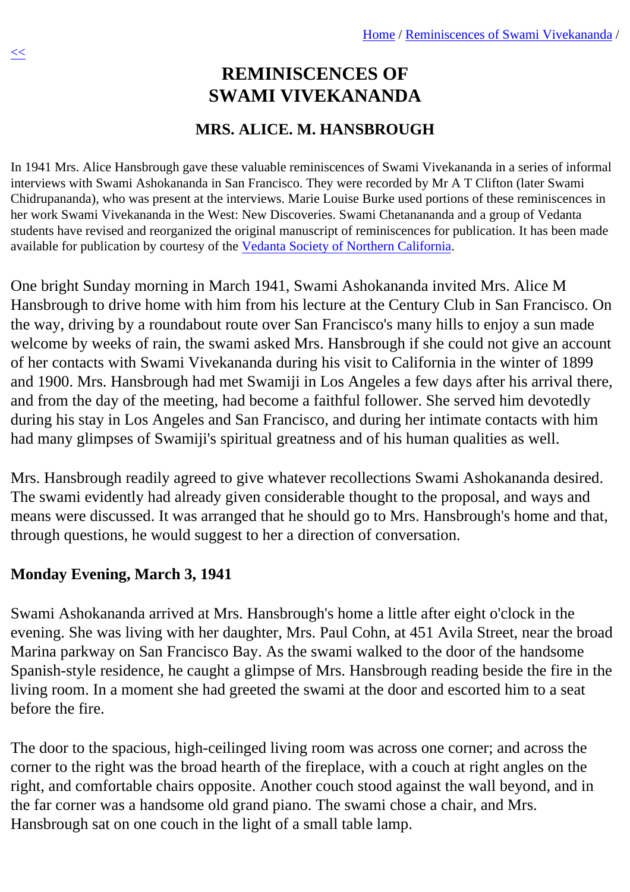# REMINISCENCES OF SWAMI VIVEKANANDA

## MRS. ALICE. M. HANSBROUGH

In 1941 Mrs. Alice Hansbrough gave these valuable reminiscences of Swami Vivekananda in a series of informal interviews with Swami Ashokananda in San Francisco. They were recorded by Mr A T Clifton (later Swami Chidrupananda), who was present at the interviews. Marie Louise Burke used portions of these reminiscences in her work Swami Vivekananda in the West: New Discoveries. Swami Chetanananda and a group of Vedanta students have revised and reorganized the original manuscript of reminiscences for publication. It has been made available for publication by courtesy of the Vedanta Society of Northern California.

One bright Sunday morning in March 1941, Swami Ashokananda invited Mrs. Alice M Hansbrough to drive home with him from his lecture at the Century Club in San Francisco. On the way, driving by a roundabout route over San Francisco's many hills to enjoy a sun made welcome by weeks of rain, the swami asked Mrs. Hansbrough if she could not give an account of her contacts with Swami Vivekananda during his visit to California in the winter of 1899 and 1900. Mrs. Hansbrough had met Swamiji in Los Angeles a few days after his arrival there, and from the day of the meeting, had become a faithful follower. She served him devotedly during his stay in Los Angeles and San Francisco, and during her intimate contacts with him had many glimpses of Swamiji's spiritual greatness and of his human qualities as well.

Mrs. Hansbrough readily agreed to give whatever recollections Swami Ashokananda desired. The swami evidently had already given considerable thought to the proposal, and ways and means were discussed. It was arranged that he should go to Mrs. Hansbrough's home and that, through questions, he would suggest to her a direction of conversation.

**Monday Evening, March 3, 1941**

Swami Ashokananda arrived at Mrs. Hansbrough's home a little after eight o'clock in the evening. She was living with her daughter, Mrs. Paul Cohn, at 451 Avila Street, near the broad Marina parkway on San Francisco Bay. As the swami walked to the door of the handsome Spanish-style residence, he caught a glimpse of Mrs. Hansbrough reading beside the fire in the living room. In a moment she had greeted the swami at the door and escorted him to a seat before the fire.

The door to the spacious, high-ceilinged living room was across one corner; and across the corner to the right was the broad hearth of the fireplace, with a couch at right angles on the right, and comfortable chairs opposite. Another couch stood against the wall beyond, and in the far corner was a handsome old grand piano. The swami chose a chair, and Mrs. Hansbrough sat on one couch in the light of a small table lamp.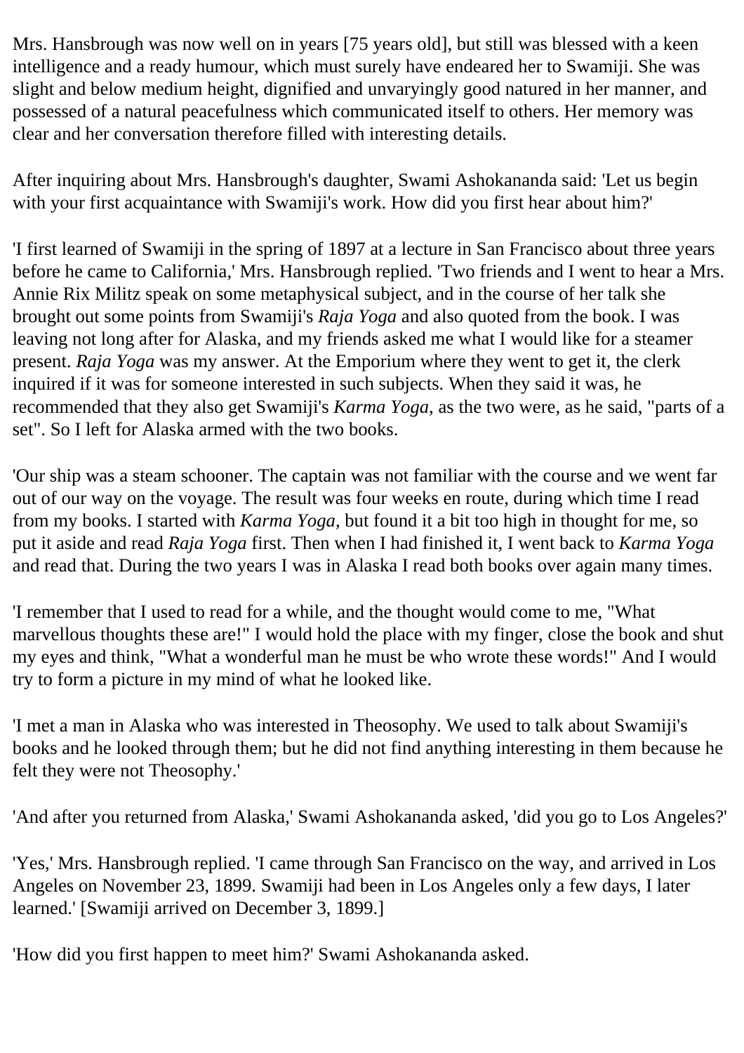Mrs. Hansbrough was now well on in years [75 years old], but still was blessed with a keen intelligence and a ready humour, which must surely have endeared her to Swamiji. She was slight and below medium height, dignified and unvaryingly good natured in her manner, and possessed of a natural peacefulness which communicated itself to others. Her memory was clear and her conversation therefore filled with interesting details.

After inquiring about Mrs. Hansbrough's daughter, Swami Ashokananda said: 'Let us begin with your first acquaintance with Swamiji's work. How did you first hear about him?'

'I first learned of Swamiji in the spring of 1897 at a lecture in San Francisco about three years before he came to California,' Mrs. Hansbrough replied. 'Two friends and I went to hear a Mrs. Annie Rix Militz speak on some metaphysical subject, and in the course of her talk she brought out some points from Swamiji's *Raja Yoga* and also quoted from the book. I was leaving not long after for Alaska, and my friends asked me what I would like for a steamer present. *Raja Yoga* was my answer. At the Emporium where they went to get it, the clerk inquired if it was for someone interested in such subjects. When they said it was, he recommended that they also get Swamiji's *Karma Yoga*, as the two were, as he said, "parts of a set". So I left for Alaska armed with the two books.

'Our ship was a steam schooner. The captain was not familiar with the course and we went far out of our way on the voyage. The result was four weeks en route, during which time I read from my books. I started with *Karma Yoga*, but found it a bit too high in thought for me, so put it aside and read *Raja Yoga* first. Then when I had finished it, I went back to *Karma Yoga* and read that. During the two years I was in Alaska I read both books over again many times.

'I remember that I used to read for a while, and the thought would come to me, "What marvellous thoughts these are!" I would hold the place with my finger, close the book and shut my eyes and think, "What a wonderful man he must be who wrote these words!" And I would try to form a picture in my mind of what he looked like.

'I met a man in Alaska who was interested in Theosophy. We used to talk about Swamiji's books and he looked through them; but he did not find anything interesting in them because he felt they were not Theosophy.'

'And after you returned from Alaska,' Swami Ashokananda asked, 'did you go to Los Angeles?'

'Yes,' Mrs. Hansbrough replied. 'I came through San Francisco on the way, and arrived in Los Angeles on November 23, 1899. Swamiji had been in Los Angeles only a few days, I later learned.' [Swamiji arrived on December 3, 1899.]

'How did you first happen to meet him?' Swami Ashokananda asked.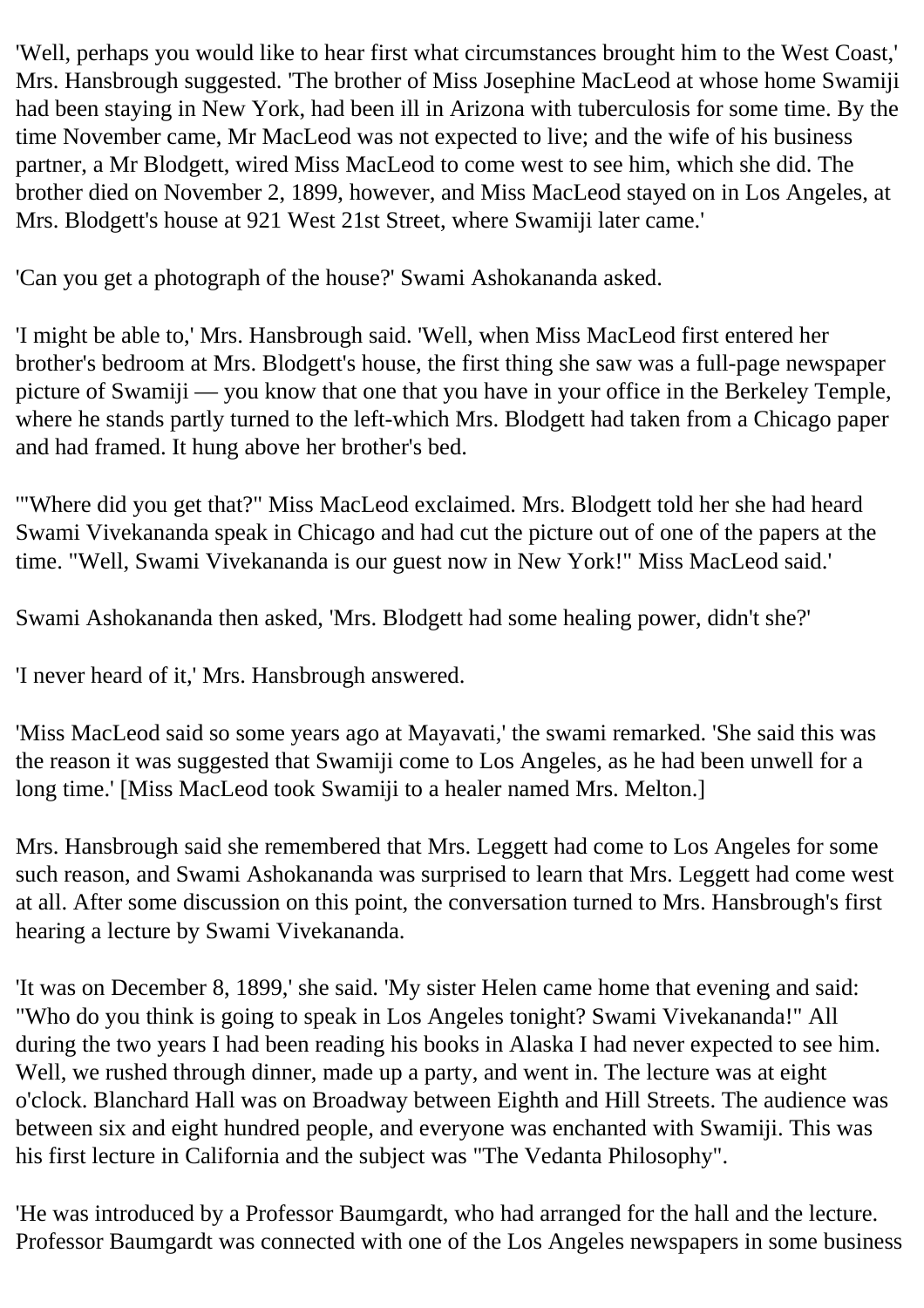'Well, perhaps you would like to hear first what circumstances brought him to the West Coast,' Mrs. Hansbrough suggested. 'The brother of Miss Josephine MacLeod at whose home Swamiji had been staying in New York, had been ill in Arizona with tuberculosis for some time. By the time November came, Mr MacLeod was not expected to live; and the wife of his business partner, a Mr Blodgett, wired Miss MacLeod to come west to see him, which she did. The brother died on November 2, 1899, however, and Miss MacLeod stayed on in Los Angeles, at Mrs. Blodgett's house at 921 West 21st Street, where Swamiji later came.'

'Can you get a photograph of the house?' Swami Ashokananda asked.

'I might be able to,' Mrs. Hansbrough said. 'Well, when Miss MacLeod first entered her brother's bedroom at Mrs. Blodgett's house, the first thing she saw was a full-page newspaper picture of Swamiji — you know that one that you have in your office in the Berkeley Temple, where he stands partly turned to the left-which Mrs. Blodgett had taken from a Chicago paper and had framed. It hung above her brother's bed.

'"Where did you get that?" Miss MacLeod exclaimed. Mrs. Blodgett told her she had heard Swami Vivekananda speak in Chicago and had cut the picture out of one of the papers at the time. "Well, Swami Vivekananda is our guest now in New York!" Miss MacLeod said.'

Swami Ashokananda then asked, 'Mrs. Blodgett had some healing power, didn't she?'

'I never heard of it,' Mrs. Hansbrough answered.

'Miss MacLeod said so some years ago at Mayavati,' the swami remarked. 'She said this was the reason it was suggested that Swamiji come to Los Angeles, as he had been unwell for a long time.' [Miss MacLeod took Swamiji to a healer named Mrs. Melton.]

Mrs. Hansbrough said she remembered that Mrs. Leggett had come to Los Angeles for some such reason, and Swami Ashokananda was surprised to learn that Mrs. Leggett had come west at all. After some discussion on this point, the conversation turned to Mrs. Hansbrough's first hearing a lecture by Swami Vivekananda.

'It was on December 8, 1899,' she said. 'My sister Helen came home that evening and said: "Who do you think is going to speak in Los Angeles tonight? Swami Vivekananda!" All during the two years I had been reading his books in Alaska I had never expected to see him. Well, we rushed through dinner, made up a party, and went in. The lecture was at eight o'clock. Blanchard Hall was on Broadway between Eighth and Hill Streets. The audience was between six and eight hundred people, and everyone was enchanted with Swamiji. This was his first lecture in California and the subject was "The Vedanta Philosophy".

'He was introduced by a Professor Baumgardt, who had arranged for the hall and the lecture. Professor Baumgardt was connected with one of the Los Angeles newspapers in some business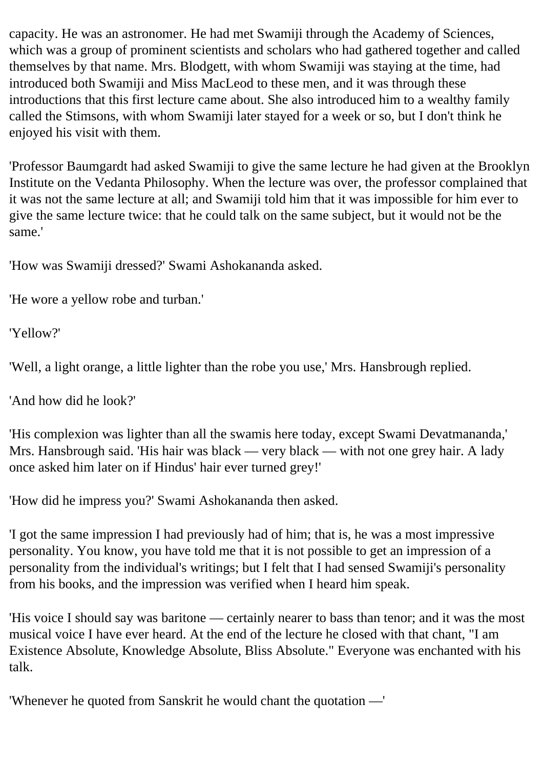capacity. He was an astronomer. He had met Swamiji through the Academy of Sciences, which was a group of prominent scientists and scholars who had gathered together and called themselves by that name. Mrs. Blodgett, with whom Swamiji was staying at the time, had introduced both Swamiji and Miss MacLeod to these men, and it was through these introductions that this first lecture came about. She also introduced him to a wealthy family called the Stimsons, with whom Swamiji later stayed for a week or so, but I don't think he enjoyed his visit with them.

'Professor Baumgardt had asked Swamiji to give the same lecture he had given at the Brooklyn Institute on the Vedanta Philosophy. When the lecture was over, the professor complained that it was not the same lecture at all; and Swamiji told him that it was impossible for him ever to give the same lecture twice: that he could talk on the same subject, but it would not be the same.'

'How was Swamiji dressed?' Swami Ashokananda asked.

'He wore a yellow robe and turban.'

'Yellow?'

'Well, a light orange, a little lighter than the robe you use,' Mrs. Hansbrough replied.

'And how did he look?'

'His complexion was lighter than all the swamis here today, except Swami Devatmananda,' Mrs. Hansbrough said. 'His hair was black — very black — with not one grey hair. A lady once asked him later on if Hindus' hair ever turned grey!'

'How did he impress you?' Swami Ashokananda then asked.

'I got the same impression I had previously had of him; that is, he was a most impressive personality. You know, you have told me that it is not possible to get an impression of a personality from the individual's writings; but I felt that I had sensed Swamiji's personality from his books, and the impression was verified when I heard him speak.

'His voice I should say was baritone — certainly nearer to bass than tenor; and it was the most musical voice I have ever heard. At the end of the lecture he closed with that chant, "I am Existence Absolute, Knowledge Absolute, Bliss Absolute." Everyone was enchanted with his talk.

'Whenever he quoted from Sanskrit he would chant the quotation —'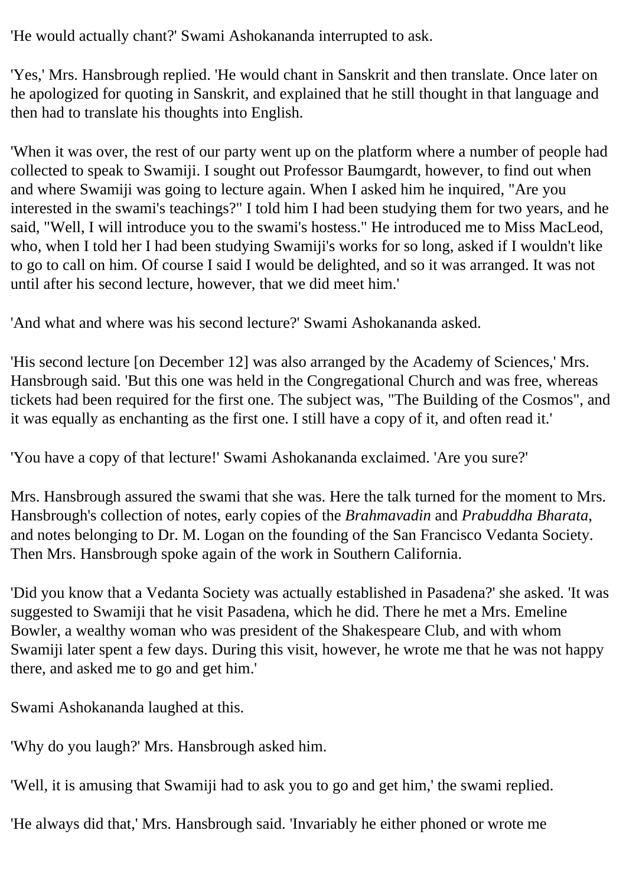'He would actually chant?' Swami Ashokananda interrupted to ask.

'Yes,' Mrs. Hansbrough replied. 'He would chant in Sanskrit and then translate. Once later on he apologized for quoting in Sanskrit, and explained that he still thought in that language and then had to translate his thoughts into English.

'When it was over, the rest of our party went up on the platform where a number of people had collected to speak to Swamiji. I sought out Professor Baumgardt, however, to find out when and where Swamiji was going to lecture again. When I asked him he inquired, "Are you interested in the swami's teachings?" I told him I had been studying them for two years, and he said, "Well, I will introduce you to the swami's hostess." He introduced me to Miss MacLeod, who, when I told her I had been studying Swamiji's works for so long, asked if I wouldn't like to go to call on him. Of course I said I would be delighted, and so it was arranged. It was not until after his second lecture, however, that we did meet him.'

'And what and where was his second lecture?' Swami Ashokananda asked.

'His second lecture [on December 12] was also arranged by the Academy of Sciences,' Mrs. Hansbrough said. 'But this one was held in the Congregational Church and was free, whereas tickets had been required for the first one. The subject was, "The Building of the Cosmos", and it was equally as enchanting as the first one. I still have a copy of it, and often read it.'

'You have a copy of that lecture!' Swami Ashokananda exclaimed. 'Are you sure?'

Mrs. Hansbrough assured the swami that she was. Here the talk turned for the moment to Mrs. Hansbrough's collection of notes, early copies of the *Brahmavadin* and *Prabuddha Bharata*, and notes belonging to Dr. M. Logan on the founding of the San Francisco Vedanta Society. Then Mrs. Hansbrough spoke again of the work in Southern California.

'Did you know that a Vedanta Society was actually established in Pasadena?' she asked. 'It was suggested to Swamiji that he visit Pasadena, which he did. There he met a Mrs. Emeline Bowler, a wealthy woman who was president of the Shakespeare Club, and with whom Swamiji later spent a few days. During this visit, however, he wrote me that he was not happy there, and asked me to go and get him.'

Swami Ashokananda laughed at this.

'Why do you laugh?' Mrs. Hansbrough asked him.

'Well, it is amusing that Swamiji had to ask you to go and get him,' the swami replied.

'He always did that,' Mrs. Hansbrough said. 'Invariably he either phoned or wrote me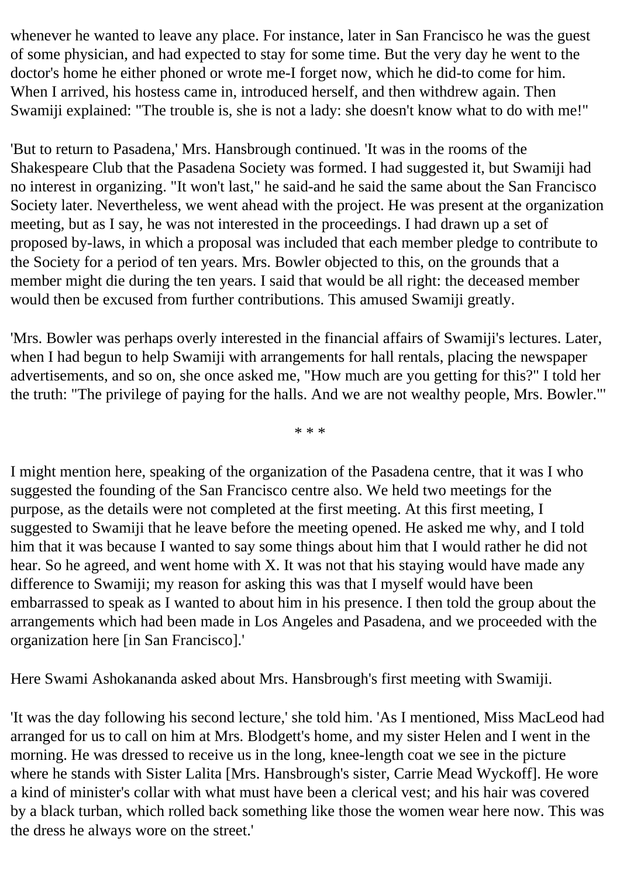whenever he wanted to leave any place. For instance, later in San Francisco he was the guest of some physician, and had expected to stay for some time. But the very day he went to the doctor's home he either phoned or wrote me-I forget now, which he did-to come for him. When I arrived, his hostess came in, introduced herself, and then withdrew again. Then Swamiji explained: "The trouble is, she is not a lady: she doesn't know what to do with me!"

'But to return to Pasadena,' Mrs. Hansbrough continued. 'It was in the rooms of the Shakespeare Club that the Pasadena Society was formed. I had suggested it, but Swamiji had no interest in organizing. "It won't last," he said-and he said the same about the San Francisco Society later. Nevertheless, we went ahead with the project. He was present at the organization meeting, but as I say, he was not interested in the proceedings. I had drawn up a set of proposed by-laws, in which a proposal was included that each member pledge to contribute to the Society for a period of ten years. Mrs. Bowler objected to this, on the grounds that a member might die during the ten years. I said that would be all right: the deceased member would then be excused from further contributions. This amused Swamiji greatly.

'Mrs. Bowler was perhaps overly interested in the financial affairs of Swamiji's lectures. Later, when I had begun to help Swamiji with arrangements for hall rentals, placing the newspaper advertisements, and so on, she once asked me, "How much are you getting for this?" I told her the truth: "The privilege of paying for the halls. And we are not wealthy people, Mrs. Bowler."'

\* \* \*

I might mention here, speaking of the organization of the Pasadena centre, that it was I who suggested the founding of the San Francisco centre also. We held two meetings for the purpose, as the details were not completed at the first meeting. At this first meeting, I suggested to Swamiji that he leave before the meeting opened. He asked me why, and I told him that it was because I wanted to say some things about him that I would rather he did not hear. So he agreed, and went home with X. It was not that his staying would have made any difference to Swamiji; my reason for asking this was that I myself would have been embarrassed to speak as I wanted to about him in his presence. I then told the group about the arrangements which had been made in Los Angeles and Pasadena, and we proceeded with the organization here [in San Francisco].'

Here Swami Ashokananda asked about Mrs. Hansbrough's first meeting with Swamiji.

'It was the day following his second lecture,' she told him. 'As I mentioned, Miss MacLeod had arranged for us to call on him at Mrs. Blodgett's home, and my sister Helen and I went in the morning. He was dressed to receive us in the long, knee-length coat we see in the picture where he stands with Sister Lalita [Mrs. Hansbrough's sister, Carrie Mead Wyckoff]. He wore a kind of minister's collar with what must have been a clerical vest; and his hair was covered by a black turban, which rolled back something like those the women wear here now. This was the dress he always wore on the street.'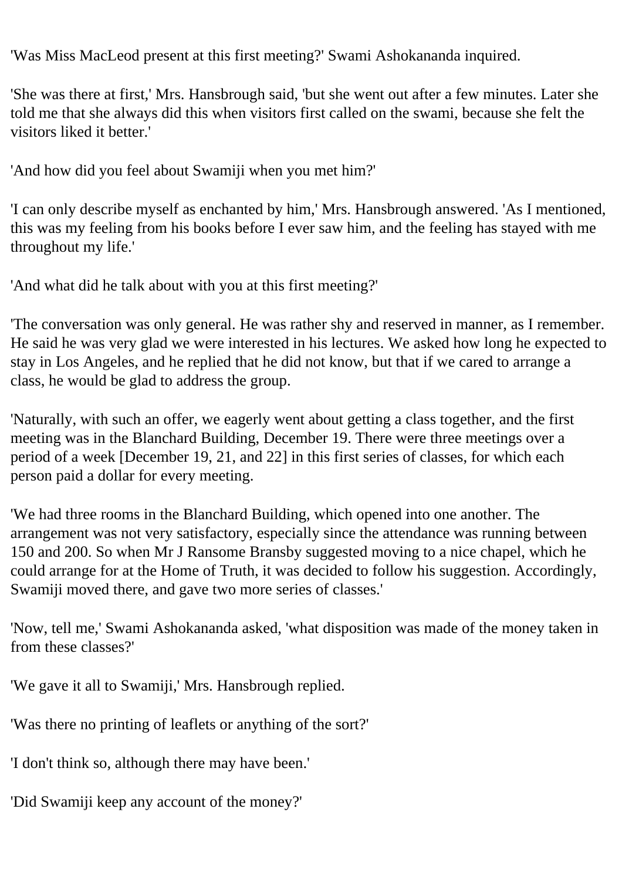'Was Miss MacLeod present at this first meeting?' Swami Ashokananda inquired.

'She was there at first,' Mrs. Hansbrough said, 'but she went out after a few minutes. Later she told me that she always did this when visitors first called on the swami, because she felt the visitors liked it better.'

'And how did you feel about Swamiji when you met him?'

'I can only describe myself as enchanted by him,' Mrs. Hansbrough answered. 'As I mentioned, this was my feeling from his books before I ever saw him, and the feeling has stayed with me throughout my life.'

'And what did he talk about with you at this first meeting?'

'The conversation was only general. He was rather shy and reserved in manner, as I remember. He said he was very glad we were interested in his lectures. We asked how long he expected to stay in Los Angeles, and he replied that he did not know, but that if we cared to arrange a class, he would be glad to address the group.

'Naturally, with such an offer, we eagerly went about getting a class together, and the first meeting was in the Blanchard Building, December 19. There were three meetings over a period of a week [December 19, 21, and 22] in this first series of classes, for which each person paid a dollar for every meeting.

'We had three rooms in the Blanchard Building, which opened into one another. The arrangement was not very satisfactory, especially since the attendance was running between 150 and 200. So when Mr J Ransome Bransby suggested moving to a nice chapel, which he could arrange for at the Home of Truth, it was decided to follow his suggestion. Accordingly, Swamiji moved there, and gave two more series of classes.'

'Now, tell me,' Swami Ashokananda asked, 'what disposition was made of the money taken in from these classes?'

'We gave it all to Swamiji,' Mrs. Hansbrough replied.

'Was there no printing of leaflets or anything of the sort?'

'I don't think so, although there may have been.'

'Did Swamiji keep any account of the money?'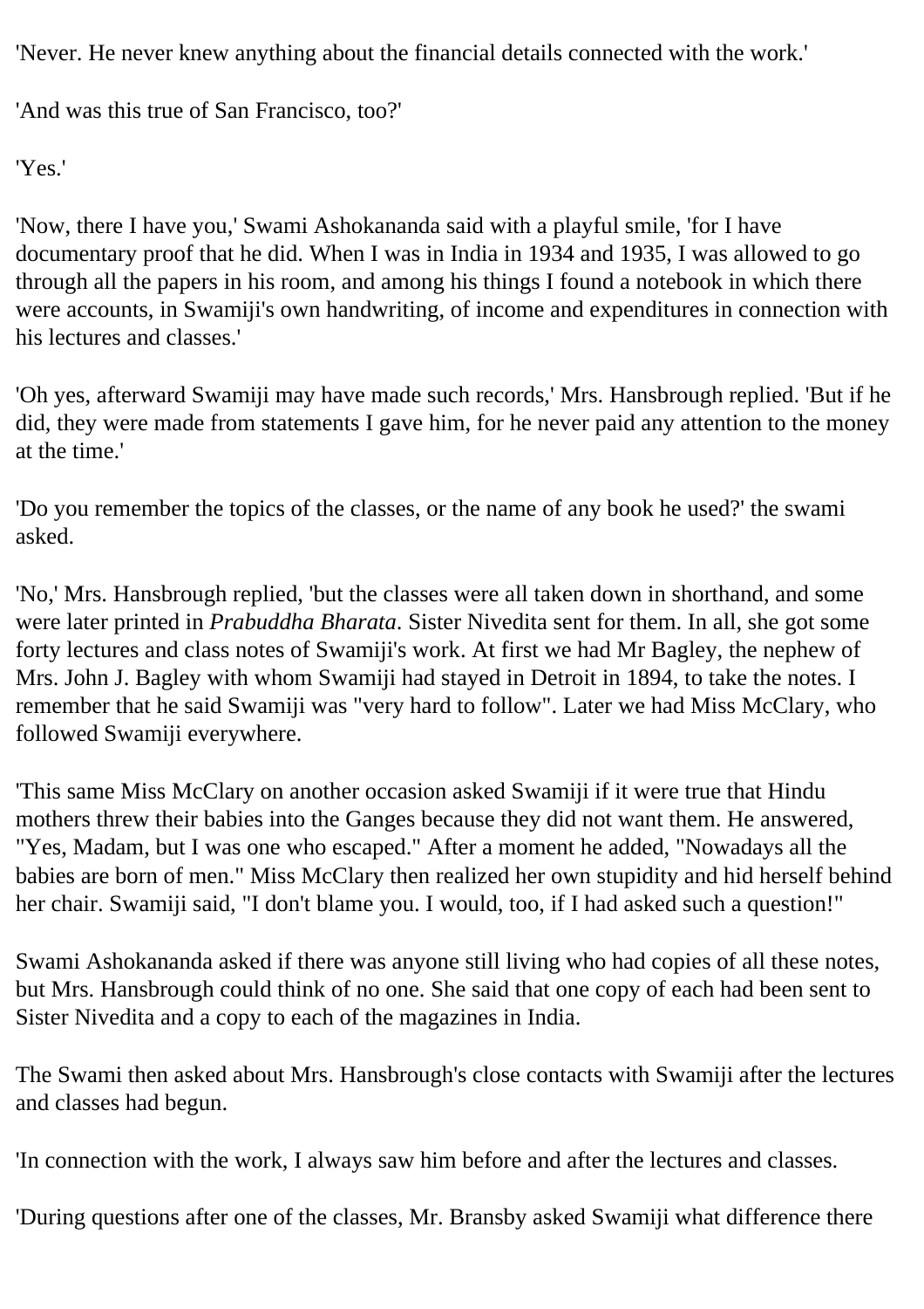'Never. He never knew anything about the financial details connected with the work.'

'And was this true of San Francisco, too?'

'Yes.'

'Now, there I have you,' Swami Ashokananda said with a playful smile, 'for I have documentary proof that he did. When I was in India in 1934 and 1935, I was allowed to go through all the papers in his room, and among his things I found a notebook in which there were accounts, in Swamiji's own handwriting, of income and expenditures in connection with his lectures and classes.'

'Oh yes, afterward Swamiji may have made such records,' Mrs. Hansbrough replied. 'But if he did, they were made from statements I gave him, for he never paid any attention to the money at the time.'

'Do you remember the topics of the classes, or the name of any book he used?' the swami asked.

'No,' Mrs. Hansbrough replied, 'but the classes were all taken down in shorthand, and some were later printed in *Prabuddha Bharata*. Sister Nivedita sent for them. In all, she got some forty lectures and class notes of Swamiji's work. At first we had Mr Bagley, the nephew of Mrs. John J. Bagley with whom Swamiji had stayed in Detroit in 1894, to take the notes. I remember that he said Swamiji was "very hard to follow". Later we had Miss McClary, who followed Swamiji everywhere.

'This same Miss McClary on another occasion asked Swamiji if it were true that Hindu mothers threw their babies into the Ganges because they did not want them. He answered, "Yes, Madam, but I was one who escaped." After a moment he added, "Nowadays all the babies are born of men." Miss McClary then realized her own stupidity and hid herself behind her chair. Swamiji said, "I don't blame you. I would, too, if I had asked such a question!"

Swami Ashokananda asked if there was anyone still living who had copies of all these notes, but Mrs. Hansbrough could think of no one. She said that one copy of each had been sent to Sister Nivedita and a copy to each of the magazines in India.

The Swami then asked about Mrs. Hansbrough's close contacts with Swamiji after the lectures and classes had begun.

'In connection with the work, I always saw him before and after the lectures and classes.

'During questions after one of the classes, Mr. Bransby asked Swamiji what difference there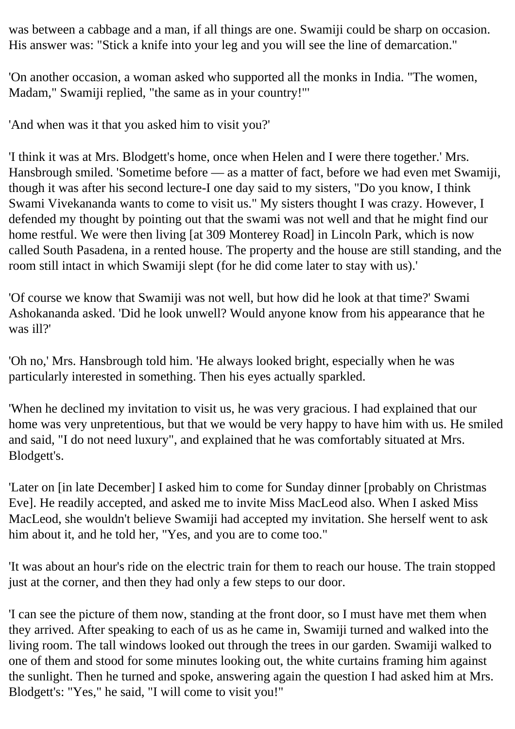was between a cabbage and a man, if all things are one. Swamiji could be sharp on occasion. His answer was: "Stick a knife into your leg and you will see the line of demarcation."

'On another occasion, a woman asked who supported all the monks in India. "The women, Madam," Swamiji replied, "the same as in your country!"'

'And when was it that you asked him to visit you?'

'I think it was at Mrs. Blodgett's home, once when Helen and I were there together.' Mrs. Hansbrough smiled. 'Sometime before — as a matter of fact, before we had even met Swamiji, though it was after his second lecture-I one day said to my sisters, "Do you know, I think Swami Vivekananda wants to come to visit us." My sisters thought I was crazy. However, I defended my thought by pointing out that the swami was not well and that he might find our home restful. We were then living [at 309 Monterey Road] in Lincoln Park, which is now called South Pasadena, in a rented house. The property and the house are still standing, and the room still intact in which Swamiji slept (for he did come later to stay with us).'

'Of course we know that Swamiji was not well, but how did he look at that time?' Swami Ashokananda asked. 'Did he look unwell? Would anyone know from his appearance that he was ill?'

'Oh no,' Mrs. Hansbrough told him. 'He always looked bright, especially when he was particularly interested in something. Then his eyes actually sparkled.

'When he declined my invitation to visit us, he was very gracious. I had explained that our home was very unpretentious, but that we would be very happy to have him with us. He smiled and said, "I do not need luxury", and explained that he was comfortably situated at Mrs. Blodgett's.

'Later on [in late December] I asked him to come for Sunday dinner [probably on Christmas Eve]. He readily accepted, and asked me to invite Miss MacLeod also. When I asked Miss MacLeod, she wouldn't believe Swamiji had accepted my invitation. She herself went to ask him about it, and he told her, "Yes, and you are to come too."

'It was about an hour's ride on the electric train for them to reach our house. The train stopped just at the corner, and then they had only a few steps to our door.

'I can see the picture of them now, standing at the front door, so I must have met them when they arrived. After speaking to each of us as he came in, Swamiji turned and walked into the living room. The tall windows looked out through the trees in our garden. Swamiji walked to one of them and stood for some minutes looking out, the white curtains framing him against the sunlight. Then he turned and spoke, answering again the question I had asked him at Mrs. Blodgett's: "Yes," he said, "I will come to visit you!"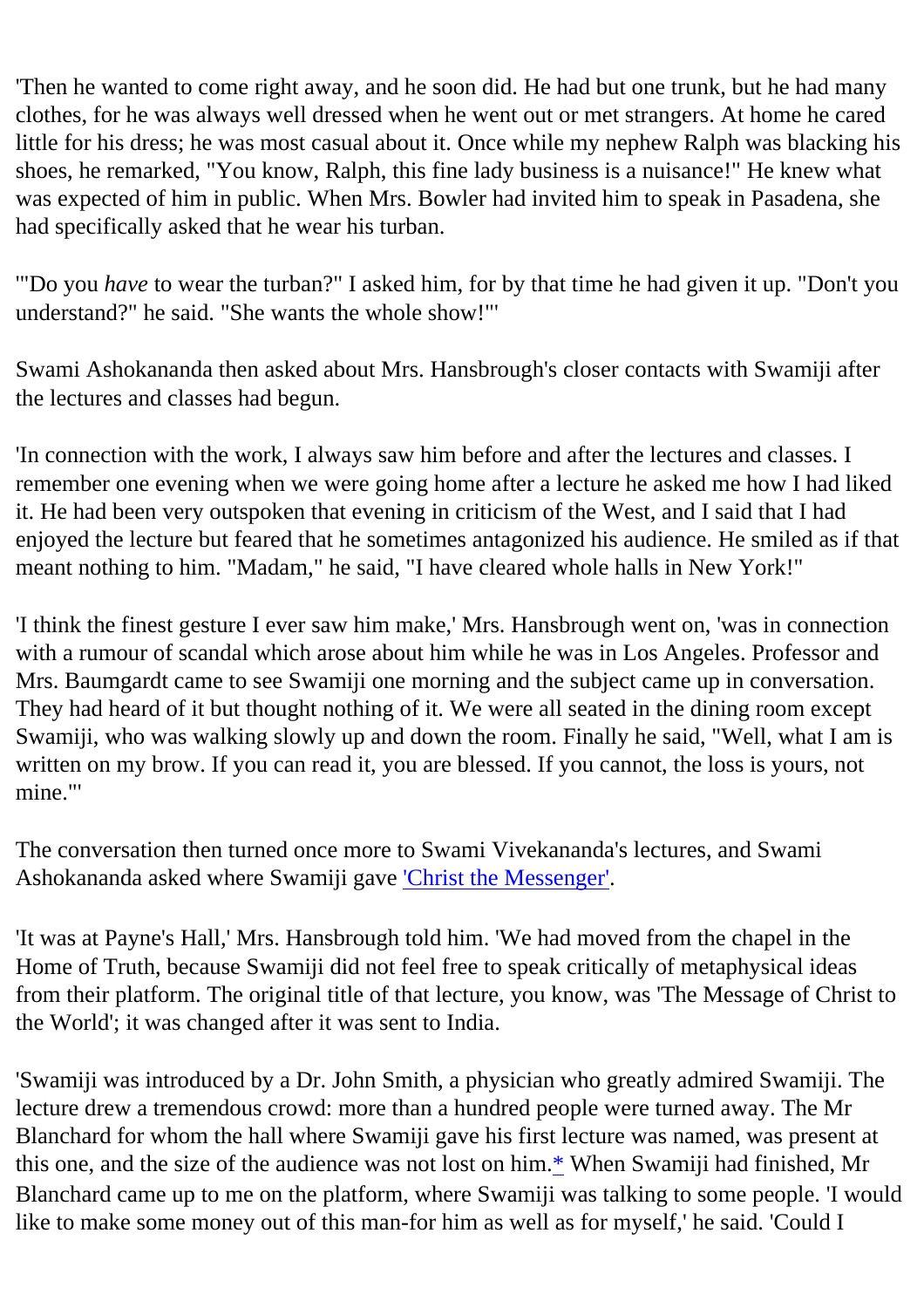'Then he wanted to come right away, and he soon did. He had but one trunk, but he had many clothes, for he was always well dressed when he went out or met strangers. At home he cared little for his dress; he was most casual about it. Once while my nephew Ralph was blacking his shoes, he remarked, "You know, Ralph, this fine lady business is a nuisance!" He knew what was expected of him in public. When Mrs. Bowler had invited him to speak in Pasadena, she had specifically asked that he wear his turban.

'"Do you *have* to wear the turban?" I asked him, for by that time he had given it up. "Don't you understand?" he said. "She wants the whole show!"'

Swami Ashokananda then asked about Mrs. Hansbrough's closer contacts with Swamiji after the lectures and classes had begun.

'In connection with the work, I always saw him before and after the lectures and classes. I remember one evening when we were going home after a lecture he asked me how I had liked it. He had been very outspoken that evening in criticism of the West, and I said that I had enjoyed the lecture but feared that he sometimes antagonized his audience. He smiled as if that meant nothing to him. "Madam," he said, "I have cleared whole halls in New York!"

'I think the finest gesture I ever saw him make,' Mrs. Hansbrough went on, 'was in connection with a rumour of scandal which arose about him while he was in Los Angeles. Professor and Mrs. Baumgardt came to see Swamiji one morning and the subject came up in conversation. They had heard of it but thought nothing of it. We were all seated in the dining room except Swamiji, who was walking slowly up and down the room. Finally he said, "Well, what I am is written on my brow. If you can read it, you are blessed. If you cannot, the loss is yours, not mine."'

The conversation then turned once more to Swami Vivekananda's lectures, and Swami Ashokananda asked where Swamiji gave 'Christ the Messenger'.

'It was at Payne's Hall,' Mrs. Hansbrough told him. 'We had moved from the chapel in the Home of Truth, because Swamiji did not feel free to speak critically of metaphysical ideas from their platform. The original title of that lecture, you know, was 'The Message of Christ to the World'; it was changed after it was sent to India.

'Swamiji was introduced by a Dr. John Smith, a physician who greatly admired Swamiji. The lecture drew a tremendous crowd: more than a hundred people were turned away. The Mr Blanchard for whom the hall where Swamiji gave his first lecture was named, was present at this one, and the size of the audience was not lost on him.* When Swamiji had finished, Mr Blanchard came up to me on the platform, where Swamiji was talking to some people. 'I would like to make some money out of this man-for him as well as for myself,' he said. 'Could I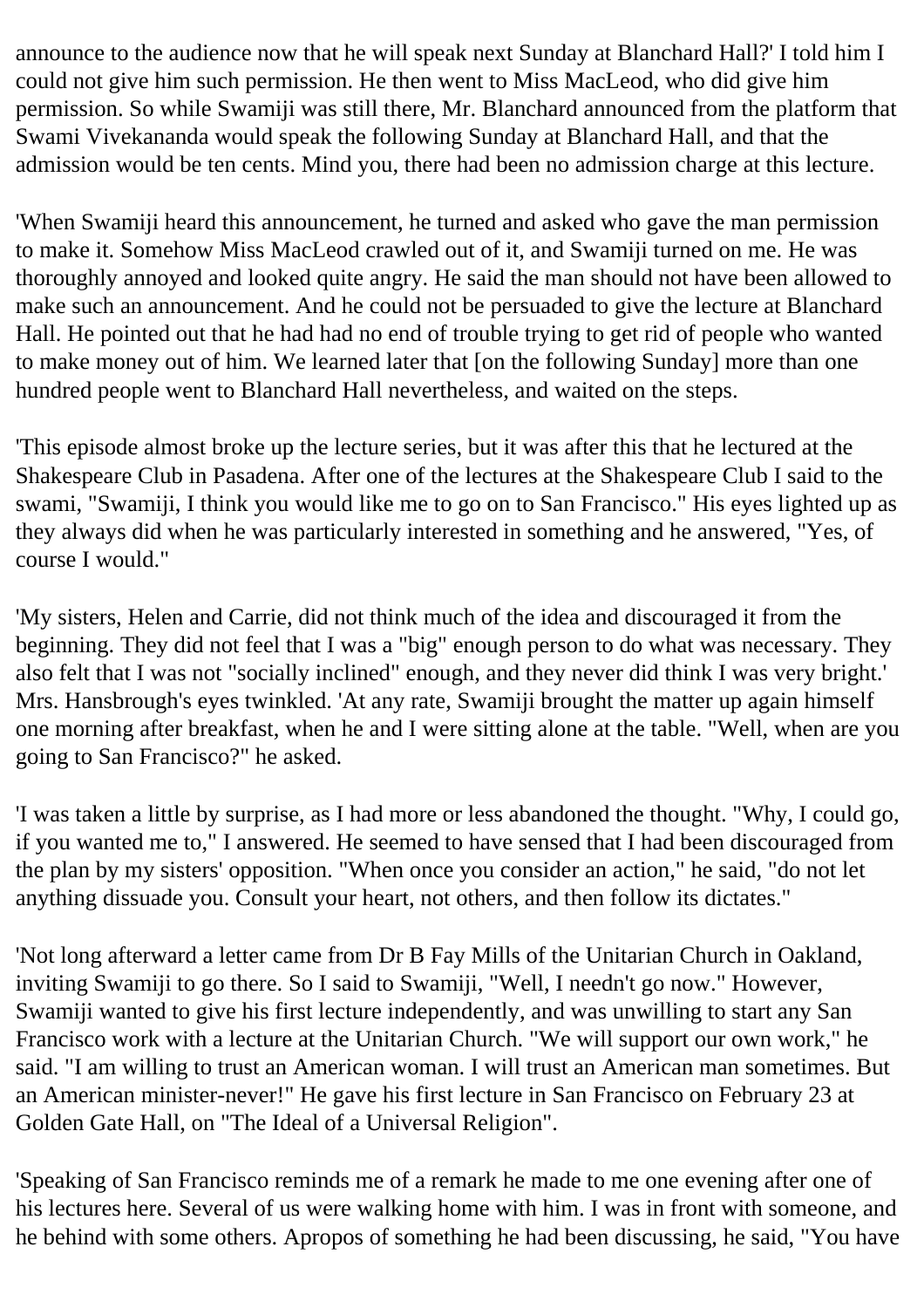announce to the audience now that he will speak next Sunday at Blanchard Hall?' I told him I could not give him such permission. He then went to Miss MacLeod, who did give him permission. So while Swamiji was still there, Mr. Blanchard announced from the platform that Swami Vivekananda would speak the following Sunday at Blanchard Hall, and that the admission would be ten cents. Mind you, there had been no admission charge at this lecture.

'When Swamiji heard this announcement, he turned and asked who gave the man permission to make it. Somehow Miss MacLeod crawled out of it, and Swamiji turned on me. He was thoroughly annoyed and looked quite angry. He said the man should not have been allowed to make such an announcement. And he could not be persuaded to give the lecture at Blanchard Hall. He pointed out that he had had no end of trouble trying to get rid of people who wanted to make money out of him. We learned later that [on the following Sunday] more than one hundred people went to Blanchard Hall nevertheless, and waited on the steps.

'This episode almost broke up the lecture series, but it was after this that he lectured at the Shakespeare Club in Pasadena. After one of the lectures at the Shakespeare Club I said to the swami, "Swamiji, I think you would like me to go on to San Francisco." His eyes lighted up as they always did when he was particularly interested in something and he answered, "Yes, of course I would."

'My sisters, Helen and Carrie, did not think much of the idea and discouraged it from the beginning. They did not feel that I was a "big" enough person to do what was necessary. They also felt that I was not "socially inclined" enough, and they never did think I was very bright.' Mrs. Hansbrough's eyes twinkled. 'At any rate, Swamiji brought the matter up again himself one morning after breakfast, when he and I were sitting alone at the table. "Well, when are you going to San Francisco?" he asked.

'I was taken a little by surprise, as I had more or less abandoned the thought. "Why, I could go, if you wanted me to," I answered. He seemed to have sensed that I had been discouraged from the plan by my sisters' opposition. "When once you consider an action," he said, "do not let anything dissuade you. Consult your heart, not others, and then follow its dictates."

'Not long afterward a letter came from Dr B Fay Mills of the Unitarian Church in Oakland, inviting Swamiji to go there. So I said to Swamiji, "Well, I needn't go now." However, Swamiji wanted to give his first lecture independently, and was unwilling to start any San Francisco work with a lecture at the Unitarian Church. "We will support our own work," he said. "I am willing to trust an American woman. I will trust an American man sometimes. But an American minister-never!" He gave his first lecture in San Francisco on February 23 at Golden Gate Hall, on "The Ideal of a Universal Religion".

'Speaking of San Francisco reminds me of a remark he made to me one evening after one of his lectures here. Several of us were walking home with him. I was in front with someone, and he behind with some others. Apropos of something he had been discussing, he said, "You have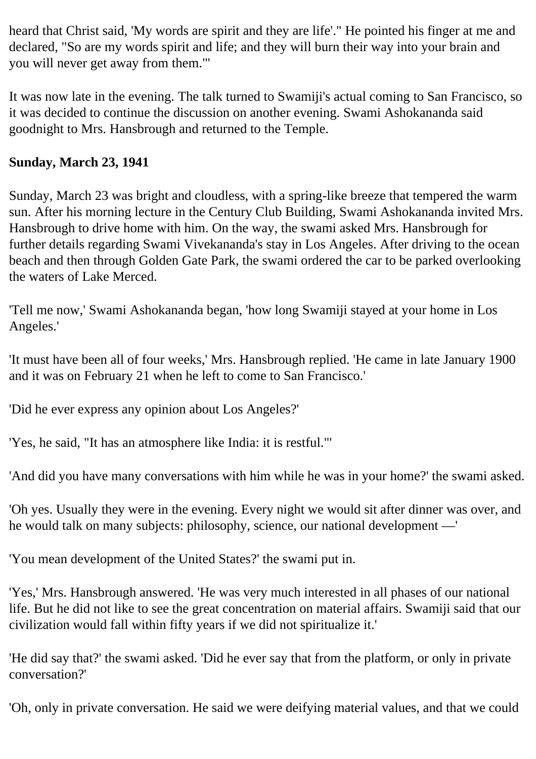heard that Christ said, 'My words are spirit and they are life'." He pointed his finger at me and declared, "So are my words spirit and life; and they will burn their way into your brain and you will never get away from them."'

It was now late in the evening. The talk turned to Swamiji's actual coming to San Francisco, so it was decided to continue the discussion on another evening. Swami Ashokananda said goodnight to Mrs. Hansbrough and returned to the Temple.

**Sunday, March 23, 1941**

Sunday, March 23 was bright and cloudless, with a spring-like breeze that tempered the warm sun. After his morning lecture in the Century Club Building, Swami Ashokananda invited Mrs. Hansbrough to drive home with him. On the way, the swami asked Mrs. Hansbrough for further details regarding Swami Vivekananda's stay in Los Angeles. After driving to the ocean beach and then through Golden Gate Park, the swami ordered the car to be parked overlooking the waters of Lake Merced.

'Tell me now,' Swami Ashokananda began, 'how long Swamiji stayed at your home in Los Angeles.'

'It must have been all of four weeks,' Mrs. Hansbrough replied. 'He came in late January 1900 and it was on February 21 when he left to come to San Francisco.'

'Did he ever express any opinion about Los Angeles?'

'Yes, he said, "It has an atmosphere like India: it is restful."'

'And did you have many conversations with him while he was in your home?' the swami asked.

'Oh yes. Usually they were in the evening. Every night we would sit after dinner was over, and he would talk on many subjects: philosophy, science, our national development —'

'You mean development of the United States?' the swami put in.

'Yes,' Mrs. Hansbrough answered. 'He was very much interested in all phases of our national life. But he did not like to see the great concentration on material affairs. Swamiji said that our civilization would fall within fifty years if we did not spiritualize it.'

'He did say that?' the swami asked. 'Did he ever say that from the platform, or only in private conversation?'

'Oh, only in private conversation. He said we were deifying material values, and that we could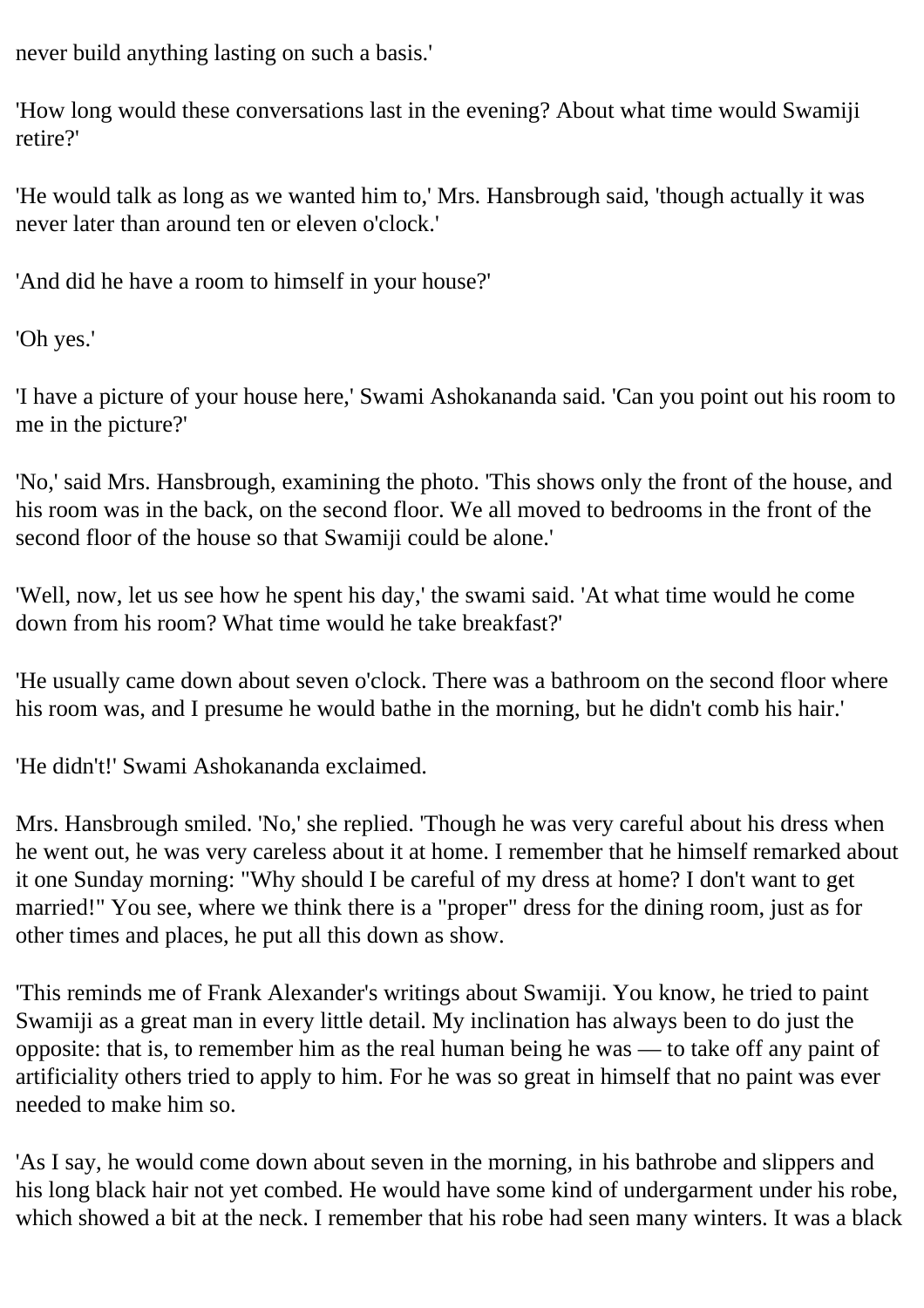never build anything lasting on such a basis.'

'How long would these conversations last in the evening? About what time would Swamiji retire?'

'He would talk as long as we wanted him to,' Mrs. Hansbrough said, 'though actually it was never later than around ten or eleven o'clock.'

'And did he have a room to himself in your house?'

'Oh yes.'

'I have a picture of your house here,' Swami Ashokananda said. 'Can you point out his room to me in the picture?'

'No,' said Mrs. Hansbrough, examining the photo. 'This shows only the front of the house, and his room was in the back, on the second floor. We all moved to bedrooms in the front of the second floor of the house so that Swamiji could be alone.'

'Well, now, let us see how he spent his day,' the swami said. 'At what time would he come down from his room? What time would he take breakfast?'

'He usually came down about seven o'clock. There was a bathroom on the second floor where his room was, and I presume he would bathe in the morning, but he didn't comb his hair.'

'He didn't!' Swami Ashokananda exclaimed.

Mrs. Hansbrough smiled. 'No,' she replied. 'Though he was very careful about his dress when he went out, he was very careless about it at home. I remember that he himself remarked about it one Sunday morning: "Why should I be careful of my dress at home? I don't want to get married!" You see, where we think there is a "proper" dress for the dining room, just as for other times and places, he put all this down as show.

'This reminds me of Frank Alexander's writings about Swamiji. You know, he tried to paint Swamiji as a great man in every little detail. My inclination has always been to do just the opposite: that is, to remember him as the real human being he was — to take off any paint of artificiality others tried to apply to him. For he was so great in himself that no paint was ever needed to make him so.

'As I say, he would come down about seven in the morning, in his bathrobe and slippers and his long black hair not yet combed. He would have some kind of undergarment under his robe, which showed a bit at the neck. I remember that his robe had seen many winters. It was a black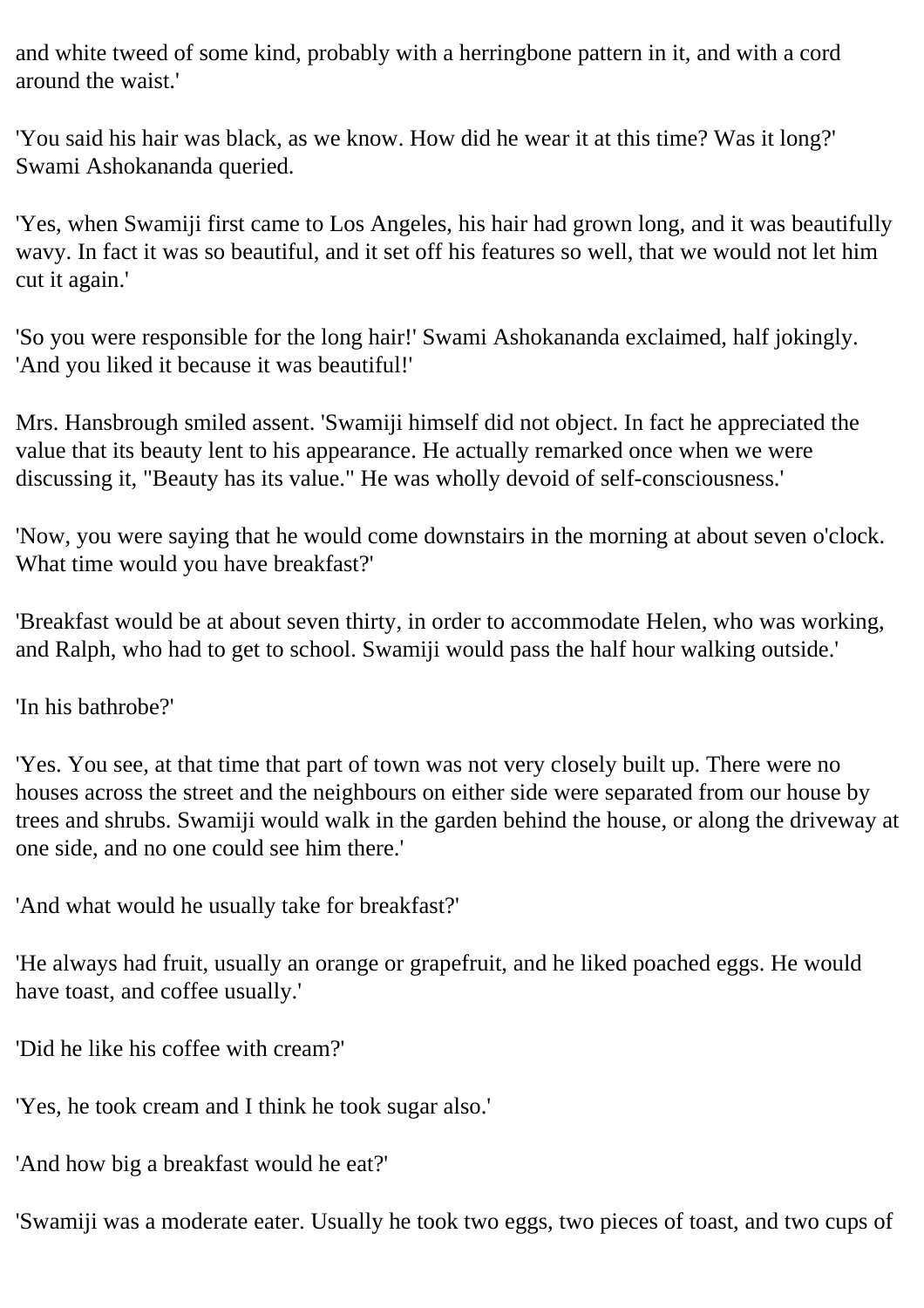and white tweed of some kind, probably with a herringbone pattern in it, and with a cord around the waist.'

'You said his hair was black, as we know. How did he wear it at this time? Was it long?' Swami Ashokananda queried.

'Yes, when Swamiji first came to Los Angeles, his hair had grown long, and it was beautifully wavy. In fact it was so beautiful, and it set off his features so well, that we would not let him cut it again.'

'So you were responsible for the long hair!' Swami Ashokananda exclaimed, half jokingly. 'And you liked it because it was beautiful!'

Mrs. Hansbrough smiled assent. 'Swamiji himself did not object. In fact he appreciated the value that its beauty lent to his appearance. He actually remarked once when we were discussing it, "Beauty has its value." He was wholly devoid of self-consciousness.'

'Now, you were saying that he would come downstairs in the morning at about seven o'clock. What time would you have breakfast?'

'Breakfast would be at about seven thirty, in order to accommodate Helen, who was working, and Ralph, who had to get to school. Swamiji would pass the half hour walking outside.'

'In his bathrobe?'

'Yes. You see, at that time that part of town was not very closely built up. There were no houses across the street and the neighbours on either side were separated from our house by trees and shrubs. Swamiji would walk in the garden behind the house, or along the driveway at one side, and no one could see him there.'

'And what would he usually take for breakfast?'

'He always had fruit, usually an orange or grapefruit, and he liked poached eggs. He would have toast, and coffee usually.'

'Did he like his coffee with cream?'

'Yes, he took cream and I think he took sugar also.'

'And how big a breakfast would he eat?'

'Swamiji was a moderate eater. Usually he took two eggs, two pieces of toast, and two cups of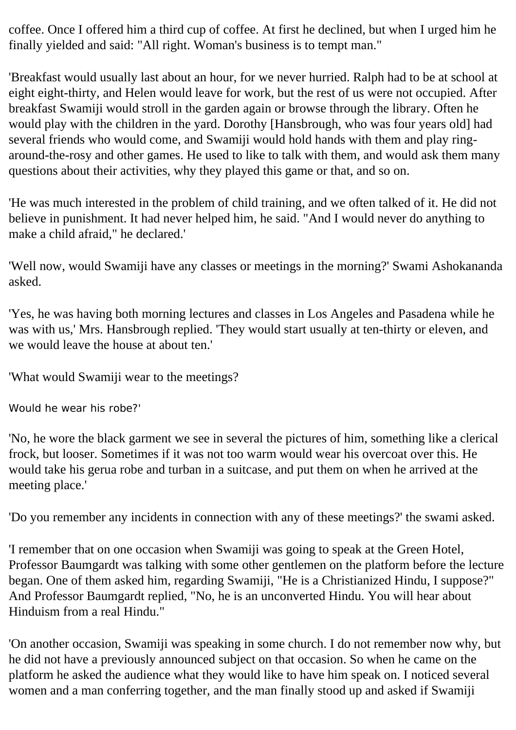coffee. Once I offered him a third cup of coffee. At first he declined, but when I urged him he finally yielded and said: "All right. Woman's business is to tempt man."

'Breakfast would usually last about an hour, for we never hurried. Ralph had to be at school at eight eight-thirty, and Helen would leave for work, but the rest of us were not occupied. After breakfast Swamiji would stroll in the garden again or browse through the library. Often he would play with the children in the yard. Dorothy [Hansbrough, who was four years old] had several friends who would come, and Swamiji would hold hands with them and play ring-around-the-rosy and other games. He used to like to talk with them, and would ask them many questions about their activities, why they played this game or that, and so on.

'He was much interested in the problem of child training, and we often talked of it. He did not believe in punishment. It had never helped him, he said. "And I would never do anything to make a child afraid," he declared.'

'Well now, would Swamiji have any classes or meetings in the morning?' Swami Ashokananda asked.

'Yes, he was having both morning lectures and classes in Los Angeles and Pasadena while he was with us,' Mrs. Hansbrough replied. 'They would start usually at ten-thirty or eleven, and we would leave the house at about ten.'

'What would Swamiji wear to the meetings?

Would he wear his robe?'

'No, he wore the black garment we see in several the pictures of him, something like a clerical frock, but looser. Sometimes if it was not too warm would wear his overcoat over this. He would take his gerua robe and turban in a suitcase, and put them on when he arrived at the meeting place.'

'Do you remember any incidents in connection with any of these meetings?' the swami asked.

'I remember that on one occasion when Swamiji was going to speak at the Green Hotel, Professor Baumgardt was talking with some other gentlemen on the platform before the lecture began. One of them asked him, regarding Swamiji, "He is a Christianized Hindu, I suppose?" And Professor Baumgardt replied, "No, he is an unconverted Hindu. You will hear about Hinduism from a real Hindu."

'On another occasion, Swamiji was speaking in some church. I do not remember now why, but he did not have a previously announced subject on that occasion. So when he came on the platform he asked the audience what they would like to have him speak on. I noticed several women and a man conferring together, and the man finally stood up and asked if Swamiji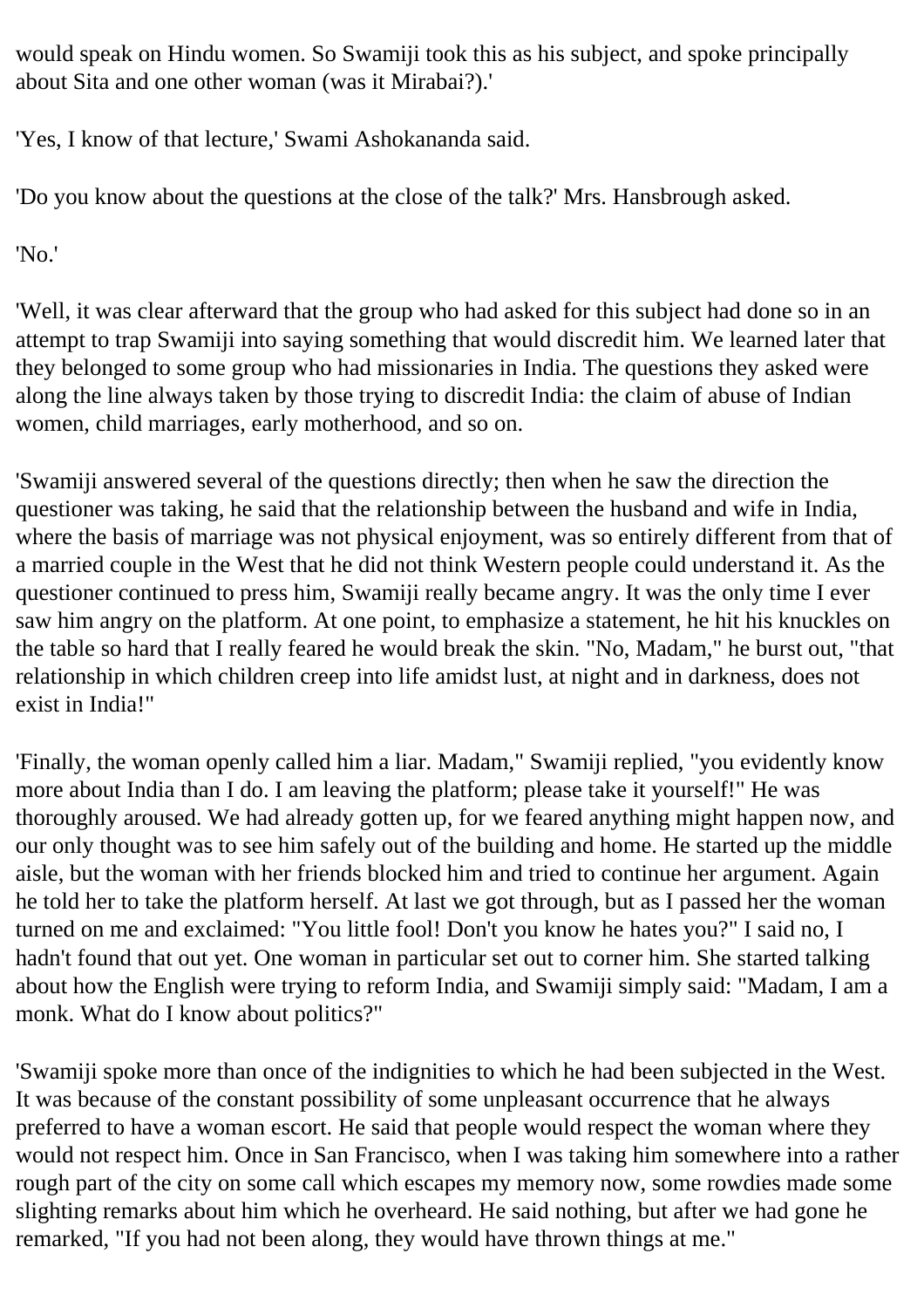would speak on Hindu women. So Swamiji took this as his subject, and spoke principally about Sita and one other woman (was it Mirabai?).'

'Yes, I know of that lecture,' Swami Ashokananda said.

'Do you know about the questions at the close of the talk?' Mrs. Hansbrough asked.

'No.'

'Well, it was clear afterward that the group who had asked for this subject had done so in an attempt to trap Swamiji into saying something that would discredit him. We learned later that they belonged to some group who had missionaries in India. The questions they asked were along the line always taken by those trying to discredit India: the claim of abuse of Indian women, child marriages, early motherhood, and so on.

'Swamiji answered several of the questions directly; then when he saw the direction the questioner was taking, he said that the relationship between the husband and wife in India, where the basis of marriage was not physical enjoyment, was so entirely different from that of a married couple in the West that he did not think Western people could understand it. As the questioner continued to press him, Swamiji really became angry. It was the only time I ever saw him angry on the platform. At one point, to emphasize a statement, he hit his knuckles on the table so hard that I really feared he would break the skin. "No, Madam," he burst out, "that relationship in which children creep into life amidst lust, at night and in darkness, does not exist in India!"

'Finally, the woman openly called him a liar. Madam," Swamiji replied, "you evidently know more about India than I do. I am leaving the platform; please take it yourself!" He was thoroughly aroused. We had already gotten up, for we feared anything might happen now, and our only thought was to see him safely out of the building and home. He started up the middle aisle, but the woman with her friends blocked him and tried to continue her argument. Again he told her to take the platform herself. At last we got through, but as I passed her the woman turned on me and exclaimed: "You little fool! Don't you know he hates you?" I said no, I hadn't found that out yet. One woman in particular set out to corner him. She started talking about how the English were trying to reform India, and Swamiji simply said: "Madam, I am a monk. What do I know about politics?"

'Swamiji spoke more than once of the indignities to which he had been subjected in the West. It was because of the constant possibility of some unpleasant occurrence that he always preferred to have a woman escort. He said that people would respect the woman where they would not respect him. Once in San Francisco, when I was taking him somewhere into a rather rough part of the city on some call which escapes my memory now, some rowdies made some slighting remarks about him which he overheard. He said nothing, but after we had gone he remarked, "If you had not been along, they would have thrown things at me."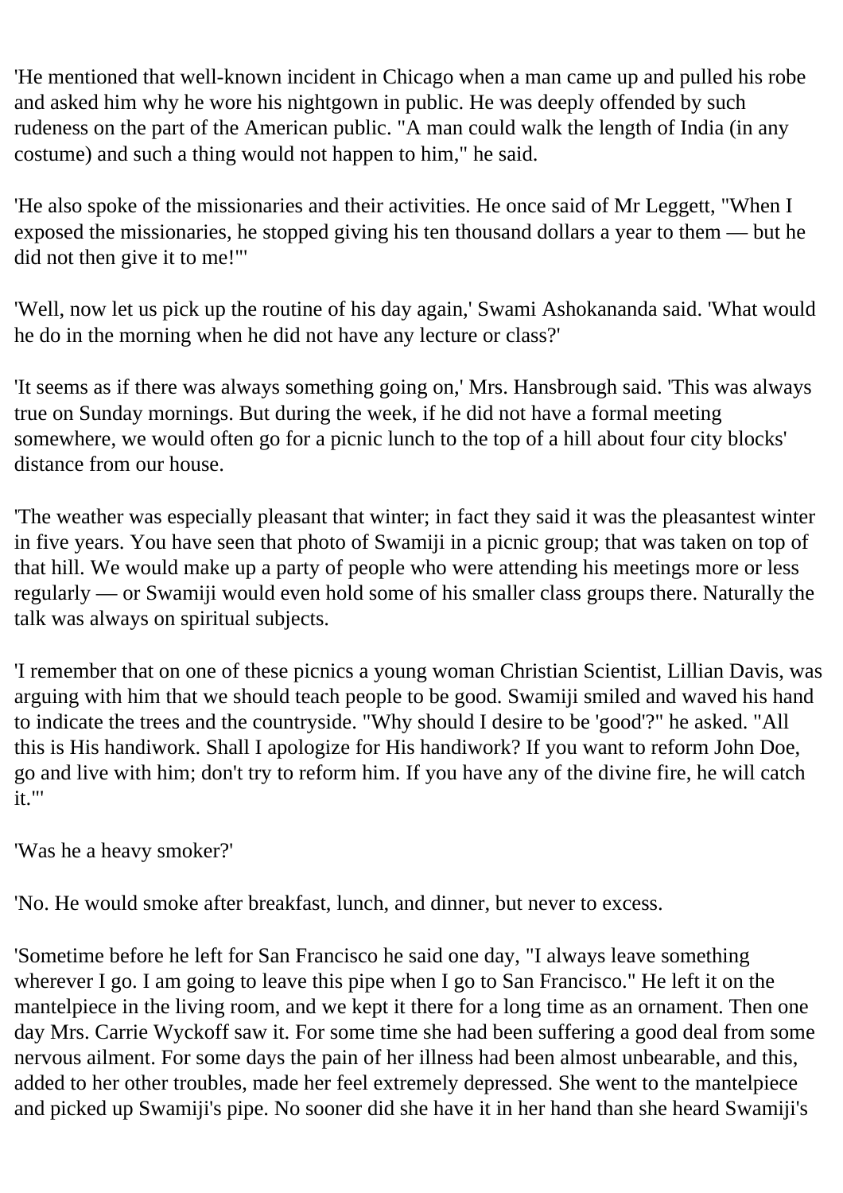'He mentioned that well-known incident in Chicago when a man came up and pulled his robe and asked him why he wore his nightgown in public. He was deeply offended by such rudeness on the part of the American public. "A man could walk the length of India (in any costume) and such a thing would not happen to him," he said.

'He also spoke of the missionaries and their activities. He once said of Mr Leggett, "When I exposed the missionaries, he stopped giving his ten thousand dollars a year to them — but he did not then give it to me!"'

'Well, now let us pick up the routine of his day again,' Swami Ashokananda said. 'What would he do in the morning when he did not have any lecture or class?'

'It seems as if there was always something going on,' Mrs. Hansbrough said. 'This was always true on Sunday mornings. But during the week, if he did not have a formal meeting somewhere, we would often go for a picnic lunch to the top of a hill about four city blocks' distance from our house.

'The weather was especially pleasant that winter; in fact they said it was the pleasantest winter in five years. You have seen that photo of Swamiji in a picnic group; that was taken on top of that hill. We would make up a party of people who were attending his meetings more or less regularly — or Swamiji would even hold some of his smaller class groups there. Naturally the talk was always on spiritual subjects.

'I remember that on one of these picnics a young woman Christian Scientist, Lillian Davis, was arguing with him that we should teach people to be good. Swamiji smiled and waved his hand to indicate the trees and the countryside. "Why should I desire to be 'good'?" he asked. "All this is His handiwork. Shall I apologize for His handiwork? If you want to reform John Doe, go and live with him; don't try to reform him. If you have any of the divine fire, he will catch it."'

'Was he a heavy smoker?'

'No. He would smoke after breakfast, lunch, and dinner, but never to excess.

'Sometime before he left for San Francisco he said one day, "I always leave something wherever I go. I am going to leave this pipe when I go to San Francisco." He left it on the mantelpiece in the living room, and we kept it there for a long time as an ornament. Then one day Mrs. Carrie Wyckoff saw it. For some time she had been suffering a good deal from some nervous ailment. For some days the pain of her illness had been almost unbearable, and this, added to her other troubles, made her feel extremely depressed. She went to the mantelpiece and picked up Swamiji's pipe. No sooner did she have it in her hand than she heard Swamiji's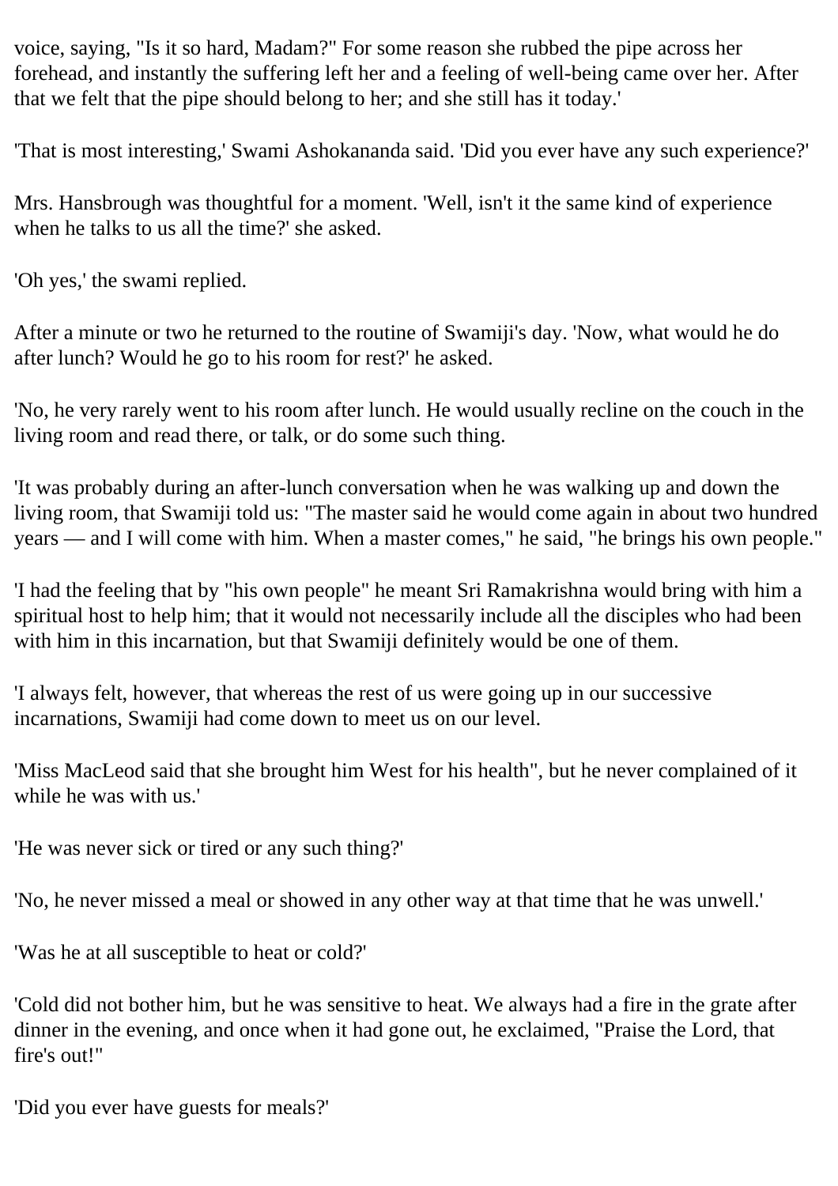voice, saying, "Is it so hard, Madam?" For some reason she rubbed the pipe across her forehead, and instantly the suffering left her and a feeling of well-being came over her. After that we felt that the pipe should belong to her; and she still has it today.'

'That is most interesting,' Swami Ashokananda said. 'Did you ever have any such experience?'

Mrs. Hansbrough was thoughtful for a moment. 'Well, isn't it the same kind of experience when he talks to us all the time?' she asked.

'Oh yes,' the swami replied.

After a minute or two he returned to the routine of Swamiji's day. 'Now, what would he do after lunch? Would he go to his room for rest?' he asked.

'No, he very rarely went to his room after lunch. He would usually recline on the couch in the living room and read there, or talk, or do some such thing.

'It was probably during an after-lunch conversation when he was walking up and down the living room, that Swamiji told us: "The master said he would come again in about two hundred years — and I will come with him. When a master comes," he said, "he brings his own people."

'I had the feeling that by "his own people" he meant Sri Ramakrishna would bring with him a spiritual host to help him; that it would not necessarily include all the disciples who had been with him in this incarnation, but that Swamiji definitely would be one of them.

'I always felt, however, that whereas the rest of us were going up in our successive incarnations, Swamiji had come down to meet us on our level.

'Miss MacLeod said that she brought him West for his health", but he never complained of it while he was with us.'

'He was never sick or tired or any such thing?'

'No, he never missed a meal or showed in any other way at that time that he was unwell.'

'Was he at all susceptible to heat or cold?'

'Cold did not bother him, but he was sensitive to heat. We always had a fire in the grate after dinner in the evening, and once when it had gone out, he exclaimed, "Praise the Lord, that fire's out!"

'Did you ever have guests for meals?'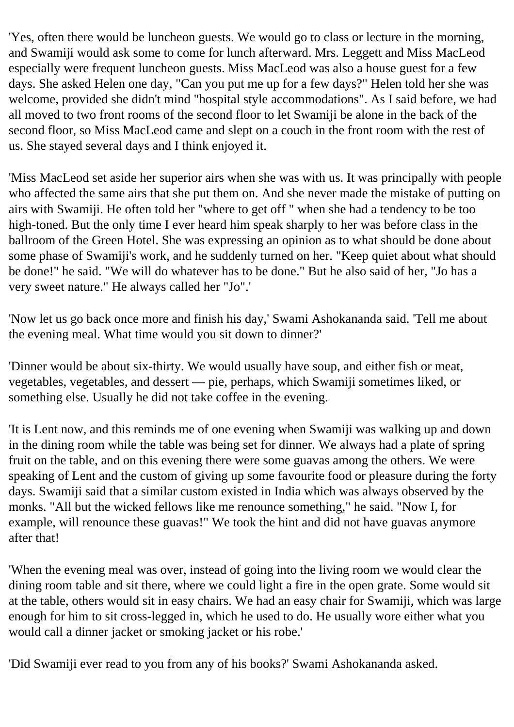'Yes, often there would be luncheon guests. We would go to class or lecture in the morning, and Swamiji would ask some to come for lunch afterward. Mrs. Leggett and Miss MacLeod especially were frequent luncheon guests. Miss MacLeod was also a house guest for a few days. She asked Helen one day, "Can you put me up for a few days?" Helen told her she was welcome, provided she didn't mind "hospital style accommodations". As I said before, we had all moved to two front rooms of the second floor to let Swamiji be alone in the back of the second floor, so Miss MacLeod came and slept on a couch in the front room with the rest of us. She stayed several days and I think enjoyed it.

'Miss MacLeod set aside her superior airs when she was with us. It was principally with people who affected the same airs that she put them on. And she never made the mistake of putting on airs with Swamiji. He often told her "where to get off " when she had a tendency to be too high-toned. But the only time I ever heard him speak sharply to her was before class in the ballroom of the Green Hotel. She was expressing an opinion as to what should be done about some phase of Swamiji's work, and he suddenly turned on her. "Keep quiet about what should be done!" he said. "We will do whatever has to be done." But he also said of her, "Jo has a very sweet nature." He always called her "Jo".'

'Now let us go back once more and finish his day,' Swami Ashokananda said. 'Tell me about the evening meal. What time would you sit down to dinner?'

'Dinner would be about six-thirty. We would usually have soup, and either fish or meat, vegetables, vegetables, and dessert — pie, perhaps, which Swamiji sometimes liked, or something else. Usually he did not take coffee in the evening.

'It is Lent now, and this reminds me of one evening when Swamiji was walking up and down in the dining room while the table was being set for dinner. We always had a plate of spring fruit on the table, and on this evening there were some guavas among the others. We were speaking of Lent and the custom of giving up some favourite food or pleasure during the forty days. Swamiji said that a similar custom existed in India which was always observed by the monks. "All but the wicked fellows like me renounce something," he said. "Now I, for example, will renounce these guavas!" We took the hint and did not have guavas anymore after that!

'When the evening meal was over, instead of going into the living room we would clear the dining room table and sit there, where we could light a fire in the open grate. Some would sit at the table, others would sit in easy chairs. We had an easy chair for Swamiji, which was large enough for him to sit cross-legged in, which he used to do. He usually wore either what you would call a dinner jacket or smoking jacket or his robe.'

'Did Swamiji ever read to you from any of his books?' Swami Ashokananda asked.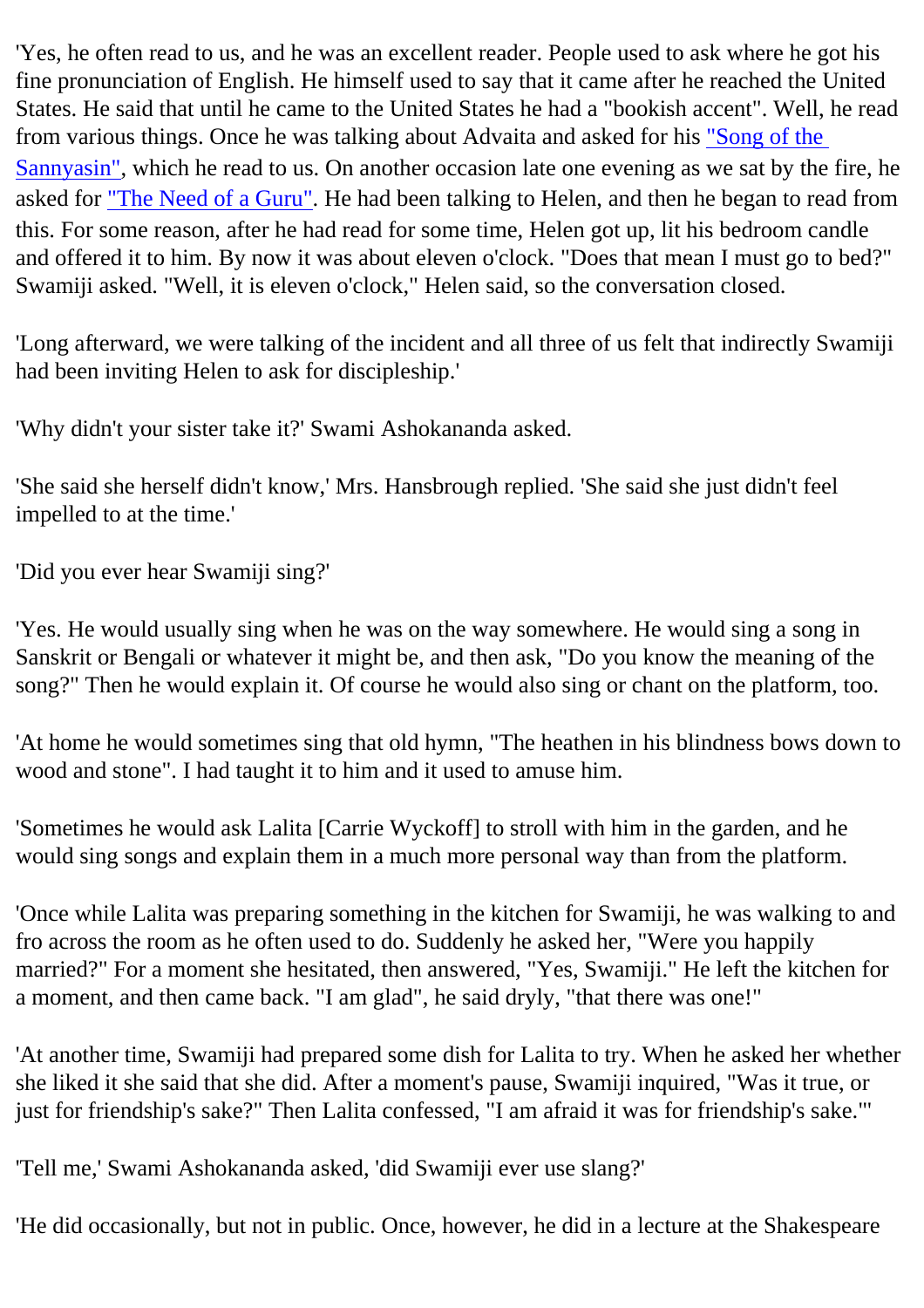'Yes, he often read to us, and he was an excellent reader. People used to ask where he got his fine pronunciation of English. He himself used to say that it came after he reached the United States. He said that until he came to the United States he had a "bookish accent". Well, he read from various things. Once he was talking about Advaita and asked for his "Song of the Sannyasin", which he read to us. On another occasion late one evening as we sat by the fire, he asked for "The Need of a Guru". He had been talking to Helen, and then he began to read from this. For some reason, after he had read for some time, Helen got up, lit his bedroom candle and offered it to him. By now it was about eleven o'clock. "Does that mean I must go to bed?" Swamiji asked. "Well, it is eleven o'clock," Helen said, so the conversation closed.

'Long afterward, we were talking of the incident and all three of us felt that indirectly Swamiji had been inviting Helen to ask for discipleship.'

'Why didn't your sister take it?' Swami Ashokananda asked.

'She said she herself didn't know,' Mrs. Hansbrough replied. 'She said she just didn't feel impelled to at the time.'

'Did you ever hear Swamiji sing?'

'Yes. He would usually sing when he was on the way somewhere. He would sing a song in Sanskrit or Bengali or whatever it might be, and then ask, "Do you know the meaning of the song?" Then he would explain it. Of course he would also sing or chant on the platform, too.

'At home he would sometimes sing that old hymn, "The heathen in his blindness bows down to wood and stone". I had taught it to him and it used to amuse him.

'Sometimes he would ask Lalita [Carrie Wyckoff] to stroll with him in the garden, and he would sing songs and explain them in a much more personal way than from the platform.

'Once while Lalita was preparing something in the kitchen for Swamiji, he was walking to and fro across the room as he often used to do. Suddenly he asked her, "Were you happily married?" For a moment she hesitated, then answered, "Yes, Swamiji." He left the kitchen for a moment, and then came back. "I am glad", he said dryly, "that there was one!"

'At another time, Swamiji had prepared some dish for Lalita to try. When he asked her whether she liked it she said that she did. After a moment's pause, Swamiji inquired, "Was it true, or just for friendship's sake?" Then Lalita confessed, "I am afraid it was for friendship's sake."'

'Tell me,' Swami Ashokananda asked, 'did Swamiji ever use slang?'

'He did occasionally, but not in public. Once, however, he did in a lecture at the Shakespeare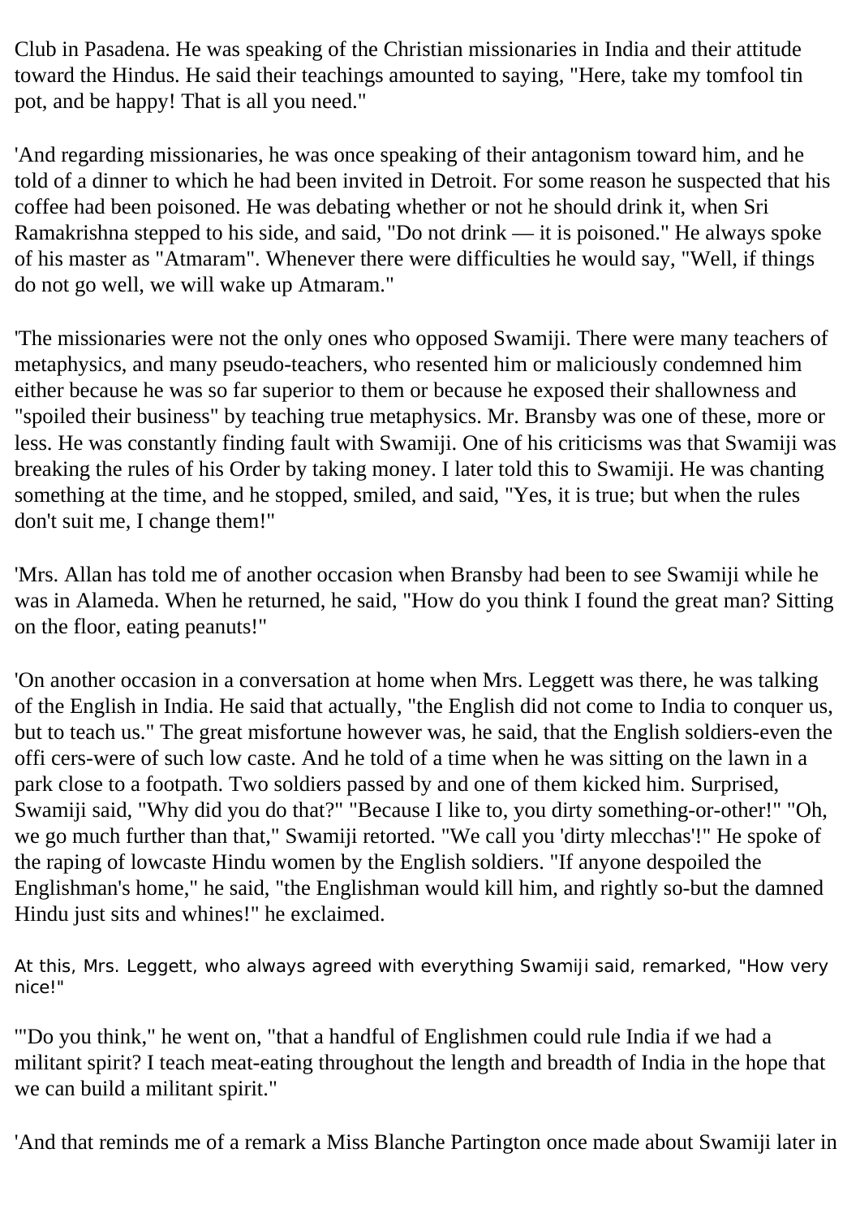Club in Pasadena. He was speaking of the Christian missionaries in India and their attitude toward the Hindus. He said their teachings amounted to saying, "Here, take my tomfool tin pot, and be happy! That is all you need."

'And regarding missionaries, he was once speaking of their antagonism toward him, and he told of a dinner to which he had been invited in Detroit. For some reason he suspected that his coffee had been poisoned. He was debating whether or not he should drink it, when Sri Ramakrishna stepped to his side, and said, "Do not drink — it is poisoned." He always spoke of his master as "Atmaram". Whenever there were difficulties he would say, "Well, if things do not go well, we will wake up Atmaram."

'The missionaries were not the only ones who opposed Swamiji. There were many teachers of metaphysics, and many pseudo-teachers, who resented him or maliciously condemned him either because he was so far superior to them or because he exposed their shallowness and "spoiled their business" by teaching true metaphysics. Mr. Bransby was one of these, more or less. He was constantly finding fault with Swamiji. One of his criticisms was that Swamiji was breaking the rules of his Order by taking money. I later told this to Swamiji. He was chanting something at the time, and he stopped, smiled, and said, "Yes, it is true; but when the rules don't suit me, I change them!"

'Mrs. Allan has told me of another occasion when Bransby had been to see Swamiji while he was in Alameda. When he returned, he said, "How do you think I found the great man? Sitting on the floor, eating peanuts!"

'On another occasion in a conversation at home when Mrs. Leggett was there, he was talking of the English in India. He said that actually, "the English did not come to India to conquer us, but to teach us." The great misfortune however was, he said, that the English soldiers-even the offi cers-were of such low caste. And he told of a time when he was sitting on the lawn in a park close to a footpath. Two soldiers passed by and one of them kicked him. Surprised, Swamiji said, "Why did you do that?" "Because I like to, you dirty something-or-other!" "Oh, we go much further than that," Swamiji retorted. "We call you 'dirty mlecchas'!" He spoke of the raping of lowcaste Hindu women by the English soldiers. "If anyone despoiled the Englishman's home," he said, "the Englishman would kill him, and rightly so-but the damned Hindu just sits and whines!" he exclaimed.

At this, Mrs. Leggett, who always agreed with everything Swamiji said, remarked, "How very nice!"

'"Do you think," he went on, "that a handful of Englishmen could rule India if we had a militant spirit? I teach meat-eating throughout the length and breadth of India in the hope that we can build a militant spirit."

'And that reminds me of a remark a Miss Blanche Partington once made about Swamiji later in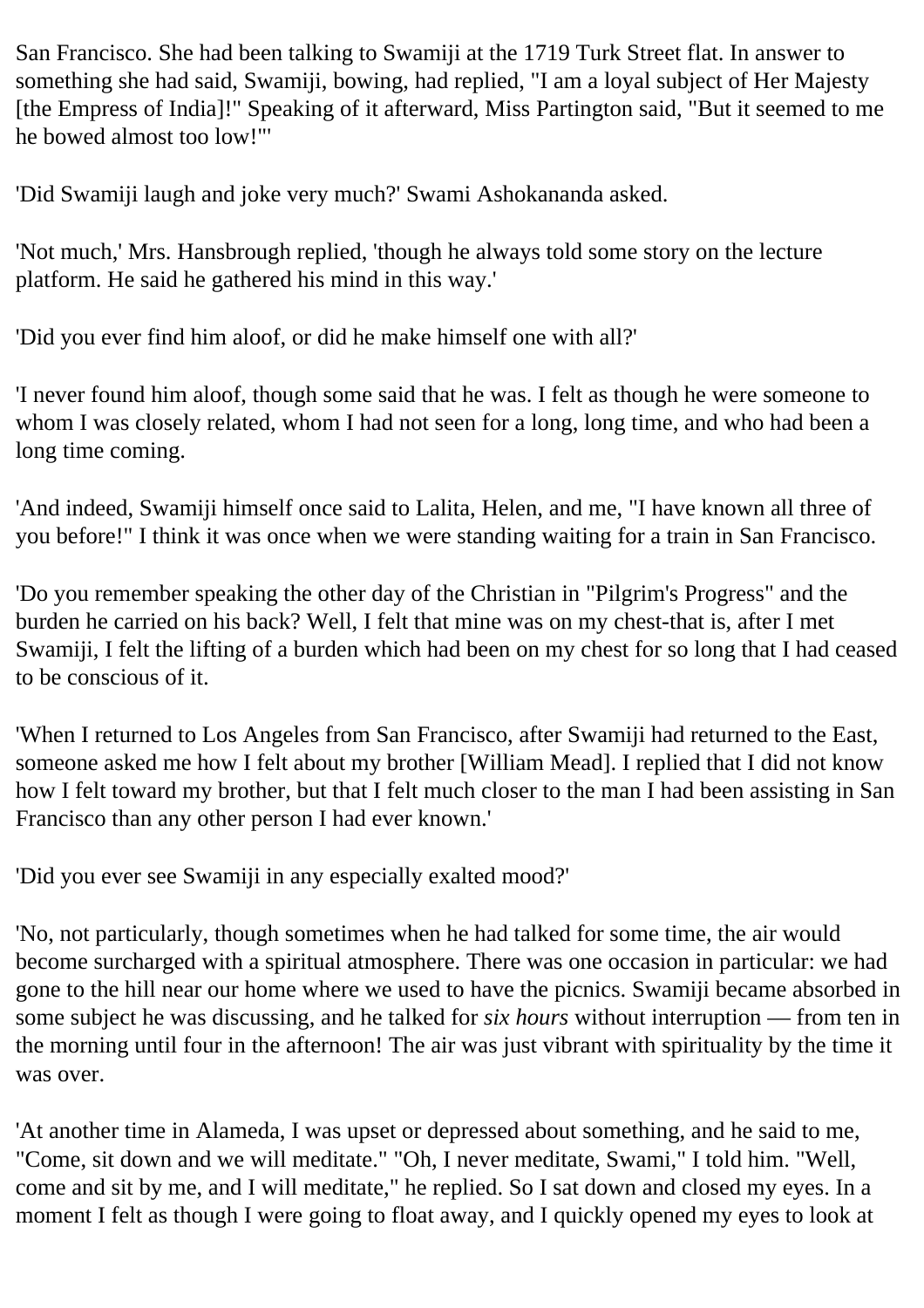San Francisco. She had been talking to Swamiji at the 1719 Turk Street flat. In answer to something she had said, Swamiji, bowing, had replied, "I am a loyal subject of Her Majesty [the Empress of India]!" Speaking of it afterward, Miss Partington said, "But it seemed to me he bowed almost too low!"'

'Did Swamiji laugh and joke very much?' Swami Ashokananda asked.

'Not much,' Mrs. Hansbrough replied, 'though he always told some story on the lecture platform. He said he gathered his mind in this way.'

'Did you ever find him aloof, or did he make himself one with all?'

'I never found him aloof, though some said that he was. I felt as though he were someone to whom I was closely related, whom I had not seen for a long, long time, and who had been a long time coming.

'And indeed, Swamiji himself once said to Lalita, Helen, and me, "I have known all three of you before!" I think it was once when we were standing waiting for a train in San Francisco.

'Do you remember speaking the other day of the Christian in "Pilgrim's Progress" and the burden he carried on his back? Well, I felt that mine was on my chest-that is, after I met Swamiji, I felt the lifting of a burden which had been on my chest for so long that I had ceased to be conscious of it.

'When I returned to Los Angeles from San Francisco, after Swamiji had returned to the East, someone asked me how I felt about my brother [William Mead]. I replied that I did not know how I felt toward my brother, but that I felt much closer to the man I had been assisting in San Francisco than any other person I had ever known.'

'Did you ever see Swamiji in any especially exalted mood?'

'No, not particularly, though sometimes when he had talked for some time, the air would become surcharged with a spiritual atmosphere. There was one occasion in particular: we had gone to the hill near our home where we used to have the picnics. Swamiji became absorbed in some subject he was discussing, and he talked for *six hours* without interruption — from ten in the morning until four in the afternoon! The air was just vibrant with spirituality by the time it was over.

'At another time in Alameda, I was upset or depressed about something, and he said to me, "Come, sit down and we will meditate." "Oh, I never meditate, Swami," I told him. "Well, come and sit by me, and I will meditate," he replied. So I sat down and closed my eyes. In a moment I felt as though I were going to float away, and I quickly opened my eyes to look at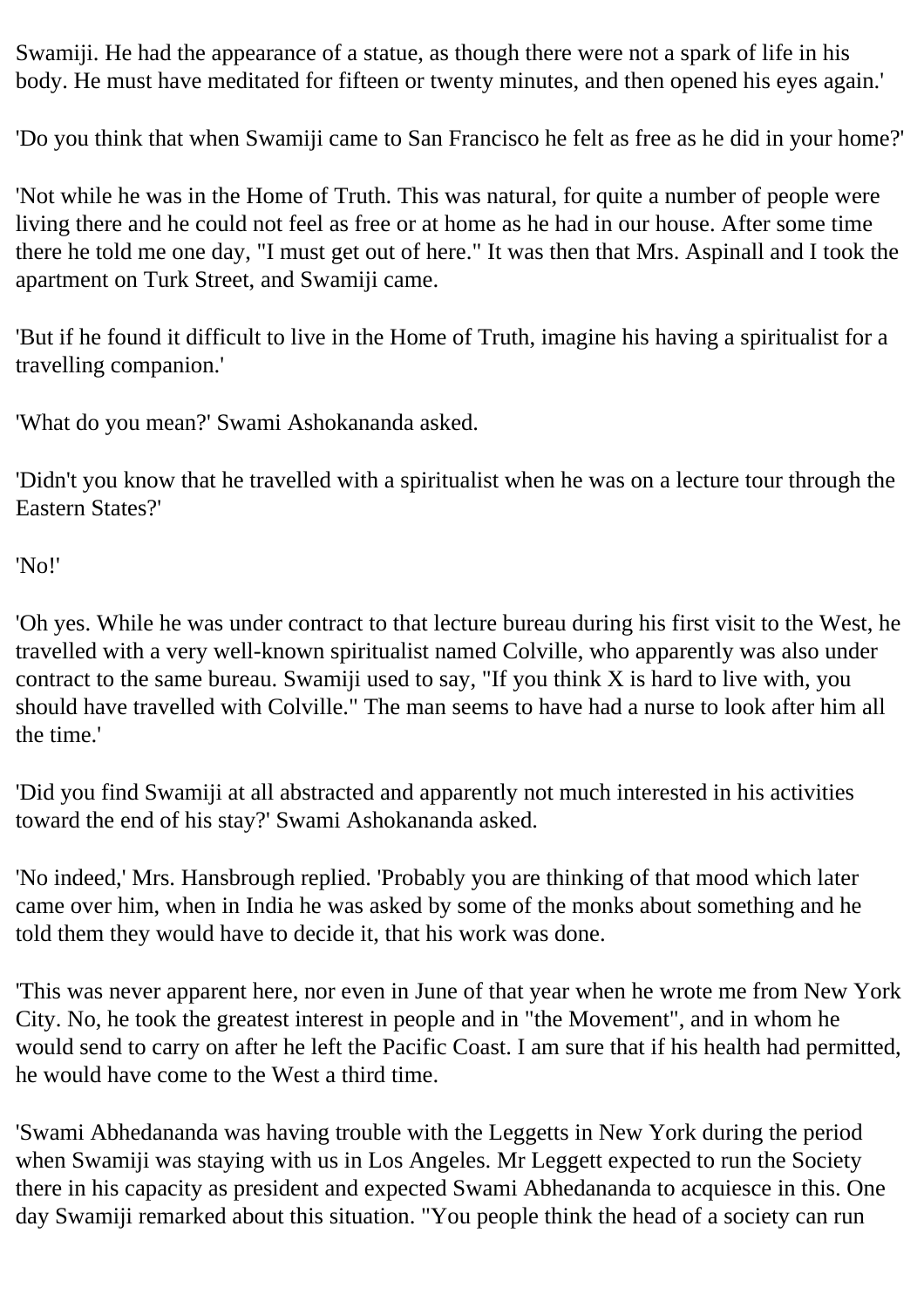Swamiji. He had the appearance of a statue, as though there were not a spark of life in his body. He must have meditated for fifteen or twenty minutes, and then opened his eyes again.'

'Do you think that when Swamiji came to San Francisco he felt as free as he did in your home?'

'Not while he was in the Home of Truth. This was natural, for quite a number of people were living there and he could not feel as free or at home as he had in our house. After some time there he told me one day, "I must get out of here." It was then that Mrs. Aspinall and I took the apartment on Turk Street, and Swamiji came.

'But if he found it difficult to live in the Home of Truth, imagine his having a spiritualist for a travelling companion.'

'What do you mean?' Swami Ashokananda asked.

'Didn't you know that he travelled with a spiritualist when he was on a lecture tour through the Eastern States?'

'No!'

'Oh yes. While he was under contract to that lecture bureau during his first visit to the West, he travelled with a very well-known spiritualist named Colville, who apparently was also under contract to the same bureau. Swamiji used to say, "If you think X is hard to live with, you should have travelled with Colville." The man seems to have had a nurse to look after him all the time.'

'Did you find Swamiji at all abstracted and apparently not much interested in his activities toward the end of his stay?' Swami Ashokananda asked.

'No indeed,' Mrs. Hansbrough replied. 'Probably you are thinking of that mood which later came over him, when in India he was asked by some of the monks about something and he told them they would have to decide it, that his work was done.

'This was never apparent here, nor even in June of that year when he wrote me from New York City. No, he took the greatest interest in people and in "the Movement", and in whom he would send to carry on after he left the Pacific Coast. I am sure that if his health had permitted, he would have come to the West a third time.

'Swami Abhedananda was having trouble with the Leggetts in New York during the period when Swamiji was staying with us in Los Angeles. Mr Leggett expected to run the Society there in his capacity as president and expected Swami Abhedananda to acquiesce in this. One day Swamiji remarked about this situation. "You people think the head of a society can run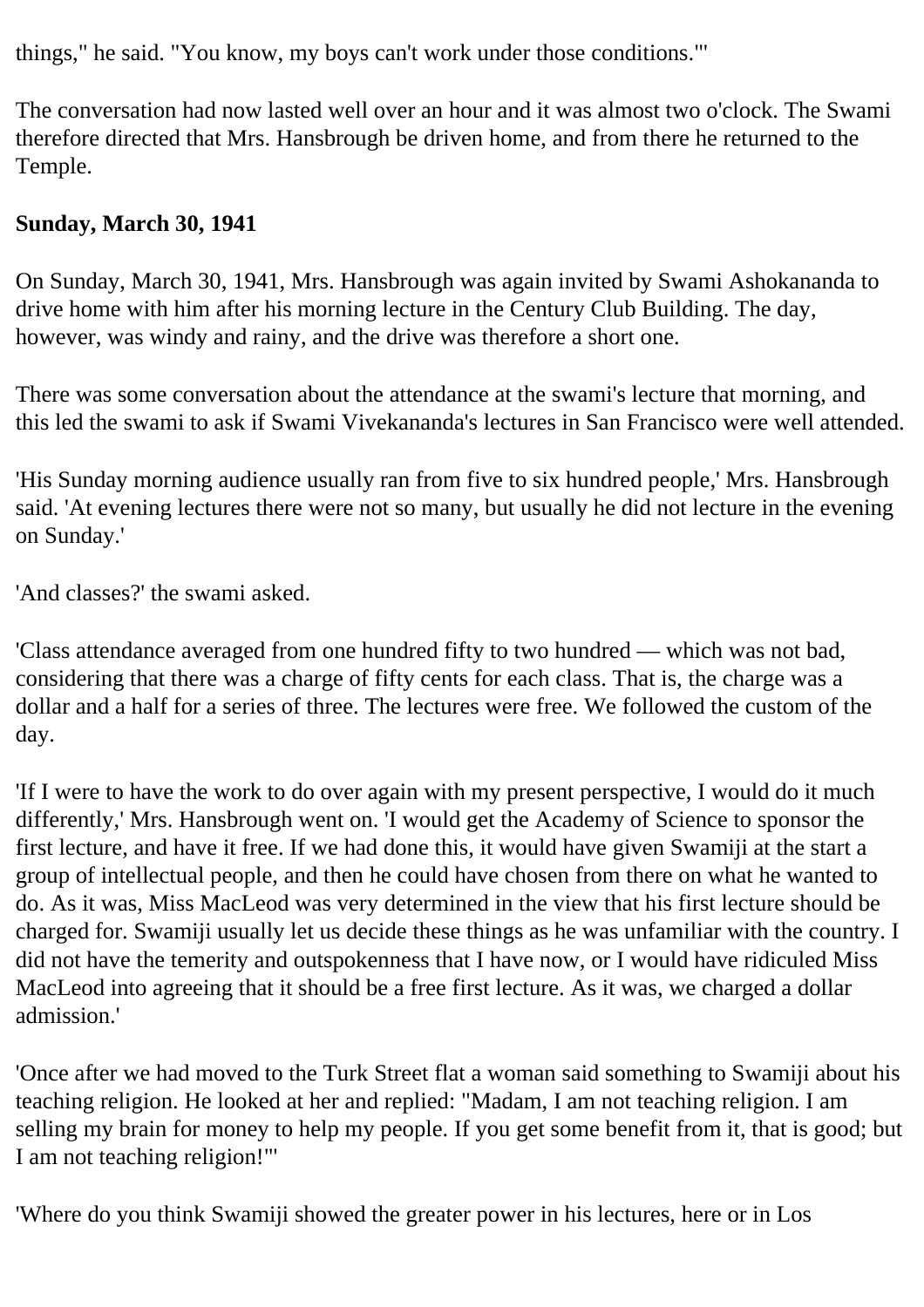things," he said. "You know, my boys can't work under those conditions."'

The conversation had now lasted well over an hour and it was almost two o'clock. The Swami therefore directed that Mrs. Hansbrough be driven home, and from there he returned to the Temple.

**Sunday, March 30, 1941**

On Sunday, March 30, 1941, Mrs. Hansbrough was again invited by Swami Ashokananda to drive home with him after his morning lecture in the Century Club Building. The day, however, was windy and rainy, and the drive was therefore a short one.

There was some conversation about the attendance at the swami's lecture that morning, and this led the swami to ask if Swami Vivekananda's lectures in San Francisco were well attended.

'His Sunday morning audience usually ran from five to six hundred people,' Mrs. Hansbrough said. 'At evening lectures there were not so many, but usually he did not lecture in the evening on Sunday.'

'And classes?' the swami asked.

'Class attendance averaged from one hundred fifty to two hundred — which was not bad, considering that there was a charge of fifty cents for each class. That is, the charge was a dollar and a half for a series of three. The lectures were free. We followed the custom of the day.

'If I were to have the work to do over again with my present perspective, I would do it much differently,' Mrs. Hansbrough went on. 'I would get the Academy of Science to sponsor the first lecture, and have it free. If we had done this, it would have given Swamiji at the start a group of intellectual people, and then he could have chosen from there on what he wanted to do. As it was, Miss MacLeod was very determined in the view that his first lecture should be charged for. Swamiji usually let us decide these things as he was unfamiliar with the country. I did not have the temerity and outspokenness that I have now, or I would have ridiculed Miss MacLeod into agreeing that it should be a free first lecture. As it was, we charged a dollar admission.'

'Once after we had moved to the Turk Street flat a woman said something to Swamiji about his teaching religion. He looked at her and replied: "Madam, I am not teaching religion. I am selling my brain for money to help my people. If you get some benefit from it, that is good; but I am not teaching religion!"'

'Where do you think Swamiji showed the greater power in his lectures, here or in Los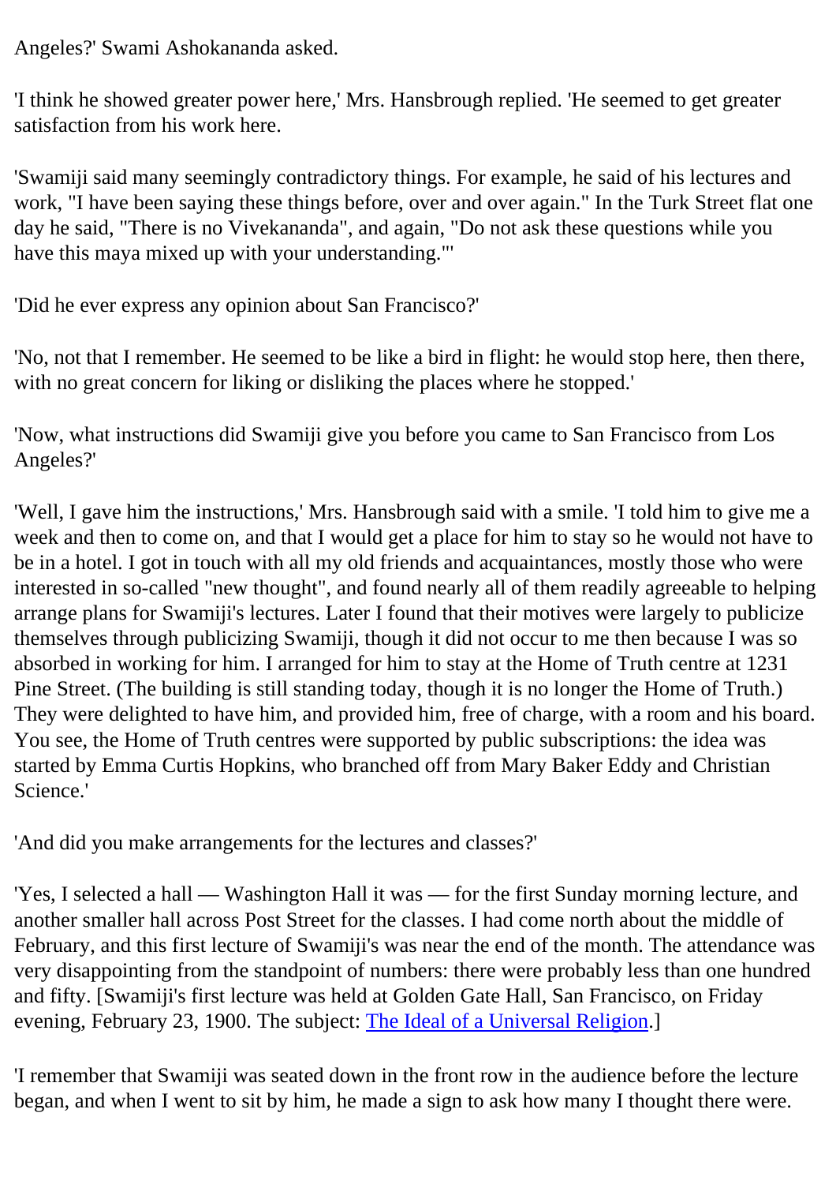Angeles?' Swami Ashokananda asked.

'I think he showed greater power here,' Mrs. Hansbrough replied. 'He seemed to get greater satisfaction from his work here.

'Swamiji said many seemingly contradictory things. For example, he said of his lectures and work, "I have been saying these things before, over and over again." In the Turk Street flat one day he said, "There is no Vivekananda", and again, "Do not ask these questions while you have this maya mixed up with your understanding."'

'Did he ever express any opinion about San Francisco?'

'No, not that I remember. He seemed to be like a bird in flight: he would stop here, then there, with no great concern for liking or disliking the places where he stopped.'

'Now, what instructions did Swamiji give you before you came to San Francisco from Los Angeles?'

'Well, I gave him the instructions,' Mrs. Hansbrough said with a smile. 'I told him to give me a week and then to come on, and that I would get a place for him to stay so he would not have to be in a hotel. I got in touch with all my old friends and acquaintances, mostly those who were interested in so-called "new thought", and found nearly all of them readily agreeable to helping arrange plans for Swamiji's lectures. Later I found that their motives were largely to publicize themselves through publicizing Swamiji, though it did not occur to me then because I was so absorbed in working for him. I arranged for him to stay at the Home of Truth centre at 1231 Pine Street. (The building is still standing today, though it is no longer the Home of Truth.) They were delighted to have him, and provided him, free of charge, with a room and his board. You see, the Home of Truth centres were supported by public subscriptions: the idea was started by Emma Curtis Hopkins, who branched off from Mary Baker Eddy and Christian Science.'

'And did you make arrangements for the lectures and classes?'

'Yes, I selected a hall — Washington Hall it was — for the first Sunday morning lecture, and another smaller hall across Post Street for the classes. I had come north about the middle of February, and this first lecture of Swamiji's was near the end of the month. The attendance was very disappointing from the standpoint of numbers: there were probably less than one hundred and fifty. [Swamiji's first lecture was held at Golden Gate Hall, San Francisco, on Friday evening, February 23, 1900. The subject: The Ideal of a Universal Religion.]

'I remember that Swamiji was seated down in the front row in the audience before the lecture began, and when I went to sit by him, he made a sign to ask how many I thought there were.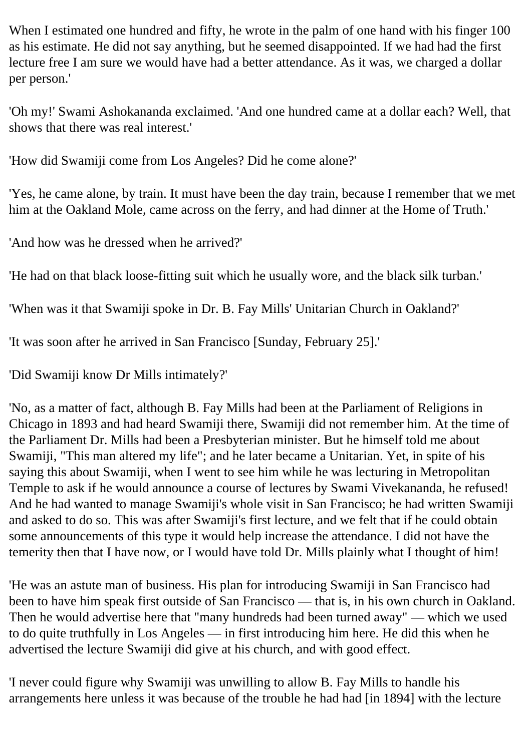When I estimated one hundred and fifty, he wrote in the palm of one hand with his finger 100 as his estimate. He did not say anything, but he seemed disappointed. If we had had the first lecture free I am sure we would have had a better attendance. As it was, we charged a dollar per person.'

'Oh my!' Swami Ashokananda exclaimed. 'And one hundred came at a dollar each? Well, that shows that there was real interest.'

'How did Swamiji come from Los Angeles? Did he come alone?'

'Yes, he came alone, by train. It must have been the day train, because I remember that we met him at the Oakland Mole, came across on the ferry, and had dinner at the Home of Truth.'

'And how was he dressed when he arrived?'

'He had on that black loose-fitting suit which he usually wore, and the black silk turban.'

'When was it that Swamiji spoke in Dr. B. Fay Mills' Unitarian Church in Oakland?'

'It was soon after he arrived in San Francisco [Sunday, February 25].'

'Did Swamiji know Dr Mills intimately?'

'No, as a matter of fact, although B. Fay Mills had been at the Parliament of Religions in Chicago in 1893 and had heard Swamiji there, Swamiji did not remember him. At the time of the Parliament Dr. Mills had been a Presbyterian minister. But he himself told me about Swamiji, "This man altered my life"; and he later became a Unitarian. Yet, in spite of his saying this about Swamiji, when I went to see him while he was lecturing in Metropolitan Temple to ask if he would announce a course of lectures by Swami Vivekananda, he refused! And he had wanted to manage Swamiji's whole visit in San Francisco; he had written Swamiji and asked to do so. This was after Swamiji's first lecture, and we felt that if he could obtain some announcements of this type it would help increase the attendance. I did not have the temerity then that I have now, or I would have told Dr. Mills plainly what I thought of him!

'He was an astute man of business. His plan for introducing Swamiji in San Francisco had been to have him speak first outside of San Francisco — that is, in his own church in Oakland. Then he would advertise here that "many hundreds had been turned away" — which we used to do quite truthfully in Los Angeles — in first introducing him here. He did this when he advertised the lecture Swamiji did give at his church, and with good effect.

'I never could figure why Swamiji was unwilling to allow B. Fay Mills to handle his arrangements here unless it was because of the trouble he had had [in 1894] with the lecture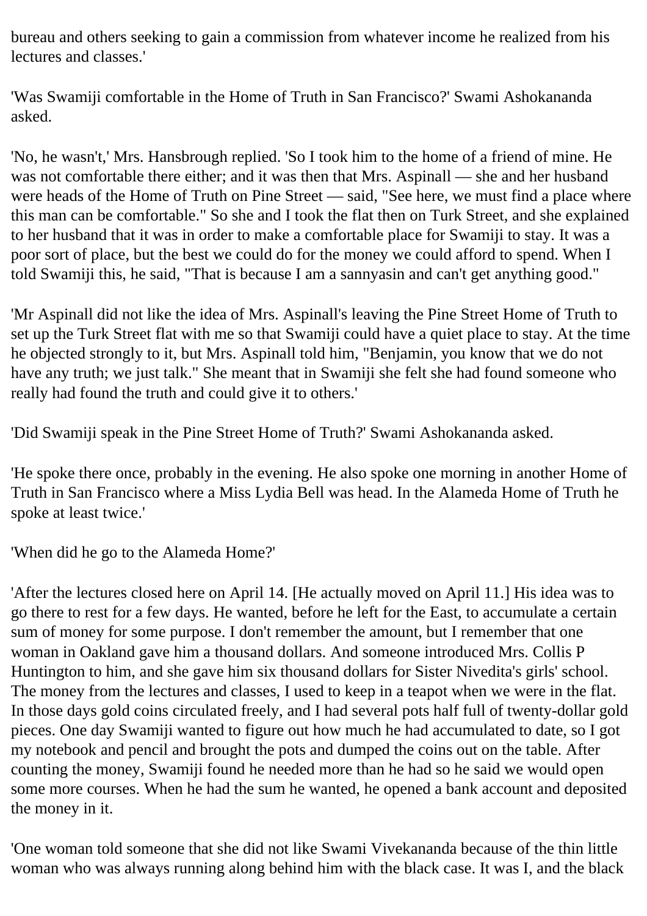bureau and others seeking to gain a commission from whatever income he realized from his lectures and classes.'

'Was Swamiji comfortable in the Home of Truth in San Francisco?' Swami Ashokananda asked.

'No, he wasn't,' Mrs. Hansbrough replied. 'So I took him to the home of a friend of mine. He was not comfortable there either; and it was then that Mrs. Aspinall — she and her husband were heads of the Home of Truth on Pine Street — said, "See here, we must find a place where this man can be comfortable." So she and I took the flat then on Turk Street, and she explained to her husband that it was in order to make a comfortable place for Swamiji to stay. It was a poor sort of place, but the best we could do for the money we could afford to spend. When I told Swamiji this, he said, "That is because I am a sannyasin and can't get anything good."

'Mr Aspinall did not like the idea of Mrs. Aspinall's leaving the Pine Street Home of Truth to set up the Turk Street flat with me so that Swamiji could have a quiet place to stay. At the time he objected strongly to it, but Mrs. Aspinall told him, "Benjamin, you know that we do not have any truth; we just talk." She meant that in Swamiji she felt she had found someone who really had found the truth and could give it to others.'

'Did Swamiji speak in the Pine Street Home of Truth?' Swami Ashokananda asked.

'He spoke there once, probably in the evening. He also spoke one morning in another Home of Truth in San Francisco where a Miss Lydia Bell was head. In the Alameda Home of Truth he spoke at least twice.'

'When did he go to the Alameda Home?'

'After the lectures closed here on April 14. [He actually moved on April 11.] His idea was to go there to rest for a few days. He wanted, before he left for the East, to accumulate a certain sum of money for some purpose. I don't remember the amount, but I remember that one woman in Oakland gave him a thousand dollars. And someone introduced Mrs. Collis P Huntington to him, and she gave him six thousand dollars for Sister Nivedita's girls' school. The money from the lectures and classes, I used to keep in a teapot when we were in the flat. In those days gold coins circulated freely, and I had several pots half full of twenty-dollar gold pieces. One day Swamiji wanted to figure out how much he had accumulated to date, so I got my notebook and pencil and brought the pots and dumped the coins out on the table. After counting the money, Swamiji found he needed more than he had so he said we would open some more courses. When he had the sum he wanted, he opened a bank account and deposited the money in it.

'One woman told someone that she did not like Swami Vivekananda because of the thin little woman who was always running along behind him with the black case. It was I, and the black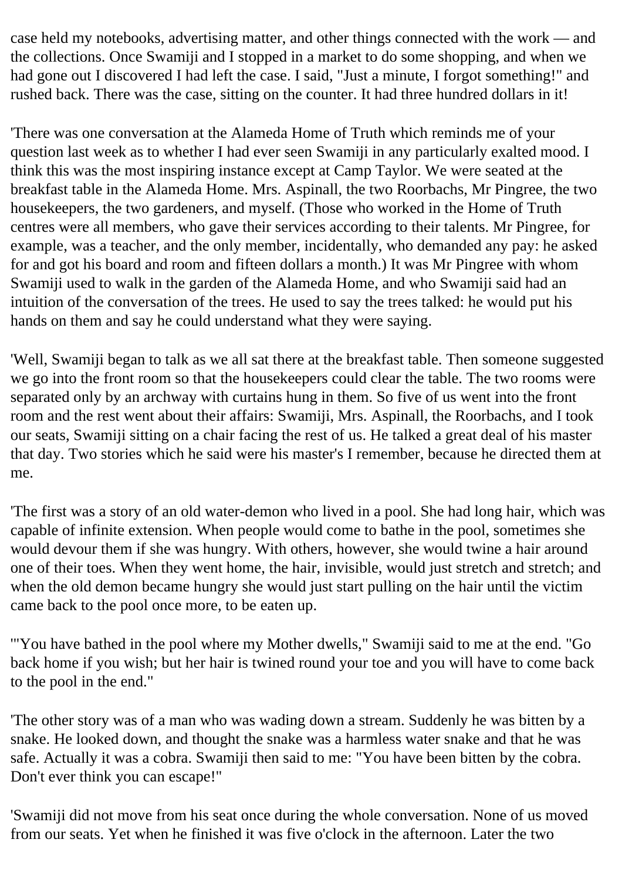case held my notebooks, advertising matter, and other things connected with the work — and the collections. Once Swamiji and I stopped in a market to do some shopping, and when we had gone out I discovered I had left the case. I said, "Just a minute, I forgot something!" and rushed back. There was the case, sitting on the counter. It had three hundred dollars in it!

'There was one conversation at the Alameda Home of Truth which reminds me of your question last week as to whether I had ever seen Swamiji in any particularly exalted mood. I think this was the most inspiring instance except at Camp Taylor. We were seated at the breakfast table in the Alameda Home. Mrs. Aspinall, the two Roorbachs, Mr Pingree, the two housekeepers, the two gardeners, and myself. (Those who worked in the Home of Truth centres were all members, who gave their services according to their talents. Mr Pingree, for example, was a teacher, and the only member, incidentally, who demanded any pay: he asked for and got his board and room and fifteen dollars a month.) It was Mr Pingree with whom Swamiji used to walk in the garden of the Alameda Home, and who Swamiji said had an intuition of the conversation of the trees. He used to say the trees talked: he would put his hands on them and say he could understand what they were saying.

'Well, Swamiji began to talk as we all sat there at the breakfast table. Then someone suggested we go into the front room so that the housekeepers could clear the table. The two rooms were separated only by an archway with curtains hung in them. So five of us went into the front room and the rest went about their affairs: Swamiji, Mrs. Aspinall, the Roorbachs, and I took our seats, Swamiji sitting on a chair facing the rest of us. He talked a great deal of his master that day. Two stories which he said were his master's I remember, because he directed them at me.

'The first was a story of an old water-demon who lived in a pool. She had long hair, which was capable of infinite extension. When people would come to bathe in the pool, sometimes she would devour them if she was hungry. With others, however, she would twine a hair around one of their toes. When they went home, the hair, invisible, would just stretch and stretch; and when the old demon became hungry she would just start pulling on the hair until the victim came back to the pool once more, to be eaten up.

'"You have bathed in the pool where my Mother dwells," Swamiji said to me at the end. "Go back home if you wish; but her hair is twined round your toe and you will have to come back to the pool in the end."

'The other story was of a man who was wading down a stream. Suddenly he was bitten by a snake. He looked down, and thought the snake was a harmless water snake and that he was safe. Actually it was a cobra. Swamiji then said to me: "You have been bitten by the cobra. Don't ever think you can escape!"

'Swamiji did not move from his seat once during the whole conversation. None of us moved from our seats. Yet when he finished it was five o'clock in the afternoon. Later the two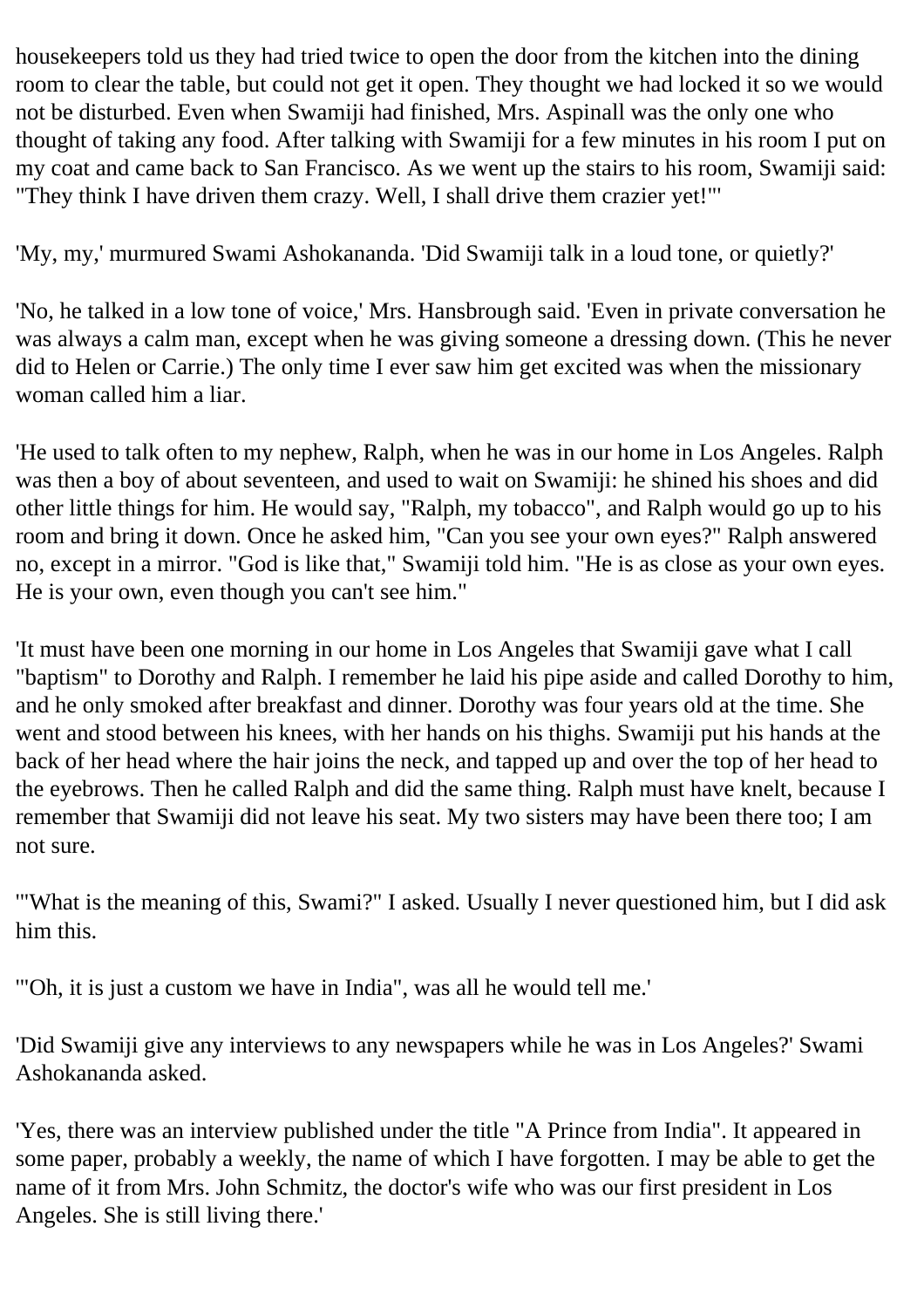housekeepers told us they had tried twice to open the door from the kitchen into the dining room to clear the table, but could not get it open. They thought we had locked it so we would not be disturbed. Even when Swamiji had finished, Mrs. Aspinall was the only one who thought of taking any food. After talking with Swamiji for a few minutes in his room I put on my coat and came back to San Francisco. As we went up the stairs to his room, Swamiji said: "They think I have driven them crazy. Well, I shall drive them crazier yet!"'

'My, my,' murmured Swami Ashokananda. 'Did Swamiji talk in a loud tone, or quietly?'

'No, he talked in a low tone of voice,' Mrs. Hansbrough said. 'Even in private conversation he was always a calm man, except when he was giving someone a dressing down. (This he never did to Helen or Carrie.) The only time I ever saw him get excited was when the missionary woman called him a liar.

'He used to talk often to my nephew, Ralph, when he was in our home in Los Angeles. Ralph was then a boy of about seventeen, and used to wait on Swamiji: he shined his shoes and did other little things for him. He would say, "Ralph, my tobacco", and Ralph would go up to his room and bring it down. Once he asked him, "Can you see your own eyes?" Ralph answered no, except in a mirror. "God is like that," Swamiji told him. "He is as close as your own eyes. He is your own, even though you can't see him."

'It must have been one morning in our home in Los Angeles that Swamiji gave what I call "baptism" to Dorothy and Ralph. I remember he laid his pipe aside and called Dorothy to him, and he only smoked after breakfast and dinner. Dorothy was four years old at the time. She went and stood between his knees, with her hands on his thighs. Swamiji put his hands at the back of her head where the hair joins the neck, and tapped up and over the top of her head to the eyebrows. Then he called Ralph and did the same thing. Ralph must have knelt, because I remember that Swamiji did not leave his seat. My two sisters may have been there too; I am not sure.

'"What is the meaning of this, Swami?" I asked. Usually I never questioned him, but I did ask him this.

'"Oh, it is just a custom we have in India", was all he would tell me.'

'Did Swamiji give any interviews to any newspapers while he was in Los Angeles?' Swami Ashokananda asked.

'Yes, there was an interview published under the title "A Prince from India". It appeared in some paper, probably a weekly, the name of which I have forgotten. I may be able to get the name of it from Mrs. John Schmitz, the doctor's wife who was our first president in Los Angeles. She is still living there.'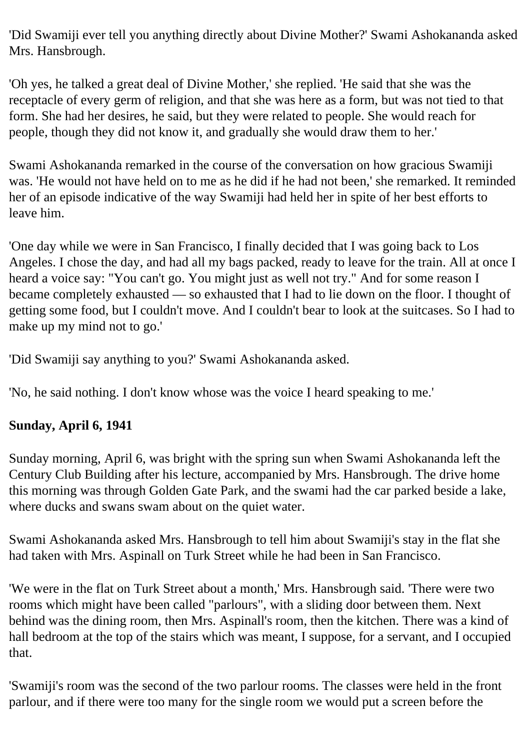'Did Swamiji ever tell you anything directly about Divine Mother?' Swami Ashokananda asked Mrs. Hansbrough.

'Oh yes, he talked a great deal of Divine Mother,' she replied. 'He said that she was the receptacle of every germ of religion, and that she was here as a form, but was not tied to that form. She had her desires, he said, but they were related to people. She would reach for people, though they did not know it, and gradually she would draw them to her.'

Swami Ashokananda remarked in the course of the conversation on how gracious Swamiji was. 'He would not have held on to me as he did if he had not been,' she remarked. It reminded her of an episode indicative of the way Swamiji had held her in spite of her best efforts to leave him.

'One day while we were in San Francisco, I finally decided that I was going back to Los Angeles. I chose the day, and had all my bags packed, ready to leave for the train. All at once I heard a voice say: "You can't go. You might just as well not try." And for some reason I became completely exhausted — so exhausted that I had to lie down on the floor. I thought of getting some food, but I couldn't move. And I couldn't bear to look at the suitcases. So I had to make up my mind not to go.'

'Did Swamiji say anything to you?' Swami Ashokananda asked.

'No, he said nothing. I don't know whose was the voice I heard speaking to me.'

**Sunday, April 6, 1941**

Sunday morning, April 6, was bright with the spring sun when Swami Ashokananda left the Century Club Building after his lecture, accompanied by Mrs. Hansbrough. The drive home this morning was through Golden Gate Park, and the swami had the car parked beside a lake, where ducks and swans swam about on the quiet water.

Swami Ashokananda asked Mrs. Hansbrough to tell him about Swamiji's stay in the flat she had taken with Mrs. Aspinall on Turk Street while he had been in San Francisco.

'We were in the flat on Turk Street about a month,' Mrs. Hansbrough said. 'There were two rooms which might have been called "parlours", with a sliding door between them. Next behind was the dining room, then Mrs. Aspinall's room, then the kitchen. There was a kind of hall bedroom at the top of the stairs which was meant, I suppose, for a servant, and I occupied that.

'Swamiji's room was the second of the two parlour rooms. The classes were held in the front parlour, and if there were too many for the single room we would put a screen before the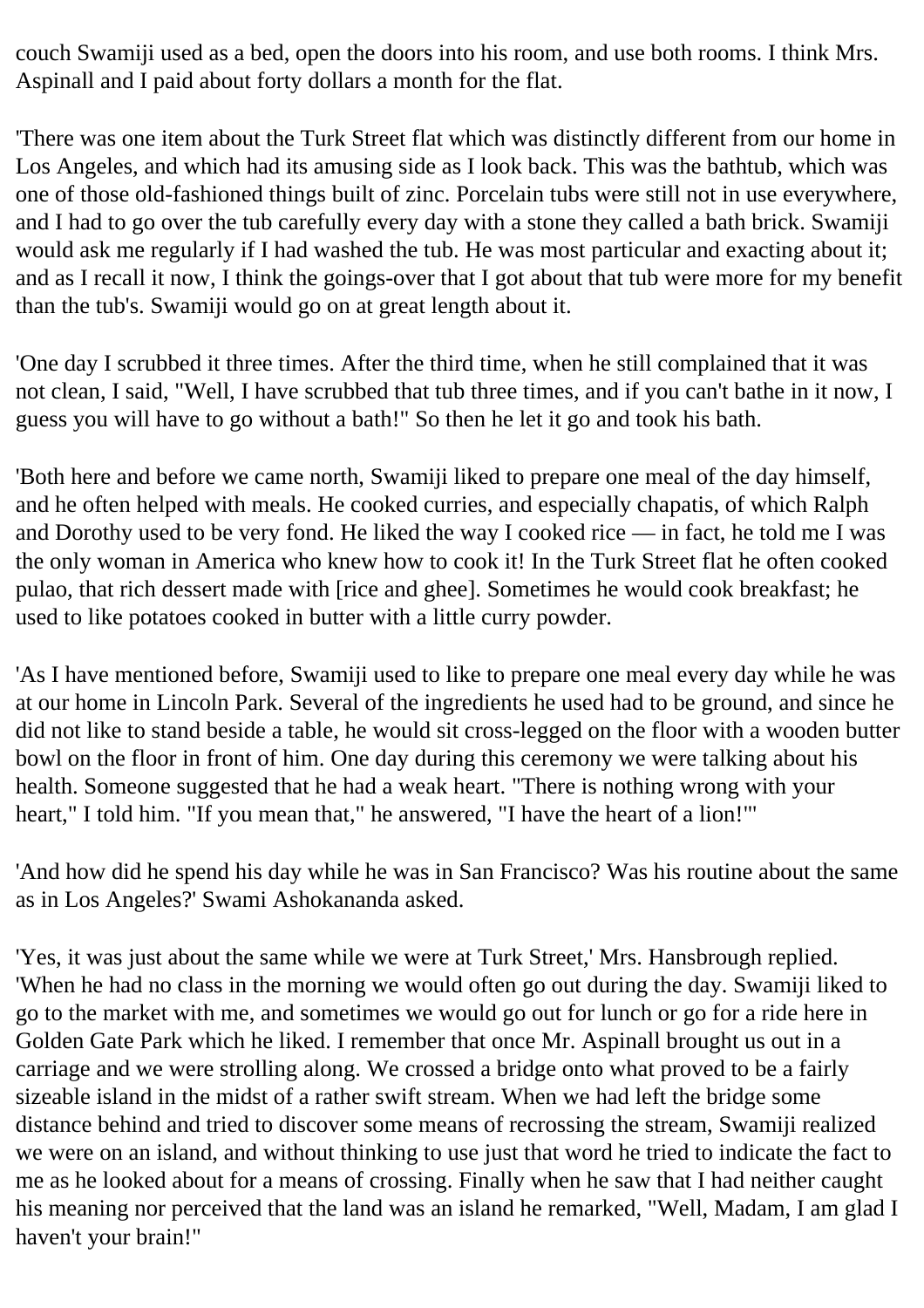couch Swamiji used as a bed, open the doors into his room, and use both rooms. I think Mrs. Aspinall and I paid about forty dollars a month for the flat.

'There was one item about the Turk Street flat which was distinctly different from our home in Los Angeles, and which had its amusing side as I look back. This was the bathtub, which was one of those old-fashioned things built of zinc. Porcelain tubs were still not in use everywhere, and I had to go over the tub carefully every day with a stone they called a bath brick. Swamiji would ask me regularly if I had washed the tub. He was most particular and exacting about it; and as I recall it now, I think the goings-over that I got about that tub were more for my benefit than the tub's. Swamiji would go on at great length about it.

'One day I scrubbed it three times. After the third time, when he still complained that it was not clean, I said, "Well, I have scrubbed that tub three times, and if you can't bathe in it now, I guess you will have to go without a bath!" So then he let it go and took his bath.

'Both here and before we came north, Swamiji liked to prepare one meal of the day himself, and he often helped with meals. He cooked curries, and especially chapatis, of which Ralph and Dorothy used to be very fond. He liked the way I cooked rice — in fact, he told me I was the only woman in America who knew how to cook it! In the Turk Street flat he often cooked pulao, that rich dessert made with [rice and ghee]. Sometimes he would cook breakfast; he used to like potatoes cooked in butter with a little curry powder.

'As I have mentioned before, Swamiji used to like to prepare one meal every day while he was at our home in Lincoln Park. Several of the ingredients he used had to be ground, and since he did not like to stand beside a table, he would sit cross-legged on the floor with a wooden butter bowl on the floor in front of him. One day during this ceremony we were talking about his health. Someone suggested that he had a weak heart. "There is nothing wrong with your heart," I told him. "If you mean that," he answered, "I have the heart of a lion!"'

'And how did he spend his day while he was in San Francisco? Was his routine about the same as in Los Angeles?' Swami Ashokananda asked.

'Yes, it was just about the same while we were at Turk Street,' Mrs. Hansbrough replied. 'When he had no class in the morning we would often go out during the day. Swamiji liked to go to the market with me, and sometimes we would go out for lunch or go for a ride here in Golden Gate Park which he liked. I remember that once Mr. Aspinall brought us out in a carriage and we were strolling along. We crossed a bridge onto what proved to be a fairly sizeable island in the midst of a rather swift stream. When we had left the bridge some distance behind and tried to discover some means of recrossing the stream, Swamiji realized we were on an island, and without thinking to use just that word he tried to indicate the fact to me as he looked about for a means of crossing. Finally when he saw that I had neither caught his meaning nor perceived that the land was an island he remarked, "Well, Madam, I am glad I haven't your brain!"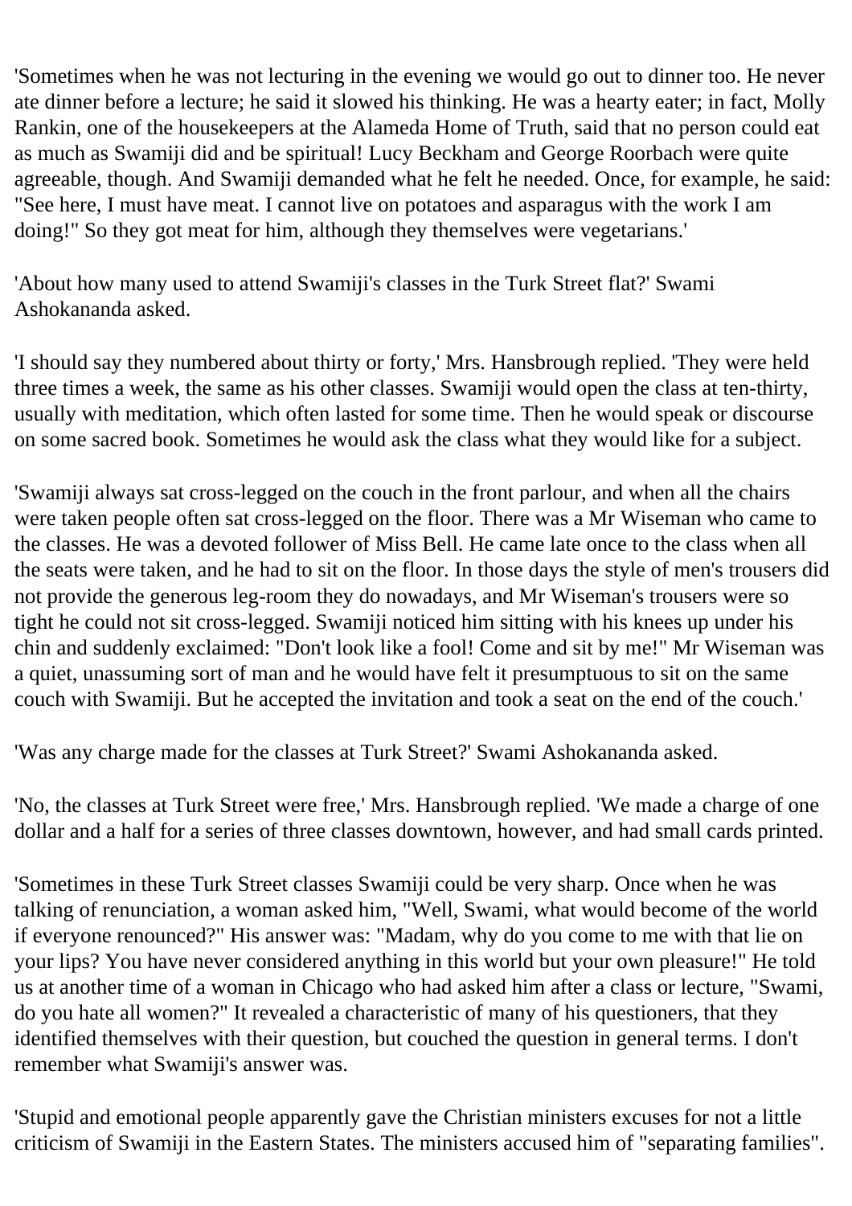'Sometimes when he was not lecturing in the evening we would go out to dinner too. He never ate dinner before a lecture; he said it slowed his thinking. He was a hearty eater; in fact, Molly Rankin, one of the housekeepers at the Alameda Home of Truth, said that no person could eat as much as Swamiji did and be spiritual! Lucy Beckham and George Roorbach were quite agreeable, though. And Swamiji demanded what he felt he needed. Once, for example, he said: "See here, I must have meat. I cannot live on potatoes and asparagus with the work I am doing!" So they got meat for him, although they themselves were vegetarians.'

'About how many used to attend Swamiji's classes in the Turk Street flat?' Swami Ashokananda asked.

'I should say they numbered about thirty or forty,' Mrs. Hansbrough replied. 'They were held three times a week, the same as his other classes. Swamiji would open the class at ten-thirty, usually with meditation, which often lasted for some time. Then he would speak or discourse on some sacred book. Sometimes he would ask the class what they would like for a subject.

'Swamiji always sat cross-legged on the couch in the front parlour, and when all the chairs were taken people often sat cross-legged on the floor. There was a Mr Wiseman who came to the classes. He was a devoted follower of Miss Bell. He came late once to the class when all the seats were taken, and he had to sit on the floor. In those days the style of men's trousers did not provide the generous leg-room they do nowadays, and Mr Wiseman's trousers were so tight he could not sit cross-legged. Swamiji noticed him sitting with his knees up under his chin and suddenly exclaimed: "Don't look like a fool! Come and sit by me!" Mr Wiseman was a quiet, unassuming sort of man and he would have felt it presumptuous to sit on the same couch with Swamiji. But he accepted the invitation and took a seat on the end of the couch.'

'Was any charge made for the classes at Turk Street?' Swami Ashokananda asked.

'No, the classes at Turk Street were free,' Mrs. Hansbrough replied. 'We made a charge of one dollar and a half for a series of three classes downtown, however, and had small cards printed.

'Sometimes in these Turk Street classes Swamiji could be very sharp. Once when he was talking of renunciation, a woman asked him, "Well, Swami, what would become of the world if everyone renounced?" His answer was: "Madam, why do you come to me with that lie on your lips? You have never considered anything in this world but your own pleasure!" He told us at another time of a woman in Chicago who had asked him after a class or lecture, "Swami, do you hate all women?" It revealed a characteristic of many of his questioners, that they identified themselves with their question, but couched the question in general terms. I don't remember what Swamiji's answer was.

'Stupid and emotional people apparently gave the Christian ministers excuses for not a little criticism of Swamiji in the Eastern States. The ministers accused him of "separating families".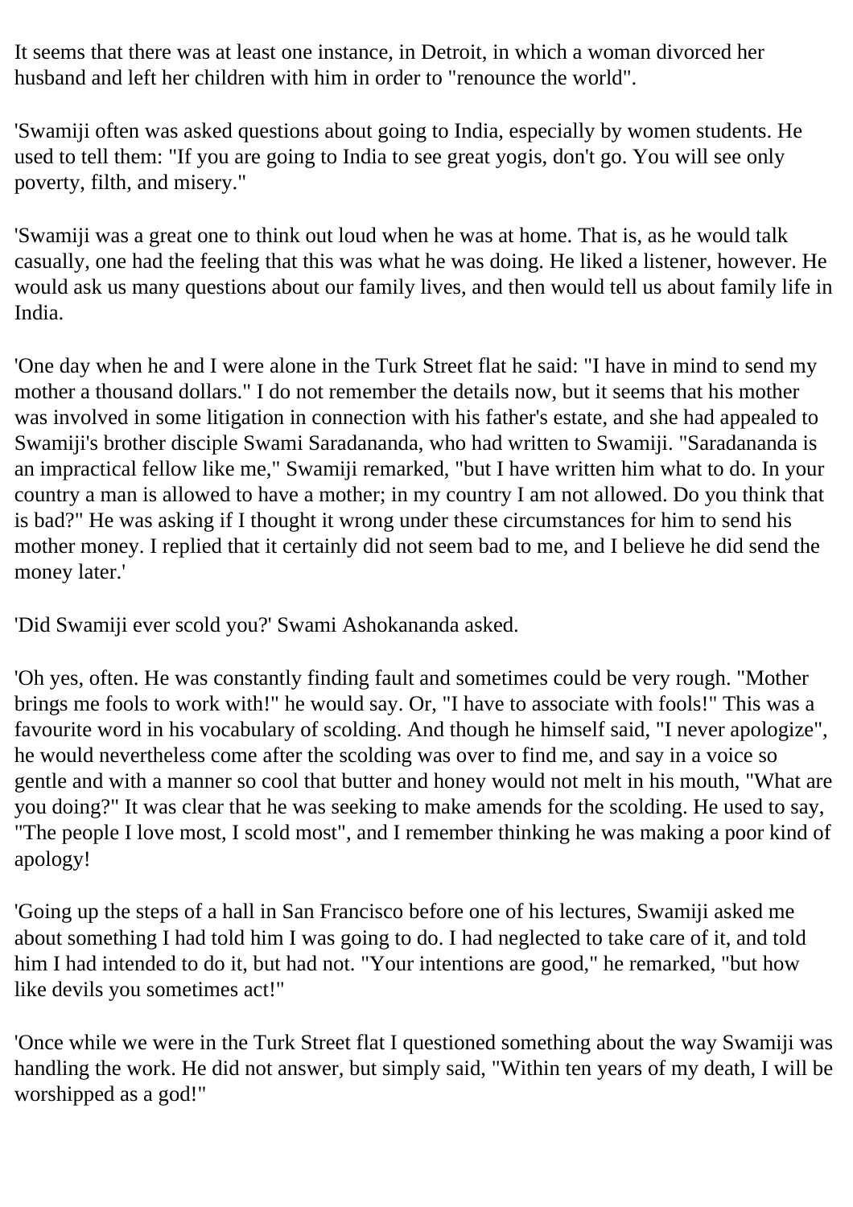It seems that there was at least one instance, in Detroit, in which a woman divorced her husband and left her children with him in order to "renounce the world".

'Swamiji often was asked questions about going to India, especially by women students. He used to tell them: "If you are going to India to see great yogis, don't go. You will see only poverty, filth, and misery."

'Swamiji was a great one to think out loud when he was at home. That is, as he would talk casually, one had the feeling that this was what he was doing. He liked a listener, however. He would ask us many questions about our family lives, and then would tell us about family life in India.

'One day when he and I were alone in the Turk Street flat he said: "I have in mind to send my mother a thousand dollars." I do not remember the details now, but it seems that his mother was involved in some litigation in connection with his father's estate, and she had appealed to Swamiji's brother disciple Swami Saradananda, who had written to Swamiji. "Saradananda is an impractical fellow like me," Swamiji remarked, "but I have written him what to do. In your country a man is allowed to have a mother; in my country I am not allowed. Do you think that is bad?" He was asking if I thought it wrong under these circumstances for him to send his mother money. I replied that it certainly did not seem bad to me, and I believe he did send the money later.'

'Did Swamiji ever scold you?' Swami Ashokananda asked.

'Oh yes, often. He was constantly finding fault and sometimes could be very rough. "Mother brings me fools to work with!" he would say. Or, "I have to associate with fools!" This was a favourite word in his vocabulary of scolding. And though he himself said, "I never apologize", he would nevertheless come after the scolding was over to find me, and say in a voice so gentle and with a manner so cool that butter and honey would not melt in his mouth, "What are you doing?" It was clear that he was seeking to make amends for the scolding. He used to say, "The people I love most, I scold most", and I remember thinking he was making a poor kind of apology!

'Going up the steps of a hall in San Francisco before one of his lectures, Swamiji asked me about something I had told him I was going to do. I had neglected to take care of it, and told him I had intended to do it, but had not. "Your intentions are good," he remarked, "but how like devils you sometimes act!"

'Once while we were in the Turk Street flat I questioned something about the way Swamiji was handling the work. He did not answer, but simply said, "Within ten years of my death, I will be worshipped as a god!"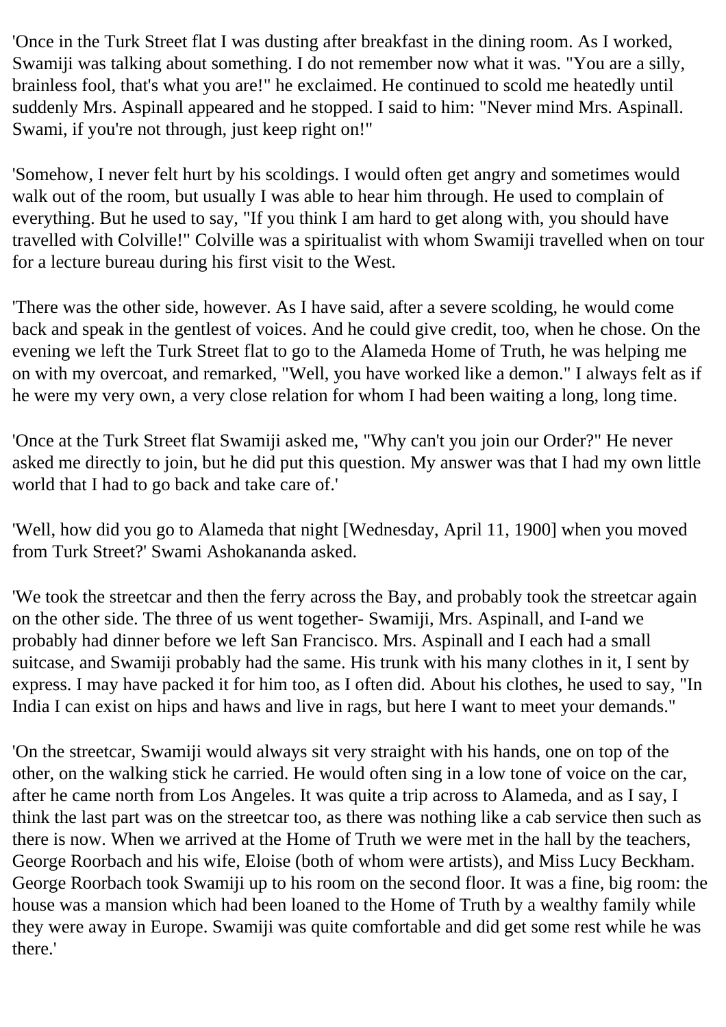'Once in the Turk Street flat I was dusting after breakfast in the dining room. As I worked, Swamiji was talking about something. I do not remember now what it was. "You are a silly, brainless fool, that's what you are!" he exclaimed. He continued to scold me heatedly until suddenly Mrs. Aspinall appeared and he stopped. I said to him: "Never mind Mrs. Aspinall. Swami, if you're not through, just keep right on!"

'Somehow, I never felt hurt by his scoldings. I would often get angry and sometimes would walk out of the room, but usually I was able to hear him through. He used to complain of everything. But he used to say, "If you think I am hard to get along with, you should have travelled with Colville!" Colville was a spiritualist with whom Swamiji travelled when on tour for a lecture bureau during his first visit to the West.

'There was the other side, however. As I have said, after a severe scolding, he would come back and speak in the gentlest of voices. And he could give credit, too, when he chose. On the evening we left the Turk Street flat to go to the Alameda Home of Truth, he was helping me on with my overcoat, and remarked, "Well, you have worked like a demon." I always felt as if he were my very own, a very close relation for whom I had been waiting a long, long time.

'Once at the Turk Street flat Swamiji asked me, "Why can't you join our Order?" He never asked me directly to join, but he did put this question. My answer was that I had my own little world that I had to go back and take care of.'

'Well, how did you go to Alameda that night [Wednesday, April 11, 1900] when you moved from Turk Street?' Swami Ashokananda asked.

'We took the streetcar and then the ferry across the Bay, and probably took the streetcar again on the other side. The three of us went together- Swamiji, Mrs. Aspinall, and I-and we probably had dinner before we left San Francisco. Mrs. Aspinall and I each had a small suitcase, and Swamiji probably had the same. His trunk with his many clothes in it, I sent by express. I may have packed it for him too, as I often did. About his clothes, he used to say, "In India I can exist on hips and haws and live in rags, but here I want to meet your demands."

'On the streetcar, Swamiji would always sit very straight with his hands, one on top of the other, on the walking stick he carried. He would often sing in a low tone of voice on the car, after he came north from Los Angeles. It was quite a trip across to Alameda, and as I say, I think the last part was on the streetcar too, as there was nothing like a cab service then such as there is now. When we arrived at the Home of Truth we were met in the hall by the teachers, George Roorbach and his wife, Eloise (both of whom were artists), and Miss Lucy Beckham. George Roorbach took Swamiji up to his room on the second floor. It was a fine, big room: the house was a mansion which had been loaned to the Home of Truth by a wealthy family while they were away in Europe. Swamiji was quite comfortable and did get some rest while he was there.'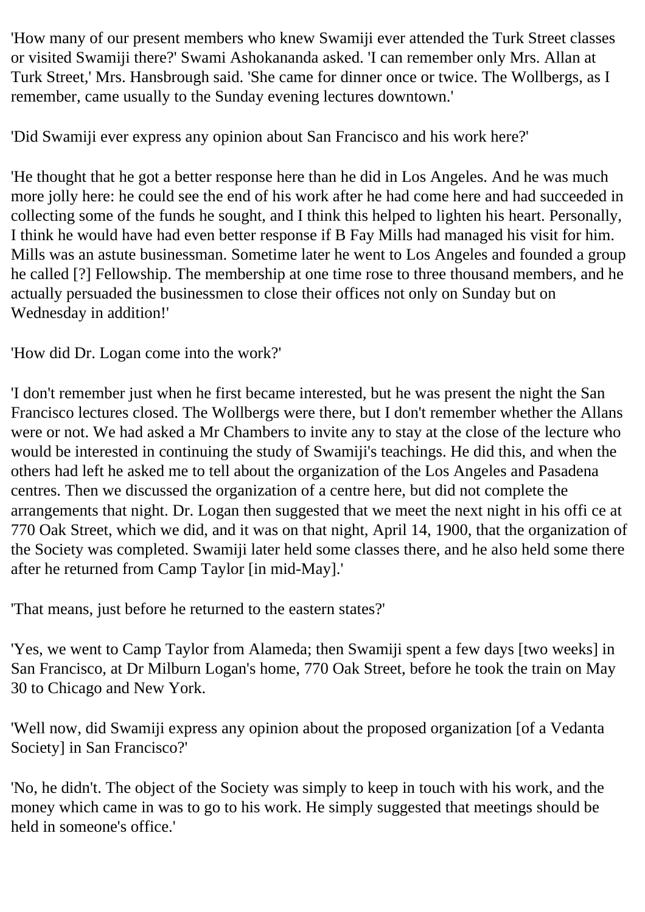'How many of our present members who knew Swamiji ever attended the Turk Street classes or visited Swamiji there?' Swami Ashokananda asked. 'I can remember only Mrs. Allan at Turk Street,' Mrs. Hansbrough said. 'She came for dinner once or twice. The Wollbergs, as I remember, came usually to the Sunday evening lectures downtown.'

'Did Swamiji ever express any opinion about San Francisco and his work here?'

'He thought that he got a better response here than he did in Los Angeles. And he was much more jolly here: he could see the end of his work after he had come here and had succeeded in collecting some of the funds he sought, and I think this helped to lighten his heart. Personally, I think he would have had even better response if B Fay Mills had managed his visit for him. Mills was an astute businessman. Sometime later he went to Los Angeles and founded a group he called [?] Fellowship. The membership at one time rose to three thousand members, and he actually persuaded the businessmen to close their offices not only on Sunday but on Wednesday in addition!'

'How did Dr. Logan come into the work?'

'I don't remember just when he first became interested, but he was present the night the San Francisco lectures closed. The Wollbergs were there, but I don't remember whether the Allans were or not. We had asked a Mr Chambers to invite any to stay at the close of the lecture who would be interested in continuing the study of Swamiji's teachings. He did this, and when the others had left he asked me to tell about the organization of the Los Angeles and Pasadena centres. Then we discussed the organization of a centre here, but did not complete the arrangements that night. Dr. Logan then suggested that we meet the next night in his offi ce at 770 Oak Street, which we did, and it was on that night, April 14, 1900, that the organization of the Society was completed. Swamiji later held some classes there, and he also held some there after he returned from Camp Taylor [in mid-May].'

'That means, just before he returned to the eastern states?'

'Yes, we went to Camp Taylor from Alameda; then Swamiji spent a few days [two weeks] in San Francisco, at Dr Milburn Logan's home, 770 Oak Street, before he took the train on May 30 to Chicago and New York.

'Well now, did Swamiji express any opinion about the proposed organization [of a Vedanta Society] in San Francisco?'

'No, he didn't. The object of the Society was simply to keep in touch with his work, and the money which came in was to go to his work. He simply suggested that meetings should be held in someone's office.'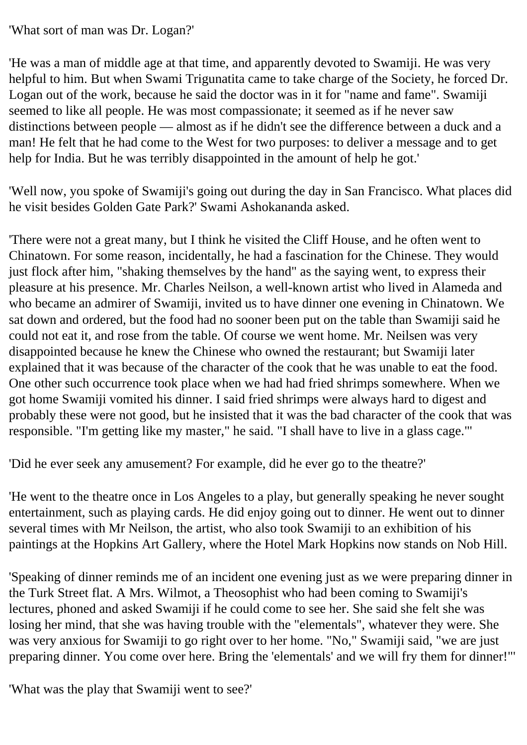'What sort of man was Dr. Logan?'

'He was a man of middle age at that time, and apparently devoted to Swamiji. He was very helpful to him. But when Swami Trigunatita came to take charge of the Society, he forced Dr. Logan out of the work, because he said the doctor was in it for "name and fame". Swamiji seemed to like all people. He was most compassionate; it seemed as if he never saw distinctions between people — almost as if he didn't see the difference between a duck and a man! He felt that he had come to the West for two purposes: to deliver a message and to get help for India. But he was terribly disappointed in the amount of help he got.'

'Well now, you spoke of Swamiji's going out during the day in San Francisco. What places did he visit besides Golden Gate Park?' Swami Ashokananda asked.

'There were not a great many, but I think he visited the Cliff House, and he often went to Chinatown. For some reason, incidentally, he had a fascination for the Chinese. They would just flock after him, "shaking themselves by the hand" as the saying went, to express their pleasure at his presence. Mr. Charles Neilson, a well-known artist who lived in Alameda and who became an admirer of Swamiji, invited us to have dinner one evening in Chinatown. We sat down and ordered, but the food had no sooner been put on the table than Swamiji said he could not eat it, and rose from the table. Of course we went home. Mr. Neilsen was very disappointed because he knew the Chinese who owned the restaurant; but Swamiji later explained that it was because of the character of the cook that he was unable to eat the food. One other such occurrence took place when we had had fried shrimps somewhere. When we got home Swamiji vomited his dinner. I said fried shrimps were always hard to digest and probably these were not good, but he insisted that it was the bad character of the cook that was responsible. "I'm getting like my master," he said. "I shall have to live in a glass cage."'

'Did he ever seek any amusement? For example, did he ever go to the theatre?'

'He went to the theatre once in Los Angeles to a play, but generally speaking he never sought entertainment, such as playing cards. He did enjoy going out to dinner. He went out to dinner several times with Mr Neilson, the artist, who also took Swamiji to an exhibition of his paintings at the Hopkins Art Gallery, where the Hotel Mark Hopkins now stands on Nob Hill.

'Speaking of dinner reminds me of an incident one evening just as we were preparing dinner in the Turk Street flat. A Mrs. Wilmot, a Theosophist who had been coming to Swamiji's lectures, phoned and asked Swamiji if he could come to see her. She said she felt she was losing her mind, that she was having trouble with the "elementals", whatever they were. She was very anxious for Swamiji to go right over to her home. "No," Swamiji said, "we are just preparing dinner. You come over here. Bring the 'elementals' and we will fry them for dinner!"'

'What was the play that Swamiji went to see?'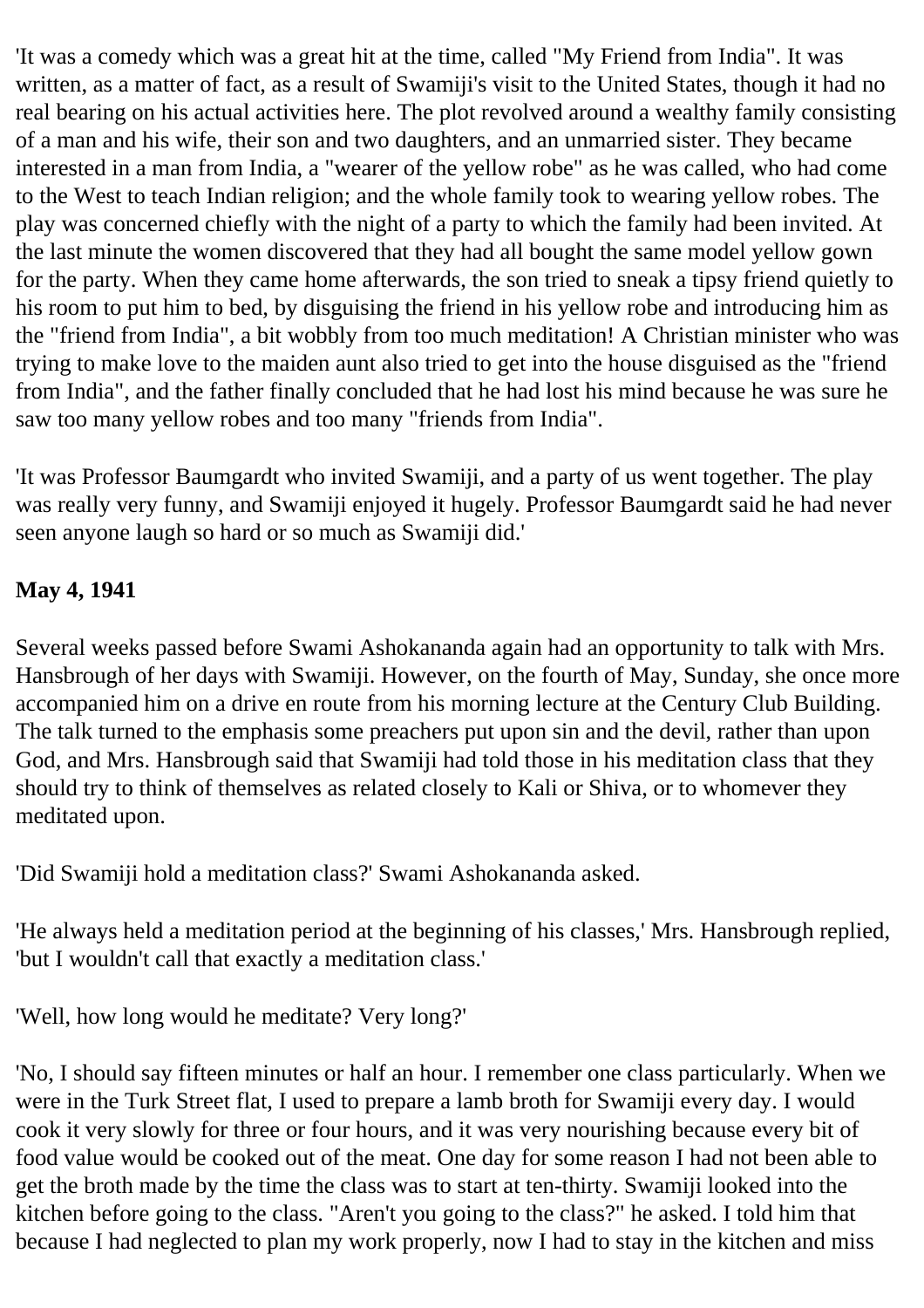'It was a comedy which was a great hit at the time, called "My Friend from India". It was written, as a matter of fact, as a result of Swamiji's visit to the United States, though it had no real bearing on his actual activities here. The plot revolved around a wealthy family consisting of a man and his wife, their son and two daughters, and an unmarried sister. They became interested in a man from India, a "wearer of the yellow robe" as he was called, who had come to the West to teach Indian religion; and the whole family took to wearing yellow robes. The play was concerned chiefly with the night of a party to which the family had been invited. At the last minute the women discovered that they had all bought the same model yellow gown for the party. When they came home afterwards, the son tried to sneak a tipsy friend quietly to his room to put him to bed, by disguising the friend in his yellow robe and introducing him as the "friend from India", a bit wobbly from too much meditation! A Christian minister who was trying to make love to the maiden aunt also tried to get into the house disguised as the "friend from India", and the father finally concluded that he had lost his mind because he was sure he saw too many yellow robes and too many "friends from India".

'It was Professor Baumgardt who invited Swamiji, and a party of us went together. The play was really very funny, and Swamiji enjoyed it hugely. Professor Baumgardt said he had never seen anyone laugh so hard or so much as Swamiji did.'

**May 4, 1941**

Several weeks passed before Swami Ashokananda again had an opportunity to talk with Mrs. Hansbrough of her days with Swamiji. However, on the fourth of May, Sunday, she once more accompanied him on a drive en route from his morning lecture at the Century Club Building. The talk turned to the emphasis some preachers put upon sin and the devil, rather than upon God, and Mrs. Hansbrough said that Swamiji had told those in his meditation class that they should try to think of themselves as related closely to Kali or Shiva, or to whomever they meditated upon.

'Did Swamiji hold a meditation class?' Swami Ashokananda asked.

'He always held a meditation period at the beginning of his classes,' Mrs. Hansbrough replied, 'but I wouldn't call that exactly a meditation class.'

'Well, how long would he meditate? Very long?'

'No, I should say fifteen minutes or half an hour. I remember one class particularly. When we were in the Turk Street flat, I used to prepare a lamb broth for Swamiji every day. I would cook it very slowly for three or four hours, and it was very nourishing because every bit of food value would be cooked out of the meat. One day for some reason I had not been able to get the broth made by the time the class was to start at ten-thirty. Swamiji looked into the kitchen before going to the class. "Aren't you going to the class?" he asked. I told him that because I had neglected to plan my work properly, now I had to stay in the kitchen and miss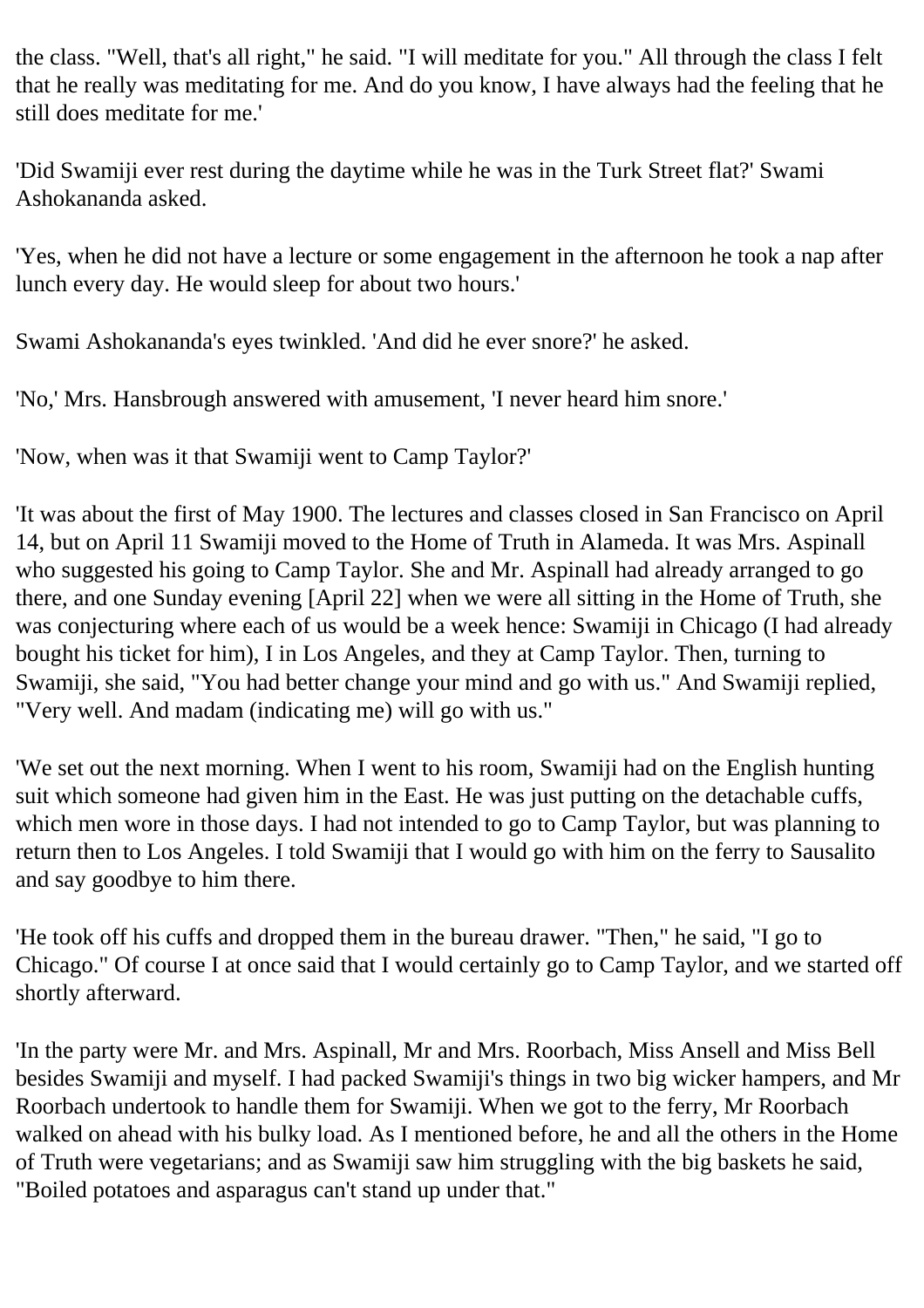the class. "Well, that's all right," he said. "I will meditate for you." All through the class I felt that he really was meditating for me. And do you know, I have always had the feeling that he still does meditate for me.'

'Did Swamiji ever rest during the daytime while he was in the Turk Street flat?' Swami Ashokananda asked.

'Yes, when he did not have a lecture or some engagement in the afternoon he took a nap after lunch every day. He would sleep for about two hours.'

Swami Ashokananda's eyes twinkled. 'And did he ever snore?' he asked.

'No,' Mrs. Hansbrough answered with amusement, 'I never heard him snore.'

'Now, when was it that Swamiji went to Camp Taylor?'

'It was about the first of May 1900. The lectures and classes closed in San Francisco on April 14, but on April 11 Swamiji moved to the Home of Truth in Alameda. It was Mrs. Aspinall who suggested his going to Camp Taylor. She and Mr. Aspinall had already arranged to go there, and one Sunday evening [April 22] when we were all sitting in the Home of Truth, she was conjecturing where each of us would be a week hence: Swamiji in Chicago (I had already bought his ticket for him), I in Los Angeles, and they at Camp Taylor. Then, turning to Swamiji, she said, "You had better change your mind and go with us." And Swamiji replied, "Very well. And madam (indicating me) will go with us."

'We set out the next morning. When I went to his room, Swamiji had on the English hunting suit which someone had given him in the East. He was just putting on the detachable cuffs, which men wore in those days. I had not intended to go to Camp Taylor, but was planning to return then to Los Angeles. I told Swamiji that I would go with him on the ferry to Sausalito and say goodbye to him there.

'He took off his cuffs and dropped them in the bureau drawer. "Then," he said, "I go to Chicago." Of course I at once said that I would certainly go to Camp Taylor, and we started off shortly afterward.

'In the party were Mr. and Mrs. Aspinall, Mr and Mrs. Roorbach, Miss Ansell and Miss Bell besides Swamiji and myself. I had packed Swamiji's things in two big wicker hampers, and Mr Roorbach undertook to handle them for Swamiji. When we got to the ferry, Mr Roorbach walked on ahead with his bulky load. As I mentioned before, he and all the others in the Home of Truth were vegetarians; and as Swamiji saw him struggling with the big baskets he said, "Boiled potatoes and asparagus can't stand up under that."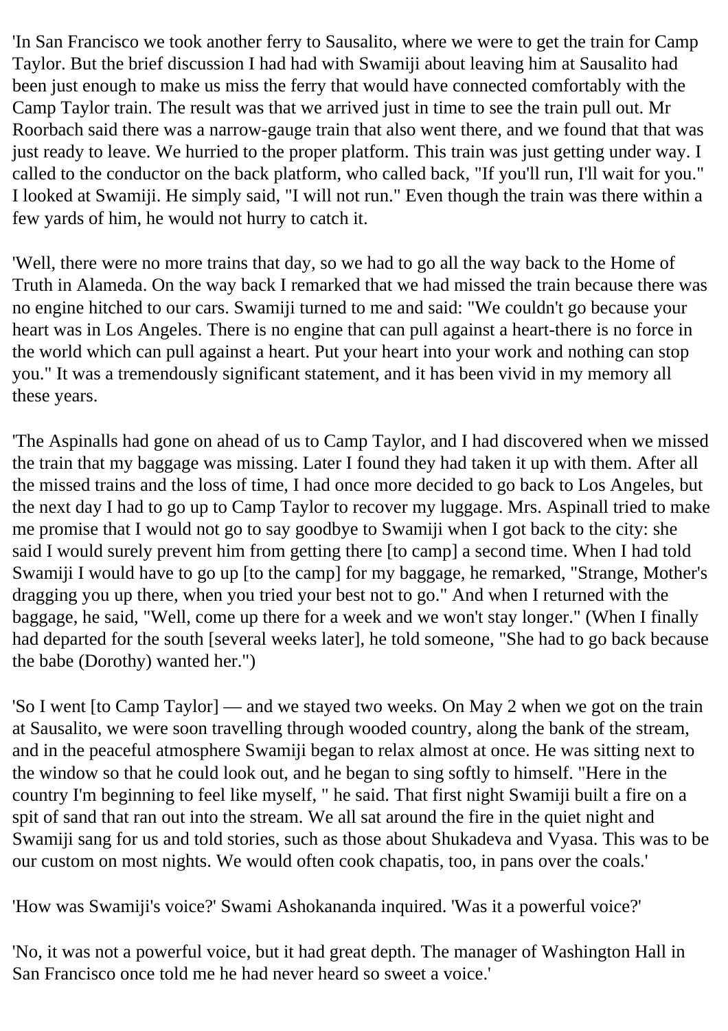'In San Francisco we took another ferry to Sausalito, where we were to get the train for Camp Taylor. But the brief discussion I had had with Swamiji about leaving him at Sausalito had been just enough to make us miss the ferry that would have connected comfortably with the Camp Taylor train. The result was that we arrived just in time to see the train pull out. Mr Roorbach said there was a narrow-gauge train that also went there, and we found that that was just ready to leave. We hurried to the proper platform. This train was just getting under way. I called to the conductor on the back platform, who called back, "If you'll run, I'll wait for you." I looked at Swamiji. He simply said, "I will not run." Even though the train was there within a few yards of him, he would not hurry to catch it.

'Well, there were no more trains that day, so we had to go all the way back to the Home of Truth in Alameda. On the way back I remarked that we had missed the train because there was no engine hitched to our cars. Swamiji turned to me and said: "We couldn't go because your heart was in Los Angeles. There is no engine that can pull against a heart-there is no force in the world which can pull against a heart. Put your heart into your work and nothing can stop you." It was a tremendously significant statement, and it has been vivid in my memory all these years.

'The Aspinalls had gone on ahead of us to Camp Taylor, and I had discovered when we missed the train that my baggage was missing. Later I found they had taken it up with them. After all the missed trains and the loss of time, I had once more decided to go back to Los Angeles, but the next day I had to go up to Camp Taylor to recover my luggage. Mrs. Aspinall tried to make me promise that I would not go to say goodbye to Swamiji when I got back to the city: she said I would surely prevent him from getting there [to camp] a second time. When I had told Swamiji I would have to go up [to the camp] for my baggage, he remarked, "Strange, Mother's dragging you up there, when you tried your best not to go." And when I returned with the baggage, he said, "Well, come up there for a week and we won't stay longer." (When I finally had departed for the south [several weeks later], he told someone, "She had to go back because the babe (Dorothy) wanted her.")

'So I went [to Camp Taylor] — and we stayed two weeks. On May 2 when we got on the train at Sausalito, we were soon travelling through wooded country, along the bank of the stream, and in the peaceful atmosphere Swamiji began to relax almost at once. He was sitting next to the window so that he could look out, and he began to sing softly to himself. "Here in the country I'm beginning to feel like myself, " he said. That first night Swamiji built a fire on a spit of sand that ran out into the stream. We all sat around the fire in the quiet night and Swamiji sang for us and told stories, such as those about Shukadeva and Vyasa. This was to be our custom on most nights. We would often cook chapatis, too, in pans over the coals.'

'How was Swamiji's voice?' Swami Ashokananda inquired. 'Was it a powerful voice?'

'No, it was not a powerful voice, but it had great depth. The manager of Washington Hall in San Francisco once told me he had never heard so sweet a voice.'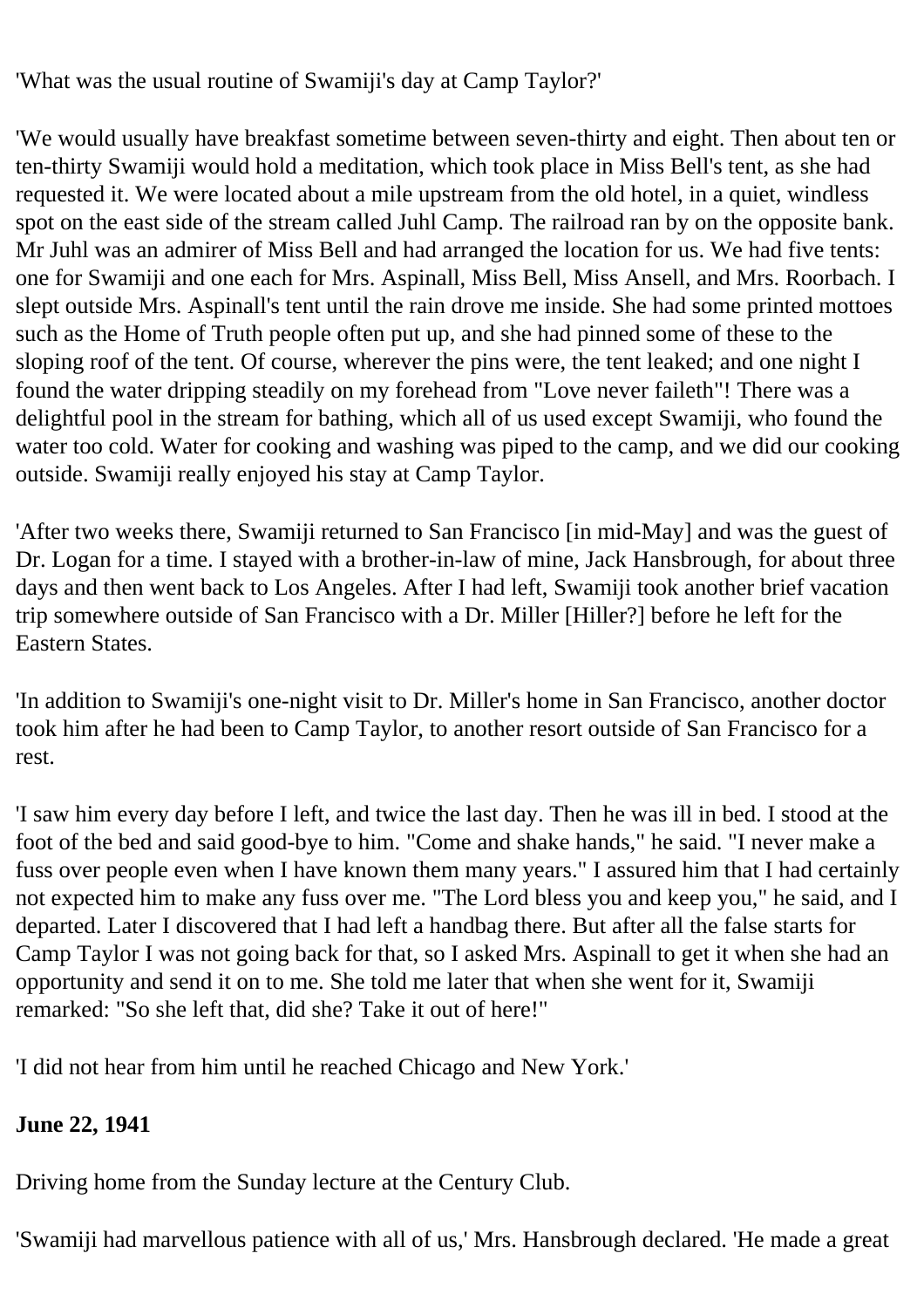'What was the usual routine of Swamiji's day at Camp Taylor?'

'We would usually have breakfast sometime between seven-thirty and eight. Then about ten or ten-thirty Swamiji would hold a meditation, which took place in Miss Bell's tent, as she had requested it. We were located about a mile upstream from the old hotel, in a quiet, windless spot on the east side of the stream called Juhl Camp. The railroad ran by on the opposite bank. Mr Juhl was an admirer of Miss Bell and had arranged the location for us. We had five tents: one for Swamiji and one each for Mrs. Aspinall, Miss Bell, Miss Ansell, and Mrs. Roorbach. I slept outside Mrs. Aspinall's tent until the rain drove me inside. She had some printed mottoes such as the Home of Truth people often put up, and she had pinned some of these to the sloping roof of the tent. Of course, wherever the pins were, the tent leaked; and one night I found the water dripping steadily on my forehead from "Love never faileth"! There was a delightful pool in the stream for bathing, which all of us used except Swamiji, who found the water too cold. Water for cooking and washing was piped to the camp, and we did our cooking outside. Swamiji really enjoyed his stay at Camp Taylor.

'After two weeks there, Swamiji returned to San Francisco [in mid-May] and was the guest of Dr. Logan for a time. I stayed with a brother-in-law of mine, Jack Hansbrough, for about three days and then went back to Los Angeles. After I had left, Swamiji took another brief vacation trip somewhere outside of San Francisco with a Dr. Miller [Hiller?] before he left for the Eastern States.

'In addition to Swamiji's one-night visit to Dr. Miller's home in San Francisco, another doctor took him after he had been to Camp Taylor, to another resort outside of San Francisco for a rest.

'I saw him every day before I left, and twice the last day. Then he was ill in bed. I stood at the foot of the bed and said good-bye to him. "Come and shake hands," he said. "I never make a fuss over people even when I have known them many years." I assured him that I had certainly not expected him to make any fuss over me. "The Lord bless you and keep you," he said, and I departed. Later I discovered that I had left a handbag there. But after all the false starts for Camp Taylor I was not going back for that, so I asked Mrs. Aspinall to get it when she had an opportunity and send it on to me. She told me later that when she went for it, Swamiji remarked: "So she left that, did she? Take it out of here!"

'I did not hear from him until he reached Chicago and New York.'

**June 22, 1941**

Driving home from the Sunday lecture at the Century Club.

'Swamiji had marvellous patience with all of us,' Mrs. Hansbrough declared. 'He made a great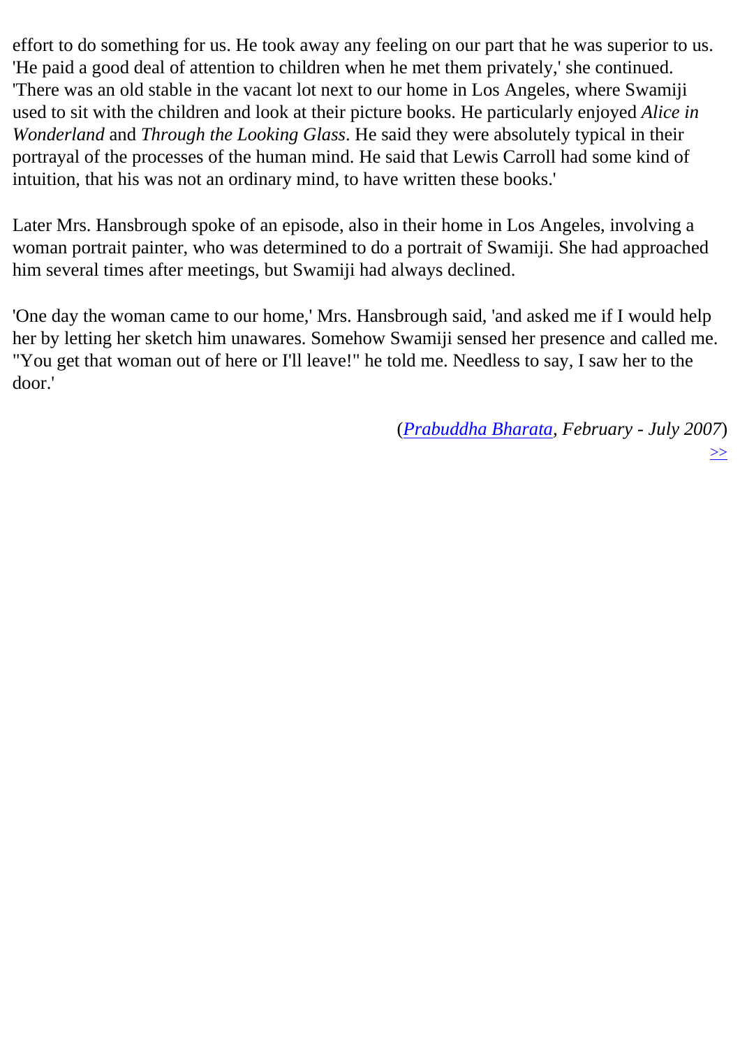effort to do something for us. He took away any feeling on our part that he was superior to us. 'He paid a good deal of attention to children when he met them privately,' she continued. 'There was an old stable in the vacant lot next to our home in Los Angeles, where Swamiji used to sit with the children and look at their picture books. He particularly enjoyed *Alice in Wonderland* and *Through the Looking Glass*. He said they were absolutely typical in their portrayal of the processes of the human mind. He said that Lewis Carroll had some kind of intuition, that his was not an ordinary mind, to have written these books.'

Later Mrs. Hansbrough spoke of an episode, also in their home in Los Angeles, involving a woman portrait painter, who was determined to do a portrait of Swamiji. She had approached him several times after meetings, but Swamiji had always declined.

'One day the woman came to our home,' Mrs. Hansbrough said, 'and asked me if I would help her by letting her sketch him unawares. Somehow Swamiji sensed her presence and called me. "You get that woman out of here or I'll leave!" he told me. Needless to say, I saw her to the door.'

(*Prabuddha Bharata, February - July 2007*)

>>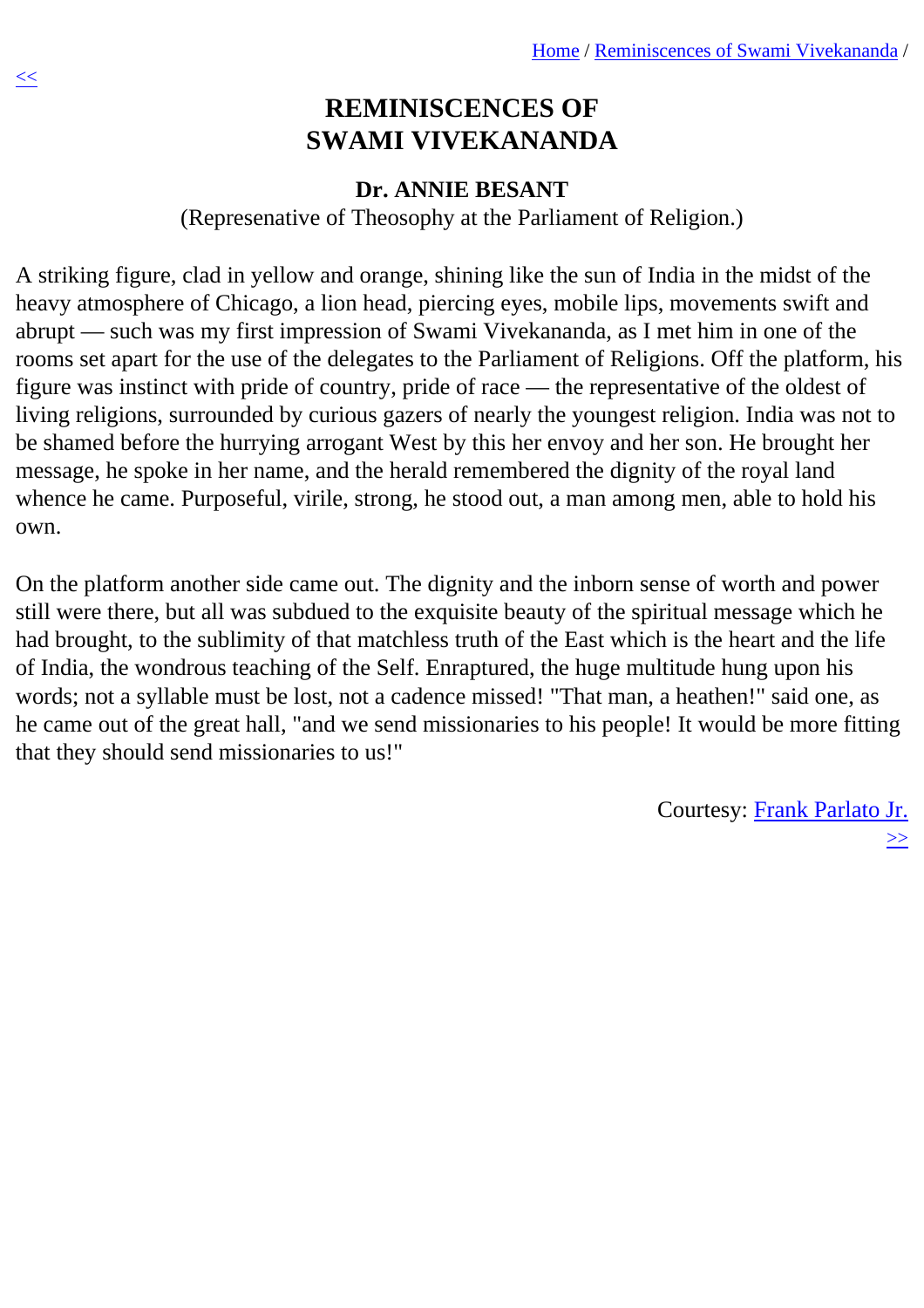Home / Reminiscences of Swami Vivekananda /

<<

# REMINISCENCES OF SWAMI VIVEKANANDA

## Dr. ANNIE BESANT

(Represenative of Theosophy at the Parliament of Religion.)

A striking figure, clad in yellow and orange, shining like the sun of India in the midst of the heavy atmosphere of Chicago, a lion head, piercing eyes, mobile lips, movements swift and abrupt — such was my first impression of Swami Vivekananda, as I met him in one of the rooms set apart for the use of the delegates to the Parliament of Religions. Off the platform, his figure was instinct with pride of country, pride of race — the representative of the oldest of living religions, surrounded by curious gazers of nearly the youngest religion. India was not to be shamed before the hurrying arrogant West by this her envoy and her son. He brought her message, he spoke in her name, and the herald remembered the dignity of the royal land whence he came. Purposeful, virile, strong, he stood out, a man among men, able to hold his own.

On the platform another side came out. The dignity and the inborn sense of worth and power still were there, but all was subdued to the exquisite beauty of the spiritual message which he had brought, to the sublimity of that matchless truth of the East which is the heart and the life of India, the wondrous teaching of the Self. Enraptured, the huge multitude hung upon his words; not a syllable must be lost, not a cadence missed! "That man, a heathen!" said one, as he came out of the great hall, "and we send missionaries to his people! It would be more fitting that they should send missionaries to us!"

Courtesy: Frank Parlato Jr.

>>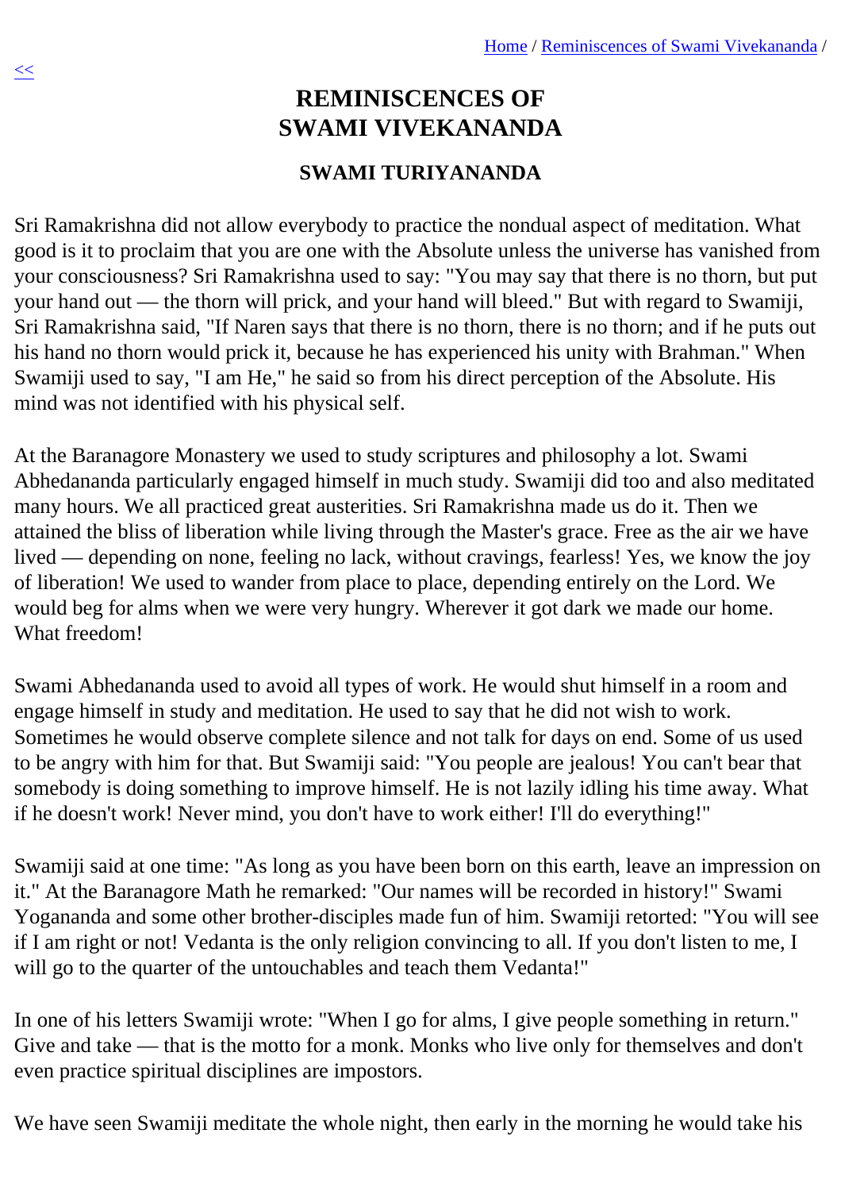# REMINISCENCES OF SWAMI VIVEKANANDA

## SWAMI TURIYANANDA

Sri Ramakrishna did not allow everybody to practice the nondual aspect of meditation. What good is it to proclaim that you are one with the Absolute unless the universe has vanished from your consciousness? Sri Ramakrishna used to say: "You may say that there is no thorn, but put your hand out — the thorn will prick, and your hand will bleed." But with regard to Swamiji, Sri Ramakrishna said, "If Naren says that there is no thorn, there is no thorn; and if he puts out his hand no thorn would prick it, because he has experienced his unity with Brahman." When Swamiji used to say, "I am He," he said so from his direct perception of the Absolute. His mind was not identified with his physical self.

At the Baranagore Monastery we used to study scriptures and philosophy a lot. Swami Abhedananda particularly engaged himself in much study. Swamiji did too and also meditated many hours. We all practiced great austerities. Sri Ramakrishna made us do it. Then we attained the bliss of liberation while living through the Master's grace. Free as the air we have lived — depending on none, feeling no lack, without cravings, fearless! Yes, we know the joy of liberation! We used to wander from place to place, depending entirely on the Lord. We would beg for alms when we were very hungry. Wherever it got dark we made our home. What freedom!

Swami Abhedananda used to avoid all types of work. He would shut himself in a room and engage himself in study and meditation. He used to say that he did not wish to work. Sometimes he would observe complete silence and not talk for days on end. Some of us used to be angry with him for that. But Swamiji said: "You people are jealous! You can't bear that somebody is doing something to improve himself. He is not lazily idling his time away. What if he doesn't work! Never mind, you don't have to work either! I'll do everything!"

Swamiji said at one time: "As long as you have been born on this earth, leave an impression on it." At the Baranagore Math he remarked: "Our names will be recorded in history!" Swami Yogananda and some other brother-disciples made fun of him. Swamiji retorted: "You will see if I am right or not! Vedanta is the only religion convincing to all. If you don't listen to me, I will go to the quarter of the untouchables and teach them Vedanta!"

In one of his letters Swamiji wrote: "When I go for alms, I give people something in return." Give and take — that is the motto for a monk. Monks who live only for themselves and don't even practice spiritual disciplines are impostors.

We have seen Swamiji meditate the whole night, then early in the morning he would take his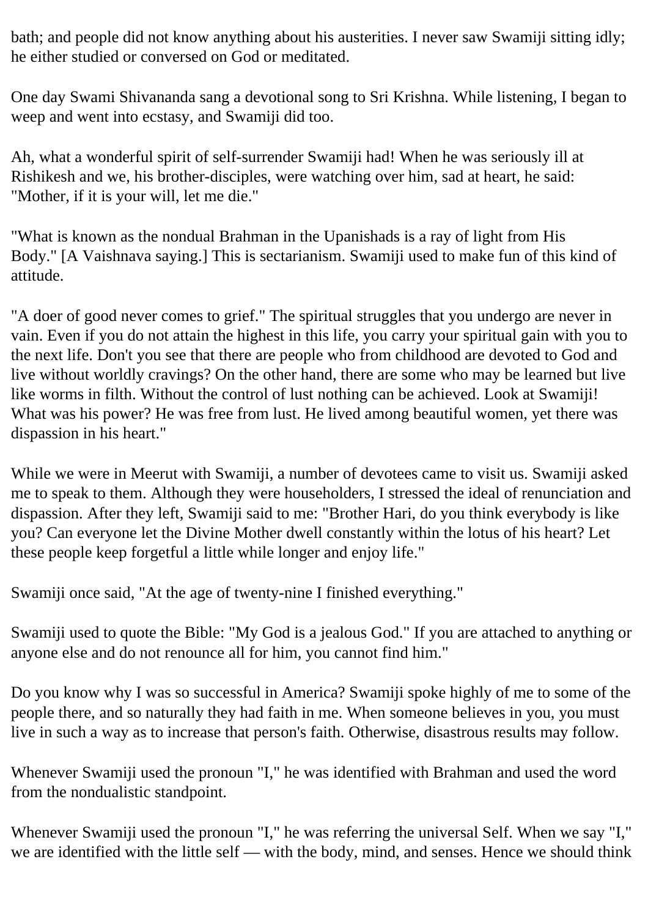bath; and people did not know anything about his austerities. I never saw Swamiji sitting idly; he either studied or conversed on God or meditated.

One day Swami Shivananda sang a devotional song to Sri Krishna. While listening, I began to weep and went into ecstasy, and Swamiji did too.

Ah, what a wonderful spirit of self-surrender Swamiji had! When he was seriously ill at Rishikesh and we, his brother-disciples, were watching over him, sad at heart, he said: "Mother, if it is your will, let me die."

"What is known as the nondual Brahman in the Upanishads is a ray of light from His Body." [A Vaishnava saying.] This is sectarianism. Swamiji used to make fun of this kind of attitude.

"A doer of good never comes to grief." The spiritual struggles that you undergo are never in vain. Even if you do not attain the highest in this life, you carry your spiritual gain with you to the next life. Don't you see that there are people who from childhood are devoted to God and live without worldly cravings? On the other hand, there are some who may be learned but live like worms in filth. Without the control of lust nothing can be achieved. Look at Swamiji! What was his power? He was free from lust. He lived among beautiful women, yet there was dispassion in his heart."

While we were in Meerut with Swamiji, a number of devotees came to visit us. Swamiji asked me to speak to them. Although they were householders, I stressed the ideal of renunciation and dispassion. After they left, Swamiji said to me: "Brother Hari, do you think everybody is like you? Can everyone let the Divine Mother dwell constantly within the lotus of his heart? Let these people keep forgetful a little while longer and enjoy life."

Swamiji once said, "At the age of twenty-nine I finished everything."

Swamiji used to quote the Bible: "My God is a jealous God." If you are attached to anything or anyone else and do not renounce all for him, you cannot find him."

Do you know why I was so successful in America? Swamiji spoke highly of me to some of the people there, and so naturally they had faith in me. When someone believes in you, you must live in such a way as to increase that person's faith. Otherwise, disastrous results may follow.

Whenever Swamiji used the pronoun "I," he was identified with Brahman and used the word from the nondualistic standpoint.

Whenever Swamiji used the pronoun "I," he was referring the universal Self. When we say "I," we are identified with the little self — with the body, mind, and senses. Hence we should think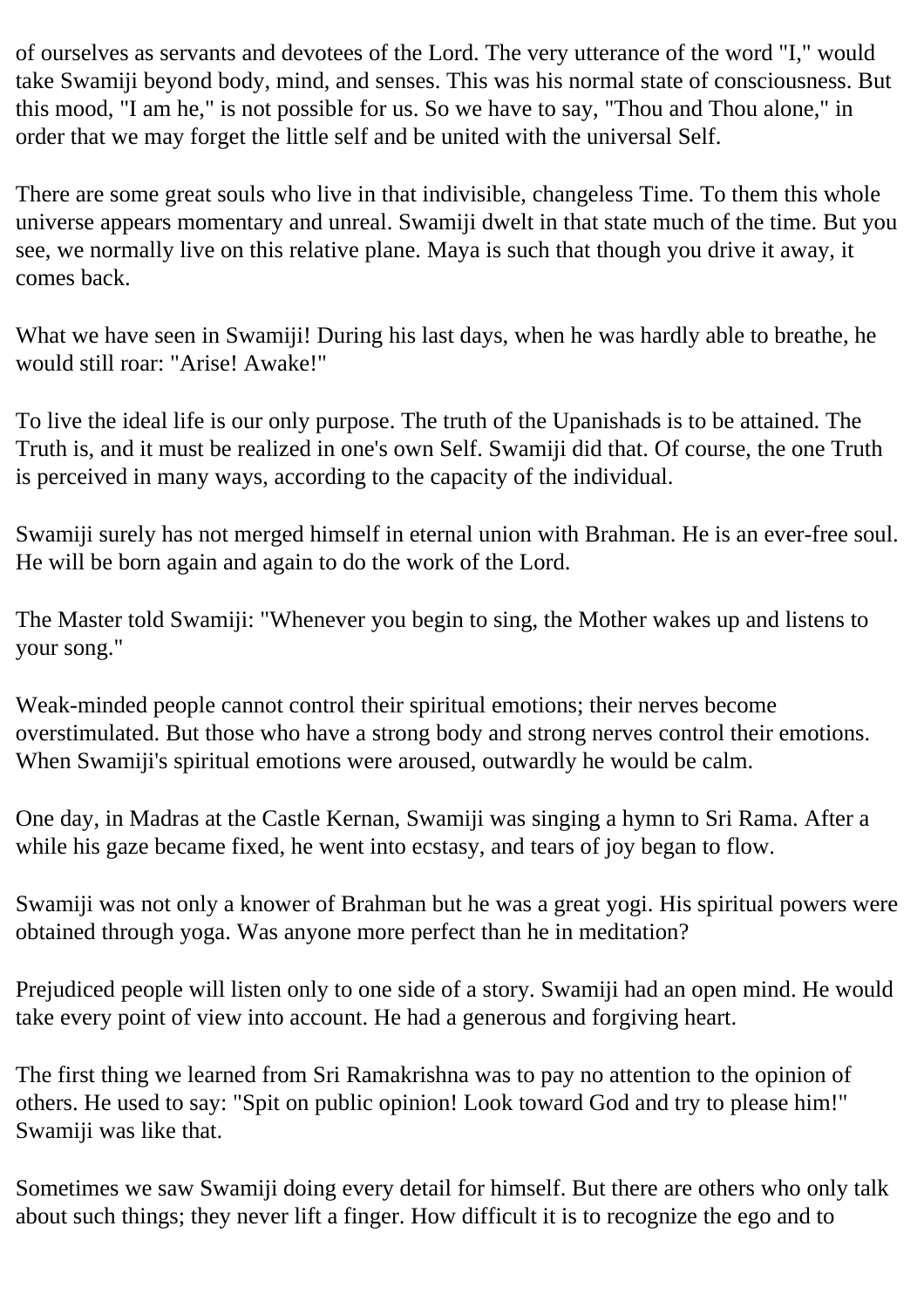of ourselves as servants and devotees of the Lord. The very utterance of the word "I," would take Swamiji beyond body, mind, and senses. This was his normal state of consciousness. But this mood, "I am he," is not possible for us. So we have to say, "Thou and Thou alone," in order that we may forget the little self and be united with the universal Self.

There are some great souls who live in that indivisible, changeless Time. To them this whole universe appears momentary and unreal. Swamiji dwelt in that state much of the time. But you see, we normally live on this relative plane. Maya is such that though you drive it away, it comes back.

What we have seen in Swamiji! During his last days, when he was hardly able to breathe, he would still roar: "Arise! Awake!"

To live the ideal life is our only purpose. The truth of the Upanishads is to be attained. The Truth is, and it must be realized in one's own Self. Swamiji did that. Of course, the one Truth is perceived in many ways, according to the capacity of the individual.

Swamiji surely has not merged himself in eternal union with Brahman. He is an ever-free soul. He will be born again and again to do the work of the Lord.

The Master told Swamiji: "Whenever you begin to sing, the Mother wakes up and listens to your song."

Weak-minded people cannot control their spiritual emotions; their nerves become overstimulated. But those who have a strong body and strong nerves control their emotions. When Swamiji's spiritual emotions were aroused, outwardly he would be calm.

One day, in Madras at the Castle Kernan, Swamiji was singing a hymn to Sri Rama. After a while his gaze became fixed, he went into ecstasy, and tears of joy began to flow.

Swamiji was not only a knower of Brahman but he was a great yogi. His spiritual powers were obtained through yoga. Was anyone more perfect than he in meditation?

Prejudiced people will listen only to one side of a story. Swamiji had an open mind. He would take every point of view into account. He had a generous and forgiving heart.

The first thing we learned from Sri Ramakrishna was to pay no attention to the opinion of others. He used to say: "Spit on public opinion! Look toward God and try to please him!" Swamiji was like that.

Sometimes we saw Swamiji doing every detail for himself. But there are others who only talk about such things; they never lift a finger. How difficult it is to recognize the ego and to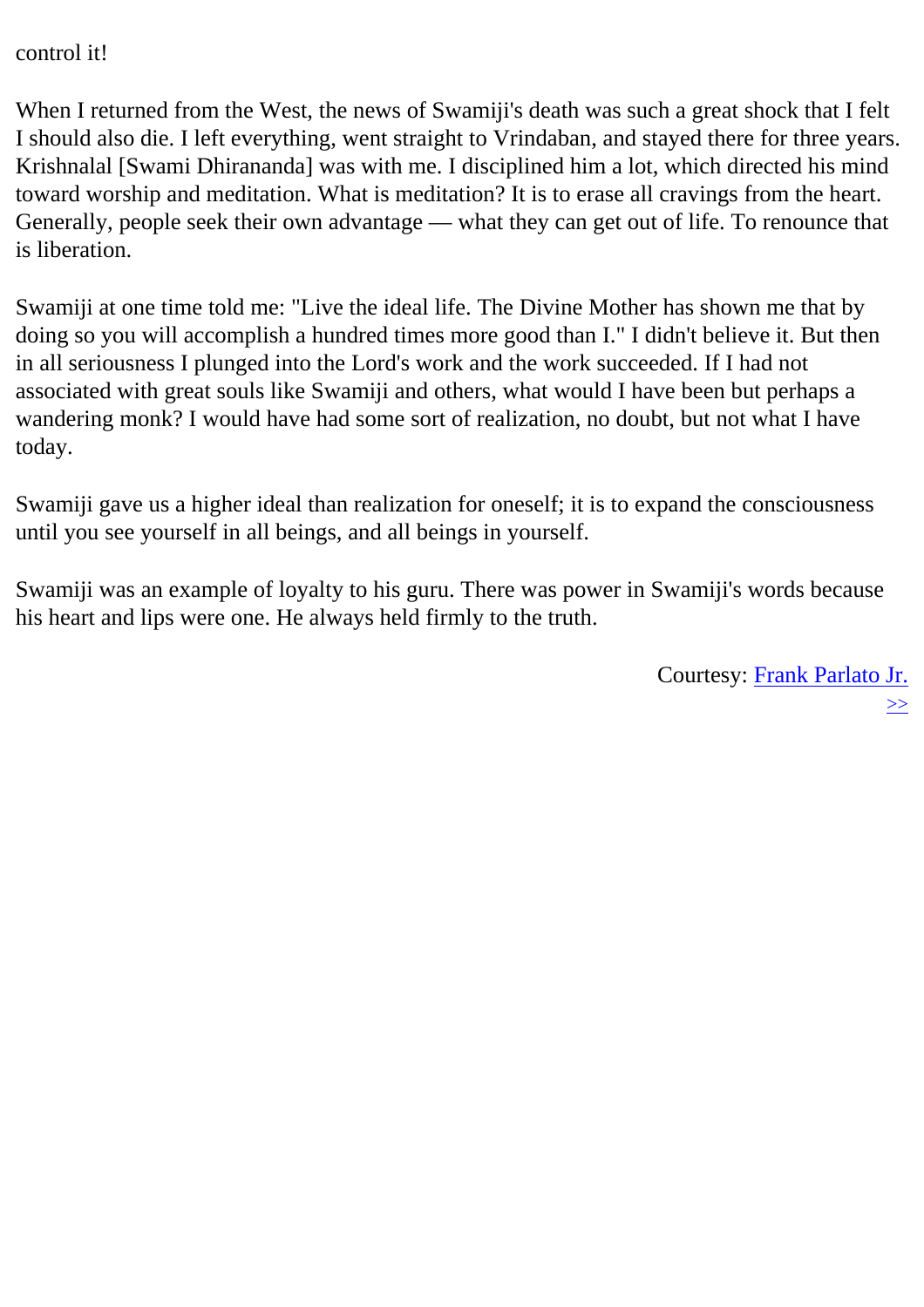control it!

When I returned from the West, the news of Swamiji's death was such a great shock that I felt I should also die. I left everything, went straight to Vrindaban, and stayed there for three years. Krishnalal [Swami Dhirananda] was with me. I disciplined him a lot, which directed his mind toward worship and meditation. What is meditation? It is to erase all cravings from the heart. Generally, people seek their own advantage — what they can get out of life. To renounce that is liberation.

Swamiji at one time told me: "Live the ideal life. The Divine Mother has shown me that by doing so you will accomplish a hundred times more good than I." I didn't believe it. But then in all seriousness I plunged into the Lord's work and the work succeeded. If I had not associated with great souls like Swamiji and others, what would I have been but perhaps a wandering monk? I would have had some sort of realization, no doubt, but not what I have today.

Swamiji gave us a higher ideal than realization for oneself; it is to expand the consciousness until you see yourself in all beings, and all beings in yourself.

Swamiji was an example of loyalty to his guru. There was power in Swamiji's words because his heart and lips were one. He always held firmly to the truth.

Courtesy: Frank Parlato Jr.
>>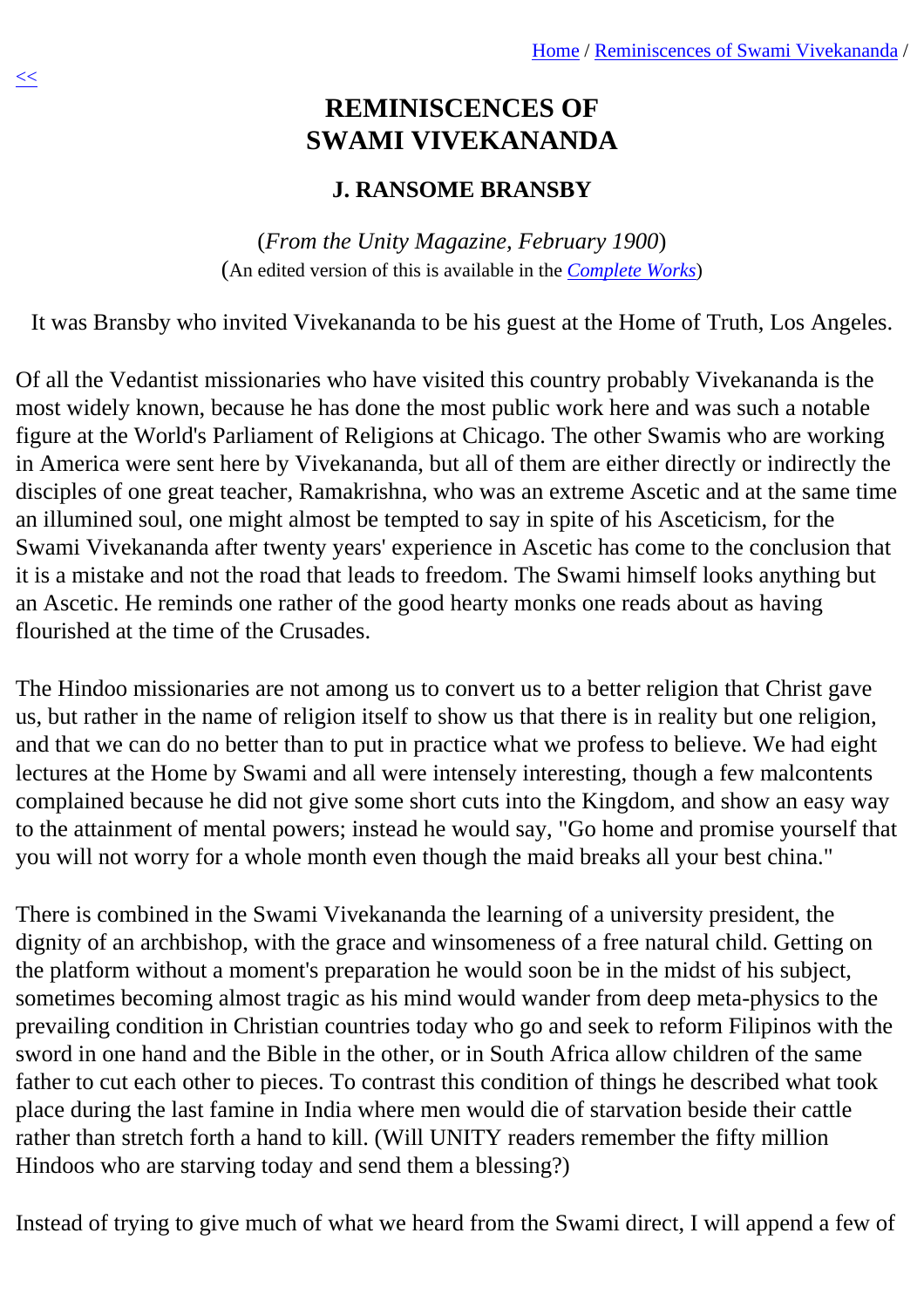# REMINISCENCES OF SWAMI VIVEKANANDA

### J. RANSOME BRANSBY

(*From the Unity Magazine, February 1900*)
(An edited version of this is available in the *Complete Works*)

It was Bransby who invited Vivekananda to be his guest at the Home of Truth, Los Angeles.

Of all the Vedantist missionaries who have visited this country probably Vivekananda is the most widely known, because he has done the most public work here and was such a notable figure at the World's Parliament of Religions at Chicago. The other Swamis who are working in America were sent here by Vivekananda, but all of them are either directly or indirectly the disciples of one great teacher, Ramakrishna, who was an extreme Ascetic and at the same time an illumined soul, one might almost be tempted to say in spite of his Asceticism, for the Swami Vivekananda after twenty years' experience in Ascetic has come to the conclusion that it is a mistake and not the road that leads to freedom. The Swami himself looks anything but an Ascetic. He reminds one rather of the good hearty monks one reads about as having flourished at the time of the Crusades.

The Hindoo missionaries are not among us to convert us to a better religion that Christ gave us, but rather in the name of religion itself to show us that there is in reality but one religion, and that we can do no better than to put in practice what we profess to believe. We had eight lectures at the Home by Swami and all were intensely interesting, though a few malcontents complained because he did not give some short cuts into the Kingdom, and show an easy way to the attainment of mental powers; instead he would say, "Go home and promise yourself that you will not worry for a whole month even though the maid breaks all your best china."

There is combined in the Swami Vivekananda the learning of a university president, the dignity of an archbishop, with the grace and winsomeness of a free natural child. Getting on the platform without a moment's preparation he would soon be in the midst of his subject, sometimes becoming almost tragic as his mind would wander from deep meta-physics to the prevailing condition in Christian countries today who go and seek to reform Filipinos with the sword in one hand and the Bible in the other, or in South Africa allow children of the same father to cut each other to pieces. To contrast this condition of things he described what took place during the last famine in India where men would die of starvation beside their cattle rather than stretch forth a hand to kill. (Will UNITY readers remember the fifty million Hindoos who are starving today and send them a blessing?)

Instead of trying to give much of what we heard from the Swami direct, I will append a few of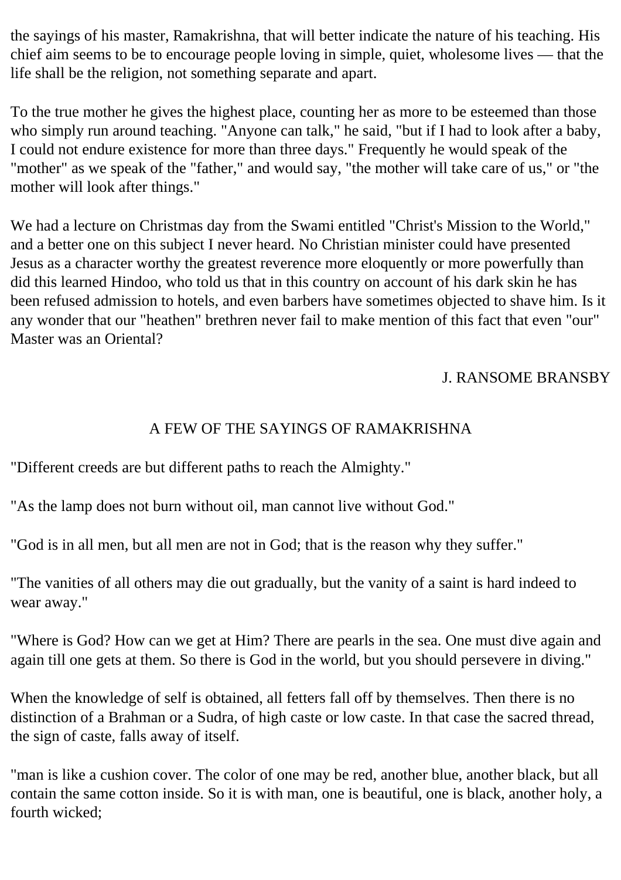the sayings of his master, Ramakrishna, that will better indicate the nature of his teaching. His chief aim seems to be to encourage people loving in simple, quiet, wholesome lives — that the life shall be the religion, not something separate and apart.

To the true mother he gives the highest place, counting her as more to be esteemed than those who simply run around teaching. "Anyone can talk," he said, "but if I had to look after a baby, I could not endure existence for more than three days." Frequently he would speak of the "mother" as we speak of the "father," and would say, "the mother will take care of us," or "the mother will look after things."

We had a lecture on Christmas day from the Swami entitled "Christ's Mission to the World," and a better one on this subject I never heard. No Christian minister could have presented Jesus as a character worthy the greatest reverence more eloquently or more powerfully than did this learned Hindoo, who told us that in this country on account of his dark skin he has been refused admission to hotels, and even barbers have sometimes objected to shave him. Is it any wonder that our "heathen" brethren never fail to make mention of this fact that even "our" Master was an Oriental?

J. RANSOME BRANSBY

## A FEW OF THE SAYINGS OF RAMAKRISHNA

"Different creeds are but different paths to reach the Almighty."

"As the lamp does not burn without oil, man cannot live without God."

"God is in all men, but all men are not in God; that is the reason why they suffer."

"The vanities of all others may die out gradually, but the vanity of a saint is hard indeed to wear away."

"Where is God? How can we get at Him? There are pearls in the sea. One must dive again and again till one gets at them. So there is God in the world, but you should persevere in diving."

When the knowledge of self is obtained, all fetters fall off by themselves. Then there is no distinction of a Brahman or a Sudra, of high caste or low caste. In that case the sacred thread, the sign of caste, falls away of itself.

"man is like a cushion cover. The color of one may be red, another blue, another black, but all contain the same cotton inside. So it is with man, one is beautiful, one is black, another holy, a fourth wicked;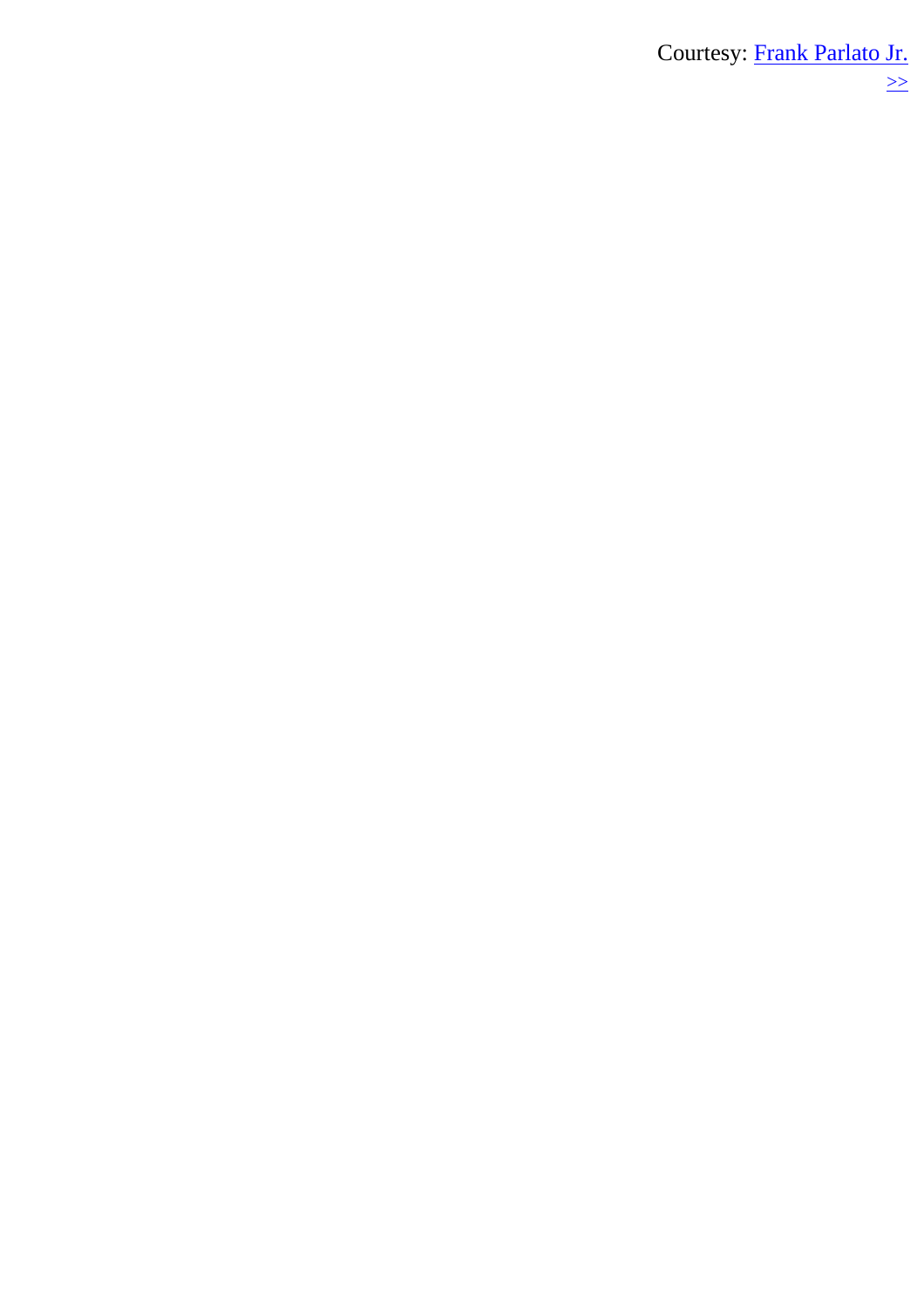Courtesy: [Frank Parlato Jr.](#)
[>>](#)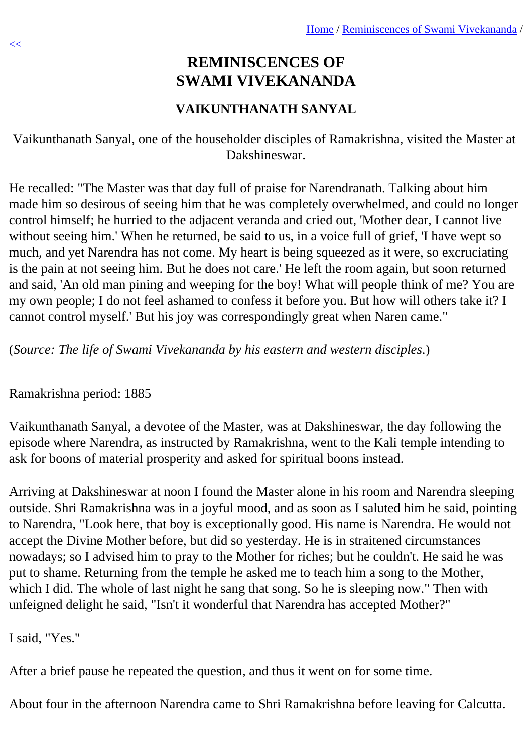# REMINISCENCES OF SWAMI VIVEKANANDA

## VAIKUNTHANATH SANYAL

Vaikunthanath Sanyal, one of the householder disciples of Ramakrishna, visited the Master at Dakshineswar.

He recalled: "The Master was that day full of praise for Narendranath. Talking about him made him so desirous of seeing him that he was completely overwhelmed, and could no longer control himself; he hurried to the adjacent veranda and cried out, 'Mother dear, I cannot live without seeing him.' When he returned, be said to us, in a voice full of grief, 'I have wept so much, and yet Narendra has not come. My heart is being squeezed as it were, so excruciating is the pain at not seeing him. But he does not care.' He left the room again, but soon returned and said, 'An old man pining and weeping for the boy! What will people think of me? You are my own people; I do not feel ashamed to confess it before you. But how will others take it? I cannot control myself.' But his joy was correspondingly great when Naren came."

(*Source: The life of Swami Vivekananda by his eastern and western disciples*.)

Ramakrishna period: 1885

Vaikunthanath Sanyal, a devotee of the Master, was at Dakshineswar, the day following the episode where Narendra, as instructed by Ramakrishna, went to the Kali temple intending to ask for boons of material prosperity and asked for spiritual boons instead.

Arriving at Dakshineswar at noon I found the Master alone in his room and Narendra sleeping outside. Shri Ramakrishna was in a joyful mood, and as soon as I saluted him he said, pointing to Narendra, "Look here, that boy is exceptionally good. His name is Narendra. He would not accept the Divine Mother before, but did so yesterday. He is in straitened circumstances nowadays; so I advised him to pray to the Mother for riches; but he couldn't. He said he was put to shame. Returning from the temple he asked me to teach him a song to the Mother, which I did. The whole of last night he sang that song. So he is sleeping now." Then with unfeigned delight he said, "Isn't it wonderful that Narendra has accepted Mother?"

I said, "Yes."

After a brief pause he repeated the question, and thus it went on for some time.

About four in the afternoon Narendra came to Shri Ramakrishna before leaving for Calcutta.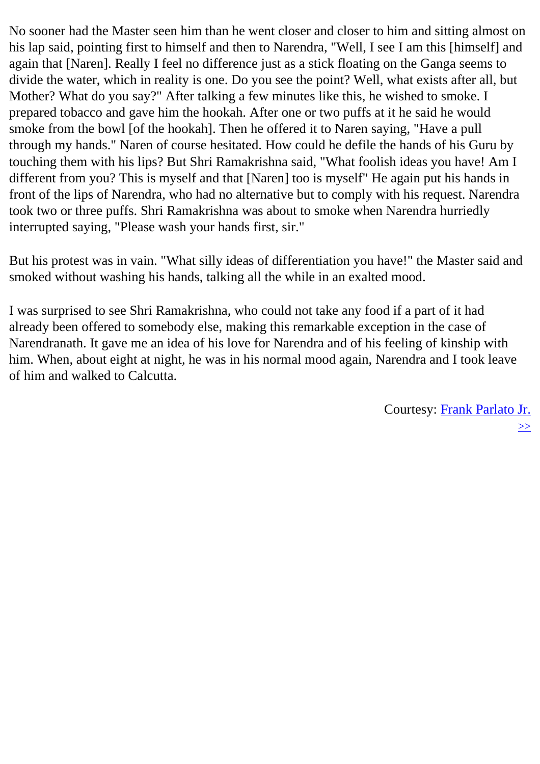No sooner had the Master seen him than he went closer and closer to him and sitting almost on his lap said, pointing first to himself and then to Narendra, "Well, I see I am this [himself] and again that [Naren]. Really I feel no difference just as a stick floating on the Ganga seems to divide the water, which in reality is one. Do you see the point? Well, what exists after all, but Mother? What do you say?" After talking a few minutes like this, he wished to smoke. I prepared tobacco and gave him the hookah. After one or two puffs at it he said he would smoke from the bowl [of the hookah]. Then he offered it to Naren saying, "Have a pull through my hands." Naren of course hesitated. How could he defile the hands of his Guru by touching them with his lips? But Shri Ramakrishna said, "What foolish ideas you have! Am I different from you? This is myself and that [Naren] too is myself" He again put his hands in front of the lips of Narendra, who had no alternative but to comply with his request. Narendra took two or three puffs. Shri Ramakrishna was about to smoke when Narendra hurriedly interrupted saying, "Please wash your hands first, sir."

But his protest was in vain. "What silly ideas of differentiation you have!" the Master said and smoked without washing his hands, talking all the while in an exalted mood.

I was surprised to see Shri Ramakrishna, who could not take any food if a part of it had already been offered to somebody else, making this remarkable exception in the case of Narendranath. It gave me an idea of his love for Narendra and of his feeling of kinship with him. When, about eight at night, he was in his normal mood again, Narendra and I took leave of him and walked to Calcutta.

Courtesy: Frank Parlato Jr.

>>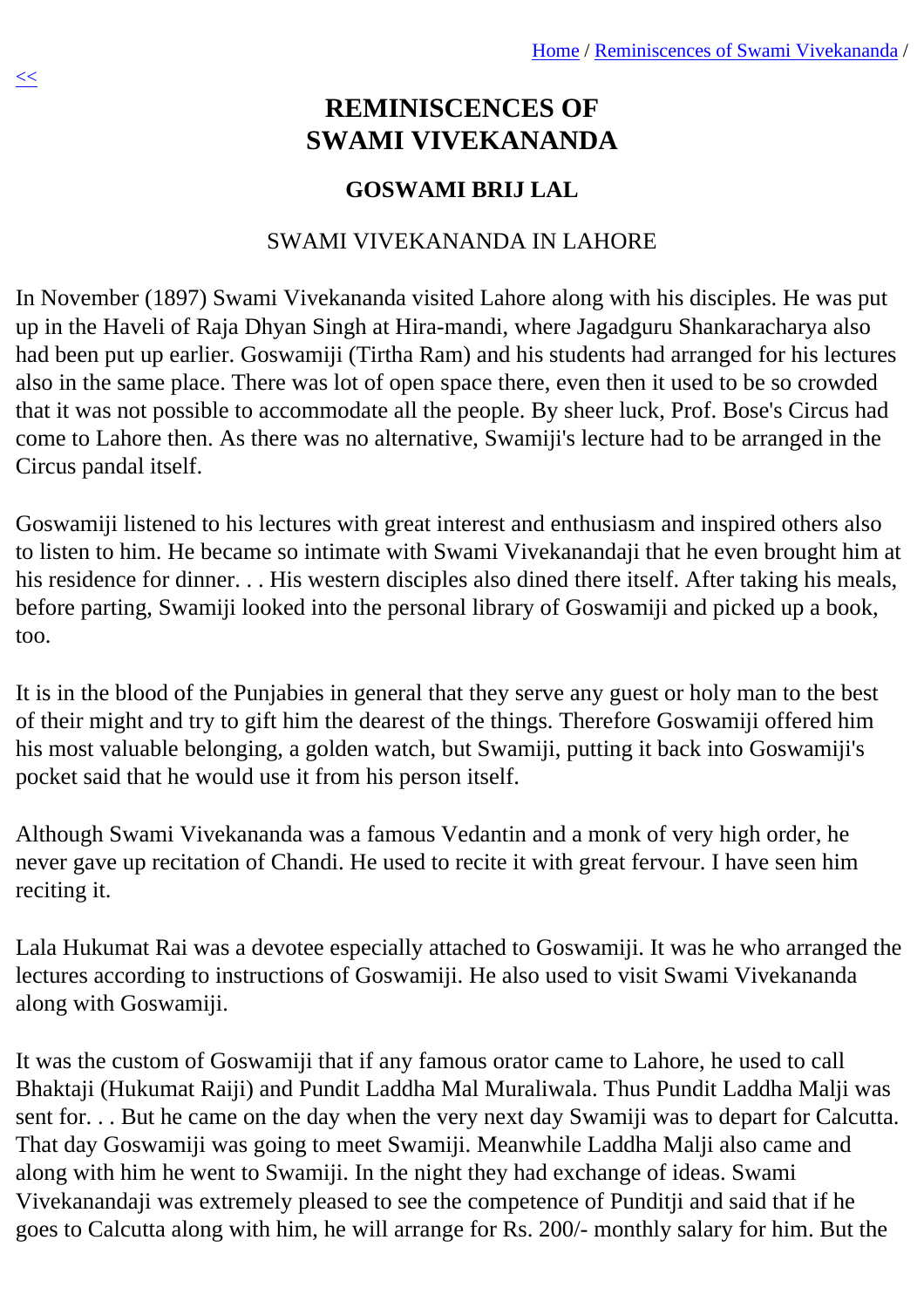# REMINISCENCES OF SWAMI VIVEKANANDA

### GOSWAMI BRIJ LAL

SWAMI VIVEKANANDA IN LAHORE

In November (1897) Swami Vivekananda visited Lahore along with his disciples. He was put up in the Haveli of Raja Dhyan Singh at Hira-mandi, where Jagadguru Shankaracharya also had been put up earlier. Goswamiji (Tirtha Ram) and his students had arranged for his lectures also in the same place. There was lot of open space there, even then it used to be so crowded that it was not possible to accommodate all the people. By sheer luck, Prof. Bose's Circus had come to Lahore then. As there was no alternative, Swamiji's lecture had to be arranged in the Circus pandal itself.

Goswamiji listened to his lectures with great interest and enthusiasm and inspired others also to listen to him. He became so intimate with Swami Vivekanandaji that he even brought him at his residence for dinner. . . His western disciples also dined there itself. After taking his meals, before parting, Swamiji looked into the personal library of Goswamiji and picked up a book, too.

It is in the blood of the Punjabies in general that they serve any guest or holy man to the best of their might and try to gift him the dearest of the things. Therefore Goswamiji offered him his most valuable belonging, a golden watch, but Swamiji, putting it back into Goswamiji's pocket said that he would use it from his person itself.

Although Swami Vivekananda was a famous Vedantin and a monk of very high order, he never gave up recitation of Chandi. He used to recite it with great fervour. I have seen him reciting it.

Lala Hukumat Rai was a devotee especially attached to Goswamiji. It was he who arranged the lectures according to instructions of Goswamiji. He also used to visit Swami Vivekananda along with Goswamiji.

It was the custom of Goswamiji that if any famous orator came to Lahore, he used to call Bhaktaji (Hukumat Raiji) and Pundit Laddha Mal Muraliwala. Thus Pundit Laddha Malji was sent for. . . But he came on the day when the very next day Swamiji was to depart for Calcutta. That day Goswamiji was going to meet Swamiji. Meanwhile Laddha Malji also came and along with him he went to Swamiji. In the night they had exchange of ideas. Swami Vivekanandaji was extremely pleased to see the competence of Punditji and said that if he goes to Calcutta along with him, he will arrange for Rs. 200/- monthly salary for him. But the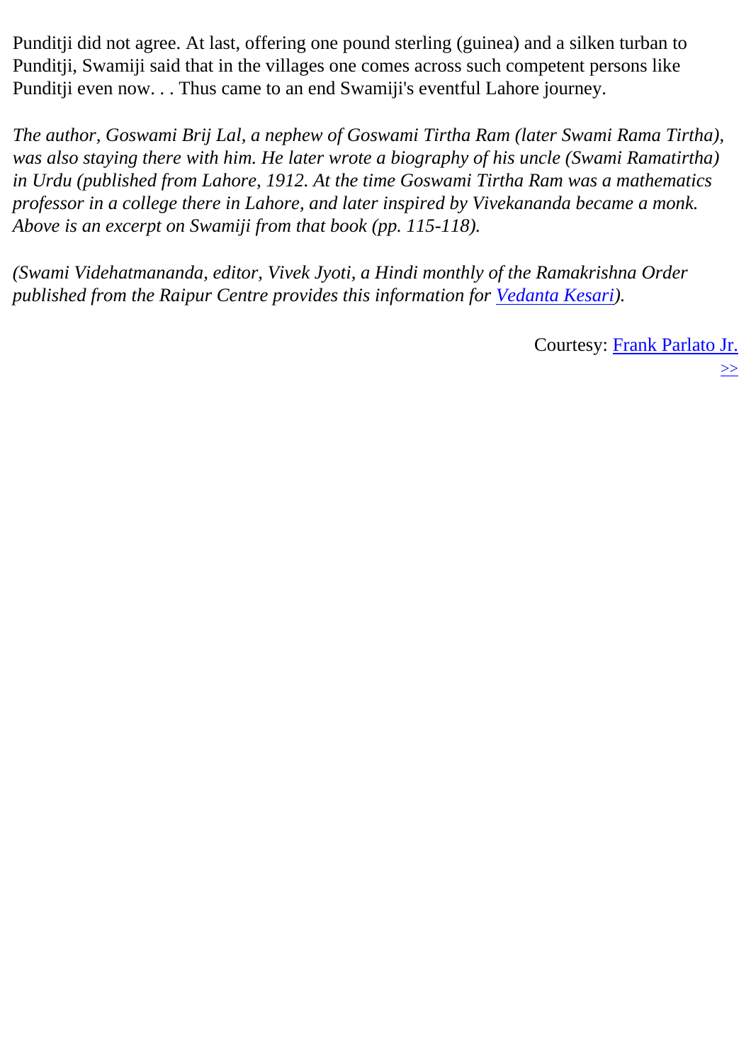Punditji did not agree. At last, offering one pound sterling (guinea) and a silken turban to Punditji, Swamiji said that in the villages one comes across such competent persons like Punditji even now. . . Thus came to an end Swamiji's eventful Lahore journey.

*The author, Goswami Brij Lal, a nephew of Goswami Tirtha Ram (later Swami Rama Tirtha), was also staying there with him. He later wrote a biography of his uncle (Swami Ramatirtha) in Urdu (published from Lahore, 1912. At the time Goswami Tirtha Ram was a mathematics professor in a college there in Lahore, and later inspired by Vivekananda became a monk. Above is an excerpt on Swamiji from that book (pp. 115-118).*

*(Swami Videhatmananda, editor, Vivek Jyoti, a Hindi monthly of the Ramakrishna Order published from the Raipur Centre provides this information for Vedanta Kesari).*

Courtesy: Frank Parlato Jr.

>>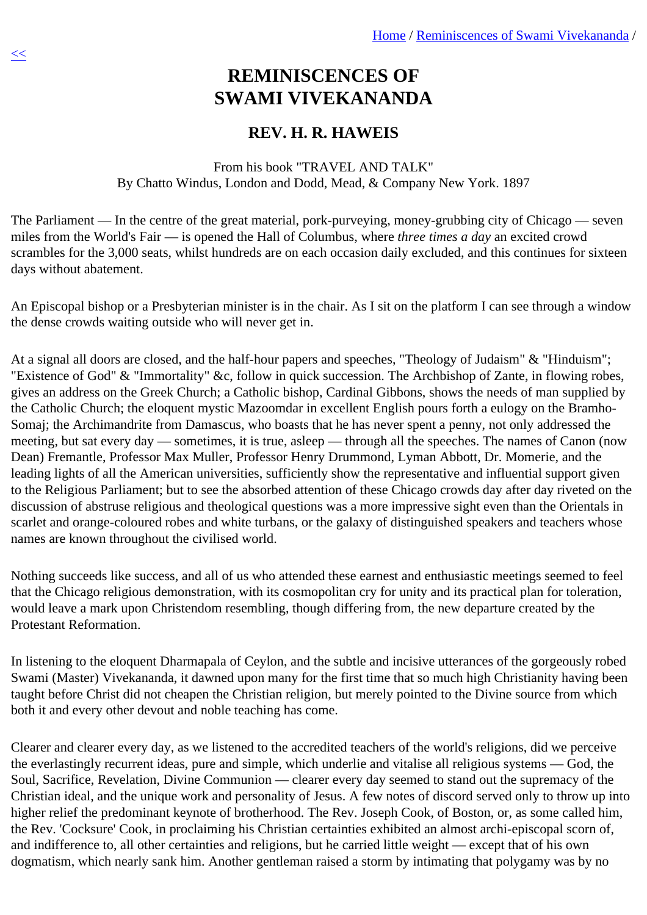# REMINISCENCES OF SWAMI VIVEKANANDA

## REV. H. R. HAWEIS

From his book "TRAVEL AND TALK"
By Chatto Windus, London and Dodd, Mead, & Company New York. 1897

The Parliament — In the centre of the great material, pork-purveying, money-grubbing city of Chicago — seven miles from the World's Fair — is opened the Hall of Columbus, where *three times a day* an excited crowd scrambles for the 3,000 seats, whilst hundreds are on each occasion daily excluded, and this continues for sixteen days without abatement.

An Episcopal bishop or a Presbyterian minister is in the chair. As I sit on the platform I can see through a window the dense crowds waiting outside who will never get in.

At a signal all doors are closed, and the half-hour papers and speeches, "Theology of Judaism" & "Hinduism"; "Existence of God" & "Immortality" &c, follow in quick succession. The Archbishop of Zante, in flowing robes, gives an address on the Greek Church; a Catholic bishop, Cardinal Gibbons, shows the needs of man supplied by the Catholic Church; the eloquent mystic Mazoomdar in excellent English pours forth a eulogy on the Bramho-Somaj; the Archimandrite from Damascus, who boasts that he has never spent a penny, not only addressed the meeting, but sat every day — sometimes, it is true, asleep — through all the speeches. The names of Canon (now Dean) Fremantle, Professor Max Muller, Professor Henry Drummond, Lyman Abbott, Dr. Momerie, and the leading lights of all the American universities, sufficiently show the representative and influential support given to the Religious Parliament; but to see the absorbed attention of these Chicago crowds day after day riveted on the discussion of abstruse religious and theological questions was a more impressive sight even than the Orientals in scarlet and orange-coloured robes and white turbans, or the galaxy of distinguished speakers and teachers whose names are known throughout the civilised world.

Nothing succeeds like success, and all of us who attended these earnest and enthusiastic meetings seemed to feel that the Chicago religious demonstration, with its cosmopolitan cry for unity and its practical plan for toleration, would leave a mark upon Christendom resembling, though differing from, the new departure created by the Protestant Reformation.

In listening to the eloquent Dharmapala of Ceylon, and the subtle and incisive utterances of the gorgeously robed Swami (Master) Vivekananda, it dawned upon many for the first time that so much high Christianity having been taught before Christ did not cheapen the Christian religion, but merely pointed to the Divine source from which both it and every other devout and noble teaching has come.

Clearer and clearer every day, as we listened to the accredited teachers of the world's religions, did we perceive the everlastingly recurrent ideas, pure and simple, which underlie and vitalise all religious systems — God, the Soul, Sacrifice, Revelation, Divine Communion — clearer every day seemed to stand out the supremacy of the Christian ideal, and the unique work and personality of Jesus. A few notes of discord served only to throw up into higher relief the predominant keynote of brotherhood. The Rev. Joseph Cook, of Boston, or, as some called him, the Rev. 'Cocksure' Cook, in proclaiming his Christian certainties exhibited an almost archi-episcopal scorn of, and indifference to, all other certainties and religions, but he carried little weight — except that of his own dogmatism, which nearly sank him. Another gentleman raised a storm by intimating that polygamy was by no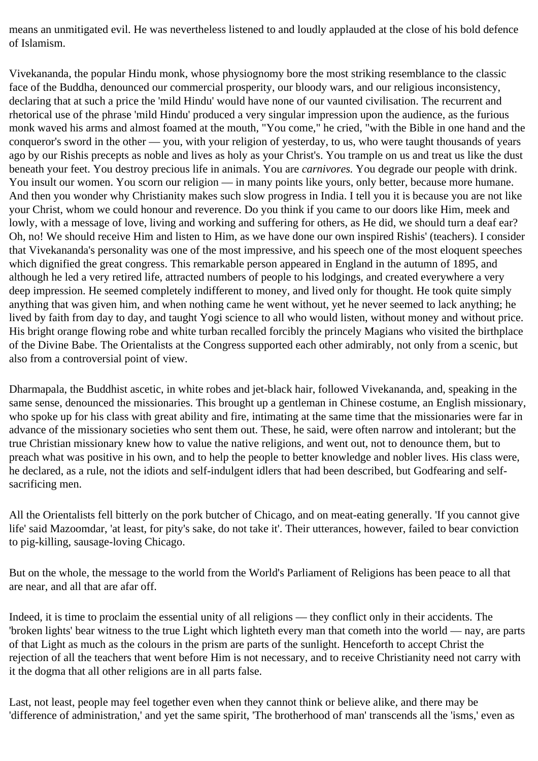means an unmitigated evil. He was nevertheless listened to and loudly applauded at the close of his bold defence of Islamism.

Vivekananda, the popular Hindu monk, whose physiognomy bore the most striking resemblance to the classic face of the Buddha, denounced our commercial prosperity, our bloody wars, and our religious inconsistency, declaring that at such a price the 'mild Hindu' would have none of our vaunted civilisation. The recurrent and rhetorical use of the phrase 'mild Hindu' produced a very singular impression upon the audience, as the furious monk waved his arms and almost foamed at the mouth, "You come," he cried, "with the Bible in one hand and the conqueror's sword in the other — you, with your religion of yesterday, to us, who were taught thousands of years ago by our Rishis precepts as noble and lives as holy as your Christ's. You trample on us and treat us like the dust beneath your feet. You destroy precious life in animals. You are *carnivores.* You degrade our people with drink. You insult our women. You scorn our religion — in many points like yours, only better, because more humane. And then you wonder why Christianity makes such slow progress in India. I tell you it is because you are not like your Christ, whom we could honour and reverence. Do you think if you came to our doors like Him, meek and lowly, with a message of love, living and working and suffering for others, as He did, we should turn a deaf ear? Oh, no! We should receive Him and listen to Him, as we have done our own inspired Rishis' (teachers). I consider that Vivekananda's personality was one of the most impressive, and his speech one of the most eloquent speeches which dignified the great congress. This remarkable person appeared in England in the autumn of 1895, and although he led a very retired life, attracted numbers of people to his lodgings, and created everywhere a very deep impression. He seemed completely indifferent to money, and lived only for thought. He took quite simply anything that was given him, and when nothing came he went without, yet he never seemed to lack anything; he lived by faith from day to day, and taught Yogi science to all who would listen, without money and without price. His bright orange flowing robe and white turban recalled forcibly the princely Magians who visited the birthplace of the Divine Babe. The Orientalists at the Congress supported each other admirably, not only from a scenic, but also from a controversial point of view.

Dharmapala, the Buddhist ascetic, in white robes and jet-black hair, followed Vivekananda, and, speaking in the same sense, denounced the missionaries. This brought up a gentleman in Chinese costume, an English missionary, who spoke up for his class with great ability and fire, intimating at the same time that the missionaries were far in advance of the missionary societies who sent them out. These, he said, were often narrow and intolerant; but the true Christian missionary knew how to value the native religions, and went out, not to denounce them, but to preach what was positive in his own, and to help the people to better knowledge and nobler lives. His class were, he declared, as a rule, not the idiots and self-indulgent idlers that had been described, but Godfearing and self-sacrificing men.

All the Orientalists fell bitterly on the pork butcher of Chicago, and on meat-eating generally. 'If you cannot give life' said Mazoomdar, 'at least, for pity's sake, do not take it'. Their utterances, however, failed to bear conviction to pig-killing, sausage-loving Chicago.

But on the whole, the message to the world from the World's Parliament of Religions has been peace to all that are near, and all that are afar off.

Indeed, it is time to proclaim the essential unity of all religions — they conflict only in their accidents. The 'broken lights' bear witness to the true Light which lighteth every man that cometh into the world — nay, are parts of that Light as much as the colours in the prism are parts of the sunlight. Henceforth to accept Christ the rejection of all the teachers that went before Him is not necessary, and to receive Christianity need not carry with it the dogma that all other religions are in all parts false.

Last, not least, people may feel together even when they cannot think or believe alike, and there may be 'difference of administration,' and yet the same spirit, 'The brotherhood of man' transcends all the 'isms,' even as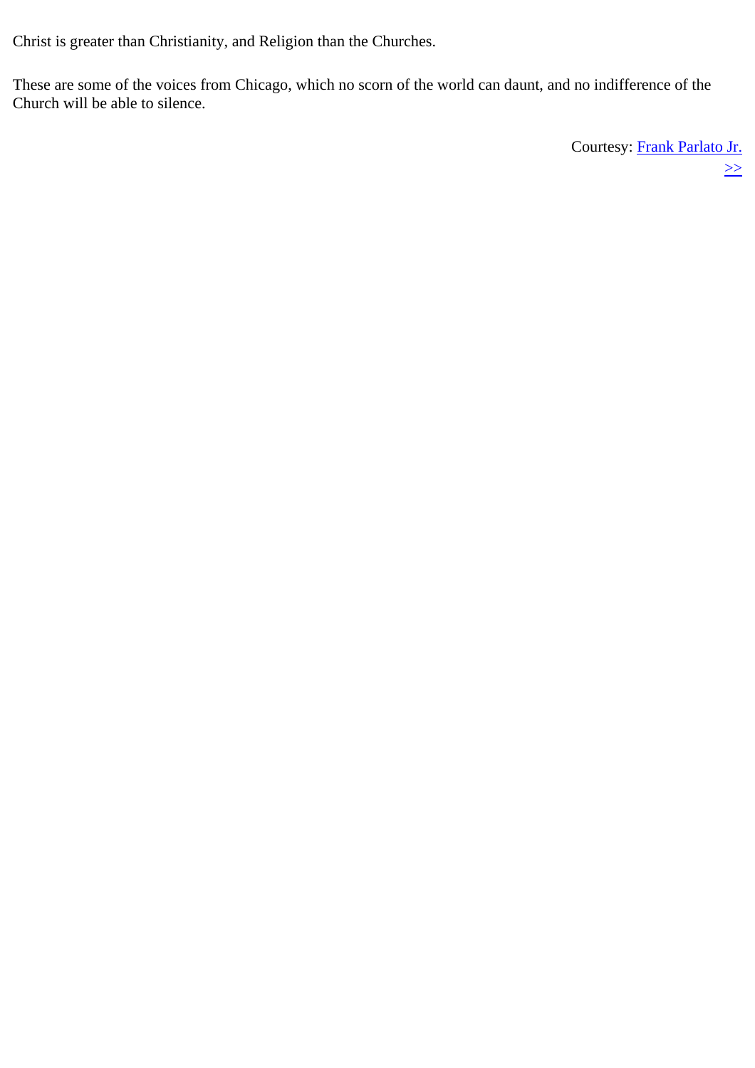Christ is greater than Christianity, and Religion than the Churches.

These are some of the voices from Chicago, which no scorn of the world can daunt, and no indifference of the Church will be able to silence.

Courtesy: Frank Parlato Jr.

>>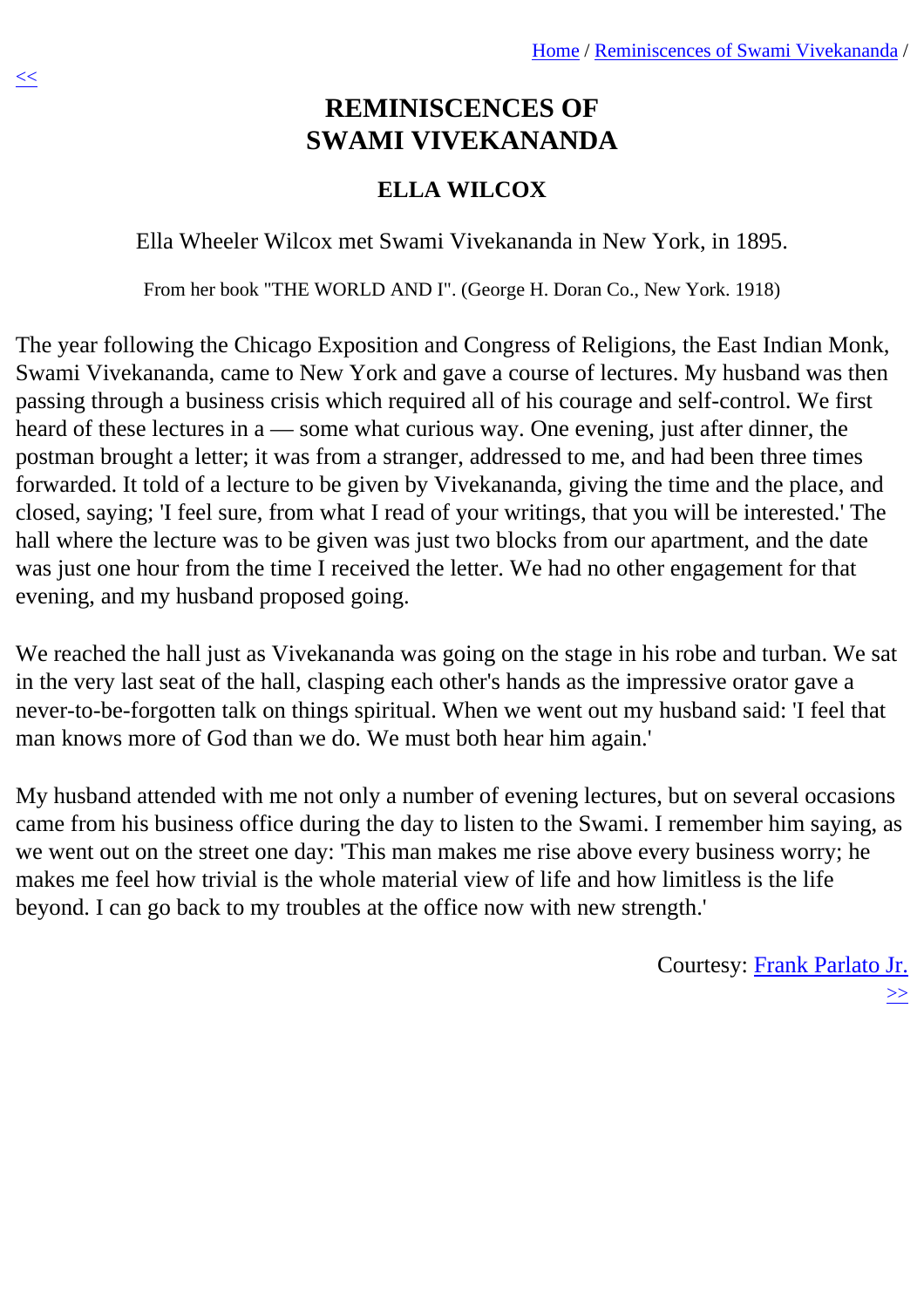Home / Reminiscences of Swami Vivekananda /

<<

# REMINISCENCES OF SWAMI VIVEKANANDA

## ELLA WILCOX

Ella Wheeler Wilcox met Swami Vivekananda in New York, in 1895.

From her book "THE WORLD AND I". (George H. Doran Co., New York. 1918)

The year following the Chicago Exposition and Congress of Religions, the East Indian Monk, Swami Vivekananda, came to New York and gave a course of lectures. My husband was then passing through a business crisis which required all of his courage and self-control. We first heard of these lectures in a — some what curious way. One evening, just after dinner, the postman brought a letter; it was from a stranger, addressed to me, and had been three times forwarded. It told of a lecture to be given by Vivekananda, giving the time and the place, and closed, saying; 'I feel sure, from what I read of your writings, that you will be interested.' The hall where the lecture was to be given was just two blocks from our apartment, and the date was just one hour from the time I received the letter. We had no other engagement for that evening, and my husband proposed going.

We reached the hall just as Vivekananda was going on the stage in his robe and turban. We sat in the very last seat of the hall, clasping each other's hands as the impressive orator gave a never-to-be-forgotten talk on things spiritual. When we went out my husband said: 'I feel that man knows more of God than we do. We must both hear him again.'

My husband attended with me not only a number of evening lectures, but on several occasions came from his business office during the day to listen to the Swami. I remember him saying, as we went out on the street one day: 'This man makes me rise above every business worry; he makes me feel how trivial is the whole material view of life and how limitless is the life beyond. I can go back to my troubles at the office now with new strength.'

Courtesy: Frank Parlato Jr.

>>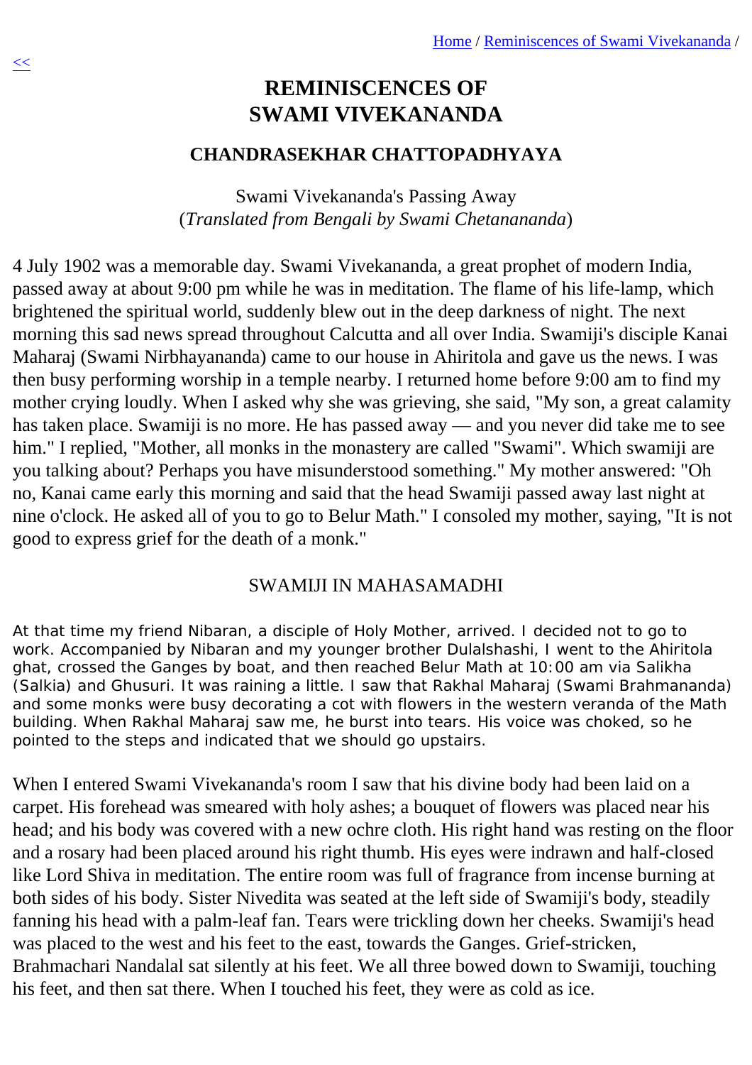# REMINISCENCES OF SWAMI VIVEKANANDA

## CHANDRASEKHAR CHATTOPADHYAYA

Swami Vivekananda's Passing Away
(*Translated from Bengali by Swami Chetanananda*)

4 July 1902 was a memorable day. Swami Vivekananda, a great prophet of modern India, passed away at about 9:00 pm while he was in meditation. The flame of his life-lamp, which brightened the spiritual world, suddenly blew out in the deep darkness of night. The next morning this sad news spread throughout Calcutta and all over India. Swamiji's disciple Kanai Maharaj (Swami Nirbhayananda) came to our house in Ahiritola and gave us the news. I was then busy performing worship in a temple nearby. I returned home before 9:00 am to find my mother crying loudly. When I asked why she was grieving, she said, "My son, a great calamity has taken place. Swamiji is no more. He has passed away — and you never did take me to see him." I replied, "Mother, all monks in the monastery are called "Swami". Which swamiji are you talking about? Perhaps you have misunderstood something." My mother answered: "Oh no, Kanai came early this morning and said that the head Swamiji passed away last night at nine o'clock. He asked all of you to go to Belur Math." I consoled my mother, saying, "It is not good to express grief for the death of a monk."

SWAMIJI IN MAHASAMADHI

At that time my friend Nibaran, a disciple of Holy Mother, arrived. I decided not to go to work. Accompanied by Nibaran and my younger brother Dulalshashi, I went to the Ahiritola ghat, crossed the Ganges by boat, and then reached Belur Math at 10:00 am via Salikha (Salkia) and Ghusuri. It was raining a little. I saw that Rakhal Maharaj (Swami Brahmananda) and some monks were busy decorating a cot with flowers in the western veranda of the Math building. When Rakhal Maharaj saw me, he burst into tears. His voice was choked, so he pointed to the steps and indicated that we should go upstairs.

When I entered Swami Vivekananda's room I saw that his divine body had been laid on a carpet. His forehead was smeared with holy ashes; a bouquet of flowers was placed near his head; and his body was covered with a new ochre cloth. His right hand was resting on the floor and a rosary had been placed around his right thumb. His eyes were indrawn and half-closed like Lord Shiva in meditation. The entire room was full of fragrance from incense burning at both sides of his body. Sister Nivedita was seated at the left side of Swamiji's body, steadily fanning his head with a palm-leaf fan. Tears were trickling down her cheeks. Swamiji's head was placed to the west and his feet to the east, towards the Ganges. Grief-stricken, Brahmachari Nandalal sat silently at his feet. We all three bowed down to Swamiji, touching his feet, and then sat there. When I touched his feet, they were as cold as ice.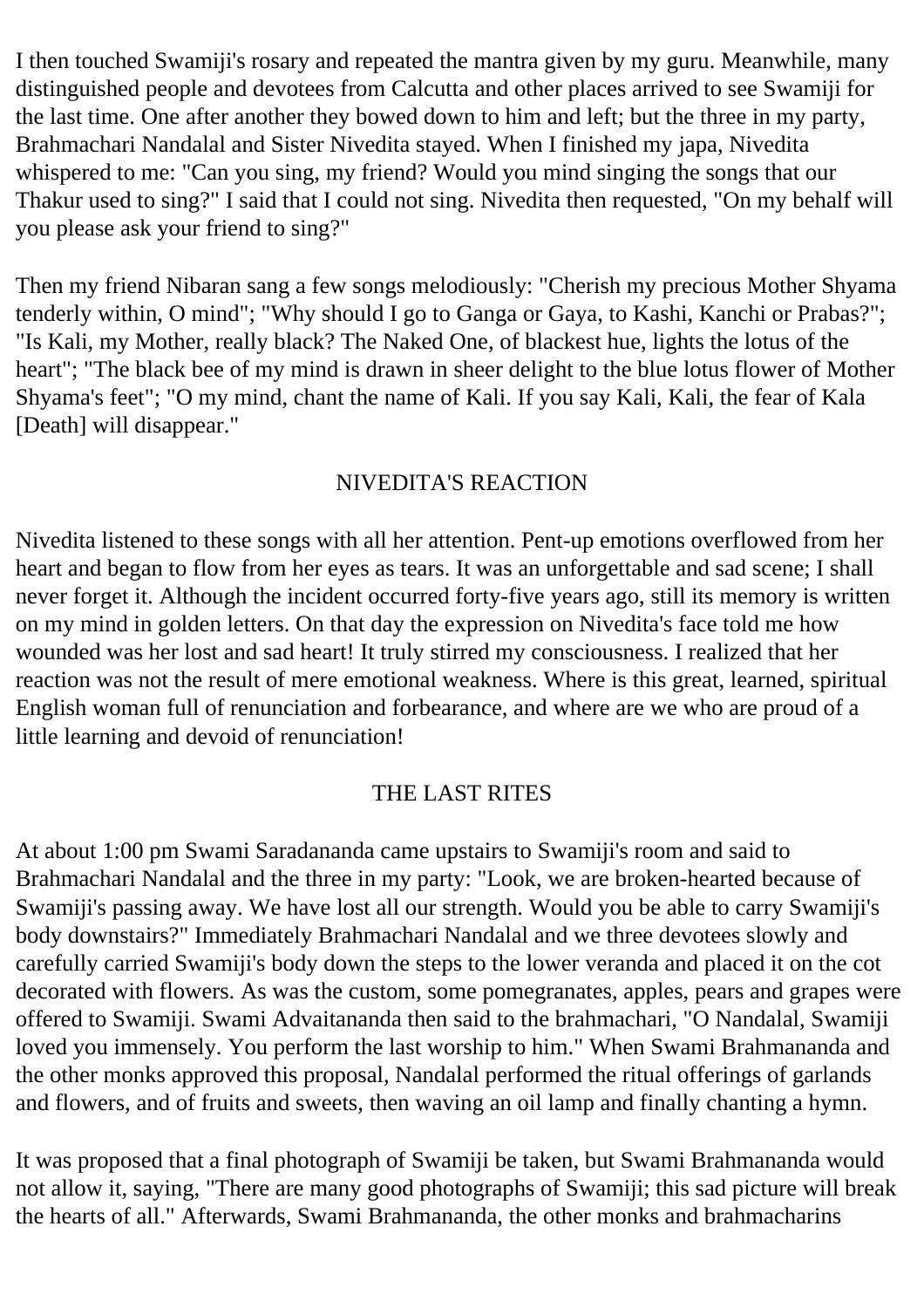I then touched Swamiji's rosary and repeated the mantra given by my guru. Meanwhile, many distinguished people and devotees from Calcutta and other places arrived to see Swamiji for the last time. One after another they bowed down to him and left; but the three in my party, Brahmachari Nandalal and Sister Nivedita stayed. When I finished my japa, Nivedita whispered to me: "Can you sing, my friend? Would you mind singing the songs that our Thakur used to sing?" I said that I could not sing. Nivedita then requested, "On my behalf will you please ask your friend to sing?"

Then my friend Nibaran sang a few songs melodiously: "Cherish my precious Mother Shyama tenderly within, O mind"; "Why should I go to Ganga or Gaya, to Kashi, Kanchi or Prabas?"; "Is Kali, my Mother, really black? The Naked One, of blackest hue, lights the lotus of the heart"; "The black bee of my mind is drawn in sheer delight to the blue lotus flower of Mother Shyama's feet"; "O my mind, chant the name of Kali. If you say Kali, Kali, the fear of Kala [Death] will disappear."

## NIVEDITA'S REACTION

Nivedita listened to these songs with all her attention. Pent-up emotions overflowed from her heart and began to flow from her eyes as tears. It was an unforgettable and sad scene; I shall never forget it. Although the incident occurred forty-five years ago, still its memory is written on my mind in golden letters. On that day the expression on Nivedita's face told me how wounded was her lost and sad heart! It truly stirred my consciousness. I realized that her reaction was not the result of mere emotional weakness. Where is this great, learned, spiritual English woman full of renunciation and forbearance, and where are we who are proud of a little learning and devoid of renunciation!

## THE LAST RITES

At about 1:00 pm Swami Saradananda came upstairs to Swamiji's room and said to Brahmachari Nandalal and the three in my party: "Look, we are broken-hearted because of Swamiji's passing away. We have lost all our strength. Would you be able to carry Swamiji's body downstairs?" Immediately Brahmachari Nandalal and we three devotees slowly and carefully carried Swamiji's body down the steps to the lower veranda and placed it on the cot decorated with flowers. As was the custom, some pomegranates, apples, pears and grapes were offered to Swamiji. Swami Advaitananda then said to the brahmachari, "O Nandalal, Swamiji loved you immensely. You perform the last worship to him." When Swami Brahmananda and the other monks approved this proposal, Nandalal performed the ritual offerings of garlands and flowers, and of fruits and sweets, then waving an oil lamp and finally chanting a hymn.

It was proposed that a final photograph of Swamiji be taken, but Swami Brahmananda would not allow it, saying, "There are many good photographs of Swamiji; this sad picture will break the hearts of all." Afterwards, Swami Brahmananda, the other monks and brahmacharins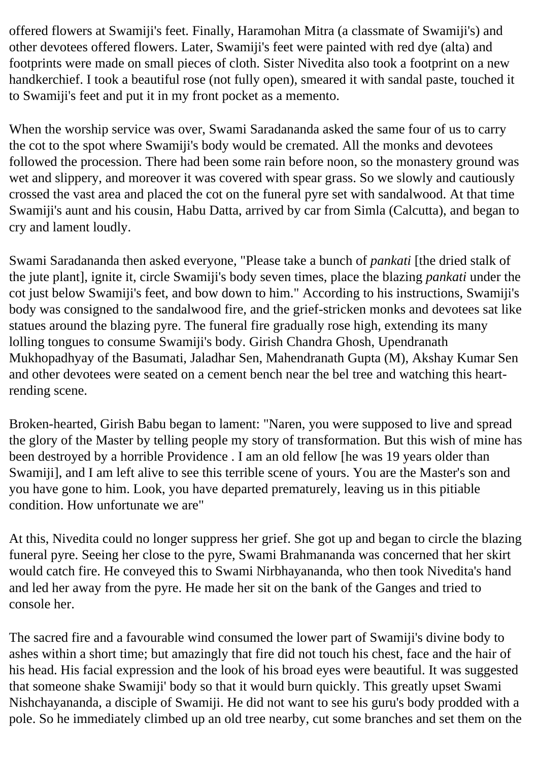offered flowers at Swamiji's feet. Finally, Haramohan Mitra (a classmate of Swamiji's) and other devotees offered flowers. Later, Swamiji's feet were painted with red dye (alta) and footprints were made on small pieces of cloth. Sister Nivedita also took a footprint on a new handkerchief. I took a beautiful rose (not fully open), smeared it with sandal paste, touched it to Swamiji's feet and put it in my front pocket as a memento.

When the worship service was over, Swami Saradananda asked the same four of us to carry the cot to the spot where Swamiji's body would be cremated. All the monks and devotees followed the procession. There had been some rain before noon, so the monastery ground was wet and slippery, and moreover it was covered with spear grass. So we slowly and cautiously crossed the vast area and placed the cot on the funeral pyre set with sandalwood. At that time Swamiji's aunt and his cousin, Habu Datta, arrived by car from Simla (Calcutta), and began to cry and lament loudly.

Swami Saradananda then asked everyone, "Please take a bunch of *pankati* [the dried stalk of the jute plant], ignite it, circle Swamiji's body seven times, place the blazing *pankati* under the cot just below Swamiji's feet, and bow down to him." According to his instructions, Swamiji's body was consigned to the sandalwood fire, and the grief-stricken monks and devotees sat like statues around the blazing pyre. The funeral fire gradually rose high, extending its many lolling tongues to consume Swamiji's body. Girish Chandra Ghosh, Upendranath Mukhopadhyay of the Basumati, Jaladhar Sen, Mahendranath Gupta (M), Akshay Kumar Sen and other devotees were seated on a cement bench near the bel tree and watching this heart-rending scene.

Broken-hearted, Girish Babu began to lament: "Naren, you were supposed to live and spread the glory of the Master by telling people my story of transformation. But this wish of mine has been destroyed by a horrible Providence . I am an old fellow [he was 19 years older than Swamiji], and I am left alive to see this terrible scene of yours. You are the Master's son and you have gone to him. Look, you have departed prematurely, leaving us in this pitiable condition. How unfortunate we are"

At this, Nivedita could no longer suppress her grief. She got up and began to circle the blazing funeral pyre. Seeing her close to the pyre, Swami Brahmananda was concerned that her skirt would catch fire. He conveyed this to Swami Nirbhayananda, who then took Nivedita's hand and led her away from the pyre. He made her sit on the bank of the Ganges and tried to console her.

The sacred fire and a favourable wind consumed the lower part of Swamiji's divine body to ashes within a short time; but amazingly that fire did not touch his chest, face and the hair of his head. His facial expression and the look of his broad eyes were beautiful. It was suggested that someone shake Swamiji' body so that it would burn quickly. This greatly upset Swami Nishchayananda, a disciple of Swamiji. He did not want to see his guru's body prodded with a pole. So he immediately climbed up an old tree nearby, cut some branches and set them on the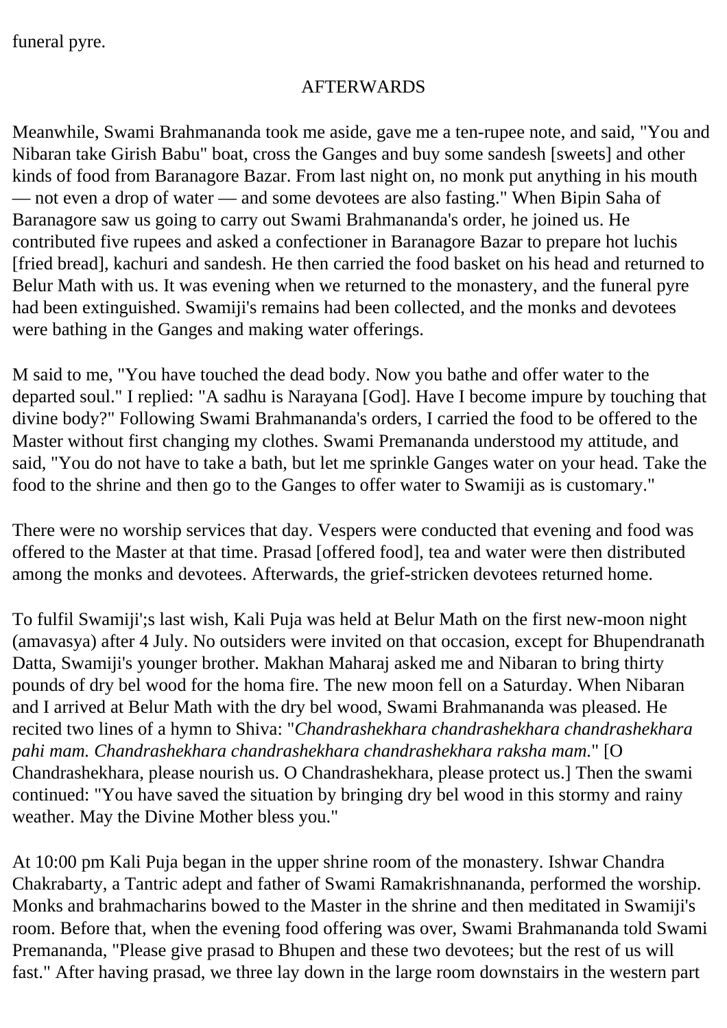funeral pyre.

## AFTERWARDS

Meanwhile, Swami Brahmananda took me aside, gave me a ten-rupee note, and said, "You and Nibaran take Girish Babu" boat, cross the Ganges and buy some sandesh [sweets] and other kinds of food from Baranagore Bazar. From last night on, no monk put anything in his mouth — not even a drop of water — and some devotees are also fasting." When Bipin Saha of Baranagore saw us going to carry out Swami Brahmananda's order, he joined us. He contributed five rupees and asked a confectioner in Baranagore Bazar to prepare hot luchis [fried bread], kachuri and sandesh. He then carried the food basket on his head and returned to Belur Math with us. It was evening when we returned to the monastery, and the funeral pyre had been extinguished. Swamiji's remains had been collected, and the monks and devotees were bathing in the Ganges and making water offerings.

M said to me, "You have touched the dead body. Now you bathe and offer water to the departed soul." I replied: "A sadhu is Narayana [God]. Have I become impure by touching that divine body?" Following Swami Brahmananda's orders, I carried the food to be offered to the Master without first changing my clothes. Swami Premananda understood my attitude, and said, "You do not have to take a bath, but let me sprinkle Ganges water on your head. Take the food to the shrine and then go to the Ganges to offer water to Swamiji as is customary."

There were no worship services that day. Vespers were conducted that evening and food was offered to the Master at that time. Prasad [offered food], tea and water were then distributed among the monks and devotees. Afterwards, the grief-stricken devotees returned home.

To fulfil Swamiji';s last wish, Kali Puja was held at Belur Math on the first new-moon night (amavasya) after 4 July. No outsiders were invited on that occasion, except for Bhupendranath Datta, Swamiji's younger brother. Makhan Maharaj asked me and Nibaran to bring thirty pounds of dry bel wood for the homa fire. The new moon fell on a Saturday. When Nibaran and I arrived at Belur Math with the dry bel wood, Swami Brahmananda was pleased. He recited two lines of a hymn to Shiva: "*Chandrashekhara chandrashekhara chandrashekhara pahi mam. Chandrashekhara chandrashekhara chandrashekhara raksha mam.*" [O Chandrashekhara, please nourish us. O Chandrashekhara, please protect us.] Then the swami continued: "You have saved the situation by bringing dry bel wood in this stormy and rainy weather. May the Divine Mother bless you."

At 10:00 pm Kali Puja began in the upper shrine room of the monastery. Ishwar Chandra Chakrabarty, a Tantric adept and father of Swami Ramakrishnananda, performed the worship. Monks and brahmacharins bowed to the Master in the shrine and then meditated in Swamiji's room. Before that, when the evening food offering was over, Swami Brahmananda told Swami Premananda, "Please give prasad to Bhupen and these two devotees; but the rest of us will fast." After having prasad, we three lay down in the large room downstairs in the western part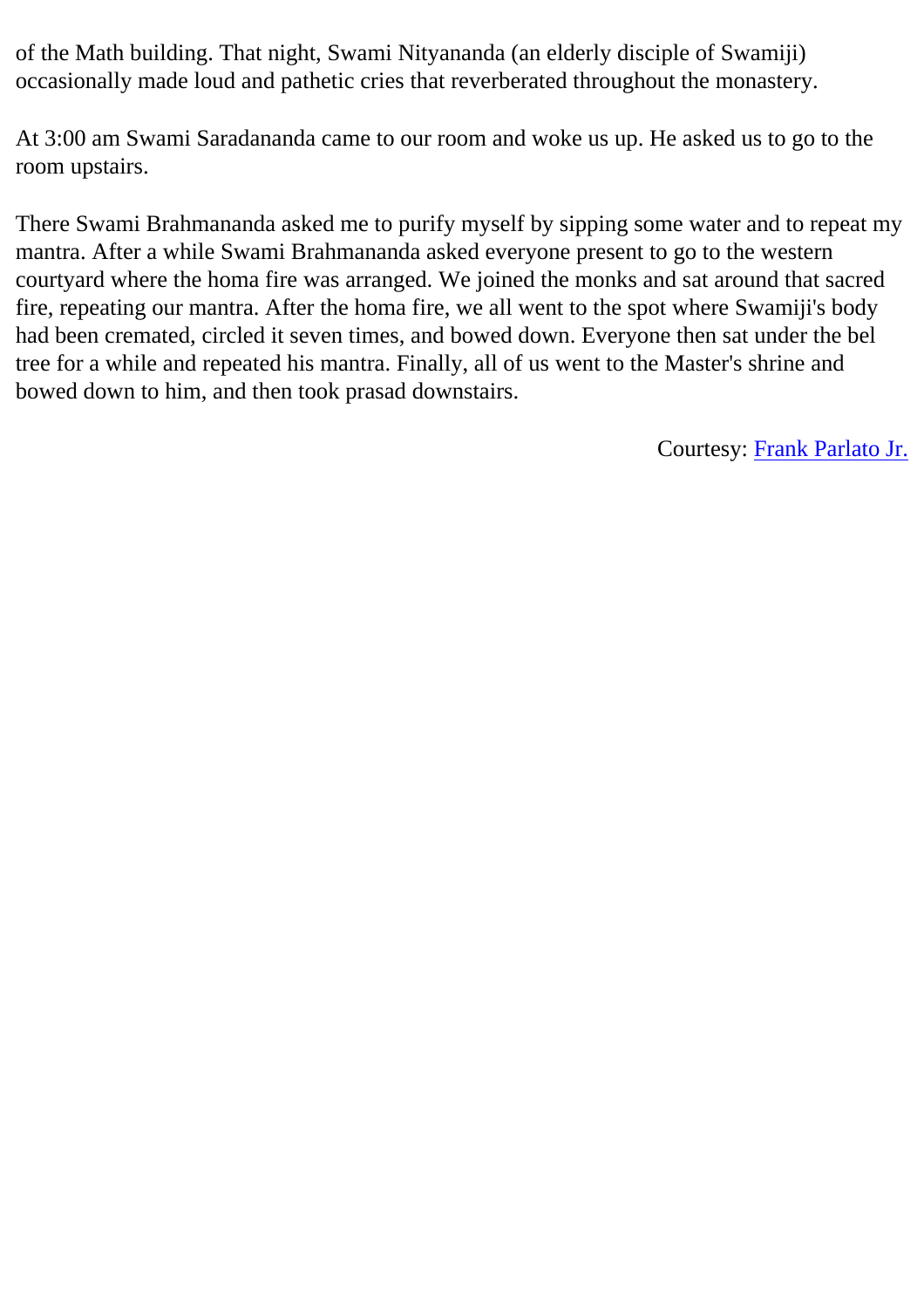of the Math building. That night, Swami Nityananda (an elderly disciple of Swamiji) occasionally made loud and pathetic cries that reverberated throughout the monastery.

At 3:00 am Swami Saradananda came to our room and woke us up. He asked us to go to the room upstairs.

There Swami Brahmananda asked me to purify myself by sipping some water and to repeat my mantra. After a while Swami Brahmananda asked everyone present to go to the western courtyard where the homa fire was arranged. We joined the monks and sat around that sacred fire, repeating our mantra. After the homa fire, we all went to the spot where Swamiji's body had been cremated, circled it seven times, and bowed down. Everyone then sat under the bel tree for a while and repeated his mantra. Finally, all of us went to the Master's shrine and bowed down to him, and then took prasad downstairs.

Courtesy: Frank Parlato Jr.